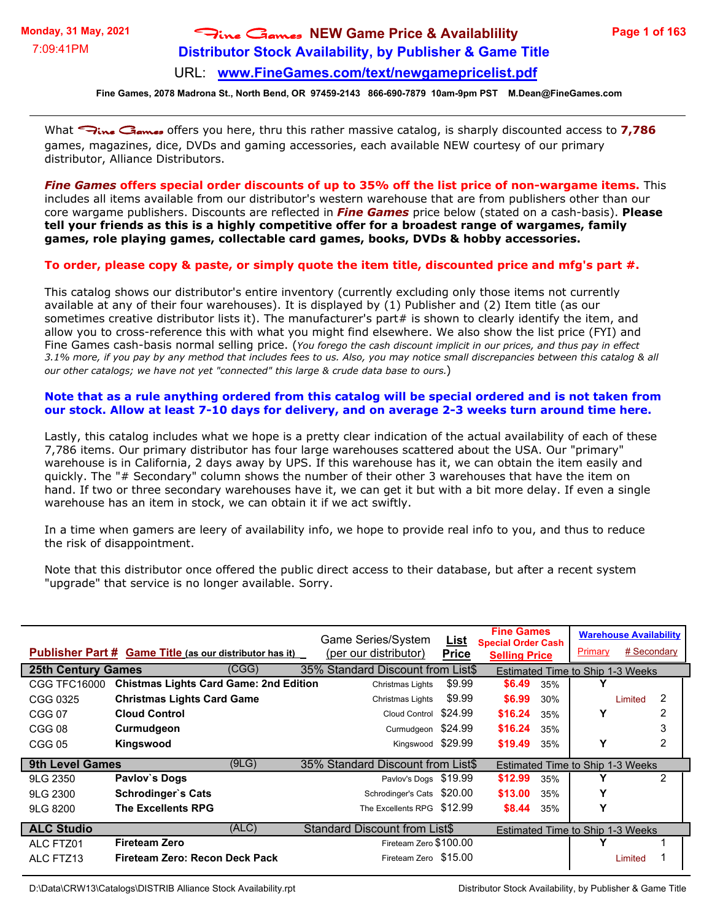Monday, 31 May, 2021
7:09:41PM

# Fine Games NEW Game Price & Availablility

## Distributor Stock Availability, by Publisher & Game Title

URL: **www.FineGames.com/text/newgamepricelist.pdf**

**Fine Games, 2078 Madrona St., North Bend, OR 97459-2143 866-690-7879 10am-9pm PST M.Dean@FineGames.com**

---

What Fine Games offers you here, thru this rather massive catalog, is sharply discounted access to **7,786** games, magazines, dice, DVDs and gaming accessories, each available NEW courtesy of our primary distributor, Alliance Distributors.

***Fine Games* offers special order discounts of up to 35% off the list price of non-wargame items.** This includes all items available from our distributor's western warehouse that are from publishers other than our core wargame publishers. Discounts are reflected in ***Fine Games*** price below (stated on a cash-basis). **Please tell your friends as this is a highly competitive offer for a broadest range of wargames, family games, role playing games, collectable card games, books, DVDs & hobby accessories.**

**To order, please copy & paste, or simply quote the item title, discounted price and mfg's part #.**

This catalog shows our distributor's entire inventory (currently excluding only those items not currently available at any of their four warehouses). It is displayed by (1) Publisher and (2) Item title (as our sometimes creative distributor lists it). The manufacturer's part# is shown to clearly identify the item, and allow you to cross-reference this with what you might find elsewhere. We also show the list price (FYI) and Fine Games cash-basis normal selling price. (*You forego the cash discount implicit in our prices, and thus pay in effect 3.1% more, if you pay by any method that includes fees to us. Also, you may notice small discrepancies between this catalog & all our other catalogs; we have not yet "connected" this large & crude data base to ours.*)

**Note that as a rule anything ordered from this catalog will be special ordered and is not taken from our stock. Allow at least 7-10 days for delivery, and on average 2-3 weeks turn around time here.**

Lastly, this catalog includes what we hope is a pretty clear indication of the actual availability of each of these 7,786 items. Our primary distributor has four large warehouses scattered about the USA. Our "primary" warehouse is in California, 2 days away by UPS. If this warehouse has it, we can obtain the item easily and quickly. The "# Secondary" column shows the number of their other 3 warehouses that have the item on hand. If two or three secondary warehouses have it, we can get it but with a bit more delay. If even a single warehouse has an item in stock, we can obtain it if we act swiftly.

In a time when gamers are leery of availability info, we hope to provide real info to you, and thus to reduce the risk of disappointment.

Note that this distributor once offered the public direct access to their database, but after a recent system "upgrade" that service is no longer available. Sorry.

| Publisher Part # | Game Title (as our distributor has it) | Game Series/System (per our distributor) | List Price | Fine Games Special Order Cash Selling Price | | Warehouse Availability Primary | # Secondary |
|---|---|---|---|---|---|---|---|
| **25th Century Games** | (CGG) | 35% Standard Discount from List$ | | Estimated Time to Ship 1-3 Weeks | | | |
| CGG TFC16000 | **Chistmas Lights Card Game: 2nd Edition** | Christmas Lights | $9.99 | $6.49 | 35% | Y | |
| CGG 0325 | **Christmas Lights Card Game** | Christmas Lights | $9.99 | $6.99 | 30% | Limited | 2 |
| CGG 07 | **Cloud Control** | Cloud Control | $24.99 | $16.24 | 35% | Y | 2 |
| CGG 08 | **Curmudgeon** | Curmudgeon | $24.99 | $16.24 | 35% | | 3 |
| CGG 05 | **Kingswood** | Kingswood | $29.99 | $19.49 | 35% | Y | 2 |
| **9th Level Games** | (9LG) | 35% Standard Discount from List$ | | Estimated Time to Ship 1-3 Weeks | | | |
| 9LG 2350 | **Pavlov`s Dogs** | Pavlov's Dogs | $19.99 | $12.99 | 35% | Y | 2 |
| 9LG 2300 | **Schrodinger`s Cats** | Schrodinger's Cats | $20.00 | $13.00 | 35% | Y | |
| 9LG 8200 | **The Excellents RPG** | The Excellents RPG | $12.99 | $8.44 | 35% | Y | |
| **ALC Studio** | (ALC) | Standard Discount from List$ | | Estimated Time to Ship 1-3 Weeks | | | |
| ALC FTZ01 | **Fireteam Zero** | Fireteam Zero | $100.00 | | | Y | 1 |
| ALC FTZ13 | **Fireteam Zero: Recon Deck Pack** | Fireteam Zero | $15.00 | | | Limited | 1 |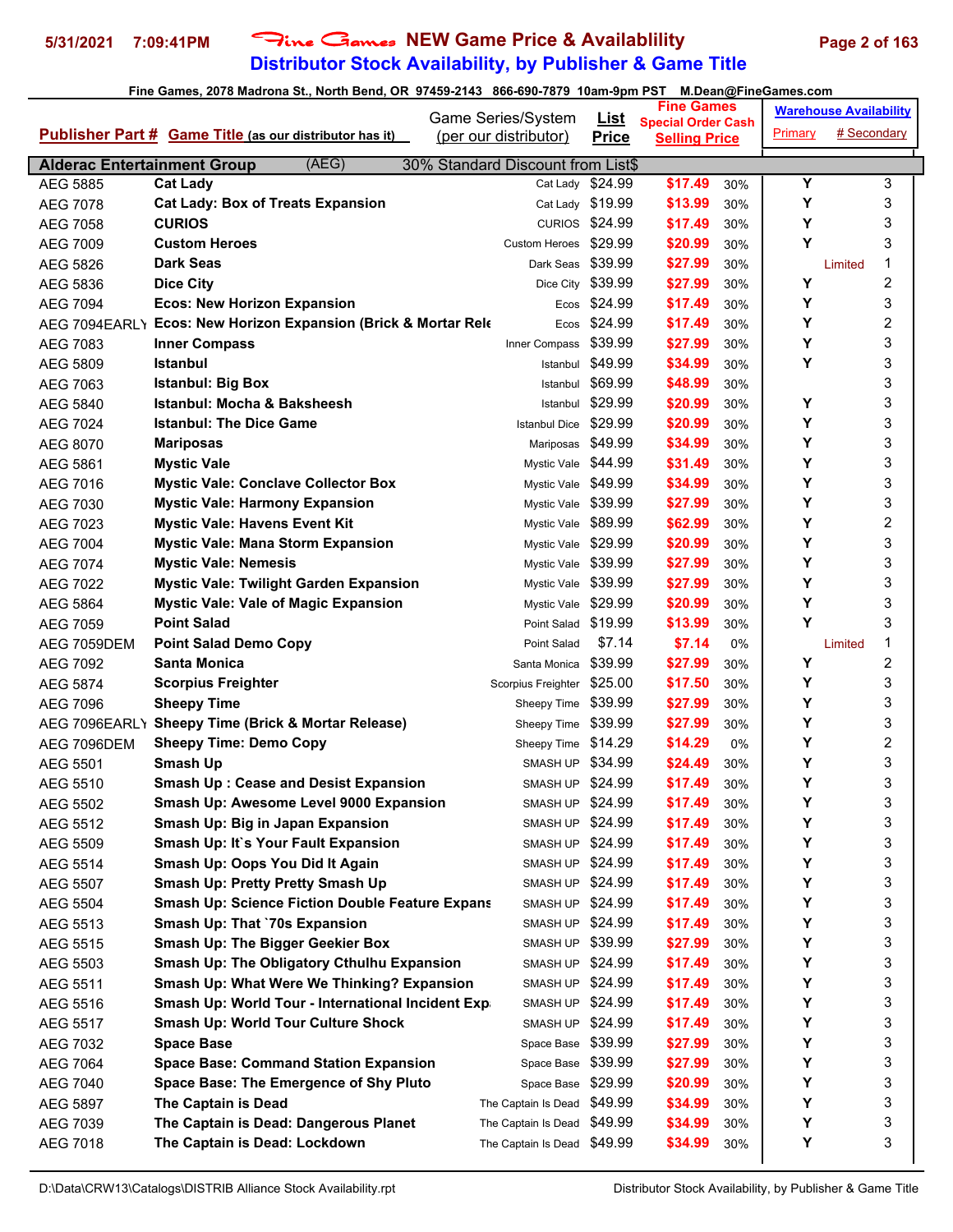# Fine Games NEW Game Price & Availablility

## Distributor Stock Availability, by Publisher & Game Title

5/31/2021 7:09:41PM

Fine Games, 2078 Madrona St., North Bend, OR 97459-2143 866-690-7879 10am-9pm PST M.Dean@FineGames.com

| Publisher Part # | Game Title (as our distributor has it) | Game Series/System (per our distributor) | List Price | Fine Games Special Order Cash Selling Price | | Warehouse Availability Primary | # Secondary |
|---|---|---|---|---|---|---|---|
| **Alderac Entertainment Group** | (AEG) | 30% Standard Discount from List$ | | | | | |
| AEG 5885 | **Cat Lady** | Cat Lady | $24.99 | $17.49 | 30% | Y | 3 |
| AEG 7078 | **Cat Lady: Box of Treats Expansion** | Cat Lady | $19.99 | $13.99 | 30% | Y | 3 |
| AEG 7058 | **CURIOS** | CURIOS | $24.99 | $17.49 | 30% | Y | 3 |
| AEG 7009 | **Custom Heroes** | Custom Heroes | $29.99 | $20.99 | 30% | Y | 3 |
| AEG 5826 | **Dark Seas** | Dark Seas | $39.99 | $27.99 | 30% | Limited | 1 |
| AEG 5836 | **Dice City** | Dice City | $39.99 | $27.99 | 30% | Y | 2 |
| AEG 7094 | **Ecos: New Horizon Expansion** | Ecos | $24.99 | $17.49 | 30% | Y | 3 |
| AEG 7094EARLY | **Ecos: New Horizon Expansion (Brick & Mortar Rele** | Ecos | $24.99 | $17.49 | 30% | Y | 2 |
| AEG 7083 | **Inner Compass** | Inner Compass | $39.99 | $27.99 | 30% | Y | 3 |
| AEG 5809 | **Istanbul** | Istanbul | $49.99 | $34.99 | 30% | Y | 3 |
| AEG 7063 | **Istanbul: Big Box** | Istanbul | $69.99 | $48.99 | 30% | | 3 |
| AEG 5840 | **Istanbul: Mocha & Baksheesh** | Istanbul | $29.99 | $20.99 | 30% | Y | 3 |
| AEG 7024 | **Istanbul: The Dice Game** | Istanbul Dice | $29.99 | $20.99 | 30% | Y | 3 |
| AEG 8070 | **Mariposas** | Mariposas | $49.99 | $34.99 | 30% | Y | 3 |
| AEG 5861 | **Mystic Vale** | Mystic Vale | $44.99 | $31.49 | 30% | Y | 3 |
| AEG 7016 | **Mystic Vale: Conclave Collector Box** | Mystic Vale | $49.99 | $34.99 | 30% | Y | 3 |
| AEG 7030 | **Mystic Vale: Harmony Expansion** | Mystic Vale | $39.99 | $27.99 | 30% | Y | 3 |
| AEG 7023 | **Mystic Vale: Havens Event Kit** | Mystic Vale | $89.99 | $62.99 | 30% | Y | 2 |
| AEG 7004 | **Mystic Vale: Mana Storm Expansion** | Mystic Vale | $29.99 | $20.99 | 30% | Y | 3 |
| AEG 7074 | **Mystic Vale: Nemesis** | Mystic Vale | $39.99 | $27.99 | 30% | Y | 3 |
| AEG 7022 | **Mystic Vale: Twilight Garden Expansion** | Mystic Vale | $39.99 | $27.99 | 30% | Y | 3 |
| AEG 5864 | **Mystic Vale: Vale of Magic Expansion** | Mystic Vale | $29.99 | $20.99 | 30% | Y | 3 |
| AEG 7059 | **Point Salad** | Point Salad | $19.99 | $13.99 | 30% | Y | 3 |
| AEG 7059DEM | **Point Salad Demo Copy** | Point Salad | $7.14 | $7.14 | 0% | Limited | 1 |
| AEG 7092 | **Santa Monica** | Santa Monica | $39.99 | $27.99 | 30% | Y | 2 |
| AEG 5874 | **Scorpius Freighter** | Scorpius Freighter | $25.00 | $17.50 | 30% | Y | 3 |
| AEG 7096 | **Sheepy Time** | Sheepy Time | $39.99 | $27.99 | 30% | Y | 3 |
| AEG 7096EARLY | **Sheepy Time (Brick & Mortar Release)** | Sheepy Time | $39.99 | $27.99 | 30% | Y | 3 |
| AEG 7096DEM | **Sheepy Time: Demo Copy** | Sheepy Time | $14.29 | $14.29 | 0% | Y | 2 |
| AEG 5501 | **Smash Up** | SMASH UP | $34.99 | $24.49 | 30% | Y | 3 |
| AEG 5510 | **Smash Up : Cease and Desist Expansion** | SMASH UP | $24.99 | $17.49 | 30% | Y | 3 |
| AEG 5502 | **Smash Up: Awesome Level 9000 Expansion** | SMASH UP | $24.99 | $17.49 | 30% | Y | 3 |
| AEG 5512 | **Smash Up: Big in Japan Expansion** | SMASH UP | $24.99 | $17.49 | 30% | Y | 3 |
| AEG 5509 | **Smash Up: It`s Your Fault Expansion** | SMASH UP | $24.99 | $17.49 | 30% | Y | 3 |
| AEG 5514 | **Smash Up: Oops You Did It Again** | SMASH UP | $24.99 | $17.49 | 30% | Y | 3 |
| AEG 5507 | **Smash Up: Pretty Pretty Smash Up** | SMASH UP | $24.99 | $17.49 | 30% | Y | 3 |
| AEG 5504 | **Smash Up: Science Fiction Double Feature Expans** | SMASH UP | $24.99 | $17.49 | 30% | Y | 3 |
| AEG 5513 | **Smash Up: That `70s Expansion** | SMASH UP | $24.99 | $17.49 | 30% | Y | 3 |
| AEG 5515 | **Smash Up: The Bigger Geekier Box** | SMASH UP | $39.99 | $27.99 | 30% | Y | 3 |
| AEG 5503 | **Smash Up: The Obligatory Cthulhu Expansion** | SMASH UP | $24.99 | $17.49 | 30% | Y | 3 |
| AEG 5511 | **Smash Up: What Were We Thinking? Expansion** | SMASH UP | $24.99 | $17.49 | 30% | Y | 3 |
| AEG 5516 | **Smash Up: World Tour - International Incident Exp** | SMASH UP | $24.99 | $17.49 | 30% | Y | 3 |
| AEG 5517 | **Smash Up: World Tour Culture Shock** | SMASH UP | $24.99 | $17.49 | 30% | Y | 3 |
| AEG 7032 | **Space Base** | Space Base | $39.99 | $27.99 | 30% | Y | 3 |
| AEG 7064 | **Space Base: Command Station Expansion** | Space Base | $39.99 | $27.99 | 30% | Y | 3 |
| AEG 7040 | **Space Base: The Emergence of Shy Pluto** | Space Base | $29.99 | $20.99 | 30% | Y | 3 |
| AEG 5897 | **The Captain is Dead** | The Captain Is Dead | $49.99 | $34.99 | 30% | Y | 3 |
| AEG 7039 | **The Captain is Dead: Dangerous Planet** | The Captain Is Dead | $49.99 | $34.99 | 30% | Y | 3 |
| AEG 7018 | **The Captain is Dead: Lockdown** | The Captain Is Dead | $49.99 | $34.99 | 30% | Y | 3 |

D:\Data\CRW13\Catalogs\DISTRIB Alliance Stock Availability.rpt — Distributor Stock Availability, by Publisher & Game Title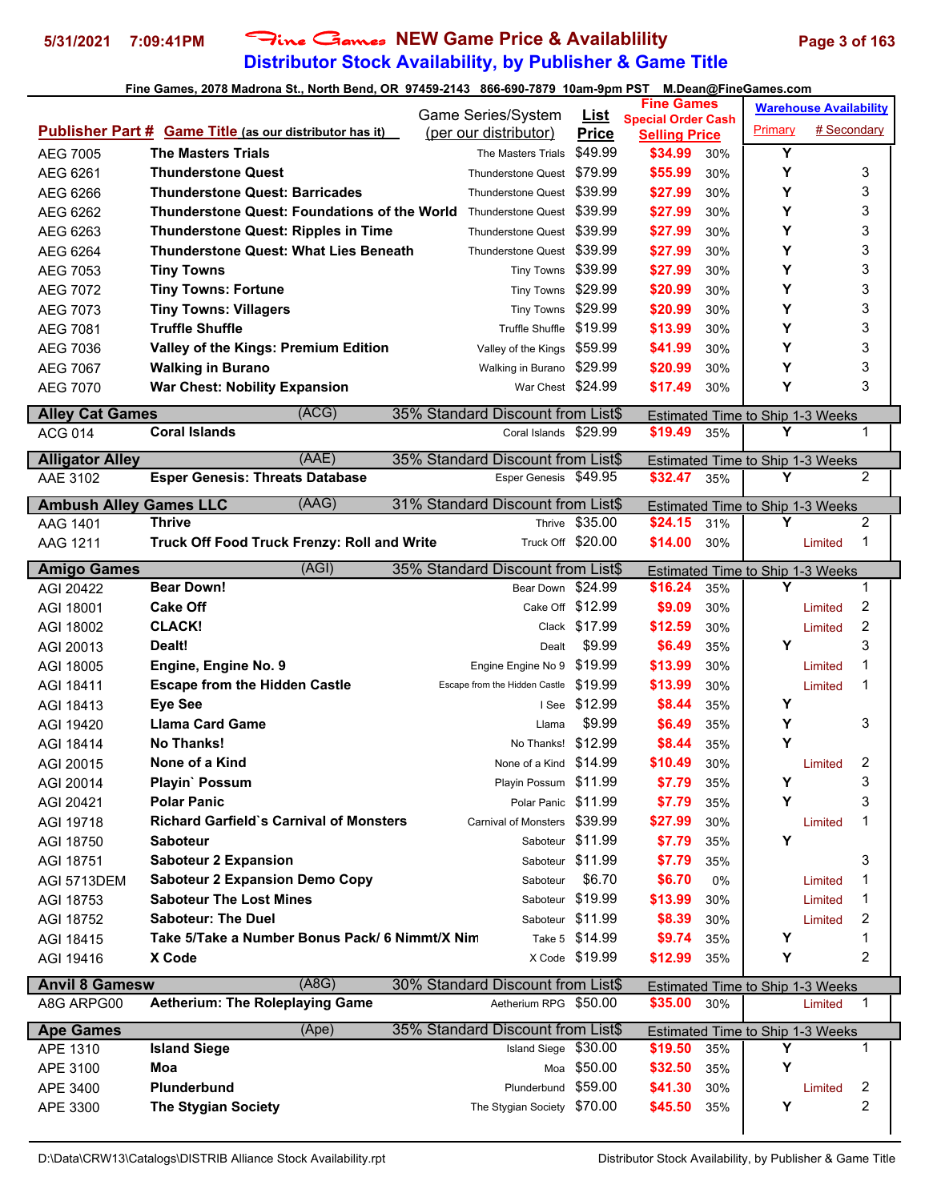# Fine Games NEW Game Price & Availablility

## Distributor Stock Availability, by Publisher & Game Title

Fine Games, 2078 Madrona St., North Bend, OR 97459-2143 866-690-7879 10am-9pm PST M.Dean@FineGames.com

| Publisher Part # | Game Title (as our distributor has it) | Game Series/System (per our distributor) | List Price | Fine Games Special Order Cash Selling Price | | Warehouse Availability Primary | # Secondary |
|---|---|---|---|---|---|---|---|
| AEG 7005 | **The Masters Trials** | The Masters Trials | $49.99 | **$34.99** | 30% | Y | |
| AEG 6261 | **Thunderstone Quest** | Thunderstone Quest | $79.99 | **$55.99** | 30% | Y | 3 |
| AEG 6266 | **Thunderstone Quest: Barricades** | Thunderstone Quest | $39.99 | **$27.99** | 30% | Y | 3 |
| AEG 6262 | **Thunderstone Quest: Foundations of the World** | Thunderstone Quest | $39.99 | **$27.99** | 30% | Y | 3 |
| AEG 6263 | **Thunderstone Quest: Ripples in Time** | Thunderstone Quest | $39.99 | **$27.99** | 30% | Y | 3 |
| AEG 6264 | **Thunderstone Quest: What Lies Beneath** | Thunderstone Quest | $39.99 | **$27.99** | 30% | Y | 3 |
| AEG 7053 | **Tiny Towns** | Tiny Towns | $39.99 | **$27.99** | 30% | Y | 3 |
| AEG 7072 | **Tiny Towns: Fortune** | Tiny Towns | $29.99 | **$20.99** | 30% | Y | 3 |
| AEG 7073 | **Tiny Towns: Villagers** | Tiny Towns | $29.99 | **$20.99** | 30% | Y | 3 |
| AEG 7081 | **Truffle Shuffle** | Truffle Shuffle | $19.99 | **$13.99** | 30% | Y | 3 |
| AEG 7036 | **Valley of the Kings: Premium Edition** | Valley of the Kings | $59.99 | **$41.99** | 30% | Y | 3 |
| AEG 7067 | **Walking in Burano** | Walking in Burano | $29.99 | **$20.99** | 30% | Y | 3 |
| AEG 7070 | **War Chest: Nobility Expansion** | War Chest | $24.99 | **$17.49** | 30% | Y | 3 |
| **Alley Cat Games** | (ACG) | 35% Standard Discount from List$ | | Estimated Time to Ship 1-3 Weeks | | | |
| ACG 014 | **Coral Islands** | Coral Islands | $29.99 | **$19.49** | 35% | Y | 1 |
| **Alligator Alley** | (AAE) | 35% Standard Discount from List$ | | Estimated Time to Ship 1-3 Weeks | | | |
| AAE 3102 | **Esper Genesis: Threats Database** | Esper Genesis | $49.95 | **$32.47** | 35% | Y | 2 |
| **Ambush Alley Games LLC** | (AAG) | 31% Standard Discount from List$ | | Estimated Time to Ship 1-3 Weeks | | | |
| AAG 1401 | **Thrive** | Thrive | $35.00 | **$24.15** | 31% | Y | 2 |
| AAG 1211 | **Truck Off Food Truck Frenzy: Roll and Write** | Truck Off | $20.00 | **$14.00** | 30% | Limited | 1 |
| **Amigo Games** | (AGI) | 35% Standard Discount from List$ | | Estimated Time to Ship 1-3 Weeks | | | |
| AGI 20422 | **Bear Down!** | Bear Down | $24.99 | **$16.24** | 35% | Y | 1 |
| AGI 18001 | **Cake Off** | Cake Off | $12.99 | **$9.09** | 30% | Limited | 2 |
| AGI 18002 | **CLACK!** | Clack | $17.99 | **$12.59** | 30% | Limited | 2 |
| AGI 20013 | **Dealt!** | Dealt | $9.99 | **$6.49** | 35% | Y | 3 |
| AGI 18005 | **Engine, Engine No. 9** | Engine Engine No 9 | $19.99 | **$13.99** | 30% | Limited | 1 |
| AGI 18411 | **Escape from the Hidden Castle** | Escape from the Hidden Castle | $19.99 | **$13.99** | 30% | Limited | 1 |
| AGI 18413 | **Eye See** | I See | $12.99 | **$8.44** | 35% | Y | |
| AGI 19420 | **Llama Card Game** | Llama | $9.99 | **$6.49** | 35% | Y | 3 |
| AGI 18414 | **No Thanks!** | No Thanks! | $12.99 | **$8.44** | 35% | Y | |
| AGI 20015 | **None of a Kind** | None of a Kind | $14.99 | **$10.49** | 30% | Limited | 2 |
| AGI 20014 | **Playin` Possum** | Playin Possum | $11.99 | **$7.79** | 35% | Y | 3 |
| AGI 20421 | **Polar Panic** | Polar Panic | $11.99 | **$7.79** | 35% | Y | 3 |
| AGI 19718 | **Richard Garfield`s Carnival of Monsters** | Carnival of Monsters | $39.99 | **$27.99** | 30% | Limited | 1 |
| AGI 18750 | **Saboteur** | Saboteur | $11.99 | **$7.79** | 35% | Y | |
| AGI 18751 | **Saboteur 2 Expansion** | Saboteur | $11.99 | **$7.79** | 35% | | 3 |
| AGI 5713DEM | **Saboteur 2 Expansion Demo Copy** | Saboteur | $6.70 | **$6.70** | 0% | Limited | 1 |
| AGI 18753 | **Saboteur The Lost Mines** | Saboteur | $19.99 | **$13.99** | 30% | Limited | 1 |
| AGI 18752 | **Saboteur: The Duel** | Saboteur | $11.99 | **$8.39** | 30% | Limited | 2 |
| AGI 18415 | **Take 5/Take a Number Bonus Pack/ 6 Nimmt/X Nim** | Take 5 | $14.99 | **$9.74** | 35% | Y | 1 |
| AGI 19416 | **X Code** | X Code | $19.99 | **$12.99** | 35% | Y | 2 |
| **Anvil 8 Gamesw** | (A8G) | 30% Standard Discount from List$ | | Estimated Time to Ship 1-3 Weeks | | | |
| A8G ARPG00 | **Aetherium: The Roleplaying Game** | Aetherium RPG | $50.00 | **$35.00** | 30% | Limited | 1 |
| **Ape Games** | (Ape) | 35% Standard Discount from List$ | | Estimated Time to Ship 1-3 Weeks | | | |
| APE 1310 | **Island Siege** | Island Siege | $30.00 | **$19.50** | 35% | Y | 1 |
| APE 3100 | **Moa** | Moa | $50.00 | **$32.50** | 35% | Y | |
| APE 3400 | **Plunderbund** | Plunderbund | $59.00 | **$41.30** | 30% | Limited | 2 |
| APE 3300 | **The Stygian Society** | The Stygian Society | $70.00 | **$45.50** | 35% | Y | 2 |

D:\Data\CRW13\Catalogs\DISTRIB Alliance Stock Availability.rpt — Distributor Stock Availability, by Publisher & Game Title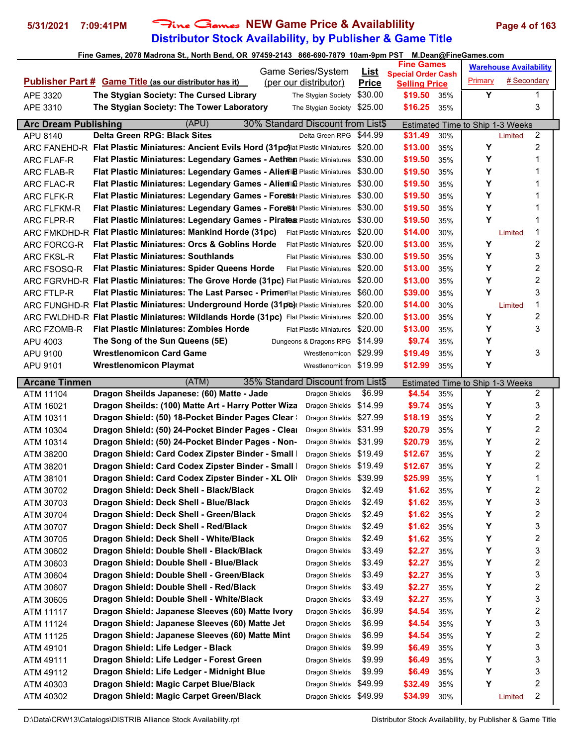# Fine Games NEW Game Price & Availablility
## Distributor Stock Availability, by Publisher & Game Title

Fine Games, 2078 Madrona St., North Bend, OR 97459-2143 866-690-7879 10am-9pm PST M.Dean@FineGames.com

| Publisher Part # | Game Title (as our distributor has it) | Game Series/System (per our distributor) | List Price | Fine Games Special Order Cash Selling Price | | Warehouse Availability Primary | # Secondary |
|---|---|---|---|---|---|---|---|
| APE 3320 | The Stygian Society: The Cursed Library | The Stygian Society | $30.00 | $19.50 | 35% | Y | 1 |
| APE 3310 | The Stygian Society: The Tower Laboratory | The Stygian Society | $25.00 | $16.25 | 35% | | 3 |
| **Arc Dream Publishing** | (APU) | 30% Standard Discount from List$ | | Estimated Time to Ship 1-3 Weeks | | | |
| APU 8140 | Delta Green RPG: Black Sites | Delta Green RPG | $44.99 | $31.49 | 30% | Limited | 2 |
| ARC FANEHD-R | Flat Plastic Miniatures: Ancient Evils Hord (31pc) | Flat Plastic Miniatures | $20.00 | $13.00 | 35% | Y | 2 |
| ARC FLAF-R | Flat Plastic Miniatures: Legendary Games - Aether | Flat Plastic Miniatures | $30.00 | $19.50 | 35% | Y | 1 |
| ARC FLAB-R | Flat Plastic Miniatures: Legendary Games - Alien B | Flat Plastic Miniatures | $30.00 | $19.50 | 35% | Y | 1 |
| ARC FLAC-R | Flat Plastic Miniatures: Legendary Games - Alien C | Flat Plastic Miniatures | $30.00 | $19.50 | 35% | Y | 1 |
| ARC FLFK-R | Flat Plastic Miniatures: Legendary Games - Forest | Flat Plastic Miniatures | $30.00 | $19.50 | 35% | Y | 1 |
| ARC FLFKM-R | Flat Plastic Miniatures: Legendary Games - Forest | Flat Plastic Miniatures | $30.00 | $19.50 | 35% | Y | 1 |
| ARC FLPR-R | Flat Plastic Miniatures: Legendary Games - Pirates | Flat Plastic Miniatures | $30.00 | $19.50 | 35% | Y | 1 |
| ARC FMKDHD-R | Flat Plastic Miniatures: Mankind Horde (31pc) | Flat Plastic Miniatures | $20.00 | $14.00 | 30% | Limited | 1 |
| ARC FORCG-R | Flat Plastic Miniatures: Orcs & Goblins Horde | Flat Plastic Miniatures | $20.00 | $13.00 | 35% | Y | 2 |
| ARC FKSL-R | Flat Plastic Miniatures: Southlands | Flat Plastic Miniatures | $30.00 | $19.50 | 35% | Y | 3 |
| ARC FSOSQ-R | Flat Plastic Miniatures: Spider Queens Horde | Flat Plastic Miniatures | $20.00 | $13.00 | 35% | Y | 2 |
| ARC FGRVHD-R | Flat Plastic Miniatures: The Grove Horde (31pc) | Flat Plastic Miniatures | $20.00 | $13.00 | 35% | Y | 2 |
| ARC FTLP-R | Flat Plastic Miniatures: The Last Parsec - Primer | Flat Plastic Miniatures | $60.00 | $39.00 | 35% | Y | 3 |
| ARC FUNGHD-R | Flat Plastic Miniatures: Underground Horde (31pc) | Flat Plastic Miniatures | $20.00 | $14.00 | 30% | Limited | 1 |
| ARC FWLDHD-R | Flat Plastic Miniatures: Wildlands Horde (31pc) | Flat Plastic Miniatures | $20.00 | $13.00 | 35% | Y | 2 |
| ARC FZOMB-R | Flat Plastic Miniatures: Zombies Horde | Flat Plastic Miniatures | $20.00 | $13.00 | 35% | Y | 3 |
| APU 4003 | The Song of the Sun Queens (5E) | Dungeons & Dragons RPG | $14.99 | $9.74 | 35% | Y | |
| APU 9100 | Wrestlenomicon Card Game | Wrestlenomicon | $29.99 | $19.49 | 35% | Y | 3 |
| APU 9101 | Wrestlenomicon Playmat | Wrestlenomicon | $19.99 | $12.99 | 35% | Y | |
| **Arcane Tinmen** | (ATM) | 35% Standard Discount from List$ | | Estimated Time to Ship 1-3 Weeks | | | |
| ATM 11104 | Dragon Sheilds Japanese: (60) Matte - Jade | Dragon Shields | $6.99 | $4.54 | 35% | Y | 2 |
| ATM 16021 | Dragon Sheilds: (100) Matte Art - Harry Potter Wiza | Dragon Shields | $14.99 | $9.74 | 35% | Y | 3 |
| ATM 10311 | Dragon Shield: (50) 18-Pocket Binder Pages Clear | Dragon Shields | $27.99 | $18.19 | 35% | Y | 2 |
| ATM 10304 | Dragon Shield: (50) 24-Pocket Binder Pages - Clea | Dragon Shields | $31.99 | $20.79 | 35% | Y | 2 |
| ATM 10314 | Dragon Shield: (50) 24-Pocket Binder Pages - Non- | Dragon Shields | $31.99 | $20.79 | 35% | Y | 2 |
| ATM 38200 | Dragon Shield: Card Codex Zipster Binder - Small | Dragon Shields | $19.49 | $12.67 | 35% | Y | 2 |
| ATM 38201 | Dragon Shield: Card Codex Zipster Binder - Small | Dragon Shields | $19.49 | $12.67 | 35% | Y | 2 |
| ATM 38101 | Dragon Shield: Card Codex Zipster Binder - XL Oli | Dragon Shields | $39.99 | $25.99 | 35% | Y | 1 |
| ATM 30702 | Dragon Shield: Deck Shell - Black/Black | Dragon Shields | $2.49 | $1.62 | 35% | Y | 2 |
| ATM 30703 | Dragon Shield: Deck Shell - Blue/Black | Dragon Shields | $2.49 | $1.62 | 35% | Y | 3 |
| ATM 30704 | Dragon Shield: Deck Shell - Green/Black | Dragon Shields | $2.49 | $1.62 | 35% | Y | 2 |
| ATM 30707 | Dragon Shield: Deck Shell - Red/Black | Dragon Shields | $2.49 | $1.62 | 35% | Y | 3 |
| ATM 30705 | Dragon Shield: Deck Shell - White/Black | Dragon Shields | $2.49 | $1.62 | 35% | Y | 2 |
| ATM 30602 | Dragon Shield: Double Shell - Black/Black | Dragon Shields | $3.49 | $2.27 | 35% | Y | 3 |
| ATM 30603 | Dragon Shield: Double Shell - Blue/Black | Dragon Shields | $3.49 | $2.27 | 35% | Y | 2 |
| ATM 30604 | Dragon Shield: Double Shell - Green/Black | Dragon Shields | $3.49 | $2.27 | 35% | Y | 3 |
| ATM 30607 | Dragon Shield: Double Shell - Red/Black | Dragon Shields | $3.49 | $2.27 | 35% | Y | 2 |
| ATM 30605 | Dragon Shield: Double Shell - White/Black | Dragon Shields | $3.49 | $2.27 | 35% | Y | 3 |
| ATM 11117 | Dragon Shield: Japanese Sleeves (60) Matte Ivory | Dragon Shields | $6.99 | $4.54 | 35% | Y | 2 |
| ATM 11124 | Dragon Shield: Japanese Sleeves (60) Matte Jet | Dragon Shields | $6.99 | $4.54 | 35% | Y | 3 |
| ATM 11125 | Dragon Shield: Japanese Sleeves (60) Matte Mint | Dragon Shields | $6.99 | $4.54 | 35% | Y | 2 |
| ATM 49101 | Dragon Shield: Life Ledger - Black | Dragon Shields | $9.99 | $6.49 | 35% | Y | 3 |
| ATM 49111 | Dragon Shield: Life Ledger - Forest Green | Dragon Shields | $9.99 | $6.49 | 35% | Y | 3 |
| ATM 49112 | Dragon Shield: Life Ledger - Midnight Blue | Dragon Shields | $9.99 | $6.49 | 35% | Y | 3 |
| ATM 40303 | Dragon Shield: Magic Carpet Blue/Black | Dragon Shields | $49.99 | $32.49 | 35% | Y | 2 |
| ATM 40302 | Dragon Shield: Magic Carpet Green/Black | Dragon Shields | $49.99 | $34.99 | 30% | Limited | 2 |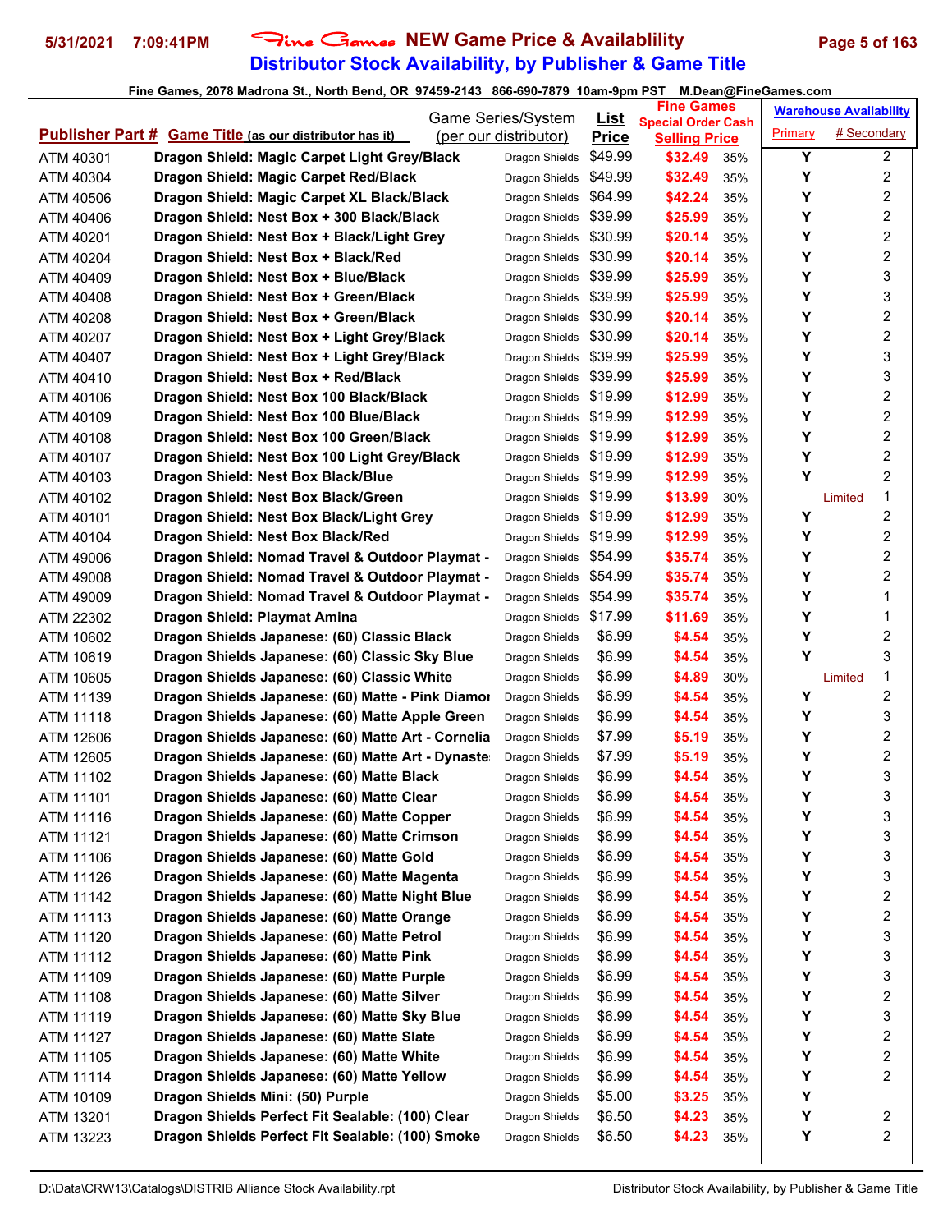# Fine Games NEW Game Price & Availablility

## Distributor Stock Availability, by Publisher & Game Title

Fine Games, 2078 Madrona St., North Bend, OR 97459-2143 866-690-7879 10am-9pm PST M.Dean@FineGames.com

| Publisher Part # | Game Title (as our distributor has it) | Game Series/System (per our distributor) | List Price | Fine Games Special Order Cash Selling Price | | Warehouse Availability Primary | # Secondary |
|---|---|---|---|---|---|---|---|
| ATM 40301 | Dragon Shield: Magic Carpet Light Grey/Black | Dragon Shields | $49.99 | $32.49 | 35% | Y | 2 |
| ATM 40304 | Dragon Shield: Magic Carpet Red/Black | Dragon Shields | $49.99 | $32.49 | 35% | Y | 2 |
| ATM 40506 | Dragon Shield: Magic Carpet XL Black/Black | Dragon Shields | $64.99 | $42.24 | 35% | Y | 2 |
| ATM 40406 | Dragon Shield: Nest Box + 300 Black/Black | Dragon Shields | $39.99 | $25.99 | 35% | Y | 2 |
| ATM 40201 | Dragon Shield: Nest Box + Black/Light Grey | Dragon Shields | $30.99 | $20.14 | 35% | Y | 2 |
| ATM 40204 | Dragon Shield: Nest Box + Black/Red | Dragon Shields | $30.99 | $20.14 | 35% | Y | 2 |
| ATM 40409 | Dragon Shield: Nest Box + Blue/Black | Dragon Shields | $39.99 | $25.99 | 35% | Y | 3 |
| ATM 40408 | Dragon Shield: Nest Box + Green/Black | Dragon Shields | $39.99 | $25.99 | 35% | Y | 3 |
| ATM 40208 | Dragon Shield: Nest Box + Green/Black | Dragon Shields | $30.99 | $20.14 | 35% | Y | 2 |
| ATM 40207 | Dragon Shield: Nest Box + Light Grey/Black | Dragon Shields | $30.99 | $20.14 | 35% | Y | 2 |
| ATM 40407 | Dragon Shield: Nest Box + Light Grey/Black | Dragon Shields | $39.99 | $25.99 | 35% | Y | 3 |
| ATM 40410 | Dragon Shield: Nest Box + Red/Black | Dragon Shields | $39.99 | $25.99 | 35% | Y | 3 |
| ATM 40106 | Dragon Shield: Nest Box 100 Black/Black | Dragon Shields | $19.99 | $12.99 | 35% | Y | 2 |
| ATM 40109 | Dragon Shield: Nest Box 100 Blue/Black | Dragon Shields | $19.99 | $12.99 | 35% | Y | 2 |
| ATM 40108 | Dragon Shield: Nest Box 100 Green/Black | Dragon Shields | $19.99 | $12.99 | 35% | Y | 2 |
| ATM 40107 | Dragon Shield: Nest Box 100 Light Grey/Black | Dragon Shields | $19.99 | $12.99 | 35% | Y | 2 |
| ATM 40103 | Dragon Shield: Nest Box Black/Blue | Dragon Shields | $19.99 | $12.99 | 35% | Y | 2 |
| ATM 40102 | Dragon Shield: Nest Box Black/Green | Dragon Shields | $19.99 | $13.99 | 30% | Limited | 1 |
| ATM 40101 | Dragon Shield: Nest Box Black/Light Grey | Dragon Shields | $19.99 | $12.99 | 35% | Y | 2 |
| ATM 40104 | Dragon Shield: Nest Box Black/Red | Dragon Shields | $19.99 | $12.99 | 35% | Y | 2 |
| ATM 49006 | Dragon Shield: Nomad Travel & Outdoor Playmat - | Dragon Shields | $54.99 | $35.74 | 35% | Y | 2 |
| ATM 49008 | Dragon Shield: Nomad Travel & Outdoor Playmat - | Dragon Shields | $54.99 | $35.74 | 35% | Y | 2 |
| ATM 49009 | Dragon Shield: Nomad Travel & Outdoor Playmat - | Dragon Shields | $54.99 | $35.74 | 35% | Y | 1 |
| ATM 22302 | Dragon Shield: Playmat Amina | Dragon Shields | $17.99 | $11.69 | 35% | Y | 1 |
| ATM 10602 | Dragon Shields Japanese: (60) Classic Black | Dragon Shields | $6.99 | $4.54 | 35% | Y | 2 |
| ATM 10619 | Dragon Shields Japanese: (60) Classic Sky Blue | Dragon Shields | $6.99 | $4.54 | 35% | Y | 3 |
| ATM 10605 | Dragon Shields Japanese: (60) Classic White | Dragon Shields | $6.99 | $4.89 | 30% | Limited | 1 |
| ATM 11139 | Dragon Shields Japanese: (60) Matte - Pink Diamor | Dragon Shields | $6.99 | $4.54 | 35% | Y | 2 |
| ATM 11118 | Dragon Shields Japanese: (60) Matte Apple Green | Dragon Shields | $6.99 | $4.54 | 35% | Y | 3 |
| ATM 12606 | Dragon Shields Japanese: (60) Matte Art - Cornelia | Dragon Shields | $7.99 | $5.19 | 35% | Y | 2 |
| ATM 12605 | Dragon Shields Japanese: (60) Matte Art - Dynaste | Dragon Shields | $7.99 | $5.19 | 35% | Y | 2 |
| ATM 11102 | Dragon Shields Japanese: (60) Matte Black | Dragon Shields | $6.99 | $4.54 | 35% | Y | 3 |
| ATM 11101 | Dragon Shields Japanese: (60) Matte Clear | Dragon Shields | $6.99 | $4.54 | 35% | Y | 3 |
| ATM 11116 | Dragon Shields Japanese: (60) Matte Copper | Dragon Shields | $6.99 | $4.54 | 35% | Y | 3 |
| ATM 11121 | Dragon Shields Japanese: (60) Matte Crimson | Dragon Shields | $6.99 | $4.54 | 35% | Y | 3 |
| ATM 11106 | Dragon Shields Japanese: (60) Matte Gold | Dragon Shields | $6.99 | $4.54 | 35% | Y | 3 |
| ATM 11126 | Dragon Shields Japanese: (60) Matte Magenta | Dragon Shields | $6.99 | $4.54 | 35% | Y | 3 |
| ATM 11142 | Dragon Shields Japanese: (60) Matte Night Blue | Dragon Shields | $6.99 | $4.54 | 35% | Y | 2 |
| ATM 11113 | Dragon Shields Japanese: (60) Matte Orange | Dragon Shields | $6.99 | $4.54 | 35% | Y | 2 |
| ATM 11120 | Dragon Shields Japanese: (60) Matte Petrol | Dragon Shields | $6.99 | $4.54 | 35% | Y | 3 |
| ATM 11112 | Dragon Shields Japanese: (60) Matte Pink | Dragon Shields | $6.99 | $4.54 | 35% | Y | 3 |
| ATM 11109 | Dragon Shields Japanese: (60) Matte Purple | Dragon Shields | $6.99 | $4.54 | 35% | Y | 3 |
| ATM 11108 | Dragon Shields Japanese: (60) Matte Silver | Dragon Shields | $6.99 | $4.54 | 35% | Y | 2 |
| ATM 11119 | Dragon Shields Japanese: (60) Matte Sky Blue | Dragon Shields | $6.99 | $4.54 | 35% | Y | 3 |
| ATM 11127 | Dragon Shields Japanese: (60) Matte Slate | Dragon Shields | $6.99 | $4.54 | 35% | Y | 2 |
| ATM 11105 | Dragon Shields Japanese: (60) Matte White | Dragon Shields | $6.99 | $4.54 | 35% | Y | 2 |
| ATM 11114 | Dragon Shields Japanese: (60) Matte Yellow | Dragon Shields | $6.99 | $4.54 | 35% | Y | 2 |
| ATM 10109 | Dragon Shields Mini: (50) Purple | Dragon Shields | $5.00 | $3.25 | 35% | Y | |
| ATM 13201 | Dragon Shields Perfect Fit Sealable: (100) Clear | Dragon Shields | $6.50 | $4.23 | 35% | Y | 2 |
| ATM 13223 | Dragon Shields Perfect Fit Sealable: (100) Smoke | Dragon Shields | $6.50 | $4.23 | 35% | Y | 2 |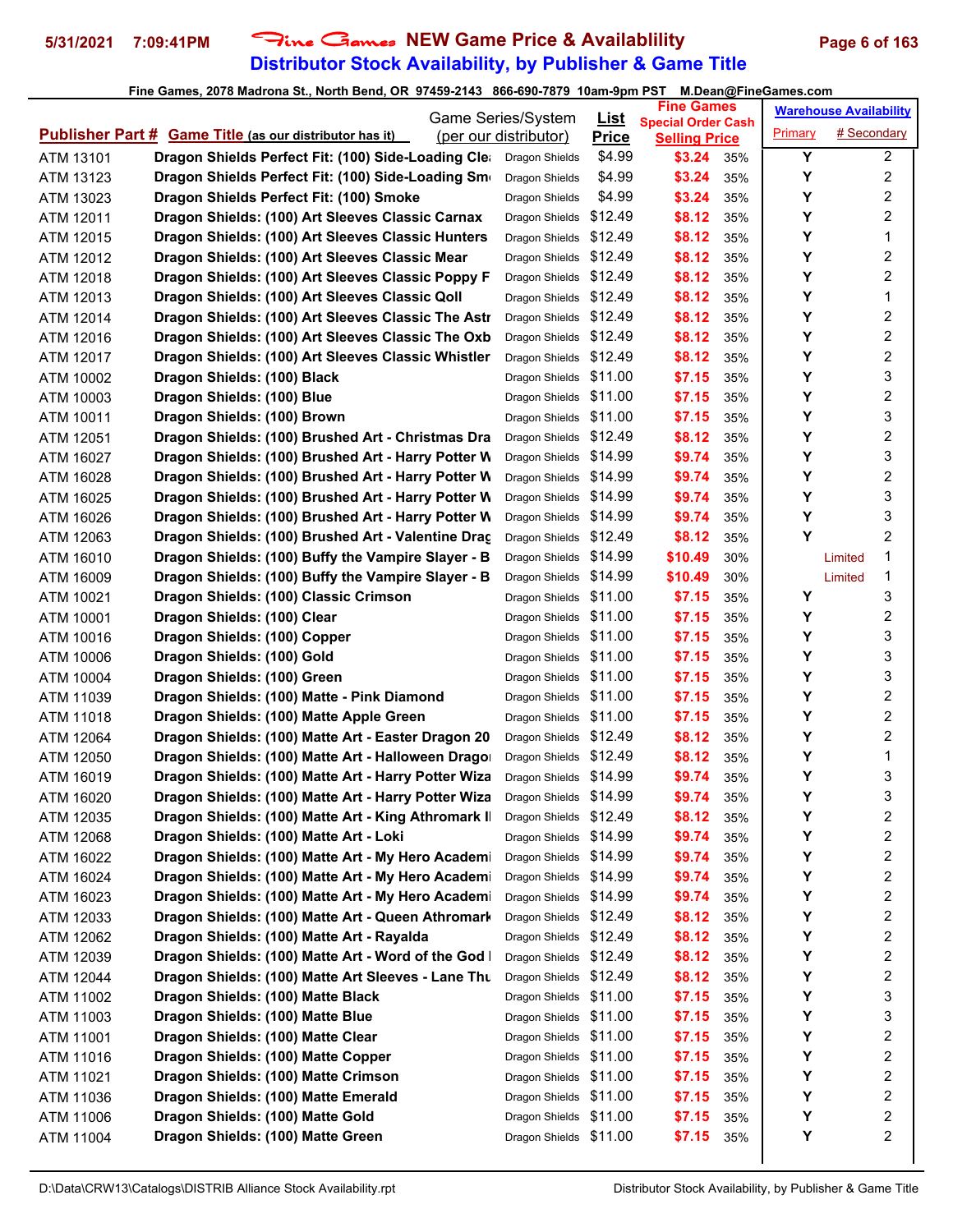# Fine Games NEW Game Price & Availablility

## Distributor Stock Availability, by Publisher & Game Title

**Fine Games, 2078 Madrona St., North Bend, OR 97459-2143 866-690-7879 10am-9pm PST M.Dean@FineGames.com**

5/31/2021 7:09:41PM

| Publisher Part # | Game Title (as our distributor has it) | Game Series/System (per our distributor) | List Price | Fine Games Special Order Cash Selling Price | | Warehouse Availability Primary | # Secondary |
|---|---|---|---|---|---|---|---|
| ATM 13101 | Dragon Shields Perfect Fit: (100) Side-Loading Cle | Dragon Shields | $4.99 | $3.24 | 35% | Y | 2 |
| ATM 13123 | Dragon Shields Perfect Fit: (100) Side-Loading Sm | Dragon Shields | $4.99 | $3.24 | 35% | Y | 2 |
| ATM 13023 | Dragon Shields Perfect Fit: (100) Smoke | Dragon Shields | $4.99 | $3.24 | 35% | Y | 2 |
| ATM 12011 | Dragon Shields: (100) Art Sleeves Classic Carnax | Dragon Shields | $12.49 | $8.12 | 35% | Y | 2 |
| ATM 12015 | Dragon Shields: (100) Art Sleeves Classic Hunters | Dragon Shields | $12.49 | $8.12 | 35% | Y | 1 |
| ATM 12012 | Dragon Shields: (100) Art Sleeves Classic Mear | Dragon Shields | $12.49 | $8.12 | 35% | Y | 2 |
| ATM 12018 | Dragon Shields: (100) Art Sleeves Classic Poppy F | Dragon Shields | $12.49 | $8.12 | 35% | Y | 2 |
| ATM 12013 | Dragon Shields: (100) Art Sleeves Classic Qoll | Dragon Shields | $12.49 | $8.12 | 35% | Y | 1 |
| ATM 12014 | Dragon Shields: (100) Art Sleeves Classic The Astr | Dragon Shields | $12.49 | $8.12 | 35% | Y | 2 |
| ATM 12016 | Dragon Shields: (100) Art Sleeves Classic The Oxb | Dragon Shields | $12.49 | $8.12 | 35% | Y | 2 |
| ATM 12017 | Dragon Shields: (100) Art Sleeves Classic Whistler | Dragon Shields | $12.49 | $8.12 | 35% | Y | 2 |
| ATM 10002 | Dragon Shields: (100) Black | Dragon Shields | $11.00 | $7.15 | 35% | Y | 3 |
| ATM 10003 | Dragon Shields: (100) Blue | Dragon Shields | $11.00 | $7.15 | 35% | Y | 2 |
| ATM 10011 | Dragon Shields: (100) Brown | Dragon Shields | $11.00 | $7.15 | 35% | Y | 3 |
| ATM 12051 | Dragon Shields: (100) Brushed Art - Christmas Dra | Dragon Shields | $12.49 | $8.12 | 35% | Y | 2 |
| ATM 16027 | Dragon Shields: (100) Brushed Art - Harry Potter W | Dragon Shields | $14.99 | $9.74 | 35% | Y | 3 |
| ATM 16028 | Dragon Shields: (100) Brushed Art - Harry Potter W | Dragon Shields | $14.99 | $9.74 | 35% | Y | 2 |
| ATM 16025 | Dragon Shields: (100) Brushed Art - Harry Potter W | Dragon Shields | $14.99 | $9.74 | 35% | Y | 3 |
| ATM 16026 | Dragon Shields: (100) Brushed Art - Harry Potter W | Dragon Shields | $14.99 | $9.74 | 35% | Y | 3 |
| ATM 12063 | Dragon Shields: (100) Brushed Art - Valentine Drag | Dragon Shields | $12.49 | $8.12 | 35% | Y | 2 |
| ATM 16010 | Dragon Shields: (100) Buffy the Vampire Slayer - B | Dragon Shields | $14.99 | $10.49 | 30% | Limited | 1 |
| ATM 16009 | Dragon Shields: (100) Buffy the Vampire Slayer - B | Dragon Shields | $14.99 | $10.49 | 30% | Limited | 1 |
| ATM 10021 | Dragon Shields: (100) Classic Crimson | Dragon Shields | $11.00 | $7.15 | 35% | Y | 3 |
| ATM 10001 | Dragon Shields: (100) Clear | Dragon Shields | $11.00 | $7.15 | 35% | Y | 2 |
| ATM 10016 | Dragon Shields: (100) Copper | Dragon Shields | $11.00 | $7.15 | 35% | Y | 3 |
| ATM 10006 | Dragon Shields: (100) Gold | Dragon Shields | $11.00 | $7.15 | 35% | Y | 3 |
| ATM 10004 | Dragon Shields: (100) Green | Dragon Shields | $11.00 | $7.15 | 35% | Y | 3 |
| ATM 11039 | Dragon Shields: (100) Matte - Pink Diamond | Dragon Shields | $11.00 | $7.15 | 35% | Y | 2 |
| ATM 11018 | Dragon Shields: (100) Matte Apple Green | Dragon Shields | $11.00 | $7.15 | 35% | Y | 2 |
| ATM 12064 | Dragon Shields: (100) Matte Art - Easter Dragon 20 | Dragon Shields | $12.49 | $8.12 | 35% | Y | 2 |
| ATM 12050 | Dragon Shields: (100) Matte Art - Halloween Drago | Dragon Shields | $12.49 | $8.12 | 35% | Y | 1 |
| ATM 16019 | Dragon Shields: (100) Matte Art - Harry Potter Wiza | Dragon Shields | $14.99 | $9.74 | 35% | Y | 3 |
| ATM 16020 | Dragon Shields: (100) Matte Art - Harry Potter Wiza | Dragon Shields | $14.99 | $9.74 | 35% | Y | 3 |
| ATM 12035 | Dragon Shields: (100) Matte Art - King Athromark II | Dragon Shields | $12.49 | $8.12 | 35% | Y | 2 |
| ATM 12068 | Dragon Shields: (100) Matte Art - Loki | Dragon Shields | $14.99 | $9.74 | 35% | Y | 2 |
| ATM 16022 | Dragon Shields: (100) Matte Art - My Hero Academi | Dragon Shields | $14.99 | $9.74 | 35% | Y | 2 |
| ATM 16024 | Dragon Shields: (100) Matte Art - My Hero Academi | Dragon Shields | $14.99 | $9.74 | 35% | Y | 2 |
| ATM 16023 | Dragon Shields: (100) Matte Art - My Hero Academi | Dragon Shields | $14.99 | $9.74 | 35% | Y | 2 |
| ATM 12033 | Dragon Shields: (100) Matte Art - Queen Athromark | Dragon Shields | $12.49 | $8.12 | 35% | Y | 2 |
| ATM 12062 | Dragon Shields: (100) Matte Art - Rayalda | Dragon Shields | $12.49 | $8.12 | 35% | Y | 2 |
| ATM 12039 | Dragon Shields: (100) Matte Art - Word of the God I | Dragon Shields | $12.49 | $8.12 | 35% | Y | 2 |
| ATM 12044 | Dragon Shields: (100) Matte Art Sleeves - Lane Thu | Dragon Shields | $12.49 | $8.12 | 35% | Y | 2 |
| ATM 11002 | Dragon Shields: (100) Matte Black | Dragon Shields | $11.00 | $7.15 | 35% | Y | 3 |
| ATM 11003 | Dragon Shields: (100) Matte Blue | Dragon Shields | $11.00 | $7.15 | 35% | Y | 3 |
| ATM 11001 | Dragon Shields: (100) Matte Clear | Dragon Shields | $11.00 | $7.15 | 35% | Y | 2 |
| ATM 11016 | Dragon Shields: (100) Matte Copper | Dragon Shields | $11.00 | $7.15 | 35% | Y | 2 |
| ATM 11021 | Dragon Shields: (100) Matte Crimson | Dragon Shields | $11.00 | $7.15 | 35% | Y | 2 |
| ATM 11036 | Dragon Shields: (100) Matte Emerald | Dragon Shields | $11.00 | $7.15 | 35% | Y | 2 |
| ATM 11006 | Dragon Shields: (100) Matte Gold | Dragon Shields | $11.00 | $7.15 | 35% | Y | 2 |
| ATM 11004 | Dragon Shields: (100) Matte Green | Dragon Shields | $11.00 | $7.15 | 35% | Y | 2 |

D:\Data\CRW13\Catalogs\DISTRIB Alliance Stock Availability.rpt — Distributor Stock Availability, by Publisher & Game Title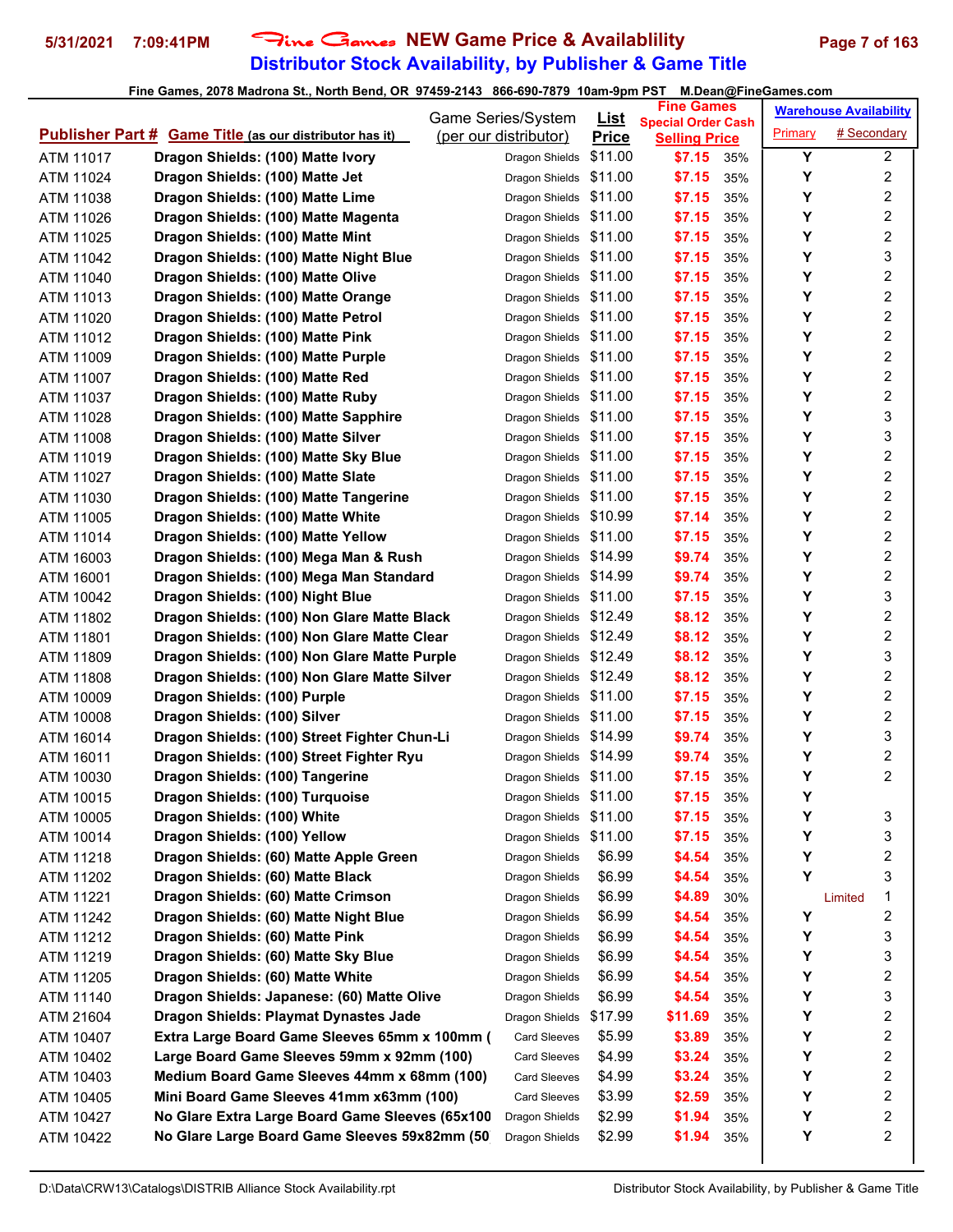# Fine Games NEW Game Price & Availablility
## Distributor Stock Availability, by Publisher & Game Title

5/31/2021 7:09:41PM

Fine Games, 2078 Madrona St., North Bend, OR 97459-2143 866-690-7879 10am-9pm PST M.Dean@FineGames.com

| Publisher Part # | Game Title (as our distributor has it) | Game Series/System (per our distributor) | List Price | Fine Games Special Order Cash Selling Price | | Warehouse Availability Primary | # Secondary |
|---|---|---|---|---|---|---|---|
| ATM 11017 | Dragon Shields: (100) Matte Ivory | Dragon Shields | $11.00 | $7.15 | 35% | Y | 2 |
| ATM 11024 | Dragon Shields: (100) Matte Jet | Dragon Shields | $11.00 | $7.15 | 35% | Y | 2 |
| ATM 11038 | Dragon Shields: (100) Matte Lime | Dragon Shields | $11.00 | $7.15 | 35% | Y | 2 |
| ATM 11026 | Dragon Shields: (100) Matte Magenta | Dragon Shields | $11.00 | $7.15 | 35% | Y | 2 |
| ATM 11025 | Dragon Shields: (100) Matte Mint | Dragon Shields | $11.00 | $7.15 | 35% | Y | 2 |
| ATM 11042 | Dragon Shields: (100) Matte Night Blue | Dragon Shields | $11.00 | $7.15 | 35% | Y | 3 |
| ATM 11040 | Dragon Shields: (100) Matte Olive | Dragon Shields | $11.00 | $7.15 | 35% | Y | 2 |
| ATM 11013 | Dragon Shields: (100) Matte Orange | Dragon Shields | $11.00 | $7.15 | 35% | Y | 2 |
| ATM 11020 | Dragon Shields: (100) Matte Petrol | Dragon Shields | $11.00 | $7.15 | 35% | Y | 2 |
| ATM 11012 | Dragon Shields: (100) Matte Pink | Dragon Shields | $11.00 | $7.15 | 35% | Y | 2 |
| ATM 11009 | Dragon Shields: (100) Matte Purple | Dragon Shields | $11.00 | $7.15 | 35% | Y | 2 |
| ATM 11007 | Dragon Shields: (100) Matte Red | Dragon Shields | $11.00 | $7.15 | 35% | Y | 2 |
| ATM 11037 | Dragon Shields: (100) Matte Ruby | Dragon Shields | $11.00 | $7.15 | 35% | Y | 2 |
| ATM 11028 | Dragon Shields: (100) Matte Sapphire | Dragon Shields | $11.00 | $7.15 | 35% | Y | 3 |
| ATM 11008 | Dragon Shields: (100) Matte Silver | Dragon Shields | $11.00 | $7.15 | 35% | Y | 3 |
| ATM 11019 | Dragon Shields: (100) Matte Sky Blue | Dragon Shields | $11.00 | $7.15 | 35% | Y | 2 |
| ATM 11027 | Dragon Shields: (100) Matte Slate | Dragon Shields | $11.00 | $7.15 | 35% | Y | 2 |
| ATM 11030 | Dragon Shields: (100) Matte Tangerine | Dragon Shields | $11.00 | $7.15 | 35% | Y | 2 |
| ATM 11005 | Dragon Shields: (100) Matte White | Dragon Shields | $10.99 | $7.14 | 35% | Y | 2 |
| ATM 11014 | Dragon Shields: (100) Matte Yellow | Dragon Shields | $11.00 | $7.15 | 35% | Y | 2 |
| ATM 16003 | Dragon Shields: (100) Mega Man & Rush | Dragon Shields | $14.99 | $9.74 | 35% | Y | 2 |
| ATM 16001 | Dragon Shields: (100) Mega Man Standard | Dragon Shields | $14.99 | $9.74 | 35% | Y | 2 |
| ATM 10042 | Dragon Shields: (100) Night Blue | Dragon Shields | $11.00 | $7.15 | 35% | Y | 3 |
| ATM 11802 | Dragon Shields: (100) Non Glare Matte Black | Dragon Shields | $12.49 | $8.12 | 35% | Y | 2 |
| ATM 11801 | Dragon Shields: (100) Non Glare Matte Clear | Dragon Shields | $12.49 | $8.12 | 35% | Y | 2 |
| ATM 11809 | Dragon Shields: (100) Non Glare Matte Purple | Dragon Shields | $12.49 | $8.12 | 35% | Y | 3 |
| ATM 11808 | Dragon Shields: (100) Non Glare Matte Silver | Dragon Shields | $12.49 | $8.12 | 35% | Y | 2 |
| ATM 10009 | Dragon Shields: (100) Purple | Dragon Shields | $11.00 | $7.15 | 35% | Y | 2 |
| ATM 10008 | Dragon Shields: (100) Silver | Dragon Shields | $11.00 | $7.15 | 35% | Y | 2 |
| ATM 16014 | Dragon Shields: (100) Street Fighter Chun-Li | Dragon Shields | $14.99 | $9.74 | 35% | Y | 3 |
| ATM 16011 | Dragon Shields: (100) Street Fighter Ryu | Dragon Shields | $14.99 | $9.74 | 35% | Y | 2 |
| ATM 10030 | Dragon Shields: (100) Tangerine | Dragon Shields | $11.00 | $7.15 | 35% | Y | 2 |
| ATM 10015 | Dragon Shields: (100) Turquoise | Dragon Shields | $11.00 | $7.15 | 35% | Y | |
| ATM 10005 | Dragon Shields: (100) White | Dragon Shields | $11.00 | $7.15 | 35% | Y | 3 |
| ATM 10014 | Dragon Shields: (100) Yellow | Dragon Shields | $11.00 | $7.15 | 35% | Y | 3 |
| ATM 11218 | Dragon Shields: (60) Matte Apple Green | Dragon Shields | $6.99 | $4.54 | 35% | Y | 2 |
| ATM 11202 | Dragon Shields: (60) Matte Black | Dragon Shields | $6.99 | $4.54 | 35% | Y | 3 |
| ATM 11221 | Dragon Shields: (60) Matte Crimson | Dragon Shields | $6.99 | $4.89 | 30% | Limited | 1 |
| ATM 11242 | Dragon Shields: (60) Matte Night Blue | Dragon Shields | $6.99 | $4.54 | 35% | Y | 2 |
| ATM 11212 | Dragon Shields: (60) Matte Pink | Dragon Shields | $6.99 | $4.54 | 35% | Y | 3 |
| ATM 11219 | Dragon Shields: (60) Matte Sky Blue | Dragon Shields | $6.99 | $4.54 | 35% | Y | 3 |
| ATM 11205 | Dragon Shields: (60) Matte White | Dragon Shields | $6.99 | $4.54 | 35% | Y | 2 |
| ATM 11140 | Dragon Shields: Japanese: (60) Matte Olive | Dragon Shields | $6.99 | $4.54 | 35% | Y | 3 |
| ATM 21604 | Dragon Shields: Playmat Dynastes Jade | Dragon Shields | $17.99 | $11.69 | 35% | Y | 2 |
| ATM 10407 | Extra Large Board Game Sleeves 65mm x 100mm ( | Card Sleeves | $5.99 | $3.89 | 35% | Y | 2 |
| ATM 10402 | Large Board Game Sleeves 59mm x 92mm (100) | Card Sleeves | $4.99 | $3.24 | 35% | Y | 2 |
| ATM 10403 | Medium Board Game Sleeves 44mm x 68mm (100) | Card Sleeves | $4.99 | $3.24 | 35% | Y | 2 |
| ATM 10405 | Mini Board Game Sleeves 41mm x63mm (100) | Card Sleeves | $3.99 | $2.59 | 35% | Y | 2 |
| ATM 10427 | No Glare Extra Large Board Game Sleeves (65x100 | Dragon Shields | $2.99 | $1.94 | 35% | Y | 2 |
| ATM 10422 | No Glare Large Board Game Sleeves 59x82mm (50 | Dragon Shields | $2.99 | $1.94 | 35% | Y | 2 |

D:\Data\CRW13\Catalogs\DISTRIB Alliance Stock Availability.rpt — Distributor Stock Availability, by Publisher & Game Title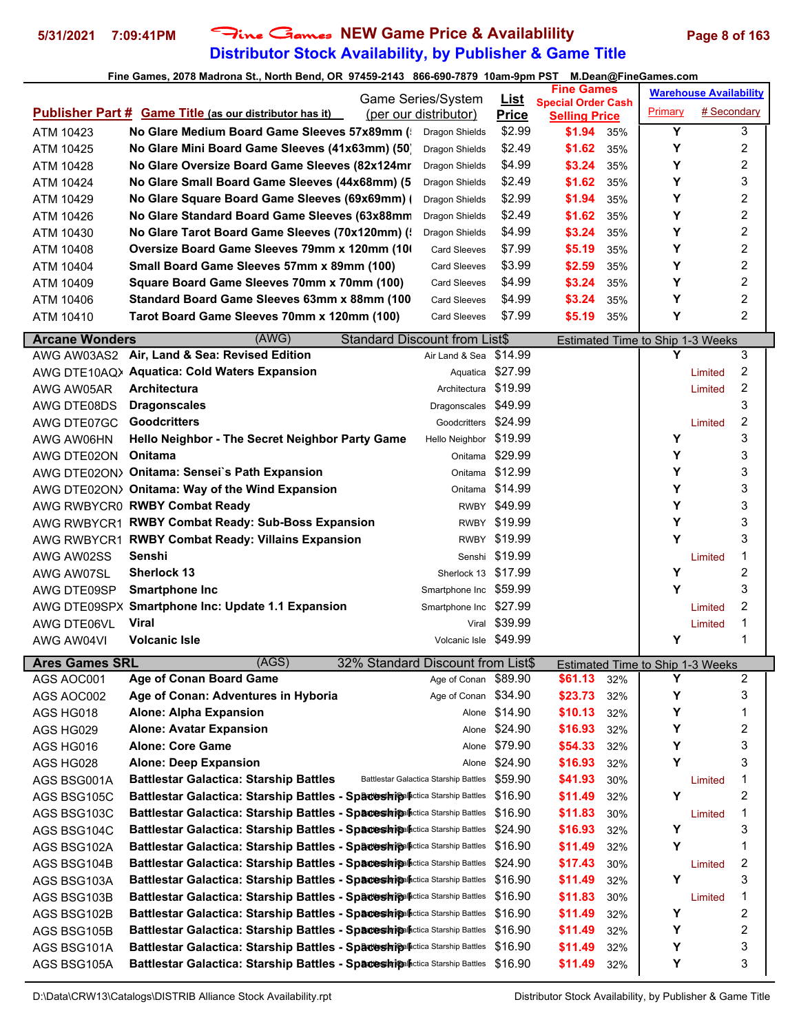# Fine Games NEW Game Price & Availablility
## Distributor Stock Availability, by Publisher & Game Title

Fine Games, 2078 Madrona St., North Bend, OR 97459-2143 866-690-7879 10am-9pm PST M.Dean@FineGames.com

| Publisher Part # | Game Title (as our distributor has it) | Game Series/System (per our distributor) | List Price | Fine Games Special Order Cash Selling Price | | Warehouse Availability Primary | # Secondary |
|---|---|---|---|---|---|---|---|
| ATM 10423 | No Glare Medium Board Game Sleeves 57x89mm ( | Dragon Shields | $2.99 | $1.94 | 35% | Y | 3 |
| ATM 10425 | No Glare Mini Board Game Sleeves (41x63mm) (50) | Dragon Shields | $2.49 | $1.62 | 35% | Y | 2 |
| ATM 10428 | No Glare Oversize Board Game Sleeves (82x124mr | Dragon Shields | $4.99 | $3.24 | 35% | Y | 2 |
| ATM 10424 | No Glare Small Board Game Sleeves (44x68mm) (5 | Dragon Shields | $2.49 | $1.62 | 35% | Y | 3 |
| ATM 10429 | No Glare Square Board Game Sleeves (69x69mm) ( | Dragon Shields | $2.99 | $1.94 | 35% | Y | 2 |
| ATM 10426 | No Glare Standard Board Game Sleeves (63x88mm | Dragon Shields | $2.49 | $1.62 | 35% | Y | 2 |
| ATM 10430 | No Glare Tarot Board Game Sleeves (70x120mm) (! | Dragon Shields | $4.99 | $3.24 | 35% | Y | 2 |
| ATM 10408 | Oversize Board Game Sleeves 79mm x 120mm (10( | Card Sleeves | $7.99 | $5.19 | 35% | Y | 2 |
| ATM 10404 | Small Board Game Sleeves 57mm x 89mm (100) | Card Sleeves | $3.99 | $2.59 | 35% | Y | 2 |
| ATM 10409 | Square Board Game Sleeves 70mm x 70mm (100) | Card Sleeves | $4.99 | $3.24 | 35% | Y | 2 |
| ATM 10406 | Standard Board Game Sleeves 63mm x 88mm (100 | Card Sleeves | $4.99 | $3.24 | 35% | Y | 2 |
| ATM 10410 | Tarot Board Game Sleeves 70mm x 120mm (100) | Card Sleeves | $7.99 | $5.19 | 35% | Y | 2 |
| **Arcane Wonders** | (AWG) | Standard Discount from List$ | | Estimated Time to Ship 1-3 Weeks | | | |
| AWG AW03AS2 | Air, Land & Sea: Revised Edition | Air Land & Sea | $14.99 | | | Y | 3 |
| AWG DTE10AQX | Aquatica: Cold Waters Expansion | Aquatica | $27.99 | | | Limited | 2 |
| AWG AW05AR | Architectura | Architectura | $19.99 | | | Limited | 2 |
| AWG DTE08DS | Dragonscales | Dragonscales | $49.99 | | | | 3 |
| AWG DTE07GC | Goodcritters | Goodcritters | $24.99 | | | Limited | 2 |
| AWG AW06HN | Hello Neighbor - The Secret Neighbor Party Game | Hello Neighbor | $19.99 | | | Y | 3 |
| AWG DTE02ON | Onitama | Onitama | $29.99 | | | Y | 3 |
| AWG DTE02ON> | Onitama: Sensei`s Path Expansion | Onitama | $12.99 | | | Y | 3 |
| AWG DTE02ON> | Onitama: Way of the Wind Expansion | Onitama | $14.99 | | | Y | 3 |
| AWG RWBYCR0 | RWBY Combat Ready | RWBY | $49.99 | | | Y | 3 |
| AWG RWBYCR1 | RWBY Combat Ready: Sub-Boss Expansion | RWBY | $19.99 | | | Y | 3 |
| AWG RWBYCR1 | RWBY Combat Ready: Villains Expansion | RWBY | $19.99 | | | Y | 3 |
| AWG AW02SS | Senshi | Senshi | $19.99 | | | Limited | 1 |
| AWG AW07SL | Sherlock 13 | Sherlock 13 | $17.99 | | | Y | 2 |
| AWG DTE09SP | Smartphone Inc | Smartphone Inc | $59.99 | | | Y | 3 |
| AWG DTE09SPX | Smartphone Inc: Update 1.1 Expansion | Smartphone Inc | $27.99 | | | Limited | 2 |
| AWG DTE06VL | Viral | Viral | $39.99 | | | Limited | 1 |
| AWG AW04VI | Volcanic Isle | Volcanic Isle | $49.99 | | | Y | 1 |
| **Ares Games SRL** | (AGS) | 32% Standard Discount from List$ | | Estimated Time to Ship 1-3 Weeks | | | |
| AGS AOC001 | Age of Conan Board Game | Age of Conan | $89.90 | $61.13 | 32% | Y | 2 |
| AGS AOC002 | Age of Conan: Adventures in Hyboria | Age of Conan | $34.90 | $23.73 | 32% | Y | 3 |
| AGS HG018 | Alone: Alpha Expansion | Alone | $14.90 | $10.13 | 32% | Y | 1 |
| AGS HG029 | Alone: Avatar Expansion | Alone | $24.90 | $16.93 | 32% | Y | 2 |
| AGS HG016 | Alone: Core Game | Alone | $79.90 | $54.33 | 32% | Y | 3 |
| AGS HG028 | Alone: Deep Expansion | Alone | $24.90 | $16.93 | 32% | Y | 3 |
| AGS BSG001A | Battlestar Galactica: Starship Battles | Battlestar Galactica Starship Battles | $59.90 | $41.93 | 30% | Limited | 1 |
| AGS BSG105C | Battlestar Galactica: Starship Battles - Spaceship | Battlestar Galactica Starship Battles | $16.90 | $11.49 | 32% | Y | 2 |
| AGS BSG103C | Battlestar Galactica: Starship Battles - Spaceship | Battlestar Galactica Starship Battles | $16.90 | $11.83 | 30% | Limited | 1 |
| AGS BSG104C | Battlestar Galactica: Starship Battles - Spaceship | Battlestar Galactica Starship Battles | $24.90 | $16.93 | 32% | Y | 3 |
| AGS BSG102A | Battlestar Galactica: Starship Battles - Spaceship | Battlestar Galactica Starship Battles | $16.90 | $11.49 | 32% | Y | 1 |
| AGS BSG104B | Battlestar Galactica: Starship Battles - Spaceship | Battlestar Galactica Starship Battles | $24.90 | $17.43 | 30% | Limited | 2 |
| AGS BSG103A | Battlestar Galactica: Starship Battles - Spaceship | Battlestar Galactica Starship Battles | $16.90 | $11.49 | 32% | Y | 3 |
| AGS BSG103B | Battlestar Galactica: Starship Battles - Spaceship | Battlestar Galactica Starship Battles | $16.90 | $11.83 | 30% | Limited | 1 |
| AGS BSG102B | Battlestar Galactica: Starship Battles - Spaceship | Battlestar Galactica Starship Battles | $16.90 | $11.49 | 32% | Y | 2 |
| AGS BSG105B | Battlestar Galactica: Starship Battles - Spaceship | Battlestar Galactica Starship Battles | $16.90 | $11.49 | 32% | Y | 2 |
| AGS BSG101A | Battlestar Galactica: Starship Battles - Spaceship | Battlestar Galactica Starship Battles | $16.90 | $11.49 | 32% | Y | 3 |
| AGS BSG105A | Battlestar Galactica: Starship Battles - Spaceship | Battlestar Galactica Starship Battles | $16.90 | $11.49 | 32% | Y | 3 |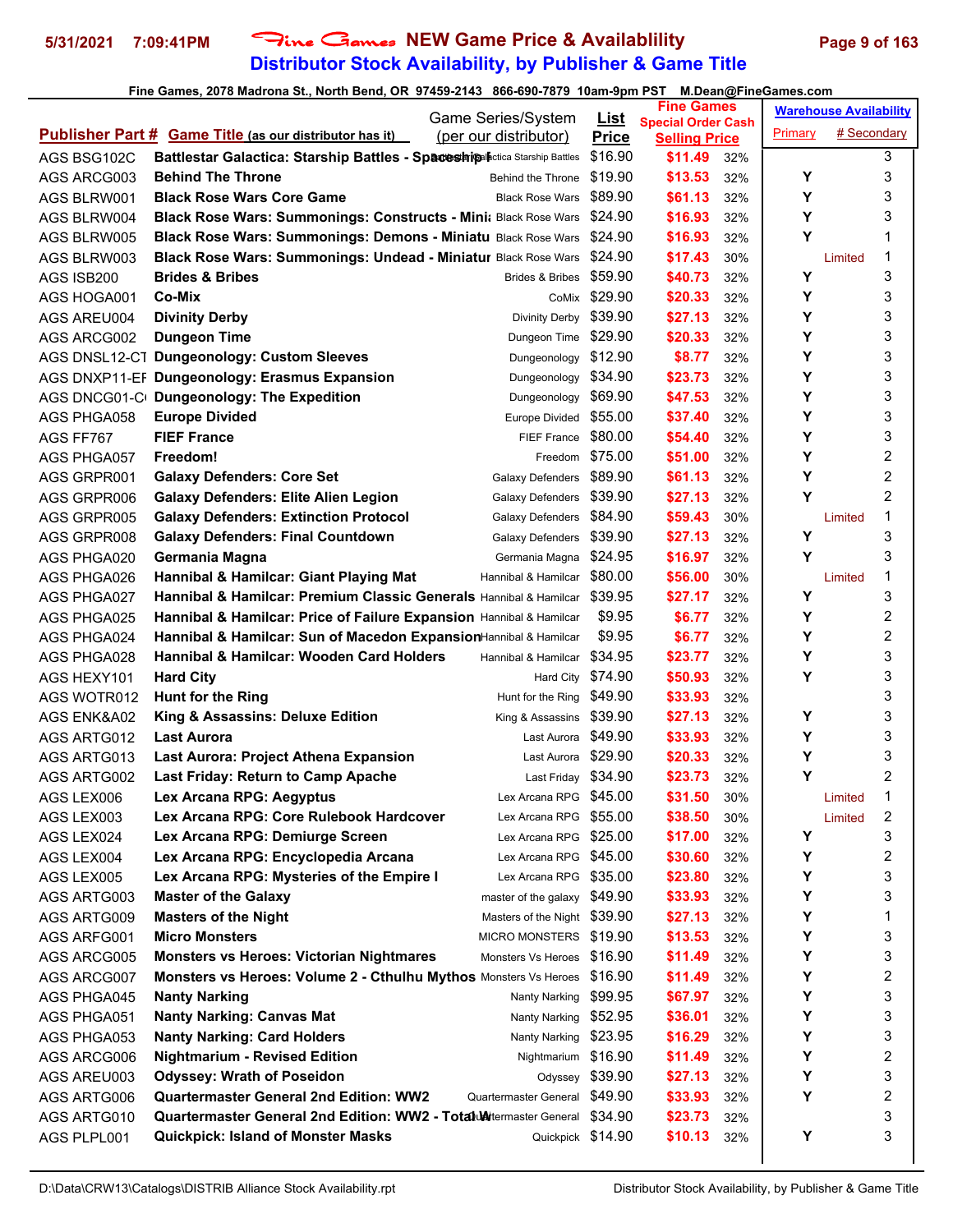# Fine Games NEW Game Price & Availablility

## Distributor Stock Availability, by Publisher & Game Title

5/31/2021 7:09:41PM

Fine Games, 2078 Madrona St., North Bend, OR 97459-2143 866-690-7879 10am-9pm PST M.Dean@FineGames.com

| Publisher Part # | Game Title (as our distributor has it) | Game Series/System (per our distributor) | List Price | Fine Games Special Order Cash Selling Price | | Warehouse Availability Primary | # Secondary |
|---|---|---|---|---|---|---|---|
| AGS BSG102C | Battlestar Galactica: Starship Battles - Spaceship | Battlestar Galactica Starship Battles | $16.90 | $11.49 | 32% | | 3 |
| AGS ARCG003 | Behind The Throne | Behind the Throne | $19.90 | $13.53 | 32% | Y | 3 |
| AGS BLRW001 | Black Rose Wars Core Game | Black Rose Wars | $89.90 | $61.13 | 32% | Y | 3 |
| AGS BLRW004 | Black Rose Wars: Summonings: Constructs - Mini | Black Rose Wars | $24.90 | $16.93 | 32% | Y | 3 |
| AGS BLRW005 | Black Rose Wars: Summonings: Demons - Miniatu | Black Rose Wars | $24.90 | $16.93 | 32% | Y | 1 |
| AGS BLRW003 | Black Rose Wars: Summonings: Undead - Miniatur | Black Rose Wars | $24.90 | $17.43 | 30% | Limited | 1 |
| AGS ISB200 | Brides & Bribes | Brides & Bribes | $59.90 | $40.73 | 32% | Y | 3 |
| AGS HOGA001 | Co-Mix | CoMix | $29.90 | $20.33 | 32% | Y | 3 |
| AGS AREU004 | Divinity Derby | Divinity Derby | $39.90 | $27.13 | 32% | Y | 3 |
| AGS ARCG002 | Dungeon Time | Dungeon Time | $29.90 | $20.33 | 32% | Y | 3 |
| AGS DNSL12-CT | Dungeonology: Custom Sleeves | Dungeonology | $12.90 | $8.77 | 32% | Y | 3 |
| AGS DNXP11-EF | Dungeonology: Erasmus Expansion | Dungeonology | $34.90 | $23.73 | 32% | Y | 3 |
| AGS DNCG01-C | Dungeonology: The Expedition | Dungeonology | $69.90 | $47.53 | 32% | Y | 3 |
| AGS PHGA058 | Europe Divided | Europe Divided | $55.00 | $37.40 | 32% | Y | 3 |
| AGS FF767 | FIEF France | FIEF France | $80.00 | $54.40 | 32% | Y | 3 |
| AGS PHGA057 | Freedom! | Freedom | $75.00 | $51.00 | 32% | Y | 2 |
| AGS GRPR001 | Galaxy Defenders: Core Set | Galaxy Defenders | $89.90 | $61.13 | 32% | Y | 2 |
| AGS GRPR006 | Galaxy Defenders: Elite Alien Legion | Galaxy Defenders | $39.90 | $27.13 | 32% | Y | 2 |
| AGS GRPR005 | Galaxy Defenders: Extinction Protocol | Galaxy Defenders | $84.90 | $59.43 | 30% | Limited | 1 |
| AGS GRPR008 | Galaxy Defenders: Final Countdown | Galaxy Defenders | $39.90 | $27.13 | 32% | Y | 3 |
| AGS PHGA020 | Germania Magna | Germania Magna | $24.95 | $16.97 | 32% | Y | 3 |
| AGS PHGA026 | Hannibal & Hamilcar: Giant Playing Mat | Hannibal & Hamilcar | $80.00 | $56.00 | 30% | Limited | 1 |
| AGS PHGA027 | Hannibal & Hamilcar: Premium Classic Generals | Hannibal & Hamilcar | $39.95 | $27.17 | 32% | Y | 3 |
| AGS PHGA025 | Hannibal & Hamilcar: Price of Failure Expansion | Hannibal & Hamilcar | $9.95 | $6.77 | 32% | Y | 2 |
| AGS PHGA024 | Hannibal & Hamilcar: Sun of Macedon Expansion | Hannibal & Hamilcar | $9.95 | $6.77 | 32% | Y | 2 |
| AGS PHGA028 | Hannibal & Hamilcar: Wooden Card Holders | Hannibal & Hamilcar | $34.95 | $23.77 | 32% | Y | 3 |
| AGS HEXY101 | Hard City | Hard City | $74.90 | $50.93 | 32% | Y | 3 |
| AGS WOTR012 | Hunt for the Ring | Hunt for the Ring | $49.90 | $33.93 | 32% | | 3 |
| AGS ENK&A02 | King & Assassins: Deluxe Edition | King & Assassins | $39.90 | $27.13 | 32% | Y | 3 |
| AGS ARTG012 | Last Aurora | Last Aurora | $49.90 | $33.93 | 32% | Y | 3 |
| AGS ARTG013 | Last Aurora: Project Athena Expansion | Last Aurora | $29.90 | $20.33 | 32% | Y | 3 |
| AGS ARTG002 | Last Friday: Return to Camp Apache | Last Friday | $34.90 | $23.73 | 32% | Y | 2 |
| AGS LEX006 | Lex Arcana RPG: Aegyptus | Lex Arcana RPG | $45.00 | $31.50 | 30% | Limited | 1 |
| AGS LEX003 | Lex Arcana RPG: Core Rulebook Hardcover | Lex Arcana RPG | $55.00 | $38.50 | 30% | Limited | 2 |
| AGS LEX024 | Lex Arcana RPG: Demiurge Screen | Lex Arcana RPG | $25.00 | $17.00 | 32% | Y | 3 |
| AGS LEX004 | Lex Arcana RPG: Encyclopedia Arcana | Lex Arcana RPG | $45.00 | $30.60 | 32% | Y | 2 |
| AGS LEX005 | Lex Arcana RPG: Mysteries of the Empire I | Lex Arcana RPG | $35.00 | $23.80 | 32% | Y | 3 |
| AGS ARTG003 | Master of the Galaxy | master of the galaxy | $49.90 | $33.93 | 32% | Y | 3 |
| AGS ARTG009 | Masters of the Night | Masters of the Night | $39.90 | $27.13 | 32% | Y | 1 |
| AGS ARFG001 | Micro Monsters | MICRO MONSTERS | $19.90 | $13.53 | 32% | Y | 3 |
| AGS ARCG005 | Monsters vs Heroes: Victorian Nightmares | Monsters Vs Heroes | $16.90 | $11.49 | 32% | Y | 3 |
| AGS ARCG007 | Monsters vs Heroes: Volume 2 - Cthulhu Mythos | Monsters Vs Heroes | $16.90 | $11.49 | 32% | Y | 2 |
| AGS PHGA045 | Nanty Narking | Nanty Narking | $99.95 | $67.97 | 32% | Y | 3 |
| AGS PHGA051 | Nanty Narking: Canvas Mat | Nanty Narking | $52.95 | $36.01 | 32% | Y | 3 |
| AGS PHGA053 | Nanty Narking: Card Holders | Nanty Narking | $23.95 | $16.29 | 32% | Y | 3 |
| AGS ARCG006 | Nightmarium - Revised Edition | Nightmarium | $16.90 | $11.49 | 32% | Y | 2 |
| AGS AREU003 | Odyssey: Wrath of Poseidon | Odyssey | $39.90 | $27.13 | 32% | Y | 3 |
| AGS ARTG006 | Quartermaster General 2nd Edition: WW2 | Quartermaster General | $49.90 | $33.93 | 32% | Y | 2 |
| AGS ARTG010 | Quartermaster General 2nd Edition: WW2 - Total W | Quartermaster General | $34.90 | $23.73 | 32% | | 3 |
| AGS PLPL001 | Quickpick: Island of Monster Masks | Quickpick | $14.90 | $10.13 | 32% | Y | 3 |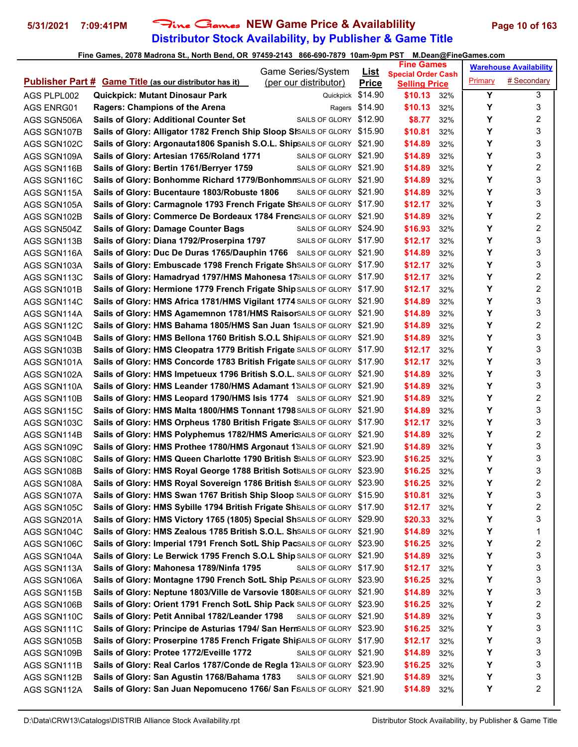# Fine Games NEW Game Price & Availablility

## Distributor Stock Availability, by Publisher & Game Title

Fine Games, 2078 Madrona St., North Bend, OR 97459-2143 866-690-7879 10am-9pm PST M.Dean@FineGames.com

| Publisher Part # | Game Title (as our distributor has it) | Game Series/System (per our distributor) | List Price | Fine Games Special Order Cash Selling Price | | Warehouse Availability Primary | # Secondary |
|---|---|---|---|---|---|---|---|
| AGS PLPL002 | Quickpick: Mutant Dinosaur Park | Quickpick | $14.90 | $10.13 | 32% | Y | 3 |
| AGS ENRG01 | Ragers: Champions of the Arena | Ragers | $14.90 | $10.13 | 32% | Y | 3 |
| AGS SGN506A | Sails of Glory: Additional Counter Set | SAILS OF GLORY | $12.90 | $8.77 | 32% | Y | 2 |
| AGS SGN107B | Sails of Glory: Alligator 1782 French Ship Sloop Sl | SAILS OF GLORY | $15.90 | $10.81 | 32% | Y | 3 |
| AGS SGN102C | Sails of Glory: Argonauta1806 Spanish S.O.L. Ship | SAILS OF GLORY | $21.90 | $14.89 | 32% | Y | 3 |
| AGS SGN109A | Sails of Glory: Artesian 1765/Roland 1771 | SAILS OF GLORY | $21.90 | $14.89 | 32% | Y | 3 |
| AGS SGN116B | Sails of Glory: Bertin 1761/Berryer 1759 | SAILS OF GLORY | $21.90 | $14.89 | 32% | Y | 2 |
| AGS SGN116C | Sails of Glory: Bonhomme Richard 1779/Bonhomm | SAILS OF GLORY | $21.90 | $14.89 | 32% | Y | 3 |
| AGS SGN115A | Sails of Glory: Bucentaure 1803/Robuste 1806 | SAILS OF GLORY | $21.90 | $14.89 | 32% | Y | 3 |
| AGS SGN105A | Sails of Glory: Carmagnole 1793 French Frigate Sh | SAILS OF GLORY | $17.90 | $12.17 | 32% | Y | 3 |
| AGS SGN102B | Sails of Glory: Commerce De Bordeaux 1784 Frenc | SAILS OF GLORY | $21.90 | $14.89 | 32% | Y | 2 |
| AGS SGN504Z | Sails of Glory: Damage Counter Bags | SAILS OF GLORY | $24.90 | $16.93 | 32% | Y | 2 |
| AGS SGN113B | Sails of Glory: Diana 1792/Proserpina 1797 | SAILS OF GLORY | $17.90 | $12.17 | 32% | Y | 3 |
| AGS SGN116A | Sails of Glory: Duc De Duras 1765/Dauphin 1766 | SAILS OF GLORY | $21.90 | $14.89 | 32% | Y | 3 |
| AGS SGN103A | Sails of Glory: Embuscade 1798 French Frigate Sh | SAILS OF GLORY | $17.90 | $12.17 | 32% | Y | 3 |
| AGS SGN113C | Sails of Glory: Hamadryad 1797/HMS Mahonesa 17 | SAILS OF GLORY | $17.90 | $12.17 | 32% | Y | 2 |
| AGS SGN101B | Sails of Glory: Hermione 1779 French Frigate Ship | SAILS OF GLORY | $17.90 | $12.17 | 32% | Y | 2 |
| AGS SGN114C | Sails of Glory: HMS Africa 1781/HMS Vigilant 1774 | SAILS OF GLORY | $21.90 | $14.89 | 32% | Y | 3 |
| AGS SGN114A | Sails of Glory: HMS Agamemnon 1781/HMS Raisor | SAILS OF GLORY | $21.90 | $14.89 | 32% | Y | 3 |
| AGS SGN112C | Sails of Glory: HMS Bahama 1805/HMS San Juan 1 | SAILS OF GLORY | $21.90 | $14.89 | 32% | Y | 2 |
| AGS SGN104B | Sails of Glory: HMS Bellona 1760 British S.O.L Shi | SAILS OF GLORY | $21.90 | $14.89 | 32% | Y | 3 |
| AGS SGN103B | Sails of Glory: HMS Cleopatra 1779 British Frigate | SAILS OF GLORY | $17.90 | $12.17 | 32% | Y | 3 |
| AGS SGN101A | Sails of Glory: HMS Concorde 1783 British Frigate | SAILS OF GLORY | $17.90 | $12.17 | 32% | Y | 3 |
| AGS SGN102A | Sails of Glory: HMS Impetueux 1796 British S.O.L. | SAILS OF GLORY | $21.90 | $14.89 | 32% | Y | 3 |
| AGS SGN110A | Sails of Glory: HMS Leander 1780/HMS Adamant 1 | SAILS OF GLORY | $21.90 | $14.89 | 32% | Y | 3 |
| AGS SGN110B | Sails of Glory: HMS Leopard 1790/HMS Isis 1774 | SAILS OF GLORY | $21.90 | $14.89 | 32% | Y | 2 |
| AGS SGN115C | Sails of Glory: HMS Malta 1800/HMS Tonnant 1798 | SAILS OF GLORY | $21.90 | $14.89 | 32% | Y | 3 |
| AGS SGN103C | Sails of Glory: HMS Orpheus 1780 British Frigate S | SAILS OF GLORY | $17.90 | $12.17 | 32% | Y | 3 |
| AGS SGN114B | Sails of Glory: HMS Polyphemus 1782/HMS Americ | SAILS OF GLORY | $21.90 | $14.89 | 32% | Y | 2 |
| AGS SGN109C | Sails of Glory: HMS Prothee 1780/HMS Argonaut 1 | SAILS OF GLORY | $21.90 | $14.89 | 32% | Y | 3 |
| AGS SGN108C | Sails of Glory: HMS Queen Charlotte 1790 British S | SAILS OF GLORY | $23.90 | $16.25 | 32% | Y | 3 |
| AGS SGN108B | Sails of Glory: HMS Royal George 1788 British Sot | SAILS OF GLORY | $23.90 | $16.25 | 32% | Y | 3 |
| AGS SGN108A | Sails of Glory: HMS Royal Sovereign 1786 British S | SAILS OF GLORY | $23.90 | $16.25 | 32% | Y | 2 |
| AGS SGN107A | Sails of Glory: HMS Swan 1767 British Ship Sloop | SAILS OF GLORY | $15.90 | $10.81 | 32% | Y | 3 |
| AGS SGN105C | Sails of Glory: HMS Sybille 1794 British Frigate Sh | SAILS OF GLORY | $17.90 | $12.17 | 32% | Y | 2 |
| AGS SGN201A | Sails of Glory: HMS Victory 1765 (1805) Special Sh | SAILS OF GLORY | $29.90 | $20.33 | 32% | Y | 3 |
| AGS SGN104C | Sails of Glory: HMS Zealous 1785 British S.O.L. Sh | SAILS OF GLORY | $21.90 | $14.89 | 32% | Y | 1 |
| AGS SGN106C | Sails of Glory: Imperial 1791 French SotL Ship Pac | SAILS OF GLORY | $23.90 | $16.25 | 32% | Y | 2 |
| AGS SGN104A | Sails of Glory: Le Berwick 1795 French S.O.L Ship | SAILS OF GLORY | $21.90 | $14.89 | 32% | Y | 3 |
| AGS SGN113A | Sails of Glory: Mahonesa 1789/Ninfa 1795 | SAILS OF GLORY | $17.90 | $12.17 | 32% | Y | 3 |
| AGS SGN106A | Sails of Glory: Montagne 1790 French SotL Ship P | SAILS OF GLORY | $23.90 | $16.25 | 32% | Y | 3 |
| AGS SGN115B | Sails of Glory: Neptune 1803/Ville de Varsovie 180 | SAILS OF GLORY | $21.90 | $14.89 | 32% | Y | 3 |
| AGS SGN106B | Sails of Glory: Orient 1791 French SotL Ship Pack | SAILS OF GLORY | $23.90 | $16.25 | 32% | Y | 2 |
| AGS SGN110C | Sails of Glory: Petit Annibal 1782/Leander 1798 | SAILS OF GLORY | $21.90 | $14.89 | 32% | Y | 3 |
| AGS SGN111C | Sails of Glory: Principe de Asturias 1794/ San Her | SAILS OF GLORY | $23.90 | $16.25 | 32% | Y | 3 |
| AGS SGN105B | Sails of Glory: Proserpine 1785 French Frigate Shi | SAILS OF GLORY | $17.90 | $12.17 | 32% | Y | 3 |
| AGS SGN109B | Sails of Glory: Protee 1772/Eveille 1772 | SAILS OF GLORY | $21.90 | $14.89 | 32% | Y | 3 |
| AGS SGN111B | Sails of Glory: Real Carlos 1787/Conde de Regla 1 | SAILS OF GLORY | $23.90 | $16.25 | 32% | Y | 3 |
| AGS SGN112B | Sails of Glory: San Agustin 1768/Bahama 1783 | SAILS OF GLORY | $21.90 | $14.89 | 32% | Y | 3 |
| AGS SGN112A | Sails of Glory: San Juan Nepomuceno 1766/ San F | SAILS OF GLORY | $21.90 | $14.89 | 32% | Y | 2 |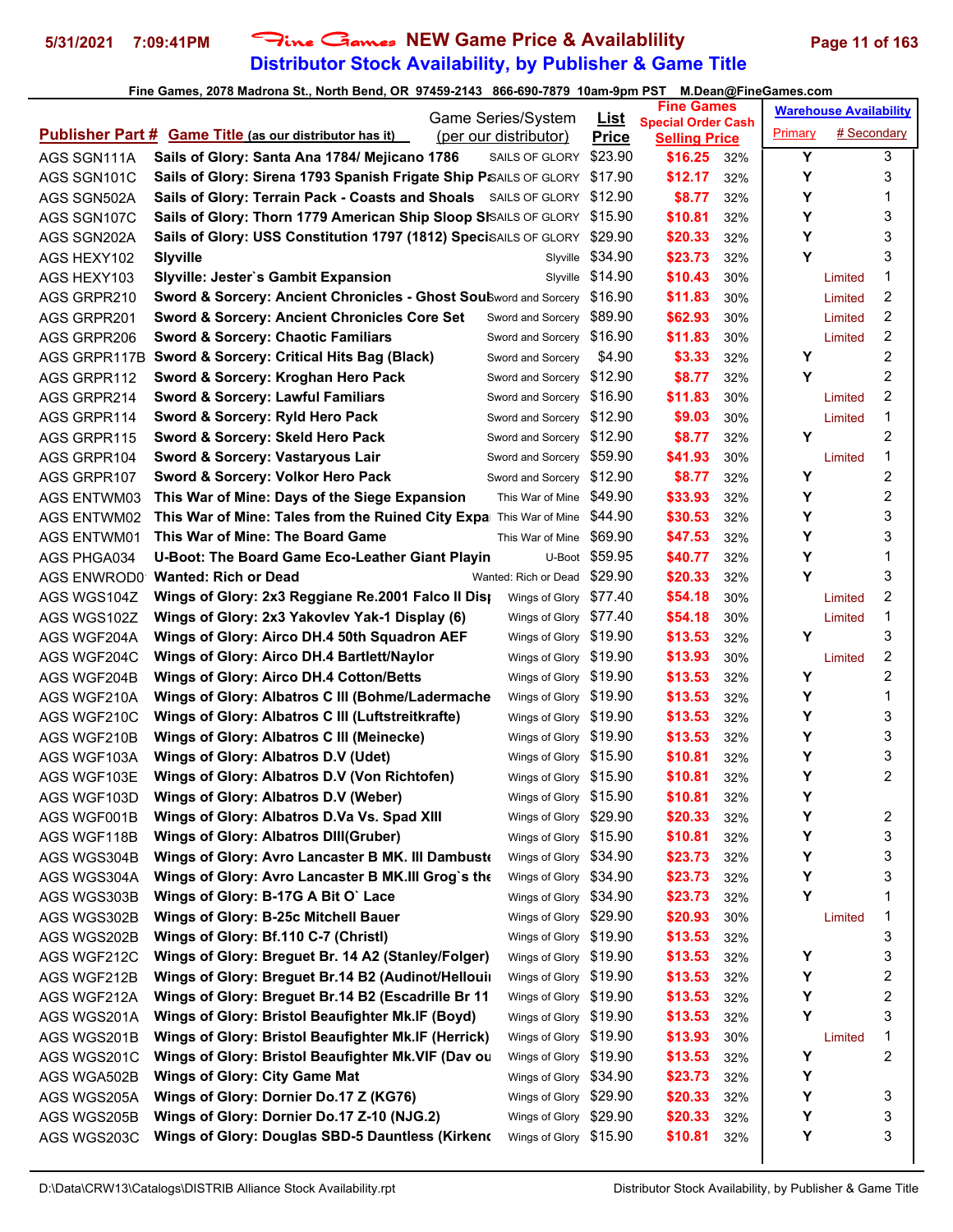# Fine Games NEW Game Price & Availablility

## Distributor Stock Availability, by Publisher & Game Title

**Fine Games, 2078 Madrona St., North Bend, OR 97459-2143 866-690-7879 10am-9pm PST M.Dean@FineGames.com**

5/31/2021 7:09:41PM

| Publisher Part # | Game Title (as our distributor has it) | Game Series/System (per our distributor) | List Price | Fine Games Special Order Cash Selling Price | | Warehouse Availability Primary | # Secondary |
|---|---|---|---|---|---|---|---|
| AGS SGN111A | Sails of Glory: Santa Ana 1784/ Mejicano 1786 | SAILS OF GLORY | $23.90 | $16.25 | 32% | Y | 3 |
| AGS SGN101C | Sails of Glory: Sirena 1793 Spanish Frigate Ship P | SAILS OF GLORY | $17.90 | $12.17 | 32% | Y | 3 |
| AGS SGN502A | Sails of Glory: Terrain Pack - Coasts and Shoals | SAILS OF GLORY | $12.90 | $8.77 | 32% | Y | 1 |
| AGS SGN107C | Sails of Glory: Thorn 1779 American Ship Sloop Sl | SAILS OF GLORY | $15.90 | $10.81 | 32% | Y | 3 |
| AGS SGN202A | Sails of Glory: USS Constitution 1797 (1812) Speci | SAILS OF GLORY | $29.90 | $20.33 | 32% | Y | 3 |
| AGS HEXY102 | Slyville | Slyville | $34.90 | $23.73 | 32% | Y | 3 |
| AGS HEXY103 | Slyville: Jester`s Gambit Expansion | Slyville | $14.90 | $10.43 | 30% | Limited | 1 |
| AGS GRPR210 | Sword & Sorcery: Ancient Chronicles - Ghost Soul | Sword and Sorcery | $16.90 | $11.83 | 30% | Limited | 2 |
| AGS GRPR201 | Sword & Sorcery: Ancient Chronicles Core Set | Sword and Sorcery | $89.90 | $62.93 | 30% | Limited | 2 |
| AGS GRPR206 | Sword & Sorcery: Chaotic Familiars | Sword and Sorcery | $16.90 | $11.83 | 30% | Limited | 2 |
| AGS GRPR117B | Sword & Sorcery: Critical Hits Bag (Black) | Sword and Sorcery | $4.90 | $3.33 | 32% | Y | 2 |
| AGS GRPR112 | Sword & Sorcery: Kroghan Hero Pack | Sword and Sorcery | $12.90 | $8.77 | 32% | Y | 2 |
| AGS GRPR214 | Sword & Sorcery: Lawful Familiars | Sword and Sorcery | $16.90 | $11.83 | 30% | Limited | 2 |
| AGS GRPR114 | Sword & Sorcery: Ryld Hero Pack | Sword and Sorcery | $12.90 | $9.03 | 30% | Limited | 1 |
| AGS GRPR115 | Sword & Sorcery: Skeld Hero Pack | Sword and Sorcery | $12.90 | $8.77 | 32% | Y | 2 |
| AGS GRPR104 | Sword & Sorcery: Vastaryous Lair | Sword and Sorcery | $59.90 | $41.93 | 30% | Limited | 1 |
| AGS GRPR107 | Sword & Sorcery: Volkor Hero Pack | Sword and Sorcery | $12.90 | $8.77 | 32% | Y | 2 |
| AGS ENTWM03 | This War of Mine: Days of the Siege Expansion | This War of Mine | $49.90 | $33.93 | 32% | Y | 2 |
| AGS ENTWM02 | This War of Mine: Tales from the Ruined City Expa | This War of Mine | $44.90 | $30.53 | 32% | Y | 3 |
| AGS ENTWM01 | This War of Mine: The Board Game | This War of Mine | $69.90 | $47.53 | 32% | Y | 3 |
| AGS PHGA034 | U-Boot: The Board Game Eco-Leather Giant Playin | U-Boot | $59.95 | $40.77 | 32% | Y | 1 |
| AGS ENWROD0 | Wanted: Rich or Dead | Wanted: Rich or Dead | $29.90 | $20.33 | 32% | Y | 3 |
| AGS WGS104Z | Wings of Glory: 2x3 Reggiane Re.2001 Falco II Disp | Wings of Glory | $77.40 | $54.18 | 30% | Limited | 2 |
| AGS WGS102Z | Wings of Glory: 2x3 Yakovlev Yak-1 Display (6) | Wings of Glory | $77.40 | $54.18 | 30% | Limited | 1 |
| AGS WGF204A | Wings of Glory: Airco DH.4 50th Squadron AEF | Wings of Glory | $19.90 | $13.53 | 32% | Y | 3 |
| AGS WGF204C | Wings of Glory: Airco DH.4 Bartlett/Naylor | Wings of Glory | $19.90 | $13.93 | 30% | Limited | 2 |
| AGS WGF204B | Wings of Glory: Airco DH.4 Cotton/Betts | Wings of Glory | $19.90 | $13.53 | 32% | Y | 2 |
| AGS WGF210A | Wings of Glory: Albatros C III (Bohme/Ladermache | Wings of Glory | $19.90 | $13.53 | 32% | Y | 1 |
| AGS WGF210C | Wings of Glory: Albatros C III (Luftstreitkrafte) | Wings of Glory | $19.90 | $13.53 | 32% | Y | 3 |
| AGS WGF210B | Wings of Glory: Albatros C III (Meinecke) | Wings of Glory | $19.90 | $13.53 | 32% | Y | 3 |
| AGS WGF103A | Wings of Glory: Albatros D.V (Udet) | Wings of Glory | $15.90 | $10.81 | 32% | Y | 3 |
| AGS WGF103E | Wings of Glory: Albatros D.V (Von Richtofen) | Wings of Glory | $15.90 | $10.81 | 32% | Y | 2 |
| AGS WGF103D | Wings of Glory: Albatros D.V (Weber) | Wings of Glory | $15.90 | $10.81 | 32% | Y | |
| AGS WGF001B | Wings of Glory: Albatros D.Va Vs. Spad XIII | Wings of Glory | $29.90 | $20.33 | 32% | Y | 2 |
| AGS WGF118B | Wings of Glory: Albatros DIII(Gruber) | Wings of Glory | $15.90 | $10.81 | 32% | Y | 3 |
| AGS WGS304B | Wings of Glory: Avro Lancaster B MK. III Dambuste | Wings of Glory | $34.90 | $23.73 | 32% | Y | 3 |
| AGS WGS304A | Wings of Glory: Avro Lancaster B MK.III Grog`s the | Wings of Glory | $34.90 | $23.73 | 32% | Y | 3 |
| AGS WGS303B | Wings of Glory: B-17G A Bit O` Lace | Wings of Glory | $34.90 | $23.73 | 32% | Y | 1 |
| AGS WGS302B | Wings of Glory: B-25c Mitchell Bauer | Wings of Glory | $29.90 | $20.93 | 30% | Limited | 1 |
| AGS WGS202B | Wings of Glory: Bf.110 C-7 (Christl) | Wings of Glory | $19.90 | $13.53 | 32% | | 3 |
| AGS WGF212C | Wings of Glory: Breguet Br. 14 A2 (Stanley/Folger) | Wings of Glory | $19.90 | $13.53 | 32% | Y | 3 |
| AGS WGF212B | Wings of Glory: Breguet Br.14 B2 (Audinot/Hellouin | Wings of Glory | $19.90 | $13.53 | 32% | Y | 2 |
| AGS WGF212A | Wings of Glory: Breguet Br.14 B2 (Escadrille Br 11 | Wings of Glory | $19.90 | $13.53 | 32% | Y | 2 |
| AGS WGS201A | Wings of Glory: Bristol Beaufighter Mk.IF (Boyd) | Wings of Glory | $19.90 | $13.53 | 32% | Y | 3 |
| AGS WGS201B | Wings of Glory: Bristol Beaufighter Mk.IF (Herrick) | Wings of Glory | $19.90 | $13.93 | 30% | Limited | 1 |
| AGS WGS201C | Wings of Glory: Bristol Beaufighter Mk.VIF (Dav ou | Wings of Glory | $19.90 | $13.53 | 32% | Y | 2 |
| AGS WGA502B | Wings of Glory: City Game Mat | Wings of Glory | $34.90 | $23.73 | 32% | Y | |
| AGS WGS205A | Wings of Glory: Dornier Do.17 Z (KG76) | Wings of Glory | $29.90 | $20.33 | 32% | Y | 3 |
| AGS WGS205B | Wings of Glory: Dornier Do.17 Z-10 (NJG.2) | Wings of Glory | $29.90 | $20.33 | 32% | Y | 3 |
| AGS WGS203C | Wings of Glory: Douglas SBD-5 Dauntless (Kirkenc | Wings of Glory | $15.90 | $10.81 | 32% | Y | 3 |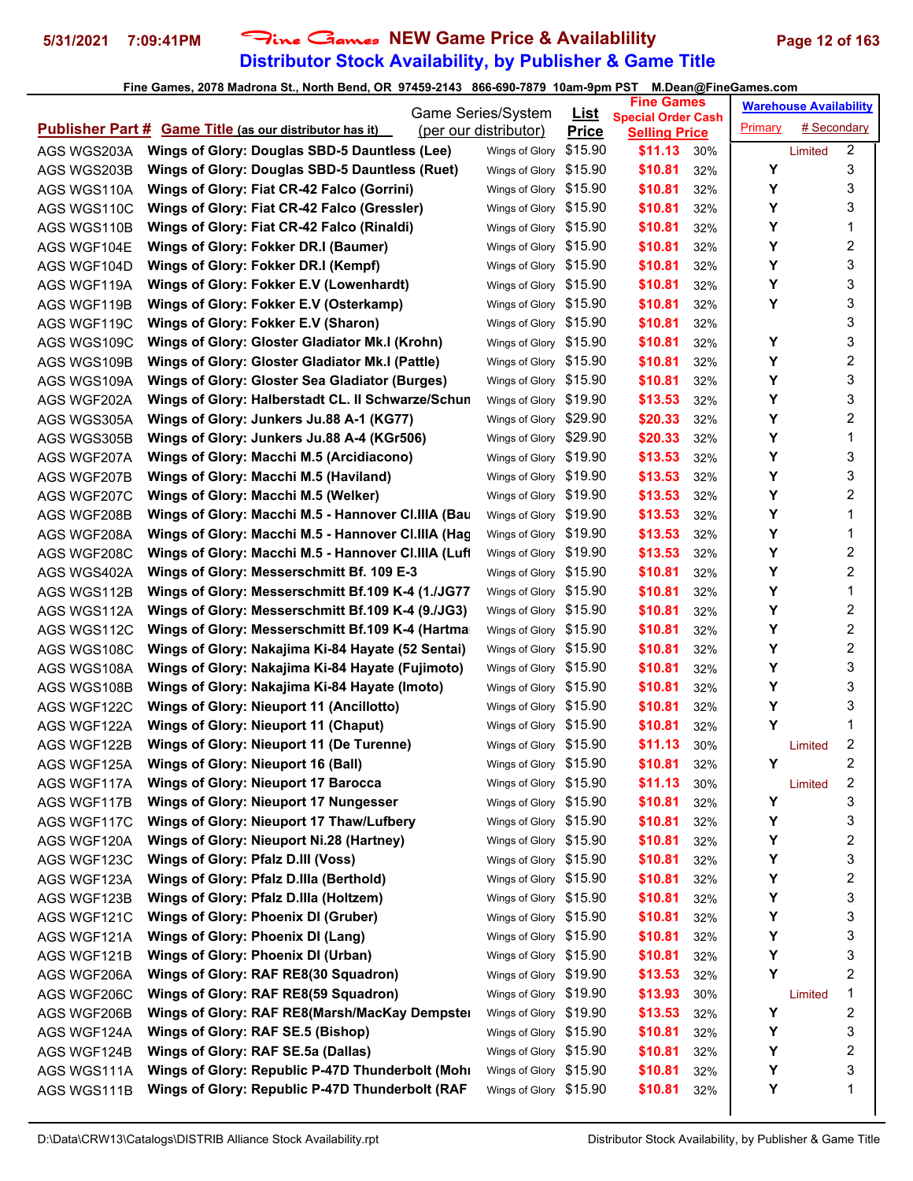# Fine Games NEW Game Price & Availablility

## Distributor Stock Availability, by Publisher & Game Title

Fine Games, 2078 Madrona St., North Bend, OR 97459-2143 866-690-7879 10am-9pm PST M.Dean@FineGames.com

| Publisher Part # | Game Title (as our distributor has it) | Game Series/System (per our distributor) | List Price | Fine Games Special Order Cash Selling Price | | Warehouse Availability Primary | # Secondary |
|---|---|---|---|---|---|---|---|
| AGS WGS203A | Wings of Glory: Douglas SBD-5 Dauntless (Lee) | Wings of Glory | $15.90 | $11.13 | 30% | Limited | 2 |
| AGS WGS203B | Wings of Glory: Douglas SBD-5 Dauntless (Ruet) | Wings of Glory | $15.90 | $10.81 | 32% | Y | 3 |
| AGS WGS110A | Wings of Glory: Fiat CR-42 Falco (Gorrini) | Wings of Glory | $15.90 | $10.81 | 32% | Y | 3 |
| AGS WGS110C | Wings of Glory: Fiat CR-42 Falco (Gressler) | Wings of Glory | $15.90 | $10.81 | 32% | Y | 3 |
| AGS WGS110B | Wings of Glory: Fiat CR-42 Falco (Rinaldi) | Wings of Glory | $15.90 | $10.81 | 32% | Y | 1 |
| AGS WGF104E | Wings of Glory: Fokker DR.I (Baumer) | Wings of Glory | $15.90 | $10.81 | 32% | Y | 2 |
| AGS WGF104D | Wings of Glory: Fokker DR.I (Kempf) | Wings of Glory | $15.90 | $10.81 | 32% | Y | 3 |
| AGS WGF119A | Wings of Glory: Fokker E.V (Lowenhardt) | Wings of Glory | $15.90 | $10.81 | 32% | Y | 3 |
| AGS WGF119B | Wings of Glory: Fokker E.V (Osterkamp) | Wings of Glory | $15.90 | $10.81 | 32% | Y | 3 |
| AGS WGF119C | Wings of Glory: Fokker E.V (Sharon) | Wings of Glory | $15.90 | $10.81 | 32% | | 3 |
| AGS WGS109C | Wings of Glory: Gloster Gladiator Mk.I (Krohn) | Wings of Glory | $15.90 | $10.81 | 32% | Y | 3 |
| AGS WGS109B | Wings of Glory: Gloster Gladiator Mk.I (Pattle) | Wings of Glory | $15.90 | $10.81 | 32% | Y | 2 |
| AGS WGS109A | Wings of Glory: Gloster Sea Gladiator (Burges) | Wings of Glory | $15.90 | $10.81 | 32% | Y | 3 |
| AGS WGF202A | Wings of Glory: Halberstadt CL. II Schwarze/Schun | Wings of Glory | $19.90 | $13.53 | 32% | Y | 3 |
| AGS WGS305A | Wings of Glory: Junkers Ju.88 A-1 (KG77) | Wings of Glory | $29.90 | $20.33 | 32% | Y | 2 |
| AGS WGS305B | Wings of Glory: Junkers Ju.88 A-4 (KGr506) | Wings of Glory | $29.90 | $20.33 | 32% | Y | 1 |
| AGS WGF207A | Wings of Glory: Macchi M.5 (Arcidiacono) | Wings of Glory | $19.90 | $13.53 | 32% | Y | 3 |
| AGS WGF207B | Wings of Glory: Macchi M.5 (Haviland) | Wings of Glory | $19.90 | $13.53 | 32% | Y | 3 |
| AGS WGF207C | Wings of Glory: Macchi M.5 (Welker) | Wings of Glory | $19.90 | $13.53 | 32% | Y | 2 |
| AGS WGF208B | Wings of Glory: Macchi M.5 - Hannover Cl.IIIA (Bau | Wings of Glory | $19.90 | $13.53 | 32% | Y | 1 |
| AGS WGF208A | Wings of Glory: Macchi M.5 - Hannover Cl.IIIA (Hag | Wings of Glory | $19.90 | $13.53 | 32% | Y | 1 |
| AGS WGF208C | Wings of Glory: Macchi M.5 - Hannover Cl.IIIA (Luft | Wings of Glory | $19.90 | $13.53 | 32% | Y | 2 |
| AGS WGS402A | Wings of Glory: Messerschmitt Bf. 109 E-3 | Wings of Glory | $15.90 | $10.81 | 32% | Y | 2 |
| AGS WGS112B | Wings of Glory: Messerschmitt Bf.109 K-4 (1./JG77 | Wings of Glory | $15.90 | $10.81 | 32% | Y | 1 |
| AGS WGS112A | Wings of Glory: Messerschmitt Bf.109 K-4 (9./JG3) | Wings of Glory | $15.90 | $10.81 | 32% | Y | 2 |
| AGS WGS112C | Wings of Glory: Messerschmitt Bf.109 K-4 (Hartma | Wings of Glory | $15.90 | $10.81 | 32% | Y | 2 |
| AGS WGS108C | Wings of Glory: Nakajima Ki-84 Hayate (52 Sentai) | Wings of Glory | $15.90 | $10.81 | 32% | Y | 2 |
| AGS WGS108A | Wings of Glory: Nakajima Ki-84 Hayate (Fujimoto) | Wings of Glory | $15.90 | $10.81 | 32% | Y | 3 |
| AGS WGS108B | Wings of Glory: Nakajima Ki-84 Hayate (Imoto) | Wings of Glory | $15.90 | $10.81 | 32% | Y | 3 |
| AGS WGF122C | Wings of Glory: Nieuport 11 (Ancillotto) | Wings of Glory | $15.90 | $10.81 | 32% | Y | 3 |
| AGS WGF122A | Wings of Glory: Nieuport 11 (Chaput) | Wings of Glory | $15.90 | $10.81 | 32% | Y | 1 |
| AGS WGF122B | Wings of Glory: Nieuport 11 (De Turenne) | Wings of Glory | $15.90 | $11.13 | 30% | Limited | 2 |
| AGS WGF125A | Wings of Glory: Nieuport 16 (Ball) | Wings of Glory | $15.90 | $10.81 | 32% | Y | 2 |
| AGS WGF117A | Wings of Glory: Nieuport 17 Barocca | Wings of Glory | $15.90 | $11.13 | 30% | Limited | 2 |
| AGS WGF117B | Wings of Glory: Nieuport 17 Nungesser | Wings of Glory | $15.90 | $10.81 | 32% | Y | 3 |
| AGS WGF117C | Wings of Glory: Nieuport 17 Thaw/Lufbery | Wings of Glory | $15.90 | $10.81 | 32% | Y | 3 |
| AGS WGF120A | Wings of Glory: Nieuport Ni.28 (Hartney) | Wings of Glory | $15.90 | $10.81 | 32% | Y | 2 |
| AGS WGF123C | Wings of Glory: Pfalz D.III (Voss) | Wings of Glory | $15.90 | $10.81 | 32% | Y | 3 |
| AGS WGF123A | Wings of Glory: Pfalz D.IIIa (Berthold) | Wings of Glory | $15.90 | $10.81 | 32% | Y | 2 |
| AGS WGF123B | Wings of Glory: Pfalz D.IIIa (Holtzem) | Wings of Glory | $15.90 | $10.81 | 32% | Y | 3 |
| AGS WGF121C | Wings of Glory: Phoenix DI (Gruber) | Wings of Glory | $15.90 | $10.81 | 32% | Y | 3 |
| AGS WGF121A | Wings of Glory: Phoenix DI (Lang) | Wings of Glory | $15.90 | $10.81 | 32% | Y | 3 |
| AGS WGF121B | Wings of Glory: Phoenix DI (Urban) | Wings of Glory | $15.90 | $10.81 | 32% | Y | 3 |
| AGS WGF206A | Wings of Glory: RAF RE8(30 Squadron) | Wings of Glory | $19.90 | $13.53 | 32% | Y | 2 |
| AGS WGF206C | Wings of Glory: RAF RE8(59 Squadron) | Wings of Glory | $19.90 | $13.93 | 30% | Limited | 1 |
| AGS WGF206B | Wings of Glory: RAF RE8(Marsh/MacKay Dempster | Wings of Glory | $19.90 | $13.53 | 32% | Y | 2 |
| AGS WGF124A | Wings of Glory: RAF SE.5 (Bishop) | Wings of Glory | $15.90 | $10.81 | 32% | Y | 3 |
| AGS WGF124B | Wings of Glory: RAF SE.5a (Dallas) | Wings of Glory | $15.90 | $10.81 | 32% | Y | 2 |
| AGS WGS111A | Wings of Glory: Republic P-47D Thunderbolt (Mohr | Wings of Glory | $15.90 | $10.81 | 32% | Y | 3 |
| AGS WGS111B | Wings of Glory: Republic P-47D Thunderbolt (RAF | Wings of Glory | $15.90 | $10.81 | 32% | Y | 1 |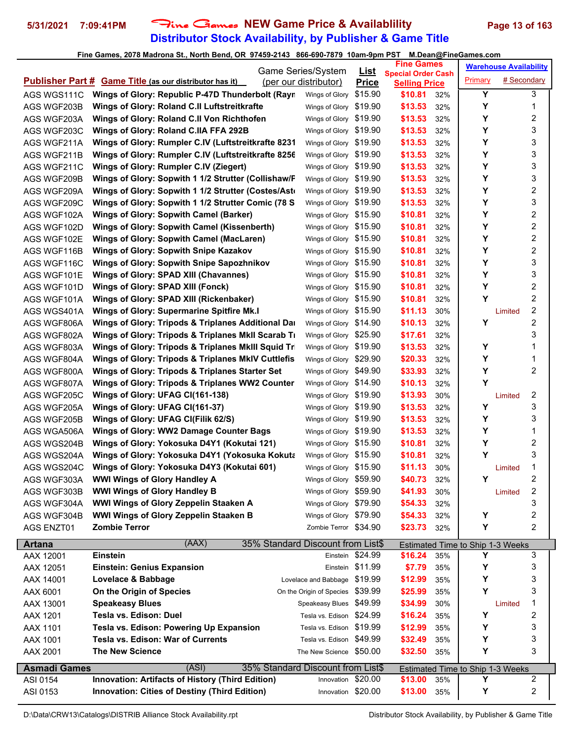# Fine Games NEW Game Price & Availablility
## Distributor Stock Availability, by Publisher & Game Title

Fine Games, 2078 Madrona St., North Bend, OR 97459-2143 866-690-7879 10am-9pm PST M.Dean@FineGames.com

| Publisher Part # | Game Title (as our distributor has it) | Game Series/System (per our distributor) | List Price | Fine Games Special Order Cash Selling Price | | Warehouse Availability Primary | # Secondary |
|---|---|---|---|---|---|---|---|
| AGS WGS111C | Wings of Glory: Republic P-47D Thunderbolt (Rayn | Wings of Glory | $15.90 | $10.81 | 32% | Y | 3 |
| AGS WGF203B | Wings of Glory: Roland C.II Luftstreitkrafte | Wings of Glory | $19.90 | $13.53 | 32% | Y | 1 |
| AGS WGF203A | Wings of Glory: Roland C.II Von Richthofen | Wings of Glory | $19.90 | $13.53 | 32% | Y | 2 |
| AGS WGF203C | Wings of Glory: Roland C.IIA FFA 292B | Wings of Glory | $19.90 | $13.53 | 32% | Y | 3 |
| AGS WGF211A | Wings of Glory: Rumpler C.IV (Luftstreitkrafte 8231 | Wings of Glory | $19.90 | $13.53 | 32% | Y | 3 |
| AGS WGF211B | Wings of Glory: Rumpler C.IV (Luftstreitkrafte 8256 | Wings of Glory | $19.90 | $13.53 | 32% | Y | 3 |
| AGS WGF211C | Wings of Glory: Rumpler C.IV (Ziegert) | Wings of Glory | $19.90 | $13.53 | 32% | Y | 3 |
| AGS WGF209B | Wings of Glory: Sopwith 1 1/2 Strutter (Collishaw/F | Wings of Glory | $19.90 | $13.53 | 32% | Y | 3 |
| AGS WGF209A | Wings of Glory: Sopwith 1 1/2 Strutter (Costes/Ast | Wings of Glory | $19.90 | $13.53 | 32% | Y | 2 |
| AGS WGF209C | Wings of Glory: Sopwith 1 1/2 Strutter Comic (78 S | Wings of Glory | $19.90 | $13.53 | 32% | Y | 3 |
| AGS WGF102A | Wings of Glory: Sopwith Camel (Barker) | Wings of Glory | $15.90 | $10.81 | 32% | Y | 2 |
| AGS WGF102D | Wings of Glory: Sopwith Camel (Kissenberth) | Wings of Glory | $15.90 | $10.81 | 32% | Y | 2 |
| AGS WGF102E | Wings of Glory: Sopwith Camel (MacLaren) | Wings of Glory | $15.90 | $10.81 | 32% | Y | 2 |
| AGS WGF116B | Wings of Glory: Sopwith Snipe Kazakov | Wings of Glory | $15.90 | $10.81 | 32% | Y | 2 |
| AGS WGF116C | Wings of Glory: Sopwith Snipe Sapozhnikov | Wings of Glory | $15.90 | $10.81 | 32% | Y | 3 |
| AGS WGF101E | Wings of Glory: SPAD XIII (Chavannes) | Wings of Glory | $15.90 | $10.81 | 32% | Y | 3 |
| AGS WGF101D | Wings of Glory: SPAD XIII (Fonck) | Wings of Glory | $15.90 | $10.81 | 32% | Y | 2 |
| AGS WGF101A | Wings of Glory: SPAD XIII (Rickenbaker) | Wings of Glory | $15.90 | $10.81 | 32% | Y | 2 |
| AGS WGS401A | Wings of Glory: Supermarine Spitfire Mk.I | Wings of Glory | $15.90 | $11.13 | 30% | Limited | 2 |
| AGS WGF806A | Wings of Glory: Tripods & Triplanes Additional Dai | Wings of Glory | $14.90 | $10.13 | 32% | Y | 2 |
| AGS WGF802A | Wings of Glory: Tripods & Triplanes MkII Scarab Tı | Wings of Glory | $25.90 | $17.61 | 32% | | 3 |
| AGS WGF803A | Wings of Glory: Tripods & Triplanes MkIII Squid Tr | Wings of Glory | $19.90 | $13.53 | 32% | Y | 1 |
| AGS WGF804A | Wings of Glory: Tripods & Triplanes MkIV Cuttlefis | Wings of Glory | $29.90 | $20.33 | 32% | Y | 1 |
| AGS WGF800A | Wings of Glory: Tripods & Triplanes Starter Set | Wings of Glory | $49.90 | $33.93 | 32% | Y | 2 |
| AGS WGF807A | Wings of Glory: Tripods & Triplanes WW2 Counter | Wings of Glory | $14.90 | $10.13 | 32% | Y | |
| AGS WGF205C | Wings of Glory: UFAG CI(161-138) | Wings of Glory | $19.90 | $13.93 | 30% | Limited | 2 |
| AGS WGF205A | Wings of Glory: UFAG CI(161-37) | Wings of Glory | $19.90 | $13.53 | 32% | Y | 3 |
| AGS WGF205B | Wings of Glory: UFAG CI(Filik 62/S) | Wings of Glory | $19.90 | $13.53 | 32% | Y | 3 |
| AGS WGA506A | Wings of Glory: WW2 Damage Counter Bags | Wings of Glory | $19.90 | $13.53 | 32% | Y | 1 |
| AGS WGS204B | Wings of Glory: Yokosuka D4Y1 (Kokutai 121) | Wings of Glory | $15.90 | $10.81 | 32% | Y | 2 |
| AGS WGS204A | Wings of Glory: Yokosuka D4Y1 (Yokosuka Kokuta | Wings of Glory | $15.90 | $10.81 | 32% | Y | 3 |
| AGS WGS204C | Wings of Glory: Yokosuka D4Y3 (Kokutai 601) | Wings of Glory | $15.90 | $11.13 | 30% | Limited | 1 |
| AGS WGF303A | WWI Wings of Glory Handley A | Wings of Glory | $59.90 | $40.73 | 32% | Y | 2 |
| AGS WGF303B | WWI Wings of Glory Handley B | Wings of Glory | $59.90 | $41.93 | 30% | Limited | 2 |
| AGS WGF304A | WWI Wings of Glory Zeppelin Staaken A | Wings of Glory | $79.90 | $54.33 | 32% | | 3 |
| AGS WGF304B | WWI Wings of Glory Zeppelin Staaken B | Wings of Glory | $79.90 | $54.33 | 32% | Y | 2 |
| AGS ENZT01 | Zombie Terror | Zombie Terror | $34.90 | $23.73 | 32% | Y | 2 |
| **Artana** | (AAX) | 35% Standard Discount from List$ | | Estimated Time to Ship 1-3 Weeks | | | |
| AAX 12001 | Einstein | Einstein | $24.99 | $16.24 | 35% | Y | 3 |
| AAX 12051 | Einstein: Genius Expansion | Einstein | $11.99 | $7.79 | 35% | Y | 3 |
| AAX 14001 | Lovelace & Babbage | Lovelace and Babbage | $19.99 | $12.99 | 35% | Y | 3 |
| AAX 6001 | On the Origin of Species | On the Origin of Species | $39.99 | $25.99 | 35% | Y | 3 |
| AAX 13001 | Speakeasy Blues | Speakeasy Blues | $49.99 | $34.99 | 30% | Limited | 1 |
| AAX 1201 | Tesla vs. Edison: Duel | Tesla vs. Edison | $24.99 | $16.24 | 35% | Y | 2 |
| AAX 1101 | Tesla vs. Edison: Powering Up Expansion | Tesla vs. Edison | $19.99 | $12.99 | 35% | Y | 3 |
| AAX 1001 | Tesla vs. Edison: War of Currents | Tesla vs. Edison | $49.99 | $32.49 | 35% | Y | 3 |
| AAX 2001 | The New Science | The New Science | $50.00 | $32.50 | 35% | Y | 3 |
| **Asmadi Games** | (ASI) | 35% Standard Discount from List$ | | Estimated Time to Ship 1-3 Weeks | | | |
| ASI 0154 | Innovation: Artifacts of History (Third Edition) | Innovation | $20.00 | $13.00 | 35% | Y | 2 |
| ASI 0153 | Innovation: Cities of Destiny (Third Edition) | Innovation | $20.00 | $13.00 | 35% | Y | 2 |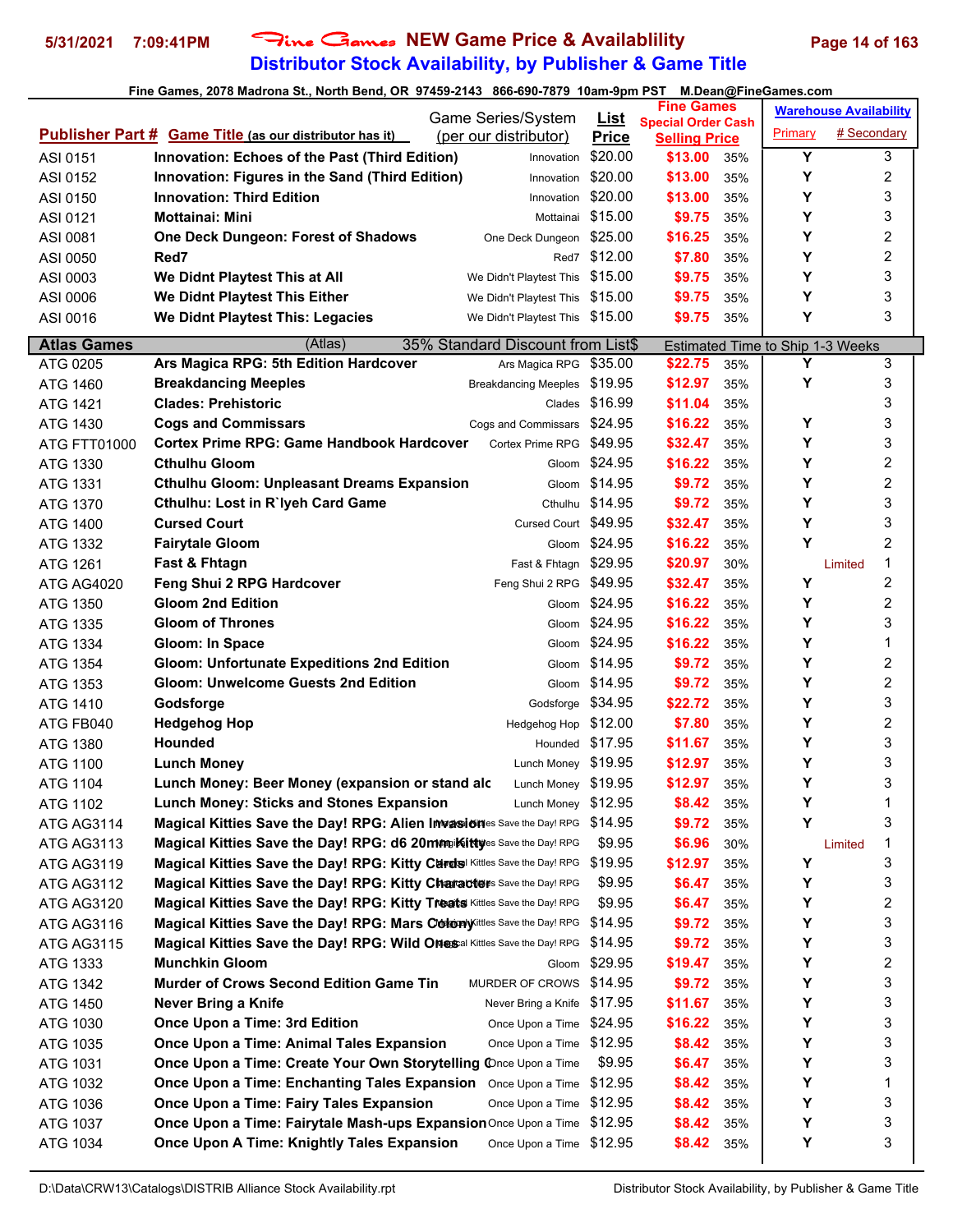# Fine Games NEW Game Price & Availablility
## Distributor Stock Availability, by Publisher & Game Title

Fine Games, 2078 Madrona St., North Bend, OR 97459-2143 866-690-7879 10am-9pm PST M.Dean@FineGames.com

5/31/2021 7:09:41PM

| Publisher Part # | Game Title (as our distributor has it) | Game Series/System (per our distributor) | List Price | Fine Games Special Order Cash Selling Price | | Warehouse Availability Primary | # Secondary |
|---|---|---|---|---|---|---|---|
| ASI 0151 | **Innovation: Echoes of the Past (Third Edition)** | Innovation | $20.00 | $13.00 | 35% | Y | 3 |
| ASI 0152 | **Innovation: Figures in the Sand (Third Edition)** | Innovation | $20.00 | $13.00 | 35% | Y | 2 |
| ASI 0150 | **Innovation: Third Edition** | Innovation | $20.00 | $13.00 | 35% | Y | 3 |
| ASI 0121 | **Mottainai: Mini** | Mottainai | $15.00 | $9.75 | 35% | Y | 3 |
| ASI 0081 | **One Deck Dungeon: Forest of Shadows** | One Deck Dungeon | $25.00 | $16.25 | 35% | Y | 2 |
| ASI 0050 | **Red7** | Red7 | $12.00 | $7.80 | 35% | Y | 2 |
| ASI 0003 | **We Didnt Playtest This at All** | We Didn't Playtest This | $15.00 | $9.75 | 35% | Y | 3 |
| ASI 0006 | **We Didnt Playtest This Either** | We Didn't Playtest This | $15.00 | $9.75 | 35% | Y | 3 |
| ASI 0016 | **We Didnt Playtest This: Legacies** | We Didn't Playtest This | $15.00 | $9.75 | 35% | Y | 3 |
| **Atlas Games** | (Atlas) | 35% Standard Discount from List$ | | Estimated Time to Ship 1-3 Weeks | | | |
| ATG 0205 | **Ars Magica RPG: 5th Edition Hardcover** | Ars Magica RPG | $35.00 | $22.75 | 35% | Y | 3 |
| ATG 1460 | **Breakdancing Meeples** | Breakdancing Meeples | $19.95 | $12.97 | 35% | Y | 3 |
| ATG 1421 | **Clades: Prehistoric** | Clades | $16.99 | $11.04 | 35% | | 3 |
| ATG 1430 | **Cogs and Commissars** | Cogs and Commissars | $24.95 | $16.22 | 35% | Y | 3 |
| ATG FTT01000 | **Cortex Prime RPG: Game Handbook Hardcover** | Cortex Prime RPG | $49.95 | $32.47 | 35% | Y | 3 |
| ATG 1330 | **Cthulhu Gloom** | Gloom | $24.95 | $16.22 | 35% | Y | 2 |
| ATG 1331 | **Cthulhu Gloom: Unpleasant Dreams Expansion** | Gloom | $14.95 | $9.72 | 35% | Y | 2 |
| ATG 1370 | **Cthulhu: Lost in R`lyeh Card Game** | Cthulhu | $14.95 | $9.72 | 35% | Y | 3 |
| ATG 1400 | **Cursed Court** | Cursed Court | $49.95 | $32.47 | 35% | Y | 3 |
| ATG 1332 | **Fairytale Gloom** | Gloom | $24.95 | $16.22 | 35% | Y | 2 |
| ATG 1261 | **Fast & Fhtagn** | Fast & Fhtagn | $29.95 | $20.97 | 30% | Limited | 1 |
| ATG AG4020 | **Feng Shui 2 RPG Hardcover** | Feng Shui 2 RPG | $49.95 | $32.47 | 35% | Y | 2 |
| ATG 1350 | **Gloom 2nd Edition** | Gloom | $24.95 | $16.22 | 35% | Y | 2 |
| ATG 1335 | **Gloom of Thrones** | Gloom | $24.95 | $16.22 | 35% | Y | 3 |
| ATG 1334 | **Gloom: In Space** | Gloom | $24.95 | $16.22 | 35% | Y | 1 |
| ATG 1354 | **Gloom: Unfortunate Expeditions 2nd Edition** | Gloom | $14.95 | $9.72 | 35% | Y | 2 |
| ATG 1353 | **Gloom: Unwelcome Guests 2nd Edition** | Gloom | $14.95 | $9.72 | 35% | Y | 2 |
| ATG 1410 | **Godsforge** | Godsforge | $34.95 | $22.72 | 35% | Y | 3 |
| ATG FB040 | **Hedgehog Hop** | Hedgehog Hop | $12.00 | $7.80 | 35% | Y | 2 |
| ATG 1380 | **Hounded** | Hounded | $17.95 | $11.67 | 35% | Y | 3 |
| ATG 1100 | **Lunch Money** | Lunch Money | $19.95 | $12.97 | 35% | Y | 3 |
| ATG 1104 | **Lunch Money: Beer Money (expansion or stand alc** | Lunch Money | $19.95 | $12.97 | 35% | Y | 3 |
| ATG 1102 | **Lunch Money: Sticks and Stones Expansion** | Lunch Money | $12.95 | $8.42 | 35% | Y | 1 |
| ATG AG3114 | **Magical Kitties Save the Day! RPG: Alien Invasion** | Magical Kitties Save the Day! RPG | $14.95 | $9.72 | 35% | Y | 3 |
| ATG AG3113 | **Magical Kitties Save the Day! RPG: d6 20mm Kitty** | Magical Kitties Save the Day! RPG | $9.95 | $6.96 | 30% | Limited | 1 |
| ATG AG3119 | **Magical Kitties Save the Day! RPG: Kitty Cards** | Magical Kitties Save the Day! RPG | $19.95 | $12.97 | 35% | Y | 3 |
| ATG AG3112 | **Magical Kitties Save the Day! RPG: Kitty Character** | Magical Kitties Save the Day! RPG | $9.95 | $6.47 | 35% | Y | 3 |
| ATG AG3120 | **Magical Kitties Save the Day! RPG: Kitty Treats** | Magical Kitties Save the Day! RPG | $9.95 | $6.47 | 35% | Y | 2 |
| ATG AG3116 | **Magical Kitties Save the Day! RPG: Mars Colony** | Magical Kitties Save the Day! RPG | $14.95 | $9.72 | 35% | Y | 3 |
| ATG AG3115 | **Magical Kitties Save the Day! RPG: Wild Ones** | Magical Kitties Save the Day! RPG | $14.95 | $9.72 | 35% | Y | 3 |
| ATG 1333 | **Munchkin Gloom** | Gloom | $29.95 | $19.47 | 35% | Y | 2 |
| ATG 1342 | **Murder of Crows Second Edition Game Tin** | MURDER OF CROWS | $14.95 | $9.72 | 35% | Y | 3 |
| ATG 1450 | **Never Bring a Knife** | Never Bring a Knife | $17.95 | $11.67 | 35% | Y | 3 |
| ATG 1030 | **Once Upon a Time: 3rd Edition** | Once Upon a Time | $24.95 | $16.22 | 35% | Y | 3 |
| ATG 1035 | **Once Upon a Time: Animal Tales Expansion** | Once Upon a Time | $12.95 | $8.42 | 35% | Y | 3 |
| ATG 1031 | **Once Upon a Time: Create Your Own Storytelling C** | Once Upon a Time | $9.95 | $6.47 | 35% | Y | 3 |
| ATG 1032 | **Once Upon a Time: Enchanting Tales Expansion** | Once Upon a Time | $12.95 | $8.42 | 35% | Y | 1 |
| ATG 1036 | **Once Upon a Time: Fairy Tales Expansion** | Once Upon a Time | $12.95 | $8.42 | 35% | Y | 3 |
| ATG 1037 | **Once Upon a Time: Fairytale Mash-ups Expansion** | Once Upon a Time | $12.95 | $8.42 | 35% | Y | 3 |
| ATG 1034 | **Once Upon A Time: Knightly Tales Expansion** | Once Upon a Time | $12.95 | $8.42 | 35% | Y | 3 |

D:\Data\CRW13\Catalogs\DISTRIB Alliance Stock Availability.rpt — Distributor Stock Availability, by Publisher & Game Title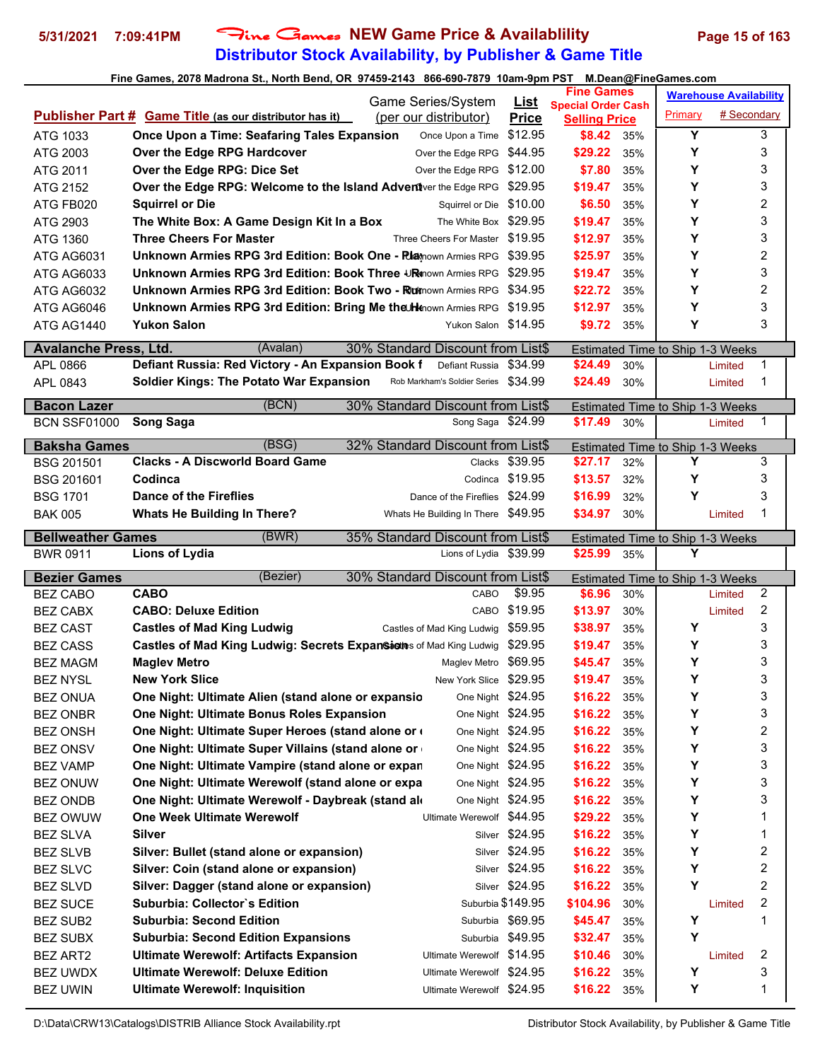# Fine Games NEW Game Price & Availablility

## Distributor Stock Availability, by Publisher & Game Title

5/31/2021 7:09:41PM

Fine Games, 2078 Madrona St., North Bend, OR 97459-2143 866-690-7879 10am-9pm PST M.Dean@FineGames.com

| Publisher Part # | Game Title (as our distributor has it) | Game Series/System (per our distributor) | List Price | Fine Games Special Order Cash Selling Price | | Warehouse Availability Primary | # Secondary |
|---|---|---|---|---|---|---|---|
| ATG 1033 | Once Upon a Time: Seafaring Tales Expansion | Once Upon a Time | $12.95 | $8.42 | 35% | Y | 3 |
| ATG 2003 | Over the Edge RPG Hardcover | Over the Edge RPG | $44.95 | $29.22 | 35% | Y | 3 |
| ATG 2011 | Over the Edge RPG: Dice Set | Over the Edge RPG | $12.00 | $7.80 | 35% | Y | 3 |
| ATG 2152 | Over the Edge RPG: Welcome to the Island Advent | Over the Edge RPG | $29.95 | $19.47 | 35% | Y | 3 |
| ATG FB020 | Squirrel or Die | Squirrel or Die | $10.00 | $6.50 | 35% | Y | 2 |
| ATG 2903 | The White Box: A Game Design Kit In a Box | The White Box | $29.95 | $19.47 | 35% | Y | 3 |
| ATG 1360 | Three Cheers For Master | Three Cheers For Master | $19.95 | $12.97 | 35% | Y | 3 |
| ATG AG6031 | Unknown Armies RPG 3rd Edition: Book One - Play | Unknown Armies RPG | $39.95 | $25.97 | 35% | Y | 2 |
| ATG AG6033 | Unknown Armies RPG 3rd Edition: Book Three - R | Unknown Armies RPG | $29.95 | $19.47 | 35% | Y | 3 |
| ATG AG6032 | Unknown Armies RPG 3rd Edition: Book Two - Run | Unknown Armies RPG | $34.95 | $22.72 | 35% | Y | 2 |
| ATG AG6046 | Unknown Armies RPG 3rd Edition: Bring Me the He | Unknown Armies RPG | $19.95 | $12.97 | 35% | Y | 3 |
| ATG AG1440 | Yukon Salon | Yukon Salon | $14.95 | $9.72 | 35% | Y | 3 |
| **Avalanche Press, Ltd.** | (Avalan) | 30% Standard Discount from List$ | | Estimated Time to Ship 1-3 Weeks | | | |
| APL 0866 | Defiant Russia: Red Victory - An Expansion Book f | Defiant Russia | $34.99 | $24.49 | 30% | Limited | 1 |
| APL 0843 | Soldier Kings: The Potato War Expansion | Rob Markham's Soldier Series | $34.99 | $24.49 | 30% | Limited | 1 |
| **Bacon Lazer** | (BCN) | 30% Standard Discount from List$ | | Estimated Time to Ship 1-3 Weeks | | | |
| BCN SSF01000 | Song Saga | Song Saga | $24.99 | $17.49 | 30% | Limited | 1 |
| **Baksha Games** | (BSG) | 32% Standard Discount from List$ | | Estimated Time to Ship 1-3 Weeks | | | |
| BSG 201501 | Clacks - A Discworld Board Game | Clacks | $39.95 | $27.17 | 32% | Y | 3 |
| BSG 201601 | Codinca | Codinca | $19.95 | $13.57 | 32% | Y | 3 |
| BSG 1701 | Dance of the Fireflies | Dance of the Fireflies | $24.99 | $16.99 | 32% | Y | 3 |
| BAK 005 | Whats He Building In There? | Whats He Building In There | $49.95 | $34.97 | 30% | Limited | 1 |
| **Bellweather Games** | (BWR) | 35% Standard Discount from List$ | | Estimated Time to Ship 1-3 Weeks | | | |
| BWR 0911 | Lions of Lydia | Lions of Lydia | $39.99 | $25.99 | 35% | Y | |
| **Bezier Games** | (Bezier) | 30% Standard Discount from List$ | | Estimated Time to Ship 1-3 Weeks | | | |
| BEZ CABO | CABO | CABO | $9.95 | $6.96 | 30% | Limited | 2 |
| BEZ CABX | CABO: Deluxe Edition | CABO | $19.95 | $13.97 | 30% | Limited | 2 |
| BEZ CAST | Castles of Mad King Ludwig | Castles of Mad King Ludwig | $59.95 | $38.97 | 35% | Y | 3 |
| BEZ CASS | Castles of Mad King Ludwig: Secrets Expansion | Castles of Mad King Ludwig | $29.95 | $19.47 | 35% | Y | 3 |
| BEZ MAGM | Maglev Metro | Maglev Metro | $69.95 | $45.47 | 35% | Y | 3 |
| BEZ NYSL | New York Slice | New York Slice | $29.95 | $19.47 | 35% | Y | 3 |
| BEZ ONUA | One Night: Ultimate Alien (stand alone or expansio | One Night | $24.95 | $16.22 | 35% | Y | 3 |
| BEZ ONBR | One Night: Ultimate Bonus Roles Expansion | One Night | $24.95 | $16.22 | 35% | Y | 3 |
| BEZ ONSH | One Night: Ultimate Super Heroes (stand alone or | One Night | $24.95 | $16.22 | 35% | Y | 2 |
| BEZ ONSV | One Night: Ultimate Super Villains (stand alone or | One Night | $24.95 | $16.22 | 35% | Y | 3 |
| BEZ VAMP | One Night: Ultimate Vampire (stand alone or expan | One Night | $24.95 | $16.22 | 35% | Y | 3 |
| BEZ ONUW | One Night: Ultimate Werewolf (stand alone or expa | One Night | $24.95 | $16.22 | 35% | Y | 3 |
| BEZ ONDB | One Night: Ultimate Werewolf - Daybreak (stand al | One Night | $24.95 | $16.22 | 35% | Y | 3 |
| BEZ OWUW | One Week Ultimate Werewolf | Ultimate Werewolf | $44.95 | $29.22 | 35% | Y | 1 |
| BEZ SLVA | Silver | Silver | $24.95 | $16.22 | 35% | Y | 1 |
| BEZ SLVB | Silver: Bullet (stand alone or expansion) | Silver | $24.95 | $16.22 | 35% | Y | 2 |
| BEZ SLVC | Silver: Coin (stand alone or expansion) | Silver | $24.95 | $16.22 | 35% | Y | 2 |
| BEZ SLVD | Silver: Dagger (stand alone or expansion) | Silver | $24.95 | $16.22 | 35% | Y | 2 |
| BEZ SUCE | Suburbia: Collector`s Edition | Suburbia | $149.95 | $104.96 | 30% | Limited | 2 |
| BEZ SUB2 | Suburbia: Second Edition | Suburbia | $69.95 | $45.47 | 35% | Y | 1 |
| BEZ SUBX | Suburbia: Second Edition Expansions | Suburbia | $49.95 | $32.47 | 35% | Y | |
| BEZ ART2 | Ultimate Werewolf: Artifacts Expansion | Ultimate Werewolf | $14.95 | $10.46 | 30% | Limited | 2 |
| BEZ UWDX | Ultimate Werewolf: Deluxe Edition | Ultimate Werewolf | $24.95 | $16.22 | 35% | Y | 3 |
| BEZ UWIN | Ultimate Werewolf: Inquisition | Ultimate Werewolf | $24.95 | $16.22 | 35% | Y | 1 |

D:\Data\CRW13\Catalogs\DISTRIB Alliance Stock Availability.rpt — Distributor Stock Availability, by Publisher & Game Title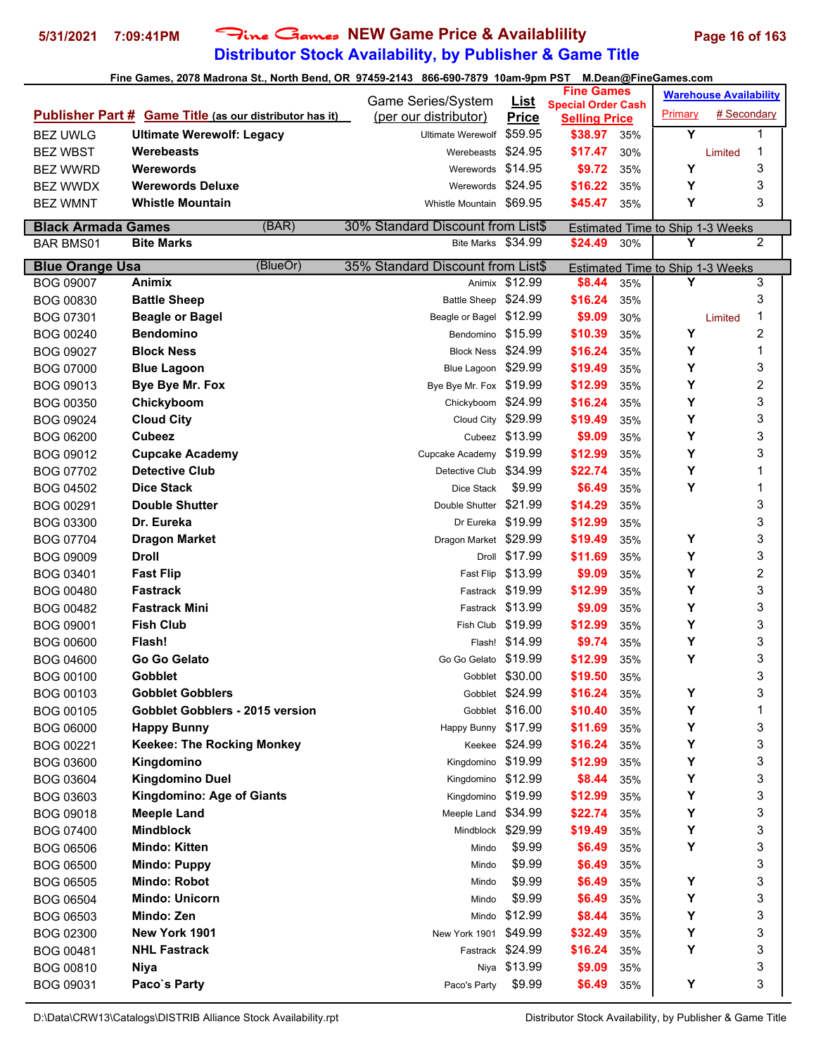# Fine Games NEW Game Price & Availablility

## Distributor Stock Availability, by Publisher & Game Title

Fine Games, 2078 Madrona St., North Bend, OR 97459-2143 866-690-7879 10am-9pm PST M.Dean@FineGames.com

| Publisher Part # | Game Title (as our distributor has it) | Game Series/System (per our distributor) | List Price | Fine Games Special Order Cash Selling Price | | Warehouse Availability Primary | # Secondary |
|---|---|---|---|---|---|---|---|
| BEZ UWLG | **Ultimate Werewolf: Legacy** | Ultimate Werewolf | $59.95 | $38.97 | 35% | Y | 1 |
| BEZ WBST | **Werebeasts** | Werebeasts | $24.95 | $17.47 | 30% | Limited | 1 |
| BEZ WWRD | **Werewords** | Werewords | $14.95 | $9.72 | 35% | Y | 3 |
| BEZ WWDX | **Werewords Deluxe** | Werewords | $24.95 | $16.22 | 35% | Y | 3 |
| BEZ WMNT | **Whistle Mountain** | Whistle Mountain | $69.95 | $45.47 | 35% | Y | 3 |
| **Black Armada Games** | (BAR) | 30% Standard Discount from List$ | | Estimated Time to Ship 1-3 Weeks | | | |
| BAR BMS01 | **Bite Marks** | Bite Marks | $34.99 | $24.49 | 30% | Y | 2 |
| **Blue Orange Usa** | (BlueOr) | 35% Standard Discount from List$ | | Estimated Time to Ship 1-3 Weeks | | | |
| BOG 09007 | **Animix** | Animix | $12.99 | $8.44 | 35% | Y | 3 |
| BOG 00830 | **Battle Sheep** | Battle Sheep | $24.99 | $16.24 | 35% | | 3 |
| BOG 07301 | **Beagle or Bagel** | Beagle or Bagel | $12.99 | $9.09 | 30% | Limited | 1 |
| BOG 00240 | **Bendomino** | Bendomino | $15.99 | $10.39 | 35% | Y | 2 |
| BOG 09027 | **Block Ness** | Block Ness | $24.99 | $16.24 | 35% | Y | 1 |
| BOG 07000 | **Blue Lagoon** | Blue Lagoon | $29.99 | $19.49 | 35% | Y | 3 |
| BOG 09013 | **Bye Bye Mr. Fox** | Bye Bye Mr. Fox | $19.99 | $12.99 | 35% | Y | 2 |
| BOG 00350 | **Chickyboom** | Chickyboom | $24.99 | $16.24 | 35% | Y | 3 |
| BOG 09024 | **Cloud City** | Cloud City | $29.99 | $19.49 | 35% | Y | 3 |
| BOG 06200 | **Cubeez** | Cubeez | $13.99 | $9.09 | 35% | Y | 3 |
| BOG 09012 | **Cupcake Academy** | Cupcake Academy | $19.99 | $12.99 | 35% | Y | 3 |
| BOG 07702 | **Detective Club** | Detective Club | $34.99 | $22.74 | 35% | Y | 1 |
| BOG 04502 | **Dice Stack** | Dice Stack | $9.99 | $6.49 | 35% | Y | 1 |
| BOG 00291 | **Double Shutter** | Double Shutter | $21.99 | $14.29 | 35% | | 3 |
| BOG 03300 | **Dr. Eureka** | Dr Eureka | $19.99 | $12.99 | 35% | | 3 |
| BOG 07704 | **Dragon Market** | Dragon Market | $29.99 | $19.49 | 35% | Y | 3 |
| BOG 09009 | **Droll** | Droll | $17.99 | $11.69 | 35% | Y | 3 |
| BOG 03401 | **Fast Flip** | Fast Flip | $13.99 | $9.09 | 35% | Y | 2 |
| BOG 00480 | **Fastrack** | Fastrack | $19.99 | $12.99 | 35% | Y | 3 |
| BOG 00482 | **Fastrack Mini** | Fastrack | $13.99 | $9.09 | 35% | Y | 3 |
| BOG 09001 | **Fish Club** | Fish Club | $19.99 | $12.99 | 35% | Y | 3 |
| BOG 00600 | **Flash!** | Flash! | $14.99 | $9.74 | 35% | Y | 3 |
| BOG 04600 | **Go Go Gelato** | Go Go Gelato | $19.99 | $12.99 | 35% | Y | 3 |
| BOG 00100 | **Gobblet** | Gobblet | $30.00 | $19.50 | 35% | | 3 |
| BOG 00103 | **Gobblet Gobblers** | Gobblet | $24.99 | $16.24 | 35% | Y | 3 |
| BOG 00105 | **Gobblet Gobblers - 2015 version** | Gobblet | $16.00 | $10.40 | 35% | Y | 1 |
| BOG 06000 | **Happy Bunny** | Happy Bunny | $17.99 | $11.69 | 35% | Y | 3 |
| BOG 00221 | **Keekee: The Rocking Monkey** | Keekee | $24.99 | $16.24 | 35% | Y | 3 |
| BOG 03600 | **Kingdomino** | Kingdomino | $19.99 | $12.99 | 35% | Y | 3 |
| BOG 03604 | **Kingdomino Duel** | Kingdomino | $12.99 | $8.44 | 35% | Y | 3 |
| BOG 03603 | **Kingdomino: Age of Giants** | Kingdomino | $19.99 | $12.99 | 35% | Y | 3 |
| BOG 09018 | **Meeple Land** | Meeple Land | $34.99 | $22.74 | 35% | Y | 3 |
| BOG 07400 | **Mindblock** | Mindblock | $29.99 | $19.49 | 35% | Y | 3 |
| BOG 06506 | **Mindo: Kitten** | Mindo | $9.99 | $6.49 | 35% | Y | 3 |
| BOG 06500 | **Mindo: Puppy** | Mindo | $9.99 | $6.49 | 35% | | 3 |
| BOG 06505 | **Mindo: Robot** | Mindo | $9.99 | $6.49 | 35% | Y | 3 |
| BOG 06504 | **Mindo: Unicorn** | Mindo | $9.99 | $6.49 | 35% | Y | 3 |
| BOG 06503 | **Mindo: Zen** | Mindo | $12.99 | $8.44 | 35% | Y | 3 |
| BOG 02300 | **New York 1901** | New York 1901 | $49.99 | $32.49 | 35% | Y | 3 |
| BOG 00481 | **NHL Fastrack** | Fastrack | $24.99 | $16.24 | 35% | Y | 3 |
| BOG 00810 | **Niya** | Niya | $13.99 | $9.09 | 35% | | 3 |
| BOG 09031 | **Paco`s Party** | Paco's Party | $9.99 | $6.49 | 35% | Y | 3 |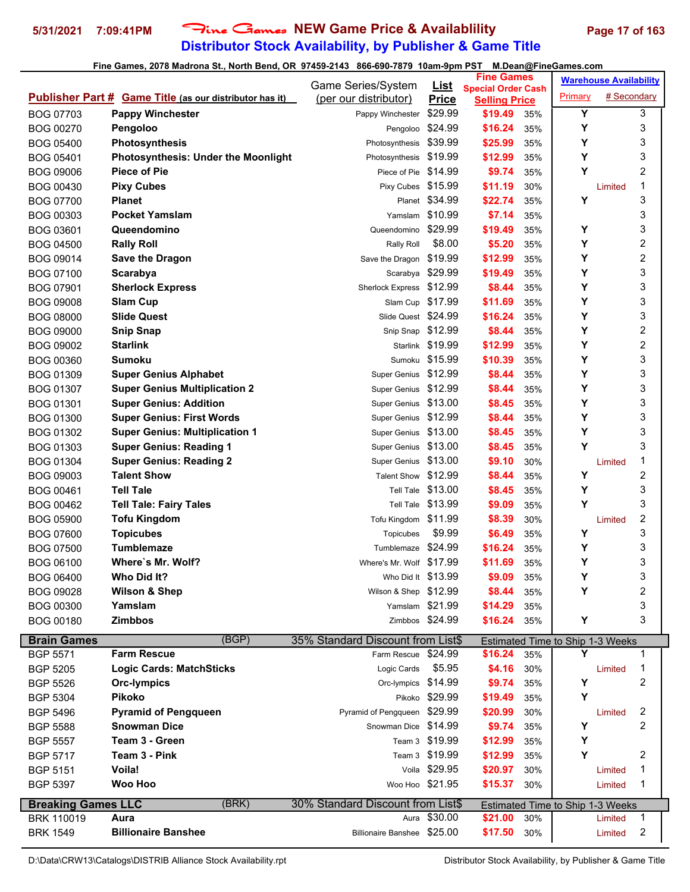# Fine Games NEW Game Price & Availablility
## Distributor Stock Availability, by Publisher & Game Title

Fine Games, 2078 Madrona St., North Bend, OR 97459-2143 866-690-7879 10am-9pm PST M.Dean@FineGames.com

| Publisher Part # | Game Title (as our distributor has it) | Game Series/System (per our distributor) | List Price | Fine Games Special Order Cash Selling Price | | Warehouse Availability Primary | # Secondary |
|---|---|---|---|---|---|---|---|
| BOG 07703 | Pappy Winchester | Pappy Winchester | $29.99 | $19.49 | 35% | Y | 3 |
| BOG 00270 | Pengoloo | Pengoloo | $24.99 | $16.24 | 35% | Y | 3 |
| BOG 05400 | Photosynthesis | Photosynthesis | $39.99 | $25.99 | 35% | Y | 3 |
| BOG 05401 | Photosynthesis: Under the Moonlight | Photosynthesis | $19.99 | $12.99 | 35% | Y | 3 |
| BOG 09006 | Piece of Pie | Piece of Pie | $14.99 | $9.74 | 35% | Y | 2 |
| BOG 00430 | Pixy Cubes | Pixy Cubes | $15.99 | $11.19 | 30% | Limited | 1 |
| BOG 07700 | Planet | Planet | $34.99 | $22.74 | 35% | Y | 3 |
| BOG 00303 | Pocket Yamslam | Yamslam | $10.99 | $7.14 | 35% | | 3 |
| BOG 03601 | Queendomino | Queendomino | $29.99 | $19.49 | 35% | Y | 3 |
| BOG 04500 | Rally Roll | Rally Roll | $8.00 | $5.20 | 35% | Y | 2 |
| BOG 09014 | Save the Dragon | Save the Dragon | $19.99 | $12.99 | 35% | Y | 2 |
| BOG 07100 | Scarabya | Scarabya | $29.99 | $19.49 | 35% | Y | 3 |
| BOG 07901 | Sherlock Express | Sherlock Express | $12.99 | $8.44 | 35% | Y | 3 |
| BOG 09008 | Slam Cup | Slam Cup | $17.99 | $11.69 | 35% | Y | 3 |
| BOG 08000 | Slide Quest | Slide Quest | $24.99 | $16.24 | 35% | Y | 3 |
| BOG 09000 | Snip Snap | Snip Snap | $12.99 | $8.44 | 35% | Y | 2 |
| BOG 09002 | Starlink | Starlink | $19.99 | $12.99 | 35% | Y | 2 |
| BOG 00360 | Sumoku | Sumoku | $15.99 | $10.39 | 35% | Y | 3 |
| BOG 01309 | Super Genius Alphabet | Super Genius | $12.99 | $8.44 | 35% | Y | 3 |
| BOG 01307 | Super Genius Multiplication 2 | Super Genius | $12.99 | $8.44 | 35% | Y | 3 |
| BOG 01301 | Super Genius: Addition | Super Genius | $13.00 | $8.45 | 35% | Y | 3 |
| BOG 01300 | Super Genius: First Words | Super Genius | $12.99 | $8.44 | 35% | Y | 3 |
| BOG 01302 | Super Genius: Multiplication 1 | Super Genius | $13.00 | $8.45 | 35% | Y | 3 |
| BOG 01303 | Super Genius: Reading 1 | Super Genius | $13.00 | $8.45 | 35% | Y | 3 |
| BOG 01304 | Super Genius: Reading 2 | Super Genius | $13.00 | $9.10 | 30% | Limited | 1 |
| BOG 09003 | Talent Show | Talent Show | $12.99 | $8.44 | 35% | Y | 2 |
| BOG 00461 | Tell Tale | Tell Tale | $13.00 | $8.45 | 35% | Y | 3 |
| BOG 00462 | Tell Tale: Fairy Tales | Tell Tale | $13.99 | $9.09 | 35% | Y | 3 |
| BOG 05900 | Tofu Kingdom | Tofu Kingdom | $11.99 | $8.39 | 30% | Limited | 2 |
| BOG 07600 | Topicubes | Topicubes | $9.99 | $6.49 | 35% | Y | 3 |
| BOG 07500 | Tumblemaze | Tumblemaze | $24.99 | $16.24 | 35% | Y | 3 |
| BOG 06100 | Where`s Mr. Wolf? | Where's Mr. Wolf | $17.99 | $11.69 | 35% | Y | 3 |
| BOG 06400 | Who Did It? | Who Did It | $13.99 | $9.09 | 35% | Y | 3 |
| BOG 09028 | Wilson & Shep | Wilson & Shep | $12.99 | $8.44 | 35% | Y | 2 |
| BOG 00300 | Yamslam | Yamslam | $21.99 | $14.29 | 35% | | 3 |
| BOG 00180 | Zimbbos | Zimbbos | $24.99 | $16.24 | 35% | Y | 3 |
| **Brain Games** | (BGP) | 35% Standard Discount from List$ | | Estimated Time to Ship 1-3 Weeks | | | |
| BGP 5571 | Farm Rescue | Farm Rescue | $24.99 | $16.24 | 35% | Y | 1 |
| BGP 5205 | Logic Cards: MatchSticks | Logic Cards | $5.95 | $4.16 | 30% | Limited | 1 |
| BGP 5526 | Orc-lympics | Orc-lympics | $14.99 | $9.74 | 35% | Y | 2 |
| BGP 5304 | Pikoko | Pikoko | $29.99 | $19.49 | 35% | Y | |
| BGP 5496 | Pyramid of Pengqueen | Pyramid of Pengqueen | $29.99 | $20.99 | 30% | Limited | 2 |
| BGP 5588 | Snowman Dice | Snowman Dice | $14.99 | $9.74 | 35% | Y | 2 |
| BGP 5557 | Team 3 - Green | Team 3 | $19.99 | $12.99 | 35% | Y | |
| BGP 5717 | Team 3 - Pink | Team 3 | $19.99 | $12.99 | 35% | Y | 2 |
| BGP 5151 | Voila! | Voila | $29.95 | $20.97 | 30% | Limited | 1 |
| BGP 5397 | Woo Hoo | Woo Hoo | $21.95 | $15.37 | 30% | Limited | 1 |
| **Breaking Games LLC** | (BRK) | 30% Standard Discount from List$ | | Estimated Time to Ship 1-3 Weeks | | | |
| BRK 110019 | Aura | Aura | $30.00 | $21.00 | 30% | Limited | 1 |
| BRK 1549 | Billionaire Banshee | Billionaire Banshee | $25.00 | $17.50 | 30% | Limited | 2 |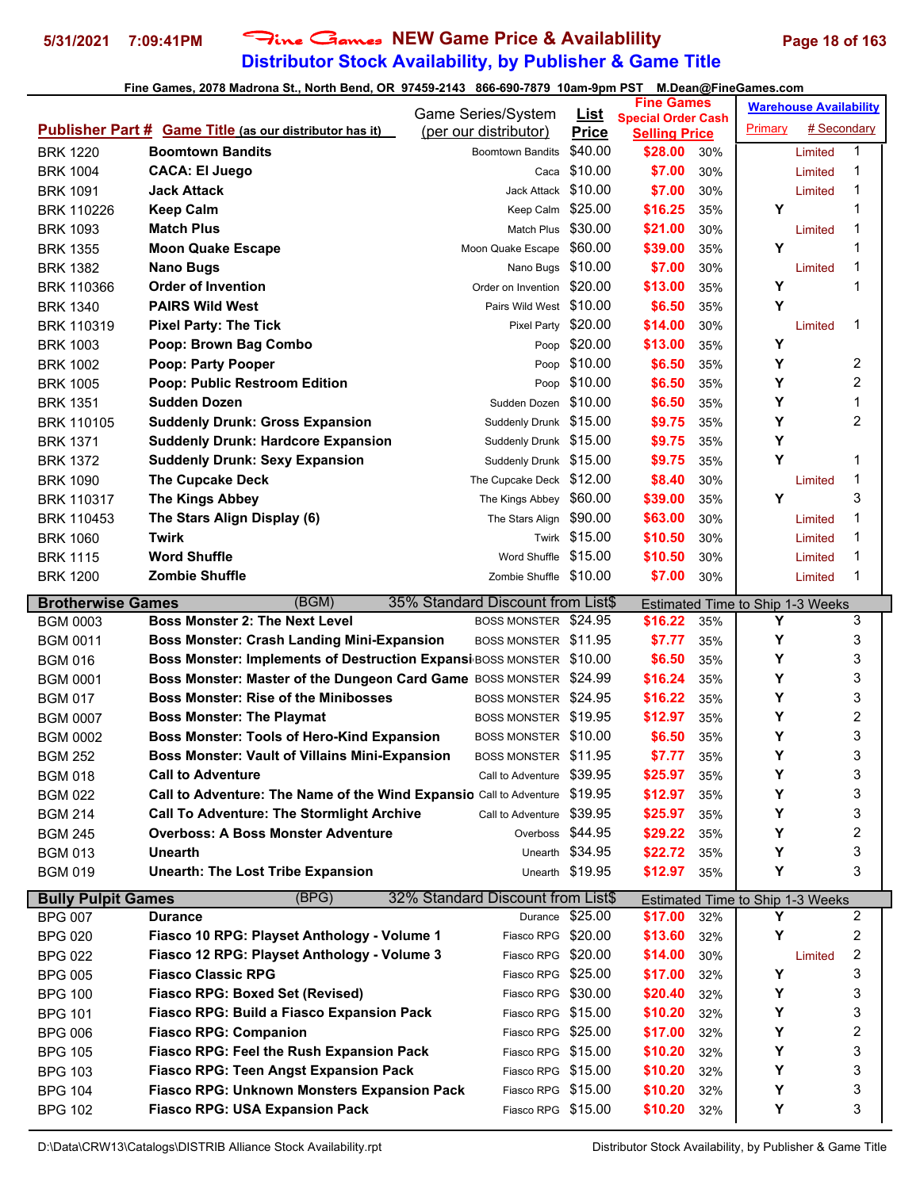# NEW Game Price & Availablility

## Distributor Stock Availability, by Publisher & Game Title

Fine Games, 2078 Madrona St., North Bend, OR 97459-2143 866-690-7879 10am-9pm PST M.Dean@FineGames.com

| Publisher Part # | Game Title (as our distributor has it) | Game Series/System (per our distributor) | List Price | Fine Games Special Order Cash Selling Price | | Warehouse Availability Primary | # Secondary |
|---|---|---|---|---|---|---|---|
| BRK 1220 | **Boomtown Bandits** | Boomtown Bandits | $40.00 | $28.00 | 30% | Limited | 1 |
| BRK 1004 | **CACA: El Juego** | Caca | $10.00 | $7.00 | 30% | Limited | 1 |
| BRK 1091 | **Jack Attack** | Jack Attack | $10.00 | $7.00 | 30% | Limited | 1 |
| BRK 110226 | **Keep Calm** | Keep Calm | $25.00 | $16.25 | 35% | Y | 1 |
| BRK 1093 | **Match Plus** | Match Plus | $30.00 | $21.00 | 30% | Limited | 1 |
| BRK 1355 | **Moon Quake Escape** | Moon Quake Escape | $60.00 | $39.00 | 35% | Y | 1 |
| BRK 1382 | **Nano Bugs** | Nano Bugs | $10.00 | $7.00 | 30% | Limited | 1 |
| BRK 110366 | **Order of Invention** | Order on Invention | $20.00 | $13.00 | 35% | Y | 1 |
| BRK 1340 | **PAIRS Wild West** | Pairs Wild West | $10.00 | $6.50 | 35% | Y | |
| BRK 110319 | **Pixel Party: The Tick** | Pixel Party | $20.00 | $14.00 | 30% | Limited | 1 |
| BRK 1003 | **Poop: Brown Bag Combo** | Poop | $20.00 | $13.00 | 35% | Y | |
| BRK 1002 | **Poop: Party Pooper** | Poop | $10.00 | $6.50 | 35% | Y | 2 |
| BRK 1005 | **Poop: Public Restroom Edition** | Poop | $10.00 | $6.50 | 35% | Y | 2 |
| BRK 1351 | **Sudden Dozen** | Sudden Dozen | $10.00 | $6.50 | 35% | Y | 1 |
| BRK 110105 | **Suddenly Drunk: Gross Expansion** | Suddenly Drunk | $15.00 | $9.75 | 35% | Y | 2 |
| BRK 1371 | **Suddenly Drunk: Hardcore Expansion** | Suddenly Drunk | $15.00 | $9.75 | 35% | Y | |
| BRK 1372 | **Suddenly Drunk: Sexy Expansion** | Suddenly Drunk | $15.00 | $9.75 | 35% | Y | 1 |
| BRK 1090 | **The Cupcake Deck** | The Cupcake Deck | $12.00 | $8.40 | 30% | Limited | 1 |
| BRK 110317 | **The Kings Abbey** | The Kings Abbey | $60.00 | $39.00 | 35% | Y | 3 |
| BRK 110453 | **The Stars Align Display (6)** | The Stars Align | $90.00 | $63.00 | 30% | Limited | 1 |
| BRK 1060 | **Twirk** | Twirk | $15.00 | $10.50 | 30% | Limited | 1 |
| BRK 1115 | **Word Shuffle** | Word Shuffle | $15.00 | $10.50 | 30% | Limited | 1 |
| BRK 1200 | **Zombie Shuffle** | Zombie Shuffle | $10.00 | $7.00 | 30% | Limited | 1 |
| **Brotherwise Games** | (BGM) | 35% Standard Discount from List$ | | Estimated Time to Ship 1-3 Weeks | | | |
| BGM 0003 | **Boss Monster 2: The Next Level** | BOSS MONSTER | $24.95 | $16.22 | 35% | Y | 3 |
| BGM 0011 | **Boss Monster: Crash Landing Mini-Expansion** | BOSS MONSTER | $11.95 | $7.77 | 35% | Y | 3 |
| BGM 016 | **Boss Monster: Implements of Destruction Expansi** | BOSS MONSTER | $10.00 | $6.50 | 35% | Y | 3 |
| BGM 0001 | **Boss Monster: Master of the Dungeon Card Game** | BOSS MONSTER | $24.99 | $16.24 | 35% | Y | 3 |
| BGM 017 | **Boss Monster: Rise of the Minibosses** | BOSS MONSTER | $24.95 | $16.22 | 35% | Y | 3 |
| BGM 0007 | **Boss Monster: The Playmat** | BOSS MONSTER | $19.95 | $12.97 | 35% | Y | 2 |
| BGM 0002 | **Boss Monster: Tools of Hero-Kind Expansion** | BOSS MONSTER | $10.00 | $6.50 | 35% | Y | 3 |
| BGM 252 | **Boss Monster: Vault of Villains Mini-Expansion** | BOSS MONSTER | $11.95 | $7.77 | 35% | Y | 3 |
| BGM 018 | **Call to Adventure** | Call to Adventure | $39.95 | $25.97 | 35% | Y | 3 |
| BGM 022 | **Call to Adventure: The Name of the Wind Expansio** | Call to Adventure | $19.95 | $12.97 | 35% | Y | 3 |
| BGM 214 | **Call To Adventure: The Stormlight Archive** | Call to Adventure | $39.95 | $25.97 | 35% | Y | 3 |
| BGM 245 | **Overboss: A Boss Monster Adventure** | Overboss | $44.95 | $29.22 | 35% | Y | 2 |
| BGM 013 | **Unearth** | Unearth | $34.95 | $22.72 | 35% | Y | 3 |
| BGM 019 | **Unearth: The Lost Tribe Expansion** | Unearth | $19.95 | $12.97 | 35% | Y | 3 |
| **Bully Pulpit Games** | (BPG) | 32% Standard Discount from List$ | | Estimated Time to Ship 1-3 Weeks | | | |
| BPG 007 | **Durance** | Durance | $25.00 | $17.00 | 32% | Y | 2 |
| BPG 020 | **Fiasco 10 RPG: Playset Anthology - Volume 1** | Fiasco RPG | $20.00 | $13.60 | 32% | Y | 2 |
| BPG 022 | **Fiasco 12 RPG: Playset Anthology - Volume 3** | Fiasco RPG | $20.00 | $14.00 | 30% | Limited | 2 |
| BPG 005 | **Fiasco Classic RPG** | Fiasco RPG | $25.00 | $17.00 | 32% | Y | 3 |
| BPG 100 | **Fiasco RPG: Boxed Set (Revised)** | Fiasco RPG | $30.00 | $20.40 | 32% | Y | 3 |
| BPG 101 | **Fiasco RPG: Build a Fiasco Expansion Pack** | Fiasco RPG | $15.00 | $10.20 | 32% | Y | 3 |
| BPG 006 | **Fiasco RPG: Companion** | Fiasco RPG | $25.00 | $17.00 | 32% | Y | 2 |
| BPG 105 | **Fiasco RPG: Feel the Rush Expansion Pack** | Fiasco RPG | $15.00 | $10.20 | 32% | Y | 3 |
| BPG 103 | **Fiasco RPG: Teen Angst Expansion Pack** | Fiasco RPG | $15.00 | $10.20 | 32% | Y | 3 |
| BPG 104 | **Fiasco RPG: Unknown Monsters Expansion Pack** | Fiasco RPG | $15.00 | $10.20 | 32% | Y | 3 |
| BPG 102 | **Fiasco RPG: USA Expansion Pack** | Fiasco RPG | $15.00 | $10.20 | 32% | Y | 3 |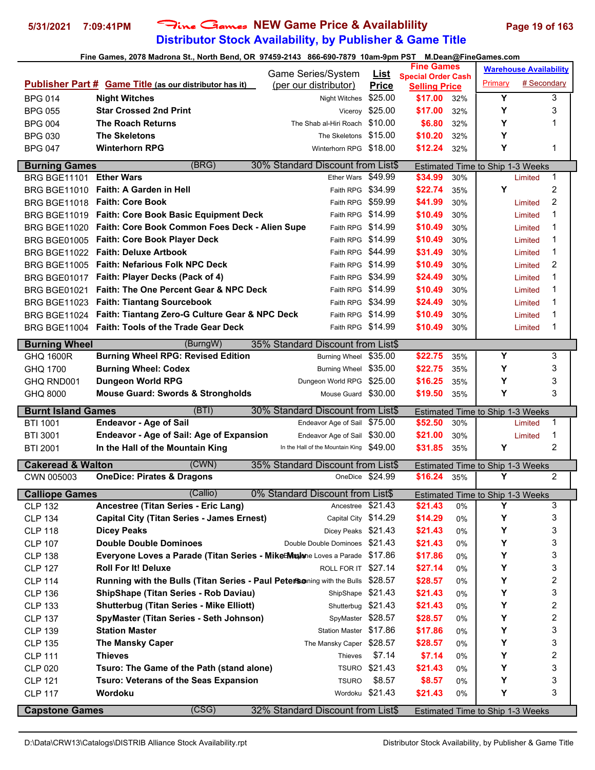# NEW Game Price & Availablility
## Distributor Stock Availability, by Publisher & Game Title

Fine Games, 2078 Madrona St., North Bend, OR 97459-2143 866-690-7879 10am-9pm PST M.Dean@FineGames.com

| Publisher Part # | Game Title (as our distributor has it) | Game Series/System (per our distributor) | List Price | Fine Games Special Order Cash Selling Price | | Warehouse Availability Primary | # Secondary |
|---|---|---|---|---|---|---|---|
| BPG 014 | **Night Witches** | Night Witches | $25.00 | $17.00 | 32% | Y | 3 |
| BPG 055 | **Star Crossed 2nd Print** | Viceroy | $25.00 | $17.00 | 32% | Y | 3 |
| BPG 004 | **The Roach Returns** | The Shab al-Hiri Roach | $10.00 | $6.80 | 32% | Y | 1 |
| BPG 030 | **The Skeletons** | The Skeletons | $15.00 | $10.20 | 32% | Y | |
| BPG 047 | **Winterhorn RPG** | Winterhorn RPG | $18.00 | $12.24 | 32% | Y | 1 |
| **Burning Games** | (BRG) | 30% Standard Discount from List$ | | Estimated Time to Ship 1-3 Weeks | | | |
| BRG BGE11101 | **Ether Wars** | Ether Wars | $49.99 | $34.99 | 30% | Limited | 1 |
| BRG BGE11010 | **Faith: A Garden in Hell** | Faith RPG | $34.99 | $22.74 | 35% | Y | 2 |
| BRG BGE11018 | **Faith: Core Book** | Faith RPG | $59.99 | $41.99 | 30% | Limited | 2 |
| BRG BGE11019 | **Faith: Core Book Basic Equipment Deck** | Faith RPG | $14.99 | $10.49 | 30% | Limited | 1 |
| BRG BGE11020 | **Faith: Core Book Common Foes Deck - Alien Supe** | Faith RPG | $14.99 | $10.49 | 30% | Limited | 1 |
| BRG BGE01005 | **Faith: Core Book Player Deck** | Faith RPG | $14.99 | $10.49 | 30% | Limited | 1 |
| BRG BGE11022 | **Faith: Deluxe Artbook** | Faith RPG | $44.99 | $31.49 | 30% | Limited | 1 |
| BRG BGE11005 | **Faith: Nefarious Folk NPC Deck** | Faith RPG | $14.99 | $10.49 | 30% | Limited | 2 |
| BRG BGE01017 | **Faith: Player Decks (Pack of 4)** | Faith RPG | $34.99 | $24.49 | 30% | Limited | 1 |
| BRG BGE01021 | **Faith: The One Percent Gear & NPC Deck** | Faith RPG | $14.99 | $10.49 | 30% | Limited | 1 |
| BRG BGE11023 | **Faith: Tiantang Sourcebook** | Faith RPG | $34.99 | $24.49 | 30% | Limited | 1 |
| BRG BGE11024 | **Faith: Tiantang Zero-G Culture Gear & NPC Deck** | Faith RPG | $14.99 | $10.49 | 30% | Limited | 1 |
| BRG BGE11004 | **Faith: Tools of the Trade Gear Deck** | Faith RPG | $14.99 | $10.49 | 30% | Limited | 1 |
| **Burning Wheel** | (BurngW) | 35% Standard Discount from List$ | | | | | |
| GHQ 1600R | **Burning Wheel RPG: Revised Edition** | Burning Wheel | $35.00 | $22.75 | 35% | Y | 3 |
| GHQ 1700 | **Burning Wheel: Codex** | Burning Wheel | $35.00 | $22.75 | 35% | Y | 3 |
| GHQ RND001 | **Dungeon World RPG** | Dungeon World RPG | $25.00 | $16.25 | 35% | Y | 3 |
| GHQ 8000 | **Mouse Guard: Swords & Strongholds** | Mouse Guard | $30.00 | $19.50 | 35% | Y | 3 |
| **Burnt Island Games** | (BTI) | 30% Standard Discount from List$ | | Estimated Time to Ship 1-3 Weeks | | | |
| BTI 1001 | **Endeavor - Age of Sail** | Endeavor Age of Sail | $75.00 | $52.50 | 30% | Limited | 1 |
| BTI 3001 | **Endeavor - Age of Sail: Age of Expansion** | Endeavor Age of Sail | $30.00 | $21.00 | 30% | Limited | 1 |
| BTI 2001 | **In the Hall of the Mountain King** | In the Hall of the Mountain King | $49.00 | $31.85 | 35% | Y | 2 |
| **Cakeread & Walton** | (CWN) | 35% Standard Discount from List$ | | Estimated Time to Ship 1-3 Weeks | | | |
| CWN 005003 | **OneDice: Pirates & Dragons** | OneDice | $24.99 | $16.24 | 35% | Y | 2 |
| **Calliope Games** | (Callio) | 0% Standard Discount from List$ | | Estimated Time to Ship 1-3 Weeks | | | |
| CLP 132 | **Ancestree (Titan Series - Eric Lang)** | Ancestree | $21.43 | $21.43 | 0% | Y | 3 |
| CLP 134 | **Capital City (Titan Series - James Ernest)** | Capital City | $14.29 | $14.29 | 0% | Y | 3 |
| CLP 118 | **Dicey Peaks** | Dicey Peaks | $21.43 | $21.43 | 0% | Y | 3 |
| CLP 107 | **Double Double Dominoes** | Double Double Dominoes | $21.43 | $21.43 | 0% | Y | 3 |
| CLP 138 | **Everyone Loves a Parade (Titan Series - Mike Mulv** | Everyone Loves a Parade | $17.86 | $17.86 | 0% | Y | 3 |
| CLP 127 | **Roll For It! Deluxe** | ROLL FOR IT | $27.14 | $27.14 | 0% | Y | 3 |
| CLP 114 | **Running with the Bulls (Titan Series - Paul Peterso** | Running with the Bulls | $28.57 | $28.57 | 0% | Y | 2 |
| CLP 136 | **ShipShape (Titan Series - Rob Daviau)** | ShipShape | $21.43 | $21.43 | 0% | Y | 3 |
| CLP 133 | **Shutterbug (Titan Series - Mike Elliott)** | Shutterbug | $21.43 | $21.43 | 0% | Y | 2 |
| CLP 137 | **SpyMaster (Titan Series - Seth Johnson)** | SpyMaster | $28.57 | $28.57 | 0% | Y | 2 |
| CLP 139 | **Station Master** | Station Master | $17.86 | $17.86 | 0% | Y | 3 |
| CLP 135 | **The Mansky Caper** | The Mansky Caper | $28.57 | $28.57 | 0% | Y | 3 |
| CLP 111 | **Thieves** | Thieves | $7.14 | $7.14 | 0% | Y | 2 |
| CLP 020 | **Tsuro: The Game of the Path (stand alone)** | TSURO | $21.43 | $21.43 | 0% | Y | 3 |
| CLP 121 | **Tsuro: Veterans of the Seas Expansion** | TSURO | $8.57 | $8.57 | 0% | Y | 3 |
| CLP 117 | **Wordoku** | Wordoku | $21.43 | $21.43 | 0% | Y | 3 |
| **Capstone Games** | (CSG) | 32% Standard Discount from List$ | | Estimated Time to Ship 1-3 Weeks | | | |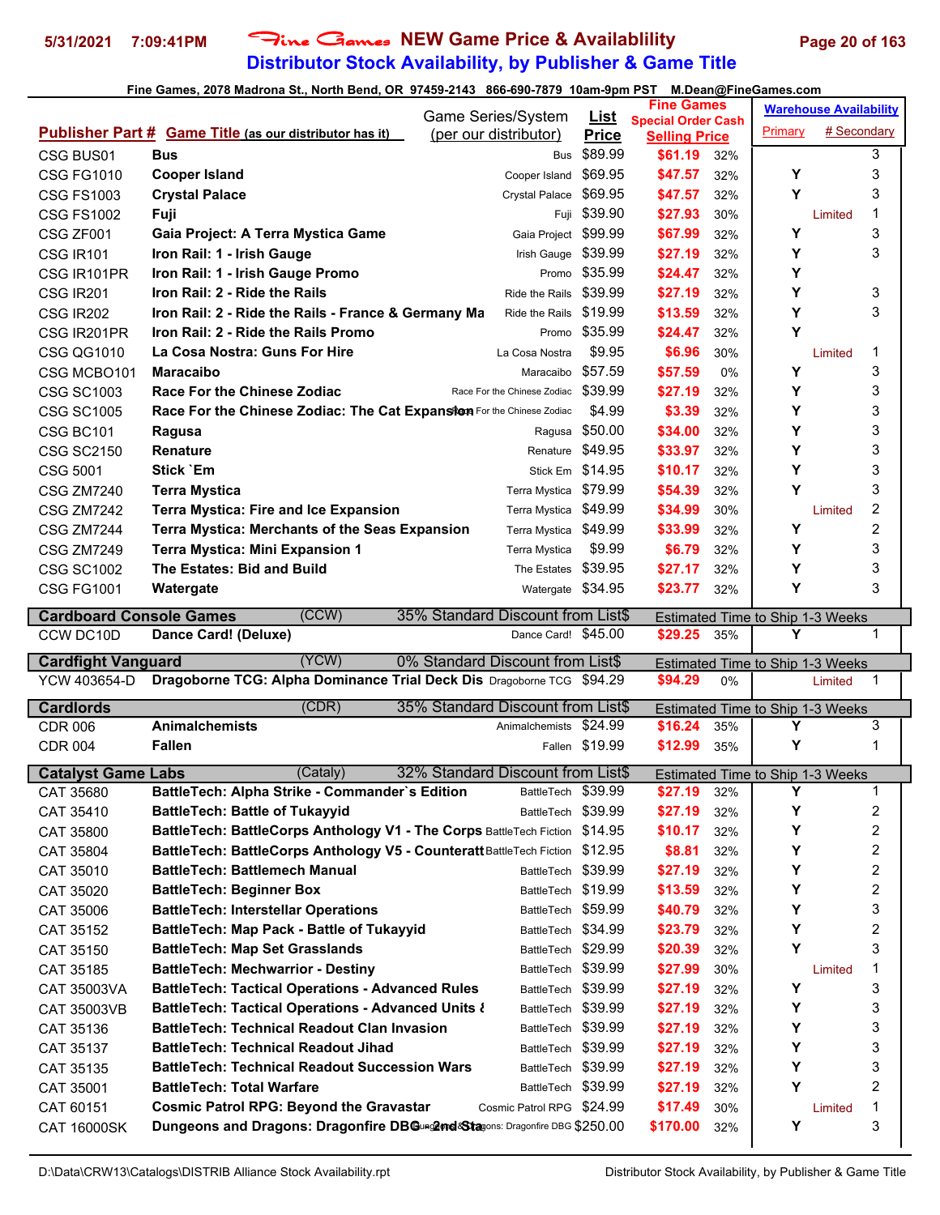# Fine Games NEW Game Price & Availablility
## Distributor Stock Availability, by Publisher & Game Title

Fine Games, 2078 Madrona St., North Bend, OR 97459-2143 866-690-7879 10am-9pm PST M.Dean@FineGames.com

| Publisher Part # | Game Title (as our distributor has it) | Game Series/System (per our distributor) | List Price | Fine Games Special Order Cash Selling Price | | Warehouse Availability Primary | # Secondary |
|---|---|---|---|---|---|---|---|
| CSG BUS01 | Bus | Bus | $89.99 | $61.19 | 32% | | 3 |
| CSG FG1010 | Cooper Island | Cooper Island | $69.95 | $47.57 | 32% | Y | 3 |
| CSG FS1003 | Crystal Palace | Crystal Palace | $69.95 | $47.57 | 32% | Y | 3 |
| CSG FS1002 | Fuji | Fuji | $39.90 | $27.93 | 30% | Limited | 1 |
| CSG ZF001 | Gaia Project: A Terra Mystica Game | Gaia Project | $99.99 | $67.99 | 32% | Y | 3 |
| CSG IR101 | Iron Rail: 1 - Irish Gauge | Irish Gauge | $39.99 | $27.19 | 32% | Y | 3 |
| CSG IR101PR | Iron Rail: 1 - Irish Gauge Promo | Promo | $35.99 | $24.47 | 32% | Y | |
| CSG IR201 | Iron Rail: 2 - Ride the Rails | Ride the Rails | $39.99 | $27.19 | 32% | Y | 3 |
| CSG IR202 | Iron Rail: 2 - Ride the Rails - France & Germany Ma | Ride the Rails | $19.99 | $13.59 | 32% | Y | 3 |
| CSG IR201PR | Iron Rail: 2 - Ride the Rails Promo | Promo | $35.99 | $24.47 | 32% | Y | |
| CSG QG1010 | La Cosa Nostra: Guns For Hire | La Cosa Nostra | $9.95 | $6.96 | 30% | Limited | 1 |
| CSG MCBO101 | Maracaibo | Maracaibo | $57.59 | $57.59 | 0% | Y | 3 |
| CSG SC1003 | Race For the Chinese Zodiac | Race For the Chinese Zodiac | $39.99 | $27.19 | 32% | Y | 3 |
| CSG SC1005 | Race For the Chinese Zodiac: The Cat Expansion | Race For the Chinese Zodiac | $4.99 | $3.39 | 32% | Y | 3 |
| CSG BC101 | Ragusa | Ragusa | $50.00 | $34.00 | 32% | Y | 3 |
| CSG SC2150 | Renature | Renature | $49.95 | $33.97 | 32% | Y | 3 |
| CSG 5001 | Stick `Em | Stick Em | $14.95 | $10.17 | 32% | Y | 3 |
| CSG ZM7240 | Terra Mystica | Terra Mystica | $79.99 | $54.39 | 32% | Y | 3 |
| CSG ZM7242 | Terra Mystica: Fire and Ice Expansion | Terra Mystica | $49.99 | $34.99 | 30% | Limited | 2 |
| CSG ZM7244 | Terra Mystica: Merchants of the Seas Expansion | Terra Mystica | $49.99 | $33.99 | 32% | Y | 2 |
| CSG ZM7249 | Terra Mystica: Mini Expansion 1 | Terra Mystica | $9.99 | $6.79 | 32% | Y | 3 |
| CSG SC1002 | The Estates: Bid and Build | The Estates | $39.95 | $27.17 | 32% | Y | 3 |
| CSG FG1001 | Watergate | Watergate | $34.95 | $23.77 | 32% | Y | 3 |
| **Cardboard Console Games** | (CCW) | 35% Standard Discount from List$ | | Estimated Time to Ship 1-3 Weeks | | | |
| CCW DC10D | Dance Card! (Deluxe) | Dance Card! | $45.00 | $29.25 | 35% | Y | 1 |
| **Cardfight Vanguard** | (YCW) | 0% Standard Discount from List$ | | Estimated Time to Ship 1-3 Weeks | | | |
| YCW 403654-D | Dragoborne TCG: Alpha Dominance Trial Deck Dis | Dragoborne TCG | $94.29 | $94.29 | 0% | Limited | 1 |
| **Cardlords** | (CDR) | 35% Standard Discount from List$ | | Estimated Time to Ship 1-3 Weeks | | | |
| CDR 006 | Animalchemists | Animalchemists | $24.99 | $16.24 | 35% | Y | 3 |
| CDR 004 | Fallen | Fallen | $19.99 | $12.99 | 35% | Y | 1 |
| **Catalyst Game Labs** | (Cataly) | 32% Standard Discount from List$ | | Estimated Time to Ship 1-3 Weeks | | | |
| CAT 35680 | BattleTech: Alpha Strike - Commander`s Edition | BattleTech | $39.99 | $27.19 | 32% | Y | 1 |
| CAT 35410 | BattleTech: Battle of Tukayyid | BattleTech | $39.99 | $27.19 | 32% | Y | 2 |
| CAT 35800 | BattleTech: BattleCorps Anthology V1 - The Corps | BattleTech Fiction | $14.95 | $10.17 | 32% | Y | 2 |
| CAT 35804 | BattleTech: BattleCorps Anthology V5 - Counteratt | BattleTech Fiction | $12.95 | $8.81 | 32% | Y | 2 |
| CAT 35010 | BattleTech: Battlemech Manual | BattleTech | $39.99 | $27.19 | 32% | Y | 2 |
| CAT 35020 | BattleTech: Beginner Box | BattleTech | $19.99 | $13.59 | 32% | Y | 2 |
| CAT 35006 | BattleTech: Interstellar Operations | BattleTech | $59.99 | $40.79 | 32% | Y | 3 |
| CAT 35152 | BattleTech: Map Pack - Battle of Tukayyid | BattleTech | $34.99 | $23.79 | 32% | Y | 2 |
| CAT 35150 | BattleTech: Map Set Grasslands | BattleTech | $29.99 | $20.39 | 32% | Y | 3 |
| CAT 35185 | BattleTech: Mechwarrior - Destiny | BattleTech | $39.99 | $27.99 | 30% | Limited | 1 |
| CAT 35003VA | BattleTech: Tactical Operations - Advanced Rules | BattleTech | $39.99 | $27.19 | 32% | Y | 3 |
| CAT 35003VB | BattleTech: Tactical Operations - Advanced Units & | BattleTech | $39.99 | $27.19 | 32% | Y | 3 |
| CAT 35136 | BattleTech: Technical Readout Clan Invasion | BattleTech | $39.99 | $27.19 | 32% | Y | 3 |
| CAT 35137 | BattleTech: Technical Readout Jihad | BattleTech | $39.99 | $27.19 | 32% | Y | 3 |
| CAT 35135 | BattleTech: Technical Readout Succession Wars | BattleTech | $39.99 | $27.19 | 32% | Y | 3 |
| CAT 35001 | BattleTech: Total Warfare | BattleTech | $39.99 | $27.19 | 32% | Y | 2 |
| CAT 60151 | Cosmic Patrol RPG: Beyond the Gravastar | Cosmic Patrol RPG | $24.99 | $17.49 | 30% | Limited | 1 |
| CAT 16000SK | Dungeons and Dragons: Dragonfire DBG - 2nd Sta | Dungeons & Dragons: Dragonfire DBG | $250.00 | $170.00 | 32% | Y | 3 |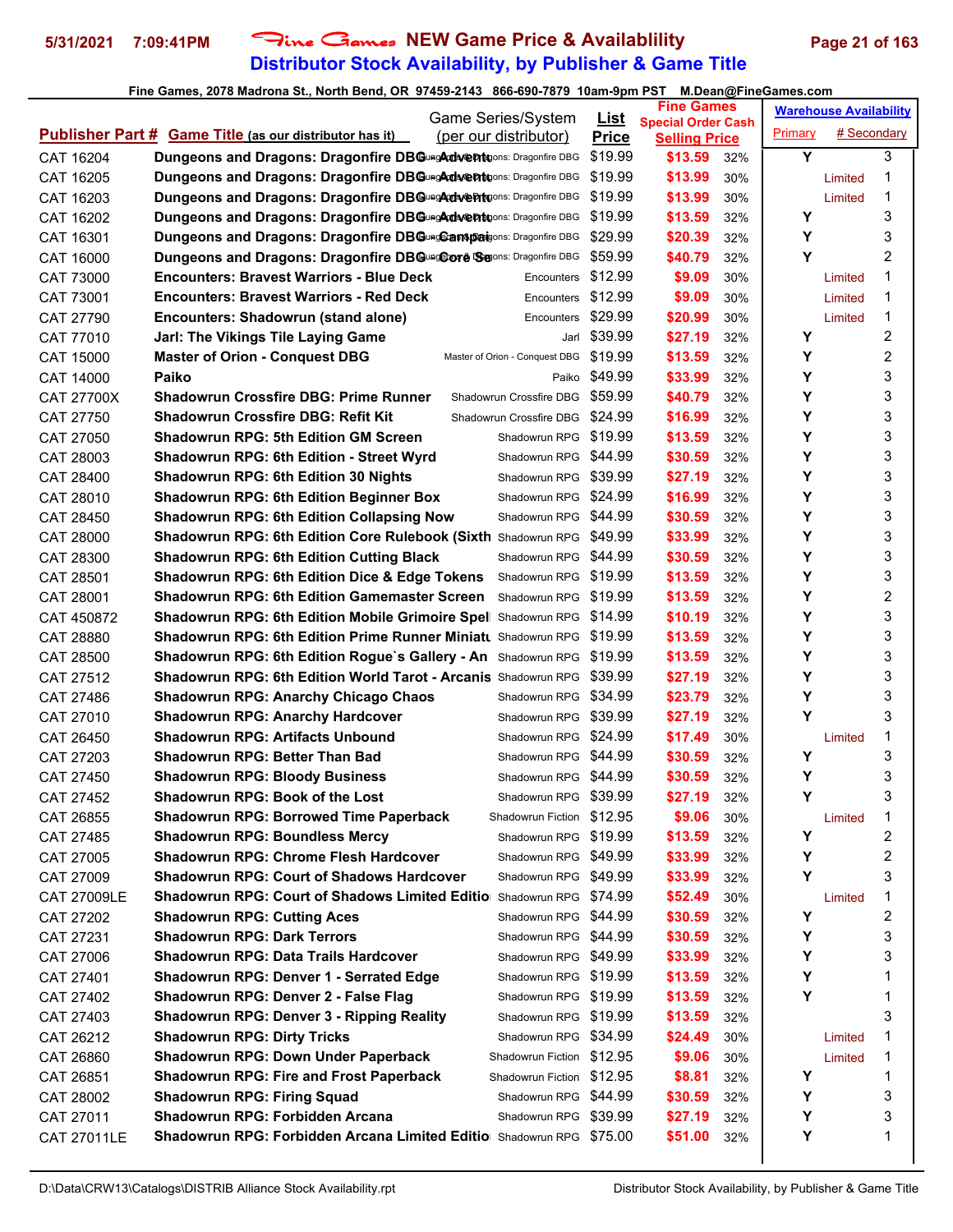# Fine Games NEW Game Price & Availablility

## Distributor Stock Availability, by Publisher & Game Title

Fine Games, 2078 Madrona St., North Bend, OR 97459-2143 866-690-7879 10am-9pm PST M.Dean@FineGames.com

| Publisher Part # | Game Title (as our distributor has it) | Game Series/System (per our distributor) | List Price | Fine Games Special Order Cash Selling Price | | Warehouse Availability Primary | # Secondary |
|---|---|---|---|---|---|---|---|
| CAT 16204 | Dungeons and Dragons: Dragonfire DBG - Advent | Dungeons & Dragons: Dragonfire DBG | $19.99 | $13.59 | 32% | Y | 3 |
| CAT 16205 | Dungeons and Dragons: Dragonfire DBG - Advent | Dungeons & Dragons: Dragonfire DBG | $19.99 | $13.99 | 30% | Limited | 1 |
| CAT 16203 | Dungeons and Dragons: Dragonfire DBG - Advent | Dungeons & Dragons: Dragonfire DBG | $19.99 | $13.99 | 30% | Limited | 1 |
| CAT 16202 | Dungeons and Dragons: Dragonfire DBG - Advent | Dungeons & Dragons: Dragonfire DBG | $19.99 | $13.59 | 32% | Y | 3 |
| CAT 16301 | Dungeons and Dragons: Dragonfire DBG - Campai | Dungeons & Dragons: Dragonfire DBG | $29.99 | $20.39 | 32% | Y | 3 |
| CAT 16000 | Dungeons and Dragons: Dragonfire DBG - Core Se | Dungeons & Dragons: Dragonfire DBG | $59.99 | $40.79 | 32% | Y | 2 |
| CAT 73000 | Encounters: Bravest Warriors - Blue Deck | Encounters | $12.99 | $9.09 | 30% | Limited | 1 |
| CAT 73001 | Encounters: Bravest Warriors - Red Deck | Encounters | $12.99 | $9.09 | 30% | Limited | 1 |
| CAT 27790 | Encounters: Shadowrun (stand alone) | Encounters | $29.99 | $20.99 | 30% | Limited | 1 |
| CAT 77010 | Jarl: The Vikings Tile Laying Game | Jarl | $39.99 | $27.19 | 32% | Y | 2 |
| CAT 15000 | Master of Orion - Conquest DBG | Master of Orion - Conquest DBG | $19.99 | $13.59 | 32% | Y | 2 |
| CAT 14000 | Paiko | Paiko | $49.99 | $33.99 | 32% | Y | 3 |
| CAT 27700X | Shadowrun Crossfire DBG: Prime Runner | Shadowrun Crossfire DBG | $59.99 | $40.79 | 32% | Y | 3 |
| CAT 27750 | Shadowrun Crossfire DBG: Refit Kit | Shadowrun Crossfire DBG | $24.99 | $16.99 | 32% | Y | 3 |
| CAT 27050 | Shadowrun RPG: 5th Edition GM Screen | Shadowrun RPG | $19.99 | $13.59 | 32% | Y | 3 |
| CAT 28003 | Shadowrun RPG: 6th Edition - Street Wyrd | Shadowrun RPG | $44.99 | $30.59 | 32% | Y | 3 |
| CAT 28400 | Shadowrun RPG: 6th Edition 30 Nights | Shadowrun RPG | $39.99 | $27.19 | 32% | Y | 3 |
| CAT 28010 | Shadowrun RPG: 6th Edition Beginner Box | Shadowrun RPG | $24.99 | $16.99 | 32% | Y | 3 |
| CAT 28450 | Shadowrun RPG: 6th Edition Collapsing Now | Shadowrun RPG | $44.99 | $30.59 | 32% | Y | 3 |
| CAT 28000 | Shadowrun RPG: 6th Edition Core Rulebook (Sixth | Shadowrun RPG | $49.99 | $33.99 | 32% | Y | 3 |
| CAT 28300 | Shadowrun RPG: 6th Edition Cutting Black | Shadowrun RPG | $44.99 | $30.59 | 32% | Y | 3 |
| CAT 28501 | Shadowrun RPG: 6th Edition Dice & Edge Tokens | Shadowrun RPG | $19.99 | $13.59 | 32% | Y | 3 |
| CAT 28001 | Shadowrun RPG: 6th Edition Gamemaster Screen | Shadowrun RPG | $19.99 | $13.59 | 32% | Y | 2 |
| CAT 450872 | Shadowrun RPG: 6th Edition Mobile Grimoire Spel | Shadowrun RPG | $14.99 | $10.19 | 32% | Y | 3 |
| CAT 28880 | Shadowrun RPG: 6th Edition Prime Runner Miniatu | Shadowrun RPG | $19.99 | $13.59 | 32% | Y | 3 |
| CAT 28500 | Shadowrun RPG: 6th Edition Rogue`s Gallery - An | Shadowrun RPG | $19.99 | $13.59 | 32% | Y | 3 |
| CAT 27512 | Shadowrun RPG: 6th Edition World Tarot - Arcanis | Shadowrun RPG | $39.99 | $27.19 | 32% | Y | 3 |
| CAT 27486 | Shadowrun RPG: Anarchy Chicago Chaos | Shadowrun RPG | $34.99 | $23.79 | 32% | Y | 3 |
| CAT 27010 | Shadowrun RPG: Anarchy Hardcover | Shadowrun RPG | $39.99 | $27.19 | 32% | Y | 3 |
| CAT 26450 | Shadowrun RPG: Artifacts Unbound | Shadowrun RPG | $24.99 | $17.49 | 30% | Limited | 1 |
| CAT 27203 | Shadowrun RPG: Better Than Bad | Shadowrun RPG | $44.99 | $30.59 | 32% | Y | 3 |
| CAT 27450 | Shadowrun RPG: Bloody Business | Shadowrun RPG | $44.99 | $30.59 | 32% | Y | 3 |
| CAT 27452 | Shadowrun RPG: Book of the Lost | Shadowrun RPG | $39.99 | $27.19 | 32% | Y | 3 |
| CAT 26855 | Shadowrun RPG: Borrowed Time Paperback | Shadowrun Fiction | $12.95 | $9.06 | 30% | Limited | 1 |
| CAT 27485 | Shadowrun RPG: Boundless Mercy | Shadowrun RPG | $19.99 | $13.59 | 32% | Y | 2 |
| CAT 27005 | Shadowrun RPG: Chrome Flesh Hardcover | Shadowrun RPG | $49.99 | $33.99 | 32% | Y | 2 |
| CAT 27009 | Shadowrun RPG: Court of Shadows Hardcover | Shadowrun RPG | $49.99 | $33.99 | 32% | Y | 3 |
| CAT 27009LE | Shadowrun RPG: Court of Shadows Limited Editio | Shadowrun RPG | $74.99 | $52.49 | 30% | Limited | 1 |
| CAT 27202 | Shadowrun RPG: Cutting Aces | Shadowrun RPG | $44.99 | $30.59 | 32% | Y | 2 |
| CAT 27231 | Shadowrun RPG: Dark Terrors | Shadowrun RPG | $44.99 | $30.59 | 32% | Y | 3 |
| CAT 27006 | Shadowrun RPG: Data Trails Hardcover | Shadowrun RPG | $49.99 | $33.99 | 32% | Y | 3 |
| CAT 27401 | Shadowrun RPG: Denver 1 - Serrated Edge | Shadowrun RPG | $19.99 | $13.59 | 32% | Y | 1 |
| CAT 27402 | Shadowrun RPG: Denver 2 - False Flag | Shadowrun RPG | $19.99 | $13.59 | 32% | Y | 1 |
| CAT 27403 | Shadowrun RPG: Denver 3 - Ripping Reality | Shadowrun RPG | $19.99 | $13.59 | 32% | | 3 |
| CAT 26212 | Shadowrun RPG: Dirty Tricks | Shadowrun RPG | $34.99 | $24.49 | 30% | Limited | 1 |
| CAT 26860 | Shadowrun RPG: Down Under Paperback | Shadowrun Fiction | $12.95 | $9.06 | 30% | Limited | 1 |
| CAT 26851 | Shadowrun RPG: Fire and Frost Paperback | Shadowrun Fiction | $12.95 | $8.81 | 32% | Y | 1 |
| CAT 28002 | Shadowrun RPG: Firing Squad | Shadowrun RPG | $44.99 | $30.59 | 32% | Y | 3 |
| CAT 27011 | Shadowrun RPG: Forbidden Arcana | Shadowrun RPG | $39.99 | $27.19 | 32% | Y | 3 |
| CAT 27011LE | Shadowrun RPG: Forbidden Arcana Limited Editio | Shadowrun RPG | $75.00 | $51.00 | 32% | Y | 1 |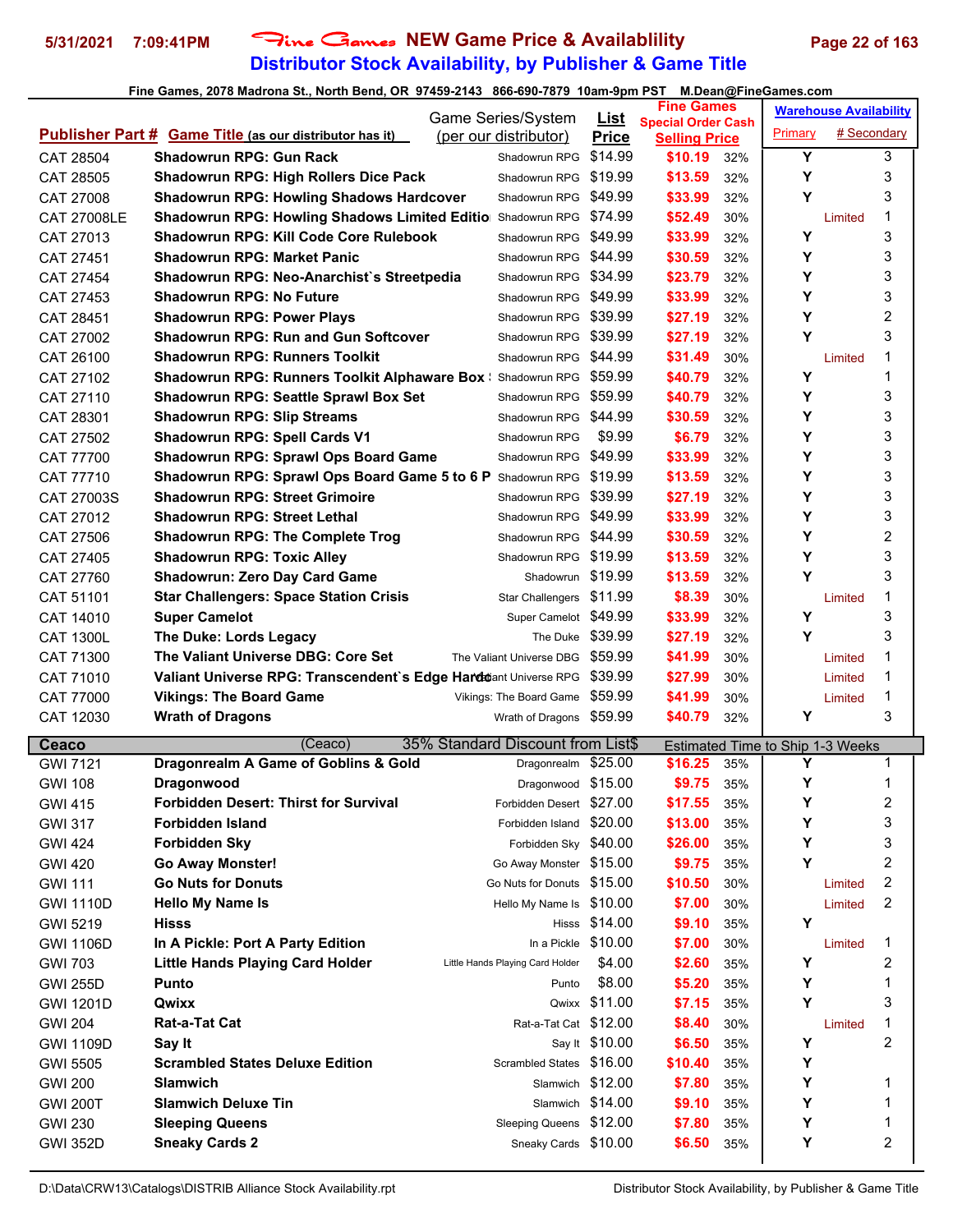# Fine Games NEW Game Price & Availablility

## Distributor Stock Availability, by Publisher & Game Title

Fine Games, 2078 Madrona St., North Bend, OR 97459-2143 866-690-7879 10am-9pm PST M.Dean@FineGames.com

| Publisher Part # | Game Title (as our distributor has it) | Game Series/System (per our distributor) | List Price | Fine Games Special Order Cash Selling Price | | Warehouse Availability Primary | # Secondary |
|---|---|---|---|---|---|---|---|
| CAT 28504 | Shadowrun RPG: Gun Rack | Shadowrun RPG | $14.99 | $10.19 | 32% | Y | 3 |
| CAT 28505 | Shadowrun RPG: High Rollers Dice Pack | Shadowrun RPG | $19.99 | $13.59 | 32% | Y | 3 |
| CAT 27008 | Shadowrun RPG: Howling Shadows Hardcover | Shadowrun RPG | $49.99 | $33.99 | 32% | Y | 3 |
| CAT 27008LE | Shadowrun RPG: Howling Shadows Limited Editio | Shadowrun RPG | $74.99 | $52.49 | 30% | Limited | 1 |
| CAT 27013 | Shadowrun RPG: Kill Code Core Rulebook | Shadowrun RPG | $49.99 | $33.99 | 32% | Y | 3 |
| CAT 27451 | Shadowrun RPG: Market Panic | Shadowrun RPG | $44.99 | $30.59 | 32% | Y | 3 |
| CAT 27454 | Shadowrun RPG: Neo-Anarchist`s Streetpedia | Shadowrun RPG | $34.99 | $23.79 | 32% | Y | 3 |
| CAT 27453 | Shadowrun RPG: No Future | Shadowrun RPG | $49.99 | $33.99 | 32% | Y | 3 |
| CAT 28451 | Shadowrun RPG: Power Plays | Shadowrun RPG | $39.99 | $27.19 | 32% | Y | 2 |
| CAT 27002 | Shadowrun RPG: Run and Gun Softcover | Shadowrun RPG | $39.99 | $27.19 | 32% | Y | 3 |
| CAT 26100 | Shadowrun RPG: Runners Toolkit | Shadowrun RPG | $44.99 | $31.49 | 30% | Limited | 1 |
| CAT 27102 | Shadowrun RPG: Runners Toolkit Alphaware Box | Shadowrun RPG | $59.99 | $40.79 | 32% | Y | 1 |
| CAT 27110 | Shadowrun RPG: Seattle Sprawl Box Set | Shadowrun RPG | $59.99 | $40.79 | 32% | Y | 3 |
| CAT 28301 | Shadowrun RPG: Slip Streams | Shadowrun RPG | $44.99 | $30.59 | 32% | Y | 3 |
| CAT 27502 | Shadowrun RPG: Spell Cards V1 | Shadowrun RPG | $9.99 | $6.79 | 32% | Y | 3 |
| CAT 77700 | Shadowrun RPG: Sprawl Ops Board Game | Shadowrun RPG | $49.99 | $33.99 | 32% | Y | 3 |
| CAT 77710 | Shadowrun RPG: Sprawl Ops Board Game 5 to 6 P | Shadowrun RPG | $19.99 | $13.59 | 32% | Y | 3 |
| CAT 27003S | Shadowrun RPG: Street Grimoire | Shadowrun RPG | $39.99 | $27.19 | 32% | Y | 3 |
| CAT 27012 | Shadowrun RPG: Street Lethal | Shadowrun RPG | $49.99 | $33.99 | 32% | Y | 3 |
| CAT 27506 | Shadowrun RPG: The Complete Trog | Shadowrun RPG | $44.99 | $30.59 | 32% | Y | 2 |
| CAT 27405 | Shadowrun RPG: Toxic Alley | Shadowrun RPG | $19.99 | $13.59 | 32% | Y | 3 |
| CAT 27760 | Shadowrun: Zero Day Card Game | Shadowrun | $19.99 | $13.59 | 32% | Y | 3 |
| CAT 51101 | Star Challengers: Space Station Crisis | Star Challengers | $11.99 | $8.39 | 30% | Limited | 1 |
| CAT 14010 | Super Camelot | Super Camelot | $49.99 | $33.99 | 32% | Y | 3 |
| CAT 1300L | The Duke: Lords Legacy | The Duke | $39.99 | $27.19 | 32% | Y | 3 |
| CAT 71300 | The Valiant Universe DBG: Core Set | The Valiant Universe DBG | $59.99 | $41.99 | 30% | Limited | 1 |
| CAT 71010 | Valiant Universe RPG: Transcendent`s Edge Hardc | Valiant Universe RPG | $39.99 | $27.99 | 30% | Limited | 1 |
| CAT 77000 | Vikings: The Board Game | Vikings: The Board Game | $59.99 | $41.99 | 30% | Limited | 1 |
| CAT 12030 | Wrath of Dragons | Wrath of Dragons | $59.99 | $40.79 | 32% | Y | 3 |
| **Ceaco** | (Ceaco) | 35% Standard Discount from List$ | | Estimated Time to Ship 1-3 Weeks | | | |
| GWI 7121 | Dragonrealm A Game of Goblins & Gold | Dragonrealm | $25.00 | $16.25 | 35% | Y | 1 |
| GWI 108 | Dragonwood | Dragonwood | $15.00 | $9.75 | 35% | Y | 1 |
| GWI 415 | Forbidden Desert: Thirst for Survival | Forbidden Desert | $27.00 | $17.55 | 35% | Y | 2 |
| GWI 317 | Forbidden Island | Forbidden Island | $20.00 | $13.00 | 35% | Y | 3 |
| GWI 424 | Forbidden Sky | Forbidden Sky | $40.00 | $26.00 | 35% | Y | 3 |
| GWI 420 | Go Away Monster! | Go Away Monster | $15.00 | $9.75 | 35% | Y | 2 |
| GWI 111 | Go Nuts for Donuts | Go Nuts for Donuts | $15.00 | $10.50 | 30% | Limited | 2 |
| GWI 1110D | Hello My Name Is | Hello My Name Is | $10.00 | $7.00 | 30% | Limited | 2 |
| GWI 5219 | Hisss | Hisss | $14.00 | $9.10 | 35% | Y | |
| GWI 1106D | In A Pickle: Port A Party Edition | In a Pickle | $10.00 | $7.00 | 30% | Limited | 1 |
| GWI 703 | Little Hands Playing Card Holder | Little Hands Playing Card Holder | $4.00 | $2.60 | 35% | Y | 2 |
| GWI 255D | Punto | Punto | $8.00 | $5.20 | 35% | Y | 1 |
| GWI 1201D | Qwixx | Qwixx | $11.00 | $7.15 | 35% | Y | 3 |
| GWI 204 | Rat-a-Tat Cat | Rat-a-Tat Cat | $12.00 | $8.40 | 30% | Limited | 1 |
| GWI 1109D | Say It | Say It | $10.00 | $6.50 | 35% | Y | 2 |
| GWI 5505 | Scrambled States Deluxe Edition | Scrambled States | $16.00 | $10.40 | 35% | Y | |
| GWI 200 | Slamwich | Slamwich | $12.00 | $7.80 | 35% | Y | 1 |
| GWI 200T | Slamwich Deluxe Tin | Slamwich | $14.00 | $9.10 | 35% | Y | 1 |
| GWI 230 | Sleeping Queens | Sleeping Queens | $12.00 | $7.80 | 35% | Y | 1 |
| GWI 352D | Sneaky Cards 2 | Sneaky Cards | $10.00 | $6.50 | 35% | Y | 2 |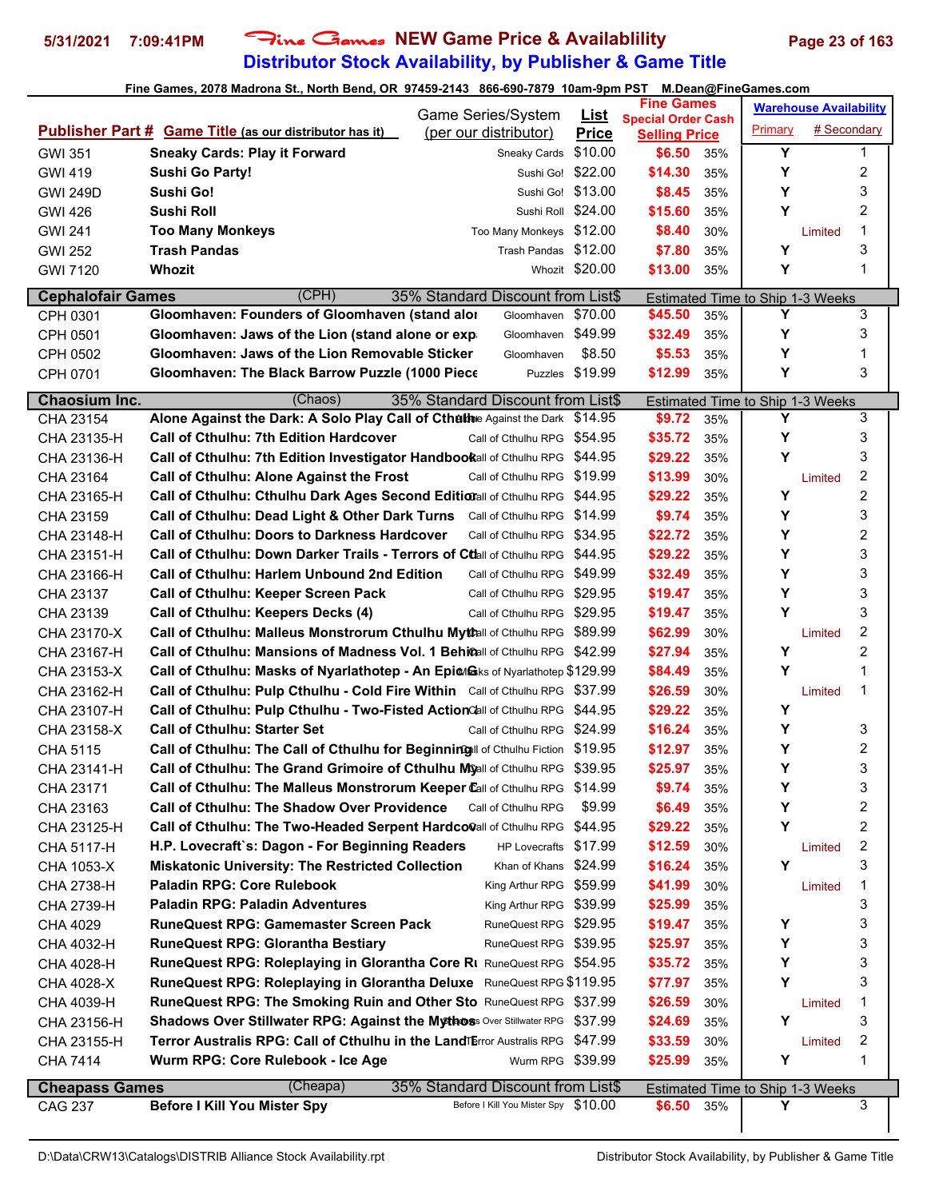# Fine Games NEW Game Price & Availablility

## Distributor Stock Availability, by Publisher & Game Title

Fine Games, 2078 Madrona St., North Bend, OR 97459-2143 866-690-7879 10am-9pm PST M.Dean@FineGames.com

| Publisher Part # | Game Title (as our distributor has it) | Game Series/System (per our distributor) | List Price | Fine Games Special Order Cash Selling Price | | Warehouse Availability Primary | # Secondary |
|---|---|---|---|---|---|---|---|
| GWI 351 | Sneaky Cards: Play it Forward | Sneaky Cards | $10.00 | $6.50 | 35% | Y | 1 |
| GWI 419 | Sushi Go Party! | Sushi Go! | $22.00 | $14.30 | 35% | Y | 2 |
| GWI 249D | Sushi Go! | Sushi Go! | $13.00 | $8.45 | 35% | Y | 3 |
| GWI 426 | Sushi Roll | Sushi Roll | $24.00 | $15.60 | 35% | Y | 2 |
| GWI 241 | Too Many Monkeys | Too Many Monkeys | $12.00 | $8.40 | 30% | Limited | 1 |
| GWI 252 | Trash Pandas | Trash Pandas | $12.00 | $7.80 | 35% | Y | 3 |
| GWI 7120 | Whozit | Whozit | $20.00 | $13.00 | 35% | Y | 1 |
| **Cephalofair Games** | (CPH) | 35% Standard Discount from List$ | | Estimated Time to Ship 1-3 Weeks | | | |
| CPH 0301 | Gloomhaven: Founders of Gloomhaven (stand alo | Gloomhaven | $70.00 | $45.50 | 35% | Y | 3 |
| CPH 0501 | Gloomhaven: Jaws of the Lion (stand alone or exp | Gloomhaven | $49.99 | $32.49 | 35% | Y | 3 |
| CPH 0502 | Gloomhaven: Jaws of the Lion Removable Sticker | Gloomhaven | $8.50 | $5.53 | 35% | Y | 1 |
| CPH 0701 | Gloomhaven: The Black Barrow Puzzle (1000 Piece | Puzzles | $19.99 | $12.99 | 35% | Y | 3 |
| **Chaosium Inc.** | (Chaos) | 35% Standard Discount from List$ | | Estimated Time to Ship 1-3 Weeks | | | |
| CHA 23154 | Alone Against the Dark: A Solo Play Call of Cthulhu | Alone Against the Dark | $14.95 | $9.72 | 35% | Y | 3 |
| CHA 23135-H | Call of Cthulhu: 7th Edition Hardcover | Call of Cthulhu RPG | $54.95 | $35.72 | 35% | Y | 3 |
| CHA 23136-H | Call of Cthulhu: 7th Edition Investigator Handbook | Call of Cthulhu RPG | $44.95 | $29.22 | 35% | Y | 3 |
| CHA 23164 | Call of Cthulhu: Alone Against the Frost | Call of Cthulhu RPG | $19.99 | $13.99 | 30% | Limited | 2 |
| CHA 23165-H | Call of Cthulhu: Cthulhu Dark Ages Second Edition | Call of Cthulhu RPG | $44.95 | $29.22 | 35% | Y | 2 |
| CHA 23159 | Call of Cthulhu: Dead Light & Other Dark Turns | Call of Cthulhu RPG | $14.99 | $9.74 | 35% | Y | 3 |
| CHA 23148-H | Call of Cthulhu: Doors to Darkness Hardcover | Call of Cthulhu RPG | $34.95 | $22.72 | 35% | Y | 2 |
| CHA 23151-H | Call of Cthulhu: Down Darker Trails - Terrors of Ct | Call of Cthulhu RPG | $44.95 | $29.22 | 35% | Y | 3 |
| CHA 23166-H | Call of Cthulhu: Harlem Unbound 2nd Edition | Call of Cthulhu RPG | $49.99 | $32.49 | 35% | Y | 3 |
| CHA 23137 | Call of Cthulhu: Keeper Screen Pack | Call of Cthulhu RPG | $29.95 | $19.47 | 35% | Y | 3 |
| CHA 23139 | Call of Cthulhu: Keepers Decks (4) | Call of Cthulhu RPG | $29.95 | $19.47 | 35% | Y | 3 |
| CHA 23170-X | Call of Cthulhu: Malleus Monstrorum Cthulhu Myth | Call of Cthulhu RPG | $89.99 | $62.99 | 30% | Limited | 2 |
| CHA 23167-H | Call of Cthulhu: Mansions of Madness Vol. 1 Behi | Call of Cthulhu RPG | $42.99 | $27.94 | 35% | Y | 2 |
| CHA 23153-X | Call of Cthulhu: Masks of Nyarlathotep - An Epic | Masks of Nyarlathotep | $129.99 | $84.49 | 35% | Y | 1 |
| CHA 23162-H | Call of Cthulhu: Pulp Cthulhu - Cold Fire Within | Call of Cthulhu RPG | $37.99 | $26.59 | 30% | Limited | 1 |
| CHA 23107-H | Call of Cthulhu: Pulp Cthulhu - Two-Fisted Action | Call of Cthulhu RPG | $44.95 | $29.22 | 35% | Y | |
| CHA 23158-X | Call of Cthulhu: Starter Set | Call of Cthulhu RPG | $24.99 | $16.24 | 35% | Y | 3 |
| CHA 5115 | Call of Cthulhu: The Call of Cthulhu for Beginning | Call of Cthulhu Fiction | $19.95 | $12.97 | 35% | Y | 2 |
| CHA 23141-H | Call of Cthulhu: The Grand Grimoire of Cthulhu My | Call of Cthulhu RPG | $39.95 | $25.97 | 35% | Y | 3 |
| CHA 23171 | Call of Cthulhu: The Malleus Monstrorum Keeper | Call of Cthulhu RPG | $14.99 | $9.74 | 35% | Y | 3 |
| CHA 23163 | Call of Cthulhu: The Shadow Over Providence | Call of Cthulhu RPG | $9.99 | $6.49 | 35% | Y | 2 |
| CHA 23125-H | Call of Cthulhu: The Two-Headed Serpent Hardco | Call of Cthulhu RPG | $44.95 | $29.22 | 35% | Y | 2 |
| CHA 5117-H | H.P. Lovecraft`s: Dagon - For Beginning Readers | HP Lovecrafts | $17.99 | $12.59 | 30% | Limited | 2 |
| CHA 1053-X | Miskatonic University: The Restricted Collection | Khan of Khans | $24.99 | $16.24 | 35% | Y | 3 |
| CHA 2738-H | Paladin RPG: Core Rulebook | King Arthur RPG | $59.99 | $41.99 | 30% | Limited | 1 |
| CHA 2739-H | Paladin RPG: Paladin Adventures | King Arthur RPG | $39.99 | $25.99 | 35% | | 3 |
| CHA 4029 | RuneQuest RPG: Gamemaster Screen Pack | RuneQuest RPG | $29.95 | $19.47 | 35% | Y | 3 |
| CHA 4032-H | RuneQuest RPG: Glorantha Bestiary | RuneQuest RPG | $39.95 | $25.97 | 35% | Y | 3 |
| CHA 4028-H | RuneQuest RPG: Roleplaying in Glorantha Core Ru | RuneQuest RPG | $54.95 | $35.72 | 35% | Y | 3 |
| CHA 4028-X | RuneQuest RPG: Roleplaying in Glorantha Deluxe | RuneQuest RPG | $119.95 | $77.97 | 35% | Y | 3 |
| CHA 4039-H | RuneQuest RPG: The Smoking Ruin and Other Sto | RuneQuest RPG | $37.99 | $26.59 | 30% | Limited | 1 |
| CHA 23156-H | Shadows Over Stillwater RPG: Against the Mythos | Shadows Over Stillwater RPG | $37.99 | $24.69 | 35% | Y | 3 |
| CHA 23155-H | Terror Australis RPG: Call of Cthulhu in the Land | Terror Australis RPG | $47.99 | $33.59 | 30% | Limited | 2 |
| CHA 7414 | Wurm RPG: Core Rulebook - Ice Age | Wurm RPG | $39.99 | $25.99 | 35% | Y | 1 |
| **Cheapass Games** | (Cheapa) | 35% Standard Discount from List$ | | Estimated Time to Ship 1-3 Weeks | | | |
| CAG 237 | Before I Kill You Mister Spy | Before I Kill You Mister Spy | $10.00 | $6.50 | 35% | Y | 3 |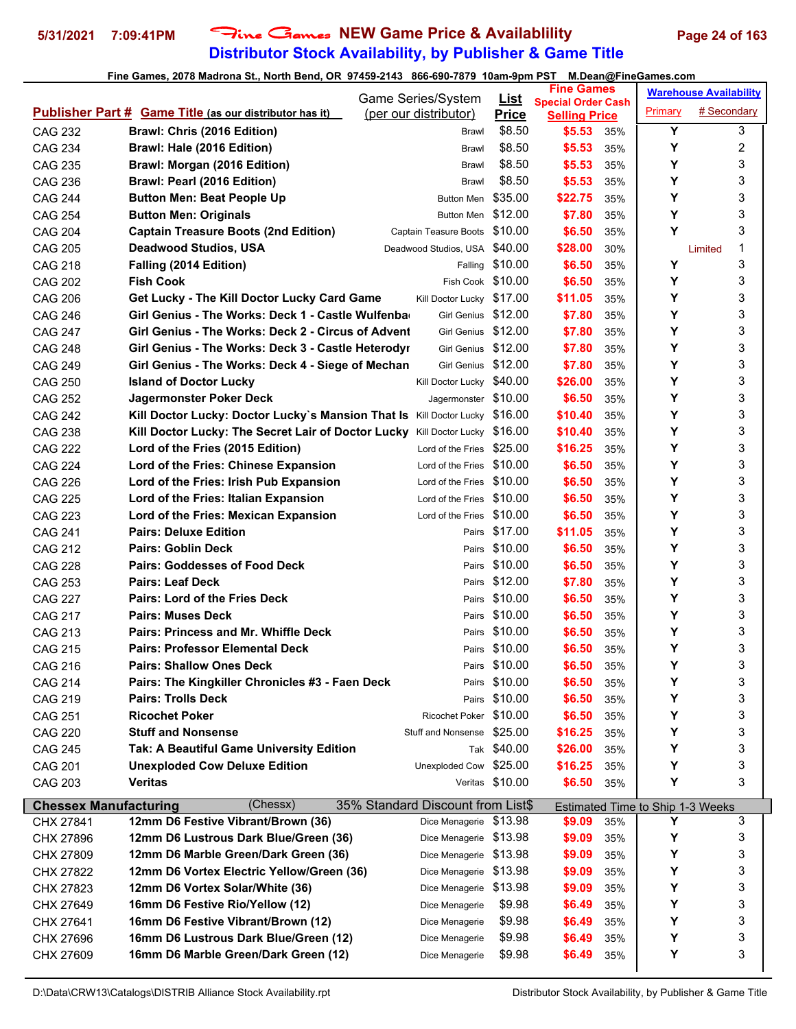# Distributor Stock Availability, by Publisher & Game Title

Fine Games, 2078 Madrona St., North Bend, OR 97459-2143 866-690-7879 10am-9pm PST M.Dean@FineGames.com

| Publisher Part # | Game Title (as our distributor has it) | Game Series/System (per our distributor) | List Price | Fine Games Special Order Cash Selling Price | | Warehouse Availability Primary | # Secondary |
|---|---|---|---|---|---|---|---|
| CAG 232 | **Brawl: Chris (2016 Edition)** | Brawl | $8.50 | $5.53 | 35% | Y | 3 |
| CAG 234 | **Brawl: Hale (2016 Edition)** | Brawl | $8.50 | $5.53 | 35% | Y | 2 |
| CAG 235 | **Brawl: Morgan (2016 Edition)** | Brawl | $8.50 | $5.53 | 35% | Y | 3 |
| CAG 236 | **Brawl: Pearl (2016 Edition)** | Brawl | $8.50 | $5.53 | 35% | Y | 3 |
| CAG 244 | **Button Men: Beat People Up** | Button Men | $35.00 | $22.75 | 35% | Y | 3 |
| CAG 254 | **Button Men: Originals** | Button Men | $12.00 | $7.80 | 35% | Y | 3 |
| CAG 204 | **Captain Treasure Boots (2nd Edition)** | Captain Treasure Boots | $10.00 | $6.50 | 35% | Y | 3 |
| CAG 205 | **Deadwood Studios, USA** | Deadwood Studios, USA | $40.00 | $28.00 | 30% | Limited | 1 |
| CAG 218 | **Falling (2014 Edition)** | Falling | $10.00 | $6.50 | 35% | Y | 3 |
| CAG 202 | **Fish Cook** | Fish Cook | $10.00 | $6.50 | 35% | Y | 3 |
| CAG 206 | **Get Lucky - The Kill Doctor Lucky Card Game** | Kill Doctor Lucky | $17.00 | $11.05 | 35% | Y | 3 |
| CAG 246 | **Girl Genius - The Works: Deck 1 - Castle Wulfenba** | Girl Genius | $12.00 | $7.80 | 35% | Y | 3 |
| CAG 247 | **Girl Genius - The Works: Deck 2 - Circus of Advent** | Girl Genius | $12.00 | $7.80 | 35% | Y | 3 |
| CAG 248 | **Girl Genius - The Works: Deck 3 - Castle Heterodyr** | Girl Genius | $12.00 | $7.80 | 35% | Y | 3 |
| CAG 249 | **Girl Genius - The Works: Deck 4 - Siege of Mechan** | Girl Genius | $12.00 | $7.80 | 35% | Y | 3 |
| CAG 250 | **Island of Doctor Lucky** | Kill Doctor Lucky | $40.00 | $26.00 | 35% | Y | 3 |
| CAG 252 | **Jagermonster Poker Deck** | Jagermonster | $10.00 | $6.50 | 35% | Y | 3 |
| CAG 242 | **Kill Doctor Lucky: Doctor Lucky`s Mansion That Is** | Kill Doctor Lucky | $16.00 | $10.40 | 35% | Y | 3 |
| CAG 238 | **Kill Doctor Lucky: The Secret Lair of Doctor Lucky** | Kill Doctor Lucky | $16.00 | $10.40 | 35% | Y | 3 |
| CAG 222 | **Lord of the Fries (2015 Edition)** | Lord of the Fries | $25.00 | $16.25 | 35% | Y | 3 |
| CAG 224 | **Lord of the Fries: Chinese Expansion** | Lord of the Fries | $10.00 | $6.50 | 35% | Y | 3 |
| CAG 226 | **Lord of the Fries: Irish Pub Expansion** | Lord of the Fries | $10.00 | $6.50 | 35% | Y | 3 |
| CAG 225 | **Lord of the Fries: Italian Expansion** | Lord of the Fries | $10.00 | $6.50 | 35% | Y | 3 |
| CAG 223 | **Lord of the Fries: Mexican Expansion** | Lord of the Fries | $10.00 | $6.50 | 35% | Y | 3 |
| CAG 241 | **Pairs: Deluxe Edition** | Pairs | $17.00 | $11.05 | 35% | Y | 3 |
| CAG 212 | **Pairs: Goblin Deck** | Pairs | $10.00 | $6.50 | 35% | Y | 3 |
| CAG 228 | **Pairs: Goddesses of Food Deck** | Pairs | $10.00 | $6.50 | 35% | Y | 3 |
| CAG 253 | **Pairs: Leaf Deck** | Pairs | $12.00 | $7.80 | 35% | Y | 3 |
| CAG 227 | **Pairs: Lord of the Fries Deck** | Pairs | $10.00 | $6.50 | 35% | Y | 3 |
| CAG 217 | **Pairs: Muses Deck** | Pairs | $10.00 | $6.50 | 35% | Y | 3 |
| CAG 213 | **Pairs: Princess and Mr. Whiffle Deck** | Pairs | $10.00 | $6.50 | 35% | Y | 3 |
| CAG 215 | **Pairs: Professor Elemental Deck** | Pairs | $10.00 | $6.50 | 35% | Y | 3 |
| CAG 216 | **Pairs: Shallow Ones Deck** | Pairs | $10.00 | $6.50 | 35% | Y | 3 |
| CAG 214 | **Pairs: The Kingkiller Chronicles #3 - Faen Deck** | Pairs | $10.00 | $6.50 | 35% | Y | 3 |
| CAG 219 | **Pairs: Trolls Deck** | Pairs | $10.00 | $6.50 | 35% | Y | 3 |
| CAG 251 | **Ricochet Poker** | Ricochet Poker | $10.00 | $6.50 | 35% | Y | 3 |
| CAG 220 | **Stuff and Nonsense** | Stuff and Nonsense | $25.00 | $16.25 | 35% | Y | 3 |
| CAG 245 | **Tak: A Beautiful Game University Edition** | Tak | $40.00 | $26.00 | 35% | Y | 3 |
| CAG 201 | **Unexploded Cow Deluxe Edition** | Unexploded Cow | $25.00 | $16.25 | 35% | Y | 3 |
| CAG 203 | **Veritas** | Veritas | $10.00 | $6.50 | 35% | Y | 3 |
| **Chessex Manufacturing** | (Chessx) | 35% Standard Discount from List$ | | Estimated Time to Ship 1-3 Weeks | | | |
| CHX 27841 | **12mm D6 Festive Vibrant/Brown (36)** | Dice Menagerie | $13.98 | $9.09 | 35% | Y | 3 |
| CHX 27896 | **12mm D6 Lustrous Dark Blue/Green (36)** | Dice Menagerie | $13.98 | $9.09 | 35% | Y | 3 |
| CHX 27809 | **12mm D6 Marble Green/Dark Green (36)** | Dice Menagerie | $13.98 | $9.09 | 35% | Y | 3 |
| CHX 27822 | **12mm D6 Vortex Electric Yellow/Green (36)** | Dice Menagerie | $13.98 | $9.09 | 35% | Y | 3 |
| CHX 27823 | **12mm D6 Vortex Solar/White (36)** | Dice Menagerie | $13.98 | $9.09 | 35% | Y | 3 |
| CHX 27649 | **16mm D6 Festive Rio/Yellow (12)** | Dice Menagerie | $9.98 | $6.49 | 35% | Y | 3 |
| CHX 27641 | **16mm D6 Festive Vibrant/Brown (12)** | Dice Menagerie | $9.98 | $6.49 | 35% | Y | 3 |
| CHX 27696 | **16mm D6 Lustrous Dark Blue/Green (12)** | Dice Menagerie | $9.98 | $6.49 | 35% | Y | 3 |
| CHX 27609 | **16mm D6 Marble Green/Dark Green (12)** | Dice Menagerie | $9.98 | $6.49 | 35% | Y | 3 |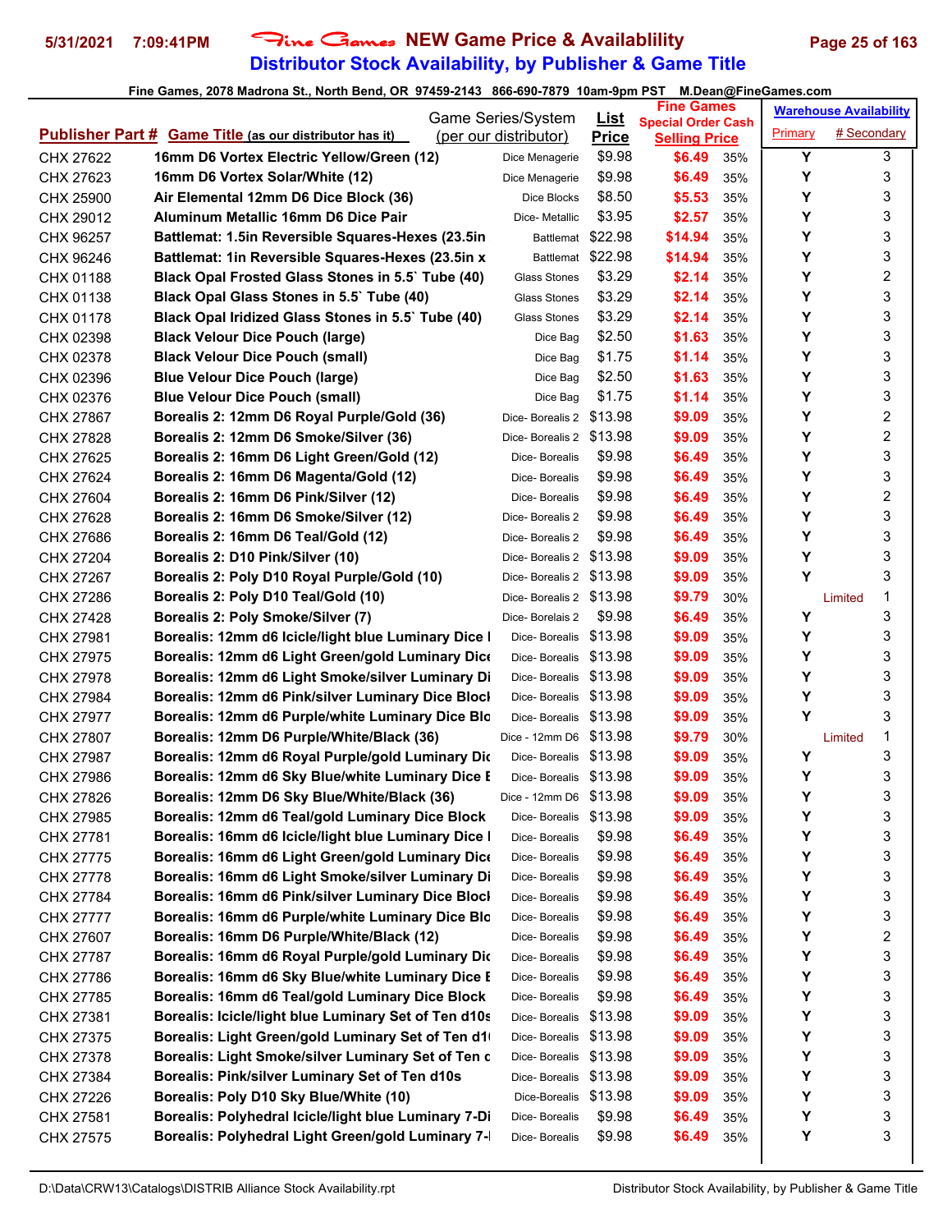# NEW Game Price & Availablility

## Distributor Stock Availability, by Publisher & Game Title

Fine Games, 2078 Madrona St., North Bend, OR 97459-2143 866-690-7879 10am-9pm PST M.Dean@FineGames.com

| Publisher Part # | Game Title (as our distributor has it) | Game Series/System (per our distributor) | List Price | Fine Games Special Order Cash Selling Price | | Warehouse Availability Primary | # Secondary |
|---|---|---|---|---|---|---|---|
| CHX 27622 | 16mm D6 Vortex Electric Yellow/Green (12) | Dice Menagerie | $9.98 | $6.49 | 35% | Y | 3 |
| CHX 27623 | 16mm D6 Vortex Solar/White (12) | Dice Menagerie | $9.98 | $6.49 | 35% | Y | 3 |
| CHX 25900 | Air Elemental 12mm D6 Dice Block (36) | Dice Blocks | $8.50 | $5.53 | 35% | Y | 3 |
| CHX 29012 | Aluminum Metallic 16mm D6 Dice Pair | Dice- Metallic | $3.95 | $2.57 | 35% | Y | 3 |
| CHX 96257 | Battlemat: 1.5in Reversible Squares-Hexes (23.5in | Battlemat | $22.98 | $14.94 | 35% | Y | 3 |
| CHX 96246 | Battlemat: 1in Reversible Squares-Hexes (23.5in x | Battlemat | $22.98 | $14.94 | 35% | Y | 3 |
| CHX 01188 | Black Opal Frosted Glass Stones in 5.5` Tube (40) | Glass Stones | $3.29 | $2.14 | 35% | Y | 2 |
| CHX 01138 | Black Opal Glass Stones in 5.5` Tube (40) | Glass Stones | $3.29 | $2.14 | 35% | Y | 3 |
| CHX 01178 | Black Opal Iridized Glass Stones in 5.5` Tube (40) | Glass Stones | $3.29 | $2.14 | 35% | Y | 3 |
| CHX 02398 | Black Velour Dice Pouch (large) | Dice Bag | $2.50 | $1.63 | 35% | Y | 3 |
| CHX 02378 | Black Velour Dice Pouch (small) | Dice Bag | $1.75 | $1.14 | 35% | Y | 3 |
| CHX 02396 | Blue Velour Dice Pouch (large) | Dice Bag | $2.50 | $1.63 | 35% | Y | 3 |
| CHX 02376 | Blue Velour Dice Pouch (small) | Dice Bag | $1.75 | $1.14 | 35% | Y | 3 |
| CHX 27867 | Borealis 2: 12mm D6 Royal Purple/Gold (36) | Dice- Borealis 2 | $13.98 | $9.09 | 35% | Y | 2 |
| CHX 27828 | Borealis 2: 12mm D6 Smoke/Silver (36) | Dice- Borealis 2 | $13.98 | $9.09 | 35% | Y | 2 |
| CHX 27625 | Borealis 2: 16mm D6 Light Green/Gold (12) | Dice- Borealis | $9.98 | $6.49 | 35% | Y | 3 |
| CHX 27624 | Borealis 2: 16mm D6 Magenta/Gold (12) | Dice- Borealis | $9.98 | $6.49 | 35% | Y | 3 |
| CHX 27604 | Borealis 2: 16mm D6 Pink/Silver (12) | Dice- Borealis | $9.98 | $6.49 | 35% | Y | 2 |
| CHX 27628 | Borealis 2: 16mm D6 Smoke/Silver (12) | Dice- Borealis 2 | $9.98 | $6.49 | 35% | Y | 3 |
| CHX 27686 | Borealis 2: 16mm D6 Teal/Gold (12) | Dice- Borealis 2 | $9.98 | $6.49 | 35% | Y | 3 |
| CHX 27204 | Borealis 2: D10 Pink/Silver (10) | Dice- Borealis 2 | $13.98 | $9.09 | 35% | Y | 3 |
| CHX 27267 | Borealis 2: Poly D10 Royal Purple/Gold (10) | Dice- Borealis 2 | $13.98 | $9.09 | 35% | Y | 3 |
| CHX 27286 | Borealis 2: Poly D10 Teal/Gold (10) | Dice- Borealis 2 | $13.98 | $9.79 | 30% | Limited | 1 |
| CHX 27428 | Borealis 2: Poly Smoke/Silver (7) | Dice- Borelais 2 | $9.98 | $6.49 | 35% | Y | 3 |
| CHX 27981 | Borealis: 12mm d6 Icicle/light blue Luminary Dice I | Dice- Borealis | $13.98 | $9.09 | 35% | Y | 3 |
| CHX 27975 | Borealis: 12mm d6 Light Green/gold Luminary Dice | Dice- Borealis | $13.98 | $9.09 | 35% | Y | 3 |
| CHX 27978 | Borealis: 12mm d6 Light Smoke/silver Luminary Di | Dice- Borealis | $13.98 | $9.09 | 35% | Y | 3 |
| CHX 27984 | Borealis: 12mm d6 Pink/silver Luminary Dice Block | Dice- Borealis | $13.98 | $9.09 | 35% | Y | 3 |
| CHX 27977 | Borealis: 12mm d6 Purple/white Luminary Dice Blo | Dice- Borealis | $13.98 | $9.09 | 35% | Y | 3 |
| CHX 27807 | Borealis: 12mm D6 Purple/White/Black (36) | Dice - 12mm D6 | $13.98 | $9.79 | 30% | Limited | 1 |
| CHX 27987 | Borealis: 12mm d6 Royal Purple/gold Luminary Dic | Dice- Borealis | $13.98 | $9.09 | 35% | Y | 3 |
| CHX 27986 | Borealis: 12mm d6 Sky Blue/white Luminary Dice E | Dice- Borealis | $13.98 | $9.09 | 35% | Y | 3 |
| CHX 27826 | Borealis: 12mm D6 Sky Blue/White/Black (36) | Dice - 12mm D6 | $13.98 | $9.09 | 35% | Y | 3 |
| CHX 27985 | Borealis: 12mm d6 Teal/gold Luminary Dice Block | Dice- Borealis | $13.98 | $9.09 | 35% | Y | 3 |
| CHX 27781 | Borealis: 16mm d6 Icicle/light blue Luminary Dice I | Dice- Borealis | $9.98 | $6.49 | 35% | Y | 3 |
| CHX 27775 | Borealis: 16mm d6 Light Green/gold Luminary Dice | Dice- Borealis | $9.98 | $6.49 | 35% | Y | 3 |
| CHX 27778 | Borealis: 16mm d6 Light Smoke/silver Luminary Di | Dice- Borealis | $9.98 | $6.49 | 35% | Y | 3 |
| CHX 27784 | Borealis: 16mm d6 Pink/silver Luminary Dice Block | Dice- Borealis | $9.98 | $6.49 | 35% | Y | 3 |
| CHX 27777 | Borealis: 16mm d6 Purple/white Luminary Dice Blo | Dice- Borealis | $9.98 | $6.49 | 35% | Y | 3 |
| CHX 27607 | Borealis: 16mm D6 Purple/White/Black (12) | Dice- Borealis | $9.98 | $6.49 | 35% | Y | 2 |
| CHX 27787 | Borealis: 16mm d6 Royal Purple/gold Luminary Dic | Dice- Borealis | $9.98 | $6.49 | 35% | Y | 3 |
| CHX 27786 | Borealis: 16mm d6 Sky Blue/white Luminary Dice E | Dice- Borealis | $9.98 | $6.49 | 35% | Y | 3 |
| CHX 27785 | Borealis: 16mm d6 Teal/gold Luminary Dice Block | Dice- Borealis | $9.98 | $6.49 | 35% | Y | 3 |
| CHX 27381 | Borealis: Icicle/light blue Luminary Set of Ten d10s | Dice- Borealis | $13.98 | $9.09 | 35% | Y | 3 |
| CHX 27375 | Borealis: Light Green/gold Luminary Set of Ten d1 | Dice- Borealis | $13.98 | $9.09 | 35% | Y | 3 |
| CHX 27378 | Borealis: Light Smoke/silver Luminary Set of Ten c | Dice- Borealis | $13.98 | $9.09 | 35% | Y | 3 |
| CHX 27384 | Borealis: Pink/silver Luminary Set of Ten d10s | Dice- Borealis | $13.98 | $9.09 | 35% | Y | 3 |
| CHX 27226 | Borealis: Poly D10 Sky Blue/White (10) | Dice-Borealis | $13.98 | $9.09 | 35% | Y | 3 |
| CHX 27581 | Borealis: Polyhedral Icicle/light blue Luminary 7-Di | Dice- Borealis | $9.98 | $6.49 | 35% | Y | 3 |
| CHX 27575 | Borealis: Polyhedral Light Green/gold Luminary 7-I | Dice- Borealis | $9.98 | $6.49 | 35% | Y | 3 |

D:\Data\CRW13\Catalogs\DISTRIB Alliance Stock Availability.rpt — Distributor Stock Availability, by Publisher & Game Title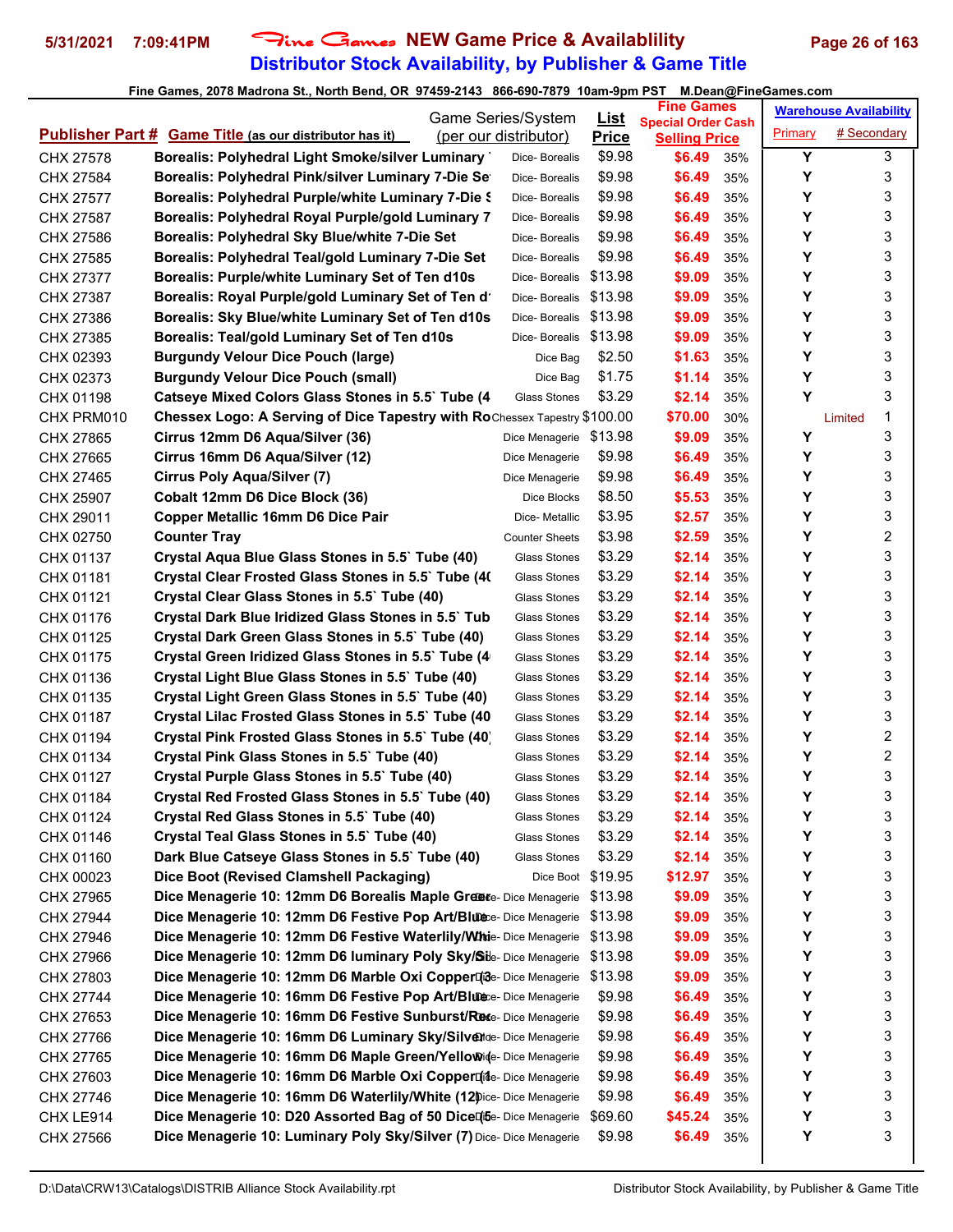# Fine Games NEW Game Price & Availablility

## Distributor Stock Availability, by Publisher & Game Title

5/31/2021 7:09:41PM

Fine Games, 2078 Madrona St., North Bend, OR 97459-2143 866-690-7879 10am-9pm PST M.Dean@FineGames.com

| Publisher Part # | Game Title (as our distributor has it) | Game Series/System (per our distributor) | List Price | Fine Games Special Order Cash Selling Price | | Warehouse Availability Primary | # Secondary |
|---|---|---|---|---|---|---|---|
| CHX 27578 | Borealis: Polyhedral Light Smoke/silver Luminary | Dice- Borealis | $9.98 | $6.49 | 35% | Y | 3 |
| CHX 27584 | Borealis: Polyhedral Pink/silver Luminary 7-Die Se | Dice- Borealis | $9.98 | $6.49 | 35% | Y | 3 |
| CHX 27577 | Borealis: Polyhedral Purple/white Luminary 7-Die S | Dice- Borealis | $9.98 | $6.49 | 35% | Y | 3 |
| CHX 27587 | Borealis: Polyhedral Royal Purple/gold Luminary 7 | Dice- Borealis | $9.98 | $6.49 | 35% | Y | 3 |
| CHX 27586 | Borealis: Polyhedral Sky Blue/white 7-Die Set | Dice- Borealis | $9.98 | $6.49 | 35% | Y | 3 |
| CHX 27585 | Borealis: Polyhedral Teal/gold Luminary 7-Die Set | Dice- Borealis | $9.98 | $6.49 | 35% | Y | 3 |
| CHX 27377 | Borealis: Purple/white Luminary Set of Ten d10s | Dice- Borealis | $13.98 | $9.09 | 35% | Y | 3 |
| CHX 27387 | Borealis: Royal Purple/gold Luminary Set of Ten d | Dice- Borealis | $13.98 | $9.09 | 35% | Y | 3 |
| CHX 27386 | Borealis: Sky Blue/white Luminary Set of Ten d10s | Dice- Borealis | $13.98 | $9.09 | 35% | Y | 3 |
| CHX 27385 | Borealis: Teal/gold Luminary Set of Ten d10s | Dice- Borealis | $13.98 | $9.09 | 35% | Y | 3 |
| CHX 02393 | Burgundy Velour Dice Pouch (large) | Dice Bag | $2.50 | $1.63 | 35% | Y | 3 |
| CHX 02373 | Burgundy Velour Dice Pouch (small) | Dice Bag | $1.75 | $1.14 | 35% | Y | 3 |
| CHX 01198 | Catseye Mixed Colors Glass Stones in 5.5` Tube (4 | Glass Stones | $3.29 | $2.14 | 35% | Y | 3 |
| CHX PRM010 | Chessex Logo: A Serving of Dice Tapestry with Ro | Chessex Tapestry | $100.00 | $70.00 | 30% | Limited | 1 |
| CHX 27865 | Cirrus 12mm D6 Aqua/Silver (36) | Dice Menagerie | $13.98 | $9.09 | 35% | Y | 3 |
| CHX 27665 | Cirrus 16mm D6 Aqua/Silver (12) | Dice Menagerie | $9.98 | $6.49 | 35% | Y | 3 |
| CHX 27465 | Cirrus Poly Aqua/Silver (7) | Dice Menagerie | $9.98 | $6.49 | 35% | Y | 3 |
| CHX 25907 | Cobalt 12mm D6 Dice Block (36) | Dice Blocks | $8.50 | $5.53 | 35% | Y | 3 |
| CHX 29011 | Copper Metallic 16mm D6 Dice Pair | Dice- Metallic | $3.95 | $2.57 | 35% | Y | 3 |
| CHX 02750 | Counter Tray | Counter Sheets | $3.98 | $2.59 | 35% | Y | 2 |
| CHX 01137 | Crystal Aqua Blue Glass Stones in 5.5` Tube (40) | Glass Stones | $3.29 | $2.14 | 35% | Y | 3 |
| CHX 01181 | Crystal Clear Frosted Glass Stones in 5.5` Tube (40 | Glass Stones | $3.29 | $2.14 | 35% | Y | 3 |
| CHX 01121 | Crystal Clear Glass Stones in 5.5` Tube (40) | Glass Stones | $3.29 | $2.14 | 35% | Y | 3 |
| CHX 01176 | Crystal Dark Blue Iridized Glass Stones in 5.5` Tub | Glass Stones | $3.29 | $2.14 | 35% | Y | 3 |
| CHX 01125 | Crystal Dark Green Glass Stones in 5.5` Tube (40) | Glass Stones | $3.29 | $2.14 | 35% | Y | 3 |
| CHX 01175 | Crystal Green Iridized Glass Stones in 5.5` Tube (4 | Glass Stones | $3.29 | $2.14 | 35% | Y | 3 |
| CHX 01136 | Crystal Light Blue Glass Stones in 5.5` Tube (40) | Glass Stones | $3.29 | $2.14 | 35% | Y | 3 |
| CHX 01135 | Crystal Light Green Glass Stones in 5.5` Tube (40) | Glass Stones | $3.29 | $2.14 | 35% | Y | 3 |
| CHX 01187 | Crystal Lilac Frosted Glass Stones in 5.5` Tube (40 | Glass Stones | $3.29 | $2.14 | 35% | Y | 3 |
| CHX 01194 | Crystal Pink Frosted Glass Stones in 5.5` Tube (40) | Glass Stones | $3.29 | $2.14 | 35% | Y | 2 |
| CHX 01134 | Crystal Pink Glass Stones in 5.5` Tube (40) | Glass Stones | $3.29 | $2.14 | 35% | Y | 2 |
| CHX 01127 | Crystal Purple Glass Stones in 5.5` Tube (40) | Glass Stones | $3.29 | $2.14 | 35% | Y | 3 |
| CHX 01184 | Crystal Red Frosted Glass Stones in 5.5` Tube (40) | Glass Stones | $3.29 | $2.14 | 35% | Y | 3 |
| CHX 01124 | Crystal Red Glass Stones in 5.5` Tube (40) | Glass Stones | $3.29 | $2.14 | 35% | Y | 3 |
| CHX 01146 | Crystal Teal Glass Stones in 5.5` Tube (40) | Glass Stones | $3.29 | $2.14 | 35% | Y | 3 |
| CHX 01160 | Dark Blue Catseye Glass Stones in 5.5` Tube (40) | Glass Stones | $3.29 | $2.14 | 35% | Y | 3 |
| CHX 00023 | Dice Boot (Revised Clamshell Packaging) | Dice Boot | $19.95 | $12.97 | 35% | Y | 3 |
| CHX 27965 | Dice Menagerie 10: 12mm D6 Borealis Maple Gree | Dice- Dice Menagerie | $13.98 | $9.09 | 35% | Y | 3 |
| CHX 27944 | Dice Menagerie 10: 12mm D6 Festive Pop Art/Blu | Dice- Dice Menagerie | $13.98 | $9.09 | 35% | Y | 3 |
| CHX 27946 | Dice Menagerie 10: 12mm D6 Festive Waterlily/Wh | Dice- Dice Menagerie | $13.98 | $9.09 | 35% | Y | 3 |
| CHX 27966 | Dice Menagerie 10: 12mm D6 luminary Poly Sky/Si | Dice- Dice Menagerie | $13.98 | $9.09 | 35% | Y | 3 |
| CHX 27803 | Dice Menagerie 10: 12mm D6 Marble Oxi Copper(3 | Dice- Dice Menagerie | $13.98 | $9.09 | 35% | Y | 3 |
| CHX 27744 | Dice Menagerie 10: 16mm D6 Festive Pop Art/Blu | Dice- Dice Menagerie | $9.98 | $6.49 | 35% | Y | 3 |
| CHX 27653 | Dice Menagerie 10: 16mm D6 Festive Sunburst/Re | Dice- Dice Menagerie | $9.98 | $6.49 | 35% | Y | 3 |
| CHX 27766 | Dice Menagerie 10: 16mm D6 Luminary Sky/Silver | Dice- Dice Menagerie | $9.98 | $6.49 | 35% | Y | 3 |
| CHX 27765 | Dice Menagerie 10: 16mm D6 Maple Green/Yellow | Dice- Dice Menagerie | $9.98 | $6.49 | 35% | Y | 3 |
| CHX 27603 | Dice Menagerie 10: 16mm D6 Marble Oxi Copper(1 | Dice- Dice Menagerie | $9.98 | $6.49 | 35% | Y | 3 |
| CHX 27746 | Dice Menagerie 10: 16mm D6 Waterlily/White (12) | Dice- Dice Menagerie | $9.98 | $6.49 | 35% | Y | 3 |
| CHX LE914 | Dice Menagerie 10: D20 Assorted Bag of 50 Dice(5 | Dice- Dice Menagerie | $69.60 | $45.24 | 35% | Y | 3 |
| CHX 27566 | Dice Menagerie 10: Luminary Poly Sky/Silver (7) | Dice- Dice Menagerie | $9.98 | $6.49 | 35% | Y | 3 |

D:\Data\CRW13\Catalogs\DISTRIB Alliance Stock Availability.rpt — Distributor Stock Availability, by Publisher & Game Title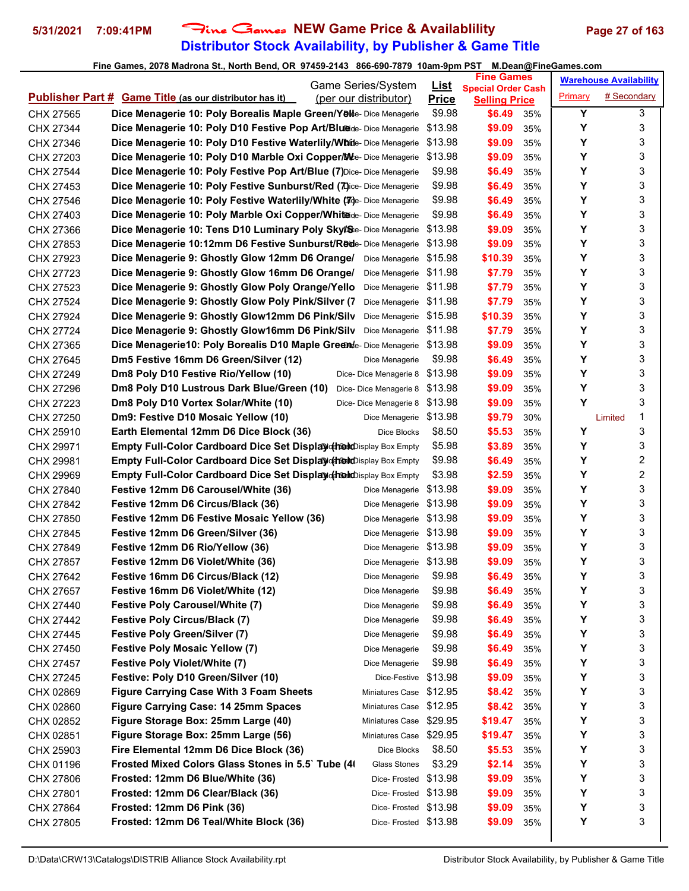# Fine Games NEW Game Price & Availablility

## Distributor Stock Availability, by Publisher & Game Title

Fine Games, 2078 Madrona St., North Bend, OR 97459-2143 866-690-7879 10am-9pm PST M.Dean@FineGames.com

| Publisher Part # | Game Title (as our distributor has it) | Game Series/System (per our distributor) | List Price | Fine Games Special Order Cash Selling Price | | Warehouse Availability Primary | # Secondary |
|---|---|---|---|---|---|---|---|
| CHX 27565 | Dice Menagerie 10: Poly Borealis Maple Green/Yello | Dice- Dice Menagerie | $9.98 | $6.49 | 35% | Y | 3 |
| CHX 27344 | Dice Menagerie 10: Poly D10 Festive Pop Art/Blue | Dice- Dice Menagerie | $13.98 | $9.09 | 35% | Y | 3 |
| CHX 27346 | Dice Menagerie 10: Poly D10 Festive Waterlily/Whit | Dice- Dice Menagerie | $13.98 | $9.09 | 35% | Y | 3 |
| CHX 27203 | Dice Menagerie 10: Poly D10 Marble Oxi Copper/W | Dice- Dice Menagerie | $13.98 | $9.09 | 35% | Y | 3 |
| CHX 27544 | Dice Menagerie 10: Poly Festive Pop Art/Blue (7) | Dice- Dice Menagerie | $9.98 | $6.49 | 35% | Y | 3 |
| CHX 27453 | Dice Menagerie 10: Poly Festive Sunburst/Red (7) | Dice- Dice Menagerie | $9.98 | $6.49 | 35% | Y | 3 |
| CHX 27546 | Dice Menagerie 10: Poly Festive Waterlily/White (7) | Dice- Dice Menagerie | $9.98 | $6.49 | 35% | Y | 3 |
| CHX 27403 | Dice Menagerie 10: Poly Marble Oxi Copper/White | Dice- Dice Menagerie | $9.98 | $6.49 | 35% | Y | 3 |
| CHX 27366 | Dice Menagerie 10: Tens D10 Luminary Poly Sky/S | Dice- Dice Menagerie | $13.98 | $9.09 | 35% | Y | 3 |
| CHX 27853 | Dice Menagerie 10:12mm D6 Festive Sunburst/Red | Dice- Dice Menagerie | $13.98 | $9.09 | 35% | Y | 3 |
| CHX 27923 | Dice Menagerie 9: Ghostly Glow 12mm D6 Orange/ | Dice Menagerie | $15.98 | $10.39 | 35% | Y | 3 |
| CHX 27723 | Dice Menagerie 9: Ghostly Glow 16mm D6 Orange/ | Dice Menagerie | $11.98 | $7.79 | 35% | Y | 3 |
| CHX 27523 | Dice Menagerie 9: Ghostly Glow Poly Orange/Yello | Dice Menagerie | $11.98 | $7.79 | 35% | Y | 3 |
| CHX 27524 | Dice Menagerie 9: Ghostly Glow Poly Pink/Silver (7 | Dice Menagerie | $11.98 | $7.79 | 35% | Y | 3 |
| CHX 27924 | Dice Menagerie 9: Ghostly Glow12mm D6 Pink/Silv | Dice Menagerie | $15.98 | $10.39 | 35% | Y | 3 |
| CHX 27724 | Dice Menagerie 9: Ghostly Glow16mm D6 Pink/Silv | Dice Menagerie | $11.98 | $7.79 | 35% | Y | 3 |
| CHX 27365 | Dice Menagerie10: Poly Borealis D10 Maple Green | Dice- Dice Menagerie | $13.98 | $9.09 | 35% | Y | 3 |
| CHX 27645 | Dm5 Festive 16mm D6 Green/Silver (12) | Dice Menagerie | $9.98 | $6.49 | 35% | Y | 3 |
| CHX 27249 | Dm8 Poly D10 Festive Rio/Yellow (10) | Dice- Dice Menagerie 8 | $13.98 | $9.09 | 35% | Y | 3 |
| CHX 27296 | Dm8 Poly D10 Lustrous Dark Blue/Green (10) | Dice- Dice Menagerie 8 | $13.98 | $9.09 | 35% | Y | 3 |
| CHX 27223 | Dm8 Poly D10 Vortex Solar/White (10) | Dice- Dice Menagerie 8 | $13.98 | $9.09 | 35% | Y | 3 |
| CHX 27250 | Dm9: Festive D10 Mosaic Yellow (10) | Dice Menagerie | $13.98 | $9.79 | 30% | Limited | 1 |
| CHX 25910 | Earth Elemental 12mm D6 Dice Block (36) | Dice Blocks | $8.50 | $5.53 | 35% | Y | 3 |
| CHX 29971 | Empty Full-Color Cardboard Dice Set Display (hold | Dice- Display Box Empty | $5.98 | $3.89 | 35% | Y | 3 |
| CHX 29981 | Empty Full-Color Cardboard Dice Set Display (hold | Dice- Display Box Empty | $9.98 | $6.49 | 35% | Y | 2 |
| CHX 29969 | Empty Full-Color Cardboard Dice Set Display (hold | Dice- Display Box Empty | $3.98 | $2.59 | 35% | Y | 2 |
| CHX 27840 | Festive 12mm D6 Carousel/White (36) | Dice Menagerie | $13.98 | $9.09 | 35% | Y | 3 |
| CHX 27842 | Festive 12mm D6 Circus/Black (36) | Dice Menagerie | $13.98 | $9.09 | 35% | Y | 3 |
| CHX 27850 | Festive 12mm D6 Festive Mosaic Yellow (36) | Dice Menagerie | $13.98 | $9.09 | 35% | Y | 3 |
| CHX 27845 | Festive 12mm D6 Green/Silver (36) | Dice Menagerie | $13.98 | $9.09 | 35% | Y | 3 |
| CHX 27849 | Festive 12mm D6 Rio/Yellow (36) | Dice Menagerie | $13.98 | $9.09 | 35% | Y | 3 |
| CHX 27857 | Festive 12mm D6 Violet/White (36) | Dice Menagerie | $13.98 | $9.09 | 35% | Y | 3 |
| CHX 27642 | Festive 16mm D6 Circus/Black (12) | Dice Menagerie | $9.98 | $6.49 | 35% | Y | 3 |
| CHX 27657 | Festive 16mm D6 Violet/White (12) | Dice Menagerie | $9.98 | $6.49 | 35% | Y | 3 |
| CHX 27440 | Festive Poly Carousel/White (7) | Dice Menagerie | $9.98 | $6.49 | 35% | Y | 3 |
| CHX 27442 | Festive Poly Circus/Black (7) | Dice Menagerie | $9.98 | $6.49 | 35% | Y | 3 |
| CHX 27445 | Festive Poly Green/Silver (7) | Dice Menagerie | $9.98 | $6.49 | 35% | Y | 3 |
| CHX 27450 | Festive Poly Mosaic Yellow (7) | Dice Menagerie | $9.98 | $6.49 | 35% | Y | 3 |
| CHX 27457 | Festive Poly Violet/White (7) | Dice Menagerie | $9.98 | $6.49 | 35% | Y | 3 |
| CHX 27245 | Festive: Poly D10 Green/Silver (10) | Dice-Festive | $13.98 | $9.09 | 35% | Y | 3 |
| CHX 02869 | Figure Carrying Case With 3 Foam Sheets | Miniatures Case | $12.95 | $8.42 | 35% | Y | 3 |
| CHX 02860 | Figure Carrying Case: 14 25mm Spaces | Miniatures Case | $12.95 | $8.42 | 35% | Y | 3 |
| CHX 02852 | Figure Storage Box: 25mm Large (40) | Miniatures Case | $29.95 | $19.47 | 35% | Y | 3 |
| CHX 02851 | Figure Storage Box: 25mm Large (56) | Miniatures Case | $29.95 | $19.47 | 35% | Y | 3 |
| CHX 25903 | Fire Elemental 12mm D6 Dice Block (36) | Dice Blocks | $8.50 | $5.53 | 35% | Y | 3 |
| CHX 01196 | Frosted Mixed Colors Glass Stones in 5.5` Tube (4( | Glass Stones | $3.29 | $2.14 | 35% | Y | 3 |
| CHX 27806 | Frosted: 12mm D6 Blue/White (36) | Dice- Frosted | $13.98 | $9.09 | 35% | Y | 3 |
| CHX 27801 | Frosted: 12mm D6 Clear/Black (36) | Dice- Frosted | $13.98 | $9.09 | 35% | Y | 3 |
| CHX 27864 | Frosted: 12mm D6 Pink (36) | Dice- Frosted | $13.98 | $9.09 | 35% | Y | 3 |
| CHX 27805 | Frosted: 12mm D6 Teal/White Block (36) | Dice- Frosted | $13.98 | $9.09 | 35% | Y | 3 |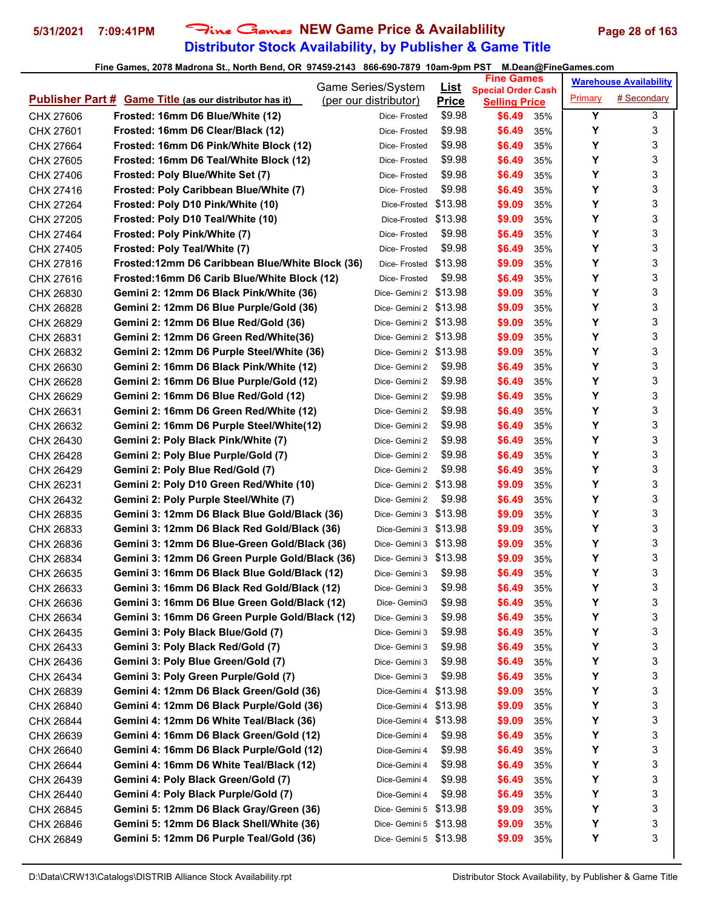# Fine Games NEW Game Price & Availablility

## Distributor Stock Availability, by Publisher & Game Title

**Fine Games, 2078 Madrona St., North Bend, OR 97459-2143 866-690-7879 10am-9pm PST M.Dean@FineGames.com**

| Publisher Part # | Game Title (as our distributor has it) | Game Series/System (per our distributor) | List Price | Fine Games Special Order Cash Selling Price | | Warehouse Availability Primary | # Secondary |
|---|---|---|---|---|---|---|---|
| CHX 27606 | Frosted: 16mm D6 Blue/White (12) | Dice- Frosted | $9.98 | $6.49 | 35% | Y | 3 |
| CHX 27601 | Frosted: 16mm D6 Clear/Black (12) | Dice- Frosted | $9.98 | $6.49 | 35% | Y | 3 |
| CHX 27664 | Frosted: 16mm D6 Pink/White Block (12) | Dice- Frosted | $9.98 | $6.49 | 35% | Y | 3 |
| CHX 27605 | Frosted: 16mm D6 Teal/White Block (12) | Dice- Frosted | $9.98 | $6.49 | 35% | Y | 3 |
| CHX 27406 | Frosted: Poly Blue/White Set (7) | Dice- Frosted | $9.98 | $6.49 | 35% | Y | 3 |
| CHX 27416 | Frosted: Poly Caribbean Blue/White (7) | Dice- Frosted | $9.98 | $6.49 | 35% | Y | 3 |
| CHX 27264 | Frosted: Poly D10 Pink/White (10) | Dice-Frosted | $13.98 | $9.09 | 35% | Y | 3 |
| CHX 27205 | Frosted: Poly D10 Teal/White (10) | Dice-Frosted | $13.98 | $9.09 | 35% | Y | 3 |
| CHX 27464 | Frosted: Poly Pink/White (7) | Dice- Frosted | $9.98 | $6.49 | 35% | Y | 3 |
| CHX 27405 | Frosted: Poly Teal/White (7) | Dice- Frosted | $9.98 | $6.49 | 35% | Y | 3 |
| CHX 27816 | Frosted:12mm D6 Caribbean Blue/White Block (36) | Dice- Frosted | $13.98 | $9.09 | 35% | Y | 3 |
| CHX 27616 | Frosted:16mm D6 Carib Blue/White Block (12) | Dice- Frosted | $9.98 | $6.49 | 35% | Y | 3 |
| CHX 26830 | Gemini 2: 12mm D6 Black Pink/White (36) | Dice- Gemini 2 | $13.98 | $9.09 | 35% | Y | 3 |
| CHX 26828 | Gemini 2: 12mm D6 Blue Purple/Gold (36) | Dice- Gemini 2 | $13.98 | $9.09 | 35% | Y | 3 |
| CHX 26829 | Gemini 2: 12mm D6 Blue Red/Gold (36) | Dice- Gemini 2 | $13.98 | $9.09 | 35% | Y | 3 |
| CHX 26831 | Gemini 2: 12mm D6 Green Red/White(36) | Dice- Gemini 2 | $13.98 | $9.09 | 35% | Y | 3 |
| CHX 26832 | Gemini 2: 12mm D6 Purple Steel/White (36) | Dice- Gemini 2 | $13.98 | $9.09 | 35% | Y | 3 |
| CHX 26630 | Gemini 2: 16mm D6 Black Pink/White (12) | Dice- Gemini 2 | $9.98 | $6.49 | 35% | Y | 3 |
| CHX 26628 | Gemini 2: 16mm D6 Blue Purple/Gold (12) | Dice- Gemini 2 | $9.98 | $6.49 | 35% | Y | 3 |
| CHX 26629 | Gemini 2: 16mm D6 Blue Red/Gold (12) | Dice- Gemini 2 | $9.98 | $6.49 | 35% | Y | 3 |
| CHX 26631 | Gemini 2: 16mm D6 Green Red/White (12) | Dice- Gemini 2 | $9.98 | $6.49 | 35% | Y | 3 |
| CHX 26632 | Gemini 2: 16mm D6 Purple Steel/White(12) | Dice- Gemini 2 | $9.98 | $6.49 | 35% | Y | 3 |
| CHX 26430 | Gemini 2: Poly Black Pink/White (7) | Dice- Gemini 2 | $9.98 | $6.49 | 35% | Y | 3 |
| CHX 26428 | Gemini 2: Poly Blue Purple/Gold (7) | Dice- Gemini 2 | $9.98 | $6.49 | 35% | Y | 3 |
| CHX 26429 | Gemini 2: Poly Blue Red/Gold (7) | Dice- Gemini 2 | $9.98 | $6.49 | 35% | Y | 3 |
| CHX 26231 | Gemini 2: Poly D10 Green Red/White (10) | Dice- Gemini 2 | $13.98 | $9.09 | 35% | Y | 3 |
| CHX 26432 | Gemini 2: Poly Purple Steel/White (7) | Dice- Gemini 2 | $9.98 | $6.49 | 35% | Y | 3 |
| CHX 26835 | Gemini 3: 12mm D6 Black Blue Gold/Black (36) | Dice- Gemini 3 | $13.98 | $9.09 | 35% | Y | 3 |
| CHX 26833 | Gemini 3: 12mm D6 Black Red Gold/Black (36) | Dice-Gemini 3 | $13.98 | $9.09 | 35% | Y | 3 |
| CHX 26836 | Gemini 3: 12mm D6 Blue-Green Gold/Black (36) | Dice- Gemini 3 | $13.98 | $9.09 | 35% | Y | 3 |
| CHX 26834 | Gemini 3: 12mm D6 Green Purple Gold/Black (36) | Dice- Gemini 3 | $13.98 | $9.09 | 35% | Y | 3 |
| CHX 26635 | Gemini 3: 16mm D6 Black Blue Gold/Black (12) | Dice- Gemini 3 | $9.98 | $6.49 | 35% | Y | 3 |
| CHX 26633 | Gemini 3: 16mm D6 Black Red Gold/Black (12) | Dice- Gemini 3 | $9.98 | $6.49 | 35% | Y | 3 |
| CHX 26636 | Gemini 3: 16mm D6 Blue Green Gold/Black (12) | Dice- Gemini3 | $9.98 | $6.49 | 35% | Y | 3 |
| CHX 26634 | Gemini 3: 16mm D6 Green Purple Gold/Black (12) | Dice- Gemini 3 | $9.98 | $6.49 | 35% | Y | 3 |
| CHX 26435 | Gemini 3: Poly Black Blue/Gold (7) | Dice- Gemini 3 | $9.98 | $6.49 | 35% | Y | 3 |
| CHX 26433 | Gemini 3: Poly Black Red/Gold (7) | Dice- Gemini 3 | $9.98 | $6.49 | 35% | Y | 3 |
| CHX 26436 | Gemini 3: Poly Blue Green/Gold (7) | Dice- Gemini 3 | $9.98 | $6.49 | 35% | Y | 3 |
| CHX 26434 | Gemini 3: Poly Green Purple/Gold (7) | Dice- Gemini 3 | $9.98 | $6.49 | 35% | Y | 3 |
| CHX 26839 | Gemini 4: 12mm D6 Black Green/Gold (36) | Dice-Gemini 4 | $13.98 | $9.09 | 35% | Y | 3 |
| CHX 26840 | Gemini 4: 12mm D6 Black Purple/Gold (36) | Dice-Gemini 4 | $13.98 | $9.09 | 35% | Y | 3 |
| CHX 26844 | Gemini 4: 12mm D6 White Teal/Black (36) | Dice-Gemini 4 | $13.98 | $9.09 | 35% | Y | 3 |
| CHX 26639 | Gemini 4: 16mm D6 Black Green/Gold (12) | Dice-Gemini 4 | $9.98 | $6.49 | 35% | Y | 3 |
| CHX 26640 | Gemini 4: 16mm D6 Black Purple/Gold (12) | Dice-Gemini 4 | $9.98 | $6.49 | 35% | Y | 3 |
| CHX 26644 | Gemini 4: 16mm D6 White Teal/Black (12) | Dice-Gemini 4 | $9.98 | $6.49 | 35% | Y | 3 |
| CHX 26439 | Gemini 4: Poly Black Green/Gold (7) | Dice-Gemini 4 | $9.98 | $6.49 | 35% | Y | 3 |
| CHX 26440 | Gemini 4: Poly Black Purple/Gold (7) | Dice-Gemini 4 | $9.98 | $6.49 | 35% | Y | 3 |
| CHX 26845 | Gemini 5: 12mm D6 Black Gray/Green (36) | Dice- Gemini 5 | $13.98 | $9.09 | 35% | Y | 3 |
| CHX 26846 | Gemini 5: 12mm D6 Black Shell/White (36) | Dice- Gemini 5 | $13.98 | $9.09 | 35% | Y | 3 |
| CHX 26849 | Gemini 5: 12mm D6 Purple Teal/Gold (36) | Dice- Gemini 5 | $13.98 | $9.09 | 35% | Y | 3 |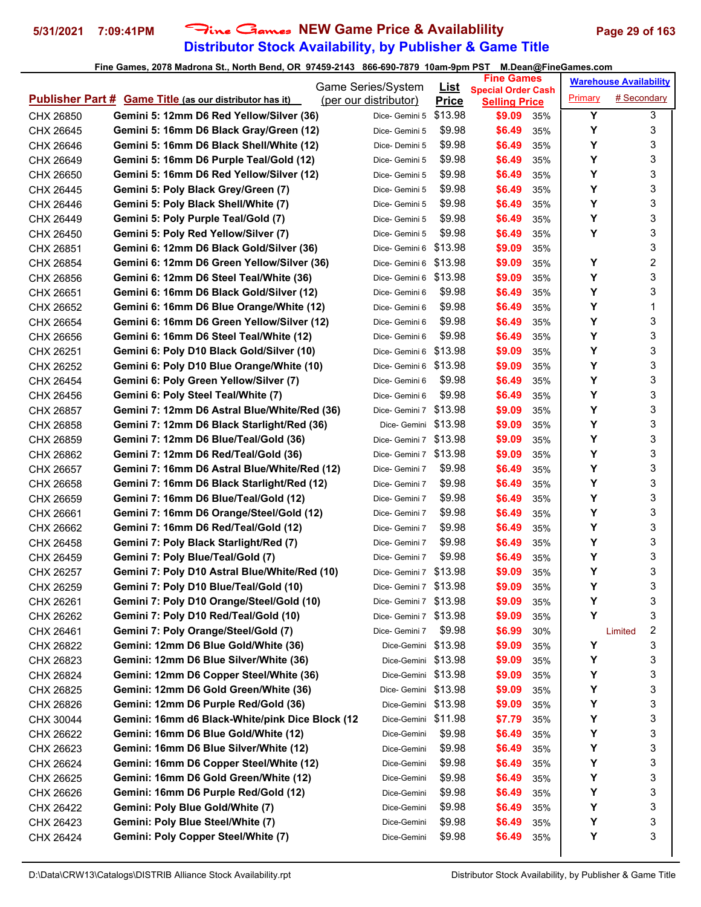# Fine Games NEW Game Price & Availablility

## Distributor Stock Availability, by Publisher & Game Title

Fine Games, 2078 Madrona St., North Bend, OR 97459-2143 866-690-7879 10am-9pm PST M.Dean@FineGames.com

| Publisher Part # | Game Title (as our distributor has it) | Game Series/System (per our distributor) | List Price | Fine Games Special Order Cash Selling Price | | Warehouse Availability Primary | # Secondary |
|---|---|---|---|---|---|---|---|
| CHX 26850 | Gemini 5: 12mm D6 Red Yellow/Silver (36) | Dice- Gemini 5 | $13.98 | $9.09 | 35% | Y | 3 |
| CHX 26645 | Gemini 5: 16mm D6 Black Gray/Green (12) | Dice- Gemini 5 | $9.98 | $6.49 | 35% | Y | 3 |
| CHX 26646 | Gemini 5: 16mm D6 Black Shell/White (12) | Dice- Demini 5 | $9.98 | $6.49 | 35% | Y | 3 |
| CHX 26649 | Gemini 5: 16mm D6 Purple Teal/Gold (12) | Dice- Gemini 5 | $9.98 | $6.49 | 35% | Y | 3 |
| CHX 26650 | Gemini 5: 16mm D6 Red Yellow/Silver (12) | Dice- Gemini 5 | $9.98 | $6.49 | 35% | Y | 3 |
| CHX 26445 | Gemini 5: Poly Black Grey/Green (7) | Dice- Gemini 5 | $9.98 | $6.49 | 35% | Y | 3 |
| CHX 26446 | Gemini 5: Poly Black Shell/White (7) | Dice- Gemini 5 | $9.98 | $6.49 | 35% | Y | 3 |
| CHX 26449 | Gemini 5: Poly Purple Teal/Gold (7) | Dice- Gemini 5 | $9.98 | $6.49 | 35% | Y | 3 |
| CHX 26450 | Gemini 5: Poly Red Yellow/Silver (7) | Dice- Gemini 5 | $9.98 | $6.49 | 35% | Y | 3 |
| CHX 26851 | Gemini 6: 12mm D6 Black Gold/Silver (36) | Dice- Gemini 6 | $13.98 | $9.09 | 35% | | 3 |
| CHX 26854 | Gemini 6: 12mm D6 Green Yellow/Silver (36) | Dice- Gemini 6 | $13.98 | $9.09 | 35% | Y | 2 |
| CHX 26856 | Gemini 6: 12mm D6 Steel Teal/White (36) | Dice- Gemini 6 | $13.98 | $9.09 | 35% | Y | 3 |
| CHX 26651 | Gemini 6: 16mm D6 Black Gold/Silver (12) | Dice- Gemini 6 | $9.98 | $6.49 | 35% | Y | 3 |
| CHX 26652 | Gemini 6: 16mm D6 Blue Orange/White (12) | Dice- Gemini 6 | $9.98 | $6.49 | 35% | Y | 1 |
| CHX 26654 | Gemini 6: 16mm D6 Green Yellow/Silver (12) | Dice- Gemini 6 | $9.98 | $6.49 | 35% | Y | 3 |
| CHX 26656 | Gemini 6: 16mm D6 Steel Teal/White (12) | Dice- Gemini 6 | $9.98 | $6.49 | 35% | Y | 3 |
| CHX 26251 | Gemini 6: Poly D10 Black Gold/Silver (10) | Dice- Gemini 6 | $13.98 | $9.09 | 35% | Y | 3 |
| CHX 26252 | Gemini 6: Poly D10 Blue Orange/White (10) | Dice- Gemini 6 | $13.98 | $9.09 | 35% | Y | 3 |
| CHX 26454 | Gemini 6: Poly Green Yellow/Silver (7) | Dice- Gemini 6 | $9.98 | $6.49 | 35% | Y | 3 |
| CHX 26456 | Gemini 6: Poly Steel Teal/White (7) | Dice- Gemini 6 | $9.98 | $6.49 | 35% | Y | 3 |
| CHX 26857 | Gemini 7: 12mm D6 Astral Blue/White/Red (36) | Dice- Gemini 7 | $13.98 | $9.09 | 35% | Y | 3 |
| CHX 26858 | Gemini 7: 12mm D6 Black Starlight/Red (36) | Dice- Gemini | $13.98 | $9.09 | 35% | Y | 3 |
| CHX 26859 | Gemini 7: 12mm D6 Blue/Teal/Gold (36) | Dice- Gemini 7 | $13.98 | $9.09 | 35% | Y | 3 |
| CHX 26862 | Gemini 7: 12mm D6 Red/Teal/Gold (36) | Dice- Gemini 7 | $13.98 | $9.09 | 35% | Y | 3 |
| CHX 26657 | Gemini 7: 16mm D6 Astral Blue/White/Red (12) | Dice- Gemini 7 | $9.98 | $6.49 | 35% | Y | 3 |
| CHX 26658 | Gemini 7: 16mm D6 Black Starlight/Red (12) | Dice- Gemini 7 | $9.98 | $6.49 | 35% | Y | 3 |
| CHX 26659 | Gemini 7: 16mm D6 Blue/Teal/Gold (12) | Dice- Gemini 7 | $9.98 | $6.49 | 35% | Y | 3 |
| CHX 26661 | Gemini 7: 16mm D6 Orange/Steel/Gold (12) | Dice- Gemini 7 | $9.98 | $6.49 | 35% | Y | 3 |
| CHX 26662 | Gemini 7: 16mm D6 Red/Teal/Gold (12) | Dice- Gemini 7 | $9.98 | $6.49 | 35% | Y | 3 |
| CHX 26458 | Gemini 7: Poly Black Starlight/Red (7) | Dice- Gemini 7 | $9.98 | $6.49 | 35% | Y | 3 |
| CHX 26459 | Gemini 7: Poly Blue/Teal/Gold (7) | Dice- Gemini 7 | $9.98 | $6.49 | 35% | Y | 3 |
| CHX 26257 | Gemini 7: Poly D10 Astral Blue/White/Red (10) | Dice- Gemini 7 | $13.98 | $9.09 | 35% | Y | 3 |
| CHX 26259 | Gemini 7: Poly D10 Blue/Teal/Gold (10) | Dice- Gemini 7 | $13.98 | $9.09 | 35% | Y | 3 |
| CHX 26261 | Gemini 7: Poly D10 Orange/Steel/Gold (10) | Dice- Gemini 7 | $13.98 | $9.09 | 35% | Y | 3 |
| CHX 26262 | Gemini 7: Poly D10 Red/Teal/Gold (10) | Dice- Gemini 7 | $13.98 | $9.09 | 35% | Y | 3 |
| CHX 26461 | Gemini 7: Poly Orange/Steel/Gold (7) | Dice- Gemini 7 | $9.98 | $6.99 | 30% | Limited | 2 |
| CHX 26822 | Gemini: 12mm D6 Blue Gold/White (36) | Dice-Gemini | $13.98 | $9.09 | 35% | Y | 3 |
| CHX 26823 | Gemini: 12mm D6 Blue Silver/White (36) | Dice-Gemini | $13.98 | $9.09 | 35% | Y | 3 |
| CHX 26824 | Gemini: 12mm D6 Copper Steel/White (36) | Dice-Gemini | $13.98 | $9.09 | 35% | Y | 3 |
| CHX 26825 | Gemini: 12mm D6 Gold Green/White (36) | Dice- Gemini | $13.98 | $9.09 | 35% | Y | 3 |
| CHX 26826 | Gemini: 12mm D6 Purple Red/Gold (36) | Dice-Gemini | $13.98 | $9.09 | 35% | Y | 3 |
| CHX 30044 | Gemini: 16mm d6 Black-White/pink Dice Block (12 | Dice-Gemini | $11.98 | $7.79 | 35% | Y | 3 |
| CHX 26622 | Gemini: 16mm D6 Blue Gold/White (12) | Dice-Gemini | $9.98 | $6.49 | 35% | Y | 3 |
| CHX 26623 | Gemini: 16mm D6 Blue Silver/White (12) | Dice-Gemini | $9.98 | $6.49 | 35% | Y | 3 |
| CHX 26624 | Gemini: 16mm D6 Copper Steel/White (12) | Dice-Gemini | $9.98 | $6.49 | 35% | Y | 3 |
| CHX 26625 | Gemini: 16mm D6 Gold Green/White (12) | Dice-Gemini | $9.98 | $6.49 | 35% | Y | 3 |
| CHX 26626 | Gemini: 16mm D6 Purple Red/Gold (12) | Dice-Gemini | $9.98 | $6.49 | 35% | Y | 3 |
| CHX 26422 | Gemini: Poly Blue Gold/White (7) | Dice-Gemini | $9.98 | $6.49 | 35% | Y | 3 |
| CHX 26423 | Gemini: Poly Blue Steel/White (7) | Dice-Gemini | $9.98 | $6.49 | 35% | Y | 3 |
| CHX 26424 | Gemini: Poly Copper Steel/White (7) | Dice-Gemini | $9.98 | $6.49 | 35% | Y | 3 |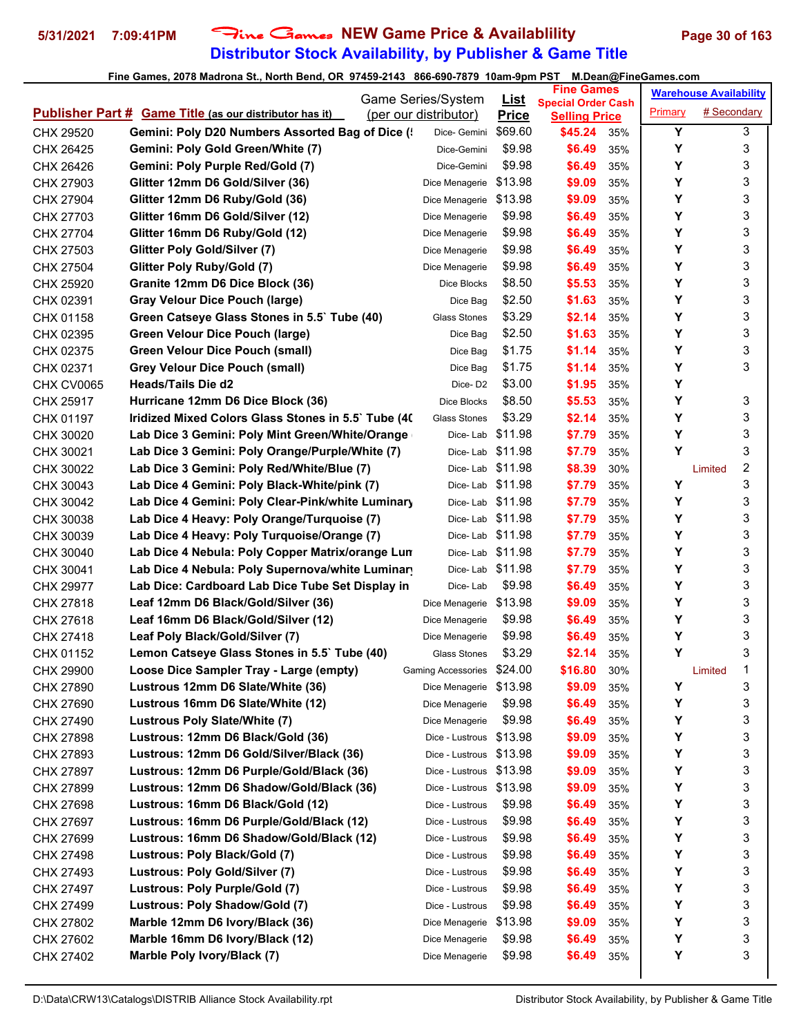# Fine Games NEW Game Price & Availablility

## Distributor Stock Availability, by Publisher & Game Title

Fine Games, 2078 Madrona St., North Bend, OR 97459-2143 866-690-7879 10am-9pm PST M.Dean@FineGames.com

| Publisher Part # | Game Title (as our distributor has it) | Game Series/System (per our distributor) | List Price | Fine Games Special Order Cash Selling Price | | Warehouse Availability Primary | # Secondary |
|---|---|---|---|---|---|---|---|
| CHX 29520 | Gemini: Poly D20 Numbers Assorted Bag of Dice (! | Dice- Gemini | $69.60 | $45.24 | 35% | Y | 3 |
| CHX 26425 | Gemini: Poly Gold Green/White (7) | Dice-Gemini | $9.98 | $6.49 | 35% | Y | 3 |
| CHX 26426 | Gemini: Poly Purple Red/Gold (7) | Dice-Gemini | $9.98 | $6.49 | 35% | Y | 3 |
| CHX 27903 | Glitter 12mm D6 Gold/Silver (36) | Dice Menagerie | $13.98 | $9.09 | 35% | Y | 3 |
| CHX 27904 | Glitter 12mm D6 Ruby/Gold (36) | Dice Menagerie | $13.98 | $9.09 | 35% | Y | 3 |
| CHX 27703 | Glitter 16mm D6 Gold/Silver (12) | Dice Menagerie | $9.98 | $6.49 | 35% | Y | 3 |
| CHX 27704 | Glitter 16mm D6 Ruby/Gold (12) | Dice Menagerie | $9.98 | $6.49 | 35% | Y | 3 |
| CHX 27503 | Glitter Poly Gold/Silver (7) | Dice Menagerie | $9.98 | $6.49 | 35% | Y | 3 |
| CHX 27504 | Glitter Poly Ruby/Gold (7) | Dice Menagerie | $9.98 | $6.49 | 35% | Y | 3 |
| CHX 25920 | Granite 12mm D6 Dice Block (36) | Dice Blocks | $8.50 | $5.53 | 35% | Y | 3 |
| CHX 02391 | Gray Velour Dice Pouch (large) | Dice Bag | $2.50 | $1.63 | 35% | Y | 3 |
| CHX 01158 | Green Catseye Glass Stones in 5.5` Tube (40) | Glass Stones | $3.29 | $2.14 | 35% | Y | 3 |
| CHX 02395 | Green Velour Dice Pouch (large) | Dice Bag | $2.50 | $1.63 | 35% | Y | 3 |
| CHX 02375 | Green Velour Dice Pouch (small) | Dice Bag | $1.75 | $1.14 | 35% | Y | 3 |
| CHX 02371 | Grey Velour Dice Pouch (small) | Dice Bag | $1.75 | $1.14 | 35% | Y | 3 |
| CHX CV0065 | Heads/Tails Die d2 | Dice- D2 | $3.00 | $1.95 | 35% | Y | |
| CHX 25917 | Hurricane 12mm D6 Dice Block (36) | Dice Blocks | $8.50 | $5.53 | 35% | Y | 3 |
| CHX 01197 | Iridized Mixed Colors Glass Stones in 5.5` Tube (40 | Glass Stones | $3.29 | $2.14 | 35% | Y | 3 |
| CHX 30020 | Lab Dice 3 Gemini: Poly Mint Green/White/Orange | Dice- Lab | $11.98 | $7.79 | 35% | Y | 3 |
| CHX 30021 | Lab Dice 3 Gemini: Poly Orange/Purple/White (7) | Dice- Lab | $11.98 | $7.79 | 35% | Y | 3 |
| CHX 30022 | Lab Dice 3 Gemini: Poly Red/White/Blue (7) | Dice- Lab | $11.98 | $8.39 | 30% | Limited | 2 |
| CHX 30043 | Lab Dice 4 Gemini: Poly Black-White/pink (7) | Dice- Lab | $11.98 | $7.79 | 35% | Y | 3 |
| CHX 30042 | Lab Dice 4 Gemini: Poly Clear-Pink/white Luminary | Dice- Lab | $11.98 | $7.79 | 35% | Y | 3 |
| CHX 30038 | Lab Dice 4 Heavy: Poly Orange/Turquoise (7) | Dice- Lab | $11.98 | $7.79 | 35% | Y | 3 |
| CHX 30039 | Lab Dice 4 Heavy: Poly Turquoise/Orange (7) | Dice- Lab | $11.98 | $7.79 | 35% | Y | 3 |
| CHX 30040 | Lab Dice 4 Nebula: Poly Copper Matrix/orange Lum | Dice- Lab | $11.98 | $7.79 | 35% | Y | 3 |
| CHX 30041 | Lab Dice 4 Nebula: Poly Supernova/white Luminary | Dice- Lab | $11.98 | $7.79 | 35% | Y | 3 |
| CHX 29977 | Lab Dice: Cardboard Lab Dice Tube Set Display in | Dice- Lab | $9.98 | $6.49 | 35% | Y | 3 |
| CHX 27818 | Leaf 12mm D6 Black/Gold/Silver (36) | Dice Menagerie | $13.98 | $9.09 | 35% | Y | 3 |
| CHX 27618 | Leaf 16mm D6 Black/Gold/Silver (12) | Dice Menagerie | $9.98 | $6.49 | 35% | Y | 3 |
| CHX 27418 | Leaf Poly Black/Gold/Silver (7) | Dice Menagerie | $9.98 | $6.49 | 35% | Y | 3 |
| CHX 01152 | Lemon Catseye Glass Stones in 5.5` Tube (40) | Glass Stones | $3.29 | $2.14 | 35% | Y | 3 |
| CHX 29900 | Loose Dice Sampler Tray - Large (empty) | Gaming Accessories | $24.00 | $16.80 | 30% | Limited | 1 |
| CHX 27890 | Lustrous 12mm D6 Slate/White (36) | Dice Menagerie | $13.98 | $9.09 | 35% | Y | 3 |
| CHX 27690 | Lustrous 16mm D6 Slate/White (12) | Dice Menagerie | $9.98 | $6.49 | 35% | Y | 3 |
| CHX 27490 | Lustrous Poly Slate/White (7) | Dice Menagerie | $9.98 | $6.49 | 35% | Y | 3 |
| CHX 27898 | Lustrous: 12mm D6 Black/Gold (36) | Dice - Lustrous | $13.98 | $9.09 | 35% | Y | 3 |
| CHX 27893 | Lustrous: 12mm D6 Gold/Silver/Black (36) | Dice - Lustrous | $13.98 | $9.09 | 35% | Y | 3 |
| CHX 27897 | Lustrous: 12mm D6 Purple/Gold/Black (36) | Dice - Lustrous | $13.98 | $9.09 | 35% | Y | 3 |
| CHX 27899 | Lustrous: 12mm D6 Shadow/Gold/Black (36) | Dice - Lustrous | $13.98 | $9.09 | 35% | Y | 3 |
| CHX 27698 | Lustrous: 16mm D6 Black/Gold (12) | Dice - Lustrous | $9.98 | $6.49 | 35% | Y | 3 |
| CHX 27697 | Lustrous: 16mm D6 Purple/Gold/Black (12) | Dice - Lustrous | $9.98 | $6.49 | 35% | Y | 3 |
| CHX 27699 | Lustrous: 16mm D6 Shadow/Gold/Black (12) | Dice - Lustrous | $9.98 | $6.49 | 35% | Y | 3 |
| CHX 27498 | Lustrous: Poly Black/Gold (7) | Dice - Lustrous | $9.98 | $6.49 | 35% | Y | 3 |
| CHX 27493 | Lustrous: Poly Gold/Silver (7) | Dice - Lustrous | $9.98 | $6.49 | 35% | Y | 3 |
| CHX 27497 | Lustrous: Poly Purple/Gold (7) | Dice - Lustrous | $9.98 | $6.49 | 35% | Y | 3 |
| CHX 27499 | Lustrous: Poly Shadow/Gold (7) | Dice - Lustrous | $9.98 | $6.49 | 35% | Y | 3 |
| CHX 27802 | Marble 12mm D6 Ivory/Black (36) | Dice Menagerie | $13.98 | $9.09 | 35% | Y | 3 |
| CHX 27602 | Marble 16mm D6 Ivory/Black (12) | Dice Menagerie | $9.98 | $6.49 | 35% | Y | 3 |
| CHX 27402 | Marble Poly Ivory/Black (7) | Dice Menagerie | $9.98 | $6.49 | 35% | Y | 3 |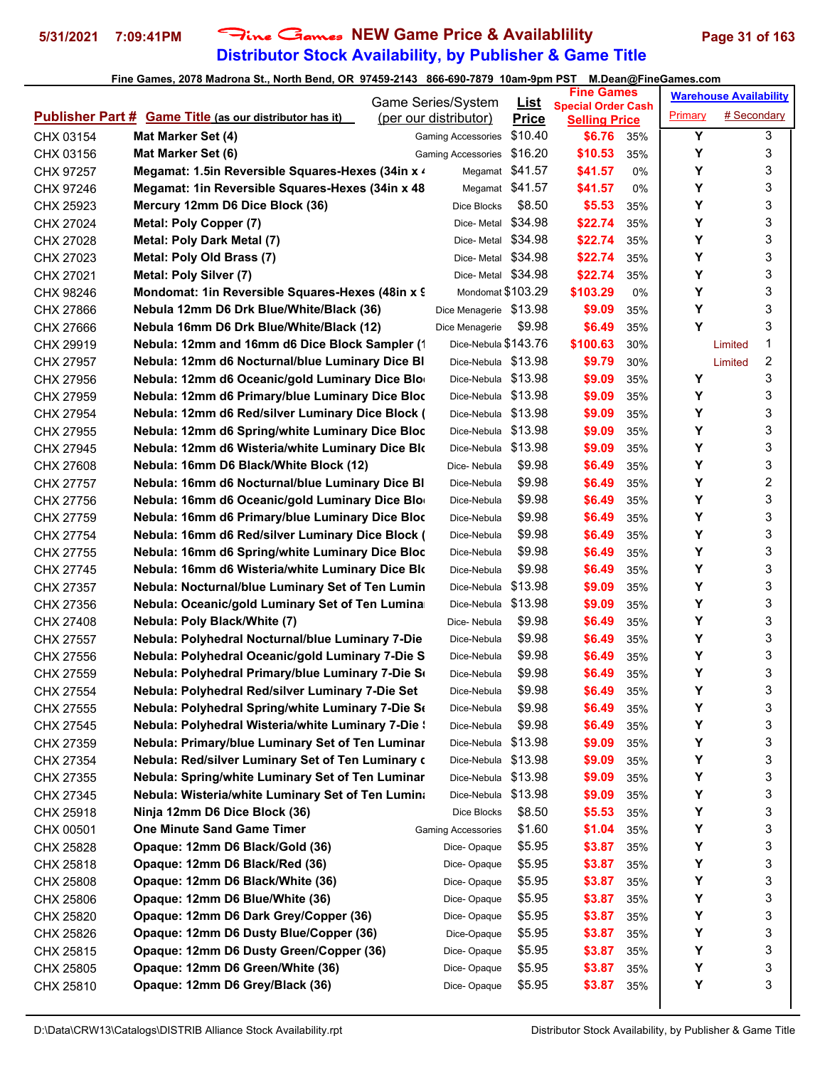# Fine Games NEW Game Price & Availablility

## Distributor Stock Availability, by Publisher & Game Title

Fine Games, 2078 Madrona St., North Bend, OR 97459-2143 866-690-7879 10am-9pm PST M.Dean@FineGames.com

| Publisher Part # | Game Title (as our distributor has it) | Game Series/System (per our distributor) | List Price | Fine Games Special Order Cash Selling Price | | Warehouse Availability Primary | # Secondary |
|---|---|---|---|---|---|---|---|
| CHX 03154 | Mat Marker Set (4) | Gaming Accessories | $10.40 | $6.76 | 35% | Y | 3 |
| CHX 03156 | Mat Marker Set (6) | Gaming Accessories | $16.20 | $10.53 | 35% | Y | 3 |
| CHX 97257 | Megamat: 1.5in Reversible Squares-Hexes (34in x 4 | Megamat | $41.57 | $41.57 | 0% | Y | 3 |
| CHX 97246 | Megamat: 1in Reversible Squares-Hexes (34in x 48 | Megamat | $41.57 | $41.57 | 0% | Y | 3 |
| CHX 25923 | Mercury 12mm D6 Dice Block (36) | Dice Blocks | $8.50 | $5.53 | 35% | Y | 3 |
| CHX 27024 | Metal: Poly Copper (7) | Dice- Metal | $34.98 | $22.74 | 35% | Y | 3 |
| CHX 27028 | Metal: Poly Dark Metal (7) | Dice- Metal | $34.98 | $22.74 | 35% | Y | 3 |
| CHX 27023 | Metal: Poly Old Brass (7) | Dice- Metal | $34.98 | $22.74 | 35% | Y | 3 |
| CHX 27021 | Metal: Poly Silver (7) | Dice- Metal | $34.98 | $22.74 | 35% | Y | 3 |
| CHX 98246 | Mondomat: 1in Reversible Squares-Hexes (48in x 9 | Mondomat | $103.29 | $103.29 | 0% | Y | 3 |
| CHX 27866 | Nebula 12mm D6 Drk Blue/White/Black (36) | Dice Menagerie | $13.98 | $9.09 | 35% | Y | 3 |
| CHX 27666 | Nebula 16mm D6 Drk Blue/White/Black (12) | Dice Menagerie | $9.98 | $6.49 | 35% | Y | 3 |
| CHX 29919 | Nebula: 12mm and 16mm d6 Dice Block Sampler (1 | Dice-Nebula | $143.76 | $100.63 | 30% | Limited | 1 |
| CHX 27957 | Nebula: 12mm d6 Nocturnal/blue Luminary Dice Bl | Dice-Nebula | $13.98 | $9.79 | 30% | Limited | 2 |
| CHX 27956 | Nebula: 12mm d6 Oceanic/gold Luminary Dice Blo | Dice-Nebula | $13.98 | $9.09 | 35% | Y | 3 |
| CHX 27959 | Nebula: 12mm d6 Primary/blue Luminary Dice Bloc | Dice-Nebula | $13.98 | $9.09 | 35% | Y | 3 |
| CHX 27954 | Nebula: 12mm d6 Red/silver Luminary Dice Block ( | Dice-Nebula | $13.98 | $9.09 | 35% | Y | 3 |
| CHX 27955 | Nebula: 12mm d6 Spring/white Luminary Dice Bloc | Dice-Nebula | $13.98 | $9.09 | 35% | Y | 3 |
| CHX 27945 | Nebula: 12mm d6 Wisteria/white Luminary Dice Blo | Dice-Nebula | $13.98 | $9.09 | 35% | Y | 3 |
| CHX 27608 | Nebula: 16mm D6 Black/White Block (12) | Dice- Nebula | $9.98 | $6.49 | 35% | Y | 3 |
| CHX 27757 | Nebula: 16mm d6 Nocturnal/blue Luminary Dice Bl | Dice-Nebula | $9.98 | $6.49 | 35% | Y | 2 |
| CHX 27756 | Nebula: 16mm d6 Oceanic/gold Luminary Dice Blo | Dice-Nebula | $9.98 | $6.49 | 35% | Y | 3 |
| CHX 27759 | Nebula: 16mm d6 Primary/blue Luminary Dice Bloc | Dice-Nebula | $9.98 | $6.49 | 35% | Y | 3 |
| CHX 27754 | Nebula: 16mm d6 Red/silver Luminary Dice Block ( | Dice-Nebula | $9.98 | $6.49 | 35% | Y | 3 |
| CHX 27755 | Nebula: 16mm d6 Spring/white Luminary Dice Bloc | Dice-Nebula | $9.98 | $6.49 | 35% | Y | 3 |
| CHX 27745 | Nebula: 16mm d6 Wisteria/white Luminary Dice Blo | Dice-Nebula | $9.98 | $6.49 | 35% | Y | 3 |
| CHX 27357 | Nebula: Nocturnal/blue Luminary Set of Ten Lumin | Dice-Nebula | $13.98 | $9.09 | 35% | Y | 3 |
| CHX 27356 | Nebula: Oceanic/gold Luminary Set of Ten Lumina | Dice-Nebula | $13.98 | $9.09 | 35% | Y | 3 |
| CHX 27408 | Nebula: Poly Black/White (7) | Dice- Nebula | $9.98 | $6.49 | 35% | Y | 3 |
| CHX 27557 | Nebula: Polyhedral Nocturnal/blue Luminary 7-Die | Dice-Nebula | $9.98 | $6.49 | 35% | Y | 3 |
| CHX 27556 | Nebula: Polyhedral Oceanic/gold Luminary 7-Die S | Dice-Nebula | $9.98 | $6.49 | 35% | Y | 3 |
| CHX 27559 | Nebula: Polyhedral Primary/blue Luminary 7-Die Se | Dice-Nebula | $9.98 | $6.49 | 35% | Y | 3 |
| CHX 27554 | Nebula: Polyhedral Red/silver Luminary 7-Die Set | Dice-Nebula | $9.98 | $6.49 | 35% | Y | 3 |
| CHX 27555 | Nebula: Polyhedral Spring/white Luminary 7-Die Se | Dice-Nebula | $9.98 | $6.49 | 35% | Y | 3 |
| CHX 27545 | Nebula: Polyhedral Wisteria/white Luminary 7-Die S | Dice-Nebula | $9.98 | $6.49 | 35% | Y | 3 |
| CHX 27359 | Nebula: Primary/blue Luminary Set of Ten Luminar | Dice-Nebula | $13.98 | $9.09 | 35% | Y | 3 |
| CHX 27354 | Nebula: Red/silver Luminary Set of Ten Luminary c | Dice-Nebula | $13.98 | $9.09 | 35% | Y | 3 |
| CHX 27355 | Nebula: Spring/white Luminary Set of Ten Luminar | Dice-Nebula | $13.98 | $9.09 | 35% | Y | 3 |
| CHX 27345 | Nebula: Wisteria/white Luminary Set of Ten Lumina | Dice-Nebula | $13.98 | $9.09 | 35% | Y | 3 |
| CHX 25918 | Ninja 12mm D6 Dice Block (36) | Dice Blocks | $8.50 | $5.53 | 35% | Y | 3 |
| CHX 00501 | One Minute Sand Game Timer | Gaming Accessories | $1.60 | $1.04 | 35% | Y | 3 |
| CHX 25828 | Opaque: 12mm D6 Black/Gold (36) | Dice- Opaque | $5.95 | $3.87 | 35% | Y | 3 |
| CHX 25818 | Opaque: 12mm D6 Black/Red (36) | Dice- Opaque | $5.95 | $3.87 | 35% | Y | 3 |
| CHX 25808 | Opaque: 12mm D6 Black/White (36) | Dice- Opaque | $5.95 | $3.87 | 35% | Y | 3 |
| CHX 25806 | Opaque: 12mm D6 Blue/White (36) | Dice- Opaque | $5.95 | $3.87 | 35% | Y | 3 |
| CHX 25820 | Opaque: 12mm D6 Dark Grey/Copper (36) | Dice- Opaque | $5.95 | $3.87 | 35% | Y | 3 |
| CHX 25826 | Opaque: 12mm D6 Dusty Blue/Copper (36) | Dice-Opaque | $5.95 | $3.87 | 35% | Y | 3 |
| CHX 25815 | Opaque: 12mm D6 Dusty Green/Copper (36) | Dice- Opaque | $5.95 | $3.87 | 35% | Y | 3 |
| CHX 25805 | Opaque: 12mm D6 Green/White (36) | Dice- Opaque | $5.95 | $3.87 | 35% | Y | 3 |
| CHX 25810 | Opaque: 12mm D6 Grey/Black (36) | Dice- Opaque | $5.95 | $3.87 | 35% | Y | 3 |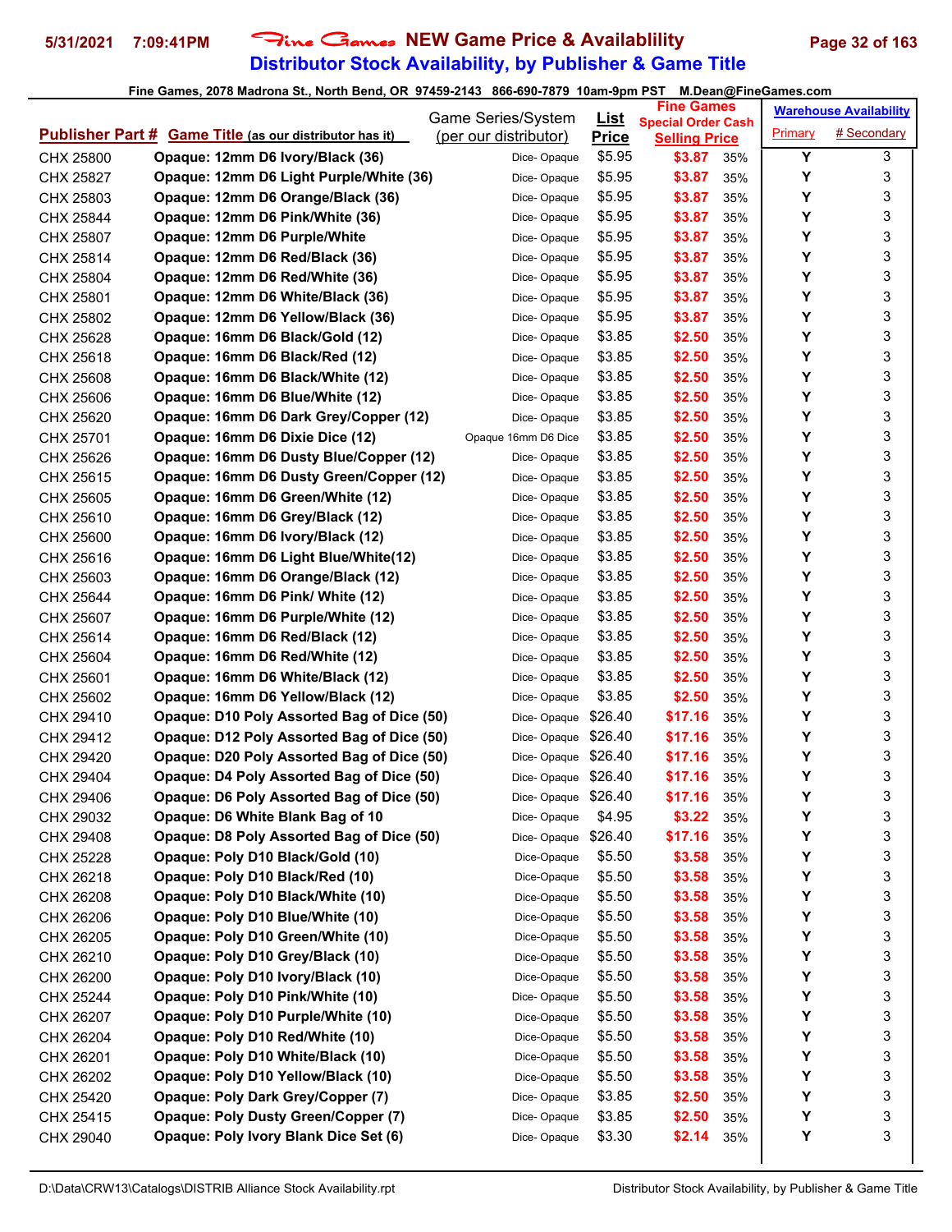# Fine Games NEW Game Price & Availablility

## Distributor Stock Availability, by Publisher & Game Title

5/31/2021 7:09:41PM

Fine Games, 2078 Madrona St., North Bend, OR 97459-2143 866-690-7879 10am-9pm PST M.Dean@FineGames.com

| Publisher Part # | Game Title (as our distributor has it) | Game Series/System (per our distributor) | List Price | Fine Games Special Order Cash Selling Price | | Warehouse Availability Primary | # Secondary |
|---|---|---|---|---|---|---|---|
| CHX 25800 | Opaque: 12mm D6 Ivory/Black (36) | Dice- Opaque | $5.95 | $3.87 | 35% | Y | 3 |
| CHX 25827 | Opaque: 12mm D6 Light Purple/White (36) | Dice- Opaque | $5.95 | $3.87 | 35% | Y | 3 |
| CHX 25803 | Opaque: 12mm D6 Orange/Black (36) | Dice- Opaque | $5.95 | $3.87 | 35% | Y | 3 |
| CHX 25844 | Opaque: 12mm D6 Pink/White (36) | Dice- Opaque | $5.95 | $3.87 | 35% | Y | 3 |
| CHX 25807 | Opaque: 12mm D6 Purple/White | Dice- Opaque | $5.95 | $3.87 | 35% | Y | 3 |
| CHX 25814 | Opaque: 12mm D6 Red/Black (36) | Dice- Opaque | $5.95 | $3.87 | 35% | Y | 3 |
| CHX 25804 | Opaque: 12mm D6 Red/White (36) | Dice- Opaque | $5.95 | $3.87 | 35% | Y | 3 |
| CHX 25801 | Opaque: 12mm D6 White/Black (36) | Dice- Opaque | $5.95 | $3.87 | 35% | Y | 3 |
| CHX 25802 | Opaque: 12mm D6 Yellow/Black (36) | Dice- Opaque | $5.95 | $3.87 | 35% | Y | 3 |
| CHX 25628 | Opaque: 16mm D6 Black/Gold (12) | Dice- Opaque | $3.85 | $2.50 | 35% | Y | 3 |
| CHX 25618 | Opaque: 16mm D6 Black/Red (12) | Dice- Opaque | $3.85 | $2.50 | 35% | Y | 3 |
| CHX 25608 | Opaque: 16mm D6 Black/White (12) | Dice- Opaque | $3.85 | $2.50 | 35% | Y | 3 |
| CHX 25606 | Opaque: 16mm D6 Blue/White (12) | Dice- Opaque | $3.85 | $2.50 | 35% | Y | 3 |
| CHX 25620 | Opaque: 16mm D6 Dark Grey/Copper (12) | Dice- Opaque | $3.85 | $2.50 | 35% | Y | 3 |
| CHX 25701 | Opaque: 16mm D6 Dixie Dice (12) | Opaque 16mm D6 Dice | $3.85 | $2.50 | 35% | Y | 3 |
| CHX 25626 | Opaque: 16mm D6 Dusty Blue/Copper (12) | Dice- Opaque | $3.85 | $2.50 | 35% | Y | 3 |
| CHX 25615 | Opaque: 16mm D6 Dusty Green/Copper (12) | Dice- Opaque | $3.85 | $2.50 | 35% | Y | 3 |
| CHX 25605 | Opaque: 16mm D6 Green/White (12) | Dice- Opaque | $3.85 | $2.50 | 35% | Y | 3 |
| CHX 25610 | Opaque: 16mm D6 Grey/Black (12) | Dice- Opaque | $3.85 | $2.50 | 35% | Y | 3 |
| CHX 25600 | Opaque: 16mm D6 Ivory/Black (12) | Dice- Opaque | $3.85 | $2.50 | 35% | Y | 3 |
| CHX 25616 | Opaque: 16mm D6 Light Blue/White(12) | Dice- Opaque | $3.85 | $2.50 | 35% | Y | 3 |
| CHX 25603 | Opaque: 16mm D6 Orange/Black (12) | Dice- Opaque | $3.85 | $2.50 | 35% | Y | 3 |
| CHX 25644 | Opaque: 16mm D6 Pink/ White (12) | Dice- Opaque | $3.85 | $2.50 | 35% | Y | 3 |
| CHX 25607 | Opaque: 16mm D6 Purple/White (12) | Dice- Opaque | $3.85 | $2.50 | 35% | Y | 3 |
| CHX 25614 | Opaque: 16mm D6 Red/Black (12) | Dice- Opaque | $3.85 | $2.50 | 35% | Y | 3 |
| CHX 25604 | Opaque: 16mm D6 Red/White (12) | Dice- Opaque | $3.85 | $2.50 | 35% | Y | 3 |
| CHX 25601 | Opaque: 16mm D6 White/Black (12) | Dice- Opaque | $3.85 | $2.50 | 35% | Y | 3 |
| CHX 25602 | Opaque: 16mm D6 Yellow/Black (12) | Dice- Opaque | $3.85 | $2.50 | 35% | Y | 3 |
| CHX 29410 | Opaque: D10 Poly Assorted Bag of Dice (50) | Dice- Opaque | $26.40 | $17.16 | 35% | Y | 3 |
| CHX 29412 | Opaque: D12 Poly Assorted Bag of Dice (50) | Dice- Opaque | $26.40 | $17.16 | 35% | Y | 3 |
| CHX 29420 | Opaque: D20 Poly Assorted Bag of Dice (50) | Dice- Opaque | $26.40 | $17.16 | 35% | Y | 3 |
| CHX 29404 | Opaque: D4 Poly Assorted Bag of Dice (50) | Dice- Opaque | $26.40 | $17.16 | 35% | Y | 3 |
| CHX 29406 | Opaque: D6 Poly Assorted Bag of Dice (50) | Dice- Opaque | $26.40 | $17.16 | 35% | Y | 3 |
| CHX 29032 | Opaque: D6 White Blank Bag of 10 | Dice- Opaque | $4.95 | $3.22 | 35% | Y | 3 |
| CHX 29408 | Opaque: D8 Poly Assorted Bag of Dice (50) | Dice- Opaque | $26.40 | $17.16 | 35% | Y | 3 |
| CHX 25228 | Opaque: Poly D10 Black/Gold (10) | Dice-Opaque | $5.50 | $3.58 | 35% | Y | 3 |
| CHX 26218 | Opaque: Poly D10 Black/Red (10) | Dice-Opaque | $5.50 | $3.58 | 35% | Y | 3 |
| CHX 26208 | Opaque: Poly D10 Black/White (10) | Dice-Opaque | $5.50 | $3.58 | 35% | Y | 3 |
| CHX 26206 | Opaque: Poly D10 Blue/White (10) | Dice-Opaque | $5.50 | $3.58 | 35% | Y | 3 |
| CHX 26205 | Opaque: Poly D10 Green/White (10) | Dice-Opaque | $5.50 | $3.58 | 35% | Y | 3 |
| CHX 26210 | Opaque: Poly D10 Grey/Black (10) | Dice-Opaque | $5.50 | $3.58 | 35% | Y | 3 |
| CHX 26200 | Opaque: Poly D10 Ivory/Black (10) | Dice-Opaque | $5.50 | $3.58 | 35% | Y | 3 |
| CHX 25244 | Opaque: Poly D10 Pink/White (10) | Dice- Opaque | $5.50 | $3.58 | 35% | Y | 3 |
| CHX 26207 | Opaque: Poly D10 Purple/White (10) | Dice-Opaque | $5.50 | $3.58 | 35% | Y | 3 |
| CHX 26204 | Opaque: Poly D10 Red/White (10) | Dice-Opaque | $5.50 | $3.58 | 35% | Y | 3 |
| CHX 26201 | Opaque: Poly D10 White/Black (10) | Dice-Opaque | $5.50 | $3.58 | 35% | Y | 3 |
| CHX 26202 | Opaque: Poly D10 Yellow/Black (10) | Dice-Opaque | $5.50 | $3.58 | 35% | Y | 3 |
| CHX 25420 | Opaque: Poly Dark Grey/Copper (7) | Dice- Opaque | $3.85 | $2.50 | 35% | Y | 3 |
| CHX 25415 | Opaque: Poly Dusty Green/Copper (7) | Dice- Opaque | $3.85 | $2.50 | 35% | Y | 3 |
| CHX 29040 | Opaque: Poly Ivory Blank Dice Set (6) | Dice- Opaque | $3.30 | $2.14 | 35% | Y | 3 |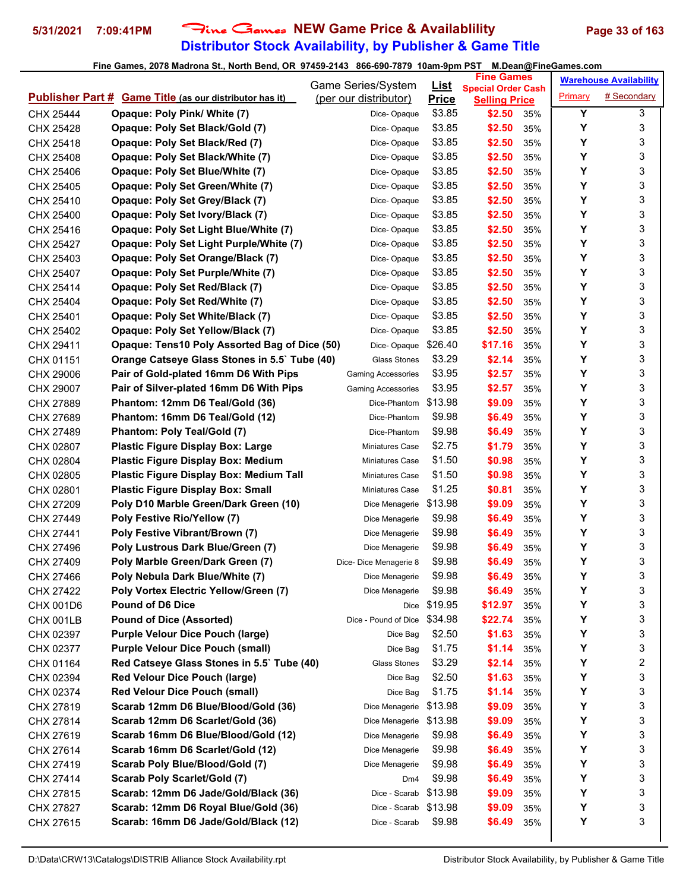## Fine Games NEW Game Price & Availablility
## Distributor Stock Availability, by Publisher & Game Title

Fine Games, 2078 Madrona St., North Bend, OR 97459-2143 866-690-7879 10am-9pm PST M.Dean@FineGames.com

| Publisher Part # | Game Title (as our distributor has it) | Game Series/System (per our distributor) | List Price | Fine Games Special Order Cash Selling Price | | Warehouse Availability Primary | # Secondary |
|---|---|---|---|---|---|---|---|
| CHX 25444 | Opaque: Poly Pink/ White (7) | Dice- Opaque | $3.85 | $2.50 | 35% | Y | 3 |
| CHX 25428 | Opaque: Poly Set Black/Gold (7) | Dice- Opaque | $3.85 | $2.50 | 35% | Y | 3 |
| CHX 25418 | Opaque: Poly Set Black/Red (7) | Dice- Opaque | $3.85 | $2.50 | 35% | Y | 3 |
| CHX 25408 | Opaque: Poly Set Black/White (7) | Dice- Opaque | $3.85 | $2.50 | 35% | Y | 3 |
| CHX 25406 | Opaque: Poly Set Blue/White (7) | Dice- Opaque | $3.85 | $2.50 | 35% | Y | 3 |
| CHX 25405 | Opaque: Poly Set Green/White (7) | Dice- Opaque | $3.85 | $2.50 | 35% | Y | 3 |
| CHX 25410 | Opaque: Poly Set Grey/Black (7) | Dice- Opaque | $3.85 | $2.50 | 35% | Y | 3 |
| CHX 25400 | Opaque: Poly Set Ivory/Black (7) | Dice- Opaque | $3.85 | $2.50 | 35% | Y | 3 |
| CHX 25416 | Opaque: Poly Set Light Blue/White (7) | Dice- Opaque | $3.85 | $2.50 | 35% | Y | 3 |
| CHX 25427 | Opaque: Poly Set Light Purple/White (7) | Dice- Opaque | $3.85 | $2.50 | 35% | Y | 3 |
| CHX 25403 | Opaque: Poly Set Orange/Black (7) | Dice- Opaque | $3.85 | $2.50 | 35% | Y | 3 |
| CHX 25407 | Opaque: Poly Set Purple/White (7) | Dice- Opaque | $3.85 | $2.50 | 35% | Y | 3 |
| CHX 25414 | Opaque: Poly Set Red/Black (7) | Dice- Opaque | $3.85 | $2.50 | 35% | Y | 3 |
| CHX 25404 | Opaque: Poly Set Red/White (7) | Dice- Opaque | $3.85 | $2.50 | 35% | Y | 3 |
| CHX 25401 | Opaque: Poly Set White/Black (7) | Dice- Opaque | $3.85 | $2.50 | 35% | Y | 3 |
| CHX 25402 | Opaque: Poly Set Yellow/Black (7) | Dice- Opaque | $3.85 | $2.50 | 35% | Y | 3 |
| CHX 29411 | Opaque: Tens10 Poly Assorted Bag of Dice (50) | Dice- Opaque | $26.40 | $17.16 | 35% | Y | 3 |
| CHX 01151 | Orange Catseye Glass Stones in 5.5` Tube (40) | Glass Stones | $3.29 | $2.14 | 35% | Y | 3 |
| CHX 29006 | Pair of Gold-plated 16mm D6 With Pips | Gaming Accessories | $3.95 | $2.57 | 35% | Y | 3 |
| CHX 29007 | Pair of Silver-plated 16mm D6 With Pips | Gaming Accessories | $3.95 | $2.57 | 35% | Y | 3 |
| CHX 27889 | Phantom: 12mm D6 Teal/Gold (36) | Dice-Phantom | $13.98 | $9.09 | 35% | Y | 3 |
| CHX 27689 | Phantom: 16mm D6 Teal/Gold (12) | Dice-Phantom | $9.98 | $6.49 | 35% | Y | 3 |
| CHX 27489 | Phantom: Poly Teal/Gold (7) | Dice-Phantom | $9.98 | $6.49 | 35% | Y | 3 |
| CHX 02807 | Plastic Figure Display Box: Large | Miniatures Case | $2.75 | $1.79 | 35% | Y | 3 |
| CHX 02804 | Plastic Figure Display Box: Medium | Miniatures Case | $1.50 | $0.98 | 35% | Y | 3 |
| CHX 02805 | Plastic Figure Display Box: Medium Tall | Miniatures Case | $1.50 | $0.98 | 35% | Y | 3 |
| CHX 02801 | Plastic Figure Display Box: Small | Miniatures Case | $1.25 | $0.81 | 35% | Y | 3 |
| CHX 27209 | Poly D10 Marble Green/Dark Green (10) | Dice Menagerie | $13.98 | $9.09 | 35% | Y | 3 |
| CHX 27449 | Poly Festive Rio/Yellow (7) | Dice Menagerie | $9.98 | $6.49 | 35% | Y | 3 |
| CHX 27441 | Poly Festive Vibrant/Brown (7) | Dice Menagerie | $9.98 | $6.49 | 35% | Y | 3 |
| CHX 27496 | Poly Lustrous Dark Blue/Green (7) | Dice Menagerie | $9.98 | $6.49 | 35% | Y | 3 |
| CHX 27409 | Poly Marble Green/Dark Green (7) | Dice- Dice Menagerie 8 | $9.98 | $6.49 | 35% | Y | 3 |
| CHX 27466 | Poly Nebula Dark Blue/White (7) | Dice Menagerie | $9.98 | $6.49 | 35% | Y | 3 |
| CHX 27422 | Poly Vortex Electric Yellow/Green (7) | Dice Menagerie | $9.98 | $6.49 | 35% | Y | 3 |
| CHX 001D6 | Pound of D6 Dice | Dice | $19.95 | $12.97 | 35% | Y | 3 |
| CHX 001LB | Pound of Dice (Assorted) | Dice - Pound of Dice | $34.98 | $22.74 | 35% | Y | 3 |
| CHX 02397 | Purple Velour Dice Pouch (large) | Dice Bag | $2.50 | $1.63 | 35% | Y | 3 |
| CHX 02377 | Purple Velour Dice Pouch (small) | Dice Bag | $1.75 | $1.14 | 35% | Y | 3 |
| CHX 01164 | Red Catseye Glass Stones in 5.5` Tube (40) | Glass Stones | $3.29 | $2.14 | 35% | Y | 2 |
| CHX 02394 | Red Velour Dice Pouch (large) | Dice Bag | $2.50 | $1.63 | 35% | Y | 3 |
| CHX 02374 | Red Velour Dice Pouch (small) | Dice Bag | $1.75 | $1.14 | 35% | Y | 3 |
| CHX 27819 | Scarab 12mm D6 Blue/Blood/Gold (36) | Dice Menagerie | $13.98 | $9.09 | 35% | Y | 3 |
| CHX 27814 | Scarab 12mm D6 Scarlet/Gold (36) | Dice Menagerie | $13.98 | $9.09 | 35% | Y | 3 |
| CHX 27619 | Scarab 16mm D6 Blue/Blood/Gold (12) | Dice Menagerie | $9.98 | $6.49 | 35% | Y | 3 |
| CHX 27614 | Scarab 16mm D6 Scarlet/Gold (12) | Dice Menagerie | $9.98 | $6.49 | 35% | Y | 3 |
| CHX 27419 | Scarab Poly Blue/Blood/Gold (7) | Dice Menagerie | $9.98 | $6.49 | 35% | Y | 3 |
| CHX 27414 | Scarab Poly Scarlet/Gold (7) | Dm4 | $9.98 | $6.49 | 35% | Y | 3 |
| CHX 27815 | Scarab: 12mm D6 Jade/Gold/Black (36) | Dice - Scarab | $13.98 | $9.09 | 35% | Y | 3 |
| CHX 27827 | Scarab: 12mm D6 Royal Blue/Gold (36) | Dice - Scarab | $13.98 | $9.09 | 35% | Y | 3 |
| CHX 27615 | Scarab: 16mm D6 Jade/Gold/Black (12) | Dice - Scarab | $9.98 | $6.49 | 35% | Y | 3 |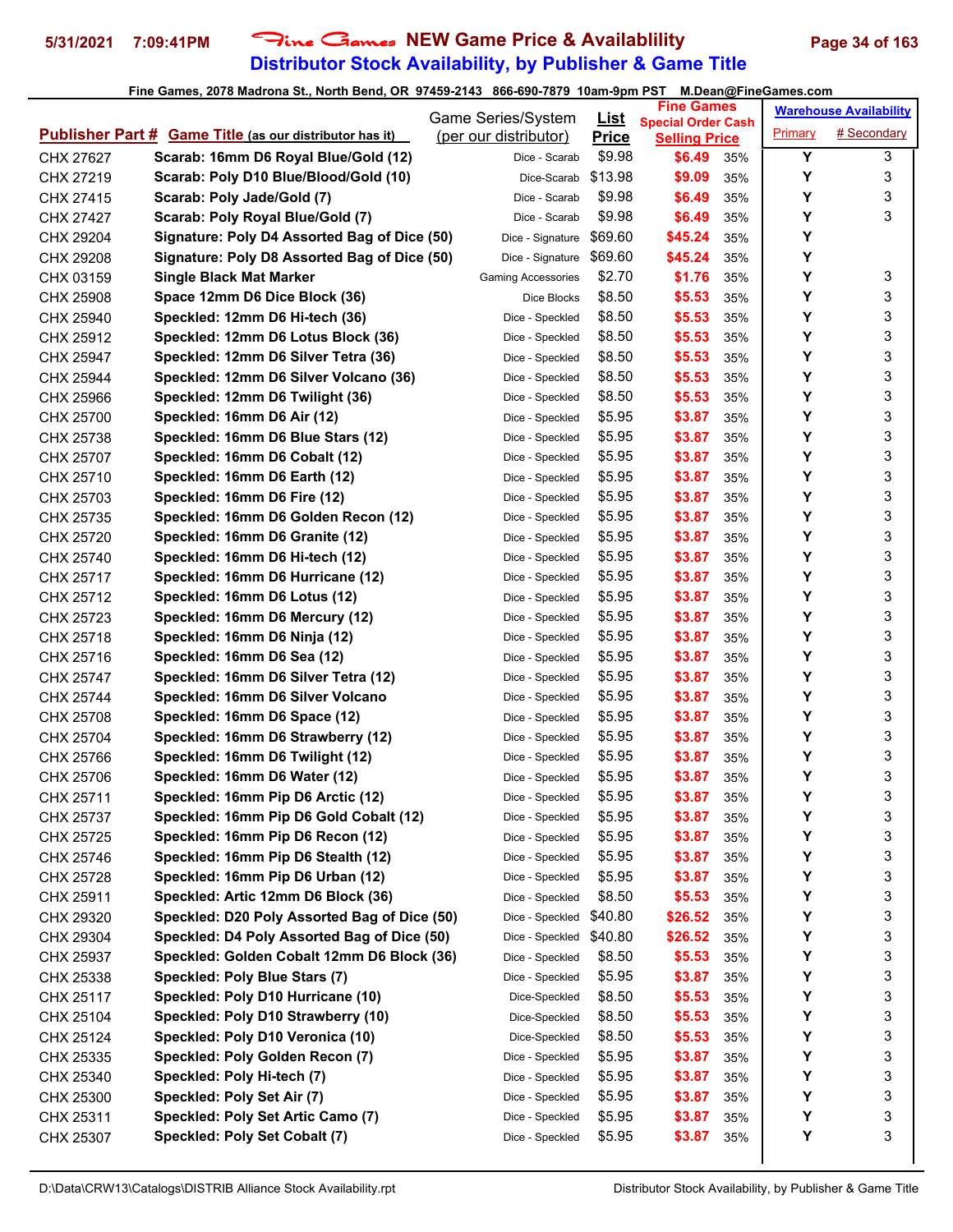# Fine Games NEW Game Price & Availability
## Distributor Stock Availability, by Publisher & Game Title

Fine Games, 2078 Madrona St., North Bend, OR 97459-2143 866-690-7879 10am-9pm PST M.Dean@FineGames.com

| Publisher Part # | Game Title (as our distributor has it) | Game Series/System (per our distributor) | List Price | Fine Games Special Order Cash Selling Price | | Warehouse Availability Primary | # Secondary |
|---|---|---|---|---|---|---|---|
| CHX 27627 | Scarab: 16mm D6 Royal Blue/Gold (12) | Dice - Scarab | $9.98 | $6.49 | 35% | Y | 3 |
| CHX 27219 | Scarab: Poly D10 Blue/Blood/Gold (10) | Dice-Scarab | $13.98 | $9.09 | 35% | Y | 3 |
| CHX 27415 | Scarab: Poly Jade/Gold (7) | Dice - Scarab | $9.98 | $6.49 | 35% | Y | 3 |
| CHX 27427 | Scarab: Poly Royal Blue/Gold (7) | Dice - Scarab | $9.98 | $6.49 | 35% | Y | 3 |
| CHX 29204 | Signature: Poly D4 Assorted Bag of Dice (50) | Dice - Signature | $69.60 | $45.24 | 35% | Y | |
| CHX 29208 | Signature: Poly D8 Assorted Bag of Dice (50) | Dice - Signature | $69.60 | $45.24 | 35% | Y | |
| CHX 03159 | Single Black Mat Marker | Gaming Accessories | $2.70 | $1.76 | 35% | Y | 3 |
| CHX 25908 | Space 12mm D6 Dice Block (36) | Dice Blocks | $8.50 | $5.53 | 35% | Y | 3 |
| CHX 25940 | Speckled: 12mm D6 Hi-tech (36) | Dice - Speckled | $8.50 | $5.53 | 35% | Y | 3 |
| CHX 25912 | Speckled: 12mm D6 Lotus Block (36) | Dice - Speckled | $8.50 | $5.53 | 35% | Y | 3 |
| CHX 25947 | Speckled: 12mm D6 Silver Tetra (36) | Dice - Speckled | $8.50 | $5.53 | 35% | Y | 3 |
| CHX 25944 | Speckled: 12mm D6 Silver Volcano (36) | Dice - Speckled | $8.50 | $5.53 | 35% | Y | 3 |
| CHX 25966 | Speckled: 12mm D6 Twilight (36) | Dice - Speckled | $8.50 | $5.53 | 35% | Y | 3 |
| CHX 25700 | Speckled: 16mm D6 Air (12) | Dice - Speckled | $5.95 | $3.87 | 35% | Y | 3 |
| CHX 25738 | Speckled: 16mm D6 Blue Stars (12) | Dice - Speckled | $5.95 | $3.87 | 35% | Y | 3 |
| CHX 25707 | Speckled: 16mm D6 Cobalt (12) | Dice - Speckled | $5.95 | $3.87 | 35% | Y | 3 |
| CHX 25710 | Speckled: 16mm D6 Earth (12) | Dice - Speckled | $5.95 | $3.87 | 35% | Y | 3 |
| CHX 25703 | Speckled: 16mm D6 Fire (12) | Dice - Speckled | $5.95 | $3.87 | 35% | Y | 3 |
| CHX 25735 | Speckled: 16mm D6 Golden Recon (12) | Dice - Speckled | $5.95 | $3.87 | 35% | Y | 3 |
| CHX 25720 | Speckled: 16mm D6 Granite (12) | Dice - Speckled | $5.95 | $3.87 | 35% | Y | 3 |
| CHX 25740 | Speckled: 16mm D6 Hi-tech (12) | Dice - Speckled | $5.95 | $3.87 | 35% | Y | 3 |
| CHX 25717 | Speckled: 16mm D6 Hurricane (12) | Dice - Speckled | $5.95 | $3.87 | 35% | Y | 3 |
| CHX 25712 | Speckled: 16mm D6 Lotus (12) | Dice - Speckled | $5.95 | $3.87 | 35% | Y | 3 |
| CHX 25723 | Speckled: 16mm D6 Mercury (12) | Dice - Speckled | $5.95 | $3.87 | 35% | Y | 3 |
| CHX 25718 | Speckled: 16mm D6 Ninja (12) | Dice - Speckled | $5.95 | $3.87 | 35% | Y | 3 |
| CHX 25716 | Speckled: 16mm D6 Sea (12) | Dice - Speckled | $5.95 | $3.87 | 35% | Y | 3 |
| CHX 25747 | Speckled: 16mm D6 Silver Tetra (12) | Dice - Speckled | $5.95 | $3.87 | 35% | Y | 3 |
| CHX 25744 | Speckled: 16mm D6 Silver Volcano | Dice - Speckled | $5.95 | $3.87 | 35% | Y | 3 |
| CHX 25708 | Speckled: 16mm D6 Space (12) | Dice - Speckled | $5.95 | $3.87 | 35% | Y | 3 |
| CHX 25704 | Speckled: 16mm D6 Strawberry (12) | Dice - Speckled | $5.95 | $3.87 | 35% | Y | 3 |
| CHX 25766 | Speckled: 16mm D6 Twilight (12) | Dice - Speckled | $5.95 | $3.87 | 35% | Y | 3 |
| CHX 25706 | Speckled: 16mm D6 Water (12) | Dice - Speckled | $5.95 | $3.87 | 35% | Y | 3 |
| CHX 25711 | Speckled: 16mm Pip D6 Arctic (12) | Dice - Speckled | $5.95 | $3.87 | 35% | Y | 3 |
| CHX 25737 | Speckled: 16mm Pip D6 Gold Cobalt (12) | Dice - Speckled | $5.95 | $3.87 | 35% | Y | 3 |
| CHX 25725 | Speckled: 16mm Pip D6 Recon (12) | Dice - Speckled | $5.95 | $3.87 | 35% | Y | 3 |
| CHX 25746 | Speckled: 16mm Pip D6 Stealth (12) | Dice - Speckled | $5.95 | $3.87 | 35% | Y | 3 |
| CHX 25728 | Speckled: 16mm Pip D6 Urban (12) | Dice - Speckled | $5.95 | $3.87 | 35% | Y | 3 |
| CHX 25911 | Speckled: Artic 12mm D6 Block (36) | Dice - Speckled | $8.50 | $5.53 | 35% | Y | 3 |
| CHX 29320 | Speckled: D20 Poly Assorted Bag of Dice (50) | Dice - Speckled | $40.80 | $26.52 | 35% | Y | 3 |
| CHX 29304 | Speckled: D4 Poly Assorted Bag of Dice (50) | Dice - Speckled | $40.80 | $26.52 | 35% | Y | 3 |
| CHX 25937 | Speckled: Golden Cobalt 12mm D6 Block (36) | Dice - Speckled | $8.50 | $5.53 | 35% | Y | 3 |
| CHX 25338 | Speckled: Poly Blue Stars (7) | Dice - Speckled | $5.95 | $3.87 | 35% | Y | 3 |
| CHX 25117 | Speckled: Poly D10 Hurricane (10) | Dice-Speckled | $8.50 | $5.53 | 35% | Y | 3 |
| CHX 25104 | Speckled: Poly D10 Strawberry (10) | Dice-Speckled | $8.50 | $5.53 | 35% | Y | 3 |
| CHX 25124 | Speckled: Poly D10 Veronica (10) | Dice-Speckled | $8.50 | $5.53 | 35% | Y | 3 |
| CHX 25335 | Speckled: Poly Golden Recon (7) | Dice - Speckled | $5.95 | $3.87 | 35% | Y | 3 |
| CHX 25340 | Speckled: Poly Hi-tech (7) | Dice - Speckled | $5.95 | $3.87 | 35% | Y | 3 |
| CHX 25300 | Speckled: Poly Set Air (7) | Dice - Speckled | $5.95 | $3.87 | 35% | Y | 3 |
| CHX 25311 | Speckled: Poly Set Artic Camo (7) | Dice - Speckled | $5.95 | $3.87 | 35% | Y | 3 |
| CHX 25307 | Speckled: Poly Set Cobalt (7) | Dice - Speckled | $5.95 | $3.87 | 35% | Y | 3 |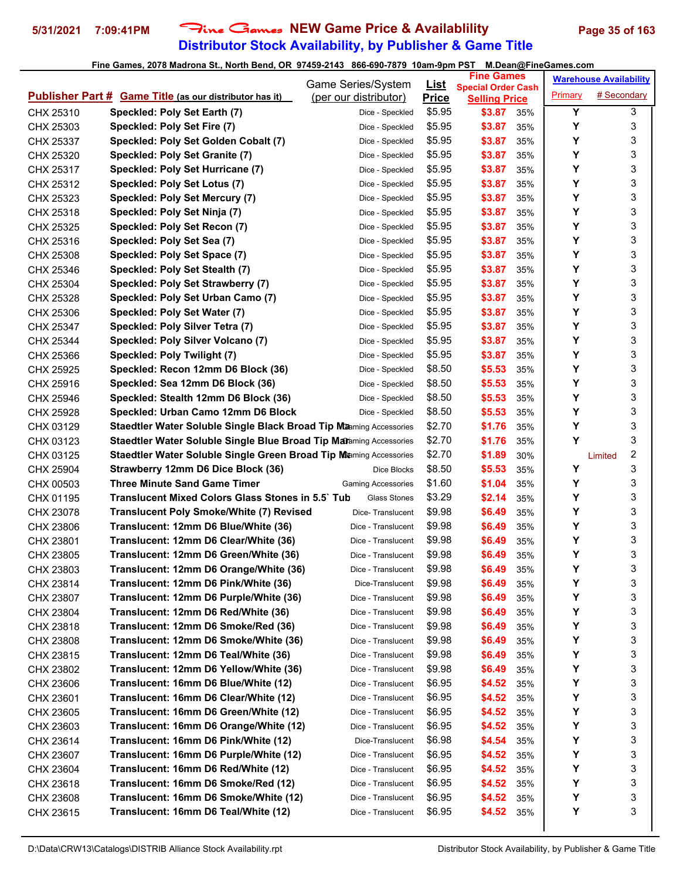# Fine Games NEW Game Price & Availablility

## Distributor Stock Availability, by Publisher & Game Title

5/31/2021 7:09:41PM

Fine Games, 2078 Madrona St., North Bend, OR 97459-2143 866-690-7879 10am-9pm PST M.Dean@FineGames.com

| Publisher Part # | Game Title (as our distributor has it) | Game Series/System (per our distributor) | List Price | Fine Games Special Order Cash Selling Price | | Warehouse Availability Primary | # Secondary |
|---|---|---|---|---|---|---|---|
| CHX 25310 | Speckled: Poly Set Earth (7) | Dice - Speckled | $5.95 | $3.87 | 35% | Y | 3 |
| CHX 25303 | Speckled: Poly Set Fire (7) | Dice - Speckled | $5.95 | $3.87 | 35% | Y | 3 |
| CHX 25337 | Speckled: Poly Set Golden Cobalt (7) | Dice - Speckled | $5.95 | $3.87 | 35% | Y | 3 |
| CHX 25320 | Speckled: Poly Set Granite (7) | Dice - Speckled | $5.95 | $3.87 | 35% | Y | 3 |
| CHX 25317 | Speckled: Poly Set Hurricane (7) | Dice - Speckled | $5.95 | $3.87 | 35% | Y | 3 |
| CHX 25312 | Speckled: Poly Set Lotus (7) | Dice - Speckled | $5.95 | $3.87 | 35% | Y | 3 |
| CHX 25323 | Speckled: Poly Set Mercury (7) | Dice - Speckled | $5.95 | $3.87 | 35% | Y | 3 |
| CHX 25318 | Speckled: Poly Set Ninja (7) | Dice - Speckled | $5.95 | $3.87 | 35% | Y | 3 |
| CHX 25325 | Speckled: Poly Set Recon (7) | Dice - Speckled | $5.95 | $3.87 | 35% | Y | 3 |
| CHX 25316 | Speckled: Poly Set Sea (7) | Dice - Speckled | $5.95 | $3.87 | 35% | Y | 3 |
| CHX 25308 | Speckled: Poly Set Space (7) | Dice - Speckled | $5.95 | $3.87 | 35% | Y | 3 |
| CHX 25346 | Speckled: Poly Set Stealth (7) | Dice - Speckled | $5.95 | $3.87 | 35% | Y | 3 |
| CHX 25304 | Speckled: Poly Set Strawberry (7) | Dice - Speckled | $5.95 | $3.87 | 35% | Y | 3 |
| CHX 25328 | Speckled: Poly Set Urban Camo (7) | Dice - Speckled | $5.95 | $3.87 | 35% | Y | 3 |
| CHX 25306 | Speckled: Poly Set Water (7) | Dice - Speckled | $5.95 | $3.87 | 35% | Y | 3 |
| CHX 25347 | Speckled: Poly Silver Tetra (7) | Dice - Speckled | $5.95 | $3.87 | 35% | Y | 3 |
| CHX 25344 | Speckled: Poly Silver Volcano (7) | Dice - Speckled | $5.95 | $3.87 | 35% | Y | 3 |
| CHX 25366 | Speckled: Poly Twilight (7) | Dice - Speckled | $5.95 | $3.87 | 35% | Y | 3 |
| CHX 25925 | Speckled: Recon 12mm D6 Block (36) | Dice - Speckled | $8.50 | $5.53 | 35% | Y | 3 |
| CHX 25916 | Speckled: Sea 12mm D6 Block (36) | Dice - Speckled | $8.50 | $5.53 | 35% | Y | 3 |
| CHX 25946 | Speckled: Stealth 12mm D6 Block (36) | Dice - Speckled | $8.50 | $5.53 | 35% | Y | 3 |
| CHX 25928 | Speckled: Urban Camo 12mm D6 Block | Dice - Speckled | $8.50 | $5.53 | 35% | Y | 3 |
| CHX 03129 | Staedtler Water Soluble Single Black Broad Tip Ma | Gaming Accessories | $2.70 | $1.76 | 35% | Y | 3 |
| CHX 03123 | Staedtler Water Soluble Single Blue Broad Tip Mar | Gaming Accessories | $2.70 | $1.76 | 35% | Y | 3 |
| CHX 03125 | Staedtler Water Soluble Single Green Broad Tip Ma | Gaming Accessories | $2.70 | $1.89 | 30% | Limited | 2 |
| CHX 25904 | Strawberry 12mm D6 Dice Block (36) | Dice Blocks | $8.50 | $5.53 | 35% | Y | 3 |
| CHX 00503 | Three Minute Sand Game Timer | Gaming Accessories | $1.60 | $1.04 | 35% | Y | 3 |
| CHX 01195 | Translucent Mixed Colors Glass Stones in 5.5` Tub | Glass Stones | $3.29 | $2.14 | 35% | Y | 3 |
| CHX 23078 | Translucent Poly Smoke/White (7) Revised | Dice- Translucent | $9.98 | $6.49 | 35% | Y | 3 |
| CHX 23806 | Translucent: 12mm D6 Blue/White (36) | Dice - Translucent | $9.98 | $6.49 | 35% | Y | 3 |
| CHX 23801 | Translucent: 12mm D6 Clear/White (36) | Dice - Translucent | $9.98 | $6.49 | 35% | Y | 3 |
| CHX 23805 | Translucent: 12mm D6 Green/White (36) | Dice - Translucent | $9.98 | $6.49 | 35% | Y | 3 |
| CHX 23803 | Translucent: 12mm D6 Orange/White (36) | Dice - Translucent | $9.98 | $6.49 | 35% | Y | 3 |
| CHX 23814 | Translucent: 12mm D6 Pink/White (36) | Dice-Translucent | $9.98 | $6.49 | 35% | Y | 3 |
| CHX 23807 | Translucent: 12mm D6 Purple/White (36) | Dice - Translucent | $9.98 | $6.49 | 35% | Y | 3 |
| CHX 23804 | Translucent: 12mm D6 Red/White (36) | Dice - Translucent | $9.98 | $6.49 | 35% | Y | 3 |
| CHX 23818 | Translucent: 12mm D6 Smoke/Red (36) | Dice - Translucent | $9.98 | $6.49 | 35% | Y | 3 |
| CHX 23808 | Translucent: 12mm D6 Smoke/White (36) | Dice - Translucent | $9.98 | $6.49 | 35% | Y | 3 |
| CHX 23815 | Translucent: 12mm D6 Teal/White (36) | Dice - Translucent | $9.98 | $6.49 | 35% | Y | 3 |
| CHX 23802 | Translucent: 12mm D6 Yellow/White (36) | Dice - Translucent | $9.98 | $6.49 | 35% | Y | 3 |
| CHX 23606 | Translucent: 16mm D6 Blue/White (12) | Dice - Translucent | $6.95 | $4.52 | 35% | Y | 3 |
| CHX 23601 | Translucent: 16mm D6 Clear/White (12) | Dice - Translucent | $6.95 | $4.52 | 35% | Y | 3 |
| CHX 23605 | Translucent: 16mm D6 Green/White (12) | Dice - Translucent | $6.95 | $4.52 | 35% | Y | 3 |
| CHX 23603 | Translucent: 16mm D6 Orange/White (12) | Dice - Translucent | $6.95 | $4.52 | 35% | Y | 3 |
| CHX 23614 | Translucent: 16mm D6 Pink/White (12) | Dice-Translucent | $6.98 | $4.54 | 35% | Y | 3 |
| CHX 23607 | Translucent: 16mm D6 Purple/White (12) | Dice - Translucent | $6.95 | $4.52 | 35% | Y | 3 |
| CHX 23604 | Translucent: 16mm D6 Red/White (12) | Dice - Translucent | $6.95 | $4.52 | 35% | Y | 3 |
| CHX 23618 | Translucent: 16mm D6 Smoke/Red (12) | Dice - Translucent | $6.95 | $4.52 | 35% | Y | 3 |
| CHX 23608 | Translucent: 16mm D6 Smoke/White (12) | Dice - Translucent | $6.95 | $4.52 | 35% | Y | 3 |
| CHX 23615 | Translucent: 16mm D6 Teal/White (12) | Dice - Translucent | $6.95 | $4.52 | 35% | Y | 3 |

D:\Data\CRW13\Catalogs\DISTRIB Alliance Stock Availability.rpt — Distributor Stock Availability, by Publisher & Game Title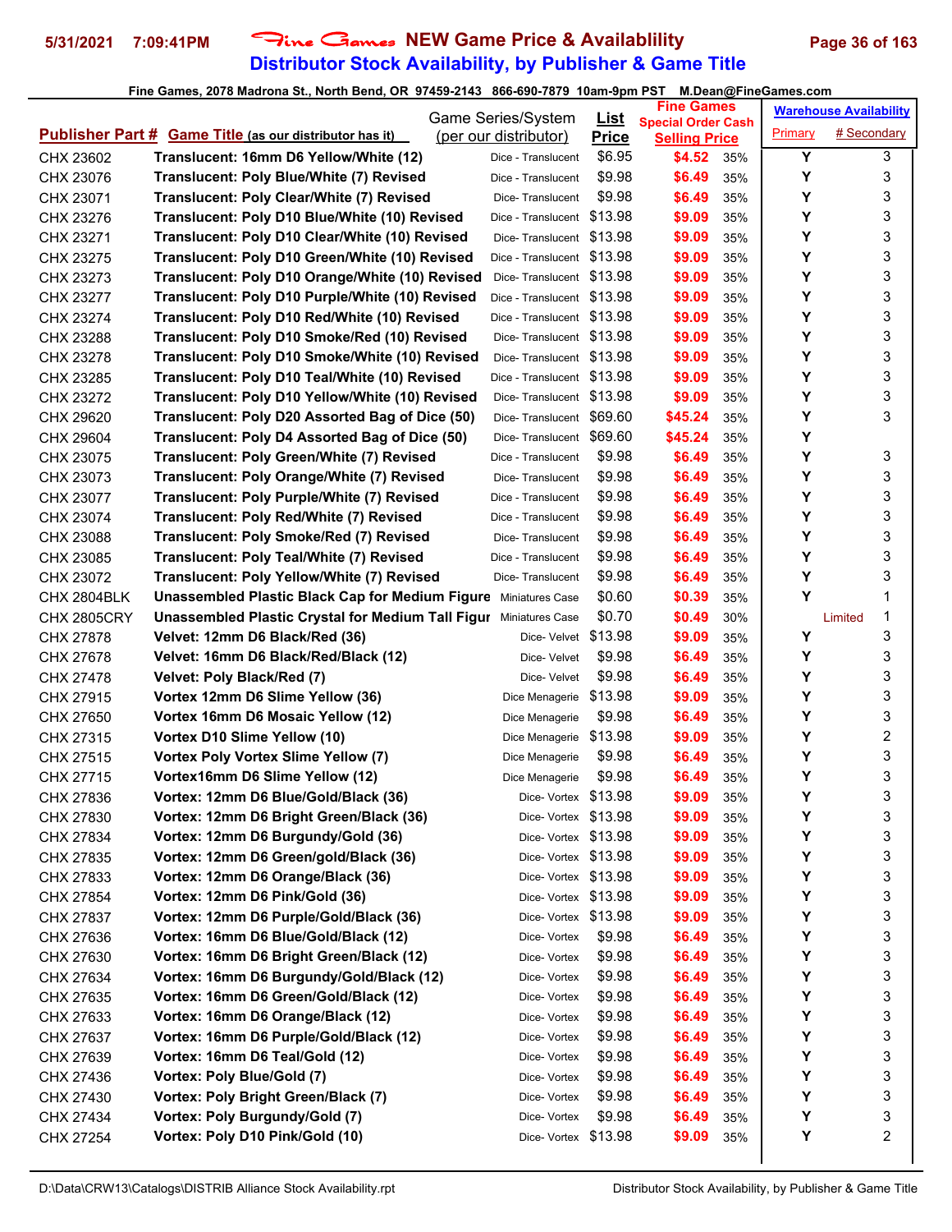# Fine Games NEW Game Price & Availablility
## Distributor Stock Availability, by Publisher & Game Title

Fine Games, 2078 Madrona St., North Bend, OR 97459-2143 866-690-7879 10am-9pm PST M.Dean@FineGames.com

| Publisher Part # | Game Title (as our distributor has it) | Game Series/System (per our distributor) | List Price | Fine Games Special Order Cash Selling Price | | Warehouse Availability Primary | # Secondary |
|---|---|---|---|---|---|---|---|
| CHX 23602 | Translucent: 16mm D6 Yellow/White (12) | Dice - Translucent | $6.95 | $4.52 | 35% | Y | 3 |
| CHX 23076 | Translucent: Poly Blue/White (7) Revised | Dice - Translucent | $9.98 | $6.49 | 35% | Y | 3 |
| CHX 23071 | Translucent: Poly Clear/White (7) Revised | Dice- Translucent | $9.98 | $6.49 | 35% | Y | 3 |
| CHX 23276 | Translucent: Poly D10 Blue/White (10) Revised | Dice - Translucent | $13.98 | $9.09 | 35% | Y | 3 |
| CHX 23271 | Translucent: Poly D10 Clear/White (10) Revised | Dice- Translucent | $13.98 | $9.09 | 35% | Y | 3 |
| CHX 23275 | Translucent: Poly D10 Green/White (10) Revised | Dice - Translucent | $13.98 | $9.09 | 35% | Y | 3 |
| CHX 23273 | Translucent: Poly D10 Orange/White (10) Revised | Dice- Translucent | $13.98 | $9.09 | 35% | Y | 3 |
| CHX 23277 | Translucent: Poly D10 Purple/White (10) Revised | Dice - Translucent | $13.98 | $9.09 | 35% | Y | 3 |
| CHX 23274 | Translucent: Poly D10 Red/White (10) Revised | Dice - Translucent | $13.98 | $9.09 | 35% | Y | 3 |
| CHX 23288 | Translucent: Poly D10 Smoke/Red (10) Revised | Dice- Translucent | $13.98 | $9.09 | 35% | Y | 3 |
| CHX 23278 | Translucent: Poly D10 Smoke/White (10) Revised | Dice- Translucent | $13.98 | $9.09 | 35% | Y | 3 |
| CHX 23285 | Translucent: Poly D10 Teal/White (10) Revised | Dice - Translucent | $13.98 | $9.09 | 35% | Y | 3 |
| CHX 23272 | Translucent: Poly D10 Yellow/White (10) Revised | Dice- Translucent | $13.98 | $9.09 | 35% | Y | 3 |
| CHX 29620 | Translucent: Poly D20 Assorted Bag of Dice (50) | Dice- Translucent | $69.60 | $45.24 | 35% | Y | 3 |
| CHX 29604 | Translucent: Poly D4 Assorted Bag of Dice (50) | Dice- Translucent | $69.60 | $45.24 | 35% | Y | |
| CHX 23075 | Translucent: Poly Green/White (7) Revised | Dice - Translucent | $9.98 | $6.49 | 35% | Y | 3 |
| CHX 23073 | Translucent: Poly Orange/White (7) Revised | Dice- Translucent | $9.98 | $6.49 | 35% | Y | 3 |
| CHX 23077 | Translucent: Poly Purple/White (7) Revised | Dice - Translucent | $9.98 | $6.49 | 35% | Y | 3 |
| CHX 23074 | Translucent: Poly Red/White (7) Revised | Dice - Translucent | $9.98 | $6.49 | 35% | Y | 3 |
| CHX 23088 | Translucent: Poly Smoke/Red (7) Revised | Dice- Translucent | $9.98 | $6.49 | 35% | Y | 3 |
| CHX 23085 | Translucent: Poly Teal/White (7) Revised | Dice - Translucent | $9.98 | $6.49 | 35% | Y | 3 |
| CHX 23072 | Translucent: Poly Yellow/White (7) Revised | Dice- Translucent | $9.98 | $6.49 | 35% | Y | 3 |
| CHX 2804BLK | Unassembled Plastic Black Cap for Medium Figure | Miniatures Case | $0.60 | $0.39 | 35% | Y | 1 |
| CHX 2805CRY | Unassembled Plastic Crystal for Medium Tall Figur | Miniatures Case | $0.70 | $0.49 | 30% | Limited | 1 |
| CHX 27878 | Velvet: 12mm D6 Black/Red (36) | Dice- Velvet | $13.98 | $9.09 | 35% | Y | 3 |
| CHX 27678 | Velvet: 16mm D6 Black/Red/Black (12) | Dice- Velvet | $9.98 | $6.49 | 35% | Y | 3 |
| CHX 27478 | Velvet: Poly Black/Red (7) | Dice- Velvet | $9.98 | $6.49 | 35% | Y | 3 |
| CHX 27915 | Vortex 12mm D6 Slime Yellow (36) | Dice Menagerie | $13.98 | $9.09 | 35% | Y | 3 |
| CHX 27650 | Vortex 16mm D6 Mosaic Yellow (12) | Dice Menagerie | $9.98 | $6.49 | 35% | Y | 3 |
| CHX 27315 | Vortex D10 Slime Yellow (10) | Dice Menagerie | $13.98 | $9.09 | 35% | Y | 2 |
| CHX 27515 | Vortex Poly Vortex Slime Yellow (7) | Dice Menagerie | $9.98 | $6.49 | 35% | Y | 3 |
| CHX 27715 | Vortex16mm D6 Slime Yellow (12) | Dice Menagerie | $9.98 | $6.49 | 35% | Y | 3 |
| CHX 27836 | Vortex: 12mm D6 Blue/Gold/Black (36) | Dice- Vortex | $13.98 | $9.09 | 35% | Y | 3 |
| CHX 27830 | Vortex: 12mm D6 Bright Green/Black (36) | Dice- Vortex | $13.98 | $9.09 | 35% | Y | 3 |
| CHX 27834 | Vortex: 12mm D6 Burgundy/Gold (36) | Dice- Vortex | $13.98 | $9.09 | 35% | Y | 3 |
| CHX 27835 | Vortex: 12mm D6 Green/gold/Black (36) | Dice- Vortex | $13.98 | $9.09 | 35% | Y | 3 |
| CHX 27833 | Vortex: 12mm D6 Orange/Black (36) | Dice- Vortex | $13.98 | $9.09 | 35% | Y | 3 |
| CHX 27854 | Vortex: 12mm D6 Pink/Gold (36) | Dice- Vortex | $13.98 | $9.09 | 35% | Y | 3 |
| CHX 27837 | Vortex: 12mm D6 Purple/Gold/Black (36) | Dice- Vortex | $13.98 | $9.09 | 35% | Y | 3 |
| CHX 27636 | Vortex: 16mm D6 Blue/Gold/Black (12) | Dice- Vortex | $9.98 | $6.49 | 35% | Y | 3 |
| CHX 27630 | Vortex: 16mm D6 Bright Green/Black (12) | Dice- Vortex | $9.98 | $6.49 | 35% | Y | 3 |
| CHX 27634 | Vortex: 16mm D6 Burgundy/Gold/Black (12) | Dice- Vortex | $9.98 | $6.49 | 35% | Y | 3 |
| CHX 27635 | Vortex: 16mm D6 Green/Gold/Black (12) | Dice- Vortex | $9.98 | $6.49 | 35% | Y | 3 |
| CHX 27633 | Vortex: 16mm D6 Orange/Black (12) | Dice- Vortex | $9.98 | $6.49 | 35% | Y | 3 |
| CHX 27637 | Vortex: 16mm D6 Purple/Gold/Black (12) | Dice- Vortex | $9.98 | $6.49 | 35% | Y | 3 |
| CHX 27639 | Vortex: 16mm D6 Teal/Gold (12) | Dice- Vortex | $9.98 | $6.49 | 35% | Y | 3 |
| CHX 27436 | Vortex: Poly Blue/Gold (7) | Dice- Vortex | $9.98 | $6.49 | 35% | Y | 3 |
| CHX 27430 | Vortex: Poly Bright Green/Black (7) | Dice- Vortex | $9.98 | $6.49 | 35% | Y | 3 |
| CHX 27434 | Vortex: Poly Burgundy/Gold (7) | Dice- Vortex | $9.98 | $6.49 | 35% | Y | 3 |
| CHX 27254 | Vortex: Poly D10 Pink/Gold (10) | Dice- Vortex | $13.98 | $9.09 | 35% | Y | 2 |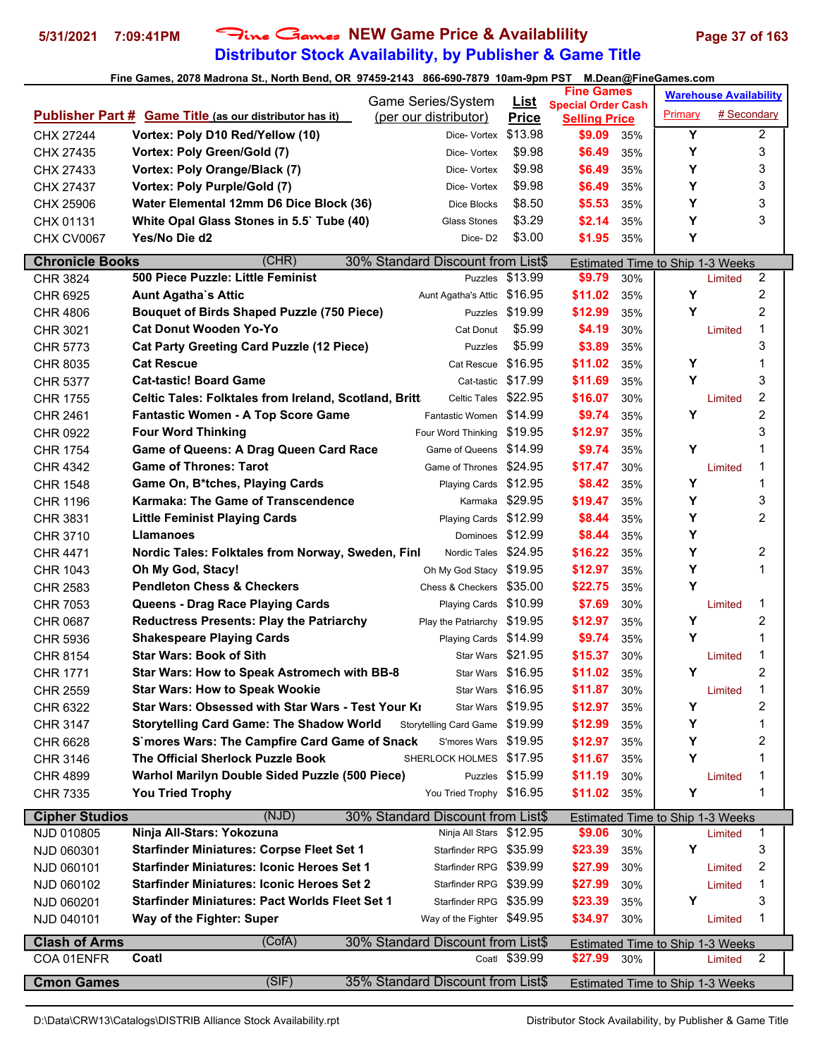# Fine Games NEW Game Price & Availablility
## Distributor Stock Availability, by Publisher & Game Title

**Fine Games, 2078 Madrona St., North Bend, OR 97459-2143 866-690-7879 10am-9pm PST M.Dean@FineGames.com**

| Publisher Part # | Game Title (as our distributor has it) | Game Series/System (per our distributor) | List Price | Fine Games Special Order Cash Selling Price | | Warehouse Availability Primary | # Secondary |
|---|---|---|---|---|---|---|---|
| CHX 27244 | **Vortex: Poly D10 Red/Yellow (10)** | Dice- Vortex | $13.98 | **$9.09** | 35% | Y | 2 |
| CHX 27435 | **Vortex: Poly Green/Gold (7)** | Dice- Vortex | $9.98 | **$6.49** | 35% | Y | 3 |
| CHX 27433 | **Vortex: Poly Orange/Black (7)** | Dice- Vortex | $9.98 | **$6.49** | 35% | Y | 3 |
| CHX 27437 | **Vortex: Poly Purple/Gold (7)** | Dice- Vortex | $9.98 | **$6.49** | 35% | Y | 3 |
| CHX 25906 | **Water Elemental 12mm D6 Dice Block (36)** | Dice Blocks | $8.50 | **$5.53** | 35% | Y | 3 |
| CHX 01131 | **White Opal Glass Stones in 5.5` Tube (40)** | Glass Stones | $3.29 | **$2.14** | 35% | Y | 3 |
| CHX CV0067 | **Yes/No Die d2** | Dice- D2 | $3.00 | **$1.95** | 35% | Y | |
| **Chronicle Books** | (CHR) | 30% Standard Discount from List$ | | Estimated Time to Ship 1-3 Weeks | | | |
| CHR 3824 | **500 Piece Puzzle: Little Feminist** | Puzzles | $13.99 | **$9.79** | 30% | Limited | 2 |
| CHR 6925 | **Aunt Agatha`s Attic** | Aunt Agatha's Attic | $16.95 | **$11.02** | 35% | Y | 2 |
| CHR 4806 | **Bouquet of Birds Shaped Puzzle (750 Piece)** | Puzzles | $19.99 | **$12.99** | 35% | Y | 2 |
| CHR 3021 | **Cat Donut Wooden Yo-Yo** | Cat Donut | $5.99 | **$4.19** | 30% | Limited | 1 |
| CHR 5773 | **Cat Party Greeting Card Puzzle (12 Piece)** | Puzzles | $5.99 | **$3.89** | 35% | | 3 |
| CHR 8035 | **Cat Rescue** | Cat Rescue | $16.95 | **$11.02** | 35% | Y | 1 |
| CHR 5377 | **Cat-tastic! Board Game** | Cat-tastic | $17.99 | **$11.69** | 35% | Y | 3 |
| CHR 1755 | **Celtic Tales: Folktales from Ireland, Scotland, Britt** | Celtic Tales | $22.95 | **$16.07** | 30% | Limited | 2 |
| CHR 2461 | **Fantastic Women - A Top Score Game** | Fantastic Women | $14.99 | **$9.74** | 35% | Y | 2 |
| CHR 0922 | **Four Word Thinking** | Four Word Thinking | $19.95 | **$12.97** | 35% | | 3 |
| CHR 1754 | **Game of Queens: A Drag Queen Card Race** | Game of Queens | $14.99 | **$9.74** | 35% | Y | 1 |
| CHR 4342 | **Game of Thrones: Tarot** | Game of Thrones | $24.95 | **$17.47** | 30% | Limited | 1 |
| CHR 1548 | **Game On, B*tches, Playing Cards** | Playing Cards | $12.95 | **$8.42** | 35% | Y | 1 |
| CHR 1196 | **Karmaka: The Game of Transcendence** | Karmaka | $29.95 | **$19.47** | 35% | Y | 3 |
| CHR 3831 | **Little Feminist Playing Cards** | Playing Cards | $12.99 | **$8.44** | 35% | Y | 2 |
| CHR 3710 | **Llamanoes** | Dominoes | $12.99 | **$8.44** | 35% | Y | |
| CHR 4471 | **Nordic Tales: Folktales from Norway, Sweden, Finl** | Nordic Tales | $24.95 | **$16.22** | 35% | Y | 2 |
| CHR 1043 | **Oh My God, Stacy!** | Oh My God Stacy | $19.95 | **$12.97** | 35% | Y | 1 |
| CHR 2583 | **Pendleton Chess & Checkers** | Chess & Checkers | $35.00 | **$22.75** | 35% | Y | |
| CHR 7053 | **Queens - Drag Race Playing Cards** | Playing Cards | $10.99 | **$7.69** | 30% | Limited | 1 |
| CHR 0687 | **Reductress Presents: Play the Patriarchy** | Play the Patriarchy | $19.95 | **$12.97** | 35% | Y | 2 |
| CHR 5936 | **Shakespeare Playing Cards** | Playing Cards | $14.99 | **$9.74** | 35% | Y | 1 |
| CHR 8154 | **Star Wars: Book of Sith** | Star Wars | $21.95 | **$15.37** | 30% | Limited | 1 |
| CHR 1771 | **Star Wars: How to Speak Astromech with BB-8** | Star Wars | $16.95 | **$11.02** | 35% | Y | 2 |
| CHR 2559 | **Star Wars: How to Speak Wookie** | Star Wars | $16.95 | **$11.87** | 30% | Limited | 1 |
| CHR 6322 | **Star Wars: Obsessed with Star Wars - Test Your Kı** | Star Wars | $19.95 | **$12.97** | 35% | Y | 2 |
| CHR 3147 | **Storytelling Card Game: The Shadow World** | Storytelling Card Game | $19.99 | **$12.99** | 35% | Y | 1 |
| CHR 6628 | **S`mores Wars: The Campfire Card Game of Snack** | S'mores Wars | $19.95 | **$12.97** | 35% | Y | 2 |
| CHR 3146 | **The Official Sherlock Puzzle Book** | SHERLOCK HOLMES | $17.95 | **$11.67** | 35% | Y | 1 |
| CHR 4899 | **Warhol Marilyn Double Sided Puzzle (500 Piece)** | Puzzles | $15.99 | **$11.19** | 30% | Limited | 1 |
| CHR 7335 | **You Tried Trophy** | You Tried Trophy | $16.95 | **$11.02** | 35% | Y | 1 |
| **Cipher Studios** | (NJD) | 30% Standard Discount from List$ | | Estimated Time to Ship 1-3 Weeks | | | |
| NJD 010805 | **Ninja All-Stars: Yokozuna** | Ninja All Stars | $12.95 | **$9.06** | 30% | Limited | 1 |
| NJD 060301 | **Starfinder Miniatures: Corpse Fleet Set 1** | Starfinder RPG | $35.99 | **$23.39** | 35% | Y | 3 |
| NJD 060101 | **Starfinder Miniatures: Iconic Heroes Set 1** | Starfinder RPG | $39.99 | **$27.99** | 30% | Limited | 2 |
| NJD 060102 | **Starfinder Miniatures: Iconic Heroes Set 2** | Starfinder RPG | $39.99 | **$27.99** | 30% | Limited | 1 |
| NJD 060201 | **Starfinder Miniatures: Pact Worlds Fleet Set 1** | Starfinder RPG | $35.99 | **$23.39** | 35% | Y | 3 |
| NJD 040101 | **Way of the Fighter: Super** | Way of the Fighter | $49.95 | **$34.97** | 30% | Limited | 1 |
| **Clash of Arms** | (CofA) | 30% Standard Discount from List$ | | Estimated Time to Ship 1-3 Weeks | | | |
| COA 01ENFR | **Coatl** | Coatl | $39.99 | **$27.99** | 30% | Limited | 2 |
| **Cmon Games** | (SIF) | 35% Standard Discount from List$ | | Estimated Time to Ship 1-3 Weeks | | | |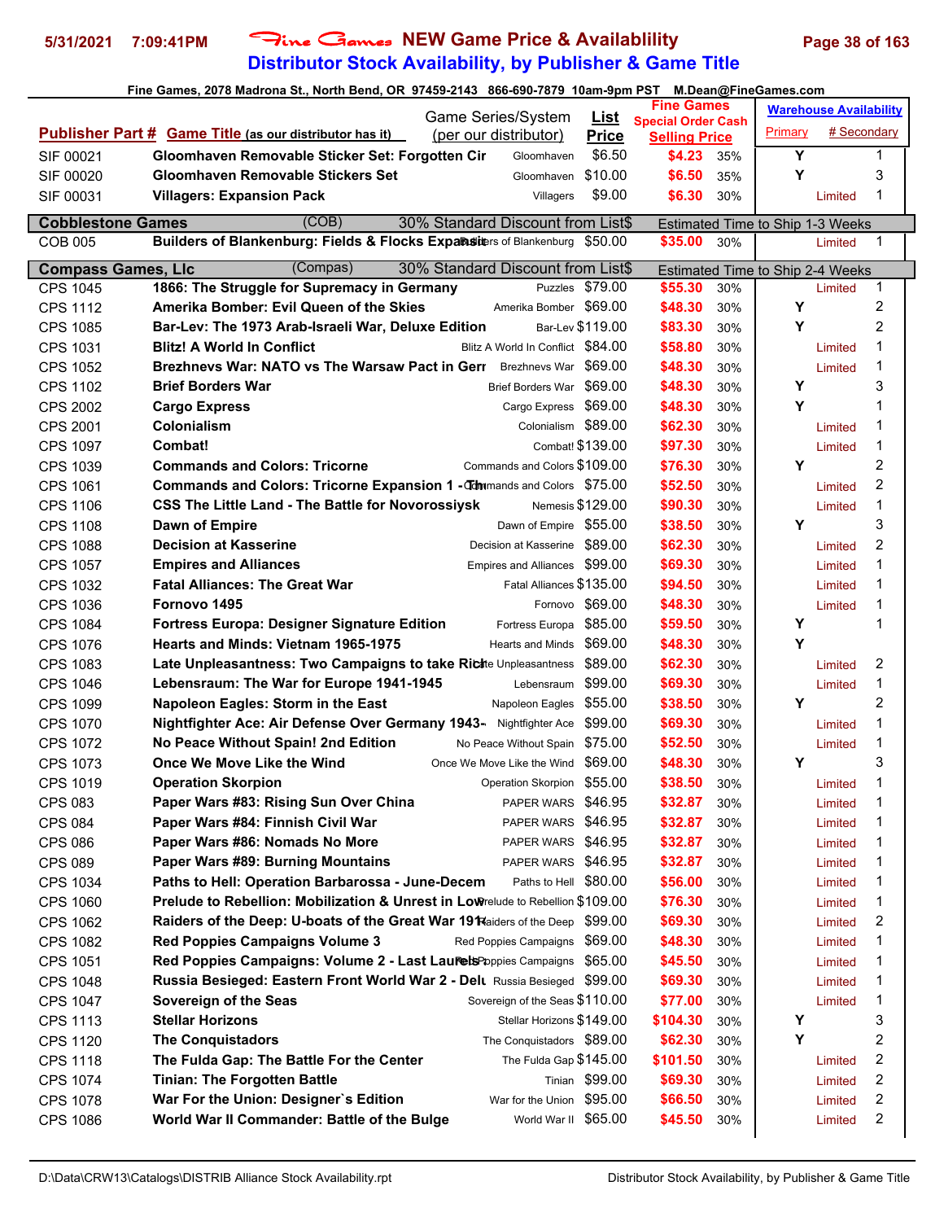# Fine Games NEW Game Price & Availablility

## Distributor Stock Availability, by Publisher & Game Title

5/31/2021 7:09:41PM

Fine Games, 2078 Madrona St., North Bend, OR 97459-2143 866-690-7879 10am-9pm PST M.Dean@FineGames.com

| Publisher Part # | Game Title (as our distributor has it) | Game Series/System (per our distributor) | List Price | Fine Games Special Order Cash Selling Price | | Warehouse Availability Primary | # Secondary |
|---|---|---|---|---|---|---|---|
| SIF 00021 | Gloomhaven Removable Sticker Set: Forgotten Cir | Gloomhaven | $6.50 | $4.23 | 35% | Y | 1 |
| SIF 00020 | Gloomhaven Removable Stickers Set | Gloomhaven | $10.00 | $6.50 | 35% | Y | 3 |
| SIF 00031 | Villagers: Expansion Pack | Villagers | $9.00 | $6.30 | 30% | Limited | 1 |
| **Cobblestone Games** | (COB) | 30% Standard Discount from List$ | | Estimated Time to Ship 1-3 Weeks | | | |
| COB 005 | Builders of Blankenburg: Fields & Flocks Expansion | Builders of Blankenburg | $50.00 | $35.00 | 30% | Limited | 1 |
| **Compass Games, Llc** | (Compas) | 30% Standard Discount from List$ | | Estimated Time to Ship 2-4 Weeks | | | |
| CPS 1045 | 1866: The Struggle for Supremacy in Germany | Puzzles | $79.00 | $55.30 | 30% | Limited | 1 |
| CPS 1112 | Amerika Bomber: Evil Queen of the Skies | Amerika Bomber | $69.00 | $48.30 | 30% | Y | 2 |
| CPS 1085 | Bar-Lev: The 1973 Arab-Israeli War, Deluxe Edition | Bar-Lev | $119.00 | $83.30 | 30% | Y | 2 |
| CPS 1031 | Blitz! A World In Conflict | Blitz A World In Conflict | $84.00 | $58.80 | 30% | Limited | 1 |
| CPS 1052 | Brezhnevs War: NATO vs The Warsaw Pact in Gerr | Brezhnevs War | $69.00 | $48.30 | 30% | Limited | 1 |
| CPS 1102 | Brief Borders War | Brief Borders War | $69.00 | $48.30 | 30% | Y | 3 |
| CPS 2002 | Cargo Express | Cargo Express | $69.00 | $48.30 | 30% | Y | 1 |
| CPS 2001 | Colonialism | Colonialism | $89.00 | $62.30 | 30% | Limited | 1 |
| CPS 1097 | Combat! | Combat! | $139.00 | $97.30 | 30% | Limited | 1 |
| CPS 1039 | Commands and Colors: Tricorne | Commands and Colors | $109.00 | $76.30 | 30% | Y | 2 |
| CPS 1061 | Commands and Colors: Tricorne Expansion 1 - | Commands and Colors | $75.00 | $52.50 | 30% | Limited | 2 |
| CPS 1106 | CSS The Little Land - The Battle for Novorossiysk | Nemesis | $129.00 | $90.30 | 30% | Limited | 1 |
| CPS 1108 | Dawn of Empire | Dawn of Empire | $55.00 | $38.50 | 30% | Y | 3 |
| CPS 1088 | Decision at Kasserine | Decision at Kasserine | $89.00 | $62.30 | 30% | Limited | 2 |
| CPS 1057 | Empires and Alliances | Empires and Alliances | $99.00 | $69.30 | 30% | Limited | 1 |
| CPS 1032 | Fatal Alliances: The Great War | Fatal Alliances | $135.00 | $94.50 | 30% | Limited | 1 |
| CPS 1036 | Fornovo 1495 | Fornovo | $69.00 | $48.30 | 30% | Limited | 1 |
| CPS 1084 | Fortress Europa: Designer Signature Edition | Fortress Europa | $85.00 | $59.50 | 30% | Y | 1 |
| CPS 1076 | Hearts and Minds: Vietnam 1965-1975 | Hearts and Minds | $69.00 | $48.30 | 30% | Y | |
| CPS 1083 | Late Unpleasantness: Two Campaigns to take Rich | Late Unpleasantness | $89.00 | $62.30 | 30% | Limited | 2 |
| CPS 1046 | Lebensraum: The War for Europe 1941-1945 | Lebensraum | $99.00 | $69.30 | 30% | Limited | 1 |
| CPS 1099 | Napoleon Eagles: Storm in the East | Napoleon Eagles | $55.00 | $38.50 | 30% | Y | 2 |
| CPS 1070 | Nightfighter Ace: Air Defense Over Germany 1943- | Nightfighter Ace | $99.00 | $69.30 | 30% | Limited | 1 |
| CPS 1072 | No Peace Without Spain! 2nd Edition | No Peace Without Spain | $75.00 | $52.50 | 30% | Limited | 1 |
| CPS 1073 | Once We Move Like the Wind | Once We Move Like the Wind | $69.00 | $48.30 | 30% | Y | 3 |
| CPS 1019 | Operation Skorpion | Operation Skorpion | $55.00 | $38.50 | 30% | Limited | 1 |
| CPS 083 | Paper Wars #83: Rising Sun Over China | PAPER WARS | $46.95 | $32.87 | 30% | Limited | 1 |
| CPS 084 | Paper Wars #84: Finnish Civil War | PAPER WARS | $46.95 | $32.87 | 30% | Limited | 1 |
| CPS 086 | Paper Wars #86: Nomads No More | PAPER WARS | $46.95 | $32.87 | 30% | Limited | 1 |
| CPS 089 | Paper Wars #89: Burning Mountains | PAPER WARS | $46.95 | $32.87 | 30% | Limited | 1 |
| CPS 1034 | Paths to Hell: Operation Barbarossa - June-Decem | Paths to Hell | $80.00 | $56.00 | 30% | Limited | 1 |
| CPS 1060 | Prelude to Rebellion: Mobilization & Unrest in Low | Prelude to Rebellion | $109.00 | $76.30 | 30% | Limited | 1 |
| CPS 1062 | Raiders of the Deep: U-boats of the Great War 191 | Raiders of the Deep | $99.00 | $69.30 | 30% | Limited | 2 |
| CPS 1082 | Red Poppies Campaigns Volume 3 | Red Poppies Campaigns | $69.00 | $48.30 | 30% | Limited | 1 |
| CPS 1051 | Red Poppies Campaigns: Volume 2 - Last Laurels | Red Poppies Campaigns | $65.00 | $45.50 | 30% | Limited | 1 |
| CPS 1048 | Russia Besieged: Eastern Front World War 2 - Delu | Russia Besieged | $99.00 | $69.30 | 30% | Limited | 1 |
| CPS 1047 | Sovereign of the Seas | Sovereign of the Seas | $110.00 | $77.00 | 30% | Limited | 1 |
| CPS 1113 | Stellar Horizons | Stellar Horizons | $149.00 | $104.30 | 30% | Y | 3 |
| CPS 1120 | The Conquistadors | The Conquistadors | $89.00 | $62.30 | 30% | Y | 2 |
| CPS 1118 | The Fulda Gap: The Battle For the Center | The Fulda Gap | $145.00 | $101.50 | 30% | Limited | 2 |
| CPS 1074 | Tinian: The Forgotten Battle | Tinian | $99.00 | $69.30 | 30% | Limited | 2 |
| CPS 1078 | War For the Union: Designer`s Edition | War for the Union | $95.00 | $66.50 | 30% | Limited | 2 |
| CPS 1086 | World War II Commander: Battle of the Bulge | World War II | $65.00 | $45.50 | 30% | Limited | 2 |

D:\Data\CRW13\Catalogs\DISTRIB Alliance Stock Availability.rpt — Distributor Stock Availability, by Publisher & Game Title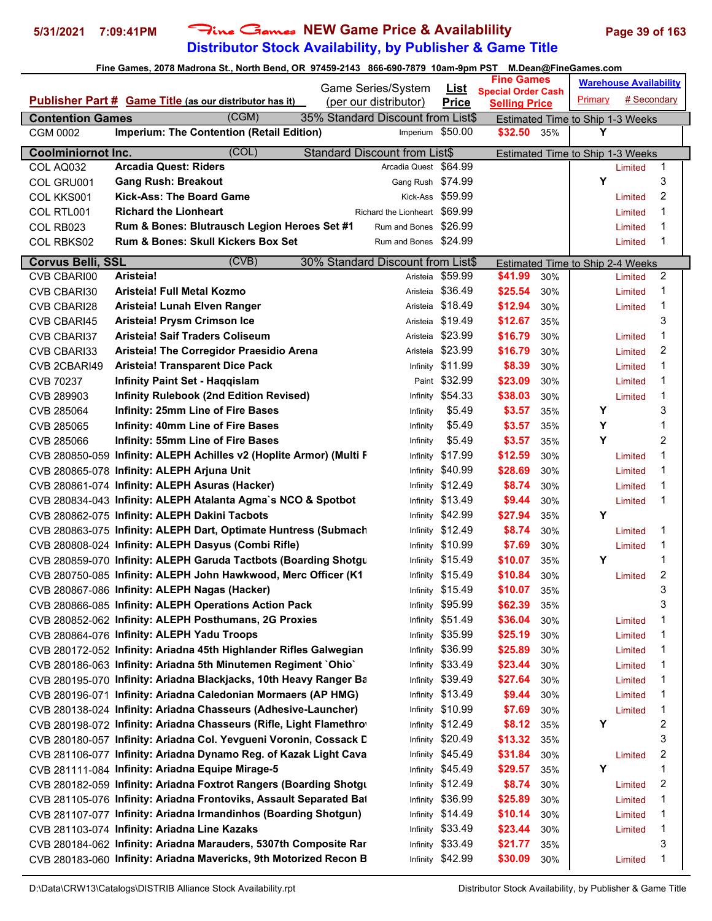# Fine Games NEW Game Price & Availablility

## Distributor Stock Availability, by Publisher & Game Title

Fine Games, 2078 Madrona St., North Bend, OR 97459-2143 866-690-7879 10am-9pm PST M.Dean@FineGames.com

| Publisher Part # | Game Title (as our distributor has it) | Game Series/System (per our distributor) | List Price | Fine Games Special Order Cash Selling Price | | Warehouse Availability Primary | # Secondary |
|---|---|---|---|---|---|---|---|
| **Contention Games** | (CGM) | 35% Standard Discount from List$ | | Estimated Time to Ship 1-3 Weeks | | | |
| CGM 0002 | **Imperium: The Contention (Retail Edition)** | Imperium | $50.00 | $32.50 | 35% | Y | |
| **Coolminiornot Inc.** | (COL) | Standard Discount from List$ | | Estimated Time to Ship 1-3 Weeks | | | |
| COL AQ032 | **Arcadia Quest: Riders** | Arcadia Quest | $64.99 | | | Limited | 1 |
| COL GRU001 | **Gang Rush: Breakout** | Gang Rush | $74.99 | | | Y | 3 |
| COL KKS001 | **Kick-Ass: The Board Game** | Kick-Ass | $59.99 | | | Limited | 2 |
| COL RTL001 | **Richard the Lionheart** | Richard the Lionheart | $69.99 | | | Limited | 1 |
| COL RB023 | **Rum & Bones: Blutrausch Legion Heroes Set #1** | Rum and Bones | $26.99 | | | Limited | 1 |
| COL RBKS02 | **Rum & Bones: Skull Kickers Box Set** | Rum and Bones | $24.99 | | | Limited | 1 |
| **Corvus Belli, SSL** | (CVB) | 30% Standard Discount from List$ | | Estimated Time to Ship 2-4 Weeks | | | |
| CVB CBARI00 | **Aristeia!** | Aristeia | $59.99 | $41.99 | 30% | Limited | 2 |
| CVB CBARI30 | **Aristeia! Full Metal Kozmo** | Aristeia | $36.49 | $25.54 | 30% | Limited | 1 |
| CVB CBARI28 | **Aristeia! Lunah Elven Ranger** | Aristeia | $18.49 | $12.94 | 30% | Limited | 1 |
| CVB CBARI45 | **Aristeia! Prysm Crimson Ice** | Aristeia | $19.49 | $12.67 | 35% | | 3 |
| CVB CBARI37 | **Aristeia! Saif Traders Coliseum** | Aristeia | $23.99 | $16.79 | 30% | Limited | 1 |
| CVB CBARI33 | **Aristeia! The Corregidor Praesidio Arena** | Aristeia | $23.99 | $16.79 | 30% | Limited | 2 |
| CVB 2CBARI49 | **Aristeia! Transparent Dice Pack** | Infinity | $11.99 | $8.39 | 30% | Limited | 1 |
| CVB 70237 | **Infinity Paint Set - Haqqislam** | Paint | $32.99 | $23.09 | 30% | Limited | 1 |
| CVB 289903 | **Infinity Rulebook (2nd Edition Revised)** | Infinity | $54.33 | $38.03 | 30% | Limited | 1 |
| CVB 285064 | **Infinity: 25mm Line of Fire Bases** | Infinity | $5.49 | $3.57 | 35% | Y | 3 |
| CVB 285065 | **Infinity: 40mm Line of Fire Bases** | Infinity | $5.49 | $3.57 | 35% | Y | 1 |
| CVB 285066 | **Infinity: 55mm Line of Fire Bases** | Infinity | $5.49 | $3.57 | 35% | Y | 2 |
| CVB 280850-059 | **Infinity: ALEPH Achilles v2 (Hoplite Armor) (Multi F** | Infinity | $17.99 | $12.59 | 30% | Limited | 1 |
| CVB 280865-078 | **Infinity: ALEPH Arjuna Unit** | Infinity | $40.99 | $28.69 | 30% | Limited | 1 |
| CVB 280861-074 | **Infinity: ALEPH Asuras (Hacker)** | Infinity | $12.49 | $8.74 | 30% | Limited | 1 |
| CVB 280834-043 | **Infinity: ALEPH Atalanta Agma`s NCO & Spotbot** | Infinity | $13.49 | $9.44 | 30% | Limited | 1 |
| CVB 280862-075 | **Infinity: ALEPH Dakini Tacbots** | Infinity | $42.99 | $27.94 | 35% | Y | |
| CVB 280863-075 | **Infinity: ALEPH Dart, Optimate Huntress (Submach** | Infinity | $12.49 | $8.74 | 30% | Limited | 1 |
| CVB 280808-024 | **Infinity: ALEPH Dasyus (Combi Rifle)** | Infinity | $10.99 | $7.69 | 30% | Limited | 1 |
| CVB 280859-070 | **Infinity: ALEPH Garuda Tactbots (Boarding Shotgu** | Infinity | $15.49 | $10.07 | 35% | Y | 1 |
| CVB 280750-085 | **Infinity: ALEPH John Hawkwood, Merc Officer (K1** | Infinity | $15.49 | $10.84 | 30% | Limited | 2 |
| CVB 280867-086 | **Infinity: ALEPH Nagas (Hacker)** | Infinity | $15.49 | $10.07 | 35% | | 3 |
| CVB 280866-085 | **Infinity: ALEPH Operations Action Pack** | Infinity | $95.99 | $62.39 | 35% | | 3 |
| CVB 280852-062 | **Infinity: ALEPH Posthumans, 2G Proxies** | Infinity | $51.49 | $36.04 | 30% | Limited | 1 |
| CVB 280864-076 | **Infinity: ALEPH Yadu Troops** | Infinity | $35.99 | $25.19 | 30% | Limited | 1 |
| CVB 280172-052 | **Infinity: Ariadna 45th Highlander Rifles Galwegian** | Infinity | $36.99 | $25.89 | 30% | Limited | 1 |
| CVB 280186-063 | **Infinity: Ariadna 5th Minutemen Regiment `Ohio`** | Infinity | $33.49 | $23.44 | 30% | Limited | 1 |
| CVB 280195-070 | **Infinity: Ariadna Blackjacks, 10th Heavy Ranger Ba** | Infinity | $39.49 | $27.64 | 30% | Limited | 1 |
| CVB 280196-071 | **Infinity: Ariadna Caledonian Mormaers (AP HMG)** | Infinity | $13.49 | $9.44 | 30% | Limited | 1 |
| CVB 280138-024 | **Infinity: Ariadna Chasseurs (Adhesive-Launcher)** | Infinity | $10.99 | $7.69 | 30% | Limited | 1 |
| CVB 280198-072 | **Infinity: Ariadna Chasseurs (Rifle, Light Flamethro** | Infinity | $12.49 | $8.12 | 35% | Y | 2 |
| CVB 280180-057 | **Infinity: Ariadna Col. Yevgueni Voronin, Cossack D** | Infinity | $20.49 | $13.32 | 35% | | 3 |
| CVB 281106-077 | **Infinity: Ariadna Dynamo Reg. of Kazak Light Cava** | Infinity | $45.49 | $31.84 | 30% | Limited | 2 |
| CVB 281111-084 | **Infinity: Ariadna Equipe Mirage-5** | Infinity | $45.49 | $29.57 | 35% | Y | 1 |
| CVB 280182-059 | **Infinity: Ariadna Foxtrot Rangers (Boarding Shotgu** | Infinity | $12.49 | $8.74 | 30% | Limited | 2 |
| CVB 281105-076 | **Infinity: Ariadna Frontoviks, Assault Separated Bat** | Infinity | $36.99 | $25.89 | 30% | Limited | 1 |
| CVB 281107-077 | **Infinity: Ariadna Irmandinhos (Boarding Shotgun)** | Infinity | $14.49 | $10.14 | 30% | Limited | 1 |
| CVB 281103-074 | **Infinity: Ariadna Line Kazaks** | Infinity | $33.49 | $23.44 | 30% | Limited | 1 |
| CVB 280184-062 | **Infinity: Ariadna Marauders, 5307th Composite Rar** | Infinity | $33.49 | $21.77 | 35% | | 3 |
| CVB 280183-060 | **Infinity: Ariadna Mavericks, 9th Motorized Recon B** | Infinity | $42.99 | $30.09 | 30% | Limited | 1 |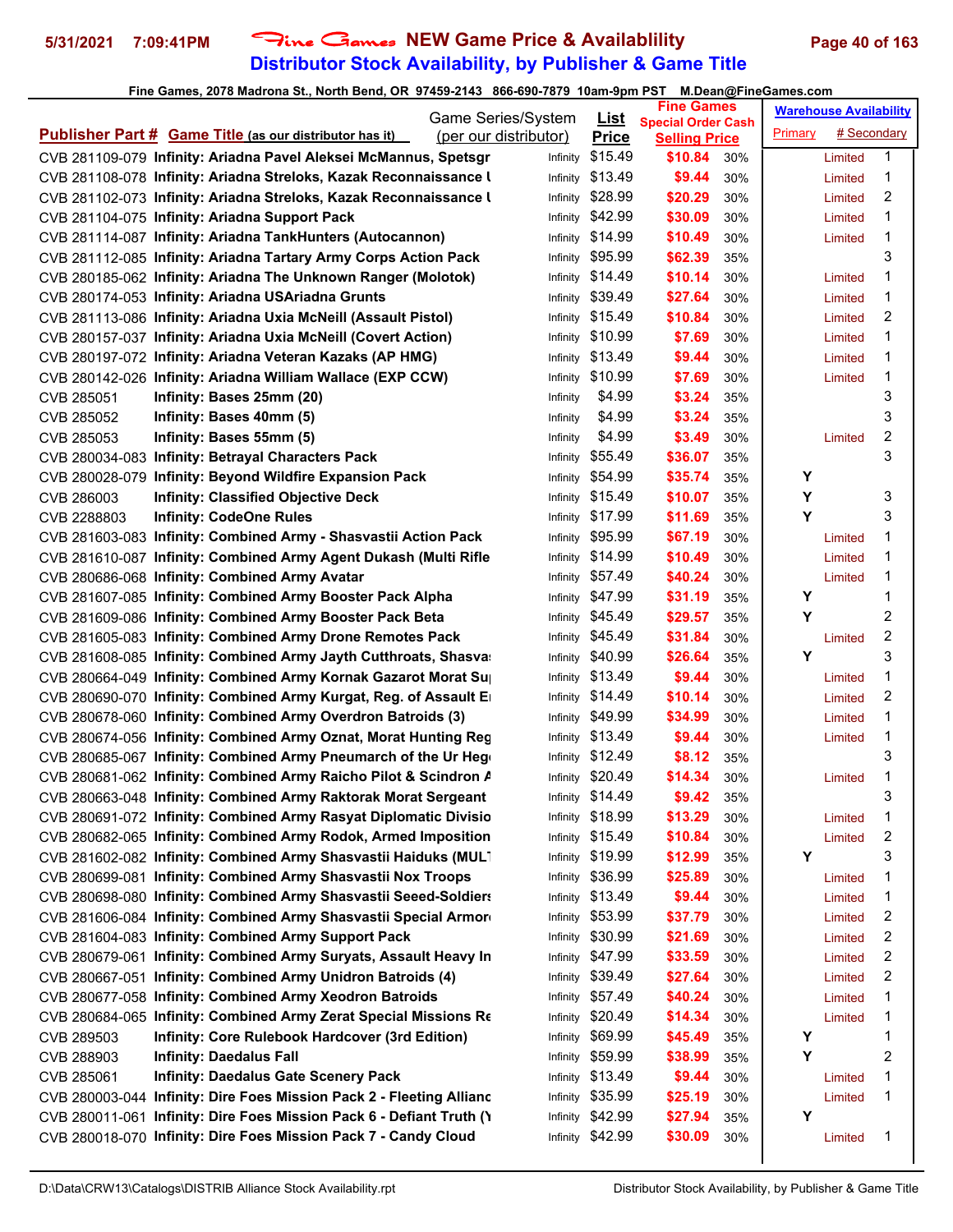# Fine Games NEW Game Price & Availablility

## Distributor Stock Availability, by Publisher & Game Title

Fine Games, 2078 Madrona St., North Bend, OR 97459-2143 866-690-7879 10am-9pm PST M.Dean@FineGames.com

| Publisher Part # | Game Title (as our distributor has it) | Game Series/System (per our distributor) | List Price | Fine Games Special Order Cash Selling Price | | Warehouse Availability Primary | # Secondary | |
|---|---|---|---|---|---|---|---|---|
| CVB 281109-079 | Infinity: Ariadna Pavel Aleksei McMannus, Spetsgr | Infinity | $15.49 | $10.84 | 30% | | Limited | 1 |
| CVB 281108-078 | Infinity: Ariadna Streloks, Kazak Reconnaissance U | Infinity | $13.49 | $9.44 | 30% | | Limited | 1 |
| CVB 281102-073 | Infinity: Ariadna Streloks, Kazak Reconnaissance U | Infinity | $28.99 | $20.29 | 30% | | Limited | 2 |
| CVB 281104-075 | Infinity: Ariadna Support Pack | Infinity | $42.99 | $30.09 | 30% | | Limited | 1 |
| CVB 281114-087 | Infinity: Ariadna TankHunters (Autocannon) | Infinity | $14.99 | $10.49 | 30% | | Limited | 1 |
| CVB 281112-085 | Infinity: Ariadna Tartary Army Corps Action Pack | Infinity | $95.99 | $62.39 | 35% | | | 3 |
| CVB 280185-062 | Infinity: Ariadna The Unknown Ranger (Molotok) | Infinity | $14.49 | $10.14 | 30% | | Limited | 1 |
| CVB 280174-053 | Infinity: Ariadna USAriadna Grunts | Infinity | $39.49 | $27.64 | 30% | | Limited | 1 |
| CVB 281113-086 | Infinity: Ariadna Uxia McNeill (Assault Pistol) | Infinity | $15.49 | $10.84 | 30% | | Limited | 2 |
| CVB 280157-037 | Infinity: Ariadna Uxia McNeill (Covert Action) | Infinity | $10.99 | $7.69 | 30% | | Limited | 1 |
| CVB 280197-072 | Infinity: Ariadna Veteran Kazaks (AP HMG) | Infinity | $13.49 | $9.44 | 30% | | Limited | 1 |
| CVB 280142-026 | Infinity: Ariadna William Wallace (EXP CCW) | Infinity | $10.99 | $7.69 | 30% | | Limited | 1 |
| CVB 285051 | Infinity: Bases 25mm (20) | Infinity | $4.99 | $3.24 | 35% | | | 3 |
| CVB 285052 | Infinity: Bases 40mm (5) | Infinity | $4.99 | $3.24 | 35% | | | 3 |
| CVB 285053 | Infinity: Bases 55mm (5) | Infinity | $4.99 | $3.49 | 30% | | Limited | 2 |
| CVB 280034-083 | Infinity: Betrayal Characters Pack | Infinity | $55.49 | $36.07 | 35% | | | 3 |
| CVB 280028-079 | Infinity: Beyond Wildfire Expansion Pack | Infinity | $54.99 | $35.74 | 35% | Y | | |
| CVB 286003 | Infinity: Classified Objective Deck | Infinity | $15.49 | $10.07 | 35% | Y | | 3 |
| CVB 2288803 | Infinity: CodeOne Rules | Infinity | $17.99 | $11.69 | 35% | Y | | 3 |
| CVB 281603-083 | Infinity: Combined Army - Shasvastii Action Pack | Infinity | $95.99 | $67.19 | 30% | | Limited | 1 |
| CVB 281610-087 | Infinity: Combined Army Agent Dukash (Multi Rifle | Infinity | $14.99 | $10.49 | 30% | | Limited | 1 |
| CVB 280686-068 | Infinity: Combined Army Avatar | Infinity | $57.49 | $40.24 | 30% | | Limited | 1 |
| CVB 281607-085 | Infinity: Combined Army Booster Pack Alpha | Infinity | $47.99 | $31.19 | 35% | Y | | 1 |
| CVB 281609-086 | Infinity: Combined Army Booster Pack Beta | Infinity | $45.49 | $29.57 | 35% | Y | | 2 |
| CVB 281605-083 | Infinity: Combined Army Drone Remotes Pack | Infinity | $45.49 | $31.84 | 30% | | Limited | 2 |
| CVB 281608-085 | Infinity: Combined Army Jayth Cutthroats, Shasva | Infinity | $40.99 | $26.64 | 35% | Y | | 3 |
| CVB 280664-049 | Infinity: Combined Army Kornak Gazarot Morat Su | Infinity | $13.49 | $9.44 | 30% | | Limited | 1 |
| CVB 280690-070 | Infinity: Combined Army Kurgat, Reg. of Assault E | Infinity | $14.49 | $10.14 | 30% | | Limited | 2 |
| CVB 280678-060 | Infinity: Combined Army Overdron Batroids (3) | Infinity | $49.99 | $34.99 | 30% | | Limited | 1 |
| CVB 280674-056 | Infinity: Combined Army Oznat, Morat Hunting Reg | Infinity | $13.49 | $9.44 | 30% | | Limited | 1 |
| CVB 280685-067 | Infinity: Combined Army Pneumarch of the Ur Heg | Infinity | $12.49 | $8.12 | 35% | | | 3 |
| CVB 280681-062 | Infinity: Combined Army Raicho Pilot & Scindron A | Infinity | $20.49 | $14.34 | 30% | | Limited | 1 |
| CVB 280663-048 | Infinity: Combined Army Raktorak Morat Sergeant | Infinity | $14.49 | $9.42 | 35% | | | 3 |
| CVB 280691-072 | Infinity: Combined Army Rasyat Diplomatic Divisio | Infinity | $18.99 | $13.29 | 30% | | Limited | 1 |
| CVB 280682-065 | Infinity: Combined Army Rodok, Armed Imposition | Infinity | $15.49 | $10.84 | 30% | | Limited | 2 |
| CVB 281602-082 | Infinity: Combined Army Shasvastii Haiduks (MUL | Infinity | $19.99 | $12.99 | 35% | Y | | 3 |
| CVB 280699-081 | Infinity: Combined Army Shasvastii Nox Troops | Infinity | $36.99 | $25.89 | 30% | | Limited | 1 |
| CVB 280698-080 | Infinity: Combined Army Shasvastii Seeed-Soldiers | Infinity | $13.49 | $9.44 | 30% | | Limited | 1 |
| CVB 281606-084 | Infinity: Combined Army Shasvastii Special Armor | Infinity | $53.99 | $37.79 | 30% | | Limited | 2 |
| CVB 281604-083 | Infinity: Combined Army Support Pack | Infinity | $30.99 | $21.69 | 30% | | Limited | 2 |
| CVB 280679-061 | Infinity: Combined Army Suryats, Assault Heavy In | Infinity | $47.99 | $33.59 | 30% | | Limited | 2 |
| CVB 280667-051 | Infinity: Combined Army Unidron Batroids (4) | Infinity | $39.49 | $27.64 | 30% | | Limited | 2 |
| CVB 280677-058 | Infinity: Combined Army Xeodron Batroids | Infinity | $57.49 | $40.24 | 30% | | Limited | 1 |
| CVB 280684-065 | Infinity: Combined Army Zerat Special Missions Re | Infinity | $20.49 | $14.34 | 30% | | Limited | 1 |
| CVB 289503 | Infinity: Core Rulebook Hardcover (3rd Edition) | Infinity | $69.99 | $45.49 | 35% | Y | | 1 |
| CVB 288903 | Infinity: Daedalus Fall | Infinity | $59.99 | $38.99 | 35% | Y | | 2 |
| CVB 285061 | Infinity: Daedalus Gate Scenery Pack | Infinity | $13.49 | $9.44 | 30% | | Limited | 1 |
| CVB 280003-044 | Infinity: Dire Foes Mission Pack 2 - Fleeting Allianc | Infinity | $35.99 | $25.19 | 30% | | Limited | 1 |
| CVB 280011-061 | Infinity: Dire Foes Mission Pack 6 - Defiant Truth (Y | Infinity | $42.99 | $27.94 | 35% | Y | | |
| CVB 280018-070 | Infinity: Dire Foes Mission Pack 7 - Candy Cloud | Infinity | $42.99 | $30.09 | 30% | | Limited | 1 |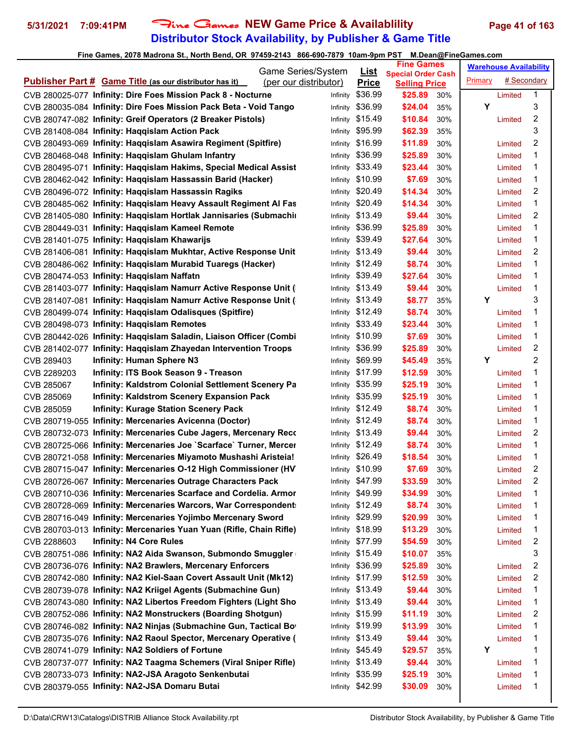# Fine Games NEW Game Price & Availablility

## Distributor Stock Availability, by Publisher & Game Title

5/31/2021 7:09:41PM

Fine Games, 2078 Madrona St., North Bend, OR 97459-2143 866-690-7879 10am-9pm PST M.Dean@FineGames.com

| Publisher Part # | Game Title (as our distributor has it) | Game Series/System (per our distributor) | List Price | Fine Games Special Order Cash Selling Price | | Warehouse Availability Primary | # Secondary |
|---|---|---|---|---|---|---|---|
| CVB 280025-077 | Infinity: Dire Foes Mission Pack 8 - Nocturne | Infinity | $36.99 | $25.89 | 30% | Limited | 1 |
| CVB 280035-084 | Infinity: Dire Foes Mission Pack Beta - Void Tango | Infinity | $36.99 | $24.04 | 35% | Y | 3 |
| CVB 280747-082 | Infinity: Greif Operators (2 Breaker Pistols) | Infinity | $15.49 | $10.84 | 30% | Limited | 2 |
| CVB 281408-084 | Infinity: Haqqislam Action Pack | Infinity | $95.99 | $62.39 | 35% | | 3 |
| CVB 280493-069 | Infinity: Haqqislam Asawira Regiment (Spitfire) | Infinity | $16.99 | $11.89 | 30% | Limited | 2 |
| CVB 280468-048 | Infinity: Haqqislam Ghulam Infantry | Infinity | $36.99 | $25.89 | 30% | Limited | 1 |
| CVB 280495-071 | Infinity: Haqqislam Hakims, Special Medical Assist | Infinity | $33.49 | $23.44 | 30% | Limited | 1 |
| CVB 280462-042 | Infinity: Haqqislam Hassassin Barid (Hacker) | Infinity | $10.99 | $7.69 | 30% | Limited | 1 |
| CVB 280496-072 | Infinity: Haqqislam Hassassin Ragiks | Infinity | $20.49 | $14.34 | 30% | Limited | 2 |
| CVB 280485-062 | Infinity: Haqqislam Heavy Assault Regiment Al Fas | Infinity | $20.49 | $14.34 | 30% | Limited | 1 |
| CVB 281405-080 | Infinity: Haqqislam Hortlak Jannisaries (Submachi | Infinity | $13.49 | $9.44 | 30% | Limited | 2 |
| CVB 280449-031 | Infinity: Haqqislam Kameel Remote | Infinity | $36.99 | $25.89 | 30% | Limited | 1 |
| CVB 281401-075 | Infinity: Haqqislam Khawarijs | Infinity | $39.49 | $27.64 | 30% | Limited | 1 |
| CVB 281406-081 | Infinity: Haqqislam Mukhtar, Active Response Unit | Infinity | $13.49 | $9.44 | 30% | Limited | 2 |
| CVB 280486-062 | Infinity: Haqqislam Murabid Tuaregs (Hacker) | Infinity | $12.49 | $8.74 | 30% | Limited | 1 |
| CVB 280474-053 | Infinity: Haqqislam Naffatn | Infinity | $39.49 | $27.64 | 30% | Limited | 1 |
| CVB 281403-077 | Infinity: Haqqislam Namurr Active Response Unit ( | Infinity | $13.49 | $9.44 | 30% | Limited | 1 |
| CVB 281407-081 | Infinity: Haqqislam Namurr Active Response Unit ( | Infinity | $13.49 | $8.77 | 35% | Y | 3 |
| CVB 280499-074 | Infinity: Haqqislam Odalisques (Spitfire) | Infinity | $12.49 | $8.74 | 30% | Limited | 1 |
| CVB 280498-073 | Infinity: Haqqislam Remotes | Infinity | $33.49 | $23.44 | 30% | Limited | 1 |
| CVB 280442-026 | Infinity: Haqqislam Saladin, Liaison Officer (Combi | Infinity | $10.99 | $7.69 | 30% | Limited | 1 |
| CVB 281402-077 | Infinity: Haqqislam Zhayedan Intervention Troops | Infinity | $36.99 | $25.89 | 30% | Limited | 2 |
| CVB 289403 | Infinity: Human Sphere N3 | Infinity | $69.99 | $45.49 | 35% | Y | 2 |
| CVB 2289203 | Infinity: ITS Book Season 9 - Treason | Infinity | $17.99 | $12.59 | 30% | Limited | 1 |
| CVB 285067 | Infinity: Kaldstrom Colonial Settlement Scenery Pa | Infinity | $35.99 | $25.19 | 30% | Limited | 1 |
| CVB 285069 | Infinity: Kaldstrom Scenery Expansion Pack | Infinity | $35.99 | $25.19 | 30% | Limited | 1 |
| CVB 285059 | Infinity: Kurage Station Scenery Pack | Infinity | $12.49 | $8.74 | 30% | Limited | 1 |
| CVB 280719-055 | Infinity: Mercenaries Avicenna (Doctor) | Infinity | $12.49 | $8.74 | 30% | Limited | 1 |
| CVB 280732-073 | Infinity: Mercenaries Cube Jagers, Mercenary Recc | Infinity | $13.49 | $9.44 | 30% | Limited | 2 |
| CVB 280725-066 | Infinity: Mercenaries Joe `Scarface` Turner, Mercer | Infinity | $12.49 | $8.74 | 30% | Limited | 1 |
| CVB 280721-058 | Infinity: Mercenaries Miyamoto Mushashi Aristeia! | Infinity | $26.49 | $18.54 | 30% | Limited | 1 |
| CVB 280715-047 | Infinity: Mercenaries O-12 High Commissioner (HV | Infinity | $10.99 | $7.69 | 30% | Limited | 2 |
| CVB 280726-067 | Infinity: Mercenaries Outrage Characters Pack | Infinity | $47.99 | $33.59 | 30% | Limited | 2 |
| CVB 280710-036 | Infinity: Mercenaries Scarface and Cordelia. Armor | Infinity | $49.99 | $34.99 | 30% | Limited | 1 |
| CVB 280728-069 | Infinity: Mercenaries Warcors, War Correspondent | Infinity | $12.49 | $8.74 | 30% | Limited | 1 |
| CVB 280716-049 | Infinity: Mercenaries Yojimbo Mercenary Sword | Infinity | $29.99 | $20.99 | 30% | Limited | 1 |
| CVB 280703-013 | Infinity: Mercenaries Yuan Yuan (Rifle, Chain Rifle) | Infinity | $18.99 | $13.29 | 30% | Limited | 1 |
| CVB 2288603 | Infinity: N4 Core Rules | Infinity | $77.99 | $54.59 | 30% | Limited | 2 |
| CVB 280751-086 | Infinity: NA2 Aida Swanson, Submondo Smuggler | Infinity | $15.49 | $10.07 | 35% | | 3 |
| CVB 280736-076 | Infinity: NA2 Brawlers, Mercenary Enforcers | Infinity | $36.99 | $25.89 | 30% | Limited | 2 |
| CVB 280742-080 | Infinity: NA2 Kiel-Saan Covert Assault Unit (Mk12) | Infinity | $17.99 | $12.59 | 30% | Limited | 2 |
| CVB 280739-078 | Infinity: NA2 Kriigel Agents (Submachine Gun) | Infinity | $13.49 | $9.44 | 30% | Limited | 1 |
| CVB 280743-080 | Infinity: NA2 Libertos Freedom Fighters (Light Sho | Infinity | $13.49 | $9.44 | 30% | Limited | 1 |
| CVB 280752-086 | Infinity: NA2 Monstruckers (Boarding Shotgun) | Infinity | $15.99 | $11.19 | 30% | Limited | 2 |
| CVB 280746-082 | Infinity: NA2 Ninjas (Submachine Gun, Tactical Bo | Infinity | $19.99 | $13.99 | 30% | Limited | 1 |
| CVB 280735-076 | Infinity: NA2 Raoul Spector, Mercenary Operative ( | Infinity | $13.49 | $9.44 | 30% | Limited | 1 |
| CVB 280741-079 | Infinity: NA2 Soldiers of Fortune | Infinity | $45.49 | $29.57 | 35% | Y | 1 |
| CVB 280737-077 | Infinity: NA2 Taagma Schemers (Viral Sniper Rifle) | Infinity | $13.49 | $9.44 | 30% | Limited | 1 |
| CVB 280733-073 | Infinity: NA2-JSA Aragoto Senkenbutai | Infinity | $35.99 | $25.19 | 30% | Limited | 1 |
| CVB 280379-055 | Infinity: NA2-JSA Domaru Butai | Infinity | $42.99 | $30.09 | 30% | Limited | 1 |

D:\Data\CRW13\Catalogs\DISTRIB Alliance Stock Availability.rpt — Distributor Stock Availability, by Publisher & Game Title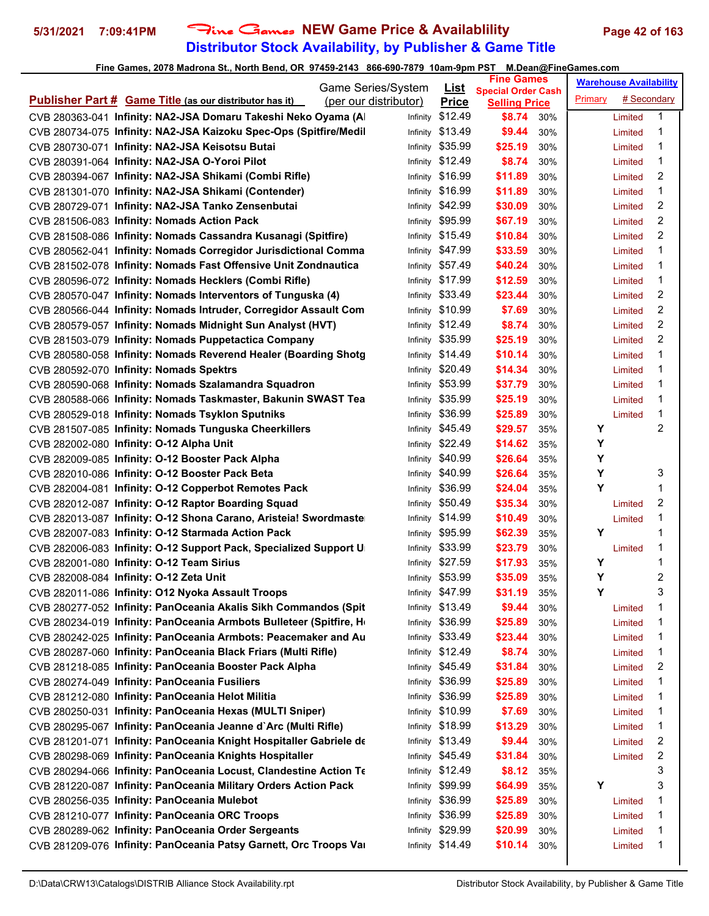# Fine Games NEW Game Price & Availablility

## Distributor Stock Availability, by Publisher & Game Title

Fine Games, 2078 Madrona St., North Bend, OR 97459-2143 866-690-7879 10am-9pm PST M.Dean@FineGames.com

| Publisher Part # | Game Title (as our distributor has it) | Game Series/System (per our distributor) | List Price | Fine Games Special Order Cash Selling Price | | Warehouse Availability Primary | # Secondary | |
|---|---|---|---|---|---|---|---|---|
| CVB 280363-041 | Infinity: NA2-JSA Domaru Takeshi Neko Oyama (Al | Infinity | $12.49 | $8.74 | 30% | | Limited | 1 |
| CVB 280734-075 | Infinity: NA2-JSA Kaizoku Spec-Ops (Spitfire/Medil | Infinity | $13.49 | $9.44 | 30% | | Limited | 1 |
| CVB 280730-071 | Infinity: NA2-JSA Keisotsu Butai | Infinity | $35.99 | $25.19 | 30% | | Limited | 1 |
| CVB 280391-064 | Infinity: NA2-JSA O-Yoroi Pilot | Infinity | $12.49 | $8.74 | 30% | | Limited | 1 |
| CVB 280394-067 | Infinity: NA2-JSA Shikami (Combi Rifle) | Infinity | $16.99 | $11.89 | 30% | | Limited | 2 |
| CVB 281301-070 | Infinity: NA2-JSA Shikami (Contender) | Infinity | $16.99 | $11.89 | 30% | | Limited | 1 |
| CVB 280729-071 | Infinity: NA2-JSA Tanko Zensenbutai | Infinity | $42.99 | $30.09 | 30% | | Limited | 2 |
| CVB 281506-083 | Infinity: Nomads Action Pack | Infinity | $95.99 | $67.19 | 30% | | Limited | 2 |
| CVB 281508-086 | Infinity: Nomads Cassandra Kusanagi (Spitfire) | Infinity | $15.49 | $10.84 | 30% | | Limited | 2 |
| CVB 280562-041 | Infinity: Nomads Corregidor Jurisdictional Comma | Infinity | $47.99 | $33.59 | 30% | | Limited | 1 |
| CVB 281502-078 | Infinity: Nomads Fast Offensive Unit Zondnautica | Infinity | $57.49 | $40.24 | 30% | | Limited | 1 |
| CVB 280596-072 | Infinity: Nomads Hecklers (Combi Rifle) | Infinity | $17.99 | $12.59 | 30% | | Limited | 1 |
| CVB 280570-047 | Infinity: Nomads Interventors of Tunguska (4) | Infinity | $33.49 | $23.44 | 30% | | Limited | 2 |
| CVB 280566-044 | Infinity: Nomads Intruder, Corregidor Assault Com | Infinity | $10.99 | $7.69 | 30% | | Limited | 2 |
| CVB 280579-057 | Infinity: Nomads Midnight Sun Analyst (HVT) | Infinity | $12.49 | $8.74 | 30% | | Limited | 2 |
| CVB 281503-079 | Infinity: Nomads Puppetactica Company | Infinity | $35.99 | $25.19 | 30% | | Limited | 2 |
| CVB 280580-058 | Infinity: Nomads Reverend Healer (Boarding Shotg | Infinity | $14.49 | $10.14 | 30% | | Limited | 1 |
| CVB 280592-070 | Infinity: Nomads Spektrs | Infinity | $20.49 | $14.34 | 30% | | Limited | 1 |
| CVB 280590-068 | Infinity: Nomads Szalamandra Squadron | Infinity | $53.99 | $37.79 | 30% | | Limited | 1 |
| CVB 280588-066 | Infinity: Nomads Taskmaster, Bakunin SWAST Tea | Infinity | $35.99 | $25.19 | 30% | | Limited | 1 |
| CVB 280529-018 | Infinity: Nomads Tsyklon Sputniks | Infinity | $36.99 | $25.89 | 30% | | Limited | 1 |
| CVB 281507-085 | Infinity: Nomads Tunguska Cheerkillers | Infinity | $45.49 | $29.57 | 35% | Y | | 2 |
| CVB 282002-080 | Infinity: O-12 Alpha Unit | Infinity | $22.49 | $14.62 | 35% | Y | | |
| CVB 282009-085 | Infinity: O-12 Booster Pack Alpha | Infinity | $40.99 | $26.64 | 35% | Y | | |
| CVB 282010-086 | Infinity: O-12 Booster Pack Beta | Infinity | $40.99 | $26.64 | 35% | Y | | 3 |
| CVB 282004-081 | Infinity: O-12 Copperbot Remotes Pack | Infinity | $36.99 | $24.04 | 35% | Y | | 1 |
| CVB 282012-087 | Infinity: O-12 Raptor Boarding Squad | Infinity | $50.49 | $35.34 | 30% | | Limited | 2 |
| CVB 282013-087 | Infinity: O-12 Shona Carano, Aristeia! Swordmaste | Infinity | $14.99 | $10.49 | 30% | | Limited | 1 |
| CVB 282007-083 | Infinity: O-12 Starmada Action Pack | Infinity | $95.99 | $62.39 | 35% | Y | | 1 |
| CVB 282006-083 | Infinity: O-12 Support Pack, Specialized Support U | Infinity | $33.99 | $23.79 | 30% | | Limited | 1 |
| CVB 282001-080 | Infinity: O-12 Team Sirius | Infinity | $27.59 | $17.93 | 35% | Y | | 1 |
| CVB 282008-084 | Infinity: O-12 Zeta Unit | Infinity | $53.99 | $35.09 | 35% | Y | | 2 |
| CVB 282011-086 | Infinity: O12 Nyoka Assault Troops | Infinity | $47.99 | $31.19 | 35% | Y | | 3 |
| CVB 280277-052 | Infinity: PanOceania Akalis Sikh Commandos (Spit | Infinity | $13.49 | $9.44 | 30% | | Limited | 1 |
| CVB 280234-019 | Infinity: PanOceania Armbots Bulleteer (Spitfire, H | Infinity | $36.99 | $25.89 | 30% | | Limited | 1 |
| CVB 280242-025 | Infinity: PanOceania Armbots: Peacemaker and Au | Infinity | $33.49 | $23.44 | 30% | | Limited | 1 |
| CVB 280287-060 | Infinity: PanOceania Black Friars (Multi Rifle) | Infinity | $12.49 | $8.74 | 30% | | Limited | 1 |
| CVB 281218-085 | Infinity: PanOceania Booster Pack Alpha | Infinity | $45.49 | $31.84 | 30% | | Limited | 2 |
| CVB 280274-049 | Infinity: PanOceania Fusiliers | Infinity | $36.99 | $25.89 | 30% | | Limited | 1 |
| CVB 281212-080 | Infinity: PanOceania Helot Militia | Infinity | $36.99 | $25.89 | 30% | | Limited | 1 |
| CVB 280250-031 | Infinity: PanOceania Hexas (MULTI Sniper) | Infinity | $10.99 | $7.69 | 30% | | Limited | 1 |
| CVB 280295-067 | Infinity: PanOceania Jeanne d`Arc (Multi Rifle) | Infinity | $18.99 | $13.29 | 30% | | Limited | 1 |
| CVB 281201-071 | Infinity: PanOceania Knight Hospitaller Gabriele de | Infinity | $13.49 | $9.44 | 30% | | Limited | 2 |
| CVB 280298-069 | Infinity: PanOceania Knights Hospitaller | Infinity | $45.49 | $31.84 | 30% | | Limited | 2 |
| CVB 280294-066 | Infinity: PanOceania Locust, Clandestine Action Te | Infinity | $12.49 | $8.12 | 35% | | | 3 |
| CVB 281220-087 | Infinity: PanOceania Military Orders Action Pack | Infinity | $99.99 | $64.99 | 35% | Y | | 3 |
| CVB 280256-035 | Infinity: PanOceania Mulebot | Infinity | $36.99 | $25.89 | 30% | | Limited | 1 |
| CVB 281210-077 | Infinity: PanOceania ORC Troops | Infinity | $36.99 | $25.89 | 30% | | Limited | 1 |
| CVB 280289-062 | Infinity: PanOceania Order Sergeants | Infinity | $29.99 | $20.99 | 30% | | Limited | 1 |
| CVB 281209-076 | Infinity: PanOceania Patsy Garnett, Orc Troops Va | Infinity | $14.49 | $10.14 | 30% | | Limited | 1 |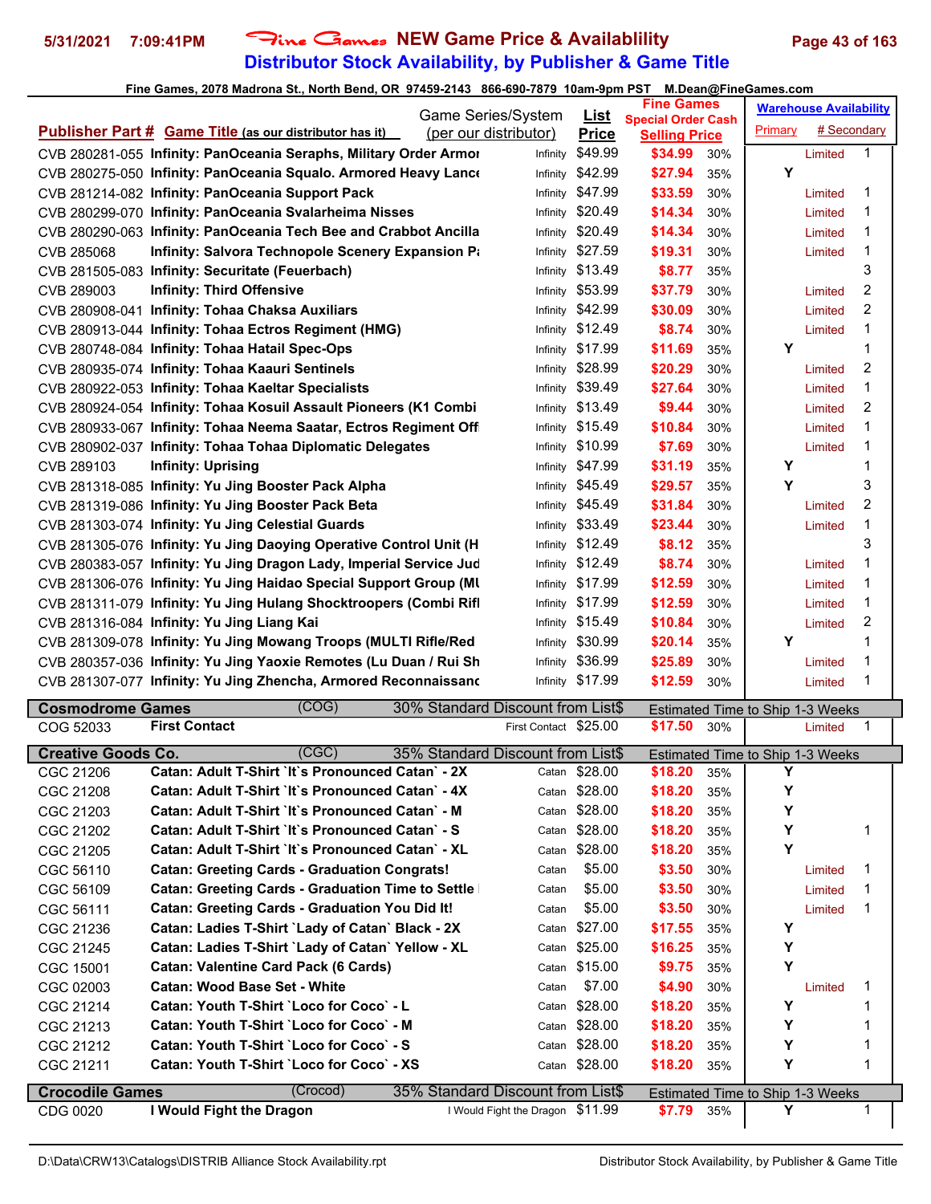# Fine Games NEW Game Price & Availablility
## Distributor Stock Availability, by Publisher & Game Title

Fine Games, 2078 Madrona St., North Bend, OR 97459-2143 866-690-7879 10am-9pm PST M.Dean@FineGames.com

5/31/2021 7:09:41PM

| Publisher Part # | Game Title (as our distributor has it) | Game Series/System (per our distributor) | List Price | Fine Games Special Order Cash Selling Price | | Warehouse Availability Primary | # Secondary |
|---|---|---|---|---|---|---|---|
| CVB 280281-055 | Infinity: PanOceania Seraphs, Military Order Armor | Infinity | $49.99 | $34.99 | 30% | Limited | 1 |
| CVB 280275-050 | Infinity: PanOceania Squalo. Armored Heavy Lance | Infinity | $42.99 | $27.94 | 35% | Y | |
| CVB 281214-082 | Infinity: PanOceania Support Pack | Infinity | $47.99 | $33.59 | 30% | Limited | 1 |
| CVB 280299-070 | Infinity: PanOceania Svalarheima Nisses | Infinity | $20.49 | $14.34 | 30% | Limited | 1 |
| CVB 280290-063 | Infinity: PanOceania Tech Bee and Crabbot Ancilla | Infinity | $20.49 | $14.34 | 30% | Limited | 1 |
| CVB 285068 | Infinity: Salvora Technopole Scenery Expansion Pa | Infinity | $27.59 | $19.31 | 30% | Limited | 1 |
| CVB 281505-083 | Infinity: Securitate (Feuerbach) | Infinity | $13.49 | $8.77 | 35% | | 3 |
| CVB 289003 | Infinity: Third Offensive | Infinity | $53.99 | $37.79 | 30% | Limited | 2 |
| CVB 280908-041 | Infinity: Tohaa Chaksa Auxiliars | Infinity | $42.99 | $30.09 | 30% | Limited | 2 |
| CVB 280913-044 | Infinity: Tohaa Ectros Regiment (HMG) | Infinity | $12.49 | $8.74 | 30% | Limited | 1 |
| CVB 280748-084 | Infinity: Tohaa Hatail Spec-Ops | Infinity | $17.99 | $11.69 | 35% | Y | 1 |
| CVB 280935-074 | Infinity: Tohaa Kaauri Sentinels | Infinity | $28.99 | $20.29 | 30% | Limited | 2 |
| CVB 280922-053 | Infinity: Tohaa Kaeltar Specialists | Infinity | $39.49 | $27.64 | 30% | Limited | 1 |
| CVB 280924-054 | Infinity: Tohaa Kosuil Assault Pioneers (K1 Combi | Infinity | $13.49 | $9.44 | 30% | Limited | 2 |
| CVB 280933-067 | Infinity: Tohaa Neema Saatar, Ectros Regiment Offi | Infinity | $15.49 | $10.84 | 30% | Limited | 1 |
| CVB 280902-037 | Infinity: Tohaa Tohaa Diplomatic Delegates | Infinity | $10.99 | $7.69 | 30% | Limited | 1 |
| CVB 289103 | Infinity: Uprising | Infinity | $47.99 | $31.19 | 35% | Y | 1 |
| CVB 281318-085 | Infinity: Yu Jing Booster Pack Alpha | Infinity | $45.49 | $29.57 | 35% | Y | 3 |
| CVB 281319-086 | Infinity: Yu Jing Booster Pack Beta | Infinity | $45.49 | $31.84 | 30% | Limited | 2 |
| CVB 281303-074 | Infinity: Yu Jing Celestial Guards | Infinity | $33.49 | $23.44 | 30% | Limited | 1 |
| CVB 281305-076 | Infinity: Yu Jing Daoying Operative Control Unit (H | Infinity | $12.49 | $8.12 | 35% | | 3 |
| CVB 280383-057 | Infinity: Yu Jing Dragon Lady, Imperial Service Jud | Infinity | $12.49 | $8.74 | 30% | Limited | 1 |
| CVB 281306-076 | Infinity: Yu Jing Haidao Special Support Group (MU | Infinity | $17.99 | $12.59 | 30% | Limited | 1 |
| CVB 281311-079 | Infinity: Yu Jing Hulang Shocktroopers (Combi Rifl | Infinity | $17.99 | $12.59 | 30% | Limited | 1 |
| CVB 281316-084 | Infinity: Yu Jing Liang Kai | Infinity | $15.49 | $10.84 | 30% | Limited | 2 |
| CVB 281309-078 | Infinity: Yu Jing Mowang Troops (MULTI Rifle/Red | Infinity | $30.99 | $20.14 | 35% | Y | 1 |
| CVB 280357-036 | Infinity: Yu Jing Yaoxie Remotes (Lu Duan / Rui Sh | Infinity | $36.99 | $25.89 | 30% | Limited | 1 |
| CVB 281307-077 | Infinity: Yu Jing Zhencha, Armored Reconnaissanc | Infinity | $17.99 | $12.59 | 30% | Limited | 1 |
| **Cosmodrome Games** | (COG) | 30% Standard Discount from List$ | | Estimated Time to Ship 1-3 Weeks | | | |
| COG 52033 | First Contact | First Contact | $25.00 | $17.50 | 30% | Limited | 1 |
| **Creative Goods Co.** | (CGC) | 35% Standard Discount from List$ | | Estimated Time to Ship 1-3 Weeks | | | |
| CGC 21206 | Catan: Adult T-Shirt `It`s Pronounced Catan` - 2X | Catan | $28.00 | $18.20 | 35% | Y | |
| CGC 21208 | Catan: Adult T-Shirt `It`s Pronounced Catan` - 4X | Catan | $28.00 | $18.20 | 35% | Y | |
| CGC 21203 | Catan: Adult T-Shirt `It`s Pronounced Catan` - M | Catan | $28.00 | $18.20 | 35% | Y | |
| CGC 21202 | Catan: Adult T-Shirt `It`s Pronounced Catan` - S | Catan | $28.00 | $18.20 | 35% | Y | 1 |
| CGC 21205 | Catan: Adult T-Shirt `It`s Pronounced Catan` - XL | Catan | $28.00 | $18.20 | 35% | Y | |
| CGC 56110 | Catan: Greeting Cards - Graduation Congrats! | Catan | $5.00 | $3.50 | 30% | Limited | 1 |
| CGC 56109 | Catan: Greeting Cards - Graduation Time to Settle | Catan | $5.00 | $3.50 | 30% | Limited | 1 |
| CGC 56111 | Catan: Greeting Cards - Graduation You Did It! | Catan | $5.00 | $3.50 | 30% | Limited | 1 |
| CGC 21236 | Catan: Ladies T-Shirt `Lady of Catan` Black - 2X | Catan | $27.00 | $17.55 | 35% | Y | |
| CGC 21245 | Catan: Ladies T-Shirt `Lady of Catan` Yellow - XL | Catan | $25.00 | $16.25 | 35% | Y | |
| CGC 15001 | Catan: Valentine Card Pack (6 Cards) | Catan | $15.00 | $9.75 | 35% | Y | |
| CGC 02003 | Catan: Wood Base Set - White | Catan | $7.00 | $4.90 | 30% | Limited | 1 |
| CGC 21214 | Catan: Youth T-Shirt `Loco for Coco` - L | Catan | $28.00 | $18.20 | 35% | Y | 1 |
| CGC 21213 | Catan: Youth T-Shirt `Loco for Coco` - M | Catan | $28.00 | $18.20 | 35% | Y | 1 |
| CGC 21212 | Catan: Youth T-Shirt `Loco for Coco` - S | Catan | $28.00 | $18.20 | 35% | Y | 1 |
| CGC 21211 | Catan: Youth T-Shirt `Loco for Coco` - XS | Catan | $28.00 | $18.20 | 35% | Y | 1 |
| **Crocodile Games** | (Crocod) | 35% Standard Discount from List$ | | Estimated Time to Ship 1-3 Weeks | | | |
| CDG 0020 | I Would Fight the Dragon | I Would Fight the Dragon | $11.99 | $7.79 | 35% | Y | 1 |

D:\Data\CRW13\Catalogs\DISTRIB Alliance Stock Availability.rpt — Distributor Stock Availability, by Publisher & Game Title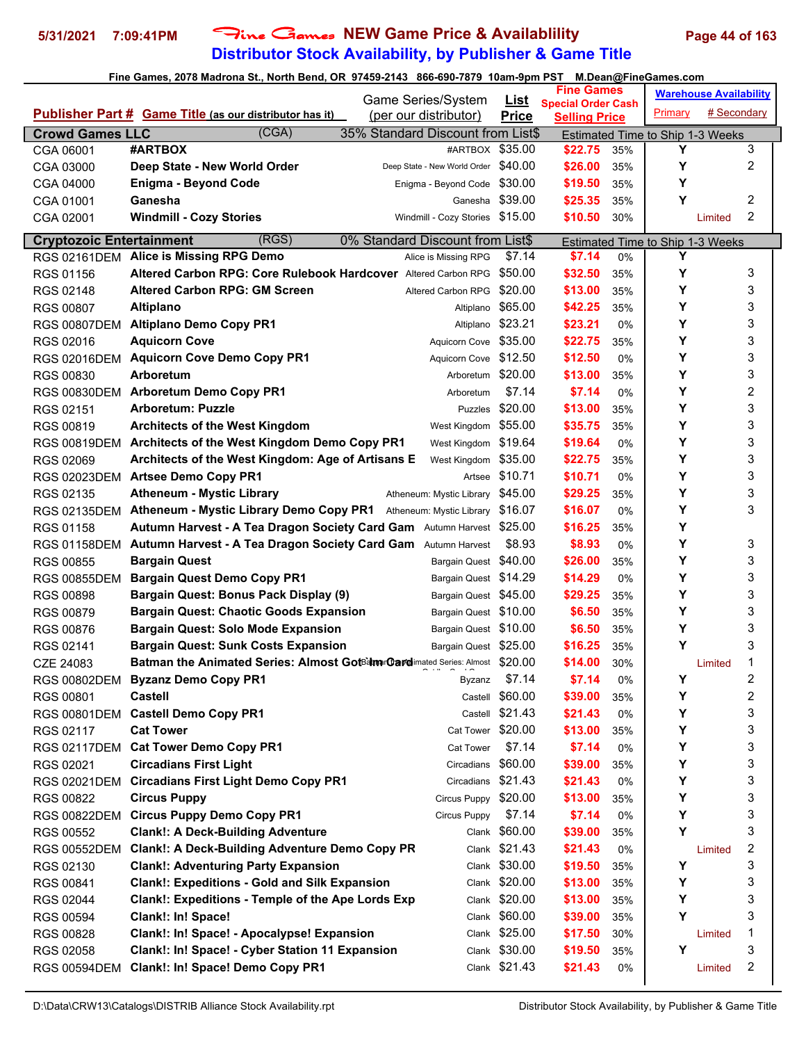# Fine Games NEW Game Price & Availablility

## Distributor Stock Availability, by Publisher & Game Title

Fine Games, 2078 Madrona St., North Bend, OR 97459-2143 866-690-7879 10am-9pm PST M.Dean@FineGames.com

| Publisher Part # | Game Title (as our distributor has it) | Game Series/System (per our distributor) | List Price | Fine Games Special Order Cash Selling Price | | Warehouse Availability Primary | # Secondary |
|---|---|---|---|---|---|---|---|
| **Crowd Games LLC** | (CGA) | 35% Standard Discount from List$ | | Estimated Time to Ship 1-3 Weeks | | | |
| CGA 06001 | **#ARTBOX** | #ARTBOX | $35.00 | $22.75 | 35% | Y | 3 |
| CGA 03000 | **Deep State - New World Order** | Deep State - New World Order | $40.00 | $26.00 | 35% | Y | 2 |
| CGA 04000 | **Enigma - Beyond Code** | Enigma - Beyond Code | $30.00 | $19.50 | 35% | Y | |
| CGA 01001 | **Ganesha** | Ganesha | $39.00 | $25.35 | 35% | Y | 2 |
| CGA 02001 | **Windmill - Cozy Stories** | Windmill - Cozy Stories | $15.00 | $10.50 | 30% | Limited | 2 |
| **Cryptozoic Entertainment** | (RGS) | 0% Standard Discount from List$ | | Estimated Time to Ship 1-3 Weeks | | | |
| RGS 02161DEM | **Alice is Missing RPG Demo** | Alice is Missing RPG | $7.14 | $7.14 | 0% | Y | |
| RGS 01156 | **Altered Carbon RPG: Core Rulebook Hardcover** | Altered Carbon RPG | $50.00 | $32.50 | 35% | Y | 3 |
| RGS 02148 | **Altered Carbon RPG: GM Screen** | Altered Carbon RPG | $20.00 | $13.00 | 35% | Y | 3 |
| RGS 00807 | **Altiplano** | Altiplano | $65.00 | $42.25 | 35% | Y | 3 |
| RGS 00807DEM | **Altiplano Demo Copy PR1** | Altiplano | $23.21 | $23.21 | 0% | Y | 3 |
| RGS 02016 | **Aquicorn Cove** | Aquicorn Cove | $35.00 | $22.75 | 35% | Y | 3 |
| RGS 02016DEM | **Aquicorn Cove Demo Copy PR1** | Aquicorn Cove | $12.50 | $12.50 | 0% | Y | 3 |
| RGS 00830 | **Arboretum** | Arboretum | $20.00 | $13.00 | 35% | Y | 3 |
| RGS 00830DEM | **Arboretum Demo Copy PR1** | Arboretum | $7.14 | $7.14 | 0% | Y | 2 |
| RGS 02151 | **Arboretum: Puzzle** | Puzzles | $20.00 | $13.00 | 35% | Y | 3 |
| RGS 00819 | **Architects of the West Kingdom** | West Kingdom | $55.00 | $35.75 | 35% | Y | 3 |
| RGS 00819DEM | **Architects of the West Kingdom Demo Copy PR1** | West Kingdom | $19.64 | $19.64 | 0% | Y | 3 |
| RGS 02069 | **Architects of the West Kingdom: Age of Artisans E** | West Kingdom | $35.00 | $22.75 | 35% | Y | 3 |
| RGS 02023DEM | **Artsee Demo Copy PR1** | Artsee | $10.71 | $10.71 | 0% | Y | 3 |
| RGS 02135 | **Atheneum - Mystic Library** | Atheneum: Mystic Library | $45.00 | $29.25 | 35% | Y | 3 |
| RGS 02135DEM | **Atheneum - Mystic Library Demo Copy PR1** | Atheneum: Mystic Library | $16.07 | $16.07 | 0% | Y | 3 |
| RGS 01158 | **Autumn Harvest - A Tea Dragon Society Card Gam** | Autumn Harvest | $25.00 | $16.25 | 35% | Y | |
| RGS 01158DEM | **Autumn Harvest - A Tea Dragon Society Card Gam** | Autumn Harvest | $8.93 | $8.93 | 0% | Y | 3 |
| RGS 00855 | **Bargain Quest** | Bargain Quest | $40.00 | $26.00 | 35% | Y | 3 |
| RGS 00855DEM | **Bargain Quest Demo Copy PR1** | Bargain Quest | $14.29 | $14.29 | 0% | Y | 3 |
| RGS 00898 | **Bargain Quest: Bonus Pack Display (9)** | Bargain Quest | $45.00 | $29.25 | 35% | Y | 3 |
| RGS 00879 | **Bargain Quest: Chaotic Goods Expansion** | Bargain Quest | $10.00 | $6.50 | 35% | Y | 3 |
| RGS 00876 | **Bargain Quest: Solo Mode Expansion** | Bargain Quest | $10.00 | $6.50 | 35% | Y | 3 |
| RGS 02141 | **Bargain Quest: Sunk Costs Expansion** | Bargain Quest | $25.00 | $16.25 | 35% | Y | 3 |
| CZE 24083 | **Batman the Animated Series: Almost Got Im Card** | Batman the Animated Series: Almost | $20.00 | $14.00 | 30% | Limited | 1 |
| RGS 00802DEM | **Byzanz Demo Copy PR1** | Byzanz | $7.14 | $7.14 | 0% | Y | 2 |
| RGS 00801 | **Castell** | Castell | $60.00 | $39.00 | 35% | Y | 2 |
| RGS 00801DEM | **Castell Demo Copy PR1** | Castell | $21.43 | $21.43 | 0% | Y | 3 |
| RGS 02117 | **Cat Tower** | Cat Tower | $20.00 | $13.00 | 35% | Y | 3 |
| RGS 02117DEM | **Cat Tower Demo Copy PR1** | Cat Tower | $7.14 | $7.14 | 0% | Y | 3 |
| RGS 02021 | **Circadians First Light** | Circadians | $60.00 | $39.00 | 35% | Y | 3 |
| RGS 02021DEM | **Circadians First Light Demo Copy PR1** | Circadians | $21.43 | $21.43 | 0% | Y | 3 |
| RGS 00822 | **Circus Puppy** | Circus Puppy | $20.00 | $13.00 | 35% | Y | 3 |
| RGS 00822DEM | **Circus Puppy Demo Copy PR1** | Circus Puppy | $7.14 | $7.14 | 0% | Y | 3 |
| RGS 00552 | **Clank!: A Deck-Building Adventure** | Clank | $60.00 | $39.00 | 35% | Y | 3 |
| RGS 00552DEM | **Clank!: A Deck-Building Adventure Demo Copy PR** | Clank | $21.43 | $21.43 | 0% | Limited | 2 |
| RGS 02130 | **Clank!: Adventuring Party Expansion** | Clank | $30.00 | $19.50 | 35% | Y | 3 |
| RGS 00841 | **Clank!: Expeditions - Gold and Silk Expansion** | Clank | $20.00 | $13.00 | 35% | Y | 3 |
| RGS 02044 | **Clank!: Expeditions - Temple of the Ape Lords Exp** | Clank | $20.00 | $13.00 | 35% | Y | 3 |
| RGS 00594 | **Clank!: In! Space!** | Clank | $60.00 | $39.00 | 35% | Y | 3 |
| RGS 00828 | **Clank!: In! Space! - Apocalypse! Expansion** | Clank | $25.00 | $17.50 | 30% | Limited | 1 |
| RGS 02058 | **Clank!: In! Space! - Cyber Station 11 Expansion** | Clank | $30.00 | $19.50 | 35% | Y | 3 |
| RGS 00594DEM | **Clank!: In! Space! Demo Copy PR1** | Clank | $21.43 | $21.43 | 0% | Limited | 2 |

D:\Data\CRW13\Catalogs\DISTRIB Alliance Stock Availability.rpt — Distributor Stock Availability, by Publisher & Game Title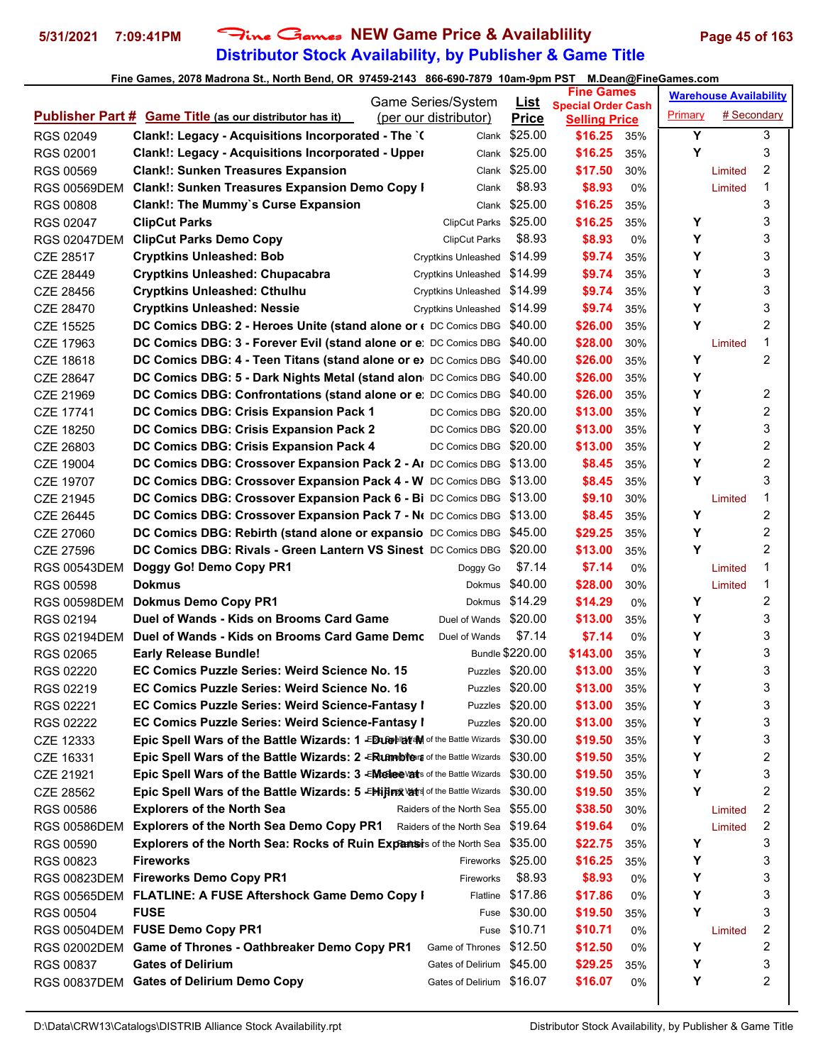**5/31/2021 7:09:41PM** Fine Games **NEW Game Price & Availablility**

## Distributor Stock Availability, by Publisher & Game Title

**Fine Games, 2078 Madrona St., North Bend, OR 97459-2143 866-690-7879 10am-9pm PST M.Dean@FineGames.com**

| Publisher Part # | Game Title (as our distributor has it) | Game Series/System (per our distributor) | List Price | Fine Games Special Order Cash Selling Price | | Warehouse Availability Primary | # Secondary |
|---|---|---|---|---|---|---|---|
| RGS 02049 | Clank!: Legacy - Acquisitions Incorporated - The `( | Clank | $25.00 | $16.25 | 35% | Y | 3 |
| RGS 02001 | Clank!: Legacy - Acquisitions Incorporated - Upper | Clank | $25.00 | $16.25 | 35% | Y | 3 |
| RGS 00569 | Clank!: Sunken Treasures Expansion | Clank | $25.00 | $17.50 | 30% | Limited | 2 |
| RGS 00569DEM | Clank!: Sunken Treasures Expansion Demo Copy I | Clank | $8.93 | $8.93 | 0% | Limited | 1 |
| RGS 00808 | Clank!: The Mummy`s Curse Expansion | Clank | $25.00 | $16.25 | 35% | | 3 |
| RGS 02047 | ClipCut Parks | ClipCut Parks | $25.00 | $16.25 | 35% | Y | 3 |
| RGS 02047DEM | ClipCut Parks Demo Copy | ClipCut Parks | $8.93 | $8.93 | 0% | Y | 3 |
| CZE 28517 | Cryptkins Unleashed: Bob | Cryptkins Unleashed | $14.99 | $9.74 | 35% | Y | 3 |
| CZE 28449 | Cryptkins Unleashed: Chupacabra | Cryptkins Unleashed | $14.99 | $9.74 | 35% | Y | 3 |
| CZE 28456 | Cryptkins Unleashed: Cthulhu | Cryptkins Unleashed | $14.99 | $9.74 | 35% | Y | 3 |
| CZE 28470 | Cryptkins Unleashed: Nessie | Cryptkins Unleashed | $14.99 | $9.74 | 35% | Y | 3 |
| CZE 15525 | DC Comics DBG: 2 - Heroes Unite (stand alone or e | DC Comics DBG | $40.00 | $26.00 | 35% | Y | 2 |
| CZE 17963 | DC Comics DBG: 3 - Forever Evil (stand alone or e: | DC Comics DBG | $40.00 | $28.00 | 30% | Limited | 1 |
| CZE 18618 | DC Comics DBG: 4 - Teen Titans (stand alone or e: | DC Comics DBG | $40.00 | $26.00 | 35% | Y | 2 |
| CZE 28647 | DC Comics DBG: 5 - Dark Nights Metal (stand alon | DC Comics DBG | $40.00 | $26.00 | 35% | Y | |
| CZE 21969 | DC Comics DBG: Confrontations (stand alone or e: | DC Comics DBG | $40.00 | $26.00 | 35% | Y | 2 |
| CZE 17741 | DC Comics DBG: Crisis Expansion Pack 1 | DC Comics DBG | $20.00 | $13.00 | 35% | Y | 2 |
| CZE 18250 | DC Comics DBG: Crisis Expansion Pack 2 | DC Comics DBG | $20.00 | $13.00 | 35% | Y | 3 |
| CZE 26803 | DC Comics DBG: Crisis Expansion Pack 4 | DC Comics DBG | $20.00 | $13.00 | 35% | Y | 2 |
| CZE 19004 | DC Comics DBG: Crossover Expansion Pack 2 - Ar | DC Comics DBG | $13.00 | $8.45 | 35% | Y | 2 |
| CZE 19707 | DC Comics DBG: Crossover Expansion Pack 4 - W | DC Comics DBG | $13.00 | $8.45 | 35% | Y | 3 |
| CZE 21945 | DC Comics DBG: Crossover Expansion Pack 6 - Bi | DC Comics DBG | $13.00 | $9.10 | 30% | Limited | 1 |
| CZE 26445 | DC Comics DBG: Crossover Expansion Pack 7 - Ne | DC Comics DBG | $13.00 | $8.45 | 35% | Y | 2 |
| CZE 27060 | DC Comics DBG: Rebirth (stand alone or expansio | DC Comics DBG | $45.00 | $29.25 | 35% | Y | 2 |
| CZE 27596 | DC Comics DBG: Rivals - Green Lantern VS Sinest | DC Comics DBG | $20.00 | $13.00 | 35% | Y | 2 |
| RGS 00543DEM | Doggy Go! Demo Copy PR1 | Doggy Go | $7.14 | $7.14 | 0% | Limited | 1 |
| RGS 00598 | Dokmus | Dokmus | $40.00 | $28.00 | 30% | Limited | 1 |
| RGS 00598DEM | Dokmus Demo Copy PR1 | Dokmus | $14.29 | $14.29 | 0% | Y | 2 |
| RGS 02194 | Duel of Wands - Kids on Brooms Card Game | Duel of Wands | $20.00 | $13.00 | 35% | Y | 3 |
| RGS 02194DEM | Duel of Wands - Kids on Brooms Card Game Demo | Duel of Wands | $7.14 | $7.14 | 0% | Y | 3 |
| RGS 02065 | Early Release Bundle! | Bundle | $220.00 | $143.00 | 35% | Y | 3 |
| RGS 02220 | EC Comics Puzzle Series: Weird Science No. 15 | Puzzles | $20.00 | $13.00 | 35% | Y | 3 |
| RGS 02219 | EC Comics Puzzle Series: Weird Science No. 16 | Puzzles | $20.00 | $13.00 | 35% | Y | 3 |
| RGS 02221 | EC Comics Puzzle Series: Weird Science-Fantasy I | Puzzles | $20.00 | $13.00 | 35% | Y | 3 |
| RGS 02222 | EC Comics Puzzle Series: Weird Science-Fantasy I | Puzzles | $20.00 | $13.00 | 35% | Y | 3 |
| CZE 12333 | Epic Spell Wars of the Battle Wizards: 1 - Duel at M | Epic Spell Wars of the Battle Wizards | $30.00 | $19.50 | 35% | Y | 3 |
| CZE 16331 | Epic Spell Wars of the Battle Wizards: 2 - Rumble | Epic Spell Wars of the Battle Wizards | $30.00 | $19.50 | 35% | Y | 2 |
| CZE 21921 | Epic Spell Wars of the Battle Wizards: 3 - Melee at | Epic Spell Wars of the Battle Wizards | $30.00 | $19.50 | 35% | Y | 3 |
| CZE 28562 | Epic Spell Wars of the Battle Wizards: 5 - Hijinx at | Epic Spell Wars of the Battle Wizards | $30.00 | $19.50 | 35% | Y | 2 |
| RGS 00586 | Explorers of the North Sea | Raiders of the North Sea | $55.00 | $38.50 | 30% | Limited | 2 |
| RGS 00586DEM | Explorers of the North Sea Demo Copy PR1 | Raiders of the North Sea | $19.64 | $19.64 | 0% | Limited | 2 |
| RGS 00590 | Explorers of the North Sea: Rocks of Ruin Expansi | Raiders of the North Sea | $35.00 | $22.75 | 35% | Y | 3 |
| RGS 00823 | Fireworks | Fireworks | $25.00 | $16.25 | 35% | Y | 3 |
| RGS 00823DEM | Fireworks Demo Copy PR1 | Fireworks | $8.93 | $8.93 | 0% | Y | 3 |
| RGS 00565DEM | FLATLINE: A FUSE Aftershock Game Demo Copy I | Flatline | $17.86 | $17.86 | 0% | Y | 3 |
| RGS 00504 | FUSE | Fuse | $30.00 | $19.50 | 35% | Y | 3 |
| RGS 00504DEM | FUSE Demo Copy PR1 | Fuse | $10.71 | $10.71 | 0% | Limited | 2 |
| RGS 02002DEM | Game of Thrones - Oathbreaker Demo Copy PR1 | Game of Thrones | $12.50 | $12.50 | 0% | Y | 2 |
| RGS 00837 | Gates of Delirium | Gates of Delirium | $45.00 | $29.25 | 35% | Y | 3 |
| RGS 00837DEM | Gates of Delirium Demo Copy | Gates of Delirium | $16.07 | $16.07 | 0% | Y | 2 |

D:\Data\CRW13\Catalogs\DISTRIB Alliance Stock Availability.rpt — Distributor Stock Availability, by Publisher & Game Title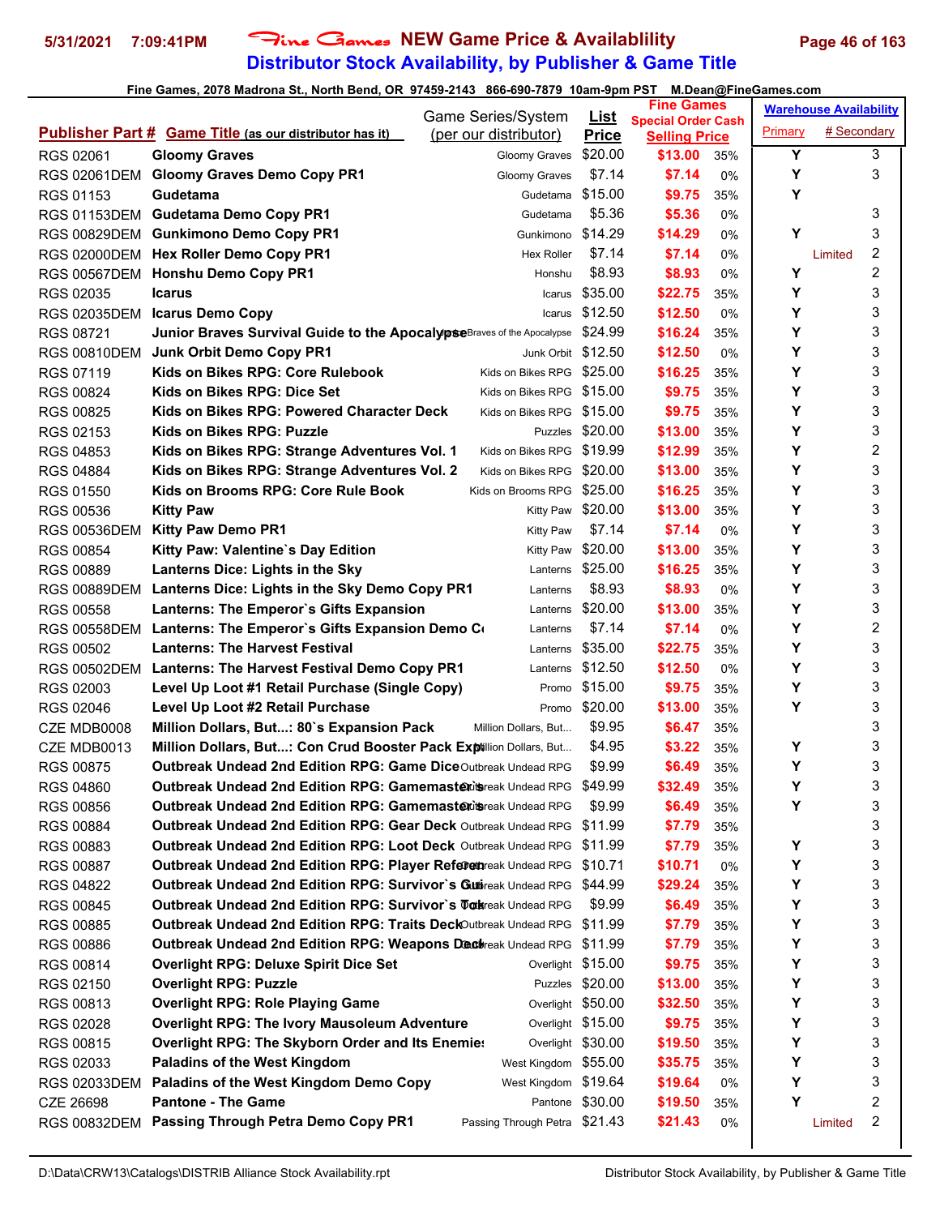# Fine Games NEW Game Price & Availablility

## Distributor Stock Availability, by Publisher & Game Title

5/31/2021 7:09:41PM

Fine Games, 2078 Madrona St., North Bend, OR 97459-2143 866-690-7879 10am-9pm PST M.Dean@FineGames.com

| Publisher Part # | Game Title (as our distributor has it) | Game Series/System (per our distributor) | List Price | Fine Games Special Order Cash Selling Price | | Warehouse Availability Primary | # Secondary |
|---|---|---|---|---|---|---|---|
| RGS 02061 | Gloomy Graves | Gloomy Graves | $20.00 | $13.00 | 35% | Y | 3 |
| RGS 02061DEM | Gloomy Graves Demo Copy PR1 | Gloomy Graves | $7.14 | $7.14 | 0% | Y | 3 |
| RGS 01153 | Gudetama | Gudetama | $15.00 | $9.75 | 35% | Y | |
| RGS 01153DEM | Gudetama Demo Copy PR1 | Gudetama | $5.36 | $5.36 | 0% | | 3 |
| RGS 00829DEM | Gunkimono Demo Copy PR1 | Gunkimono | $14.29 | $14.29 | 0% | Y | 3 |
| RGS 02000DEM | Hex Roller Demo Copy PR1 | Hex Roller | $7.14 | $7.14 | 0% | Limited | 2 |
| RGS 00567DEM | Honshu Demo Copy PR1 | Honshu | $8.93 | $8.93 | 0% | Y | 2 |
| RGS 02035 | Icarus | Icarus | $35.00 | $22.75 | 35% | Y | 3 |
| RGS 02035DEM | Icarus Demo Copy | Icarus | $12.50 | $12.50 | 0% | Y | 3 |
| RGS 08721 | Junior Braves Survival Guide to the Apocalypse | Junior Braves of the Apocalypse | $24.99 | $16.24 | 35% | Y | 3 |
| RGS 00810DEM | Junk Orbit Demo Copy PR1 | Junk Orbit | $12.50 | $12.50 | 0% | Y | 3 |
| RGS 07119 | Kids on Bikes RPG: Core Rulebook | Kids on Bikes RPG | $25.00 | $16.25 | 35% | Y | 3 |
| RGS 00824 | Kids on Bikes RPG: Dice Set | Kids on Bikes RPG | $15.00 | $9.75 | 35% | Y | 3 |
| RGS 00825 | Kids on Bikes RPG: Powered Character Deck | Kids on Bikes RPG | $15.00 | $9.75 | 35% | Y | 3 |
| RGS 02153 | Kids on Bikes RPG: Puzzle | Puzzles | $20.00 | $13.00 | 35% | Y | 3 |
| RGS 04853 | Kids on Bikes RPG: Strange Adventures Vol. 1 | Kids on Bikes RPG | $19.99 | $12.99 | 35% | Y | 2 |
| RGS 04884 | Kids on Bikes RPG: Strange Adventures Vol. 2 | Kids on Bikes RPG | $20.00 | $13.00 | 35% | Y | 3 |
| RGS 01550 | Kids on Brooms RPG: Core Rule Book | Kids on Brooms RPG | $25.00 | $16.25 | 35% | Y | 3 |
| RGS 00536 | Kitty Paw | Kitty Paw | $20.00 | $13.00 | 35% | Y | 3 |
| RGS 00536DEM | Kitty Paw Demo PR1 | Kitty Paw | $7.14 | $7.14 | 0% | Y | 3 |
| RGS 00854 | Kitty Paw: Valentine`s Day Edition | Kitty Paw | $20.00 | $13.00 | 35% | Y | 3 |
| RGS 00889 | Lanterns Dice: Lights in the Sky | Lanterns | $25.00 | $16.25 | 35% | Y | 3 |
| RGS 00889DEM | Lanterns Dice: Lights in the Sky Demo Copy PR1 | Lanterns | $8.93 | $8.93 | 0% | Y | 3 |
| RGS 00558 | Lanterns: The Emperor`s Gifts Expansion | Lanterns | $20.00 | $13.00 | 35% | Y | 3 |
| RGS 00558DEM | Lanterns: The Emperor`s Gifts Expansion Demo Co | Lanterns | $7.14 | $7.14 | 0% | Y | 2 |
| RGS 00502 | Lanterns: The Harvest Festival | Lanterns | $35.00 | $22.75 | 35% | Y | 3 |
| RGS 00502DEM | Lanterns: The Harvest Festival Demo Copy PR1 | Lanterns | $12.50 | $12.50 | 0% | Y | 3 |
| RGS 02003 | Level Up Loot #1 Retail Purchase (Single Copy) | Promo | $15.00 | $9.75 | 35% | Y | 3 |
| RGS 02046 | Level Up Loot #2 Retail Purchase | Promo | $20.00 | $13.00 | 35% | Y | 3 |
| CZE MDB0008 | Million Dollars, But...: 80`s Expansion Pack | Million Dollars, But... | $9.95 | $6.47 | 35% | | 3 |
| CZE MDB0013 | Million Dollars, But...: Con Crud Booster Pack Exp | Million Dollars, But... | $4.95 | $3.22 | 35% | Y | 3 |
| RGS 00875 | Outbreak Undead 2nd Edition RPG: Game Dice | Outbreak Undead RPG | $9.99 | $6.49 | 35% | Y | 3 |
| RGS 04860 | Outbreak Undead 2nd Edition RPG: Gamemaster`s | Outbreak Undead RPG | $49.99 | $32.49 | 35% | Y | 3 |
| RGS 00856 | Outbreak Undead 2nd Edition RPG: Gamemaster`s | Outbreak Undead RPG | $9.99 | $6.49 | 35% | Y | 3 |
| RGS 00884 | Outbreak Undead 2nd Edition RPG: Gear Deck | Outbreak Undead RPG | $11.99 | $7.79 | 35% | | 3 |
| RGS 00883 | Outbreak Undead 2nd Edition RPG: Loot Deck | Outbreak Undead RPG | $11.99 | $7.79 | 35% | Y | 3 |
| RGS 00887 | Outbreak Undead 2nd Edition RPG: Player Referen | Outbreak Undead RPG | $10.71 | $10.71 | 0% | Y | 3 |
| RGS 04822 | Outbreak Undead 2nd Edition RPG: Survivor`s Gui | Outbreak Undead RPG | $44.99 | $29.24 | 35% | Y | 3 |
| RGS 00845 | Outbreak Undead 2nd Edition RPG: Survivor`s Tok | Outbreak Undead RPG | $9.99 | $6.49 | 35% | Y | 3 |
| RGS 00885 | Outbreak Undead 2nd Edition RPG: Traits Deck | Outbreak Undead RPG | $11.99 | $7.79 | 35% | Y | 3 |
| RGS 00886 | Outbreak Undead 2nd Edition RPG: Weapons Deck | Outbreak Undead RPG | $11.99 | $7.79 | 35% | Y | 3 |
| RGS 00814 | Overlight RPG: Deluxe Spirit Dice Set | Overlight | $15.00 | $9.75 | 35% | Y | 3 |
| RGS 02150 | Overlight RPG: Puzzle | Puzzles | $20.00 | $13.00 | 35% | Y | 3 |
| RGS 00813 | Overlight RPG: Role Playing Game | Overlight | $50.00 | $32.50 | 35% | Y | 3 |
| RGS 02028 | Overlight RPG: The Ivory Mausoleum Adventure | Overlight | $15.00 | $9.75 | 35% | Y | 3 |
| RGS 00815 | Overlight RPG: The Skyborn Order and Its Enemies | Overlight | $30.00 | $19.50 | 35% | Y | 3 |
| RGS 02033 | Paladins of the West Kingdom | West Kingdom | $55.00 | $35.75 | 35% | Y | 3 |
| RGS 02033DEM | Paladins of the West Kingdom Demo Copy | West Kingdom | $19.64 | $19.64 | 0% | Y | 3 |
| CZE 26698 | Pantone - The Game | Pantone | $30.00 | $19.50 | 35% | Y | 2 |
| RGS 00832DEM | Passing Through Petra Demo Copy PR1 | Passing Through Petra | $21.43 | $21.43 | 0% | Limited | 2 |

D:\Data\CRW13\Catalogs\DISTRIB Alliance Stock Availability.rpt — Distributor Stock Availability, by Publisher & Game Title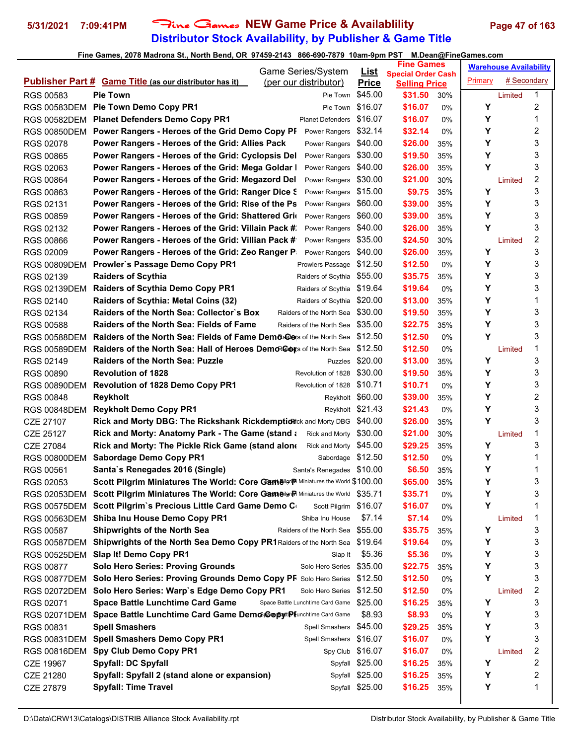# Fine Games NEW Game Price & Availablility

## Distributor Stock Availability, by Publisher & Game Title

Fine Games, 2078 Madrona St., North Bend, OR 97459-2143 866-690-7879 10am-9pm PST M.Dean@FineGames.com

| Publisher Part # | Game Title (as our distributor has it) | Game Series/System (per our distributor) | List Price | Fine Games Special Order Cash Selling Price | | Warehouse Availability Primary | # Secondary |
|---|---|---|---|---|---|---|---|
| RGS 00583 | Pie Town | Pie Town | $45.00 | $31.50 | 30% | Limited | 1 |
| RGS 00583DEM | Pie Town Demo Copy PR1 | Pie Town | $16.07 | $16.07 | 0% | Y | 2 |
| RGS 00582DEM | Planet Defenders Demo Copy PR1 | Planet Defenders | $16.07 | $16.07 | 0% | Y | 1 |
| RGS 00850DEM | Power Rangers - Heroes of the Grid Demo Copy PF | Power Rangers | $32.14 | $32.14 | 0% | Y | 2 |
| RGS 02078 | Power Rangers - Heroes of the Grid: Allies Pack | Power Rangers | $40.00 | $26.00 | 35% | Y | 3 |
| RGS 00865 | Power Rangers - Heroes of the Grid: Cyclopsis Del | Power Rangers | $30.00 | $19.50 | 35% | Y | 3 |
| RGS 02063 | Power Rangers - Heroes of the Grid: Mega Goldar I | Power Rangers | $40.00 | $26.00 | 35% | Y | 3 |
| RGS 00864 | Power Rangers - Heroes of the Grid: Megazord Del | Power Rangers | $30.00 | $21.00 | 30% | Limited | 2 |
| RGS 00863 | Power Rangers - Heroes of the Grid: Ranger Dice S | Power Rangers | $15.00 | $9.75 | 35% | Y | 3 |
| RGS 02131 | Power Rangers - Heroes of the Grid: Rise of the Ps | Power Rangers | $60.00 | $39.00 | 35% | Y | 3 |
| RGS 00859 | Power Rangers - Heroes of the Grid: Shattered Gri | Power Rangers | $60.00 | $39.00 | 35% | Y | 3 |
| RGS 02132 | Power Rangers - Heroes of the Grid: Villain Pack #. | Power Rangers | $40.00 | $26.00 | 35% | Y | 3 |
| RGS 00866 | Power Rangers - Heroes of the Grid: Villian Pack # | Power Rangers | $35.00 | $24.50 | 30% | Limited | 2 |
| RGS 02009 | Power Rangers - Heroes of the Grid: Zeo Ranger P. | Power Rangers | $40.00 | $26.00 | 35% | Y | 3 |
| RGS 00809DEM | Prowler`s Passage Demo Copy PR1 | Prowlers Passage | $12.50 | $12.50 | 0% | Y | 3 |
| RGS 02139 | Raiders of Scythia | Raiders of Scythia | $55.00 | $35.75 | 35% | Y | 3 |
| RGS 02139DEM | Raiders of Scythia Demo Copy PR1 | Raiders of Scythia | $19.64 | $19.64 | 0% | Y | 3 |
| RGS 02140 | Raiders of Scythia: Metal Coins (32) | Raiders of Scythia | $20.00 | $13.00 | 35% | Y | 1 |
| RGS 02134 | Raiders of the North Sea: Collector`s Box | Raiders of the North Sea | $30.00 | $19.50 | 35% | Y | 3 |
| RGS 00588 | Raiders of the North Sea: Fields of Fame | Raiders of the North Sea | $35.00 | $22.75 | 35% | Y | 3 |
| RGS 00588DEM | Raiders of the North Sea: Fields of Fame Demo Co | Raiders of the North Sea | $12.50 | $12.50 | 0% | Y | 3 |
| RGS 00589DEM | Raiders of the North Sea: Hall of Heroes Demo Cop | Raiders of the North Sea | $12.50 | $12.50 | 0% | Limited | 1 |
| RGS 02149 | Raiders of the North Sea: Puzzle | Puzzles | $20.00 | $13.00 | 35% | Y | 3 |
| RGS 00890 | Revolution of 1828 | Revolution of 1828 | $30.00 | $19.50 | 35% | Y | 3 |
| RGS 00890DEM | Revolution of 1828 Demo Copy PR1 | Revolution of 1828 | $10.71 | $10.71 | 0% | Y | 3 |
| RGS 00848 | Reykholt | Reykholt | $60.00 | $39.00 | 35% | Y | 2 |
| RGS 00848DEM | Reykholt Demo Copy PR1 | Reykholt | $21.43 | $21.43 | 0% | Y | 3 |
| CZE 27107 | Rick and Morty DBG: The Rickshank Rickdemptio | Rick and Morty DBG | $40.00 | $26.00 | 35% | Y | 3 |
| CZE 25127 | Rick and Morty: Anatomy Park - The Game (stand a | Rick and Morty | $30.00 | $21.00 | 30% | Limited | 1 |
| CZE 27084 | Rick and Morty: The Pickle Rick Game (stand alone | Rick and Morty | $45.00 | $29.25 | 35% | Y | 3 |
| RGS 00800DEM | Sabordage Demo Copy PR1 | Sabordage | $12.50 | $12.50 | 0% | Y | 1 |
| RGS 00561 | Santa`s Renegades 2016 (Single) | Santa's Renegades | $10.00 | $6.50 | 35% | Y | 1 |
| RGS 02053 | Scott Pilgrim Miniatures The World: Core Game | Scott Pilgrim Miniatures the World | $100.00 | $65.00 | 35% | Y | 3 |
| RGS 02053DEM | Scott Pilgrim Miniatures The World: Core Game P | Scott Pilgrim Miniatures the World | $35.71 | $35.71 | 0% | Y | 3 |
| RGS 00575DEM | Scott Pilgrim`s Precious Little Card Game Demo C | Scott Pilgrim | $16.07 | $16.07 | 0% | Y | 1 |
| RGS 00563DEM | Shiba Inu House Demo Copy PR1 | Shiba Inu House | $7.14 | $7.14 | 0% | Limited | 1 |
| RGS 00587 | Shipwrights of the North Sea | Raiders of the North Sea | $55.00 | $35.75 | 35% | Y | 3 |
| RGS 00587DEM | Shipwrights of the North Sea Demo Copy PR1 | Raiders of the North Sea | $19.64 | $19.64 | 0% | Y | 3 |
| RGS 00525DEM | Slap It! Demo Copy PR1 | Slap It | $5.36 | $5.36 | 0% | Y | 3 |
| RGS 00877 | Solo Hero Series: Proving Grounds | Solo Hero Series | $35.00 | $22.75 | 35% | Y | 3 |
| RGS 00877DEM | Solo Hero Series: Proving Grounds Demo Copy PF | Solo Hero Series | $12.50 | $12.50 | 0% | Y | 3 |
| RGS 02072DEM | Solo Hero Series: Warp`s Edge Demo Copy PR1 | Solo Hero Series | $12.50 | $12.50 | 0% | Limited | 2 |
| RGS 02071 | Space Battle Lunchtime Card Game | Space Battle Lunchtime Card Game | $25.00 | $16.25 | 35% | Y | 3 |
| RGS 02071DEM | Space Battle Lunchtime Card Game Demo Copy PF | Space Battle Lunchtime Card Game | $8.93 | $8.93 | 0% | Y | 3 |
| RGS 00831 | Spell Smashers | Spell Smashers | $45.00 | $29.25 | 35% | Y | 3 |
| RGS 00831DEM | Spell Smashers Demo Copy PR1 | Spell Smashers | $16.07 | $16.07 | 0% | Y | 3 |
| RGS 00816DEM | Spy Club Demo Copy PR1 | Spy Club | $16.07 | $16.07 | 0% | Limited | 2 |
| CZE 19967 | Spyfall: DC Spyfall | Spyfall | $25.00 | $16.25 | 35% | Y | 2 |
| CZE 21280 | Spyfall: Spyfall 2 (stand alone or expansion) | Spyfall | $25.00 | $16.25 | 35% | Y | 2 |
| CZE 27879 | Spyfall: Time Travel | Spyfall | $25.00 | $16.25 | 35% | Y | 1 |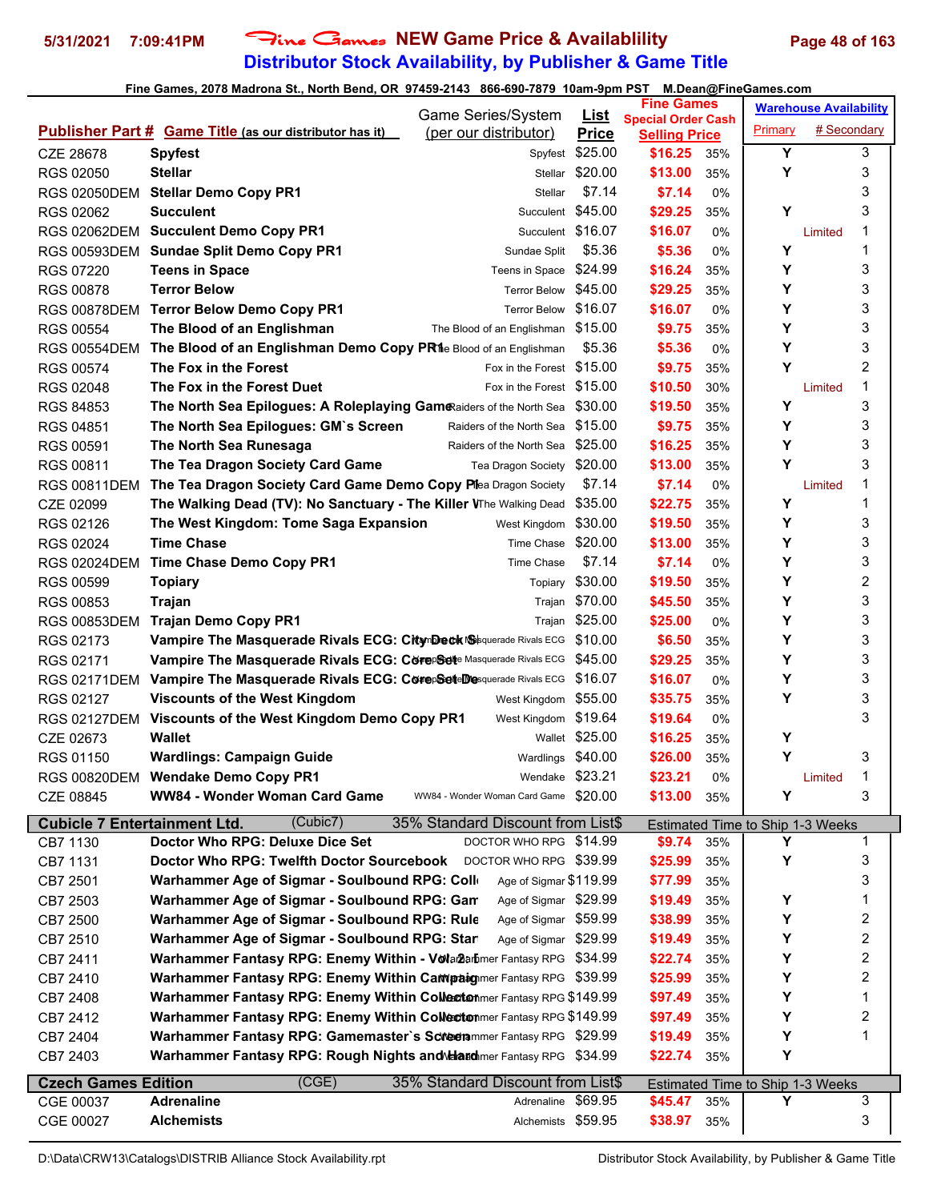# Fine Games NEW Game Price & Availablility

## Distributor Stock Availability, by Publisher & Game Title

Fine Games, 2078 Madrona St., North Bend, OR 97459-2143 866-690-7879 10am-9pm PST M.Dean@FineGames.com

| Publisher Part # | Game Title (as our distributor has it) | Game Series/System (per our distributor) | List Price | Fine Games Special Order Cash Selling Price | | Warehouse Availability Primary | # Secondary |
|---|---|---|---|---|---|---|---|
| CZE 28678 | **Spyfest** | Spyfest | $25.00 | $16.25 | 35% | Y | 3 |
| RGS 02050 | **Stellar** | Stellar | $20.00 | $13.00 | 35% | Y | 3 |
| RGS 02050DEM | **Stellar Demo Copy PR1** | Stellar | $7.14 | $7.14 | 0% | | 3 |
| RGS 02062 | **Succulent** | Succulent | $45.00 | $29.25 | 35% | Y | 3 |
| RGS 02062DEM | **Succulent Demo Copy PR1** | Succulent | $16.07 | $16.07 | 0% | Limited | 1 |
| RGS 00593DEM | **Sundae Split Demo Copy PR1** | Sundae Split | $5.36 | $5.36 | 0% | Y | 1 |
| RGS 07220 | **Teens in Space** | Teens in Space | $24.99 | $16.24 | 35% | Y | 3 |
| RGS 00878 | **Terror Below** | Terror Below | $45.00 | $29.25 | 35% | Y | 3 |
| RGS 00878DEM | **Terror Below Demo Copy PR1** | Terror Below | $16.07 | $16.07 | 0% | Y | 3 |
| RGS 00554 | **The Blood of an Englishman** | The Blood of an Englishman | $15.00 | $9.75 | 35% | Y | 3 |
| RGS 00554DEM | **The Blood of an Englishman Demo Copy PR1** | The Blood of an Englishman | $5.36 | $5.36 | 0% | Y | 3 |
| RGS 00574 | **The Fox in the Forest** | Fox in the Forest | $15.00 | $9.75 | 35% | Y | 2 |
| RGS 02048 | **The Fox in the Forest Duet** | Fox in the Forest | $15.00 | $10.50 | 30% | Limited | 1 |
| RGS 84853 | **The North Sea Epilogues: A Roleplaying Game** | Raiders of the North Sea | $30.00 | $19.50 | 35% | Y | 3 |
| RGS 04851 | **The North Sea Epilogues: GM`s Screen** | Raiders of the North Sea | $15.00 | $9.75 | 35% | Y | 3 |
| RGS 00591 | **The North Sea Runesaga** | Raiders of the North Sea | $25.00 | $16.25 | 35% | Y | 3 |
| RGS 00811 | **The Tea Dragon Society Card Game** | Tea Dragon Society | $20.00 | $13.00 | 35% | Y | 3 |
| RGS 00811DEM | **The Tea Dragon Society Card Game Demo Copy P** | Tea Dragon Society | $7.14 | $7.14 | 0% | Limited | 1 |
| CZE 02099 | **The Walking Dead (TV): No Sanctuary - The Killer W** | The Walking Dead | $35.00 | $22.75 | 35% | Y | 1 |
| RGS 02126 | **The West Kingdom: Tome Saga Expansion** | West Kingdom | $30.00 | $19.50 | 35% | Y | 3 |
| RGS 02024 | **Time Chase** | Time Chase | $20.00 | $13.00 | 35% | Y | 3 |
| RGS 02024DEM | **Time Chase Demo Copy PR1** | Time Chase | $7.14 | $7.14 | 0% | Y | 3 |
| RGS 00599 | **Topiary** | Topiary | $30.00 | $19.50 | 35% | Y | 2 |
| RGS 00853 | **Trajan** | Trajan | $70.00 | $45.50 | 35% | Y | 3 |
| RGS 00853DEM | **Trajan Demo Copy PR1** | Trajan | $25.00 | $25.00 | 0% | Y | 3 |
| RGS 02173 | **Vampire The Masquerade Rivals ECG: City Deck S** | Vampire The Masquerade Rivals ECG | $10.00 | $6.50 | 35% | Y | 3 |
| RGS 02171 | **Vampire The Masquerade Rivals ECG: Core Set** | Vampire The Masquerade Rivals ECG | $45.00 | $29.25 | 35% | Y | 3 |
| RGS 02171DEM | **Vampire The Masquerade Rivals ECG: Core Set De** | Vampire The Masquerade Rivals ECG | $16.07 | $16.07 | 0% | Y | 3 |
| RGS 02127 | **Viscounts of the West Kingdom** | West Kingdom | $55.00 | $35.75 | 35% | Y | 3 |
| RGS 02127DEM | **Viscounts of the West Kingdom Demo Copy PR1** | West Kingdom | $19.64 | $19.64 | 0% | | 3 |
| CZE 02673 | **Wallet** | Wallet | $25.00 | $16.25 | 35% | Y | |
| RGS 01150 | **Wardlings: Campaign Guide** | Wardlings | $40.00 | $26.00 | 35% | Y | 3 |
| RGS 00820DEM | **Wendake Demo Copy PR1** | Wendake | $23.21 | $23.21 | 0% | Limited | 1 |
| CZE 08845 | **WW84 - Wonder Woman Card Game** | WW84 - Wonder Woman Card Game | $20.00 | $13.00 | 35% | Y | 3 |
| **Cubicle 7 Entertainment Ltd.** | (Cubic7) | 35% Standard Discount from List$ | | Estimated Time to Ship 1-3 Weeks | | | |
| CB7 1130 | **Doctor Who RPG: Deluxe Dice Set** | DOCTOR WHO RPG | $14.99 | $9.74 | 35% | Y | 1 |
| CB7 1131 | **Doctor Who RPG: Twelfth Doctor Sourcebook** | DOCTOR WHO RPG | $39.99 | $25.99 | 35% | Y | 3 |
| CB7 2501 | **Warhammer Age of Sigmar - Soulbound RPG: Coll** | Age of Sigmar | $119.99 | $77.99 | 35% | | 3 |
| CB7 2503 | **Warhammer Age of Sigmar - Soulbound RPG: Gam** | Age of Sigmar | $29.99 | $19.49 | 35% | Y | 1 |
| CB7 2500 | **Warhammer Age of Sigmar - Soulbound RPG: Rule** | Age of Sigmar | $59.99 | $38.99 | 35% | Y | 2 |
| CB7 2510 | **Warhammer Age of Sigmar - Soulbound RPG: Star** | Age of Sigmar | $29.99 | $19.49 | 35% | Y | 2 |
| CB7 2411 | **Warhammer Fantasy RPG: Enemy Within - Vol. 2** | Warhammer Fantasy RPG | $34.99 | $22.74 | 35% | Y | 2 |
| CB7 2410 | **Warhammer Fantasy RPG: Enemy Within Campaign** | Warhammer Fantasy RPG | $39.99 | $25.99 | 35% | Y | 2 |
| CB7 2408 | **Warhammer Fantasy RPG: Enemy Within Collector** | Warhammer Fantasy RPG | $149.99 | $97.49 | 35% | Y | 1 |
| CB7 2412 | **Warhammer Fantasy RPG: Enemy Within Collector** | Warhammer Fantasy RPG | $149.99 | $97.49 | 35% | Y | 2 |
| CB7 2404 | **Warhammer Fantasy RPG: Gamemaster`s Screen** | Warhammer Fantasy RPG | $29.99 | $19.49 | 35% | Y | 1 |
| CB7 2403 | **Warhammer Fantasy RPG: Rough Nights and Hard** | Warhammer Fantasy RPG | $34.99 | $22.74 | 35% | Y | |
| **Czech Games Edition** | (CGE) | 35% Standard Discount from List$ | | Estimated Time to Ship 1-3 Weeks | | | |
| CGE 00037 | **Adrenaline** | Adrenaline | $69.95 | $45.47 | 35% | Y | 3 |
| CGE 00027 | **Alchemists** | Alchemists | $59.95 | $38.97 | 35% | | 3 |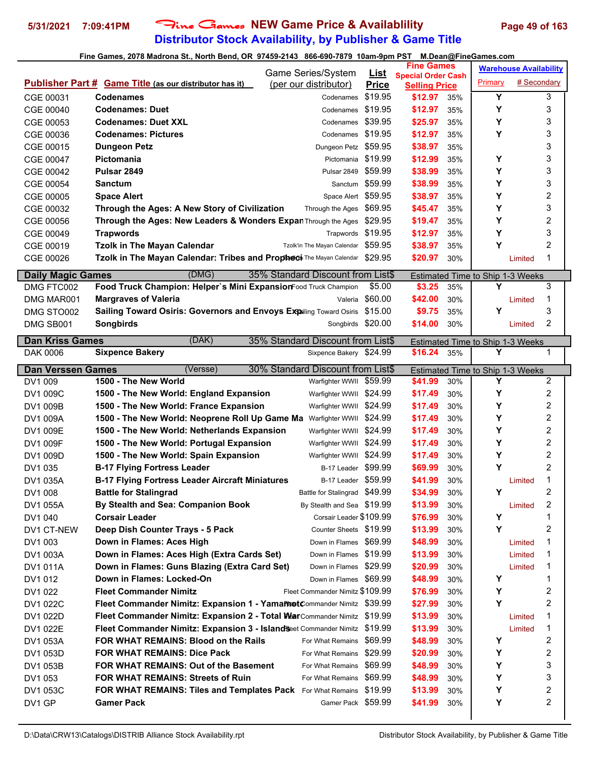# Fine Games NEW Game Price & Availablility
## Distributor Stock Availability, by Publisher & Game Title

Fine Games, 2078 Madrona St., North Bend, OR 97459-2143 866-690-7879 10am-9pm PST M.Dean@FineGames.com

5/31/2021 7:09:41PM

| Publisher Part # | Game Title (as our distributor has it) | Game Series/System (per our distributor) | List Price | Fine Games Special Order Cash Selling Price | | Warehouse Availability Primary | # Secondary |
|---|---|---|---|---|---|---|---|
| CGE 00031 | **Codenames** | Codenames | $19.95 | $12.97 | 35% | Y | 3 |
| CGE 00040 | **Codenames: Duet** | Codenames | $19.95 | $12.97 | 35% | Y | 3 |
| CGE 00053 | **Codenames: Duet XXL** | Codenames | $39.95 | $25.97 | 35% | Y | 3 |
| CGE 00036 | **Codenames: Pictures** | Codenames | $19.95 | $12.97 | 35% | Y | 3 |
| CGE 00015 | **Dungeon Petz** | Dungeon Petz | $59.95 | $38.97 | 35% | | 3 |
| CGE 00047 | **Pictomania** | Pictomania | $19.99 | $12.99 | 35% | Y | 3 |
| CGE 00042 | **Pulsar 2849** | Pulsar 2849 | $59.99 | $38.99 | 35% | Y | 3 |
| CGE 00054 | **Sanctum** | Sanctum | $59.99 | $38.99 | 35% | Y | 3 |
| CGE 00005 | **Space Alert** | Space Alert | $59.95 | $38.97 | 35% | Y | 2 |
| CGE 00032 | **Through the Ages: A New Story of Civilization** | Through the Ages | $69.95 | $45.47 | 35% | Y | 3 |
| CGE 00056 | **Through the Ages: New Leaders & Wonders Expan** | Through the Ages | $29.95 | $19.47 | 35% | Y | 2 |
| CGE 00049 | **Trapwords** | Trapwords | $19.95 | $12.97 | 35% | Y | 3 |
| CGE 00019 | **Tzolk in The Mayan Calendar** | Tzolk'in The Mayan Calendar | $59.95 | $38.97 | 35% | Y | 2 |
| CGE 00026 | **Tzolk in The Mayan Calendar: Tribes and Propheci** | Tzolk'in The Mayan Calendar | $29.95 | $20.97 | 30% | Limited | 1 |
| **Daily Magic Games** | (DMG) | 35% Standard Discount from List$ | | Estimated Time to Ship 1-3 Weeks | | | |
| DMG FTC002 | **Food Truck Champion: Helper`s Mini Expansion** | Food Truck Champion | $5.00 | $3.25 | 35% | Y | 3 |
| DMG MAR001 | **Margraves of Valeria** | Valeria | $60.00 | $42.00 | 30% | Limited | 1 |
| DMG STO002 | **Sailing Toward Osiris: Governors and Envoys Exp** | Sailing Toward Osiris | $15.00 | $9.75 | 35% | Y | 3 |
| DMG SB001 | **Songbirds** | Songbirds | $20.00 | $14.00 | 30% | Limited | 2 |
| **Dan Kriss Games** | (DAK) | 35% Standard Discount from List$ | | Estimated Time to Ship 1-3 Weeks | | | |
| DAK 0006 | **Sixpence Bakery** | Sixpence Bakery | $24.99 | $16.24 | 35% | Y | 1 |
| **Dan Verssen Games** | (Versse) | 30% Standard Discount from List$ | | Estimated Time to Ship 1-3 Weeks | | | |
| DV1 009 | **1500 - The New World** | Warfighter WWII | $59.99 | $41.99 | 30% | Y | 2 |
| DV1 009C | **1500 - The New World: England Expansion** | Warfighter WWII | $24.99 | $17.49 | 30% | Y | 2 |
| DV1 009B | **1500 - The New World: France Expansion** | Warfighter WWII | $24.99 | $17.49 | 30% | Y | 2 |
| DV1 009A | **1500 - The New World: Neoprene Roll Up Game Ma** | Warfighter WWII | $24.99 | $17.49 | 30% | Y | 2 |
| DV1 009E | **1500 - The New World: Netherlands Expansion** | Warfighter WWII | $24.99 | $17.49 | 30% | Y | 2 |
| DV1 009F | **1500 - The New World: Portugal Expansion** | Warfighter WWII | $24.99 | $17.49 | 30% | Y | 2 |
| DV1 009D | **1500 - The New World: Spain Expansion** | Warfighter WWII | $24.99 | $17.49 | 30% | Y | 2 |
| DV1 035 | **B-17 Flying Fortress Leader** | B-17 Leader | $99.99 | $69.99 | 30% | Y | 2 |
| DV1 035A | **B-17 Flying Fortress Leader Aircraft Miniatures** | B-17 Leader | $59.99 | $41.99 | 30% | Limited | 1 |
| DV1 008 | **Battle for Stalingrad** | Battle for Stalingrad | $49.99 | $34.99 | 30% | Y | 2 |
| DV1 055A | **By Stealth and Sea: Companion Book** | By Stealth and Sea | $19.99 | $13.99 | 30% | Limited | 2 |
| DV1 040 | **Corsair Leader** | Corsair Leader | $109.99 | $76.99 | 30% | Y | 1 |
| DV1 CT-NEW | **Deep Dish Counter Trays - 5 Pack** | Counter Sheets | $19.99 | $13.99 | 30% | Y | 2 |
| DV1 003 | **Down in Flames: Aces High** | Down in Flames | $69.99 | $48.99 | 30% | Limited | 1 |
| DV1 003A | **Down in Flames: Aces High (Extra Cards Set)** | Down in Flames | $19.99 | $13.99 | 30% | Limited | 1 |
| DV1 011A | **Down in Flames: Guns Blazing (Extra Card Set)** | Down in Flames | $29.99 | $20.99 | 30% | Limited | 1 |
| DV1 012 | **Down in Flames: Locked-On** | Down in Flames | $69.99 | $48.99 | 30% | Y | 1 |
| DV1 022 | **Fleet Commander Nimitz** | Fleet Commander Nimitz | $109.99 | $76.99 | 30% | Y | 2 |
| DV1 022C | **Fleet Commander Nimitz: Expansion 1 - Yamamoto** | Fleet Commander Nimitz | $39.99 | $27.99 | 30% | Y | 2 |
| DV1 022D | **Fleet Commander Nimitz: Expansion 2 - Total War** | Fleet Commander Nimitz | $19.99 | $13.99 | 30% | Limited | 1 |
| DV1 022E | **Fleet Commander Nimitz: Expansion 3 - Islands** | Fleet Commander Nimitz | $19.99 | $13.99 | 30% | Limited | 1 |
| DV1 053A | **FOR WHAT REMAINS: Blood on the Rails** | For What Remains | $69.99 | $48.99 | 30% | Y | 2 |
| DV1 053D | **FOR WHAT REMAINS: Dice Pack** | For What Remains | $29.99 | $20.99 | 30% | Y | 2 |
| DV1 053B | **FOR WHAT REMAINS: Out of the Basement** | For What Remains | $69.99 | $48.99 | 30% | Y | 3 |
| DV1 053 | **FOR WHAT REMAINS: Streets of Ruin** | For What Remains | $69.99 | $48.99 | 30% | Y | 3 |
| DV1 053C | **FOR WHAT REMAINS: Tiles and Templates Pack** | For What Remains | $19.99 | $13.99 | 30% | Y | 2 |
| DV1 GP | **Gamer Pack** | Gamer Pack | $59.99 | $41.99 | 30% | Y | 2 |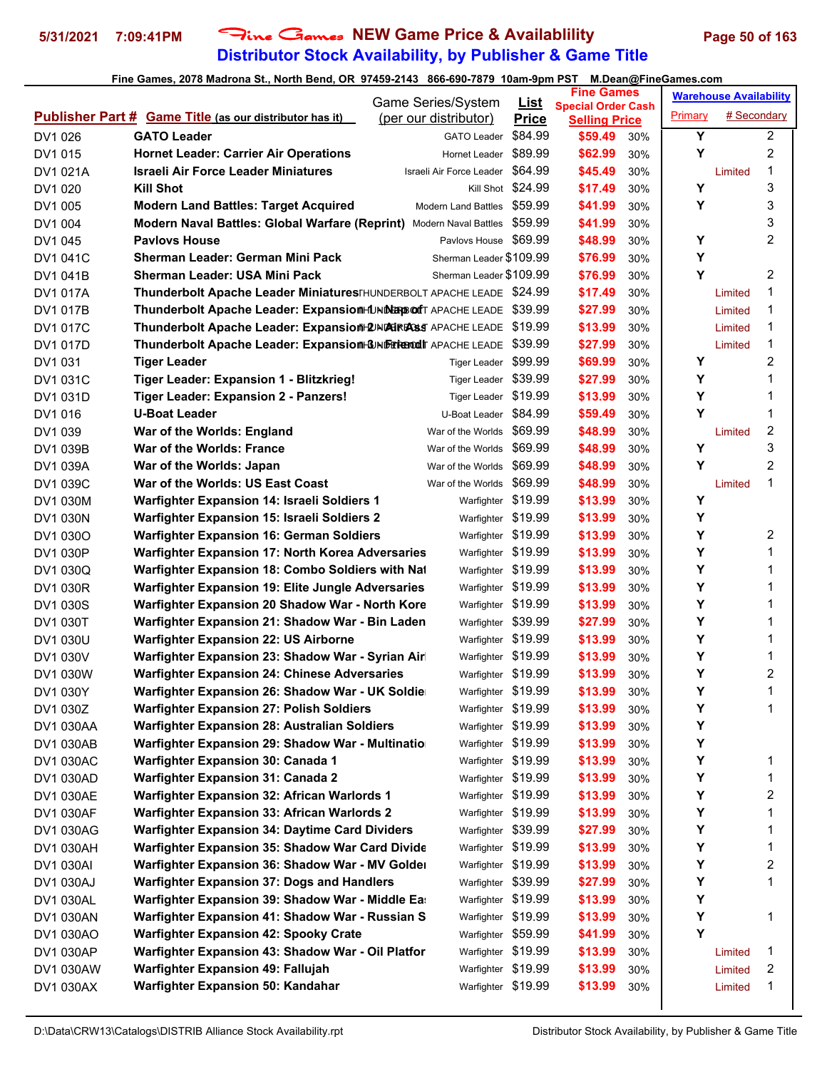# Fine Games NEW Game Price & Availablility

## Distributor Stock Availability, by Publisher & Game Title

Fine Games, 2078 Madrona St., North Bend, OR 97459-2143 866-690-7879 10am-9pm PST M.Dean@FineGames.com

| Publisher Part # | Game Title (as our distributor has it) | Game Series/System (per our distributor) | List Price | Fine Games Special Order Cash Selling Price | | Warehouse Availability Primary | # Secondary |
|---|---|---|---|---|---|---|---|
| DV1 026 | GATO Leader | GATO Leader | $84.99 | $59.49 | 30% | Y | 2 |
| DV1 015 | Hornet Leader: Carrier Air Operations | Hornet Leader | $89.99 | $62.99 | 30% | Y | 2 |
| DV1 021A | Israeli Air Force Leader Miniatures | Israeli Air Force Leader | $64.99 | $45.49 | 30% | Limited | 1 |
| DV1 020 | Kill Shot | Kill Shot | $24.99 | $17.49 | 30% | Y | 3 |
| DV1 005 | Modern Land Battles: Target Acquired | Modern Land Battles | $59.99 | $41.99 | 30% | Y | 3 |
| DV1 004 | Modern Naval Battles: Global Warfare (Reprint) | Modern Naval Battles | $59.99 | $41.99 | 30% | | 3 |
| DV1 045 | Pavlovs House | Pavlovs House | $69.99 | $48.99 | 30% | Y | 2 |
| DV1 041C | Sherman Leader: German Mini Pack | Sherman Leader | $109.99 | $76.99 | 30% | Y | |
| DV1 041B | Sherman Leader: USA Mini Pack | Sherman Leader | $109.99 | $76.99 | 30% | Y | 2 |
| DV1 017A | Thunderbolt Apache Leader Miniatures | THUNDERBOLT APACHE LEADE | $24.99 | $17.49 | 30% | Limited | 1 |
| DV1 017B | Thunderbolt Apache Leader: Expansion 1 - Nap of | THUNDERBOLT APACHE LEADE | $39.99 | $27.99 | 30% | Limited | 1 |
| DV1 017C | Thunderbolt Apache Leader: Expansion 2 - Air Ass | THUNDERBOLT APACHE LEADE | $19.99 | $13.99 | 30% | Limited | 1 |
| DV1 017D | Thunderbolt Apache Leader: Expansion 3 - Friendl | THUNDERBOLT APACHE LEADE | $39.99 | $27.99 | 30% | Limited | 1 |
| DV1 031 | Tiger Leader | Tiger Leader | $99.99 | $69.99 | 30% | Y | 2 |
| DV1 031C | Tiger Leader: Expansion 1 - Blitzkrieg! | Tiger Leader | $39.99 | $27.99 | 30% | Y | 1 |
| DV1 031D | Tiger Leader: Expansion 2 - Panzers! | Tiger Leader | $19.99 | $13.99 | 30% | Y | 1 |
| DV1 016 | U-Boat Leader | U-Boat Leader | $84.99 | $59.49 | 30% | Y | 1 |
| DV1 039 | War of the Worlds: England | War of the Worlds | $69.99 | $48.99 | 30% | Limited | 2 |
| DV1 039B | War of the Worlds: France | War of the Worlds | $69.99 | $48.99 | 30% | Y | 3 |
| DV1 039A | War of the Worlds: Japan | War of the Worlds | $69.99 | $48.99 | 30% | Y | 2 |
| DV1 039C | War of the Worlds: US East Coast | War of the Worlds | $69.99 | $48.99 | 30% | Limited | 1 |
| DV1 030M | Warfighter Expansion 14: Israeli Soldiers 1 | Warfighter | $19.99 | $13.99 | 30% | Y | |
| DV1 030N | Warfighter Expansion 15: Israeli Soldiers 2 | Warfighter | $19.99 | $13.99 | 30% | Y | |
| DV1 030O | Warfighter Expansion 16: German Soldiers | Warfighter | $19.99 | $13.99 | 30% | Y | 2 |
| DV1 030P | Warfighter Expansion 17: North Korea Adversaries | Warfighter | $19.99 | $13.99 | 30% | Y | 1 |
| DV1 030Q | Warfighter Expansion 18: Combo Soldiers with Nat | Warfighter | $19.99 | $13.99 | 30% | Y | 1 |
| DV1 030R | Warfighter Expansion 19: Elite Jungle Adversaries | Warfighter | $19.99 | $13.99 | 30% | Y | 1 |
| DV1 030S | Warfighter Expansion 20 Shadow War - North Kore | Warfighter | $19.99 | $13.99 | 30% | Y | 1 |
| DV1 030T | Warfighter Expansion 21: Shadow War - Bin Laden | Warfighter | $39.99 | $27.99 | 30% | Y | 1 |
| DV1 030U | Warfighter Expansion 22: US Airborne | Warfighter | $19.99 | $13.99 | 30% | Y | 1 |
| DV1 030V | Warfighter Expansion 23: Shadow War - Syrian Air | Warfighter | $19.99 | $13.99 | 30% | Y | 1 |
| DV1 030W | Warfighter Expansion 24: Chinese Adversaries | Warfighter | $19.99 | $13.99 | 30% | Y | 2 |
| DV1 030Y | Warfighter Expansion 26: Shadow War - UK Soldie | Warfighter | $19.99 | $13.99 | 30% | Y | 1 |
| DV1 030Z | Warfighter Expansion 27: Polish Soldiers | Warfighter | $19.99 | $13.99 | 30% | Y | 1 |
| DV1 030AA | Warfighter Expansion 28: Australian Soldiers | Warfighter | $19.99 | $13.99 | 30% | Y | |
| DV1 030AB | Warfighter Expansion 29: Shadow War - Multinatio | Warfighter | $19.99 | $13.99 | 30% | Y | |
| DV1 030AC | Warfighter Expansion 30: Canada 1 | Warfighter | $19.99 | $13.99 | 30% | Y | 1 |
| DV1 030AD | Warfighter Expansion 31: Canada 2 | Warfighter | $19.99 | $13.99 | 30% | Y | 1 |
| DV1 030AE | Warfighter Expansion 32: African Warlords 1 | Warfighter | $19.99 | $13.99 | 30% | Y | 2 |
| DV1 030AF | Warfighter Expansion 33: African Warlords 2 | Warfighter | $19.99 | $13.99 | 30% | Y | 1 |
| DV1 030AG | Warfighter Expansion 34: Daytime Card Dividers | Warfighter | $39.99 | $27.99 | 30% | Y | 1 |
| DV1 030AH | Warfighter Expansion 35: Shadow War Card Divide | Warfighter | $19.99 | $13.99 | 30% | Y | 1 |
| DV1 030AI | Warfighter Expansion 36: Shadow War - MV Golde | Warfighter | $19.99 | $13.99 | 30% | Y | 2 |
| DV1 030AJ | Warfighter Expansion 37: Dogs and Handlers | Warfighter | $39.99 | $27.99 | 30% | Y | 1 |
| DV1 030AL | Warfighter Expansion 39: Shadow War - Middle Ea | Warfighter | $19.99 | $13.99 | 30% | Y | |
| DV1 030AN | Warfighter Expansion 41: Shadow War - Russian S | Warfighter | $19.99 | $13.99 | 30% | Y | 1 |
| DV1 030AO | Warfighter Expansion 42: Spooky Crate | Warfighter | $59.99 | $41.99 | 30% | Y | |
| DV1 030AP | Warfighter Expansion 43: Shadow War - Oil Platfor | Warfighter | $19.99 | $13.99 | 30% | Limited | 1 |
| DV1 030AW | Warfighter Expansion 49: Fallujah | Warfighter | $19.99 | $13.99 | 30% | Limited | 2 |
| DV1 030AX | Warfighter Expansion 50: Kandahar | Warfighter | $19.99 | $13.99 | 30% | Limited | 1 |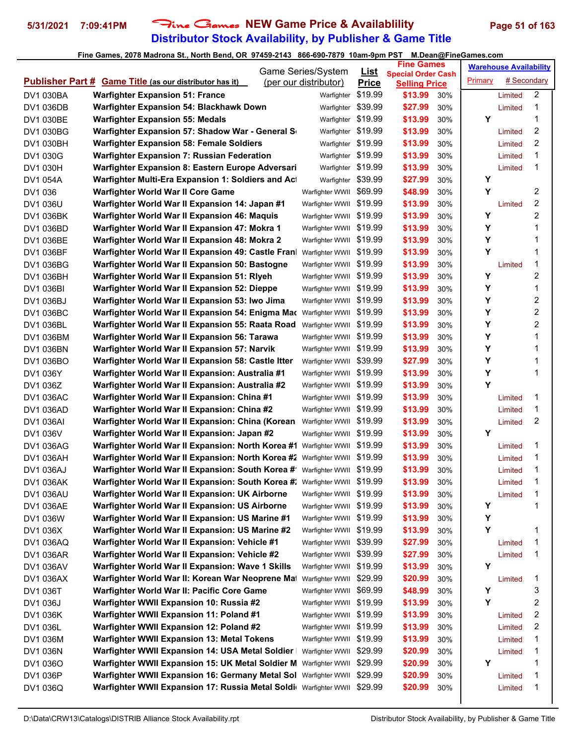# Fine Games NEW Game Price & Availablility

## Distributor Stock Availability, by Publisher & Game Title

Fine Games, 2078 Madrona St., North Bend, OR 97459-2143 866-690-7879 10am-9pm PST M.Dean@FineGames.com

| Publisher Part # | Game Title (as our distributor has it) | Game Series/System (per our distributor) | List Price | Fine Games Special Order Cash Selling Price | | Warehouse Availability Primary | # Secondary | |
|---|---|---|---|---|---|---|---|---|
| DV1 030BA | Warfighter Expansion 51: France | Warfighter | $19.99 | $13.99 | 30% | | Limited | 2 |
| DV1 036DB | Warfighter Expansion 54: Blackhawk Down | Warfighter | $39.99 | $27.99 | 30% | | Limited | 1 |
| DV1 030BE | Warfighter Expansion 55: Medals | Warfighter | $19.99 | $13.99 | 30% | Y | | 1 |
| DV1 030BG | Warfighter Expansion 57: Shadow War - General S | Warfighter | $19.99 | $13.99 | 30% | | Limited | 2 |
| DV1 030BH | Warfighter Expansion 58: Female Soldiers | Warfighter | $19.99 | $13.99 | 30% | | Limited | 2 |
| DV1 030G | Warfighter Expansion 7: Russian Federation | Warfighter | $19.99 | $13.99 | 30% | | Limited | 1 |
| DV1 030H | Warfighter Expansion 8: Eastern Europe Adversari | Warfighter | $19.99 | $13.99 | 30% | | Limited | 1 |
| DV1 054A | Warfighter Multi-Era Expansion 1: Soldiers and Act | Warfighter | $39.99 | $27.99 | 30% | Y | | |
| DV1 036 | Warfighter World War II Core Game | Warfighter WWII | $69.99 | $48.99 | 30% | Y | | 2 |
| DV1 036U | Warfighter World War II Expansion 14: Japan #1 | Warfighter WWII | $19.99 | $13.99 | 30% | | Limited | 2 |
| DV1 036BK | Warfighter World War II Expansion 46: Maquis | Warfighter WWII | $19.99 | $13.99 | 30% | Y | | 2 |
| DV1 036BD | Warfighter World War II Expansion 47: Mokra 1 | Warfighter WWII | $19.99 | $13.99 | 30% | Y | | 1 |
| DV1 036BE | Warfighter World War II Expansion 48: Mokra 2 | Warfighter WWII | $19.99 | $13.99 | 30% | Y | | 1 |
| DV1 036BF | Warfighter World War II Expansion 49: Castle Fran | Warfighter WWII | $19.99 | $13.99 | 30% | Y | | 1 |
| DV1 036BG | Warfighter World War II Expansion 50: Bastogne | Warfighter WWII | $19.99 | $13.99 | 30% | | Limited | 1 |
| DV1 036BH | Warfighter World War II Expansion 51: Rlyeh | Warfighter WWII | $19.99 | $13.99 | 30% | Y | | 2 |
| DV1 036BI | Warfighter World War II Expansion 52: Dieppe | Warfighter WWII | $19.99 | $13.99 | 30% | Y | | 1 |
| DV1 036BJ | Warfighter World War II Expansion 53: Iwo Jima | Warfighter WWII | $19.99 | $13.99 | 30% | Y | | 2 |
| DV1 036BC | Warfighter World War II Expansion 54: Enigma Mac | Warfighter WWII | $19.99 | $13.99 | 30% | Y | | 2 |
| DV1 036BL | Warfighter World War II Expansion 55: Raata Road | Warfighter WWII | $19.99 | $13.99 | 30% | Y | | 2 |
| DV1 036BM | Warfighter World War II Expansion 56: Tarawa | Warfighter WWII | $19.99 | $13.99 | 30% | Y | | 1 |
| DV1 036BN | Warfighter World War II Expansion 57: Narvik | Warfighter WWII | $19.99 | $13.99 | 30% | Y | | 1 |
| DV1 036BO | Warfighter World War II Expansion 58: Castle Itter | Warfighter WWII | $39.99 | $27.99 | 30% | Y | | 1 |
| DV1 036Y | Warfighter World War II Expansion: Australia #1 | Warfighter WWII | $19.99 | $13.99 | 30% | Y | | 1 |
| DV1 036Z | Warfighter World War II Expansion: Australia #2 | Warfighter WWII | $19.99 | $13.99 | 30% | Y | | |
| DV1 036AC | Warfighter World War II Expansion: China #1 | Warfighter WWII | $19.99 | $13.99 | 30% | | Limited | 1 |
| DV1 036AD | Warfighter World War II Expansion: China #2 | Warfighter WWII | $19.99 | $13.99 | 30% | | Limited | 1 |
| DV1 036AI | Warfighter World War II Expansion: China (Korean | Warfighter WWII | $19.99 | $13.99 | 30% | | Limited | 2 |
| DV1 036V | Warfighter World War II Expansion: Japan #2 | Warfighter WWII | $19.99 | $13.99 | 30% | Y | | |
| DV1 036AG | Warfighter World War II Expansion: North Korea #1 | Warfighter WWII | $19.99 | $13.99 | 30% | | Limited | 1 |
| DV1 036AH | Warfighter World War II Expansion: North Korea #2 | Warfighter WWII | $19.99 | $13.99 | 30% | | Limited | 1 |
| DV1 036AJ | Warfighter World War II Expansion: South Korea #1 | Warfighter WWII | $19.99 | $13.99 | 30% | | Limited | 1 |
| DV1 036AK | Warfighter World War II Expansion: South Korea #2 | Warfighter WWII | $19.99 | $13.99 | 30% | | Limited | 1 |
| DV1 036AU | Warfighter World War II Expansion: UK Airborne | Warfighter WWII | $19.99 | $13.99 | 30% | | Limited | 1 |
| DV1 036AE | Warfighter World War II Expansion: US Airborne | Warfighter WWII | $19.99 | $13.99 | 30% | Y | | 1 |
| DV1 036W | Warfighter World War II Expansion: US Marine #1 | Warfighter WWII | $19.99 | $13.99 | 30% | Y | | |
| DV1 036X | Warfighter World War II Expansion: US Marine #2 | Warfighter WWII | $19.99 | $13.99 | 30% | Y | | 1 |
| DV1 036AQ | Warfighter World War II Expansion: Vehicle #1 | Warfighter WWII | $39.99 | $27.99 | 30% | | Limited | 1 |
| DV1 036AR | Warfighter World War II Expansion: Vehicle #2 | Warfighter WWII | $39.99 | $27.99 | 30% | | Limited | 1 |
| DV1 036AV | Warfighter World War II Expansion: Wave 1 Skills | Warfighter WWII | $19.99 | $13.99 | 30% | Y | | |
| DV1 036AX | Warfighter World War II: Korean War Neoprene Mat | Warfighter WWII | $29.99 | $20.99 | 30% | | Limited | 1 |
| DV1 036T | Warfighter World War II: Pacific Core Game | Warfighter WWII | $69.99 | $48.99 | 30% | Y | | 3 |
| DV1 036J | Warfighter WWII Expansion 10: Russia #2 | Warfighter WWII | $19.99 | $13.99 | 30% | Y | | 2 |
| DV1 036K | Warfighter WWII Expansion 11: Poland #1 | Warfighter WWII | $19.99 | $13.99 | 30% | | Limited | 2 |
| DV1 036L | Warfighter WWII Expansion 12: Poland #2 | Warfighter WWII | $19.99 | $13.99 | 30% | | Limited | 2 |
| DV1 036M | Warfighter WWII Expansion 13: Metal Tokens | Warfighter WWII | $19.99 | $13.99 | 30% | | Limited | 1 |
| DV1 036N | Warfighter WWII Expansion 14: USA Metal Soldier | Warfighter WWII | $29.99 | $20.99 | 30% | | Limited | 1 |
| DV1 036O | Warfighter WWII Expansion 15: UK Metal Soldier M | Warfighter WWII | $29.99 | $20.99 | 30% | Y | | 1 |
| DV1 036P | Warfighter WWII Expansion 16: Germany Metal Sol | Warfighter WWII | $29.99 | $20.99 | 30% | | Limited | 1 |
| DV1 036Q | Warfighter WWII Expansion 17: Russia Metal Soldi | Warfighter WWII | $29.99 | $20.99 | 30% | | Limited | 1 |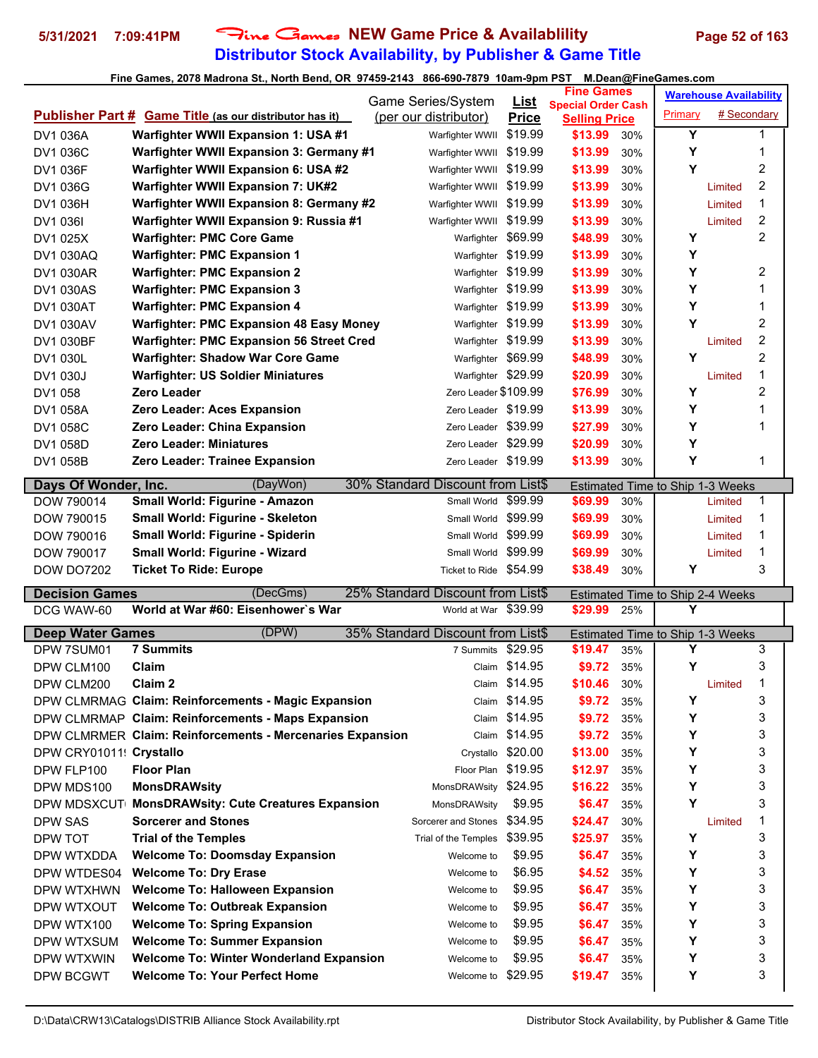# Fine Games NEW Game Price & Availablility

## Distributor Stock Availability, by Publisher & Game Title

5/31/2021 7:09:41PM

Fine Games, 2078 Madrona St., North Bend, OR 97459-2143 866-690-7879 10am-9pm PST M.Dean@FineGames.com

| Publisher Part # | Game Title (as our distributor has it) | Game Series/System (per our distributor) | List Price | Fine Games Special Order Cash Selling Price | | Warehouse Availability Primary | # Secondary |
|---|---|---|---|---|---|---|---|
| DV1 036A | **Warfighter WWII Expansion 1: USA #1** | Warfighter WWII | $19.99 | $13.99 | 30% | Y | 1 |
| DV1 036C | **Warfighter WWII Expansion 3: Germany #1** | Warfighter WWII | $19.99 | $13.99 | 30% | Y | 1 |
| DV1 036F | **Warfighter WWII Expansion 6: USA #2** | Warfighter WWII | $19.99 | $13.99 | 30% | Y | 2 |
| DV1 036G | **Warfighter WWII Expansion 7: UK#2** | Warfighter WWII | $19.99 | $13.99 | 30% | Limited | 2 |
| DV1 036H | **Warfighter WWII Expansion 8: Germany #2** | Warfighter WWII | $19.99 | $13.99 | 30% | Limited | 1 |
| DV1 036I | **Warfighter WWII Expansion 9: Russia #1** | Warfighter WWII | $19.99 | $13.99 | 30% | Limited | 2 |
| DV1 025X | **Warfighter: PMC Core Game** | Warfighter | $69.99 | $48.99 | 30% | Y | 2 |
| DV1 030AQ | **Warfighter: PMC Expansion 1** | Warfighter | $19.99 | $13.99 | 30% | Y | |
| DV1 030AR | **Warfighter: PMC Expansion 2** | Warfighter | $19.99 | $13.99 | 30% | Y | 2 |
| DV1 030AS | **Warfighter: PMC Expansion 3** | Warfighter | $19.99 | $13.99 | 30% | Y | 1 |
| DV1 030AT | **Warfighter: PMC Expansion 4** | Warfighter | $19.99 | $13.99 | 30% | Y | 1 |
| DV1 030AV | **Warfighter: PMC Expansion 48 Easy Money** | Warfighter | $19.99 | $13.99 | 30% | Y | 2 |
| DV1 030BF | **Warfighter: PMC Expansion 56 Street Cred** | Warfighter | $19.99 | $13.99 | 30% | Limited | 2 |
| DV1 030L | **Warfighter: Shadow War Core Game** | Warfighter | $69.99 | $48.99 | 30% | Y | 2 |
| DV1 030J | **Warfighter: US Soldier Miniatures** | Warfighter | $29.99 | $20.99 | 30% | Limited | 1 |
| DV1 058 | **Zero Leader** | Zero Leader | $109.99 | $76.99 | 30% | Y | 2 |
| DV1 058A | **Zero Leader: Aces Expansion** | Zero Leader | $19.99 | $13.99 | 30% | Y | 1 |
| DV1 058C | **Zero Leader: China Expansion** | Zero Leader | $39.99 | $27.99 | 30% | Y | 1 |
| DV1 058D | **Zero Leader: Miniatures** | Zero Leader | $29.99 | $20.99 | 30% | Y | |
| DV1 058B | **Zero Leader: Trainee Expansion** | Zero Leader | $19.99 | $13.99 | 30% | Y | 1 |
| **Days Of Wonder, Inc.** | (DayWon) | 30% Standard Discount from List$ | | Estimated Time to Ship 1-3 Weeks | | | |
| DOW 790014 | **Small World: Figurine - Amazon** | Small World | $99.99 | $69.99 | 30% | Limited | 1 |
| DOW 790015 | **Small World: Figurine - Skeleton** | Small World | $99.99 | $69.99 | 30% | Limited | 1 |
| DOW 790016 | **Small World: Figurine - Spiderin** | Small World | $99.99 | $69.99 | 30% | Limited | 1 |
| DOW 790017 | **Small World: Figurine - Wizard** | Small World | $99.99 | $69.99 | 30% | Limited | 1 |
| DOW DO7202 | **Ticket To Ride: Europe** | Ticket to Ride | $54.99 | $38.49 | 30% | Y | 3 |
| **Decision Games** | (DecGms) | 25% Standard Discount from List$ | | Estimated Time to Ship 2-4 Weeks | | | |
| DCG WAW-60 | **World at War #60: Eisenhower`s War** | World at War | $39.99 | $29.99 | 25% | Y | |
| **Deep Water Games** | (DPW) | 35% Standard Discount from List$ | | Estimated Time to Ship 1-3 Weeks | | | |
| DPW 7SUM01 | **7 Summits** | 7 Summits | $29.95 | $19.47 | 35% | Y | 3 |
| DPW CLM100 | **Claim** | Claim | $14.95 | $9.72 | 35% | Y | 3 |
| DPW CLM200 | **Claim 2** | Claim | $14.95 | $10.46 | 30% | Limited | 1 |
| DPW CLMRMAG | **Claim: Reinforcements - Magic Expansion** | Claim | $14.95 | $9.72 | 35% | Y | 3 |
| DPW CLMRMAP | **Claim: Reinforcements - Maps Expansion** | Claim | $14.95 | $9.72 | 35% | Y | 3 |
| DPW CLMRMER | **Claim: Reinforcements - Mercenaries Expansion** | Claim | $14.95 | $9.72 | 35% | Y | 3 |
| DPW CRY01011! | **Crystallo** | Crystallo | $20.00 | $13.00 | 35% | Y | 3 |
| DPW FLP100 | **Floor Plan** | Floor Plan | $19.95 | $12.97 | 35% | Y | 3 |
| DPW MDS100 | **MonsDRAWsity** | MonsDRAWsity | $24.95 | $16.22 | 35% | Y | 3 |
| DPW MDSXCUT | **MonsDRAWsity: Cute Creatures Expansion** | MonsDRAWsity | $9.95 | $6.47 | 35% | Y | 3 |
| DPW SAS | **Sorcerer and Stones** | Sorcerer and Stones | $34.95 | $24.47 | 30% | Limited | 1 |
| DPW TOT | **Trial of the Temples** | Trial of the Temples | $39.95 | $25.97 | 35% | Y | 3 |
| DPW WTXDDA | **Welcome To: Doomsday Expansion** | Welcome to | $9.95 | $6.47 | 35% | Y | 3 |
| DPW WTDES04 | **Welcome To: Dry Erase** | Welcome to | $6.95 | $4.52 | 35% | Y | 3 |
| DPW WTXHWN | **Welcome To: Halloween Expansion** | Welcome to | $9.95 | $6.47 | 35% | Y | 3 |
| DPW WTXOUT | **Welcome To: Outbreak Expansion** | Welcome to | $9.95 | $6.47 | 35% | Y | 3 |
| DPW WTX100 | **Welcome To: Spring Expansion** | Welcome to | $9.95 | $6.47 | 35% | Y | 3 |
| DPW WTXSUM | **Welcome To: Summer Expansion** | Welcome to | $9.95 | $6.47 | 35% | Y | 3 |
| DPW WTXWIN | **Welcome To: Winter Wonderland Expansion** | Welcome to | $9.95 | $6.47 | 35% | Y | 3 |
| DPW BCGWT | **Welcome To: Your Perfect Home** | Welcome to | $29.95 | $19.47 | 35% | Y | 3 |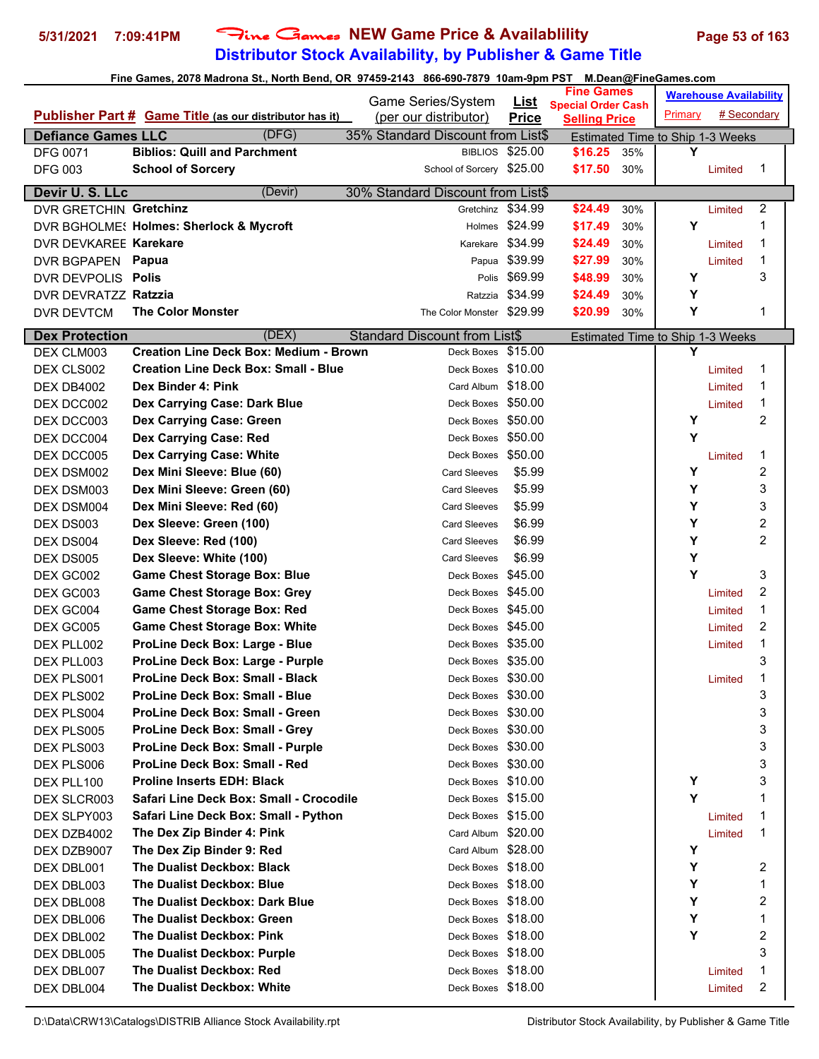# Fine Games NEW Game Price & Availablility

## Distributor Stock Availability, by Publisher & Game Title

5/31/2021 7:09:41PM

Fine Games, 2078 Madrona St., North Bend, OR 97459-2143 866-690-7879 10am-9pm PST M.Dean@FineGames.com

| Publisher Part # | Game Title (as our distributor has it) | Game Series/System (per our distributor) | List Price | Fine Games Special Order Cash Selling Price | | Warehouse Availability Primary | # Secondary |
|---|---|---|---|---|---|---|---|
| **Defiance Games LLC** | (DFG) | 35% Standard Discount from List$ | | Estimated Time to Ship 1-3 Weeks | | | |
| DFG 0071 | **Biblios: Quill and Parchment** | BIBLIOS | $25.00 | $16.25 | 35% | Y | |
| DFG 003 | **School of Sorcery** | School of Sorcery | $25.00 | $17.50 | 30% | Limited | 1 |
| **Devir U. S. LLc** | (Devir) | 30% Standard Discount from List$ | | | | | |
| DVR GRETCHIN | **Gretchinz** | Gretchinz | $34.99 | $24.49 | 30% | Limited | 2 |
| DVR BGHOLME( | **Holmes: Sherlock & Mycroft** | Holmes | $24.99 | $17.49 | 30% | Y | 1 |
| DVR DEVKAREE | **Karekare** | Karekare | $34.99 | $24.49 | 30% | Limited | 1 |
| DVR BGPAPEN | **Papua** | Papua | $39.99 | $27.99 | 30% | Limited | 1 |
| DVR DEVPOLIS | **Polis** | Polis | $69.99 | $48.99 | 30% | Y | 3 |
| DVR DEVRATZZ | **Ratzzia** | Ratzzia | $34.99 | $24.49 | 30% | Y | |
| DVR DEVTCM | **The Color Monster** | The Color Monster | $29.99 | $20.99 | 30% | Y | 1 |
| **Dex Protection** | (DEX) | Standard Discount from List$ | | Estimated Time to Ship 1-3 Weeks | | | |
| DEX CLM003 | **Creation Line Deck Box: Medium - Brown** | Deck Boxes | $15.00 | | | Y | |
| DEX CLS002 | **Creation Line Deck Box: Small - Blue** | Deck Boxes | $10.00 | | | Limited | 1 |
| DEX DB4002 | **Dex Binder 4: Pink** | Card Album | $18.00 | | | Limited | 1 |
| DEX DCC002 | **Dex Carrying Case: Dark Blue** | Deck Boxes | $50.00 | | | Limited | 1 |
| DEX DCC003 | **Dex Carrying Case: Green** | Deck Boxes | $50.00 | | | Y | 2 |
| DEX DCC004 | **Dex Carrying Case: Red** | Deck Boxes | $50.00 | | | Y | |
| DEX DCC005 | **Dex Carrying Case: White** | Deck Boxes | $50.00 | | | Limited | 1 |
| DEX DSM002 | **Dex Mini Sleeve: Blue (60)** | Card Sleeves | $5.99 | | | Y | 2 |
| DEX DSM003 | **Dex Mini Sleeve: Green (60)** | Card Sleeves | $5.99 | | | Y | 3 |
| DEX DSM004 | **Dex Mini Sleeve: Red (60)** | Card Sleeves | $5.99 | | | Y | 3 |
| DEX DS003 | **Dex Sleeve: Green (100)** | Card Sleeves | $6.99 | | | Y | 2 |
| DEX DS004 | **Dex Sleeve: Red (100)** | Card Sleeves | $6.99 | | | Y | 2 |
| DEX DS005 | **Dex Sleeve: White (100)** | Card Sleeves | $6.99 | | | Y | |
| DEX GC002 | **Game Chest Storage Box: Blue** | Deck Boxes | $45.00 | | | Y | 3 |
| DEX GC003 | **Game Chest Storage Box: Grey** | Deck Boxes | $45.00 | | | Limited | 2 |
| DEX GC004 | **Game Chest Storage Box: Red** | Deck Boxes | $45.00 | | | Limited | 1 |
| DEX GC005 | **Game Chest Storage Box: White** | Deck Boxes | $45.00 | | | Limited | 2 |
| DEX PLL002 | **ProLine Deck Box: Large - Blue** | Deck Boxes | $35.00 | | | Limited | 1 |
| DEX PLL003 | **ProLine Deck Box: Large - Purple** | Deck Boxes | $35.00 | | | | 3 |
| DEX PLS001 | **ProLine Deck Box: Small - Black** | Deck Boxes | $30.00 | | | Limited | 1 |
| DEX PLS002 | **ProLine Deck Box: Small - Blue** | Deck Boxes | $30.00 | | | | 3 |
| DEX PLS004 | **ProLine Deck Box: Small - Green** | Deck Boxes | $30.00 | | | | 3 |
| DEX PLS005 | **ProLine Deck Box: Small - Grey** | Deck Boxes | $30.00 | | | | 3 |
| DEX PLS003 | **ProLine Deck Box: Small - Purple** | Deck Boxes | $30.00 | | | | 3 |
| DEX PLS006 | **ProLine Deck Box: Small - Red** | Deck Boxes | $30.00 | | | | 3 |
| DEX PLL100 | **Proline Inserts EDH: Black** | Deck Boxes | $10.00 | | | Y | 3 |
| DEX SLCR003 | **Safari Line Deck Box: Small - Crocodile** | Deck Boxes | $15.00 | | | Y | 1 |
| DEX SLPY003 | **Safari Line Deck Box: Small - Python** | Deck Boxes | $15.00 | | | Limited | 1 |
| DEX DZB4002 | **The Dex Zip Binder 4: Pink** | Card Album | $20.00 | | | Limited | 1 |
| DEX DZB9007 | **The Dex Zip Binder 9: Red** | Card Album | $28.00 | | | Y | |
| DEX DBL001 | **The Dualist Deckbox: Black** | Deck Boxes | $18.00 | | | Y | 2 |
| DEX DBL003 | **The Dualist Deckbox: Blue** | Deck Boxes | $18.00 | | | Y | 1 |
| DEX DBL008 | **The Dualist Deckbox: Dark Blue** | Deck Boxes | $18.00 | | | Y | 2 |
| DEX DBL006 | **The Dualist Deckbox: Green** | Deck Boxes | $18.00 | | | Y | 1 |
| DEX DBL002 | **The Dualist Deckbox: Pink** | Deck Boxes | $18.00 | | | Y | 2 |
| DEX DBL005 | **The Dualist Deckbox: Purple** | Deck Boxes | $18.00 | | | | 3 |
| DEX DBL007 | **The Dualist Deckbox: Red** | Deck Boxes | $18.00 | | | Limited | 1 |
| DEX DBL004 | **The Dualist Deckbox: White** | Deck Boxes | $18.00 | | | Limited | 2 |

D:\Data\CRW13\Catalogs\DISTRIB Alliance Stock Availability.rpt — Distributor Stock Availability, by Publisher & Game Title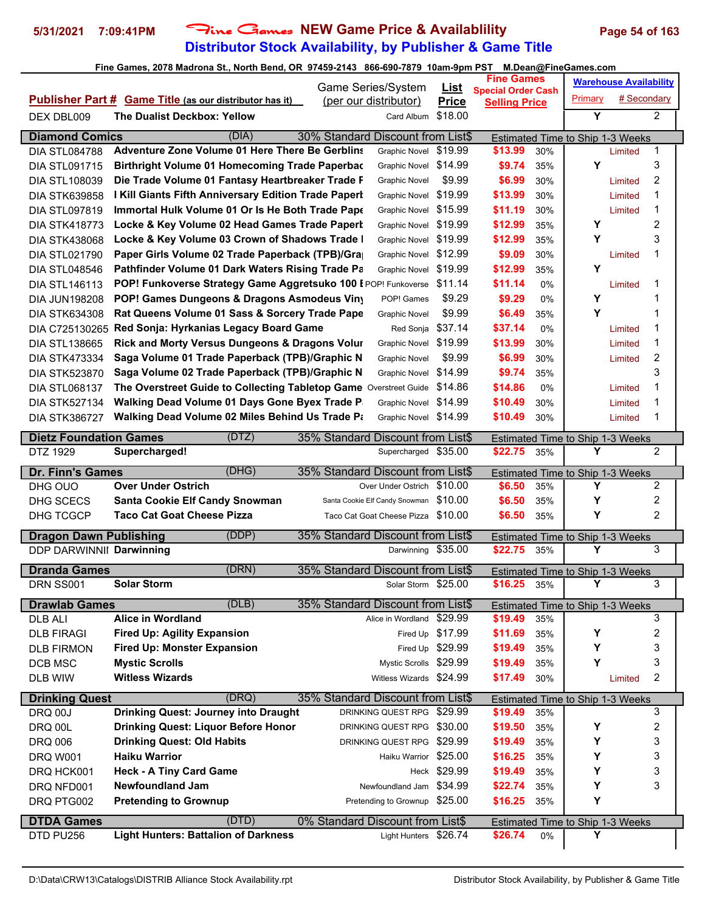# Fine Games NEW Game Price & Availablility

## Distributor Stock Availability, by Publisher & Game Title

5/31/2021 7:09:41PM

Fine Games, 2078 Madrona St., North Bend, OR 97459-2143 866-690-7879 10am-9pm PST M.Dean@FineGames.com

| Publisher Part # | Game Title (as our distributor has it) | Game Series/System (per our distributor) | List Price | Fine Games Special Order Cash Selling Price | | Warehouse Availability Primary | # Secondary |
|---|---|---|---|---|---|---|---|
| DEX DBL009 | **The Dualist Deckbox: Yellow** | Card Album | $18.00 | | | Y | 2 |
| **Diamond Comics** | (DIA) | 30% Standard Discount from List$ | | Estimated Time to Ship 1-3 Weeks | | | |
| DIA STL084788 | **Adventure Zone Volume 01 Here There Be Gerblins** | Graphic Novel | $19.99 | $13.99 | 30% | Limited | 1 |
| DIA STL091715 | **Birthright Volume 01 Homecoming Trade Paperbac** | Graphic Novel | $14.99 | $9.74 | 35% | Y | 3 |
| DIA STL108039 | **Die Trade Volume 01 Fantasy Heartbreaker Trade F** | Graphic Novel | $9.99 | $6.99 | 30% | Limited | 2 |
| DIA STK639858 | **I Kill Giants Fifth Anniversary Edition Trade Papert** | Graphic Novel | $19.99 | $13.99 | 30% | Limited | 1 |
| DIA STL097819 | **Immortal Hulk Volume 01 Or Is He Both Trade Pape** | Graphic Novel | $15.99 | $11.19 | 30% | Limited | 1 |
| DIA STK418773 | **Locke & Key Volume 02 Head Games Trade Papert** | Graphic Novel | $19.99 | $12.99 | 35% | Y | 2 |
| DIA STK438068 | **Locke & Key Volume 03 Crown of Shadows Trade I** | Graphic Novel | $19.99 | $12.99 | 35% | Y | 3 |
| DIA STL021790 | **Paper Girls Volume 02 Trade Paperback (TPB)/Gra** | Graphic Novel | $12.99 | $9.09 | 30% | Limited | 1 |
| DIA STL048546 | **Pathfinder Volume 01 Dark Waters Rising Trade Pa** | Graphic Novel | $19.99 | $12.99 | 35% | Y | |
| DIA STL146113 | **POP! Funkoverse Strategy Game Aggretsuko 100 E** | POP! Funkoverse | $11.14 | $11.14 | 0% | Limited | 1 |
| DIA JUN198208 | **POP! Games Dungeons & Dragons Asmodeus Viny** | POP! Games | $9.29 | $9.29 | 0% | Y | 1 |
| DIA STK634308 | **Rat Queens Volume 01 Sass & Sorcery Trade Pape** | Graphic Novel | $9.99 | $6.49 | 35% | Y | 1 |
| DIA C725130265 | **Red Sonja: Hyrkanias Legacy Board Game** | Red Sonja | $37.14 | $37.14 | 0% | Limited | 1 |
| DIA STL138665 | **Rick and Morty Versus Dungeons & Dragons Volur** | Graphic Novel | $19.99 | $13.99 | 30% | Limited | 1 |
| DIA STK473334 | **Saga Volume 01 Trade Paperback (TPB)/Graphic N** | Graphic Novel | $9.99 | $6.99 | 30% | Limited | 2 |
| DIA STK523870 | **Saga Volume 02 Trade Paperback (TPB)/Graphic N** | Graphic Novel | $14.99 | $9.74 | 35% | | 3 |
| DIA STL068137 | **The Overstreet Guide to Collecting Tabletop Game** | Overstreet Guide | $14.86 | $14.86 | 0% | Limited | 1 |
| DIA STK527134 | **Walking Dead Volume 01 Days Gone Byex Trade P** | Graphic Novel | $14.99 | $10.49 | 30% | Limited | 1 |
| DIA STK386727 | **Walking Dead Volume 02 Miles Behind Us Trade Pa** | Graphic Novel | $14.99 | $10.49 | 30% | Limited | 1 |
| **Dietz Foundation Games** | (DTZ) | 35% Standard Discount from List$ | | Estimated Time to Ship 1-3 Weeks | | | |
| DTZ 1929 | **Supercharged!** | Supercharged | $35.00 | $22.75 | 35% | Y | 2 |
| **Dr. Finn's Games** | (DHG) | 35% Standard Discount from List$ | | Estimated Time to Ship 1-3 Weeks | | | |
| DHG OUO | **Over Under Ostrich** | Over Under Ostrich | $10.00 | $6.50 | 35% | Y | 2 |
| DHG SCECS | **Santa Cookie Elf Candy Snowman** | Santa Cookie Elf Candy Snowman | $10.00 | $6.50 | 35% | Y | 2 |
| DHG TCGCP | **Taco Cat Goat Cheese Pizza** | Taco Cat Goat Cheese Pizza | $10.00 | $6.50 | 35% | Y | 2 |
| **Dragon Dawn Publishing** | (DDP) | 35% Standard Discount from List$ | | Estimated Time to Ship 1-3 Weeks | | | |
| DDP DARWINNII | **Darwinning** | Darwinning | $35.00 | $22.75 | 35% | Y | 3 |
| **Dranda Games** | (DRN) | 35% Standard Discount from List$ | | Estimated Time to Ship 1-3 Weeks | | | |
| DRN SS001 | **Solar Storm** | Solar Storm | $25.00 | $16.25 | 35% | Y | 3 |
| **Drawlab Games** | (DLB) | 35% Standard Discount from List$ | | Estimated Time to Ship 1-3 Weeks | | | |
| DLB ALI | **Alice in Wordland** | Alice in Wordland | $29.99 | $19.49 | 35% | | 3 |
| DLB FIRAGI | **Fired Up: Agility Expansion** | Fired Up | $17.99 | $11.69 | 35% | Y | 2 |
| DLB FIRMON | **Fired Up: Monster Expansion** | Fired Up | $29.99 | $19.49 | 35% | Y | 3 |
| DCB MSC | **Mystic Scrolls** | Mystic Scrolls | $29.99 | $19.49 | 35% | Y | 3 |
| DLB WIW | **Witless Wizards** | Witless Wizards | $24.99 | $17.49 | 30% | Limited | 2 |
| **Drinking Quest** | (DRQ) | 35% Standard Discount from List$ | | Estimated Time to Ship 1-3 Weeks | | | |
| DRQ 00J | **Drinking Quest: Journey into Draught** | DRINKING QUEST RPG | $29.99 | $19.49 | 35% | | 3 |
| DRQ 00L | **Drinking Quest: Liquor Before Honor** | DRINKING QUEST RPG | $30.00 | $19.50 | 35% | Y | 2 |
| DRQ 006 | **Drinking Quest: Old Habits** | DRINKING QUEST RPG | $29.99 | $19.49 | 35% | Y | 3 |
| DRQ W001 | **Haiku Warrior** | Haiku Warrior | $25.00 | $16.25 | 35% | Y | 3 |
| DRQ HCK001 | **Heck - A Tiny Card Game** | Heck | $29.99 | $19.49 | 35% | Y | 3 |
| DRQ NFD001 | **Newfoundland Jam** | Newfoundland Jam | $34.99 | $22.74 | 35% | Y | 3 |
| DRQ PTG002 | **Pretending to Grownup** | Pretending to Grownup | $25.00 | $16.25 | 35% | Y | |
| **DTDA Games** | (DTD) | 0% Standard Discount from List$ | | Estimated Time to Ship 1-3 Weeks | | | |
| DTD PU256 | **Light Hunters: Battalion of Darkness** | Light Hunters | $26.74 | $26.74 | 0% | Y | |

D:\Data\CRW13\Catalogs\DISTRIB Alliance Stock Availability.rpt — Distributor Stock Availability, by Publisher & Game Title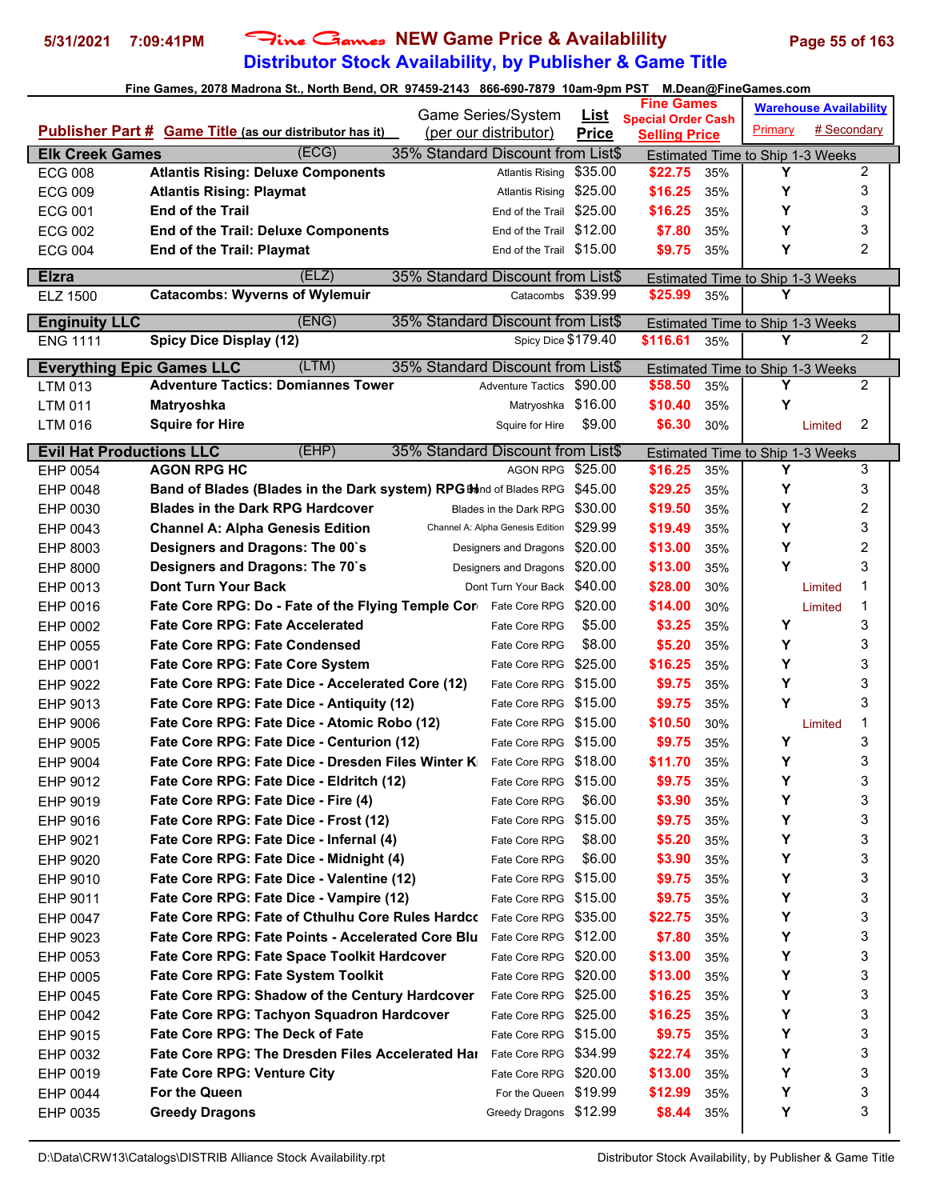# Fine Games NEW Game Price & Availablility
## Distributor Stock Availability, by Publisher & Game Title

5/31/2021 7:09:41PM

Fine Games, 2078 Madrona St., North Bend, OR 97459-2143 866-690-7879 10am-9pm PST M.Dean@FineGames.com

| Publisher Part # | Game Title (as our distributor has it) | Game Series/System (per our distributor) | List Price | Fine Games Special Order Cash Selling Price | | Warehouse Availability Primary | # Secondary |
|---|---|---|---|---|---|---|---|
| **Elk Creek Games** | (ECG) | 35% Standard Discount from List$ | | Estimated Time to Ship 1-3 Weeks | | | |
| ECG 008 | **Atlantis Rising: Deluxe Components** | Atlantis Rising | $35.00 | $22.75 | 35% | Y | 2 |
| ECG 009 | **Atlantis Rising: Playmat** | Atlantis Rising | $25.00 | $16.25 | 35% | Y | 3 |
| ECG 001 | **End of the Trail** | End of the Trail | $25.00 | $16.25 | 35% | Y | 3 |
| ECG 002 | **End of the Trail: Deluxe Components** | End of the Trail | $12.00 | $7.80 | 35% | Y | 3 |
| ECG 004 | **End of the Trail: Playmat** | End of the Trail | $15.00 | $9.75 | 35% | Y | 2 |
| **Elzra** | (ELZ) | 35% Standard Discount from List$ | | Estimated Time to Ship 1-3 Weeks | | | |
| ELZ 1500 | **Catacombs: Wyverns of Wylemuir** | Catacombs | $39.99 | $25.99 | 35% | Y | |
| **Enginuity LLC** | (ENG) | 35% Standard Discount from List$ | | Estimated Time to Ship 1-3 Weeks | | | |
| ENG 1111 | **Spicy Dice Display (12)** | Spicy Dice | $179.40 | $116.61 | 35% | Y | 2 |
| **Everything Epic Games LLC** | (LTM) | 35% Standard Discount from List$ | | Estimated Time to Ship 1-3 Weeks | | | |
| LTM 013 | **Adventure Tactics: Domiannes Tower** | Adventure Tactics | $90.00 | $58.50 | 35% | Y | 2 |
| LTM 011 | **Matryoshka** | Matryoshka | $16.00 | $10.40 | 35% | Y | |
| LTM 016 | **Squire for Hire** | Squire for Hire | $9.00 | $6.30 | 30% | Limited | 2 |
| **Evil Hat Productions LLC** | (EHP) | 35% Standard Discount from List$ | | Estimated Time to Ship 1-3 Weeks | | | |
| EHP 0054 | **AGON RPG HC** | AGON RPG | $25.00 | $16.25 | 35% | Y | 3 |
| EHP 0048 | **Band of Blades (Blades in the Dark system) RPG H** | Band of Blades RPG | $45.00 | $29.25 | 35% | Y | 3 |
| EHP 0030 | **Blades in the Dark RPG Hardcover** | Blades in the Dark RPG | $30.00 | $19.50 | 35% | Y | 2 |
| EHP 0043 | **Channel A: Alpha Genesis Edition** | Channel A: Alpha Genesis Edition | $29.99 | $19.49 | 35% | Y | 3 |
| EHP 8003 | **Designers and Dragons: The 00`s** | Designers and Dragons | $20.00 | $13.00 | 35% | Y | 2 |
| EHP 8000 | **Designers and Dragons: The 70`s** | Designers and Dragons | $20.00 | $13.00 | 35% | Y | 3 |
| EHP 0013 | **Dont Turn Your Back** | Dont Turn Your Back | $40.00 | $28.00 | 30% | Limited | 1 |
| EHP 0016 | **Fate Core RPG: Do - Fate of the Flying Temple Cor** | Fate Core RPG | $20.00 | $14.00 | 30% | Limited | 1 |
| EHP 0002 | **Fate Core RPG: Fate Accelerated** | Fate Core RPG | $5.00 | $3.25 | 35% | Y | 3 |
| EHP 0055 | **Fate Core RPG: Fate Condensed** | Fate Core RPG | $8.00 | $5.20 | 35% | Y | 3 |
| EHP 0001 | **Fate Core RPG: Fate Core System** | Fate Core RPG | $25.00 | $16.25 | 35% | Y | 3 |
| EHP 9022 | **Fate Core RPG: Fate Dice - Accelerated Core (12)** | Fate Core RPG | $15.00 | $9.75 | 35% | Y | 3 |
| EHP 9013 | **Fate Core RPG: Fate Dice - Antiquity (12)** | Fate Core RPG | $15.00 | $9.75 | 35% | Y | 3 |
| EHP 9006 | **Fate Core RPG: Fate Dice - Atomic Robo (12)** | Fate Core RPG | $15.00 | $10.50 | 30% | Limited | 1 |
| EHP 9005 | **Fate Core RPG: Fate Dice - Centurion (12)** | Fate Core RPG | $15.00 | $9.75 | 35% | Y | 3 |
| EHP 9004 | **Fate Core RPG: Fate Dice - Dresden Files Winter K** | Fate Core RPG | $18.00 | $11.70 | 35% | Y | 3 |
| EHP 9012 | **Fate Core RPG: Fate Dice - Eldritch (12)** | Fate Core RPG | $15.00 | $9.75 | 35% | Y | 3 |
| EHP 9019 | **Fate Core RPG: Fate Dice - Fire (4)** | Fate Core RPG | $6.00 | $3.90 | 35% | Y | 3 |
| EHP 9016 | **Fate Core RPG: Fate Dice - Frost (12)** | Fate Core RPG | $15.00 | $9.75 | 35% | Y | 3 |
| EHP 9021 | **Fate Core RPG: Fate Dice - Infernal (4)** | Fate Core RPG | $8.00 | $5.20 | 35% | Y | 3 |
| EHP 9020 | **Fate Core RPG: Fate Dice - Midnight (4)** | Fate Core RPG | $6.00 | $3.90 | 35% | Y | 3 |
| EHP 9010 | **Fate Core RPG: Fate Dice - Valentine (12)** | Fate Core RPG | $15.00 | $9.75 | 35% | Y | 3 |
| EHP 9011 | **Fate Core RPG: Fate Dice - Vampire (12)** | Fate Core RPG | $15.00 | $9.75 | 35% | Y | 3 |
| EHP 0047 | **Fate Core RPG: Fate of Cthulhu Core Rules Hardcc** | Fate Core RPG | $35.00 | $22.75 | 35% | Y | 3 |
| EHP 9023 | **Fate Core RPG: Fate Points - Accelerated Core Blu** | Fate Core RPG | $12.00 | $7.80 | 35% | Y | 3 |
| EHP 0053 | **Fate Core RPG: Fate Space Toolkit Hardcover** | Fate Core RPG | $20.00 | $13.00 | 35% | Y | 3 |
| EHP 0005 | **Fate Core RPG: Fate System Toolkit** | Fate Core RPG | $20.00 | $13.00 | 35% | Y | 3 |
| EHP 0045 | **Fate Core RPG: Shadow of the Century Hardcover** | Fate Core RPG | $25.00 | $16.25 | 35% | Y | 3 |
| EHP 0042 | **Fate Core RPG: Tachyon Squadron Hardcover** | Fate Core RPG | $25.00 | $16.25 | 35% | Y | 3 |
| EHP 9015 | **Fate Core RPG: The Deck of Fate** | Fate Core RPG | $15.00 | $9.75 | 35% | Y | 3 |
| EHP 0032 | **Fate Core RPG: The Dresden Files Accelerated Har** | Fate Core RPG | $34.99 | $22.74 | 35% | Y | 3 |
| EHP 0019 | **Fate Core RPG: Venture City** | Fate Core RPG | $20.00 | $13.00 | 35% | Y | 3 |
| EHP 0044 | **For the Queen** | For the Queen | $19.99 | $12.99 | 35% | Y | 3 |
| EHP 0035 | **Greedy Dragons** | Greedy Dragons | $12.99 | $8.44 | 35% | Y | 3 |

D:\Data\CRW13\Catalogs\DISTRIB Alliance Stock Availability.rpt — Distributor Stock Availability, by Publisher & Game Title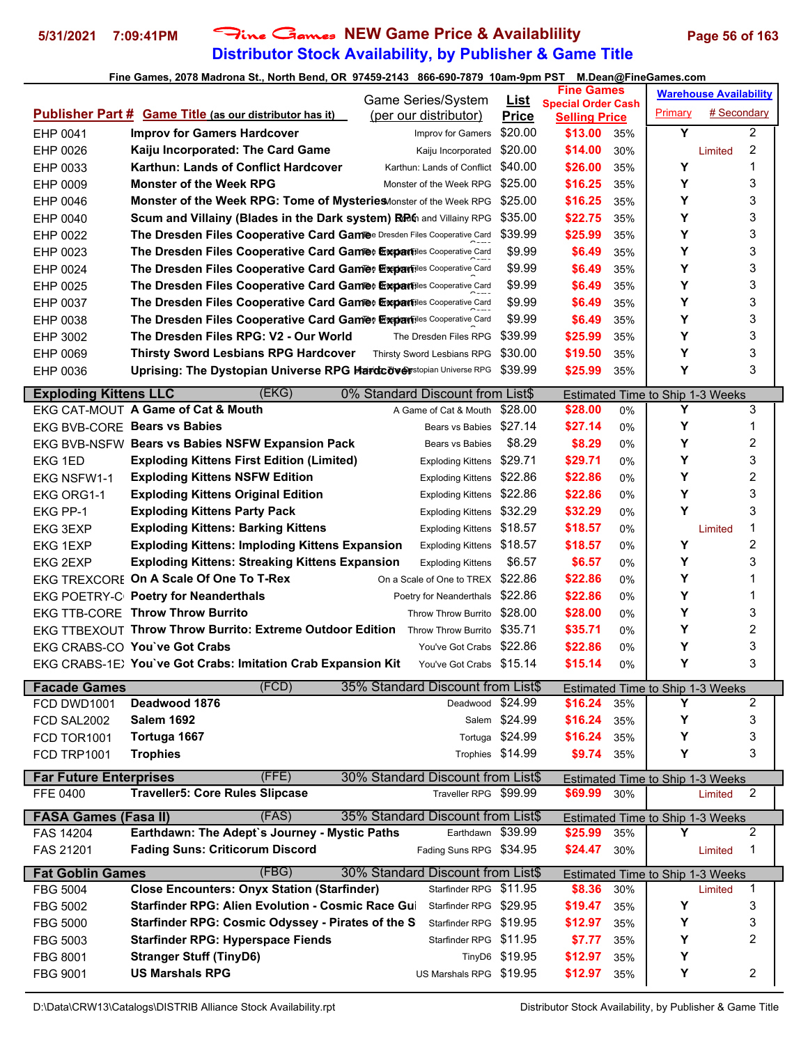# Fine Games NEW Game Price & Availablility

## Distributor Stock Availability, by Publisher & Game Title

Fine Games, 2078 Madrona St., North Bend, OR 97459-2143 866-690-7879 10am-9pm PST M.Dean@FineGames.com

| Publisher Part # | Game Title (as our distributor has it) | Game Series/System (per our distributor) | List Price | Fine Games Special Order Cash Selling Price | | Warehouse Availability Primary | # Secondary |
|---|---|---|---|---|---|---|---|
| EHP 0041 | Improv for Gamers Hardcover | Improv for Gamers | $20.00 | $13.00 | 35% | Y | 2 |
| EHP 0026 | Kaiju Incorporated: The Card Game | Kaiju Incorporated | $20.00 | $14.00 | 30% | Limited | 2 |
| EHP 0033 | Karthun: Lands of Conflict Hardcover | Karthun: Lands of Conflict | $40.00 | $26.00 | 35% | Y | 1 |
| EHP 0009 | Monster of the Week RPG | Monster of the Week RPG | $25.00 | $16.25 | 35% | Y | 3 |
| EHP 0046 | Monster of the Week RPG: Tome of Mysteries | Monster of the Week RPG | $25.00 | $16.25 | 35% | Y | 3 |
| EHP 0040 | Scum and Villainy (Blades in the Dark system) RPG | Scum and Villainy RPG | $35.00 | $22.75 | 35% | Y | 3 |
| EHP 0022 | The Dresden Files Cooperative Card Game | The Dresden Files Cooperative Card Game | $39.99 | $25.99 | 35% | Y | 3 |
| EHP 0023 | The Dresden Files Cooperative Card Game: Expan | The Dresden Files Cooperative Card Game | $9.99 | $6.49 | 35% | Y | 3 |
| EHP 0024 | The Dresden Files Cooperative Card Game: Expan | The Dresden Files Cooperative Card Game | $9.99 | $6.49 | 35% | Y | 3 |
| EHP 0025 | The Dresden Files Cooperative Card Game: Expan | The Dresden Files Cooperative Card Game | $9.99 | $6.49 | 35% | Y | 3 |
| EHP 0037 | The Dresden Files Cooperative Card Game: Expan | The Dresden Files Cooperative Card Game | $9.99 | $6.49 | 35% | Y | 3 |
| EHP 0038 | The Dresden Files Cooperative Card Game: Expan | The Dresden Files Cooperative Card Game | $9.99 | $6.49 | 35% | Y | 3 |
| EHP 3002 | The Dresden Files RPG: V2 - Our World | The Dresden Files RPG | $39.99 | $25.99 | 35% | Y | 3 |
| EHP 0069 | Thirsty Sword Lesbians RPG Hardcover | Thirsty Sword Lesbians RPG | $30.00 | $19.50 | 35% | Y | 3 |
| EHP 0036 | Uprising: The Dystopian Universe RPG Hardcover | Uprising: The Dystopian Universe RPG | $39.99 | $25.99 | 35% | Y | 3 |
| **Exploding Kittens LLC** | (EKG) | 0% Standard Discount from List$ | | Estimated Time to Ship 1-3 Weeks | | | |
| EKG CAT-MOUT | A Game of Cat & Mouth | A Game of Cat & Mouth | $28.00 | $28.00 | 0% | Y | 3 |
| EKG BVB-CORE | Bears vs Babies | Bears vs Babies | $27.14 | $27.14 | 0% | Y | 1 |
| EKG BVB-NSFW | Bears vs Babies NSFW Expansion Pack | Bears vs Babies | $8.29 | $8.29 | 0% | Y | 2 |
| EKG 1ED | Exploding Kittens First Edition (Limited) | Exploding Kittens | $29.71 | $29.71 | 0% | Y | 3 |
| EKG NSFW1-1 | Exploding Kittens NSFW Edition | Exploding Kittens | $22.86 | $22.86 | 0% | Y | 2 |
| EKG ORG1-1 | Exploding Kittens Original Edition | Exploding Kittens | $22.86 | $22.86 | 0% | Y | 3 |
| EKG PP-1 | Exploding Kittens Party Pack | Exploding Kittens | $32.29 | $32.29 | 0% | Y | 3 |
| EKG 3EXP | Exploding Kittens: Barking Kittens | Exploding Kittens | $18.57 | $18.57 | 0% | Limited | 1 |
| EKG 1EXP | Exploding Kittens: Imploding Kittens Expansion | Exploding Kittens | $18.57 | $18.57 | 0% | Y | 2 |
| EKG 2EXP | Exploding Kittens: Streaking Kittens Expansion | Exploding Kittens | $6.57 | $6.57 | 0% | Y | 3 |
| EKG TREXCORE | On A Scale Of One To T-Rex | On a Scale of One to TREX | $22.86 | $22.86 | 0% | Y | 1 |
| EKG POETRY-C | Poetry for Neanderthals | Poetry for Neanderthals | $22.86 | $22.86 | 0% | Y | 1 |
| EKG TTB-CORE | Throw Throw Burrito | Throw Throw Burrito | $28.00 | $28.00 | 0% | Y | 3 |
| EKG TTBEXOUT | Throw Throw Burrito: Extreme Outdoor Edition | Throw Throw Burrito | $35.71 | $35.71 | 0% | Y | 2 |
| EKG CRABS-CO | You`ve Got Crabs | You've Got Crabs | $22.86 | $22.86 | 0% | Y | 3 |
| EKG CRABS-1E | You`ve Got Crabs: Imitation Crab Expansion Kit | You've Got Crabs | $15.14 | $15.14 | 0% | Y | 3 |
| **Facade Games** | (FCD) | 35% Standard Discount from List$ | | Estimated Time to Ship 1-3 Weeks | | | |
| FCD DWD1001 | Deadwood 1876 | Deadwood | $24.99 | $16.24 | 35% | Y | 2 |
| FCD SAL2002 | Salem 1692 | Salem | $24.99 | $16.24 | 35% | Y | 3 |
| FCD TOR1001 | Tortuga 1667 | Tortuga | $24.99 | $16.24 | 35% | Y | 3 |
| FCD TRP1001 | Trophies | Trophies | $14.99 | $9.74 | 35% | Y | 3 |
| **Far Future Enterprises** | (FFE) | 30% Standard Discount from List$ | | Estimated Time to Ship 1-3 Weeks | | | |
| FFE 0400 | Traveller5: Core Rules Slipcase | Traveller RPG | $99.99 | $69.99 | 30% | Limited | 2 |
| **FASA Games (Fasa II)** | (FAS) | 35% Standard Discount from List$ | | Estimated Time to Ship 1-3 Weeks | | | |
| FAS 14204 | Earthdawn: The Adept`s Journey - Mystic Paths | Earthdawn | $39.99 | $25.99 | 35% | Y | 2 |
| FAS 21201 | Fading Suns: Criticorum Discord | Fading Suns RPG | $34.95 | $24.47 | 30% | Limited | 1 |
| **Fat Goblin Games** | (FBG) | 30% Standard Discount from List$ | | Estimated Time to Ship 1-3 Weeks | | | |
| FBG 5004 | Close Encounters: Onyx Station (Starfinder) | Starfinder RPG | $11.95 | $8.36 | 30% | Limited | 1 |
| FBG 5002 | Starfinder RPG: Alien Evolution - Cosmic Race Gui | Starfinder RPG | $29.95 | $19.47 | 35% | Y | 3 |
| FBG 5000 | Starfinder RPG: Cosmic Odyssey - Pirates of the S | Starfinder RPG | $19.95 | $12.97 | 35% | Y | 3 |
| FBG 5003 | Starfinder RPG: Hyperspace Fiends | Starfinder RPG | $11.95 | $7.77 | 35% | Y | 2 |
| FBG 8001 | Stranger Stuff (TinyD6) | TinyD6 | $19.95 | $12.97 | 35% | Y | |
| FBG 9001 | US Marshals RPG | US Marshals RPG | $19.95 | $12.97 | 35% | Y | 2 |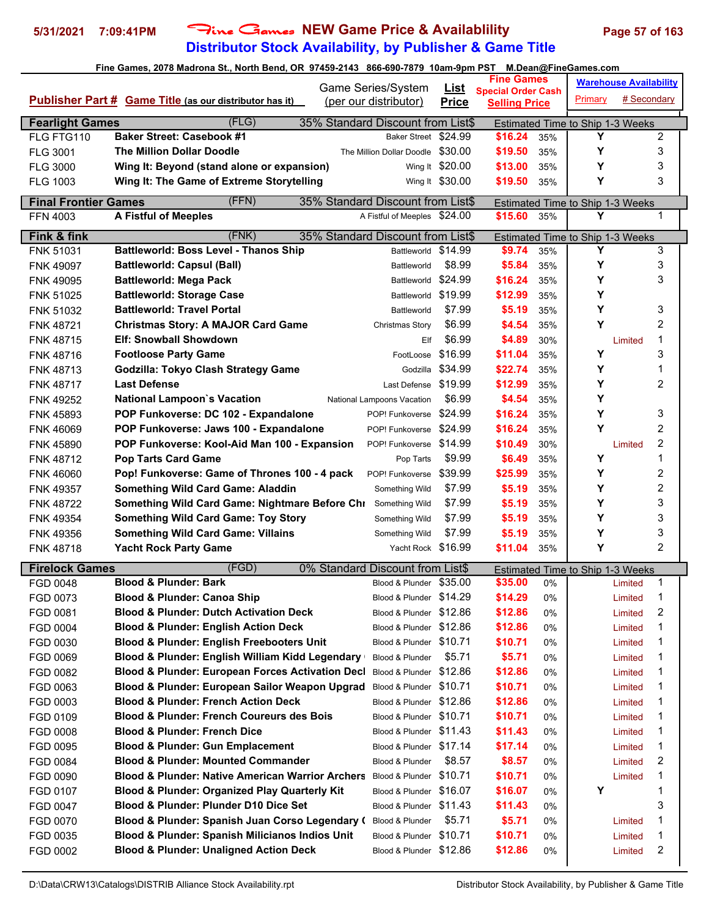# Fine Games NEW Game Price & Availablility

## Distributor Stock Availability, by Publisher & Game Title

Fine Games, 2078 Madrona St., North Bend, OR 97459-2143 866-690-7879 10am-9pm PST M.Dean@FineGames.com

| Publisher Part # | Game Title (as our distributor has it) | Game Series/System (per our distributor) | List Price | Fine Games Special Order Cash Selling Price | | Warehouse Availability Primary | # Secondary |
|---|---|---|---|---|---|---|---|
| **Fearlight Games** | (FLG) | 35% Standard Discount from List$ | | Estimated Time to Ship 1-3 Weeks | | | |
| FLG FTG110 | **Baker Street: Casebook #1** | Baker Street | $24.99 | $16.24 | 35% | Y | 2 |
| FLG 3001 | **The Million Dollar Doodle** | The Million Dollar Doodle | $30.00 | $19.50 | 35% | Y | 3 |
| FLG 3000 | **Wing It: Beyond (stand alone or expansion)** | Wing It | $20.00 | $13.00 | 35% | Y | 3 |
| FLG 1003 | **Wing It: The Game of Extreme Storytelling** | Wing It | $30.00 | $19.50 | 35% | Y | 3 |
| **Final Frontier Games** | (FFN) | 35% Standard Discount from List$ | | Estimated Time to Ship 1-3 Weeks | | | |
| FFN 4003 | **A Fistful of Meeples** | A Fistful of Meeples | $24.00 | $15.60 | 35% | Y | 1 |
| **Fink & fink** | (FNK) | 35% Standard Discount from List$ | | Estimated Time to Ship 1-3 Weeks | | | |
| FNK 51031 | **Battleworld: Boss Level - Thanos Ship** | Battleworld | $14.99 | $9.74 | 35% | Y | 3 |
| FNK 49097 | **Battleworld: Capsul (Ball)** | Battleworld | $8.99 | $5.84 | 35% | Y | 3 |
| FNK 49095 | **Battleworld: Mega Pack** | Battleworld | $24.99 | $16.24 | 35% | Y | 3 |
| FNK 51025 | **Battleworld: Storage Case** | Battleworld | $19.99 | $12.99 | 35% | Y | |
| FNK 51032 | **Battleworld: Travel Portal** | Battleworld | $7.99 | $5.19 | 35% | Y | 3 |
| FNK 48721 | **Christmas Story: A MAJOR Card Game** | Christmas Story | $6.99 | $4.54 | 35% | Y | 2 |
| FNK 48715 | **Elf: Snowball Showdown** | Elf | $6.99 | $4.89 | 30% | Limited | 1 |
| FNK 48716 | **Footloose Party Game** | FootLoose | $16.99 | $11.04 | 35% | Y | 3 |
| FNK 48713 | **Godzilla: Tokyo Clash Strategy Game** | Godzilla | $34.99 | $22.74 | 35% | Y | 1 |
| FNK 48717 | **Last Defense** | Last Defense | $19.99 | $12.99 | 35% | Y | 2 |
| FNK 49252 | **National Lampoon`s Vacation** | National Lampoons Vacation | $6.99 | $4.54 | 35% | Y | |
| FNK 45893 | **POP Funkoverse: DC 102 - Expandalone** | POP! Funkoverse | $24.99 | $16.24 | 35% | Y | 3 |
| FNK 46069 | **POP Funkoverse: Jaws 100 - Expandalone** | POP! Funkoverse | $24.99 | $16.24 | 35% | Y | 2 |
| FNK 45890 | **POP Funkoverse: Kool-Aid Man 100 - Expansion** | POP! Funkoverse | $14.99 | $10.49 | 30% | Limited | 2 |
| FNK 48712 | **Pop Tarts Card Game** | Pop Tarts | $9.99 | $6.49 | 35% | Y | 1 |
| FNK 46060 | **Pop! Funkoverse: Game of Thrones 100 - 4 pack** | POP! Funkoverse | $39.99 | $25.99 | 35% | Y | 2 |
| FNK 49357 | **Something Wild Card Game: Aladdin** | Something Wild | $7.99 | $5.19 | 35% | Y | 2 |
| FNK 48722 | **Something Wild Card Game: Nightmare Before Chr** | Something Wild | $7.99 | $5.19 | 35% | Y | 3 |
| FNK 49354 | **Something Wild Card Game: Toy Story** | Something Wild | $7.99 | $5.19 | 35% | Y | 3 |
| FNK 49356 | **Something Wild Card Game: Villains** | Something Wild | $7.99 | $5.19 | 35% | Y | 3 |
| FNK 48718 | **Yacht Rock Party Game** | Yacht Rock | $16.99 | $11.04 | 35% | Y | 2 |
| **Firelock Games** | (FGD) | 0% Standard Discount from List$ | | Estimated Time to Ship 1-3 Weeks | | | |
| FGD 0048 | **Blood & Plunder: Bark** | Blood & Plunder | $35.00 | $35.00 | 0% | Limited | 1 |
| FGD 0073 | **Blood & Plunder: Canoa Ship** | Blood & Plunder | $14.29 | $14.29 | 0% | Limited | 1 |
| FGD 0081 | **Blood & Plunder: Dutch Activation Deck** | Blood & Plunder | $12.86 | $12.86 | 0% | Limited | 2 |
| FGD 0004 | **Blood & Plunder: English Action Deck** | Blood & Plunder | $12.86 | $12.86 | 0% | Limited | 1 |
| FGD 0030 | **Blood & Plunder: English Freebooters Unit** | Blood & Plunder | $10.71 | $10.71 | 0% | Limited | 1 |
| FGD 0069 | **Blood & Plunder: English William Kidd Legendary** | Blood & Plunder | $5.71 | $5.71 | 0% | Limited | 1 |
| FGD 0082 | **Blood & Plunder: European Forces Activation Decl** | Blood & Plunder | $12.86 | $12.86 | 0% | Limited | 1 |
| FGD 0063 | **Blood & Plunder: European Sailor Weapon Upgrad** | Blood & Plunder | $10.71 | $10.71 | 0% | Limited | 1 |
| FGD 0003 | **Blood & Plunder: French Action Deck** | Blood & Plunder | $12.86 | $12.86 | 0% | Limited | 1 |
| FGD 0109 | **Blood & Plunder: French Coureurs des Bois** | Blood & Plunder | $10.71 | $10.71 | 0% | Limited | 1 |
| FGD 0008 | **Blood & Plunder: French Dice** | Blood & Plunder | $11.43 | $11.43 | 0% | Limited | 1 |
| FGD 0095 | **Blood & Plunder: Gun Emplacement** | Blood & Plunder | $17.14 | $17.14 | 0% | Limited | 1 |
| FGD 0084 | **Blood & Plunder: Mounted Commander** | Blood & Plunder | $8.57 | $8.57 | 0% | Limited | 2 |
| FGD 0090 | **Blood & Plunder: Native American Warrior Archers** | Blood & Plunder | $10.71 | $10.71 | 0% | Limited | 1 |
| FGD 0107 | **Blood & Plunder: Organized Play Quarterly Kit** | Blood & Plunder | $16.07 | $16.07 | 0% | Y | 1 |
| FGD 0047 | **Blood & Plunder: Plunder D10 Dice Set** | Blood & Plunder | $11.43 | $11.43 | 0% | | 3 |
| FGD 0070 | **Blood & Plunder: Spanish Juan Corso Legendary (** | Blood & Plunder | $5.71 | $5.71 | 0% | Limited | 1 |
| FGD 0035 | **Blood & Plunder: Spanish Milicianos Indios Unit** | Blood & Plunder | $10.71 | $10.71 | 0% | Limited | 1 |
| FGD 0002 | **Blood & Plunder: Unaligned Action Deck** | Blood & Plunder | $12.86 | $12.86 | 0% | Limited | 2 |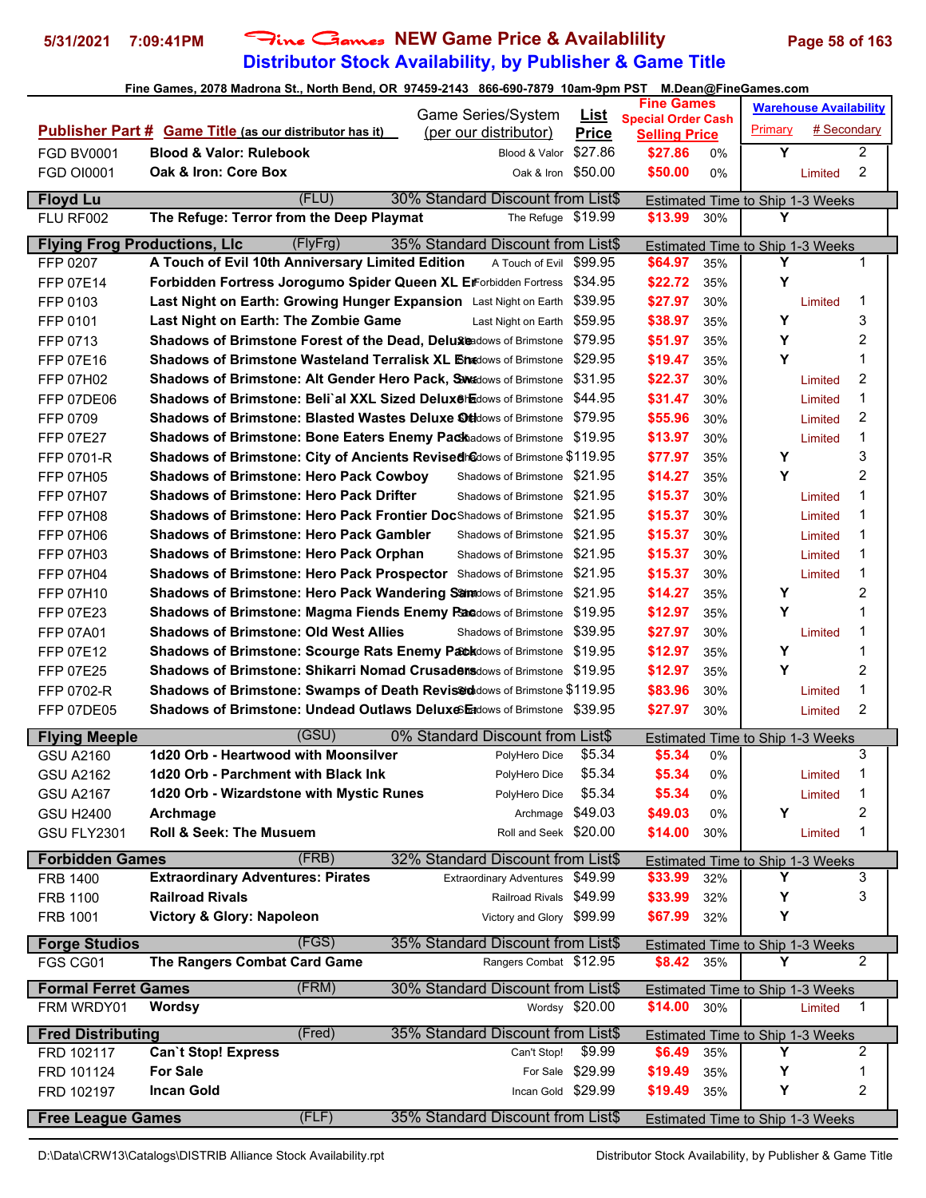# Fine Games NEW Game Price & Availablility

## Distributor Stock Availability, by Publisher & Game Title

Fine Games, 2078 Madrona St., North Bend, OR 97459-2143 866-690-7879 10am-9pm PST M.Dean@FineGames.com

| Publisher Part # | Game Title (as our distributor has it) | Game Series/System (per our distributor) | List Price | Fine Games Special Order Cash Selling Price | | Warehouse Availability Primary | # Secondary |
|---|---|---|---|---|---|---|---|
| FGD BV0001 | Blood & Valor: Rulebook | Blood & Valor | $27.86 | $27.86 | 0% | Y | 2 |
| FGD OI0001 | Oak & Iron: Core Box | Oak & Iron | $50.00 | $50.00 | 0% | Limited | 2 |
| **Floyd Lu** | (FLU) | 30% Standard Discount from List$ | | Estimated Time to Ship 1-3 Weeks | | | |
| FLU RF002 | The Refuge: Terror from the Deep Playmat | The Refuge | $19.99 | $13.99 | 30% | Y | |
| **Flying Frog Productions, Llc** | (FlyFrg) | 35% Standard Discount from List$ | | Estimated Time to Ship 1-3 Weeks | | | |
| FFP 0207 | A Touch of Evil 10th Anniversary Limited Edition | A Touch of Evil | $99.95 | $64.97 | 35% | Y | 1 |
| FFP 07E14 | Forbidden Fortress Jorogumo Spider Queen XL En | Forbidden Fortress | $34.95 | $22.72 | 35% | Y | |
| FFP 0103 | Last Night on Earth: Growing Hunger Expansion | Last Night on Earth | $39.95 | $27.97 | 30% | Limited | 1 |
| FFP 0101 | Last Night on Earth: The Zombie Game | Last Night on Earth | $59.95 | $38.97 | 35% | Y | 3 |
| FFP 0713 | Shadows of Brimstone Forest of the Dead, Deluxe | Shadows of Brimstone | $79.95 | $51.97 | 35% | Y | 2 |
| FFP 07E16 | Shadows of Brimstone Wasteland Terralisk XL En | Shadows of Brimstone | $29.95 | $19.47 | 35% | Y | 1 |
| FFP 07H02 | Shadows of Brimstone: Alt Gender Hero Pack, Sw | Shadows of Brimstone | $31.95 | $22.37 | 30% | Limited | 2 |
| FFP 07DE06 | Shadows of Brimstone: Beli`al XXL Sized Deluxe E | Shadows of Brimstone | $44.95 | $31.47 | 30% | Limited | 1 |
| FFP 0709 | Shadows of Brimstone: Blasted Wastes Deluxe Ot | Shadows of Brimstone | $79.95 | $55.96 | 30% | Limited | 2 |
| FFP 07E27 | Shadows of Brimstone: Bone Eaters Enemy Pack | Shadows of Brimstone | $19.95 | $13.97 | 30% | Limited | 1 |
| FFP 0701-R | Shadows of Brimstone: City of Ancients Revised C | Shadows of Brimstone | $119.95 | $77.97 | 35% | Y | 3 |
| FFP 07H05 | Shadows of Brimstone: Hero Pack Cowboy | Shadows of Brimstone | $21.95 | $14.27 | 35% | Y | 2 |
| FFP 07H07 | Shadows of Brimstone: Hero Pack Drifter | Shadows of Brimstone | $21.95 | $15.37 | 30% | Limited | 1 |
| FFP 07H08 | Shadows of Brimstone: Hero Pack Frontier Doc | Shadows of Brimstone | $21.95 | $15.37 | 30% | Limited | 1 |
| FFP 07H06 | Shadows of Brimstone: Hero Pack Gambler | Shadows of Brimstone | $21.95 | $15.37 | 30% | Limited | 1 |
| FFP 07H03 | Shadows of Brimstone: Hero Pack Orphan | Shadows of Brimstone | $21.95 | $15.37 | 30% | Limited | 1 |
| FFP 07H04 | Shadows of Brimstone: Hero Pack Prospector | Shadows of Brimstone | $21.95 | $15.37 | 30% | Limited | 1 |
| FFP 07H10 | Shadows of Brimstone: Hero Pack Wandering Sam | Shadows of Brimstone | $21.95 | $14.27 | 35% | Y | 2 |
| FFP 07E23 | Shadows of Brimstone: Magma Fiends Enemy Pac | Shadows of Brimstone | $19.95 | $12.97 | 35% | Y | 1 |
| FFP 07A01 | Shadows of Brimstone: Old West Allies | Shadows of Brimstone | $39.95 | $27.97 | 30% | Limited | 1 |
| FFP 07E12 | Shadows of Brimstone: Scourge Rats Enemy Pack | Shadows of Brimstone | $19.95 | $12.97 | 35% | Y | 1 |
| FFP 07E25 | Shadows of Brimstone: Shikarri Nomad Crusaders | Shadows of Brimstone | $19.95 | $12.97 | 35% | Y | 2 |
| FFP 0702-R | Shadows of Brimstone: Swamps of Death Revised | Shadows of Brimstone | $119.95 | $83.96 | 30% | Limited | 1 |
| FFP 07DE05 | Shadows of Brimstone: Undead Outlaws Deluxe E | Shadows of Brimstone | $39.95 | $27.97 | 30% | Limited | 2 |
| **Flying Meeple** | (GSU) | 0% Standard Discount from List$ | | Estimated Time to Ship 1-3 Weeks | | | |
| GSU A2160 | 1d20 Orb - Heartwood with Moonsilver | PolyHero Dice | $5.34 | $5.34 | 0% | | 3 |
| GSU A2162 | 1d20 Orb - Parchment with Black Ink | PolyHero Dice | $5.34 | $5.34 | 0% | Limited | 1 |
| GSU A2167 | 1d20 Orb - Wizardstone with Mystic Runes | PolyHero Dice | $5.34 | $5.34 | 0% | Limited | 1 |
| GSU H2400 | Archmage | Archmage | $49.03 | $49.03 | 0% | Y | 2 |
| GSU FLY2301 | Roll & Seek: The Musuem | Roll and Seek | $20.00 | $14.00 | 30% | Limited | 1 |
| **Forbidden Games** | (FRB) | 32% Standard Discount from List$ | | Estimated Time to Ship 1-3 Weeks | | | |
| FRB 1400 | Extraordinary Adventures: Pirates | Extraordinary Adventures | $49.99 | $33.99 | 32% | Y | 3 |
| FRB 1100 | Railroad Rivals | Railroad Rivals | $49.99 | $33.99 | 32% | Y | 3 |
| FRB 1001 | Victory & Glory: Napoleon | Victory and Glory | $99.99 | $67.99 | 32% | Y | |
| **Forge Studios** | (FGS) | 35% Standard Discount from List$ | | Estimated Time to Ship 1-3 Weeks | | | |
| FGS CG01 | The Rangers Combat Card Game | Rangers Combat | $12.95 | $8.42 | 35% | Y | 2 |
| **Formal Ferret Games** | (FRM) | 30% Standard Discount from List$ | | Estimated Time to Ship 1-3 Weeks | | | |
| FRM WRDY01 | Wordsy | Wordsy | $20.00 | $14.00 | 30% | Limited | 1 |
| **Fred Distributing** | (Fred) | 35% Standard Discount from List$ | | Estimated Time to Ship 1-3 Weeks | | | |
| FRD 102117 | Can`t Stop! Express | Can't Stop! | $9.99 | $6.49 | 35% | Y | 2 |
| FRD 101124 | For Sale | For Sale | $29.99 | $19.49 | 35% | Y | 1 |
| FRD 102197 | Incan Gold | Incan Gold | $29.99 | $19.49 | 35% | Y | 2 |
| **Free League Games** | (FLF) | 35% Standard Discount from List$ | | Estimated Time to Ship 1-3 Weeks | | | |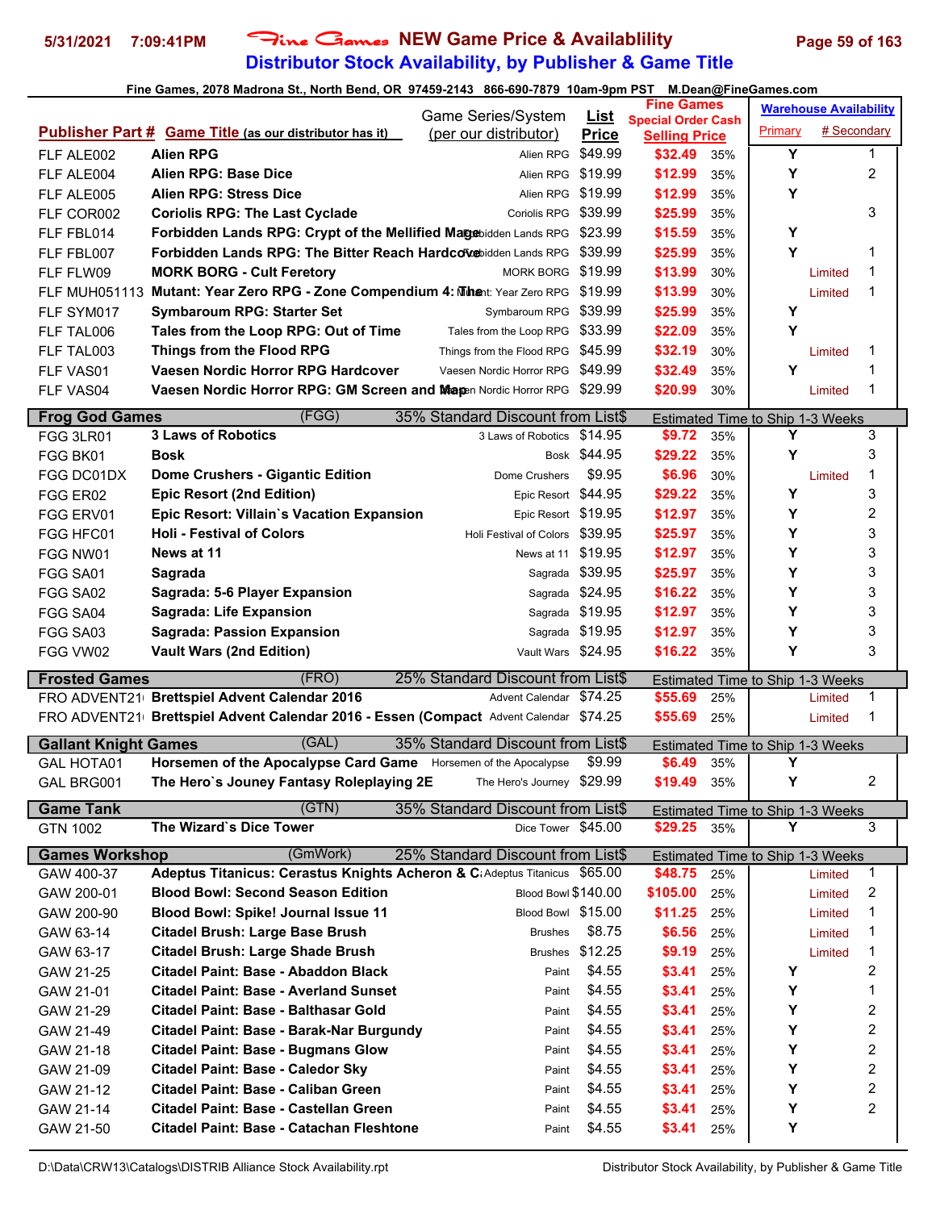# Fine Games NEW Game Price & Availablility
## Distributor Stock Availability, by Publisher & Game Title

5/31/2021 7:09:41PM

Fine Games, 2078 Madrona St., North Bend, OR 97459-2143 866-690-7879 10am-9pm PST M.Dean@FineGames.com

| Publisher Part # | Game Title (as our distributor has it) | Game Series/System (per our distributor) | List Price | Fine Games Special Order Cash Selling Price | | Warehouse Availability Primary | # Secondary |
|---|---|---|---|---|---|---|---|
| FLF ALE002 | **Alien RPG** | Alien RPG | $49.99 | $32.49 | 35% | Y | 1 |
| FLF ALE004 | **Alien RPG: Base Dice** | Alien RPG | $19.99 | $12.99 | 35% | Y | 2 |
| FLF ALE005 | **Alien RPG: Stress Dice** | Alien RPG | $19.99 | $12.99 | 35% | Y | |
| FLF COR002 | **Coriolis RPG: The Last Cyclade** | Coriolis RPG | $39.99 | $25.99 | 35% | | 3 |
| FLF FBL014 | **Forbidden Lands RPG: Crypt of the Mellified Mage** | Forbidden Lands RPG | $23.99 | $15.59 | 35% | Y | |
| FLF FBL007 | **Forbidden Lands RPG: The Bitter Reach Hardcover** | Forbidden Lands RPG | $39.99 | $25.99 | 35% | Y | 1 |
| FLF FLW09 | **MORK BORG - Cult Feretory** | MORK BORG | $19.99 | $13.99 | 30% | Limited | 1 |
| FLF MUH051113 | **Mutant: Year Zero RPG - Zone Compendium 4: The** | Mutant: Year Zero RPG | $19.99 | $13.99 | 30% | Limited | 1 |
| FLF SYM017 | **Symbaroum RPG: Starter Set** | Symbaroum RPG | $39.99 | $25.99 | 35% | Y | |
| FLF TAL006 | **Tales from the Loop RPG: Out of Time** | Tales from the Loop RPG | $33.99 | $22.09 | 35% | Y | |
| FLF TAL003 | **Things from the Flood RPG** | Things from the Flood RPG | $45.99 | $32.19 | 30% | Limited | 1 |
| FLF VAS01 | **Vaesen Nordic Horror RPG Hardcover** | Vaesen Nordic Horror RPG | $49.99 | $32.49 | 35% | Y | 1 |
| FLF VAS04 | **Vaesen Nordic Horror RPG: GM Screen and Map** | Vaesen Nordic Horror RPG | $29.99 | $20.99 | 30% | Limited | 1 |
| **Frog God Games** | (FGG) | 35% Standard Discount from List$ | | Estimated Time to Ship 1-3 Weeks | | | |
| FGG 3LR01 | **3 Laws of Robotics** | 3 Laws of Robotics | $14.95 | $9.72 | 35% | Y | 3 |
| FGG BK01 | **Bosk** | Bosk | $44.95 | $29.22 | 35% | Y | 3 |
| FGG DC01DX | **Dome Crushers - Gigantic Edition** | Dome Crushers | $9.95 | $6.96 | 30% | Limited | 1 |
| FGG ER02 | **Epic Resort (2nd Edition)** | Epic Resort | $44.95 | $29.22 | 35% | Y | 3 |
| FGG ERV01 | **Epic Resort: Villain`s Vacation Expansion** | Epic Resort | $19.95 | $12.97 | 35% | Y | 2 |
| FGG HFC01 | **Holi - Festival of Colors** | Holi Festival of Colors | $39.95 | $25.97 | 35% | Y | 3 |
| FGG NW01 | **News at 11** | News at 11 | $19.95 | $12.97 | 35% | Y | 3 |
| FGG SA01 | **Sagrada** | Sagrada | $39.95 | $25.97 | 35% | Y | 3 |
| FGG SA02 | **Sagrada: 5-6 Player Expansion** | Sagrada | $24.95 | $16.22 | 35% | Y | 3 |
| FGG SA04 | **Sagrada: Life Expansion** | Sagrada | $19.95 | $12.97 | 35% | Y | 3 |
| FGG SA03 | **Sagrada: Passion Expansion** | Sagrada | $19.95 | $12.97 | 35% | Y | 3 |
| FGG VW02 | **Vault Wars (2nd Edition)** | Vault Wars | $24.95 | $16.22 | 35% | Y | 3 |
| **Frosted Games** | (FRO) | 25% Standard Discount from List$ | | Estimated Time to Ship 1-3 Weeks | | | |
| FRO ADVENT21 | **Brettspiel Advent Calendar 2016** | Advent Calendar | $74.25 | $55.69 | 25% | Limited | 1 |
| FRO ADVENT21 | **Brettspiel Advent Calendar 2016 - Essen (Compact** | Advent Calendar | $74.25 | $55.69 | 25% | Limited | 1 |
| **Gallant Knight Games** | (GAL) | 35% Standard Discount from List$ | | Estimated Time to Ship 1-3 Weeks | | | |
| GAL HOTA01 | **Horsemen of the Apocalypse Card Game** | Horsemen of the Apocalypse | $9.99 | $6.49 | 35% | Y | |
| GAL BRG001 | **The Hero`s Jouney Fantasy Roleplaying 2E** | The Hero's Journey | $29.99 | $19.49 | 35% | Y | 2 |
| **Game Tank** | (GTN) | 35% Standard Discount from List$ | | Estimated Time to Ship 1-3 Weeks | | | |
| GTN 1002 | **The Wizard`s Dice Tower** | Dice Tower | $45.00 | $29.25 | 35% | Y | 3 |
| **Games Workshop** | (GmWork) | 25% Standard Discount from List$ | | Estimated Time to Ship 1-3 Weeks | | | |
| GAW 400-37 | **Adeptus Titanicus: Cerastus Knights Acheron & C** | Adeptus Titanicus | $65.00 | $48.75 | 25% | Limited | 1 |
| GAW 200-01 | **Blood Bowl: Second Season Edition** | Blood Bowl | $140.00 | $105.00 | 25% | Limited | 2 |
| GAW 200-90 | **Blood Bowl: Spike! Journal Issue 11** | Blood Bowl | $15.00 | $11.25 | 25% | Limited | 1 |
| GAW 63-14 | **Citadel Brush: Large Base Brush** | Brushes | $8.75 | $6.56 | 25% | Limited | 1 |
| GAW 63-17 | **Citadel Brush: Large Shade Brush** | Brushes | $12.25 | $9.19 | 25% | Limited | 1 |
| GAW 21-25 | **Citadel Paint: Base - Abaddon Black** | Paint | $4.55 | $3.41 | 25% | Y | 2 |
| GAW 21-01 | **Citadel Paint: Base - Averland Sunset** | Paint | $4.55 | $3.41 | 25% | Y | 1 |
| GAW 21-29 | **Citadel Paint: Base - Balthasar Gold** | Paint | $4.55 | $3.41 | 25% | Y | 2 |
| GAW 21-49 | **Citadel Paint: Base - Barak-Nar Burgundy** | Paint | $4.55 | $3.41 | 25% | Y | 2 |
| GAW 21-18 | **Citadel Paint: Base - Bugmans Glow** | Paint | $4.55 | $3.41 | 25% | Y | 2 |
| GAW 21-09 | **Citadel Paint: Base - Caledor Sky** | Paint | $4.55 | $3.41 | 25% | Y | 2 |
| GAW 21-12 | **Citadel Paint: Base - Caliban Green** | Paint | $4.55 | $3.41 | 25% | Y | 2 |
| GAW 21-14 | **Citadel Paint: Base - Castellan Green** | Paint | $4.55 | $3.41 | 25% | Y | 2 |
| GAW 21-50 | **Citadel Paint: Base - Catachan Fleshtone** | Paint | $4.55 | $3.41 | 25% | Y | |

D:\Data\CRW13\Catalogs\DISTRIB Alliance Stock Availability.rpt — Distributor Stock Availability, by Publisher & Game Title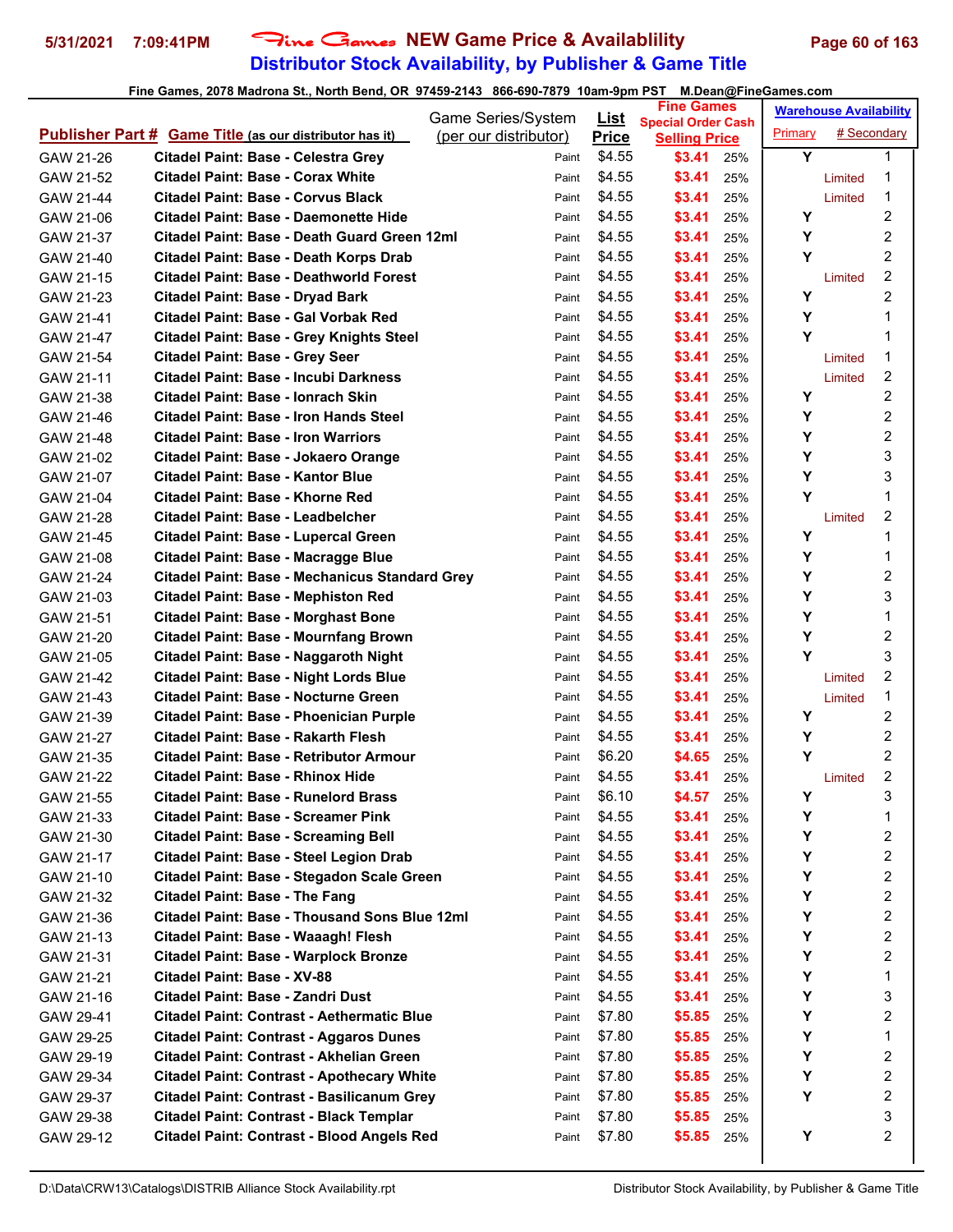# Fine Games NEW Game Price & Availablility

## Distributor Stock Availability, by Publisher & Game Title

Fine Games, 2078 Madrona St., North Bend, OR 97459-2143 866-690-7879 10am-9pm PST M.Dean@FineGames.com

| Publisher Part # | Game Title (as our distributor has it) | Game Series/System (per our distributor) | List Price | Fine Games Special Order Cash Selling Price | | Warehouse Availability Primary | # Secondary |
|---|---|---|---|---|---|---|---|
| GAW 21-26 | Citadel Paint: Base - Celestra Grey | Paint | $4.55 | $3.41 | 25% | Y | 1 |
| GAW 21-52 | Citadel Paint: Base - Corax White | Paint | $4.55 | $3.41 | 25% | Limited | 1 |
| GAW 21-44 | Citadel Paint: Base - Corvus Black | Paint | $4.55 | $3.41 | 25% | Limited | 1 |
| GAW 21-06 | Citadel Paint: Base - Daemonette Hide | Paint | $4.55 | $3.41 | 25% | Y | 2 |
| GAW 21-37 | Citadel Paint: Base - Death Guard Green 12ml | Paint | $4.55 | $3.41 | 25% | Y | 2 |
| GAW 21-40 | Citadel Paint: Base - Death Korps Drab | Paint | $4.55 | $3.41 | 25% | Y | 2 |
| GAW 21-15 | Citadel Paint: Base - Deathworld Forest | Paint | $4.55 | $3.41 | 25% | Limited | 2 |
| GAW 21-23 | Citadel Paint: Base - Dryad Bark | Paint | $4.55 | $3.41 | 25% | Y | 2 |
| GAW 21-41 | Citadel Paint: Base - Gal Vorbak Red | Paint | $4.55 | $3.41 | 25% | Y | 1 |
| GAW 21-47 | Citadel Paint: Base - Grey Knights Steel | Paint | $4.55 | $3.41 | 25% | Y | 1 |
| GAW 21-54 | Citadel Paint: Base - Grey Seer | Paint | $4.55 | $3.41 | 25% | Limited | 1 |
| GAW 21-11 | Citadel Paint: Base - Incubi Darkness | Paint | $4.55 | $3.41 | 25% | Limited | 2 |
| GAW 21-38 | Citadel Paint: Base - Ionrach Skin | Paint | $4.55 | $3.41 | 25% | Y | 2 |
| GAW 21-46 | Citadel Paint: Base - Iron Hands Steel | Paint | $4.55 | $3.41 | 25% | Y | 2 |
| GAW 21-48 | Citadel Paint: Base - Iron Warriors | Paint | $4.55 | $3.41 | 25% | Y | 2 |
| GAW 21-02 | Citadel Paint: Base - Jokaero Orange | Paint | $4.55 | $3.41 | 25% | Y | 3 |
| GAW 21-07 | Citadel Paint: Base - Kantor Blue | Paint | $4.55 | $3.41 | 25% | Y | 3 |
| GAW 21-04 | Citadel Paint: Base - Khorne Red | Paint | $4.55 | $3.41 | 25% | Y | 1 |
| GAW 21-28 | Citadel Paint: Base - Leadbelcher | Paint | $4.55 | $3.41 | 25% | Limited | 2 |
| GAW 21-45 | Citadel Paint: Base - Lupercal Green | Paint | $4.55 | $3.41 | 25% | Y | 1 |
| GAW 21-08 | Citadel Paint: Base - Macragge Blue | Paint | $4.55 | $3.41 | 25% | Y | 1 |
| GAW 21-24 | Citadel Paint: Base - Mechanicus Standard Grey | Paint | $4.55 | $3.41 | 25% | Y | 2 |
| GAW 21-03 | Citadel Paint: Base - Mephiston Red | Paint | $4.55 | $3.41 | 25% | Y | 3 |
| GAW 21-51 | Citadel Paint: Base - Morghast Bone | Paint | $4.55 | $3.41 | 25% | Y | 1 |
| GAW 21-20 | Citadel Paint: Base - Mournfang Brown | Paint | $4.55 | $3.41 | 25% | Y | 2 |
| GAW 21-05 | Citadel Paint: Base - Naggaroth Night | Paint | $4.55 | $3.41 | 25% | Y | 3 |
| GAW 21-42 | Citadel Paint: Base - Night Lords Blue | Paint | $4.55 | $3.41 | 25% | Limited | 2 |
| GAW 21-43 | Citadel Paint: Base - Nocturne Green | Paint | $4.55 | $3.41 | 25% | Limited | 1 |
| GAW 21-39 | Citadel Paint: Base - Phoenician Purple | Paint | $4.55 | $3.41 | 25% | Y | 2 |
| GAW 21-27 | Citadel Paint: Base - Rakarth Flesh | Paint | $4.55 | $3.41 | 25% | Y | 2 |
| GAW 21-35 | Citadel Paint: Base - Retributor Armour | Paint | $6.20 | $4.65 | 25% | Y | 2 |
| GAW 21-22 | Citadel Paint: Base - Rhinox Hide | Paint | $4.55 | $3.41 | 25% | Limited | 2 |
| GAW 21-55 | Citadel Paint: Base - Runelord Brass | Paint | $6.10 | $4.57 | 25% | Y | 3 |
| GAW 21-33 | Citadel Paint: Base - Screamer Pink | Paint | $4.55 | $3.41 | 25% | Y | 1 |
| GAW 21-30 | Citadel Paint: Base - Screaming Bell | Paint | $4.55 | $3.41 | 25% | Y | 2 |
| GAW 21-17 | Citadel Paint: Base - Steel Legion Drab | Paint | $4.55 | $3.41 | 25% | Y | 2 |
| GAW 21-10 | Citadel Paint: Base - Stegadon Scale Green | Paint | $4.55 | $3.41 | 25% | Y | 2 |
| GAW 21-32 | Citadel Paint: Base - The Fang | Paint | $4.55 | $3.41 | 25% | Y | 2 |
| GAW 21-36 | Citadel Paint: Base - Thousand Sons Blue 12ml | Paint | $4.55 | $3.41 | 25% | Y | 2 |
| GAW 21-13 | Citadel Paint: Base - Waaagh! Flesh | Paint | $4.55 | $3.41 | 25% | Y | 2 |
| GAW 21-31 | Citadel Paint: Base - Warplock Bronze | Paint | $4.55 | $3.41 | 25% | Y | 2 |
| GAW 21-21 | Citadel Paint: Base - XV-88 | Paint | $4.55 | $3.41 | 25% | Y | 1 |
| GAW 21-16 | Citadel Paint: Base - Zandri Dust | Paint | $4.55 | $3.41 | 25% | Y | 3 |
| GAW 29-41 | Citadel Paint: Contrast - Aethermatic Blue | Paint | $7.80 | $5.85 | 25% | Y | 2 |
| GAW 29-25 | Citadel Paint: Contrast - Aggaros Dunes | Paint | $7.80 | $5.85 | 25% | Y | 1 |
| GAW 29-19 | Citadel Paint: Contrast - Akhelian Green | Paint | $7.80 | $5.85 | 25% | Y | 2 |
| GAW 29-34 | Citadel Paint: Contrast - Apothecary White | Paint | $7.80 | $5.85 | 25% | Y | 2 |
| GAW 29-37 | Citadel Paint: Contrast - Basilicanum Grey | Paint | $7.80 | $5.85 | 25% | Y | 2 |
| GAW 29-38 | Citadel Paint: Contrast - Black Templar | Paint | $7.80 | $5.85 | 25% | | 3 |
| GAW 29-12 | Citadel Paint: Contrast - Blood Angels Red | Paint | $7.80 | $5.85 | 25% | Y | 2 |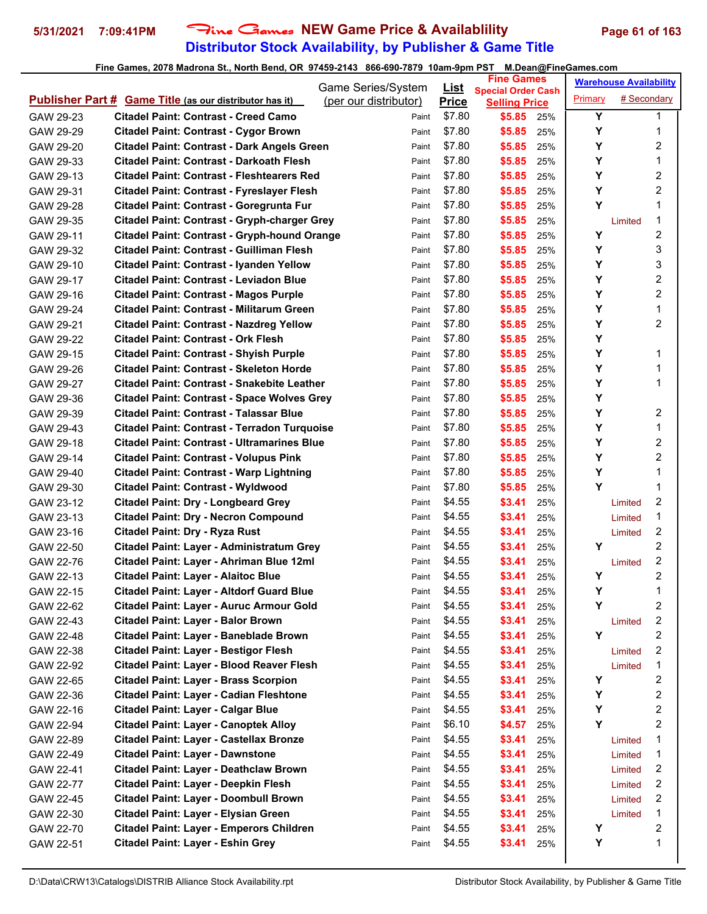# Fine Games NEW Game Price & Availablility
## Distributor Stock Availability, by Publisher & Game Title

5/31/2021 7:09:41PM

Fine Games, 2078 Madrona St., North Bend, OR 97459-2143 866-690-7879 10am-9pm PST M.Dean@FineGames.com

| Publisher Part # | Game Title (as our distributor has it) | Game Series/System (per our distributor) | List Price | Fine Games Special Order Cash Selling Price | | Warehouse Availability Primary | # Secondary |
|---|---|---|---|---|---|---|---|
| GAW 29-23 | Citadel Paint: Contrast - Creed Camo | Paint | $7.80 | $5.85 | 25% | Y | 1 |
| GAW 29-29 | Citadel Paint: Contrast - Cygor Brown | Paint | $7.80 | $5.85 | 25% | Y | 1 |
| GAW 29-20 | Citadel Paint: Contrast - Dark Angels Green | Paint | $7.80 | $5.85 | 25% | Y | 2 |
| GAW 29-33 | Citadel Paint: Contrast - Darkoath Flesh | Paint | $7.80 | $5.85 | 25% | Y | 1 |
| GAW 29-13 | Citadel Paint: Contrast - Fleshtearers Red | Paint | $7.80 | $5.85 | 25% | Y | 2 |
| GAW 29-31 | Citadel Paint: Contrast - Fyreslayer Flesh | Paint | $7.80 | $5.85 | 25% | Y | 2 |
| GAW 29-28 | Citadel Paint: Contrast - Goregrunta Fur | Paint | $7.80 | $5.85 | 25% | Y | 1 |
| GAW 29-35 | Citadel Paint: Contrast - Gryph-charger Grey | Paint | $7.80 | $5.85 | 25% | Limited | 1 |
| GAW 29-11 | Citadel Paint: Contrast - Gryph-hound Orange | Paint | $7.80 | $5.85 | 25% | Y | 2 |
| GAW 29-32 | Citadel Paint: Contrast - Guilliman Flesh | Paint | $7.80 | $5.85 | 25% | Y | 3 |
| GAW 29-10 | Citadel Paint: Contrast - Iyanden Yellow | Paint | $7.80 | $5.85 | 25% | Y | 3 |
| GAW 29-17 | Citadel Paint: Contrast - Leviadon Blue | Paint | $7.80 | $5.85 | 25% | Y | 2 |
| GAW 29-16 | Citadel Paint: Contrast - Magos Purple | Paint | $7.80 | $5.85 | 25% | Y | 2 |
| GAW 29-24 | Citadel Paint: Contrast - Militarum Green | Paint | $7.80 | $5.85 | 25% | Y | 1 |
| GAW 29-21 | Citadel Paint: Contrast - Nazdreg Yellow | Paint | $7.80 | $5.85 | 25% | Y | 2 |
| GAW 29-22 | Citadel Paint: Contrast - Ork Flesh | Paint | $7.80 | $5.85 | 25% | Y | |
| GAW 29-15 | Citadel Paint: Contrast - Shyish Purple | Paint | $7.80 | $5.85 | 25% | Y | 1 |
| GAW 29-26 | Citadel Paint: Contrast - Skeleton Horde | Paint | $7.80 | $5.85 | 25% | Y | 1 |
| GAW 29-27 | Citadel Paint: Contrast - Snakebite Leather | Paint | $7.80 | $5.85 | 25% | Y | 1 |
| GAW 29-36 | Citadel Paint: Contrast - Space Wolves Grey | Paint | $7.80 | $5.85 | 25% | Y | |
| GAW 29-39 | Citadel Paint: Contrast - Talassar Blue | Paint | $7.80 | $5.85 | 25% | Y | 2 |
| GAW 29-43 | Citadel Paint: Contrast - Terradon Turquoise | Paint | $7.80 | $5.85 | 25% | Y | 1 |
| GAW 29-18 | Citadel Paint: Contrast - Ultramarines Blue | Paint | $7.80 | $5.85 | 25% | Y | 2 |
| GAW 29-14 | Citadel Paint: Contrast - Volupus Pink | Paint | $7.80 | $5.85 | 25% | Y | 2 |
| GAW 29-40 | Citadel Paint: Contrast - Warp Lightning | Paint | $7.80 | $5.85 | 25% | Y | 1 |
| GAW 29-30 | Citadel Paint: Contrast - Wyldwood | Paint | $7.80 | $5.85 | 25% | Y | 1 |
| GAW 23-12 | Citadel Paint: Dry - Longbeard Grey | Paint | $4.55 | $3.41 | 25% | Limited | 2 |
| GAW 23-13 | Citadel Paint: Dry - Necron Compound | Paint | $4.55 | $3.41 | 25% | Limited | 1 |
| GAW 23-16 | Citadel Paint: Dry - Ryza Rust | Paint | $4.55 | $3.41 | 25% | Limited | 2 |
| GAW 22-50 | Citadel Paint: Layer - Administratum Grey | Paint | $4.55 | $3.41 | 25% | Y | 2 |
| GAW 22-76 | Citadel Paint: Layer - Ahriman Blue 12ml | Paint | $4.55 | $3.41 | 25% | Limited | 2 |
| GAW 22-13 | Citadel Paint: Layer - Alaitoc Blue | Paint | $4.55 | $3.41 | 25% | Y | 2 |
| GAW 22-15 | Citadel Paint: Layer - Altdorf Guard Blue | Paint | $4.55 | $3.41 | 25% | Y | 1 |
| GAW 22-62 | Citadel Paint: Layer - Auruc Armour Gold | Paint | $4.55 | $3.41 | 25% | Y | 2 |
| GAW 22-43 | Citadel Paint: Layer - Balor Brown | Paint | $4.55 | $3.41 | 25% | Limited | 2 |
| GAW 22-48 | Citadel Paint: Layer - Baneblade Brown | Paint | $4.55 | $3.41 | 25% | Y | 2 |
| GAW 22-38 | Citadel Paint: Layer - Bestigor Flesh | Paint | $4.55 | $3.41 | 25% | Limited | 2 |
| GAW 22-92 | Citadel Paint: Layer - Blood Reaver Flesh | Paint | $4.55 | $3.41 | 25% | Limited | 1 |
| GAW 22-65 | Citadel Paint: Layer - Brass Scorpion | Paint | $4.55 | $3.41 | 25% | Y | 2 |
| GAW 22-36 | Citadel Paint: Layer - Cadian Fleshtone | Paint | $4.55 | $3.41 | 25% | Y | 2 |
| GAW 22-16 | Citadel Paint: Layer - Calgar Blue | Paint | $4.55 | $3.41 | 25% | Y | 2 |
| GAW 22-94 | Citadel Paint: Layer - Canoptek Alloy | Paint | $6.10 | $4.57 | 25% | Y | 2 |
| GAW 22-89 | Citadel Paint: Layer - Castellax Bronze | Paint | $4.55 | $3.41 | 25% | Limited | 1 |
| GAW 22-49 | Citadel Paint: Layer - Dawnstone | Paint | $4.55 | $3.41 | 25% | Limited | 1 |
| GAW 22-41 | Citadel Paint: Layer - Deathclaw Brown | Paint | $4.55 | $3.41 | 25% | Limited | 2 |
| GAW 22-77 | Citadel Paint: Layer - Deepkin Flesh | Paint | $4.55 | $3.41 | 25% | Limited | 2 |
| GAW 22-45 | Citadel Paint: Layer - Doombull Brown | Paint | $4.55 | $3.41 | 25% | Limited | 2 |
| GAW 22-30 | Citadel Paint: Layer - Elysian Green | Paint | $4.55 | $3.41 | 25% | Limited | 1 |
| GAW 22-70 | Citadel Paint: Layer - Emperors Children | Paint | $4.55 | $3.41 | 25% | Y | 2 |
| GAW 22-51 | Citadel Paint: Layer - Eshin Grey | Paint | $4.55 | $3.41 | 25% | Y | 1 |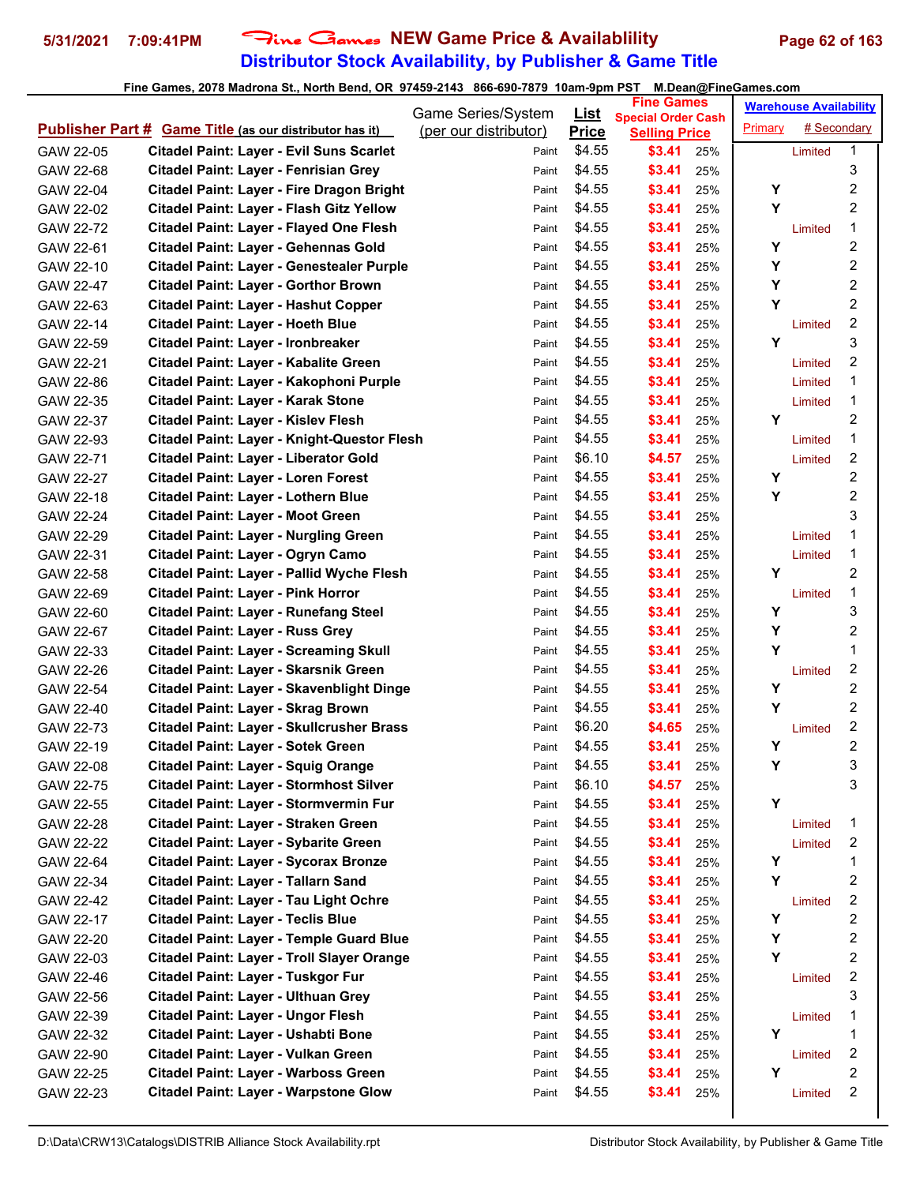# Fine Games NEW Game Price & Availablility

## Distributor Stock Availability, by Publisher & Game Title

Fine Games, 2078 Madrona St., North Bend, OR 97459-2143 866-690-7879 10am-9pm PST M.Dean@FineGames.com

| Publisher Part # | Game Title (as our distributor has it) | Game Series/System (per our distributor) | List Price | Fine Games Special Order Cash Selling Price | | Warehouse Availability Primary | # Secondary |
|---|---|---|---|---|---|---|---|
| GAW 22-05 | Citadel Paint: Layer - Evil Suns Scarlet | Paint | $4.55 | $3.41 | 25% | Limited | 1 |
| GAW 22-68 | Citadel Paint: Layer - Fenrisian Grey | Paint | $4.55 | $3.41 | 25% | | 3 |
| GAW 22-04 | Citadel Paint: Layer - Fire Dragon Bright | Paint | $4.55 | $3.41 | 25% | Y | 2 |
| GAW 22-02 | Citadel Paint: Layer - Flash Gitz Yellow | Paint | $4.55 | $3.41 | 25% | Y | 2 |
| GAW 22-72 | Citadel Paint: Layer - Flayed One Flesh | Paint | $4.55 | $3.41 | 25% | Limited | 1 |
| GAW 22-61 | Citadel Paint: Layer - Gehennas Gold | Paint | $4.55 | $3.41 | 25% | Y | 2 |
| GAW 22-10 | Citadel Paint: Layer - Genestealer Purple | Paint | $4.55 | $3.41 | 25% | Y | 2 |
| GAW 22-47 | Citadel Paint: Layer - Gorthor Brown | Paint | $4.55 | $3.41 | 25% | Y | 2 |
| GAW 22-63 | Citadel Paint: Layer - Hashut Copper | Paint | $4.55 | $3.41 | 25% | Y | 2 |
| GAW 22-14 | Citadel Paint: Layer - Hoeth Blue | Paint | $4.55 | $3.41 | 25% | Limited | 2 |
| GAW 22-59 | Citadel Paint: Layer - Ironbreaker | Paint | $4.55 | $3.41 | 25% | Y | 3 |
| GAW 22-21 | Citadel Paint: Layer - Kabalite Green | Paint | $4.55 | $3.41 | 25% | Limited | 2 |
| GAW 22-86 | Citadel Paint: Layer - Kakophoni Purple | Paint | $4.55 | $3.41 | 25% | Limited | 1 |
| GAW 22-35 | Citadel Paint: Layer - Karak Stone | Paint | $4.55 | $3.41 | 25% | Limited | 1 |
| GAW 22-37 | Citadel Paint: Layer - Kislev Flesh | Paint | $4.55 | $3.41 | 25% | Y | 2 |
| GAW 22-93 | Citadel Paint: Layer - Knight-Questor Flesh | Paint | $4.55 | $3.41 | 25% | Limited | 1 |
| GAW 22-71 | Citadel Paint: Layer - Liberator Gold | Paint | $6.10 | $4.57 | 25% | Limited | 2 |
| GAW 22-27 | Citadel Paint: Layer - Loren Forest | Paint | $4.55 | $3.41 | 25% | Y | 2 |
| GAW 22-18 | Citadel Paint: Layer - Lothern Blue | Paint | $4.55 | $3.41 | 25% | Y | 2 |
| GAW 22-24 | Citadel Paint: Layer - Moot Green | Paint | $4.55 | $3.41 | 25% | | 3 |
| GAW 22-29 | Citadel Paint: Layer - Nurgling Green | Paint | $4.55 | $3.41 | 25% | Limited | 1 |
| GAW 22-31 | Citadel Paint: Layer - Ogryn Camo | Paint | $4.55 | $3.41 | 25% | Limited | 1 |
| GAW 22-58 | Citadel Paint: Layer - Pallid Wyche Flesh | Paint | $4.55 | $3.41 | 25% | Y | 2 |
| GAW 22-69 | Citadel Paint: Layer - Pink Horror | Paint | $4.55 | $3.41 | 25% | Limited | 1 |
| GAW 22-60 | Citadel Paint: Layer - Runefang Steel | Paint | $4.55 | $3.41 | 25% | Y | 3 |
| GAW 22-67 | Citadel Paint: Layer - Russ Grey | Paint | $4.55 | $3.41 | 25% | Y | 2 |
| GAW 22-33 | Citadel Paint: Layer - Screaming Skull | Paint | $4.55 | $3.41 | 25% | Y | 1 |
| GAW 22-26 | Citadel Paint: Layer - Skarsnik Green | Paint | $4.55 | $3.41 | 25% | Limited | 2 |
| GAW 22-54 | Citadel Paint: Layer - Skavenblight Dinge | Paint | $4.55 | $3.41 | 25% | Y | 2 |
| GAW 22-40 | Citadel Paint: Layer - Skrag Brown | Paint | $4.55 | $3.41 | 25% | Y | 2 |
| GAW 22-73 | Citadel Paint: Layer - Skullcrusher Brass | Paint | $6.20 | $4.65 | 25% | Limited | 2 |
| GAW 22-19 | Citadel Paint: Layer - Sotek Green | Paint | $4.55 | $3.41 | 25% | Y | 2 |
| GAW 22-08 | Citadel Paint: Layer - Squig Orange | Paint | $4.55 | $3.41 | 25% | Y | 3 |
| GAW 22-75 | Citadel Paint: Layer - Stormhost Silver | Paint | $6.10 | $4.57 | 25% | | 3 |
| GAW 22-55 | Citadel Paint: Layer - Stormvermin Fur | Paint | $4.55 | $3.41 | 25% | Y | |
| GAW 22-28 | Citadel Paint: Layer - Straken Green | Paint | $4.55 | $3.41 | 25% | Limited | 1 |
| GAW 22-22 | Citadel Paint: Layer - Sybarite Green | Paint | $4.55 | $3.41 | 25% | Limited | 2 |
| GAW 22-64 | Citadel Paint: Layer - Sycorax Bronze | Paint | $4.55 | $3.41 | 25% | Y | 1 |
| GAW 22-34 | Citadel Paint: Layer - Tallarn Sand | Paint | $4.55 | $3.41 | 25% | Y | 2 |
| GAW 22-42 | Citadel Paint: Layer - Tau Light Ochre | Paint | $4.55 | $3.41 | 25% | Limited | 2 |
| GAW 22-17 | Citadel Paint: Layer - Teclis Blue | Paint | $4.55 | $3.41 | 25% | Y | 2 |
| GAW 22-20 | Citadel Paint: Layer - Temple Guard Blue | Paint | $4.55 | $3.41 | 25% | Y | 2 |
| GAW 22-03 | Citadel Paint: Layer - Troll Slayer Orange | Paint | $4.55 | $3.41 | 25% | Y | 2 |
| GAW 22-46 | Citadel Paint: Layer - Tuskgor Fur | Paint | $4.55 | $3.41 | 25% | Limited | 2 |
| GAW 22-56 | Citadel Paint: Layer - Ulthuan Grey | Paint | $4.55 | $3.41 | 25% | | 3 |
| GAW 22-39 | Citadel Paint: Layer - Ungor Flesh | Paint | $4.55 | $3.41 | 25% | Limited | 1 |
| GAW 22-32 | Citadel Paint: Layer - Ushabti Bone | Paint | $4.55 | $3.41 | 25% | Y | 1 |
| GAW 22-90 | Citadel Paint: Layer - Vulkan Green | Paint | $4.55 | $3.41 | 25% | Limited | 2 |
| GAW 22-25 | Citadel Paint: Layer - Warboss Green | Paint | $4.55 | $3.41 | 25% | Y | 2 |
| GAW 22-23 | Citadel Paint: Layer - Warpstone Glow | Paint | $4.55 | $3.41 | 25% | Limited | 2 |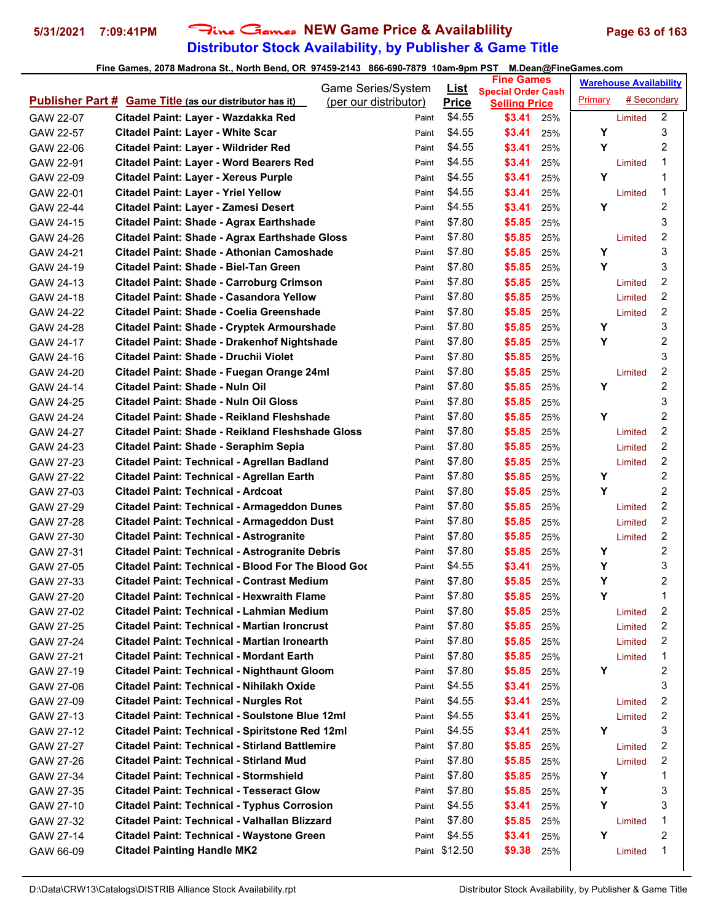# Fine Games NEW Game Price & Availablility

## Distributor Stock Availability, by Publisher & Game Title

Fine Games, 2078 Madrona St., North Bend, OR 97459-2143 866-690-7879 10am-9pm PST M.Dean@FineGames.com

| Publisher Part # | Game Title (as our distributor has it) | Game Series/System (per our distributor) | List Price | Fine Games Special Order Cash Selling Price | | Warehouse Availability Primary | # Secondary |
|---|---|---|---|---|---|---|---|
| GAW 22-07 | Citadel Paint: Layer - Wazdakka Red | Paint | $4.55 | $3.41 | 25% | Limited | 2 |
| GAW 22-57 | Citadel Paint: Layer - White Scar | Paint | $4.55 | $3.41 | 25% | Y | 3 |
| GAW 22-06 | Citadel Paint: Layer - Wildrider Red | Paint | $4.55 | $3.41 | 25% | Y | 2 |
| GAW 22-91 | Citadel Paint: Layer - Word Bearers Red | Paint | $4.55 | $3.41 | 25% | Limited | 1 |
| GAW 22-09 | Citadel Paint: Layer - Xereus Purple | Paint | $4.55 | $3.41 | 25% | Y | 1 |
| GAW 22-01 | Citadel Paint: Layer - Yriel Yellow | Paint | $4.55 | $3.41 | 25% | Limited | 1 |
| GAW 22-44 | Citadel Paint: Layer - Zamesi Desert | Paint | $4.55 | $3.41 | 25% | Y | 2 |
| GAW 24-15 | Citadel Paint: Shade - Agrax Earthshade | Paint | $7.80 | $5.85 | 25% | | 3 |
| GAW 24-26 | Citadel Paint: Shade - Agrax Earthshade Gloss | Paint | $7.80 | $5.85 | 25% | Limited | 2 |
| GAW 24-21 | Citadel Paint: Shade - Athonian Camoshade | Paint | $7.80 | $5.85 | 25% | Y | 3 |
| GAW 24-19 | Citadel Paint: Shade - Biel-Tan Green | Paint | $7.80 | $5.85 | 25% | Y | 3 |
| GAW 24-13 | Citadel Paint: Shade - Carroburg Crimson | Paint | $7.80 | $5.85 | 25% | Limited | 2 |
| GAW 24-18 | Citadel Paint: Shade - Casandora Yellow | Paint | $7.80 | $5.85 | 25% | Limited | 2 |
| GAW 24-22 | Citadel Paint: Shade - Coelia Greenshade | Paint | $7.80 | $5.85 | 25% | Limited | 2 |
| GAW 24-28 | Citadel Paint: Shade - Cryptek Armourshade | Paint | $7.80 | $5.85 | 25% | Y | 3 |
| GAW 24-17 | Citadel Paint: Shade - Drakenhof Nightshade | Paint | $7.80 | $5.85 | 25% | Y | 2 |
| GAW 24-16 | Citadel Paint: Shade - Druchii Violet | Paint | $7.80 | $5.85 | 25% | | 3 |
| GAW 24-20 | Citadel Paint: Shade - Fuegan Orange 24ml | Paint | $7.80 | $5.85 | 25% | Limited | 2 |
| GAW 24-14 | Citadel Paint: Shade - Nuln Oil | Paint | $7.80 | $5.85 | 25% | Y | 2 |
| GAW 24-25 | Citadel Paint: Shade - Nuln Oil Gloss | Paint | $7.80 | $5.85 | 25% | | 3 |
| GAW 24-24 | Citadel Paint: Shade - Reikland Fleshshade | Paint | $7.80 | $5.85 | 25% | Y | 2 |
| GAW 24-27 | Citadel Paint: Shade - Reikland Fleshshade Gloss | Paint | $7.80 | $5.85 | 25% | Limited | 2 |
| GAW 24-23 | Citadel Paint: Shade - Seraphim Sepia | Paint | $7.80 | $5.85 | 25% | Limited | 2 |
| GAW 27-23 | Citadel Paint: Technical - Agrellan Badland | Paint | $7.80 | $5.85 | 25% | Limited | 2 |
| GAW 27-22 | Citadel Paint: Technical - Agrellan Earth | Paint | $7.80 | $5.85 | 25% | Y | 2 |
| GAW 27-03 | Citadel Paint: Technical - Ardcoat | Paint | $7.80 | $5.85 | 25% | Y | 2 |
| GAW 27-29 | Citadel Paint: Technical - Armageddon Dunes | Paint | $7.80 | $5.85 | 25% | Limited | 2 |
| GAW 27-28 | Citadel Paint: Technical - Armageddon Dust | Paint | $7.80 | $5.85 | 25% | Limited | 2 |
| GAW 27-30 | Citadel Paint: Technical - Astrogranite | Paint | $7.80 | $5.85 | 25% | Limited | 2 |
| GAW 27-31 | Citadel Paint: Technical - Astrogranite Debris | Paint | $7.80 | $5.85 | 25% | Y | 2 |
| GAW 27-05 | Citadel Paint: Technical - Blood For The Blood Goc | Paint | $4.55 | $3.41 | 25% | Y | 3 |
| GAW 27-33 | Citadel Paint: Technical - Contrast Medium | Paint | $7.80 | $5.85 | 25% | Y | 2 |
| GAW 27-20 | Citadel Paint: Technical - Hexwraith Flame | Paint | $7.80 | $5.85 | 25% | Y | 1 |
| GAW 27-02 | Citadel Paint: Technical - Lahmian Medium | Paint | $7.80 | $5.85 | 25% | Limited | 2 |
| GAW 27-25 | Citadel Paint: Technical - Martian Ironcrust | Paint | $7.80 | $5.85 | 25% | Limited | 2 |
| GAW 27-24 | Citadel Paint: Technical - Martian Ironearth | Paint | $7.80 | $5.85 | 25% | Limited | 2 |
| GAW 27-21 | Citadel Paint: Technical - Mordant Earth | Paint | $7.80 | $5.85 | 25% | Limited | 1 |
| GAW 27-19 | Citadel Paint: Technical - Nighthaunt Gloom | Paint | $7.80 | $5.85 | 25% | Y | 2 |
| GAW 27-06 | Citadel Paint: Technical - Nihilakh Oxide | Paint | $4.55 | $3.41 | 25% | | 3 |
| GAW 27-09 | Citadel Paint: Technical - Nurgles Rot | Paint | $4.55 | $3.41 | 25% | Limited | 2 |
| GAW 27-13 | Citadel Paint: Technical - Soulstone Blue 12ml | Paint | $4.55 | $3.41 | 25% | Limited | 2 |
| GAW 27-12 | Citadel Paint: Technical - Spiritstone Red 12ml | Paint | $4.55 | $3.41 | 25% | Y | 3 |
| GAW 27-27 | Citadel Paint: Technical - Stirland Battlemire | Paint | $7.80 | $5.85 | 25% | Limited | 2 |
| GAW 27-26 | Citadel Paint: Technical - Stirland Mud | Paint | $7.80 | $5.85 | 25% | Limited | 2 |
| GAW 27-34 | Citadel Paint: Technical - Stormshield | Paint | $7.80 | $5.85 | 25% | Y | 1 |
| GAW 27-35 | Citadel Paint: Technical - Tesseract Glow | Paint | $7.80 | $5.85 | 25% | Y | 3 |
| GAW 27-10 | Citadel Paint: Technical - Typhus Corrosion | Paint | $4.55 | $3.41 | 25% | Y | 3 |
| GAW 27-32 | Citadel Paint: Technical - Valhallan Blizzard | Paint | $7.80 | $5.85 | 25% | Limited | 1 |
| GAW 27-14 | Citadel Paint: Technical - Waystone Green | Paint | $4.55 | $3.41 | 25% | Y | 2 |
| GAW 66-09 | Citadel Painting Handle MK2 | Paint | $12.50 | $9.38 | 25% | Limited | 1 |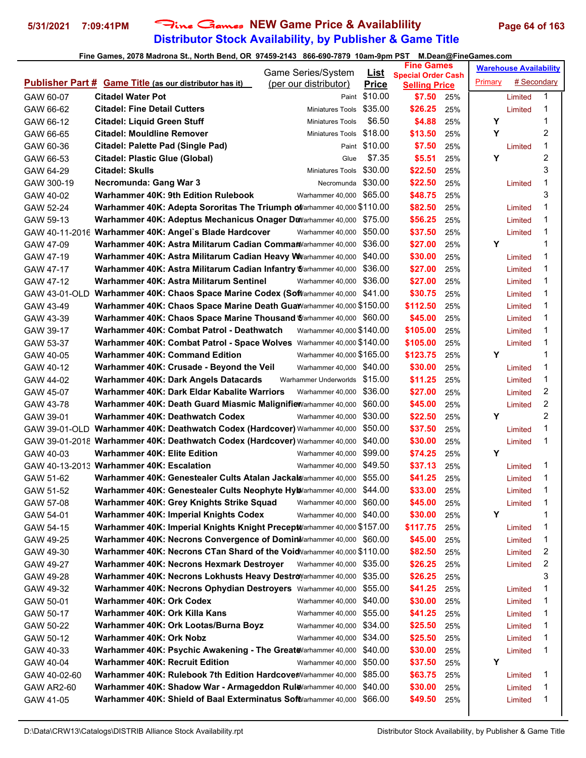# Fine Games NEW Game Price & Availablility

## Distributor Stock Availability, by Publisher & Game Title

**Fine Games, 2078 Madrona St., North Bend, OR 97459-2143 866-690-7879 10am-9pm PST M.Dean@FineGames.com**

| Publisher Part # | Game Title (as our distributor has it) | Game Series/System (per our distributor) | List Price | Fine Games Special Order Cash Selling Price | | Warehouse Availability Primary | # Secondary |
|---|---|---|---|---|---|---|---|
| GAW 60-07 | **Citadel Water Pot** | Paint | $10.00 | $7.50 | 25% | Limited | 1 |
| GAW 66-62 | **Citadel: Fine Detail Cutters** | Miniatures Tools | $35.00 | $26.25 | 25% | Limited | 1 |
| GAW 66-12 | **Citadel: Liquid Green Stuff** | Miniatures Tools | $6.50 | $4.88 | 25% | Y | 1 |
| GAW 66-65 | **Citadel: Mouldline Remover** | Miniatures Tools | $18.00 | $13.50 | 25% | Y | 2 |
| GAW 60-36 | **Citadel: Palette Pad (Single Pad)** | Paint | $10.00 | $7.50 | 25% | Limited | 1 |
| GAW 66-53 | **Citadel: Plastic Glue (Global)** | Glue | $7.35 | $5.51 | 25% | Y | 2 |
| GAW 64-29 | **Citadel: Skulls** | Miniatures Tools | $30.00 | $22.50 | 25% | | 3 |
| GAW 300-19 | **Necromunda: Gang War 3** | Necromunda | $30.00 | $22.50 | 25% | Limited | 1 |
| GAW 40-02 | **Warhammer 40K: 9th Edition Rulebook** | Warhammer 40,000 | $65.00 | $48.75 | 25% | | 3 |
| GAW 52-24 | **Warhammer 40K: Adepta Sororitas The Triumph of** | Warhammer 40,000 | $110.00 | $82.50 | 25% | Limited | 1 |
| GAW 59-13 | **Warhammer 40K: Adeptus Mechanicus Onager Du** | Warhammer 40,000 | $75.00 | $56.25 | 25% | Limited | 1 |
| GAW 40-11-2016 | **Warhammer 40K: Angel`s Blade Hardcover** | Warhammer 40,000 | $50.00 | $37.50 | 25% | Limited | 1 |
| GAW 47-09 | **Warhammer 40K: Astra Militarum Cadian Comman** | Warhammer 40,000 | $36.00 | $27.00 | 25% | Y | 1 |
| GAW 47-19 | **Warhammer 40K: Astra Militarum Cadian Heavy W** | Warhammer 40,000 | $40.00 | $30.00 | 25% | Limited | 1 |
| GAW 47-17 | **Warhammer 40K: Astra Militarum Cadian Infantry S** | Warhammer 40,000 | $36.00 | $27.00 | 25% | Limited | 1 |
| GAW 47-12 | **Warhammer 40K: Astra Militarum Sentinel** | Warhammer 40,000 | $36.00 | $27.00 | 25% | Limited | 1 |
| GAW 43-01-OLD | **Warhammer 40K: Chaos Space Marine Codex (Sof** | Warhammer 40,000 | $41.00 | $30.75 | 25% | Limited | 1 |
| GAW 43-49 | **Warhammer 40K: Chaos Space Marine Death Guar** | Warhammer 40,000 | $150.00 | $112.50 | 25% | Limited | 1 |
| GAW 43-39 | **Warhammer 40K: Chaos Space Marine Thousand S** | Warhammer 40,000 | $60.00 | $45.00 | 25% | Limited | 1 |
| GAW 39-17 | **Warhammer 40K: Combat Patrol - Deathwatch** | Warhammer 40,000 | $140.00 | $105.00 | 25% | Limited | 1 |
| GAW 53-37 | **Warhammer 40K: Combat Patrol - Space Wolves** | Warhammer 40,000 | $140.00 | $105.00 | 25% | Limited | 1 |
| GAW 40-05 | **Warhammer 40K: Command Edition** | Warhammer 40,000 | $165.00 | $123.75 | 25% | Y | 1 |
| GAW 40-12 | **Warhammer 40K: Crusade - Beyond the Veil** | Warhammer 40,000 | $40.00 | $30.00 | 25% | Limited | 1 |
| GAW 44-02 | **Warhammer 40K: Dark Angels Datacards** | Warhammer Underworlds | $15.00 | $11.25 | 25% | Limited | 1 |
| GAW 45-07 | **Warhammer 40K: Dark Eldar Kabalite Warriors** | Warhammer 40,000 | $36.00 | $27.00 | 25% | Limited | 2 |
| GAW 43-78 | **Warhammer 40K: Death Guard Miasmic Malignifier** | Warhammer 40,000 | $60.00 | $45.00 | 25% | Limited | 2 |
| GAW 39-01 | **Warhammer 40K: Deathwatch Codex** | Warhammer 40,000 | $30.00 | $22.50 | 25% | Y | 2 |
| GAW 39-01-OLD | **Warhammer 40K: Deathwatch Codex (Hardcover)** | Warhammer 40,000 | $50.00 | $37.50 | 25% | Limited | 1 |
| GAW 39-01-2018 | **Warhammer 40K: Deathwatch Codex (Hardcover)** | Warhammer 40,000 | $40.00 | $30.00 | 25% | Limited | 1 |
| GAW 40-03 | **Warhammer 40K: Elite Edition** | Warhammer 40,000 | $99.00 | $74.25 | 25% | Y | |
| GAW 40-13-2013 | **Warhammer 40K: Escalation** | Warhammer 40,000 | $49.50 | $37.13 | 25% | Limited | 1 |
| GAW 51-62 | **Warhammer 40K: Genestealer Cults Atalan Jackals** | Warhammer 40,000 | $55.00 | $41.25 | 25% | Limited | 1 |
| GAW 51-52 | **Warhammer 40K: Genestealer Cults Neophyte Hyb** | Warhammer 40,000 | $44.00 | $33.00 | 25% | Limited | 1 |
| GAW 57-08 | **Warhammer 40K: Grey Knights Strike Squad** | Warhammer 40,000 | $60.00 | $45.00 | 25% | Limited | 1 |
| GAW 54-01 | **Warhammer 40K: Imperial Knights Codex** | Warhammer 40,000 | $40.00 | $30.00 | 25% | Y | 1 |
| GAW 54-15 | **Warhammer 40K: Imperial Knights Knight Precept** | Warhammer 40,000 | $157.00 | $117.75 | 25% | Limited | 1 |
| GAW 49-25 | **Warhammer 40K: Necrons Convergence of Domin** | Warhammer 40,000 | $60.00 | $45.00 | 25% | Limited | 1 |
| GAW 49-30 | **Warhammer 40K: Necrons CTan Shard of the Void** | Warhammer 40,000 | $110.00 | $82.50 | 25% | Limited | 2 |
| GAW 49-27 | **Warhammer 40K: Necrons Hexmark Destroyer** | Warhammer 40,000 | $35.00 | $26.25 | 25% | Limited | 2 |
| GAW 49-28 | **Warhammer 40K: Necrons Lokhusts Heavy Destro** | Warhammer 40,000 | $35.00 | $26.25 | 25% | | 3 |
| GAW 49-32 | **Warhammer 40K: Necrons Ophydian Destroyers** | Warhammer 40,000 | $55.00 | $41.25 | 25% | Limited | 1 |
| GAW 50-01 | **Warhammer 40K: Ork Codex** | Warhammer 40,000 | $40.00 | $30.00 | 25% | Limited | 1 |
| GAW 50-17 | **Warhammer 40K: Ork Killa Kans** | Warhammer 40,000 | $55.00 | $41.25 | 25% | Limited | 1 |
| GAW 50-22 | **Warhammer 40K: Ork Lootas/Burna Boyz** | Warhammer 40,000 | $34.00 | $25.50 | 25% | Limited | 1 |
| GAW 50-12 | **Warhammer 40K: Ork Nobz** | Warhammer 40,000 | $34.00 | $25.50 | 25% | Limited | 1 |
| GAW 40-33 | **Warhammer 40K: Psychic Awakening - The Greate** | Warhammer 40,000 | $40.00 | $30.00 | 25% | Limited | 1 |
| GAW 40-04 | **Warhammer 40K: Recruit Edition** | Warhammer 40,000 | $50.00 | $37.50 | 25% | Y | |
| GAW 40-02-60 | **Warhammer 40K: Rulebook 7th Edition Hardcover** | Warhammer 40,000 | $85.00 | $63.75 | 25% | Limited | 1 |
| GAW AR2-60 | **Warhammer 40K: Shadow War - Armageddon Rule** | Warhammer 40,000 | $40.00 | $30.00 | 25% | Limited | 1 |
| GAW 41-05 | **Warhammer 40K: Shield of Baal Exterminatus Soft** | Warhammer 40,000 | $66.00 | $49.50 | 25% | Limited | 1 |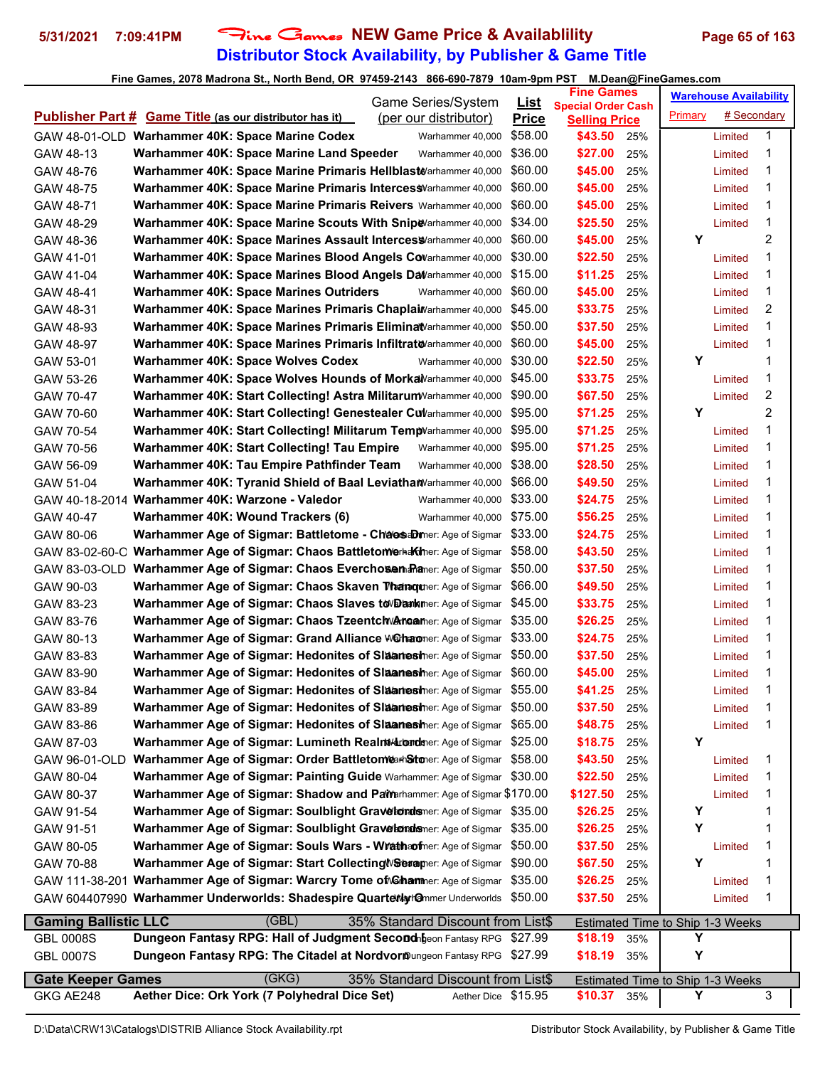# Fine Games NEW Game Price & Availablility

## Distributor Stock Availability, by Publisher & Game Title

5/31/2021 7:09:41PM

Fine Games, 2078 Madrona St., North Bend, OR 97459-2143 866-690-7879 10am-9pm PST M.Dean@FineGames.com

| Publisher Part # | Game Title (as our distributor has it) | Game Series/System (per our distributor) | List Price | Fine Games Special Order Cash Selling Price | | Warehouse Availability Primary | # Secondary |
|---|---|---|---|---|---|---|---|
| GAW 48-01-OLD | Warhammer 40K: Space Marine Codex | Warhammer 40,000 | $58.00 | $43.50 | 25% | Limited | 1 |
| GAW 48-13 | Warhammer 40K: Space Marine Land Speeder | Warhammer 40,000 | $36.00 | $27.00 | 25% | Limited | 1 |
| GAW 48-76 | Warhammer 40K: Space Marine Primaris Hellblaste | Warhammer 40,000 | $60.00 | $45.00 | 25% | Limited | 1 |
| GAW 48-75 | Warhammer 40K: Space Marine Primaris Intercess | Warhammer 40,000 | $60.00 | $45.00 | 25% | Limited | 1 |
| GAW 48-71 | Warhammer 40K: Space Marine Primaris Reivers | Warhammer 40,000 | $60.00 | $45.00 | 25% | Limited | 1 |
| GAW 48-29 | Warhammer 40K: Space Marine Scouts With Snipe | Warhammer 40,000 | $34.00 | $25.50 | 25% | Limited | 1 |
| GAW 48-36 | Warhammer 40K: Space Marines Assault Intercess | Warhammer 40,000 | $60.00 | $45.00 | 25% | Y | 2 |
| GAW 41-01 | Warhammer 40K: Space Marines Blood Angels Co | Warhammer 40,000 | $30.00 | $22.50 | 25% | Limited | 1 |
| GAW 41-04 | Warhammer 40K: Space Marines Blood Angels Da | Warhammer 40,000 | $15.00 | $11.25 | 25% | Limited | 1 |
| GAW 48-41 | Warhammer 40K: Space Marines Outriders | Warhammer 40,000 | $60.00 | $45.00 | 25% | Limited | 1 |
| GAW 48-31 | Warhammer 40K: Space Marines Primaris Chaplai | Warhammer 40,000 | $45.00 | $33.75 | 25% | Limited | 2 |
| GAW 48-93 | Warhammer 40K: Space Marines Primaris Eliminat | Warhammer 40,000 | $50.00 | $37.50 | 25% | Limited | 1 |
| GAW 48-97 | Warhammer 40K: Space Marines Primaris Infiltrato | Warhammer 40,000 | $60.00 | $45.00 | 25% | Limited | 1 |
| GAW 53-01 | Warhammer 40K: Space Wolves Codex | Warhammer 40,000 | $30.00 | $22.50 | 25% | Y | 1 |
| GAW 53-26 | Warhammer 40K: Space Wolves Hounds of Morkai | Warhammer 40,000 | $45.00 | $33.75 | 25% | Limited | 1 |
| GAW 70-47 | Warhammer 40K: Start Collecting! Astra Militarum | Warhammer 40,000 | $90.00 | $67.50 | 25% | Limited | 2 |
| GAW 70-60 | Warhammer 40K: Start Collecting! Genestealer Cu | Warhammer 40,000 | $95.00 | $71.25 | 25% | Y | 2 |
| GAW 70-54 | Warhammer 40K: Start Collecting! Militarum Temp | Warhammer 40,000 | $95.00 | $71.25 | 25% | Limited | 1 |
| GAW 70-56 | Warhammer 40K: Start Collecting! Tau Empire | Warhammer 40,000 | $95.00 | $71.25 | 25% | Limited | 1 |
| GAW 56-09 | Warhammer 40K: Tau Empire Pathfinder Team | Warhammer 40,000 | $38.00 | $28.50 | 25% | Limited | 1 |
| GAW 51-04 | Warhammer 40K: Tyranid Shield of Baal Leviathan | Warhammer 40,000 | $66.00 | $49.50 | 25% | Limited | 1 |
| GAW 40-18-2014 | Warhammer 40K: Warzone - Valedor | Warhammer 40,000 | $33.00 | $24.75 | 25% | Limited | 1 |
| GAW 40-47 | Warhammer 40K: Wound Trackers (6) | Warhammer 40,000 | $75.00 | $56.25 | 25% | Limited | 1 |
| GAW 80-06 | Warhammer Age of Sigmar: Battletome - Chaos Dr | Warhammer: Age of Sigmar | $33.00 | $24.75 | 25% | Limited | 1 |
| GAW 83-02-60-C | Warhammer Age of Sigmar: Chaos Battletome - Kh | Warhammer: Age of Sigmar | $58.00 | $43.50 | 25% | Limited | 1 |
| GAW 83-03-OLD | Warhammer Age of Sigmar: Chaos Everchosen Pa | Warhammer: Age of Sigmar | $50.00 | $37.50 | 25% | Limited | 1 |
| GAW 90-03 | Warhammer Age of Sigmar: Chaos Skaven Thanqu | Warhammer: Age of Sigmar | $66.00 | $49.50 | 25% | Limited | 1 |
| GAW 83-23 | Warhammer Age of Sigmar: Chaos Slaves to Dark | Warhammer: Age of Sigmar | $45.00 | $33.75 | 25% | Limited | 1 |
| GAW 83-76 | Warhammer Age of Sigmar: Chaos Tzeentch Arcan | Warhammer: Age of Sigmar | $35.00 | $26.25 | 25% | Limited | 1 |
| GAW 80-13 | Warhammer Age of Sigmar: Grand Alliance - Chao | Warhammer: Age of Sigmar | $33.00 | $24.75 | 25% | Limited | 1 |
| GAW 83-83 | Warhammer Age of Sigmar: Hedonites of Slaanesh | Warhammer: Age of Sigmar | $50.00 | $37.50 | 25% | Limited | 1 |
| GAW 83-90 | Warhammer Age of Sigmar: Hedonites of Slaanesh | Warhammer: Age of Sigmar | $60.00 | $45.00 | 25% | Limited | 1 |
| GAW 83-84 | Warhammer Age of Sigmar: Hedonites of Slaanesh | Warhammer: Age of Sigmar | $55.00 | $41.25 | 25% | Limited | 1 |
| GAW 83-89 | Warhammer Age of Sigmar: Hedonites of Slaanesh | Warhammer: Age of Sigmar | $50.00 | $37.50 | 25% | Limited | 1 |
| GAW 83-86 | Warhammer Age of Sigmar: Hedonites of Slaanesh | Warhammer: Age of Sigmar | $65.00 | $48.75 | 25% | Limited | 1 |
| GAW 87-03 | Warhammer Age of Sigmar: Lumineth Realm-Lords | Warhammer: Age of Sigmar | $25.00 | $18.75 | 25% | Y | |
| GAW 96-01-OLD | Warhammer Age of Sigmar: Order Battletome - Sto | Warhammer: Age of Sigmar | $58.00 | $43.50 | 25% | Limited | 1 |
| GAW 80-04 | Warhammer Age of Sigmar: Painting Guide | Warhammer: Age of Sigmar | $30.00 | $22.50 | 25% | Limited | 1 |
| GAW 80-37 | Warhammer Age of Sigmar: Shadow and Pain | Warhammer: Age of Sigmar | $170.00 | $127.50 | 25% | Limited | 1 |
| GAW 91-54 | Warhammer Age of Sigmar: Soulblight Gravelords | Warhammer: Age of Sigmar | $35.00 | $26.25 | 25% | Y | 1 |
| GAW 91-51 | Warhammer Age of Sigmar: Soulblight Gravelords | Warhammer: Age of Sigmar | $35.00 | $26.25 | 25% | Y | 1 |
| GAW 80-05 | Warhammer Age of Sigmar: Souls Wars - Wrath of | Warhammer: Age of Sigmar | $50.00 | $37.50 | 25% | Limited | 1 |
| GAW 70-88 | Warhammer Age of Sigmar: Start Collecting! Seraph | Warhammer: Age of Sigmar | $90.00 | $67.50 | 25% | Y | 1 |
| GAW 111-38-201 | Warhammer Age of Sigmar: Warcry Tome of Cham | Warhammer: Age of Sigmar | $35.00 | $26.25 | 25% | Limited | 1 |
| GAW 604407990 | Warhammer Underworlds: Shadespire Quarterly O | Warhammer Underworlds | $50.00 | $37.50 | 25% | Limited | 1 |
| **Gaming Ballistic LLC** | (GBL) | 35% Standard Discount from List$ | | Estimated Time to Ship 1-3 Weeks | | | |
| GBL 0008S | Dungeon Fantasy RPG: Hall of Judgment Second E | Dungeon Fantasy RPG | $27.99 | $18.19 | 35% | Y | |
| GBL 0007S | Dungeon Fantasy RPG: The Citadel at Nordvorn | Dungeon Fantasy RPG | $27.99 | $18.19 | 35% | Y | |
| **Gate Keeper Games** | (GKG) | 35% Standard Discount from List$ | | Estimated Time to Ship 1-3 Weeks | | | |
| GKG AE248 | Aether Dice: Ork York (7 Polyhedral Dice Set) | Aether Dice | $15.95 | $10.37 | 35% | Y | 3 |

D:\Data\CRW13\Catalogs\DISTRIB Alliance Stock Availability.rpt — Distributor Stock Availability, by Publisher & Game Title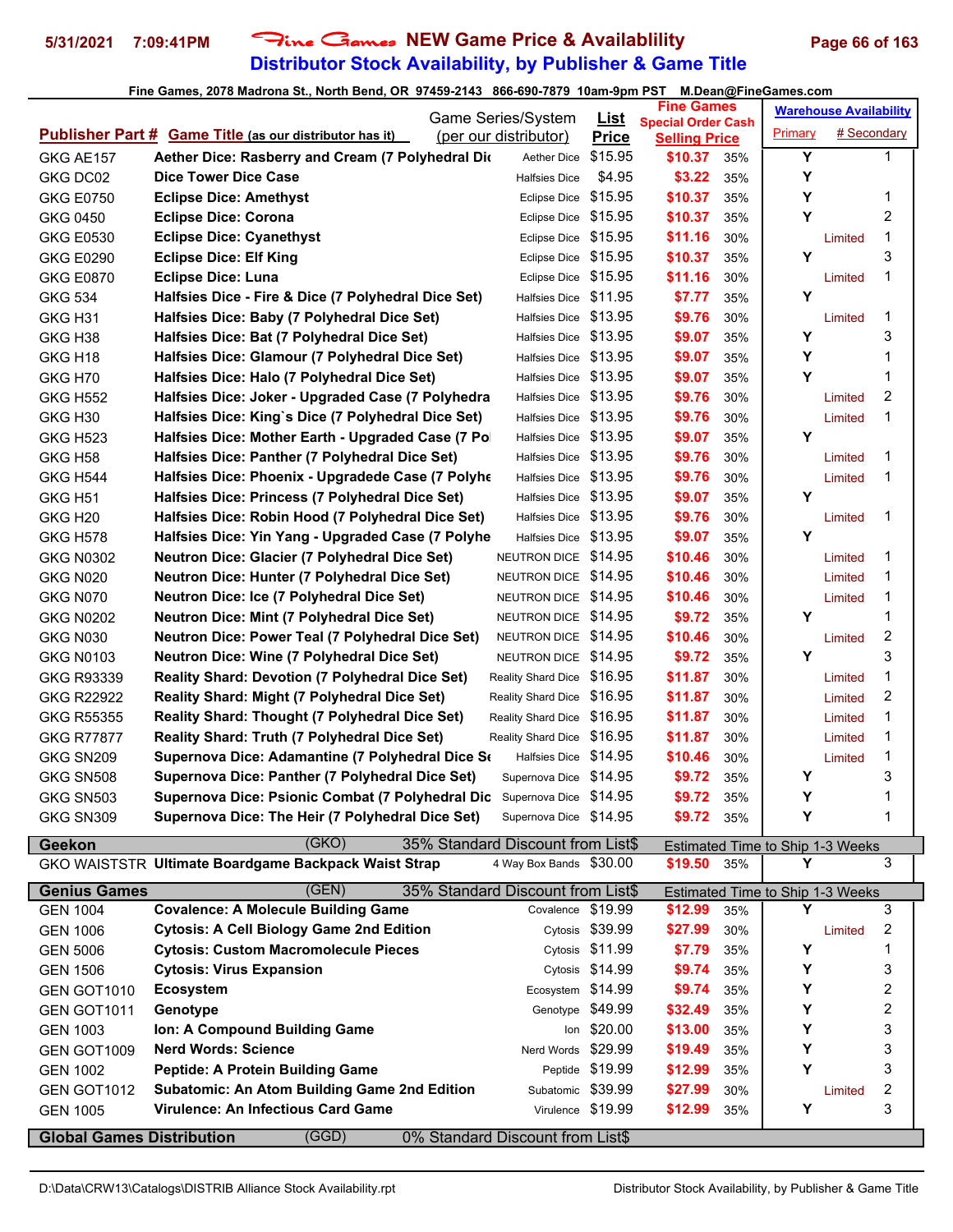# Fine Games NEW Game Price & Availablility

## Distributor Stock Availability, by Publisher & Game Title

5/31/2021 7:09:41PM

Fine Games, 2078 Madrona St., North Bend, OR 97459-2143 866-690-7879 10am-9pm PST M.Dean@FineGames.com

| Publisher Part # | Game Title (as our distributor has it) | Game Series/System (per our distributor) | List Price | Fine Games Special Order Cash Selling Price | | Warehouse Availability Primary | # Secondary |
|---|---|---|---|---|---|---|---|
| GKG AE157 | Aether Dice: Rasberry and Cream (7 Polyhedral Dic | Aether Dice | $15.95 | $10.37 | 35% | Y | 1 |
| GKG DC02 | Dice Tower Dice Case | Halfsies Dice | $4.95 | $3.22 | 35% | Y | |
| GKG E0750 | Eclipse Dice: Amethyst | Eclipse Dice | $15.95 | $10.37 | 35% | Y | 1 |
| GKG 0450 | Eclipse Dice: Corona | Eclipse Dice | $15.95 | $10.37 | 35% | Y | 2 |
| GKG E0530 | Eclipse Dice: Cyanethyst | Eclipse Dice | $15.95 | $11.16 | 30% | Limited | 1 |
| GKG E0290 | Eclipse Dice: Elf King | Eclipse Dice | $15.95 | $10.37 | 35% | Y | 3 |
| GKG E0870 | Eclipse Dice: Luna | Eclipse Dice | $15.95 | $11.16 | 30% | Limited | 1 |
| GKG 534 | Halfsies Dice - Fire & Dice (7 Polyhedral Dice Set) | Halfsies Dice | $11.95 | $7.77 | 35% | Y | |
| GKG H31 | Halfsies Dice: Baby (7 Polyhedral Dice Set) | Halfsies Dice | $13.95 | $9.76 | 30% | Limited | 1 |
| GKG H38 | Halfsies Dice: Bat (7 Polyhedral Dice Set) | Halfsies Dice | $13.95 | $9.07 | 35% | Y | 3 |
| GKG H18 | Halfsies Dice: Glamour (7 Polyhedral Dice Set) | Halfsies Dice | $13.95 | $9.07 | 35% | Y | 1 |
| GKG H70 | Halfsies Dice: Halo (7 Polyhedral Dice Set) | Halfsies Dice | $13.95 | $9.07 | 35% | Y | 1 |
| GKG H552 | Halfsies Dice: Joker - Upgraded Case (7 Polyhedra | Halfsies Dice | $13.95 | $9.76 | 30% | Limited | 2 |
| GKG H30 | Halfsies Dice: King`s Dice (7 Polyhedral Dice Set) | Halfsies Dice | $13.95 | $9.76 | 30% | Limited | 1 |
| GKG H523 | Halfsies Dice: Mother Earth - Upgraded Case (7 Po | Halfsies Dice | $13.95 | $9.07 | 35% | Y | |
| GKG H58 | Halfsies Dice: Panther (7 Polyhedral Dice Set) | Halfsies Dice | $13.95 | $9.76 | 30% | Limited | 1 |
| GKG H544 | Halfsies Dice: Phoenix - Upgradede Case (7 Polyhe | Halfsies Dice | $13.95 | $9.76 | 30% | Limited | 1 |
| GKG H51 | Halfsies Dice: Princess (7 Polyhedral Dice Set) | Halfsies Dice | $13.95 | $9.07 | 35% | Y | |
| GKG H20 | Halfsies Dice: Robin Hood (7 Polyhedral Dice Set) | Halfsies Dice | $13.95 | $9.76 | 30% | Limited | 1 |
| GKG H578 | Halfsies Dice: Yin Yang - Upgraded Case (7 Polyhe | Halfsies Dice | $13.95 | $9.07 | 35% | Y | |
| GKG N0302 | Neutron Dice: Glacier (7 Polyhedral Dice Set) | NEUTRON DICE | $14.95 | $10.46 | 30% | Limited | 1 |
| GKG N020 | Neutron Dice: Hunter (7 Polyhedral Dice Set) | NEUTRON DICE | $14.95 | $10.46 | 30% | Limited | 1 |
| GKG N070 | Neutron Dice: Ice (7 Polyhedral Dice Set) | NEUTRON DICE | $14.95 | $10.46 | 30% | Limited | 1 |
| GKG N0202 | Neutron Dice: Mint (7 Polyhedral Dice Set) | NEUTRON DICE | $14.95 | $9.72 | 35% | Y | 1 |
| GKG N030 | Neutron Dice: Power Teal (7 Polyhedral Dice Set) | NEUTRON DICE | $14.95 | $10.46 | 30% | Limited | 2 |
| GKG N0103 | Neutron Dice: Wine (7 Polyhedral Dice Set) | NEUTRON DICE | $14.95 | $9.72 | 35% | Y | 3 |
| GKG R93339 | Reality Shard: Devotion (7 Polyhedral Dice Set) | Reality Shard Dice | $16.95 | $11.87 | 30% | Limited | 1 |
| GKG R22922 | Reality Shard: Might (7 Polyhedral Dice Set) | Reality Shard Dice | $16.95 | $11.87 | 30% | Limited | 2 |
| GKG R55355 | Reality Shard: Thought (7 Polyhedral Dice Set) | Reality Shard Dice | $16.95 | $11.87 | 30% | Limited | 1 |
| GKG R77877 | Reality Shard: Truth (7 Polyhedral Dice Set) | Reality Shard Dice | $16.95 | $11.87 | 30% | Limited | 1 |
| GKG SN209 | Supernova Dice: Adamantine (7 Polyhedral Dice Se | Halfsies Dice | $14.95 | $10.46 | 30% | Limited | 1 |
| GKG SN508 | Supernova Dice: Panther (7 Polyhedral Dice Set) | Supernova Dice | $14.95 | $9.72 | 35% | Y | 3 |
| GKG SN503 | Supernova Dice: Psionic Combat (7 Polyhedral Dic | Supernova Dice | $14.95 | $9.72 | 35% | Y | 1 |
| GKG SN309 | Supernova Dice: The Heir (7 Polyhedral Dice Set) | Supernova Dice | $14.95 | $9.72 | 35% | Y | 1 |
| **Geekon** | (GKO) | 35% Standard Discount from List$ | | Estimated Time to Ship 1-3 Weeks | | | |
| GKO WAISTSTR | Ultimate Boardgame Backpack Waist Strap | 4 Way Box Bands | $30.00 | $19.50 | 35% | Y | 3 |
| **Genius Games** | (GEN) | 35% Standard Discount from List$ | | Estimated Time to Ship 1-3 Weeks | | | |
| GEN 1004 | Covalence: A Molecule Building Game | Covalence | $19.99 | $12.99 | 35% | Y | 3 |
| GEN 1006 | Cytosis: A Cell Biology Game 2nd Edition | Cytosis | $39.99 | $27.99 | 30% | Limited | 2 |
| GEN 5006 | Cytosis: Custom Macromolecule Pieces | Cytosis | $11.99 | $7.79 | 35% | Y | 1 |
| GEN 1506 | Cytosis: Virus Expansion | Cytosis | $14.99 | $9.74 | 35% | Y | 3 |
| GEN GOT1010 | Ecosystem | Ecosystem | $14.99 | $9.74 | 35% | Y | 2 |
| GEN GOT1011 | Genotype | Genotype | $49.99 | $32.49 | 35% | Y | 2 |
| GEN 1003 | Ion: A Compound Building Game | Ion | $20.00 | $13.00 | 35% | Y | 3 |
| GEN GOT1009 | Nerd Words: Science | Nerd Words | $29.99 | $19.49 | 35% | Y | 3 |
| GEN 1002 | Peptide: A Protein Building Game | Peptide | $19.99 | $12.99 | 35% | Y | 3 |
| GEN GOT1012 | Subatomic: An Atom Building Game 2nd Edition | Subatomic | $39.99 | $27.99 | 30% | Limited | 2 |
| GEN 1005 | Virulence: An Infectious Card Game | Virulence | $19.99 | $12.99 | 35% | Y | 3 |
| **Global Games Distribution** | (GGD) | 0% Standard Discount from List$ | | | | | |

D:\Data\CRW13\Catalogs\DISTRIB Alliance Stock Availability.rpt — Distributor Stock Availability, by Publisher & Game Title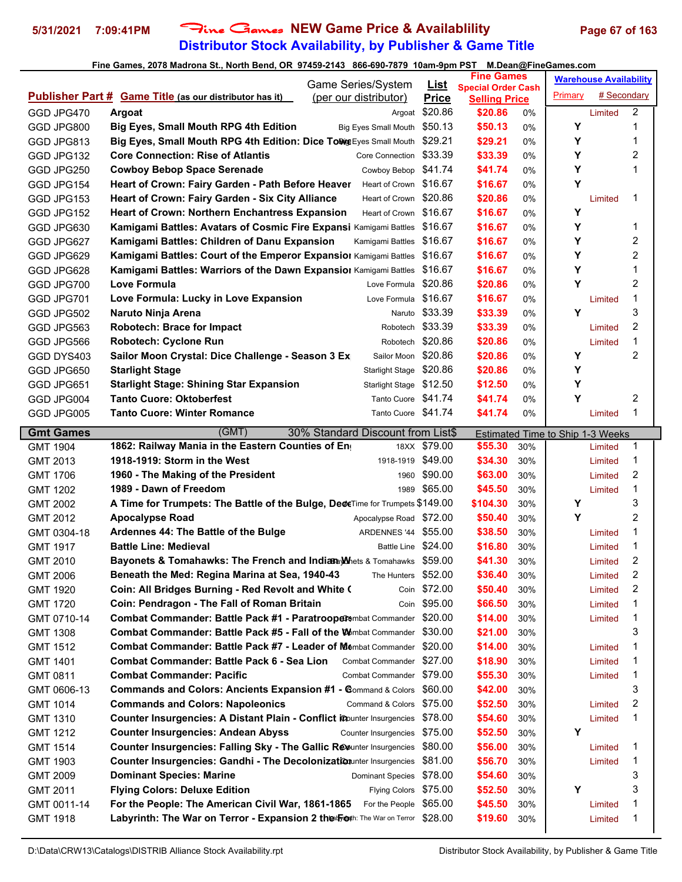# Fine Games NEW Game Price & Availablility

## Distributor Stock Availability, by Publisher & Game Title

5/31/2021 7:09:41PM

Fine Games, 2078 Madrona St., North Bend, OR 97459-2143 866-690-7879 10am-9pm PST M.Dean@FineGames.com

| Publisher Part # | Game Title (as our distributor has it) | Game Series/System (per our distributor) | List Price | Fine Games Special Order Cash Selling Price | | Warehouse Availability Primary | # Secondary |
|---|---|---|---|---|---|---|---|
| GGD JPG470 | Argoat | Argoat | $20.86 | $20.86 | 0% | Limited | 2 |
| GGD JPG800 | Big Eyes, Small Mouth RPG 4th Edition | Big Eyes Small Mouth | $50.13 | $50.13 | 0% | Y | 1 |
| GGD JPG813 | Big Eyes, Small Mouth RPG 4th Edition: Dice Towe | Big Eyes Small Mouth | $29.21 | $29.21 | 0% | Y | 1 |
| GGD JPG132 | Core Connection: Rise of Atlantis | Core Connection | $33.39 | $33.39 | 0% | Y | 2 |
| GGD JPG250 | Cowboy Bebop Space Serenade | Cowboy Bebop | $41.74 | $41.74 | 0% | Y | 1 |
| GGD JPG154 | Heart of Crown: Fairy Garden - Path Before Heaver | Heart of Crown | $16.67 | $16.67 | 0% | Y | |
| GGD JPG153 | Heart of Crown: Fairy Garden - Six City Alliance | Heart of Crown | $20.86 | $20.86 | 0% | Limited | 1 |
| GGD JPG152 | Heart of Crown: Northern Enchantress Expansion | Heart of Crown | $16.67 | $16.67 | 0% | Y | |
| GGD JPG630 | Kamigami Battles: Avatars of Cosmic Fire Expansi | Kamigami Battles | $16.67 | $16.67 | 0% | Y | 1 |
| GGD JPG627 | Kamigami Battles: Children of Danu Expansion | Kamigami Battles | $16.67 | $16.67 | 0% | Y | 2 |
| GGD JPG629 | Kamigami Battles: Court of the Emperor Expansion | Kamigami Battles | $16.67 | $16.67 | 0% | Y | 2 |
| GGD JPG628 | Kamigami Battles: Warriors of the Dawn Expansion | Kamigami Battles | $16.67 | $16.67 | 0% | Y | 1 |
| GGD JPG700 | Love Formula | Love Formula | $20.86 | $20.86 | 0% | Y | 2 |
| GGD JPG701 | Love Formula: Lucky in Love Expansion | Love Formula | $16.67 | $16.67 | 0% | Limited | 1 |
| GGD JPG502 | Naruto Ninja Arena | Naruto | $33.39 | $33.39 | 0% | Y | 3 |
| GGD JPG563 | Robotech: Brace for Impact | Robotech | $33.39 | $33.39 | 0% | Limited | 2 |
| GGD JPG566 | Robotech: Cyclone Run | Robotech | $20.86 | $20.86 | 0% | Limited | 1 |
| GGD DYS403 | Sailor Moon Crystal: Dice Challenge - Season 3 Ex | Sailor Moon | $20.86 | $20.86 | 0% | Y | 2 |
| GGD JPG650 | Starlight Stage | Starlight Stage | $20.86 | $20.86 | 0% | Y | |
| GGD JPG651 | Starlight Stage: Shining Star Expansion | Starlight Stage | $12.50 | $12.50 | 0% | Y | |
| GGD JPG004 | Tanto Cuore: Oktoberfest | Tanto Cuore | $41.74 | $41.74 | 0% | Y | 2 |
| GGD JPG005 | Tanto Cuore: Winter Romance | Tanto Cuore | $41.74 | $41.74 | 0% | Limited | 1 |
| **Gmt Games** | (GMT) | 30% Standard Discount from List$ | | Estimated Time to Ship 1-3 Weeks | | | |
| GMT 1904 | 1862: Railway Mania in the Eastern Counties of En | 18XX | $79.00 | $55.30 | 30% | Limited | 1 |
| GMT 2013 | 1918-1919: Storm in the West | 1918-1919 | $49.00 | $34.30 | 30% | Limited | 1 |
| GMT 1706 | 1960 - The Making of the President | 1960 | $90.00 | $63.00 | 30% | Limited | 2 |
| GMT 1202 | 1989 - Dawn of Freedom | 1989 | $65.00 | $45.50 | 30% | Limited | 1 |
| GMT 2002 | A Time for Trumpets: The Battle of the Bulge, Dece | A Time for Trumpets | $149.00 | $104.30 | 30% | Y | 3 |
| GMT 2012 | Apocalypse Road | Apocalypse Road | $72.00 | $50.40 | 30% | Y | 2 |
| GMT 0304-18 | Ardennes 44: The Battle of the Bulge | ARDENNES '44 | $55.00 | $38.50 | 30% | Limited | 1 |
| GMT 1917 | Battle Line: Medieval | Battle Line | $24.00 | $16.80 | 30% | Limited | 1 |
| GMT 2010 | Bayonets & Tomahawks: The French and Indian W | Bayonets & Tomahawks | $59.00 | $41.30 | 30% | Limited | 2 |
| GMT 2006 | Beneath the Med: Regina Marina at Sea, 1940-43 | The Hunters | $52.00 | $36.40 | 30% | Limited | 2 |
| GMT 1920 | Coin: All Bridges Burning - Red Revolt and White ( | Coin | $72.00 | $50.40 | 30% | Limited | 2 |
| GMT 1720 | Coin: Pendragon - The Fall of Roman Britain | Coin | $95.00 | $66.50 | 30% | Limited | 1 |
| GMT 0710-14 | Combat Commander: Battle Pack #1 - Paratrooper | Combat Commander | $20.00 | $14.00 | 30% | Limited | 1 |
| GMT 1308 | Combat Commander: Battle Pack #5 - Fall of the W | Combat Commander | $30.00 | $21.00 | 30% | | 3 |
| GMT 1512 | Combat Commander: Battle Pack #7 - Leader of Me | Combat Commander | $20.00 | $14.00 | 30% | Limited | 1 |
| GMT 1401 | Combat Commander: Battle Pack 6 - Sea Lion | Combat Commander | $27.00 | $18.90 | 30% | Limited | 1 |
| GMT 0811 | Combat Commander: Pacific | Combat Commander | $79.00 | $55.30 | 30% | Limited | 1 |
| GMT 0606-13 | Commands and Colors: Ancients Expansion #1 - G | Command & Colors | $60.00 | $42.00 | 30% | | 3 |
| GMT 1014 | Commands and Colors: Napoleonics | Command & Colors | $75.00 | $52.50 | 30% | Limited | 2 |
| GMT 1310 | Counter Insurgencies: A Distant Plain - Conflict i | Counter Insurgencies | $78.00 | $54.60 | 30% | Limited | 1 |
| GMT 1212 | Counter Insurgencies: Andean Abyss | Counter Insurgencies | $75.00 | $52.50 | 30% | Y | |
| GMT 1514 | Counter Insurgencies: Falling Sky - The Gallic Re | Counter Insurgencies | $80.00 | $56.00 | 30% | Limited | 1 |
| GMT 1903 | Counter Insurgencies: Gandhi - The Decolonizatio | Counter Insurgencies | $81.00 | $56.70 | 30% | Limited | 1 |
| GMT 2009 | Dominant Species: Marine | Dominant Species | $78.00 | $54.60 | 30% | | 3 |
| GMT 2011 | Flying Colors: Deluxe Edition | Flying Colors | $75.00 | $52.50 | 30% | Y | 3 |
| GMT 0011-14 | For the People: The American Civil War, 1861-1865 | For the People | $65.00 | $45.50 | 30% | Limited | 1 |
| GMT 1918 | Labyrinth: The War on Terror - Expansion 2 the Fo | Labyrinth: The War on Terror | $28.00 | $19.60 | 30% | Limited | 1 |

D:\Data\CRW13\Catalogs\DISTRIB Alliance Stock Availability.rpt — Distributor Stock Availability, by Publisher & Game Title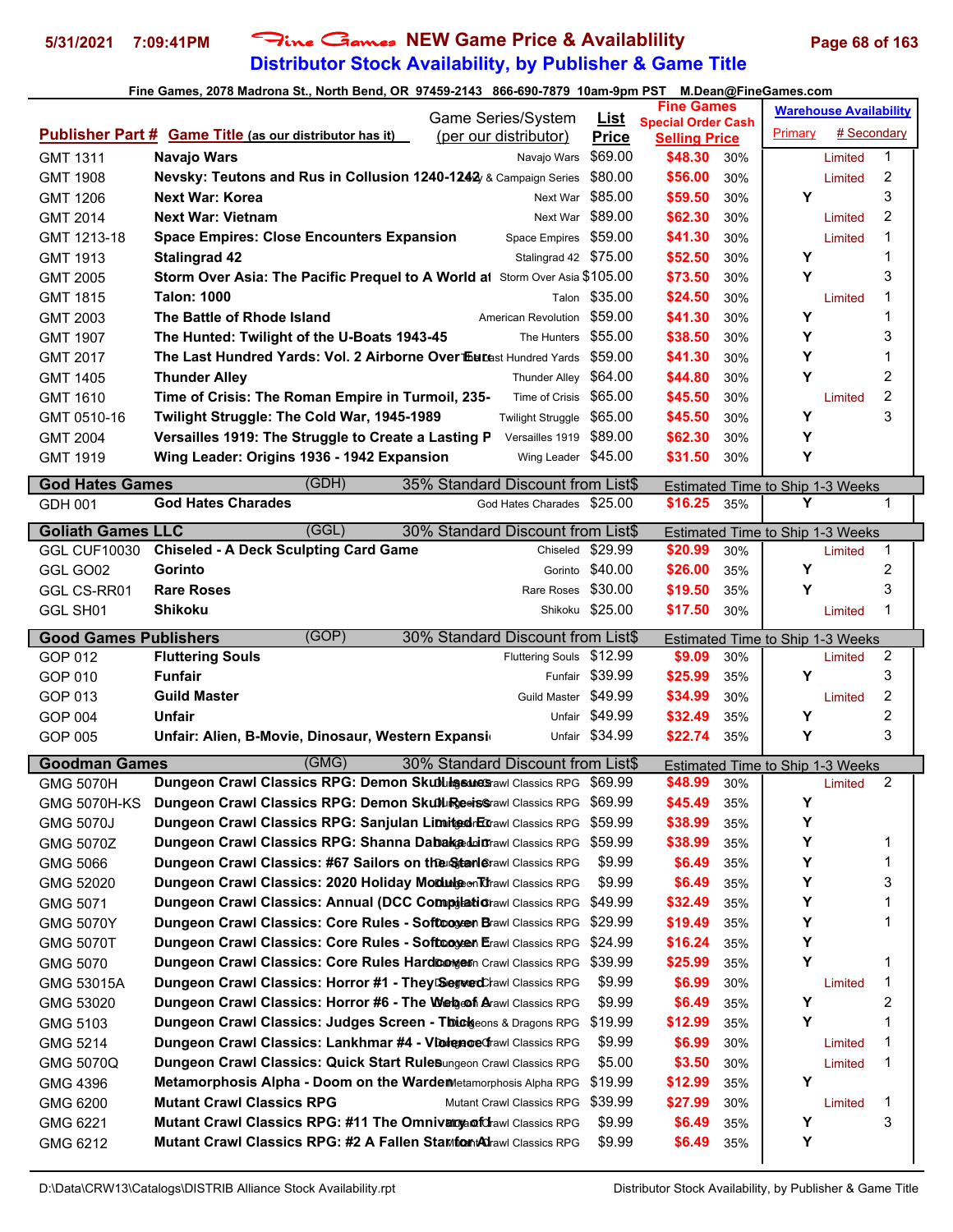**5/31/2021 7:09:41PM** Fine Games **NEW Game Price & Availablility**

**Distributor Stock Availability, by Publisher & Game Title**

Fine Games, 2078 Madrona St., North Bend, OR 97459-2143 866-690-7879 10am-9pm PST M.Dean@FineGames.com

| Publisher Part # | Game Title (as our distributor has it) | Game Series/System (per our distributor) | List Price | Fine Games Special Order Cash Selling Price | | Warehouse Availability Primary | # Secondary |
|---|---|---|---|---|---|---|---|
| GMT 1311 | **Navajo Wars** | Navajo Wars | $69.00 | $48.30 | 30% | Limited | 1 |
| GMT 1908 | **Nevsky: Teutons and Rus in Collusion 1240-1242** | Levy & Campaign Series | $80.00 | $56.00 | 30% | Limited | 2 |
| GMT 1206 | **Next War: Korea** | Next War | $85.00 | $59.50 | 30% | Y | 3 |
| GMT 2014 | **Next War: Vietnam** | Next War | $89.00 | $62.30 | 30% | Limited | 2 |
| GMT 1213-18 | **Space Empires: Close Encounters Expansion** | Space Empires | $59.00 | $41.30 | 30% | Limited | 1 |
| GMT 1913 | **Stalingrad 42** | Stalingrad 42 | $75.00 | $52.50 | 30% | Y | 1 |
| GMT 2005 | **Storm Over Asia: The Pacific Prequel to A World at** | Storm Over Asia | $105.00 | $73.50 | 30% | Y | 3 |
| GMT 1815 | **Talon: 1000** | Talon | $35.00 | $24.50 | 30% | Limited | 1 |
| GMT 2003 | **The Battle of Rhode Island** | American Revolution | $59.00 | $41.30 | 30% | Y | 1 |
| GMT 1907 | **The Hunted: Twilight of the U-Boats 1943-45** | The Hunters | $55.00 | $38.50 | 30% | Y | 3 |
| GMT 2017 | **The Last Hundred Yards: Vol. 2 Airborne Over Euro** | The Last Hundred Yards | $59.00 | $41.30 | 30% | Y | 1 |
| GMT 1405 | **Thunder Alley** | Thunder Alley | $64.00 | $44.80 | 30% | Y | 2 |
| GMT 1610 | **Time of Crisis: The Roman Empire in Turmoil, 235-** | Time of Crisis | $65.00 | $45.50 | 30% | Limited | 2 |
| GMT 0510-16 | **Twilight Struggle: The Cold War, 1945-1989** | Twilight Struggle | $65.00 | $45.50 | 30% | Y | 3 |
| GMT 2004 | **Versailles 1919: The Struggle to Create a Lasting P** | Versailles 1919 | $89.00 | $62.30 | 30% | Y | |
| GMT 1919 | **Wing Leader: Origins 1936 - 1942 Expansion** | Wing Leader | $45.00 | $31.50 | 30% | Y | |
| **God Hates Games** (GDH) | | 35% Standard Discount from List$ | | Estimated Time to Ship 1-3 Weeks | | | |
| GDH 001 | **God Hates Charades** | God Hates Charades | $25.00 | $16.25 | 35% | Y | 1 |
| **Goliath Games LLC** (GGL) | | 30% Standard Discount from List$ | | Estimated Time to Ship 1-3 Weeks | | | |
| GGL CUF10030 | **Chiseled - A Deck Sculpting Card Game** | Chiseled | $29.99 | $20.99 | 30% | Limited | 1 |
| GGL GO02 | **Gorinto** | Gorinto | $40.00 | $26.00 | 35% | Y | 2 |
| GGL CS-RR01 | **Rare Roses** | Rare Roses | $30.00 | $19.50 | 35% | Y | 3 |
| GGL SH01 | **Shikoku** | Shikoku | $25.00 | $17.50 | 30% | Limited | 1 |
| **Good Games Publishers** (GOP) | | 30% Standard Discount from List$ | | Estimated Time to Ship 1-3 Weeks | | | |
| GOP 012 | **Fluttering Souls** | Fluttering Souls | $12.99 | $9.09 | 30% | Limited | 2 |
| GOP 010 | **Funfair** | Funfair | $39.99 | $25.99 | 35% | Y | 3 |
| GOP 013 | **Guild Master** | Guild Master | $49.99 | $34.99 | 30% | Limited | 2 |
| GOP 004 | **Unfair** | Unfair | $49.99 | $32.49 | 35% | Y | 2 |
| GOP 005 | **Unfair: Alien, B-Movie, Dinosaur, Western Expansi** | Unfair | $34.99 | $22.74 | 35% | Y | 3 |
| **Goodman Games** (GMG) | | 30% Standard Discount from List$ | | Estimated Time to Ship 1-3 Weeks | | | |
| GMG 5070H | **Dungeon Crawl Classics RPG: Demon Skull Issues** | Dungeon Crawl Classics RPG | $69.99 | $48.99 | 30% | Limited | 2 |
| GMG 5070H-KS | **Dungeon Crawl Classics RPG: Demon Skull Reiss** | Dungeon Crawl Classics RPG | $69.99 | $45.49 | 35% | Y | |
| GMG 5070J | **Dungeon Crawl Classics RPG: Sanjulan Limited Ed** | Dungeon Crawl Classics RPG | $59.99 | $38.99 | 35% | Y | |
| GMG 5070Z | **Dungeon Crawl Classics RPG: Shanna Dabaka Lim** | Dungeon Crawl Classics RPG | $59.99 | $38.99 | 35% | Y | 1 |
| GMG 5066 | **Dungeon Crawl Classics: #67 Sailors on the Starle** | Dungeon Crawl Classics RPG | $9.99 | $6.49 | 35% | Y | 1 |
| GMG 52020 | **Dungeon Crawl Classics: 2020 Holiday Module - Th** | Dungeon Crawl Classics RPG | $9.99 | $6.49 | 35% | Y | 3 |
| GMG 5071 | **Dungeon Crawl Classics: Annual (DCC Compilatio** | Dungeon Crawl Classics RPG | $49.99 | $32.49 | 35% | Y | 1 |
| GMG 5070Y | **Dungeon Crawl Classics: Core Rules - Softcover B** | Dungeon Crawl Classics RPG | $29.99 | $19.49 | 35% | Y | 1 |
| GMG 5070T | **Dungeon Crawl Classics: Core Rules - Softcover E** | Dungeon Crawl Classics RPG | $24.99 | $16.24 | 35% | Y | |
| GMG 5070 | **Dungeon Crawl Classics: Core Rules Hardcover** | Dungeon Crawl Classics RPG | $39.99 | $25.99 | 35% | Y | 1 |
| GMG 53015A | **Dungeon Crawl Classics: Horror #1 - They Served** | Dungeon Crawl Classics RPG | $9.99 | $6.99 | 30% | Limited | 1 |
| GMG 53020 | **Dungeon Crawl Classics: Horror #6 - The Web of A** | Dungeon Crawl Classics RPG | $9.99 | $6.49 | 35% | Y | 2 |
| GMG 5103 | **Dungeon Crawl Classics: Judges Screen - Thick** | Dungeons & Dragons RPG | $19.99 | $12.99 | 35% | Y | 1 |
| GMG 5214 | **Dungeon Crawl Classics: Lankhmar #4 - Violence f** | Dungeon Crawl Classics RPG | $9.99 | $6.99 | 30% | Limited | 1 |
| GMG 5070Q | **Dungeon Crawl Classics: Quick Start Rules** | Dungeon Crawl Classics RPG | $5.00 | $3.50 | 30% | Limited | 1 |
| GMG 4396 | **Metamorphosis Alpha - Doom on the Warden** | Metamorphosis Alpha RPG | $19.99 | $12.99 | 35% | Y | |
| GMG 6200 | **Mutant Crawl Classics RPG** | Mutant Crawl Classics RPG | $39.99 | $27.99 | 30% | Limited | 1 |
| GMG 6221 | **Mutant Crawl Classics RPG: #11 The Omnivary of** | Mutant Crawl Classics RPG | $9.99 | $6.49 | 35% | Y | 3 |
| GMG 6212 | **Mutant Crawl Classics RPG: #2 A Fallen Star for Al** | Mutant Crawl Classics RPG | $9.99 | $6.49 | 35% | Y | |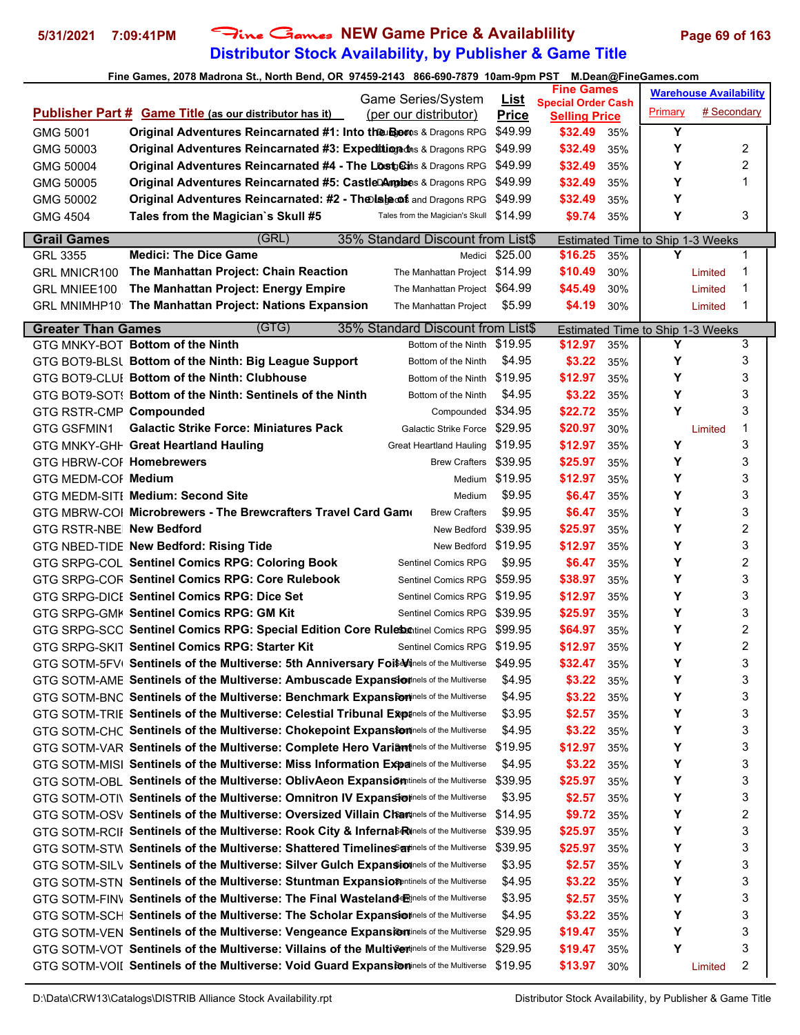# NEW Game Price & Availablility

## Distributor Stock Availability, by Publisher & Game Title

Fine Games, 2078 Madrona St., North Bend, OR 97459-2143 866-690-7879 10am-9pm PST M.Dean@FineGames.com

| Publisher Part # | Game Title (as our distributor has it) | Game Series/System (per our distributor) | List Price | Fine Games Special Order Cash Selling Price | | Warehouse Availability Primary | # Secondary |
|---|---|---|---|---|---|---|---|
| GMG 5001 | Original Adventures Reincarnated #1: Into the Borderlands | Dungeons & Dragons RPG | $49.99 | $32.49 | 35% | Y | |
| GMG 50003 | Original Adventures Reincarnated #3: Expedition t | Dungeons & Dragons RPG | $49.99 | $32.49 | 35% | Y | 2 |
| GMG 50004 | Original Adventures Reincarnated #4 - The Lost Ci | Dungeons & Dragons RPG | $49.99 | $32.49 | 35% | Y | 2 |
| GMG 50005 | Original Adventures Reincarnated #5: Castle Amber | Dungeons & Dragons RPG | $49.99 | $32.49 | 35% | Y | 1 |
| GMG 50002 | Original Adventures Reincarnated: #2 - The Isle of | Dungeons and Dragons RPG | $49.99 | $32.49 | 35% | Y | |
| GMG 4504 | Tales from the Magician`s Skull #5 | Tales from the Magician's Skull | $14.99 | $9.74 | 35% | Y | 3 |
| **Grail Games** | (GRL) | 35% Standard Discount from List$ | | Estimated Time to Ship 1-3 Weeks | | | |
| GRL 3355 | Medici: The Dice Game | Medici | $25.00 | $16.25 | 35% | Y | 1 |
| GRL MNICR100 | The Manhattan Project: Chain Reaction | The Manhattan Project | $14.99 | $10.49 | 30% | Limited | 1 |
| GRL MNIEE100 | The Manhattan Project: Energy Empire | The Manhattan Project | $64.99 | $45.49 | 30% | Limited | 1 |
| GRL MNIMHP10 | The Manhattan Project: Nations Expansion | The Manhattan Project | $5.99 | $4.19 | 30% | Limited | 1 |
| **Greater Than Games** | (GTG) | 35% Standard Discount from List$ | | Estimated Time to Ship 1-3 Weeks | | | |
| GTG MNKY-BOT | Bottom of the Ninth | Bottom of the Ninth | $19.95 | $12.97 | 35% | Y | 3 |
| GTG BOT9-BLSU | Bottom of the Ninth: Big League Support | Bottom of the Ninth | $4.95 | $3.22 | 35% | Y | 3 |
| GTG BOT9-CLUB | Bottom of the Ninth: Clubhouse | Bottom of the Ninth | $19.95 | $12.97 | 35% | Y | 3 |
| GTG BOT9-SOTS | Bottom of the Ninth: Sentinels of the Ninth | Bottom of the Ninth | $4.95 | $3.22 | 35% | Y | 3 |
| GTG RSTR-CMP | Compounded | Compounded | $34.95 | $22.72 | 35% | Y | 3 |
| GTG GSFMIN1 | Galactic Strike Force: Miniatures Pack | Galactic Strike Force | $29.95 | $20.97 | 30% | Limited | 1 |
| GTG MNKY-GHH | Great Heartland Hauling | Great Heartland Hauling | $19.95 | $12.97 | 35% | Y | 3 |
| GTG HBRW-COR | Homebrewers | Brew Crafters | $39.95 | $25.97 | 35% | Y | 3 |
| GTG MEDM-COR | Medium | Medium | $19.95 | $12.97 | 35% | Y | 3 |
| GTG MEDM-SITE | Medium: Second Site | Medium | $9.95 | $6.47 | 35% | Y | 3 |
| GTG MBRW-COR | Microbrewers - The Brewcrafters Travel Card Game | Brew Crafters | $9.95 | $6.47 | 35% | Y | 3 |
| GTG RSTR-NBE | New Bedford | New Bedford | $39.95 | $25.97 | 35% | Y | 2 |
| GTG NBED-TIDE | New Bedford: Rising Tide | New Bedford | $19.95 | $12.97 | 35% | Y | 3 |
| GTG SRPG-COL | Sentinel Comics RPG: Coloring Book | Sentinel Comics RPG | $9.95 | $6.47 | 35% | Y | 2 |
| GTG SRPG-COR | Sentinel Comics RPG: Core Rulebook | Sentinel Comics RPG | $59.95 | $38.97 | 35% | Y | 3 |
| GTG SRPG-DICE | Sentinel Comics RPG: Dice Set | Sentinel Comics RPG | $19.95 | $12.97 | 35% | Y | 3 |
| GTG SRPG-GMK | Sentinel Comics RPG: GM Kit | Sentinel Comics RPG | $39.95 | $25.97 | 35% | Y | 3 |
| GTG SRPG-SCO | Sentinel Comics RPG: Special Edition Core Rulebook | Sentinel Comics RPG | $99.95 | $64.97 | 35% | Y | 2 |
| GTG SRPG-SKIT | Sentinel Comics RPG: Starter Kit | Sentinel Comics RPG | $19.95 | $12.97 | 35% | Y | 2 |
| GTG SOTM-5FV | Sentinels of the Multiverse: 5th Anniversary Foil V | Sentinels of the Multiverse | $49.95 | $32.47 | 35% | Y | 3 |
| GTG SOTM-AMB | Sentinels of the Multiverse: Ambuscade Expansion | Sentinels of the Multiverse | $4.95 | $3.22 | 35% | Y | 3 |
| GTG SOTM-BNC | Sentinels of the Multiverse: Benchmark Expansion | Sentinels of the Multiverse | $4.95 | $3.22 | 35% | Y | 3 |
| GTG SOTM-TRIB | Sentinels of the Multiverse: Celestial Tribunal Exp | Sentinels of the Multiverse | $3.95 | $2.57 | 35% | Y | 3 |
| GTG SOTM-CHO | Sentinels of the Multiverse: Chokepoint Expansion | Sentinels of the Multiverse | $4.95 | $3.22 | 35% | Y | 3 |
| GTG SOTM-VAR | Sentinels of the Multiverse: Complete Hero Variant | Sentinels of the Multiverse | $19.95 | $12.97 | 35% | Y | 3 |
| GTG SOTM-MISI | Sentinels of the Multiverse: Miss Information Expa | Sentinels of the Multiverse | $4.95 | $3.22 | 35% | Y | 3 |
| GTG SOTM-OBL | Sentinels of the Multiverse: OblivAeon Expansion | Sentinels of the Multiverse | $39.95 | $25.97 | 35% | Y | 3 |
| GTG SOTM-OTIV | Sentinels of the Multiverse: Omnitron IV Expansion | Sentinels of the Multiverse | $3.95 | $2.57 | 35% | Y | 3 |
| GTG SOTM-OSV | Sentinels of the Multiverse: Oversized Villain Char | Sentinels of the Multiverse | $14.95 | $9.72 | 35% | Y | 2 |
| GTG SOTM-RCIF | Sentinels of the Multiverse: Rook City & Infernal R | Sentinels of the Multiverse | $39.95 | $25.97 | 35% | Y | 3 |
| GTG SOTM-STW | Sentinels of the Multiverse: Shattered Timelines ar | Sentinels of the Multiverse | $39.95 | $25.97 | 35% | Y | 3 |
| GTG SOTM-SILV | Sentinels of the Multiverse: Silver Gulch Expansion | Sentinels of the Multiverse | $3.95 | $2.57 | 35% | Y | 3 |
| GTG SOTM-STN | Sentinels of the Multiverse: Stuntman Expansion | Sentinels of the Multiverse | $4.95 | $3.22 | 35% | Y | 3 |
| GTG SOTM-FINW | Sentinels of the Multiverse: The Final Wasteland E | Sentinels of the Multiverse | $3.95 | $2.57 | 35% | Y | 3 |
| GTG SOTM-SCH | Sentinels of the Multiverse: The Scholar Expansion | Sentinels of the Multiverse | $4.95 | $3.22 | 35% | Y | 3 |
| GTG SOTM-VEN | Sentinels of the Multiverse: Vengeance Expansion | Sentinels of the Multiverse | $29.95 | $19.47 | 35% | Y | 3 |
| GTG SOTM-VOT | Sentinels of the Multiverse: Villains of the Multiver | Sentinels of the Multiverse | $29.95 | $19.47 | 35% | Y | 3 |
| GTG SOTM-VOID | Sentinels of the Multiverse: Void Guard Expansion | Sentinels of the Multiverse | $19.95 | $13.97 | 30% | Limited | 2 |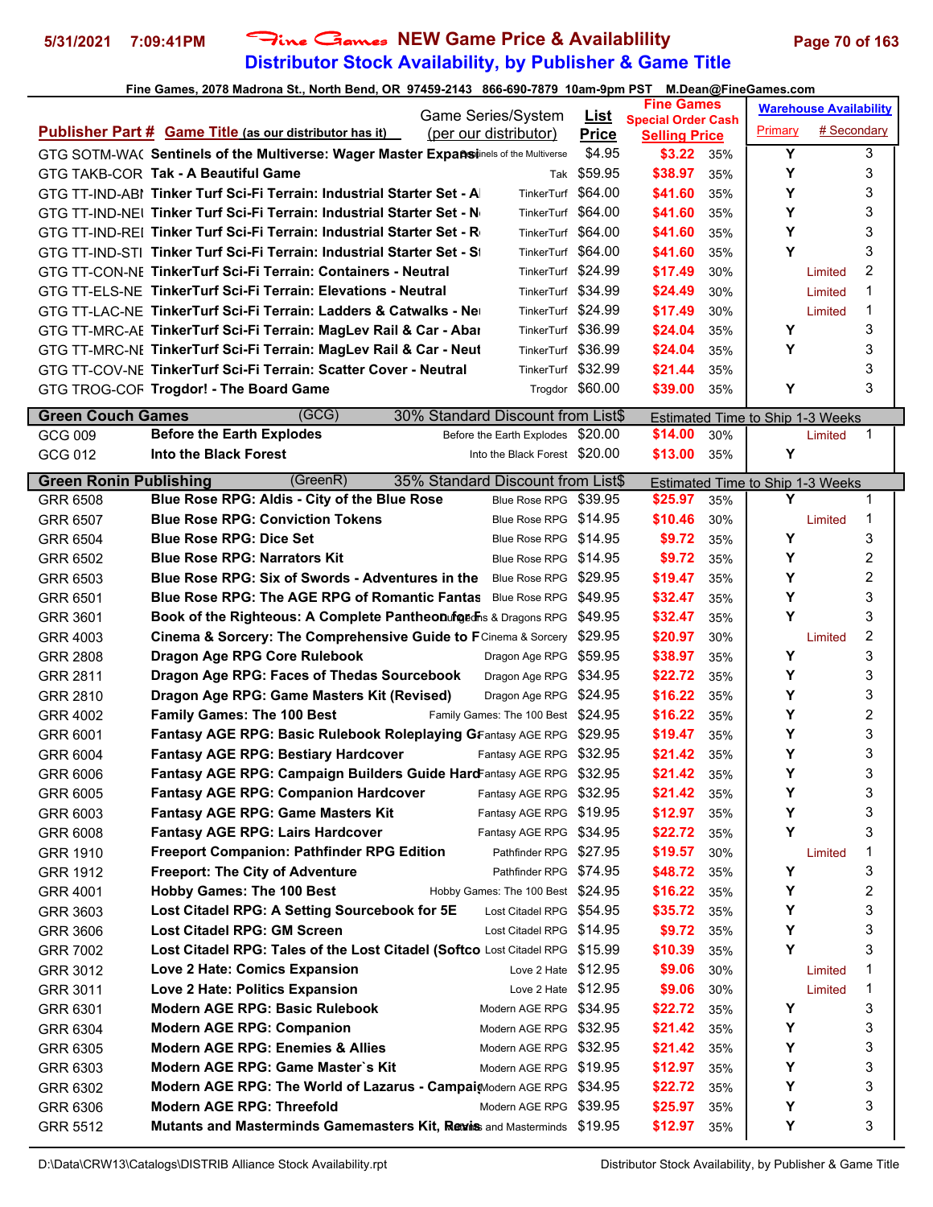# Fine Games NEW Game Price & Availablility

## Distributor Stock Availability, by Publisher & Game Title

5/31/2021 7:09:41PM

Fine Games, 2078 Madrona St., North Bend, OR 97459-2143 866-690-7879 10am-9pm PST M.Dean@FineGames.com

| Publisher Part # | Game Title (as our distributor has it) | Game Series/System (per our distributor) | List Price | Fine Games Special Order Cash Selling Price | | Warehouse Availability Primary | # Secondary |
|---|---|---|---|---|---|---|---|
| GTG SOTM-WAC | Sentinels of the Multiverse: Wager Master Expansion | Sentinels of the Multiverse | $4.95 | $3.22 | 35% | Y | 3 |
| GTG TAKB-COR | Tak - A Beautiful Game | Tak | $59.95 | $38.97 | 35% | Y | 3 |
| GTG TT-IND-ABI | Tinker Turf Sci-Fi Terrain: Industrial Starter Set - A | TinkerTurf | $64.00 | $41.60 | 35% | Y | 3 |
| GTG TT-IND-NEU | Tinker Turf Sci-Fi Terrain: Industrial Starter Set - N | TinkerTurf | $64.00 | $41.60 | 35% | Y | 3 |
| GTG TT-IND-REI | Tinker Turf Sci-Fi Terrain: Industrial Starter Set - R | TinkerTurf | $64.00 | $41.60 | 35% | Y | 3 |
| GTG TT-IND-STI | Tinker Turf Sci-Fi Terrain: Industrial Starter Set - S | TinkerTurf | $64.00 | $41.60 | 35% | Y | 3 |
| GTG TT-CON-NE | TinkerTurf Sci-Fi Terrain: Containers - Neutral | TinkerTurf | $24.99 | $17.49 | 30% | Limited | 2 |
| GTG TT-ELS-NE | TinkerTurf Sci-Fi Terrain: Elevations - Neutral | TinkerTurf | $34.99 | $24.49 | 30% | Limited | 1 |
| GTG TT-LAC-NE | TinkerTurf Sci-Fi Terrain: Ladders & Catwalks - Ne | TinkerTurf | $24.99 | $17.49 | 30% | Limited | 1 |
| GTG TT-MRC-AE | TinkerTurf Sci-Fi Terrain: MagLev Rail & Car - Abar | TinkerTurf | $36.99 | $24.04 | 35% | Y | 3 |
| GTG TT-MRC-NE | TinkerTurf Sci-Fi Terrain: MagLev Rail & Car - Neut | TinkerTurf | $36.99 | $24.04 | 35% | Y | 3 |
| GTG TT-COV-NE | TinkerTurf Sci-Fi Terrain: Scatter Cover - Neutral | TinkerTurf | $32.99 | $21.44 | 35% | | 3 |
| GTG TROG-COR | Trogdor! - The Board Game | Trogdor | $60.00 | $39.00 | 35% | Y | 3 |
| **Green Couch Games** | (GCG) | 30% Standard Discount from List$ | | Estimated Time to Ship 1-3 Weeks | | | |
| GCG 009 | Before the Earth Explodes | Before the Earth Explodes | $20.00 | $14.00 | 30% | Limited | 1 |
| GCG 012 | Into the Black Forest | Into the Black Forest | $20.00 | $13.00 | 35% | Y | |
| **Green Ronin Publishing** | (GreenR) | 35% Standard Discount from List$ | | Estimated Time to Ship 1-3 Weeks | | | |
| GRR 6508 | Blue Rose RPG: Aldis - City of the Blue Rose | Blue Rose RPG | $39.95 | $25.97 | 35% | Y | 1 |
| GRR 6507 | Blue Rose RPG: Conviction Tokens | Blue Rose RPG | $14.95 | $10.46 | 30% | Limited | 1 |
| GRR 6504 | Blue Rose RPG: Dice Set | Blue Rose RPG | $14.95 | $9.72 | 35% | Y | 3 |
| GRR 6502 | Blue Rose RPG: Narrators Kit | Blue Rose RPG | $14.95 | $9.72 | 35% | Y | 2 |
| GRR 6503 | Blue Rose RPG: Six of Swords - Adventures in the | Blue Rose RPG | $29.95 | $19.47 | 35% | Y | 2 |
| GRR 6501 | Blue Rose RPG: The AGE RPG of Romantic Fantas | Blue Rose RPG | $49.95 | $32.47 | 35% | Y | 3 |
| GRR 3601 | Book of the Righteous: A Complete Pantheon for F | Dungeons & Dragons RPG | $49.95 | $32.47 | 35% | Y | 3 |
| GRR 4003 | Cinema & Sorcery: The Comprehensive Guide to F | Cinema & Sorcery | $29.95 | $20.97 | 30% | Limited | 2 |
| GRR 2808 | Dragon Age RPG Core Rulebook | Dragon Age RPG | $59.95 | $38.97 | 35% | Y | 3 |
| GRR 2811 | Dragon Age RPG: Faces of Thedas Sourcebook | Dragon Age RPG | $34.95 | $22.72 | 35% | Y | 3 |
| GRR 2810 | Dragon Age RPG: Game Masters Kit (Revised) | Dragon Age RPG | $24.95 | $16.22 | 35% | Y | 3 |
| GRR 4002 | Family Games: The 100 Best | Family Games: The 100 Best | $24.95 | $16.22 | 35% | Y | 2 |
| GRR 6001 | Fantasy AGE RPG: Basic Rulebook Roleplaying G | Fantasy AGE RPG | $29.95 | $19.47 | 35% | Y | 3 |
| GRR 6004 | Fantasy AGE RPG: Bestiary Hardcover | Fantasy AGE RPG | $32.95 | $21.42 | 35% | Y | 3 |
| GRR 6006 | Fantasy AGE RPG: Campaign Builders Guide Hard | Fantasy AGE RPG | $32.95 | $21.42 | 35% | Y | 3 |
| GRR 6005 | Fantasy AGE RPG: Companion Hardcover | Fantasy AGE RPG | $32.95 | $21.42 | 35% | Y | 3 |
| GRR 6003 | Fantasy AGE RPG: Game Masters Kit | Fantasy AGE RPG | $19.95 | $12.97 | 35% | Y | 3 |
| GRR 6008 | Fantasy AGE RPG: Lairs Hardcover | Fantasy AGE RPG | $34.95 | $22.72 | 35% | Y | 3 |
| GRR 1910 | Freeport Companion: Pathfinder RPG Edition | Pathfinder RPG | $27.95 | $19.57 | 30% | Limited | 1 |
| GRR 1912 | Freeport: The City of Adventure | Pathfinder RPG | $74.95 | $48.72 | 35% | Y | 3 |
| GRR 4001 | Hobby Games: The 100 Best | Hobby Games: The 100 Best | $24.95 | $16.22 | 35% | Y | 2 |
| GRR 3603 | Lost Citadel RPG: A Setting Sourcebook for 5E | Lost Citadel RPG | $54.95 | $35.72 | 35% | Y | 3 |
| GRR 3606 | Lost Citadel RPG: GM Screen | Lost Citadel RPG | $14.95 | $9.72 | 35% | Y | 3 |
| GRR 7002 | Lost Citadel RPG: Tales of the Lost Citadel (Softco | Lost Citadel RPG | $15.99 | $10.39 | 35% | Y | 3 |
| GRR 3012 | Love 2 Hate: Comics Expansion | Love 2 Hate | $12.95 | $9.06 | 30% | Limited | 1 |
| GRR 3011 | Love 2 Hate: Politics Expansion | Love 2 Hate | $12.95 | $9.06 | 30% | Limited | 1 |
| GRR 6301 | Modern AGE RPG: Basic Rulebook | Modern AGE RPG | $34.95 | $22.72 | 35% | Y | 3 |
| GRR 6304 | Modern AGE RPG: Companion | Modern AGE RPG | $32.95 | $21.42 | 35% | Y | 3 |
| GRR 6305 | Modern AGE RPG: Enemies & Allies | Modern AGE RPG | $32.95 | $21.42 | 35% | Y | 3 |
| GRR 6303 | Modern AGE RPG: Game Master`s Kit | Modern AGE RPG | $19.95 | $12.97 | 35% | Y | 3 |
| GRR 6302 | Modern AGE RPG: The World of Lazarus - Campaig | Modern AGE RPG | $34.95 | $22.72 | 35% | Y | 3 |
| GRR 6306 | Modern AGE RPG: Threefold | Modern AGE RPG | $39.95 | $25.97 | 35% | Y | 3 |
| GRR 5512 | Mutants and Masterminds Gamemasters Kit, Revis | Mutants and Masterminds | $19.95 | $12.97 | 35% | Y | 3 |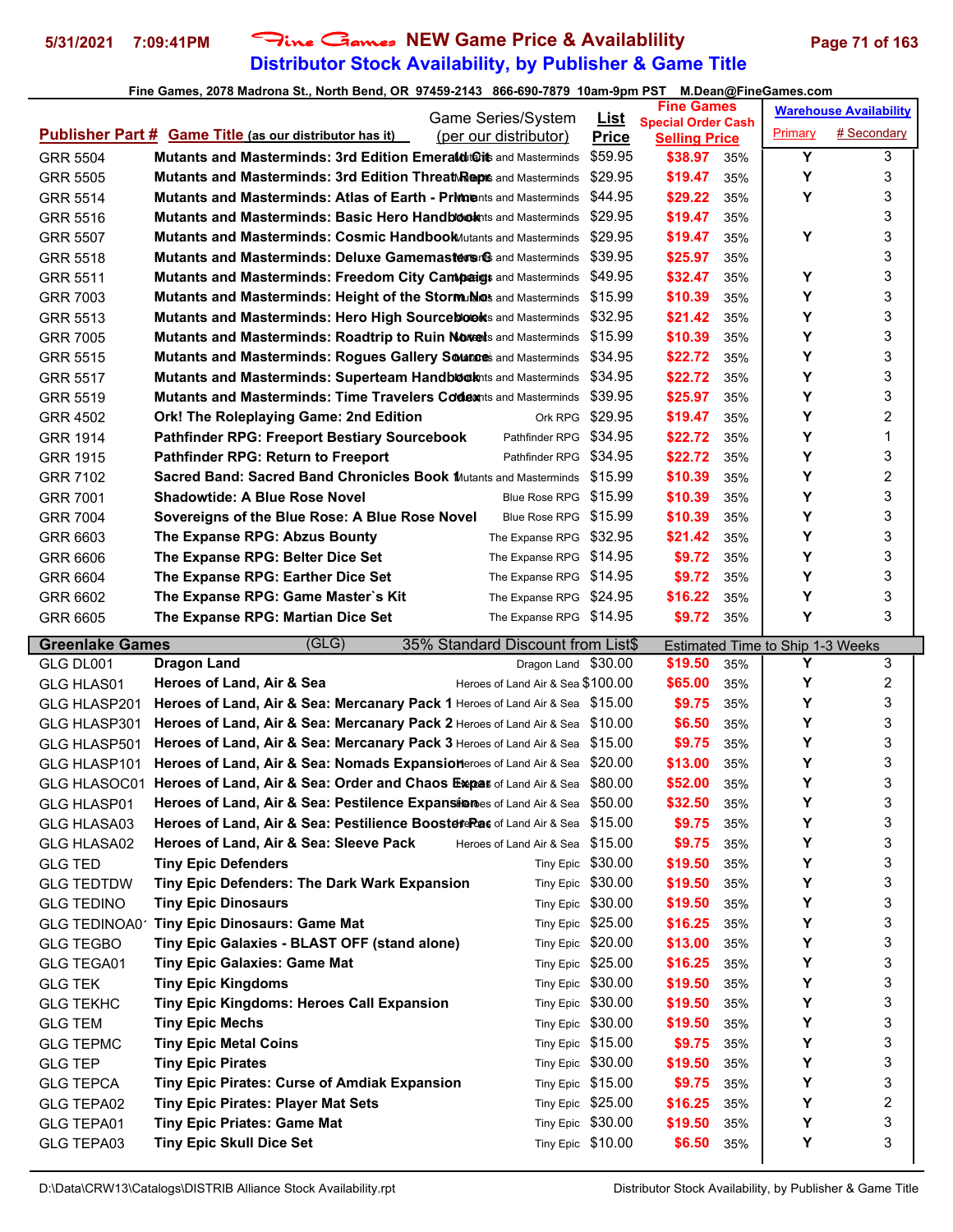# Fine Games NEW Game Price & Availablility
## Distributor Stock Availability, by Publisher & Game Title

Fine Games, 2078 Madrona St., North Bend, OR 97459-2143 866-690-7879 10am-9pm PST M.Dean@FineGames.com

| Publisher Part # | Game Title (as our distributor has it) | Game Series/System (per our distributor) | List Price | Fine Games Special Order Cash Selling Price | | Warehouse Availability Primary | # Secondary |
|---|---|---|---|---|---|---|---|
| GRR 5504 | Mutants and Masterminds: 3rd Edition Emerald Cit | Mutants and Masterminds | $59.95 | $38.97 | 35% | Y | 3 |
| GRR 5505 | Mutants and Masterminds: 3rd Edition Threat Repo | Mutants and Masterminds | $29.95 | $19.47 | 35% | Y | 3 |
| GRR 5514 | Mutants and Masterminds: Atlas of Earth - Prime | Mutants and Masterminds | $44.95 | $29.22 | 35% | Y | 3 |
| GRR 5516 | Mutants and Masterminds: Basic Hero Handbook | Mutants and Masterminds | $29.95 | $19.47 | 35% | | 3 |
| GRR 5507 | Mutants and Masterminds: Cosmic Handbook | Mutants and Masterminds | $29.95 | $19.47 | 35% | Y | 3 |
| GRR 5518 | Mutants and Masterminds: Deluxe Gamemasters G | Mutants and Masterminds | $39.95 | $25.97 | 35% | | 3 |
| GRR 5511 | Mutants and Masterminds: Freedom City Campaign | Mutants and Masterminds | $49.95 | $32.47 | 35% | Y | 3 |
| GRR 7003 | Mutants and Masterminds: Height of the Storm No | Mutants and Masterminds | $15.99 | $10.39 | 35% | Y | 3 |
| GRR 5513 | Mutants and Masterminds: Hero High Sourcebook | Mutants and Masterminds | $32.95 | $21.42 | 35% | Y | 3 |
| GRR 7005 | Mutants and Masterminds: Roadtrip to Ruin Novel | Mutants and Masterminds | $15.99 | $10.39 | 35% | Y | 3 |
| GRR 5515 | Mutants and Masterminds: Rogues Gallery Source | Mutants and Masterminds | $34.95 | $22.72 | 35% | Y | 3 |
| GRR 5517 | Mutants and Masterminds: Superteam Handbook | Mutants and Masterminds | $34.95 | $22.72 | 35% | Y | 3 |
| GRR 5519 | Mutants and Masterminds: Time Travelers Codex | Mutants and Masterminds | $39.95 | $25.97 | 35% | Y | 3 |
| GRR 4502 | Ork! The Roleplaying Game: 2nd Edition | Ork RPG | $29.95 | $19.47 | 35% | Y | 2 |
| GRR 1914 | Pathfinder RPG: Freeport Bestiary Sourcebook | Pathfinder RPG | $34.95 | $22.72 | 35% | Y | 1 |
| GRR 1915 | Pathfinder RPG: Return to Freeport | Pathfinder RPG | $34.95 | $22.72 | 35% | Y | 3 |
| GRR 7102 | Sacred Band: Sacred Band Chronicles Book 1 | Mutants and Masterminds | $15.99 | $10.39 | 35% | Y | 2 |
| GRR 7001 | Shadowtide: A Blue Rose Novel | Blue Rose RPG | $15.99 | $10.39 | 35% | Y | 3 |
| GRR 7004 | Sovereigns of the Blue Rose: A Blue Rose Novel | Blue Rose RPG | $15.99 | $10.39 | 35% | Y | 3 |
| GRR 6603 | The Expanse RPG: Abzus Bounty | The Expanse RPG | $32.95 | $21.42 | 35% | Y | 3 |
| GRR 6606 | The Expanse RPG: Belter Dice Set | The Expanse RPG | $14.95 | $9.72 | 35% | Y | 3 |
| GRR 6604 | The Expanse RPG: Earther Dice Set | The Expanse RPG | $14.95 | $9.72 | 35% | Y | 3 |
| GRR 6602 | The Expanse RPG: Game Master`s Kit | The Expanse RPG | $24.95 | $16.22 | 35% | Y | 3 |
| GRR 6605 | The Expanse RPG: Martian Dice Set | The Expanse RPG | $14.95 | $9.72 | 35% | Y | 3 |
| **Greenlake Games** | (GLG) | 35% Standard Discount from List$ | | Estimated Time to Ship 1-3 Weeks | | | |
| GLG DL001 | Dragon Land | Dragon Land | $30.00 | $19.50 | 35% | Y | 3 |
| GLG HLAS01 | Heroes of Land, Air & Sea | Heroes of Land Air & Sea | $100.00 | $65.00 | 35% | Y | 2 |
| GLG HLASP201 | Heroes of Land, Air & Sea: Mercanary Pack 1 | Heroes of Land Air & Sea | $15.00 | $9.75 | 35% | Y | 3 |
| GLG HLASP301 | Heroes of Land, Air & Sea: Mercanary Pack 2 | Heroes of Land Air & Sea | $10.00 | $6.50 | 35% | Y | 3 |
| GLG HLASP501 | Heroes of Land, Air & Sea: Mercanary Pack 3 | Heroes of Land Air & Sea | $15.00 | $9.75 | 35% | Y | 3 |
| GLG HLASP101 | Heroes of Land, Air & Sea: Nomads Expansion | Heroes of Land Air & Sea | $20.00 | $13.00 | 35% | Y | 3 |
| GLG HLASOC01 | Heroes of Land, Air & Sea: Order and Chaos Expa | Heroes of Land Air & Sea | $80.00 | $52.00 | 35% | Y | 3 |
| GLG HLASP01 | Heroes of Land, Air & Sea: Pestilence Expansion | Heroes of Land Air & Sea | $50.00 | $32.50 | 35% | Y | 3 |
| GLG HLASA03 | Heroes of Land, Air & Sea: Pestilience Booster Pa | Heroes of Land Air & Sea | $15.00 | $9.75 | 35% | Y | 3 |
| GLG HLASA02 | Heroes of Land, Air & Sea: Sleeve Pack | Heroes of Land Air & Sea | $15.00 | $9.75 | 35% | Y | 3 |
| GLG TED | Tiny Epic Defenders | Tiny Epic | $30.00 | $19.50 | 35% | Y | 3 |
| GLG TEDTDW | Tiny Epic Defenders: The Dark Wark Expansion | Tiny Epic | $30.00 | $19.50 | 35% | Y | 3 |
| GLG TEDINO | Tiny Epic Dinosaurs | Tiny Epic | $30.00 | $19.50 | 35% | Y | 3 |
| GLG TEDINOA01 | Tiny Epic Dinosaurs: Game Mat | Tiny Epic | $25.00 | $16.25 | 35% | Y | 3 |
| GLG TEGBO | Tiny Epic Galaxies - BLAST OFF (stand alone) | Tiny Epic | $20.00 | $13.00 | 35% | Y | 3 |
| GLG TEGA01 | Tiny Epic Galaxies: Game Mat | Tiny Epic | $25.00 | $16.25 | 35% | Y | 3 |
| GLG TEK | Tiny Epic Kingdoms | Tiny Epic | $30.00 | $19.50 | 35% | Y | 3 |
| GLG TEKHC | Tiny Epic Kingdoms: Heroes Call Expansion | Tiny Epic | $30.00 | $19.50 | 35% | Y | 3 |
| GLG TEM | Tiny Epic Mechs | Tiny Epic | $30.00 | $19.50 | 35% | Y | 3 |
| GLG TEPMC | Tiny Epic Metal Coins | Tiny Epic | $15.00 | $9.75 | 35% | Y | 3 |
| GLG TEP | Tiny Epic Pirates | Tiny Epic | $30.00 | $19.50 | 35% | Y | 3 |
| GLG TEPCA | Tiny Epic Pirates: Curse of Amdiak Expansion | Tiny Epic | $15.00 | $9.75 | 35% | Y | 3 |
| GLG TEPA02 | Tiny Epic Pirates: Player Mat Sets | Tiny Epic | $25.00 | $16.25 | 35% | Y | 2 |
| GLG TEPA01 | Tiny Epic Priates: Game Mat | Tiny Epic | $30.00 | $19.50 | 35% | Y | 3 |
| GLG TEPA03 | Tiny Epic Skull Dice Set | Tiny Epic | $10.00 | $6.50 | 35% | Y | 3 |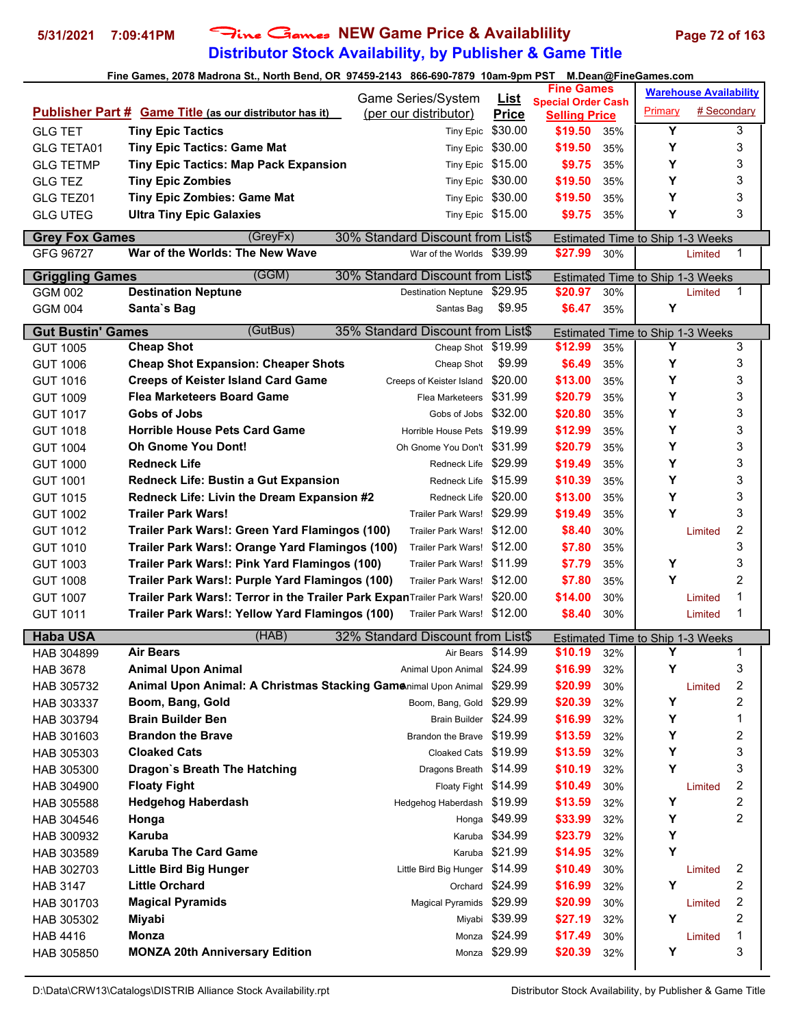# Fine Games NEW Game Price & Availablility
## Distributor Stock Availability, by Publisher & Game Title

Fine Games, 2078 Madrona St., North Bend, OR 97459-2143 866-690-7879 10am-9pm PST M.Dean@FineGames.com

| Publisher Part # | Game Title (as our distributor has it) | Game Series/System (per our distributor) | List Price | Fine Games Special Order Cash Selling Price | | Warehouse Availability Primary | # Secondary |
|---|---|---|---|---|---|---|---|
| GLG TET | Tiny Epic Tactics | Tiny Epic | $30.00 | $19.50 | 35% | Y | 3 |
| GLG TETA01 | Tiny Epic Tactics: Game Mat | Tiny Epic | $30.00 | $19.50 | 35% | Y | 3 |
| GLG TETMP | Tiny Epic Tactics: Map Pack Expansion | Tiny Epic | $15.00 | $9.75 | 35% | Y | 3 |
| GLG TEZ | Tiny Epic Zombies | Tiny Epic | $30.00 | $19.50 | 35% | Y | 3 |
| GLG TEZ01 | Tiny Epic Zombies: Game Mat | Tiny Epic | $30.00 | $19.50 | 35% | Y | 3 |
| GLG UTEG | Ultra Tiny Epic Galaxies | Tiny Epic | $15.00 | $9.75 | 35% | Y | 3 |
| **Grey Fox Games** | (GreyFx) | 30% Standard Discount from List$ | | Estimated Time to Ship 1-3 Weeks | | | |
| GFG 96727 | War of the Worlds: The New Wave | War of the Worlds | $39.99 | $27.99 | 30% | Limited | 1 |
| **Griggling Games** | (GGM) | 30% Standard Discount from List$ | | Estimated Time to Ship 1-3 Weeks | | | |
| GGM 002 | Destination Neptune | Destination Neptune | $29.95 | $20.97 | 30% | Limited | 1 |
| GGM 004 | Santa`s Bag | Santas Bag | $9.95 | $6.47 | 35% | Y | |
| **Gut Bustin' Games** | (GutBus) | 35% Standard Discount from List$ | | Estimated Time to Ship 1-3 Weeks | | | |
| GUT 1005 | Cheap Shot | Cheap Shot | $19.99 | $12.99 | 35% | Y | 3 |
| GUT 1006 | Cheap Shot Expansion: Cheaper Shots | Cheap Shot | $9.99 | $6.49 | 35% | Y | 3 |
| GUT 1016 | Creeps of Keister Island Card Game | Creeps of Keister Island | $20.00 | $13.00 | 35% | Y | 3 |
| GUT 1009 | Flea Marketeers Board Game | Flea Marketeers | $31.99 | $20.79 | 35% | Y | 3 |
| GUT 1017 | Gobs of Jobs | Gobs of Jobs | $32.00 | $20.80 | 35% | Y | 3 |
| GUT 1018 | Horrible House Pets Card Game | Horrible House Pets | $19.99 | $12.99 | 35% | Y | 3 |
| GUT 1004 | Oh Gnome You Dont! | Oh Gnome You Don't | $31.99 | $20.79 | 35% | Y | 3 |
| GUT 1000 | Redneck Life | Redneck Life | $29.99 | $19.49 | 35% | Y | 3 |
| GUT 1001 | Redneck Life: Bustin a Gut Expansion | Redneck Life | $15.99 | $10.39 | 35% | Y | 3 |
| GUT 1015 | Redneck Life: Livin the Dream Expansion #2 | Redneck Life | $20.00 | $13.00 | 35% | Y | 3 |
| GUT 1002 | Trailer Park Wars! | Trailer Park Wars! | $29.99 | $19.49 | 35% | Y | 3 |
| GUT 1012 | Trailer Park Wars!: Green Yard Flamingos (100) | Trailer Park Wars! | $12.00 | $8.40 | 30% | Limited | 2 |
| GUT 1010 | Trailer Park Wars!: Orange Yard Flamingos (100) | Trailer Park Wars! | $12.00 | $7.80 | 35% | | 3 |
| GUT 1003 | Trailer Park Wars!: Pink Yard Flamingos (100) | Trailer Park Wars! | $11.99 | $7.79 | 35% | Y | 3 |
| GUT 1008 | Trailer Park Wars!: Purple Yard Flamingos (100) | Trailer Park Wars! | $12.00 | $7.80 | 35% | Y | 2 |
| GUT 1007 | Trailer Park Wars!: Terror in the Trailer Park Expan | Trailer Park Wars! | $20.00 | $14.00 | 30% | Limited | 1 |
| GUT 1011 | Trailer Park Wars!: Yellow Yard Flamingos (100) | Trailer Park Wars! | $12.00 | $8.40 | 30% | Limited | 1 |
| **Haba USA** | (HAB) | 32% Standard Discount from List$ | | Estimated Time to Ship 1-3 Weeks | | | |
| HAB 304899 | Air Bears | Air Bears | $14.99 | $10.19 | 32% | Y | 1 |
| HAB 3678 | Animal Upon Animal | Animal Upon Animal | $24.99 | $16.99 | 32% | Y | 3 |
| HAB 305732 | Animal Upon Animal: A Christmas Stacking Game | Animal Upon Animal | $29.99 | $20.99 | 30% | Limited | 2 |
| HAB 303337 | Boom, Bang, Gold | Boom, Bang, Gold | $29.99 | $20.39 | 32% | Y | 2 |
| HAB 303794 | Brain Builder Ben | Brain Builder | $24.99 | $16.99 | 32% | Y | 1 |
| HAB 301603 | Brandon the Brave | Brandon the Brave | $19.99 | $13.59 | 32% | Y | 2 |
| HAB 305303 | Cloaked Cats | Cloaked Cats | $19.99 | $13.59 | 32% | Y | 3 |
| HAB 305300 | Dragon`s Breath The Hatching | Dragons Breath | $14.99 | $10.19 | 32% | Y | 3 |
| HAB 304900 | Floaty Fight | Floaty Fight | $14.99 | $10.49 | 30% | Limited | 2 |
| HAB 305588 | Hedgehog Haberdash | Hedgehog Haberdash | $19.99 | $13.59 | 32% | Y | 2 |
| HAB 304546 | Honga | Honga | $49.99 | $33.99 | 32% | Y | 2 |
| HAB 300932 | Karuba | Karuba | $34.99 | $23.79 | 32% | Y | |
| HAB 303589 | Karuba The Card Game | Karuba | $21.99 | $14.95 | 32% | Y | |
| HAB 302703 | Little Bird Big Hunger | Little Bird Big Hunger | $14.99 | $10.49 | 30% | Limited | 2 |
| HAB 3147 | Little Orchard | Orchard | $24.99 | $16.99 | 32% | Y | 2 |
| HAB 301703 | Magical Pyramids | Magical Pyramids | $29.99 | $20.99 | 30% | Limited | 2 |
| HAB 305302 | Miyabi | Miyabi | $39.99 | $27.19 | 32% | Y | 2 |
| HAB 4416 | Monza | Monza | $24.99 | $17.49 | 30% | Limited | 1 |
| HAB 305850 | MONZA 20th Anniversary Edition | Monza | $29.99 | $20.39 | 32% | Y | 3 |

D:\Data\CRW13\Catalogs\DISTRIB Alliance Stock Availability.rpt — Distributor Stock Availability, by Publisher & Game Title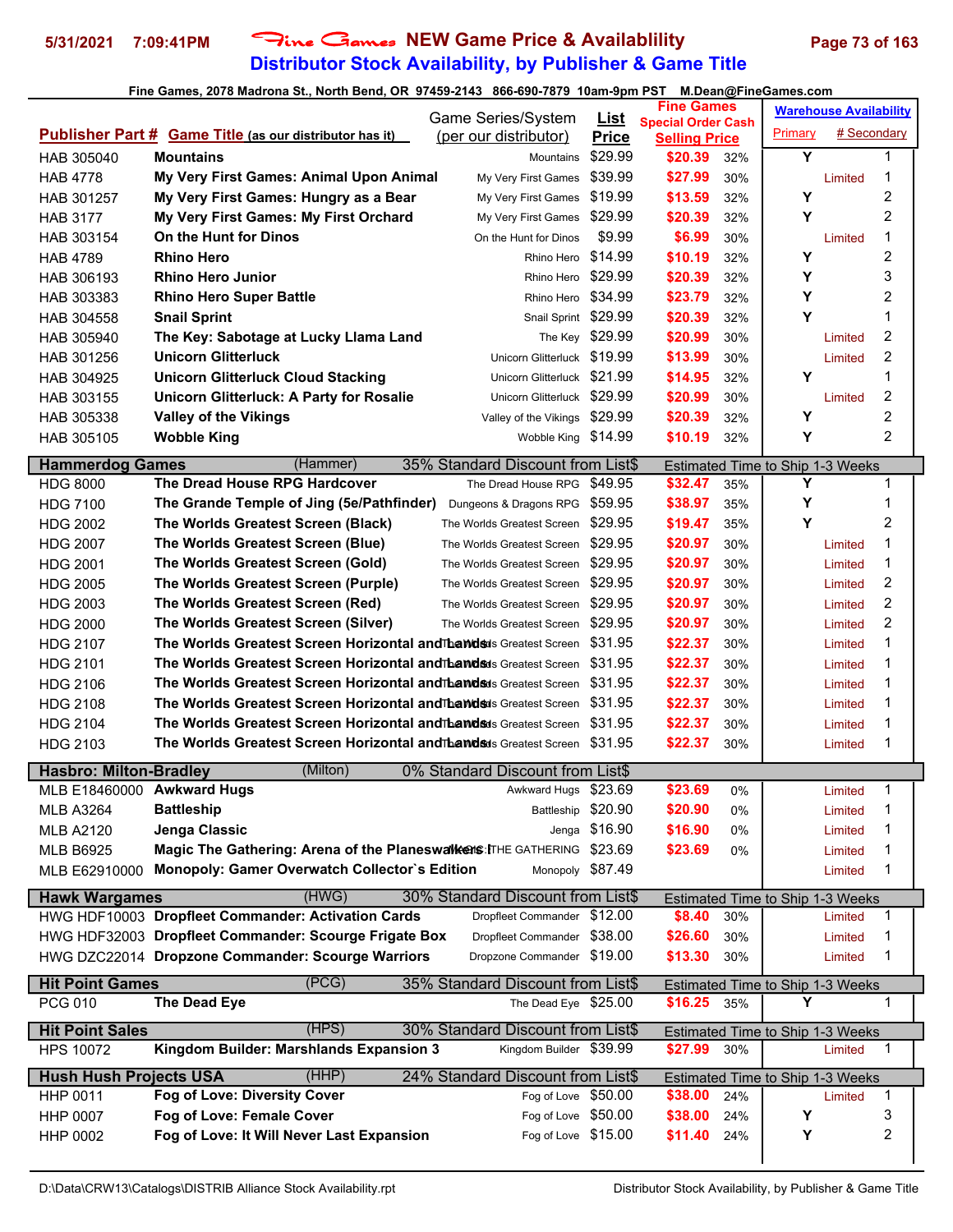# Fine Games NEW Game Price & Availablility

## Distributor Stock Availability, by Publisher & Game Title

5/31/2021 7:09:41PM

Fine Games, 2078 Madrona St., North Bend, OR 97459-2143 866-690-7879 10am-9pm PST M.Dean@FineGames.com

| Publisher Part # | Game Title (as our distributor has it) | Game Series/System (per our distributor) | List Price | Fine Games Special Order Cash Selling Price | | Warehouse Availability Primary | # Secondary |
|---|---|---|---|---|---|---|---|
| HAB 305040 | **Mountains** | Mountains | $29.99 | $20.39 | 32% | Y | 1 |
| HAB 4778 | **My Very First Games: Animal Upon Animal** | My Very First Games | $39.99 | $27.99 | 30% | Limited | 1 |
| HAB 301257 | **My Very First Games: Hungry as a Bear** | My Very First Games | $19.99 | $13.59 | 32% | Y | 2 |
| HAB 3177 | **My Very First Games: My First Orchard** | My Very First Games | $29.99 | $20.39 | 32% | Y | 2 |
| HAB 303154 | **On the Hunt for Dinos** | On the Hunt for Dinos | $9.99 | $6.99 | 30% | Limited | 1 |
| HAB 4789 | **Rhino Hero** | Rhino Hero | $14.99 | $10.19 | 32% | Y | 2 |
| HAB 306193 | **Rhino Hero Junior** | Rhino Hero | $29.99 | $20.39 | 32% | Y | 3 |
| HAB 303383 | **Rhino Hero Super Battle** | Rhino Hero | $34.99 | $23.79 | 32% | Y | 2 |
| HAB 304558 | **Snail Sprint** | Snail Sprint | $29.99 | $20.39 | 32% | Y | 1 |
| HAB 305940 | **The Key: Sabotage at Lucky Llama Land** | The Key | $29.99 | $20.99 | 30% | Limited | 2 |
| HAB 301256 | **Unicorn Glitterluck** | Unicorn Glitterluck | $19.99 | $13.99 | 30% | Limited | 2 |
| HAB 304925 | **Unicorn Glitterluck Cloud Stacking** | Unicorn Glitterluck | $21.99 | $14.95 | 32% | Y | 1 |
| HAB 303155 | **Unicorn Glitterluck: A Party for Rosalie** | Unicorn Glitterluck | $29.99 | $20.99 | 30% | Limited | 2 |
| HAB 305338 | **Valley of the Vikings** | Valley of the Vikings | $29.99 | $20.39 | 32% | Y | 2 |
| HAB 305105 | **Wobble King** | Wobble King | $14.99 | $10.19 | 32% | Y | 2 |
| **Hammerdog Games** | (Hammer) | 35% Standard Discount from List$ | | Estimated Time to Ship 1-3 Weeks | | | |
| HDG 8000 | **The Dread House RPG Hardcover** | The Dread House RPG | $49.95 | $32.47 | 35% | Y | 1 |
| HDG 7100 | **The Grande Temple of Jing (5e/Pathfinder)** | Dungeons & Dragons RPG | $59.95 | $38.97 | 35% | Y | 1 |
| HDG 2002 | **The Worlds Greatest Screen (Black)** | The Worlds Greatest Screen | $29.95 | $19.47 | 35% | Y | 2 |
| HDG 2007 | **The Worlds Greatest Screen (Blue)** | The Worlds Greatest Screen | $29.95 | $20.97 | 30% | Limited | 1 |
| HDG 2001 | **The Worlds Greatest Screen (Gold)** | The Worlds Greatest Screen | $29.95 | $20.97 | 30% | Limited | 1 |
| HDG 2005 | **The Worlds Greatest Screen (Purple)** | The Worlds Greatest Screen | $29.95 | $20.97 | 30% | Limited | 2 |
| HDG 2003 | **The Worlds Greatest Screen (Red)** | The Worlds Greatest Screen | $29.95 | $20.97 | 30% | Limited | 2 |
| HDG 2000 | **The Worlds Greatest Screen (Silver)** | The Worlds Greatest Screen | $29.95 | $20.97 | 30% | Limited | 2 |
| HDG 2107 | **The Worlds Greatest Screen Horizontal and Lands** | The Worlds Greatest Screen | $31.95 | $22.37 | 30% | Limited | 1 |
| HDG 2101 | **The Worlds Greatest Screen Horizontal and Lands** | The Worlds Greatest Screen | $31.95 | $22.37 | 30% | Limited | 1 |
| HDG 2106 | **The Worlds Greatest Screen Horizontal and Lands** | The Worlds Greatest Screen | $31.95 | $22.37 | 30% | Limited | 1 |
| HDG 2108 | **The Worlds Greatest Screen Horizontal and Lands** | The Worlds Greatest Screen | $31.95 | $22.37 | 30% | Limited | 1 |
| HDG 2104 | **The Worlds Greatest Screen Horizontal and Lands** | The Worlds Greatest Screen | $31.95 | $22.37 | 30% | Limited | 1 |
| HDG 2103 | **The Worlds Greatest Screen Horizontal and Lands** | The Worlds Greatest Screen | $31.95 | $22.37 | 30% | Limited | 1 |
| **Hasbro: Milton-Bradley** | (Milton) | 0% Standard Discount from List$ | | | | | |
| MLB E18460000 | **Awkward Hugs** | Awkward Hugs | $23.69 | $23.69 | 0% | Limited | 1 |
| MLB A3264 | **Battleship** | Battleship | $20.90 | $20.90 | 0% | Limited | 1 |
| MLB A2120 | **Jenga Classic** | Jenga | $16.90 | $16.90 | 0% | Limited | 1 |
| MLB B6925 | **Magic The Gathering: Arena of the Planeswalkers:** | MAGIC: THE GATHERING | $23.69 | $23.69 | 0% | Limited | 1 |
| MLB E62910000 | **Monopoly: Gamer Overwatch Collector`s Edition** | Monopoly | $87.49 | | | Limited | 1 |
| **Hawk Wargames** | (HWG) | 30% Standard Discount from List$ | | Estimated Time to Ship 1-3 Weeks | | | |
| HWG HDF10003 | **Dropfleet Commander: Activation Cards** | Dropfleet Commander | $12.00 | $8.40 | 30% | Limited | 1 |
| HWG HDF32003 | **Dropfleet Commander: Scourge Frigate Box** | Dropfleet Commander | $38.00 | $26.60 | 30% | Limited | 1 |
| HWG DZC22014 | **Dropzone Commander: Scourge Warriors** | Dropzone Commander | $19.00 | $13.30 | 30% | Limited | 1 |
| **Hit Point Games** | (PCG) | 35% Standard Discount from List$ | | Estimated Time to Ship 1-3 Weeks | | | |
| PCG 010 | **The Dead Eye** | The Dead Eye | $25.00 | $16.25 | 35% | Y | 1 |
| **Hit Point Sales** | (HPS) | 30% Standard Discount from List$ | | Estimated Time to Ship 1-3 Weeks | | | |
| HPS 10072 | **Kingdom Builder: Marshlands Expansion 3** | Kingdom Builder | $39.99 | $27.99 | 30% | Limited | 1 |
| **Hush Hush Projects USA** | (HHP) | 24% Standard Discount from List$ | | Estimated Time to Ship 1-3 Weeks | | | |
| HHP 0011 | **Fog of Love: Diversity Cover** | Fog of Love | $50.00 | $38.00 | 24% | Limited | 1 |
| HHP 0007 | **Fog of Love: Female Cover** | Fog of Love | $50.00 | $38.00 | 24% | Y | 3 |
| HHP 0002 | **Fog of Love: It Will Never Last Expansion** | Fog of Love | $15.00 | $11.40 | 24% | Y | 2 |

D:\Data\CRW13\Catalogs\DISTRIB Alliance Stock Availability.rpt — Distributor Stock Availability, by Publisher & Game Title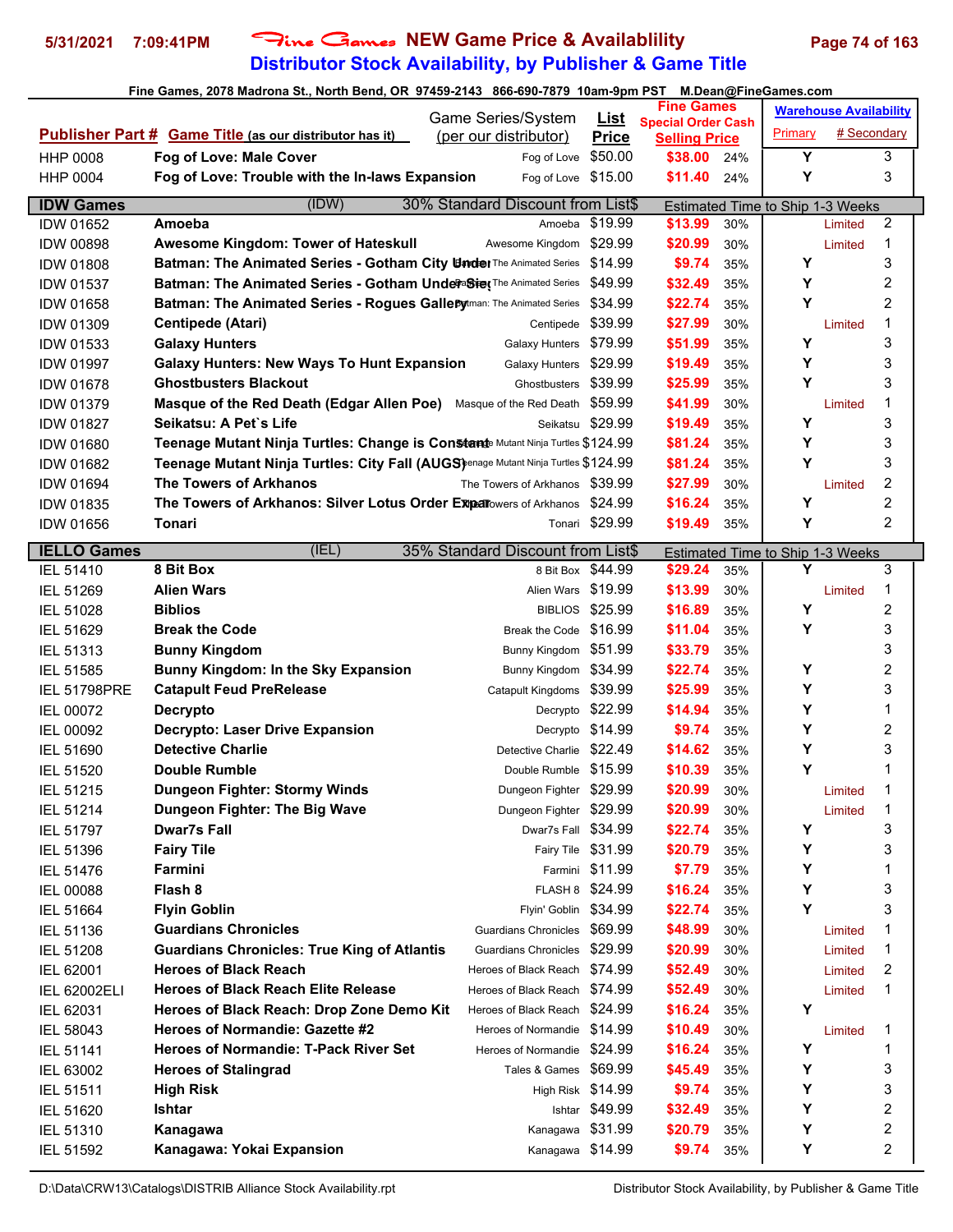Fine Games, 2078 Madrona St., North Bend, OR 97459-2143 866-690-7879 10am-9pm PST M.Dean@FineGames.com

| Publisher Part # | Game Title (as our distributor has it) | Game Series/System (per our distributor) | List Price | Fine Games Special Order Cash Selling Price | | Warehouse Availability Primary | # Secondary |
|---|---|---|---|---|---|---|---|
| HHP 0008 | **Fog of Love: Male Cover** | Fog of Love | $50.00 | $38.00 | 24% | Y | 3 |
| HHP 0004 | **Fog of Love: Trouble with the In-laws Expansion** | Fog of Love | $15.00 | $11.40 | 24% | Y | 3 |
| **IDW Games** | (IDW) | 30% Standard Discount from List$ | | Estimated Time to Ship 1-3 Weeks | | | |
| IDW 01652 | **Amoeba** | Amoeba | $19.99 | $13.99 | 30% | Limited | 2 |
| IDW 00898 | **Awesome Kingdom: Tower of Hateskull** | Awesome Kingdom | $29.99 | $20.99 | 30% | Limited | 1 |
| IDW 01808 | **Batman: The Animated Series - Gotham City Under** | Batman: The Animated Series | $14.99 | $9.74 | 35% | Y | 3 |
| IDW 01537 | **Batman: The Animated Series - Gotham Under Siege** | Batman: The Animated Series | $49.99 | $32.49 | 35% | Y | 2 |
| IDW 01658 | **Batman: The Animated Series - Rogues Gallery** | Batman: The Animated Series | $34.99 | $22.74 | 35% | Y | 2 |
| IDW 01309 | **Centipede (Atari)** | Centipede | $39.99 | $27.99 | 30% | Limited | 1 |
| IDW 01533 | **Galaxy Hunters** | Galaxy Hunters | $79.99 | $51.99 | 35% | Y | 3 |
| IDW 01997 | **Galaxy Hunters: New Ways To Hunt Expansion** | Galaxy Hunters | $29.99 | $19.49 | 35% | Y | 3 |
| IDW 01678 | **Ghostbusters Blackout** | Ghostbusters | $39.99 | $25.99 | 35% | Y | 3 |
| IDW 01379 | **Masque of the Red Death (Edgar Allen Poe)** | Masque of the Red Death | $59.99 | $41.99 | 30% | Limited | 1 |
| IDW 01827 | **Seikatsu: A Pet`s Life** | Seikatsu | $29.99 | $19.49 | 35% | Y | 3 |
| IDW 01680 | **Teenage Mutant Ninja Turtles: Change is Constant** | Teenage Mutant Ninja Turtles | $124.99 | $81.24 | 35% | Y | 3 |
| IDW 01682 | **Teenage Mutant Ninja Turtles: City Fall (AUGS)** | Teenage Mutant Ninja Turtles | $124.99 | $81.24 | 35% | Y | 3 |
| IDW 01694 | **The Towers of Arkhanos** | The Towers of Arkhanos | $39.99 | $27.99 | 30% | Limited | 2 |
| IDW 01835 | **The Towers of Arkhanos: Silver Lotus Order Expansion** | The Towers of Arkhanos | $24.99 | $16.24 | 35% | Y | 2 |
| IDW 01656 | **Tonari** | Tonari | $29.99 | $19.49 | 35% | Y | 2 |
| **IELLO Games** | (IEL) | 35% Standard Discount from List$ | | Estimated Time to Ship 1-3 Weeks | | | |
| IEL 51410 | **8 Bit Box** | 8 Bit Box | $44.99 | $29.24 | 35% | Y | 3 |
| IEL 51269 | **Alien Wars** | Alien Wars | $19.99 | $13.99 | 30% | Limited | 1 |
| IEL 51028 | **Biblios** | BIBLIOS | $25.99 | $16.89 | 35% | Y | 2 |
| IEL 51629 | **Break the Code** | Break the Code | $16.99 | $11.04 | 35% | Y | 3 |
| IEL 51313 | **Bunny Kingdom** | Bunny Kingdom | $51.99 | $33.79 | 35% | | 3 |
| IEL 51585 | **Bunny Kingdom: In the Sky Expansion** | Bunny Kingdom | $34.99 | $22.74 | 35% | Y | 2 |
| IEL 51798PRE | **Catapult Feud PreRelease** | Catapult Kingdoms | $39.99 | $25.99 | 35% | Y | 3 |
| IEL 00072 | **Decrypto** | Decrypto | $22.99 | $14.94 | 35% | Y | 1 |
| IEL 00092 | **Decrypto: Laser Drive Expansion** | Decrypto | $14.99 | $9.74 | 35% | Y | 2 |
| IEL 51690 | **Detective Charlie** | Detective Charlie | $22.49 | $14.62 | 35% | Y | 3 |
| IEL 51520 | **Double Rumble** | Double Rumble | $15.99 | $10.39 | 35% | Y | 1 |
| IEL 51215 | **Dungeon Fighter: Stormy Winds** | Dungeon Fighter | $29.99 | $20.99 | 30% | Limited | 1 |
| IEL 51214 | **Dungeon Fighter: The Big Wave** | Dungeon Fighter | $29.99 | $20.99 | 30% | Limited | 1 |
| IEL 51797 | **Dwar7s Fall** | Dwar7s Fall | $34.99 | $22.74 | 35% | Y | 3 |
| IEL 51396 | **Fairy Tile** | Fairy Tile | $31.99 | $20.79 | 35% | Y | 3 |
| IEL 51476 | **Farmini** | Farmini | $11.99 | $7.79 | 35% | Y | 1 |
| IEL 00088 | **Flash 8** | FLASH 8 | $24.99 | $16.24 | 35% | Y | 3 |
| IEL 51664 | **Flyin Goblin** | Flyin' Goblin | $34.99 | $22.74 | 35% | Y | 3 |
| IEL 51136 | **Guardians Chronicles** | Guardians Chronicles | $69.99 | $48.99 | 30% | Limited | 1 |
| IEL 51208 | **Guardians Chronicles: True King of Atlantis** | Guardians Chronicles | $29.99 | $20.99 | 30% | Limited | 1 |
| IEL 62001 | **Heroes of Black Reach** | Heroes of Black Reach | $74.99 | $52.49 | 30% | Limited | 2 |
| IEL 62002ELI | **Heroes of Black Reach Elite Release** | Heroes of Black Reach | $74.99 | $52.49 | 30% | Limited | 1 |
| IEL 62031 | **Heroes of Black Reach: Drop Zone Demo Kit** | Heroes of Black Reach | $24.99 | $16.24 | 35% | Y | |
| IEL 58043 | **Heroes of Normandie: Gazette #2** | Heroes of Normandie | $14.99 | $10.49 | 30% | Limited | 1 |
| IEL 51141 | **Heroes of Normandie: T-Pack River Set** | Heroes of Normandie | $24.99 | $16.24 | 35% | Y | 1 |
| IEL 63002 | **Heroes of Stalingrad** | Tales & Games | $69.99 | $45.49 | 35% | Y | 3 |
| IEL 51511 | **High Risk** | High Risk | $14.99 | $9.74 | 35% | Y | 3 |
| IEL 51620 | **Ishtar** | Ishtar | $49.99 | $32.49 | 35% | Y | 2 |
| IEL 51310 | **Kanagawa** | Kanagawa | $31.99 | $20.79 | 35% | Y | 2 |
| IEL 51592 | **Kanagawa: Yokai Expansion** | Kanagawa | $14.99 | $9.74 | 35% | Y | 2 |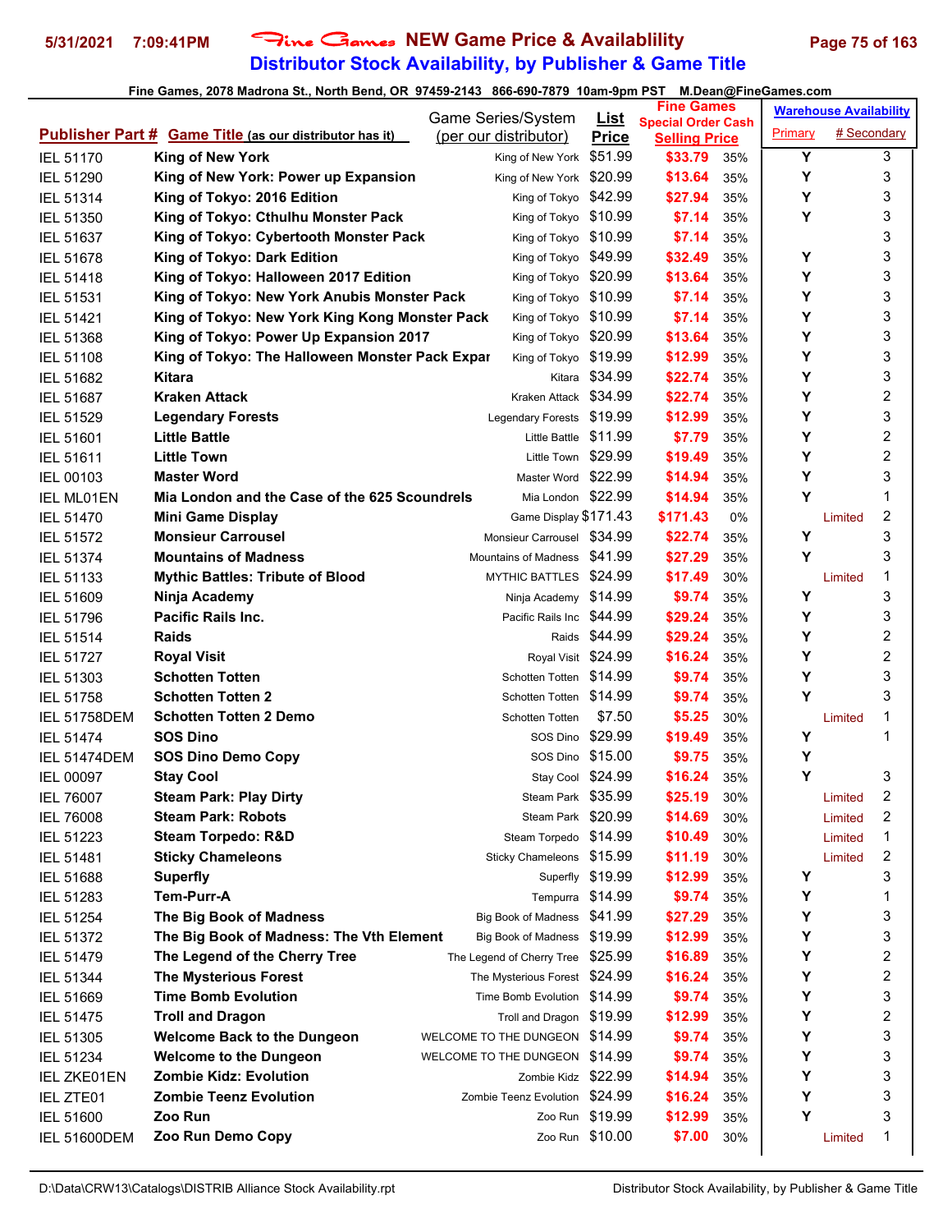# Fine Games NEW Game Price & Availablility

## Distributor Stock Availability, by Publisher & Game Title

Fine Games, 2078 Madrona St., North Bend, OR 97459-2143 866-690-7879 10am-9pm PST M.Dean@FineGames.com

| Publisher Part # | Game Title (as our distributor has it) | Game Series/System (per our distributor) | List Price | Fine Games Special Order Cash Selling Price | | Warehouse Availability Primary | # Secondary |
|---|---|---|---|---|---|---|---|
| IEL 51170 | King of New York | King of New York | $51.99 | $33.79 | 35% | Y | 3 |
| IEL 51290 | King of New York: Power up Expansion | King of New York | $20.99 | $13.64 | 35% | Y | 3 |
| IEL 51314 | King of Tokyo: 2016 Edition | King of Tokyo | $42.99 | $27.94 | 35% | Y | 3 |
| IEL 51350 | King of Tokyo: Cthulhu Monster Pack | King of Tokyo | $10.99 | $7.14 | 35% | Y | 3 |
| IEL 51637 | King of Tokyo: Cybertooth Monster Pack | King of Tokyo | $10.99 | $7.14 | 35% | | 3 |
| IEL 51678 | King of Tokyo: Dark Edition | King of Tokyo | $49.99 | $32.49 | 35% | Y | 3 |
| IEL 51418 | King of Tokyo: Halloween 2017 Edition | King of Tokyo | $20.99 | $13.64 | 35% | Y | 3 |
| IEL 51531 | King of Tokyo: New York Anubis Monster Pack | King of Tokyo | $10.99 | $7.14 | 35% | Y | 3 |
| IEL 51421 | King of Tokyo: New York King Kong Monster Pack | King of Tokyo | $10.99 | $7.14 | 35% | Y | 3 |
| IEL 51368 | King of Tokyo: Power Up Expansion 2017 | King of Tokyo | $20.99 | $13.64 | 35% | Y | 3 |
| IEL 51108 | King of Tokyo: The Halloween Monster Pack Expar | King of Tokyo | $19.99 | $12.99 | 35% | Y | 3 |
| IEL 51682 | Kitara | Kitara | $34.99 | $22.74 | 35% | Y | 3 |
| IEL 51687 | Kraken Attack | Kraken Attack | $34.99 | $22.74 | 35% | Y | 2 |
| IEL 51529 | Legendary Forests | Legendary Forests | $19.99 | $12.99 | 35% | Y | 3 |
| IEL 51601 | Little Battle | Little Battle | $11.99 | $7.79 | 35% | Y | 2 |
| IEL 51611 | Little Town | Little Town | $29.99 | $19.49 | 35% | Y | 2 |
| IEL 00103 | Master Word | Master Word | $22.99 | $14.94 | 35% | Y | 3 |
| IEL ML01EN | Mia London and the Case of the 625 Scoundrels | Mia London | $22.99 | $14.94 | 35% | Y | 1 |
| IEL 51470 | Mini Game Display | Game Display | $171.43 | $171.43 | 0% | Limited | 2 |
| IEL 51572 | Monsieur Carrousel | Monsieur Carrousel | $34.99 | $22.74 | 35% | Y | 3 |
| IEL 51374 | Mountains of Madness | Mountains of Madness | $41.99 | $27.29 | 35% | Y | 3 |
| IEL 51133 | Mythic Battles: Tribute of Blood | MYTHIC BATTLES | $24.99 | $17.49 | 30% | Limited | 1 |
| IEL 51609 | Ninja Academy | Ninja Academy | $14.99 | $9.74 | 35% | Y | 3 |
| IEL 51796 | Pacific Rails Inc. | Pacific Rails Inc | $44.99 | $29.24 | 35% | Y | 3 |
| IEL 51514 | Raids | Raids | $44.99 | $29.24 | 35% | Y | 2 |
| IEL 51727 | Royal Visit | Royal Visit | $24.99 | $16.24 | 35% | Y | 2 |
| IEL 51303 | Schotten Totten | Schotten Totten | $14.99 | $9.74 | 35% | Y | 3 |
| IEL 51758 | Schotten Totten 2 | Schotten Totten | $14.99 | $9.74 | 35% | Y | 3 |
| IEL 51758DEM | Schotten Totten 2 Demo | Schotten Totten | $7.50 | $5.25 | 30% | Limited | 1 |
| IEL 51474 | SOS Dino | SOS Dino | $29.99 | $19.49 | 35% | Y | 1 |
| IEL 51474DEM | SOS Dino Demo Copy | SOS Dino | $15.00 | $9.75 | 35% | Y | |
| IEL 00097 | Stay Cool | Stay Cool | $24.99 | $16.24 | 35% | Y | 3 |
| IEL 76007 | Steam Park: Play Dirty | Steam Park | $35.99 | $25.19 | 30% | Limited | 2 |
| IEL 76008 | Steam Park: Robots | Steam Park | $20.99 | $14.69 | 30% | Limited | 2 |
| IEL 51223 | Steam Torpedo: R&D | Steam Torpedo | $14.99 | $10.49 | 30% | Limited | 1 |
| IEL 51481 | Sticky Chameleons | Sticky Chameleons | $15.99 | $11.19 | 30% | Limited | 2 |
| IEL 51688 | Superfly | Superfly | $19.99 | $12.99 | 35% | Y | 3 |
| IEL 51283 | Tem-Purr-A | Tempurra | $14.99 | $9.74 | 35% | Y | 1 |
| IEL 51254 | The Big Book of Madness | Big Book of Madness | $41.99 | $27.29 | 35% | Y | 3 |
| IEL 51372 | The Big Book of Madness: The Vth Element | Big Book of Madness | $19.99 | $12.99 | 35% | Y | 3 |
| IEL 51479 | The Legend of the Cherry Tree | The Legend of Cherry Tree | $25.99 | $16.89 | 35% | Y | 2 |
| IEL 51344 | The Mysterious Forest | The Mysterious Forest | $24.99 | $16.24 | 35% | Y | 2 |
| IEL 51669 | Time Bomb Evolution | Time Bomb Evolution | $14.99 | $9.74 | 35% | Y | 3 |
| IEL 51475 | Troll and Dragon | Troll and Dragon | $19.99 | $12.99 | 35% | Y | 2 |
| IEL 51305 | Welcome Back to the Dungeon | WELCOME TO THE DUNGEON | $14.99 | $9.74 | 35% | Y | 3 |
| IEL 51234 | Welcome to the Dungeon | WELCOME TO THE DUNGEON | $14.99 | $9.74 | 35% | Y | 3 |
| IEL ZKE01EN | Zombie Kidz: Evolution | Zombie Kidz | $22.99 | $14.94 | 35% | Y | 3 |
| IEL ZTE01 | Zombie Teenz Evolution | Zombie Teenz Evolution | $24.99 | $16.24 | 35% | Y | 3 |
| IEL 51600 | Zoo Run | Zoo Run | $19.99 | $12.99 | 35% | Y | 3 |
| IEL 51600DEM | Zoo Run Demo Copy | Zoo Run | $10.00 | $7.00 | 30% | Limited | 1 |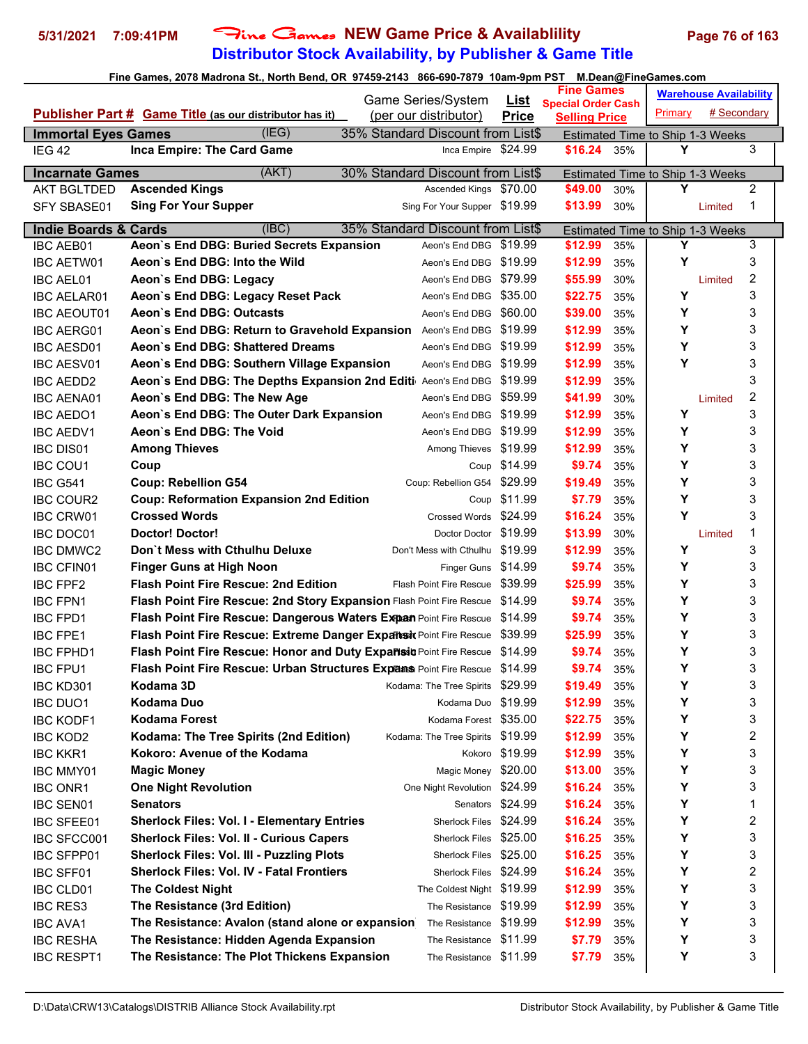# Fine Games NEW Game Price & Availablility

## Distributor Stock Availability, by Publisher & Game Title

Fine Games, 2078 Madrona St., North Bend, OR 97459-2143 866-690-7879 10am-9pm PST M.Dean@FineGames.com

| Publisher Part # | Game Title (as our distributor has it) | Game Series/System (per our distributor) | List Price | Fine Games Special Order Cash Selling Price | | Warehouse Availability Primary | # Secondary |
|---|---|---|---|---|---|---|---|
| **Immortal Eyes Games** | (IEG) | 35% Standard Discount from List$ | | Estimated Time to Ship 1-3 Weeks | | | |
| IEG 42 | **Inca Empire: The Card Game** | Inca Empire | $24.99 | $16.24 | 35% | Y | 3 |
| **Incarnate Games** | (AKT) | 30% Standard Discount from List$ | | Estimated Time to Ship 1-3 Weeks | | | |
| AKT BGLTDED | **Ascended Kings** | Ascended Kings | $70.00 | $49.00 | 30% | Y | 2 |
| SFY SBASE01 | **Sing For Your Supper** | Sing For Your Supper | $19.99 | $13.99 | 30% | Limited | 1 |
| **Indie Boards & Cards** | (IBC) | 35% Standard Discount from List$ | | Estimated Time to Ship 1-3 Weeks | | | |
| IBC AEB01 | **Aeon`s End DBG: Buried Secrets Expansion** | Aeon's End DBG | $19.99 | $12.99 | 35% | Y | 3 |
| IBC AETW01 | **Aeon`s End DBG: Into the Wild** | Aeon's End DBG | $19.99 | $12.99 | 35% | Y | 3 |
| IBC AEL01 | **Aeon`s End DBG: Legacy** | Aeon's End DBG | $79.99 | $55.99 | 30% | Limited | 2 |
| IBC AELAR01 | **Aeon`s End DBG: Legacy Reset Pack** | Aeon's End DBG | $35.00 | $22.75 | 35% | Y | 3 |
| IBC AEOUT01 | **Aeon`s End DBG: Outcasts** | Aeon's End DBG | $60.00 | $39.00 | 35% | Y | 3 |
| IBC AERG01 | **Aeon`s End DBG: Return to Gravehold Expansion** | Aeon's End DBG | $19.99 | $12.99 | 35% | Y | 3 |
| IBC AESD01 | **Aeon`s End DBG: Shattered Dreams** | Aeon's End DBG | $19.99 | $12.99 | 35% | Y | 3 |
| IBC AESV01 | **Aeon`s End DBG: Southern Village Expansion** | Aeon's End DBG | $19.99 | $12.99 | 35% | Y | 3 |
| IBC AEDD2 | **Aeon`s End DBG: The Depths Expansion 2nd Editi** | Aeon's End DBG | $19.99 | $12.99 | 35% | | 3 |
| IBC AENA01 | **Aeon`s End DBG: The New Age** | Aeon's End DBG | $59.99 | $41.99 | 30% | Limited | 2 |
| IBC AEDO1 | **Aeon`s End DBG: The Outer Dark Expansion** | Aeon's End DBG | $19.99 | $12.99 | 35% | Y | 3 |
| IBC AEDV1 | **Aeon`s End DBG: The Void** | Aeon's End DBG | $19.99 | $12.99 | 35% | Y | 3 |
| IBC DIS01 | **Among Thieves** | Among Thieves | $19.99 | $12.99 | 35% | Y | 3 |
| IBC COU1 | **Coup** | Coup | $14.99 | $9.74 | 35% | Y | 3 |
| IBC G541 | **Coup: Rebellion G54** | Coup: Rebellion G54 | $29.99 | $19.49 | 35% | Y | 3 |
| IBC COUR2 | **Coup: Reformation Expansion 2nd Edition** | Coup | $11.99 | $7.79 | 35% | Y | 3 |
| IBC CRW01 | **Crossed Words** | Crossed Words | $24.99 | $16.24 | 35% | Y | 3 |
| IBC DOC01 | **Doctor! Doctor!** | Doctor Doctor | $19.99 | $13.99 | 30% | Limited | 1 |
| IBC DMWC2 | **Don`t Mess with Cthulhu Deluxe** | Don't Mess with Cthulhu | $19.99 | $12.99 | 35% | Y | 3 |
| IBC CFIN01 | **Finger Guns at High Noon** | Finger Guns | $14.99 | $9.74 | 35% | Y | 3 |
| IBC FPF2 | **Flash Point Fire Rescue: 2nd Edition** | Flash Point Fire Rescue | $39.99 | $25.99 | 35% | Y | 3 |
| IBC FPN1 | **Flash Point Fire Rescue: 2nd Story Expansion** | Flash Point Fire Rescue | $14.99 | $9.74 | 35% | Y | 3 |
| IBC FPD1 | **Flash Point Fire Rescue: Dangerous Waters Expan** | Flash Point Fire Rescue | $14.99 | $9.74 | 35% | Y | 3 |
| IBC FPE1 | **Flash Point Fire Rescue: Extreme Danger Expans** | Flash Point Fire Rescue | $39.99 | $25.99 | 35% | Y | 3 |
| IBC FPHD1 | **Flash Point Fire Rescue: Honor and Duty Expansio** | Flash Point Fire Rescue | $14.99 | $9.74 | 35% | Y | 3 |
| IBC FPU1 | **Flash Point Fire Rescue: Urban Structures Expans** | Flash Point Fire Rescue | $14.99 | $9.74 | 35% | Y | 3 |
| IBC KD301 | **Kodama 3D** | Kodama: The Tree Spirits | $29.99 | $19.49 | 35% | Y | 3 |
| IBC DUO1 | **Kodama Duo** | Kodama Duo | $19.99 | $12.99 | 35% | Y | 3 |
| IBC KODF1 | **Kodama Forest** | Kodama Forest | $35.00 | $22.75 | 35% | Y | 3 |
| IBC KOD2 | **Kodama: The Tree Spirits (2nd Edition)** | Kodama: The Tree Spirits | $19.99 | $12.99 | 35% | Y | 2 |
| IBC KKR1 | **Kokoro: Avenue of the Kodama** | Kokoro | $19.99 | $12.99 | 35% | Y | 3 |
| IBC MMY01 | **Magic Money** | Magic Money | $20.00 | $13.00 | 35% | Y | 3 |
| IBC ONR1 | **One Night Revolution** | One Night Revolution | $24.99 | $16.24 | 35% | Y | 3 |
| IBC SEN01 | **Senators** | Senators | $24.99 | $16.24 | 35% | Y | 1 |
| IBC SFEE01 | **Sherlock Files: Vol. I - Elementary Entries** | Sherlock Files | $24.99 | $16.24 | 35% | Y | 2 |
| IBC SFCC001 | **Sherlock Files: Vol. II - Curious Capers** | Sherlock Files | $25.00 | $16.25 | 35% | Y | 3 |
| IBC SFPP01 | **Sherlock Files: Vol. III - Puzzling Plots** | Sherlock Files | $25.00 | $16.25 | 35% | Y | 3 |
| IBC SFF01 | **Sherlock Files: Vol. IV - Fatal Frontiers** | Sherlock Files | $24.99 | $16.24 | 35% | Y | 2 |
| IBC CLD01 | **The Coldest Night** | The Coldest Night | $19.99 | $12.99 | 35% | Y | 3 |
| IBC RES3 | **The Resistance (3rd Edition)** | The Resistance | $19.99 | $12.99 | 35% | Y | 3 |
| IBC AVA1 | **The Resistance: Avalon (stand alone or expansion** | The Resistance | $19.99 | $12.99 | 35% | Y | 3 |
| IBC RESHA | **The Resistance: Hidden Agenda Expansion** | The Resistance | $11.99 | $7.79 | 35% | Y | 3 |
| IBC RESPT1 | **The Resistance: The Plot Thickens Expansion** | The Resistance | $11.99 | $7.79 | 35% | Y | 3 |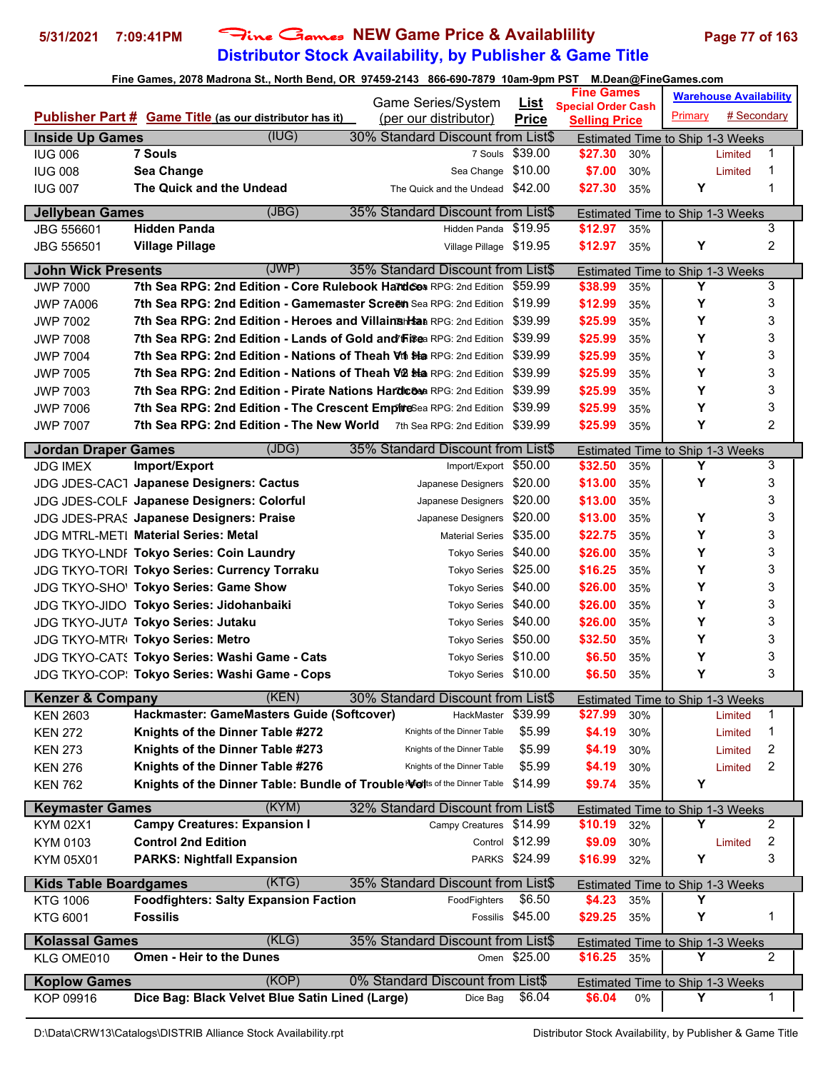# Fine Games NEW Game Price & Availablility

## Distributor Stock Availability, by Publisher & Game Title

5/31/2021 7:09:41PM

Fine Games, 2078 Madrona St., North Bend, OR 97459-2143 866-690-7879 10am-9pm PST M.Dean@FineGames.com

| Publisher Part # | Game Title (as our distributor has it) | Game Series/System (per our distributor) | List Price | Fine Games Special Order Cash Selling Price | | Warehouse Availability Primary | # Secondary |
|---|---|---|---|---|---|---|---|
| **Inside Up Games** | (IUG) | 30% Standard Discount from List$ | | Estimated Time to Ship 1-3 Weeks | | | |
| IUG 006 | **7 Souls** | 7 Souls | $39.00 | $27.30 | 30% | Limited | 1 |
| IUG 008 | **Sea Change** | Sea Change | $10.00 | $7.00 | 30% | Limited | 1 |
| IUG 007 | **The Quick and the Undead** | The Quick and the Undead | $42.00 | $27.30 | 35% | Y | 1 |
| **Jellybean Games** | (JBG) | 35% Standard Discount from List$ | | Estimated Time to Ship 1-3 Weeks | | | |
| JBG 556601 | **Hidden Panda** | Hidden Panda | $19.95 | $12.97 | 35% | | 3 |
| JBG 556501 | **Village Pillage** | Village Pillage | $19.95 | $12.97 | 35% | Y | 2 |
| **John Wick Presents** | (JWP) | 35% Standard Discount from List$ | | Estimated Time to Ship 1-3 Weeks | | | |
| JWP 7000 | **7th Sea RPG: 2nd Edition - Core Rulebook Hardcov** | 7th Sea RPG: 2nd Edition | $59.99 | $38.99 | 35% | Y | 3 |
| JWP 7A006 | **7th Sea RPG: 2nd Edition - Gamemaster Screen** | 7th Sea RPG: 2nd Edition | $19.99 | $12.99 | 35% | Y | 3 |
| JWP 7002 | **7th Sea RPG: 2nd Edition - Heroes and Villains Har** | 7th Sea RPG: 2nd Edition | $39.99 | $25.99 | 35% | Y | 3 |
| JWP 7008 | **7th Sea RPG: 2nd Edition - Lands of Gold and Fire** | 7th Sea RPG: 2nd Edition | $39.99 | $25.99 | 35% | Y | 3 |
| JWP 7004 | **7th Sea RPG: 2nd Edition - Nations of Theah V1 Ha** | 7th Sea RPG: 2nd Edition | $39.99 | $25.99 | 35% | Y | 3 |
| JWP 7005 | **7th Sea RPG: 2nd Edition - Nations of Theah V2 Ha** | 7th Sea RPG: 2nd Edition | $39.99 | $25.99 | 35% | Y | 3 |
| JWP 7003 | **7th Sea RPG: 2nd Edition - Pirate Nations Hardcov** | 7th Sea RPG: 2nd Edition | $39.99 | $25.99 | 35% | Y | 3 |
| JWP 7006 | **7th Sea RPG: 2nd Edition - The Crescent Empire** | 7th Sea RPG: 2nd Edition | $39.99 | $25.99 | 35% | Y | 3 |
| JWP 7007 | **7th Sea RPG: 2nd Edition - The New World** | 7th Sea RPG: 2nd Edition | $39.99 | $25.99 | 35% | Y | 2 |
| **Jordan Draper Games** | (JDG) | 35% Standard Discount from List$ | | Estimated Time to Ship 1-3 Weeks | | | |
| JDG IMEX | **Import/Export** | Import/Export | $50.00 | $32.50 | 35% | Y | 3 |
| JDG JDES-CACT | **Japanese Designers: Cactus** | Japanese Designers | $20.00 | $13.00 | 35% | Y | 3 |
| JDG JDES-COLF | **Japanese Designers: Colorful** | Japanese Designers | $20.00 | $13.00 | 35% | | 3 |
| JDG JDES-PRAS | **Japanese Designers: Praise** | Japanese Designers | $20.00 | $13.00 | 35% | Y | 3 |
| JDG MTRL-METL | **Material Series: Metal** | Material Series | $35.00 | $22.75 | 35% | Y | 3 |
| JDG TKYO-LNDF | **Tokyo Series: Coin Laundry** | Tokyo Series | $40.00 | $26.00 | 35% | Y | 3 |
| JDG TKYO-TORI | **Tokyo Series: Currency Torraku** | Tokyo Series | $25.00 | $16.25 | 35% | Y | 3 |
| JDG TKYO-SHOV | **Tokyo Series: Game Show** | Tokyo Series | $40.00 | $26.00 | 35% | Y | 3 |
| JDG TKYO-JIDO | **Tokyo Series: Jidohanbaiki** | Tokyo Series | $40.00 | $26.00 | 35% | Y | 3 |
| JDG TKYO-JUTA | **Tokyo Series: Jutaku** | Tokyo Series | $40.00 | $26.00 | 35% | Y | 3 |
| JDG TKYO-MTR | **Tokyo Series: Metro** | Tokyo Series | $50.00 | $32.50 | 35% | Y | 3 |
| JDG TKYO-CATS | **Tokyo Series: Washi Game - Cats** | Tokyo Series | $10.00 | $6.50 | 35% | Y | 3 |
| JDG TKYO-COPS | **Tokyo Series: Washi Game - Cops** | Tokyo Series | $10.00 | $6.50 | 35% | Y | 3 |
| **Kenzer & Company** | (KEN) | 30% Standard Discount from List$ | | Estimated Time to Ship 1-3 Weeks | | | |
| KEN 2603 | **Hackmaster: GameMasters Guide (Softcover)** | HackMaster | $39.99 | $27.99 | 30% | Limited | 1 |
| KEN 272 | **Knights of the Dinner Table #272** | Knights of the Dinner Table | $5.99 | $4.19 | 30% | Limited | 1 |
| KEN 273 | **Knights of the Dinner Table #273** | Knights of the Dinner Table | $5.99 | $4.19 | 30% | Limited | 2 |
| KEN 276 | **Knights of the Dinner Table #276** | Knights of the Dinner Table | $5.99 | $4.19 | 30% | Limited | 2 |
| KEN 762 | **Knights of the Dinner Table: Bundle of Trouble Vol** | Knights of the Dinner Table | $14.99 | $9.74 | 35% | Y | |
| **Keymaster Games** | (KYM) | 32% Standard Discount from List$ | | Estimated Time to Ship 1-3 Weeks | | | |
| KYM 02X1 | **Campy Creatures: Expansion I** | Campy Creatures | $14.99 | $10.19 | 32% | Y | 2 |
| KYM 0103 | **Control 2nd Edition** | Control | $12.99 | $9.09 | 30% | Limited | 2 |
| KYM 05X01 | **PARKS: Nightfall Expansion** | PARKS | $24.99 | $16.99 | 32% | Y | 3 |
| **Kids Table Boardgames** | (KTG) | 35% Standard Discount from List$ | | Estimated Time to Ship 1-3 Weeks | | | |
| KTG 1006 | **Foodfighters: Salty Expansion Faction** | FoodFighters | $6.50 | $4.23 | 35% | Y | |
| KTG 6001 | **Fossilis** | Fossilis | $45.00 | $29.25 | 35% | Y | 1 |
| **Kolassal Games** | (KLG) | 35% Standard Discount from List$ | | Estimated Time to Ship 1-3 Weeks | | | |
| KLG OME010 | **Omen - Heir to the Dunes** | Omen | $25.00 | $16.25 | 35% | Y | 2 |
| **Koplow Games** | (KOP) | 0% Standard Discount from List$ | | Estimated Time to Ship 1-3 Weeks | | | |
| KOP 09916 | **Dice Bag: Black Velvet Blue Satin Lined (Large)** | Dice Bag | $6.04 | $6.04 | 0% | Y | 1 |

D:\Data\CRW13\Catalogs\DISTRIB Alliance Stock Availability.rpt — Distributor Stock Availability, by Publisher & Game Title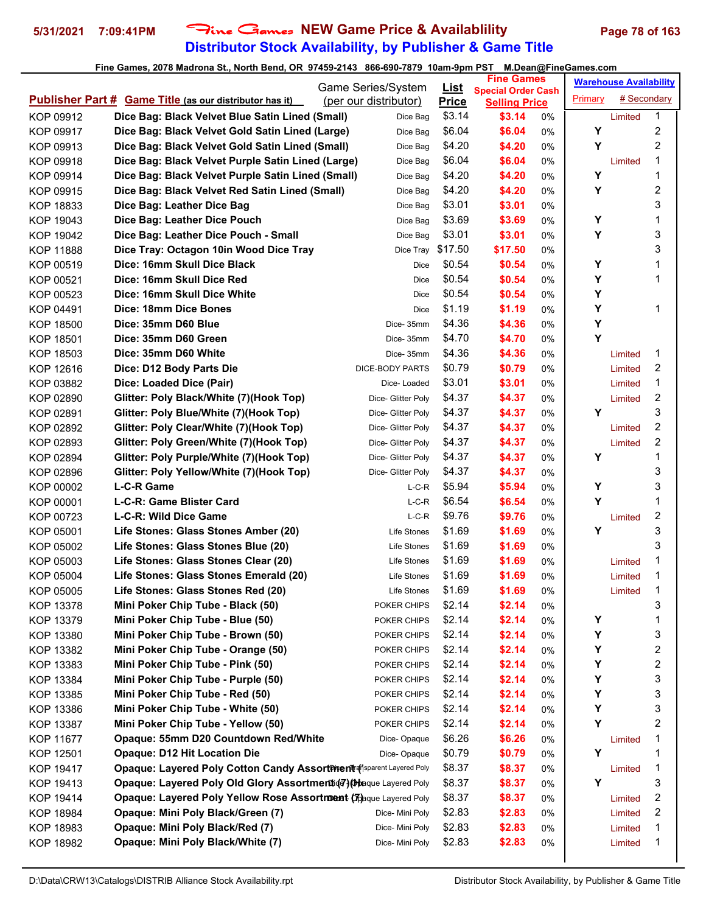# Fine Games NEW Game Price & Availablility

## Distributor Stock Availability, by Publisher & Game Title

Fine Games, 2078 Madrona St., North Bend, OR 97459-2143 866-690-7879 10am-9pm PST M.Dean@FineGames.com

| Publisher Part # | Game Title (as our distributor has it) | Game Series/System (per our distributor) | List Price | Fine Games Special Order Cash Selling Price | | Warehouse Availability Primary | # Secondary |
|---|---|---|---|---|---|---|---|
| KOP 09912 | Dice Bag: Black Velvet Blue Satin Lined (Small) | Dice Bag | $3.14 | $3.14 | 0% | Limited | 1 |
| KOP 09917 | Dice Bag: Black Velvet Gold Satin Lined (Large) | Dice Bag | $6.04 | $6.04 | 0% | Y | 2 |
| KOP 09913 | Dice Bag: Black Velvet Gold Satin Lined (Small) | Dice Bag | $4.20 | $4.20 | 0% | Y | 2 |
| KOP 09918 | Dice Bag: Black Velvet Purple Satin Lined (Large) | Dice Bag | $6.04 | $6.04 | 0% | Limited | 1 |
| KOP 09914 | Dice Bag: Black Velvet Purple Satin Lined (Small) | Dice Bag | $4.20 | $4.20 | 0% | Y | 1 |
| KOP 09915 | Dice Bag: Black Velvet Red Satin Lined (Small) | Dice Bag | $4.20 | $4.20 | 0% | Y | 2 |
| KOP 18833 | Dice Bag: Leather Dice Bag | Dice Bag | $3.01 | $3.01 | 0% | | 3 |
| KOP 19043 | Dice Bag: Leather Dice Pouch | Dice Bag | $3.69 | $3.69 | 0% | Y | 1 |
| KOP 19042 | Dice Bag: Leather Dice Pouch - Small | Dice Bag | $3.01 | $3.01 | 0% | Y | 3 |
| KOP 11888 | Dice Tray: Octagon 10in Wood Dice Tray | Dice Tray | $17.50 | $17.50 | 0% | | 3 |
| KOP 00519 | Dice: 16mm Skull Dice Black | Dice | $0.54 | $0.54 | 0% | Y | 1 |
| KOP 00521 | Dice: 16mm Skull Dice Red | Dice | $0.54 | $0.54 | 0% | Y | 1 |
| KOP 00523 | Dice: 16mm Skull Dice White | Dice | $0.54 | $0.54 | 0% | Y | |
| KOP 04491 | Dice: 18mm Dice Bones | Dice | $1.19 | $1.19 | 0% | Y | 1 |
| KOP 18500 | Dice: 35mm D60 Blue | Dice- 35mm | $4.36 | $4.36 | 0% | Y | |
| KOP 18501 | Dice: 35mm D60 Green | Dice- 35mm | $4.70 | $4.70 | 0% | Y | |
| KOP 18503 | Dice: 35mm D60 White | Dice- 35mm | $4.36 | $4.36 | 0% | Limited | 1 |
| KOP 12616 | Dice: D12 Body Parts Die | DICE-BODY PARTS | $0.79 | $0.79 | 0% | Limited | 2 |
| KOP 03882 | Dice: Loaded Dice (Pair) | Dice- Loaded | $3.01 | $3.01 | 0% | Limited | 1 |
| KOP 02890 | Glitter: Poly Black/White (7)(Hook Top) | Dice- Glitter Poly | $4.37 | $4.37 | 0% | Limited | 2 |
| KOP 02891 | Glitter: Poly Blue/White (7)(Hook Top) | Dice- Glitter Poly | $4.37 | $4.37 | 0% | Y | 3 |
| KOP 02892 | Glitter: Poly Clear/White (7)(Hook Top) | Dice- Glitter Poly | $4.37 | $4.37 | 0% | Limited | 2 |
| KOP 02893 | Glitter: Poly Green/White (7)(Hook Top) | Dice- Glitter Poly | $4.37 | $4.37 | 0% | Limited | 2 |
| KOP 02894 | Glitter: Poly Purple/White (7)(Hook Top) | Dice- Glitter Poly | $4.37 | $4.37 | 0% | Y | 1 |
| KOP 02896 | Glitter: Poly Yellow/White (7)(Hook Top) | Dice- Glitter Poly | $4.37 | $4.37 | 0% | | 3 |
| KOP 00002 | L-C-R Game | L-C-R | $5.94 | $5.94 | 0% | Y | 3 |
| KOP 00001 | L-C-R: Game Blister Card | L-C-R | $6.54 | $6.54 | 0% | Y | 1 |
| KOP 00723 | L-C-R: Wild Dice Game | L-C-R | $9.76 | $9.76 | 0% | Limited | 2 |
| KOP 05001 | Life Stones: Glass Stones Amber (20) | Life Stones | $1.69 | $1.69 | 0% | Y | 3 |
| KOP 05002 | Life Stones: Glass Stones Blue (20) | Life Stones | $1.69 | $1.69 | 0% | | 3 |
| KOP 05003 | Life Stones: Glass Stones Clear (20) | Life Stones | $1.69 | $1.69 | 0% | Limited | 1 |
| KOP 05004 | Life Stones: Glass Stones Emerald (20) | Life Stones | $1.69 | $1.69 | 0% | Limited | 1 |
| KOP 05005 | Life Stones: Glass Stones Red (20) | Life Stones | $1.69 | $1.69 | 0% | Limited | 1 |
| KOP 13378 | Mini Poker Chip Tube - Black (50) | POKER CHIPS | $2.14 | $2.14 | 0% | | 3 |
| KOP 13379 | Mini Poker Chip Tube - Blue (50) | POKER CHIPS | $2.14 | $2.14 | 0% | Y | 1 |
| KOP 13380 | Mini Poker Chip Tube - Brown (50) | POKER CHIPS | $2.14 | $2.14 | 0% | Y | 3 |
| KOP 13382 | Mini Poker Chip Tube - Orange (50) | POKER CHIPS | $2.14 | $2.14 | 0% | Y | 2 |
| KOP 13383 | Mini Poker Chip Tube - Pink (50) | POKER CHIPS | $2.14 | $2.14 | 0% | Y | 2 |
| KOP 13384 | Mini Poker Chip Tube - Purple (50) | POKER CHIPS | $2.14 | $2.14 | 0% | Y | 3 |
| KOP 13385 | Mini Poker Chip Tube - Red (50) | POKER CHIPS | $2.14 | $2.14 | 0% | Y | 3 |
| KOP 13386 | Mini Poker Chip Tube - White (50) | POKER CHIPS | $2.14 | $2.14 | 0% | Y | 3 |
| KOP 13387 | Mini Poker Chip Tube - Yellow (50) | POKER CHIPS | $2.14 | $2.14 | 0% | Y | 2 |
| KOP 11677 | Opaque: 55mm D20 Countdown Red/White | Dice- Opaque | $6.26 | $6.26 | 0% | Limited | 1 |
| KOP 12501 | Opaque: D12 Hit Location Die | Dice- Opaque | $0.79 | $0.79 | 0% | Y | 1 |
| KOP 19417 | Opaque: Layered Poly Cotton Candy Assortment ( | Dice- Transparent Layered Poly | $8.37 | $8.37 | 0% | Limited | 1 |
| KOP 19413 | Opaque: Layered Poly Old Glory Assortment (7)(H | Dice- Opaque Layered Poly | $8.37 | $8.37 | 0% | Y | 3 |
| KOP 19414 | Opaque: Layered Poly Yellow Rose Assortment (7) | Dice- Opaque Layered Poly | $8.37 | $8.37 | 0% | Limited | 2 |
| KOP 18984 | Opaque: Mini Poly Black/Green (7) | Dice- Mini Poly | $2.83 | $2.83 | 0% | Limited | 2 |
| KOP 18983 | Opaque: Mini Poly Black/Red (7) | Dice- Mini Poly | $2.83 | $2.83 | 0% | Limited | 1 |
| KOP 18982 | Opaque: Mini Poly Black/White (7) | Dice- Mini Poly | $2.83 | $2.83 | 0% | Limited | 1 |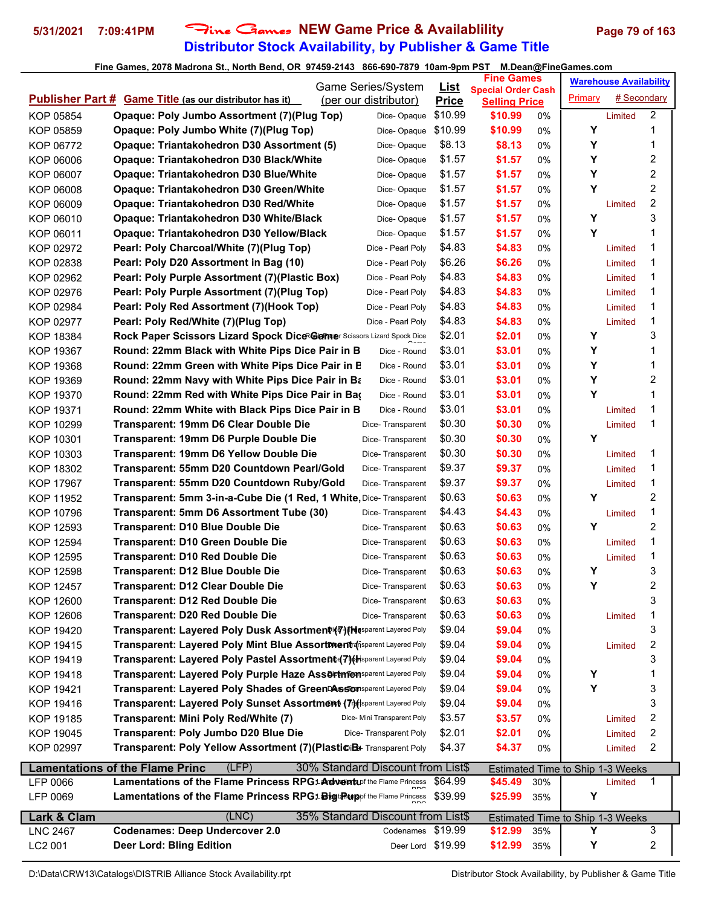# Fine Games NEW Game Price & Availablility

## Distributor Stock Availability, by Publisher & Game Title

5/31/2021 7:09:41PM

Fine Games, 2078 Madrona St., North Bend, OR 97459-2143 866-690-7879 10am-9pm PST M.Dean@FineGames.com

| Publisher Part # | Game Title (as our distributor has it) | Game Series/System (per our distributor) | List Price | Fine Games Special Order Cash Selling Price | | Warehouse Availability Primary | # Secondary |
|---|---|---|---|---|---|---|---|
| KOP 05854 | Opaque: Poly Jumbo Assortment (7)(Plug Top) | Dice- Opaque | $10.99 | $10.99 | 0% | Limited | 2 |
| KOP 05859 | Opaque: Poly Jumbo White (7)(Plug Top) | Dice- Opaque | $10.99 | $10.99 | 0% | Y | 1 |
| KOP 06772 | Opaque: Triantakohedron D30 Assortment (5) | Dice- Opaque | $8.13 | $8.13 | 0% | Y | 1 |
| KOP 06006 | Opaque: Triantakohedron D30 Black/White | Dice- Opaque | $1.57 | $1.57 | 0% | Y | 2 |
| KOP 06007 | Opaque: Triantakohedron D30 Blue/White | Dice- Opaque | $1.57 | $1.57 | 0% | Y | 2 |
| KOP 06008 | Opaque: Triantakohedron D30 Green/White | Dice- Opaque | $1.57 | $1.57 | 0% | Y | 2 |
| KOP 06009 | Opaque: Triantakohedron D30 Red/White | Dice- Opaque | $1.57 | $1.57 | 0% | Limited | 2 |
| KOP 06010 | Opaque: Triantakohedron D30 White/Black | Dice- Opaque | $1.57 | $1.57 | 0% | Y | 3 |
| KOP 06011 | Opaque: Triantakohedron D30 Yellow/Black | Dice- Opaque | $1.57 | $1.57 | 0% | Y | 1 |
| KOP 02972 | Pearl: Poly Charcoal/White (7)(Plug Top) | Dice - Pearl Poly | $4.83 | $4.83 | 0% | Limited | 1 |
| KOP 02838 | Pearl: Poly D20 Assortment in Bag (10) | Dice - Pearl Poly | $6.26 | $6.26 | 0% | Limited | 1 |
| KOP 02962 | Pearl: Poly Purple Assortment (7)(Plastic Box) | Dice - Pearl Poly | $4.83 | $4.83 | 0% | Limited | 1 |
| KOP 02976 | Pearl: Poly Purple Assortment (7)(Plug Top) | Dice - Pearl Poly | $4.83 | $4.83 | 0% | Limited | 1 |
| KOP 02984 | Pearl: Poly Red Assortment (7)(Hook Top) | Dice - Pearl Poly | $4.83 | $4.83 | 0% | Limited | 1 |
| KOP 02977 | Pearl: Poly Red/White (7)(Plug Top) | Dice - Pearl Poly | $4.83 | $4.83 | 0% | Limited | 1 |
| KOP 18384 | Rock Paper Scissors Lizard Spock Dice Game | Rock Paper Scissors Lizard Spock Dice Game | $2.01 | $2.01 | 0% | Y | 3 |
| KOP 19367 | Round: 22mm Black with White Pips Dice Pair in B | Dice - Round | $3.01 | $3.01 | 0% | Y | 1 |
| KOP 19368 | Round: 22mm Green with White Pips Dice Pair in B | Dice - Round | $3.01 | $3.01 | 0% | Y | 1 |
| KOP 19369 | Round: 22mm Navy with White Pips Dice Pair in Ba | Dice - Round | $3.01 | $3.01 | 0% | Y | 2 |
| KOP 19370 | Round: 22mm Red with White Pips Dice Pair in Bag | Dice - Round | $3.01 | $3.01 | 0% | Y | 1 |
| KOP 19371 | Round: 22mm White with Black Pips Dice Pair in B | Dice - Round | $3.01 | $3.01 | 0% | Limited | 1 |
| KOP 10299 | Transparent: 19mm D6 Clear Double Die | Dice- Transparent | $0.30 | $0.30 | 0% | Limited | 1 |
| KOP 10301 | Transparent: 19mm D6 Purple Double Die | Dice- Transparent | $0.30 | $0.30 | 0% | Y | |
| KOP 10303 | Transparent: 19mm D6 Yellow Double Die | Dice- Transparent | $0.30 | $0.30 | 0% | Limited | 1 |
| KOP 18302 | Transparent: 55mm D20 Countdown Pearl/Gold | Dice- Transparent | $9.37 | $9.37 | 0% | Limited | 1 |
| KOP 17967 | Transparent: 55mm D20 Countdown Ruby/Gold | Dice- Transparent | $9.37 | $9.37 | 0% | Limited | 1 |
| KOP 11952 | Transparent: 5mm 3-in-a-Cube Die (1 Red, 1 White, | Dice- Transparent | $0.63 | $0.63 | 0% | Y | 2 |
| KOP 10796 | Transparent: 5mm D6 Assortment Tube (30) | Dice- Transparent | $4.43 | $4.43 | 0% | Limited | 1 |
| KOP 12593 | Transparent: D10 Blue Double Die | Dice- Transparent | $0.63 | $0.63 | 0% | Y | 2 |
| KOP 12594 | Transparent: D10 Green Double Die | Dice- Transparent | $0.63 | $0.63 | 0% | Limited | 1 |
| KOP 12595 | Transparent: D10 Red Double Die | Dice- Transparent | $0.63 | $0.63 | 0% | Limited | 1 |
| KOP 12598 | Transparent: D12 Blue Double Die | Dice- Transparent | $0.63 | $0.63 | 0% | Y | 3 |
| KOP 12457 | Transparent: D12 Clear Double Die | Dice- Transparent | $0.63 | $0.63 | 0% | Y | 2 |
| KOP 12600 | Transparent: D12 Red Double Die | Dice- Transparent | $0.63 | $0.63 | 0% | | 3 |
| KOP 12606 | Transparent: D20 Red Double Die | Dice- Transparent | $0.63 | $0.63 | 0% | Limited | 1 |
| KOP 19420 | Transparent: Layered Poly Dusk Assortment (7)(H | Dice- Transparent Layered Poly | $9.04 | $9.04 | 0% | | 3 |
| KOP 19415 | Transparent: Layered Poly Mint Blue Assortment ( | Dice- Transparent Layered Poly | $9.04 | $9.04 | 0% | Limited | 2 |
| KOP 19419 | Transparent: Layered Poly Pastel Assortment (7)(H | Dice- Transparent Layered Poly | $9.04 | $9.04 | 0% | | 3 |
| KOP 19418 | Transparent: Layered Poly Purple Haze Assortmen | Dice- Transparent Layered Poly | $9.04 | $9.04 | 0% | Y | 1 |
| KOP 19421 | Transparent: Layered Poly Shades of Green Assor | Dice- Transparent Layered Poly | $9.04 | $9.04 | 0% | Y | 3 |
| KOP 19416 | Transparent: Layered Poly Sunset Assortment (7)( | Dice- Transparent Layered Poly | $9.04 | $9.04 | 0% | | 3 |
| KOP 19185 | Transparent: Mini Poly Red/White (7) | Dice- Mini Transparent Poly | $3.57 | $3.57 | 0% | Limited | 2 |
| KOP 19045 | Transparent: Poly Jumbo D20 Blue Die | Dice- Transparent Poly | $2.01 | $2.01 | 0% | Limited | 2 |
| KOP 02997 | Transparent: Poly Yellow Assortment (7)(Plastic B | Dice- Transparent Poly | $4.37 | $4.37 | 0% | Limited | 2 |
| **Lamentations of the Flame Princ** | (LFP) | 30% Standard Discount from List$ | | Estimated Time to Ship 1-3 Weeks | | | |
| LFP 0066 | Lamentations of the Flame Princess RPG: Adventu | Lamentations of the Flame Princess RPG | $64.99 | $45.49 | 30% | Limited | 1 |
| LFP 0069 | Lamentations of the Flame Princess RPG: Big Pup | Lamentations of the Flame Princess RPG | $39.99 | $25.99 | 35% | Y | |
| **Lark & Clam** | (LNC) | 35% Standard Discount from List$ | | Estimated Time to Ship 1-3 Weeks | | | |
| LNC 2467 | Codenames: Deep Undercover 2.0 | Codenames | $19.99 | $12.99 | 35% | Y | 3 |
| LC2 001 | Deer Lord: Bling Edition | Deer Lord | $19.99 | $12.99 | 35% | Y | 2 |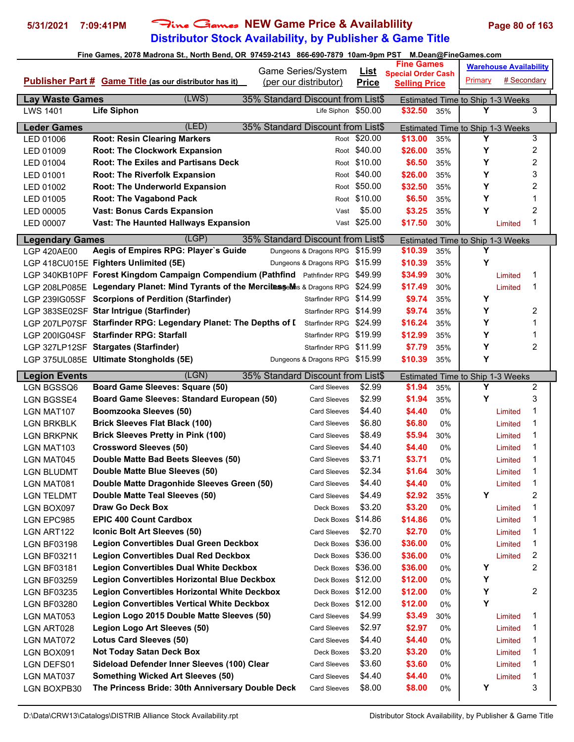# Fine Games NEW Game Price & Availablility

## Distributor Stock Availability, by Publisher & Game Title

5/31/2021 7:09:41PM

Fine Games, 2078 Madrona St., North Bend, OR 97459-2143 866-690-7879 10am-9pm PST M.Dean@FineGames.com

| Publisher Part # | Game Title (as our distributor has it) | Game Series/System (per our distributor) | List Price | Fine Games Special Order Cash Selling Price | | Warehouse Availability Primary | # Secondary |
|---|---|---|---|---|---|---|---|
| **Lay Waste Games** | (LWS) | 35% Standard Discount from List$ | | Estimated Time to Ship 1-3 Weeks | | | |
| LWS 1401 | **Life Siphon** | Life Siphon | $50.00 | **$32.50** | 35% | Y | 3 |
| **Leder Games** | (LED) | 35% Standard Discount from List$ | | Estimated Time to Ship 1-3 Weeks | | | |
| LED 01006 | **Root: Resin Clearing Markers** | Root | $20.00 | **$13.00** | 35% | Y | 3 |
| LED 01009 | **Root: The Clockwork Expansion** | Root | $40.00 | **$26.00** | 35% | Y | 2 |
| LED 01004 | **Root: The Exiles and Partisans Deck** | Root | $10.00 | **$6.50** | 35% | Y | 2 |
| LED 01001 | **Root: The Riverfolk Expansion** | Root | $40.00 | **$26.00** | 35% | Y | 3 |
| LED 01002 | **Root: The Underworld Expansion** | Root | $50.00 | **$32.50** | 35% | Y | 2 |
| LED 01005 | **Root: The Vagabond Pack** | Root | $10.00 | **$6.50** | 35% | Y | 1 |
| LED 00005 | **Vast: Bonus Cards Expansion** | Vast | $5.00 | **$3.25** | 35% | Y | 2 |
| LED 00007 | **Vast: The Haunted Hallways Expansion** | Vast | $25.00 | **$17.50** | 30% | Limited | 1 |
| **Legendary Games** | (LGP) | 35% Standard Discount from List$ | | Estimated Time to Ship 1-3 Weeks | | | |
| LGP 420AE00 | **Aegis of Empires RPG: Player`s Guide** | Dungeons & Dragons RPG | $15.99 | **$10.39** | 35% | Y | |
| LGP 418CU015E | **Fighters Unlimited (5E)** | Dungeons & Dragons RPG | $15.99 | **$10.39** | 35% | Y | |
| LGP 340KB10PF | **Forest Kingdom Campaign Compendium (Pathfind** | Pathfinder RPG | $49.99 | **$34.99** | 30% | Limited | 1 |
| LGP 208LP085E | **Legendary Planet: Mind Tyrants of the Merciless M** | Dungeons & Dragons RPG | $24.99 | **$17.49** | 30% | Limited | 1 |
| LGP 239IG05SF | **Scorpions of Perdition (Starfinder)** | Starfinder RPG | $14.99 | **$9.74** | 35% | Y | |
| LGP 383SE02SF | **Star Intrigue (Starfinder)** | Starfinder RPG | $14.99 | **$9.74** | 35% | Y | 2 |
| LGP 207LP07SF | **Starfinder RPG: Legendary Planet: The Depths of D** | Starfinder RPG | $24.99 | **$16.24** | 35% | Y | 1 |
| LGP 200IG04SF | **Starfinder RPG: Starfall** | Starfinder RPG | $19.99 | **$12.99** | 35% | Y | 1 |
| LGP 327LP12SF | **Stargates (Starfinder)** | Starfinder RPG | $11.99 | **$7.79** | 35% | Y | 2 |
| LGP 375UL085E | **Ultimate Stongholds (5E)** | Dungeons & Dragons RPG | $15.99 | **$10.39** | 35% | Y | |
| **Legion Events** | (LGN) | 35% Standard Discount from List$ | | Estimated Time to Ship 1-3 Weeks | | | |
| LGN BGSSQ6 | **Board Game Sleeves: Square (50)** | Card Sleeves | $2.99 | **$1.94** | 35% | Y | 2 |
| LGN BGSSE4 | **Board Game Sleeves: Standard European (50)** | Card Sleeves | $2.99 | **$1.94** | 35% | Y | 3 |
| LGN MAT107 | **Boomzooka Sleeves (50)** | Card Sleeves | $4.40 | **$4.40** | 0% | Limited | 1 |
| LGN BRKBLK | **Brick Sleeves Flat Black (100)** | Card Sleeves | $6.80 | **$6.80** | 0% | Limited | 1 |
| LGN BRKPNK | **Brick Sleeves Pretty in Pink (100)** | Card Sleeves | $8.49 | **$5.94** | 30% | Limited | 1 |
| LGN MAT103 | **Crossword Sleeves (50)** | Card Sleeves | $4.40 | **$4.40** | 0% | Limited | 1 |
| LGN MAT045 | **Double Matte Bad Beets Sleeves (50)** | Card Sleeves | $3.71 | **$3.71** | 0% | Limited | 1 |
| LGN BLUDMT | **Double Matte Blue Sleeves (50)** | Card Sleeves | $2.34 | **$1.64** | 30% | Limited | 1 |
| LGN MAT081 | **Double Matte Dragonhide Sleeves Green (50)** | Card Sleeves | $4.40 | **$4.40** | 0% | Limited | 1 |
| LGN TELDMT | **Double Matte Teal Sleeves (50)** | Card Sleeves | $4.49 | **$2.92** | 35% | Y | 2 |
| LGN BOX097 | **Draw Go Deck Box** | Deck Boxes | $3.20 | **$3.20** | 0% | Limited | 1 |
| LGN EPC985 | **EPIC 400 Count Cardbox** | Deck Boxes | $14.86 | **$14.86** | 0% | Limited | 1 |
| LGN ART122 | **Iconic Bolt Art Sleeves (50)** | Card Sleeves | $2.70 | **$2.70** | 0% | Limited | 1 |
| LGN BF03198 | **Legion Convertibles Dual Green Deckbox** | Deck Boxes | $36.00 | **$36.00** | 0% | Limited | 1 |
| LGN BF03211 | **Legion Convertibles Dual Red Deckbox** | Deck Boxes | $36.00 | **$36.00** | 0% | Limited | 2 |
| LGN BF03181 | **Legion Convertibles Dual White Deckbox** | Deck Boxes | $36.00 | **$36.00** | 0% | Y | 2 |
| LGN BF03259 | **Legion Convertibles Horizontal Blue Deckbox** | Deck Boxes | $12.00 | **$12.00** | 0% | Y | |
| LGN BF03235 | **Legion Convertibles Horizontal White Deckbox** | Deck Boxes | $12.00 | **$12.00** | 0% | Y | 2 |
| LGN BF03280 | **Legion Convertibles Vertical White Deckbox** | Deck Boxes | $12.00 | **$12.00** | 0% | Y | |
| LGN MAT053 | **Legion Logo 2015 Double Matte Sleeves (50)** | Card Sleeves | $4.99 | **$3.49** | 30% | Limited | 1 |
| LGN ART028 | **Legion Logo Art Sleeves (50)** | Card Sleeves | $2.97 | **$2.97** | 0% | Limited | 1 |
| LGN MAT072 | **Lotus Card Sleeves (50)** | Card Sleeves | $4.40 | **$4.40** | 0% | Limited | 1 |
| LGN BOX091 | **Not Today Satan Deck Box** | Deck Boxes | $3.20 | **$3.20** | 0% | Limited | 1 |
| LGN DEFS01 | **Sideload Defender Inner Sleeves (100) Clear** | Card Sleeves | $3.60 | **$3.60** | 0% | Limited | 1 |
| LGN MAT037 | **Something Wicked Art Sleeves (50)** | Card Sleeves | $4.40 | **$4.40** | 0% | Limited | 1 |
| LGN BOXPB30 | **The Princess Bride: 30th Anniversary Double Deck** | Card Sleeves | $8.00 | **$8.00** | 0% | Y | 3 |

D:\Data\CRW13\Catalogs\DISTRIB Alliance Stock Availability.rpt — Distributor Stock Availability, by Publisher & Game Title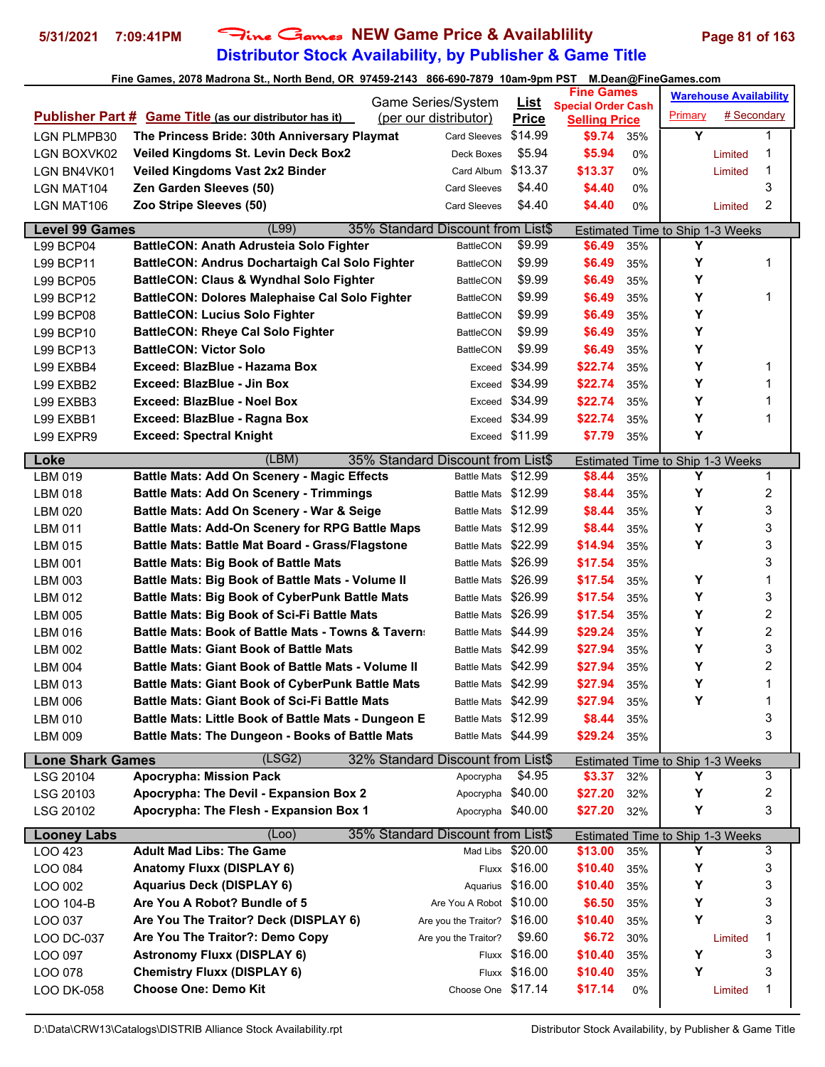# Fine Games NEW Game Price & Availability
## Distributor Stock Availability, by Publisher & Game Title

5/31/2021 7:09:41PM

Fine Games, 2078 Madrona St., North Bend, OR 97459-2143 866-690-7879 10am-9pm PST M.Dean@FineGames.com

| Publisher Part # | Game Title (as our distributor has it) | Game Series/System (per our distributor) | List Price | Fine Games Special Order Cash Selling Price | | Warehouse Availability Primary | # Secondary |
|---|---|---|---|---|---|---|---|
| LGN PLMPB30 | The Princess Bride: 30th Anniversary Playmat | Card Sleeves | $14.99 | $9.74 | 35% | Y | 1 |
| LGN BOXVK02 | Veiled Kingdoms St. Levin Deck Box2 | Deck Boxes | $5.94 | $5.94 | 0% | Limited | 1 |
| LGN BN4VK01 | Veiled Kingdoms Vast 2x2 Binder | Card Album | $13.37 | $13.37 | 0% | Limited | 1 |
| LGN MAT104 | Zen Garden Sleeves (50) | Card Sleeves | $4.40 | $4.40 | 0% | | 3 |
| LGN MAT106 | Zoo Stripe Sleeves (50) | Card Sleeves | $4.40 | $4.40 | 0% | Limited | 2 |
| **Level 99 Games** | (L99) | 35% Standard Discount from List$ | | Estimated Time to Ship 1-3 Weeks | | | |
| L99 BCP04 | BattleCON: Anath Adrusteia Solo Fighter | BattleCON | $9.99 | $6.49 | 35% | Y | |
| L99 BCP11 | BattleCON: Andrus Dochartaigh Cal Solo Fighter | BattleCON | $9.99 | $6.49 | 35% | Y | 1 |
| L99 BCP05 | BattleCON: Claus & Wyndhal Solo Fighter | BattleCON | $9.99 | $6.49 | 35% | Y | |
| L99 BCP12 | BattleCON: Dolores Malephaise Cal Solo Fighter | BattleCON | $9.99 | $6.49 | 35% | Y | 1 |
| L99 BCP08 | BattleCON: Lucius Solo Fighter | BattleCON | $9.99 | $6.49 | 35% | Y | |
| L99 BCP10 | BattleCON: Rheye Cal Solo Fighter | BattleCON | $9.99 | $6.49 | 35% | Y | |
| L99 BCP13 | BattleCON: Victor Solo | BattleCON | $9.99 | $6.49 | 35% | Y | |
| L99 EXBB4 | Exceed: BlazBlue - Hazama Box | Exceed | $34.99 | $22.74 | 35% | Y | 1 |
| L99 EXBB2 | Exceed: BlazBlue - Jin Box | Exceed | $34.99 | $22.74 | 35% | Y | 1 |
| L99 EXBB3 | Exceed: BlazBlue - Noel Box | Exceed | $34.99 | $22.74 | 35% | Y | 1 |
| L99 EXBB1 | Exceed: BlazBlue - Ragna Box | Exceed | $34.99 | $22.74 | 35% | Y | 1 |
| L99 EXPR9 | Exceed: Spectral Knight | Exceed | $11.99 | $7.79 | 35% | Y | |
| **Loke** | (LBM) | 35% Standard Discount from List$ | | Estimated Time to Ship 1-3 Weeks | | | |
| LBM 019 | Battle Mats: Add On Scenery - Magic Effects | Battle Mats | $12.99 | $8.44 | 35% | Y | 1 |
| LBM 018 | Battle Mats: Add On Scenery - Trimmings | Battle Mats | $12.99 | $8.44 | 35% | Y | 2 |
| LBM 020 | Battle Mats: Add On Scenery - War & Seige | Battle Mats | $12.99 | $8.44 | 35% | Y | 3 |
| LBM 011 | Battle Mats: Add-On Scenery for RPG Battle Maps | Battle Mats | $12.99 | $8.44 | 35% | Y | 3 |
| LBM 015 | Battle Mats: Battle Mat Board - Grass/Flagstone | Battle Mats | $22.99 | $14.94 | 35% | Y | 3 |
| LBM 001 | Battle Mats: Big Book of Battle Mats | Battle Mats | $26.99 | $17.54 | 35% | | 3 |
| LBM 003 | Battle Mats: Big Book of Battle Mats - Volume II | Battle Mats | $26.99 | $17.54 | 35% | Y | 1 |
| LBM 012 | Battle Mats: Big Book of CyberPunk Battle Mats | Battle Mats | $26.99 | $17.54 | 35% | Y | 3 |
| LBM 005 | Battle Mats: Big Book of Sci-Fi Battle Mats | Battle Mats | $26.99 | $17.54 | 35% | Y | 2 |
| LBM 016 | Battle Mats: Book of Battle Mats - Towns & Taverns | Battle Mats | $44.99 | $29.24 | 35% | Y | 2 |
| LBM 002 | Battle Mats: Giant Book of Battle Mats | Battle Mats | $42.99 | $27.94 | 35% | Y | 3 |
| LBM 004 | Battle Mats: Giant Book of Battle Mats - Volume II | Battle Mats | $42.99 | $27.94 | 35% | Y | 2 |
| LBM 013 | Battle Mats: Giant Book of CyberPunk Battle Mats | Battle Mats | $42.99 | $27.94 | 35% | Y | 1 |
| LBM 006 | Battle Mats: Giant Book of Sci-Fi Battle Mats | Battle Mats | $42.99 | $27.94 | 35% | Y | 1 |
| LBM 010 | Battle Mats: Little Book of Battle Mats - Dungeon E | Battle Mats | $12.99 | $8.44 | 35% | | 3 |
| LBM 009 | Battle Mats: The Dungeon - Books of Battle Mats | Battle Mats | $44.99 | $29.24 | 35% | | 3 |
| **Lone Shark Games** | (LSG2) | 32% Standard Discount from List$ | | Estimated Time to Ship 1-3 Weeks | | | |
| LSG 20104 | Apocrypha: Mission Pack | Apocrypha | $4.95 | $3.37 | 32% | Y | 3 |
| LSG 20103 | Apocrypha: The Devil - Expansion Box 2 | Apocrypha | $40.00 | $27.20 | 32% | Y | 2 |
| LSG 20102 | Apocrypha: The Flesh - Expansion Box 1 | Apocrypha | $40.00 | $27.20 | 32% | Y | 3 |
| **Looney Labs** | (Loo) | 35% Standard Discount from List$ | | Estimated Time to Ship 1-3 Weeks | | | |
| LOO 423 | Adult Mad Libs: The Game | Mad Libs | $20.00 | $13.00 | 35% | Y | 3 |
| LOO 084 | Anatomy Fluxx (DISPLAY 6) | Fluxx | $16.00 | $10.40 | 35% | Y | 3 |
| LOO 002 | Aquarius Deck (DISPLAY 6) | Aquarius | $16.00 | $10.40 | 35% | Y | 3 |
| LOO 104-B | Are You A Robot? Bundle of 5 | Are You A Robot | $10.00 | $6.50 | 35% | Y | 3 |
| LOO 037 | Are You The Traitor? Deck (DISPLAY 6) | Are you the Traitor? | $16.00 | $10.40 | 35% | Y | 3 |
| LOO DC-037 | Are You The Traitor?: Demo Copy | Are you the Traitor? | $9.60 | $6.72 | 30% | Limited | 1 |
| LOO 097 | Astronomy Fluxx (DISPLAY 6) | Fluxx | $16.00 | $10.40 | 35% | Y | 3 |
| LOO 078 | Chemistry Fluxx (DISPLAY 6) | Fluxx | $16.00 | $10.40 | 35% | Y | 3 |
| LOO DK-058 | Choose One: Demo Kit | Choose One | $17.14 | $17.14 | 0% | Limited | 1 |

D:\Data\CRW13\Catalogs\DISTRIB Alliance Stock Availability.rpt — Distributor Stock Availability, by Publisher & Game Title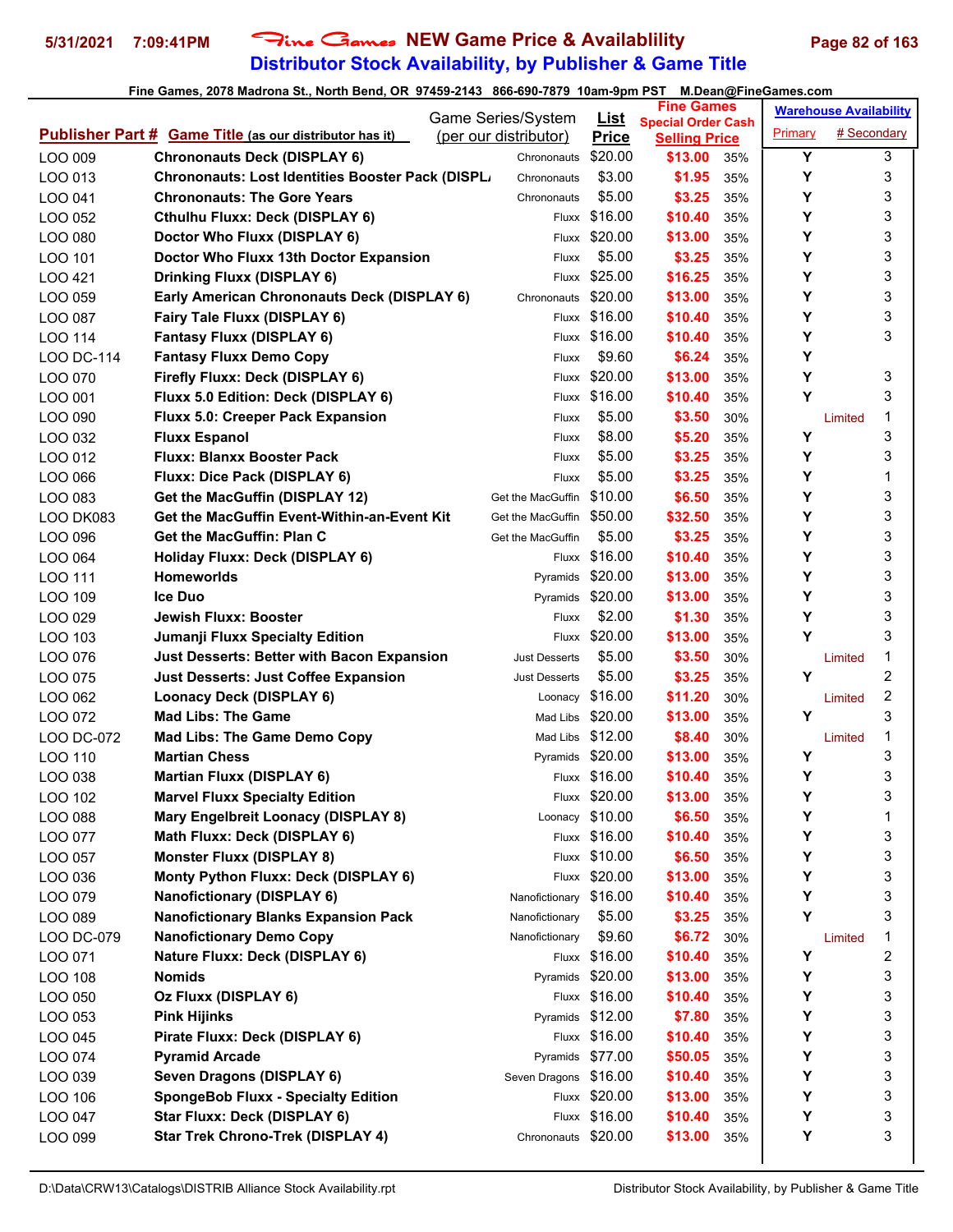# Fine Games NEW Game Price & Availablility

## Distributor Stock Availability, by Publisher & Game Title

5/31/2021 7:09:41PM

Fine Games, 2078 Madrona St., North Bend, OR 97459-2143 866-690-7879 10am-9pm PST M.Dean@FineGames.com

| Publisher Part # | Game Title (as our distributor has it) | Game Series/System (per our distributor) | List Price | Fine Games Special Order Cash Selling Price | | Warehouse Availability Primary | # Secondary |
|---|---|---|---|---|---|---|---|
| LOO 009 | Chrononauts Deck (DISPLAY 6) | Chrononauts | $20.00 | $13.00 | 35% | Y | 3 |
| LOO 013 | Chrononauts: Lost Identities Booster Pack (DISPL/ | Chrononauts | $3.00 | $1.95 | 35% | Y | 3 |
| LOO 041 | Chrononauts: The Gore Years | Chrononauts | $5.00 | $3.25 | 35% | Y | 3 |
| LOO 052 | Cthulhu Fluxx: Deck (DISPLAY 6) | Fluxx | $16.00 | $10.40 | 35% | Y | 3 |
| LOO 080 | Doctor Who Fluxx (DISPLAY 6) | Fluxx | $20.00 | $13.00 | 35% | Y | 3 |
| LOO 101 | Doctor Who Fluxx 13th Doctor Expansion | Fluxx | $5.00 | $3.25 | 35% | Y | 3 |
| LOO 421 | Drinking Fluxx (DISPLAY 6) | Fluxx | $25.00 | $16.25 | 35% | Y | 3 |
| LOO 059 | Early American Chrononauts Deck (DISPLAY 6) | Chrononauts | $20.00 | $13.00 | 35% | Y | 3 |
| LOO 087 | Fairy Tale Fluxx (DISPLAY 6) | Fluxx | $16.00 | $10.40 | 35% | Y | 3 |
| LOO 114 | Fantasy Fluxx (DISPLAY 6) | Fluxx | $16.00 | $10.40 | 35% | Y | 3 |
| LOO DC-114 | Fantasy Fluxx Demo Copy | Fluxx | $9.60 | $6.24 | 35% | Y | |
| LOO 070 | Firefly Fluxx: Deck (DISPLAY 6) | Fluxx | $20.00 | $13.00 | 35% | Y | 3 |
| LOO 001 | Fluxx 5.0 Edition: Deck (DISPLAY 6) | Fluxx | $16.00 | $10.40 | 35% | Y | 3 |
| LOO 090 | Fluxx 5.0: Creeper Pack Expansion | Fluxx | $5.00 | $3.50 | 30% | Limited | 1 |
| LOO 032 | Fluxx Espanol | Fluxx | $8.00 | $5.20 | 35% | Y | 3 |
| LOO 012 | Fluxx: Blanxx Booster Pack | Fluxx | $5.00 | $3.25 | 35% | Y | 3 |
| LOO 066 | Fluxx: Dice Pack (DISPLAY 6) | Fluxx | $5.00 | $3.25 | 35% | Y | 1 |
| LOO 083 | Get the MacGuffin (DISPLAY 12) | Get the MacGuffin | $10.00 | $6.50 | 35% | Y | 3 |
| LOO DK083 | Get the MacGuffin Event-Within-an-Event Kit | Get the MacGuffin | $50.00 | $32.50 | 35% | Y | 3 |
| LOO 096 | Get the MacGuffin: Plan C | Get the MacGuffin | $5.00 | $3.25 | 35% | Y | 3 |
| LOO 064 | Holiday Fluxx: Deck (DISPLAY 6) | Fluxx | $16.00 | $10.40 | 35% | Y | 3 |
| LOO 111 | Homeworlds | Pyramids | $20.00 | $13.00 | 35% | Y | 3 |
| LOO 109 | Ice Duo | Pyramids | $20.00 | $13.00 | 35% | Y | 3 |
| LOO 029 | Jewish Fluxx: Booster | Fluxx | $2.00 | $1.30 | 35% | Y | 3 |
| LOO 103 | Jumanji Fluxx Specialty Edition | Fluxx | $20.00 | $13.00 | 35% | Y | 3 |
| LOO 076 | Just Desserts: Better with Bacon Expansion | Just Desserts | $5.00 | $3.50 | 30% | Limited | 1 |
| LOO 075 | Just Desserts: Just Coffee Expansion | Just Desserts | $5.00 | $3.25 | 35% | Y | 2 |
| LOO 062 | Loonacy Deck (DISPLAY 6) | Loonacy | $16.00 | $11.20 | 30% | Limited | 2 |
| LOO 072 | Mad Libs: The Game | Mad Libs | $20.00 | $13.00 | 35% | Y | 3 |
| LOO DC-072 | Mad Libs: The Game Demo Copy | Mad Libs | $12.00 | $8.40 | 30% | Limited | 1 |
| LOO 110 | Martian Chess | Pyramids | $20.00 | $13.00 | 35% | Y | 3 |
| LOO 038 | Martian Fluxx (DISPLAY 6) | Fluxx | $16.00 | $10.40 | 35% | Y | 3 |
| LOO 102 | Marvel Fluxx Specialty Edition | Fluxx | $20.00 | $13.00 | 35% | Y | 3 |
| LOO 088 | Mary Engelbreit Loonacy (DISPLAY 8) | Loonacy | $10.00 | $6.50 | 35% | Y | 1 |
| LOO 077 | Math Fluxx: Deck (DISPLAY 6) | Fluxx | $16.00 | $10.40 | 35% | Y | 3 |
| LOO 057 | Monster Fluxx (DISPLAY 8) | Fluxx | $10.00 | $6.50 | 35% | Y | 3 |
| LOO 036 | Monty Python Fluxx: Deck (DISPLAY 6) | Fluxx | $20.00 | $13.00 | 35% | Y | 3 |
| LOO 079 | Nanofictionary (DISPLAY 6) | Nanofictionary | $16.00 | $10.40 | 35% | Y | 3 |
| LOO 089 | Nanofictionary Blanks Expansion Pack | Nanofictionary | $5.00 | $3.25 | 35% | Y | 3 |
| LOO DC-079 | Nanofictionary Demo Copy | Nanofictionary | $9.60 | $6.72 | 30% | Limited | 1 |
| LOO 071 | Nature Fluxx: Deck (DISPLAY 6) | Fluxx | $16.00 | $10.40 | 35% | Y | 2 |
| LOO 108 | Nomids | Pyramids | $20.00 | $13.00 | 35% | Y | 3 |
| LOO 050 | Oz Fluxx (DISPLAY 6) | Fluxx | $16.00 | $10.40 | 35% | Y | 3 |
| LOO 053 | Pink Hijinks | Pyramids | $12.00 | $7.80 | 35% | Y | 3 |
| LOO 045 | Pirate Fluxx: Deck (DISPLAY 6) | Fluxx | $16.00 | $10.40 | 35% | Y | 3 |
| LOO 074 | Pyramid Arcade | Pyramids | $77.00 | $50.05 | 35% | Y | 3 |
| LOO 039 | Seven Dragons (DISPLAY 6) | Seven Dragons | $16.00 | $10.40 | 35% | Y | 3 |
| LOO 106 | SpongeBob Fluxx - Specialty Edition | Fluxx | $20.00 | $13.00 | 35% | Y | 3 |
| LOO 047 | Star Fluxx: Deck (DISPLAY 6) | Fluxx | $16.00 | $10.40 | 35% | Y | 3 |
| LOO 099 | Star Trek Chrono-Trek (DISPLAY 4) | Chrononauts | $20.00 | $13.00 | 35% | Y | 3 |

D:\Data\CRW13\Catalogs\DISTRIB Alliance Stock Availability.rpt — Distributor Stock Availability, by Publisher & Game Title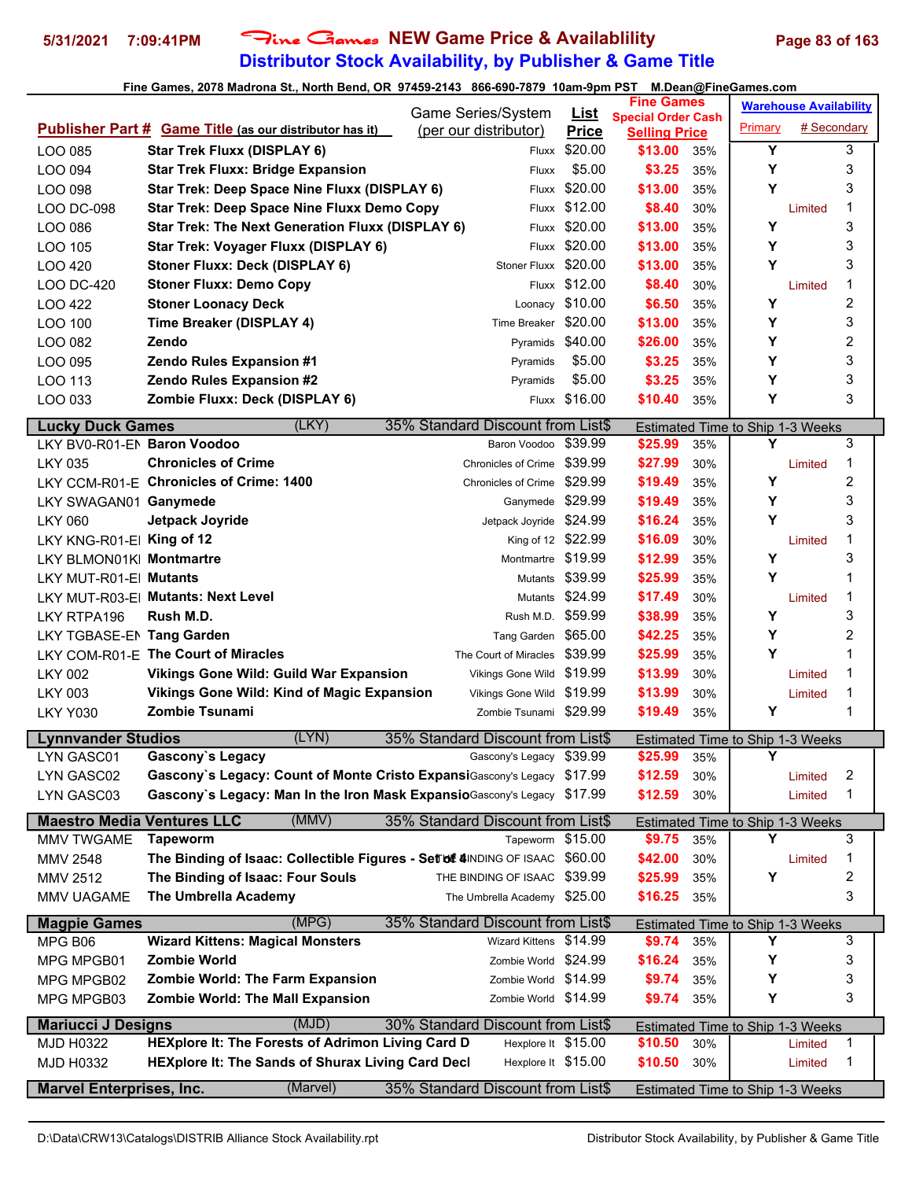# Fine Games NEW Game Price & Availablility

## Distributor Stock Availability, by Publisher & Game Title

Fine Games, 2078 Madrona St., North Bend, OR 97459-2143 866-690-7879 10am-9pm PST M.Dean@FineGames.com

| Publisher Part # | Game Title (as our distributor has it) | Game Series/System (per our distributor) | List Price | Fine Games Special Order Cash Selling Price | | Warehouse Availability Primary | # Secondary |
|---|---|---|---|---|---|---|---|
| LOO 085 | Star Trek Fluxx (DISPLAY 6) | Fluxx | $20.00 | $13.00 | 35% | Y | 3 |
| LOO 094 | Star Trek Fluxx: Bridge Expansion | Fluxx | $5.00 | $3.25 | 35% | Y | 3 |
| LOO 098 | Star Trek: Deep Space Nine Fluxx (DISPLAY 6) | Fluxx | $20.00 | $13.00 | 35% | Y | 3 |
| LOO DC-098 | Star Trek: Deep Space Nine Fluxx Demo Copy | Fluxx | $12.00 | $8.40 | 30% | Limited | 1 |
| LOO 086 | Star Trek: The Next Generation Fluxx (DISPLAY 6) | Fluxx | $20.00 | $13.00 | 35% | Y | 3 |
| LOO 105 | Star Trek: Voyager Fluxx (DISPLAY 6) | Fluxx | $20.00 | $13.00 | 35% | Y | 3 |
| LOO 420 | Stoner Fluxx: Deck (DISPLAY 6) | Stoner Fluxx | $20.00 | $13.00 | 35% | Y | 3 |
| LOO DC-420 | Stoner Fluxx: Demo Copy | Fluxx | $12.00 | $8.40 | 30% | Limited | 1 |
| LOO 422 | Stoner Loonacy Deck | Loonacy | $10.00 | $6.50 | 35% | Y | 2 |
| LOO 100 | Time Breaker (DISPLAY 4) | Time Breaker | $20.00 | $13.00 | 35% | Y | 3 |
| LOO 082 | Zendo | Pyramids | $40.00 | $26.00 | 35% | Y | 2 |
| LOO 095 | Zendo Rules Expansion #1 | Pyramids | $5.00 | $3.25 | 35% | Y | 3 |
| LOO 113 | Zendo Rules Expansion #2 | Pyramids | $5.00 | $3.25 | 35% | Y | 3 |
| LOO 033 | Zombie Fluxx: Deck (DISPLAY 6) | Fluxx | $16.00 | $10.40 | 35% | Y | 3 |
| **Lucky Duck Games** | (LKY) | 35% Standard Discount from List$ | | Estimated Time to Ship 1-3 Weeks | | | |
| LKY BV0-R01-EN | Baron Voodoo | Baron Voodoo | $39.99 | $25.99 | 35% | Y | 3 |
| LKY 035 | Chronicles of Crime | Chronicles of Crime | $39.99 | $27.99 | 30% | Limited | 1 |
| LKY CCM-R01-E | Chronicles of Crime: 1400 | Chronicles of Crime | $29.99 | $19.49 | 35% | Y | 2 |
| LKY SWAGAN01 | Ganymede | Ganymede | $29.99 | $19.49 | 35% | Y | 3 |
| LKY 060 | Jetpack Joyride | Jetpack Joyride | $24.99 | $16.24 | 35% | Y | 3 |
| LKY KNG-R01-EI | King of 12 | King of 12 | $22.99 | $16.09 | 30% | Limited | 1 |
| LKY BLMON01KI | Montmartre | Montmartre | $19.99 | $12.99 | 35% | Y | 3 |
| LKY MUT-R01-EI | Mutants | Mutants | $39.99 | $25.99 | 35% | Y | 1 |
| LKY MUT-R03-EI | Mutants: Next Level | Mutants | $24.99 | $17.49 | 30% | Limited | 1 |
| LKY RTPA196 | Rush M.D. | Rush M.D. | $59.99 | $38.99 | 35% | Y | 3 |
| LKY TGBASE-EN | Tang Garden | Tang Garden | $65.00 | $42.25 | 35% | Y | 2 |
| LKY COM-R01-E | The Court of Miracles | The Court of Miracles | $39.99 | $25.99 | 35% | Y | 1 |
| LKY 002 | Vikings Gone Wild: Guild War Expansion | Vikings Gone Wild | $19.99 | $13.99 | 30% | Limited | 1 |
| LKY 003 | Vikings Gone Wild: Kind of Magic Expansion | Vikings Gone Wild | $19.99 | $13.99 | 30% | Limited | 1 |
| LKY Y030 | Zombie Tsunami | Zombie Tsunami | $29.99 | $19.49 | 35% | Y | 1 |
| **Lynnvander Studios** | (LYN) | 35% Standard Discount from List$ | | Estimated Time to Ship 1-3 Weeks | | | |
| LYN GASC01 | Gascony`s Legacy | Gascony's Legacy | $39.99 | $25.99 | 35% | Y | |
| LYN GASC02 | Gascony`s Legacy: Count of Monte Cristo Expansi | Gascony's Legacy | $17.99 | $12.59 | 30% | Limited | 2 |
| LYN GASC03 | Gascony`s Legacy: Man In the Iron Mask Expansio | Gascony's Legacy | $17.99 | $12.59 | 30% | Limited | 1 |
| **Maestro Media Ventures LLC** | (MMV) | 35% Standard Discount from List$ | | Estimated Time to Ship 1-3 Weeks | | | |
| MMV TWGAME | Tapeworm | Tapeworm | $15.00 | $9.75 | 35% | Y | 3 |
| MMV 2548 | The Binding of Isaac: Collectible Figures - Set of 4 | THE BINDING OF ISAAC | $60.00 | $42.00 | 30% | Limited | 1 |
| MMV 2512 | The Binding of Isaac: Four Souls | THE BINDING OF ISAAC | $39.99 | $25.99 | 35% | Y | 2 |
| MMV UAGAME | The Umbrella Academy | The Umbrella Academy | $25.00 | $16.25 | 35% | | 3 |
| **Magpie Games** | (MPG) | 35% Standard Discount from List$ | | Estimated Time to Ship 1-3 Weeks | | | |
| MPG B06 | Wizard Kittens: Magical Monsters | Wizard Kittens | $14.99 | $9.74 | 35% | Y | 3 |
| MPG MPGB01 | Zombie World | Zombie World | $24.99 | $16.24 | 35% | Y | 3 |
| MPG MPGB02 | Zombie World: The Farm Expansion | Zombie World | $14.99 | $9.74 | 35% | Y | 3 |
| MPG MPGB03 | Zombie World: The Mall Expansion | Zombie World | $14.99 | $9.74 | 35% | Y | 3 |
| **Mariucci J Designs** | (MJD) | 30% Standard Discount from List$ | | Estimated Time to Ship 1-3 Weeks | | | |
| MJD H0322 | HEXplore It: The Forests of Adrimon Living Card D | Hexplore It | $15.00 | $10.50 | 30% | Limited | 1 |
| MJD H0332 | HEXplore It: The Sands of Shurax Living Card Decl | Hexplore It | $15.00 | $10.50 | 30% | Limited | 1 |
| **Marvel Enterprises, Inc.** | (Marvel) | 35% Standard Discount from List$ | | Estimated Time to Ship 1-3 Weeks | | | |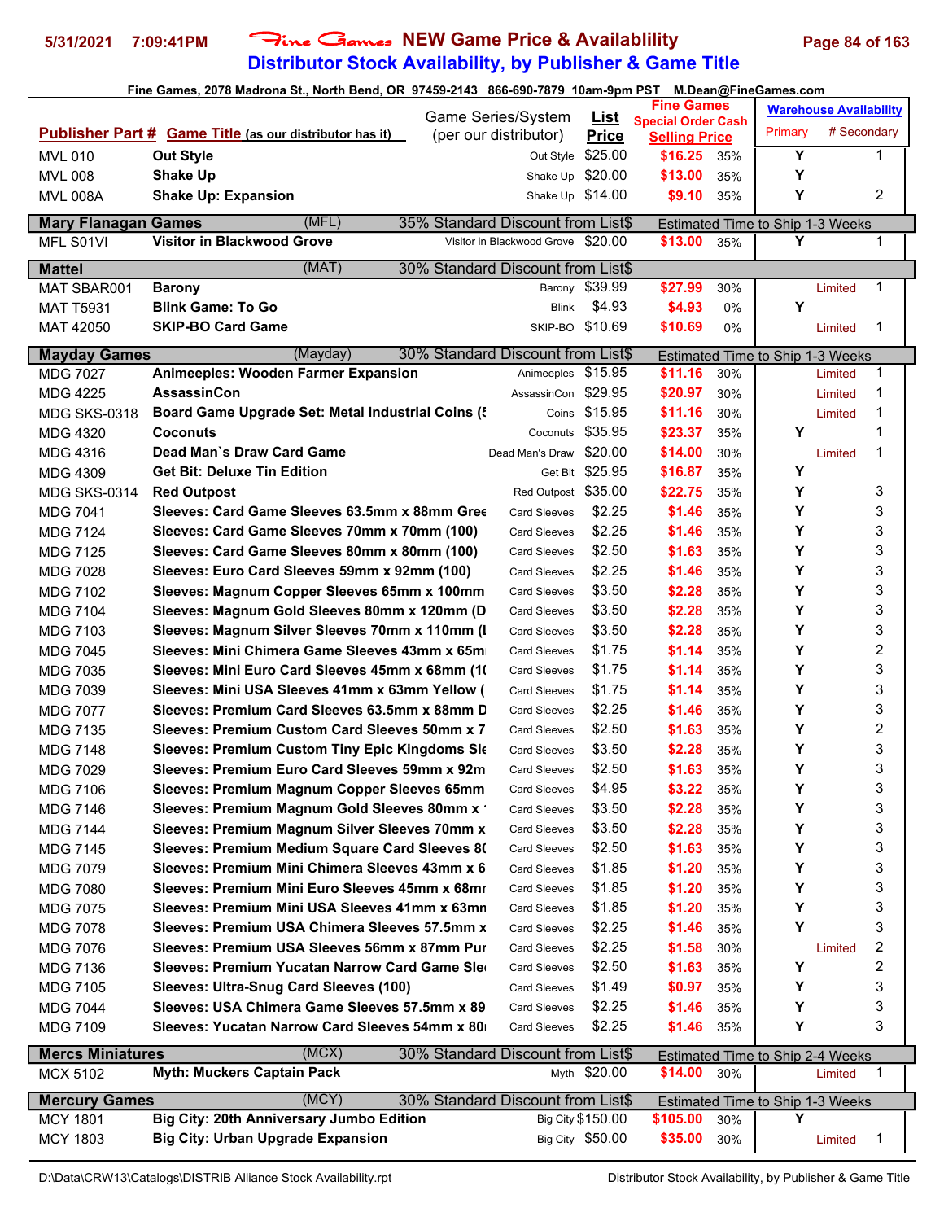# Fine Games NEW Game Price & Availability

## Distributor Stock Availability, by Publisher & Game Title

Fine Games, 2078 Madrona St., North Bend, OR 97459-2143 866-690-7879 10am-9pm PST M.Dean@FineGames.com

| Publisher Part # | Game Title (as our distributor has it) | Game Series/System (per our distributor) | List Price | Fine Games Special Order Cash Selling Price | | Warehouse Availability Primary | # Secondary |
|---|---|---|---|---|---|---|---|
| MVL 010 | **Out Style** | Out Style | $25.00 | $16.25 | 35% | Y | 1 |
| MVL 008 | **Shake Up** | Shake Up | $20.00 | $13.00 | 35% | Y | |
| MVL 008A | **Shake Up: Expansion** | Shake Up | $14.00 | $9.10 | 35% | Y | 2 |
| **Mary Flanagan Games** | (MFL) | 35% Standard Discount from List$ | | Estimated Time to Ship 1-3 Weeks | | | |
| MFL S01VI | **Visitor in Blackwood Grove** | Visitor in Blackwood Grove | $20.00 | $13.00 | 35% | Y | 1 |
| **Mattel** | (MAT) | 30% Standard Discount from List$ | | | | | |
| MAT SBAR001 | **Barony** | Barony | $39.99 | $27.99 | 30% | Limited | 1 |
| MAT T5931 | **Blink Game: To Go** | Blink | $4.93 | $4.93 | 0% | Y | |
| MAT 42050 | **SKIP-BO Card Game** | SKIP-BO | $10.69 | $10.69 | 0% | Limited | 1 |
| **Mayday Games** | (Mayday) | 30% Standard Discount from List$ | | Estimated Time to Ship 1-3 Weeks | | | |
| MDG 7027 | **Animeeples: Wooden Farmer Expansion** | Animeeples | $15.95 | $11.16 | 30% | Limited | 1 |
| MDG 4225 | **AssassinCon** | AssassinCon | $29.95 | $20.97 | 30% | Limited | 1 |
| MDG SKS-0318 | **Board Game Upgrade Set: Metal Industrial Coins (5** | Coins | $15.95 | $11.16 | 30% | Limited | 1 |
| MDG 4320 | **Coconuts** | Coconuts | $35.95 | $23.37 | 35% | Y | 1 |
| MDG 4316 | **Dead Man`s Draw Card Game** | Dead Man's Draw | $20.00 | $14.00 | 30% | Limited | 1 |
| MDG 4309 | **Get Bit: Deluxe Tin Edition** | Get Bit | $25.95 | $16.87 | 35% | Y | |
| MDG SKS-0314 | **Red Outpost** | Red Outpost | $35.00 | $22.75 | 35% | Y | 3 |
| MDG 7041 | **Sleeves: Card Game Sleeves 63.5mm x 88mm Gree** | Card Sleeves | $2.25 | $1.46 | 35% | Y | 3 |
| MDG 7124 | **Sleeves: Card Game Sleeves 70mm x 70mm (100)** | Card Sleeves | $2.25 | $1.46 | 35% | Y | 3 |
| MDG 7125 | **Sleeves: Card Game Sleeves 80mm x 80mm (100)** | Card Sleeves | $2.50 | $1.63 | 35% | Y | 3 |
| MDG 7028 | **Sleeves: Euro Card Sleeves 59mm x 92mm (100)** | Card Sleeves | $2.25 | $1.46 | 35% | Y | 3 |
| MDG 7102 | **Sleeves: Magnum Copper Sleeves 65mm x 100mm** | Card Sleeves | $3.50 | $2.28 | 35% | Y | 3 |
| MDG 7104 | **Sleeves: Magnum Gold Sleeves 80mm x 120mm (D** | Card Sleeves | $3.50 | $2.28 | 35% | Y | 3 |
| MDG 7103 | **Sleeves: Magnum Silver Sleeves 70mm x 110mm (I** | Card Sleeves | $3.50 | $2.28 | 35% | Y | 3 |
| MDG 7045 | **Sleeves: Mini Chimera Game Sleeves 43mm x 65m** | Card Sleeves | $1.75 | $1.14 | 35% | Y | 2 |
| MDG 7035 | **Sleeves: Mini Euro Card Sleeves 45mm x 68mm (1(** | Card Sleeves | $1.75 | $1.14 | 35% | Y | 3 |
| MDG 7039 | **Sleeves: Mini USA Sleeves 41mm x 63mm Yellow (** | Card Sleeves | $1.75 | $1.14 | 35% | Y | 3 |
| MDG 7077 | **Sleeves: Premium Card Sleeves 63.5mm x 88mm D** | Card Sleeves | $2.25 | $1.46 | 35% | Y | 3 |
| MDG 7135 | **Sleeves: Premium Custom Card Sleeves 50mm x 7** | Card Sleeves | $2.50 | $1.63 | 35% | Y | 2 |
| MDG 7148 | **Sleeves: Premium Custom Tiny Epic Kingdoms Sle** | Card Sleeves | $3.50 | $2.28 | 35% | Y | 3 |
| MDG 7029 | **Sleeves: Premium Euro Card Sleeves 59mm x 92m** | Card Sleeves | $2.50 | $1.63 | 35% | Y | 3 |
| MDG 7106 | **Sleeves: Premium Magnum Copper Sleeves 65mm** | Card Sleeves | $4.95 | $3.22 | 35% | Y | 3 |
| MDG 7146 | **Sleeves: Premium Magnum Gold Sleeves 80mm x** | Card Sleeves | $3.50 | $2.28 | 35% | Y | 3 |
| MDG 7144 | **Sleeves: Premium Magnum Silver Sleeves 70mm x** | Card Sleeves | $3.50 | $2.28 | 35% | Y | 3 |
| MDG 7145 | **Sleeves: Premium Medium Square Card Sleeves 8(** | Card Sleeves | $2.50 | $1.63 | 35% | Y | 3 |
| MDG 7079 | **Sleeves: Premium Mini Chimera Sleeves 43mm x 6** | Card Sleeves | $1.85 | $1.20 | 35% | Y | 3 |
| MDG 7080 | **Sleeves: Premium Mini Euro Sleeves 45mm x 68mr** | Card Sleeves | $1.85 | $1.20 | 35% | Y | 3 |
| MDG 7075 | **Sleeves: Premium Mini USA Sleeves 41mm x 63mn** | Card Sleeves | $1.85 | $1.20 | 35% | Y | 3 |
| MDG 7078 | **Sleeves: Premium USA Chimera Sleeves 57.5mm x** | Card Sleeves | $2.25 | $1.46 | 35% | Y | 3 |
| MDG 7076 | **Sleeves: Premium USA Sleeves 56mm x 87mm Pur** | Card Sleeves | $2.25 | $1.58 | 30% | Limited | 2 |
| MDG 7136 | **Sleeves: Premium Yucatan Narrow Card Game Sle** | Card Sleeves | $2.50 | $1.63 | 35% | Y | 2 |
| MDG 7105 | **Sleeves: Ultra-Snug Card Sleeves (100)** | Card Sleeves | $1.49 | $0.97 | 35% | Y | 3 |
| MDG 7044 | **Sleeves: USA Chimera Sleeves 57.5mm x 89** | Card Sleeves | $2.25 | $1.46 | 35% | Y | 3 |
| MDG 7109 | **Sleeves: Yucatan Narrow Card Sleeves 54mm x 80** | Card Sleeves | $2.25 | $1.46 | 35% | Y | 3 |
| **Mercs Miniatures** | (MCX) | 30% Standard Discount from List$ | | Estimated Time to Ship 2-4 Weeks | | | |
| MCX 5102 | **Myth: Muckers Captain Pack** | Myth | $20.00 | $14.00 | 30% | Limited | 1 |
| **Mercury Games** | (MCY) | 30% Standard Discount from List$ | | Estimated Time to Ship 1-3 Weeks | | | |
| MCY 1801 | **Big City: 20th Anniversary Jumbo Edition** | Big City | $150.00 | $105.00 | 30% | Y | |
| MCY 1803 | **Big City: Urban Upgrade Expansion** | Big City | $50.00 | $35.00 | 30% | Limited | 1 |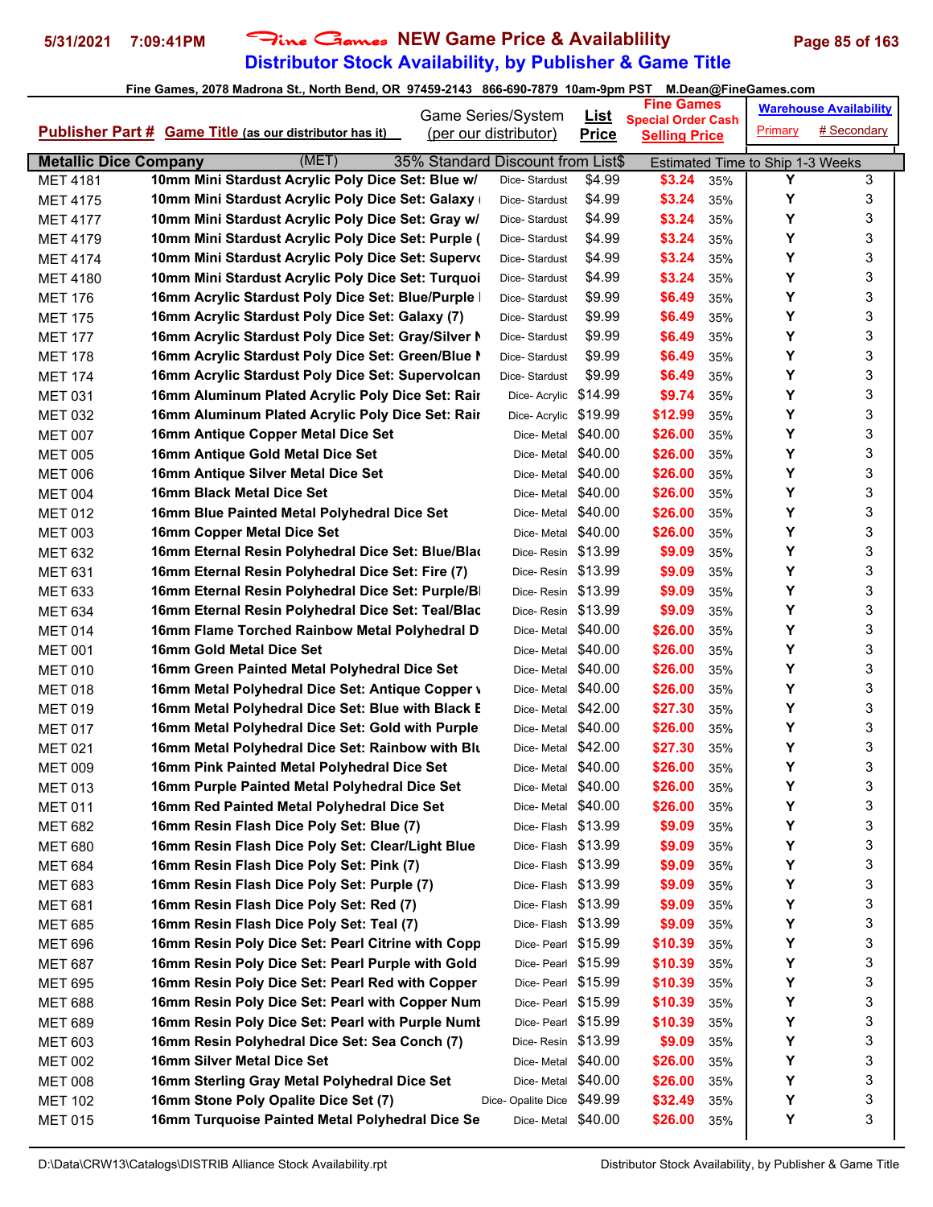# Fine Games NEW Game Price & Availablility

## Distributor Stock Availability, by Publisher & Game Title

Fine Games, 2078 Madrona St., North Bend, OR 97459-2143 866-690-7879 10am-9pm PST M.Dean@FineGames.com

| Publisher Part # | Game Title (as our distributor has it) | Game Series/System (per our distributor) | List Price | Fine Games Special Order Cash Selling Price | | Warehouse Availability Primary | # Secondary |
|---|---|---|---|---|---|---|---|
| **Metallic Dice Company** | (MET) | 35% Standard Discount from List$ | | Estimated Time to Ship 1-3 Weeks | | | |
| MET 4181 | **10mm Mini Stardust Acrylic Poly Dice Set: Blue w/** | Dice- Stardust | $4.99 | **$3.24** | 35% | Y | 3 |
| MET 4175 | **10mm Mini Stardust Acrylic Poly Dice Set: Galaxy (** | Dice- Stardust | $4.99 | **$3.24** | 35% | Y | 3 |
| MET 4177 | **10mm Mini Stardust Acrylic Poly Dice Set: Gray w/** | Dice- Stardust | $4.99 | **$3.24** | 35% | Y | 3 |
| MET 4179 | **10mm Mini Stardust Acrylic Poly Dice Set: Purple (** | Dice- Stardust | $4.99 | **$3.24** | 35% | Y | 3 |
| MET 4174 | **10mm Mini Stardust Acrylic Poly Dice Set: Supervo** | Dice- Stardust | $4.99 | **$3.24** | 35% | Y | 3 |
| MET 4180 | **10mm Mini Stardust Acrylic Poly Dice Set: Turquoi** | Dice- Stardust | $4.99 | **$3.24** | 35% | Y | 3 |
| MET 176 | **16mm Acrylic Stardust Poly Dice Set: Blue/Purple I** | Dice- Stardust | $9.99 | **$6.49** | 35% | Y | 3 |
| MET 175 | **16mm Acrylic Stardust Poly Dice Set: Galaxy (7)** | Dice- Stardust | $9.99 | **$6.49** | 35% | Y | 3 |
| MET 177 | **16mm Acrylic Stardust Poly Dice Set: Gray/Silver N** | Dice- Stardust | $9.99 | **$6.49** | 35% | Y | 3 |
| MET 178 | **16mm Acrylic Stardust Poly Dice Set: Green/Blue N** | Dice- Stardust | $9.99 | **$6.49** | 35% | Y | 3 |
| MET 174 | **16mm Acrylic Stardust Poly Dice Set: Supervolcan** | Dice- Stardust | $9.99 | **$6.49** | 35% | Y | 3 |
| MET 031 | **16mm Aluminum Plated Acrylic Poly Dice Set: Rair** | Dice- Acrylic | $14.99 | **$9.74** | 35% | Y | 3 |
| MET 032 | **16mm Aluminum Plated Acrylic Poly Dice Set: Rair** | Dice- Acrylic | $19.99 | **$12.99** | 35% | Y | 3 |
| MET 007 | **16mm Antique Copper Metal Dice Set** | Dice- Metal | $40.00 | **$26.00** | 35% | Y | 3 |
| MET 005 | **16mm Antique Gold Metal Dice Set** | Dice- Metal | $40.00 | **$26.00** | 35% | Y | 3 |
| MET 006 | **16mm Antique Silver Metal Dice Set** | Dice- Metal | $40.00 | **$26.00** | 35% | Y | 3 |
| MET 004 | **16mm Black Metal Dice Set** | Dice- Metal | $40.00 | **$26.00** | 35% | Y | 3 |
| MET 012 | **16mm Blue Painted Metal Polyhedral Dice Set** | Dice- Metal | $40.00 | **$26.00** | 35% | Y | 3 |
| MET 003 | **16mm Copper Metal Dice Set** | Dice- Metal | $40.00 | **$26.00** | 35% | Y | 3 |
| MET 632 | **16mm Eternal Resin Polyhedral Dice Set: Blue/Blac** | Dice- Resin | $13.99 | **$9.09** | 35% | Y | 3 |
| MET 631 | **16mm Eternal Resin Polyhedral Dice Set: Fire (7)** | Dice- Resin | $13.99 | **$9.09** | 35% | Y | 3 |
| MET 633 | **16mm Eternal Resin Polyhedral Dice Set: Purple/Bl** | Dice- Resin | $13.99 | **$9.09** | 35% | Y | 3 |
| MET 634 | **16mm Eternal Resin Polyhedral Dice Set: Teal/Blac** | Dice- Resin | $13.99 | **$9.09** | 35% | Y | 3 |
| MET 014 | **16mm Flame Torched Rainbow Metal Polyhedral D** | Dice- Metal | $40.00 | **$26.00** | 35% | Y | 3 |
| MET 001 | **16mm Gold Metal Dice Set** | Dice- Metal | $40.00 | **$26.00** | 35% | Y | 3 |
| MET 010 | **16mm Green Painted Metal Polyhedral Dice Set** | Dice- Metal | $40.00 | **$26.00** | 35% | Y | 3 |
| MET 018 | **16mm Metal Polyhedral Dice Set: Antique Copper v** | Dice- Metal | $40.00 | **$26.00** | 35% | Y | 3 |
| MET 019 | **16mm Metal Polyhedral Dice Set: Blue with Black E** | Dice- Metal | $42.00 | **$27.30** | 35% | Y | 3 |
| MET 017 | **16mm Metal Polyhedral Dice Set: Gold with Purple** | Dice- Metal | $40.00 | **$26.00** | 35% | Y | 3 |
| MET 021 | **16mm Metal Polyhedral Dice Set: Rainbow with Blu** | Dice- Metal | $42.00 | **$27.30** | 35% | Y | 3 |
| MET 009 | **16mm Pink Painted Metal Polyhedral Dice Set** | Dice- Metal | $40.00 | **$26.00** | 35% | Y | 3 |
| MET 013 | **16mm Purple Painted Metal Polyhedral Dice Set** | Dice- Metal | $40.00 | **$26.00** | 35% | Y | 3 |
| MET 011 | **16mm Red Painted Metal Polyhedral Dice Set** | Dice- Metal | $40.00 | **$26.00** | 35% | Y | 3 |
| MET 682 | **16mm Resin Flash Dice Poly Set: Blue (7)** | Dice- Flash | $13.99 | **$9.09** | 35% | Y | 3 |
| MET 680 | **16mm Resin Flash Dice Poly Set: Clear/Light Blue** | Dice- Flash | $13.99 | **$9.09** | 35% | Y | 3 |
| MET 684 | **16mm Resin Flash Dice Poly Set: Pink (7)** | Dice- Flash | $13.99 | **$9.09** | 35% | Y | 3 |
| MET 683 | **16mm Resin Flash Dice Poly Set: Purple (7)** | Dice- Flash | $13.99 | **$9.09** | 35% | Y | 3 |
| MET 681 | **16mm Resin Flash Dice Poly Set: Red (7)** | Dice- Flash | $13.99 | **$9.09** | 35% | Y | 3 |
| MET 685 | **16mm Resin Flash Dice Poly Set: Teal (7)** | Dice- Flash | $13.99 | **$9.09** | 35% | Y | 3 |
| MET 696 | **16mm Resin Poly Dice Set: Pearl Citrine with Copp** | Dice- Pearl | $15.99 | **$10.39** | 35% | Y | 3 |
| MET 687 | **16mm Resin Poly Dice Set: Pearl Purple with Gold** | Dice- Pearl | $15.99 | **$10.39** | 35% | Y | 3 |
| MET 695 | **16mm Resin Poly Dice Set: Pearl Red with Copper** | Dice- Pearl | $15.99 | **$10.39** | 35% | Y | 3 |
| MET 688 | **16mm Resin Poly Dice Set: Pearl with Copper Num** | Dice- Pearl | $15.99 | **$10.39** | 35% | Y | 3 |
| MET 689 | **16mm Resin Poly Dice Set: Pearl with Purple Numb** | Dice- Pearl | $15.99 | **$10.39** | 35% | Y | 3 |
| MET 603 | **16mm Resin Polyhedral Dice Set: Sea Conch (7)** | Dice- Resin | $13.99 | **$9.09** | 35% | Y | 3 |
| MET 002 | **16mm Silver Metal Dice Set** | Dice- Metal | $40.00 | **$26.00** | 35% | Y | 3 |
| MET 008 | **16mm Sterling Gray Metal Polyhedral Dice Set** | Dice- Metal | $40.00 | **$26.00** | 35% | Y | 3 |
| MET 102 | **16mm Stone Poly Opalite Dice Set (7)** | Dice- Opalite Dice | $49.99 | **$32.49** | 35% | Y | 3 |
| MET 015 | **16mm Turquoise Painted Metal Polyhedral Dice Se** | Dice- Metal | $40.00 | **$26.00** | 35% | Y | 3 |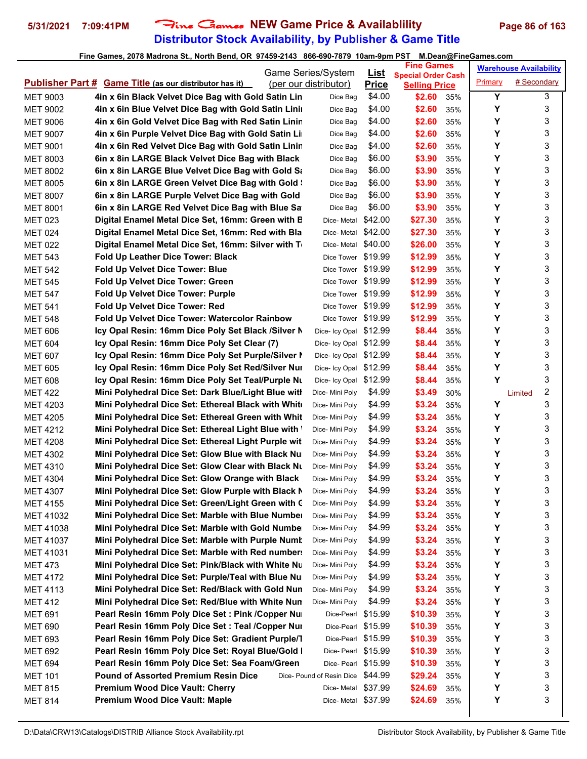# Fine Games NEW Game Price & Availablility

## Distributor Stock Availability, by Publisher & Game Title

Fine Games, 2078 Madrona St., North Bend, OR 97459-2143 866-690-7879 10am-9pm PST M.Dean@FineGames.com

| Publisher Part # | Game Title (as our distributor has it) | Game Series/System (per our distributor) | List Price | Fine Games Special Order Cash Selling Price | | Warehouse Availability Primary | # Secondary |
|---|---|---|---|---|---|---|---|
| MET 9003 | 4in x 6in Black Velvet Dice Bag with Gold Satin Lin | Dice Bag | $4.00 | $2.60 | 35% | Y | 3 |
| MET 9002 | 4in x 6in Blue Velvet Dice Bag with Gold Satin Linii | Dice Bag | $4.00 | $2.60 | 35% | Y | 3 |
| MET 9006 | 4in x 6in Gold Velvet Dice Bag with Red Satin Linin | Dice Bag | $4.00 | $2.60 | 35% | Y | 3 |
| MET 9007 | 4in x 6in Purple Velvet Dice Bag with Gold Satin Li | Dice Bag | $4.00 | $2.60 | 35% | Y | 3 |
| MET 9001 | 4in x 6in Red Velvet Dice Bag with Gold Satin Linin | Dice Bag | $4.00 | $2.60 | 35% | Y | 3 |
| MET 8003 | 6in x 8in LARGE Black Velvet Dice Bag with Black | Dice Bag | $6.00 | $3.90 | 35% | Y | 3 |
| MET 8002 | 6in x 8in LARGE Blue Velvet Dice Bag with Gold S | Dice Bag | $6.00 | $3.90 | 35% | Y | 3 |
| MET 8005 | 6in x 8in LARGE Green Velvet Dice Bag with Gold | Dice Bag | $6.00 | $3.90 | 35% | Y | 3 |
| MET 8007 | 6in x 8in LARGE Purple Velvet Dice Bag with Gold | Dice Bag | $6.00 | $3.90 | 35% | Y | 3 |
| MET 8001 | 6in x 8in LARGE Red Velvet Dice Bag with Blue Sa | Dice Bag | $6.00 | $3.90 | 35% | Y | 3 |
| MET 023 | Digital Enamel Metal Dice Set, 16mm: Green with B | Dice- Metal | $42.00 | $27.30 | 35% | Y | 3 |
| MET 024 | Digital Enamel Metal Dice Set, 16mm: Red with Bla | Dice- Metal | $42.00 | $27.30 | 35% | Y | 3 |
| MET 022 | Digital Enamel Metal Dice Set, 16mm: Silver with T | Dice- Metal | $40.00 | $26.00 | 35% | Y | 3 |
| MET 543 | Fold Up Leather Dice Tower: Black | Dice Tower | $19.99 | $12.99 | 35% | Y | 3 |
| MET 542 | Fold Up Velvet Dice Tower: Blue | Dice Tower | $19.99 | $12.99 | 35% | Y | 3 |
| MET 545 | Fold Up Velvet Dice Tower: Green | Dice Tower | $19.99 | $12.99 | 35% | Y | 3 |
| MET 547 | Fold Up Velvet Dice Tower: Purple | Dice Tower | $19.99 | $12.99 | 35% | Y | 3 |
| MET 541 | Fold Up Velvet Dice Tower: Red | Dice Tower | $19.99 | $12.99 | 35% | Y | 3 |
| MET 548 | Fold Up Velvet Dice Tower: Watercolor Rainbow | Dice Tower | $19.99 | $12.99 | 35% | Y | 3 |
| MET 606 | Icy Opal Resin: 16mm Dice Poly Set Black /Silver N | Dice- Icy Opal | $12.99 | $8.44 | 35% | Y | 3 |
| MET 604 | Icy Opal Resin: 16mm Dice Poly Set Clear (7) | Dice- Icy Opal | $12.99 | $8.44 | 35% | Y | 3 |
| MET 607 | Icy Opal Resin: 16mm Dice Poly Set Purple/Silver N | Dice- Icy Opal | $12.99 | $8.44 | 35% | Y | 3 |
| MET 605 | Icy Opal Resin: 16mm Dice Poly Set Red/Silver Nur | Dice- Icy Opal | $12.99 | $8.44 | 35% | Y | 3 |
| MET 608 | Icy Opal Resin: 16mm Dice Poly Set Teal/Purple Nu | Dice- Icy Opal | $12.99 | $8.44 | 35% | Y | 3 |
| MET 422 | Mini Polyhedral Dice Set: Dark Blue/Light Blue with | Dice- Mini Poly | $4.99 | $3.49 | 30% | Limited | 2 |
| MET 4203 | Mini Polyhedral Dice Set: Ethereal Black with White | Dice- Mini Poly | $4.99 | $3.24 | 35% | Y | 3 |
| MET 4205 | Mini Polyhedral Dice Set: Ethereal Green with Whit | Dice- Mini Poly | $4.99 | $3.24 | 35% | Y | 3 |
| MET 4212 | Mini Polyhedral Dice Set: Ethereal Light Blue with | Dice- Mini Poly | $4.99 | $3.24 | 35% | Y | 3 |
| MET 4208 | Mini Polyhedral Dice Set: Ethereal Light Purple wit | Dice- Mini Poly | $4.99 | $3.24 | 35% | Y | 3 |
| MET 4302 | Mini Polyhedral Dice Set: Glow Blue with Black Nu | Dice- Mini Poly | $4.99 | $3.24 | 35% | Y | 3 |
| MET 4310 | Mini Polyhedral Dice Set: Glow Clear with Black Nu | Dice- Mini Poly | $4.99 | $3.24 | 35% | Y | 3 |
| MET 4304 | Mini Polyhedral Dice Set: Glow Orange with Black | Dice- Mini Poly | $4.99 | $3.24 | 35% | Y | 3 |
| MET 4307 | Mini Polyhedral Dice Set: Glow Purple with Black N | Dice- Mini Poly | $4.99 | $3.24 | 35% | Y | 3 |
| MET 4155 | Mini Polyhedral Dice Set: Green/Light Green with G | Dice- Mini Poly | $4.99 | $3.24 | 35% | Y | 3 |
| MET 41032 | Mini Polyhedral Dice Set: Marble with Blue Number | Dice- Mini Poly | $4.99 | $3.24 | 35% | Y | 3 |
| MET 41038 | Mini Polyhedral Dice Set: Marble with Gold Numbe | Dice- Mini Poly | $4.99 | $3.24 | 35% | Y | 3 |
| MET 41037 | Mini Polyhedral Dice Set: Marble with Purple Numb | Dice- Mini Poly | $4.99 | $3.24 | 35% | Y | 3 |
| MET 41031 | Mini Polyhedral Dice Set: Marble with Red numbers | Dice- Mini Poly | $4.99 | $3.24 | 35% | Y | 3 |
| MET 473 | Mini Polyhedral Dice Set: Pink/Black with White Nu | Dice- Mini Poly | $4.99 | $3.24 | 35% | Y | 3 |
| MET 4172 | Mini Polyhedral Dice Set: Purple/Teal with Blue Nu | Dice- Mini Poly | $4.99 | $3.24 | 35% | Y | 3 |
| MET 4113 | Mini Polyhedral Dice Set: Red/Black with Gold Nun | Dice- Mini Poly | $4.99 | $3.24 | 35% | Y | 3 |
| MET 412 | Mini Polyhedral Dice Set: Red/Blue with White Nun | Dice- Mini Poly | $4.99 | $3.24 | 35% | Y | 3 |
| MET 691 | Pearl Resin 16mm Poly Dice Set : Pink /Copper Nu | Dice-Pearl | $15.99 | $10.39 | 35% | Y | 3 |
| MET 690 | Pearl Resin 16mm Poly Dice Set : Teal /Copper Nur | Dice-Pearl | $15.99 | $10.39 | 35% | Y | 3 |
| MET 693 | Pearl Resin 16mm Poly Dice Set: Gradient Purple/T | Dice-Pearl | $15.99 | $10.39 | 35% | Y | 3 |
| MET 692 | Pearl Resin 16mm Poly Dice Set: Royal Blue/Gold I | Dice- Pearl | $15.99 | $10.39 | 35% | Y | 3 |
| MET 694 | Pearl Resin 16mm Poly Dice Set: Sea Foam/Green | Dice- Pearl | $15.99 | $10.39 | 35% | Y | 3 |
| MET 101 | Pound of Assorted Premium Resin Dice | Dice- Pound of Resin Dice | $44.99 | $29.24 | 35% | Y | 3 |
| MET 815 | Premium Wood Dice Vault: Cherry | Dice- Metal | $37.99 | $24.69 | 35% | Y | 3 |
| MET 814 | Premium Wood Dice Vault: Maple | Dice- Metal | $37.99 | $24.69 | 35% | Y | 3 |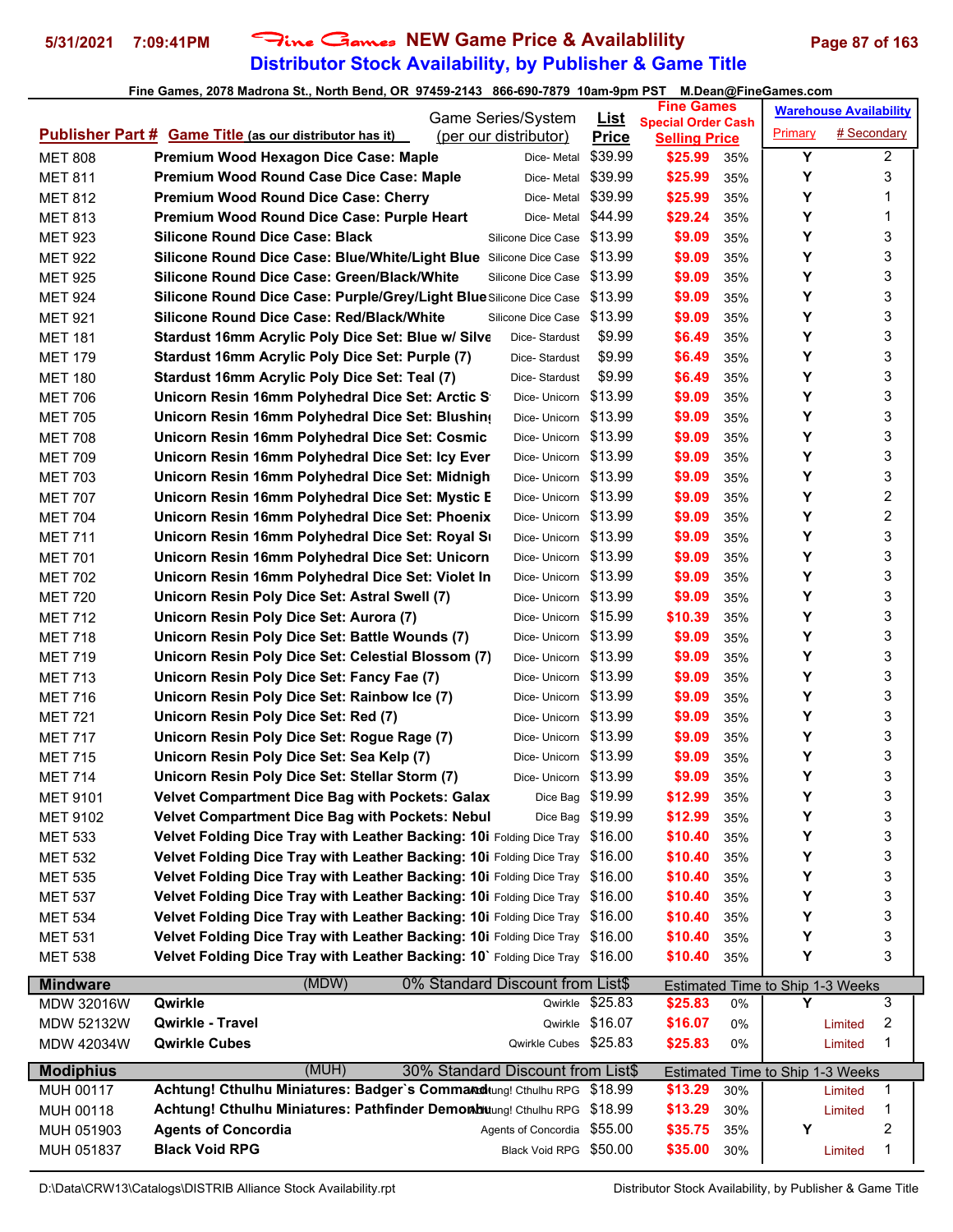# Fine Games NEW Game Price & Availablility

## Distributor Stock Availability, by Publisher & Game Title

5/31/2021 7:09:41PM

Fine Games, 2078 Madrona St., North Bend, OR 97459-2143 866-690-7879 10am-9pm PST M.Dean@FineGames.com

| Publisher Part # | Game Title (as our distributor has it) | Game Series/System (per our distributor) | List Price | Fine Games Special Order Cash Selling Price | | Warehouse Availability Primary | # Secondary |
|---|---|---|---|---|---|---|---|
| MET 808 | Premium Wood Hexagon Dice Case: Maple | Dice- Metal | $39.99 | $25.99 | 35% | Y | 2 |
| MET 811 | Premium Wood Round Case Dice Case: Maple | Dice- Metal | $39.99 | $25.99 | 35% | Y | 3 |
| MET 812 | Premium Wood Round Dice Case: Cherry | Dice- Metal | $39.99 | $25.99 | 35% | Y | 1 |
| MET 813 | Premium Wood Round Dice Case: Purple Heart | Dice- Metal | $44.99 | $29.24 | 35% | Y | 1 |
| MET 923 | Silicone Round Dice Case: Black | Silicone Dice Case | $13.99 | $9.09 | 35% | Y | 3 |
| MET 922 | Silicone Round Dice Case: Blue/White/Light Blue | Silicone Dice Case | $13.99 | $9.09 | 35% | Y | 3 |
| MET 925 | Silicone Round Dice Case: Green/Black/White | Silicone Dice Case | $13.99 | $9.09 | 35% | Y | 3 |
| MET 924 | Silicone Round Dice Case: Purple/Grey/Light Blue | Silicone Dice Case | $13.99 | $9.09 | 35% | Y | 3 |
| MET 921 | Silicone Round Dice Case: Red/Black/White | Silicone Dice Case | $13.99 | $9.09 | 35% | Y | 3 |
| MET 181 | Stardust 16mm Acrylic Poly Dice Set: Blue w/ Silve | Dice- Stardust | $9.99 | $6.49 | 35% | Y | 3 |
| MET 179 | Stardust 16mm Acrylic Poly Dice Set: Purple (7) | Dice- Stardust | $9.99 | $6.49 | 35% | Y | 3 |
| MET 180 | Stardust 16mm Acrylic Poly Dice Set: Teal (7) | Dice- Stardust | $9.99 | $6.49 | 35% | Y | 3 |
| MET 706 | Unicorn Resin 16mm Polyhedral Dice Set: Arctic S | Dice- Unicorn | $13.99 | $9.09 | 35% | Y | 3 |
| MET 705 | Unicorn Resin 16mm Polyhedral Dice Set: Blushin | Dice- Unicorn | $13.99 | $9.09 | 35% | Y | 3 |
| MET 708 | Unicorn Resin 16mm Polyhedral Dice Set: Cosmic | Dice- Unicorn | $13.99 | $9.09 | 35% | Y | 3 |
| MET 709 | Unicorn Resin 16mm Polyhedral Dice Set: Icy Ever | Dice- Unicorn | $13.99 | $9.09 | 35% | Y | 3 |
| MET 703 | Unicorn Resin 16mm Polyhedral Dice Set: Midnigh | Dice- Unicorn | $13.99 | $9.09 | 35% | Y | 3 |
| MET 707 | Unicorn Resin 16mm Polyhedral Dice Set: Mystic E | Dice- Unicorn | $13.99 | $9.09 | 35% | Y | 2 |
| MET 704 | Unicorn Resin 16mm Polyhedral Dice Set: Phoenix | Dice- Unicorn | $13.99 | $9.09 | 35% | Y | 2 |
| MET 711 | Unicorn Resin 16mm Polyhedral Dice Set: Royal Su | Dice- Unicorn | $13.99 | $9.09 | 35% | Y | 3 |
| MET 701 | Unicorn Resin 16mm Polyhedral Dice Set: Unicorn | Dice- Unicorn | $13.99 | $9.09 | 35% | Y | 3 |
| MET 702 | Unicorn Resin 16mm Polyhedral Dice Set: Violet In | Dice- Unicorn | $13.99 | $9.09 | 35% | Y | 3 |
| MET 720 | Unicorn Resin Poly Dice Set: Astral Swell (7) | Dice- Unicorn | $13.99 | $9.09 | 35% | Y | 3 |
| MET 712 | Unicorn Resin Poly Dice Set: Aurora (7) | Dice- Unicorn | $15.99 | $10.39 | 35% | Y | 3 |
| MET 718 | Unicorn Resin Poly Dice Set: Battle Wounds (7) | Dice- Unicorn | $13.99 | $9.09 | 35% | Y | 3 |
| MET 719 | Unicorn Resin Poly Dice Set: Celestial Blossom (7) | Dice- Unicorn | $13.99 | $9.09 | 35% | Y | 3 |
| MET 713 | Unicorn Resin Poly Dice Set: Fancy Fae (7) | Dice- Unicorn | $13.99 | $9.09 | 35% | Y | 3 |
| MET 716 | Unicorn Resin Poly Dice Set: Rainbow Ice (7) | Dice- Unicorn | $13.99 | $9.09 | 35% | Y | 3 |
| MET 721 | Unicorn Resin Poly Dice Set: Red (7) | Dice- Unicorn | $13.99 | $9.09 | 35% | Y | 3 |
| MET 717 | Unicorn Resin Poly Dice Set: Rogue Rage (7) | Dice- Unicorn | $13.99 | $9.09 | 35% | Y | 3 |
| MET 715 | Unicorn Resin Poly Dice Set: Sea Kelp (7) | Dice- Unicorn | $13.99 | $9.09 | 35% | Y | 3 |
| MET 714 | Unicorn Resin Poly Dice Set: Stellar Storm (7) | Dice- Unicorn | $13.99 | $9.09 | 35% | Y | 3 |
| MET 9101 | Velvet Compartment Dice Bag with Pockets: Galax | Dice Bag | $19.99 | $12.99 | 35% | Y | 3 |
| MET 9102 | Velvet Compartment Dice Bag with Pockets: Nebul | Dice Bag | $19.99 | $12.99 | 35% | Y | 3 |
| MET 533 | Velvet Folding Dice Tray with Leather Backing: 10i | Folding Dice Tray | $16.00 | $10.40 | 35% | Y | 3 |
| MET 532 | Velvet Folding Dice Tray with Leather Backing: 10i | Folding Dice Tray | $16.00 | $10.40 | 35% | Y | 3 |
| MET 535 | Velvet Folding Dice Tray with Leather Backing: 10i | Folding Dice Tray | $16.00 | $10.40 | 35% | Y | 3 |
| MET 537 | Velvet Folding Dice Tray with Leather Backing: 10i | Folding Dice Tray | $16.00 | $10.40 | 35% | Y | 3 |
| MET 534 | Velvet Folding Dice Tray with Leather Backing: 10i | Folding Dice Tray | $16.00 | $10.40 | 35% | Y | 3 |
| MET 531 | Velvet Folding Dice Tray with Leather Backing: 10i | Folding Dice Tray | $16.00 | $10.40 | 35% | Y | 3 |
| MET 538 | Velvet Folding Dice Tray with Leather Backing: 10` | Folding Dice Tray | $16.00 | $10.40 | 35% | Y | 3 |
| **Mindware** | (MDW) | 0% Standard Discount from List$ | | Estimated Time to Ship 1-3 Weeks | | | |
| MDW 32016W | Qwirkle | Qwirkle | $25.83 | $25.83 | 0% | Y | 3 |
| MDW 52132W | Qwirkle - Travel | Qwirkle | $16.07 | $16.07 | 0% | Limited | 2 |
| MDW 42034W | Qwirkle Cubes | Qwirkle Cubes | $25.83 | $25.83 | 0% | Limited | 1 |
| **Modiphius** | (MUH) | 30% Standard Discount from List$ | | Estimated Time to Ship 1-3 Weeks | | | |
| MUH 00117 | Achtung! Cthulhu Miniatures: Badger`s Command | Achtung! Cthulhu RPG | $18.99 | $13.29 | 30% | Limited | 1 |
| MUH 00118 | Achtung! Cthulhu Miniatures: Pathfinder Demoli | Achtung! Cthulhu RPG | $18.99 | $13.29 | 30% | Limited | 1 |
| MUH 051903 | Agents of Concordia | Agents of Concordia | $55.00 | $35.75 | 35% | Y | 2 |
| MUH 051837 | Black Void RPG | Black Void RPG | $50.00 | $35.00 | 30% | Limited | 1 |

D:\Data\CRW13\Catalogs\DISTRIB Alliance Stock Availability.rpt — Distributor Stock Availability, by Publisher & Game Title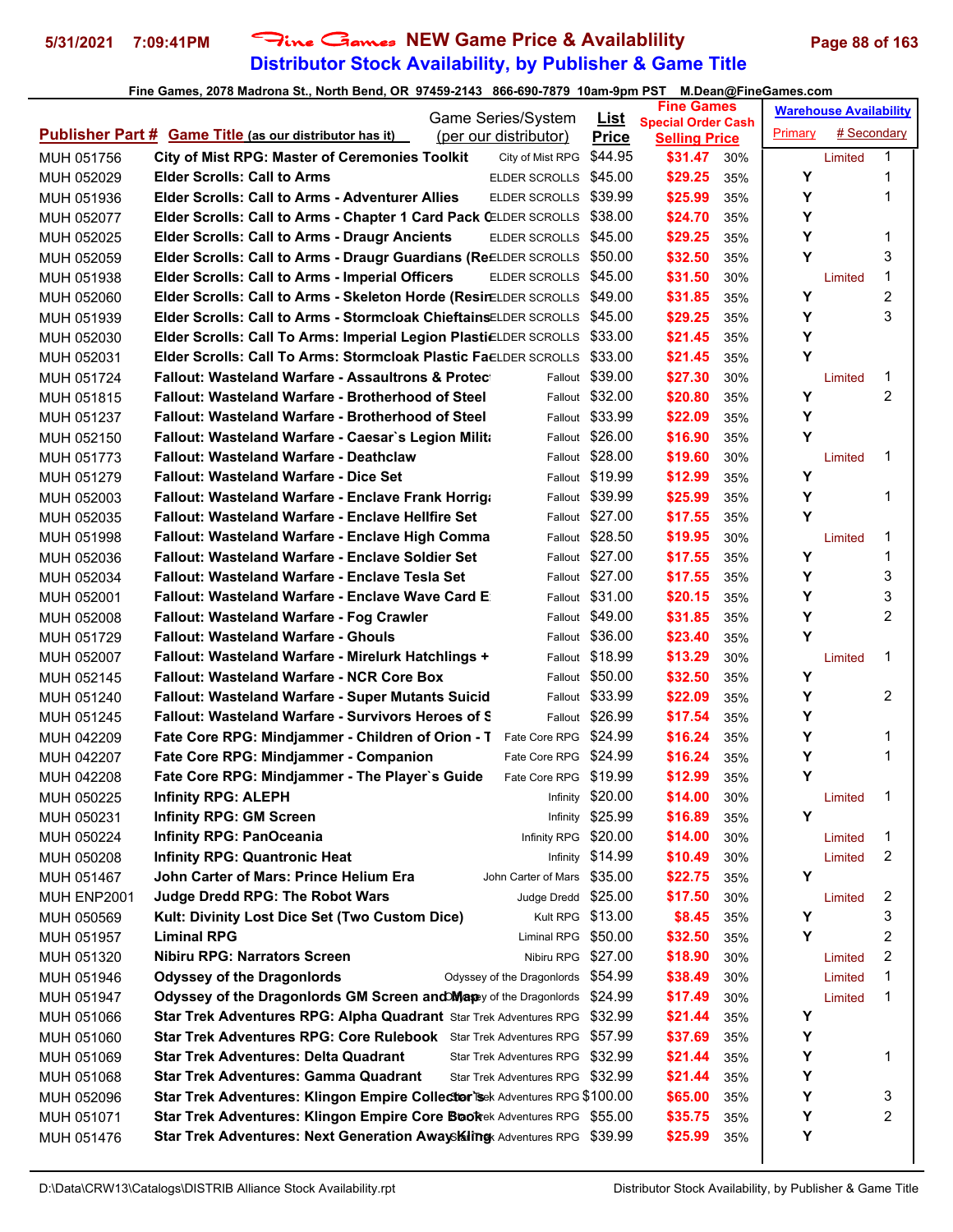# Fine Games NEW Game Price & Availablility

## Distributor Stock Availability, by Publisher & Game Title

5/31/2021 7:09:41PM

Fine Games, 2078 Madrona St., North Bend, OR 97459-2143 866-690-7879 10am-9pm PST M.Dean@FineGames.com

| Publisher Part # | Game Title (as our distributor has it) | Game Series/System (per our distributor) | List Price | Fine Games Special Order Cash Selling Price | | Warehouse Availability Primary | # Secondary |
|---|---|---|---|---|---|---|---|
| MUH 051756 | City of Mist RPG: Master of Ceremonies Toolkit | City of Mist RPG | $44.95 | $31.47 | 30% | Limited | 1 |
| MUH 052029 | Elder Scrolls: Call to Arms | ELDER SCROLLS | $45.00 | $29.25 | 35% | Y | 1 |
| MUH 051936 | Elder Scrolls: Call to Arms - Adventurer Allies | ELDER SCROLLS | $39.99 | $25.99 | 35% | Y | 1 |
| MUH 052077 | Elder Scrolls: Call to Arms - Chapter 1 Card Pack C | ELDER SCROLLS | $38.00 | $24.70 | 35% | Y | |
| MUH 052025 | Elder Scrolls: Call to Arms - Draugr Ancients | ELDER SCROLLS | $45.00 | $29.25 | 35% | Y | 1 |
| MUH 052059 | Elder Scrolls: Call to Arms - Draugr Guardians (Re | ELDER SCROLLS | $50.00 | $32.50 | 35% | Y | 3 |
| MUH 051938 | Elder Scrolls: Call to Arms - Imperial Officers | ELDER SCROLLS | $45.00 | $31.50 | 30% | Limited | 1 |
| MUH 052060 | Elder Scrolls: Call to Arms - Skeleton Horde (Resin | ELDER SCROLLS | $49.00 | $31.85 | 35% | Y | 2 |
| MUH 051939 | Elder Scrolls: Call to Arms - Stormcloak Chieftains | ELDER SCROLLS | $45.00 | $29.25 | 35% | Y | 3 |
| MUH 052030 | Elder Scrolls: Call To Arms: Imperial Legion Plasti | ELDER SCROLLS | $33.00 | $21.45 | 35% | Y | |
| MUH 052031 | Elder Scrolls: Call To Arms: Stormcloak Plastic Fa | ELDER SCROLLS | $33.00 | $21.45 | 35% | Y | |
| MUH 051724 | Fallout: Wasteland Warfare - Assaultrons & Protec | Fallout | $39.00 | $27.30 | 30% | Limited | 1 |
| MUH 051815 | Fallout: Wasteland Warfare - Brotherhood of Steel | Fallout | $32.00 | $20.80 | 35% | Y | 2 |
| MUH 051237 | Fallout: Wasteland Warfare - Brotherhood of Steel | Fallout | $33.99 | $22.09 | 35% | Y | |
| MUH 052150 | Fallout: Wasteland Warfare - Caesar`s Legion Milit | Fallout | $26.00 | $16.90 | 35% | Y | |
| MUH 051773 | Fallout: Wasteland Warfare - Deathclaw | Fallout | $28.00 | $19.60 | 30% | Limited | 1 |
| MUH 051279 | Fallout: Wasteland Warfare - Dice Set | Fallout | $19.99 | $12.99 | 35% | Y | |
| MUH 052003 | Fallout: Wasteland Warfare - Enclave Frank Horrig | Fallout | $39.99 | $25.99 | 35% | Y | 1 |
| MUH 052035 | Fallout: Wasteland Warfare - Enclave Hellfire Set | Fallout | $27.00 | $17.55 | 35% | Y | |
| MUH 051998 | Fallout: Wasteland Warfare - Enclave High Comma | Fallout | $28.50 | $19.95 | 30% | Limited | 1 |
| MUH 052036 | Fallout: Wasteland Warfare - Enclave Soldier Set | Fallout | $27.00 | $17.55 | 35% | Y | 1 |
| MUH 052034 | Fallout: Wasteland Warfare - Enclave Tesla Set | Fallout | $27.00 | $17.55 | 35% | Y | 3 |
| MUH 052001 | Fallout: Wasteland Warfare - Enclave Wave Card E | Fallout | $31.00 | $20.15 | 35% | Y | 3 |
| MUH 052008 | Fallout: Wasteland Warfare - Fog Crawler | Fallout | $49.00 | $31.85 | 35% | Y | 2 |
| MUH 051729 | Fallout: Wasteland Warfare - Ghouls | Fallout | $36.00 | $23.40 | 35% | Y | |
| MUH 052007 | Fallout: Wasteland Warfare - Mirelurk Hatchlings + | Fallout | $18.99 | $13.29 | 30% | Limited | 1 |
| MUH 052145 | Fallout: Wasteland Warfare - NCR Core Box | Fallout | $50.00 | $32.50 | 35% | Y | |
| MUH 051240 | Fallout: Wasteland Warfare - Super Mutants Suicid | Fallout | $33.99 | $22.09 | 35% | Y | 2 |
| MUH 051245 | Fallout: Wasteland Warfare - Survivors Heroes of S | Fallout | $26.99 | $17.54 | 35% | Y | |
| MUH 042209 | Fate Core RPG: Mindjammer - Children of Orion - T | Fate Core RPG | $24.99 | $16.24 | 35% | Y | 1 |
| MUH 042207 | Fate Core RPG: Mindjammer - Companion | Fate Core RPG | $24.99 | $16.24 | 35% | Y | 1 |
| MUH 042208 | Fate Core RPG: Mindjammer - The Player`s Guide | Fate Core RPG | $19.99 | $12.99 | 35% | Y | |
| MUH 050225 | Infinity RPG: ALEPH | Infinity | $20.00 | $14.00 | 30% | Limited | 1 |
| MUH 050231 | Infinity RPG: GM Screen | Infinity | $25.99 | $16.89 | 35% | Y | |
| MUH 050224 | Infinity RPG: PanOceania | Infinity RPG | $20.00 | $14.00 | 30% | Limited | 1 |
| MUH 050208 | Infinity RPG: Quantronic Heat | Infinity | $14.99 | $10.49 | 30% | Limited | 2 |
| MUH 051467 | John Carter of Mars: Prince Helium Era | John Carter of Mars | $35.00 | $22.75 | 35% | Y | |
| MUH ENP2001 | Judge Dredd RPG: The Robot Wars | Judge Dredd | $25.00 | $17.50 | 30% | Limited | 2 |
| MUH 050569 | Kult: Divinity Lost Dice Set (Two Custom Dice) | Kult RPG | $13.00 | $8.45 | 35% | Y | 3 |
| MUH 051957 | Liminal RPG | Liminal RPG | $50.00 | $32.50 | 35% | Y | 2 |
| MUH 051320 | Nibiru RPG: Narrators Screen | Nibiru RPG | $27.00 | $18.90 | 30% | Limited | 2 |
| MUH 051946 | Odyssey of the Dragonlords | Odyssey of the Dragonlords | $54.99 | $38.49 | 30% | Limited | 1 |
| MUH 051947 | Odyssey of the Dragonlords GM Screen and Map | Odyssey of the Dragonlords | $24.99 | $17.49 | 30% | Limited | 1 |
| MUH 051066 | Star Trek Adventures RPG: Alpha Quadrant | Star Trek Adventures RPG | $32.99 | $21.44 | 35% | Y | |
| MUH 051060 | Star Trek Adventures RPG: Core Rulebook | Star Trek Adventures RPG | $57.99 | $37.69 | 35% | Y | |
| MUH 051069 | Star Trek Adventures: Delta Quadrant | Star Trek Adventures RPG | $32.99 | $21.44 | 35% | Y | 1 |
| MUH 051068 | Star Trek Adventures: Gamma Quadrant | Star Trek Adventures RPG | $32.99 | $21.44 | 35% | Y | |
| MUH 052096 | Star Trek Adventures: Klingon Empire Collector`s | Star Trek Adventures RPG | $100.00 | $65.00 | 35% | Y | 3 |
| MUH 051071 | Star Trek Adventures: Klingon Empire Core Book | Star Trek Adventures RPG | $55.00 | $35.75 | 35% | Y | 2 |
| MUH 051476 | Star Trek Adventures: Next Generation Away Kling | Star Trek Adventures RPG | $39.99 | $25.99 | 35% | Y | |

D:\Data\CRW13\Catalogs\DISTRIB Alliance Stock Availability.rpt — Distributor Stock Availability, by Publisher & Game Title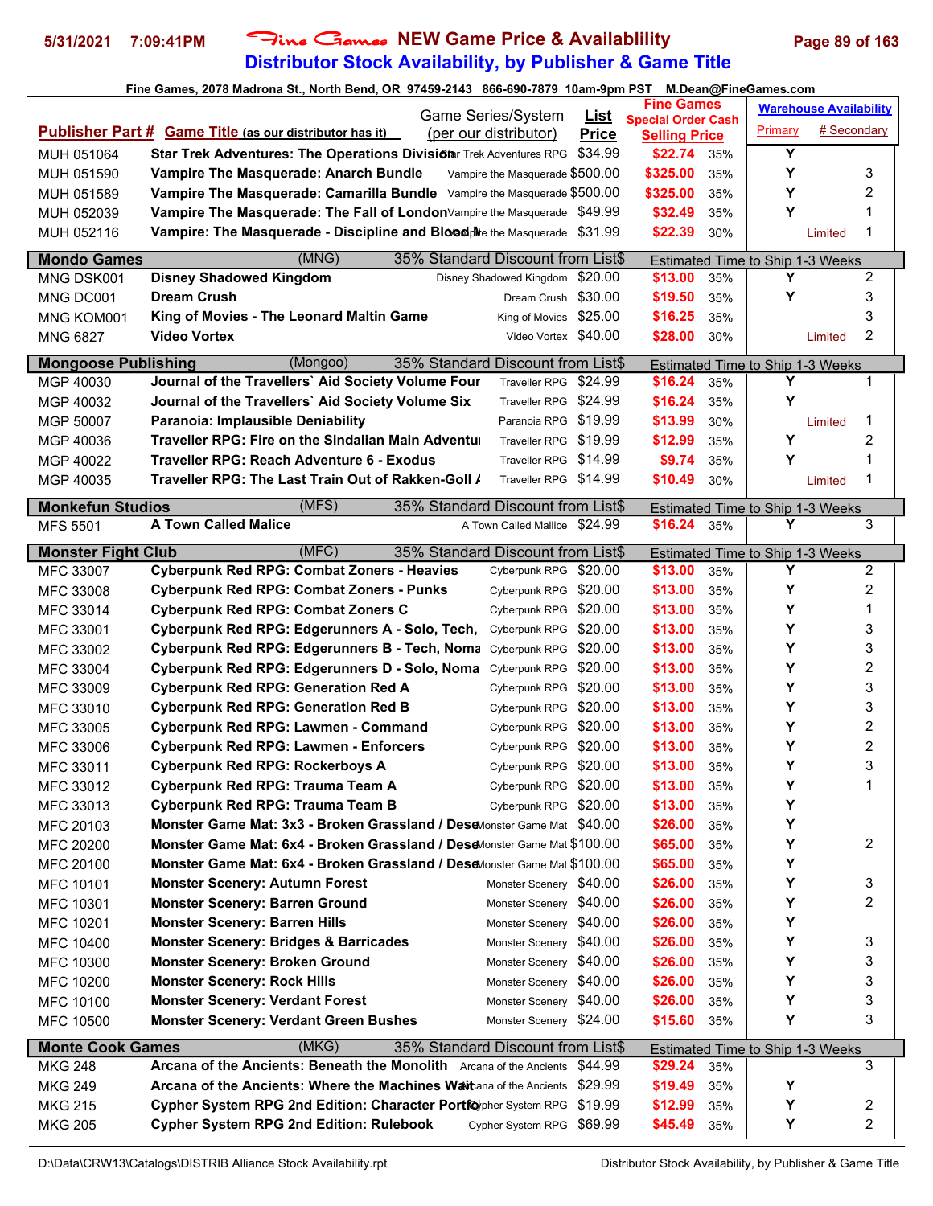# Fine Games NEW Game Price & Availablility

## Distributor Stock Availability, by Publisher & Game Title

Fine Games, 2078 Madrona St., North Bend, OR 97459-2143 866-690-7879 10am-9pm PST M.Dean@FineGames.com

| Publisher Part # | Game Title (as our distributor has it) | Game Series/System (per our distributor) | List Price | Fine Games Special Order Cash Selling Price | | Warehouse Availability Primary | # Secondary |
|---|---|---|---|---|---|---|---|
| MUH 051064 | Star Trek Adventures: The Operations Division | Star Trek Adventures RPG | $34.99 | $22.74 | 35% | Y | |
| MUH 051590 | Vampire The Masquerade: Anarch Bundle | Vampire the Masquerade | $500.00 | $325.00 | 35% | Y | 3 |
| MUH 051589 | Vampire The Masquerade: Camarilla Bundle | Vampire the Masquerade | $500.00 | $325.00 | 35% | Y | 2 |
| MUH 052039 | Vampire The Masquerade: The Fall of London | Vampire the Masquerade | $49.99 | $32.49 | 35% | Y | 1 |
| MUH 052116 | Vampire: The Masquerade - Discipline and Blood | Vampire the Masquerade | $31.99 | $22.39 | 30% | Limited | 1 |
| **Mondo Games** | (MNG) | 35% Standard Discount from List$ | | Estimated Time to Ship 1-3 Weeks | | | |
| MNG DSK001 | Disney Shadowed Kingdom | Disney Shadowed Kingdom | $20.00 | $13.00 | 35% | Y | 2 |
| MNG DC001 | Dream Crush | Dream Crush | $30.00 | $19.50 | 35% | Y | 3 |
| MNG KOM001 | King of Movies - The Leonard Maltin Game | King of Movies | $25.00 | $16.25 | 35% | | 3 |
| MNG 6827 | Video Vortex | Video Vortex | $40.00 | $28.00 | 30% | Limited | 2 |
| **Mongoose Publishing** | (Mongoo) | 35% Standard Discount from List$ | | Estimated Time to Ship 1-3 Weeks | | | |
| MGP 40030 | Journal of the Travellers` Aid Society Volume Four | Traveller RPG | $24.99 | $16.24 | 35% | Y | 1 |
| MGP 40032 | Journal of the Travellers` Aid Society Volume Six | Traveller RPG | $24.99 | $16.24 | 35% | Y | |
| MGP 50007 | Paranoia: Implausible Deniability | Paranoia RPG | $19.99 | $13.99 | 30% | Limited | 1 |
| MGP 40036 | Traveller RPG: Fire on the Sindalian Main Adventu | Traveller RPG | $19.99 | $12.99 | 35% | Y | 2 |
| MGP 40022 | Traveller RPG: Reach Adventure 6 - Exodus | Traveller RPG | $14.99 | $9.74 | 35% | Y | 1 |
| MGP 40035 | Traveller RPG: The Last Train Out of Rakken-Goll A | Traveller RPG | $14.99 | $10.49 | 30% | Limited | 1 |
| **Monkefun Studios** | (MFS) | 35% Standard Discount from List$ | | Estimated Time to Ship 1-3 Weeks | | | |
| MFS 5501 | A Town Called Malice | A Town Called Mallice | $24.99 | $16.24 | 35% | Y | 3 |
| **Monster Fight Club** | (MFC) | 35% Standard Discount from List$ | | Estimated Time to Ship 1-3 Weeks | | | |
| MFC 33007 | Cyberpunk Red RPG: Combat Zoners - Heavies | Cyberpunk RPG | $20.00 | $13.00 | 35% | Y | 2 |
| MFC 33008 | Cyberpunk Red RPG: Combat Zoners - Punks | Cyberpunk RPG | $20.00 | $13.00 | 35% | Y | 2 |
| MFC 33014 | Cyberpunk Red RPG: Combat Zoners C | Cyberpunk RPG | $20.00 | $13.00 | 35% | Y | 1 |
| MFC 33001 | Cyberpunk Red RPG: Edgerunners A - Solo, Tech, | Cyberpunk RPG | $20.00 | $13.00 | 35% | Y | 3 |
| MFC 33002 | Cyberpunk Red RPG: Edgerunners B - Tech, Noma | Cyberpunk RPG | $20.00 | $13.00 | 35% | Y | 3 |
| MFC 33004 | Cyberpunk Red RPG: Edgerunners D - Solo, Noma | Cyberpunk RPG | $20.00 | $13.00 | 35% | Y | 2 |
| MFC 33009 | Cyberpunk Red RPG: Generation Red A | Cyberpunk RPG | $20.00 | $13.00 | 35% | Y | 3 |
| MFC 33010 | Cyberpunk Red RPG: Generation Red B | Cyberpunk RPG | $20.00 | $13.00 | 35% | Y | 3 |
| MFC 33005 | Cyberpunk Red RPG: Lawmen - Command | Cyberpunk RPG | $20.00 | $13.00 | 35% | Y | 2 |
| MFC 33006 | Cyberpunk Red RPG: Lawmen - Enforcers | Cyberpunk RPG | $20.00 | $13.00 | 35% | Y | 2 |
| MFC 33011 | Cyberpunk Red RPG: Rockerboys A | Cyberpunk RPG | $20.00 | $13.00 | 35% | Y | 3 |
| MFC 33012 | Cyberpunk Red RPG: Trauma Team A | Cyberpunk RPG | $20.00 | $13.00 | 35% | Y | 1 |
| MFC 33013 | Cyberpunk Red RPG: Trauma Team B | Cyberpunk RPG | $20.00 | $13.00 | 35% | Y | |
| MFC 20103 | Monster Game Mat: 3x3 - Broken Grassland / Dese | Monster Game Mat | $40.00 | $26.00 | 35% | Y | |
| MFC 20200 | Monster Game Mat: 6x4 - Broken Grassland / Dese | Monster Game Mat | $100.00 | $65.00 | 35% | Y | 2 |
| MFC 20100 | Monster Game Mat: 6x4 - Broken Grassland / Dese | Monster Game Mat | $100.00 | $65.00 | 35% | Y | |
| MFC 10101 | Monster Scenery: Autumn Forest | Monster Scenery | $40.00 | $26.00 | 35% | Y | 3 |
| MFC 10301 | Monster Scenery: Barren Ground | Monster Scenery | $40.00 | $26.00 | 35% | Y | 2 |
| MFC 10201 | Monster Scenery: Barren Hills | Monster Scenery | $40.00 | $26.00 | 35% | Y | |
| MFC 10400 | Monster Scenery: Bridges & Barricades | Monster Scenery | $40.00 | $26.00 | 35% | Y | 3 |
| MFC 10300 | Monster Scenery: Broken Ground | Monster Scenery | $40.00 | $26.00 | 35% | Y | 3 |
| MFC 10200 | Monster Scenery: Rock Hills | Monster Scenery | $40.00 | $26.00 | 35% | Y | 3 |
| MFC 10100 | Monster Scenery: Verdant Forest | Monster Scenery | $40.00 | $26.00 | 35% | Y | 3 |
| MFC 10500 | Monster Scenery: Verdant Green Bushes | Monster Scenery | $24.00 | $15.60 | 35% | Y | 3 |
| **Monte Cook Games** | (MKG) | 35% Standard Discount from List$ | | Estimated Time to Ship 1-3 Weeks | | | |
| MKG 248 | Arcana of the Ancients: Beneath the Monolith | Arcana of the Ancients | $44.99 | $29.24 | 35% | | 3 |
| MKG 249 | Arcana of the Ancients: Where the Machines Wait | Arcana of the Ancients | $29.99 | $19.49 | 35% | Y | |
| MKG 215 | Cypher System RPG 2nd Edition: Character Portfo | Cypher System RPG | $19.99 | $12.99 | 35% | Y | 2 |
| MKG 205 | Cypher System RPG 2nd Edition: Rulebook | Cypher System RPG | $69.99 | $45.49 | 35% | Y | 2 |

D:\Data\CRW13\Catalogs\DISTRIB Alliance Stock Availability.rpt — Distributor Stock Availability, by Publisher & Game Title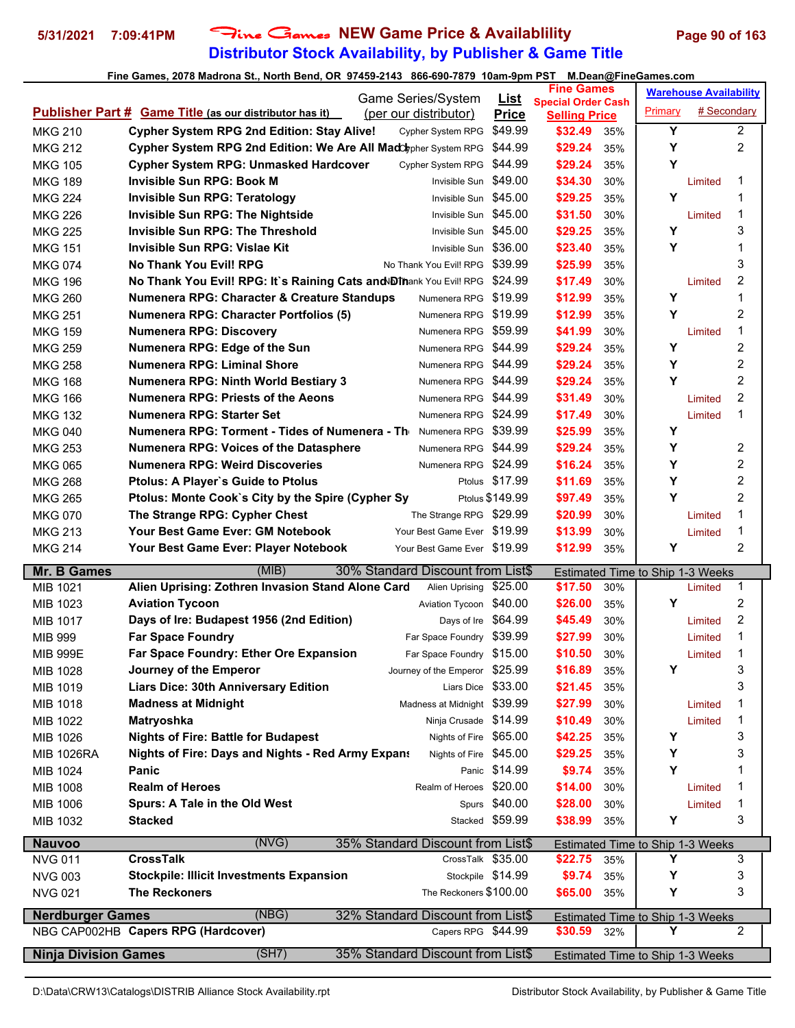**Fine Games NEW Game Price & Availablility**
**Distributor Stock Availability, by Publisher & Game Title**

Fine Games, 2078 Madrona St., North Bend, OR 97459-2143 866-690-7879 10am-9pm PST M.Dean@FineGames.com

| Publisher Part # | Game Title (as our distributor has it) | Game Series/System (per our distributor) | List Price | Fine Games Special Order Cash Selling Price | | Warehouse Availability Primary | # Secondary |
|---|---|---|---|---|---|---|---|
| MKG 210 | Cypher System RPG 2nd Edition: Stay Alive! | Cypher System RPG | $49.99 | $32.49 | 35% | Y | 2 |
| MKG 212 | Cypher System RPG 2nd Edition: We Are All Mad | Cypher System RPG | $44.99 | $29.24 | 35% | Y | 2 |
| MKG 105 | Cypher System RPG: Unmasked Hardcover | Cypher System RPG | $44.99 | $29.24 | 35% | Y | |
| MKG 189 | Invisible Sun RPG: Book M | Invisible Sun | $49.00 | $34.30 | 30% | Limited | 1 |
| MKG 224 | Invisible Sun RPG: Teratology | Invisible Sun | $45.00 | $29.25 | 35% | Y | 1 |
| MKG 226 | Invisible Sun RPG: The Nightside | Invisible Sun | $45.00 | $31.50 | 30% | Limited | 1 |
| MKG 225 | Invisible Sun RPG: The Threshold | Invisible Sun | $45.00 | $29.25 | 35% | Y | 3 |
| MKG 151 | Invisible Sun RPG: Vislae Kit | Invisible Sun | $36.00 | $23.40 | 35% | Y | 1 |
| MKG 074 | No Thank You Evil! RPG | No Thank You Evil! RPG | $39.99 | $25.99 | 35% | | 3 |
| MKG 196 | No Thank You Evil! RPG: It`s Raining Cats and Di | No Thank You Evil! RPG | $24.99 | $17.49 | 30% | Limited | 2 |
| MKG 260 | Numenera RPG: Character & Creature Standups | Numenera RPG | $19.99 | $12.99 | 35% | Y | 1 |
| MKG 251 | Numenera RPG: Character Portfolios (5) | Numenera RPG | $19.99 | $12.99 | 35% | Y | 2 |
| MKG 159 | Numenera RPG: Discovery | Numenera RPG | $59.99 | $41.99 | 30% | Limited | 1 |
| MKG 259 | Numenera RPG: Edge of the Sun | Numenera RPG | $44.99 | $29.24 | 35% | Y | 2 |
| MKG 258 | Numenera RPG: Liminal Shore | Numenera RPG | $44.99 | $29.24 | 35% | Y | 2 |
| MKG 168 | Numenera RPG: Ninth World Bestiary 3 | Numenera RPG | $44.99 | $29.24 | 35% | Y | 2 |
| MKG 166 | Numenera RPG: Priests of the Aeons | Numenera RPG | $44.99 | $31.49 | 30% | Limited | 2 |
| MKG 132 | Numenera RPG: Starter Set | Numenera RPG | $24.99 | $17.49 | 30% | Limited | 1 |
| MKG 040 | Numenera RPG: Torment - Tides of Numenera - Th | Numenera RPG | $39.99 | $25.99 | 35% | Y | |
| MKG 253 | Numenera RPG: Voices of the Datasphere | Numenera RPG | $44.99 | $29.24 | 35% | Y | 2 |
| MKG 065 | Numenera RPG: Weird Discoveries | Numenera RPG | $24.99 | $16.24 | 35% | Y | 2 |
| MKG 268 | Ptolus: A Player`s Guide to Ptolus | Ptolus | $17.99 | $11.69 | 35% | Y | 2 |
| MKG 265 | Ptolus: Monte Cook`s City by the Spire (Cypher Sy | Ptolus | $149.99 | $97.49 | 35% | Y | 2 |
| MKG 070 | The Strange RPG: Cypher Chest | The Strange RPG | $29.99 | $20.99 | 30% | Limited | 1 |
| MKG 213 | Your Best Game Ever: GM Notebook | Your Best Game Ever | $19.99 | $13.99 | 30% | Limited | 1 |
| MKG 214 | Your Best Game Ever: Player Notebook | Your Best Game Ever | $19.99 | $12.99 | 35% | Y | 2 |
| **Mr. B Games** | (MIB) | 30% Standard Discount from List$ | | Estimated Time to Ship 1-3 Weeks | | | |
| MIB 1021 | Alien Uprising: Zothren Invasion Stand Alone Card | Alien Uprising | $25.00 | $17.50 | 30% | Limited | 1 |
| MIB 1023 | Aviation Tycoon | Aviation Tycoon | $40.00 | $26.00 | 35% | Y | 2 |
| MIB 1017 | Days of Ire: Budapest 1956 (2nd Edition) | Days of Ire | $64.99 | $45.49 | 30% | Limited | 2 |
| MIB 999 | Far Space Foundry | Far Space Foundry | $39.99 | $27.99 | 30% | Limited | 1 |
| MIB 999E | Far Space Foundry: Ether Ore Expansion | Far Space Foundry | $15.00 | $10.50 | 30% | Limited | 1 |
| MIB 1028 | Journey of the Emperor | Journey of the Emperor | $25.99 | $16.89 | 35% | Y | 3 |
| MIB 1019 | Liars Dice: 30th Anniversary Edition | Liars Dice | $33.00 | $21.45 | 35% | | 3 |
| MIB 1018 | Madness at Midnight | Madness at Midnight | $39.99 | $27.99 | 30% | Limited | 1 |
| MIB 1022 | Matryoshka | Ninja Crusade | $14.99 | $10.49 | 30% | Limited | 1 |
| MIB 1026 | Nights of Fire: Battle for Budapest | Nights of Fire | $65.00 | $42.25 | 35% | Y | 3 |
| MIB 1026RA | Nights of Fire: Days and Nights - Red Army Expans | Nights of Fire | $45.00 | $29.25 | 35% | Y | 3 |
| MIB 1024 | Panic | Panic | $14.99 | $9.74 | 35% | Y | 1 |
| MIB 1008 | Realm of Heroes | Realm of Heroes | $20.00 | $14.00 | 30% | Limited | 1 |
| MIB 1006 | Spurs: A Tale in the Old West | Spurs | $40.00 | $28.00 | 30% | Limited | 1 |
| MIB 1032 | Stacked | Stacked | $59.99 | $38.99 | 35% | Y | 3 |
| **Nauvoo** | (NVG) | 35% Standard Discount from List$ | | Estimated Time to Ship 1-3 Weeks | | | |
| NVG 011 | CrossTalk | CrossTalk | $35.00 | $22.75 | 35% | Y | 3 |
| NVG 003 | Stockpile: Illicit Investments Expansion | Stockpile | $14.99 | $9.74 | 35% | Y | 3 |
| NVG 021 | The Reckoners | The Reckoners | $100.00 | $65.00 | 35% | Y | 3 |
| **Nerdburger Games** | (NBG) | 32% Standard Discount from List$ | | Estimated Time to Ship 1-3 Weeks | | | |
| NBG CAP002HB | Capers RPG (Hardcover) | Capers RPG | $44.99 | $30.59 | 32% | Y | 2 |
| **Ninja Division Games** | (SH7) | 35% Standard Discount from List$ | | Estimated Time to Ship 1-3 Weeks | | | |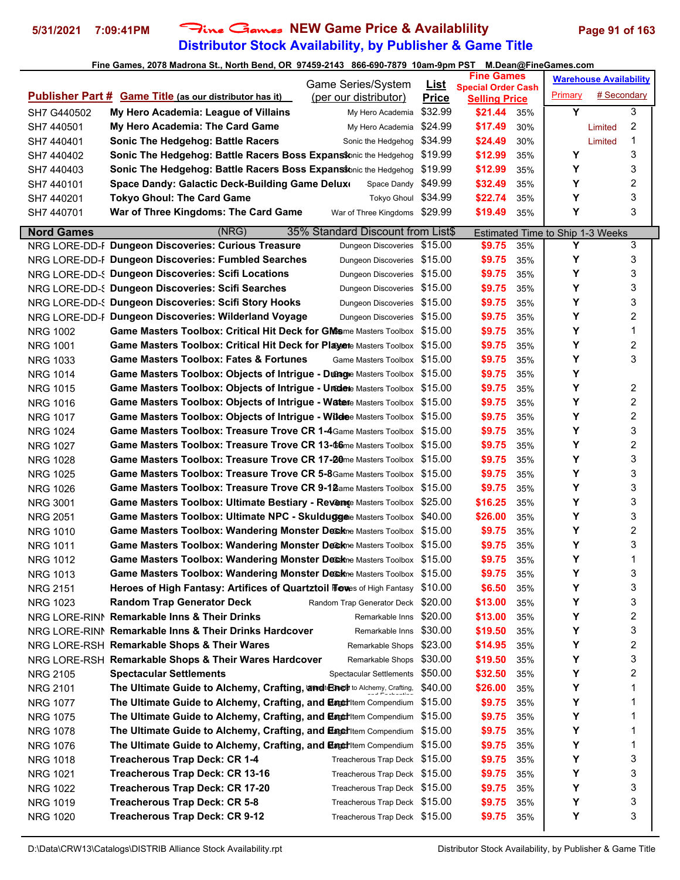# 5/31/2021 7:09:41PM Fine Games NEW Game Price & Availablility

## Distributor Stock Availability, by Publisher & Game Title

**Fine Games, 2078 Madrona St., North Bend, OR 97459-2143 866-690-7879 10am-9pm PST M.Dean@FineGames.com**

| Publisher Part # | Game Title (as our distributor has it) | Game Series/System (per our distributor) | List Price | Fine Games Special Order Cash Selling Price | | Warehouse Availability Primary | # Secondary |
|---|---|---|---|---|---|---|---|
| SH7 G440502 | My Hero Academia: League of Villains | My Hero Academia | $32.99 | $21.44 | 35% | Y | 3 |
| SH7 440501 | My Hero Academia: The Card Game | My Hero Academia | $24.99 | $17.49 | 30% | Limited | 2 |
| SH7 440401 | Sonic The Hedgehog: Battle Racers | Sonic the Hedgehog | $34.99 | $24.49 | 30% | Limited | 1 |
| SH7 440402 | Sonic The Hedgehog: Battle Racers Boss Expansi | Sonic the Hedgehog | $19.99 | $12.99 | 35% | Y | 3 |
| SH7 440403 | Sonic The Hedgehog: Battle Racers Boss Expansi | Sonic the Hedgehog | $19.99 | $12.99 | 35% | Y | 3 |
| SH7 440101 | Space Dandy: Galactic Deck-Building Game Delux | Space Dandy | $49.99 | $32.49 | 35% | Y | 2 |
| SH7 440201 | Tokyo Ghoul: The Card Game | Tokyo Ghoul | $34.99 | $22.74 | 35% | Y | 3 |
| SH7 440701 | War of Three Kingdoms: The Card Game | War of Three Kingdoms | $29.99 | $19.49 | 35% | Y | 3 |
| **Nord Games** | (NRG) | 35% Standard Discount from List$ | | Estimated Time to Ship 1-3 Weeks | | | |
| NRG LORE-DD-F | Dungeon Discoveries: Curious Treasure | Dungeon Discoveries | $15.00 | $9.75 | 35% | Y | 3 |
| NRG LORE-DD-F | Dungeon Discoveries: Fumbled Searches | Dungeon Discoveries | $15.00 | $9.75 | 35% | Y | 3 |
| NRG LORE-DD-S | Dungeon Discoveries: Scifi Locations | Dungeon Discoveries | $15.00 | $9.75 | 35% | Y | 3 |
| NRG LORE-DD-S | Dungeon Discoveries: Scifi Searches | Dungeon Discoveries | $15.00 | $9.75 | 35% | Y | 3 |
| NRG LORE-DD-S | Dungeon Discoveries: Scifi Story Hooks | Dungeon Discoveries | $15.00 | $9.75 | 35% | Y | 3 |
| NRG LORE-DD-F | Dungeon Discoveries: Wilderland Voyage | Dungeon Discoveries | $15.00 | $9.75 | 35% | Y | 2 |
| NRG 1002 | Game Masters Toolbox: Critical Hit Deck for GMs | Game Masters Toolbox | $15.00 | $9.75 | 35% | Y | 1 |
| NRG 1001 | Game Masters Toolbox: Critical Hit Deck for Player | Game Masters Toolbox | $15.00 | $9.75 | 35% | Y | 2 |
| NRG 1033 | Game Masters Toolbox: Fates & Fortunes | Game Masters Toolbox | $15.00 | $9.75 | 35% | Y | 3 |
| NRG 1014 | Game Masters Toolbox: Objects of Intrigue - Dung | Game Masters Toolbox | $15.00 | $9.75 | 35% | Y | |
| NRG 1015 | Game Masters Toolbox: Objects of Intrigue - Under | Game Masters Toolbox | $15.00 | $9.75 | 35% | Y | 2 |
| NRG 1016 | Game Masters Toolbox: Objects of Intrigue - Water | Game Masters Toolbox | $15.00 | $9.75 | 35% | Y | 2 |
| NRG 1017 | Game Masters Toolbox: Objects of Intrigue - Wilde | Game Masters Toolbox | $15.00 | $9.75 | 35% | Y | 2 |
| NRG 1024 | Game Masters Toolbox: Treasure Trove CR 1-4 | Game Masters Toolbox | $15.00 | $9.75 | 35% | Y | 3 |
| NRG 1027 | Game Masters Toolbox: Treasure Trove CR 13-16 | Game Masters Toolbox | $15.00 | $9.75 | 35% | Y | 2 |
| NRG 1028 | Game Masters Toolbox: Treasure Trove CR 17-20 | Game Masters Toolbox | $15.00 | $9.75 | 35% | Y | 3 |
| NRG 1025 | Game Masters Toolbox: Treasure Trove CR 5-8 | Game Masters Toolbox | $15.00 | $9.75 | 35% | Y | 3 |
| NRG 1026 | Game Masters Toolbox: Treasure Trove CR 9-12 | Game Masters Toolbox | $15.00 | $9.75 | 35% | Y | 3 |
| NRG 3001 | Game Masters Toolbox: Ultimate Bestiary - Reveng | Game Masters Toolbox | $25.00 | $16.25 | 35% | Y | 3 |
| NRG 2051 | Game Masters Toolbox: Ultimate NPC - Skuldugge | Game Masters Toolbox | $40.00 | $26.00 | 35% | Y | 3 |
| NRG 1010 | Game Masters Toolbox: Wandering Monster Deck | Game Masters Toolbox | $15.00 | $9.75 | 35% | Y | 2 |
| NRG 1011 | Game Masters Toolbox: Wandering Monster Deck | Game Masters Toolbox | $15.00 | $9.75 | 35% | Y | 3 |
| NRG 1012 | Game Masters Toolbox: Wandering Monster Deck | Game Masters Toolbox | $15.00 | $9.75 | 35% | Y | 1 |
| NRG 1013 | Game Masters Toolbox: Wandering Monster Deck | Game Masters Toolbox | $15.00 | $9.75 | 35% | Y | 3 |
| NRG 2151 | Heroes of High Fantasy: Artifices of Quartztoil Tow | Heroes of High Fantasy | $10.00 | $6.50 | 35% | Y | 3 |
| NRG 1023 | Random Trap Generator Deck | Random Trap Generator Deck | $20.00 | $13.00 | 35% | Y | 3 |
| NRG LORE-RINN | Remarkable Inns & Their Drinks | Remarkable Inns | $20.00 | $13.00 | 35% | Y | 2 |
| NRG LORE-RINN | Remarkable Inns & Their Drinks Hardcover | Remarkable Inns | $30.00 | $19.50 | 35% | Y | 3 |
| NRG LORE-RSH | Remarkable Shops & Their Wares | Remarkable Shops | $23.00 | $14.95 | 35% | Y | 2 |
| NRG LORE-RSH | Remarkable Shops & Their Wares Hardcover | Remarkable Shops | $30.00 | $19.50 | 35% | Y | 3 |
| NRG 2105 | Spectacular Settlements | Spectacular Settlements | $50.00 | $32.50 | 35% | Y | 2 |
| NRG 2101 | The Ultimate Guide to Alchemy, Crafting, and Ench | Ultimate Guide to Alchemy, Crafting, and Enchanting | $40.00 | $26.00 | 35% | Y | 1 |
| NRG 1077 | The Ultimate Guide to Alchemy, Crafting, and Ench | Magic Item Compendium | $15.00 | $9.75 | 35% | Y | 1 |
| NRG 1075 | The Ultimate Guide to Alchemy, Crafting, and Ench | Magic Item Compendium | $15.00 | $9.75 | 35% | Y | 1 |
| NRG 1078 | The Ultimate Guide to Alchemy, Crafting, and Ench | Magic Item Compendium | $15.00 | $9.75 | 35% | Y | 1 |
| NRG 1076 | The Ultimate Guide to Alchemy, Crafting, and Ench | Magic Item Compendium | $15.00 | $9.75 | 35% | Y | 1 |
| NRG 1018 | Treacherous Trap Deck: CR 1-4 | Treacherous Trap Deck | $15.00 | $9.75 | 35% | Y | 3 |
| NRG 1021 | Treacherous Trap Deck: CR 13-16 | Treacherous Trap Deck | $15.00 | $9.75 | 35% | Y | 3 |
| NRG 1022 | Treacherous Trap Deck: CR 17-20 | Treacherous Trap Deck | $15.00 | $9.75 | 35% | Y | 3 |
| NRG 1019 | Treacherous Trap Deck: CR 5-8 | Treacherous Trap Deck | $15.00 | $9.75 | 35% | Y | 3 |
| NRG 1020 | Treacherous Trap Deck: CR 9-12 | Treacherous Trap Deck | $15.00 | $9.75 | 35% | Y | 3 |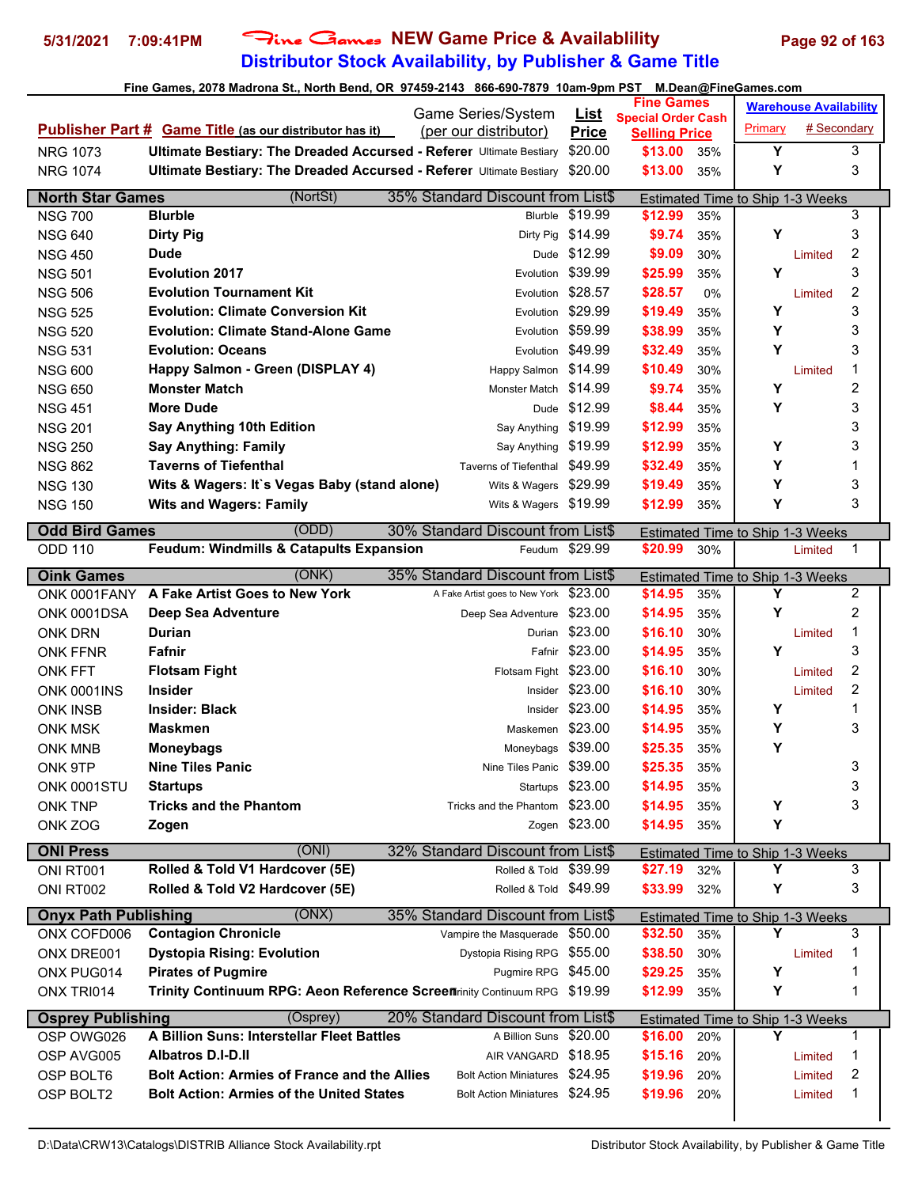# Fine Games NEW Game Price & Availablility

## Distributor Stock Availability, by Publisher & Game Title

5/31/2021 7:09:41PM

Fine Games, 2078 Madrona St., North Bend, OR 97459-2143 866-690-7879 10am-9pm PST M.Dean@FineGames.com

| Publisher Part # | Game Title (as our distributor has it) | Game Series/System (per our distributor) | List Price | Fine Games Special Order Cash Selling Price | | Warehouse Availability Primary | # Secondary |
|---|---|---|---|---|---|---|---|
| NRG 1073 | **Ultimate Bestiary: The Dreaded Accursed - Referer** | Ultimate Bestiary | $20.00 | **$13.00** | 35% | Y | 3 |
| NRG 1074 | **Ultimate Bestiary: The Dreaded Accursed - Referer** | Ultimate Bestiary | $20.00 | **$13.00** | 35% | Y | 3 |
| **North Star Games** | (NortSt) | 35% Standard Discount from List$ | | Estimated Time to Ship 1-3 Weeks | | | |
| NSG 700 | **Blurble** | Blurble | $19.99 | **$12.99** | 35% | | 3 |
| NSG 640 | **Dirty Pig** | Dirty Pig | $14.99 | **$9.74** | 35% | Y | 3 |
| NSG 450 | **Dude** | Dude | $12.99 | **$9.09** | 30% | Limited | 2 |
| NSG 501 | **Evolution 2017** | Evolution | $39.99 | **$25.99** | 35% | Y | 3 |
| NSG 506 | **Evolution Tournament Kit** | Evolution | $28.57 | **$28.57** | 0% | Limited | 2 |
| NSG 525 | **Evolution: Climate Conversion Kit** | Evolution | $29.99 | **$19.49** | 35% | Y | 3 |
| NSG 520 | **Evolution: Climate Stand-Alone Game** | Evolution | $59.99 | **$38.99** | 35% | Y | 3 |
| NSG 531 | **Evolution: Oceans** | Evolution | $49.99 | **$32.49** | 35% | Y | 3 |
| NSG 600 | **Happy Salmon - Green (DISPLAY 4)** | Happy Salmon | $14.99 | **$10.49** | 30% | Limited | 1 |
| NSG 650 | **Monster Match** | Monster Match | $14.99 | **$9.74** | 35% | Y | 2 |
| NSG 451 | **More Dude** | Dude | $12.99 | **$8.44** | 35% | Y | 3 |
| NSG 201 | **Say Anything 10th Edition** | Say Anything | $19.99 | **$12.99** | 35% | | 3 |
| NSG 250 | **Say Anything: Family** | Say Anything | $19.99 | **$12.99** | 35% | Y | 3 |
| NSG 862 | **Taverns of Tiefenthal** | Taverns of Tiefenthal | $49.99 | **$32.49** | 35% | Y | 1 |
| NSG 130 | **Wits & Wagers: It`s Vegas Baby (stand alone)** | Wits & Wagers | $29.99 | **$19.49** | 35% | Y | 3 |
| NSG 150 | **Wits and Wagers: Family** | Wits & Wagers | $19.99 | **$12.99** | 35% | Y | 3 |
| **Odd Bird Games** | (ODD) | 30% Standard Discount from List$ | | Estimated Time to Ship 1-3 Weeks | | | |
| ODD 110 | **Feudum: Windmills & Catapults Expansion** | Feudum | $29.99 | **$20.99** | 30% | Limited | 1 |
| **Oink Games** | (ONK) | 35% Standard Discount from List$ | | Estimated Time to Ship 1-3 Weeks | | | |
| ONK 0001FANY | **A Fake Artist Goes to New York** | A Fake Artist goes to New York | $23.00 | **$14.95** | 35% | Y | 2 |
| ONK 0001DSA | **Deep Sea Adventure** | Deep Sea Adventure | $23.00 | **$14.95** | 35% | Y | 2 |
| ONK DRN | **Durian** | Durian | $23.00 | **$16.10** | 30% | Limited | 1 |
| ONK FFNR | **Fafnir** | Fafnir | $23.00 | **$14.95** | 35% | Y | 3 |
| ONK FFT | **Flotsam Fight** | Flotsam Fight | $23.00 | **$16.10** | 30% | Limited | 2 |
| ONK 0001INS | **Insider** | Insider | $23.00 | **$16.10** | 30% | Limited | 2 |
| ONK INSB | **Insider: Black** | Insider | $23.00 | **$14.95** | 35% | Y | 1 |
| ONK MSK | **Maskmen** | Maskemen | $23.00 | **$14.95** | 35% | Y | 3 |
| ONK MNB | **Moneybags** | Moneybags | $39.00 | **$25.35** | 35% | Y | |
| ONK 9TP | **Nine Tiles Panic** | Nine Tiles Panic | $39.00 | **$25.35** | 35% | | 3 |
| ONK 0001STU | **Startups** | Startups | $23.00 | **$14.95** | 35% | | 3 |
| ONK TNP | **Tricks and the Phantom** | Tricks and the Phantom | $23.00 | **$14.95** | 35% | Y | 3 |
| ONK ZOG | **Zogen** | Zogen | $23.00 | **$14.95** | 35% | Y | |
| **ONI Press** | (ONI) | 32% Standard Discount from List$ | | Estimated Time to Ship 1-3 Weeks | | | |
| ONI RT001 | **Rolled & Told V1 Hardcover (5E)** | Rolled & Told | $39.99 | **$27.19** | 32% | Y | 3 |
| ONI RT002 | **Rolled & Told V2 Hardcover (5E)** | Rolled & Told | $49.99 | **$33.99** | 32% | Y | 3 |
| **Onyx Path Publishing** | (ONX) | 35% Standard Discount from List$ | | Estimated Time to Ship 1-3 Weeks | | | |
| ONX COFD006 | **Contagion Chronicle** | Vampire the Masquerade | $50.00 | **$32.50** | 35% | Y | 3 |
| ONX DRE001 | **Dystopia Rising: Evolution** | Dystopia Rising RPG | $55.00 | **$38.50** | 30% | Limited | 1 |
| ONX PUG014 | **Pirates of Pugmire** | Pugmire RPG | $45.00 | **$29.25** | 35% | Y | 1 |
| ONX TRI014 | **Trinity Continuum RPG: Aeon Reference Screen** | Trinity Continuum RPG | $19.99 | **$12.99** | 35% | Y | 1 |
| **Osprey Publishing** | (Osprey) | 20% Standard Discount from List$ | | Estimated Time to Ship 1-3 Weeks | | | |
| OSP OWG026 | **A Billion Suns: Interstellar Fleet Battles** | A Billion Suns | $20.00 | **$16.00** | 20% | Y | 1 |
| OSP AVG005 | **Albatros D.I-D.II** | AIR VANGARD | $18.95 | **$15.16** | 20% | Limited | 1 |
| OSP BOLT6 | **Bolt Action: Armies of France and the Allies** | Bolt Action Miniatures | $24.95 | **$19.96** | 20% | Limited | 2 |
| OSP BOLT2 | **Bolt Action: Armies of the United States** | Bolt Action Miniatures | $24.95 | **$19.96** | 20% | Limited | 1 |

D:\Data\CRW13\Catalogs\DISTRIB Alliance Stock Availability.rpt — Distributor Stock Availability, by Publisher & Game Title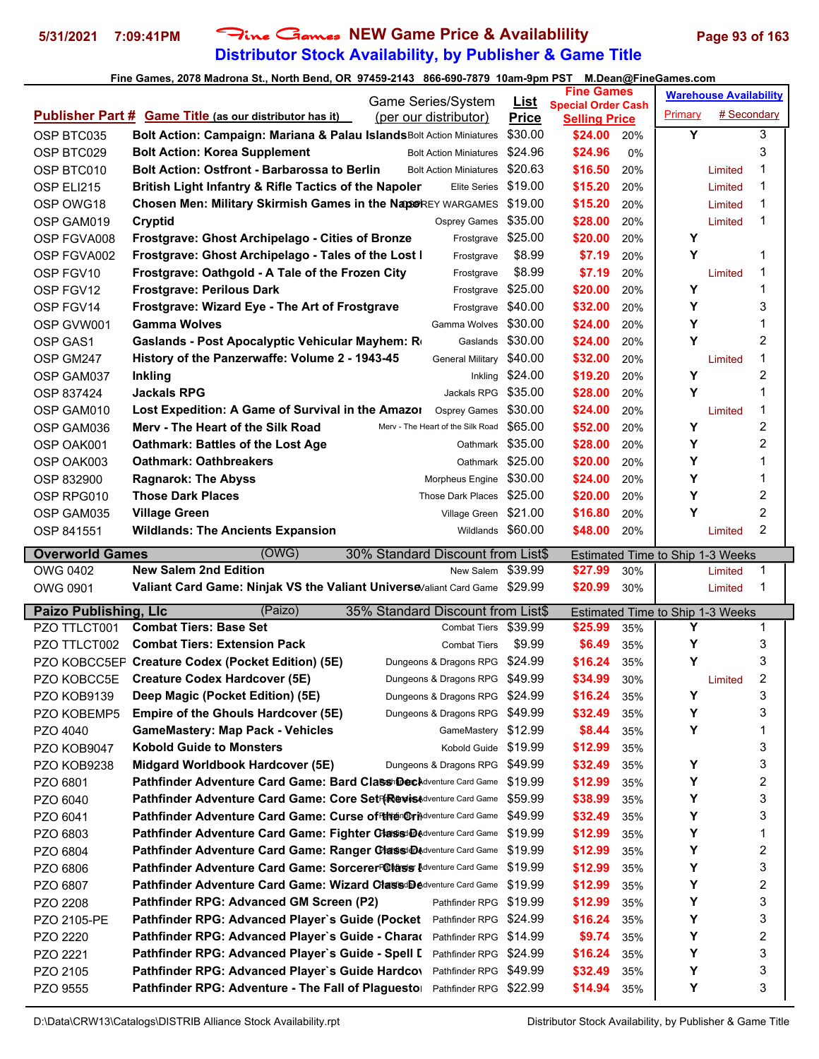# Fine Games NEW Game Price & Availablility

## Distributor Stock Availability, by Publisher & Game Title

Fine Games, 2078 Madrona St., North Bend, OR 97459-2143 866-690-7879 10am-9pm PST M.Dean@FineGames.com

| Publisher Part # | Game Title (as our distributor has it) | Game Series/System (per our distributor) | List Price | Fine Games Special Order Cash Selling Price | | Warehouse Availability Primary | # Secondary | |
|---|---|---|---|---|---|---|---|---|
| OSP BTC035 | Bolt Action: Campaign: Mariana & Palau Islands | Bolt Action Miniatures | $30.00 | $24.00 | 20% | Y | | 3 |
| OSP BTC029 | Bolt Action: Korea Supplement | Bolt Action Miniatures | $24.96 | $24.96 | 0% | | | 3 |
| OSP BTC010 | Bolt Action: Ostfront - Barbarossa to Berlin | Bolt Action Miniatures | $20.63 | $16.50 | 20% | | Limited | 1 |
| OSP ELI215 | British Light Infantry & Rifle Tactics of the Napoler | Elite Series | $19.00 | $15.20 | 20% | | Limited | 1 |
| OSP OWG18 | Chosen Men: Military Skirmish Games in the Napo | OSPREY WARGAMES | $19.00 | $15.20 | 20% | | Limited | 1 |
| OSP GAM019 | Cryptid | Osprey Games | $35.00 | $28.00 | 20% | | Limited | 1 |
| OSP FGVA008 | Frostgrave: Ghost Archipelago - Cities of Bronze | Frostgrave | $25.00 | $20.00 | 20% | Y | | |
| OSP FGVA002 | Frostgrave: Ghost Archipelago - Tales of the Lost I | Frostgrave | $8.99 | $7.19 | 20% | Y | | 1 |
| OSP FGV10 | Frostgrave: Oathgold - A Tale of the Frozen City | Frostgrave | $8.99 | $7.19 | 20% | | Limited | 1 |
| OSP FGV12 | Frostgrave: Perilous Dark | Frostgrave | $25.00 | $20.00 | 20% | Y | | 1 |
| OSP FGV14 | Frostgrave: Wizard Eye - The Art of Frostgrave | Frostgrave | $40.00 | $32.00 | 20% | Y | | 3 |
| OSP GVW001 | Gamma Wolves | Gamma Wolves | $30.00 | $24.00 | 20% | Y | | 1 |
| OSP GAS1 | Gaslands - Post Apocalyptic Vehicular Mayhem: R | Gaslands | $30.00 | $24.00 | 20% | Y | | 2 |
| OSP GM247 | History of the Panzerwaffe: Volume 2 - 1943-45 | General Military | $40.00 | $32.00 | 20% | | Limited | 1 |
| OSP GAM037 | Inkling | Inkling | $24.00 | $19.20 | 20% | Y | | 2 |
| OSP 837424 | Jackals RPG | Jackals RPG | $35.00 | $28.00 | 20% | Y | | 1 |
| OSP GAM010 | Lost Expedition: A Game of Survival in the Amazo | Osprey Games | $30.00 | $24.00 | 20% | | Limited | 1 |
| OSP GAM036 | Merv - The Heart of the Silk Road | Merv - The Heart of the Silk Road | $65.00 | $52.00 | 20% | Y | | 2 |
| OSP OAK001 | Oathmark: Battles of the Lost Age | Oathmark | $35.00 | $28.00 | 20% | Y | | 2 |
| OSP OAK003 | Oathmark: Oathbreakers | Oathmark | $25.00 | $20.00 | 20% | Y | | 1 |
| OSP 832900 | Ragnarok: The Abyss | Morpheus Engine | $30.00 | $24.00 | 20% | Y | | 1 |
| OSP RPG010 | Those Dark Places | Those Dark Places | $25.00 | $20.00 | 20% | Y | | 2 |
| OSP GAM035 | Village Green | Village Green | $21.00 | $16.80 | 20% | Y | | 2 |
| OSP 841551 | Wildlands: The Ancients Expansion | Wildlands | $60.00 | $48.00 | 20% | | Limited | 2 |
| **Overworld Games** | (OWG) | 30% Standard Discount from List$ | | Estimated Time to Ship 1-3 Weeks | | | | |
| OWG 0402 | New Salem 2nd Edition | New Salem | $39.99 | $27.99 | 30% | | Limited | 1 |
| OWG 0901 | Valiant Card Game: Ninjak VS the Valiant Universe | Valiant Card Game | $29.99 | $20.99 | 30% | | Limited | 1 |
| **Paizo Publishing, Llc** | (Paizo) | 35% Standard Discount from List$ | | Estimated Time to Ship 1-3 Weeks | | | | |
| PZO TTLCT001 | Combat Tiers: Base Set | Combat Tiers | $39.99 | $25.99 | 35% | Y | | 1 |
| PZO TTLCT002 | Combat Tiers: Extension Pack | Combat Tiers | $9.99 | $6.49 | 35% | Y | | 3 |
| PZO KOBCC5EP | Creature Codex (Pocket Edition) (5E) | Dungeons & Dragons RPG | $24.99 | $16.24 | 35% | Y | | 3 |
| PZO KOBCC5E | Creature Codex Hardcover (5E) | Dungeons & Dragons RPG | $49.99 | $34.99 | 30% | | Limited | 2 |
| PZO KOB9139 | Deep Magic (Pocket Edition) (5E) | Dungeons & Dragons RPG | $24.99 | $16.24 | 35% | Y | | 3 |
| PZO KOBEMP5 | Empire of the Ghouls Hardcover (5E) | Dungeons & Dragons RPG | $49.99 | $32.49 | 35% | Y | | 3 |
| PZO 4040 | GameMastery: Map Pack - Vehicles | GameMastery | $12.99 | $8.44 | 35% | Y | | 1 |
| PZO KOB9047 | Kobold Guide to Monsters | Kobold Guide | $19.99 | $12.99 | 35% | | | 3 |
| PZO KOB9238 | Midgard Worldbook Hardcover (5E) | Dungeons & Dragons RPG | $49.99 | $32.49 | 35% | Y | | 3 |
| PZO 6801 | Pathfinder Adventure Card Game: Bard Class Deck | Pathfinder Adventure Card Game | $19.99 | $12.99 | 35% | Y | | 2 |
| PZO 6040 | Pathfinder Adventure Card Game: Core Set (Revise | Pathfinder Adventure Card Game | $59.99 | $38.99 | 35% | Y | | 3 |
| PZO 6041 | Pathfinder Adventure Card Game: Curse of the Cri | Pathfinder Adventure Card Game | $49.99 | $32.49 | 35% | Y | | 3 |
| PZO 6803 | Pathfinder Adventure Card Game: Fighter Class De | Pathfinder Adventure Card Game | $19.99 | $12.99 | 35% | Y | | 1 |
| PZO 6804 | Pathfinder Adventure Card Game: Ranger Class D | Pathfinder Adventure Card Game | $19.99 | $12.99 | 35% | Y | | 2 |
| PZO 6806 | Pathfinder Adventure Card Game: Sorcerer Class I | Pathfinder Adventure Card Game | $19.99 | $12.99 | 35% | Y | | 3 |
| PZO 6807 | Pathfinder Adventure Card Game: Wizard Class De | Pathfinder Adventure Card Game | $19.99 | $12.99 | 35% | Y | | 2 |
| PZO 2208 | Pathfinder RPG: Advanced GM Screen (P2) | Pathfinder RPG | $19.99 | $12.99 | 35% | Y | | 3 |
| PZO 2105-PE | Pathfinder RPG: Advanced Player`s Guide (Pocket | Pathfinder RPG | $24.99 | $16.24 | 35% | Y | | 3 |
| PZO 2220 | Pathfinder RPG: Advanced Player`s Guide - Chara | Pathfinder RPG | $14.99 | $9.74 | 35% | Y | | 2 |
| PZO 2221 | Pathfinder RPG: Advanced Player`s Guide - Spell D | Pathfinder RPG | $24.99 | $16.24 | 35% | Y | | 3 |
| PZO 2105 | Pathfinder RPG: Advanced Player`s Guide Hardcov | Pathfinder RPG | $49.99 | $32.49 | 35% | Y | | 3 |
| PZO 9555 | Pathfinder RPG: Adventure - The Fall of Plaguesto | Pathfinder RPG | $22.99 | $14.94 | 35% | Y | | 3 |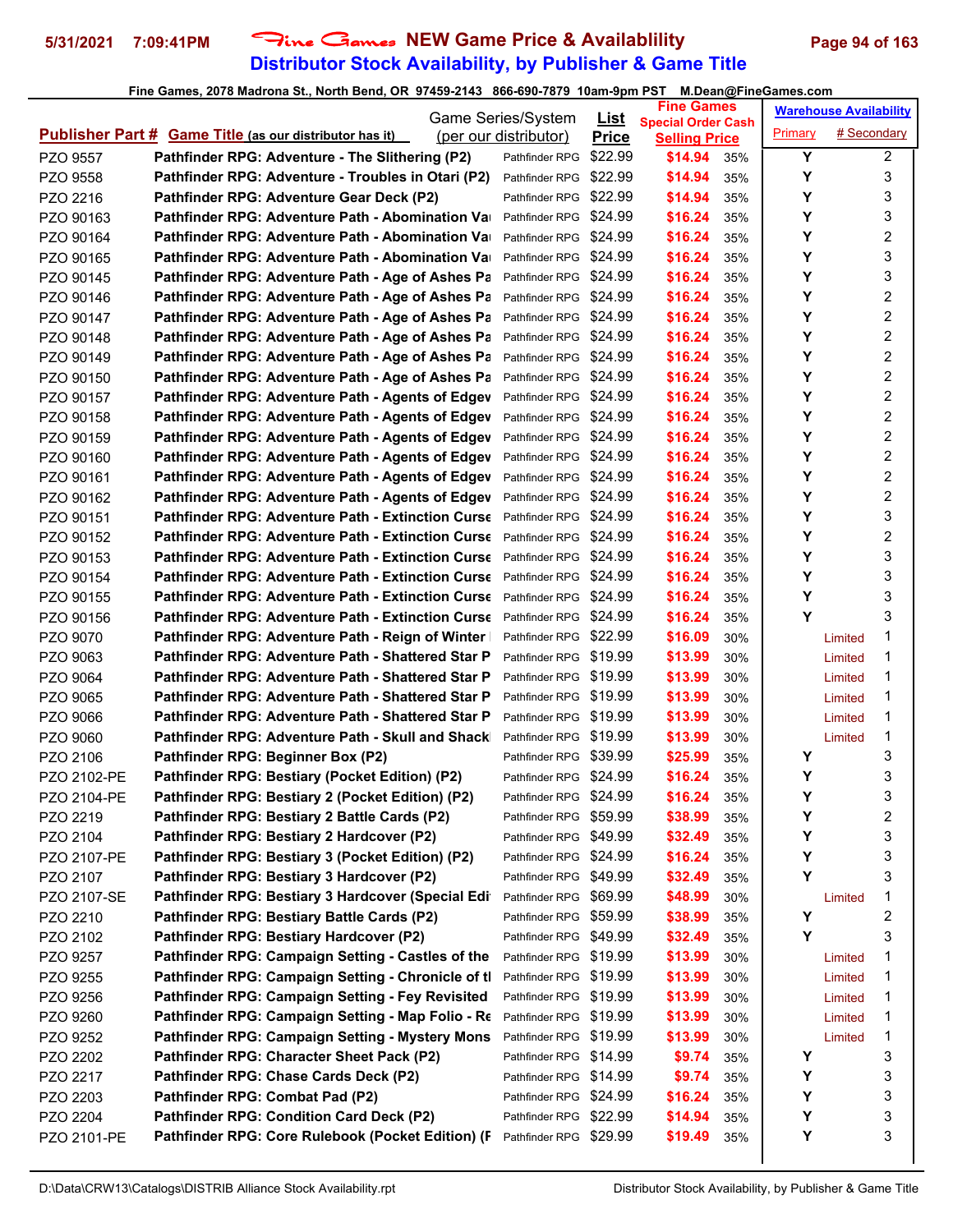# Fine Games NEW Game Price & Availablility

## Distributor Stock Availability, by Publisher & Game Title

5/31/2021 7:09:41PM

Fine Games, 2078 Madrona St., North Bend, OR 97459-2143 866-690-7879 10am-9pm PST M.Dean@FineGames.com

| Publisher Part # | Game Title (as our distributor has it) | Game Series/System (per our distributor) | List Price | Fine Games Special Order Cash Selling Price | | Warehouse Availability Primary | # Secondary |
|---|---|---|---|---|---|---|---|
| PZO 9557 | Pathfinder RPG: Adventure - The Slithering (P2) | Pathfinder RPG | $22.99 | $14.94 | 35% | Y | 2 |
| PZO 9558 | Pathfinder RPG: Adventure - Troubles in Otari (P2) | Pathfinder RPG | $22.99 | $14.94 | 35% | Y | 3 |
| PZO 2216 | Pathfinder RPG: Adventure Gear Deck (P2) | Pathfinder RPG | $22.99 | $14.94 | 35% | Y | 3 |
| PZO 90163 | Pathfinder RPG: Adventure Path - Abomination Va | Pathfinder RPG | $24.99 | $16.24 | 35% | Y | 3 |
| PZO 90164 | Pathfinder RPG: Adventure Path - Abomination Va | Pathfinder RPG | $24.99 | $16.24 | 35% | Y | 2 |
| PZO 90165 | Pathfinder RPG: Adventure Path - Abomination Va | Pathfinder RPG | $24.99 | $16.24 | 35% | Y | 3 |
| PZO 90145 | Pathfinder RPG: Adventure Path - Age of Ashes Pa | Pathfinder RPG | $24.99 | $16.24 | 35% | Y | 3 |
| PZO 90146 | Pathfinder RPG: Adventure Path - Age of Ashes Pa | Pathfinder RPG | $24.99 | $16.24 | 35% | Y | 2 |
| PZO 90147 | Pathfinder RPG: Adventure Path - Age of Ashes Pa | Pathfinder RPG | $24.99 | $16.24 | 35% | Y | 2 |
| PZO 90148 | Pathfinder RPG: Adventure Path - Age of Ashes Pa | Pathfinder RPG | $24.99 | $16.24 | 35% | Y | 2 |
| PZO 90149 | Pathfinder RPG: Adventure Path - Age of Ashes Pa | Pathfinder RPG | $24.99 | $16.24 | 35% | Y | 2 |
| PZO 90150 | Pathfinder RPG: Adventure Path - Age of Ashes Pa | Pathfinder RPG | $24.99 | $16.24 | 35% | Y | 2 |
| PZO 90157 | Pathfinder RPG: Adventure Path - Agents of Edgev | Pathfinder RPG | $24.99 | $16.24 | 35% | Y | 2 |
| PZO 90158 | Pathfinder RPG: Adventure Path - Agents of Edgev | Pathfinder RPG | $24.99 | $16.24 | 35% | Y | 2 |
| PZO 90159 | Pathfinder RPG: Adventure Path - Agents of Edgev | Pathfinder RPG | $24.99 | $16.24 | 35% | Y | 2 |
| PZO 90160 | Pathfinder RPG: Adventure Path - Agents of Edgev | Pathfinder RPG | $24.99 | $16.24 | 35% | Y | 2 |
| PZO 90161 | Pathfinder RPG: Adventure Path - Agents of Edgev | Pathfinder RPG | $24.99 | $16.24 | 35% | Y | 2 |
| PZO 90162 | Pathfinder RPG: Adventure Path - Agents of Edgev | Pathfinder RPG | $24.99 | $16.24 | 35% | Y | 2 |
| PZO 90151 | Pathfinder RPG: Adventure Path - Extinction Curse | Pathfinder RPG | $24.99 | $16.24 | 35% | Y | 3 |
| PZO 90152 | Pathfinder RPG: Adventure Path - Extinction Curse | Pathfinder RPG | $24.99 | $16.24 | 35% | Y | 2 |
| PZO 90153 | Pathfinder RPG: Adventure Path - Extinction Curse | Pathfinder RPG | $24.99 | $16.24 | 35% | Y | 3 |
| PZO 90154 | Pathfinder RPG: Adventure Path - Extinction Curse | Pathfinder RPG | $24.99 | $16.24 | 35% | Y | 3 |
| PZO 90155 | Pathfinder RPG: Adventure Path - Extinction Curse | Pathfinder RPG | $24.99 | $16.24 | 35% | Y | 3 |
| PZO 90156 | Pathfinder RPG: Adventure Path - Extinction Curse | Pathfinder RPG | $24.99 | $16.24 | 35% | Y | 3 |
| PZO 9070 | Pathfinder RPG: Adventure Path - Reign of Winter | Pathfinder RPG | $22.99 | $16.09 | 30% | Limited | 1 |
| PZO 9063 | Pathfinder RPG: Adventure Path - Shattered Star P | Pathfinder RPG | $19.99 | $13.99 | 30% | Limited | 1 |
| PZO 9064 | Pathfinder RPG: Adventure Path - Shattered Star P | Pathfinder RPG | $19.99 | $13.99 | 30% | Limited | 1 |
| PZO 9065 | Pathfinder RPG: Adventure Path - Shattered Star P | Pathfinder RPG | $19.99 | $13.99 | 30% | Limited | 1 |
| PZO 9066 | Pathfinder RPG: Adventure Path - Shattered Star P | Pathfinder RPG | $19.99 | $13.99 | 30% | Limited | 1 |
| PZO 9060 | Pathfinder RPG: Adventure Path - Skull and Shack | Pathfinder RPG | $19.99 | $13.99 | 30% | Limited | 1 |
| PZO 2106 | Pathfinder RPG: Beginner Box (P2) | Pathfinder RPG | $39.99 | $25.99 | 35% | Y | 3 |
| PZO 2102-PE | Pathfinder RPG: Bestiary (Pocket Edition) (P2) | Pathfinder RPG | $24.99 | $16.24 | 35% | Y | 3 |
| PZO 2104-PE | Pathfinder RPG: Bestiary 2 (Pocket Edition) (P2) | Pathfinder RPG | $24.99 | $16.24 | 35% | Y | 3 |
| PZO 2219 | Pathfinder RPG: Bestiary 2 Battle Cards (P2) | Pathfinder RPG | $59.99 | $38.99 | 35% | Y | 2 |
| PZO 2104 | Pathfinder RPG: Bestiary 2 Hardcover (P2) | Pathfinder RPG | $49.99 | $32.49 | 35% | Y | 3 |
| PZO 2107-PE | Pathfinder RPG: Bestiary 3 (Pocket Edition) (P2) | Pathfinder RPG | $24.99 | $16.24 | 35% | Y | 3 |
| PZO 2107 | Pathfinder RPG: Bestiary 3 Hardcover (P2) | Pathfinder RPG | $49.99 | $32.49 | 35% | Y | 3 |
| PZO 2107-SE | Pathfinder RPG: Bestiary 3 Hardcover (Special Edi | Pathfinder RPG | $69.99 | $48.99 | 30% | Limited | 1 |
| PZO 2210 | Pathfinder RPG: Bestiary Battle Cards (P2) | Pathfinder RPG | $59.99 | $38.99 | 35% | Y | 2 |
| PZO 2102 | Pathfinder RPG: Bestiary Hardcover (P2) | Pathfinder RPG | $49.99 | $32.49 | 35% | Y | 3 |
| PZO 9257 | Pathfinder RPG: Campaign Setting - Castles of the | Pathfinder RPG | $19.99 | $13.99 | 30% | Limited | 1 |
| PZO 9255 | Pathfinder RPG: Campaign Setting - Chronicle of tl | Pathfinder RPG | $19.99 | $13.99 | 30% | Limited | 1 |
| PZO 9256 | Pathfinder RPG: Campaign Setting - Fey Revisited | Pathfinder RPG | $19.99 | $13.99 | 30% | Limited | 1 |
| PZO 9260 | Pathfinder RPG: Campaign Setting - Map Folio - Re | Pathfinder RPG | $19.99 | $13.99 | 30% | Limited | 1 |
| PZO 9252 | Pathfinder RPG: Campaign Setting - Mystery Mons | Pathfinder RPG | $19.99 | $13.99 | 30% | Limited | 1 |
| PZO 2202 | Pathfinder RPG: Character Sheet Pack (P2) | Pathfinder RPG | $14.99 | $9.74 | 35% | Y | 3 |
| PZO 2217 | Pathfinder RPG: Chase Cards Deck (P2) | Pathfinder RPG | $14.99 | $9.74 | 35% | Y | 3 |
| PZO 2203 | Pathfinder RPG: Combat Pad (P2) | Pathfinder RPG | $24.99 | $16.24 | 35% | Y | 3 |
| PZO 2204 | Pathfinder RPG: Condition Card Deck (P2) | Pathfinder RPG | $22.99 | $14.94 | 35% | Y | 3 |
| PZO 2101-PE | Pathfinder RPG: Core Rulebook (Pocket Edition) (F | Pathfinder RPG | $29.99 | $19.49 | 35% | Y | 3 |

D:\Data\CRW13\Catalogs\DISTRIB Alliance Stock Availability.rpt — Distributor Stock Availability, by Publisher & Game Title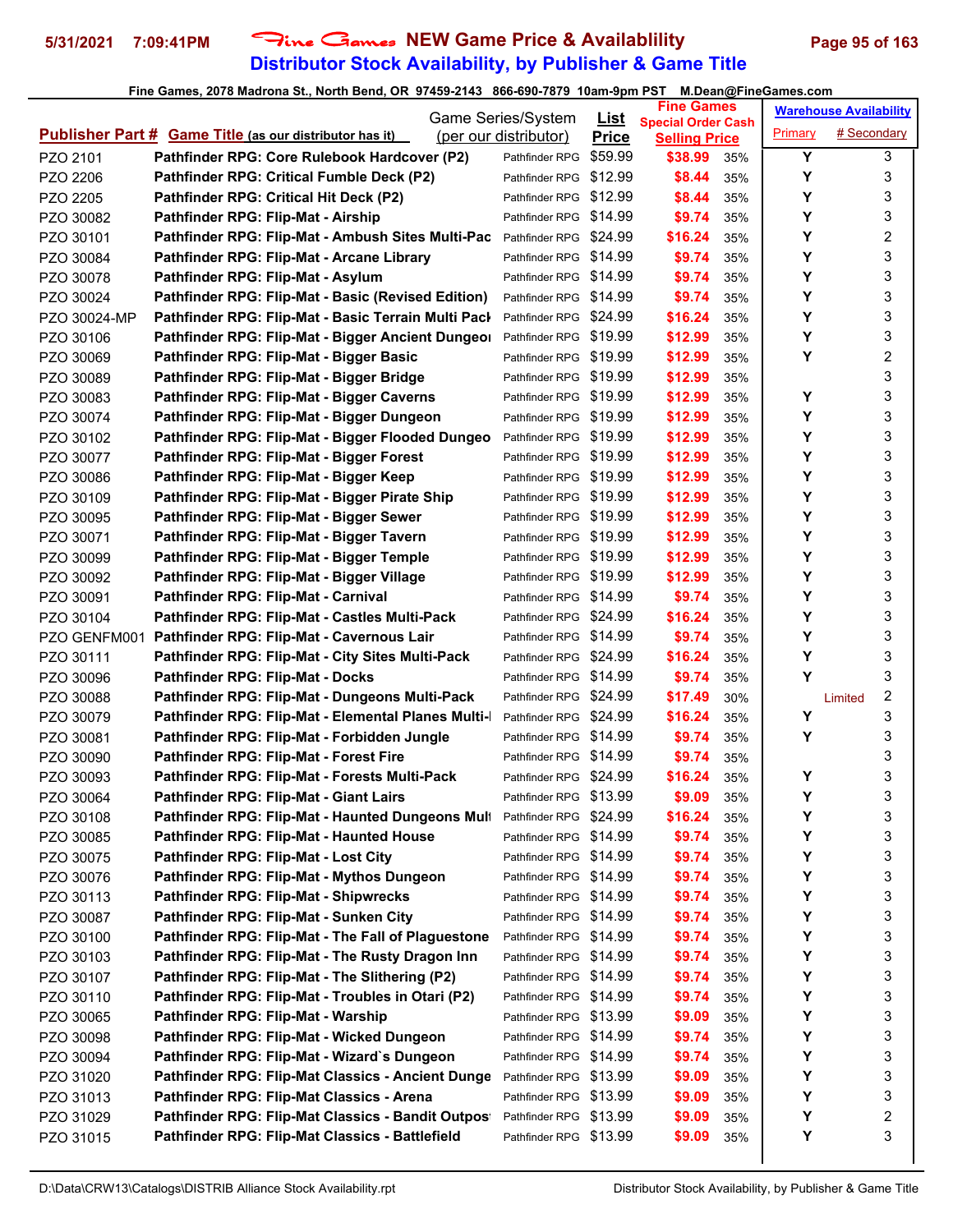# Fine Games NEW Game Price & Availablility

## Distributor Stock Availability, by Publisher & Game Title

Fine Games, 2078 Madrona St., North Bend, OR 97459-2143 866-690-7879 10am-9pm PST M.Dean@FineGames.com

| Publisher Part # | Game Title (as our distributor has it) | Game Series/System (per our distributor) | List Price | Fine Games Special Order Cash Selling Price | | Warehouse Availability Primary | # Secondary |
|---|---|---|---|---|---|---|---|
| PZO 2101 | Pathfinder RPG: Core Rulebook Hardcover (P2) | Pathfinder RPG | $59.99 | $38.99 | 35% | Y | 3 |
| PZO 2206 | Pathfinder RPG: Critical Fumble Deck (P2) | Pathfinder RPG | $12.99 | $8.44 | 35% | Y | 3 |
| PZO 2205 | Pathfinder RPG: Critical Hit Deck (P2) | Pathfinder RPG | $12.99 | $8.44 | 35% | Y | 3 |
| PZO 30082 | Pathfinder RPG: Flip-Mat - Airship | Pathfinder RPG | $14.99 | $9.74 | 35% | Y | 3 |
| PZO 30101 | Pathfinder RPG: Flip-Mat - Ambush Sites Multi-Pac | Pathfinder RPG | $24.99 | $16.24 | 35% | Y | 2 |
| PZO 30084 | Pathfinder RPG: Flip-Mat - Arcane Library | Pathfinder RPG | $14.99 | $9.74 | 35% | Y | 3 |
| PZO 30078 | Pathfinder RPG: Flip-Mat - Asylum | Pathfinder RPG | $14.99 | $9.74 | 35% | Y | 3 |
| PZO 30024 | Pathfinder RPG: Flip-Mat - Basic (Revised Edition) | Pathfinder RPG | $14.99 | $9.74 | 35% | Y | 3 |
| PZO 30024-MP | Pathfinder RPG: Flip-Mat - Basic Terrain Multi Pack | Pathfinder RPG | $24.99 | $16.24 | 35% | Y | 3 |
| PZO 30106 | Pathfinder RPG: Flip-Mat - Bigger Ancient Dungeon | Pathfinder RPG | $19.99 | $12.99 | 35% | Y | 3 |
| PZO 30069 | Pathfinder RPG: Flip-Mat - Bigger Basic | Pathfinder RPG | $19.99 | $12.99 | 35% | Y | 2 |
| PZO 30089 | Pathfinder RPG: Flip-Mat - Bigger Bridge | Pathfinder RPG | $19.99 | $12.99 | 35% | | 3 |
| PZO 30083 | Pathfinder RPG: Flip-Mat - Bigger Caverns | Pathfinder RPG | $19.99 | $12.99 | 35% | Y | 3 |
| PZO 30074 | Pathfinder RPG: Flip-Mat - Bigger Dungeon | Pathfinder RPG | $19.99 | $12.99 | 35% | Y | 3 |
| PZO 30102 | Pathfinder RPG: Flip-Mat - Bigger Flooded Dungeo | Pathfinder RPG | $19.99 | $12.99 | 35% | Y | 3 |
| PZO 30077 | Pathfinder RPG: Flip-Mat - Bigger Forest | Pathfinder RPG | $19.99 | $12.99 | 35% | Y | 3 |
| PZO 30086 | Pathfinder RPG: Flip-Mat - Bigger Keep | Pathfinder RPG | $19.99 | $12.99 | 35% | Y | 3 |
| PZO 30109 | Pathfinder RPG: Flip-Mat - Bigger Pirate Ship | Pathfinder RPG | $19.99 | $12.99 | 35% | Y | 3 |
| PZO 30095 | Pathfinder RPG: Flip-Mat - Bigger Sewer | Pathfinder RPG | $19.99 | $12.99 | 35% | Y | 3 |
| PZO 30071 | Pathfinder RPG: Flip-Mat - Bigger Tavern | Pathfinder RPG | $19.99 | $12.99 | 35% | Y | 3 |
| PZO 30099 | Pathfinder RPG: Flip-Mat - Bigger Temple | Pathfinder RPG | $19.99 | $12.99 | 35% | Y | 3 |
| PZO 30092 | Pathfinder RPG: Flip-Mat - Bigger Village | Pathfinder RPG | $19.99 | $12.99 | 35% | Y | 3 |
| PZO 30091 | Pathfinder RPG: Flip-Mat - Carnival | Pathfinder RPG | $14.99 | $9.74 | 35% | Y | 3 |
| PZO 30104 | Pathfinder RPG: Flip-Mat - Castles Multi-Pack | Pathfinder RPG | $24.99 | $16.24 | 35% | Y | 3 |
| PZO GENFM001 | Pathfinder RPG: Flip-Mat - Cavernous Lair | Pathfinder RPG | $14.99 | $9.74 | 35% | Y | 3 |
| PZO 30111 | Pathfinder RPG: Flip-Mat - City Sites Multi-Pack | Pathfinder RPG | $24.99 | $16.24 | 35% | Y | 3 |
| PZO 30096 | Pathfinder RPG: Flip-Mat - Docks | Pathfinder RPG | $14.99 | $9.74 | 35% | Y | 3 |
| PZO 30088 | Pathfinder RPG: Flip-Mat - Dungeons Multi-Pack | Pathfinder RPG | $24.99 | $17.49 | 30% | Limited | 2 |
| PZO 30079 | Pathfinder RPG: Flip-Mat - Elemental Planes Multi-I | Pathfinder RPG | $24.99 | $16.24 | 35% | Y | 3 |
| PZO 30081 | Pathfinder RPG: Flip-Mat - Forbidden Jungle | Pathfinder RPG | $14.99 | $9.74 | 35% | Y | 3 |
| PZO 30090 | Pathfinder RPG: Flip-Mat - Forest Fire | Pathfinder RPG | $14.99 | $9.74 | 35% | | 3 |
| PZO 30093 | Pathfinder RPG: Flip-Mat - Forests Multi-Pack | Pathfinder RPG | $24.99 | $16.24 | 35% | Y | 3 |
| PZO 30064 | Pathfinder RPG: Flip-Mat - Giant Lairs | Pathfinder RPG | $13.99 | $9.09 | 35% | Y | 3 |
| PZO 30108 | Pathfinder RPG: Flip-Mat - Haunted Dungeons Mult | Pathfinder RPG | $24.99 | $16.24 | 35% | Y | 3 |
| PZO 30085 | Pathfinder RPG: Flip-Mat - Haunted House | Pathfinder RPG | $14.99 | $9.74 | 35% | Y | 3 |
| PZO 30075 | Pathfinder RPG: Flip-Mat - Lost City | Pathfinder RPG | $14.99 | $9.74 | 35% | Y | 3 |
| PZO 30076 | Pathfinder RPG: Flip-Mat - Mythos Dungeon | Pathfinder RPG | $14.99 | $9.74 | 35% | Y | 3 |
| PZO 30113 | Pathfinder RPG: Flip-Mat - Shipwrecks | Pathfinder RPG | $14.99 | $9.74 | 35% | Y | 3 |
| PZO 30087 | Pathfinder RPG: Flip-Mat - Sunken City | Pathfinder RPG | $14.99 | $9.74 | 35% | Y | 3 |
| PZO 30100 | Pathfinder RPG: Flip-Mat - The Fall of Plaguestone | Pathfinder RPG | $14.99 | $9.74 | 35% | Y | 3 |
| PZO 30103 | Pathfinder RPG: Flip-Mat - The Rusty Dragon Inn | Pathfinder RPG | $14.99 | $9.74 | 35% | Y | 3 |
| PZO 30107 | Pathfinder RPG: Flip-Mat - The Slithering (P2) | Pathfinder RPG | $14.99 | $9.74 | 35% | Y | 3 |
| PZO 30110 | Pathfinder RPG: Flip-Mat - Troubles in Otari (P2) | Pathfinder RPG | $14.99 | $9.74 | 35% | Y | 3 |
| PZO 30065 | Pathfinder RPG: Flip-Mat - Warship | Pathfinder RPG | $13.99 | $9.09 | 35% | Y | 3 |
| PZO 30098 | Pathfinder RPG: Flip-Mat - Wicked Dungeon | Pathfinder RPG | $14.99 | $9.74 | 35% | Y | 3 |
| PZO 30094 | Pathfinder RPG: Flip-Mat - Wizard`s Dungeon | Pathfinder RPG | $14.99 | $9.74 | 35% | Y | 3 |
| PZO 31020 | Pathfinder RPG: Flip-Mat Classics - Ancient Dunge | Pathfinder RPG | $13.99 | $9.09 | 35% | Y | 3 |
| PZO 31013 | Pathfinder RPG: Flip-Mat Classics - Arena | Pathfinder RPG | $13.99 | $9.09 | 35% | Y | 3 |
| PZO 31029 | Pathfinder RPG: Flip-Mat Classics - Bandit Outpos | Pathfinder RPG | $13.99 | $9.09 | 35% | Y | 2 |
| PZO 31015 | Pathfinder RPG: Flip-Mat Classics - Battlefield | Pathfinder RPG | $13.99 | $9.09 | 35% | Y | 3 |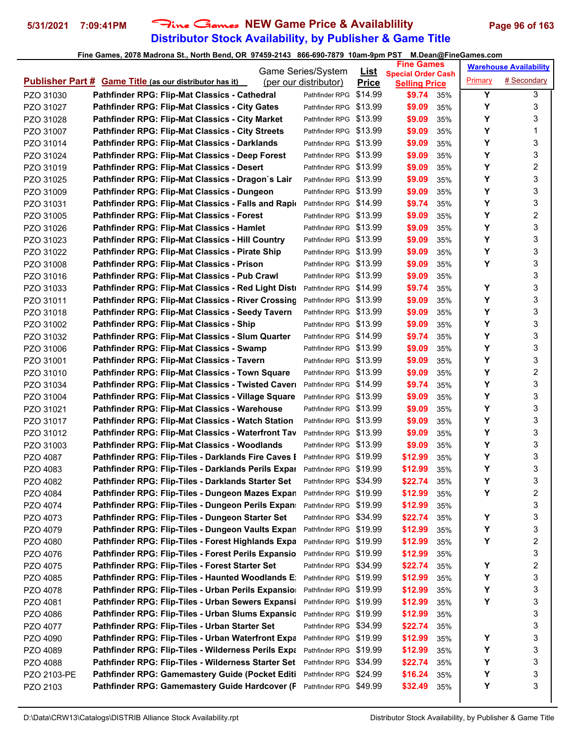# Fine Games NEW Game Price & Availablility

## Distributor Stock Availability, by Publisher & Game Title

**Fine Games, 2078 Madrona St., North Bend, OR 97459-2143 866-690-7879 10am-9pm PST M.Dean@FineGames.com**

| Publisher Part # | Game Title (as our distributor has it) | Game Series/System (per our distributor) | List Price | Fine Games Special Order Cash Selling Price | | Warehouse Availability Primary | # Secondary |
|---|---|---|---|---|---|---|---|
| PZO 31030 | Pathfinder RPG: Flip-Mat Classics - Cathedral | Pathfinder RPG | $14.99 | $9.74 | 35% | Y | 3 |
| PZO 31027 | Pathfinder RPG: Flip-Mat Classics - City Gates | Pathfinder RPG | $13.99 | $9.09 | 35% | Y | 3 |
| PZO 31028 | Pathfinder RPG: Flip-Mat Classics - City Market | Pathfinder RPG | $13.99 | $9.09 | 35% | Y | 3 |
| PZO 31007 | Pathfinder RPG: Flip-Mat Classics - City Streets | Pathfinder RPG | $13.99 | $9.09 | 35% | Y | 1 |
| PZO 31014 | Pathfinder RPG: Flip-Mat Classics - Darklands | Pathfinder RPG | $13.99 | $9.09 | 35% | Y | 3 |
| PZO 31024 | Pathfinder RPG: Flip-Mat Classics - Deep Forest | Pathfinder RPG | $13.99 | $9.09 | 35% | Y | 3 |
| PZO 31019 | Pathfinder RPG: Flip-Mat Classics - Desert | Pathfinder RPG | $13.99 | $9.09 | 35% | Y | 2 |
| PZO 31025 | Pathfinder RPG: Flip-Mat Classics - Dragon`s Lair | Pathfinder RPG | $13.99 | $9.09 | 35% | Y | 3 |
| PZO 31009 | Pathfinder RPG: Flip-Mat Classics - Dungeon | Pathfinder RPG | $13.99 | $9.09 | 35% | Y | 3 |
| PZO 31031 | Pathfinder RPG: Flip-Mat Classics - Falls and Rapi | Pathfinder RPG | $14.99 | $9.74 | 35% | Y | 3 |
| PZO 31005 | Pathfinder RPG: Flip-Mat Classics - Forest | Pathfinder RPG | $13.99 | $9.09 | 35% | Y | 2 |
| PZO 31026 | Pathfinder RPG: Flip-Mat Classics - Hamlet | Pathfinder RPG | $13.99 | $9.09 | 35% | Y | 3 |
| PZO 31023 | Pathfinder RPG: Flip-Mat Classics - Hill Country | Pathfinder RPG | $13.99 | $9.09 | 35% | Y | 3 |
| PZO 31022 | Pathfinder RPG: Flip-Mat Classics - Pirate Ship | Pathfinder RPG | $13.99 | $9.09 | 35% | Y | 3 |
| PZO 31008 | Pathfinder RPG: Flip-Mat Classics - Prison | Pathfinder RPG | $13.99 | $9.09 | 35% | Y | 3 |
| PZO 31016 | Pathfinder RPG: Flip-Mat Classics - Pub Crawl | Pathfinder RPG | $13.99 | $9.09 | 35% | | 3 |
| PZO 31033 | Pathfinder RPG: Flip-Mat Classics - Red Light Distr | Pathfinder RPG | $14.99 | $9.74 | 35% | Y | 3 |
| PZO 31011 | Pathfinder RPG: Flip-Mat Classics - River Crossing | Pathfinder RPG | $13.99 | $9.09 | 35% | Y | 3 |
| PZO 31018 | Pathfinder RPG: Flip-Mat Classics - Seedy Tavern | Pathfinder RPG | $13.99 | $9.09 | 35% | Y | 3 |
| PZO 31002 | Pathfinder RPG: Flip-Mat Classics - Ship | Pathfinder RPG | $13.99 | $9.09 | 35% | Y | 3 |
| PZO 31032 | Pathfinder RPG: Flip-Mat Classics - Slum Quarter | Pathfinder RPG | $14.99 | $9.74 | 35% | Y | 3 |
| PZO 31006 | Pathfinder RPG: Flip-Mat Classics - Swamp | Pathfinder RPG | $13.99 | $9.09 | 35% | Y | 3 |
| PZO 31001 | Pathfinder RPG: Flip-Mat Classics - Tavern | Pathfinder RPG | $13.99 | $9.09 | 35% | Y | 3 |
| PZO 31010 | Pathfinder RPG: Flip-Mat Classics - Town Square | Pathfinder RPG | $13.99 | $9.09 | 35% | Y | 2 |
| PZO 31034 | Pathfinder RPG: Flip-Mat Classics - Twisted Cavern | Pathfinder RPG | $14.99 | $9.74 | 35% | Y | 3 |
| PZO 31004 | Pathfinder RPG: Flip-Mat Classics - Village Square | Pathfinder RPG | $13.99 | $9.09 | 35% | Y | 3 |
| PZO 31021 | Pathfinder RPG: Flip-Mat Classics - Warehouse | Pathfinder RPG | $13.99 | $9.09 | 35% | Y | 3 |
| PZO 31017 | Pathfinder RPG: Flip-Mat Classics - Watch Station | Pathfinder RPG | $13.99 | $9.09 | 35% | Y | 3 |
| PZO 31012 | Pathfinder RPG: Flip-Mat Classics - Waterfront Tav | Pathfinder RPG | $13.99 | $9.09 | 35% | Y | 3 |
| PZO 31003 | Pathfinder RPG: Flip-Mat Classics - Woodlands | Pathfinder RPG | $13.99 | $9.09 | 35% | Y | 3 |
| PZO 4087 | Pathfinder RPG: Flip-Tiles - Darklands Fire Caves E | Pathfinder RPG | $19.99 | $12.99 | 35% | Y | 3 |
| PZO 4083 | Pathfinder RPG: Flip-Tiles - Darklands Perils Expan | Pathfinder RPG | $19.99 | $12.99 | 35% | Y | 3 |
| PZO 4082 | Pathfinder RPG: Flip-Tiles - Darklands Starter Set | Pathfinder RPG | $34.99 | $22.74 | 35% | Y | 3 |
| PZO 4084 | Pathfinder RPG: Flip-Tiles - Dungeon Mazes Expan | Pathfinder RPG | $19.99 | $12.99 | 35% | Y | 2 |
| PZO 4074 | Pathfinder RPG: Flip-Tiles - Dungeon Perils Expans | Pathfinder RPG | $19.99 | $12.99 | 35% | | 3 |
| PZO 4073 | Pathfinder RPG: Flip-Tiles - Dungeon Starter Set | Pathfinder RPG | $34.99 | $22.74 | 35% | Y | 3 |
| PZO 4079 | Pathfinder RPG: Flip-Tiles - Dungeon Vaults Expan | Pathfinder RPG | $19.99 | $12.99 | 35% | Y | 3 |
| PZO 4080 | Pathfinder RPG: Flip-Tiles - Forest Highlands Expa | Pathfinder RPG | $19.99 | $12.99 | 35% | Y | 2 |
| PZO 4076 | Pathfinder RPG: Flip-Tiles - Forest Perils Expansio | Pathfinder RPG | $19.99 | $12.99 | 35% | | 3 |
| PZO 4075 | Pathfinder RPG: Flip-Tiles - Forest Starter Set | Pathfinder RPG | $34.99 | $22.74 | 35% | Y | 2 |
| PZO 4085 | Pathfinder RPG: Flip-Tiles - Haunted Woodlands E | Pathfinder RPG | $19.99 | $12.99 | 35% | Y | 3 |
| PZO 4078 | Pathfinder RPG: Flip-Tiles - Urban Perils Expansio | Pathfinder RPG | $19.99 | $12.99 | 35% | Y | 3 |
| PZO 4081 | Pathfinder RPG: Flip-Tiles - Urban Sewers Expansi | Pathfinder RPG | $19.99 | $12.99 | 35% | Y | 3 |
| PZO 4086 | Pathfinder RPG: Flip-Tiles - Urban Slums Expansio | Pathfinder RPG | $19.99 | $12.99 | 35% | | 3 |
| PZO 4077 | Pathfinder RPG: Flip-Tiles - Urban Starter Set | Pathfinder RPG | $34.99 | $22.74 | 35% | | 3 |
| PZO 4090 | Pathfinder RPG: Flip-Tiles - Urban Waterfront Expa | Pathfinder RPG | $19.99 | $12.99 | 35% | Y | 3 |
| PZO 4089 | Pathfinder RPG: Flip-Tiles - Wilderness Perils Expa | Pathfinder RPG | $19.99 | $12.99 | 35% | Y | 3 |
| PZO 4088 | Pathfinder RPG: Flip-Tiles - Wilderness Starter Set | Pathfinder RPG | $34.99 | $22.74 | 35% | Y | 3 |
| PZO 2103-PE | Pathfinder RPG: Gamemastery Guide (Pocket Editi | Pathfinder RPG | $24.99 | $16.24 | 35% | Y | 3 |
| PZO 2103 | Pathfinder RPG: Gamemastery Guide Hardcover (F | Pathfinder RPG | $49.99 | $32.49 | 35% | Y | 3 |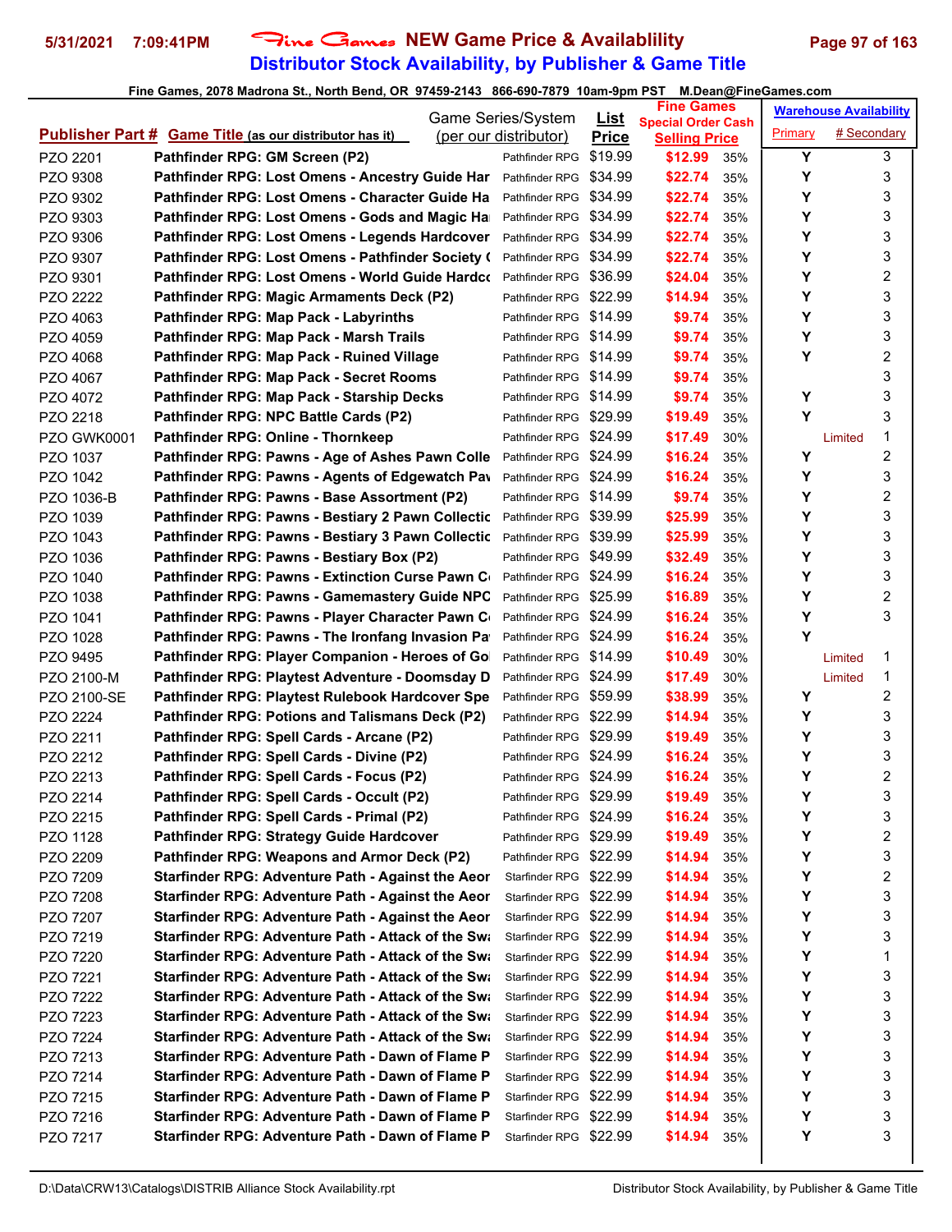# Fine Games NEW Game Price & Availability

## Distributor Stock Availability, by Publisher & Game Title

Fine Games, 2078 Madrona St., North Bend, OR 97459-2143 866-690-7879 10am-9pm PST M.Dean@FineGames.com

| Publisher Part # | Game Title (as our distributor has it) | Game Series/System (per our distributor) | List Price | Fine Games Special Order Cash Selling Price | | Warehouse Availability Primary | # Secondary |
|---|---|---|---|---|---|---|---|
| PZO 2201 | Pathfinder RPG: GM Screen (P2) | Pathfinder RPG | $19.99 | $12.99 | 35% | Y | 3 |
| PZO 9308 | Pathfinder RPG: Lost Omens - Ancestry Guide Har | Pathfinder RPG | $34.99 | $22.74 | 35% | Y | 3 |
| PZO 9302 | Pathfinder RPG: Lost Omens - Character Guide Ha | Pathfinder RPG | $34.99 | $22.74 | 35% | Y | 3 |
| PZO 9303 | Pathfinder RPG: Lost Omens - Gods and Magic Ha | Pathfinder RPG | $34.99 | $22.74 | 35% | Y | 3 |
| PZO 9306 | Pathfinder RPG: Lost Omens - Legends Hardcover | Pathfinder RPG | $34.99 | $22.74 | 35% | Y | 3 |
| PZO 9307 | Pathfinder RPG: Lost Omens - Pathfinder Society ( | Pathfinder RPG | $34.99 | $22.74 | 35% | Y | 3 |
| PZO 9301 | Pathfinder RPG: Lost Omens - World Guide Hardco | Pathfinder RPG | $36.99 | $24.04 | 35% | Y | 2 |
| PZO 2222 | Pathfinder RPG: Magic Armaments Deck (P2) | Pathfinder RPG | $22.99 | $14.94 | 35% | Y | 3 |
| PZO 4063 | Pathfinder RPG: Map Pack - Labyrinths | Pathfinder RPG | $14.99 | $9.74 | 35% | Y | 3 |
| PZO 4059 | Pathfinder RPG: Map Pack - Marsh Trails | Pathfinder RPG | $14.99 | $9.74 | 35% | Y | 3 |
| PZO 4068 | Pathfinder RPG: Map Pack - Ruined Village | Pathfinder RPG | $14.99 | $9.74 | 35% | Y | 2 |
| PZO 4067 | Pathfinder RPG: Map Pack - Secret Rooms | Pathfinder RPG | $14.99 | $9.74 | 35% | | 3 |
| PZO 4072 | Pathfinder RPG: Map Pack - Starship Decks | Pathfinder RPG | $14.99 | $9.74 | 35% | Y | 3 |
| PZO 2218 | Pathfinder RPG: NPC Battle Cards (P2) | Pathfinder RPG | $29.99 | $19.49 | 35% | Y | 3 |
| PZO GWK0001 | Pathfinder RPG: Online - Thornkeep | Pathfinder RPG | $24.99 | $17.49 | 30% | Limited | 1 |
| PZO 1037 | Pathfinder RPG: Pawns - Age of Ashes Pawn Colle | Pathfinder RPG | $24.99 | $16.24 | 35% | Y | 2 |
| PZO 1042 | Pathfinder RPG: Pawns - Agents of Edgewatch Pav | Pathfinder RPG | $24.99 | $16.24 | 35% | Y | 3 |
| PZO 1036-B | Pathfinder RPG: Pawns - Base Assortment (P2) | Pathfinder RPG | $14.99 | $9.74 | 35% | Y | 2 |
| PZO 1039 | Pathfinder RPG: Pawns - Bestiary 2 Pawn Collectic | Pathfinder RPG | $39.99 | $25.99 | 35% | Y | 3 |
| PZO 1043 | Pathfinder RPG: Pawns - Bestiary 3 Pawn Collectic | Pathfinder RPG | $39.99 | $25.99 | 35% | Y | 3 |
| PZO 1036 | Pathfinder RPG: Pawns - Bestiary Box (P2) | Pathfinder RPG | $49.99 | $32.49 | 35% | Y | 3 |
| PZO 1040 | Pathfinder RPG: Pawns - Extinction Curse Pawn C | Pathfinder RPG | $24.99 | $16.24 | 35% | Y | 3 |
| PZO 1038 | Pathfinder RPG: Pawns - Gamemastery Guide NPC | Pathfinder RPG | $25.99 | $16.89 | 35% | Y | 2 |
| PZO 1041 | Pathfinder RPG: Pawns - Player Character Pawn C | Pathfinder RPG | $24.99 | $16.24 | 35% | Y | 3 |
| PZO 1028 | Pathfinder RPG: Pawns - The Ironfang Invasion Pa | Pathfinder RPG | $24.99 | $16.24 | 35% | Y | |
| PZO 9495 | Pathfinder RPG: Player Companion - Heroes of Go | Pathfinder RPG | $14.99 | $10.49 | 30% | Limited | 1 |
| PZO 2100-M | Pathfinder RPG: Playtest Adventure - Doomsday D | Pathfinder RPG | $24.99 | $17.49 | 30% | Limited | 1 |
| PZO 2100-SE | Pathfinder RPG: Playtest Rulebook Hardcover Spe | Pathfinder RPG | $59.99 | $38.99 | 35% | Y | 2 |
| PZO 2224 | Pathfinder RPG: Potions and Talismans Deck (P2) | Pathfinder RPG | $22.99 | $14.94 | 35% | Y | 3 |
| PZO 2211 | Pathfinder RPG: Spell Cards - Arcane (P2) | Pathfinder RPG | $29.99 | $19.49 | 35% | Y | 3 |
| PZO 2212 | Pathfinder RPG: Spell Cards - Divine (P2) | Pathfinder RPG | $24.99 | $16.24 | 35% | Y | 3 |
| PZO 2213 | Pathfinder RPG: Spell Cards - Focus (P2) | Pathfinder RPG | $24.99 | $16.24 | 35% | Y | 2 |
| PZO 2214 | Pathfinder RPG: Spell Cards - Occult (P2) | Pathfinder RPG | $29.99 | $19.49 | 35% | Y | 3 |
| PZO 2215 | Pathfinder RPG: Spell Cards - Primal (P2) | Pathfinder RPG | $24.99 | $16.24 | 35% | Y | 3 |
| PZO 1128 | Pathfinder RPG: Strategy Guide Hardcover | Pathfinder RPG | $29.99 | $19.49 | 35% | Y | 2 |
| PZO 2209 | Pathfinder RPG: Weapons and Armor Deck (P2) | Pathfinder RPG | $22.99 | $14.94 | 35% | Y | 3 |
| PZO 7209 | Starfinder RPG: Adventure Path - Against the Aeor | Starfinder RPG | $22.99 | $14.94 | 35% | Y | 2 |
| PZO 7208 | Starfinder RPG: Adventure Path - Against the Aeor | Starfinder RPG | $22.99 | $14.94 | 35% | Y | 3 |
| PZO 7207 | Starfinder RPG: Adventure Path - Against the Aeor | Starfinder RPG | $22.99 | $14.94 | 35% | Y | 3 |
| PZO 7219 | Starfinder RPG: Adventure Path - Attack of the Swa | Starfinder RPG | $22.99 | $14.94 | 35% | Y | 3 |
| PZO 7220 | Starfinder RPG: Adventure Path - Attack of the Swa | Starfinder RPG | $22.99 | $14.94 | 35% | Y | 1 |
| PZO 7221 | Starfinder RPG: Adventure Path - Attack of the Swa | Starfinder RPG | $22.99 | $14.94 | 35% | Y | 3 |
| PZO 7222 | Starfinder RPG: Adventure Path - Attack of the Swa | Starfinder RPG | $22.99 | $14.94 | 35% | Y | 3 |
| PZO 7223 | Starfinder RPG: Adventure Path - Attack of the Swa | Starfinder RPG | $22.99 | $14.94 | 35% | Y | 3 |
| PZO 7224 | Starfinder RPG: Adventure Path - Attack of the Swa | Starfinder RPG | $22.99 | $14.94 | 35% | Y | 3 |
| PZO 7213 | Starfinder RPG: Adventure Path - Dawn of Flame P | Starfinder RPG | $22.99 | $14.94 | 35% | Y | 3 |
| PZO 7214 | Starfinder RPG: Adventure Path - Dawn of Flame P | Starfinder RPG | $22.99 | $14.94 | 35% | Y | 3 |
| PZO 7215 | Starfinder RPG: Adventure Path - Dawn of Flame P | Starfinder RPG | $22.99 | $14.94 | 35% | Y | 3 |
| PZO 7216 | Starfinder RPG: Adventure Path - Dawn of Flame P | Starfinder RPG | $22.99 | $14.94 | 35% | Y | 3 |
| PZO 7217 | Starfinder RPG: Adventure Path - Dawn of Flame P | Starfinder RPG | $22.99 | $14.94 | 35% | Y | 3 |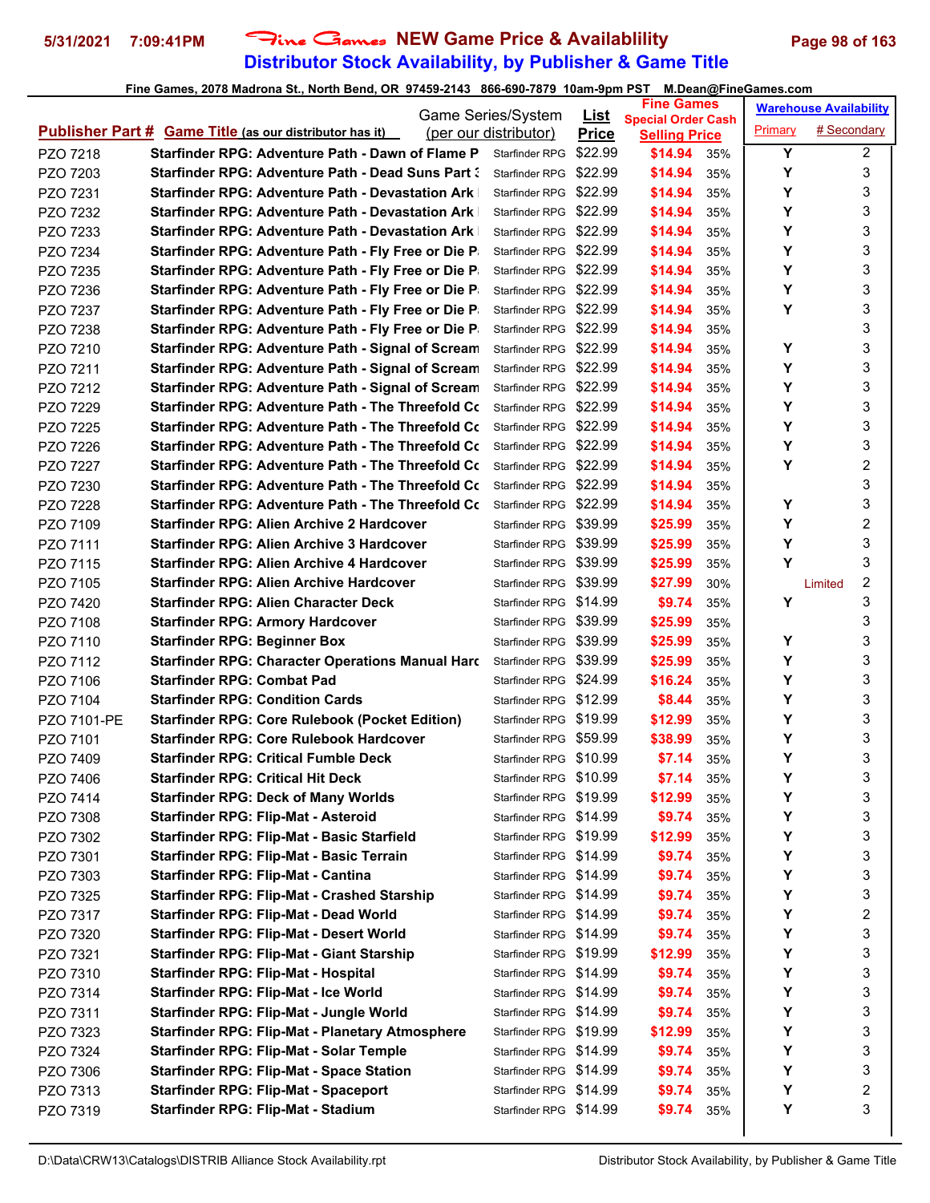# Fine Games NEW Game Price & Availablility

## Distributor Stock Availability, by Publisher & Game Title

Fine Games, 2078 Madrona St., North Bend, OR 97459-2143 866-690-7879 10am-9pm PST M.Dean@FineGames.com

| Publisher Part # | Game Title (as our distributor has it) | Game Series/System (per our distributor) | List Price | Fine Games Special Order Cash Selling Price | | Warehouse Availability Primary | # Secondary |
|---|---|---|---|---|---|---|---|
| PZO 7218 | Starfinder RPG: Adventure Path - Dawn of Flame P | Starfinder RPG | $22.99 | $14.94 | 35% | Y | 2 |
| PZO 7203 | Starfinder RPG: Adventure Path - Dead Suns Part 3 | Starfinder RPG | $22.99 | $14.94 | 35% | Y | 3 |
| PZO 7231 | Starfinder RPG: Adventure Path - Devastation Ark | Starfinder RPG | $22.99 | $14.94 | 35% | Y | 3 |
| PZO 7232 | Starfinder RPG: Adventure Path - Devastation Ark | Starfinder RPG | $22.99 | $14.94 | 35% | Y | 3 |
| PZO 7233 | Starfinder RPG: Adventure Path - Devastation Ark | Starfinder RPG | $22.99 | $14.94 | 35% | Y | 3 |
| PZO 7234 | Starfinder RPG: Adventure Path - Fly Free or Die P | Starfinder RPG | $22.99 | $14.94 | 35% | Y | 3 |
| PZO 7235 | Starfinder RPG: Adventure Path - Fly Free or Die P | Starfinder RPG | $22.99 | $14.94 | 35% | Y | 3 |
| PZO 7236 | Starfinder RPG: Adventure Path - Fly Free or Die P | Starfinder RPG | $22.99 | $14.94 | 35% | Y | 3 |
| PZO 7237 | Starfinder RPG: Adventure Path - Fly Free or Die P | Starfinder RPG | $22.99 | $14.94 | 35% | Y | 3 |
| PZO 7238 | Starfinder RPG: Adventure Path - Fly Free or Die P | Starfinder RPG | $22.99 | $14.94 | 35% | | 3 |
| PZO 7210 | Starfinder RPG: Adventure Path - Signal of Scream | Starfinder RPG | $22.99 | $14.94 | 35% | Y | 3 |
| PZO 7211 | Starfinder RPG: Adventure Path - Signal of Scream | Starfinder RPG | $22.99 | $14.94 | 35% | Y | 3 |
| PZO 7212 | Starfinder RPG: Adventure Path - Signal of Scream | Starfinder RPG | $22.99 | $14.94 | 35% | Y | 3 |
| PZO 7229 | Starfinder RPG: Adventure Path - The Threefold Co | Starfinder RPG | $22.99 | $14.94 | 35% | Y | 3 |
| PZO 7225 | Starfinder RPG: Adventure Path - The Threefold Co | Starfinder RPG | $22.99 | $14.94 | 35% | Y | 3 |
| PZO 7226 | Starfinder RPG: Adventure Path - The Threefold Co | Starfinder RPG | $22.99 | $14.94 | 35% | Y | 3 |
| PZO 7227 | Starfinder RPG: Adventure Path - The Threefold Co | Starfinder RPG | $22.99 | $14.94 | 35% | Y | 2 |
| PZO 7230 | Starfinder RPG: Adventure Path - The Threefold Co | Starfinder RPG | $22.99 | $14.94 | 35% | | 3 |
| PZO 7228 | Starfinder RPG: Adventure Path - The Threefold Co | Starfinder RPG | $22.99 | $14.94 | 35% | Y | 3 |
| PZO 7109 | Starfinder RPG: Alien Archive 2 Hardcover | Starfinder RPG | $39.99 | $25.99 | 35% | Y | 2 |
| PZO 7111 | Starfinder RPG: Alien Archive 3 Hardcover | Starfinder RPG | $39.99 | $25.99 | 35% | Y | 3 |
| PZO 7115 | Starfinder RPG: Alien Archive 4 Hardcover | Starfinder RPG | $39.99 | $25.99 | 35% | Y | 3 |
| PZO 7105 | Starfinder RPG: Alien Archive Hardcover | Starfinder RPG | $39.99 | $27.99 | 30% | Limited | 2 |
| PZO 7420 | Starfinder RPG: Alien Character Deck | Starfinder RPG | $14.99 | $9.74 | 35% | Y | 3 |
| PZO 7108 | Starfinder RPG: Armory Hardcover | Starfinder RPG | $39.99 | $25.99 | 35% | | 3 |
| PZO 7110 | Starfinder RPG: Beginner Box | Starfinder RPG | $39.99 | $25.99 | 35% | Y | 3 |
| PZO 7112 | Starfinder RPG: Character Operations Manual Harc | Starfinder RPG | $39.99 | $25.99 | 35% | Y | 3 |
| PZO 7106 | Starfinder RPG: Combat Pad | Starfinder RPG | $24.99 | $16.24 | 35% | Y | 3 |
| PZO 7104 | Starfinder RPG: Condition Cards | Starfinder RPG | $12.99 | $8.44 | 35% | Y | 3 |
| PZO 7101-PE | Starfinder RPG: Core Rulebook (Pocket Edition) | Starfinder RPG | $19.99 | $12.99 | 35% | Y | 3 |
| PZO 7101 | Starfinder RPG: Core Rulebook Hardcover | Starfinder RPG | $59.99 | $38.99 | 35% | Y | 3 |
| PZO 7409 | Starfinder RPG: Critical Fumble Deck | Starfinder RPG | $10.99 | $7.14 | 35% | Y | 3 |
| PZO 7406 | Starfinder RPG: Critical Hit Deck | Starfinder RPG | $10.99 | $7.14 | 35% | Y | 3 |
| PZO 7414 | Starfinder RPG: Deck of Many Worlds | Starfinder RPG | $19.99 | $12.99 | 35% | Y | 3 |
| PZO 7308 | Starfinder RPG: Flip-Mat - Asteroid | Starfinder RPG | $14.99 | $9.74 | 35% | Y | 3 |
| PZO 7302 | Starfinder RPG: Flip-Mat - Basic Starfield | Starfinder RPG | $19.99 | $12.99 | 35% | Y | 3 |
| PZO 7301 | Starfinder RPG: Flip-Mat - Basic Terrain | Starfinder RPG | $14.99 | $9.74 | 35% | Y | 3 |
| PZO 7303 | Starfinder RPG: Flip-Mat - Cantina | Starfinder RPG | $14.99 | $9.74 | 35% | Y | 3 |
| PZO 7325 | Starfinder RPG: Flip-Mat - Crashed Starship | Starfinder RPG | $14.99 | $9.74 | 35% | Y | 3 |
| PZO 7317 | Starfinder RPG: Flip-Mat - Dead World | Starfinder RPG | $14.99 | $9.74 | 35% | Y | 2 |
| PZO 7320 | Starfinder RPG: Flip-Mat - Desert World | Starfinder RPG | $14.99 | $9.74 | 35% | Y | 3 |
| PZO 7321 | Starfinder RPG: Flip-Mat - Giant Starship | Starfinder RPG | $19.99 | $12.99 | 35% | Y | 3 |
| PZO 7310 | Starfinder RPG: Flip-Mat - Hospital | Starfinder RPG | $14.99 | $9.74 | 35% | Y | 3 |
| PZO 7314 | Starfinder RPG: Flip-Mat - Ice World | Starfinder RPG | $14.99 | $9.74 | 35% | Y | 3 |
| PZO 7311 | Starfinder RPG: Flip-Mat - Jungle World | Starfinder RPG | $14.99 | $9.74 | 35% | Y | 3 |
| PZO 7323 | Starfinder RPG: Flip-Mat - Planetary Atmosphere | Starfinder RPG | $19.99 | $12.99 | 35% | Y | 3 |
| PZO 7324 | Starfinder RPG: Flip-Mat - Solar Temple | Starfinder RPG | $14.99 | $9.74 | 35% | Y | 3 |
| PZO 7306 | Starfinder RPG: Flip-Mat - Space Station | Starfinder RPG | $14.99 | $9.74 | 35% | Y | 3 |
| PZO 7313 | Starfinder RPG: Flip-Mat - Spaceport | Starfinder RPG | $14.99 | $9.74 | 35% | Y | 2 |
| PZO 7319 | Starfinder RPG: Flip-Mat - Stadium | Starfinder RPG | $14.99 | $9.74 | 35% | Y | 3 |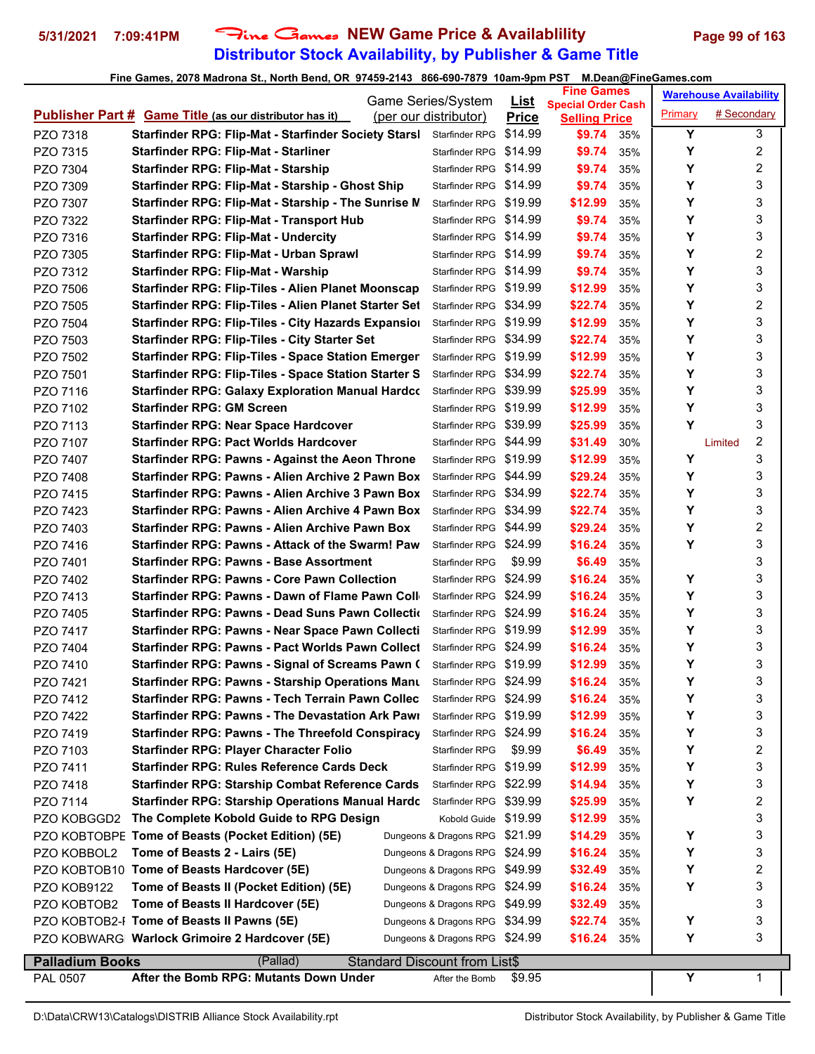# Fine Games NEW Game Price & Availablility
## Distributor Stock Availability, by Publisher & Game Title

Fine Games, 2078 Madrona St., North Bend, OR 97459-2143 866-690-7879 10am-9pm PST M.Dean@FineGames.com

| Publisher Part # | Game Title (as our distributor has it) | Game Series/System (per our distributor) | List Price | Fine Games Special Order Cash Selling Price | | Warehouse Availability Primary | # Secondary |
|---|---|---|---|---|---|---|---|
| PZO 7318 | Starfinder RPG: Flip-Mat - Starfinder Society Starsl | Starfinder RPG | $14.99 | $9.74 | 35% | Y | 3 |
| PZO 7315 | Starfinder RPG: Flip-Mat - Starliner | Starfinder RPG | $14.99 | $9.74 | 35% | Y | 2 |
| PZO 7304 | Starfinder RPG: Flip-Mat - Starship | Starfinder RPG | $14.99 | $9.74 | 35% | Y | 2 |
| PZO 7309 | Starfinder RPG: Flip-Mat - Starship - Ghost Ship | Starfinder RPG | $14.99 | $9.74 | 35% | Y | 3 |
| PZO 7307 | Starfinder RPG: Flip-Mat - Starship - The Sunrise M | Starfinder RPG | $19.99 | $12.99 | 35% | Y | 3 |
| PZO 7322 | Starfinder RPG: Flip-Mat - Transport Hub | Starfinder RPG | $14.99 | $9.74 | 35% | Y | 3 |
| PZO 7316 | Starfinder RPG: Flip-Mat - Undercity | Starfinder RPG | $14.99 | $9.74 | 35% | Y | 3 |
| PZO 7305 | Starfinder RPG: Flip-Mat - Urban Sprawl | Starfinder RPG | $14.99 | $9.74 | 35% | Y | 2 |
| PZO 7312 | Starfinder RPG: Flip-Mat - Warship | Starfinder RPG | $14.99 | $9.74 | 35% | Y | 3 |
| PZO 7506 | Starfinder RPG: Flip-Tiles - Alien Planet Moonscap | Starfinder RPG | $19.99 | $12.99 | 35% | Y | 3 |
| PZO 7505 | Starfinder RPG: Flip-Tiles - Alien Planet Starter Set | Starfinder RPG | $34.99 | $22.74 | 35% | Y | 2 |
| PZO 7504 | Starfinder RPG: Flip-Tiles - City Hazards Expansio | Starfinder RPG | $19.99 | $12.99 | 35% | Y | 3 |
| PZO 7503 | Starfinder RPG: Flip-Tiles - City Starter Set | Starfinder RPG | $34.99 | $22.74 | 35% | Y | 3 |
| PZO 7502 | Starfinder RPG: Flip-Tiles - Space Station Emerger | Starfinder RPG | $19.99 | $12.99 | 35% | Y | 3 |
| PZO 7501 | Starfinder RPG: Flip-Tiles - Space Station Starter S | Starfinder RPG | $34.99 | $22.74 | 35% | Y | 3 |
| PZO 7116 | Starfinder RPG: Galaxy Exploration Manual Hardco | Starfinder RPG | $39.99 | $25.99 | 35% | Y | 3 |
| PZO 7102 | Starfinder RPG: GM Screen | Starfinder RPG | $19.99 | $12.99 | 35% | Y | 3 |
| PZO 7113 | Starfinder RPG: Near Space Hardcover | Starfinder RPG | $39.99 | $25.99 | 35% | Y | 3 |
| PZO 7107 | Starfinder RPG: Pact Worlds Hardcover | Starfinder RPG | $44.99 | $31.49 | 30% | Limited | 2 |
| PZO 7407 | Starfinder RPG: Pawns - Against the Aeon Throne | Starfinder RPG | $19.99 | $12.99 | 35% | Y | 3 |
| PZO 7408 | Starfinder RPG: Pawns - Alien Archive 2 Pawn Box | Starfinder RPG | $44.99 | $29.24 | 35% | Y | 3 |
| PZO 7415 | Starfinder RPG: Pawns - Alien Archive 3 Pawn Box | Starfinder RPG | $34.99 | $22.74 | 35% | Y | 3 |
| PZO 7423 | Starfinder RPG: Pawns - Alien Archive 4 Pawn Box | Starfinder RPG | $34.99 | $22.74 | 35% | Y | 3 |
| PZO 7403 | Starfinder RPG: Pawns - Alien Archive Pawn Box | Starfinder RPG | $44.99 | $29.24 | 35% | Y | 2 |
| PZO 7416 | Starfinder RPG: Pawns - Attack of the Swarm! Paw | Starfinder RPG | $24.99 | $16.24 | 35% | Y | 3 |
| PZO 7401 | Starfinder RPG: Pawns - Base Assortment | Starfinder RPG | $9.99 | $6.49 | 35% | | 3 |
| PZO 7402 | Starfinder RPG: Pawns - Core Pawn Collection | Starfinder RPG | $24.99 | $16.24 | 35% | Y | 3 |
| PZO 7413 | Starfinder RPG: Pawns - Dawn of Flame Pawn Coll | Starfinder RPG | $24.99 | $16.24 | 35% | Y | 3 |
| PZO 7405 | Starfinder RPG: Pawns - Dead Suns Pawn Collectio | Starfinder RPG | $24.99 | $16.24 | 35% | Y | 3 |
| PZO 7417 | Starfinder RPG: Pawns - Near Space Pawn Collecti | Starfinder RPG | $19.99 | $12.99 | 35% | Y | 3 |
| PZO 7404 | Starfinder RPG: Pawns - Pact Worlds Pawn Collect | Starfinder RPG | $24.99 | $16.24 | 35% | Y | 3 |
| PZO 7410 | Starfinder RPG: Pawns - Signal of Screams Pawn C | Starfinder RPG | $19.99 | $12.99 | 35% | Y | 3 |
| PZO 7421 | Starfinder RPG: Pawns - Starship Operations Manu | Starfinder RPG | $24.99 | $16.24 | 35% | Y | 3 |
| PZO 7412 | Starfinder RPG: Pawns - Tech Terrain Pawn Collec | Starfinder RPG | $24.99 | $16.24 | 35% | Y | 3 |
| PZO 7422 | Starfinder RPG: Pawns - The Devastation Ark Pawn | Starfinder RPG | $19.99 | $12.99 | 35% | Y | 3 |
| PZO 7419 | Starfinder RPG: Pawns - The Threefold Conspiracy | Starfinder RPG | $24.99 | $16.24 | 35% | Y | 3 |
| PZO 7103 | Starfinder RPG: Player Character Folio | Starfinder RPG | $9.99 | $6.49 | 35% | Y | 2 |
| PZO 7411 | Starfinder RPG: Rules Reference Cards Deck | Starfinder RPG | $19.99 | $12.99 | 35% | Y | 3 |
| PZO 7418 | Starfinder RPG: Starship Combat Reference Cards | Starfinder RPG | $22.99 | $14.94 | 35% | Y | 3 |
| PZO 7114 | Starfinder RPG: Starship Operations Manual Hardc | Starfinder RPG | $39.99 | $25.99 | 35% | Y | 2 |
| PZO KOBGGD2 | The Complete Kobold Guide to RPG Design | Kobold Guide | $19.99 | $12.99 | 35% | | 3 |
| PZO KOBTOBPE | Tome of Beasts (Pocket Edition) (5E) | Dungeons & Dragons RPG | $21.99 | $14.29 | 35% | Y | 3 |
| PZO KOBBOL2 | Tome of Beasts 2 - Lairs (5E) | Dungeons & Dragons RPG | $24.99 | $16.24 | 35% | Y | 3 |
| PZO KOBTOB10 | Tome of Beasts Hardcover (5E) | Dungeons & Dragons RPG | $49.99 | $32.49 | 35% | Y | 2 |
| PZO KOB9122 | Tome of Beasts II (Pocket Edition) (5E) | Dungeons & Dragons RPG | $24.99 | $16.24 | 35% | Y | 3 |
| PZO KOBTOB2 | Tome of Beasts II Hardcover (5E) | Dungeons & Dragons RPG | $49.99 | $32.49 | 35% | | 3 |
| PZO KOBTOB2-I | Tome of Beasts II Pawns (5E) | Dungeons & Dragons RPG | $34.99 | $22.74 | 35% | Y | 3 |
| PZO KOBWARG | Warlock Grimoire 2 Hardcover (5E) | Dungeons & Dragons RPG | $24.99 | $16.24 | 35% | Y | 3 |
| **Palladium Books** | (Pallad) | Standard Discount from List$ | | | | | |
| PAL 0507 | After the Bomb RPG: Mutants Down Under | After the Bomb | $9.95 | | | Y | 1 |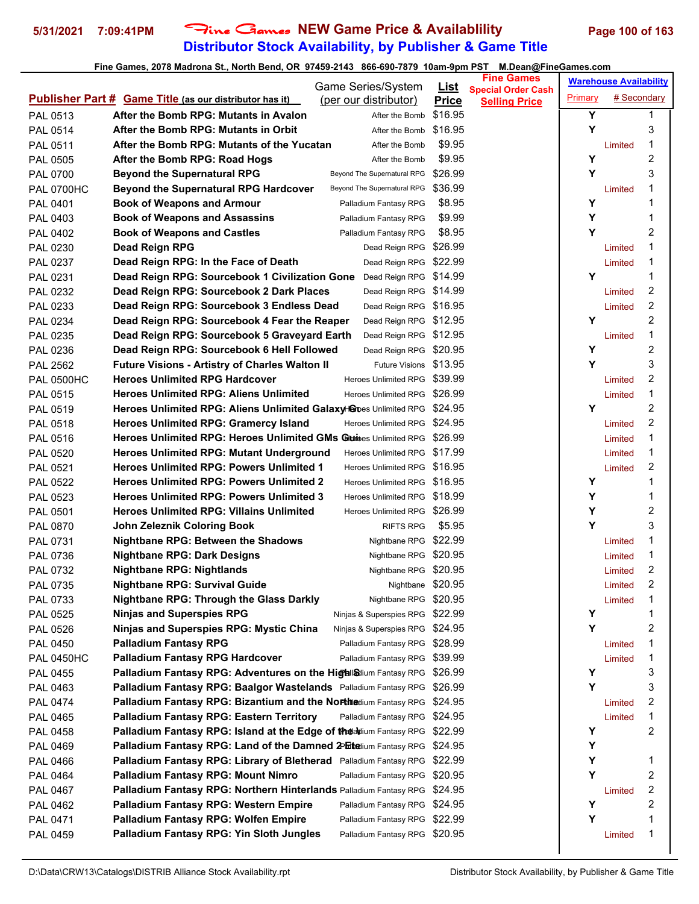# Fine Games NEW Game Price & Availablility

## Distributor Stock Availability, by Publisher & Game Title

5/31/2021 7:09:41PM

Fine Games, 2078 Madrona St., North Bend, OR 97459-2143 866-690-7879 10am-9pm PST M.Dean@FineGames.com

| Publisher Part # | Game Title (as our distributor has it) | Game Series/System (per our distributor) | List Price | Fine Games Special Order Cash Selling Price | Warehouse Availability Primary | # Secondary |
|---|---|---|---|---|---|---|
| PAL 0513 | After the Bomb RPG: Mutants in Avalon | After the Bomb | $16.95 | | Y | 1 |
| PAL 0514 | After the Bomb RPG: Mutants in Orbit | After the Bomb | $16.95 | | Y | 3 |
| PAL 0511 | After the Bomb RPG: Mutants of the Yucatan | After the Bomb | $9.95 | | Limited | 1 |
| PAL 0505 | After the Bomb RPG: Road Hogs | After the Bomb | $9.95 | | Y | 2 |
| PAL 0700 | Beyond the Supernatural RPG | Beyond The Supernatural RPG | $26.99 | | Y | 3 |
| PAL 0700HC | Beyond the Supernatural RPG Hardcover | Beyond The Supernatural RPG | $36.99 | | Limited | 1 |
| PAL 0401 | Book of Weapons and Armour | Palladium Fantasy RPG | $8.95 | | Y | 1 |
| PAL 0403 | Book of Weapons and Assassins | Palladium Fantasy RPG | $9.99 | | Y | 1 |
| PAL 0402 | Book of Weapons and Castles | Palladium Fantasy RPG | $8.95 | | Y | 2 |
| PAL 0230 | Dead Reign RPG | Dead Reign RPG | $26.99 | | Limited | 1 |
| PAL 0237 | Dead Reign RPG: In the Face of Death | Dead Reign RPG | $22.99 | | Limited | 1 |
| PAL 0231 | Dead Reign RPG: Sourcebook 1 Civilization Gone | Dead Reign RPG | $14.99 | | Y | 1 |
| PAL 0232 | Dead Reign RPG: Sourcebook 2 Dark Places | Dead Reign RPG | $14.99 | | Limited | 2 |
| PAL 0233 | Dead Reign RPG: Sourcebook 3 Endless Dead | Dead Reign RPG | $16.95 | | Limited | 2 |
| PAL 0234 | Dead Reign RPG: Sourcebook 4 Fear the Reaper | Dead Reign RPG | $12.95 | | Y | 2 |
| PAL 0235 | Dead Reign RPG: Sourcebook 5 Graveyard Earth | Dead Reign RPG | $12.95 | | Limited | 1 |
| PAL 0236 | Dead Reign RPG: Sourcebook 6 Hell Followed | Dead Reign RPG | $20.95 | | Y | 2 |
| PAL 2562 | Future Visions - Artistry of Charles Walton II | Future Visions | $13.95 | | Y | 3 |
| PAL 0500HC | Heroes Unlimited RPG Hardcover | Heroes Unlimited RPG | $39.99 | | Limited | 2 |
| PAL 0515 | Heroes Unlimited RPG: Aliens Unlimited | Heroes Unlimited RPG | $26.99 | | Limited | 1 |
| PAL 0519 | Heroes Unlimited RPG: Aliens Unlimited Galaxy Gu | Heroes Unlimited RPG | $24.95 | | Y | 2 |
| PAL 0518 | Heroes Unlimited RPG: Gramercy Island | Heroes Unlimited RPG | $24.95 | | Limited | 2 |
| PAL 0516 | Heroes Unlimited RPG: Heroes Unlimited GMs Gui | Heroes Unlimited RPG | $26.99 | | Limited | 1 |
| PAL 0520 | Heroes Unlimited RPG: Mutant Underground | Heroes Unlimited RPG | $17.99 | | Limited | 1 |
| PAL 0521 | Heroes Unlimited RPG: Powers Unlimited 1 | Heroes Unlimited RPG | $16.95 | | Limited | 2 |
| PAL 0522 | Heroes Unlimited RPG: Powers Unlimited 2 | Heroes Unlimited RPG | $16.95 | | Y | 1 |
| PAL 0523 | Heroes Unlimited RPG: Powers Unlimited 3 | Heroes Unlimited RPG | $18.99 | | Y | 1 |
| PAL 0501 | Heroes Unlimited RPG: Villains Unlimited | Heroes Unlimited RPG | $26.99 | | Y | 2 |
| PAL 0870 | John Zeleznik Coloring Book | RIFTS RPG | $5.95 | | Y | 3 |
| PAL 0731 | Nightbane RPG: Between the Shadows | Nightbane RPG | $22.99 | | Limited | 1 |
| PAL 0736 | Nightbane RPG: Dark Designs | Nightbane RPG | $20.95 | | Limited | 1 |
| PAL 0732 | Nightbane RPG: Nightlands | Nightbane RPG | $20.95 | | Limited | 2 |
| PAL 0735 | Nightbane RPG: Survival Guide | Nightbane | $20.95 | | Limited | 2 |
| PAL 0733 | Nightbane RPG: Through the Glass Darkly | Nightbane RPG | $20.95 | | Limited | 1 |
| PAL 0525 | Ninjas and Superspies RPG | Ninjas & Superspies RPG | $22.99 | | Y | 1 |
| PAL 0526 | Ninjas and Superspies RPG: Mystic China | Ninjas & Superspies RPG | $24.95 | | Y | 2 |
| PAL 0450 | Palladium Fantasy RPG | Palladium Fantasy RPG | $28.99 | | Limited | 1 |
| PAL 0450HC | Palladium Fantasy RPG Hardcover | Palladium Fantasy RPG | $39.99 | | Limited | 1 |
| PAL 0455 | Palladium Fantasy RPG: Adventures on the High S | Palladium Fantasy RPG | $26.99 | | Y | 3 |
| PAL 0463 | Palladium Fantasy RPG: Baalgor Wastelands | Palladium Fantasy RPG | $26.99 | | Y | 3 |
| PAL 0474 | Palladium Fantasy RPG: Bizantium and the Northe | Palladium Fantasy RPG | $24.95 | | Limited | 2 |
| PAL 0465 | Palladium Fantasy RPG: Eastern Territory | Palladium Fantasy RPG | $24.95 | | Limited | 1 |
| PAL 0458 | Palladium Fantasy RPG: Island at the Edge of the | Palladium Fantasy RPG | $22.99 | | Y | 2 |
| PAL 0469 | Palladium Fantasy RPG: Land of the Damned 2 Ete | Palladium Fantasy RPG | $24.95 | | Y | |
| PAL 0466 | Palladium Fantasy RPG: Library of Bletherad | Palladium Fantasy RPG | $22.99 | | Y | 1 |
| PAL 0464 | Palladium Fantasy RPG: Mount Nimro | Palladium Fantasy RPG | $20.95 | | Y | 2 |
| PAL 0467 | Palladium Fantasy RPG: Northern Hinterlands | Palladium Fantasy RPG | $24.95 | | Limited | 2 |
| PAL 0462 | Palladium Fantasy RPG: Western Empire | Palladium Fantasy RPG | $24.95 | | Y | 2 |
| PAL 0471 | Palladium Fantasy RPG: Wolfen Empire | Palladium Fantasy RPG | $22.99 | | Y | 1 |
| PAL 0459 | Palladium Fantasy RPG: Yin Sloth Jungles | Palladium Fantasy RPG | $20.95 | | Limited | 1 |

D:\Data\CRW13\Catalogs\DISTRIB Alliance Stock Availability.rpt — Distributor Stock Availability, by Publisher & Game Title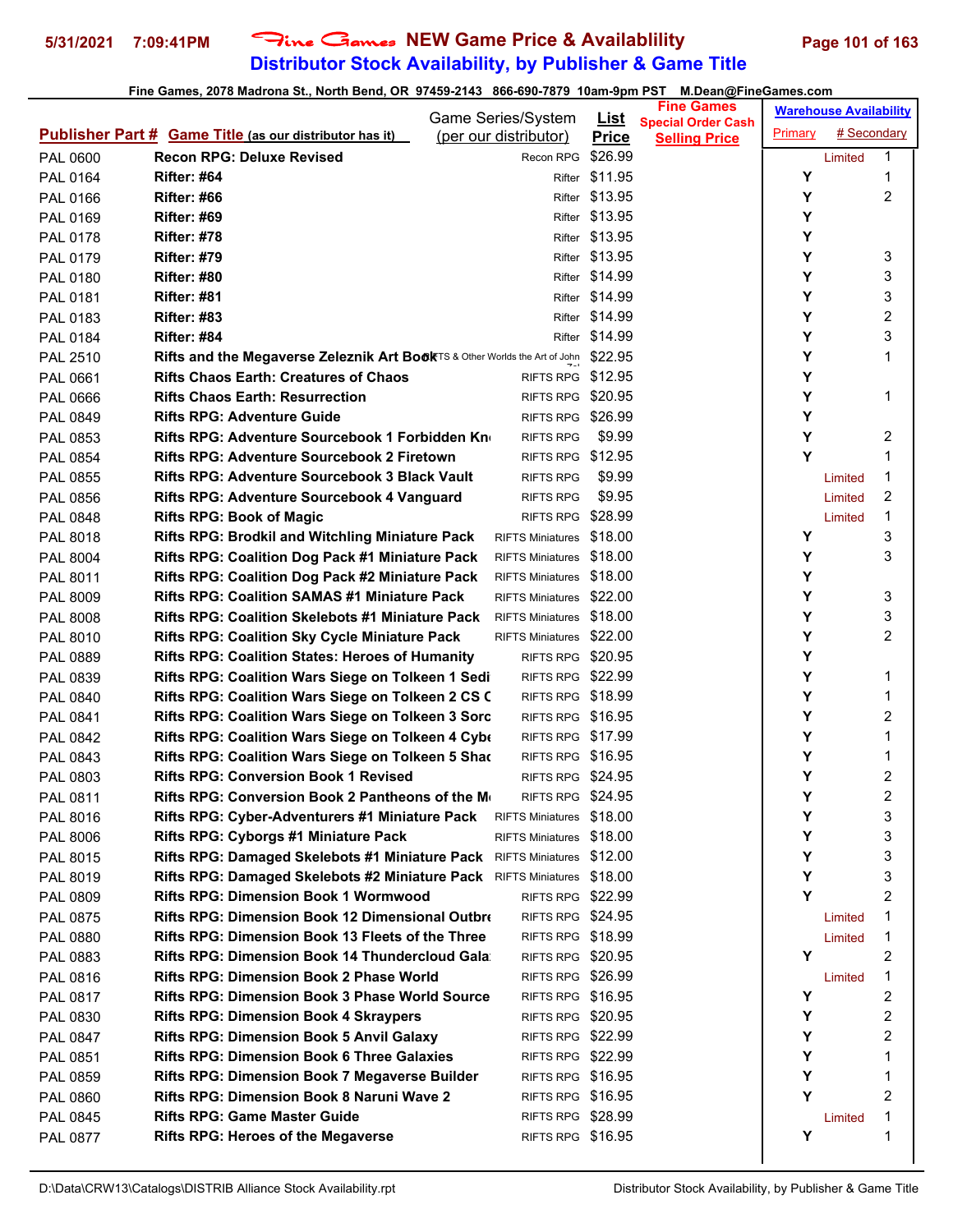# Fine Games NEW Game Price & Availablility

## Distributor Stock Availability, by Publisher & Game Title

Fine Games, 2078 Madrona St., North Bend, OR 97459-2143 866-690-7879 10am-9pm PST M.Dean@FineGames.com

| Publisher Part # | Game Title (as our distributor has it) | Game Series/System (per our distributor) | List Price | Fine Games Special Order Cash Selling Price | Warehouse Availability Primary | # Secondary |
|---|---|---|---|---|---|---|
| PAL 0600 | Recon RPG: Deluxe Revised | Recon RPG | $26.99 | | Limited | 1 |
| PAL 0164 | Rifter: #64 | Rifter | $11.95 | | Y | 1 |
| PAL 0166 | Rifter: #66 | Rifter | $13.95 | | Y | 2 |
| PAL 0169 | Rifter: #69 | Rifter | $13.95 | | Y | |
| PAL 0178 | Rifter: #78 | Rifter | $13.95 | | Y | |
| PAL 0179 | Rifter: #79 | Rifter | $13.95 | | Y | 3 |
| PAL 0180 | Rifter: #80 | Rifter | $14.99 | | Y | 3 |
| PAL 0181 | Rifter: #81 | Rifter | $14.99 | | Y | 3 |
| PAL 0183 | Rifter: #83 | Rifter | $14.99 | | Y | 2 |
| PAL 0184 | Rifter: #84 | Rifter | $14.99 | | Y | 3 |
| PAL 2510 | Rifts and the Megaverse Zeleznik Art Book | RIFTS & Other Worlds the Art of John Zeleznik | $22.95 | | Y | 1 |
| PAL 0661 | Rifts Chaos Earth: Creatures of Chaos | RIFTS RPG | $12.95 | | Y | |
| PAL 0666 | Rifts Chaos Earth: Resurrection | RIFTS RPG | $20.95 | | Y | 1 |
| PAL 0849 | Rifts RPG: Adventure Guide | RIFTS RPG | $26.99 | | Y | |
| PAL 0853 | Rifts RPG: Adventure Sourcebook 1 Forbidden Kn | RIFTS RPG | $9.99 | | Y | 2 |
| PAL 0854 | Rifts RPG: Adventure Sourcebook 2 Firetown | RIFTS RPG | $12.95 | | Y | 1 |
| PAL 0855 | Rifts RPG: Adventure Sourcebook 3 Black Vault | RIFTS RPG | $9.99 | | Limited | 1 |
| PAL 0856 | Rifts RPG: Adventure Sourcebook 4 Vanguard | RIFTS RPG | $9.95 | | Limited | 2 |
| PAL 0848 | Rifts RPG: Book of Magic | RIFTS RPG | $28.99 | | Limited | 1 |
| PAL 8018 | Rifts RPG: Brodkil and Witchling Miniature Pack | RIFTS Miniatures | $18.00 | | Y | 3 |
| PAL 8004 | Rifts RPG: Coalition Dog Pack #1 Miniature Pack | RIFTS Miniatures | $18.00 | | Y | 3 |
| PAL 8011 | Rifts RPG: Coalition Dog Pack #2 Miniature Pack | RIFTS Miniatures | $18.00 | | Y | |
| PAL 8009 | Rifts RPG: Coalition SAMAS #1 Miniature Pack | RIFTS Miniatures | $22.00 | | Y | 3 |
| PAL 8008 | Rifts RPG: Coalition Skelebots #1 Miniature Pack | RIFTS Miniatures | $18.00 | | Y | 3 |
| PAL 8010 | Rifts RPG: Coalition Sky Cycle Miniature Pack | RIFTS Miniatures | $22.00 | | Y | 2 |
| PAL 0889 | Rifts RPG: Coalition States: Heroes of Humanity | RIFTS RPG | $20.95 | | Y | |
| PAL 0839 | Rifts RPG: Coalition Wars Siege on Tolkeen 1 Sedi | RIFTS RPG | $22.99 | | Y | 1 |
| PAL 0840 | Rifts RPG: Coalition Wars Siege on Tolkeen 2 CS C | RIFTS RPG | $18.99 | | Y | 1 |
| PAL 0841 | Rifts RPG: Coalition Wars Siege on Tolkeen 3 Sorc | RIFTS RPG | $16.95 | | Y | 2 |
| PAL 0842 | Rifts RPG: Coalition Wars Siege on Tolkeen 4 Cybe | RIFTS RPG | $17.99 | | Y | 1 |
| PAL 0843 | Rifts RPG: Coalition Wars Siege on Tolkeen 5 Shac | RIFTS RPG | $16.95 | | Y | 1 |
| PAL 0803 | Rifts RPG: Conversion Book 1 Revised | RIFTS RPG | $24.95 | | Y | 2 |
| PAL 0811 | Rifts RPG: Conversion Book 2 Pantheons of the M | RIFTS RPG | $24.95 | | Y | 2 |
| PAL 8016 | Rifts RPG: Cyber-Adventurers #1 Miniature Pack | RIFTS Miniatures | $18.00 | | Y | 3 |
| PAL 8006 | Rifts RPG: Cyborgs #1 Miniature Pack | RIFTS Miniatures | $18.00 | | Y | 3 |
| PAL 8015 | Rifts RPG: Damaged Skelebots #1 Miniature Pack | RIFTS Miniatures | $12.00 | | Y | 3 |
| PAL 8019 | Rifts RPG: Damaged Skelebots #2 Miniature Pack | RIFTS Miniatures | $18.00 | | Y | 3 |
| PAL 0809 | Rifts RPG: Dimension Book 1 Wormwood | RIFTS RPG | $22.99 | | Y | 2 |
| PAL 0875 | Rifts RPG: Dimension Book 12 Dimensional Outbre | RIFTS RPG | $24.95 | | Limited | 1 |
| PAL 0880 | Rifts RPG: Dimension Book 13 Fleets of the Three | RIFTS RPG | $18.99 | | Limited | 1 |
| PAL 0883 | Rifts RPG: Dimension Book 14 Thundercloud Gala | RIFTS RPG | $20.95 | | Y | 2 |
| PAL 0816 | Rifts RPG: Dimension Book 2 Phase World | RIFTS RPG | $26.99 | | Limited | 1 |
| PAL 0817 | Rifts RPG: Dimension Book 3 Phase World Source | RIFTS RPG | $16.95 | | Y | 2 |
| PAL 0830 | Rifts RPG: Dimension Book 4 Skraypers | RIFTS RPG | $20.95 | | Y | 2 |
| PAL 0847 | Rifts RPG: Dimension Book 5 Anvil Galaxy | RIFTS RPG | $22.99 | | Y | 2 |
| PAL 0851 | Rifts RPG: Dimension Book 6 Three Galaxies | RIFTS RPG | $22.99 | | Y | 1 |
| PAL 0859 | Rifts RPG: Dimension Book 7 Megaverse Builder | RIFTS RPG | $16.95 | | Y | 1 |
| PAL 0860 | Rifts RPG: Dimension Book 8 Naruni Wave 2 | RIFTS RPG | $16.95 | | Y | 2 |
| PAL 0845 | Rifts RPG: Game Master Guide | RIFTS RPG | $28.99 | | Limited | 1 |
| PAL 0877 | Rifts RPG: Heroes of the Megaverse | RIFTS RPG | $16.95 | | Y | 1 |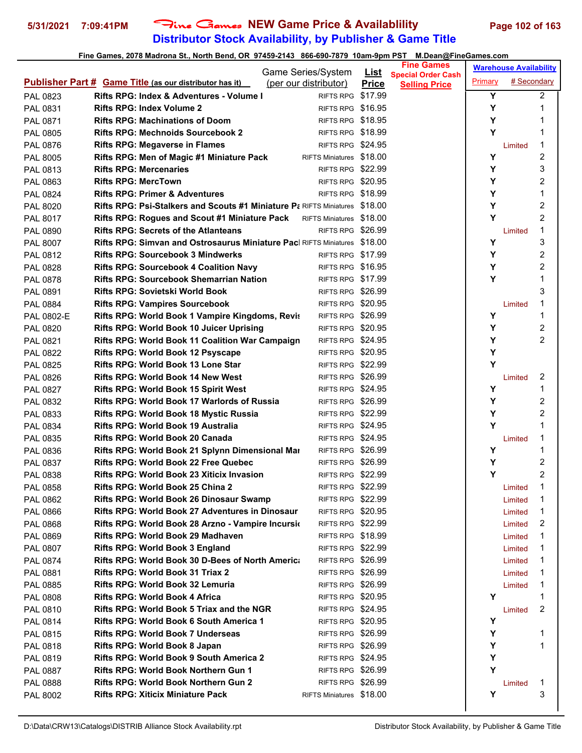# Fine Games NEW Game Price & Availablility

## Distributor Stock Availability, by Publisher & Game Title

5/31/2021 7:09:41PM

Fine Games, 2078 Madrona St., North Bend, OR 97459-2143 866-690-7879 10am-9pm PST M.Dean@FineGames.com

| Publisher Part # | Game Title (as our distributor has it) | Game Series/System (per our distributor) | List Price | Fine Games Special Order Cash Selling Price | Warehouse Availability Primary | # Secondary |
|---|---|---|---|---|---|---|
| PAL 0823 | Rifts RPG: Index & Adventures - Volume I | RIFTS RPG | $17.99 | | Y | 2 |
| PAL 0831 | Rifts RPG: Index Volume 2 | RIFTS RPG | $16.95 | | Y | 1 |
| PAL 0871 | Rifts RPG: Machinations of Doom | RIFTS RPG | $18.95 | | Y | 1 |
| PAL 0805 | Rifts RPG: Mechnoids Sourcebook 2 | RIFTS RPG | $18.99 | | Y | 1 |
| PAL 0876 | Rifts RPG: Megaverse in Flames | RIFTS RPG | $24.95 | | Limited | 1 |
| PAL 8005 | Rifts RPG: Men of Magic #1 Miniature Pack | RIFTS Miniatures | $18.00 | | Y | 2 |
| PAL 0813 | Rifts RPG: Mercenaries | RIFTS RPG | $22.99 | | Y | 3 |
| PAL 0863 | Rifts RPG: MercTown | RIFTS RPG | $20.95 | | Y | 2 |
| PAL 0824 | Rifts RPG: Primer & Adventures | RIFTS RPG | $18.99 | | Y | 1 |
| PAL 8020 | Rifts RPG: Psi-Stalkers and Scouts #1 Miniature Pa | RIFTS Miniatures | $18.00 | | Y | 2 |
| PAL 8017 | Rifts RPG: Rogues and Scout #1 Miniature Pack | RIFTS Miniatures | $18.00 | | Y | 2 |
| PAL 0890 | Rifts RPG: Secrets of the Atlanteans | RIFTS RPG | $26.99 | | Limited | 1 |
| PAL 8007 | Rifts RPG: Simvan and Ostrosaurus Miniature Pacl | RIFTS Miniatures | $18.00 | | Y | 3 |
| PAL 0812 | Rifts RPG: Sourcebook 3 Mindwerks | RIFTS RPG | $17.99 | | Y | 2 |
| PAL 0828 | Rifts RPG: Sourcebook 4 Coalition Navy | RIFTS RPG | $16.95 | | Y | 2 |
| PAL 0878 | Rifts RPG: Sourcebook Shemarrian Nation | RIFTS RPG | $17.99 | | Y | 1 |
| PAL 0891 | Rifts RPG: Sovietski World Book | RIFTS RPG | $26.99 | | | 3 |
| PAL 0884 | Rifts RPG: Vampires Sourcebook | RIFTS RPG | $20.95 | | Limited | 1 |
| PAL 0802-E | Rifts RPG: World Book 1 Vampire Kingdoms, Revis | RIFTS RPG | $26.99 | | Y | 1 |
| PAL 0820 | Rifts RPG: World Book 10 Juicer Uprising | RIFTS RPG | $20.95 | | Y | 2 |
| PAL 0821 | Rifts RPG: World Book 11 Coalition War Campaign | RIFTS RPG | $24.95 | | Y | 2 |
| PAL 0822 | Rifts RPG: World Book 12 Psyscape | RIFTS RPG | $20.95 | | Y | |
| PAL 0825 | Rifts RPG: World Book 13 Lone Star | RIFTS RPG | $22.99 | | Y | |
| PAL 0826 | Rifts RPG: World Book 14 New West | RIFTS RPG | $26.99 | | Limited | 2 |
| PAL 0827 | Rifts RPG: World Book 15 Spirit West | RIFTS RPG | $24.95 | | Y | 1 |
| PAL 0832 | Rifts RPG: World Book 17 Warlords of Russia | RIFTS RPG | $26.99 | | Y | 2 |
| PAL 0833 | Rifts RPG: World Book 18 Mystic Russia | RIFTS RPG | $22.99 | | Y | 2 |
| PAL 0834 | Rifts RPG: World Book 19 Australia | RIFTS RPG | $24.95 | | Y | 1 |
| PAL 0835 | Rifts RPG: World Book 20 Canada | RIFTS RPG | $24.95 | | Limited | 1 |
| PAL 0836 | Rifts RPG: World Book 21 Splynn Dimensional Mar | RIFTS RPG | $26.99 | | Y | 1 |
| PAL 0837 | Rifts RPG: World Book 22 Free Quebec | RIFTS RPG | $26.99 | | Y | 2 |
| PAL 0838 | Rifts RPG: World Book 23 Xiticix Invasion | RIFTS RPG | $22.99 | | Y | 2 |
| PAL 0858 | Rifts RPG: World Book 25 China 2 | RIFTS RPG | $22.99 | | Limited | 1 |
| PAL 0862 | Rifts RPG: World Book 26 Dinosaur Swamp | RIFTS RPG | $22.99 | | Limited | 1 |
| PAL 0866 | Rifts RPG: World Book 27 Adventures in Dinosaur | RIFTS RPG | $20.95 | | Limited | 1 |
| PAL 0868 | Rifts RPG: World Book 28 Arzno - Vampire Incursio | RIFTS RPG | $22.99 | | Limited | 2 |
| PAL 0869 | Rifts RPG: World Book 29 Madhaven | RIFTS RPG | $18.99 | | Limited | 1 |
| PAL 0807 | Rifts RPG: World Book 3 England | RIFTS RPG | $22.99 | | Limited | 1 |
| PAL 0874 | Rifts RPG: World Book 30 D-Bees of North Americ | RIFTS RPG | $26.99 | | Limited | 1 |
| PAL 0881 | Rifts RPG: World Book 31 Triax 2 | RIFTS RPG | $26.99 | | Limited | 1 |
| PAL 0885 | Rifts RPG: World Book 32 Lemuria | RIFTS RPG | $26.99 | | Limited | 1 |
| PAL 0808 | Rifts RPG: World Book 4 Africa | RIFTS RPG | $20.95 | | Y | 1 |
| PAL 0810 | Rifts RPG: World Book 5 Triax and the NGR | RIFTS RPG | $24.95 | | Limited | 2 |
| PAL 0814 | Rifts RPG: World Book 6 South America 1 | RIFTS RPG | $20.95 | | Y | |
| PAL 0815 | Rifts RPG: World Book 7 Underseas | RIFTS RPG | $26.99 | | Y | 1 |
| PAL 0818 | Rifts RPG: World Book 8 Japan | RIFTS RPG | $26.99 | | Y | 1 |
| PAL 0819 | Rifts RPG: World Book 9 South America 2 | RIFTS RPG | $24.95 | | Y | |
| PAL 0887 | Rifts RPG: World Book Northern Gun 1 | RIFTS RPG | $26.99 | | Y | |
| PAL 0888 | Rifts RPG: World Book Northern Gun 2 | RIFTS RPG | $26.99 | | Limited | 1 |
| PAL 8002 | Rifts RPG: Xiticix Miniature Pack | RIFTS Miniatures | $18.00 | | Y | 3 |

D:\Data\CRW13\Catalogs\DISTRIB Alliance Stock Availability.rpt — Distributor Stock Availability, by Publisher & Game Title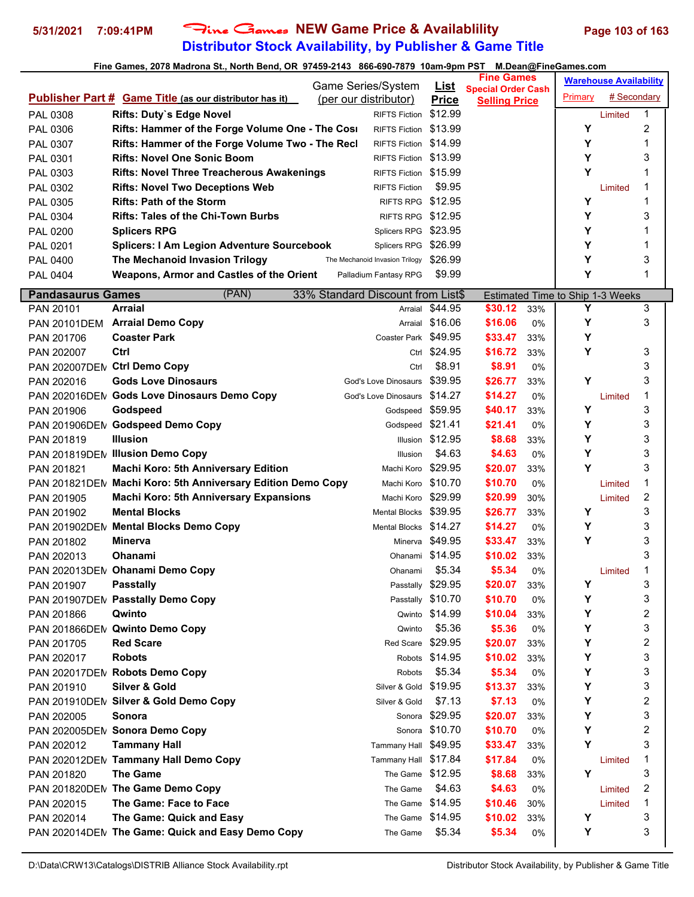# Fine Games NEW Game Price & Availablility

## Distributor Stock Availability, by Publisher & Game Title

5/31/2021 7:09:41PM

Fine Games, 2078 Madrona St., North Bend, OR 97459-2143 866-690-7879 10am-9pm PST M.Dean@FineGames.com

| Publisher Part # | Game Title (as our distributor has it) | Game Series/System (per our distributor) | List Price | Fine Games Special Order Cash Selling Price | | Warehouse Availability Primary | # Secondary |
|---|---|---|---|---|---|---|---|
| PAL 0308 | Rifts: Duty`s Edge Novel | RIFTS Fiction | $12.99 | | | Limited | 1 |
| PAL 0306 | Rifts: Hammer of the Forge Volume One - The Cosı | RIFTS Fiction | $13.99 | | | Y | 2 |
| PAL 0307 | Rifts: Hammer of the Forge Volume Two - The Recl | RIFTS Fiction | $14.99 | | | Y | 1 |
| PAL 0301 | Rifts: Novel One Sonic Boom | RIFTS Fiction | $13.99 | | | Y | 3 |
| PAL 0303 | Rifts: Novel Three Treacherous Awakenings | RIFTS Fiction | $15.99 | | | Y | 1 |
| PAL 0302 | Rifts: Novel Two Deceptions Web | RIFTS Fiction | $9.95 | | | Limited | 1 |
| PAL 0305 | Rifts: Path of the Storm | RIFTS RPG | $12.95 | | | Y | 1 |
| PAL 0304 | Rifts: Tales of the Chi-Town Burbs | RIFTS RPG | $12.95 | | | Y | 3 |
| PAL 0200 | Splicers RPG | Splicers RPG | $23.95 | | | Y | 1 |
| PAL 0201 | Splicers: I Am Legion Adventure Sourcebook | Splicers RPG | $26.99 | | | Y | 1 |
| PAL 0400 | The Mechanoid Invasion Trilogy | The Mechanoid Invasion Trilogy | $26.99 | | | Y | 3 |
| PAL 0404 | Weapons, Armor and Castles of the Orient | Palladium Fantasy RPG | $9.99 | | | Y | 1 |
| **Pandasaurus Games** | (PAN) | 33% Standard Discount from List$ | | Estimated Time to Ship 1-3 Weeks | | | |
| PAN 20101 | Arraial | Arraial | $44.95 | $30.12 | 33% | Y | 3 |
| PAN 20101DEM | Arraial Demo Copy | Arraial | $16.06 | $16.06 | 0% | Y | 3 |
| PAN 201706 | Coaster Park | Coaster Park | $49.95 | $33.47 | 33% | Y | |
| PAN 202007 | Ctrl | Ctrl | $24.95 | $16.72 | 33% | Y | 3 |
| PAN 202007DEM | Ctrl Demo Copy | Ctrl | $8.91 | $8.91 | 0% | | 3 |
| PAN 202016 | Gods Love Dinosaurs | God's Love Dinosaurs | $39.95 | $26.77 | 33% | Y | 3 |
| PAN 202016DEM | Gods Love Dinosaurs Demo Copy | God's Love Dinosaurs | $14.27 | $14.27 | 0% | Limited | 1 |
| PAN 201906 | Godspeed | Godspeed | $59.95 | $40.17 | 33% | Y | 3 |
| PAN 201906DEM | Godspeed Demo Copy | Godspeed | $21.41 | $21.41 | 0% | Y | 3 |
| PAN 201819 | Illusion | Illusion | $12.95 | $8.68 | 33% | Y | 3 |
| PAN 201819DEM | Illusion Demo Copy | Illusion | $4.63 | $4.63 | 0% | Y | 3 |
| PAN 201821 | Machi Koro: 5th Anniversary Edition | Machi Koro | $29.95 | $20.07 | 33% | Y | 3 |
| PAN 201821DEM | Machi Koro: 5th Anniversary Edition Demo Copy | Machi Koro | $10.70 | $10.70 | 0% | Limited | 1 |
| PAN 201905 | Machi Koro: 5th Anniversary Expansions | Machi Koro | $29.99 | $20.99 | 30% | Limited | 2 |
| PAN 201902 | Mental Blocks | Mental Blocks | $39.95 | $26.77 | 33% | Y | 3 |
| PAN 201902DEM | Mental Blocks Demo Copy | Mental Blocks | $14.27 | $14.27 | 0% | Y | 3 |
| PAN 201802 | Minerva | Minerva | $49.95 | $33.47 | 33% | Y | 3 |
| PAN 202013 | Ohanami | Ohanami | $14.95 | $10.02 | 33% | | 3 |
| PAN 202013DEM | Ohanami Demo Copy | Ohanami | $5.34 | $5.34 | 0% | Limited | 1 |
| PAN 201907 | Passtally | Passtally | $29.95 | $20.07 | 33% | Y | 3 |
| PAN 201907DEM | Passtally Demo Copy | Passtally | $10.70 | $10.70 | 0% | Y | 3 |
| PAN 201866 | Qwinto | Qwinto | $14.99 | $10.04 | 33% | Y | 2 |
| PAN 201866DEM | Qwinto Demo Copy | Qwinto | $5.36 | $5.36 | 0% | Y | 3 |
| PAN 201705 | Red Scare | Red Scare | $29.95 | $20.07 | 33% | Y | 2 |
| PAN 202017 | Robots | Robots | $14.95 | $10.02 | 33% | Y | 3 |
| PAN 202017DEM | Robots Demo Copy | Robots | $5.34 | $5.34 | 0% | Y | 3 |
| PAN 201910 | Silver & Gold | Silver & Gold | $19.95 | $13.37 | 33% | Y | 3 |
| PAN 201910DEM | Silver & Gold Demo Copy | Silver & Gold | $7.13 | $7.13 | 0% | Y | 2 |
| PAN 202005 | Sonora | Sonora | $29.95 | $20.07 | 33% | Y | 3 |
| PAN 202005DEM | Sonora Demo Copy | Sonora | $10.70 | $10.70 | 0% | Y | 2 |
| PAN 202012 | Tammany Hall | Tammany Hall | $49.95 | $33.47 | 33% | Y | 3 |
| PAN 202012DEM | Tammany Hall Demo Copy | Tammany Hall | $17.84 | $17.84 | 0% | Limited | 1 |
| PAN 201820 | The Game | The Game | $12.95 | $8.68 | 33% | Y | 3 |
| PAN 201820DEM | The Game Demo Copy | The Game | $4.63 | $4.63 | 0% | Limited | 2 |
| PAN 202015 | The Game: Face to Face | The Game | $14.95 | $10.46 | 30% | Limited | 1 |
| PAN 202014 | The Game: Quick and Easy | The Game | $14.95 | $10.02 | 33% | Y | 3 |
| PAN 202014DEM | The Game: Quick and Easy Demo Copy | The Game | $5.34 | $5.34 | 0% | Y | 3 |

D:\Data\CRW13\Catalogs\DISTRIB Alliance Stock Availability.rpt — Distributor Stock Availability, by Publisher & Game Title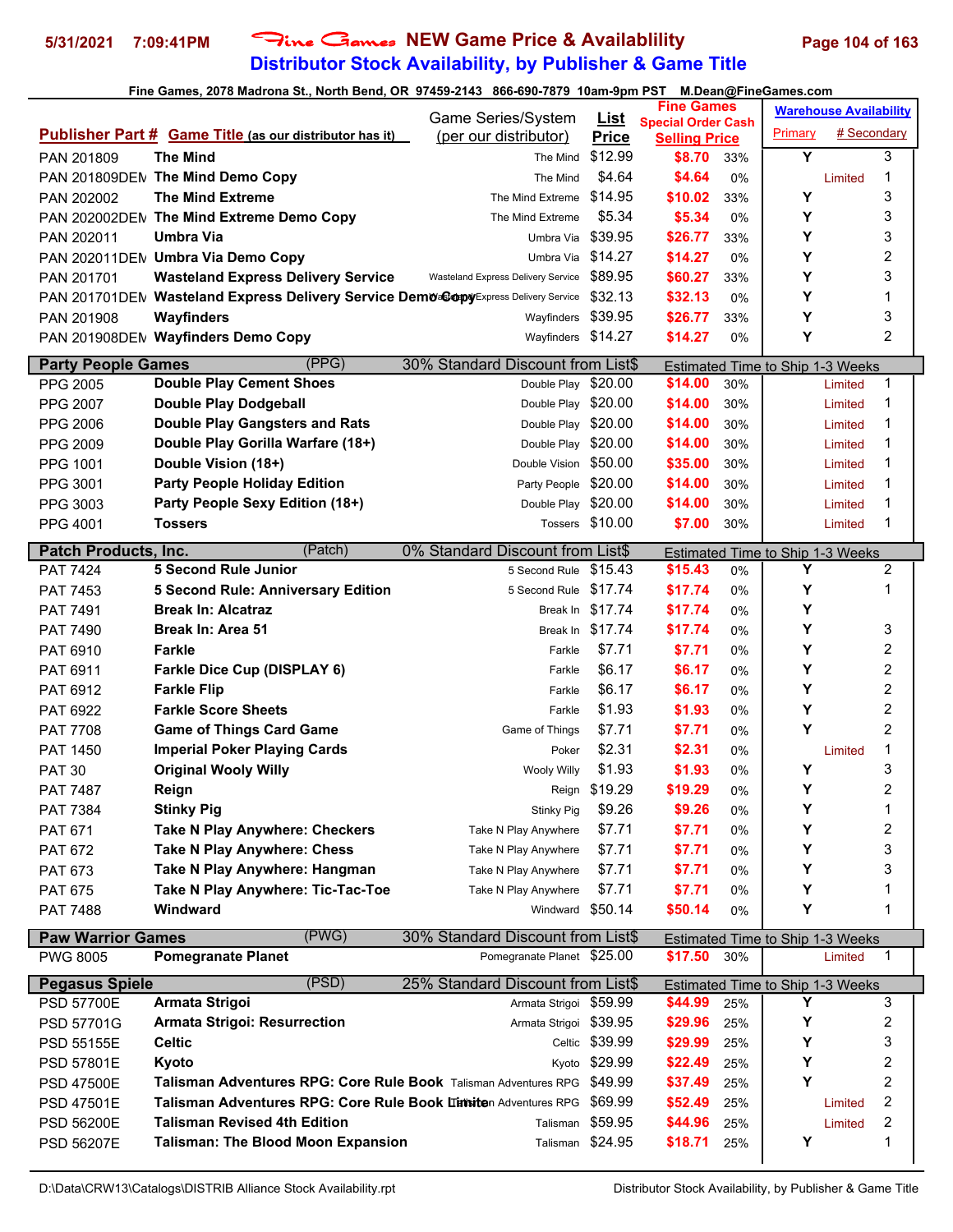# Distributor Stock Availability, by Publisher & Game Title

Fine Games, 2078 Madrona St., North Bend, OR 97459-2143 866-690-7879 10am-9pm PST M.Dean@FineGames.com

| Publisher Part # | Game Title (as our distributor has it) | Game Series/System (per our distributor) | List Price | Fine Games Special Order Cash Selling Price | | Warehouse Availability Primary | # Secondary |
|---|---|---|---|---|---|---|---|
| PAN 201809 | **The Mind** | The Mind | $12.99 | $8.70 | 33% | Y | 3 |
| PAN 201809DEM | **The Mind Demo Copy** | The Mind | $4.64 | $4.64 | 0% | Limited | 1 |
| PAN 202002 | **The Mind Extreme** | The Mind Extreme | $14.95 | $10.02 | 33% | Y | 3 |
| PAN 202002DEM | **The Mind Extreme Demo Copy** | The Mind Extreme | $5.34 | $5.34 | 0% | Y | 3 |
| PAN 202011 | **Umbra Via** | Umbra Via | $39.95 | $26.77 | 33% | Y | 3 |
| PAN 202011DEM | **Umbra Via Demo Copy** | Umbra Via | $14.27 | $14.27 | 0% | Y | 2 |
| PAN 201701 | **Wasteland Express Delivery Service** | Wasteland Express Delivery Service | $89.95 | $60.27 | 33% | Y | 3 |
| PAN 201701DEM | **Wasteland Express Delivery Service Demo Copy** | Wasteland Express Delivery Service | $32.13 | $32.13 | 0% | Y | 1 |
| PAN 201908 | **Wayfinders** | Wayfinders | $39.95 | $26.77 | 33% | Y | 3 |
| PAN 201908DEM | **Wayfinders Demo Copy** | Wayfinders | $14.27 | $14.27 | 0% | Y | 2 |
| **Party People Games** | (PPG) | 30% Standard Discount from List$ | | Estimated Time to Ship 1-3 Weeks | | | |
| PPG 2005 | **Double Play Cement Shoes** | Double Play | $20.00 | $14.00 | 30% | Limited | 1 |
| PPG 2007 | **Double Play Dodgeball** | Double Play | $20.00 | $14.00 | 30% | Limited | 1 |
| PPG 2006 | **Double Play Gangsters and Rats** | Double Play | $20.00 | $14.00 | 30% | Limited | 1 |
| PPG 2009 | **Double Play Gorilla Warfare (18+)** | Double Play | $20.00 | $14.00 | 30% | Limited | 1 |
| PPG 1001 | **Double Vision (18+)** | Double Vision | $50.00 | $35.00 | 30% | Limited | 1 |
| PPG 3001 | **Party People Holiday Edition** | Party People | $20.00 | $14.00 | 30% | Limited | 1 |
| PPG 3003 | **Party People Sexy Edition (18+)** | Double Play | $20.00 | $14.00 | 30% | Limited | 1 |
| PPG 4001 | **Tossers** | Tossers | $10.00 | $7.00 | 30% | Limited | 1 |
| **Patch Products, Inc.** | (Patch) | 0% Standard Discount from List$ | | Estimated Time to Ship 1-3 Weeks | | | |
| PAT 7424 | **5 Second Rule Junior** | 5 Second Rule | $15.43 | $15.43 | 0% | Y | 2 |
| PAT 7453 | **5 Second Rule: Anniversary Edition** | 5 Second Rule | $17.74 | $17.74 | 0% | Y | 1 |
| PAT 7491 | **Break In: Alcatraz** | Break In | $17.74 | $17.74 | 0% | Y | |
| PAT 7490 | **Break In: Area 51** | Break In | $17.74 | $17.74 | 0% | Y | 3 |
| PAT 6910 | **Farkle** | Farkle | $7.71 | $7.71 | 0% | Y | 2 |
| PAT 6911 | **Farkle Dice Cup (DISPLAY 6)** | Farkle | $6.17 | $6.17 | 0% | Y | 2 |
| PAT 6912 | **Farkle Flip** | Farkle | $6.17 | $6.17 | 0% | Y | 2 |
| PAT 6922 | **Farkle Score Sheets** | Farkle | $1.93 | $1.93 | 0% | Y | 2 |
| PAT 7708 | **Game of Things Card Game** | Game of Things | $7.71 | $7.71 | 0% | Y | 2 |
| PAT 1450 | **Imperial Poker Playing Cards** | Poker | $2.31 | $2.31 | 0% | Limited | 1 |
| PAT 30 | **Original Wooly Willy** | Wooly Willy | $1.93 | $1.93 | 0% | Y | 3 |
| PAT 7487 | **Reign** | Reign | $19.29 | $19.29 | 0% | Y | 2 |
| PAT 7384 | **Stinky Pig** | Stinky Pig | $9.26 | $9.26 | 0% | Y | 1 |
| PAT 671 | **Take N Play Anywhere: Checkers** | Take N Play Anywhere | $7.71 | $7.71 | 0% | Y | 2 |
| PAT 672 | **Take N Play Anywhere: Chess** | Take N Play Anywhere | $7.71 | $7.71 | 0% | Y | 3 |
| PAT 673 | **Take N Play Anywhere: Hangman** | Take N Play Anywhere | $7.71 | $7.71 | 0% | Y | 3 |
| PAT 675 | **Take N Play Anywhere: Tic-Tac-Toe** | Take N Play Anywhere | $7.71 | $7.71 | 0% | Y | 1 |
| PAT 7488 | **Windward** | Windward | $50.14 | $50.14 | 0% | Y | 1 |
| **Paw Warrior Games** | (PWG) | 30% Standard Discount from List$ | | Estimated Time to Ship 1-3 Weeks | | | |
| PWG 8005 | **Pomegranate Planet** | Pomegranate Planet | $25.00 | $17.50 | 30% | Limited | 1 |
| **Pegasus Spiele** | (PSD) | 25% Standard Discount from List$ | | Estimated Time to Ship 1-3 Weeks | | | |
| PSD 57700E | **Armata Strigoi** | Armata Strigoi | $59.99 | $44.99 | 25% | Y | 3 |
| PSD 57701G | **Armata Strigoi: Resurrection** | Armata Strigoi | $39.95 | $29.96 | 25% | Y | 2 |
| PSD 55155E | **Celtic** | Celtic | $39.99 | $29.99 | 25% | Y | 3 |
| PSD 57801E | **Kyoto** | Kyoto | $29.99 | $22.49 | 25% | Y | 2 |
| PSD 47500E | **Talisman Adventures RPG: Core Rule Book** | Talisman Adventures RPG | $49.99 | $37.49 | 25% | Y | 2 |
| PSD 47501E | **Talisman Adventures RPG: Core Rule Book Limite** | Talisman Adventures RPG | $69.99 | $52.49 | 25% | Limited | 2 |
| PSD 56200E | **Talisman Revised 4th Edition** | Talisman | $59.95 | $44.96 | 25% | Limited | 2 |
| PSD 56207E | **Talisman: The Blood Moon Expansion** | Talisman | $24.95 | $18.71 | 25% | Y | 1 |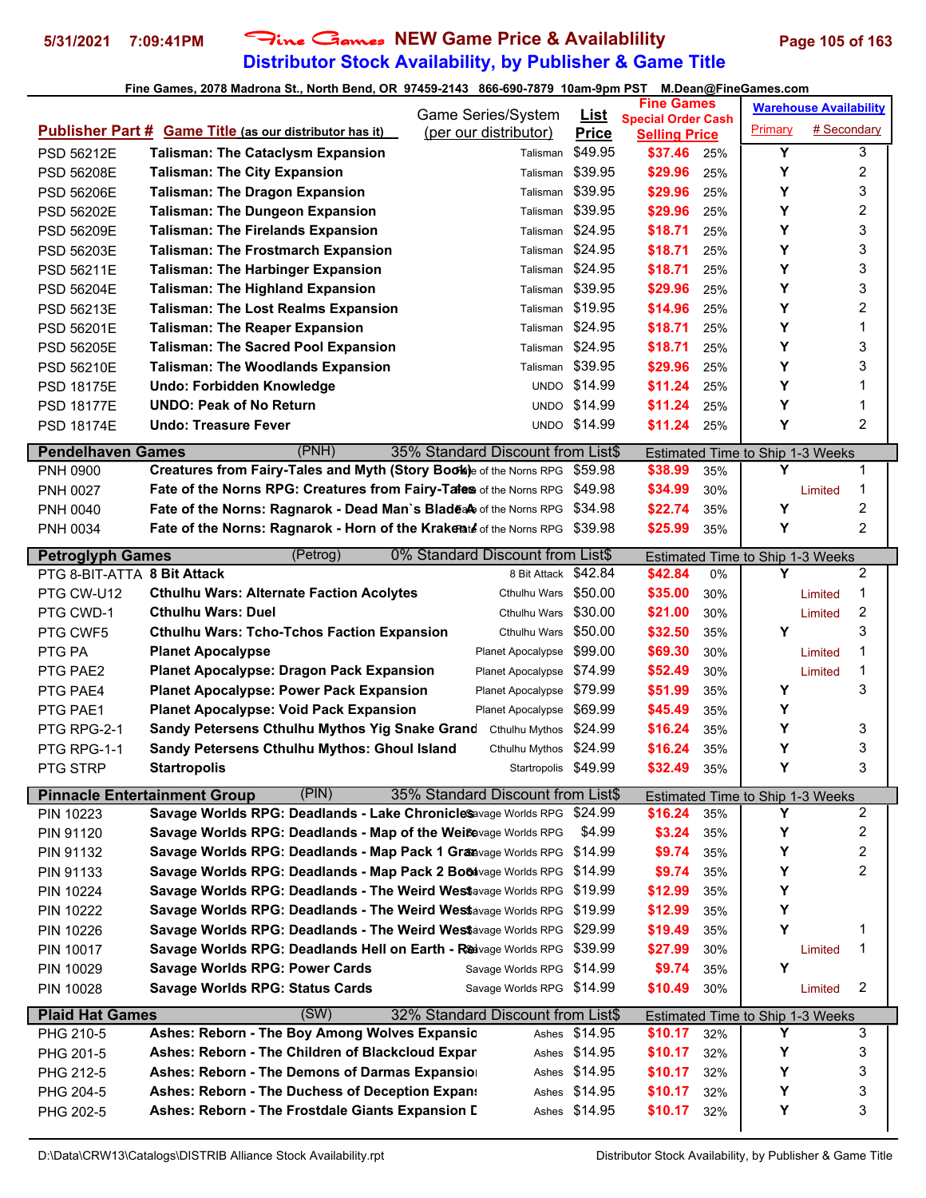# Fine Games NEW Game Price & Availablility

## Distributor Stock Availability, by Publisher & Game Title

5/31/2021 7:09:41PM

Fine Games, 2078 Madrona St., North Bend, OR 97459-2143 866-690-7879 10am-9pm PST M.Dean@FineGames.com

| Publisher Part # | Game Title (as our distributor has it) | Game Series/System (per our distributor) | List Price | Fine Games Special Order Cash Selling Price | | Warehouse Availability Primary | # Secondary |
|---|---|---|---|---|---|---|---|
| PSD 56212E | Talisman: The Cataclysm Expansion | Talisman | $49.95 | $37.46 | 25% | Y | 3 |
| PSD 56208E | Talisman: The City Expansion | Talisman | $39.95 | $29.96 | 25% | Y | 2 |
| PSD 56206E | Talisman: The Dragon Expansion | Talisman | $39.95 | $29.96 | 25% | Y | 3 |
| PSD 56202E | Talisman: The Dungeon Expansion | Talisman | $39.95 | $29.96 | 25% | Y | 2 |
| PSD 56209E | Talisman: The Firelands Expansion | Talisman | $24.95 | $18.71 | 25% | Y | 3 |
| PSD 56203E | Talisman: The Frostmarch Expansion | Talisman | $24.95 | $18.71 | 25% | Y | 3 |
| PSD 56211E | Talisman: The Harbinger Expansion | Talisman | $24.95 | $18.71 | 25% | Y | 3 |
| PSD 56204E | Talisman: The Highland Expansion | Talisman | $39.95 | $29.96 | 25% | Y | 3 |
| PSD 56213E | Talisman: The Lost Realms Expansion | Talisman | $19.95 | $14.96 | 25% | Y | 2 |
| PSD 56201E | Talisman: The Reaper Expansion | Talisman | $24.95 | $18.71 | 25% | Y | 1 |
| PSD 56205E | Talisman: The Sacred Pool Expansion | Talisman | $24.95 | $18.71 | 25% | Y | 3 |
| PSD 56210E | Talisman: The Woodlands Expansion | Talisman | $39.95 | $29.96 | 25% | Y | 3 |
| PSD 18175E | Undo: Forbidden Knowledge | UNDO | $14.99 | $11.24 | 25% | Y | 1 |
| PSD 18177E | UNDO: Peak of No Return | UNDO | $14.99 | $11.24 | 25% | Y | 1 |
| PSD 18174E | Undo: Treasure Fever | UNDO | $14.99 | $11.24 | 25% | Y | 2 |
| **Pendelhaven Games** | (PNH) | 35% Standard Discount from List$ | | Estimated Time to Ship 1-3 Weeks | | | |
| PNH 0900 | Creatures from Fairy-Tales and Myth (Story Book) | Fate of the Norns RPG | $59.98 | $38.99 | 35% | Y | 1 |
| PNH 0027 | Fate of the Norns RPG: Creatures from Fairy-Tales | Fate of the Norns RPG | $49.98 | $34.99 | 30% | Limited | 1 |
| PNH 0040 | Fate of the Norns: Ragnarok - Dead Man`s Blade | Fate of the Norns RPG | $34.98 | $22.74 | 35% | Y | 2 |
| PNH 0034 | Fate of the Norns: Ragnarok - Horn of the Kraken | Fate of the Norns RPG | $39.98 | $25.99 | 35% | Y | 2 |
| **Petroglyph Games** | (Petrog) | 0% Standard Discount from List$ | | Estimated Time to Ship 1-3 Weeks | | | |
| PTG 8-BIT-ATTA | 8 Bit Attack | 8 Bit Attack | $42.84 | $42.84 | 0% | Y | 2 |
| PTG CW-U12 | Cthulhu Wars: Alternate Faction Acolytes | Cthulhu Wars | $50.00 | $35.00 | 30% | Limited | 1 |
| PTG CWD-1 | Cthulhu Wars: Duel | Cthulhu Wars | $30.00 | $21.00 | 30% | Limited | 2 |
| PTG CWF5 | Cthulhu Wars: Tcho-Tchos Faction Expansion | Cthulhu Wars | $50.00 | $32.50 | 35% | Y | 3 |
| PTG PA | Planet Apocalypse | Planet Apocalypse | $99.00 | $69.30 | 30% | Limited | 1 |
| PTG PAE2 | Planet Apocalypse: Dragon Pack Expansion | Planet Apocalypse | $74.99 | $52.49 | 30% | Limited | 1 |
| PTG PAE4 | Planet Apocalypse: Power Pack Expansion | Planet Apocalypse | $79.99 | $51.99 | 35% | Y | 3 |
| PTG PAE1 | Planet Apocalypse: Void Pack Expansion | Planet Apocalypse | $69.99 | $45.49 | 35% | Y | |
| PTG RPG-2-1 | Sandy Petersens Cthulhu Mythos Yig Snake Grand | Cthulhu Mythos | $24.99 | $16.24 | 35% | Y | 3 |
| PTG RPG-1-1 | Sandy Petersens Cthulhu Mythos: Ghoul Island | Cthulhu Mythos | $24.99 | $16.24 | 35% | Y | 3 |
| PTG STRP | Startropolis | Startropolis | $49.99 | $32.49 | 35% | Y | 3 |
| **Pinnacle Entertainment Group** | (PIN) | 35% Standard Discount from List$ | | Estimated Time to Ship 1-3 Weeks | | | |
| PIN 10223 | Savage Worlds RPG: Deadlands - Lake Chronicles | Savage Worlds RPG | $24.99 | $16.24 | 35% | Y | 2 |
| PIN 91120 | Savage Worlds RPG: Deadlands - Map of the Weird | Savage Worlds RPG | $4.99 | $3.24 | 35% | Y | 2 |
| PIN 91132 | Savage Worlds RPG: Deadlands - Map Pack 1 Gra | Savage Worlds RPG | $14.99 | $9.74 | 35% | Y | 2 |
| PIN 91133 | Savage Worlds RPG: Deadlands - Map Pack 2 Boo | Savage Worlds RPG | $14.99 | $9.74 | 35% | Y | 2 |
| PIN 10224 | Savage Worlds RPG: Deadlands - The Weird West | Savage Worlds RPG | $19.99 | $12.99 | 35% | Y | |
| PIN 10222 | Savage Worlds RPG: Deadlands - The Weird West | Savage Worlds RPG | $19.99 | $12.99 | 35% | Y | |
| PIN 10226 | Savage Worlds RPG: Deadlands - The Weird West | Savage Worlds RPG | $29.99 | $19.49 | 35% | Y | 1 |
| PIN 10017 | Savage Worlds RPG: Deadlands Hell on Earth - R | Savage Worlds RPG | $39.99 | $27.99 | 30% | Limited | 1 |
| PIN 10029 | Savage Worlds RPG: Power Cards | Savage Worlds RPG | $14.99 | $9.74 | 35% | Y | |
| PIN 10028 | Savage Worlds RPG: Status Cards | Savage Worlds RPG | $14.99 | $10.49 | 30% | Limited | 2 |
| **Plaid Hat Games** | (SW) | 32% Standard Discount from List$ | | Estimated Time to Ship 1-3 Weeks | | | |
| PHG 210-5 | Ashes: Reborn - The Boy Among Wolves Expansio | Ashes | $14.95 | $10.17 | 32% | Y | 3 |
| PHG 201-5 | Ashes: Reborn - The Children of Blackcloud Expar | Ashes | $14.95 | $10.17 | 32% | Y | 3 |
| PHG 212-5 | Ashes: Reborn - The Demons of Darmas Expansio | Ashes | $14.95 | $10.17 | 32% | Y | 3 |
| PHG 204-5 | Ashes: Reborn - The Duchess of Deception Expans | Ashes | $14.95 | $10.17 | 32% | Y | 3 |
| PHG 202-5 | Ashes: Reborn - The Frostdale Giants Expansion D | Ashes | $14.95 | $10.17 | 32% | Y | 3 |

D:\Data\CRW13\Catalogs\DISTRIB Alliance Stock Availability.rpt — Distributor Stock Availability, by Publisher & Game Title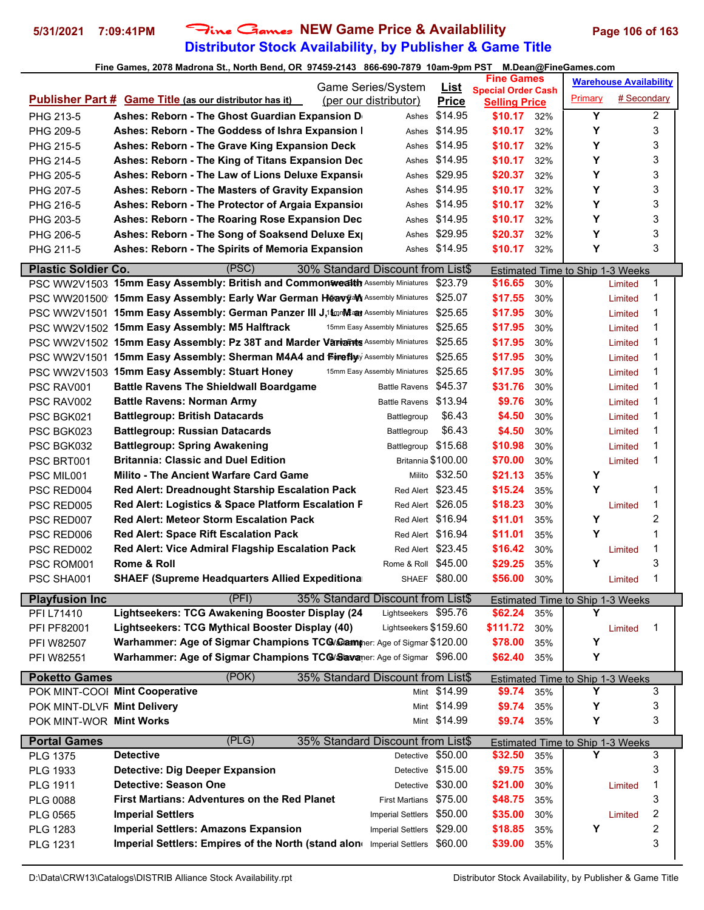# Fine Games NEW Game Price & Availablility

## Distributor Stock Availability, by Publisher & Game Title

Fine Games, 2078 Madrona St., North Bend, OR 97459-2143 866-690-7879 10am-9pm PST M.Dean@FineGames.com

| Publisher Part # | Game Title (as our distributor has it) | Game Series/System (per our distributor) | List Price | Fine Games Special Order Cash Selling Price | | Warehouse Availability Primary | # Secondary |
|---|---|---|---|---|---|---|---|
| PHG 213-5 | Ashes: Reborn - The Ghost Guardian Expansion D | Ashes | $14.95 | $10.17 | 32% | Y | 2 |
| PHG 209-5 | Ashes: Reborn - The Goddess of Ishra Expansion I | Ashes | $14.95 | $10.17 | 32% | Y | 3 |
| PHG 215-5 | Ashes: Reborn - The Grave King Expansion Deck | Ashes | $14.95 | $10.17 | 32% | Y | 3 |
| PHG 214-5 | Ashes: Reborn - The King of Titans Expansion Dec | Ashes | $14.95 | $10.17 | 32% | Y | 3 |
| PHG 205-5 | Ashes: Reborn - The Law of Lions Deluxe Expansi | Ashes | $29.95 | $20.37 | 32% | Y | 3 |
| PHG 207-5 | Ashes: Reborn - The Masters of Gravity Expansion | Ashes | $14.95 | $10.17 | 32% | Y | 3 |
| PHG 216-5 | Ashes: Reborn - The Protector of Argaia Expansio | Ashes | $14.95 | $10.17 | 32% | Y | 3 |
| PHG 203-5 | Ashes: Reborn - The Roaring Rose Expansion Dec | Ashes | $14.95 | $10.17 | 32% | Y | 3 |
| PHG 206-5 | Ashes: Reborn - The Song of Soaksend Deluxe Ex | Ashes | $29.95 | $20.37 | 32% | Y | 3 |
| PHG 211-5 | Ashes: Reborn - The Spirits of Memoria Expansion | Ashes | $14.95 | $10.17 | 32% | Y | 3 |
| **Plastic Soldier Co.** | (PSC) | 30% Standard Discount from List$ | | Estimated Time to Ship 1-3 Weeks | | | |
| PSC WW2V1503 | 15mm Easy Assembly: British and Commonwealth | 15mm Easy Assembly Miniatures | $23.79 | $16.65 | 30% | Limited | 1 |
| PSC WW201500 | 15mm Easy Assembly: Early War German Heavy W | 15mm Easy Assembly Miniatures | $25.07 | $17.55 | 30% | Limited | 1 |
| PSC WW2V1501 | 15mm Easy Assembly: German Panzer III J, L, M ar | 15mm Easy Assembly Miniatures | $25.65 | $17.95 | 30% | Limited | 1 |
| PSC WW2V1502 | 15mm Easy Assembly: M5 Halftrack | 15mm Easy Assembly Miniatures | $25.65 | $17.95 | 30% | Limited | 1 |
| PSC WW2V1502 | 15mm Easy Assembly: Pz 38T and Marder Variants | 15mm Easy Assembly Miniatures | $25.65 | $17.95 | 30% | Limited | 1 |
| PSC WW2V1501 | 15mm Easy Assembly: Sherman M4A4 and Firefly | 15mm Easy Assembly Miniatures | $25.65 | $17.95 | 30% | Limited | 1 |
| PSC WW2V1503 | 15mm Easy Assembly: Stuart Honey | 15mm Easy Assembly Miniatures | $25.65 | $17.95 | 30% | Limited | 1 |
| PSC RAV001 | Battle Ravens The Shieldwall Boardgame | Battle Ravens | $45.37 | $31.76 | 30% | Limited | 1 |
| PSC RAV002 | Battle Ravens: Norman Army | Battle Ravens | $13.94 | $9.76 | 30% | Limited | 1 |
| PSC BGK021 | Battlegroup: British Datacards | Battlegroup | $6.43 | $4.50 | 30% | Limited | 1 |
| PSC BGK023 | Battlegroup: Russian Datacards | Battlegroup | $6.43 | $4.50 | 30% | Limited | 1 |
| PSC BGK032 | Battlegroup: Spring Awakening | Battlegroup | $15.68 | $10.98 | 30% | Limited | 1 |
| PSC BRT001 | Britannia: Classic and Duel Edition | Britannia | $100.00 | $70.00 | 30% | Limited | 1 |
| PSC MIL001 | Milito - The Ancient Warfare Card Game | Milito | $32.50 | $21.13 | 35% | Y | |
| PSC RED004 | Red Alert: Dreadnought Starship Escalation Pack | Red Alert | $23.45 | $15.24 | 35% | Y | 1 |
| PSC RED005 | Red Alert: Logistics & Space Platform Escalation F | Red Alert | $26.05 | $18.23 | 30% | Limited | 1 |
| PSC RED007 | Red Alert: Meteor Storm Escalation Pack | Red Alert | $16.94 | $11.01 | 35% | Y | 2 |
| PSC RED006 | Red Alert: Space Rift Escalation Pack | Red Alert | $16.94 | $11.01 | 35% | Y | 1 |
| PSC RED002 | Red Alert: Vice Admiral Flagship Escalation Pack | Red Alert | $23.45 | $16.42 | 30% | Limited | 1 |
| PSC ROM001 | Rome & Roll | Rome & Roll | $45.00 | $29.25 | 35% | Y | 3 |
| PSC SHA001 | SHAEF (Supreme Headquarters Allied Expeditiona | SHAEF | $80.00 | $56.00 | 30% | Limited | 1 |
| **Playfusion Inc** | (PFI) | 35% Standard Discount from List$ | | Estimated Time to Ship 1-3 Weeks | | | |
| PFI L71410 | Lightseekers: TCG Awakening Booster Display (24 | Lightseekers | $95.76 | $62.24 | 35% | Y | |
| PFI PF82001 | Lightseekers: TCG Mythical Booster Display (40) | Lightseekers | $159.60 | $111.72 | 30% | Limited | 1 |
| PFI W82507 | Warhammer: Age of Sigmar Champions TCG Camp | Warhammer: Age of Sigmar | $120.00 | $78.00 | 35% | Y | |
| PFI W82551 | Warhammer: Age of Sigmar Champions TCG Slave | Warhammer: Age of Sigmar | $96.00 | $62.40 | 35% | Y | |
| **Poketto Games** | (POK) | 35% Standard Discount from List$ | | Estimated Time to Ship 1-3 Weeks | | | |
| POK MINT-COOI | Mint Cooperative | Mint | $14.99 | $9.74 | 35% | Y | 3 |
| POK MINT-DLVR | Mint Delivery | Mint | $14.99 | $9.74 | 35% | Y | 3 |
| POK MINT-WOR | Mint Works | Mint | $14.99 | $9.74 | 35% | Y | 3 |
| **Portal Games** | (PLG) | 35% Standard Discount from List$ | | Estimated Time to Ship 1-3 Weeks | | | |
| PLG 1375 | Detective | Detective | $50.00 | $32.50 | 35% | Y | 3 |
| PLG 1933 | Detective: Dig Deeper Expansion | Detective | $15.00 | $9.75 | 35% | | 3 |
| PLG 1911 | Detective: Season One | Detective | $30.00 | $21.00 | 30% | Limited | 1 |
| PLG 0088 | First Martians: Adventures on the Red Planet | First Martians | $75.00 | $48.75 | 35% | | 3 |
| PLG 0565 | Imperial Settlers | Imperial Settlers | $50.00 | $35.00 | 30% | Limited | 2 |
| PLG 1283 | Imperial Settlers: Amazons Expansion | Imperial Settlers | $29.00 | $18.85 | 35% | Y | 2 |
| PLG 1231 | Imperial Settlers: Empires of the North (stand alon | Imperial Settlers | $60.00 | $39.00 | 35% | | 3 |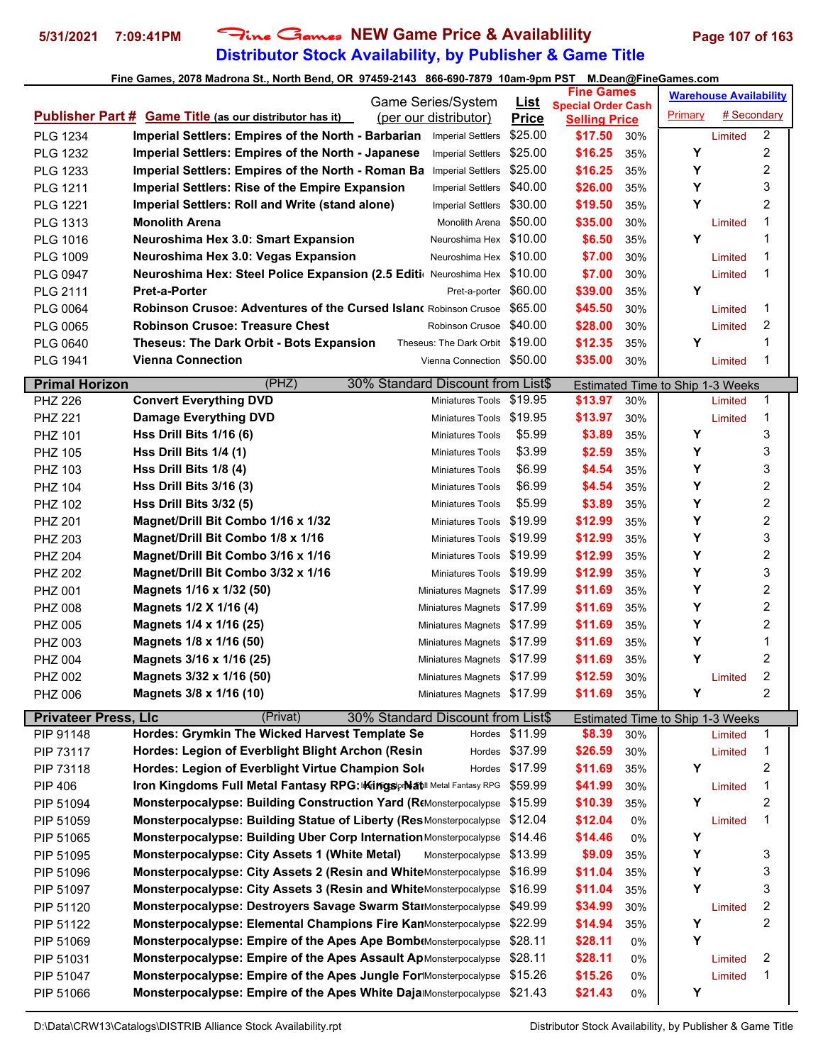# Fine Games NEW Game Price & Availablility
## Distributor Stock Availability, by Publisher & Game Title

Fine Games, 2078 Madrona St., North Bend, OR 97459-2143 866-690-7879 10am-9pm PST M.Dean@FineGames.com

| Publisher Part # | Game Title (as our distributor has it) | Game Series/System (per our distributor) | List Price | Fine Games Special Order Cash Selling Price | | Warehouse Availability Primary | # Secondary |
|---|---|---|---|---|---|---|---|
| PLG 1234 | Imperial Settlers: Empires of the North - Barbarian | Imperial Settlers | $25.00 | $17.50 | 30% | Limited | 2 |
| PLG 1232 | Imperial Settlers: Empires of the North - Japanese | Imperial Settlers | $25.00 | $16.25 | 35% | Y | 2 |
| PLG 1233 | Imperial Settlers: Empires of the North - Roman Ba | Imperial Settlers | $25.00 | $16.25 | 35% | Y | 2 |
| PLG 1211 | Imperial Settlers: Rise of the Empire Expansion | Imperial Settlers | $40.00 | $26.00 | 35% | Y | 3 |
| PLG 1221 | Imperial Settlers: Roll and Write (stand alone) | Imperial Settlers | $30.00 | $19.50 | 35% | Y | 2 |
| PLG 1313 | Monolith Arena | Monolith Arena | $50.00 | $35.00 | 30% | Limited | 1 |
| PLG 1016 | Neuroshima Hex 3.0: Smart Expansion | Neuroshima Hex | $10.00 | $6.50 | 35% | Y | 1 |
| PLG 1009 | Neuroshima Hex 3.0: Vegas Expansion | Neuroshima Hex | $10.00 | $7.00 | 30% | Limited | 1 |
| PLG 0947 | Neuroshima Hex: Steel Police Expansion (2.5 Editi | Neuroshima Hex | $10.00 | $7.00 | 30% | Limited | 1 |
| PLG 2111 | Pret-a-Porter | Pret-a-porter | $60.00 | $39.00 | 35% | Y | |
| PLG 0064 | Robinson Crusoe: Adventures of the Cursed Islanc | Robinson Crusoe | $65.00 | $45.50 | 30% | Limited | 1 |
| PLG 0065 | Robinson Crusoe: Treasure Chest | Robinson Crusoe | $40.00 | $28.00 | 30% | Limited | 2 |
| PLG 0640 | Theseus: The Dark Orbit - Bots Expansion | Theseus: The Dark Orbit | $19.00 | $12.35 | 35% | Y | 1 |
| PLG 1941 | Vienna Connection | Vienna Connection | $50.00 | $35.00 | 30% | Limited | 1 |
| **Primal Horizon** | (PHZ) | 30% Standard Discount from List$ | | Estimated Time to Ship 1-3 Weeks | | | |
| PHZ 226 | Convert Everything DVD | Miniatures Tools | $19.95 | $13.97 | 30% | Limited | 1 |
| PHZ 221 | Damage Everything DVD | Miniatures Tools | $19.95 | $13.97 | 30% | Limited | 1 |
| PHZ 101 | Hss Drill Bits 1/16 (6) | Miniatures Tools | $5.99 | $3.89 | 35% | Y | 3 |
| PHZ 105 | Hss Drill Bits 1/4 (1) | Miniatures Tools | $3.99 | $2.59 | 35% | Y | 3 |
| PHZ 103 | Hss Drill Bits 1/8 (4) | Miniatures Tools | $6.99 | $4.54 | 35% | Y | 3 |
| PHZ 104 | Hss Drill Bits 3/16 (3) | Miniatures Tools | $6.99 | $4.54 | 35% | Y | 2 |
| PHZ 102 | Hss Drill Bits 3/32 (5) | Miniatures Tools | $5.99 | $3.89 | 35% | Y | 2 |
| PHZ 201 | Magnet/Drill Bit Combo 1/16 x 1/32 | Miniatures Tools | $19.99 | $12.99 | 35% | Y | 2 |
| PHZ 203 | Magnet/Drill Bit Combo 1/8 x 1/16 | Miniatures Tools | $19.99 | $12.99 | 35% | Y | 3 |
| PHZ 204 | Magnet/Drill Bit Combo 3/16 x 1/16 | Miniatures Tools | $19.99 | $12.99 | 35% | Y | 2 |
| PHZ 202 | Magnet/Drill Bit Combo 3/32 x 1/16 | Miniatures Tools | $19.99 | $12.99 | 35% | Y | 3 |
| PHZ 001 | Magnets 1/16 x 1/32 (50) | Miniatures Magnets | $17.99 | $11.69 | 35% | Y | 2 |
| PHZ 008 | Magnets 1/2 X 1/16 (4) | Miniatures Magnets | $17.99 | $11.69 | 35% | Y | 2 |
| PHZ 005 | Magnets 1/4 x 1/16 (25) | Miniatures Magnets | $17.99 | $11.69 | 35% | Y | 2 |
| PHZ 003 | Magnets 1/8 x 1/16 (50) | Miniatures Magnets | $17.99 | $11.69 | 35% | Y | 1 |
| PHZ 004 | Magnets 3/16 x 1/16 (25) | Miniatures Magnets | $17.99 | $11.69 | 35% | Y | 2 |
| PHZ 002 | Magnets 3/32 x 1/16 (50) | Miniatures Magnets | $17.99 | $12.59 | 30% | Limited | 2 |
| PHZ 006 | Magnets 3/8 x 1/16 (10) | Miniatures Magnets | $17.99 | $11.69 | 35% | Y | 2 |
| **Privateer Press, Llc** | (Privat) | 30% Standard Discount from List$ | | Estimated Time to Ship 1-3 Weeks | | | |
| PIP 91148 | Hordes: Grymkin The Wicked Harvest Template Se | Hordes | $11.99 | $8.39 | 30% | Limited | 1 |
| PIP 73117 | Hordes: Legion of Everblight Blight Archon (Resin | Hordes | $37.99 | $26.59 | 30% | Limited | 1 |
| PIP 73118 | Hordes: Legion of Everblight Virtue Champion Sol | Hordes | $17.99 | $11.69 | 35% | Y | 2 |
| PIP 406 | Iron Kingdoms Full Metal Fantasy RPG: Kings, Nat | Iron Kingdoms Full Metal Fantasy RPG | $59.99 | $41.99 | 30% | Limited | 1 |
| PIP 51094 | Monsterpocalypse: Building Construction Yard (Re | Monsterpocalypse | $15.99 | $10.39 | 35% | Y | 2 |
| PIP 51059 | Monsterpocalypse: Building Statue of Liberty (Res | Monsterpocalypse | $12.04 | $12.04 | 0% | Limited | 1 |
| PIP 51065 | Monsterpocalypse: Building Uber Corp Internation | Monsterpocalypse | $14.46 | $14.46 | 0% | Y | |
| PIP 51095 | Monsterpocalypse: City Assets 1 (White Metal) | Monsterpocalypse | $13.99 | $9.09 | 35% | Y | 3 |
| PIP 51096 | Monsterpocalypse: City Assets 2 (Resin and White | Monsterpocalypse | $16.99 | $11.04 | 35% | Y | 3 |
| PIP 51097 | Monsterpocalypse: City Assets 3 (Resin and White | Monsterpocalypse | $16.99 | $11.04 | 35% | Y | 3 |
| PIP 51120 | Monsterpocalypse: Destroyers Savage Swarm Star | Monsterpocalypse | $49.99 | $34.99 | 30% | Limited | 2 |
| PIP 51122 | Monsterpocalypse: Elemental Champions Fire Kan | Monsterpocalypse | $22.99 | $14.94 | 35% | Y | 2 |
| PIP 51069 | Monsterpocalypse: Empire of the Apes Ape Bomb | Monsterpocalypse | $28.11 | $28.11 | 0% | Y | |
| PIP 51031 | Monsterpocalypse: Empire of the Apes Assault Ap | Monsterpocalypse | $28.11 | $28.11 | 0% | Limited | 2 |
| PIP 51047 | Monsterpocalypse: Empire of the Apes Jungle For | Monsterpocalypse | $15.26 | $15.26 | 0% | Limited | 1 |
| PIP 51066 | Monsterpocalypse: Empire of the Apes White Daja | Monsterpocalypse | $21.43 | $21.43 | 0% | Y | |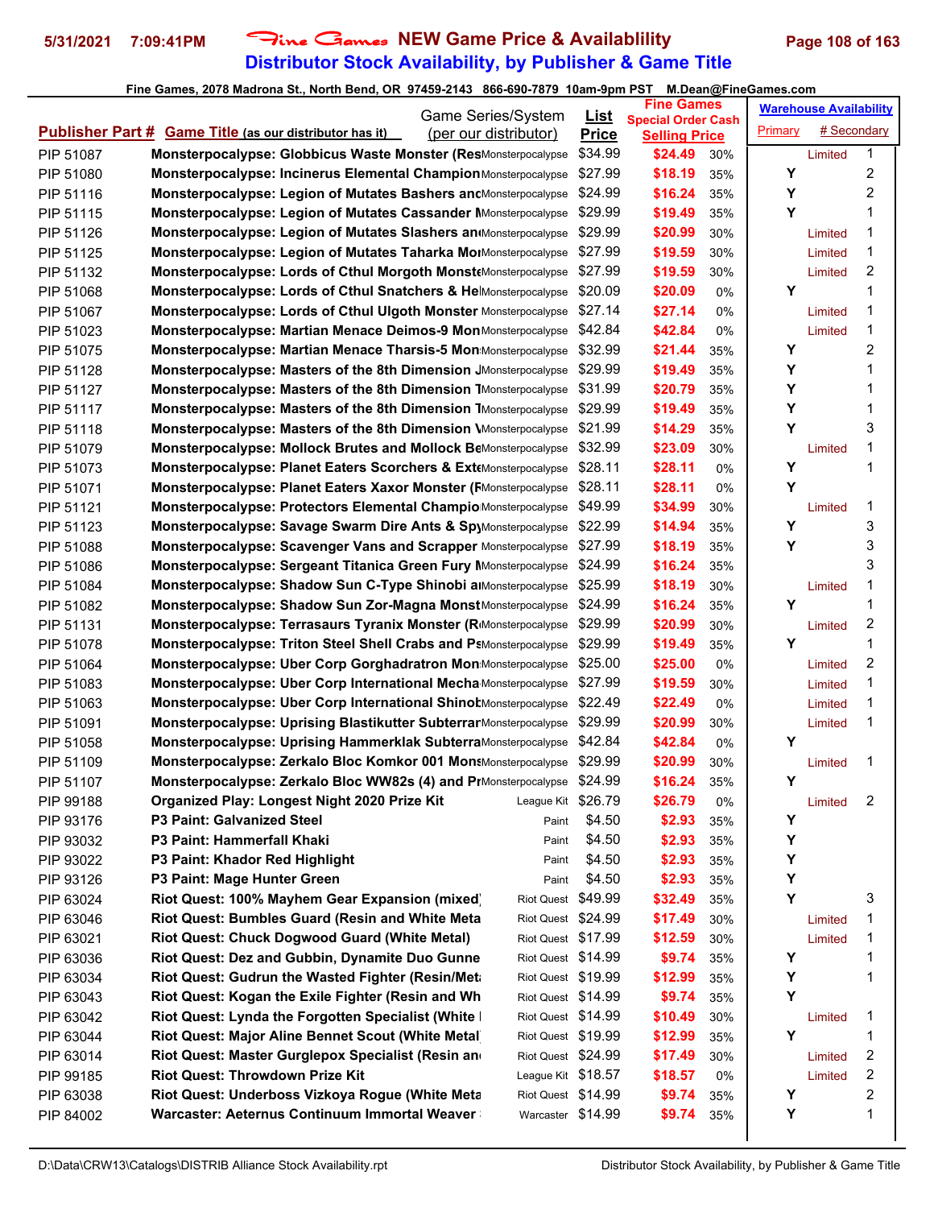# Fine Games NEW Game Price & Availablility

## Distributor Stock Availability, by Publisher & Game Title

5/31/2021 7:09:41PM

Fine Games, 2078 Madrona St., North Bend, OR 97459-2143 866-690-7879 10am-9pm PST M.Dean@FineGames.com

| Publisher Part # | Game Title (as our distributor has it) | Game Series/System (per our distributor) | List Price | Fine Games Special Order Cash Selling Price | | Warehouse Availability Primary | # Secondary |
|---|---|---|---|---|---|---|---|
| PIP 51087 | Monsterpocalypse: Globbicus Waste Monster (Res | Monsterpocalypse | $34.99 | $24.49 | 30% | Limited | 1 |
| PIP 51080 | Monsterpocalypse: Incinerus Elemental Champion | Monsterpocalypse | $27.99 | $18.19 | 35% | Y | 2 |
| PIP 51116 | Monsterpocalypse: Legion of Mutates Bashers and | Monsterpocalypse | $24.99 | $16.24 | 35% | Y | 2 |
| PIP 51115 | Monsterpocalypse: Legion of Mutates Cassander M | Monsterpocalypse | $29.99 | $19.49 | 35% | Y | 1 |
| PIP 51126 | Monsterpocalypse: Legion of Mutates Slashers an | Monsterpocalypse | $29.99 | $20.99 | 30% | Limited | 1 |
| PIP 51125 | Monsterpocalypse: Legion of Mutates Taharka Mo | Monsterpocalypse | $27.99 | $19.59 | 30% | Limited | 1 |
| PIP 51132 | Monsterpocalypse: Lords of Cthul Morgoth Monste | Monsterpocalypse | $27.99 | $19.59 | 30% | Limited | 2 |
| PIP 51068 | Monsterpocalypse: Lords of Cthul Snatchers & He | Monsterpocalypse | $20.09 | $20.09 | 0% | Y | 1 |
| PIP 51067 | Monsterpocalypse: Lords of Cthul Ulgoth Monster | Monsterpocalypse | $27.14 | $27.14 | 0% | Limited | 1 |
| PIP 51023 | Monsterpocalypse: Martian Menace Deimos-9 Mon | Monsterpocalypse | $42.84 | $42.84 | 0% | Limited | 1 |
| PIP 51075 | Monsterpocalypse: Martian Menace Tharsis-5 Mon | Monsterpocalypse | $32.99 | $21.44 | 35% | Y | 2 |
| PIP 51128 | Monsterpocalypse: Masters of the 8th Dimension J | Monsterpocalypse | $29.99 | $19.49 | 35% | Y | 1 |
| PIP 51127 | Monsterpocalypse: Masters of the 8th Dimension T | Monsterpocalypse | $31.99 | $20.79 | 35% | Y | 1 |
| PIP 51117 | Monsterpocalypse: Masters of the 8th Dimension T | Monsterpocalypse | $29.99 | $19.49 | 35% | Y | 1 |
| PIP 51118 | Monsterpocalypse: Masters of the 8th Dimension V | Monsterpocalypse | $21.99 | $14.29 | 35% | Y | 3 |
| PIP 51079 | Monsterpocalypse: Mollock Brutes and Mollock Be | Monsterpocalypse | $32.99 | $23.09 | 30% | Limited | 1 |
| PIP 51073 | Monsterpocalypse: Planet Eaters Scorchers & Exte | Monsterpocalypse | $28.11 | $28.11 | 0% | Y | 1 |
| PIP 51071 | Monsterpocalypse: Planet Eaters Xaxor Monster (F | Monsterpocalypse | $28.11 | $28.11 | 0% | Y | |
| PIP 51121 | Monsterpocalypse: Protectors Elemental Champio | Monsterpocalypse | $49.99 | $34.99 | 30% | Limited | 1 |
| PIP 51123 | Monsterpocalypse: Savage Swarm Dire Ants & Spy | Monsterpocalypse | $22.99 | $14.94 | 35% | Y | 3 |
| PIP 51088 | Monsterpocalypse: Scavenger Vans and Scrapper | Monsterpocalypse | $27.99 | $18.19 | 35% | Y | 3 |
| PIP 51086 | Monsterpocalypse: Sergeant Titanica Green Fury M | Monsterpocalypse | $24.99 | $16.24 | 35% | | 3 |
| PIP 51084 | Monsterpocalypse: Shadow Sun C-Type Shinobi a | Monsterpocalypse | $25.99 | $18.19 | 30% | Limited | 1 |
| PIP 51082 | Monsterpocalypse: Shadow Sun Zor-Magna Monst | Monsterpocalypse | $24.99 | $16.24 | 35% | Y | 1 |
| PIP 51131 | Monsterpocalypse: Terrasaurs Tyranix Monster (R | Monsterpocalypse | $29.99 | $20.99 | 30% | Limited | 2 |
| PIP 51078 | Monsterpocalypse: Triton Steel Shell Crabs and Ps | Monsterpocalypse | $29.99 | $19.49 | 35% | Y | 1 |
| PIP 51064 | Monsterpocalypse: Uber Corp Gorghadratron Mon | Monsterpocalypse | $25.00 | $25.00 | 0% | Limited | 2 |
| PIP 51083 | Monsterpocalypse: Uber Corp International Mecha | Monsterpocalypse | $27.99 | $19.59 | 30% | Limited | 1 |
| PIP 51063 | Monsterpocalypse: Uber Corp International Shinob | Monsterpocalypse | $22.49 | $22.49 | 0% | Limited | 1 |
| PIP 51091 | Monsterpocalypse: Uprising Blastikutter Subterran | Monsterpocalypse | $29.99 | $20.99 | 30% | Limited | 1 |
| PIP 51058 | Monsterpocalypse: Uprising Hammerklak Subterra | Monsterpocalypse | $42.84 | $42.84 | 0% | Y | |
| PIP 51109 | Monsterpocalypse: Zerkalo Bloc Komkor 001 Mons | Monsterpocalypse | $29.99 | $20.99 | 30% | Limited | 1 |
| PIP 51107 | Monsterpocalypse: Zerkalo Bloc WW82s (4) and Pr | Monsterpocalypse | $24.99 | $16.24 | 35% | Y | |
| PIP 99188 | Organized Play: Longest Night 2020 Prize Kit | League Kit | $26.79 | $26.79 | 0% | Limited | 2 |
| PIP 93176 | P3 Paint: Galvanized Steel | Paint | $4.50 | $2.93 | 35% | Y | |
| PIP 93032 | P3 Paint: Hammerfall Khaki | Paint | $4.50 | $2.93 | 35% | Y | |
| PIP 93022 | P3 Paint: Khador Red Highlight | Paint | $4.50 | $2.93 | 35% | Y | |
| PIP 93126 | P3 Paint: Mage Hunter Green | Paint | $4.50 | $2.93 | 35% | Y | |
| PIP 63024 | Riot Quest: 100% Mayhem Gear Expansion (mixed) | Riot Quest | $49.99 | $32.49 | 35% | Y | 3 |
| PIP 63046 | Riot Quest: Bumbles Guard (Resin and White Meta | Riot Quest | $24.99 | $17.49 | 30% | Limited | 1 |
| PIP 63021 | Riot Quest: Chuck Dogwood Guard (White Metal) | Riot Quest | $17.99 | $12.59 | 30% | Limited | 1 |
| PIP 63036 | Riot Quest: Dez and Gubbin, Dynamite Duo Gunne | Riot Quest | $14.99 | $9.74 | 35% | Y | 1 |
| PIP 63034 | Riot Quest: Gudrun the Wasted Fighter (Resin/Met | Riot Quest | $19.99 | $12.99 | 35% | Y | 1 |
| PIP 63043 | Riot Quest: Kogan the Exile Fighter (Resin and Wh | Riot Quest | $14.99 | $9.74 | 35% | Y | |
| PIP 63042 | Riot Quest: Lynda the Forgotten Specialist (White | Riot Quest | $14.99 | $10.49 | 30% | Limited | 1 |
| PIP 63044 | Riot Quest: Major Aline Bennet Scout (White Metal | Riot Quest | $19.99 | $12.99 | 35% | Y | 1 |
| PIP 63014 | Riot Quest: Master Gurglepox Specialist (Resin an | Riot Quest | $24.99 | $17.49 | 30% | Limited | 2 |
| PIP 99185 | Riot Quest: Throwdown Prize Kit | League Kit | $18.57 | $18.57 | 0% | Limited | 2 |
| PIP 63038 | Riot Quest: Underboss Vizkoya Rogue (White Meta | Riot Quest | $14.99 | $9.74 | 35% | Y | 2 |
| PIP 84002 | Warcaster: Aeternus Continuum Immortal Weaver | Warcaster | $14.99 | $9.74 | 35% | Y | 1 |

D:\Data\CRW13\Catalogs\DISTRIB Alliance Stock Availability.rpt — Distributor Stock Availability, by Publisher & Game Title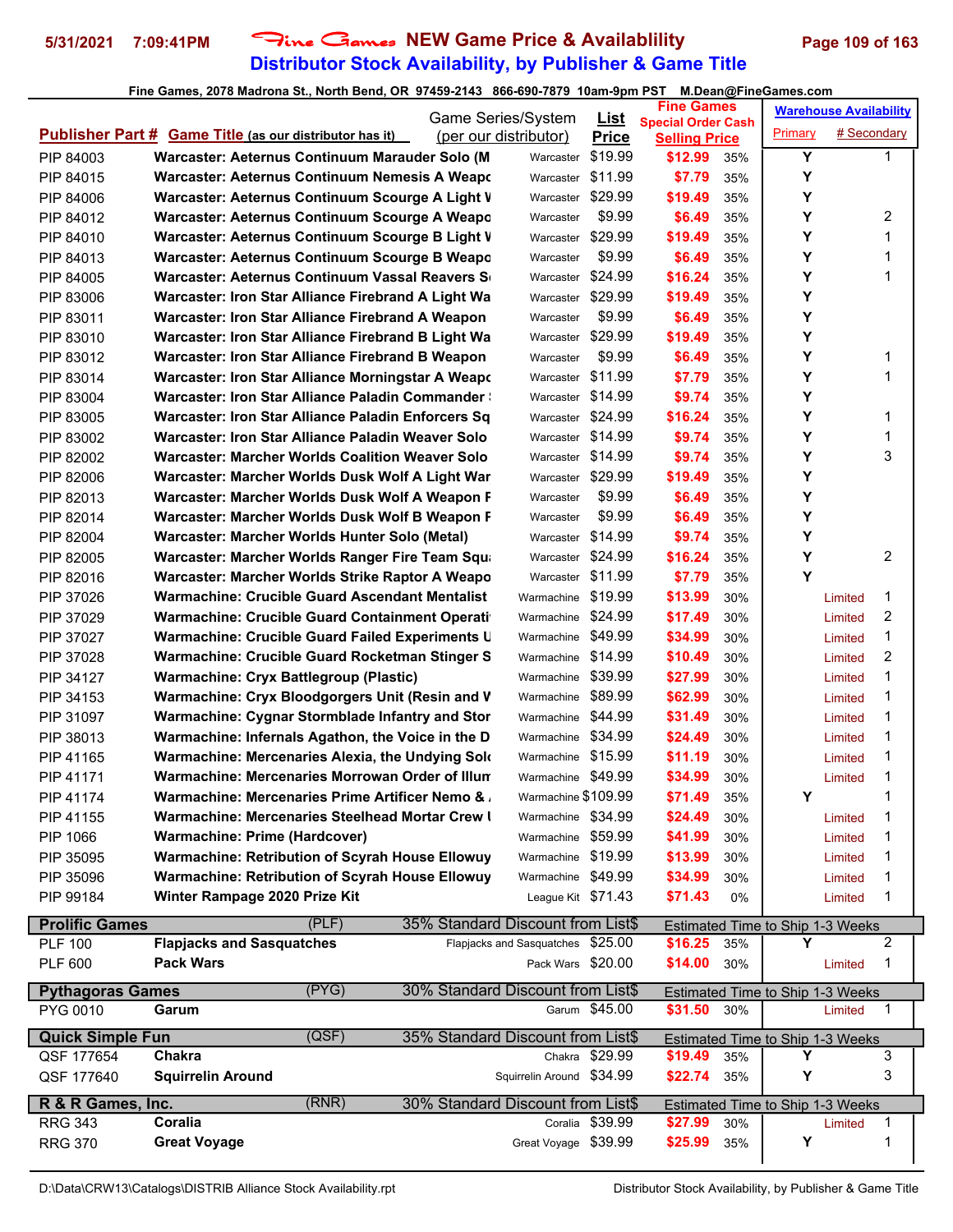# Fine Games NEW Game Price & Availablility

## Distributor Stock Availability, by Publisher & Game Title

5/31/2021 7:09:41PM

Fine Games, 2078 Madrona St., North Bend, OR 97459-2143 866-690-7879 10am-9pm PST M.Dean@FineGames.com

| Publisher Part # | Game Title (as our distributor has it) | Game Series/System (per our distributor) | List Price | Fine Games Special Order Cash Selling Price | | Warehouse Availability Primary | # Secondary |
|---|---|---|---|---|---|---|---|
| PIP 84003 | Warcaster: Aeternus Continuum Marauder Solo (M | Warcaster | $19.99 | $12.99 | 35% | Y | 1 |
| PIP 84015 | Warcaster: Aeternus Continuum Nemesis A Weapo | Warcaster | $11.99 | $7.79 | 35% | Y | |
| PIP 84006 | Warcaster: Aeternus Continuum Scourge A Light W | Warcaster | $29.99 | $19.49 | 35% | Y | |
| PIP 84012 | Warcaster: Aeternus Continuum Scourge A Weapo | Warcaster | $9.99 | $6.49 | 35% | Y | 2 |
| PIP 84010 | Warcaster: Aeternus Continuum Scourge B Light W | Warcaster | $29.99 | $19.49 | 35% | Y | 1 |
| PIP 84013 | Warcaster: Aeternus Continuum Scourge B Weapo | Warcaster | $9.99 | $6.49 | 35% | Y | 1 |
| PIP 84005 | Warcaster: Aeternus Continuum Vassal Reavers S | Warcaster | $24.99 | $16.24 | 35% | Y | 1 |
| PIP 83006 | Warcaster: Iron Star Alliance Firebrand A Light Wa | Warcaster | $29.99 | $19.49 | 35% | Y | |
| PIP 83011 | Warcaster: Iron Star Alliance Firebrand A Weapon | Warcaster | $9.99 | $6.49 | 35% | Y | |
| PIP 83010 | Warcaster: Iron Star Alliance Firebrand B Light Wa | Warcaster | $29.99 | $19.49 | 35% | Y | |
| PIP 83012 | Warcaster: Iron Star Alliance Firebrand B Weapon | Warcaster | $9.99 | $6.49 | 35% | Y | 1 |
| PIP 83014 | Warcaster: Iron Star Alliance Morningstar A Weapo | Warcaster | $11.99 | $7.79 | 35% | Y | 1 |
| PIP 83004 | Warcaster: Iron Star Alliance Paladin Commander | Warcaster | $14.99 | $9.74 | 35% | Y | |
| PIP 83005 | Warcaster: Iron Star Alliance Paladin Enforcers Sq | Warcaster | $24.99 | $16.24 | 35% | Y | 1 |
| PIP 83002 | Warcaster: Iron Star Alliance Paladin Weaver Solo | Warcaster | $14.99 | $9.74 | 35% | Y | 1 |
| PIP 82002 | Warcaster: Marcher Worlds Coalition Weaver Solo | Warcaster | $14.99 | $9.74 | 35% | Y | 3 |
| PIP 82006 | Warcaster: Marcher Worlds Dusk Wolf A Light War | Warcaster | $29.99 | $19.49 | 35% | Y | |
| PIP 82013 | Warcaster: Marcher Worlds Dusk Wolf A Weapon F | Warcaster | $9.99 | $6.49 | 35% | Y | |
| PIP 82014 | Warcaster: Marcher Worlds Dusk Wolf B Weapon F | Warcaster | $9.99 | $6.49 | 35% | Y | |
| PIP 82004 | Warcaster: Marcher Worlds Hunter Solo (Metal) | Warcaster | $14.99 | $9.74 | 35% | Y | |
| PIP 82005 | Warcaster: Marcher Worlds Ranger Fire Team Squ | Warcaster | $24.99 | $16.24 | 35% | Y | 2 |
| PIP 82016 | Warcaster: Marcher Worlds Strike Raptor A Weapo | Warcaster | $11.99 | $7.79 | 35% | Y | |
| PIP 37026 | Warmachine: Crucible Guard Ascendant Mentalist | Warmachine | $19.99 | $13.99 | 30% | Limited | 1 |
| PIP 37029 | Warmachine: Crucible Guard Containment Operati | Warmachine | $24.99 | $17.49 | 30% | Limited | 2 |
| PIP 37027 | Warmachine: Crucible Guard Failed Experiments U | Warmachine | $49.99 | $34.99 | 30% | Limited | 1 |
| PIP 37028 | Warmachine: Crucible Guard Rocketman Stinger S | Warmachine | $14.99 | $10.49 | 30% | Limited | 2 |
| PIP 34127 | Warmachine: Cryx Battlegroup (Plastic) | Warmachine | $39.99 | $27.99 | 30% | Limited | 1 |
| PIP 34153 | Warmachine: Cryx Bloodgorgers Unit (Resin and W | Warmachine | $89.99 | $62.99 | 30% | Limited | 1 |
| PIP 31097 | Warmachine: Cygnar Stormblade Infantry and Stor | Warmachine | $44.99 | $31.49 | 30% | Limited | 1 |
| PIP 38013 | Warmachine: Infernals Agathon, the Voice in the D | Warmachine | $34.99 | $24.49 | 30% | Limited | 1 |
| PIP 41165 | Warmachine: Mercenaries Alexia, the Undying Sold | Warmachine | $15.99 | $11.19 | 30% | Limited | 1 |
| PIP 41171 | Warmachine: Mercenaries Morrowan Order of Illum | Warmachine | $49.99 | $34.99 | 30% | Limited | 1 |
| PIP 41174 | Warmachine: Mercenaries Prime Artificer Nemo & | Warmachine | $109.99 | $71.49 | 35% | Y | 1 |
| PIP 41155 | Warmachine: Mercenaries Steelhead Mortar Crew U | Warmachine | $34.99 | $24.49 | 30% | Limited | 1 |
| PIP 1066 | Warmachine: Prime (Hardcover) | Warmachine | $59.99 | $41.99 | 30% | Limited | 1 |
| PIP 35095 | Warmachine: Retribution of Scyrah House Ellowuy | Warmachine | $19.99 | $13.99 | 30% | Limited | 1 |
| PIP 35096 | Warmachine: Retribution of Scyrah House Ellowuy | Warmachine | $49.99 | $34.99 | 30% | Limited | 1 |
| PIP 99184 | Winter Rampage 2020 Prize Kit | League Kit | $71.43 | $71.43 | 0% | Limited | 1 |
| **Prolific Games** | (PLF) | 35% Standard Discount from List$ | | Estimated Time to Ship 1-3 Weeks | | | |
| PLF 100 | Flapjacks and Sasquatches | Flapjacks and Sasquatches | $25.00 | $16.25 | 35% | Y | 2 |
| PLF 600 | Pack Wars | Pack Wars | $20.00 | $14.00 | 30% | Limited | 1 |
| **Pythagoras Games** | (PYG) | 30% Standard Discount from List$ | | Estimated Time to Ship 1-3 Weeks | | | |
| PYG 0010 | Garum | Garum | $45.00 | $31.50 | 30% | Limited | 1 |
| **Quick Simple Fun** | (QSF) | 35% Standard Discount from List$ | | Estimated Time to Ship 1-3 Weeks | | | |
| QSF 177654 | Chakra | Chakra | $29.99 | $19.49 | 35% | Y | 3 |
| QSF 177640 | Squirrelin Around | Squirrelin Around | $34.99 | $22.74 | 35% | Y | 3 |
| **R & R Games, Inc.** | (RNR) | 30% Standard Discount from List$ | | Estimated Time to Ship 1-3 Weeks | | | |
| RRG 343 | Coralia | Coralia | $39.99 | $27.99 | 30% | Limited | 1 |
| RRG 370 | Great Voyage | Great Voyage | $39.99 | $25.99 | 35% | Y | 1 |

D:\Data\CRW13\Catalogs\DISTRIB Alliance Stock Availability.rpt — Distributor Stock Availability, by Publisher & Game Title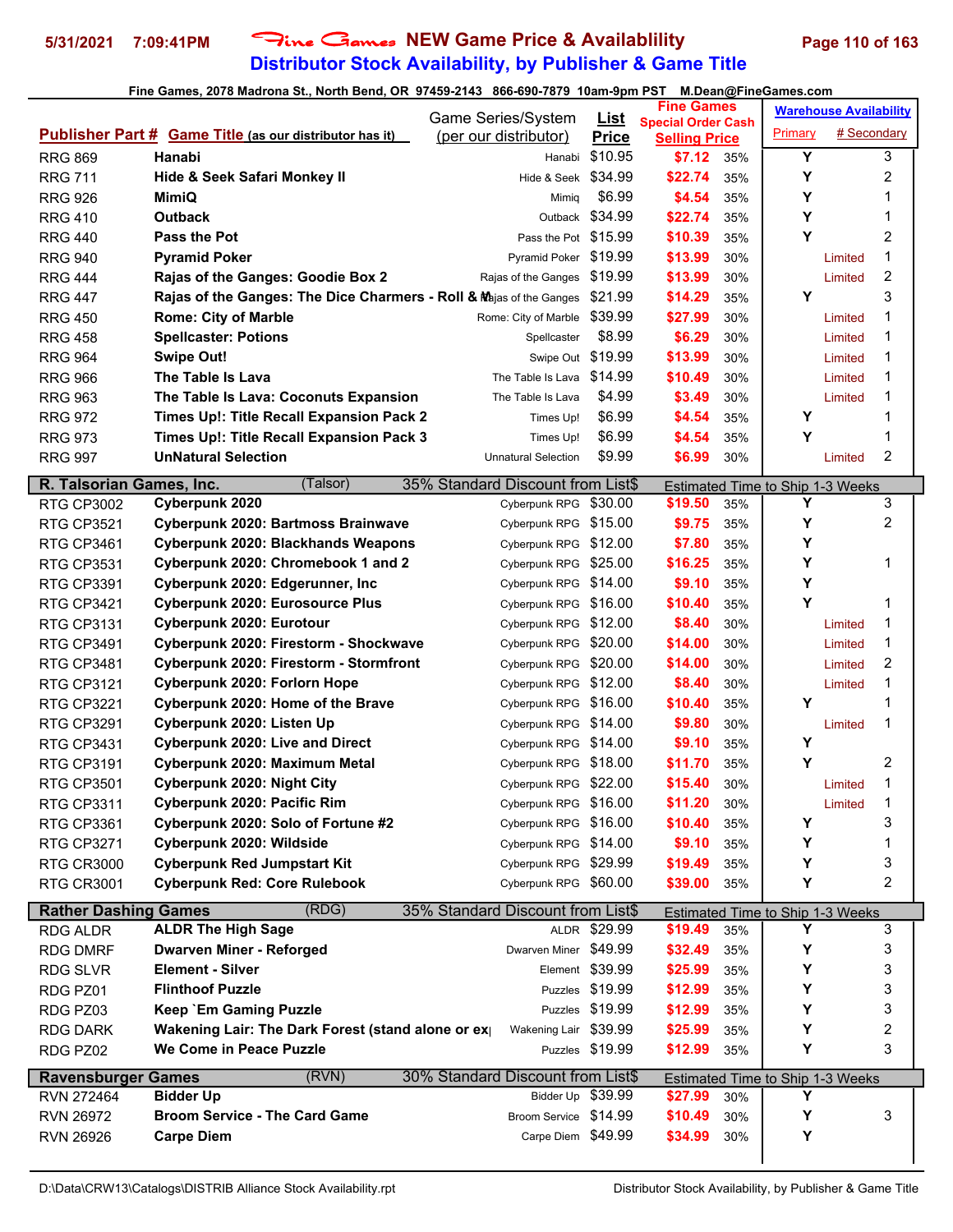# Fine Games NEW Game Price & Availablility

## Distributor Stock Availability, by Publisher & Game Title

5/31/2021 7:09:41PM

Fine Games, 2078 Madrona St., North Bend, OR 97459-2143 866-690-7879 10am-9pm PST M.Dean@FineGames.com

| Publisher Part # | Game Title (as our distributor has it) | Game Series/System (per our distributor) | List Price | Fine Games Special Order Cash Selling Price | | Warehouse Availability Primary | # Secondary |
|---|---|---|---|---|---|---|---|
| RRG 869 | **Hanabi** | Hanabi | $10.95 | $7.12 | 35% | Y | 3 |
| RRG 711 | **Hide & Seek Safari Monkey II** | Hide & Seek | $34.99 | $22.74 | 35% | Y | 2 |
| RRG 926 | **MimiQ** | Mimiq | $6.99 | $4.54 | 35% | Y | 1 |
| RRG 410 | **Outback** | Outback | $34.99 | $22.74 | 35% | Y | 1 |
| RRG 440 | **Pass the Pot** | Pass the Pot | $15.99 | $10.39 | 35% | Y | 2 |
| RRG 940 | **Pyramid Poker** | Pyramid Poker | $19.99 | $13.99 | 30% | Limited | 1 |
| RRG 444 | **Rajas of the Ganges: Goodie Box 2** | Rajas of the Ganges | $19.99 | $13.99 | 30% | Limited | 2 |
| RRG 447 | **Rajas of the Ganges: The Dice Charmers - Roll & M** | Rajas of the Ganges | $21.99 | $14.29 | 35% | Y | 3 |
| RRG 450 | **Rome: City of Marble** | Rome: City of Marble | $39.99 | $27.99 | 30% | Limited | 1 |
| RRG 458 | **Spellcaster: Potions** | Spellcaster | $8.99 | $6.29 | 30% | Limited | 1 |
| RRG 964 | **Swipe Out!** | Swipe Out | $19.99 | $13.99 | 30% | Limited | 1 |
| RRG 966 | **The Table Is Lava** | The Table Is Lava | $14.99 | $10.49 | 30% | Limited | 1 |
| RRG 963 | **The Table Is Lava: Coconuts Expansion** | The Table Is Lava | $4.99 | $3.49 | 30% | Limited | 1 |
| RRG 972 | **Times Up!: Title Recall Expansion Pack 2** | Times Up! | $6.99 | $4.54 | 35% | Y | 1 |
| RRG 973 | **Times Up!: Title Recall Expansion Pack 3** | Times Up! | $6.99 | $4.54 | 35% | Y | 1 |
| RRG 997 | **UnNatural Selection** | Unnatural Selection | $9.99 | $6.99 | 30% | Limited | 2 |
| **R. Talsorian Games, Inc.** | (Talsor) | 35% Standard Discount from List$ | | Estimated Time to Ship 1-3 Weeks | | | |
| RTG CP3002 | **Cyberpunk 2020** | Cyberpunk RPG | $30.00 | $19.50 | 35% | Y | 3 |
| RTG CP3521 | **Cyberpunk 2020: Bartmoss Brainwave** | Cyberpunk RPG | $15.00 | $9.75 | 35% | Y | 2 |
| RTG CP3461 | **Cyberpunk 2020: Blackhands Weapons** | Cyberpunk RPG | $12.00 | $7.80 | 35% | Y | |
| RTG CP3531 | **Cyberpunk 2020: Chromebook 1 and 2** | Cyberpunk RPG | $25.00 | $16.25 | 35% | Y | 1 |
| RTG CP3391 | **Cyberpunk 2020: Edgerunner, Inc** | Cyberpunk RPG | $14.00 | $9.10 | 35% | Y | |
| RTG CP3421 | **Cyberpunk 2020: Eurosource Plus** | Cyberpunk RPG | $16.00 | $10.40 | 35% | Y | 1 |
| RTG CP3131 | **Cyberpunk 2020: Eurotour** | Cyberpunk RPG | $12.00 | $8.40 | 30% | Limited | 1 |
| RTG CP3491 | **Cyberpunk 2020: Firestorm - Shockwave** | Cyberpunk RPG | $20.00 | $14.00 | 30% | Limited | 1 |
| RTG CP3481 | **Cyberpunk 2020: Firestorm - Stormfront** | Cyberpunk RPG | $20.00 | $14.00 | 30% | Limited | 2 |
| RTG CP3121 | **Cyberpunk 2020: Forlorn Hope** | Cyberpunk RPG | $12.00 | $8.40 | 30% | Limited | 1 |
| RTG CP3221 | **Cyberpunk 2020: Home of the Brave** | Cyberpunk RPG | $16.00 | $10.40 | 35% | Y | 1 |
| RTG CP3291 | **Cyberpunk 2020: Listen Up** | Cyberpunk RPG | $14.00 | $9.80 | 30% | Limited | 1 |
| RTG CP3431 | **Cyberpunk 2020: Live and Direct** | Cyberpunk RPG | $14.00 | $9.10 | 35% | Y | |
| RTG CP3191 | **Cyberpunk 2020: Maximum Metal** | Cyberpunk RPG | $18.00 | $11.70 | 35% | Y | 2 |
| RTG CP3501 | **Cyberpunk 2020: Night City** | Cyberpunk RPG | $22.00 | $15.40 | 30% | Limited | 1 |
| RTG CP3311 | **Cyberpunk 2020: Pacific Rim** | Cyberpunk RPG | $16.00 | $11.20 | 30% | Limited | 1 |
| RTG CP3361 | **Cyberpunk 2020: Solo of Fortune #2** | Cyberpunk RPG | $16.00 | $10.40 | 35% | Y | 3 |
| RTG CP3271 | **Cyberpunk 2020: Wildside** | Cyberpunk RPG | $14.00 | $9.10 | 35% | Y | 1 |
| RTG CR3000 | **Cyberpunk Red Jumpstart Kit** | Cyberpunk RPG | $29.99 | $19.49 | 35% | Y | 3 |
| RTG CR3001 | **Cyberpunk Red: Core Rulebook** | Cyberpunk RPG | $60.00 | $39.00 | 35% | Y | 2 |
| **Rather Dashing Games** | (RDG) | 35% Standard Discount from List$ | | Estimated Time to Ship 1-3 Weeks | | | |
| RDG ALDR | **ALDR The High Sage** | ALDR | $29.99 | $19.49 | 35% | Y | 3 |
| RDG DMRF | **Dwarven Miner - Reforged** | Dwarven Miner | $49.99 | $32.49 | 35% | Y | 3 |
| RDG SLVR | **Element - Silver** | Element | $39.99 | $25.99 | 35% | Y | 3 |
| RDG PZ01 | **Flinthoof Puzzle** | Puzzles | $19.99 | $12.99 | 35% | Y | 3 |
| RDG PZ03 | **Keep `Em Gaming Puzzle** | Puzzles | $19.99 | $12.99 | 35% | Y | 3 |
| RDG DARK | **Wakening Lair: The Dark Forest (stand alone or ex** | Wakening Lair | $39.99 | $25.99 | 35% | Y | 2 |
| RDG PZ02 | **We Come in Peace Puzzle** | Puzzles | $19.99 | $12.99 | 35% | Y | 3 |
| **Ravensburger Games** | (RVN) | 30% Standard Discount from List$ | | Estimated Time to Ship 1-3 Weeks | | | |
| RVN 272464 | **Bidder Up** | Bidder Up | $39.99 | $27.99 | 30% | Y | |
| RVN 26972 | **Broom Service - The Card Game** | Broom Service | $14.99 | $10.49 | 30% | Y | 3 |
| RVN 26926 | **Carpe Diem** | Carpe Diem | $49.99 | $34.99 | 30% | Y | |

D:\Data\CRW13\Catalogs\DISTRIB Alliance Stock Availability.rpt — Distributor Stock Availability, by Publisher & Game Title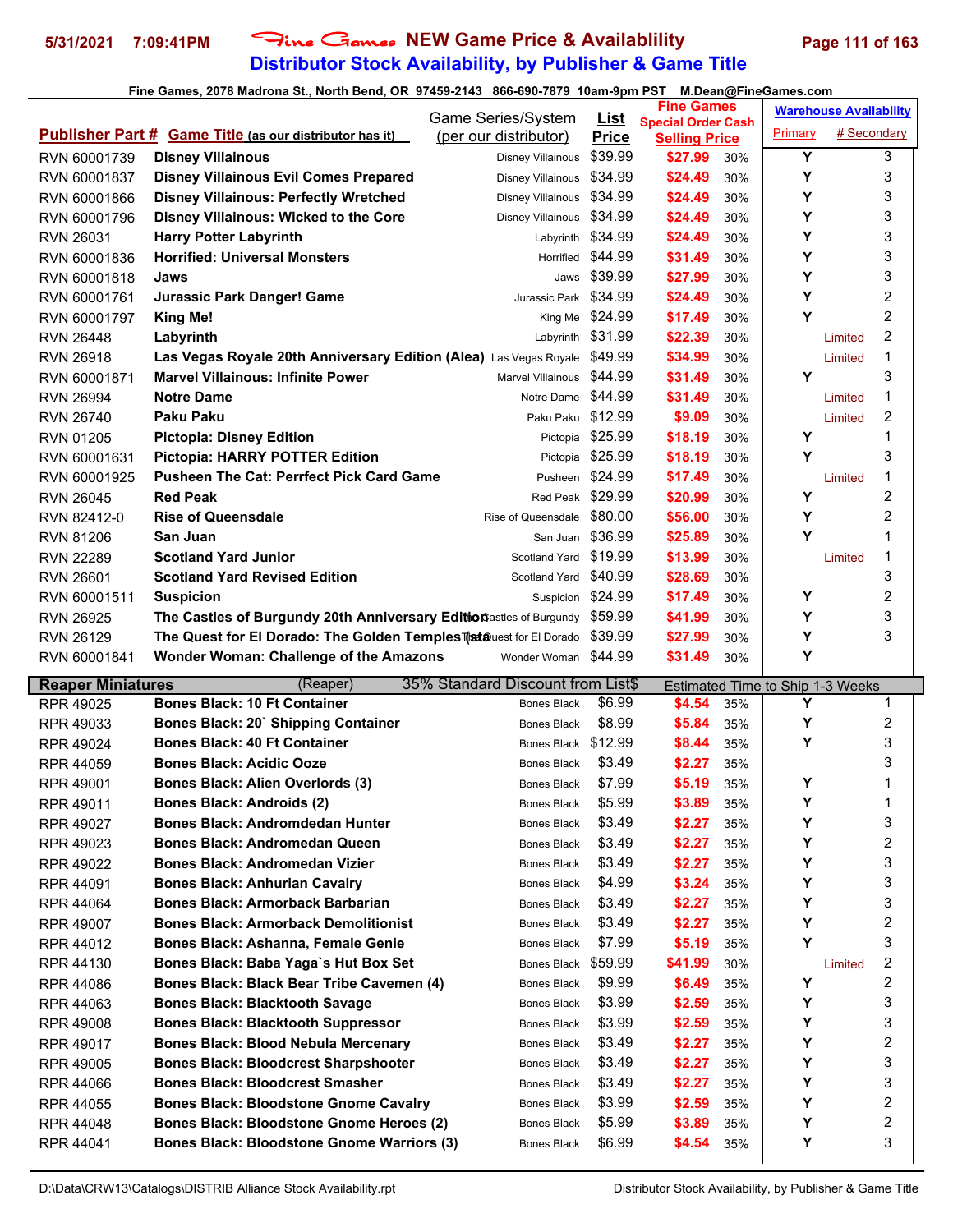**5/31/2021 7:09:41PM** Fine Games **NEW Game Price & Availablility**

## Distributor Stock Availability, by Publisher & Game Title

Fine Games, 2078 Madrona St., North Bend, OR 97459-2143 866-690-7879 10am-9pm PST M.Dean@FineGames.com

| Publisher Part # | Game Title (as our distributor has it) | Game Series/System (per our distributor) | List Price | Fine Games Special Order Cash Selling Price | | Warehouse Availability Primary | # Secondary |
|---|---|---|---|---|---|---|---|
| RVN 60001739 | **Disney Villainous** | Disney Villainous | $39.99 | **$27.99** | 30% | Y | 3 |
| RVN 60001837 | **Disney Villainous Evil Comes Prepared** | Disney Villainous | $34.99 | **$24.49** | 30% | Y | 3 |
| RVN 60001866 | **Disney Villainous: Perfectly Wretched** | Disney Villainous | $34.99 | **$24.49** | 30% | Y | 3 |
| RVN 60001796 | **Disney Villainous: Wicked to the Core** | Disney Villainous | $34.99 | **$24.49** | 30% | Y | 3 |
| RVN 26031 | **Harry Potter Labyrinth** | Labyrinth | $34.99 | **$24.49** | 30% | Y | 3 |
| RVN 60001836 | **Horrified: Universal Monsters** | Horrified | $44.99 | **$31.49** | 30% | Y | 3 |
| RVN 60001818 | **Jaws** | Jaws | $39.99 | **$27.99** | 30% | Y | 3 |
| RVN 60001761 | **Jurassic Park Danger! Game** | Jurassic Park | $34.99 | **$24.49** | 30% | Y | 2 |
| RVN 60001797 | **King Me!** | King Me | $24.99 | **$17.49** | 30% | Y | 2 |
| RVN 26448 | **Labyrinth** | Labyrinth | $31.99 | **$22.39** | 30% | Limited | 2 |
| RVN 26918 | **Las Vegas Royale 20th Anniversary Edition (Alea)** | Las Vegas Royale | $49.99 | **$34.99** | 30% | Limited | 1 |
| RVN 60001871 | **Marvel Villainous: Infinite Power** | Marvel Villainous | $44.99 | **$31.49** | 30% | Y | 3 |
| RVN 26994 | **Notre Dame** | Notre Dame | $44.99 | **$31.49** | 30% | Limited | 1 |
| RVN 26740 | **Paku Paku** | Paku Paku | $12.99 | **$9.09** | 30% | Limited | 2 |
| RVN 01205 | **Pictopia: Disney Edition** | Pictopia | $25.99 | **$18.19** | 30% | Y | 1 |
| RVN 60001631 | **Pictopia: HARRY POTTER Edition** | Pictopia | $25.99 | **$18.19** | 30% | Y | 3 |
| RVN 60001925 | **Pusheen The Cat: Perrfect Pick Card Game** | Pusheen | $24.99 | **$17.49** | 30% | Limited | 1 |
| RVN 26045 | **Red Peak** | Red Peak | $29.99 | **$20.99** | 30% | Y | 2 |
| RVN 82412-0 | **Rise of Queensdale** | Rise of Queensdale | $80.00 | **$56.00** | 30% | Y | 2 |
| RVN 81206 | **San Juan** | San Juan | $36.99 | **$25.89** | 30% | Y | 1 |
| RVN 22289 | **Scotland Yard Junior** | Scotland Yard | $19.99 | **$13.99** | 30% | Limited | 1 |
| RVN 26601 | **Scotland Yard Revised Edition** | Scotland Yard | $40.99 | **$28.69** | 30% | | 3 |
| RVN 60001511 | **Suspicion** | Suspicion | $24.99 | **$17.49** | 30% | Y | 2 |
| RVN 26925 | **The Castles of Burgundy 20th Anniversary Edition** | The Castles of Burgundy | $59.99 | **$41.99** | 30% | Y | 3 |
| RVN 26129 | **The Quest for El Dorado: The Golden Temples (sta** | The Quest for El Dorado | $39.99 | **$27.99** | 30% | Y | 3 |
| RVN 60001841 | **Wonder Woman: Challenge of the Amazons** | Wonder Woman | $44.99 | **$31.49** | 30% | Y | |
| **Reaper Miniatures** | (Reaper) | 35% Standard Discount from List$ | | Estimated Time to Ship 1-3 Weeks | | | |
| RPR 49025 | **Bones Black: 10 Ft Container** | Bones Black | $6.99 | **$4.54** | 35% | Y | 1 |
| RPR 49033 | **Bones Black: 20` Shipping Container** | Bones Black | $8.99 | **$5.84** | 35% | Y | 2 |
| RPR 49024 | **Bones Black: 40 Ft Container** | Bones Black | $12.99 | **$8.44** | 35% | Y | 3 |
| RPR 44059 | **Bones Black: Acidic Ooze** | Bones Black | $3.49 | **$2.27** | 35% | | 3 |
| RPR 49001 | **Bones Black: Alien Overlords (3)** | Bones Black | $7.99 | **$5.19** | 35% | Y | 1 |
| RPR 49011 | **Bones Black: Androids (2)** | Bones Black | $5.99 | **$3.89** | 35% | Y | 1 |
| RPR 49027 | **Bones Black: Andromdedan Hunter** | Bones Black | $3.49 | **$2.27** | 35% | Y | 3 |
| RPR 49023 | **Bones Black: Andromedan Queen** | Bones Black | $3.49 | **$2.27** | 35% | Y | 2 |
| RPR 49022 | **Bones Black: Andromedan Vizier** | Bones Black | $3.49 | **$2.27** | 35% | Y | 3 |
| RPR 44091 | **Bones Black: Anhurian Cavalry** | Bones Black | $4.99 | **$3.24** | 35% | Y | 3 |
| RPR 44064 | **Bones Black: Armorback Barbarian** | Bones Black | $3.49 | **$2.27** | 35% | Y | 3 |
| RPR 49007 | **Bones Black: Armorback Demolitionist** | Bones Black | $3.49 | **$2.27** | 35% | Y | 2 |
| RPR 44012 | **Bones Black: Ashanna, Female Genie** | Bones Black | $7.99 | **$5.19** | 35% | Y | 3 |
| RPR 44130 | **Bones Black: Baba Yaga`s Hut Box Set** | Bones Black | $59.99 | **$41.99** | 30% | Limited | 2 |
| RPR 44086 | **Bones Black: Black Bear Tribe Cavemen (4)** | Bones Black | $9.99 | **$6.49** | 35% | Y | 2 |
| RPR 44063 | **Bones Black: Blacktooth Savage** | Bones Black | $3.99 | **$2.59** | 35% | Y | 3 |
| RPR 49008 | **Bones Black: Blacktooth Suppressor** | Bones Black | $3.99 | **$2.59** | 35% | Y | 3 |
| RPR 49017 | **Bones Black: Blood Nebula Mercenary** | Bones Black | $3.49 | **$2.27** | 35% | Y | 2 |
| RPR 49005 | **Bones Black: Bloodcrest Sharpshooter** | Bones Black | $3.49 | **$2.27** | 35% | Y | 3 |
| RPR 44066 | **Bones Black: Bloodcrest Smasher** | Bones Black | $3.49 | **$2.27** | 35% | Y | 3 |
| RPR 44055 | **Bones Black: Bloodstone Gnome Cavalry** | Bones Black | $3.99 | **$2.59** | 35% | Y | 2 |
| RPR 44048 | **Bones Black: Bloodstone Gnome Heroes (2)** | Bones Black | $5.99 | **$3.89** | 35% | Y | 2 |
| RPR 44041 | **Bones Black: Bloodstone Gnome Warriors (3)** | Bones Black | $6.99 | **$4.54** | 35% | Y | 3 |

D:\Data\CRW13\Catalogs\DISTRIB Alliance Stock Availability.rpt — Distributor Stock Availability, by Publisher & Game Title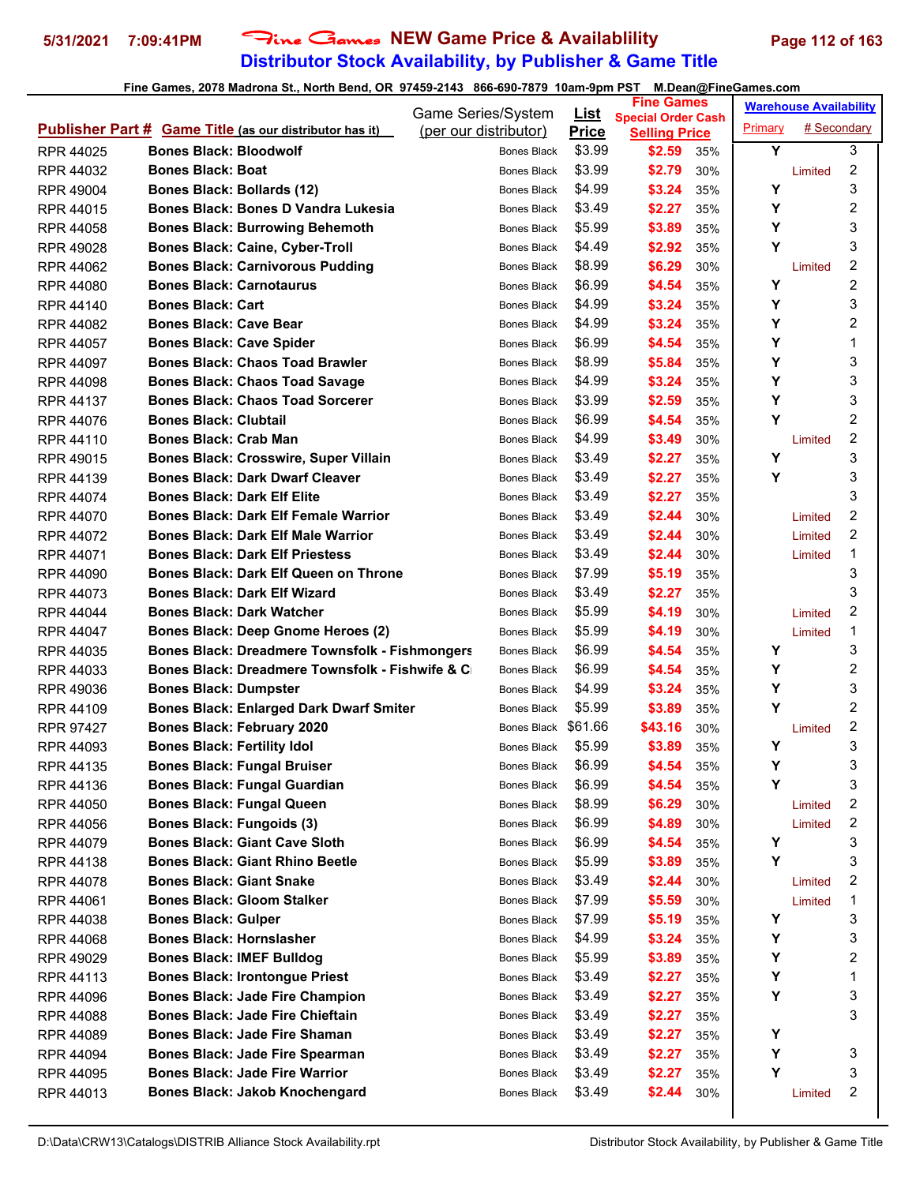# Fine Games NEW Game Price & Availablility

## Distributor Stock Availability, by Publisher & Game Title

5/31/2021 7:09:41PM

Fine Games, 2078 Madrona St., North Bend, OR 97459-2143 866-690-7879 10am-9pm PST M.Dean@FineGames.com

| Publisher Part # | Game Title (as our distributor has it) | Game Series/System (per our distributor) | List Price | Fine Games Special Order Cash Selling Price | | Warehouse Availability Primary | # Secondary |
|---|---|---|---|---|---|---|---|
| RPR 44025 | Bones Black: Bloodwolf | Bones Black | $3.99 | $2.59 | 35% | Y | 3 |
| RPR 44032 | Bones Black: Boat | Bones Black | $3.99 | $2.79 | 30% | Limited | 2 |
| RPR 49004 | Bones Black: Bollards (12) | Bones Black | $4.99 | $3.24 | 35% | Y | 3 |
| RPR 44015 | Bones Black: Bones D Vandra Lukesia | Bones Black | $3.49 | $2.27 | 35% | Y | 2 |
| RPR 44058 | Bones Black: Burrowing Behemoth | Bones Black | $5.99 | $3.89 | 35% | Y | 3 |
| RPR 49028 | Bones Black: Caine, Cyber-Troll | Bones Black | $4.49 | $2.92 | 35% | Y | 3 |
| RPR 44062 | Bones Black: Carnivorous Pudding | Bones Black | $8.99 | $6.29 | 30% | Limited | 2 |
| RPR 44080 | Bones Black: Carnotaurus | Bones Black | $6.99 | $4.54 | 35% | Y | 2 |
| RPR 44140 | Bones Black: Cart | Bones Black | $4.99 | $3.24 | 35% | Y | 3 |
| RPR 44082 | Bones Black: Cave Bear | Bones Black | $4.99 | $3.24 | 35% | Y | 2 |
| RPR 44057 | Bones Black: Cave Spider | Bones Black | $6.99 | $4.54 | 35% | Y | 1 |
| RPR 44097 | Bones Black: Chaos Toad Brawler | Bones Black | $8.99 | $5.84 | 35% | Y | 3 |
| RPR 44098 | Bones Black: Chaos Toad Savage | Bones Black | $4.99 | $3.24 | 35% | Y | 3 |
| RPR 44137 | Bones Black: Chaos Toad Sorcerer | Bones Black | $3.99 | $2.59 | 35% | Y | 3 |
| RPR 44076 | Bones Black: Clubtail | Bones Black | $6.99 | $4.54 | 35% | Y | 2 |
| RPR 44110 | Bones Black: Crab Man | Bones Black | $4.99 | $3.49 | 30% | Limited | 2 |
| RPR 49015 | Bones Black: Crosswire, Super Villain | Bones Black | $3.49 | $2.27 | 35% | Y | 3 |
| RPR 44139 | Bones Black: Dark Dwarf Cleaver | Bones Black | $3.49 | $2.27 | 35% | Y | 3 |
| RPR 44074 | Bones Black: Dark Elf Elite | Bones Black | $3.49 | $2.27 | 35% | | 3 |
| RPR 44070 | Bones Black: Dark Elf Female Warrior | Bones Black | $3.49 | $2.44 | 30% | Limited | 2 |
| RPR 44072 | Bones Black: Dark Elf Male Warrior | Bones Black | $3.49 | $2.44 | 30% | Limited | 2 |
| RPR 44071 | Bones Black: Dark Elf Priestess | Bones Black | $3.49 | $2.44 | 30% | Limited | 1 |
| RPR 44090 | Bones Black: Dark Elf Queen on Throne | Bones Black | $7.99 | $5.19 | 35% | | 3 |
| RPR 44073 | Bones Black: Dark Elf Wizard | Bones Black | $3.49 | $2.27 | 35% | | 3 |
| RPR 44044 | Bones Black: Dark Watcher | Bones Black | $5.99 | $4.19 | 30% | Limited | 2 |
| RPR 44047 | Bones Black: Deep Gnome Heroes (2) | Bones Black | $5.99 | $4.19 | 30% | Limited | 1 |
| RPR 44035 | Bones Black: Dreadmere Townsfolk - Fishmongers | Bones Black | $6.99 | $4.54 | 35% | Y | 3 |
| RPR 44033 | Bones Black: Dreadmere Townsfolk - Fishwife & C | Bones Black | $6.99 | $4.54 | 35% | Y | 2 |
| RPR 49036 | Bones Black: Dumpster | Bones Black | $4.99 | $3.24 | 35% | Y | 3 |
| RPR 44109 | Bones Black: Enlarged Dark Dwarf Smiter | Bones Black | $5.99 | $3.89 | 35% | Y | 2 |
| RPR 97427 | Bones Black: February 2020 | Bones Black | $61.66 | $43.16 | 30% | Limited | 2 |
| RPR 44093 | Bones Black: Fertility Idol | Bones Black | $5.99 | $3.89 | 35% | Y | 3 |
| RPR 44135 | Bones Black: Fungal Bruiser | Bones Black | $6.99 | $4.54 | 35% | Y | 3 |
| RPR 44136 | Bones Black: Fungal Guardian | Bones Black | $6.99 | $4.54 | 35% | Y | 3 |
| RPR 44050 | Bones Black: Fungal Queen | Bones Black | $8.99 | $6.29 | 30% | Limited | 2 |
| RPR 44056 | Bones Black: Fungoids (3) | Bones Black | $6.99 | $4.89 | 30% | Limited | 2 |
| RPR 44079 | Bones Black: Giant Cave Sloth | Bones Black | $6.99 | $4.54 | 35% | Y | 3 |
| RPR 44138 | Bones Black: Giant Rhino Beetle | Bones Black | $5.99 | $3.89 | 35% | Y | 3 |
| RPR 44078 | Bones Black: Giant Snake | Bones Black | $3.49 | $2.44 | 30% | Limited | 2 |
| RPR 44061 | Bones Black: Gloom Stalker | Bones Black | $7.99 | $5.59 | 30% | Limited | 1 |
| RPR 44038 | Bones Black: Gulper | Bones Black | $7.99 | $5.19 | 35% | Y | 3 |
| RPR 44068 | Bones Black: Hornslasher | Bones Black | $4.99 | $3.24 | 35% | Y | 3 |
| RPR 49029 | Bones Black: IMEF Bulldog | Bones Black | $5.99 | $3.89 | 35% | Y | 2 |
| RPR 44113 | Bones Black: Irontongue Priest | Bones Black | $3.49 | $2.27 | 35% | Y | 1 |
| RPR 44096 | Bones Black: Jade Fire Champion | Bones Black | $3.49 | $2.27 | 35% | Y | 3 |
| RPR 44088 | Bones Black: Jade Fire Chieftain | Bones Black | $3.49 | $2.27 | 35% | | 3 |
| RPR 44089 | Bones Black: Jade Fire Shaman | Bones Black | $3.49 | $2.27 | 35% | Y | |
| RPR 44094 | Bones Black: Jade Fire Spearman | Bones Black | $3.49 | $2.27 | 35% | Y | 3 |
| RPR 44095 | Bones Black: Jade Fire Warrior | Bones Black | $3.49 | $2.27 | 35% | Y | 3 |
| RPR 44013 | Bones Black: Jakob Knochengard | Bones Black | $3.49 | $2.44 | 30% | Limited | 2 |

D:\Data\CRW13\Catalogs\DISTRIB Alliance Stock Availability.rpt — Distributor Stock Availability, by Publisher & Game Title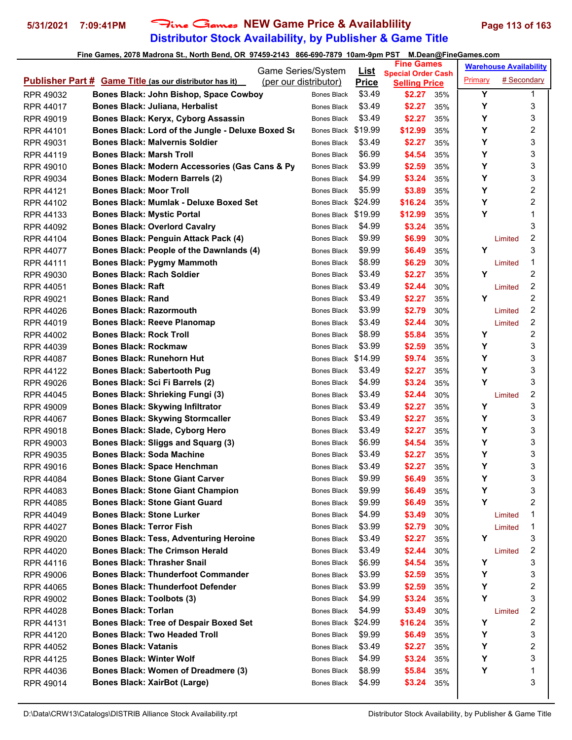# Fine Games NEW Game Price & Availablility

## Distributor Stock Availability, by Publisher & Game Title

5/31/2021 7:09:41PM

Fine Games, 2078 Madrona St., North Bend, OR 97459-2143 866-690-7879 10am-9pm PST M.Dean@FineGames.com

| Publisher Part # | Game Title (as our distributor has it) | Game Series/System (per our distributor) | List Price | Fine Games Special Order Cash Selling Price | | Warehouse Availability Primary | # Secondary |
|---|---|---|---|---|---|---|---|
| RPR 49032 | Bones Black: John Bishop, Space Cowboy | Bones Black | $3.49 | $2.27 | 35% | Y | 1 |
| RPR 44017 | Bones Black: Juliana, Herbalist | Bones Black | $3.49 | $2.27 | 35% | Y | 3 |
| RPR 49019 | Bones Black: Keryx, Cyborg Assassin | Bones Black | $3.49 | $2.27 | 35% | Y | 3 |
| RPR 44101 | Bones Black: Lord of the Jungle - Deluxe Boxed Se | Bones Black | $19.99 | $12.99 | 35% | Y | 2 |
| RPR 49031 | Bones Black: Malvernis Soldier | Bones Black | $3.49 | $2.27 | 35% | Y | 3 |
| RPR 44119 | Bones Black: Marsh Troll | Bones Black | $6.99 | $4.54 | 35% | Y | 3 |
| RPR 49010 | Bones Black: Modern Accessories (Gas Cans & Py | Bones Black | $3.99 | $2.59 | 35% | Y | 3 |
| RPR 49034 | Bones Black: Modern Barrels (2) | Bones Black | $4.99 | $3.24 | 35% | Y | 3 |
| RPR 44121 | Bones Black: Moor Troll | Bones Black | $5.99 | $3.89 | 35% | Y | 2 |
| RPR 44102 | Bones Black: Mumlak - Deluxe Boxed Set | Bones Black | $24.99 | $16.24 | 35% | Y | 2 |
| RPR 44133 | Bones Black: Mystic Portal | Bones Black | $19.99 | $12.99 | 35% | Y | 1 |
| RPR 44092 | Bones Black: Overlord Cavalry | Bones Black | $4.99 | $3.24 | 35% | | 3 |
| RPR 44104 | Bones Black: Penguin Attack Pack (4) | Bones Black | $9.99 | $6.99 | 30% | Limited | 2 |
| RPR 44077 | Bones Black: People of the Dawnlands (4) | Bones Black | $9.99 | $6.49 | 35% | Y | 3 |
| RPR 44111 | Bones Black: Pygmy Mammoth | Bones Black | $8.99 | $6.29 | 30% | Limited | 1 |
| RPR 49030 | Bones Black: Rach Soldier | Bones Black | $3.49 | $2.27 | 35% | Y | 2 |
| RPR 44051 | Bones Black: Raft | Bones Black | $3.49 | $2.44 | 30% | Limited | 2 |
| RPR 49021 | Bones Black: Rand | Bones Black | $3.49 | $2.27 | 35% | Y | 2 |
| RPR 44026 | Bones Black: Razormouth | Bones Black | $3.99 | $2.79 | 30% | Limited | 2 |
| RPR 44019 | Bones Black: Reeve Planomap | Bones Black | $3.49 | $2.44 | 30% | Limited | 2 |
| RPR 44002 | Bones Black: Rock Troll | Bones Black | $8.99 | $5.84 | 35% | Y | 2 |
| RPR 44039 | Bones Black: Rockmaw | Bones Black | $3.99 | $2.59 | 35% | Y | 3 |
| RPR 44087 | Bones Black: Runehorn Hut | Bones Black | $14.99 | $9.74 | 35% | Y | 3 |
| RPR 44122 | Bones Black: Sabertooth Pug | Bones Black | $3.49 | $2.27 | 35% | Y | 3 |
| RPR 49026 | Bones Black: Sci Fi Barrels (2) | Bones Black | $4.99 | $3.24 | 35% | Y | 3 |
| RPR 44045 | Bones Black: Shrieking Fungi (3) | Bones Black | $3.49 | $2.44 | 30% | Limited | 2 |
| RPR 49009 | Bones Black: Skywing Infiltrator | Bones Black | $3.49 | $2.27 | 35% | Y | 3 |
| RPR 44067 | Bones Black: Skywing Stormcaller | Bones Black | $3.49 | $2.27 | 35% | Y | 3 |
| RPR 49018 | Bones Black: Slade, Cyborg Hero | Bones Black | $3.49 | $2.27 | 35% | Y | 3 |
| RPR 49003 | Bones Black: Sliggs and Squarg (3) | Bones Black | $6.99 | $4.54 | 35% | Y | 3 |
| RPR 49035 | Bones Black: Soda Machine | Bones Black | $3.49 | $2.27 | 35% | Y | 3 |
| RPR 49016 | Bones Black: Space Henchman | Bones Black | $3.49 | $2.27 | 35% | Y | 3 |
| RPR 44084 | Bones Black: Stone Giant Carver | Bones Black | $9.99 | $6.49 | 35% | Y | 3 |
| RPR 44083 | Bones Black: Stone Giant Champion | Bones Black | $9.99 | $6.49 | 35% | Y | 3 |
| RPR 44085 | Bones Black: Stone Giant Guard | Bones Black | $9.99 | $6.49 | 35% | Y | 2 |
| RPR 44049 | Bones Black: Stone Lurker | Bones Black | $4.99 | $3.49 | 30% | Limited | 1 |
| RPR 44027 | Bones Black: Terror Fish | Bones Black | $3.99 | $2.79 | 30% | Limited | 1 |
| RPR 49020 | Bones Black: Tess, Adventuring Heroine | Bones Black | $3.49 | $2.27 | 35% | Y | 3 |
| RPR 44020 | Bones Black: The Crimson Herald | Bones Black | $3.49 | $2.44 | 30% | Limited | 2 |
| RPR 44116 | Bones Black: Thrasher Snail | Bones Black | $6.99 | $4.54 | 35% | Y | 3 |
| RPR 49006 | Bones Black: Thunderfoot Commander | Bones Black | $3.99 | $2.59 | 35% | Y | 3 |
| RPR 44065 | Bones Black: Thunderfoot Defender | Bones Black | $3.99 | $2.59 | 35% | Y | 2 |
| RPR 49002 | Bones Black: Toolbots (3) | Bones Black | $4.99 | $3.24 | 35% | Y | 3 |
| RPR 44028 | Bones Black: Torlan | Bones Black | $4.99 | $3.49 | 30% | Limited | 2 |
| RPR 44131 | Bones Black: Tree of Despair Boxed Set | Bones Black | $24.99 | $16.24 | 35% | Y | 2 |
| RPR 44120 | Bones Black: Two Headed Troll | Bones Black | $9.99 | $6.49 | 35% | Y | 3 |
| RPR 44052 | Bones Black: Vatanis | Bones Black | $3.49 | $2.27 | 35% | Y | 2 |
| RPR 44125 | Bones Black: Winter Wolf | Bones Black | $4.99 | $3.24 | 35% | Y | 3 |
| RPR 44036 | Bones Black: Women of Dreadmere (3) | Bones Black | $8.99 | $5.84 | 35% | Y | 1 |
| RPR 49014 | Bones Black: XairBot (Large) | Bones Black | $4.99 | $3.24 | 35% | | 3 |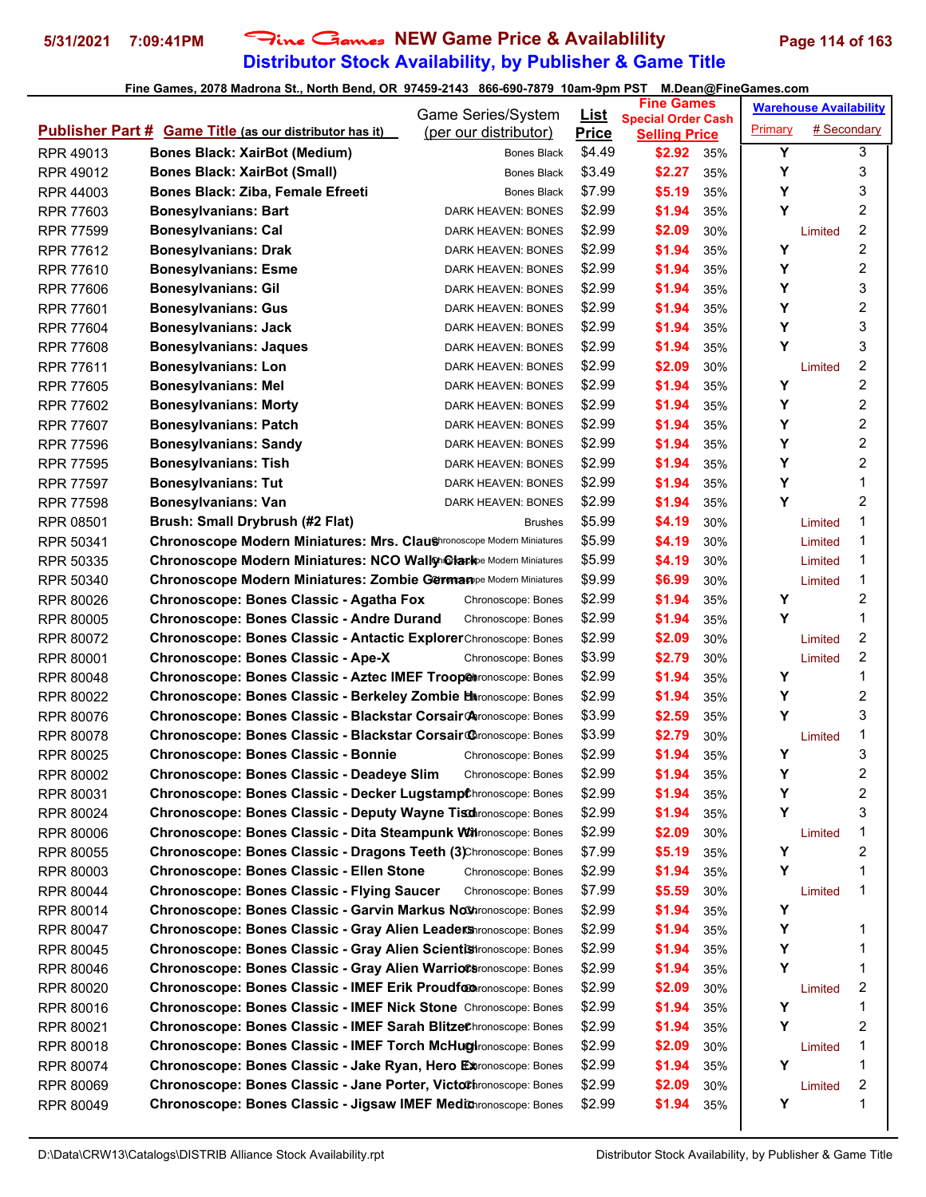# Distributor Stock Availability, by Publisher & Game Title

Fine Games, 2078 Madrona St., North Bend, OR 97459-2143 866-690-7879 10am-9pm PST M.Dean@FineGames.com

| Publisher Part # | Game Title (as our distributor has it) | Game Series/System (per our distributor) | List Price | Fine Games Special Order Cash Selling Price | | Warehouse Availability Primary | # Secondary |
|---|---|---|---|---|---|---|---|
| RPR 49013 | Bones Black: XairBot (Medium) | Bones Black | $4.49 | $2.92 | 35% | Y | 3 |
| RPR 49012 | Bones Black: XairBot (Small) | Bones Black | $3.49 | $2.27 | 35% | Y | 3 |
| RPR 44003 | Bones Black: Ziba, Female Efreeti | Bones Black | $7.99 | $5.19 | 35% | Y | 3 |
| RPR 77603 | Bonesylvanians: Bart | DARK HEAVEN: BONES | $2.99 | $1.94 | 35% | Y | 2 |
| RPR 77599 | Bonesylvanians: Cal | DARK HEAVEN: BONES | $2.99 | $2.09 | 30% | Limited | 2 |
| RPR 77612 | Bonesylvanians: Drak | DARK HEAVEN: BONES | $2.99 | $1.94 | 35% | Y | 2 |
| RPR 77610 | Bonesylvanians: Esme | DARK HEAVEN: BONES | $2.99 | $1.94 | 35% | Y | 2 |
| RPR 77606 | Bonesylvanians: Gil | DARK HEAVEN: BONES | $2.99 | $1.94 | 35% | Y | 3 |
| RPR 77601 | Bonesylvanians: Gus | DARK HEAVEN: BONES | $2.99 | $1.94 | 35% | Y | 2 |
| RPR 77604 | Bonesylvanians: Jack | DARK HEAVEN: BONES | $2.99 | $1.94 | 35% | Y | 3 |
| RPR 77608 | Bonesylvanians: Jaques | DARK HEAVEN: BONES | $2.99 | $1.94 | 35% | Y | 3 |
| RPR 77611 | Bonesylvanians: Lon | DARK HEAVEN: BONES | $2.99 | $2.09 | 30% | Limited | 2 |
| RPR 77605 | Bonesylvanians: Mel | DARK HEAVEN: BONES | $2.99 | $1.94 | 35% | Y | 2 |
| RPR 77602 | Bonesylvanians: Morty | DARK HEAVEN: BONES | $2.99 | $1.94 | 35% | Y | 2 |
| RPR 77607 | Bonesylvanians: Patch | DARK HEAVEN: BONES | $2.99 | $1.94 | 35% | Y | 2 |
| RPR 77596 | Bonesylvanians: Sandy | DARK HEAVEN: BONES | $2.99 | $1.94 | 35% | Y | 2 |
| RPR 77595 | Bonesylvanians: Tish | DARK HEAVEN: BONES | $2.99 | $1.94 | 35% | Y | 2 |
| RPR 77597 | Bonesylvanians: Tut | DARK HEAVEN: BONES | $2.99 | $1.94 | 35% | Y | 1 |
| RPR 77598 | Bonesylvanians: Van | DARK HEAVEN: BONES | $2.99 | $1.94 | 35% | Y | 2 |
| RPR 08501 | Brush: Small Drybrush (#2 Flat) | Brushes | $5.99 | $4.19 | 30% | Limited | 1 |
| RPR 50341 | Chronoscope Modern Miniatures: Mrs. Claus | Chronoscope Modern Miniatures | $5.99 | $4.19 | 30% | Limited | 1 |
| RPR 50335 | Chronoscope Modern Miniatures: NCO Wally Clark | Chronoscope Modern Miniatures | $5.99 | $4.19 | 30% | Limited | 1 |
| RPR 50340 | Chronoscope Modern Miniatures: Zombie German | Chronoscope Modern Miniatures | $9.99 | $6.99 | 30% | Limited | 1 |
| RPR 80026 | Chronoscope: Bones Classic - Agatha Fox | Chronoscope: Bones | $2.99 | $1.94 | 35% | Y | 2 |
| RPR 80005 | Chronoscope: Bones Classic - Andre Durand | Chronoscope: Bones | $2.99 | $1.94 | 35% | Y | 1 |
| RPR 80072 | Chronoscope: Bones Classic - Antactic Explorer | Chronoscope: Bones | $2.99 | $2.09 | 30% | Limited | 2 |
| RPR 80001 | Chronoscope: Bones Classic - Ape-X | Chronoscope: Bones | $3.99 | $2.79 | 30% | Limited | 2 |
| RPR 80048 | Chronoscope: Bones Classic - Aztec IMEF Trooper | Chronoscope: Bones | $2.99 | $1.94 | 35% | Y | 1 |
| RPR 80022 | Chronoscope: Bones Classic - Berkeley Zombie H | Chronoscope: Bones | $2.99 | $1.94 | 35% | Y | 2 |
| RPR 80076 | Chronoscope: Bones Classic - Blackstar Corsair A | Chronoscope: Bones | $3.99 | $2.59 | 35% | Y | 3 |
| RPR 80078 | Chronoscope: Bones Classic - Blackstar Corsair C | Chronoscope: Bones | $3.99 | $2.79 | 30% | Limited | 1 |
| RPR 80025 | Chronoscope: Bones Classic - Bonnie | Chronoscope: Bones | $2.99 | $1.94 | 35% | Y | 3 |
| RPR 80002 | Chronoscope: Bones Classic - Deadeye Slim | Chronoscope: Bones | $2.99 | $1.94 | 35% | Y | 2 |
| RPR 80031 | Chronoscope: Bones Classic - Decker Lugstampf | Chronoscope: Bones | $2.99 | $1.94 | 35% | Y | 2 |
| RPR 80024 | Chronoscope: Bones Classic - Deputy Wayne Tisd | Chronoscope: Bones | $2.99 | $1.94 | 35% | Y | 3 |
| RPR 80006 | Chronoscope: Bones Classic - Dita Steampunk Wi | Chronoscope: Bones | $2.99 | $2.09 | 30% | Limited | 1 |
| RPR 80055 | Chronoscope: Bones Classic - Dragons Teeth (3) | Chronoscope: Bones | $7.99 | $5.19 | 35% | Y | 2 |
| RPR 80003 | Chronoscope: Bones Classic - Ellen Stone | Chronoscope: Bones | $2.99 | $1.94 | 35% | Y | 1 |
| RPR 80044 | Chronoscope: Bones Classic - Flying Saucer | Chronoscope: Bones | $7.99 | $5.59 | 30% | Limited | 1 |
| RPR 80014 | Chronoscope: Bones Classic - Garvin Markus No | Chronoscope: Bones | $2.99 | $1.94 | 35% | Y | |
| RPR 80047 | Chronoscope: Bones Classic - Gray Alien Leaders | Chronoscope: Bones | $2.99 | $1.94 | 35% | Y | 1 |
| RPR 80045 | Chronoscope: Bones Classic - Gray Alien Scientis | Chronoscope: Bones | $2.99 | $1.94 | 35% | Y | 1 |
| RPR 80046 | Chronoscope: Bones Classic - Gray Alien Warriors | Chronoscope: Bones | $2.99 | $1.94 | 35% | Y | 1 |
| RPR 80020 | Chronoscope: Bones Classic - IMEF Erik Proudfoo | Chronoscope: Bones | $2.99 | $2.09 | 30% | Limited | 2 |
| RPR 80016 | Chronoscope: Bones Classic - IMEF Nick Stone | Chronoscope: Bones | $2.99 | $1.94 | 35% | Y | 1 |
| RPR 80021 | Chronoscope: Bones Classic - IMEF Sarah Blitzer | Chronoscope: Bones | $2.99 | $1.94 | 35% | Y | 2 |
| RPR 80018 | Chronoscope: Bones Classic - IMEF Torch McHug | Chronoscope: Bones | $2.99 | $2.09 | 30% | Limited | 1 |
| RPR 80074 | Chronoscope: Bones Classic - Jake Ryan, Hero Ex | Chronoscope: Bones | $2.99 | $1.94 | 35% | Y | 1 |
| RPR 80069 | Chronoscope: Bones Classic - Jane Porter, Victo | Chronoscope: Bones | $2.99 | $2.09 | 30% | Limited | 2 |
| RPR 80049 | Chronoscope: Bones Classic - Jigsaw IMEF Medic | Chronoscope: Bones | $2.99 | $1.94 | 35% | Y | 1 |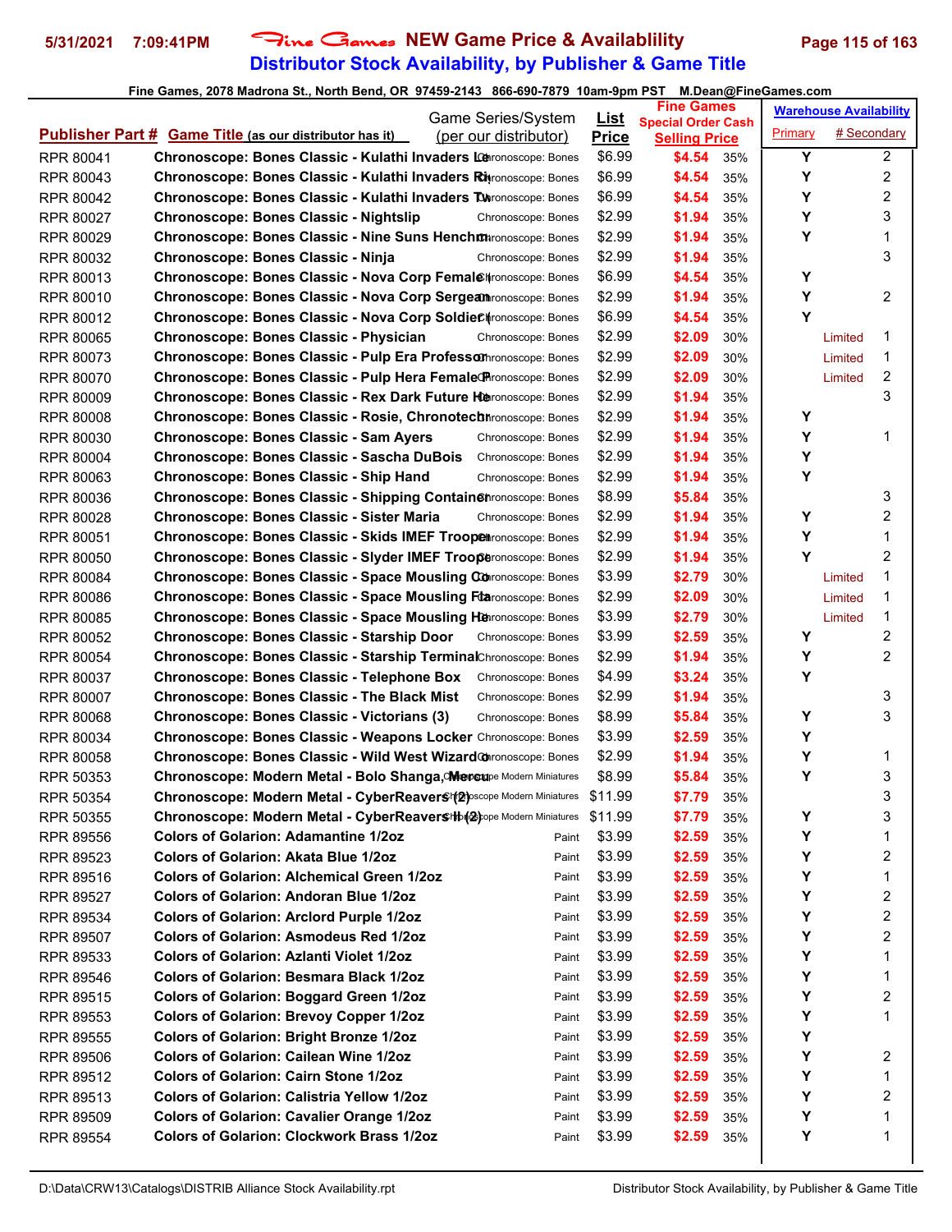# Distributor Stock Availability, by Publisher & Game Title

Fine Games, 2078 Madrona St., North Bend, OR 97459-2143 866-690-7879 10am-9pm PST M.Dean@FineGames.com

| Publisher Part # | Game Title (as our distributor has it) | Game Series/System (per our distributor) | List Price | Fine Games Special Order Cash Selling Price | | Warehouse Availability Primary | # Secondary |
|---|---|---|---|---|---|---|---|
| RPR 80041 | Chronoscope: Bones Classic - Kulathi Invaders Le | Chronoscope: Bones | $6.99 | $4.54 | 35% | Y | 2 |
| RPR 80043 | Chronoscope: Bones Classic - Kulathi Invaders Ri | Chronoscope: Bones | $6.99 | $4.54 | 35% | Y | 2 |
| RPR 80042 | Chronoscope: Bones Classic - Kulathi Invaders Tw | Chronoscope: Bones | $6.99 | $4.54 | 35% | Y | 2 |
| RPR 80027 | Chronoscope: Bones Classic - Nightslip | Chronoscope: Bones | $2.99 | $1.94 | 35% | Y | 3 |
| RPR 80029 | Chronoscope: Bones Classic - Nine Suns Henchm | Chronoscope: Bones | $2.99 | $1.94 | 35% | Y | 1 |
| RPR 80032 | Chronoscope: Bones Classic - Ninja | Chronoscope: Bones | $2.99 | $1.94 | 35% | | 3 |
| RPR 80013 | Chronoscope: Bones Classic - Nova Corp Female | Chronoscope: Bones | $6.99 | $4.54 | 35% | Y | |
| RPR 80010 | Chronoscope: Bones Classic - Nova Corp Sergean | Chronoscope: Bones | $2.99 | $1.94 | 35% | Y | 2 |
| RPR 80012 | Chronoscope: Bones Classic - Nova Corp Soldier ( | Chronoscope: Bones | $6.99 | $4.54 | 35% | Y | |
| RPR 80065 | Chronoscope: Bones Classic - Physician | Chronoscope: Bones | $2.99 | $2.09 | 30% | Limited | 1 |
| RPR 80073 | Chronoscope: Bones Classic - Pulp Era Professor | Chronoscope: Bones | $2.99 | $2.09 | 30% | Limited | 1 |
| RPR 80070 | Chronoscope: Bones Classic - Pulp Hera Female P | Chronoscope: Bones | $2.99 | $2.09 | 30% | Limited | 2 |
| RPR 80009 | Chronoscope: Bones Classic - Rex Dark Future He | Chronoscope: Bones | $2.99 | $1.94 | 35% | | 3 |
| RPR 80008 | Chronoscope: Bones Classic - Rosie, Chronotechn | Chronoscope: Bones | $2.99 | $1.94 | 35% | Y | |
| RPR 80030 | Chronoscope: Bones Classic - Sam Ayers | Chronoscope: Bones | $2.99 | $1.94 | 35% | Y | 1 |
| RPR 80004 | Chronoscope: Bones Classic - Sascha DuBois | Chronoscope: Bones | $2.99 | $1.94 | 35% | Y | |
| RPR 80063 | Chronoscope: Bones Classic - Ship Hand | Chronoscope: Bones | $2.99 | $1.94 | 35% | Y | |
| RPR 80036 | Chronoscope: Bones Classic - Shipping Container | Chronoscope: Bones | $8.99 | $5.84 | 35% | | 3 |
| RPR 80028 | Chronoscope: Bones Classic - Sister Maria | Chronoscope: Bones | $2.99 | $1.94 | 35% | Y | 2 |
| RPR 80051 | Chronoscope: Bones Classic - Skids IMEF Trooper | Chronoscope: Bones | $2.99 | $1.94 | 35% | Y | 1 |
| RPR 80050 | Chronoscope: Bones Classic - Slyder IMEF Troope | Chronoscope: Bones | $2.99 | $1.94 | 35% | Y | 2 |
| RPR 80084 | Chronoscope: Bones Classic - Space Mousling Co | Chronoscope: Bones | $3.99 | $2.79 | 30% | Limited | 1 |
| RPR 80086 | Chronoscope: Bones Classic - Space Mousling Fa | Chronoscope: Bones | $2.99 | $2.09 | 30% | Limited | 1 |
| RPR 80085 | Chronoscope: Bones Classic - Space Mousling He | Chronoscope: Bones | $3.99 | $2.79 | 30% | Limited | 1 |
| RPR 80052 | Chronoscope: Bones Classic - Starship Door | Chronoscope: Bones | $3.99 | $2.59 | 35% | Y | 2 |
| RPR 80054 | Chronoscope: Bones Classic - Starship Terminal | Chronoscope: Bones | $2.99 | $1.94 | 35% | Y | 2 |
| RPR 80037 | Chronoscope: Bones Classic - Telephone Box | Chronoscope: Bones | $4.99 | $3.24 | 35% | Y | |
| RPR 80007 | Chronoscope: Bones Classic - The Black Mist | Chronoscope: Bones | $2.99 | $1.94 | 35% | | 3 |
| RPR 80068 | Chronoscope: Bones Classic - Victorians (3) | Chronoscope: Bones | $8.99 | $5.84 | 35% | Y | 3 |
| RPR 80034 | Chronoscope: Bones Classic - Weapons Locker | Chronoscope: Bones | $3.99 | $2.59 | 35% | Y | |
| RPR 80058 | Chronoscope: Bones Classic - Wild West Wizard | Chronoscope: Bones | $2.99 | $1.94 | 35% | Y | 1 |
| RPR 50353 | Chronoscope: Modern Metal - Bolo Shanga, Merc | Chronoscope Modern Miniatures | $8.99 | $5.84 | 35% | Y | 3 |
| RPR 50354 | Chronoscope: Modern Metal - CyberReavers (2) | Chronoscope Modern Miniatures | $11.99 | $7.79 | 35% | | 3 |
| RPR 50355 | Chronoscope: Modern Metal - CyberReavers II (2) | Chronoscope Modern Miniatures | $11.99 | $7.79 | 35% | Y | 3 |
| RPR 89556 | Colors of Golarion: Adamantine 1/2oz | Paint | $3.99 | $2.59 | 35% | Y | 1 |
| RPR 89523 | Colors of Golarion: Akata Blue 1/2oz | Paint | $3.99 | $2.59 | 35% | Y | 2 |
| RPR 89516 | Colors of Golarion: Alchemical Green 1/2oz | Paint | $3.99 | $2.59 | 35% | Y | 1 |
| RPR 89527 | Colors of Golarion: Andoran Blue 1/2oz | Paint | $3.99 | $2.59 | 35% | Y | 2 |
| RPR 89534 | Colors of Golarion: Arclord Purple 1/2oz | Paint | $3.99 | $2.59 | 35% | Y | 2 |
| RPR 89507 | Colors of Golarion: Asmodeus Red 1/2oz | Paint | $3.99 | $2.59 | 35% | Y | 2 |
| RPR 89533 | Colors of Golarion: Azlanti Violet 1/2oz | Paint | $3.99 | $2.59 | 35% | Y | 1 |
| RPR 89546 | Colors of Golarion: Besmara Black 1/2oz | Paint | $3.99 | $2.59 | 35% | Y | 1 |
| RPR 89515 | Colors of Golarion: Boggard Green 1/2oz | Paint | $3.99 | $2.59 | 35% | Y | 2 |
| RPR 89553 | Colors of Golarion: Brevoy Copper 1/2oz | Paint | $3.99 | $2.59 | 35% | Y | 1 |
| RPR 89555 | Colors of Golarion: Bright Bronze 1/2oz | Paint | $3.99 | $2.59 | 35% | Y | |
| RPR 89506 | Colors of Golarion: Cailean Wine 1/2oz | Paint | $3.99 | $2.59 | 35% | Y | 2 |
| RPR 89512 | Colors of Golarion: Cairn Stone 1/2oz | Paint | $3.99 | $2.59 | 35% | Y | 1 |
| RPR 89513 | Colors of Golarion: Calistria Yellow 1/2oz | Paint | $3.99 | $2.59 | 35% | Y | 2 |
| RPR 89509 | Colors of Golarion: Cavalier Orange 1/2oz | Paint | $3.99 | $2.59 | 35% | Y | 1 |
| RPR 89554 | Colors of Golarion: Clockwork Brass 1/2oz | Paint | $3.99 | $2.59 | 35% | Y | 1 |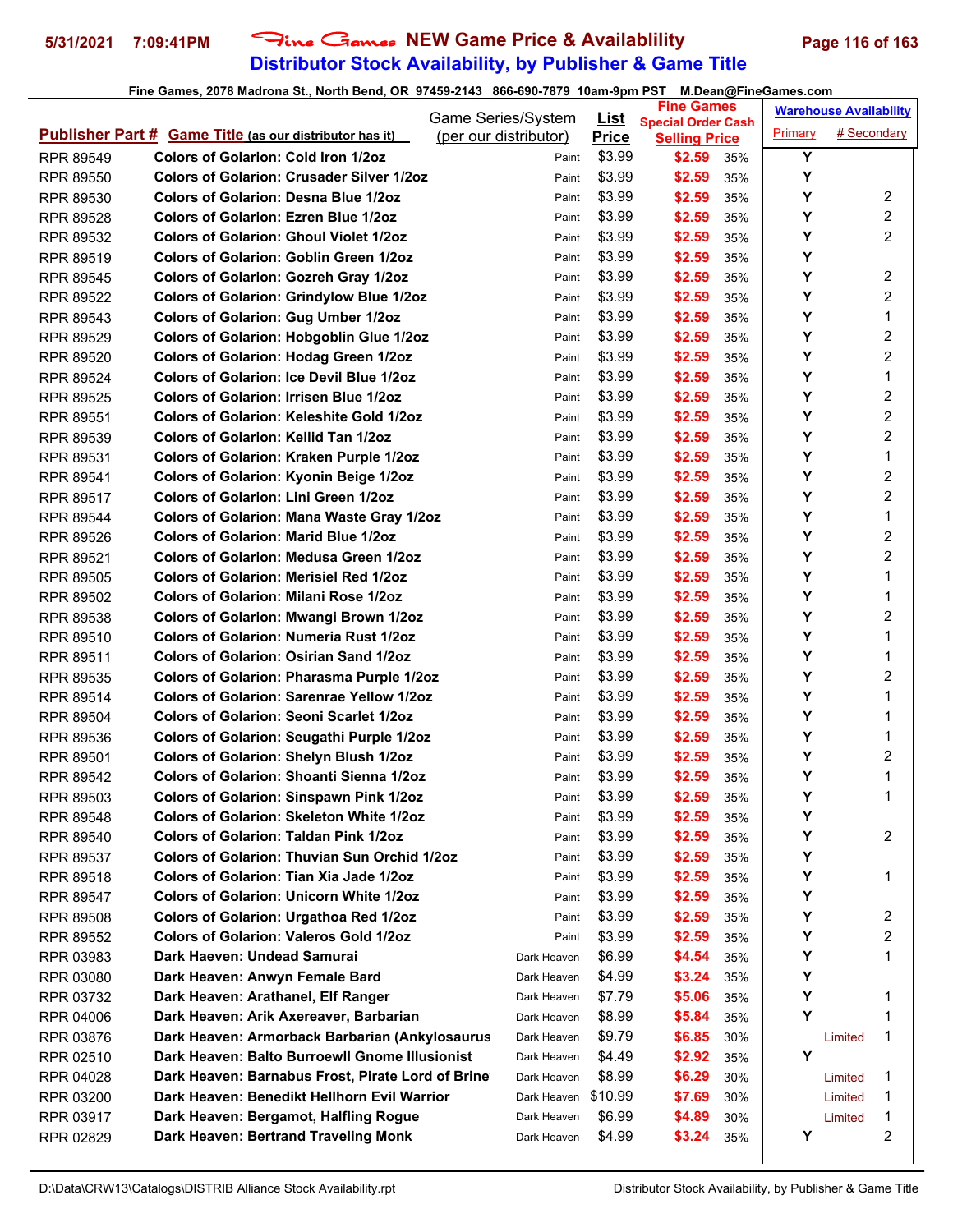# Fine Games NEW Game Price & Availablility

## Distributor Stock Availability, by Publisher & Game Title

Fine Games, 2078 Madrona St., North Bend, OR 97459-2143 866-690-7879 10am-9pm PST M.Dean@FineGames.com

| Publisher Part # | Game Title (as our distributor has it) | Game Series/System (per our distributor) | List Price | Fine Games Special Order Cash Selling Price | | Warehouse Availability Primary | # Secondary |
|---|---|---|---|---|---|---|---|
| RPR 89549 | Colors of Golarion: Cold Iron 1/2oz | Paint | $3.99 | $2.59 | 35% | Y | |
| RPR 89550 | Colors of Golarion: Crusader Silver 1/2oz | Paint | $3.99 | $2.59 | 35% | Y | |
| RPR 89530 | Colors of Golarion: Desna Blue 1/2oz | Paint | $3.99 | $2.59 | 35% | Y | 2 |
| RPR 89528 | Colors of Golarion: Ezren Blue 1/2oz | Paint | $3.99 | $2.59 | 35% | Y | 2 |
| RPR 89532 | Colors of Golarion: Ghoul Violet 1/2oz | Paint | $3.99 | $2.59 | 35% | Y | 2 |
| RPR 89519 | Colors of Golarion: Goblin Green 1/2oz | Paint | $3.99 | $2.59 | 35% | Y | |
| RPR 89545 | Colors of Golarion: Gozreh Gray 1/2oz | Paint | $3.99 | $2.59 | 35% | Y | 2 |
| RPR 89522 | Colors of Golarion: Grindylow Blue 1/2oz | Paint | $3.99 | $2.59 | 35% | Y | 2 |
| RPR 89543 | Colors of Golarion: Gug Umber 1/2oz | Paint | $3.99 | $2.59 | 35% | Y | 1 |
| RPR 89529 | Colors of Golarion: Hobgoblin Glue 1/2oz | Paint | $3.99 | $2.59 | 35% | Y | 2 |
| RPR 89520 | Colors of Golarion: Hodag Green 1/2oz | Paint | $3.99 | $2.59 | 35% | Y | 2 |
| RPR 89524 | Colors of Golarion: Ice Devil Blue 1/2oz | Paint | $3.99 | $2.59 | 35% | Y | 1 |
| RPR 89525 | Colors of Golarion: Irrisen Blue 1/2oz | Paint | $3.99 | $2.59 | 35% | Y | 2 |
| RPR 89551 | Colors of Golarion: Keleshite Gold 1/2oz | Paint | $3.99 | $2.59 | 35% | Y | 2 |
| RPR 89539 | Colors of Golarion: Kellid Tan 1/2oz | Paint | $3.99 | $2.59 | 35% | Y | 2 |
| RPR 89531 | Colors of Golarion: Kraken Purple 1/2oz | Paint | $3.99 | $2.59 | 35% | Y | 1 |
| RPR 89541 | Colors of Golarion: Kyonin Beige 1/2oz | Paint | $3.99 | $2.59 | 35% | Y | 2 |
| RPR 89517 | Colors of Golarion: Lini Green 1/2oz | Paint | $3.99 | $2.59 | 35% | Y | 2 |
| RPR 89544 | Colors of Golarion: Mana Waste Gray 1/2oz | Paint | $3.99 | $2.59 | 35% | Y | 1 |
| RPR 89526 | Colors of Golarion: Marid Blue 1/2oz | Paint | $3.99 | $2.59 | 35% | Y | 2 |
| RPR 89521 | Colors of Golarion: Medusa Green 1/2oz | Paint | $3.99 | $2.59 | 35% | Y | 2 |
| RPR 89505 | Colors of Golarion: Merisiel Red 1/2oz | Paint | $3.99 | $2.59 | 35% | Y | 1 |
| RPR 89502 | Colors of Golarion: Milani Rose 1/2oz | Paint | $3.99 | $2.59 | 35% | Y | 1 |
| RPR 89538 | Colors of Golarion: Mwangi Brown 1/2oz | Paint | $3.99 | $2.59 | 35% | Y | 2 |
| RPR 89510 | Colors of Golarion: Numeria Rust 1/2oz | Paint | $3.99 | $2.59 | 35% | Y | 1 |
| RPR 89511 | Colors of Golarion: Osirian Sand 1/2oz | Paint | $3.99 | $2.59 | 35% | Y | 1 |
| RPR 89535 | Colors of Golarion: Pharasma Purple 1/2oz | Paint | $3.99 | $2.59 | 35% | Y | 2 |
| RPR 89514 | Colors of Golarion: Sarenrae Yellow 1/2oz | Paint | $3.99 | $2.59 | 35% | Y | 1 |
| RPR 89504 | Colors of Golarion: Seoni Scarlet 1/2oz | Paint | $3.99 | $2.59 | 35% | Y | 1 |
| RPR 89536 | Colors of Golarion: Seugathi Purple 1/2oz | Paint | $3.99 | $2.59 | 35% | Y | 1 |
| RPR 89501 | Colors of Golarion: Shelyn Blush 1/2oz | Paint | $3.99 | $2.59 | 35% | Y | 2 |
| RPR 89542 | Colors of Golarion: Shoanti Sienna 1/2oz | Paint | $3.99 | $2.59 | 35% | Y | 1 |
| RPR 89503 | Colors of Golarion: Sinspawn Pink 1/2oz | Paint | $3.99 | $2.59 | 35% | Y | 1 |
| RPR 89548 | Colors of Golarion: Skeleton White 1/2oz | Paint | $3.99 | $2.59 | 35% | Y | |
| RPR 89540 | Colors of Golarion: Taldan Pink 1/2oz | Paint | $3.99 | $2.59 | 35% | Y | 2 |
| RPR 89537 | Colors of Golarion: Thuvian Sun Orchid 1/2oz | Paint | $3.99 | $2.59 | 35% | Y | |
| RPR 89518 | Colors of Golarion: Tian Xia Jade 1/2oz | Paint | $3.99 | $2.59 | 35% | Y | 1 |
| RPR 89547 | Colors of Golarion: Unicorn White 1/2oz | Paint | $3.99 | $2.59 | 35% | Y | |
| RPR 89508 | Colors of Golarion: Urgathoa Red 1/2oz | Paint | $3.99 | $2.59 | 35% | Y | 2 |
| RPR 89552 | Colors of Golarion: Valeros Gold 1/2oz | Paint | $3.99 | $2.59 | 35% | Y | 2 |
| RPR 03983 | Dark Haeven: Undead Samurai | Dark Heaven | $6.99 | $4.54 | 35% | Y | 1 |
| RPR 03080 | Dark Heaven: Anwyn Female Bard | Dark Heaven | $4.99 | $3.24 | 35% | Y | |
| RPR 03732 | Dark Heaven: Arathanel, Elf Ranger | Dark Heaven | $7.79 | $5.06 | 35% | Y | 1 |
| RPR 04006 | Dark Heaven: Arik Axereaver, Barbarian | Dark Heaven | $8.99 | $5.84 | 35% | Y | 1 |
| RPR 03876 | Dark Heaven: Armorback Barbarian (Ankylosaurus | Dark Heaven | $9.79 | $6.85 | 30% | Limited | 1 |
| RPR 02510 | Dark Heaven: Balto Burroewll Gnome Illusionist | Dark Heaven | $4.49 | $2.92 | 35% | Y | |
| RPR 04028 | Dark Heaven: Barnabus Frost, Pirate Lord of Brine | Dark Heaven | $8.99 | $6.29 | 30% | Limited | 1 |
| RPR 03200 | Dark Heaven: Benedikt Hellhorn Evil Warrior | Dark Heaven | $10.99 | $7.69 | 30% | Limited | 1 |
| RPR 03917 | Dark Heaven: Bergamot, Halfling Rogue | Dark Heaven | $6.99 | $4.89 | 30% | Limited | 1 |
| RPR 02829 | Dark Heaven: Bertrand Traveling Monk | Dark Heaven | $4.99 | $3.24 | 35% | Y | 2 |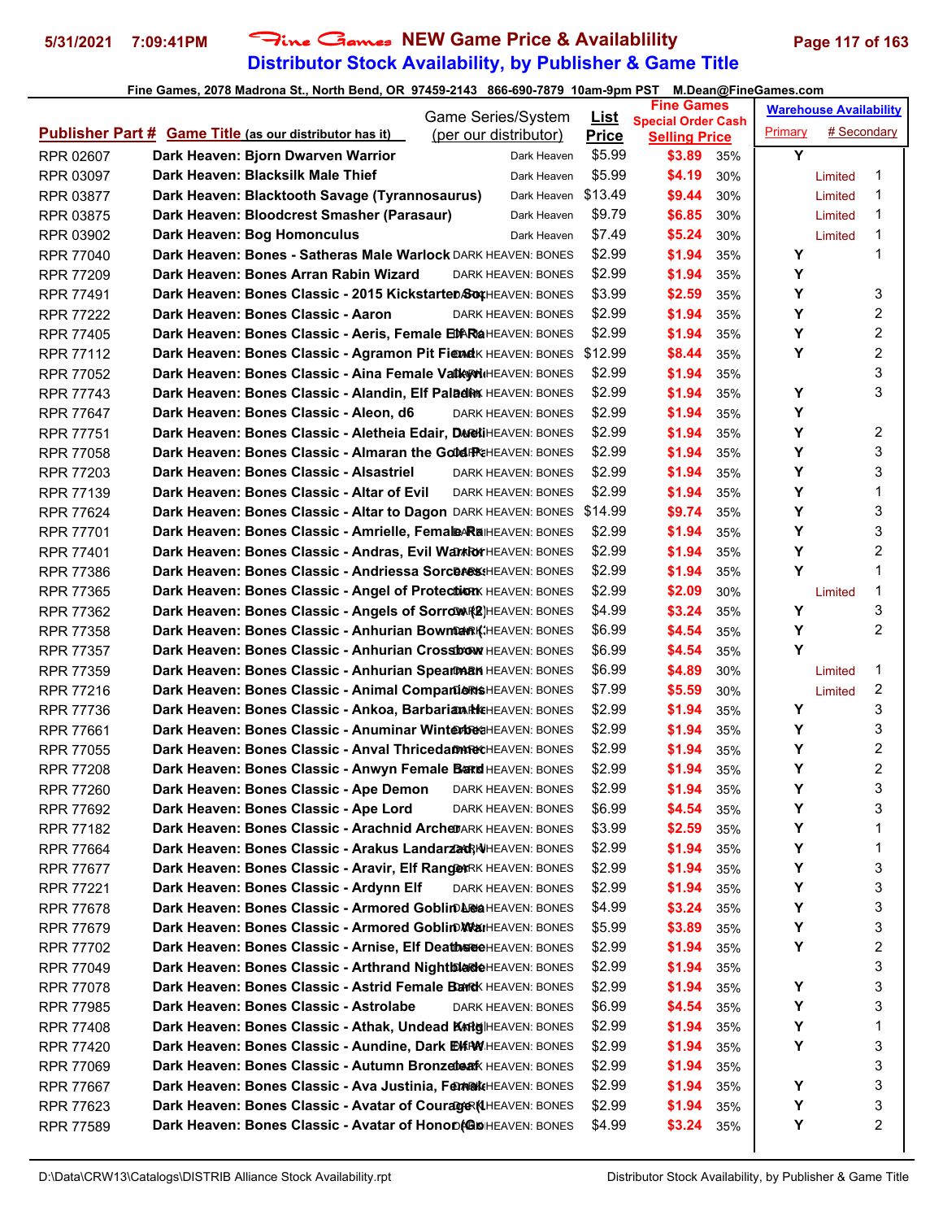# Fine Games NEW Game Price & Availablility

## Distributor Stock Availability, by Publisher & Game Title

Fine Games, 2078 Madrona St., North Bend, OR 97459-2143 866-690-7879 10am-9pm PST M.Dean@FineGames.com

| Publisher Part # | Game Title (as our distributor has it) | Game Series/System (per our distributor) | List Price | Fine Games Special Order Cash Selling Price | | Warehouse Availability Primary | # Secondary | |
|---|---|---|---|---|---|---|---|---|
| RPR 02607 | Dark Heaven: Bjorn Dwarven Warrior | Dark Heaven | $5.99 | $3.89 | 35% | Y | | |
| RPR 03097 | Dark Heaven: Blacksilk Male Thief | Dark Heaven | $5.99 | $4.19 | 30% | | Limited | 1 |
| RPR 03877 | Dark Heaven: Blacktooth Savage (Tyrannosaurus) | Dark Heaven | $13.49 | $9.44 | 30% | | Limited | 1 |
| RPR 03875 | Dark Heaven: Bloodcrest Smasher (Parasaur) | Dark Heaven | $9.79 | $6.85 | 30% | | Limited | 1 |
| RPR 03902 | Dark Heaven: Bog Homonculus | Dark Heaven | $7.49 | $5.24 | 30% | | Limited | 1 |
| RPR 77040 | Dark Heaven: Bones - Satheras Male Warlock | DARK HEAVEN: BONES | $2.99 | $1.94 | 35% | Y | | 1 |
| RPR 77209 | Dark Heaven: Bones Arran Rabin Wizard | DARK HEAVEN: BONES | $2.99 | $1.94 | 35% | Y | | |
| RPR 77491 | Dark Heaven: Bones Classic - 2015 Kickstarter Sox | DARK HEAVEN: BONES | $3.99 | $2.59 | 35% | Y | | 3 |
| RPR 77222 | Dark Heaven: Bones Classic - Aaron | DARK HEAVEN: BONES | $2.99 | $1.94 | 35% | Y | | 2 |
| RPR 77405 | Dark Heaven: Bones Classic - Aeris, Female Elf Ra | DARK HEAVEN: BONES | $2.99 | $1.94 | 35% | Y | | 2 |
| RPR 77112 | Dark Heaven: Bones Classic - Agramon Pit Fiend | DARK HEAVEN: BONES | $12.99 | $8.44 | 35% | Y | | 2 |
| RPR 77052 | Dark Heaven: Bones Classic - Aina Female Valkyri | DARK HEAVEN: BONES | $2.99 | $1.94 | 35% | | | 3 |
| RPR 77743 | Dark Heaven: Bones Classic - Alandin, Elf Paladin | DARK HEAVEN: BONES | $2.99 | $1.94 | 35% | Y | | 3 |
| RPR 77647 | Dark Heaven: Bones Classic - Aleon, d6 | DARK HEAVEN: BONES | $2.99 | $1.94 | 35% | Y | | |
| RPR 77751 | Dark Heaven: Bones Classic - Aletheia Edair, Dueli | DARK HEAVEN: BONES | $2.99 | $1.94 | 35% | Y | | 2 |
| RPR 77058 | Dark Heaven: Bones Classic - Almaran the Gold P | DARK HEAVEN: BONES | $2.99 | $1.94 | 35% | Y | | 3 |
| RPR 77203 | Dark Heaven: Bones Classic - Alsastriel | DARK HEAVEN: BONES | $2.99 | $1.94 | 35% | Y | | 3 |
| RPR 77139 | Dark Heaven: Bones Classic - Altar of Evil | DARK HEAVEN: BONES | $2.99 | $1.94 | 35% | Y | | 1 |
| RPR 77624 | Dark Heaven: Bones Classic - Altar to Dagon | DARK HEAVEN: BONES | $14.99 | $9.74 | 35% | Y | | 3 |
| RPR 77701 | Dark Heaven: Bones Classic - Amrielle, Female Ra | DARK HEAVEN: BONES | $2.99 | $1.94 | 35% | Y | | 3 |
| RPR 77401 | Dark Heaven: Bones Classic - Andras, Evil Warrior | DARK HEAVEN: BONES | $2.99 | $1.94 | 35% | Y | | 2 |
| RPR 77386 | Dark Heaven: Bones Classic - Andriessa Sorceress | DARK HEAVEN: BONES | $2.99 | $1.94 | 35% | Y | | 1 |
| RPR 77365 | Dark Heaven: Bones Classic - Angel of Protection | DARK HEAVEN: BONES | $2.99 | $2.09 | 30% | | Limited | 1 |
| RPR 77362 | Dark Heaven: Bones Classic - Angels of Sorrow (2) | DARK HEAVEN: BONES | $4.99 | $3.24 | 35% | Y | | 3 |
| RPR 77358 | Dark Heaven: Bones Classic - Anhurian Bowmen ( | DARK HEAVEN: BONES | $6.99 | $4.54 | 35% | Y | | 2 |
| RPR 77357 | Dark Heaven: Bones Classic - Anhurian Crossbow | DARK HEAVEN: BONES | $6.99 | $4.54 | 35% | Y | | |
| RPR 77359 | Dark Heaven: Bones Classic - Anhurian Spearman | DARK HEAVEN: BONES | $6.99 | $4.89 | 30% | | Limited | 1 |
| RPR 77216 | Dark Heaven: Bones Classic - Animal Companions | DARK HEAVEN: BONES | $7.99 | $5.59 | 30% | | Limited | 2 |
| RPR 77736 | Dark Heaven: Bones Classic - Ankoa, Barbarian He | DARK HEAVEN: BONES | $2.99 | $1.94 | 35% | Y | | 3 |
| RPR 77661 | Dark Heaven: Bones Classic - Anuminar Winterbea | DARK HEAVEN: BONES | $2.99 | $1.94 | 35% | Y | | 3 |
| RPR 77055 | Dark Heaven: Bones Classic - Anval Thricedamme | DARK HEAVEN: BONES | $2.99 | $1.94 | 35% | Y | | 2 |
| RPR 77208 | Dark Heaven: Bones Classic - Anwyn Female Bard | DARK HEAVEN: BONES | $2.99 | $1.94 | 35% | Y | | 2 |
| RPR 77260 | Dark Heaven: Bones Classic - Ape Demon | DARK HEAVEN: BONES | $2.99 | $1.94 | 35% | Y | | 3 |
| RPR 77692 | Dark Heaven: Bones Classic - Ape Lord | DARK HEAVEN: BONES | $6.99 | $4.54 | 35% | Y | | 3 |
| RPR 77182 | Dark Heaven: Bones Classic - Arachnid Archer | DARK HEAVEN: BONES | $3.99 | $2.59 | 35% | Y | | 1 |
| RPR 77664 | Dark Heaven: Bones Classic - Arakus Landarzad, V | DARK HEAVEN: BONES | $2.99 | $1.94 | 35% | Y | | 1 |
| RPR 77677 | Dark Heaven: Bones Classic - Aravir, Elf Ranger | DARK HEAVEN: BONES | $2.99 | $1.94 | 35% | Y | | 3 |
| RPR 77221 | Dark Heaven: Bones Classic - Ardynn Elf | DARK HEAVEN: BONES | $2.99 | $1.94 | 35% | Y | | 3 |
| RPR 77678 | Dark Heaven: Bones Classic - Armored Goblin Lea | DARK HEAVEN: BONES | $4.99 | $3.24 | 35% | Y | | 3 |
| RPR 77679 | Dark Heaven: Bones Classic - Armored Goblin War | DARK HEAVEN: BONES | $5.99 | $3.89 | 35% | Y | | 3 |
| RPR 77702 | Dark Heaven: Bones Classic - Arnise, Elf Deathsee | DARK HEAVEN: BONES | $2.99 | $1.94 | 35% | Y | | 2 |
| RPR 77049 | Dark Heaven: Bones Classic - Arthrand Nightblade | DARK HEAVEN: BONES | $2.99 | $1.94 | 35% | | | 3 |
| RPR 77078 | Dark Heaven: Bones Classic - Astrid Female Bard | DARK HEAVEN: BONES | $2.99 | $1.94 | 35% | Y | | 3 |
| RPR 77985 | Dark Heaven: Bones Classic - Astrolabe | DARK HEAVEN: BONES | $6.99 | $4.54 | 35% | Y | | 3 |
| RPR 77408 | Dark Heaven: Bones Classic - Athak, Undead King | DARK HEAVEN: BONES | $2.99 | $1.94 | 35% | Y | | 1 |
| RPR 77420 | Dark Heaven: Bones Classic - Aundine, Dark Elf W | DARK HEAVEN: BONES | $2.99 | $1.94 | 35% | Y | | 3 |
| RPR 77069 | Dark Heaven: Bones Classic - Autumn Bronzeleaf | DARK HEAVEN: BONES | $2.99 | $1.94 | 35% | | | 3 |
| RPR 77667 | Dark Heaven: Bones Classic - Ava Justinia, Female | DARK HEAVEN: BONES | $2.99 | $1.94 | 35% | Y | | 3 |
| RPR 77623 | Dark Heaven: Bones Classic - Avatar of Courage (I | DARK HEAVEN: BONES | $2.99 | $1.94 | 35% | Y | | 3 |
| RPR 77589 | Dark Heaven: Bones Classic - Avatar of Honor (Go | DARK HEAVEN: BONES | $4.99 | $3.24 | 35% | Y | | 2 |

D:\Data\CRW13\Catalogs\DISTRIB Alliance Stock Availability.rpt — Distributor Stock Availability, by Publisher & Game Title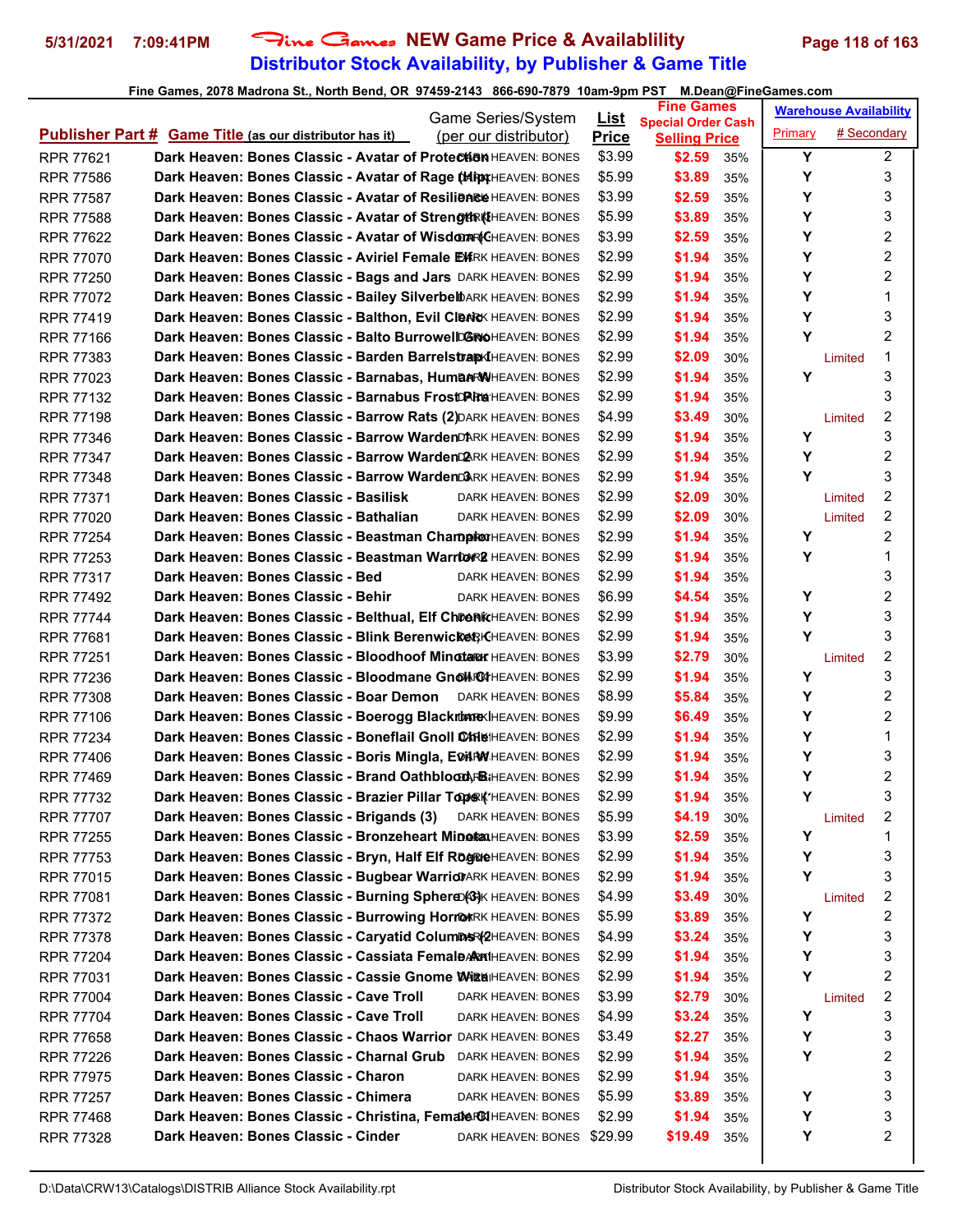# Distributor Stock Availability, by Publisher & Game Title

Fine Games, 2078 Madrona St., North Bend, OR 97459-2143 866-690-7879 10am-9pm PST M.Dean@FineGames.com

| Publisher Part # | Game Title (as our distributor has it) | Game Series/System (per our distributor) | List Price | Fine Games Special Order Cash Selling Price | | Warehouse Availability Primary | # Secondary |
|---|---|---|---|---|---|---|---|
| RPR 77621 | Dark Heaven: Bones Classic - Avatar of Protection | DARK HEAVEN: BONES | $3.99 | $2.59 | 35% | Y | 2 |
| RPR 77586 | Dark Heaven: Bones Classic - Avatar of Rage (Hip | DARK HEAVEN: BONES | $5.99 | $3.89 | 35% | Y | 3 |
| RPR 77587 | Dark Heaven: Bones Classic - Avatar of Resilience | DARK HEAVEN: BONES | $3.99 | $2.59 | 35% | Y | 3 |
| RPR 77588 | Dark Heaven: Bones Classic - Avatar of Strength (I | DARK HEAVEN: BONES | $5.99 | $3.89 | 35% | Y | 3 |
| RPR 77622 | Dark Heaven: Bones Classic - Avatar of Wisdom (C | DARK HEAVEN: BONES | $3.99 | $2.59 | 35% | Y | 2 |
| RPR 77070 | Dark Heaven: Bones Classic - Aviriel Female Elf | DARK HEAVEN: BONES | $2.99 | $1.94 | 35% | Y | 2 |
| RPR 77250 | Dark Heaven: Bones Classic - Bags and Jars | DARK HEAVEN: BONES | $2.99 | $1.94 | 35% | Y | 2 |
| RPR 77072 | Dark Heaven: Bones Classic - Bailey Silverbell | DARK HEAVEN: BONES | $2.99 | $1.94 | 35% | Y | 1 |
| RPR 77419 | Dark Heaven: Bones Classic - Balthon, Evil Cleric | DARK HEAVEN: BONES | $2.99 | $1.94 | 35% | Y | 3 |
| RPR 77166 | Dark Heaven: Bones Classic - Balto Burrowell Gno | DARK HEAVEN: BONES | $2.99 | $1.94 | 35% | Y | 2 |
| RPR 77383 | Dark Heaven: Bones Classic - Barden Barrelstrap I | DARK HEAVEN: BONES | $2.99 | $2.09 | 30% | Limited | 1 |
| RPR 77023 | Dark Heaven: Bones Classic - Barnabas, Human W | DARK HEAVEN: BONES | $2.99 | $1.94 | 35% | Y | 3 |
| RPR 77132 | Dark Heaven: Bones Classic - Barnabus Frost Pira | DARK HEAVEN: BONES | $2.99 | $1.94 | 35% | | 3 |
| RPR 77198 | Dark Heaven: Bones Classic - Barrow Rats (2) | DARK HEAVEN: BONES | $4.99 | $3.49 | 30% | Limited | 2 |
| RPR 77346 | Dark Heaven: Bones Classic - Barrow Warden 1 | DARK HEAVEN: BONES | $2.99 | $1.94 | 35% | Y | 3 |
| RPR 77347 | Dark Heaven: Bones Classic - Barrow Warden 2 | DARK HEAVEN: BONES | $2.99 | $1.94 | 35% | Y | 2 |
| RPR 77348 | Dark Heaven: Bones Classic - Barrow Warden 3 | DARK HEAVEN: BONES | $2.99 | $1.94 | 35% | Y | 3 |
| RPR 77371 | Dark Heaven: Bones Classic - Basilisk | DARK HEAVEN: BONES | $2.99 | $2.09 | 30% | Limited | 2 |
| RPR 77020 | Dark Heaven: Bones Classic - Bathalian | DARK HEAVEN: BONES | $2.99 | $2.09 | 30% | Limited | 2 |
| RPR 77254 | Dark Heaven: Bones Classic - Beastman Champion | DARK HEAVEN: BONES | $2.99 | $1.94 | 35% | Y | 2 |
| RPR 77253 | Dark Heaven: Bones Classic - Beastman Warrior 2 | DARK HEAVEN: BONES | $2.99 | $1.94 | 35% | Y | 1 |
| RPR 77317 | Dark Heaven: Bones Classic - Bed | DARK HEAVEN: BONES | $2.99 | $1.94 | 35% | | 3 |
| RPR 77492 | Dark Heaven: Bones Classic - Behir | DARK HEAVEN: BONES | $6.99 | $4.54 | 35% | Y | 2 |
| RPR 77744 | Dark Heaven: Bones Classic - Belthual, Elf Cheric | DARK HEAVEN: BONES | $2.99 | $1.94 | 35% | Y | 3 |
| RPR 77681 | Dark Heaven: Bones Classic - Blink Berenwicke, C | DARK HEAVEN: BONES | $2.99 | $1.94 | 35% | Y | 3 |
| RPR 77251 | Dark Heaven: Bones Classic - Bloodhoof Minotaur | DARK HEAVEN: BONES | $3.99 | $2.79 | 30% | Limited | 2 |
| RPR 77236 | Dark Heaven: Bones Classic - Bloodmane Gnoll Ch | DARK HEAVEN: BONES | $2.99 | $1.94 | 35% | Y | 3 |
| RPR 77308 | Dark Heaven: Bones Classic - Boar Demon | DARK HEAVEN: BONES | $8.99 | $5.84 | 35% | Y | 2 |
| RPR 77106 | Dark Heaven: Bones Classic - Boerogg Blackrime I | DARK HEAVEN: BONES | $9.99 | $6.49 | 35% | Y | 2 |
| RPR 77234 | Dark Heaven: Bones Classic - Boneflail Gnoll Chie | DARK HEAVEN: BONES | $2.99 | $1.94 | 35% | Y | 1 |
| RPR 77406 | Dark Heaven: Bones Classic - Boris Mingla, Evil W | DARK HEAVEN: BONES | $2.99 | $1.94 | 35% | Y | 3 |
| RPR 77469 | Dark Heaven: Bones Classic - Brand Oathblood, B | DARK HEAVEN: BONES | $2.99 | $1.94 | 35% | Y | 2 |
| RPR 77732 | Dark Heaven: Bones Classic - Brazier Pillar Tops ( | DARK HEAVEN: BONES | $2.99 | $1.94 | 35% | Y | 3 |
| RPR 77707 | Dark Heaven: Bones Classic - Brigands (3) | DARK HEAVEN: BONES | $5.99 | $4.19 | 30% | Limited | 2 |
| RPR 77255 | Dark Heaven: Bones Classic - Bronzeheart Minota | DARK HEAVEN: BONES | $3.99 | $2.59 | 35% | Y | 1 |
| RPR 77753 | Dark Heaven: Bones Classic - Bryn, Half Elf Rogue | DARK HEAVEN: BONES | $2.99 | $1.94 | 35% | Y | 3 |
| RPR 77015 | Dark Heaven: Bones Classic - Bugbear Warrior | DARK HEAVEN: BONES | $2.99 | $1.94 | 35% | Y | 3 |
| RPR 77081 | Dark Heaven: Bones Classic - Burning Sphere (3) | DARK HEAVEN: BONES | $4.99 | $3.49 | 30% | Limited | 2 |
| RPR 77372 | Dark Heaven: Bones Classic - Burrowing Horror | DARK HEAVEN: BONES | $5.99 | $3.89 | 35% | Y | 2 |
| RPR 77378 | Dark Heaven: Bones Classic - Caryatid Columns (2 | DARK HEAVEN: BONES | $4.99 | $3.24 | 35% | Y | 3 |
| RPR 77204 | Dark Heaven: Bones Classic - Cassiata Female An | DARK HEAVEN: BONES | $2.99 | $1.94 | 35% | Y | 3 |
| RPR 77031 | Dark Heaven: Bones Classic - Cassie Gnome Wiza | DARK HEAVEN: BONES | $2.99 | $1.94 | 35% | Y | 2 |
| RPR 77004 | Dark Heaven: Bones Classic - Cave Troll | DARK HEAVEN: BONES | $3.99 | $2.79 | 30% | Limited | 2 |
| RPR 77704 | Dark Heaven: Bones Classic - Cave Troll | DARK HEAVEN: BONES | $4.99 | $3.24 | 35% | Y | 3 |
| RPR 77658 | Dark Heaven: Bones Classic - Chaos Warrior | DARK HEAVEN: BONES | $3.49 | $2.27 | 35% | Y | 3 |
| RPR 77226 | Dark Heaven: Bones Classic - Charnal Grub | DARK HEAVEN: BONES | $2.99 | $1.94 | 35% | Y | 2 |
| RPR 77975 | Dark Heaven: Bones Classic - Charon | DARK HEAVEN: BONES | $2.99 | $1.94 | 35% | | 3 |
| RPR 77257 | Dark Heaven: Bones Classic - Chimera | DARK HEAVEN: BONES | $5.99 | $3.89 | 35% | Y | 3 |
| RPR 77468 | Dark Heaven: Bones Classic - Christina, Female C | DARK HEAVEN: BONES | $2.99 | $1.94 | 35% | Y | 3 |
| RPR 77328 | Dark Heaven: Bones Classic - Cinder | DARK HEAVEN: BONES | $29.99 | $19.49 | 35% | Y | 2 |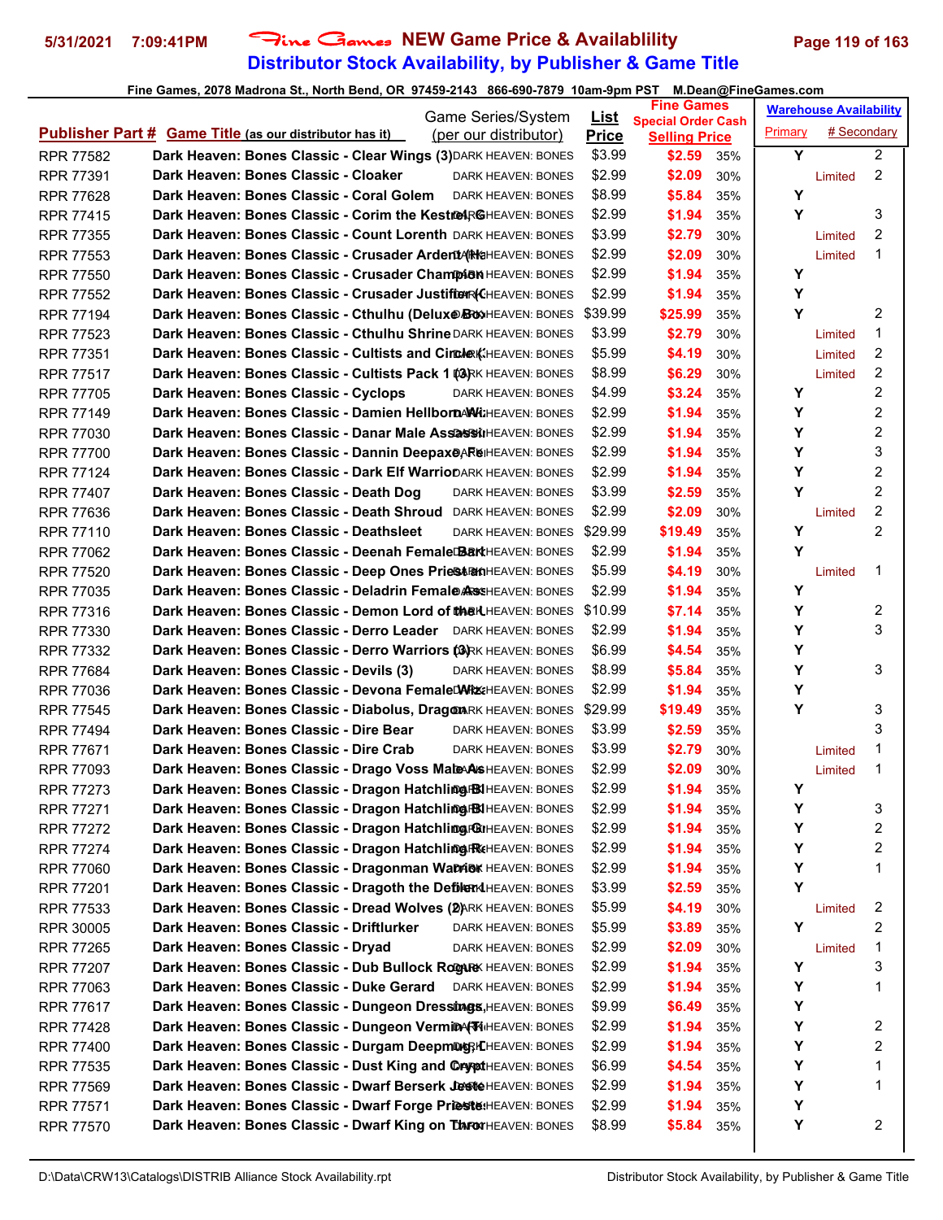# Fine Games NEW Game Price & Availablility

## Distributor Stock Availability, by Publisher & Game Title

Fine Games, 2078 Madrona St., North Bend, OR 97459-2143 866-690-7879 10am-9pm PST M.Dean@FineGames.com

| Publisher Part # | Game Title (as our distributor has it) | Game Series/System (per our distributor) | List Price | Fine Games Special Order Cash Selling Price | | Warehouse Availability Primary | # Secondary | |
|---|---|---|---|---|---|---|---|---|
| RPR 77582 | Dark Heaven: Bones Classic - Clear Wings (3) | DARK HEAVEN: BONES | $3.99 | $2.59 | 35% | Y | | 2 |
| RPR 77391 | Dark Heaven: Bones Classic - Cloaker | DARK HEAVEN: BONES | $2.99 | $2.09 | 30% | | Limited | 2 |
| RPR 77628 | Dark Heaven: Bones Classic - Coral Golem | DARK HEAVEN: BONES | $8.99 | $5.84 | 35% | Y | | |
| RPR 77415 | Dark Heaven: Bones Classic - Corim the Kestrel, G | DARK HEAVEN: BONES | $2.99 | $1.94 | 35% | Y | | 3 |
| RPR 77355 | Dark Heaven: Bones Classic - Count Lorenth | DARK HEAVEN: BONES | $3.99 | $2.79 | 30% | | Limited | 2 |
| RPR 77553 | Dark Heaven: Bones Classic - Crusader Ardent (He | DARK HEAVEN: BONES | $2.99 | $2.09 | 30% | | Limited | 1 |
| RPR 77550 | Dark Heaven: Bones Classic - Crusader Champion | DARK HEAVEN: BONES | $2.99 | $1.94 | 35% | Y | | |
| RPR 77552 | Dark Heaven: Bones Classic - Crusader Justifier (C | DARK HEAVEN: BONES | $2.99 | $1.94 | 35% | Y | | |
| RPR 77194 | Dark Heaven: Bones Classic - Cthulhu (Deluxe Box | DARK HEAVEN: BONES | $39.99 | $25.99 | 35% | Y | | 2 |
| RPR 77523 | Dark Heaven: Bones Classic - Cthulhu Shrine | DARK HEAVEN: BONES | $3.99 | $2.79 | 30% | | Limited | 1 |
| RPR 77351 | Dark Heaven: Bones Classic - Cultists and Circle ( | DARK HEAVEN: BONES | $5.99 | $4.19 | 30% | | Limited | 2 |
| RPR 77517 | Dark Heaven: Bones Classic - Cultists Pack 1 (3) | DARK HEAVEN: BONES | $8.99 | $6.29 | 30% | | Limited | 2 |
| RPR 77705 | Dark Heaven: Bones Classic - Cyclops | DARK HEAVEN: BONES | $4.99 | $3.24 | 35% | Y | | 2 |
| RPR 77149 | Dark Heaven: Bones Classic - Damien Hellborn Wi | DARK HEAVEN: BONES | $2.99 | $1.94 | 35% | Y | | 2 |
| RPR 77030 | Dark Heaven: Bones Classic - Danar Male Assassi | DARK HEAVEN: BONES | $2.99 | $1.94 | 35% | Y | | 2 |
| RPR 77700 | Dark Heaven: Bones Classic - Dannin Deepaxe, Re | DARK HEAVEN: BONES | $2.99 | $1.94 | 35% | Y | | 3 |
| RPR 77124 | Dark Heaven: Bones Classic - Dark Elf Warrior | DARK HEAVEN: BONES | $2.99 | $1.94 | 35% | Y | | 2 |
| RPR 77407 | Dark Heaven: Bones Classic - Death Dog | DARK HEAVEN: BONES | $3.99 | $2.59 | 35% | Y | | 2 |
| RPR 77636 | Dark Heaven: Bones Classic - Death Shroud | DARK HEAVEN: BONES | $2.99 | $2.09 | 30% | | Limited | 2 |
| RPR 77110 | Dark Heaven: Bones Classic - Deathsleet | DARK HEAVEN: BONES | $29.99 | $19.49 | 35% | Y | | 2 |
| RPR 77062 | Dark Heaven: Bones Classic - Deenah Female Bard | DARK HEAVEN: BONES | $2.99 | $1.94 | 35% | Y | | |
| RPR 77520 | Dark Heaven: Bones Classic - Deep Ones Priest an | DARK HEAVEN: BONES | $5.99 | $4.19 | 30% | | Limited | 1 |
| RPR 77035 | Dark Heaven: Bones Classic - Deladrin Female Ass | DARK HEAVEN: BONES | $2.99 | $1.94 | 35% | Y | | |
| RPR 77316 | Dark Heaven: Bones Classic - Demon Lord of the L | DARK HEAVEN: BONES | $10.99 | $7.14 | 35% | Y | | 2 |
| RPR 77330 | Dark Heaven: Bones Classic - Derro Leader | DARK HEAVEN: BONES | $2.99 | $1.94 | 35% | Y | | 3 |
| RPR 77332 | Dark Heaven: Bones Classic - Derro Warriors (3) | DARK HEAVEN: BONES | $6.99 | $4.54 | 35% | Y | | |
| RPR 77684 | Dark Heaven: Bones Classic - Devils (3) | DARK HEAVEN: BONES | $8.99 | $5.84 | 35% | Y | | 3 |
| RPR 77036 | Dark Heaven: Bones Classic - Devona Female Wiz | DARK HEAVEN: BONES | $2.99 | $1.94 | 35% | Y | | |
| RPR 77545 | Dark Heaven: Bones Classic - Diabolus, Dragon | DARK HEAVEN: BONES | $29.99 | $19.49 | 35% | Y | | 3 |
| RPR 77494 | Dark Heaven: Bones Classic - Dire Bear | DARK HEAVEN: BONES | $3.99 | $2.59 | 35% | | | 3 |
| RPR 77671 | Dark Heaven: Bones Classic - Dire Crab | DARK HEAVEN: BONES | $3.99 | $2.79 | 30% | | Limited | 1 |
| RPR 77093 | Dark Heaven: Bones Classic - Drago Voss Male As | DARK HEAVEN: BONES | $2.99 | $2.09 | 30% | | Limited | 1 |
| RPR 77273 | Dark Heaven: Bones Classic - Dragon Hatchling: Bl | DARK HEAVEN: BONES | $2.99 | $1.94 | 35% | Y | | |
| RPR 77271 | Dark Heaven: Bones Classic - Dragon Hatchling: Bl | DARK HEAVEN: BONES | $2.99 | $1.94 | 35% | Y | | 3 |
| RPR 77272 | Dark Heaven: Bones Classic - Dragon Hatchling: Gr | DARK HEAVEN: BONES | $2.99 | $1.94 | 35% | Y | | 2 |
| RPR 77274 | Dark Heaven: Bones Classic - Dragon Hatchling: Re | DARK HEAVEN: BONES | $2.99 | $1.94 | 35% | Y | | 2 |
| RPR 77060 | Dark Heaven: Bones Classic - Dragonman Warrior | DARK HEAVEN: BONES | $2.99 | $1.94 | 35% | Y | | 1 |
| RPR 77201 | Dark Heaven: Bones Classic - Dragoth the Defiler | DARK HEAVEN: BONES | $3.99 | $2.59 | 35% | Y | | |
| RPR 77533 | Dark Heaven: Bones Classic - Dread Wolves (2) | DARK HEAVEN: BONES | $5.99 | $4.19 | 30% | | Limited | 2 |
| RPR 30005 | Dark Heaven: Bones Classic - Driftlurker | DARK HEAVEN: BONES | $5.99 | $3.89 | 35% | Y | | 2 |
| RPR 77265 | Dark Heaven: Bones Classic - Dryad | DARK HEAVEN: BONES | $2.99 | $2.09 | 30% | | Limited | 1 |
| RPR 77207 | Dark Heaven: Bones Classic - Dub Bullock Rogue | DARK HEAVEN: BONES | $2.99 | $1.94 | 35% | Y | | 3 |
| RPR 77063 | Dark Heaven: Bones Classic - Duke Gerard | DARK HEAVEN: BONES | $2.99 | $1.94 | 35% | Y | | 1 |
| RPR 77617 | Dark Heaven: Bones Classic - Dungeon Dressings, | DARK HEAVEN: BONES | $9.99 | $6.49 | 35% | Y | | |
| RPR 77428 | Dark Heaven: Bones Classic - Dungeon Vermin (Ti | DARK HEAVEN: BONES | $2.99 | $1.94 | 35% | Y | | 2 |
| RPR 77400 | Dark Heaven: Bones Classic - Durgam Deepmug, D | DARK HEAVEN: BONES | $2.99 | $1.94 | 35% | Y | | 2 |
| RPR 77535 | Dark Heaven: Bones Classic - Dust King and Crypt | DARK HEAVEN: BONES | $6.99 | $4.54 | 35% | Y | | 1 |
| RPR 77569 | Dark Heaven: Bones Classic - Dwarf Berserk Jaste | DARK HEAVEN: BONES | $2.99 | $1.94 | 35% | Y | | 1 |
| RPR 77571 | Dark Heaven: Bones Classic - Dwarf Forge Priest | DARK HEAVEN: BONES | $2.99 | $1.94 | 35% | Y | | |
| RPR 77570 | Dark Heaven: Bones Classic - Dwarf King on Thron | DARK HEAVEN: BONES | $8.99 | $5.84 | 35% | Y | | 2 |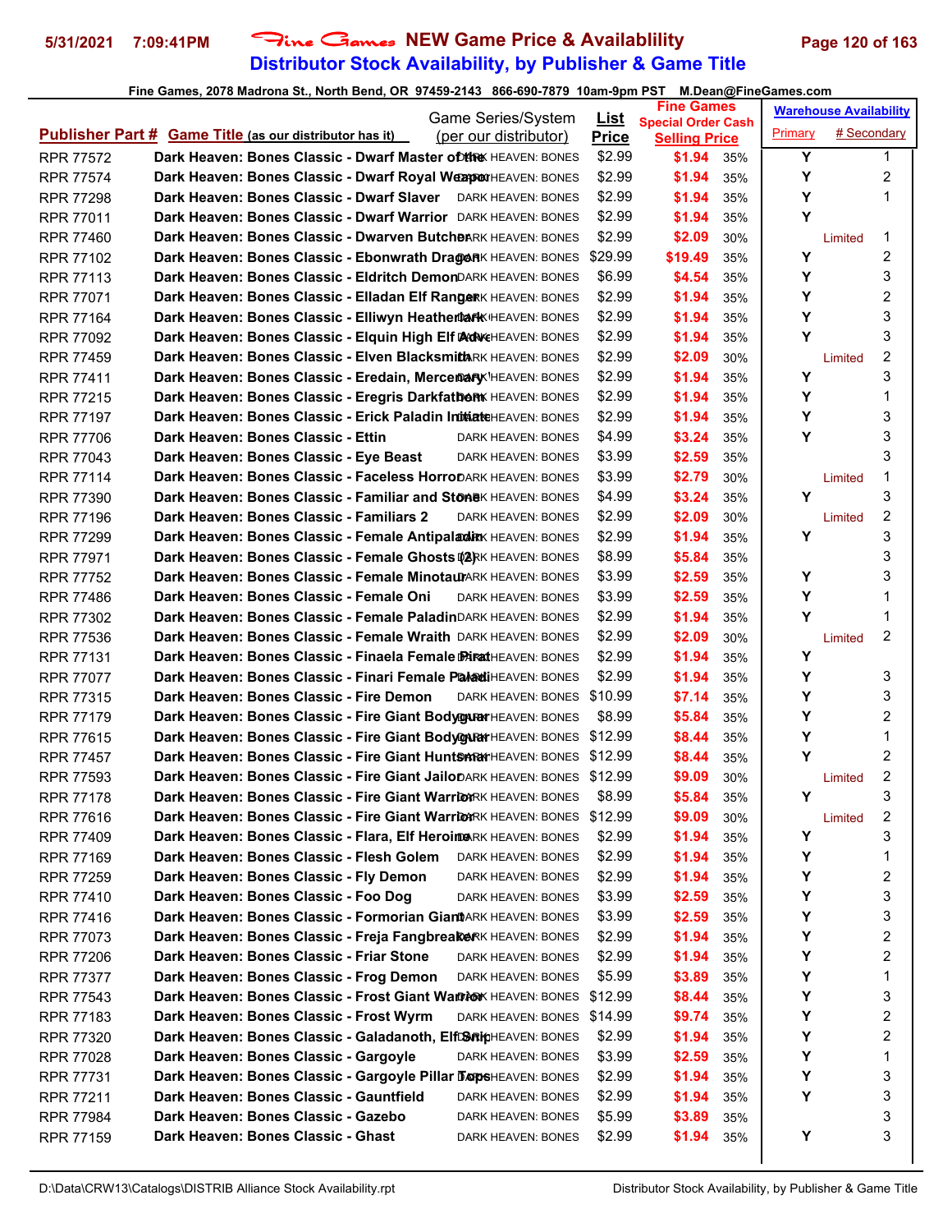# Fine Games NEW Game Price & Availablility
## Distributor Stock Availability, by Publisher & Game Title

Fine Games, 2078 Madrona St., North Bend, OR 97459-2143 866-690-7879 10am-9pm PST M.Dean@FineGames.com

| Publisher Part # | Game Title (as our distributor has it) | Game Series/System (per our distributor) | List Price | Fine Games Special Order Cash Selling Price | | Warehouse Availability Primary | # Secondary |
|---|---|---|---|---|---|---|---|
| RPR 77572 | Dark Heaven: Bones Classic - Dwarf Master of the | DARK HEAVEN: BONES | $2.99 | $1.94 | 35% | Y | 1 |
| RPR 77574 | Dark Heaven: Bones Classic - Dwarf Royal Weapon | DARK HEAVEN: BONES | $2.99 | $1.94 | 35% | Y | 2 |
| RPR 77298 | Dark Heaven: Bones Classic - Dwarf Slaver | DARK HEAVEN: BONES | $2.99 | $1.94 | 35% | Y | 1 |
| RPR 77011 | Dark Heaven: Bones Classic - Dwarf Warrior | DARK HEAVEN: BONES | $2.99 | $1.94 | 35% | Y | |
| RPR 77460 | Dark Heaven: Bones Classic - Dwarven Butcher | DARK HEAVEN: BONES | $2.99 | $2.09 | 30% | Limited | 1 |
| RPR 77102 | Dark Heaven: Bones Classic - Ebonwrath Dragon | DARK HEAVEN: BONES | $29.99 | $19.49 | 35% | Y | 2 |
| RPR 77113 | Dark Heaven: Bones Classic - Eldritch Demon | DARK HEAVEN: BONES | $6.99 | $4.54 | 35% | Y | 3 |
| RPR 77071 | Dark Heaven: Bones Classic - Elladan Elf Ranger | DARK HEAVEN: BONES | $2.99 | $1.94 | 35% | Y | 2 |
| RPR 77164 | Dark Heaven: Bones Classic - Elliwyn Heatherleaf | DARK HEAVEN: BONES | $2.99 | $1.94 | 35% | Y | 3 |
| RPR 77092 | Dark Heaven: Bones Classic - Elquin High Elf Adve | DARK HEAVEN: BONES | $2.99 | $1.94 | 35% | Y | 3 |
| RPR 77459 | Dark Heaven: Bones Classic - Elven Blacksmith | DARK HEAVEN: BONES | $2.99 | $2.09 | 30% | Limited | 2 |
| RPR 77411 | Dark Heaven: Bones Classic - Eredain, Mercenary | DARK HEAVEN: BONES | $2.99 | $1.94 | 35% | Y | 3 |
| RPR 77215 | Dark Heaven: Bones Classic - Eregris Darkfather | DARK HEAVEN: BONES | $2.99 | $1.94 | 35% | Y | 1 |
| RPR 77197 | Dark Heaven: Bones Classic - Erick Paladin Initiate | DARK HEAVEN: BONES | $2.99 | $1.94 | 35% | Y | 3 |
| RPR 77706 | Dark Heaven: Bones Classic - Ettin | DARK HEAVEN: BONES | $4.99 | $3.24 | 35% | Y | 3 |
| RPR 77043 | Dark Heaven: Bones Classic - Eye Beast | DARK HEAVEN: BONES | $3.99 | $2.59 | 35% | | 3 |
| RPR 77114 | Dark Heaven: Bones Classic - Faceless Horror | DARK HEAVEN: BONES | $3.99 | $2.79 | 30% | Limited | 1 |
| RPR 77390 | Dark Heaven: Bones Classic - Familiar and Stone | DARK HEAVEN: BONES | $4.99 | $3.24 | 35% | Y | 3 |
| RPR 77196 | Dark Heaven: Bones Classic - Familiars 2 | DARK HEAVEN: BONES | $2.99 | $2.09 | 30% | Limited | 2 |
| RPR 77299 | Dark Heaven: Bones Classic - Female Antipaladin | DARK HEAVEN: BONES | $2.99 | $1.94 | 35% | Y | 3 |
| RPR 77971 | Dark Heaven: Bones Classic - Female Ghosts (2) | DARK HEAVEN: BONES | $8.99 | $5.84 | 35% | | 3 |
| RPR 77752 | Dark Heaven: Bones Classic - Female Minotaur | DARK HEAVEN: BONES | $3.99 | $2.59 | 35% | Y | 3 |
| RPR 77486 | Dark Heaven: Bones Classic - Female Oni | DARK HEAVEN: BONES | $3.99 | $2.59 | 35% | Y | 1 |
| RPR 77302 | Dark Heaven: Bones Classic - Female Paladin | DARK HEAVEN: BONES | $2.99 | $1.94 | 35% | Y | 1 |
| RPR 77536 | Dark Heaven: Bones Classic - Female Wraith | DARK HEAVEN: BONES | $2.99 | $2.09 | 30% | Limited | 2 |
| RPR 77131 | Dark Heaven: Bones Classic - Finaela Female Pirat | DARK HEAVEN: BONES | $2.99 | $1.94 | 35% | Y | |
| RPR 77077 | Dark Heaven: Bones Classic - Finari Female Paladi | DARK HEAVEN: BONES | $2.99 | $1.94 | 35% | Y | 3 |
| RPR 77315 | Dark Heaven: Bones Classic - Fire Demon | DARK HEAVEN: BONES | $10.99 | $7.14 | 35% | Y | 3 |
| RPR 77179 | Dark Heaven: Bones Classic - Fire Giant Bodyguar | DARK HEAVEN: BONES | $8.99 | $5.84 | 35% | Y | 2 |
| RPR 77615 | Dark Heaven: Bones Classic - Fire Giant Bodyguar | DARK HEAVEN: BONES | $12.99 | $8.44 | 35% | Y | 1 |
| RPR 77457 | Dark Heaven: Bones Classic - Fire Giant Huntsman | DARK HEAVEN: BONES | $12.99 | $8.44 | 35% | Y | 2 |
| RPR 77593 | Dark Heaven: Bones Classic - Fire Giant Jailor | DARK HEAVEN: BONES | $12.99 | $9.09 | 30% | Limited | 2 |
| RPR 77178 | Dark Heaven: Bones Classic - Fire Giant Warrior | DARK HEAVEN: BONES | $8.99 | $5.84 | 35% | Y | 3 |
| RPR 77616 | Dark Heaven: Bones Classic - Fire Giant Warrior | DARK HEAVEN: BONES | $12.99 | $9.09 | 30% | Limited | 2 |
| RPR 77409 | Dark Heaven: Bones Classic - Flara, Elf Heroine | DARK HEAVEN: BONES | $2.99 | $1.94 | 35% | Y | 3 |
| RPR 77169 | Dark Heaven: Bones Classic - Flesh Golem | DARK HEAVEN: BONES | $2.99 | $1.94 | 35% | Y | 1 |
| RPR 77259 | Dark Heaven: Bones Classic - Fly Demon | DARK HEAVEN: BONES | $2.99 | $1.94 | 35% | Y | 2 |
| RPR 77410 | Dark Heaven: Bones Classic - Foo Dog | DARK HEAVEN: BONES | $3.99 | $2.59 | 35% | Y | 3 |
| RPR 77416 | Dark Heaven: Bones Classic - Formorian Giant | DARK HEAVEN: BONES | $3.99 | $2.59 | 35% | Y | 3 |
| RPR 77073 | Dark Heaven: Bones Classic - Freja Fangbreaker | DARK HEAVEN: BONES | $2.99 | $1.94 | 35% | Y | 2 |
| RPR 77206 | Dark Heaven: Bones Classic - Friar Stone | DARK HEAVEN: BONES | $2.99 | $1.94 | 35% | Y | 2 |
| RPR 77377 | Dark Heaven: Bones Classic - Frog Demon | DARK HEAVEN: BONES | $5.99 | $3.89 | 35% | Y | 1 |
| RPR 77543 | Dark Heaven: Bones Classic - Frost Giant Warrior | DARK HEAVEN: BONES | $12.99 | $8.44 | 35% | Y | 3 |
| RPR 77183 | Dark Heaven: Bones Classic - Frost Wyrm | DARK HEAVEN: BONES | $14.99 | $9.74 | 35% | Y | 2 |
| RPR 77320 | Dark Heaven: Bones Classic - Galadanoth, Elf Snip | DARK HEAVEN: BONES | $2.99 | $1.94 | 35% | Y | 2 |
| RPR 77028 | Dark Heaven: Bones Classic - Gargoyle | DARK HEAVEN: BONES | $3.99 | $2.59 | 35% | Y | 1 |
| RPR 77731 | Dark Heaven: Bones Classic - Gargoyle Pillar Tops | DARK HEAVEN: BONES | $2.99 | $1.94 | 35% | Y | 3 |
| RPR 77211 | Dark Heaven: Bones Classic - Gauntfield | DARK HEAVEN: BONES | $2.99 | $1.94 | 35% | Y | 3 |
| RPR 77984 | Dark Heaven: Bones Classic - Gazebo | DARK HEAVEN: BONES | $5.99 | $3.89 | 35% | | 3 |
| RPR 77159 | Dark Heaven: Bones Classic - Ghast | DARK HEAVEN: BONES | $2.99 | $1.94 | 35% | Y | 3 |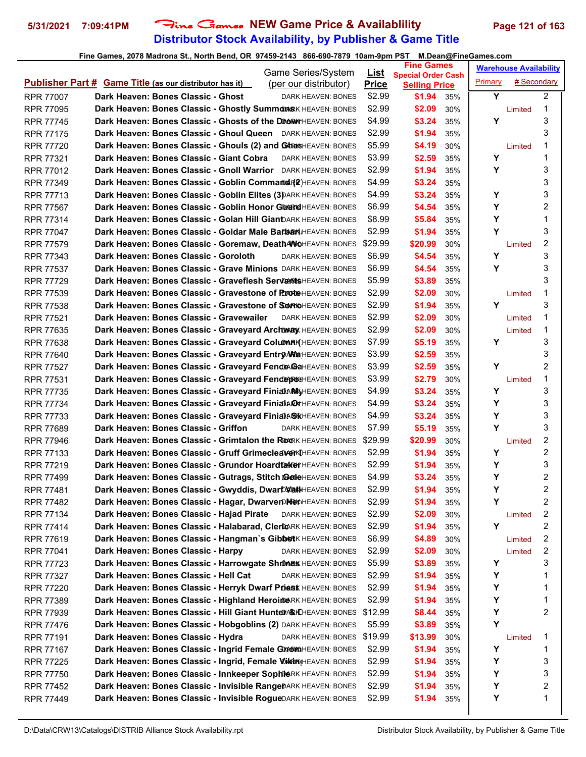# Fine Games NEW Game Price & Availablility

## Distributor Stock Availability, by Publisher & Game Title

Fine Games, 2078 Madrona St., North Bend, OR 97459-2143 866-690-7879 10am-9pm PST M.Dean@FineGames.com

| Publisher Part # | Game Title (as our distributor has it) | Game Series/System (per our distributor) | List Price | Fine Games Special Order Cash Selling Price | | Warehouse Availability Primary | # Secondary |
|---|---|---|---|---|---|---|---|
| RPR 77007 | Dark Heaven: Bones Classic - Ghost | DARK HEAVEN: BONES | $2.99 | $1.94 | 35% | Y | 2 |
| RPR 77095 | Dark Heaven: Bones Classic - Ghostly Summons | DARK HEAVEN: BONES | $2.99 | $2.09 | 30% | Limited | 1 |
| RPR 77745 | Dark Heaven: Bones Classic - Ghosts of the Drow | DARK HEAVEN: BONES | $4.99 | $3.24 | 35% | Y | 3 |
| RPR 77175 | Dark Heaven: Bones Classic - Ghoul Queen | DARK HEAVEN: BONES | $2.99 | $1.94 | 35% | | 3 |
| RPR 77720 | Dark Heaven: Bones Classic - Ghouls (2) and Ghas | DARK HEAVEN: BONES | $5.99 | $4.19 | 30% | Limited | 1 |
| RPR 77321 | Dark Heaven: Bones Classic - Giant Cobra | DARK HEAVEN: BONES | $3.99 | $2.59 | 35% | Y | 1 |
| RPR 77012 | Dark Heaven: Bones Classic - Gnoll Warrior | DARK HEAVEN: BONES | $2.99 | $1.94 | 35% | Y | 3 |
| RPR 77349 | Dark Heaven: Bones Classic - Goblin Command (2) | DARK HEAVEN: BONES | $4.99 | $3.24 | 35% | | 3 |
| RPR 77713 | Dark Heaven: Bones Classic - Goblin Elites (3) | DARK HEAVEN: BONES | $4.99 | $3.24 | 35% | Y | 3 |
| RPR 77567 | Dark Heaven: Bones Classic - Goblin Honor Guard | DARK HEAVEN: BONES | $6.99 | $4.54 | 35% | Y | 2 |
| RPR 77314 | Dark Heaven: Bones Classic - Golan Hill Giant | DARK HEAVEN: BONES | $8.99 | $5.84 | 35% | Y | 1 |
| RPR 77047 | Dark Heaven: Bones Classic - Goldar Male Barbari | DARK HEAVEN: BONES | $2.99 | $1.94 | 35% | Y | 3 |
| RPR 77579 | Dark Heaven: Bones Classic - Goremaw, Death Wo | DARK HEAVEN: BONES | $29.99 | $20.99 | 30% | Limited | 2 |
| RPR 77343 | Dark Heaven: Bones Classic - Goroloth | DARK HEAVEN: BONES | $6.99 | $4.54 | 35% | Y | 3 |
| RPR 77537 | Dark Heaven: Bones Classic - Grave Minions | DARK HEAVEN: BONES | $6.99 | $4.54 | 35% | Y | 3 |
| RPR 77729 | Dark Heaven: Bones Classic - Graveflesh Servants | DARK HEAVEN: BONES | $5.99 | $3.89 | 35% | | 3 |
| RPR 77539 | Dark Heaven: Bones Classic - Gravestone of Prote | DARK HEAVEN: BONES | $2.99 | $2.09 | 30% | Limited | 1 |
| RPR 77538 | Dark Heaven: Bones Classic - Gravestone of Sorro | DARK HEAVEN: BONES | $2.99 | $1.94 | 35% | Y | 3 |
| RPR 77521 | Dark Heaven: Bones Classic - Gravewailer | DARK HEAVEN: BONES | $2.99 | $2.09 | 30% | Limited | 1 |
| RPR 77635 | Dark Heaven: Bones Classic - Graveyard Archway | DARK HEAVEN: BONES | $2.99 | $2.09 | 30% | Limited | 1 |
| RPR 77638 | Dark Heaven: Bones Classic - Graveyard Column ( | DARK HEAVEN: BONES | $7.99 | $5.19 | 35% | Y | 3 |
| RPR 77640 | Dark Heaven: Bones Classic - Graveyard Entry Wa | DARK HEAVEN: BONES | $3.99 | $2.59 | 35% | | 3 |
| RPR 77527 | Dark Heaven: Bones Classic - Graveyard Fence Ga | DARK HEAVEN: BONES | $3.99 | $2.59 | 35% | Y | 2 |
| RPR 77531 | Dark Heaven: Bones Classic - Graveyard Fenceposts | DARK HEAVEN: BONES | $3.99 | $2.79 | 30% | Limited | 1 |
| RPR 77735 | Dark Heaven: Bones Classic - Graveyard Finial: My | DARK HEAVEN: BONES | $4.99 | $3.24 | 35% | Y | 3 |
| RPR 77734 | Dark Heaven: Bones Classic - Graveyard Finial: Or | DARK HEAVEN: BONES | $4.99 | $3.24 | 35% | Y | 3 |
| RPR 77733 | Dark Heaven: Bones Classic - Graveyard Finial: Sk | DARK HEAVEN: BONES | $4.99 | $3.24 | 35% | Y | 3 |
| RPR 77689 | Dark Heaven: Bones Classic - Griffon | DARK HEAVEN: BONES | $7.99 | $5.19 | 35% | Y | 3 |
| RPR 77946 | Dark Heaven: Bones Classic - Grimtalon the Roc | DARK HEAVEN: BONES | $29.99 | $20.99 | 30% | Limited | 2 |
| RPR 77133 | Dark Heaven: Bones Classic - Gruff Grimecleaver ( | DARK HEAVEN: BONES | $2.99 | $1.94 | 35% | Y | 2 |
| RPR 77219 | Dark Heaven: Bones Classic - Grundor Hoardtaker | DARK HEAVEN: BONES | $2.99 | $1.94 | 35% | Y | 3 |
| RPR 77499 | Dark Heaven: Bones Classic - Gutrags, Stitch Gole | DARK HEAVEN: BONES | $4.99 | $3.24 | 35% | Y | 2 |
| RPR 77481 | Dark Heaven: Bones Classic - Gwyddis, Dwarf Valk | DARK HEAVEN: BONES | $2.99 | $1.94 | 35% | Y | 2 |
| RPR 77482 | Dark Heaven: Bones Classic - Hagar, Dwarven Her | DARK HEAVEN: BONES | $2.99 | $1.94 | 35% | Y | 2 |
| RPR 77134 | Dark Heaven: Bones Classic - Hajad Pirate | DARK HEAVEN: BONES | $2.99 | $2.09 | 30% | Limited | 2 |
| RPR 77414 | Dark Heaven: Bones Classic - Halabarad, Cleric | DARK HEAVEN: BONES | $2.99 | $1.94 | 35% | Y | 2 |
| RPR 77619 | Dark Heaven: Bones Classic - Hangman`s Gibbet | DARK HEAVEN: BONES | $6.99 | $4.89 | 30% | Limited | 2 |
| RPR 77041 | Dark Heaven: Bones Classic - Harpy | DARK HEAVEN: BONES | $2.99 | $2.09 | 30% | Limited | 2 |
| RPR 77723 | Dark Heaven: Bones Classic - Harrowgate Shrines | DARK HEAVEN: BONES | $5.99 | $3.89 | 35% | Y | 3 |
| RPR 77327 | Dark Heaven: Bones Classic - Hell Cat | DARK HEAVEN: BONES | $2.99 | $1.94 | 35% | Y | 1 |
| RPR 77220 | Dark Heaven: Bones Classic - Herryk Dwarf Priest | DARK HEAVEN: BONES | $2.99 | $1.94 | 35% | Y | 1 |
| RPR 77389 | Dark Heaven: Bones Classic - Highland Heroine | DARK HEAVEN: BONES | $2.99 | $1.94 | 35% | Y | 1 |
| RPR 77939 | Dark Heaven: Bones Classic - Hill Giant Hunter & C | DARK HEAVEN: BONES | $12.99 | $8.44 | 35% | Y | 2 |
| RPR 77476 | Dark Heaven: Bones Classic - Hobgoblins (2) | DARK HEAVEN: BONES | $5.99 | $3.89 | 35% | Y | |
| RPR 77191 | Dark Heaven: Bones Classic - Hydra | DARK HEAVEN: BONES | $19.99 | $13.99 | 30% | Limited | 1 |
| RPR 77167 | Dark Heaven: Bones Classic - Ingrid Female Gnom | DARK HEAVEN: BONES | $2.99 | $1.94 | 35% | Y | 1 |
| RPR 77225 | Dark Heaven: Bones Classic - Ingrid, Female Viking | DARK HEAVEN: BONES | $2.99 | $1.94 | 35% | Y | 3 |
| RPR 77750 | Dark Heaven: Bones Classic - Innkeeper Sophie | DARK HEAVEN: BONES | $2.99 | $1.94 | 35% | Y | 3 |
| RPR 77452 | Dark Heaven: Bones Classic - Invisible Ranger | DARK HEAVEN: BONES | $2.99 | $1.94 | 35% | Y | 2 |
| RPR 77449 | Dark Heaven: Bones Classic - Invisible Rogue | DARK HEAVEN: BONES | $2.99 | $1.94 | 35% | Y | 1 |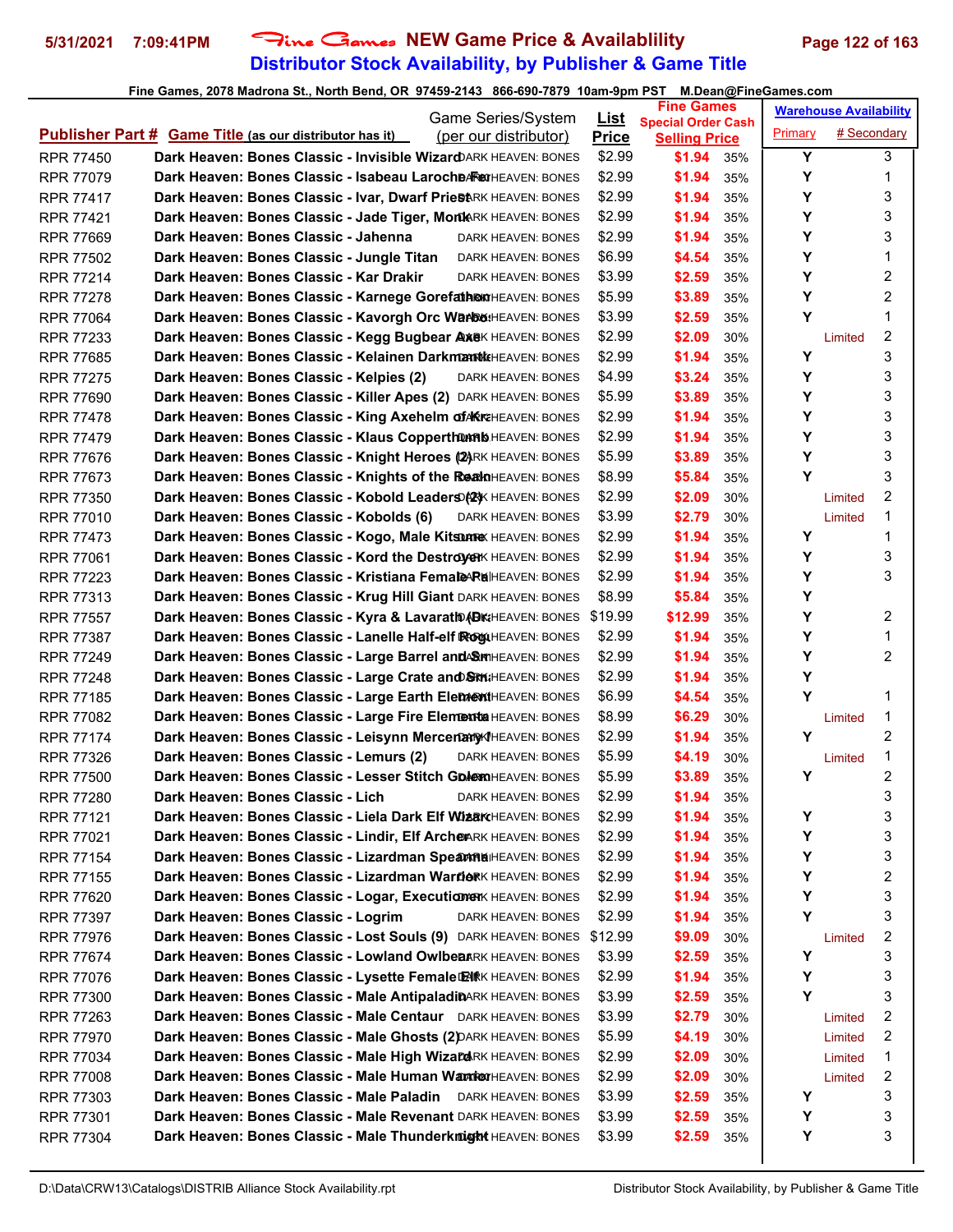# Fine Games NEW Game Price & Availablility
## Distributor Stock Availability, by Publisher & Game Title

Fine Games, 2078 Madrona St., North Bend, OR 97459-2143 866-690-7879 10am-9pm PST M.Dean@FineGames.com

| Publisher Part # | Game Title (as our distributor has it) | Game Series/System (per our distributor) | List Price | Fine Games Special Order Cash Selling Price | | Warehouse Availability Primary | # Secondary |
|---|---|---|---|---|---|---|---|
| RPR 77450 | Dark Heaven: Bones Classic - Invisible Wizard | DARK HEAVEN: BONES | $2.99 | $1.94 | 35% | Y | 3 |
| RPR 77079 | Dark Heaven: Bones Classic - Isabeau Laroche Fe | DARK HEAVEN: BONES | $2.99 | $1.94 | 35% | Y | 1 |
| RPR 77417 | Dark Heaven: Bones Classic - Ivar, Dwarf Priest | DARK HEAVEN: BONES | $2.99 | $1.94 | 35% | Y | 3 |
| RPR 77421 | Dark Heaven: Bones Classic - Jade Tiger, Monk | DARK HEAVEN: BONES | $2.99 | $1.94 | 35% | Y | 3 |
| RPR 77669 | Dark Heaven: Bones Classic - Jahenna | DARK HEAVEN: BONES | $2.99 | $1.94 | 35% | Y | 3 |
| RPR 77502 | Dark Heaven: Bones Classic - Jungle Titan | DARK HEAVEN: BONES | $6.99 | $4.54 | 35% | Y | 1 |
| RPR 77214 | Dark Heaven: Bones Classic - Kar Drakir | DARK HEAVEN: BONES | $3.99 | $2.59 | 35% | Y | 2 |
| RPR 77278 | Dark Heaven: Bones Classic - Karnege Gorefather | DARK HEAVEN: BONES | $5.99 | $3.89 | 35% | Y | 2 |
| RPR 77064 | Dark Heaven: Bones Classic - Kavorgh Orc Warbo | DARK HEAVEN: BONES | $3.99 | $2.59 | 35% | Y | 1 |
| RPR 77233 | Dark Heaven: Bones Classic - Kegg Bugbear Axe | DARK HEAVEN: BONES | $2.99 | $2.09 | 30% | Limited | 2 |
| RPR 77685 | Dark Heaven: Bones Classic - Kelainen Darkmantle | DARK HEAVEN: BONES | $2.99 | $1.94 | 35% | Y | 3 |
| RPR 77275 | Dark Heaven: Bones Classic - Kelpies (2) | DARK HEAVEN: BONES | $4.99 | $3.24 | 35% | Y | 3 |
| RPR 77690 | Dark Heaven: Bones Classic - Killer Apes (2) | DARK HEAVEN: BONES | $5.99 | $3.89 | 35% | Y | 3 |
| RPR 77478 | Dark Heaven: Bones Classic - King Axehelm of Kr | DARK HEAVEN: BONES | $2.99 | $1.94 | 35% | Y | 3 |
| RPR 77479 | Dark Heaven: Bones Classic - Klaus Copperthumb | DARK HEAVEN: BONES | $2.99 | $1.94 | 35% | Y | 3 |
| RPR 77676 | Dark Heaven: Bones Classic - Knight Heroes (2) | DARK HEAVEN: BONES | $5.99 | $3.89 | 35% | Y | 3 |
| RPR 77673 | Dark Heaven: Bones Classic - Knights of the Realm | DARK HEAVEN: BONES | $8.99 | $5.84 | 35% | Y | 3 |
| RPR 77350 | Dark Heaven: Bones Classic - Kobold Leaders (2) | DARK HEAVEN: BONES | $2.99 | $2.09 | 30% | Limited | 2 |
| RPR 77010 | Dark Heaven: Bones Classic - Kobolds (6) | DARK HEAVEN: BONES | $3.99 | $2.79 | 30% | Limited | 1 |
| RPR 77473 | Dark Heaven: Bones Classic - Kogo, Male Kitsune | DARK HEAVEN: BONES | $2.99 | $1.94 | 35% | Y | 1 |
| RPR 77061 | Dark Heaven: Bones Classic - Kord the Destroyer | DARK HEAVEN: BONES | $2.99 | $1.94 | 35% | Y | 3 |
| RPR 77223 | Dark Heaven: Bones Classic - Kristiana Female Pa | DARK HEAVEN: BONES | $2.99 | $1.94 | 35% | Y | 3 |
| RPR 77313 | Dark Heaven: Bones Classic - Krug Hill Giant | DARK HEAVEN: BONES | $8.99 | $5.84 | 35% | Y | |
| RPR 77557 | Dark Heaven: Bones Classic - Kyra & Lavarath (Dr | DARK HEAVEN: BONES | $19.99 | $12.99 | 35% | Y | 2 |
| RPR 77387 | Dark Heaven: Bones Classic - Lanelle Half-elf Rog | DARK HEAVEN: BONES | $2.99 | $1.94 | 35% | Y | 1 |
| RPR 77249 | Dark Heaven: Bones Classic - Large Barrel and Sm | DARK HEAVEN: BONES | $2.99 | $1.94 | 35% | Y | 2 |
| RPR 77248 | Dark Heaven: Bones Classic - Large Crate and Sm | DARK HEAVEN: BONES | $2.99 | $1.94 | 35% | Y | |
| RPR 77185 | Dark Heaven: Bones Classic - Large Earth Element | DARK HEAVEN: BONES | $6.99 | $4.54 | 35% | Y | 1 |
| RPR 77082 | Dark Heaven: Bones Classic - Large Fire Elementa | DARK HEAVEN: BONES | $8.99 | $6.29 | 30% | Limited | 1 |
| RPR 77174 | Dark Heaven: Bones Classic - Leisynn Mercenary | DARK HEAVEN: BONES | $2.99 | $1.94 | 35% | Y | 2 |
| RPR 77326 | Dark Heaven: Bones Classic - Lemurs (2) | DARK HEAVEN: BONES | $5.99 | $4.19 | 30% | Limited | 1 |
| RPR 77500 | Dark Heaven: Bones Classic - Lesser Stitch Golem | DARK HEAVEN: BONES | $5.99 | $3.89 | 35% | Y | 2 |
| RPR 77280 | Dark Heaven: Bones Classic - Lich | DARK HEAVEN: BONES | $2.99 | $1.94 | 35% | | 3 |
| RPR 77121 | Dark Heaven: Bones Classic - Liela Dark Elf Wizar | DARK HEAVEN: BONES | $2.99 | $1.94 | 35% | Y | 3 |
| RPR 77021 | Dark Heaven: Bones Classic - Lindir, Elf Archer | DARK HEAVEN: BONES | $2.99 | $1.94 | 35% | Y | 3 |
| RPR 77154 | Dark Heaven: Bones Classic - Lizardman Spearma | DARK HEAVEN: BONES | $2.99 | $1.94 | 35% | Y | 3 |
| RPR 77155 | Dark Heaven: Bones Classic - Lizardman Warrior | DARK HEAVEN: BONES | $2.99 | $1.94 | 35% | Y | 2 |
| RPR 77620 | Dark Heaven: Bones Classic - Logar, Executioner | DARK HEAVEN: BONES | $2.99 | $1.94 | 35% | Y | 3 |
| RPR 77397 | Dark Heaven: Bones Classic - Logrim | DARK HEAVEN: BONES | $2.99 | $1.94 | 35% | Y | 3 |
| RPR 77976 | Dark Heaven: Bones Classic - Lost Souls (9) | DARK HEAVEN: BONES | $12.99 | $9.09 | 30% | Limited | 2 |
| RPR 77674 | Dark Heaven: Bones Classic - Lowland Owlbear | DARK HEAVEN: BONES | $3.99 | $2.59 | 35% | Y | 3 |
| RPR 77076 | Dark Heaven: Bones Classic - Lysette Female Elf | DARK HEAVEN: BONES | $2.99 | $1.94 | 35% | Y | 3 |
| RPR 77300 | Dark Heaven: Bones Classic - Male Antipaladin | DARK HEAVEN: BONES | $3.99 | $2.59 | 35% | Y | 3 |
| RPR 77263 | Dark Heaven: Bones Classic - Male Centaur | DARK HEAVEN: BONES | $3.99 | $2.79 | 30% | Limited | 2 |
| RPR 77970 | Dark Heaven: Bones Classic - Male Ghosts (2) | DARK HEAVEN: BONES | $5.99 | $4.19 | 30% | Limited | 2 |
| RPR 77034 | Dark Heaven: Bones Classic - Male High Wizard | DARK HEAVEN: BONES | $2.99 | $2.09 | 30% | Limited | 1 |
| RPR 77008 | Dark Heaven: Bones Classic - Male Human Warrior | DARK HEAVEN: BONES | $2.99 | $2.09 | 30% | Limited | 2 |
| RPR 77303 | Dark Heaven: Bones Classic - Male Paladin | DARK HEAVEN: BONES | $3.99 | $2.59 | 35% | Y | 3 |
| RPR 77301 | Dark Heaven: Bones Classic - Male Revenant | DARK HEAVEN: BONES | $3.99 | $2.59 | 35% | Y | 3 |
| RPR 77304 | Dark Heaven: Bones Classic - Male Thunderknight | DARK HEAVEN: BONES | $3.99 | $2.59 | 35% | Y | 3 |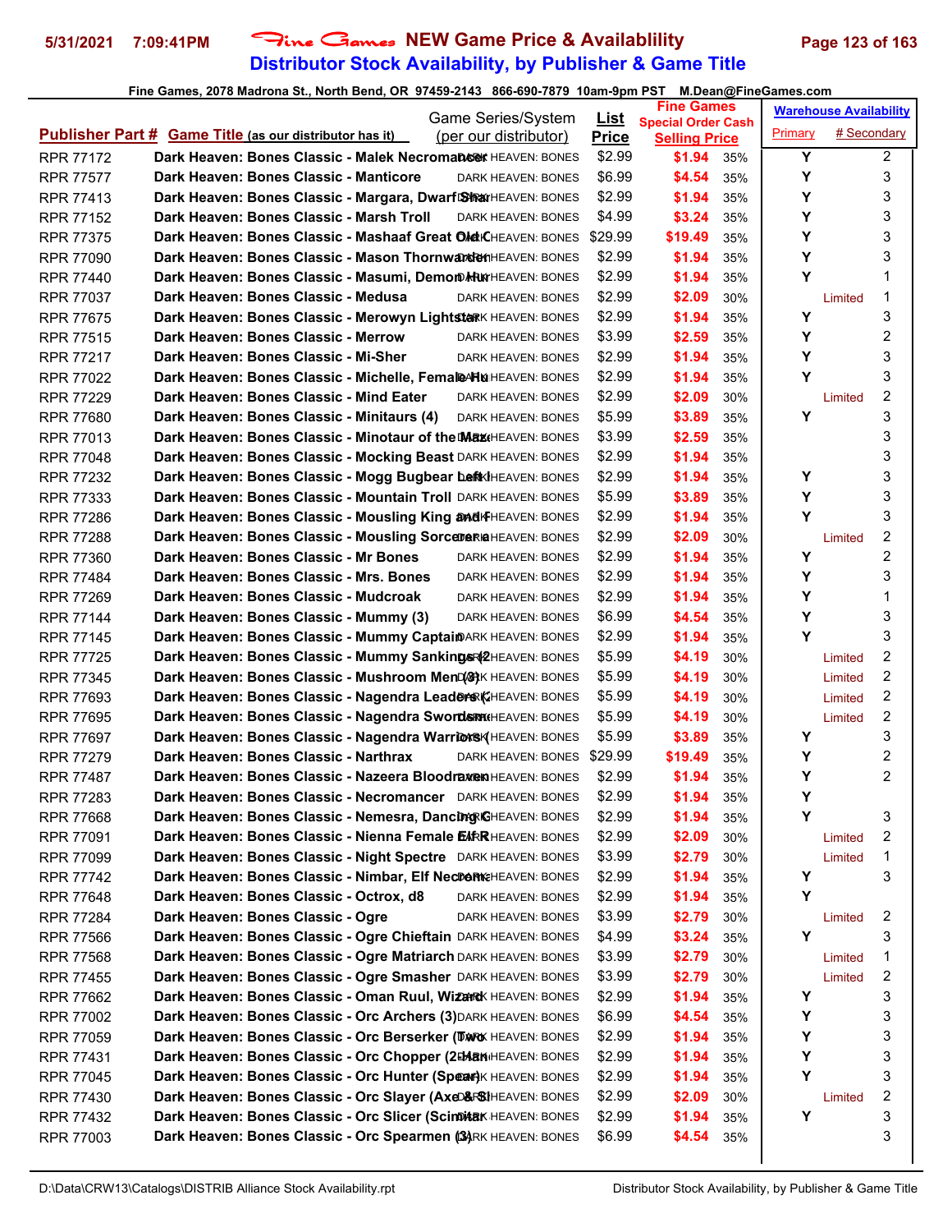# Distributor Stock Availability, by Publisher & Game Title

Fine Games, 2078 Madrona St., North Bend, OR 97459-2143 866-690-7879 10am-9pm PST M.Dean@FineGames.com

| Publisher Part # | Game Title (as our distributor has it) | Game Series/System (per our distributor) | List Price | Fine Games Special Order Cash Selling Price | | Warehouse Availability Primary | # Secondary |
|---|---|---|---|---|---|---|---|
| RPR 77172 | Dark Heaven: Bones Classic - Malek Necromancer | DARK HEAVEN: BONES | $2.99 | $1.94 | 35% | Y | 2 |
| RPR 77577 | Dark Heaven: Bones Classic - Manticore | DARK HEAVEN: BONES | $6.99 | $4.54 | 35% | Y | 3 |
| RPR 77413 | Dark Heaven: Bones Classic - Margara, Dwarf Sha | DARK HEAVEN: BONES | $2.99 | $1.94 | 35% | Y | 3 |
| RPR 77152 | Dark Heaven: Bones Classic - Marsh Troll | DARK HEAVEN: BONES | $4.99 | $3.24 | 35% | Y | 3 |
| RPR 77375 | Dark Heaven: Bones Classic - Mashaaf Great Old C | DARK HEAVEN: BONES | $29.99 | $19.49 | 35% | Y | 3 |
| RPR 77090 | Dark Heaven: Bones Classic - Mason Thornwarden | DARK HEAVEN: BONES | $2.99 | $1.94 | 35% | Y | 3 |
| RPR 77440 | Dark Heaven: Bones Classic - Masumi, Demon Hu | DARK HEAVEN: BONES | $2.99 | $1.94 | 35% | Y | 1 |
| RPR 77037 | Dark Heaven: Bones Classic - Medusa | DARK HEAVEN: BONES | $2.99 | $2.09 | 30% | Limited | 1 |
| RPR 77675 | Dark Heaven: Bones Classic - Merowyn Lightstar | DARK HEAVEN: BONES | $2.99 | $1.94 | 35% | Y | 3 |
| RPR 77515 | Dark Heaven: Bones Classic - Merrow | DARK HEAVEN: BONES | $3.99 | $2.59 | 35% | Y | 2 |
| RPR 77217 | Dark Heaven: Bones Classic - Mi-Sher | DARK HEAVEN: BONES | $2.99 | $1.94 | 35% | Y | 3 |
| RPR 77022 | Dark Heaven: Bones Classic - Michelle, Female Hu | DARK HEAVEN: BONES | $2.99 | $1.94 | 35% | Y | 3 |
| RPR 77229 | Dark Heaven: Bones Classic - Mind Eater | DARK HEAVEN: BONES | $2.99 | $2.09 | 30% | Limited | 2 |
| RPR 77680 | Dark Heaven: Bones Classic - Minitaurs (4) | DARK HEAVEN: BONES | $5.99 | $3.89 | 35% | Y | 3 |
| RPR 77013 | Dark Heaven: Bones Classic - Minotaur of the Maze | DARK HEAVEN: BONES | $3.99 | $2.59 | 35% | | 3 |
| RPR 77048 | Dark Heaven: Bones Classic - Mocking Beast | DARK HEAVEN: BONES | $2.99 | $1.94 | 35% | | 3 |
| RPR 77232 | Dark Heaven: Bones Classic - Mogg Bugbear Left | DARK HEAVEN: BONES | $2.99 | $1.94 | 35% | Y | 3 |
| RPR 77333 | Dark Heaven: Bones Classic - Mountain Troll | DARK HEAVEN: BONES | $5.99 | $3.89 | 35% | Y | 3 |
| RPR 77286 | Dark Heaven: Bones Classic - Mousling King and F | DARK HEAVEN: BONES | $2.99 | $1.94 | 35% | Y | 3 |
| RPR 77288 | Dark Heaven: Bones Classic - Mousling Sorceress | DARK HEAVEN: BONES | $2.99 | $2.09 | 30% | Limited | 2 |
| RPR 77360 | Dark Heaven: Bones Classic - Mr Bones | DARK HEAVEN: BONES | $2.99 | $1.94 | 35% | Y | 2 |
| RPR 77484 | Dark Heaven: Bones Classic - Mrs. Bones | DARK HEAVEN: BONES | $2.99 | $1.94 | 35% | Y | 3 |
| RPR 77269 | Dark Heaven: Bones Classic - Mudcroak | DARK HEAVEN: BONES | $2.99 | $1.94 | 35% | Y | 1 |
| RPR 77144 | Dark Heaven: Bones Classic - Mummy (3) | DARK HEAVEN: BONES | $6.99 | $4.54 | 35% | Y | 3 |
| RPR 77145 | Dark Heaven: Bones Classic - Mummy Captain | DARK HEAVEN: BONES | $2.99 | $1.94 | 35% | Y | 3 |
| RPR 77725 | Dark Heaven: Bones Classic - Mummy Sankings (2 | DARK HEAVEN: BONES | $5.99 | $4.19 | 30% | Limited | 2 |
| RPR 77345 | Dark Heaven: Bones Classic - Mushroom Men (3) | DARK HEAVEN: BONES | $5.99 | $4.19 | 30% | Limited | 2 |
| RPR 77693 | Dark Heaven: Bones Classic - Nagendra Leaders ( | DARK HEAVEN: BONES | $5.99 | $4.19 | 30% | Limited | 2 |
| RPR 77695 | Dark Heaven: Bones Classic - Nagendra Swordsm | DARK HEAVEN: BONES | $5.99 | $4.19 | 30% | Limited | 2 |
| RPR 77697 | Dark Heaven: Bones Classic - Nagendra Warriors ( | DARK HEAVEN: BONES | $5.99 | $3.89 | 35% | Y | 3 |
| RPR 77279 | Dark Heaven: Bones Classic - Narthrax | DARK HEAVEN: BONES | $29.99 | $19.49 | 35% | Y | 2 |
| RPR 77487 | Dark Heaven: Bones Classic - Nazeera Bloodraven | DARK HEAVEN: BONES | $2.99 | $1.94 | 35% | Y | 2 |
| RPR 77283 | Dark Heaven: Bones Classic - Necromancer | DARK HEAVEN: BONES | $2.99 | $1.94 | 35% | Y | |
| RPR 77668 | Dark Heaven: Bones Classic - Nemesra, Dancing G | DARK HEAVEN: BONES | $2.99 | $1.94 | 35% | Y | 3 |
| RPR 77091 | Dark Heaven: Bones Classic - Nienna Female Elf R | DARK HEAVEN: BONES | $2.99 | $2.09 | 30% | Limited | 2 |
| RPR 77099 | Dark Heaven: Bones Classic - Night Spectre | DARK HEAVEN: BONES | $3.99 | $2.79 | 30% | Limited | 1 |
| RPR 77742 | Dark Heaven: Bones Classic - Nimbar, Elf Necrom | DARK HEAVEN: BONES | $2.99 | $1.94 | 35% | Y | 3 |
| RPR 77648 | Dark Heaven: Bones Classic - Octrox, d8 | DARK HEAVEN: BONES | $2.99 | $1.94 | 35% | Y | |
| RPR 77284 | Dark Heaven: Bones Classic - Ogre | DARK HEAVEN: BONES | $3.99 | $2.79 | 30% | Limited | 2 |
| RPR 77566 | Dark Heaven: Bones Classic - Ogre Chieftain | DARK HEAVEN: BONES | $4.99 | $3.24 | 35% | Y | 3 |
| RPR 77568 | Dark Heaven: Bones Classic - Ogre Matriarch | DARK HEAVEN: BONES | $3.99 | $2.79 | 30% | Limited | 1 |
| RPR 77455 | Dark Heaven: Bones Classic - Ogre Smasher | DARK HEAVEN: BONES | $3.99 | $2.79 | 30% | Limited | 2 |
| RPR 77662 | Dark Heaven: Bones Classic - Oman Ruul, Wizard | DARK HEAVEN: BONES | $2.99 | $1.94 | 35% | Y | 3 |
| RPR 77002 | Dark Heaven: Bones Classic - Orc Archers (3) | DARK HEAVEN: BONES | $6.99 | $4.54 | 35% | Y | 3 |
| RPR 77059 | Dark Heaven: Bones Classic - Orc Berserker (Two | DARK HEAVEN: BONES | $2.99 | $1.94 | 35% | Y | 3 |
| RPR 77431 | Dark Heaven: Bones Classic - Orc Chopper (2-Han | DARK HEAVEN: BONES | $2.99 | $1.94 | 35% | Y | 3 |
| RPR 77045 | Dark Heaven: Bones Classic - Orc Hunter (Spear) | DARK HEAVEN: BONES | $2.99 | $1.94 | 35% | Y | 3 |
| RPR 77430 | Dark Heaven: Bones Classic - Orc Slayer (Axe & Sl | DARK HEAVEN: BONES | $2.99 | $2.09 | 30% | Limited | 2 |
| RPR 77432 | Dark Heaven: Bones Classic - Orc Slicer (Scimitar | DARK HEAVEN: BONES | $2.99 | $1.94 | 35% | Y | 3 |
| RPR 77003 | Dark Heaven: Bones Classic - Orc Spearmen (3) | DARK HEAVEN: BONES | $6.99 | $4.54 | 35% | | 3 |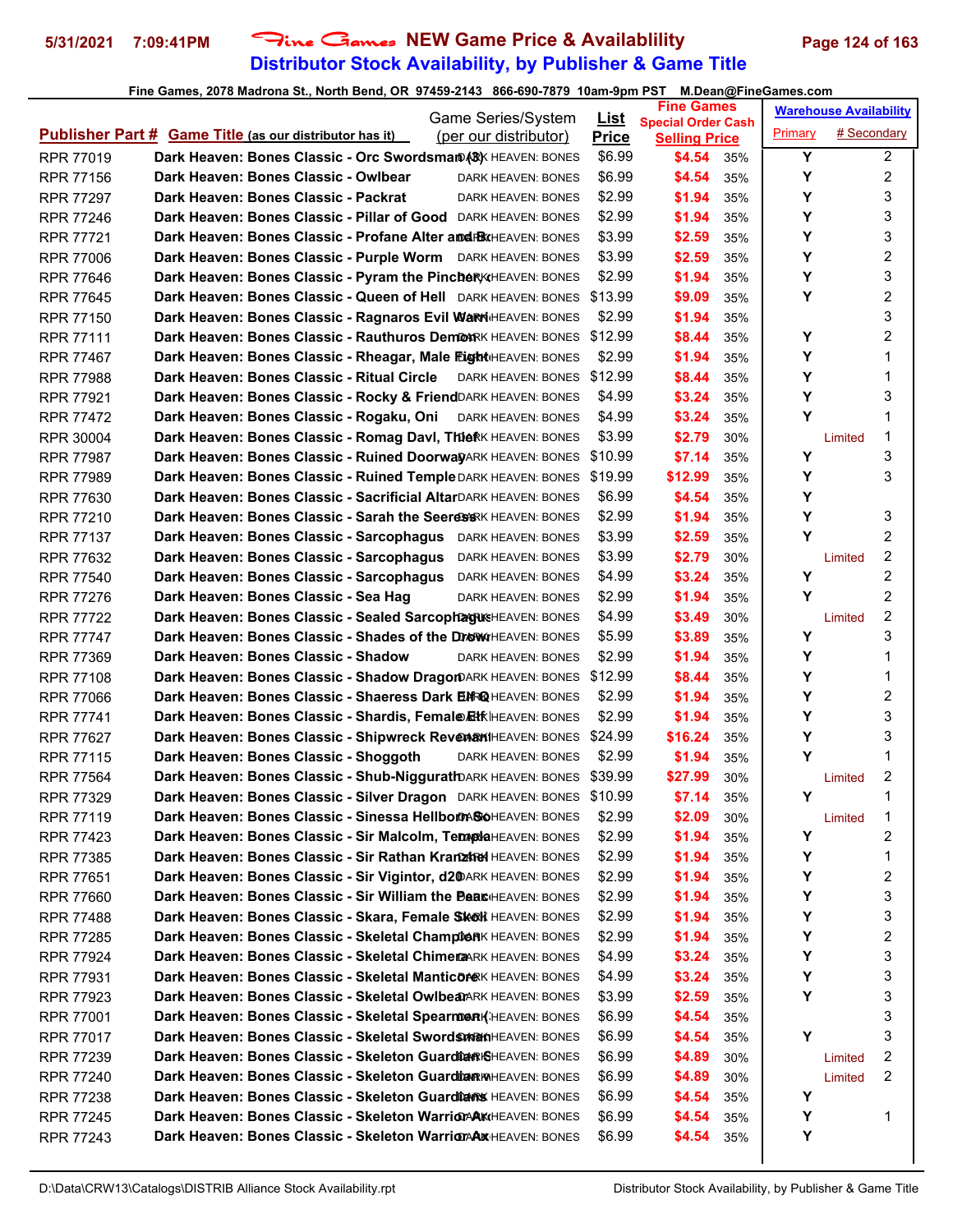# Fine Games NEW Game Price & Availablility

## Distributor Stock Availability, by Publisher & Game Title

Fine Games, 2078 Madrona St., North Bend, OR 97459-2143 866-690-7879 10am-9pm PST M.Dean@FineGames.com

| Publisher Part # | Game Title (as our distributor has it) | Game Series/System (per our distributor) | List Price | Fine Games Special Order Cash Selling Price | | Warehouse Availability Primary | # Secondary |
|---|---|---|---|---|---|---|---|
| RPR 77019 | Dark Heaven: Bones Classic - Orc Swordsman (3) | DARK HEAVEN: BONES | $6.99 | $4.54 | 35% | Y | 2 |
| RPR 77156 | Dark Heaven: Bones Classic - Owlbear | DARK HEAVEN: BONES | $6.99 | $4.54 | 35% | Y | 2 |
| RPR 77297 | Dark Heaven: Bones Classic - Packrat | DARK HEAVEN: BONES | $2.99 | $1.94 | 35% | Y | 3 |
| RPR 77246 | Dark Heaven: Bones Classic - Pillar of Good | DARK HEAVEN: BONES | $2.99 | $1.94 | 35% | Y | 3 |
| RPR 77721 | Dark Heaven: Bones Classic - Profane Alter and Bx | DARK HEAVEN: BONES | $3.99 | $2.59 | 35% | Y | 3 |
| RPR 77006 | Dark Heaven: Bones Classic - Purple Worm | DARK HEAVEN: BONES | $3.99 | $2.59 | 35% | Y | 2 |
| RPR 77646 | Dark Heaven: Bones Classic - Pyram the Pincher | DARK HEAVEN: BONES | $2.99 | $1.94 | 35% | Y | 3 |
| RPR 77645 | Dark Heaven: Bones Classic - Queen of Hell | DARK HEAVEN: BONES | $13.99 | $9.09 | 35% | Y | 2 |
| RPR 77150 | Dark Heaven: Bones Classic - Ragnaros Evil Warr | DARK HEAVEN: BONES | $2.99 | $1.94 | 35% | | 3 |
| RPR 77111 | Dark Heaven: Bones Classic - Rauthuros Demon | DARK HEAVEN: BONES | $12.99 | $8.44 | 35% | Y | 2 |
| RPR 77467 | Dark Heaven: Bones Classic - Rheagar, Male Fight | DARK HEAVEN: BONES | $2.99 | $1.94 | 35% | Y | 1 |
| RPR 77988 | Dark Heaven: Bones Classic - Ritual Circle | DARK HEAVEN: BONES | $12.99 | $8.44 | 35% | Y | 1 |
| RPR 77921 | Dark Heaven: Bones Classic - Rocky & Friend | DARK HEAVEN: BONES | $4.99 | $3.24 | 35% | Y | 3 |
| RPR 77472 | Dark Heaven: Bones Classic - Rogaku, Oni | DARK HEAVEN: BONES | $4.99 | $3.24 | 35% | Y | 1 |
| RPR 30004 | Dark Heaven: Bones Classic - Romag Davl, Thief | DARK HEAVEN: BONES | $3.99 | $2.79 | 30% | Limited | 1 |
| RPR 77987 | Dark Heaven: Bones Classic - Ruined Doorway | DARK HEAVEN: BONES | $10.99 | $7.14 | 35% | Y | 3 |
| RPR 77989 | Dark Heaven: Bones Classic - Ruined Temple | DARK HEAVEN: BONES | $19.99 | $12.99 | 35% | Y | 3 |
| RPR 77630 | Dark Heaven: Bones Classic - Sacrificial Altar | DARK HEAVEN: BONES | $6.99 | $4.54 | 35% | Y | |
| RPR 77210 | Dark Heaven: Bones Classic - Sarah the Seeress | DARK HEAVEN: BONES | $2.99 | $1.94 | 35% | Y | 3 |
| RPR 77137 | Dark Heaven: Bones Classic - Sarcophagus | DARK HEAVEN: BONES | $3.99 | $2.59 | 35% | Y | 2 |
| RPR 77632 | Dark Heaven: Bones Classic - Sarcophagus | DARK HEAVEN: BONES | $3.99 | $2.79 | 30% | Limited | 2 |
| RPR 77540 | Dark Heaven: Bones Classic - Sarcophagus | DARK HEAVEN: BONES | $4.99 | $3.24 | 35% | Y | 2 |
| RPR 77276 | Dark Heaven: Bones Classic - Sea Hag | DARK HEAVEN: BONES | $2.99 | $1.94 | 35% | Y | 2 |
| RPR 77722 | Dark Heaven: Bones Classic - Sealed Sarcophagus | DARK HEAVEN: BONES | $4.99 | $3.49 | 30% | Limited | 2 |
| RPR 77747 | Dark Heaven: Bones Classic - Shades of the Drow | DARK HEAVEN: BONES | $5.99 | $3.89 | 35% | Y | 3 |
| RPR 77369 | Dark Heaven: Bones Classic - Shadow | DARK HEAVEN: BONES | $2.99 | $1.94 | 35% | Y | 1 |
| RPR 77108 | Dark Heaven: Bones Classic - Shadow Dragon | DARK HEAVEN: BONES | $12.99 | $8.44 | 35% | Y | 1 |
| RPR 77066 | Dark Heaven: Bones Classic - Shaeress Dark Elf Q | DARK HEAVEN: BONES | $2.99 | $1.94 | 35% | Y | 2 |
| RPR 77741 | Dark Heaven: Bones Classic - Shardis, Female Elf | DARK HEAVEN: BONES | $2.99 | $1.94 | 35% | Y | 3 |
| RPR 77627 | Dark Heaven: Bones Classic - Shipwreck Revenant | DARK HEAVEN: BONES | $24.99 | $16.24 | 35% | Y | 3 |
| RPR 77115 | Dark Heaven: Bones Classic - Shoggoth | DARK HEAVEN: BONES | $2.99 | $1.94 | 35% | Y | 1 |
| RPR 77564 | Dark Heaven: Bones Classic - Shub-Niggurath | DARK HEAVEN: BONES | $39.99 | $27.99 | 30% | Limited | 2 |
| RPR 77329 | Dark Heaven: Bones Classic - Silver Dragon | DARK HEAVEN: BONES | $10.99 | $7.14 | 35% | Y | 1 |
| RPR 77119 | Dark Heaven: Bones Classic - Sinessa Hellborn So | DARK HEAVEN: BONES | $2.99 | $2.09 | 30% | Limited | 1 |
| RPR 77423 | Dark Heaven: Bones Classic - Sir Malcolm, Templa | DARK HEAVEN: BONES | $2.99 | $1.94 | 35% | Y | 2 |
| RPR 77385 | Dark Heaven: Bones Classic - Sir Rathan Kranzfel | DARK HEAVEN: BONES | $2.99 | $1.94 | 35% | Y | 1 |
| RPR 77651 | Dark Heaven: Bones Classic - Sir Vigintor, d20 | DARK HEAVEN: BONES | $2.99 | $1.94 | 35% | Y | 2 |
| RPR 77660 | Dark Heaven: Bones Classic - Sir William the Beac | DARK HEAVEN: BONES | $2.99 | $1.94 | 35% | Y | 3 |
| RPR 77488 | Dark Heaven: Bones Classic - Skara, Female Skoli | DARK HEAVEN: BONES | $2.99 | $1.94 | 35% | Y | 3 |
| RPR 77285 | Dark Heaven: Bones Classic - Skeletal Champion | DARK HEAVEN: BONES | $2.99 | $1.94 | 35% | Y | 2 |
| RPR 77924 | Dark Heaven: Bones Classic - Skeletal Chimera | DARK HEAVEN: BONES | $4.99 | $3.24 | 35% | Y | 3 |
| RPR 77931 | Dark Heaven: Bones Classic - Skeletal Manticore | DARK HEAVEN: BONES | $4.99 | $3.24 | 35% | Y | 3 |
| RPR 77923 | Dark Heaven: Bones Classic - Skeletal Owlbear | DARK HEAVEN: BONES | $3.99 | $2.59 | 35% | Y | 3 |
| RPR 77001 | Dark Heaven: Bones Classic - Skeletal Spearmen ( | DARK HEAVEN: BONES | $6.99 | $4.54 | 35% | | 3 |
| RPR 77017 | Dark Heaven: Bones Classic - Skeletal Swordsman | DARK HEAVEN: BONES | $6.99 | $4.54 | 35% | Y | 3 |
| RPR 77239 | Dark Heaven: Bones Classic - Skeleton Guardian S | DARK HEAVEN: BONES | $6.99 | $4.89 | 30% | Limited | 2 |
| RPR 77240 | Dark Heaven: Bones Classic - Skeleton Guardian | DARK HEAVEN: BONES | $6.99 | $4.89 | 30% | Limited | 2 |
| RPR 77238 | Dark Heaven: Bones Classic - Skeleton Guardians | DARK HEAVEN: BONES | $6.99 | $4.54 | 35% | Y | |
| RPR 77245 | Dark Heaven: Bones Classic - Skeleton Warrior Ax | DARK HEAVEN: BONES | $6.99 | $4.54 | 35% | Y | 1 |
| RPR 77243 | Dark Heaven: Bones Classic - Skeleton Warrior Ax | DARK HEAVEN: BONES | $6.99 | $4.54 | 35% | Y | |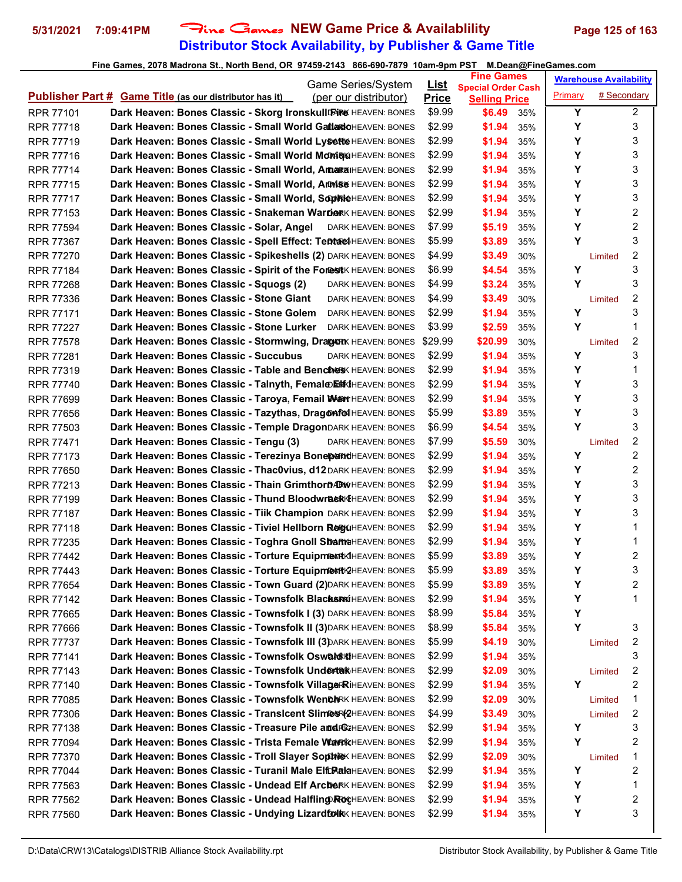# Fine Games NEW Game Price & Availablility

## Distributor Stock Availability, by Publisher & Game Title

Fine Games, 2078 Madrona St., North Bend, OR 97459-2143 866-690-7879 10am-9pm PST M.Dean@FineGames.com

| Publisher Part # | Game Title (as our distributor has it) | Game Series/System (per our distributor) | List Price | Fine Games Special Order Cash Selling Price | | Warehouse Availability Primary | # Secondary |
|---|---|---|---|---|---|---|---|
| RPR 77101 | Dark Heaven: Bones Classic - Skorg Ironskull Fire | DARK HEAVEN: BONES | $9.99 | $6.49 | 35% | Y | 2 |
| RPR 77718 | Dark Heaven: Bones Classic - Small World Gallardo | DARK HEAVEN: BONES | $2.99 | $1.94 | 35% | Y | 3 |
| RPR 77719 | Dark Heaven: Bones Classic - Small World Lysette | DARK HEAVEN: BONES | $2.99 | $1.94 | 35% | Y | 3 |
| RPR 77716 | Dark Heaven: Bones Classic - Small World Moniqu | DARK HEAVEN: BONES | $2.99 | $1.94 | 35% | Y | 3 |
| RPR 77714 | Dark Heaven: Bones Classic - Small World, Amara | DARK HEAVEN: BONES | $2.99 | $1.94 | 35% | Y | 3 |
| RPR 77715 | Dark Heaven: Bones Classic - Small World, Arnise | DARK HEAVEN: BONES | $2.99 | $1.94 | 35% | Y | 3 |
| RPR 77717 | Dark Heaven: Bones Classic - Small World, Sophie | DARK HEAVEN: BONES | $2.99 | $1.94 | 35% | Y | 3 |
| RPR 77153 | Dark Heaven: Bones Classic - Snakeman Warrior | DARK HEAVEN: BONES | $2.99 | $1.94 | 35% | Y | 2 |
| RPR 77594 | Dark Heaven: Bones Classic - Solar, Angel | DARK HEAVEN: BONES | $7.99 | $5.19 | 35% | Y | 2 |
| RPR 77367 | Dark Heaven: Bones Classic - Spell Effect: Tentacl | DARK HEAVEN: BONES | $5.99 | $3.89 | 35% | Y | 3 |
| RPR 77270 | Dark Heaven: Bones Classic - Spikeshells (2) | DARK HEAVEN: BONES | $4.99 | $3.49 | 30% | Limited | 2 |
| RPR 77184 | Dark Heaven: Bones Classic - Spirit of the Forest | DARK HEAVEN: BONES | $6.99 | $4.54 | 35% | Y | 3 |
| RPR 77268 | Dark Heaven: Bones Classic - Squogs (2) | DARK HEAVEN: BONES | $4.99 | $3.24 | 35% | Y | 3 |
| RPR 77336 | Dark Heaven: Bones Classic - Stone Giant | DARK HEAVEN: BONES | $4.99 | $3.49 | 30% | Limited | 2 |
| RPR 77171 | Dark Heaven: Bones Classic - Stone Golem | DARK HEAVEN: BONES | $2.99 | $1.94 | 35% | Y | 3 |
| RPR 77227 | Dark Heaven: Bones Classic - Stone Lurker | DARK HEAVEN: BONES | $3.99 | $2.59 | 35% | Y | 1 |
| RPR 77578 | Dark Heaven: Bones Classic - Stormwing, Dragon | DARK HEAVEN: BONES | $29.99 | $20.99 | 30% | Limited | 2 |
| RPR 77281 | Dark Heaven: Bones Classic - Succubus | DARK HEAVEN: BONES | $2.99 | $1.94 | 35% | Y | 3 |
| RPR 77319 | Dark Heaven: Bones Classic - Table and Benches | DARK HEAVEN: BONES | $2.99 | $1.94 | 35% | Y | 1 |
| RPR 77740 | Dark Heaven: Bones Classic - Talnyth, Female Elf | DARK HEAVEN: BONES | $2.99 | $1.94 | 35% | Y | 3 |
| RPR 77699 | Dark Heaven: Bones Classic - Taroya, Femail Warr | DARK HEAVEN: BONES | $2.99 | $1.94 | 35% | Y | 3 |
| RPR 77656 | Dark Heaven: Bones Classic - Tazythas, Dragonfol | DARK HEAVEN: BONES | $5.99 | $3.89 | 35% | Y | 3 |
| RPR 77503 | Dark Heaven: Bones Classic - Temple Dragon | DARK HEAVEN: BONES | $6.99 | $4.54 | 35% | Y | 3 |
| RPR 77471 | Dark Heaven: Bones Classic - Tengu (3) | DARK HEAVEN: BONES | $7.99 | $5.59 | 30% | Limited | 2 |
| RPR 77173 | Dark Heaven: Bones Classic - Terezinya Bonebard | DARK HEAVEN: BONES | $2.99 | $1.94 | 35% | Y | 2 |
| RPR 77650 | Dark Heaven: Bones Classic - Thac0vius, d12 | DARK HEAVEN: BONES | $2.99 | $1.94 | 35% | Y | 2 |
| RPR 77213 | Dark Heaven: Bones Classic - Thain Grimthorn Dw | DARK HEAVEN: BONES | $2.99 | $1.94 | 35% | Y | 3 |
| RPR 77199 | Dark Heaven: Bones Classic - Thund Bloodwrack E | DARK HEAVEN: BONES | $2.99 | $1.94 | 35% | Y | 3 |
| RPR 77187 | Dark Heaven: Bones Classic - Tiik Champion | DARK HEAVEN: BONES | $2.99 | $1.94 | 35% | Y | 3 |
| RPR 77118 | Dark Heaven: Bones Classic - Tiviel Hellborn Rogu | DARK HEAVEN: BONES | $2.99 | $1.94 | 35% | Y | 1 |
| RPR 77235 | Dark Heaven: Bones Classic - Toghra Gnoll Sham | DARK HEAVEN: BONES | $2.99 | $1.94 | 35% | Y | 1 |
| RPR 77442 | Dark Heaven: Bones Classic - Torture Equipment 1 | DARK HEAVEN: BONES | $5.99 | $3.89 | 35% | Y | 2 |
| RPR 77443 | Dark Heaven: Bones Classic - Torture Equipment 2 | DARK HEAVEN: BONES | $5.99 | $3.89 | 35% | Y | 3 |
| RPR 77654 | Dark Heaven: Bones Classic - Town Guard (2) | DARK HEAVEN: BONES | $5.99 | $3.89 | 35% | Y | 2 |
| RPR 77142 | Dark Heaven: Bones Classic - Townsfolk Blacksmi | DARK HEAVEN: BONES | $2.99 | $1.94 | 35% | Y | 1 |
| RPR 77665 | Dark Heaven: Bones Classic - Townsfolk I (3) | DARK HEAVEN: BONES | $8.99 | $5.84 | 35% | Y | |
| RPR 77666 | Dark Heaven: Bones Classic - Townsfolk II (3) | DARK HEAVEN: BONES | $8.99 | $5.84 | 35% | Y | 3 |
| RPR 77737 | Dark Heaven: Bones Classic - Townsfolk III (3) | DARK HEAVEN: BONES | $5.99 | $4.19 | 30% | Limited | 2 |
| RPR 77141 | Dark Heaven: Bones Classic - Townsfolk Oswald | DARK HEAVEN: BONES | $2.99 | $1.94 | 35% | | 3 |
| RPR 77143 | Dark Heaven: Bones Classic - Townsfolk Undertak | DARK HEAVEN: BONES | $2.99 | $2.09 | 30% | Limited | 2 |
| RPR 77140 | Dark Heaven: Bones Classic - Townsfolk Village Ri | DARK HEAVEN: BONES | $2.99 | $1.94 | 35% | Y | 2 |
| RPR 77085 | Dark Heaven: Bones Classic - Townsfolk Wench | DARK HEAVEN: BONES | $2.99 | $2.09 | 30% | Limited | 1 |
| RPR 77306 | Dark Heaven: Bones Classic - Translcent Slimes (2 | DARK HEAVEN: BONES | $4.99 | $3.49 | 30% | Limited | 2 |
| RPR 77138 | Dark Heaven: Bones Classic - Treasure Pile and C | DARK HEAVEN: BONES | $2.99 | $1.94 | 35% | Y | 3 |
| RPR 77094 | Dark Heaven: Bones Classic - Trista Female Warric | DARK HEAVEN: BONES | $2.99 | $1.94 | 35% | Y | 2 |
| RPR 77370 | Dark Heaven: Bones Classic - Troll Slayer Sophie | DARK HEAVEN: BONES | $2.99 | $2.09 | 30% | Limited | 1 |
| RPR 77044 | Dark Heaven: Bones Classic - Turanil Male Elf Pala | DARK HEAVEN: BONES | $2.99 | $1.94 | 35% | Y | 2 |
| RPR 77563 | Dark Heaven: Bones Classic - Undead Elf Archer | DARK HEAVEN: BONES | $2.99 | $1.94 | 35% | Y | 1 |
| RPR 77562 | Dark Heaven: Bones Classic - Undead Halfling Roc | DARK HEAVEN: BONES | $2.99 | $1.94 | 35% | Y | 2 |
| RPR 77560 | Dark Heaven: Bones Classic - Undying Lizardfolk | DARK HEAVEN: BONES | $2.99 | $1.94 | 35% | Y | 3 |

D:\Data\CRW13\Catalogs\DISTRIB Alliance Stock Availability.rpt — Distributor Stock Availability, by Publisher & Game Title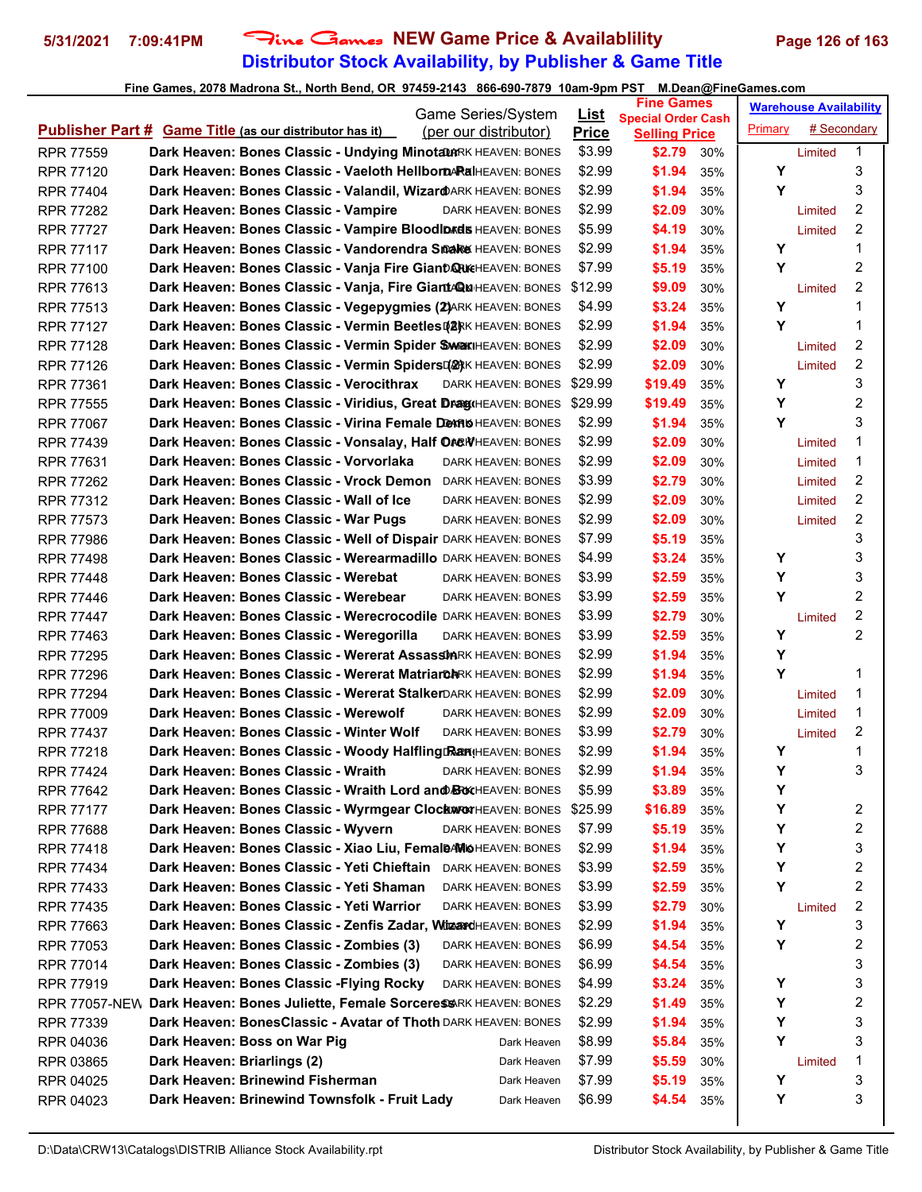# Fine Games NEW Game Price & Availablility

## Distributor Stock Availability, by Publisher & Game Title

Fine Games, 2078 Madrona St., North Bend, OR 97459-2143 866-690-7879 10am-9pm PST M.Dean@FineGames.com

| Publisher Part # | Game Title (as our distributor has it) | Game Series/System (per our distributor) | List Price | Fine Games Special Order Cash Selling Price | | Warehouse Availability Primary | # Secondary |
|---|---|---|---|---|---|---|---|
| RPR 77559 | Dark Heaven: Bones Classic - Undying Minotaur | DARK HEAVEN: BONES | $3.99 | $2.79 | 30% | Limited | 1 |
| RPR 77120 | Dark Heaven: Bones Classic - Vaeloth Hellborn Pal | DARK HEAVEN: BONES | $2.99 | $1.94 | 35% | Y | 3 |
| RPR 77404 | Dark Heaven: Bones Classic - Valandil, Wizard | DARK HEAVEN: BONES | $2.99 | $1.94 | 35% | Y | 3 |
| RPR 77282 | Dark Heaven: Bones Classic - Vampire | DARK HEAVEN: BONES | $2.99 | $2.09 | 30% | Limited | 2 |
| RPR 77727 | Dark Heaven: Bones Classic - Vampire Bloodlords | DARK HEAVEN: BONES | $5.99 | $4.19 | 30% | Limited | 2 |
| RPR 77117 | Dark Heaven: Bones Classic - Vandorendra Snake | DARK HEAVEN: BONES | $2.99 | $1.94 | 35% | Y | 1 |
| RPR 77100 | Dark Heaven: Bones Classic - Vanja Fire Giant Que | DARK HEAVEN: BONES | $7.99 | $5.19 | 35% | Y | 2 |
| RPR 77613 | Dark Heaven: Bones Classic - Vanja, Fire Giant Qu | DARK HEAVEN: BONES | $12.99 | $9.09 | 30% | Limited | 2 |
| RPR 77513 | Dark Heaven: Bones Classic - Vegepygmies (2) | DARK HEAVEN: BONES | $4.99 | $3.24 | 35% | Y | 1 |
| RPR 77127 | Dark Heaven: Bones Classic - Vermin Beetles (2) | DARK HEAVEN: BONES | $2.99 | $1.94 | 35% | Y | 1 |
| RPR 77128 | Dark Heaven: Bones Classic - Vermin Spider Swar | DARK HEAVEN: BONES | $2.99 | $2.09 | 30% | Limited | 2 |
| RPR 77126 | Dark Heaven: Bones Classic - Vermin Spiders (2) | DARK HEAVEN: BONES | $2.99 | $2.09 | 30% | Limited | 2 |
| RPR 77361 | Dark Heaven: Bones Classic - Verocithrax | DARK HEAVEN: BONES | $29.99 | $19.49 | 35% | Y | 3 |
| RPR 77555 | Dark Heaven: Bones Classic - Viridius, Great Drag | DARK HEAVEN: BONES | $29.99 | $19.49 | 35% | Y | 2 |
| RPR 77067 | Dark Heaven: Bones Classic - Virina Female Demo | DARK HEAVEN: BONES | $2.99 | $1.94 | 35% | Y | 3 |
| RPR 77439 | Dark Heaven: Bones Classic - Vonsalay, Half Orc W | DARK HEAVEN: BONES | $2.99 | $2.09 | 30% | Limited | 1 |
| RPR 77631 | Dark Heaven: Bones Classic - Vorvorlaka | DARK HEAVEN: BONES | $2.99 | $2.09 | 30% | Limited | 1 |
| RPR 77262 | Dark Heaven: Bones Classic - Vrock Demon | DARK HEAVEN: BONES | $3.99 | $2.79 | 30% | Limited | 2 |
| RPR 77312 | Dark Heaven: Bones Classic - Wall of Ice | DARK HEAVEN: BONES | $2.99 | $2.09 | 30% | Limited | 2 |
| RPR 77573 | Dark Heaven: Bones Classic - War Pugs | DARK HEAVEN: BONES | $2.99 | $2.09 | 30% | Limited | 2 |
| RPR 77986 | Dark Heaven: Bones Classic - Well of Dispair | DARK HEAVEN: BONES | $7.99 | $5.19 | 35% | | 3 |
| RPR 77498 | Dark Heaven: Bones Classic - Werearmadillo | DARK HEAVEN: BONES | $4.99 | $3.24 | 35% | Y | 3 |
| RPR 77448 | Dark Heaven: Bones Classic - Werebat | DARK HEAVEN: BONES | $3.99 | $2.59 | 35% | Y | 3 |
| RPR 77446 | Dark Heaven: Bones Classic - Werebear | DARK HEAVEN: BONES | $3.99 | $2.59 | 35% | Y | 2 |
| RPR 77447 | Dark Heaven: Bones Classic - Werecrocodile | DARK HEAVEN: BONES | $3.99 | $2.79 | 30% | Limited | 2 |
| RPR 77463 | Dark Heaven: Bones Classic - Weregorilla | DARK HEAVEN: BONES | $3.99 | $2.59 | 35% | Y | 2 |
| RPR 77295 | Dark Heaven: Bones Classic - Wererat Assassin | DARK HEAVEN: BONES | $2.99 | $1.94 | 35% | Y | |
| RPR 77296 | Dark Heaven: Bones Classic - Wererat Matriarch | DARK HEAVEN: BONES | $2.99 | $1.94 | 35% | Y | 1 |
| RPR 77294 | Dark Heaven: Bones Classic - Wererat Stalker | DARK HEAVEN: BONES | $2.99 | $2.09 | 30% | Limited | 1 |
| RPR 77009 | Dark Heaven: Bones Classic - Werewolf | DARK HEAVEN: BONES | $2.99 | $2.09 | 30% | Limited | 1 |
| RPR 77437 | Dark Heaven: Bones Classic - Winter Wolf | DARK HEAVEN: BONES | $3.99 | $2.79 | 30% | Limited | 2 |
| RPR 77218 | Dark Heaven: Bones Classic - Woody Halfling Ran | DARK HEAVEN: BONES | $2.99 | $1.94 | 35% | Y | 1 |
| RPR 77424 | Dark Heaven: Bones Classic - Wraith | DARK HEAVEN: BONES | $2.99 | $1.94 | 35% | Y | 3 |
| RPR 77642 | Dark Heaven: Bones Classic - Wraith Lord and Box | DARK HEAVEN: BONES | $5.99 | $3.89 | 35% | Y | |
| RPR 77177 | Dark Heaven: Bones Classic - Wyrmgear Clockwor | DARK HEAVEN: BONES | $25.99 | $16.89 | 35% | Y | 2 |
| RPR 77688 | Dark Heaven: Bones Classic - Wyvern | DARK HEAVEN: BONES | $7.99 | $5.19 | 35% | Y | 2 |
| RPR 77418 | Dark Heaven: Bones Classic - Xiao Liu, Female Mo | DARK HEAVEN: BONES | $2.99 | $1.94 | 35% | Y | 3 |
| RPR 77434 | Dark Heaven: Bones Classic - Yeti Chieftain | DARK HEAVEN: BONES | $3.99 | $2.59 | 35% | Y | 2 |
| RPR 77433 | Dark Heaven: Bones Classic - Yeti Shaman | DARK HEAVEN: BONES | $3.99 | $2.59 | 35% | Y | 2 |
| RPR 77435 | Dark Heaven: Bones Classic - Yeti Warrior | DARK HEAVEN: BONES | $3.99 | $2.79 | 30% | Limited | 2 |
| RPR 77663 | Dark Heaven: Bones Classic - Zenfis Zadar, Wizard | DARK HEAVEN: BONES | $2.99 | $1.94 | 35% | Y | 3 |
| RPR 77053 | Dark Heaven: Bones Classic - Zombies (3) | DARK HEAVEN: BONES | $6.99 | $4.54 | 35% | Y | 2 |
| RPR 77014 | Dark Heaven: Bones Classic - Zombies (3) | DARK HEAVEN: BONES | $6.99 | $4.54 | 35% | | 3 |
| RPR 77919 | Dark Heaven: Bones Classic -Flying Rocky | DARK HEAVEN: BONES | $4.99 | $3.24 | 35% | Y | 3 |
| RPR 77057-NEW | Dark Heaven: Bones Juliette, Female Sorceress | DARK HEAVEN: BONES | $2.29 | $1.49 | 35% | Y | 2 |
| RPR 77339 | Dark Heaven: BonesClassic - Avatar of Thoth | DARK HEAVEN: BONES | $2.99 | $1.94 | 35% | Y | 3 |
| RPR 04036 | Dark Heaven: Boss on War Pig | Dark Heaven | $8.99 | $5.84 | 35% | Y | 3 |
| RPR 03865 | Dark Heaven: Briarlings (2) | Dark Heaven | $7.99 | $5.59 | 30% | Limited | 1 |
| RPR 04025 | Dark Heaven: Brinewind Fisherman | Dark Heaven | $7.99 | $5.19 | 35% | Y | 3 |
| RPR 04023 | Dark Heaven: Brinewind Townsfolk - Fruit Lady | Dark Heaven | $6.99 | $4.54 | 35% | Y | 3 |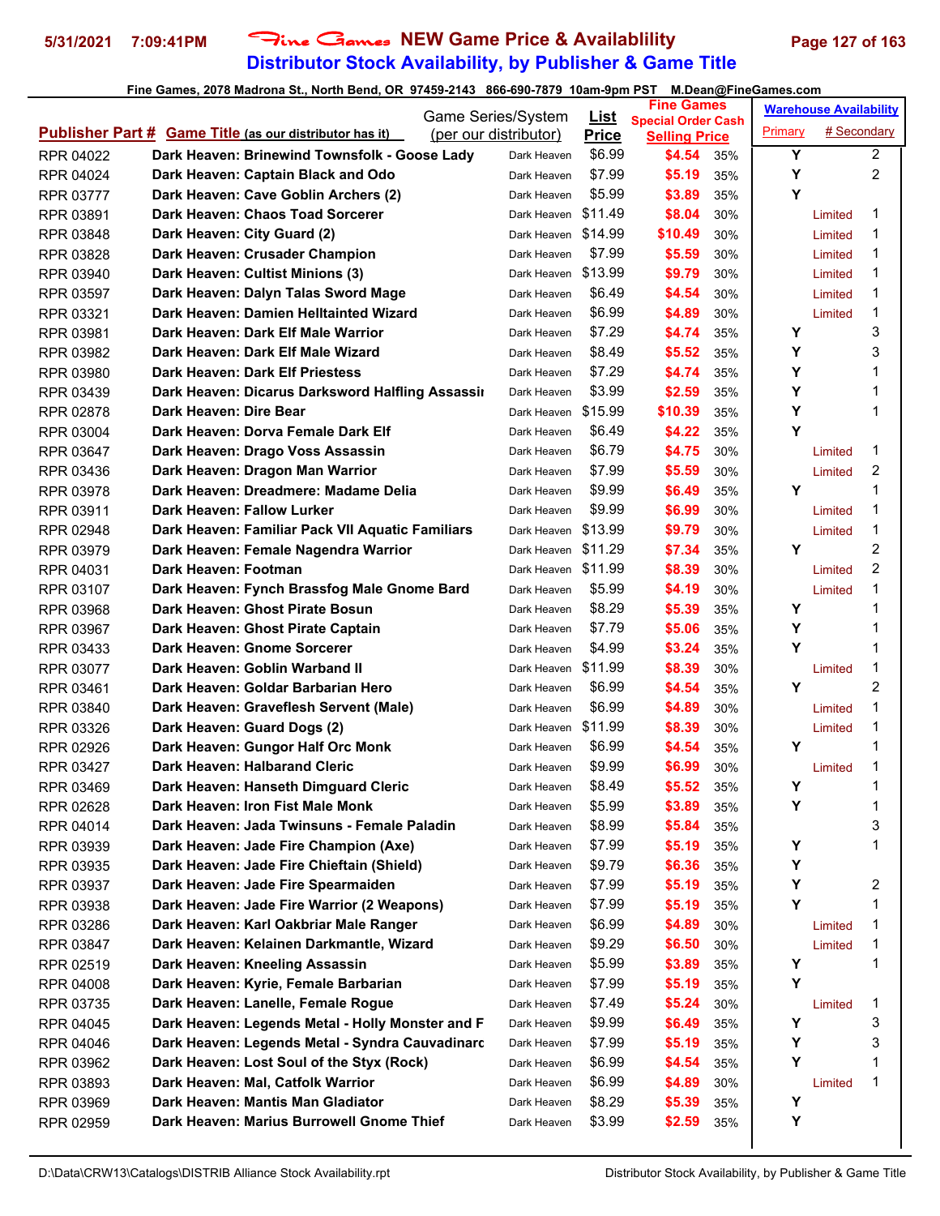# Fine Games NEW Game Price & Availablility

## Distributor Stock Availability, by Publisher & Game Title

Fine Games, 2078 Madrona St., North Bend, OR 97459-2143 866-690-7879 10am-9pm PST M.Dean@FineGames.com

| Publisher Part # | Game Title (as our distributor has it) | Game Series/System (per our distributor) | List Price | Fine Games Special Order Cash Selling Price | | Warehouse Availability Primary | # Secondary |
|---|---|---|---|---|---|---|---|
| RPR 04022 | Dark Heaven: Brinewind Townsfolk - Goose Lady | Dark Heaven | $6.99 | $4.54 | 35% | Y | 2 |
| RPR 04024 | Dark Heaven: Captain Black and Odo | Dark Heaven | $7.99 | $5.19 | 35% | Y | 2 |
| RPR 03777 | Dark Heaven: Cave Goblin Archers (2) | Dark Heaven | $5.99 | $3.89 | 35% | Y | |
| RPR 03891 | Dark Heaven: Chaos Toad Sorcerer | Dark Heaven | $11.49 | $8.04 | 30% | Limited | 1 |
| RPR 03848 | Dark Heaven: City Guard (2) | Dark Heaven | $14.99 | $10.49 | 30% | Limited | 1 |
| RPR 03828 | Dark Heaven: Crusader Champion | Dark Heaven | $7.99 | $5.59 | 30% | Limited | 1 |
| RPR 03940 | Dark Heaven: Cultist Minions (3) | Dark Heaven | $13.99 | $9.79 | 30% | Limited | 1 |
| RPR 03597 | Dark Heaven: Dalyn Talas Sword Mage | Dark Heaven | $6.49 | $4.54 | 30% | Limited | 1 |
| RPR 03321 | Dark Heaven: Damien Helltainted Wizard | Dark Heaven | $6.99 | $4.89 | 30% | Limited | 1 |
| RPR 03981 | Dark Heaven: Dark Elf Male Warrior | Dark Heaven | $7.29 | $4.74 | 35% | Y | 3 |
| RPR 03982 | Dark Heaven: Dark Elf Male Wizard | Dark Heaven | $8.49 | $5.52 | 35% | Y | 3 |
| RPR 03980 | Dark Heaven: Dark Elf Priestess | Dark Heaven | $7.29 | $4.74 | 35% | Y | 1 |
| RPR 03439 | Dark Heaven: Dicarus Darksword Halfling Assassin | Dark Heaven | $3.99 | $2.59 | 35% | Y | 1 |
| RPR 02878 | Dark Heaven: Dire Bear | Dark Heaven | $15.99 | $10.39 | 35% | Y | 1 |
| RPR 03004 | Dark Heaven: Dorva Female Dark Elf | Dark Heaven | $6.49 | $4.22 | 35% | Y | |
| RPR 03647 | Dark Heaven: Drago Voss Assassin | Dark Heaven | $6.79 | $4.75 | 30% | Limited | 1 |
| RPR 03436 | Dark Heaven: Dragon Man Warrior | Dark Heaven | $7.99 | $5.59 | 30% | Limited | 2 |
| RPR 03978 | Dark Heaven: Dreadmere: Madame Delia | Dark Heaven | $9.99 | $6.49 | 35% | Y | 1 |
| RPR 03911 | Dark Heaven: Fallow Lurker | Dark Heaven | $9.99 | $6.99 | 30% | Limited | 1 |
| RPR 02948 | Dark Heaven: Familiar Pack VII Aquatic Familiars | Dark Heaven | $13.99 | $9.79 | 30% | Limited | 1 |
| RPR 03979 | Dark Heaven: Female Nagendra Warrior | Dark Heaven | $11.29 | $7.34 | 35% | Y | 2 |
| RPR 04031 | Dark Heaven: Footman | Dark Heaven | $11.99 | $8.39 | 30% | Limited | 2 |
| RPR 03107 | Dark Heaven: Fynch Brassfog Male Gnome Bard | Dark Heaven | $5.99 | $4.19 | 30% | Limited | 1 |
| RPR 03968 | Dark Heaven: Ghost Pirate Bosun | Dark Heaven | $8.29 | $5.39 | 35% | Y | 1 |
| RPR 03967 | Dark Heaven: Ghost Pirate Captain | Dark Heaven | $7.79 | $5.06 | 35% | Y | 1 |
| RPR 03433 | Dark Heaven: Gnome Sorcerer | Dark Heaven | $4.99 | $3.24 | 35% | Y | 1 |
| RPR 03077 | Dark Heaven: Goblin Warband II | Dark Heaven | $11.99 | $8.39 | 30% | Limited | 1 |
| RPR 03461 | Dark Heaven: Goldar Barbarian Hero | Dark Heaven | $6.99 | $4.54 | 35% | Y | 2 |
| RPR 03840 | Dark Heaven: Graveflesh Servent (Male) | Dark Heaven | $6.99 | $4.89 | 30% | Limited | 1 |
| RPR 03326 | Dark Heaven: Guard Dogs (2) | Dark Heaven | $11.99 | $8.39 | 30% | Limited | 1 |
| RPR 02926 | Dark Heaven: Gungor Half Orc Monk | Dark Heaven | $6.99 | $4.54 | 35% | Y | 1 |
| RPR 03427 | Dark Heaven: Halbarand Cleric | Dark Heaven | $9.99 | $6.99 | 30% | Limited | 1 |
| RPR 03469 | Dark Heaven: Hanseth Dimguard Cleric | Dark Heaven | $8.49 | $5.52 | 35% | Y | 1 |
| RPR 02628 | Dark Heaven: Iron Fist Male Monk | Dark Heaven | $5.99 | $3.89 | 35% | Y | 1 |
| RPR 04014 | Dark Heaven: Jada Twinsuns - Female Paladin | Dark Heaven | $8.99 | $5.84 | 35% | | 3 |
| RPR 03939 | Dark Heaven: Jade Fire Champion (Axe) | Dark Heaven | $7.99 | $5.19 | 35% | Y | 1 |
| RPR 03935 | Dark Heaven: Jade Fire Chieftain (Shield) | Dark Heaven | $9.79 | $6.36 | 35% | Y | |
| RPR 03937 | Dark Heaven: Jade Fire Spearmaiden | Dark Heaven | $7.99 | $5.19 | 35% | Y | 2 |
| RPR 03938 | Dark Heaven: Jade Fire Warrior (2 Weapons) | Dark Heaven | $7.99 | $5.19 | 35% | Y | 1 |
| RPR 03286 | Dark Heaven: Karl Oakbriar Male Ranger | Dark Heaven | $6.99 | $4.89 | 30% | Limited | 1 |
| RPR 03847 | Dark Heaven: Kelainen Darkmantle, Wizard | Dark Heaven | $9.29 | $6.50 | 30% | Limited | 1 |
| RPR 02519 | Dark Heaven: Kneeling Assassin | Dark Heaven | $5.99 | $3.89 | 35% | Y | 1 |
| RPR 04008 | Dark Heaven: Kyrie, Female Barbarian | Dark Heaven | $7.99 | $5.19 | 35% | Y | |
| RPR 03735 | Dark Heaven: Lanelle, Female Rogue | Dark Heaven | $7.49 | $5.24 | 30% | Limited | 1 |
| RPR 04045 | Dark Heaven: Legends Metal - Holly Monster and F | Dark Heaven | $9.99 | $6.49 | 35% | Y | 3 |
| RPR 04046 | Dark Heaven: Legends Metal - Syndra Cauvadinarc | Dark Heaven | $7.99 | $5.19 | 35% | Y | 3 |
| RPR 03962 | Dark Heaven: Lost Soul of the Styx (Rock) | Dark Heaven | $6.99 | $4.54 | 35% | Y | 1 |
| RPR 03893 | Dark Heaven: Mal, Catfolk Warrior | Dark Heaven | $6.99 | $4.89 | 30% | Limited | 1 |
| RPR 03969 | Dark Heaven: Mantis Man Gladiator | Dark Heaven | $8.29 | $5.39 | 35% | Y | |
| RPR 02959 | Dark Heaven: Marius Burrowell Gnome Thief | Dark Heaven | $3.99 | $2.59 | 35% | Y | |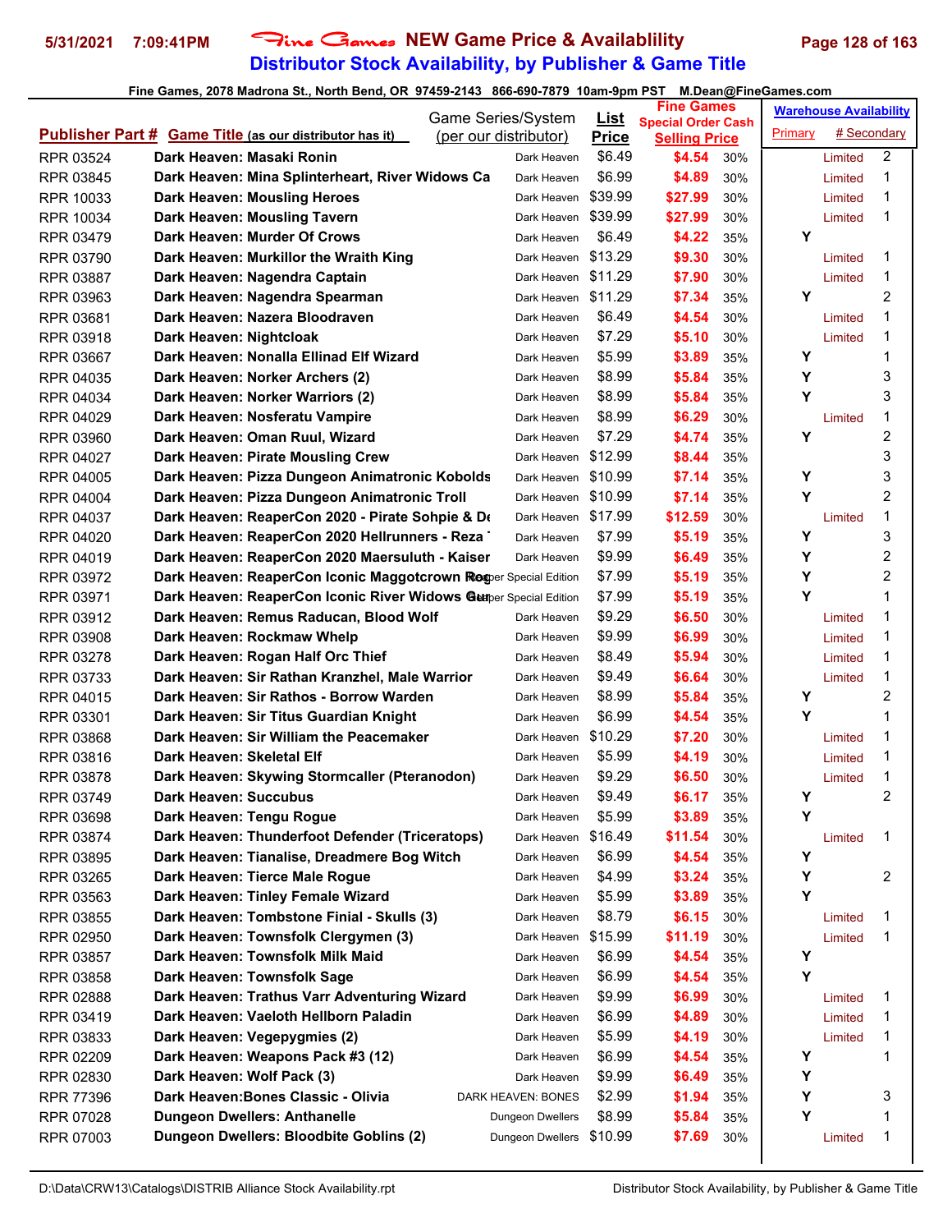# Fine Games NEW Game Price & Availablility

## Distributor Stock Availability, by Publisher & Game Title

Fine Games, 2078 Madrona St., North Bend, OR 97459-2143 866-690-7879 10am-9pm PST M.Dean@FineGames.com

| Publisher Part # | Game Title (as our distributor has it) | Game Series/System (per our distributor) | List Price | Fine Games Special Order Cash Selling Price | | Warehouse Availability Primary | # Secondary |
|---|---|---|---|---|---|---|---|
| RPR 03524 | Dark Heaven: Masaki Ronin | Dark Heaven | $6.49 | $4.54 | 30% | Limited | 2 |
| RPR 03845 | Dark Heaven: Mina Splinterheart, River Widows Ca | Dark Heaven | $6.99 | $4.89 | 30% | Limited | 1 |
| RPR 10033 | Dark Heaven: Mousling Heroes | Dark Heaven | $39.99 | $27.99 | 30% | Limited | 1 |
| RPR 10034 | Dark Heaven: Mousling Tavern | Dark Heaven | $39.99 | $27.99 | 30% | Limited | 1 |
| RPR 03479 | Dark Heaven: Murder Of Crows | Dark Heaven | $6.49 | $4.22 | 35% | Y | |
| RPR 03790 | Dark Heaven: Murkillor the Wraith King | Dark Heaven | $13.29 | $9.30 | 30% | Limited | 1 |
| RPR 03887 | Dark Heaven: Nagendra Captain | Dark Heaven | $11.29 | $7.90 | 30% | Limited | 1 |
| RPR 03963 | Dark Heaven: Nagendra Spearman | Dark Heaven | $11.29 | $7.34 | 35% | Y | 2 |
| RPR 03681 | Dark Heaven: Nazera Bloodraven | Dark Heaven | $6.49 | $4.54 | 30% | Limited | 1 |
| RPR 03918 | Dark Heaven: Nightcloak | Dark Heaven | $7.29 | $5.10 | 30% | Limited | 1 |
| RPR 03667 | Dark Heaven: Nonalla Ellinad Elf Wizard | Dark Heaven | $5.99 | $3.89 | 35% | Y | 1 |
| RPR 04035 | Dark Heaven: Norker Archers (2) | Dark Heaven | $8.99 | $5.84 | 35% | Y | 3 |
| RPR 04034 | Dark Heaven: Norker Warriors (2) | Dark Heaven | $8.99 | $5.84 | 35% | Y | 3 |
| RPR 04029 | Dark Heaven: Nosferatu Vampire | Dark Heaven | $8.99 | $6.29 | 30% | Limited | 1 |
| RPR 03960 | Dark Heaven: Oman Ruul, Wizard | Dark Heaven | $7.29 | $4.74 | 35% | Y | 2 |
| RPR 04027 | Dark Heaven: Pirate Mousling Crew | Dark Heaven | $12.99 | $8.44 | 35% | | 3 |
| RPR 04005 | Dark Heaven: Pizza Dungeon Animatronic Kobolds | Dark Heaven | $10.99 | $7.14 | 35% | Y | 3 |
| RPR 04004 | Dark Heaven: Pizza Dungeon Animatronic Troll | Dark Heaven | $10.99 | $7.14 | 35% | Y | 2 |
| RPR 04037 | Dark Heaven: ReaperCon 2020 - Pirate Sohpie & De | Dark Heaven | $17.99 | $12.59 | 30% | Limited | 1 |
| RPR 04020 | Dark Heaven: ReaperCon 2020 Hellrunners - Reza T | Dark Heaven | $7.99 | $5.19 | 35% | Y | 3 |
| RPR 04019 | Dark Heaven: ReaperCon 2020 Maersuluth - Kaiser | Dark Heaven | $9.99 | $6.49 | 35% | Y | 2 |
| RPR 03972 | Dark Heaven: ReaperCon Iconic Maggotcrown Rog | Reaper Special Edition | $7.99 | $5.19 | 35% | Y | 2 |
| RPR 03971 | Dark Heaven: ReaperCon Iconic River Widows Gue | Reaper Special Edition | $7.99 | $5.19 | 35% | Y | 1 |
| RPR 03912 | Dark Heaven: Remus Raducan, Blood Wolf | Dark Heaven | $9.29 | $6.50 | 30% | Limited | 1 |
| RPR 03908 | Dark Heaven: Rockmaw Whelp | Dark Heaven | $9.99 | $6.99 | 30% | Limited | 1 |
| RPR 03278 | Dark Heaven: Rogan Half Orc Thief | Dark Heaven | $8.49 | $5.94 | 30% | Limited | 1 |
| RPR 03733 | Dark Heaven: Sir Rathan Kranzhel, Male Warrior | Dark Heaven | $9.49 | $6.64 | 30% | Limited | 1 |
| RPR 04015 | Dark Heaven: Sir Rathos - Borrow Warden | Dark Heaven | $8.99 | $5.84 | 35% | Y | 2 |
| RPR 03301 | Dark Heaven: Sir Titus Guardian Knight | Dark Heaven | $6.99 | $4.54 | 35% | Y | 1 |
| RPR 03868 | Dark Heaven: Sir William the Peacemaker | Dark Heaven | $10.29 | $7.20 | 30% | Limited | 1 |
| RPR 03816 | Dark Heaven: Skeletal Elf | Dark Heaven | $5.99 | $4.19 | 30% | Limited | 1 |
| RPR 03878 | Dark Heaven: Skywing Stormcaller (Pteranodon) | Dark Heaven | $9.29 | $6.50 | 30% | Limited | 1 |
| RPR 03749 | Dark Heaven: Succubus | Dark Heaven | $9.49 | $6.17 | 35% | Y | 2 |
| RPR 03698 | Dark Heaven: Tengu Rogue | Dark Heaven | $5.99 | $3.89 | 35% | Y | |
| RPR 03874 | Dark Heaven: Thunderfoot Defender (Triceratops) | Dark Heaven | $16.49 | $11.54 | 30% | Limited | 1 |
| RPR 03895 | Dark Heaven: Tianalise, Dreadmere Bog Witch | Dark Heaven | $6.99 | $4.54 | 35% | Y | |
| RPR 03265 | Dark Heaven: Tierce Male Rogue | Dark Heaven | $4.99 | $3.24 | 35% | Y | 2 |
| RPR 03563 | Dark Heaven: Tinley Female Wizard | Dark Heaven | $5.99 | $3.89 | 35% | Y | |
| RPR 03855 | Dark Heaven: Tombstone Finial - Skulls (3) | Dark Heaven | $8.79 | $6.15 | 30% | Limited | 1 |
| RPR 02950 | Dark Heaven: Townsfolk Clergymen (3) | Dark Heaven | $15.99 | $11.19 | 30% | Limited | 1 |
| RPR 03857 | Dark Heaven: Townsfolk Milk Maid | Dark Heaven | $6.99 | $4.54 | 35% | Y | |
| RPR 03858 | Dark Heaven: Townsfolk Sage | Dark Heaven | $6.99 | $4.54 | 35% | Y | |
| RPR 02888 | Dark Heaven: Trathus Varr Adventuring Wizard | Dark Heaven | $9.99 | $6.99 | 30% | Limited | 1 |
| RPR 03419 | Dark Heaven: Vaeloth Hellborn Paladin | Dark Heaven | $6.99 | $4.89 | 30% | Limited | 1 |
| RPR 03833 | Dark Heaven: Vegepygmies (2) | Dark Heaven | $5.99 | $4.19 | 30% | Limited | 1 |
| RPR 02209 | Dark Heaven: Weapons Pack #3 (12) | Dark Heaven | $6.99 | $4.54 | 35% | Y | 1 |
| RPR 02830 | Dark Heaven: Wolf Pack (3) | Dark Heaven | $9.99 | $6.49 | 35% | Y | |
| RPR 77396 | Dark Heaven:Bones Classic - Olivia | DARK HEAVEN: BONES | $2.99 | $1.94 | 35% | Y | 3 |
| RPR 07028 | Dungeon Dwellers: Anthanelle | Dungeon Dwellers | $8.99 | $5.84 | 35% | Y | 1 |
| RPR 07003 | Dungeon Dwellers: Bloodbite Goblins (2) | Dungeon Dwellers | $10.99 | $7.69 | 30% | Limited | 1 |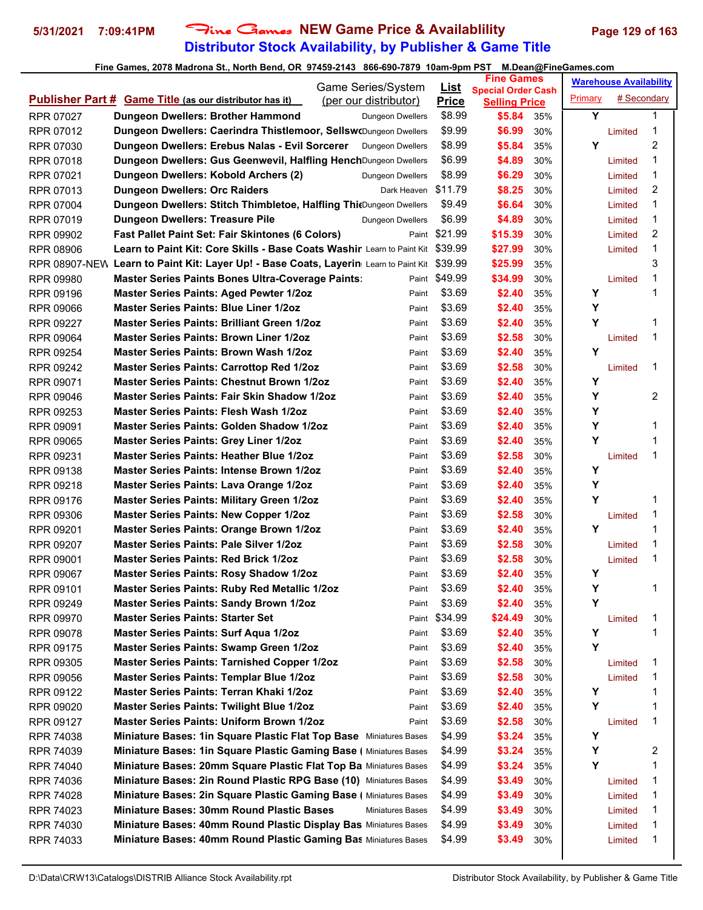# Fine Games NEW Game Price & Availablility

## Distributor Stock Availability, by Publisher & Game Title

5/31/2021 7:09:41PM

Fine Games, 2078 Madrona St., North Bend, OR 97459-2143 866-690-7879 10am-9pm PST M.Dean@FineGames.com

| Publisher Part # | Game Title (as our distributor has it) | Game Series/System (per our distributor) | List Price | Fine Games Special Order Cash Selling Price | | Warehouse Availability Primary | # Secondary |
|---|---|---|---|---|---|---|---|
| RPR 07027 | Dungeon Dwellers: Brother Hammond | Dungeon Dwellers | $8.99 | $5.84 | 35% | Y | 1 |
| RPR 07012 | Dungeon Dwellers: Caerindra Thistlemoor, Sellswo | Dungeon Dwellers | $9.99 | $6.99 | 30% | Limited | 1 |
| RPR 07030 | Dungeon Dwellers: Erebus Nalas - Evil Sorcerer | Dungeon Dwellers | $8.99 | $5.84 | 35% | Y | 2 |
| RPR 07018 | Dungeon Dwellers: Gus Geenwevil, Halfling Hench | Dungeon Dwellers | $6.99 | $4.89 | 30% | Limited | 1 |
| RPR 07021 | Dungeon Dwellers: Kobold Archers (2) | Dungeon Dwellers | $8.99 | $6.29 | 30% | Limited | 1 |
| RPR 07013 | Dungeon Dwellers: Orc Raiders | Dark Heaven | $11.79 | $8.25 | 30% | Limited | 2 |
| RPR 07004 | Dungeon Dwellers: Stitch Thimbletoe, Halfling Thie | Dungeon Dwellers | $9.49 | $6.64 | 30% | Limited | 1 |
| RPR 07019 | Dungeon Dwellers: Treasure Pile | Dungeon Dwellers | $6.99 | $4.89 | 30% | Limited | 1 |
| RPR 09902 | Fast Pallet Paint Set: Fair Skintones (6 Colors) | Paint | $21.99 | $15.39 | 30% | Limited | 2 |
| RPR 08906 | Learn to Paint Kit: Core Skills - Base Coats Washir | Learn to Paint Kit | $39.99 | $27.99 | 30% | Limited | 1 |
| RPR 08907-NEW | Learn to Paint Kit: Layer Up! - Base Coats, Layerin | Learn to Paint Kit | $39.99 | $25.99 | 35% | | 3 |
| RPR 09980 | Master Series Paints Bones Ultra-Coverage Paints: | Paint | $49.99 | $34.99 | 30% | Limited | 1 |
| RPR 09196 | Master Series Paints: Aged Pewter 1/2oz | Paint | $3.69 | $2.40 | 35% | Y | 1 |
| RPR 09066 | Master Series Paints: Blue Liner 1/2oz | Paint | $3.69 | $2.40 | 35% | Y | |
| RPR 09227 | Master Series Paints: Brilliant Green 1/2oz | Paint | $3.69 | $2.40 | 35% | Y | 1 |
| RPR 09064 | Master Series Paints: Brown Liner 1/2oz | Paint | $3.69 | $2.58 | 30% | Limited | 1 |
| RPR 09254 | Master Series Paints: Brown Wash 1/2oz | Paint | $3.69 | $2.40 | 35% | Y | |
| RPR 09242 | Master Series Paints: Carrottop Red 1/2oz | Paint | $3.69 | $2.58 | 30% | Limited | 1 |
| RPR 09071 | Master Series Paints: Chestnut Brown 1/2oz | Paint | $3.69 | $2.40 | 35% | Y | |
| RPR 09046 | Master Series Paints: Fair Skin Shadow 1/2oz | Paint | $3.69 | $2.40 | 35% | Y | 2 |
| RPR 09253 | Master Series Paints: Flesh Wash 1/2oz | Paint | $3.69 | $2.40 | 35% | Y | |
| RPR 09091 | Master Series Paints: Golden Shadow 1/2oz | Paint | $3.69 | $2.40 | 35% | Y | 1 |
| RPR 09065 | Master Series Paints: Grey Liner 1/2oz | Paint | $3.69 | $2.40 | 35% | Y | 1 |
| RPR 09231 | Master Series Paints: Heather Blue 1/2oz | Paint | $3.69 | $2.58 | 30% | Limited | 1 |
| RPR 09138 | Master Series Paints: Intense Brown 1/2oz | Paint | $3.69 | $2.40 | 35% | Y | |
| RPR 09218 | Master Series Paints: Lava Orange 1/2oz | Paint | $3.69 | $2.40 | 35% | Y | |
| RPR 09176 | Master Series Paints: Military Green 1/2oz | Paint | $3.69 | $2.40 | 35% | Y | 1 |
| RPR 09306 | Master Series Paints: New Copper 1/2oz | Paint | $3.69 | $2.58 | 30% | Limited | 1 |
| RPR 09201 | Master Series Paints: Orange Brown 1/2oz | Paint | $3.69 | $2.40 | 35% | Y | 1 |
| RPR 09207 | Master Series Paints: Pale Silver 1/2oz | Paint | $3.69 | $2.58 | 30% | Limited | 1 |
| RPR 09001 | Master Series Paints: Red Brick 1/2oz | Paint | $3.69 | $2.58 | 30% | Limited | 1 |
| RPR 09067 | Master Series Paints: Rosy Shadow 1/2oz | Paint | $3.69 | $2.40 | 35% | Y | |
| RPR 09101 | Master Series Paints: Ruby Red Metallic 1/2oz | Paint | $3.69 | $2.40 | 35% | Y | 1 |
| RPR 09249 | Master Series Paints: Sandy Brown 1/2oz | Paint | $3.69 | $2.40 | 35% | Y | |
| RPR 09970 | Master Series Paints: Starter Set | Paint | $34.99 | $24.49 | 30% | Limited | 1 |
| RPR 09078 | Master Series Paints: Surf Aqua 1/2oz | Paint | $3.69 | $2.40 | 35% | Y | 1 |
| RPR 09175 | Master Series Paints: Swamp Green 1/2oz | Paint | $3.69 | $2.40 | 35% | Y | |
| RPR 09305 | Master Series Paints: Tarnished Copper 1/2oz | Paint | $3.69 | $2.58 | 30% | Limited | 1 |
| RPR 09056 | Master Series Paints: Templar Blue 1/2oz | Paint | $3.69 | $2.58 | 30% | Limited | 1 |
| RPR 09122 | Master Series Paints: Terran Khaki 1/2oz | Paint | $3.69 | $2.40 | 35% | Y | 1 |
| RPR 09020 | Master Series Paints: Twilight Blue 1/2oz | Paint | $3.69 | $2.40 | 35% | Y | 1 |
| RPR 09127 | Master Series Paints: Uniform Brown 1/2oz | Paint | $3.69 | $2.58 | 30% | Limited | 1 |
| RPR 74038 | Miniature Bases: 1in Square Plastic Flat Top Base | Miniatures Bases | $4.99 | $3.24 | 35% | Y | |
| RPR 74039 | Miniature Bases: 1in Square Plastic Gaming Base ( | Miniatures Bases | $4.99 | $3.24 | 35% | Y | 2 |
| RPR 74040 | Miniature Bases: 20mm Square Plastic Flat Top Ba | Miniatures Bases | $4.99 | $3.24 | 35% | Y | 1 |
| RPR 74036 | Miniature Bases: 2in Round Plastic RPG Base (10) | Miniatures Bases | $4.99 | $3.49 | 30% | Limited | 1 |
| RPR 74028 | Miniature Bases: 2in Square Plastic Gaming Base ( | Miniatures Bases | $4.99 | $3.49 | 30% | Limited | 1 |
| RPR 74023 | Miniature Bases: 30mm Round Plastic Bases | Miniatures Bases | $4.99 | $3.49 | 30% | Limited | 1 |
| RPR 74030 | Miniature Bases: 40mm Round Plastic Display Bas | Miniatures Bases | $4.99 | $3.49 | 30% | Limited | 1 |
| RPR 74033 | Miniature Bases: 40mm Round Plastic Gaming Bas | Miniatures Bases | $4.99 | $3.49 | 30% | Limited | 1 |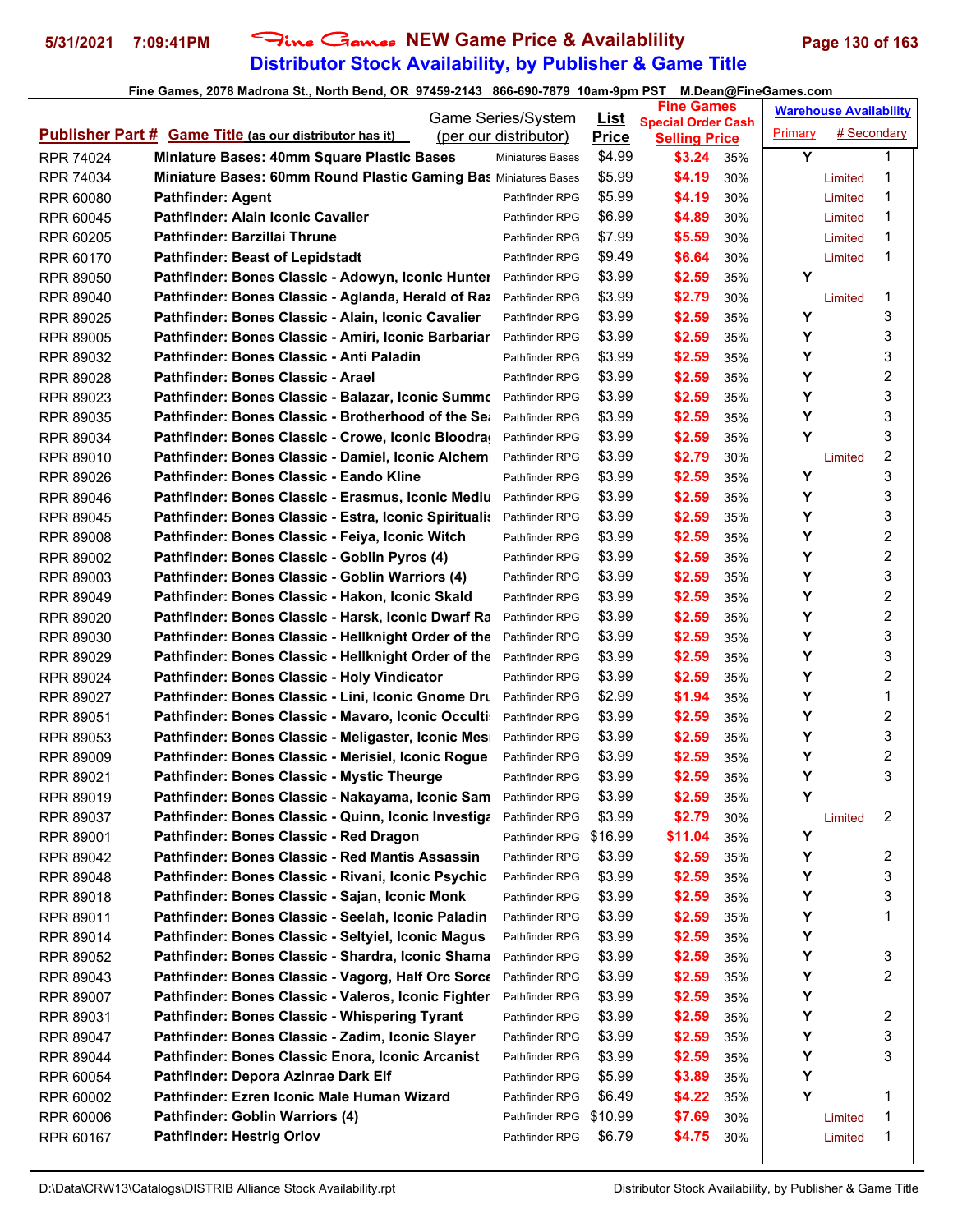# Fine Games NEW Game Price & Availablility

## Distributor Stock Availability, by Publisher & Game Title

Fine Games, 2078 Madrona St., North Bend, OR 97459-2143 866-690-7879 10am-9pm PST M.Dean@FineGames.com

| Publisher Part # | Game Title (as our distributor has it) | Game Series/System (per our distributor) | List Price | Fine Games Special Order Cash Selling Price | | Warehouse Availability Primary | # Secondary |
|---|---|---|---|---|---|---|---|
| RPR 74024 | Miniature Bases: 40mm Square Plastic Bases | Miniatures Bases | $4.99 | $3.24 | 35% | Y | 1 |
| RPR 74034 | Miniature Bases: 60mm Round Plastic Gaming Bas | Miniatures Bases | $5.99 | $4.19 | 30% | Limited | 1 |
| RPR 60080 | Pathfinder: Agent | Pathfinder RPG | $5.99 | $4.19 | 30% | Limited | 1 |
| RPR 60045 | Pathfinder: Alain Iconic Cavalier | Pathfinder RPG | $6.99 | $4.89 | 30% | Limited | 1 |
| RPR 60205 | Pathfinder: Barzillai Thrune | Pathfinder RPG | $7.99 | $5.59 | 30% | Limited | 1 |
| RPR 60170 | Pathfinder: Beast of Lepidstadt | Pathfinder RPG | $9.49 | $6.64 | 30% | Limited | 1 |
| RPR 89050 | Pathfinder: Bones Classic - Adowyn, Iconic Hunter | Pathfinder RPG | $3.99 | $2.59 | 35% | Y | |
| RPR 89040 | Pathfinder: Bones Classic - Aglanda, Herald of Raz | Pathfinder RPG | $3.99 | $2.79 | 30% | Limited | 1 |
| RPR 89025 | Pathfinder: Bones Classic - Alain, Iconic Cavalier | Pathfinder RPG | $3.99 | $2.59 | 35% | Y | 3 |
| RPR 89005 | Pathfinder: Bones Classic - Amiri, Iconic Barbarian | Pathfinder RPG | $3.99 | $2.59 | 35% | Y | 3 |
| RPR 89032 | Pathfinder: Bones Classic - Anti Paladin | Pathfinder RPG | $3.99 | $2.59 | 35% | Y | 3 |
| RPR 89028 | Pathfinder: Bones Classic - Arael | Pathfinder RPG | $3.99 | $2.59 | 35% | Y | 2 |
| RPR 89023 | Pathfinder: Bones Classic - Balazar, Iconic Summo | Pathfinder RPG | $3.99 | $2.59 | 35% | Y | 3 |
| RPR 89035 | Pathfinder: Bones Classic - Brotherhood of the Sea | Pathfinder RPG | $3.99 | $2.59 | 35% | Y | 3 |
| RPR 89034 | Pathfinder: Bones Classic - Crowe, Iconic Bloodra | Pathfinder RPG | $3.99 | $2.59 | 35% | Y | 3 |
| RPR 89010 | Pathfinder: Bones Classic - Damiel, Iconic Alchemi | Pathfinder RPG | $3.99 | $2.79 | 30% | Limited | 2 |
| RPR 89026 | Pathfinder: Bones Classic - Eando Kline | Pathfinder RPG | $3.99 | $2.59 | 35% | Y | 3 |
| RPR 89046 | Pathfinder: Bones Classic - Erasmus, Iconic Mediu | Pathfinder RPG | $3.99 | $2.59 | 35% | Y | 3 |
| RPR 89045 | Pathfinder: Bones Classic - Estra, Iconic Spiritualis | Pathfinder RPG | $3.99 | $2.59 | 35% | Y | 3 |
| RPR 89008 | Pathfinder: Bones Classic - Feiya, Iconic Witch | Pathfinder RPG | $3.99 | $2.59 | 35% | Y | 2 |
| RPR 89002 | Pathfinder: Bones Classic - Goblin Pyros (4) | Pathfinder RPG | $3.99 | $2.59 | 35% | Y | 2 |
| RPR 89003 | Pathfinder: Bones Classic - Goblin Warriors (4) | Pathfinder RPG | $3.99 | $2.59 | 35% | Y | 3 |
| RPR 89049 | Pathfinder: Bones Classic - Hakon, Iconic Skald | Pathfinder RPG | $3.99 | $2.59 | 35% | Y | 2 |
| RPR 89020 | Pathfinder: Bones Classic - Harsk, Iconic Dwarf Ra | Pathfinder RPG | $3.99 | $2.59 | 35% | Y | 2 |
| RPR 89030 | Pathfinder: Bones Classic - Hellknight Order of the | Pathfinder RPG | $3.99 | $2.59 | 35% | Y | 3 |
| RPR 89029 | Pathfinder: Bones Classic - Hellknight Order of the | Pathfinder RPG | $3.99 | $2.59 | 35% | Y | 3 |
| RPR 89024 | Pathfinder: Bones Classic - Holy Vindicator | Pathfinder RPG | $3.99 | $2.59 | 35% | Y | 2 |
| RPR 89027 | Pathfinder: Bones Classic - Lini, Iconic Gnome Dru | Pathfinder RPG | $2.99 | $1.94 | 35% | Y | 1 |
| RPR 89051 | Pathfinder: Bones Classic - Mavaro, Iconic Occulti | Pathfinder RPG | $3.99 | $2.59 | 35% | Y | 2 |
| RPR 89053 | Pathfinder: Bones Classic - Meligaster, Iconic Mes | Pathfinder RPG | $3.99 | $2.59 | 35% | Y | 3 |
| RPR 89009 | Pathfinder: Bones Classic - Merisiel, Iconic Rogue | Pathfinder RPG | $3.99 | $2.59 | 35% | Y | 2 |
| RPR 89021 | Pathfinder: Bones Classic - Mystic Theurge | Pathfinder RPG | $3.99 | $2.59 | 35% | Y | 3 |
| RPR 89019 | Pathfinder: Bones Classic - Nakayama, Iconic Sam | Pathfinder RPG | $3.99 | $2.59 | 35% | Y | |
| RPR 89037 | Pathfinder: Bones Classic - Quinn, Iconic Investiga | Pathfinder RPG | $3.99 | $2.79 | 30% | Limited | 2 |
| RPR 89001 | Pathfinder: Bones Classic - Red Dragon | Pathfinder RPG | $16.99 | $11.04 | 35% | Y | |
| RPR 89042 | Pathfinder: Bones Classic - Red Mantis Assassin | Pathfinder RPG | $3.99 | $2.59 | 35% | Y | 2 |
| RPR 89048 | Pathfinder: Bones Classic - Rivani, Iconic Psychic | Pathfinder RPG | $3.99 | $2.59 | 35% | Y | 3 |
| RPR 89018 | Pathfinder: Bones Classic - Sajan, Iconic Monk | Pathfinder RPG | $3.99 | $2.59 | 35% | Y | 3 |
| RPR 89011 | Pathfinder: Bones Classic - Seelah, Iconic Paladin | Pathfinder RPG | $3.99 | $2.59 | 35% | Y | 1 |
| RPR 89014 | Pathfinder: Bones Classic - Seltyiel, Iconic Magus | Pathfinder RPG | $3.99 | $2.59 | 35% | Y | |
| RPR 89052 | Pathfinder: Bones Classic - Shardra, Iconic Shama | Pathfinder RPG | $3.99 | $2.59 | 35% | Y | 3 |
| RPR 89043 | Pathfinder: Bones Classic - Vagorg, Half Orc Sorce | Pathfinder RPG | $3.99 | $2.59 | 35% | Y | 2 |
| RPR 89007 | Pathfinder: Bones Classic - Valeros, Iconic Fighter | Pathfinder RPG | $3.99 | $2.59 | 35% | Y | |
| RPR 89031 | Pathfinder: Bones Classic - Whispering Tyrant | Pathfinder RPG | $3.99 | $2.59 | 35% | Y | 2 |
| RPR 89047 | Pathfinder: Bones Classic - Zadim, Iconic Slayer | Pathfinder RPG | $3.99 | $2.59 | 35% | Y | 3 |
| RPR 89044 | Pathfinder: Bones Classic Enora, Iconic Arcanist | Pathfinder RPG | $3.99 | $2.59 | 35% | Y | 3 |
| RPR 60054 | Pathfinder: Depora Azinrae Dark Elf | Pathfinder RPG | $5.99 | $3.89 | 35% | Y | |
| RPR 60002 | Pathfinder: Ezren Iconic Male Human Wizard | Pathfinder RPG | $6.49 | $4.22 | 35% | Y | 1 |
| RPR 60006 | Pathfinder: Goblin Warriors (4) | Pathfinder RPG | $10.99 | $7.69 | 30% | Limited | 1 |
| RPR 60167 | Pathfinder: Hestrig Orlov | Pathfinder RPG | $6.79 | $4.75 | 30% | Limited | 1 |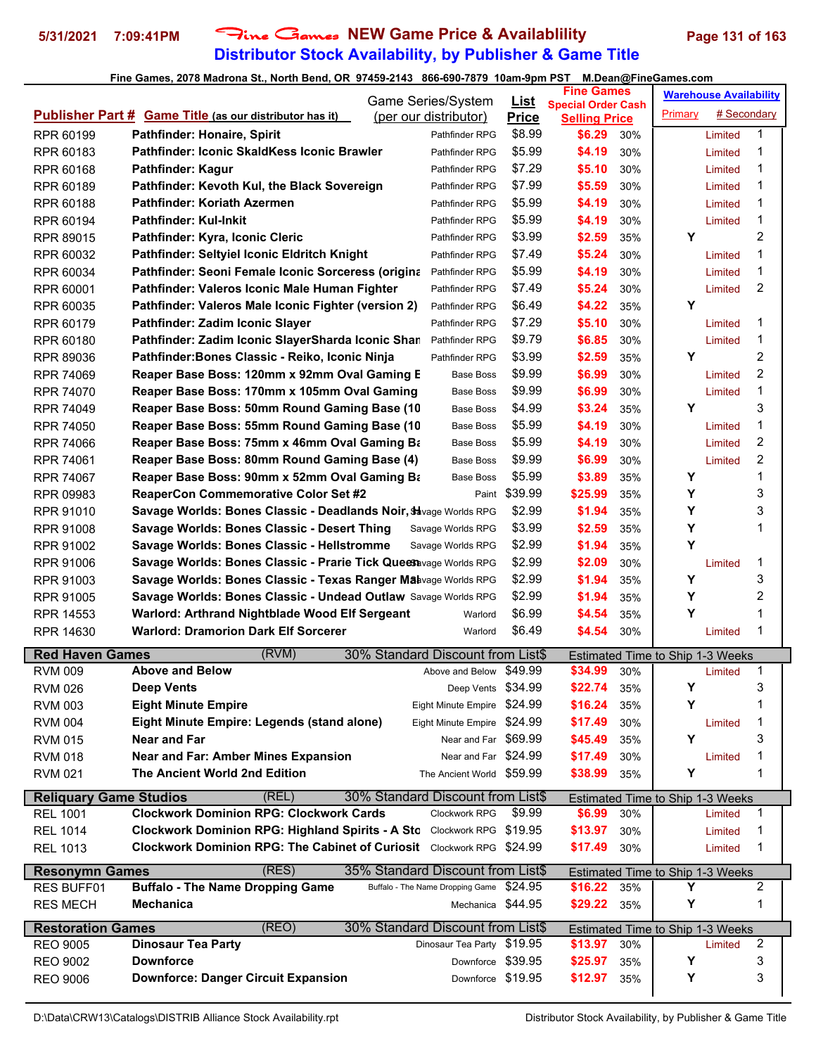# Fine Games NEW Game Price & Availablility

## Distributor Stock Availability, by Publisher & Game Title

5/31/2021 7:09:41PM

Fine Games, 2078 Madrona St., North Bend, OR 97459-2143 866-690-7879 10am-9pm PST M.Dean@FineGames.com

| Publisher Part # | Game Title (as our distributor has it) | Game Series/System (per our distributor) | List Price | Fine Games Special Order Cash Selling Price | | Warehouse Availability Primary | # Secondary | |
|---|---|---|---|---|---|---|---|---|
| RPR 60199 | Pathfinder: Honaire, Spirit | Pathfinder RPG | $8.99 | $6.29 | 30% | | Limited | 1 |
| RPR 60183 | Pathfinder: Iconic SkaldKess Iconic Brawler | Pathfinder RPG | $5.99 | $4.19 | 30% | | Limited | 1 |
| RPR 60168 | Pathfinder: Kagur | Pathfinder RPG | $7.29 | $5.10 | 30% | | Limited | 1 |
| RPR 60189 | Pathfinder: Kevoth Kul, the Black Sovereign | Pathfinder RPG | $7.99 | $5.59 | 30% | | Limited | 1 |
| RPR 60188 | Pathfinder: Koriath Azermen | Pathfinder RPG | $5.99 | $4.19 | 30% | | Limited | 1 |
| RPR 60194 | Pathfinder: Kul-Inkit | Pathfinder RPG | $5.99 | $4.19 | 30% | | Limited | 1 |
| RPR 89015 | Pathfinder: Kyra, Iconic Cleric | Pathfinder RPG | $3.99 | $2.59 | 35% | Y | | 2 |
| RPR 60032 | Pathfinder: Seltyiel Iconic Eldritch Knight | Pathfinder RPG | $7.49 | $5.24 | 30% | | Limited | 1 |
| RPR 60034 | Pathfinder: Seoni Female Iconic Sorceress (origina | Pathfinder RPG | $5.99 | $4.19 | 30% | | Limited | 1 |
| RPR 60001 | Pathfinder: Valeros Iconic Male Human Fighter | Pathfinder RPG | $7.49 | $5.24 | 30% | | Limited | 2 |
| RPR 60035 | Pathfinder: Valeros Male Iconic Fighter (version 2) | Pathfinder RPG | $6.49 | $4.22 | 35% | Y | | |
| RPR 60179 | Pathfinder: Zadim Iconic Slayer | Pathfinder RPG | $7.29 | $5.10 | 30% | | Limited | 1 |
| RPR 60180 | Pathfinder: Zadim Iconic SlayerSharda Iconic Shar | Pathfinder RPG | $9.79 | $6.85 | 30% | | Limited | 1 |
| RPR 89036 | Pathfinder:Bones Classic - Reiko, Iconic Ninja | Pathfinder RPG | $3.99 | $2.59 | 35% | Y | | 2 |
| RPR 74069 | Reaper Base Boss: 120mm x 92mm Oval Gaming E | Base Boss | $9.99 | $6.99 | 30% | | Limited | 2 |
| RPR 74070 | Reaper Base Boss: 170mm x 105mm Oval Gaming | Base Boss | $9.99 | $6.99 | 30% | | Limited | 1 |
| RPR 74049 | Reaper Base Boss: 50mm Round Gaming Base (10 | Base Boss | $4.99 | $3.24 | 35% | Y | | 3 |
| RPR 74050 | Reaper Base Boss: 55mm Round Gaming Base (10 | Base Boss | $5.99 | $4.19 | 30% | | Limited | 1 |
| RPR 74066 | Reaper Base Boss: 75mm x 46mm Oval Gaming Ba | Base Boss | $5.99 | $4.19 | 30% | | Limited | 2 |
| RPR 74061 | Reaper Base Boss: 80mm Round Gaming Base (4) | Base Boss | $9.99 | $6.99 | 30% | | Limited | 2 |
| RPR 74067 | Reaper Base Boss: 90mm x 52mm Oval Gaming Ba | Base Boss | $5.99 | $3.89 | 35% | Y | | 1 |
| RPR 09983 | ReaperCon Commemorative Color Set #2 | Paint | $39.99 | $25.99 | 35% | Y | | 3 |
| RPR 91010 | Savage Worlds: Bones Classic - Deadlands Noir, H | Savage Worlds RPG | $2.99 | $1.94 | 35% | Y | | 3 |
| RPR 91008 | Savage Worlds: Bones Classic - Desert Thing | Savage Worlds RPG | $3.99 | $2.59 | 35% | Y | | 1 |
| RPR 91002 | Savage Worlds: Bones Classic - Hellstromme | Savage Worlds RPG | $2.99 | $1.94 | 35% | Y | | |
| RPR 91006 | Savage Worlds: Bones Classic - Prarie Tick Queen | Savage Worlds RPG | $2.99 | $2.09 | 30% | | Limited | 1 |
| RPR 91003 | Savage Worlds: Bones Classic - Texas Ranger Ma | Savage Worlds RPG | $2.99 | $1.94 | 35% | Y | | 3 |
| RPR 91005 | Savage Worlds: Bones Classic - Undead Outlaw | Savage Worlds RPG | $2.99 | $1.94 | 35% | Y | | 2 |
| RPR 14553 | Warlord: Arthrand Nightblade Wood Elf Sergeant | Warlord | $6.99 | $4.54 | 35% | Y | | 1 |
| RPR 14630 | Warlord: Dramorion Dark Elf Sorcerer | Warlord | $6.49 | $4.54 | 30% | | Limited | 1 |
| **Red Haven Games** | (RVM) | 30% Standard Discount from List$ | | Estimated Time to Ship 1-3 Weeks | | | | |
| RVM 009 | Above and Below | Above and Below | $49.99 | $34.99 | 30% | | Limited | 1 |
| RVM 026 | Deep Vents | Deep Vents | $34.99 | $22.74 | 35% | Y | | 3 |
| RVM 003 | Eight Minute Empire | Eight Minute Empire | $24.99 | $16.24 | 35% | Y | | 1 |
| RVM 004 | Eight Minute Empire: Legends (stand alone) | Eight Minute Empire | $24.99 | $17.49 | 30% | | Limited | 1 |
| RVM 015 | Near and Far | Near and Far | $69.99 | $45.49 | 35% | Y | | 3 |
| RVM 018 | Near and Far: Amber Mines Expansion | Near and Far | $24.99 | $17.49 | 30% | | Limited | 1 |
| RVM 021 | The Ancient World 2nd Edition | The Ancient World | $59.99 | $38.99 | 35% | Y | | 1 |
| **Reliquary Game Studios** | (REL) | 30% Standard Discount from List$ | | Estimated Time to Ship 1-3 Weeks | | | | |
| REL 1001 | Clockwork Dominion RPG: Clockwork Cards | Clockwork RPG | $9.99 | $6.99 | 30% | | Limited | 1 |
| REL 1014 | Clockwork Dominion RPG: Highland Spirits - A Sto | Clockwork RPG | $19.95 | $13.97 | 30% | | Limited | 1 |
| REL 1013 | Clockwork Dominion RPG: The Cabinet of Curiosit | Clockwork RPG | $24.99 | $17.49 | 30% | | Limited | 1 |
| **Resonymn Games** | (RES) | 35% Standard Discount from List$ | | Estimated Time to Ship 1-3 Weeks | | | | |
| RES BUFF01 | Buffalo - The Name Dropping Game | Buffalo - The Name Dropping Game | $24.95 | $16.22 | 35% | Y | | 2 |
| RES MECH | Mechanica | Mechanica | $44.95 | $29.22 | 35% | Y | | 1 |
| **Restoration Games** | (REO) | 30% Standard Discount from List$ | | Estimated Time to Ship 1-3 Weeks | | | | |
| REO 9005 | Dinosaur Tea Party | Dinosaur Tea Party | $19.95 | $13.97 | 30% | | Limited | 2 |
| REO 9002 | Downforce | Downforce | $39.95 | $25.97 | 35% | Y | | 3 |
| REO 9006 | Downforce: Danger Circuit Expansion | Downforce | $19.95 | $12.97 | 35% | Y | | 3 |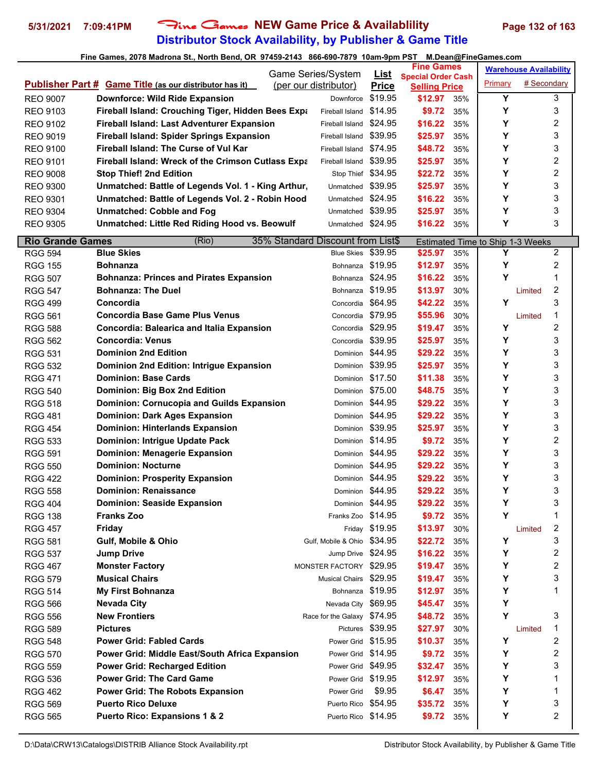# Fine Games NEW Game Price & Availablility

## Distributor Stock Availability, by Publisher & Game Title

Fine Games, 2078 Madrona St., North Bend, OR 97459-2143 866-690-7879 10am-9pm PST M.Dean@FineGames.com

| Publisher Part # | Game Title (as our distributor has it) | Game Series/System (per our distributor) | List Price | Fine Games Special Order Cash Selling Price | | Warehouse Availability Primary | # Secondary |
|---|---|---|---|---|---|---|---|
| REO 9007 | Downforce: Wild Ride Expansion | Downforce | $19.95 | $12.97 | 35% | Y | 3 |
| REO 9103 | Fireball Island: Crouching Tiger, Hidden Bees Expa | Fireball Island | $14.95 | $9.72 | 35% | Y | 3 |
| REO 9102 | Fireball Island: Last Adventurer Expansion | Fireball Island | $24.95 | $16.22 | 35% | Y | 2 |
| REO 9019 | Fireball Island: Spider Springs Expansion | Fireball Island | $39.95 | $25.97 | 35% | Y | 3 |
| REO 9100 | Fireball Island: The Curse of Vul Kar | Fireball Island | $74.95 | $48.72 | 35% | Y | 3 |
| REO 9101 | Fireball Island: Wreck of the Crimson Cutlass Expa | Fireball Island | $39.95 | $25.97 | 35% | Y | 2 |
| REO 9008 | Stop Thief! 2nd Edition | Stop Thief | $34.95 | $22.72 | 35% | Y | 2 |
| REO 9300 | Unmatched: Battle of Legends Vol. 1 - King Arthur, | Unmatched | $39.95 | $25.97 | 35% | Y | 3 |
| REO 9301 | Unmatched: Battle of Legends Vol. 2 - Robin Hood | Unmatched | $24.95 | $16.22 | 35% | Y | 3 |
| REO 9304 | Unmatched: Cobble and Fog | Unmatched | $39.95 | $25.97 | 35% | Y | 3 |
| REO 9305 | Unmatched: Little Red Riding Hood vs. Beowulf | Unmatched | $24.95 | $16.22 | 35% | Y | 3 |
| **Rio Grande Games** | (Rio) | 35% Standard Discount from List$ | | Estimated Time to Ship 1-3 Weeks | | | |
| RGG 594 | Blue Skies | Blue Skies | $39.95 | $25.97 | 35% | Y | 2 |
| RGG 155 | Bohnanza | Bohnanza | $19.95 | $12.97 | 35% | Y | 2 |
| RGG 507 | Bohnanza: Princes and Pirates Expansion | Bohnanza | $24.95 | $16.22 | 35% | Y | 1 |
| RGG 547 | Bohnanza: The Duel | Bohnanza | $19.95 | $13.97 | 30% | Limited | 2 |
| RGG 499 | Concordia | Concordia | $64.95 | $42.22 | 35% | Y | 3 |
| RGG 561 | Concordia Base Game Plus Venus | Concordia | $79.95 | $55.96 | 30% | Limited | 1 |
| RGG 588 | Concordia: Balearica and Italia Expansion | Concordia | $29.95 | $19.47 | 35% | Y | 2 |
| RGG 562 | Concordia: Venus | Concordia | $39.95 | $25.97 | 35% | Y | 3 |
| RGG 531 | Dominion 2nd Edition | Dominion | $44.95 | $29.22 | 35% | Y | 3 |
| RGG 532 | Dominion 2nd Edition: Intrigue Expansion | Dominion | $39.95 | $25.97 | 35% | Y | 3 |
| RGG 471 | Dominion: Base Cards | Dominion | $17.50 | $11.38 | 35% | Y | 3 |
| RGG 540 | Dominion: Big Box 2nd Edition | Dominion | $75.00 | $48.75 | 35% | Y | 3 |
| RGG 518 | Dominion: Cornucopia and Guilds Expansion | Dominion | $44.95 | $29.22 | 35% | Y | 3 |
| RGG 481 | Dominion: Dark Ages Expansion | Dominion | $44.95 | $29.22 | 35% | Y | 3 |
| RGG 454 | Dominion: Hinterlands Expansion | Dominion | $39.95 | $25.97 | 35% | Y | 3 |
| RGG 533 | Dominion: Intrigue Update Pack | Dominion | $14.95 | $9.72 | 35% | Y | 2 |
| RGG 591 | Dominion: Menagerie Expansion | Dominion | $44.95 | $29.22 | 35% | Y | 3 |
| RGG 550 | Dominion: Nocturne | Dominion | $44.95 | $29.22 | 35% | Y | 3 |
| RGG 422 | Dominion: Prosperity Expansion | Dominion | $44.95 | $29.22 | 35% | Y | 3 |
| RGG 558 | Dominion: Renaissance | Dominion | $44.95 | $29.22 | 35% | Y | 3 |
| RGG 404 | Dominion: Seaside Expansion | Dominion | $44.95 | $29.22 | 35% | Y | 3 |
| RGG 138 | Franks Zoo | Franks Zoo | $14.95 | $9.72 | 35% | Y | 1 |
| RGG 457 | Friday | Friday | $19.95 | $13.97 | 30% | Limited | 2 |
| RGG 581 | Gulf, Mobile & Ohio | Gulf, Mobile & Ohio | $34.95 | $22.72 | 35% | Y | 3 |
| RGG 537 | Jump Drive | Jump Drive | $24.95 | $16.22 | 35% | Y | 2 |
| RGG 467 | Monster Factory | MONSTER FACTORY | $29.95 | $19.47 | 35% | Y | 2 |
| RGG 579 | Musical Chairs | Musical Chairs | $29.95 | $19.47 | 35% | Y | 3 |
| RGG 514 | My First Bohnanza | Bohnanza | $19.95 | $12.97 | 35% | Y | 1 |
| RGG 566 | Nevada City | Nevada City | $69.95 | $45.47 | 35% | Y | |
| RGG 556 | New Frontiers | Race for the Galaxy | $74.95 | $48.72 | 35% | Y | 3 |
| RGG 589 | Pictures | Pictures | $39.95 | $27.97 | 30% | Limited | 1 |
| RGG 548 | Power Grid: Fabled Cards | Power Grid | $15.95 | $10.37 | 35% | Y | 2 |
| RGG 570 | Power Grid: Middle East/South Africa Expansion | Power Grid | $14.95 | $9.72 | 35% | Y | 2 |
| RGG 559 | Power Grid: Recharged Edition | Power Grid | $49.95 | $32.47 | 35% | Y | 3 |
| RGG 536 | Power Grid: The Card Game | Power Grid | $19.95 | $12.97 | 35% | Y | 1 |
| RGG 462 | Power Grid: The Robots Expansion | Power Grid | $9.95 | $6.47 | 35% | Y | 1 |
| RGG 569 | Puerto Rico Deluxe | Puerto Rico | $54.95 | $35.72 | 35% | Y | 3 |
| RGG 565 | Puerto Rico: Expansions 1 & 2 | Puerto Rico | $14.95 | $9.72 | 35% | Y | 2 |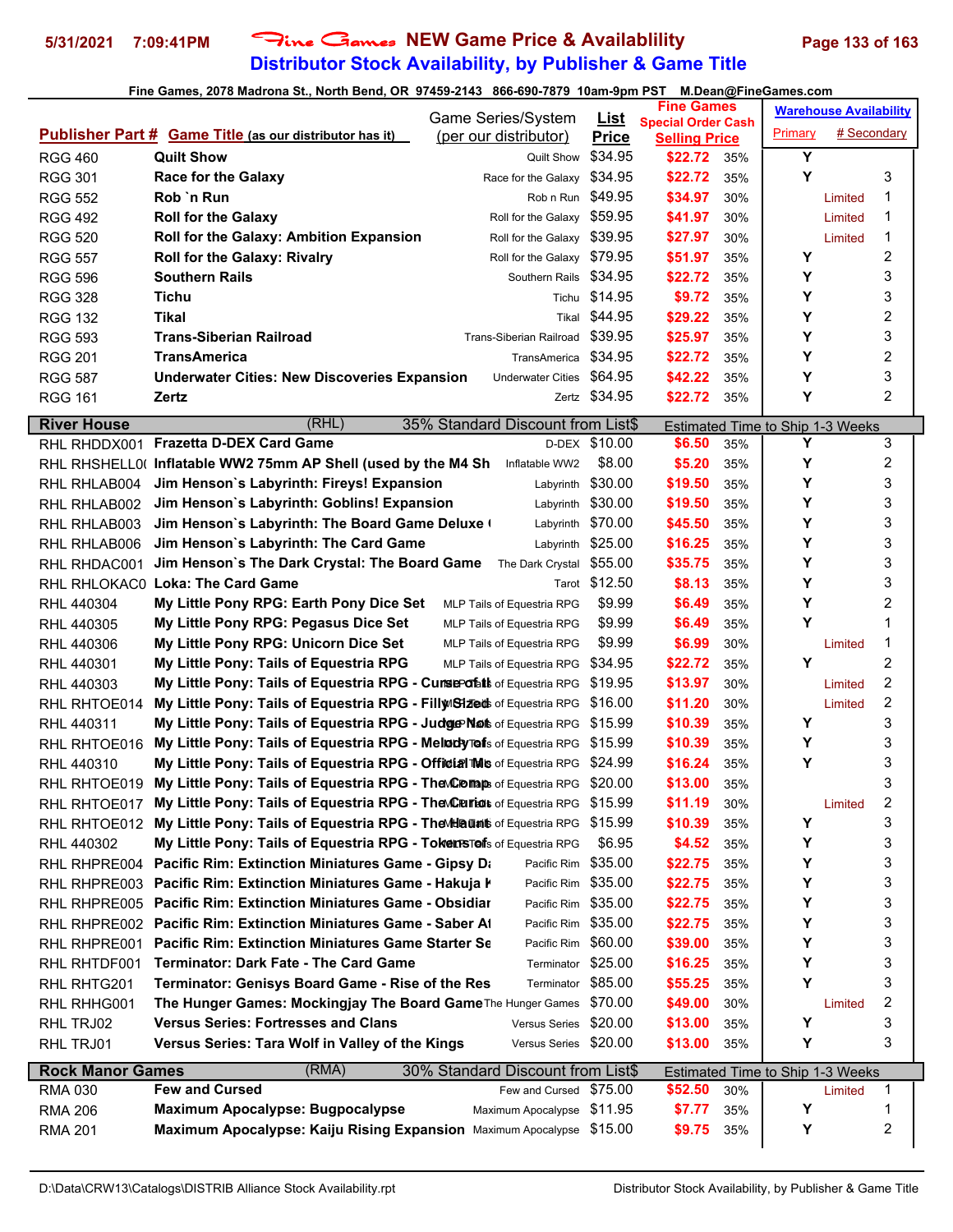# Fine Games NEW Game Price & Availablility

## Distributor Stock Availability, by Publisher & Game Title

5/31/2021 7:09:41PM

Fine Games, 2078 Madrona St., North Bend, OR 97459-2143 866-690-7879 10am-9pm PST M.Dean@FineGames.com

| Publisher Part # | Game Title (as our distributor has it) | Game Series/System (per our distributor) | List Price | Fine Games Special Order Cash Selling Price | | Warehouse Availability Primary | # Secondary |
|---|---|---|---|---|---|---|---|
| RGG 460 | Quilt Show | Quilt Show | $34.95 | $22.72 | 35% | Y | |
| RGG 301 | Race for the Galaxy | Race for the Galaxy | $34.95 | $22.72 | 35% | Y | 3 |
| RGG 552 | Rob `n Run | Rob n Run | $49.95 | $34.97 | 30% | Limited | 1 |
| RGG 492 | Roll for the Galaxy | Roll for the Galaxy | $59.95 | $41.97 | 30% | Limited | 1 |
| RGG 520 | Roll for the Galaxy: Ambition Expansion | Roll for the Galaxy | $39.95 | $27.97 | 30% | Limited | 1 |
| RGG 557 | Roll for the Galaxy: Rivalry | Roll for the Galaxy | $79.95 | $51.97 | 35% | Y | 2 |
| RGG 596 | Southern Rails | Southern Rails | $34.95 | $22.72 | 35% | Y | 3 |
| RGG 328 | Tichu | Tichu | $14.95 | $9.72 | 35% | Y | 3 |
| RGG 132 | Tikal | Tikal | $44.95 | $29.22 | 35% | Y | 2 |
| RGG 593 | Trans-Siberian Railroad | Trans-Siberian Railroad | $39.95 | $25.97 | 35% | Y | 3 |
| RGG 201 | TransAmerica | TransAmerica | $34.95 | $22.72 | 35% | Y | 2 |
| RGG 587 | Underwater Cities: New Discoveries Expansion | Underwater Cities | $64.95 | $42.22 | 35% | Y | 3 |
| RGG 161 | Zertz | Zertz | $34.95 | $22.72 | 35% | Y | 2 |
| **River House** | (RHL) | 35% Standard Discount from List$ | | Estimated Time to Ship 1-3 Weeks | | | |
| RHL RHDDX001 | Frazetta D-DEX Card Game | D-DEX | $10.00 | $6.50 | 35% | Y | 3 |
| RHL RHSHELL0( | Inflatable WW2 75mm AP Shell (used by the M4 Sh | Inflatable WW2 | $8.00 | $5.20 | 35% | Y | 2 |
| RHL RHLAB004 | Jim Henson`s Labyrinth: Fireys! Expansion | Labyrinth | $30.00 | $19.50 | 35% | Y | 3 |
| RHL RHLAB002 | Jim Henson`s Labyrinth: Goblins! Expansion | Labyrinth | $30.00 | $19.50 | 35% | Y | 3 |
| RHL RHLAB003 | Jim Henson`s Labyrinth: The Board Game Deluxe ( | Labyrinth | $70.00 | $45.50 | 35% | Y | 3 |
| RHL RHLAB006 | Jim Henson`s Labyrinth: The Card Game | Labyrinth | $25.00 | $16.25 | 35% | Y | 3 |
| RHL RHDAC001 | Jim Henson`s The Dark Crystal: The Board Game | The Dark Crystal | $55.00 | $35.75 | 35% | Y | 3 |
| RHL RHLOKAC0 | Loka: The Card Game | Tarot | $12.50 | $8.13 | 35% | Y | 3 |
| RHL 440304 | My Little Pony RPG: Earth Pony Dice Set | MLP Tails of Equestria RPG | $9.99 | $6.49 | 35% | Y | 2 |
| RHL 440305 | My Little Pony RPG: Pegasus Dice Set | MLP Tails of Equestria RPG | $9.99 | $6.49 | 35% | Y | 1 |
| RHL 440306 | My Little Pony RPG: Unicorn Dice Set | MLP Tails of Equestria RPG | $9.99 | $6.99 | 30% | Limited | 1 |
| RHL 440301 | My Little Pony: Tails of Equestria RPG | MLP Tails of Equestria RPG | $34.95 | $22.72 | 35% | Y | 2 |
| RHL 440303 | My Little Pony: Tails of Equestria RPG - Curse of t | MLP Tails of Equestria RPG | $19.95 | $13.97 | 30% | Limited | 2 |
| RHL RHTOE014 | My Little Pony: Tails of Equestria RPG - Filly Sized | MLP Tails of Equestria RPG | $16.00 | $11.20 | 30% | Limited | 2 |
| RHL 440311 | My Little Pony: Tails of Equestria RPG - Judge Not | MLP Tails of Equestria RPG | $15.99 | $10.39 | 35% | Y | 3 |
| RHL RHTOE016 | My Little Pony: Tails of Equestria RPG - Melody of | MLP Tails of Equestria RPG | $15.99 | $10.39 | 35% | Y | 3 |
| RHL 440310 | My Little Pony: Tails of Equestria RPG - Official Mo | MLP Tails of Equestria RPG | $24.99 | $16.24 | 35% | Y | 3 |
| RHL RHTOE019 | My Little Pony: Tails of Equestria RPG - The Comp | MLP Tails of Equestria RPG | $20.00 | $13.00 | 35% | | 3 |
| RHL RHTOE017 | My Little Pony: Tails of Equestria RPG - The Curiou | MLP Tails of Equestria RPG | $15.99 | $11.19 | 30% | Limited | 2 |
| RHL RHTOE012 | My Little Pony: Tails of Equestria RPG - The Haunt | MLP Tails of Equestria RPG | $15.99 | $10.39 | 35% | Y | 3 |
| RHL 440302 | My Little Pony: Tails of Equestria RPG - Tokens of | MLP Tails of Equestria RPG | $6.95 | $4.52 | 35% | Y | 3 |
| RHL RHPRE004 | Pacific Rim: Extinction Miniatures Game - Gipsy D | Pacific Rim | $35.00 | $22.75 | 35% | Y | 3 |
| RHL RHPRE003 | Pacific Rim: Extinction Miniatures Game - Hakuja K | Pacific Rim | $35.00 | $22.75 | 35% | Y | 3 |
| RHL RHPRE005 | Pacific Rim: Extinction Miniatures Game - Obsidiar | Pacific Rim | $35.00 | $22.75 | 35% | Y | 3 |
| RHL RHPRE002 | Pacific Rim: Extinction Miniatures Game - Saber At | Pacific Rim | $35.00 | $22.75 | 35% | Y | 3 |
| RHL RHPRE001 | Pacific Rim: Extinction Miniatures Game Starter Se | Pacific Rim | $60.00 | $39.00 | 35% | Y | 3 |
| RHL RHTDF001 | Terminator: Dark Fate - The Card Game | Terminator | $25.00 | $16.25 | 35% | Y | 3 |
| RHL RHTG201 | Terminator: Genisys Board Game - Rise of the Res | Terminator | $85.00 | $55.25 | 35% | Y | 3 |
| RHL RHHG001 | The Hunger Games: Mockingjay The Board Game | The Hunger Games | $70.00 | $49.00 | 30% | Limited | 2 |
| RHL TRJ02 | Versus Series: Fortresses and Clans | Versus Series | $20.00 | $13.00 | 35% | Y | 3 |
| RHL TRJ01 | Versus Series: Tara Wolf in Valley of the Kings | Versus Series | $20.00 | $13.00 | 35% | Y | 3 |
| **Rock Manor Games** | (RMA) | 30% Standard Discount from List$ | | Estimated Time to Ship 1-3 Weeks | | | |
| RMA 030 | Few and Cursed | Few and Cursed | $75.00 | $52.50 | 30% | Limited | 1 |
| RMA 206 | Maximum Apocalypse: Bugpocalypse | Maximum Apocalypse | $11.95 | $7.77 | 35% | Y | 1 |
| RMA 201 | Maximum Apocalypse: Kaiju Rising Expansion | Maximum Apocalypse | $15.00 | $9.75 | 35% | Y | 2 |

D:\Data\CRW13\Catalogs\DISTRIB Alliance Stock Availability.rpt — Distributor Stock Availability, by Publisher & Game Title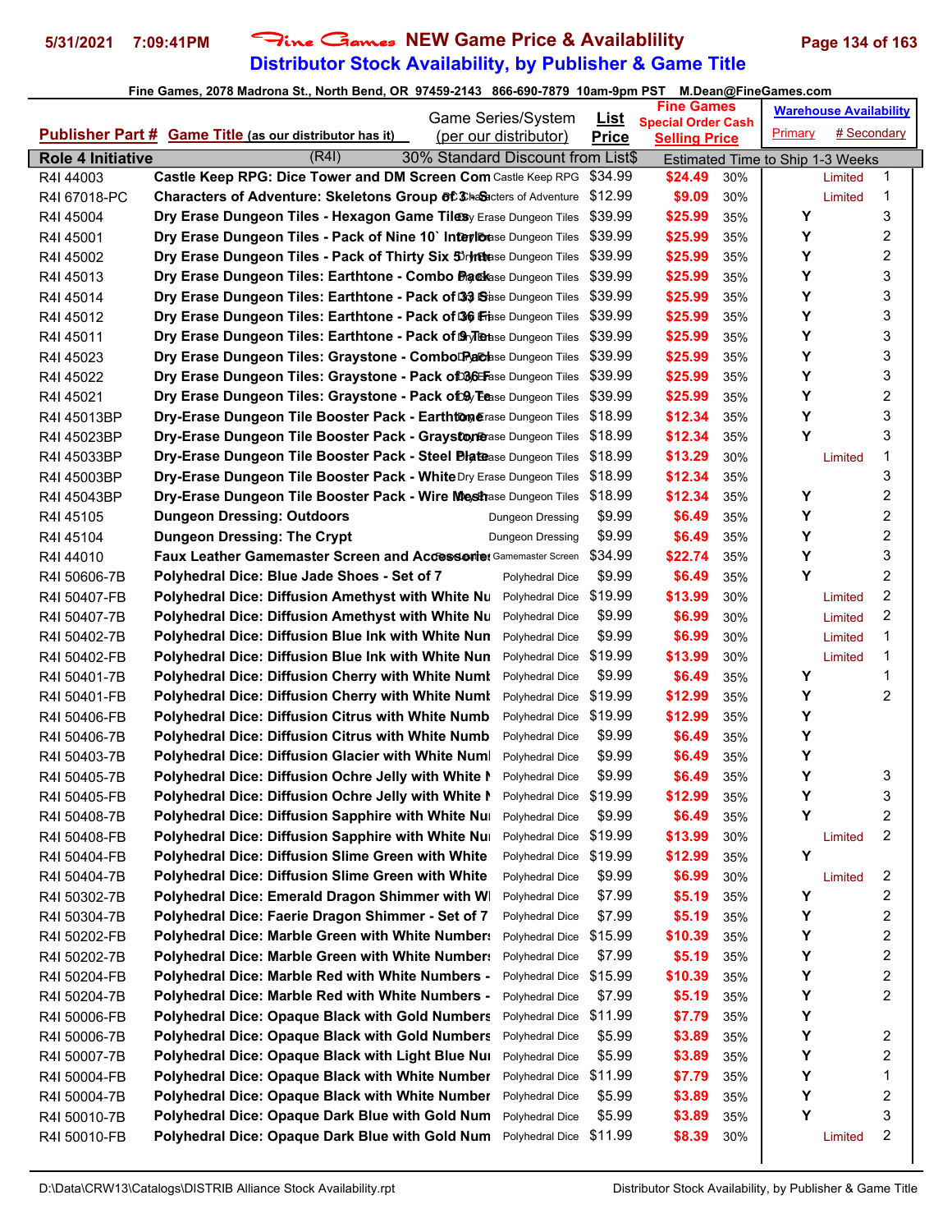# Distributor Stock Availability, by Publisher & Game Title

**5/31/2021 7:09:41PM** Fine Games **NEW Game Price & Availablility**

Fine Games, 2078 Madrona St., North Bend, OR 97459-2143 866-690-7879 10am-9pm PST M.Dean@FineGames.com

| Publisher Part # | Game Title (as our distributor has it) | Game Series/System (per our distributor) | List Price | Fine Games Special Order Cash Selling Price | | Warehouse Availability Primary | # Secondary |
|---|---|---|---|---|---|---|---|
| **Role 4 Initiative** | (R4I) | 30% Standard Discount from List$ | | Estimated Time to Ship 1-3 Weeks | | | |
| R4I 44003 | Castle Keep RPG: Dice Tower and DM Screen Com | Castle Keep RPG | $34.99 | $24.49 | 30% | Limited | 1 |
| R4I 67018-PC | Characters of Adventure: Skeletons Group of 3 - S | Characters of Adventure | $12.99 | $9.09 | 30% | Limited | 1 |
| R4I 45004 | Dry Erase Dungeon Tiles - Hexagon Game Tiles | Dry Erase Dungeon Tiles | $39.99 | $25.99 | 35% | Y | 3 |
| R4I 45001 | Dry Erase Dungeon Tiles - Pack of Nine 10` Interlo | Dry Erase Dungeon Tiles | $39.99 | $25.99 | 35% | Y | 2 |
| R4I 45002 | Dry Erase Dungeon Tiles - Pack of Thirty Six 5` Inte | Dry Erase Dungeon Tiles | $39.99 | $25.99 | 35% | Y | 2 |
| R4I 45013 | Dry Erase Dungeon Tiles: Earthtone - Combo Pack | Dry Erase Dungeon Tiles | $39.99 | $25.99 | 35% | Y | 3 |
| R4I 45014 | Dry Erase Dungeon Tiles: Earthtone - Pack of 33 S | Dry Erase Dungeon Tiles | $39.99 | $25.99 | 35% | Y | 3 |
| R4I 45012 | Dry Erase Dungeon Tiles: Earthtone - Pack of 36 Fi | Dry Erase Dungeon Tiles | $39.99 | $25.99 | 35% | Y | 3 |
| R4I 45011 | Dry Erase Dungeon Tiles: Earthtone - Pack of 9 Te | Dry Erase Dungeon Tiles | $39.99 | $25.99 | 35% | Y | 3 |
| R4I 45023 | Dry Erase Dungeon Tiles: Graystone - Combo Pack | Dry Erase Dungeon Tiles | $39.99 | $25.99 | 35% | Y | 3 |
| R4I 45022 | Dry Erase Dungeon Tiles: Graystone - Pack of 36 Fi | Dry Erase Dungeon Tiles | $39.99 | $25.99 | 35% | Y | 3 |
| R4I 45021 | Dry Erase Dungeon Tiles: Graystone - Pack of 9 Te | Dry Erase Dungeon Tiles | $39.99 | $25.99 | 35% | Y | 2 |
| R4I 45013BP | Dry-Erase Dungeon Tile Booster Pack - Earthtone | Dry Erase Dungeon Tiles | $18.99 | $12.34 | 35% | Y | 3 |
| R4I 45023BP | Dry-Erase Dungeon Tile Booster Pack - Graystone | Dry Erase Dungeon Tiles | $18.99 | $12.34 | 35% | Y | 3 |
| R4I 45033BP | Dry-Erase Dungeon Tile Booster Pack - Steel Plate | Dry Erase Dungeon Tiles | $18.99 | $13.29 | 30% | Limited | 1 |
| R4I 45003BP | Dry-Erase Dungeon Tile Booster Pack - White | Dry Erase Dungeon Tiles | $18.99 | $12.34 | 35% | | 3 |
| R4I 45043BP | Dry-Erase Dungeon Tile Booster Pack - Wire Mesh | Dry Erase Dungeon Tiles | $18.99 | $12.34 | 35% | Y | 2 |
| R4I 45105 | Dungeon Dressing: Outdoors | Dungeon Dressing | $9.99 | $6.49 | 35% | Y | 2 |
| R4I 45104 | Dungeon Dressing: The Crypt | Dungeon Dressing | $9.99 | $6.49 | 35% | Y | 2 |
| R4I 44010 | Faux Leather Gamemaster Screen and Accessories | Gamemaster Screen | $34.99 | $22.74 | 35% | Y | 3 |
| R4I 50606-7B | Polyhedral Dice: Blue Jade Shoes - Set of 7 | Polyhedral Dice | $9.99 | $6.49 | 35% | Y | 2 |
| R4I 50407-FB | Polyhedral Dice: Diffusion Amethyst with White Nu | Polyhedral Dice | $19.99 | $13.99 | 30% | Limited | 2 |
| R4I 50407-7B | Polyhedral Dice: Diffusion Amethyst with White Nu | Polyhedral Dice | $9.99 | $6.99 | 30% | Limited | 2 |
| R4I 50402-7B | Polyhedral Dice: Diffusion Blue Ink with White Num | Polyhedral Dice | $9.99 | $6.99 | 30% | Limited | 1 |
| R4I 50402-FB | Polyhedral Dice: Diffusion Blue Ink with White Num | Polyhedral Dice | $19.99 | $13.99 | 30% | Limited | 1 |
| R4I 50401-7B | Polyhedral Dice: Diffusion Cherry with White Numb | Polyhedral Dice | $9.99 | $6.49 | 35% | Y | 1 |
| R4I 50401-FB | Polyhedral Dice: Diffusion Cherry with White Numb | Polyhedral Dice | $19.99 | $12.99 | 35% | Y | 2 |
| R4I 50406-FB | Polyhedral Dice: Diffusion Citrus with White Numb | Polyhedral Dice | $19.99 | $12.99 | 35% | Y | |
| R4I 50406-7B | Polyhedral Dice: Diffusion Citrus with White Numb | Polyhedral Dice | $9.99 | $6.49 | 35% | Y | |
| R4I 50403-7B | Polyhedral Dice: Diffusion Glacier with White Num | Polyhedral Dice | $9.99 | $6.49 | 35% | Y | |
| R4I 50405-7B | Polyhedral Dice: Diffusion Ochre Jelly with White N | Polyhedral Dice | $9.99 | $6.49 | 35% | Y | 3 |
| R4I 50405-FB | Polyhedral Dice: Diffusion Ochre Jelly with White N | Polyhedral Dice | $19.99 | $12.99 | 35% | Y | 3 |
| R4I 50408-7B | Polyhedral Dice: Diffusion Sapphire with White Nu | Polyhedral Dice | $9.99 | $6.49 | 35% | Y | 2 |
| R4I 50408-FB | Polyhedral Dice: Diffusion Sapphire with White Nu | Polyhedral Dice | $19.99 | $13.99 | 30% | Limited | 2 |
| R4I 50404-FB | Polyhedral Dice: Diffusion Slime Green with White | Polyhedral Dice | $19.99 | $12.99 | 35% | Y | |
| R4I 50404-7B | Polyhedral Dice: Diffusion Slime Green with White | Polyhedral Dice | $9.99 | $6.99 | 30% | Limited | 2 |
| R4I 50302-7B | Polyhedral Dice: Emerald Dragon Shimmer with Wh | Polyhedral Dice | $7.99 | $5.19 | 35% | Y | 2 |
| R4I 50304-7B | Polyhedral Dice: Faerie Dragon Shimmer - Set of 7 | Polyhedral Dice | $7.99 | $5.19 | 35% | Y | 2 |
| R4I 50202-FB | Polyhedral Dice: Marble Green with White Numbers | Polyhedral Dice | $15.99 | $10.39 | 35% | Y | 2 |
| R4I 50202-7B | Polyhedral Dice: Marble Green with White Numbers | Polyhedral Dice | $7.99 | $5.19 | 35% | Y | 2 |
| R4I 50204-FB | Polyhedral Dice: Marble Red with White Numbers - | Polyhedral Dice | $15.99 | $10.39 | 35% | Y | 2 |
| R4I 50204-7B | Polyhedral Dice: Marble Red with White Numbers - | Polyhedral Dice | $7.99 | $5.19 | 35% | Y | 2 |
| R4I 50006-FB | Polyhedral Dice: Opaque Black with Gold Numbers | Polyhedral Dice | $11.99 | $7.79 | 35% | Y | |
| R4I 50006-7B | Polyhedral Dice: Opaque Black with Gold Numbers | Polyhedral Dice | $5.99 | $3.89 | 35% | Y | 2 |
| R4I 50007-7B | Polyhedral Dice: Opaque Black with Light Blue Nu | Polyhedral Dice | $5.99 | $3.89 | 35% | Y | 2 |
| R4I 50004-FB | Polyhedral Dice: Opaque Black with White Number | Polyhedral Dice | $11.99 | $7.79 | 35% | Y | 1 |
| R4I 50004-7B | Polyhedral Dice: Opaque Black with White Number | Polyhedral Dice | $5.99 | $3.89 | 35% | Y | 2 |
| R4I 50010-7B | Polyhedral Dice: Opaque Dark Blue with Gold Num | Polyhedral Dice | $5.99 | $3.89 | 35% | Y | 3 |
| R4I 50010-FB | Polyhedral Dice: Opaque Dark Blue with Gold Num | Polyhedral Dice | $11.99 | $8.39 | 30% | Limited | 2 |

D:\Data\CRW13\Catalogs\DISTRIB Alliance Stock Availability.rpt — Distributor Stock Availability, by Publisher & Game Title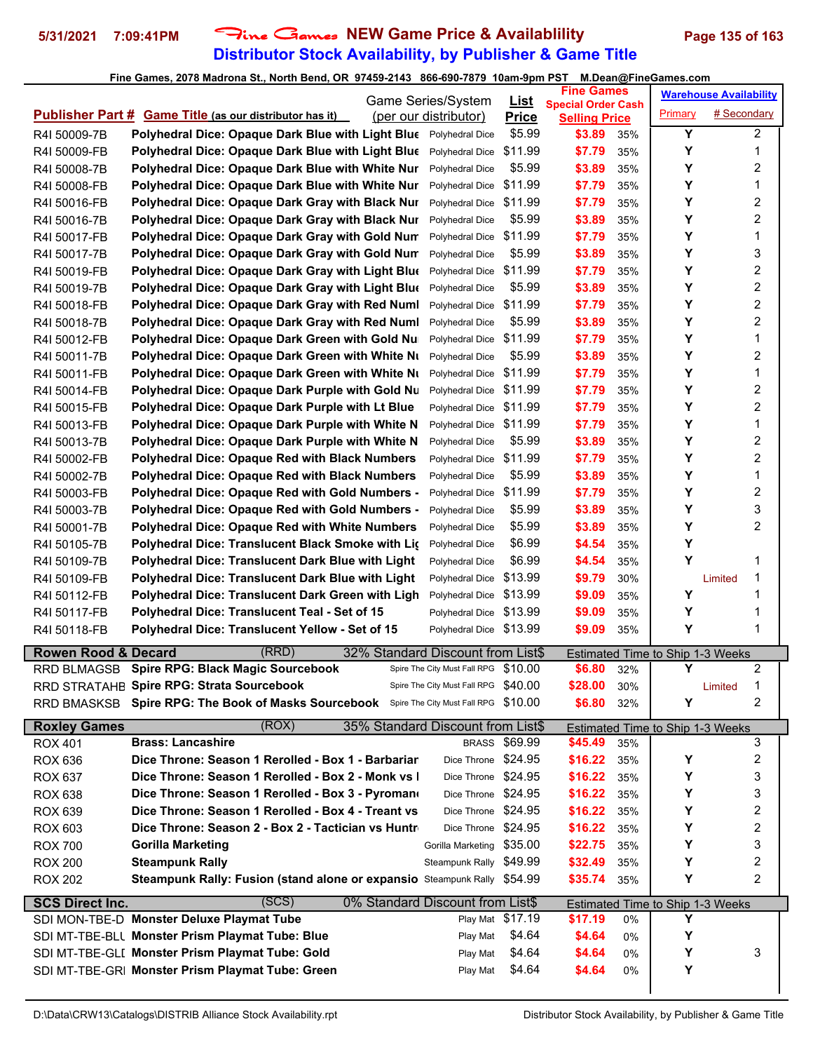# Fine Games NEW Game Price & Availablility
## Distributor Stock Availability, by Publisher & Game Title

Fine Games, 2078 Madrona St., North Bend, OR 97459-2143 866-690-7879 10am-9pm PST M.Dean@FineGames.com

| Publisher Part # | Game Title (as our distributor has it) | Game Series/System (per our distributor) | List Price | Fine Games Special Order Cash Selling Price | | Warehouse Availability Primary | # Secondary |
|---|---|---|---|---|---|---|---|
| R4I 50009-7B | Polyhedral Dice: Opaque Dark Blue with Light Blue | Polyhedral Dice | $5.99 | $3.89 | 35% | Y | 2 |
| R4I 50009-FB | Polyhedral Dice: Opaque Dark Blue with Light Blue | Polyhedral Dice | $11.99 | $7.79 | 35% | Y | 1 |
| R4I 50008-7B | Polyhedral Dice: Opaque Dark Blue with White Nur | Polyhedral Dice | $5.99 | $3.89 | 35% | Y | 2 |
| R4I 50008-FB | Polyhedral Dice: Opaque Dark Blue with White Nur | Polyhedral Dice | $11.99 | $7.79 | 35% | Y | 1 |
| R4I 50016-FB | Polyhedral Dice: Opaque Dark Gray with Black Nur | Polyhedral Dice | $11.99 | $7.79 | 35% | Y | 2 |
| R4I 50016-7B | Polyhedral Dice: Opaque Dark Gray with Black Nur | Polyhedral Dice | $5.99 | $3.89 | 35% | Y | 2 |
| R4I 50017-FB | Polyhedral Dice: Opaque Dark Gray with Gold Num | Polyhedral Dice | $11.99 | $7.79 | 35% | Y | 1 |
| R4I 50017-7B | Polyhedral Dice: Opaque Dark Gray with Gold Num | Polyhedral Dice | $5.99 | $3.89 | 35% | Y | 3 |
| R4I 50019-FB | Polyhedral Dice: Opaque Dark Gray with Light Blue | Polyhedral Dice | $11.99 | $7.79 | 35% | Y | 2 |
| R4I 50019-7B | Polyhedral Dice: Opaque Dark Gray with Light Blue | Polyhedral Dice | $5.99 | $3.89 | 35% | Y | 2 |
| R4I 50018-FB | Polyhedral Dice: Opaque Dark Gray with Red Numl | Polyhedral Dice | $11.99 | $7.79 | 35% | Y | 2 |
| R4I 50018-7B | Polyhedral Dice: Opaque Dark Gray with Red Numl | Polyhedral Dice | $5.99 | $3.89 | 35% | Y | 2 |
| R4I 50012-FB | Polyhedral Dice: Opaque Dark Green with Gold Nu | Polyhedral Dice | $11.99 | $7.79 | 35% | Y | 1 |
| R4I 50011-7B | Polyhedral Dice: Opaque Dark Green with White Nu | Polyhedral Dice | $5.99 | $3.89 | 35% | Y | 2 |
| R4I 50011-FB | Polyhedral Dice: Opaque Dark Green with White Nu | Polyhedral Dice | $11.99 | $7.79 | 35% | Y | 1 |
| R4I 50014-FB | Polyhedral Dice: Opaque Dark Purple with Gold Nu | Polyhedral Dice | $11.99 | $7.79 | 35% | Y | 2 |
| R4I 50015-FB | Polyhedral Dice: Opaque Dark Purple with Lt Blue | Polyhedral Dice | $11.99 | $7.79 | 35% | Y | 2 |
| R4I 50013-FB | Polyhedral Dice: Opaque Dark Purple with White N | Polyhedral Dice | $11.99 | $7.79 | 35% | Y | 1 |
| R4I 50013-7B | Polyhedral Dice: Opaque Dark Purple with White N | Polyhedral Dice | $5.99 | $3.89 | 35% | Y | 2 |
| R4I 50002-FB | Polyhedral Dice: Opaque Red with Black Numbers | Polyhedral Dice | $11.99 | $7.79 | 35% | Y | 2 |
| R4I 50002-7B | Polyhedral Dice: Opaque Red with Black Numbers | Polyhedral Dice | $5.99 | $3.89 | 35% | Y | 1 |
| R4I 50003-FB | Polyhedral Dice: Opaque Red with Gold Numbers - | Polyhedral Dice | $11.99 | $7.79 | 35% | Y | 2 |
| R4I 50003-7B | Polyhedral Dice: Opaque Red with Gold Numbers - | Polyhedral Dice | $5.99 | $3.89 | 35% | Y | 3 |
| R4I 50001-7B | Polyhedral Dice: Opaque Red with White Numbers | Polyhedral Dice | $5.99 | $3.89 | 35% | Y | 2 |
| R4I 50105-7B | Polyhedral Dice: Translucent Black Smoke with Lig | Polyhedral Dice | $6.99 | $4.54 | 35% | Y | |
| R4I 50109-7B | Polyhedral Dice: Translucent Dark Blue with Light | Polyhedral Dice | $6.99 | $4.54 | 35% | Y | 1 |
| R4I 50109-FB | Polyhedral Dice: Translucent Dark Blue with Light | Polyhedral Dice | $13.99 | $9.79 | 30% | Limited | 1 |
| R4I 50112-FB | Polyhedral Dice: Translucent Dark Green with Ligh | Polyhedral Dice | $13.99 | $9.09 | 35% | Y | 1 |
| R4I 50117-FB | Polyhedral Dice: Translucent Teal - Set of 15 | Polyhedral Dice | $13.99 | $9.09 | 35% | Y | 1 |
| R4I 50118-FB | Polyhedral Dice: Translucent Yellow - Set of 15 | Polyhedral Dice | $13.99 | $9.09 | 35% | Y | 1 |
| **Rowen Rood & Decard** | (RRD) | 32% Standard Discount from List$ | | Estimated Time to Ship 1-3 Weeks | | | |
| RRD BLMAGSB | Spire RPG: Black Magic Sourcebook | Spire The City Must Fall RPG | $10.00 | $6.80 | 32% | Y | 2 |
| RRD STRATAHB | Spire RPG: Strata Sourcebook | Spire The City Must Fall RPG | $40.00 | $28.00 | 30% | Limited | 1 |
| RRD BMASKSB | Spire RPG: The Book of Masks Sourcebook | Spire The City Must Fall RPG | $10.00 | $6.80 | 32% | Y | 2 |
| **Roxley Games** | (ROX) | 35% Standard Discount from List$ | | Estimated Time to Ship 1-3 Weeks | | | |
| ROX 401 | Brass: Lancashire | BRASS | $69.99 | $45.49 | 35% | | 3 |
| ROX 636 | Dice Throne: Season 1 Rerolled - Box 1 - Barbariar | Dice Throne | $24.95 | $16.22 | 35% | Y | 2 |
| ROX 637 | Dice Throne: Season 1 Rerolled - Box 2 - Monk vs I | Dice Throne | $24.95 | $16.22 | 35% | Y | 3 |
| ROX 638 | Dice Throne: Season 1 Rerolled - Box 3 - Pyromano | Dice Throne | $24.95 | $16.22 | 35% | Y | 3 |
| ROX 639 | Dice Throne: Season 1 Rerolled - Box 4 - Treant vs | Dice Throne | $24.95 | $16.22 | 35% | Y | 2 |
| ROX 603 | Dice Throne: Season 2 - Box 2 - Tactician vs Huntr | Dice Throne | $24.95 | $16.22 | 35% | Y | 2 |
| ROX 700 | Gorilla Marketing | Gorilla Marketing | $35.00 | $22.75 | 35% | Y | 3 |
| ROX 200 | Steampunk Rally | Steampunk Rally | $49.99 | $32.49 | 35% | Y | 2 |
| ROX 202 | Steampunk Rally: Fusion (stand alone or expansio | Steampunk Rally | $54.99 | $35.74 | 35% | Y | 2 |
| **SCS Direct Inc.** | (SCS) | 0% Standard Discount from List$ | | Estimated Time to Ship 1-3 Weeks | | | |
| SDI MON-TBE-D | Monster Deluxe Playmat Tube | Play Mat | $17.19 | $17.19 | 0% | Y | |
| SDI MT-TBE-BLU | Monster Prism Playmat Tube: Blue | Play Mat | $4.64 | $4.64 | 0% | Y | |
| SDI MT-TBE-GLD | Monster Prism Playmat Tube: Gold | Play Mat | $4.64 | $4.64 | 0% | Y | 3 |
| SDI MT-TBE-GRI | Monster Prism Playmat Tube: Green | Play Mat | $4.64 | $4.64 | 0% | Y | |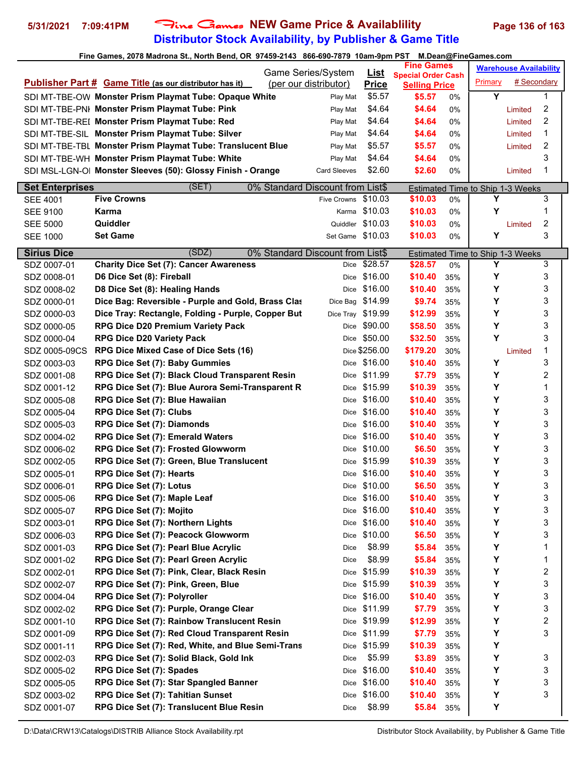# Fine Games NEW Game Price & Availablility

## Distributor Stock Availability, by Publisher & Game Title

Fine Games, 2078 Madrona St., North Bend, OR 97459-2143 866-690-7879 10am-9pm PST M.Dean@FineGames.com

| Publisher Part # | Game Title (as our distributor has it) | Game Series/System (per our distributor) | List Price | Fine Games Special Order Cash Selling Price | | Warehouse Availability Primary | # Secondary |
|---|---|---|---|---|---|---|---|
| SDI MT-TBE-OW | Monster Prism Playmat Tube: Opaque White | Play Mat | $5.57 | $5.57 | 0% | Y | 1 |
| SDI MT-TBE-PNI | Monster Prism Playmat Tube: Pink | Play Mat | $4.64 | $4.64 | 0% | Limited | 2 |
| SDI MT-TBE-REI | Monster Prism Playmat Tube: Red | Play Mat | $4.64 | $4.64 | 0% | Limited | 2 |
| SDI MT-TBE-SIL | Monster Prism Playmat Tube: Silver | Play Mat | $4.64 | $4.64 | 0% | Limited | 1 |
| SDI MT-TBE-TBL | Monster Prism Playmat Tube: Translucent Blue | Play Mat | $5.57 | $5.57 | 0% | Limited | 2 |
| SDI MT-TBE-WH | Monster Prism Playmat Tube: White | Play Mat | $4.64 | $4.64 | 0% | | 3 |
| SDI MSL-LGN-OI | Monster Sleeves (50): Glossy Finish - Orange | Card Sleeves | $2.60 | $2.60 | 0% | Limited | 1 |
| **Set Enterprises** | (SET) | 0% Standard Discount from List$ | | Estimated Time to Ship 1-3 Weeks | | | |
| SEE 4001 | Five Crowns | Five Crowns | $10.03 | $10.03 | 0% | Y | 3 |
| SEE 9100 | Karma | Karma | $10.03 | $10.03 | 0% | Y | 1 |
| SEE 5000 | Quiddler | Quiddler | $10.03 | $10.03 | 0% | Limited | 2 |
| SEE 1000 | Set Game | Set Game | $10.03 | $10.03 | 0% | Y | 3 |
| **Sirius Dice** | (SDZ) | 0% Standard Discount from List$ | | Estimated Time to Ship 1-3 Weeks | | | |
| SDZ 0007-01 | Charity Dice Set (7): Cancer Awareness | Dice | $28.57 | $28.57 | 0% | Y | 3 |
| SDZ 0008-01 | D6 Dice Set (8): Fireball | Dice | $16.00 | $10.40 | 35% | Y | 3 |
| SDZ 0008-02 | D8 Dice Set (8): Healing Hands | Dice | $16.00 | $10.40 | 35% | Y | 3 |
| SDZ 0000-01 | Dice Bag: Reversible - Purple and Gold, Brass Clas | Dice Bag | $14.99 | $9.74 | 35% | Y | 3 |
| SDZ 0000-03 | Dice Tray: Rectangle, Folding - Purple, Copper But | Dice Tray | $19.99 | $12.99 | 35% | Y | 3 |
| SDZ 0000-05 | RPG Dice D20 Premium Variety Pack | Dice | $90.00 | $58.50 | 35% | Y | 3 |
| SDZ 0000-04 | RPG Dice D20 Variety Pack | Dice | $50.00 | $32.50 | 35% | Y | 3 |
| SDZ 0005-09CS | RPG Dice Mixed Case of Dice Sets (16) | Dice | $256.00 | $179.20 | 30% | Limited | 1 |
| SDZ 0003-03 | RPG Dice Set (7): Baby Gummies | Dice | $16.00 | $10.40 | 35% | Y | 3 |
| SDZ 0001-08 | RPG Dice Set (7): Black Cloud Transparent Resin | Dice | $11.99 | $7.79 | 35% | Y | 2 |
| SDZ 0001-12 | RPG Dice Set (7): Blue Aurora Semi-Transparent R | Dice | $15.99 | $10.39 | 35% | Y | 1 |
| SDZ 0005-08 | RPG Dice Set (7): Blue Hawaiian | Dice | $16.00 | $10.40 | 35% | Y | 3 |
| SDZ 0005-04 | RPG Dice Set (7): Clubs | Dice | $16.00 | $10.40 | 35% | Y | 3 |
| SDZ 0005-03 | RPG Dice Set (7): Diamonds | Dice | $16.00 | $10.40 | 35% | Y | 3 |
| SDZ 0004-02 | RPG Dice Set (7): Emerald Waters | Dice | $16.00 | $10.40 | 35% | Y | 3 |
| SDZ 0006-02 | RPG Dice Set (7): Frosted Glowworm | Dice | $10.00 | $6.50 | 35% | Y | 3 |
| SDZ 0002-05 | RPG Dice Set (7): Green, Blue Translucent | Dice | $15.99 | $10.39 | 35% | Y | 3 |
| SDZ 0005-01 | RPG Dice Set (7): Hearts | Dice | $16.00 | $10.40 | 35% | Y | 3 |
| SDZ 0006-01 | RPG Dice Set (7): Lotus | Dice | $10.00 | $6.50 | 35% | Y | 3 |
| SDZ 0005-06 | RPG Dice Set (7): Maple Leaf | Dice | $16.00 | $10.40 | 35% | Y | 3 |
| SDZ 0005-07 | RPG Dice Set (7): Mojito | Dice | $16.00 | $10.40 | 35% | Y | 3 |
| SDZ 0003-01 | RPG Dice Set (7): Northern Lights | Dice | $16.00 | $10.40 | 35% | Y | 3 |
| SDZ 0006-03 | RPG Dice Set (7): Peacock Glowworm | Dice | $10.00 | $6.50 | 35% | Y | 3 |
| SDZ 0001-03 | RPG Dice Set (7): Pearl Blue Acrylic | Dice | $8.99 | $5.84 | 35% | Y | 1 |
| SDZ 0001-02 | RPG Dice Set (7): Pearl Green Acrylic | Dice | $8.99 | $5.84 | 35% | Y | 1 |
| SDZ 0002-01 | RPG Dice Set (7): Pink, Clear, Black Resin | Dice | $15.99 | $10.39 | 35% | Y | 2 |
| SDZ 0002-07 | RPG Dice Set (7): Pink, Green, Blue | Dice | $15.99 | $10.39 | 35% | Y | 3 |
| SDZ 0004-04 | RPG Dice Set (7): Polyroller | Dice | $16.00 | $10.40 | 35% | Y | 3 |
| SDZ 0002-02 | RPG Dice Set (7): Purple, Orange Clear | Dice | $11.99 | $7.79 | 35% | Y | 3 |
| SDZ 0001-10 | RPG Dice Set (7): Rainbow Translucent Resin | Dice | $19.99 | $12.99 | 35% | Y | 2 |
| SDZ 0001-09 | RPG Dice Set (7): Red Cloud Transparent Resin | Dice | $11.99 | $7.79 | 35% | Y | 3 |
| SDZ 0001-11 | RPG Dice Set (7): Red, White, and Blue Semi-Trans | Dice | $15.99 | $10.39 | 35% | Y | |
| SDZ 0002-03 | RPG Dice Set (7): Solid Black, Gold Ink | Dice | $5.99 | $3.89 | 35% | Y | 3 |
| SDZ 0005-02 | RPG Dice Set (7): Spades | Dice | $16.00 | $10.40 | 35% | Y | 3 |
| SDZ 0005-05 | RPG Dice Set (7): Star Spangled Banner | Dice | $16.00 | $10.40 | 35% | Y | 3 |
| SDZ 0003-02 | RPG Dice Set (7): Tahitian Sunset | Dice | $16.00 | $10.40 | 35% | Y | 3 |
| SDZ 0001-07 | RPG Dice Set (7): Translucent Blue Resin | Dice | $8.99 | $5.84 | 35% | Y | |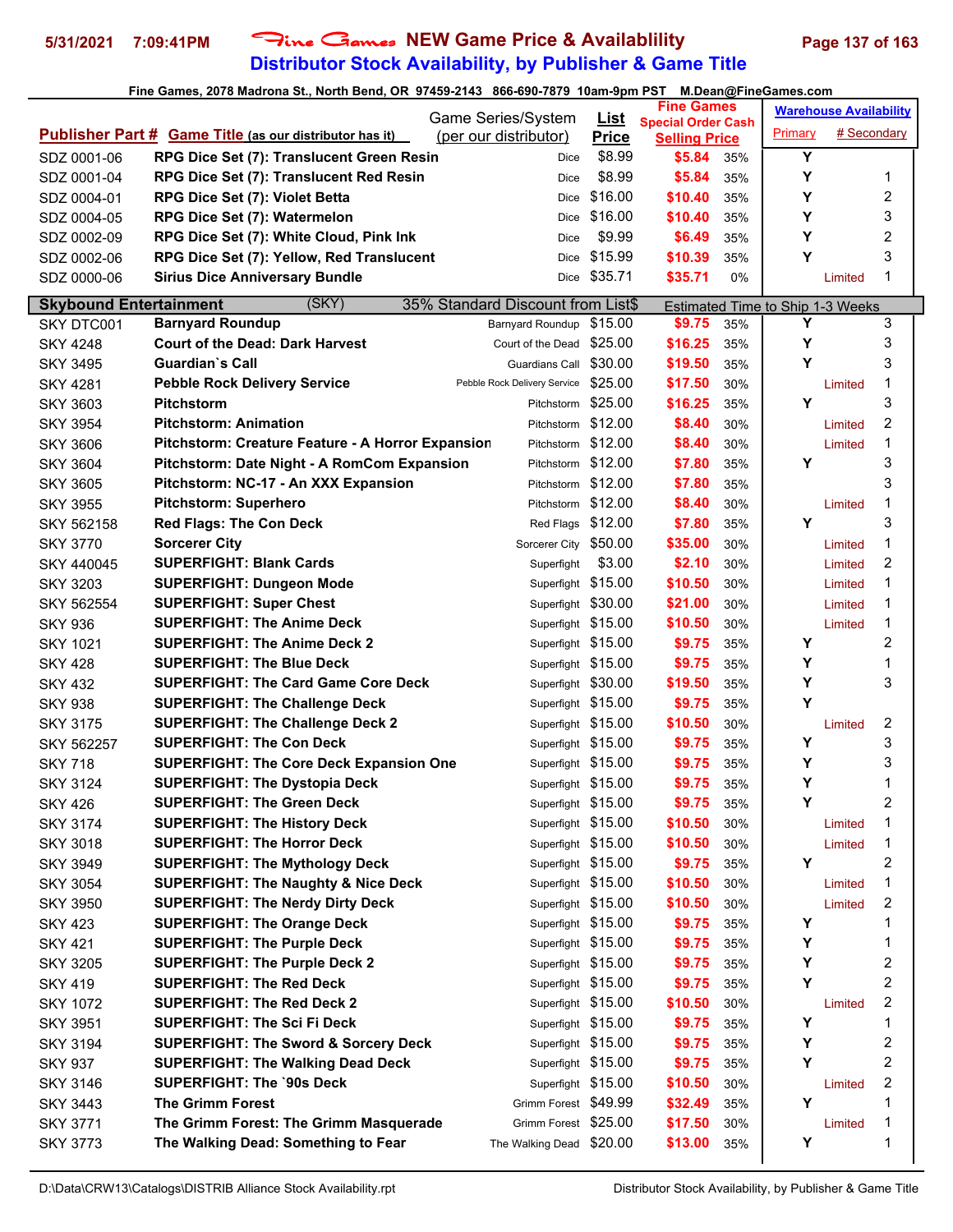# Fine Games NEW Game Price & Availablility

## Distributor Stock Availability, by Publisher & Game Title

5/31/2021 7:09:41PM

Fine Games, 2078 Madrona St., North Bend, OR 97459-2143 866-690-7879 10am-9pm PST M.Dean@FineGames.com

| Publisher Part # | Game Title (as our distributor has it) | Game Series/System (per our distributor) | List Price | Fine Games Special Order Cash Selling Price | | Warehouse Availability Primary | # Secondary |
|---|---|---|---|---|---|---|---|
| SDZ 0001-06 | RPG Dice Set (7): Translucent Green Resin | Dice | $8.99 | $5.84 | 35% | Y | |
| SDZ 0001-04 | RPG Dice Set (7): Translucent Red Resin | Dice | $8.99 | $5.84 | 35% | Y | 1 |
| SDZ 0004-01 | RPG Dice Set (7): Violet Betta | Dice | $16.00 | $10.40 | 35% | Y | 2 |
| SDZ 0004-05 | RPG Dice Set (7): Watermelon | Dice | $16.00 | $10.40 | 35% | Y | 3 |
| SDZ 0002-09 | RPG Dice Set (7): White Cloud, Pink Ink | Dice | $9.99 | $6.49 | 35% | Y | 2 |
| SDZ 0002-06 | RPG Dice Set (7): Yellow, Red Translucent | Dice | $15.99 | $10.39 | 35% | Y | 3 |
| SDZ 0000-06 | Sirius Dice Anniversary Bundle | Dice | $35.71 | $35.71 | 0% | Limited | 1 |
| **Skybound Entertainment** | **(SKY)** | **35% Standard Discount from List$** | | **Estimated Time to Ship 1-3 Weeks** | | | |
| SKY DTC001 | Barnyard Roundup | Barnyard Roundup | $15.00 | $9.75 | 35% | Y | 3 |
| SKY 4248 | Court of the Dead: Dark Harvest | Court of the Dead | $25.00 | $16.25 | 35% | Y | 3 |
| SKY 3495 | Guardian`s Call | Guardians Call | $30.00 | $19.50 | 35% | Y | 3 |
| SKY 4281 | Pebble Rock Delivery Service | Pebble Rock Delivery Service | $25.00 | $17.50 | 30% | Limited | 1 |
| SKY 3603 | Pitchstorm | Pitchstorm | $25.00 | $16.25 | 35% | Y | 3 |
| SKY 3954 | Pitchstorm: Animation | Pitchstorm | $12.00 | $8.40 | 30% | Limited | 2 |
| SKY 3606 | Pitchstorm: Creature Feature - A Horror Expansion | Pitchstorm | $12.00 | $8.40 | 30% | Limited | 1 |
| SKY 3604 | Pitchstorm: Date Night - A RomCom Expansion | Pitchstorm | $12.00 | $7.80 | 35% | Y | 3 |
| SKY 3605 | Pitchstorm: NC-17 - An XXX Expansion | Pitchstorm | $12.00 | $7.80 | 35% | | 3 |
| SKY 3955 | Pitchstorm: Superhero | Pitchstorm | $12.00 | $8.40 | 30% | Limited | 1 |
| SKY 562158 | Red Flags: The Con Deck | Red Flags | $12.00 | $7.80 | 35% | Y | 3 |
| SKY 3770 | Sorcerer City | Sorcerer City | $50.00 | $35.00 | 30% | Limited | 1 |
| SKY 440045 | SUPERFIGHT: Blank Cards | Superfight | $3.00 | $2.10 | 30% | Limited | 2 |
| SKY 3203 | SUPERFIGHT: Dungeon Mode | Superfight | $15.00 | $10.50 | 30% | Limited | 1 |
| SKY 562554 | SUPERFIGHT: Super Chest | Superfight | $30.00 | $21.00 | 30% | Limited | 1 |
| SKY 936 | SUPERFIGHT: The Anime Deck | Superfight | $15.00 | $10.50 | 30% | Limited | 1 |
| SKY 1021 | SUPERFIGHT: The Anime Deck 2 | Superfight | $15.00 | $9.75 | 35% | Y | 2 |
| SKY 428 | SUPERFIGHT: The Blue Deck | Superfight | $15.00 | $9.75 | 35% | Y | 1 |
| SKY 432 | SUPERFIGHT: The Card Game Core Deck | Superfight | $30.00 | $19.50 | 35% | Y | 3 |
| SKY 938 | SUPERFIGHT: The Challenge Deck | Superfight | $15.00 | $9.75 | 35% | Y | |
| SKY 3175 | SUPERFIGHT: The Challenge Deck 2 | Superfight | $15.00 | $10.50 | 30% | Limited | 2 |
| SKY 562257 | SUPERFIGHT: The Con Deck | Superfight | $15.00 | $9.75 | 35% | Y | 3 |
| SKY 718 | SUPERFIGHT: The Core Deck Expansion One | Superfight | $15.00 | $9.75 | 35% | Y | 3 |
| SKY 3124 | SUPERFIGHT: The Dystopia Deck | Superfight | $15.00 | $9.75 | 35% | Y | 1 |
| SKY 426 | SUPERFIGHT: The Green Deck | Superfight | $15.00 | $9.75 | 35% | Y | 2 |
| SKY 3174 | SUPERFIGHT: The History Deck | Superfight | $15.00 | $10.50 | 30% | Limited | 1 |
| SKY 3018 | SUPERFIGHT: The Horror Deck | Superfight | $15.00 | $10.50 | 30% | Limited | 1 |
| SKY 3949 | SUPERFIGHT: The Mythology Deck | Superfight | $15.00 | $9.75 | 35% | Y | 2 |
| SKY 3054 | SUPERFIGHT: The Naughty & Nice Deck | Superfight | $15.00 | $10.50 | 30% | Limited | 1 |
| SKY 3950 | SUPERFIGHT: The Nerdy Dirty Deck | Superfight | $15.00 | $10.50 | 30% | Limited | 2 |
| SKY 423 | SUPERFIGHT: The Orange Deck | Superfight | $15.00 | $9.75 | 35% | Y | 1 |
| SKY 421 | SUPERFIGHT: The Purple Deck | Superfight | $15.00 | $9.75 | 35% | Y | 1 |
| SKY 3205 | SUPERFIGHT: The Purple Deck 2 | Superfight | $15.00 | $9.75 | 35% | Y | 2 |
| SKY 419 | SUPERFIGHT: The Red Deck | Superfight | $15.00 | $9.75 | 35% | Y | 2 |
| SKY 1072 | SUPERFIGHT: The Red Deck 2 | Superfight | $15.00 | $10.50 | 30% | Limited | 2 |
| SKY 3951 | SUPERFIGHT: The Sci Fi Deck | Superfight | $15.00 | $9.75 | 35% | Y | 1 |
| SKY 3194 | SUPERFIGHT: The Sword & Sorcery Deck | Superfight | $15.00 | $9.75 | 35% | Y | 2 |
| SKY 937 | SUPERFIGHT: The Walking Dead Deck | Superfight | $15.00 | $9.75 | 35% | Y | 2 |
| SKY 3146 | SUPERFIGHT: The `90s Deck | Superfight | $15.00 | $10.50 | 30% | Limited | 2 |
| SKY 3443 | The Grimm Forest | Grimm Forest | $49.99 | $32.49 | 35% | Y | 1 |
| SKY 3771 | The Grimm Forest: The Grimm Masquerade | Grimm Forest | $25.00 | $17.50 | 30% | Limited | 1 |
| SKY 3773 | The Walking Dead: Something to Fear | The Walking Dead | $20.00 | $13.00 | 35% | Y | 1 |

D:\Data\CRW13\Catalogs\DISTRIB Alliance Stock Availability.rpt — Distributor Stock Availability, by Publisher & Game Title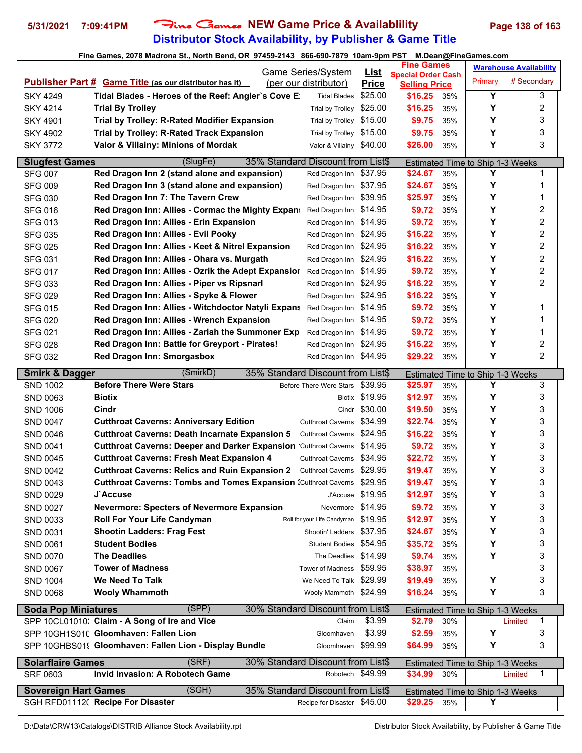# Fine Games NEW Game Price & Availablility
## Distributor Stock Availability, by Publisher & Game Title

5/31/2021 7:09:41PM

Fine Games, 2078 Madrona St., North Bend, OR 97459-2143 866-690-7879 10am-9pm PST M.Dean@FineGames.com

| Publisher Part # | Game Title (as our distributor has it) | Game Series/System (per our distributor) | List Price | Fine Games Special Order Cash Selling Price | | Warehouse Availability Primary | # Secondary |
|---|---|---|---|---|---|---|---|
| SKY 4249 | Tidal Blades - Heroes of the Reef: Angler`s Cove E: | Tidal Blades | $25.00 | $16.25 | 35% | Y | 3 |
| SKY 4214 | Trial By Trolley | Trial by Trolley | $25.00 | $16.25 | 35% | Y | 2 |
| SKY 4901 | Trial by Trolley: R-Rated Modifier Expansion | Trial by Trolley | $15.00 | $9.75 | 35% | Y | 3 |
| SKY 4902 | Trial by Trolley: R-Rated Track Expansion | Trial by Trolley | $15.00 | $9.75 | 35% | Y | 3 |
| SKY 3772 | Valor & Villainy: Minions of Mordak | Valor & Villainy | $40.00 | $26.00 | 35% | Y | 3 |
| **Slugfest Games** | (SlugFe) | 35% Standard Discount from List$ | | Estimated Time to Ship 1-3 Weeks | | | |
| SFG 007 | Red Dragon Inn 2 (stand alone and expansion) | Red Dragon Inn | $37.95 | $24.67 | 35% | Y | 1 |
| SFG 009 | Red Dragon Inn 3 (stand alone and expansion) | Red Dragon Inn | $37.95 | $24.67 | 35% | Y | 1 |
| SFG 030 | Red Dragon Inn 7: The Tavern Crew | Red Dragon Inn | $39.95 | $25.97 | 35% | Y | 1 |
| SFG 016 | Red Dragon Inn: Allies - Cormac the Mighty Expan: | Red Dragon Inn | $14.95 | $9.72 | 35% | Y | 2 |
| SFG 013 | Red Dragon Inn: Allies - Erin Expansion | Red Dragon Inn | $14.95 | $9.72 | 35% | Y | 2 |
| SFG 035 | Red Dragon Inn: Allies - Evil Pooky | Red Dragon Inn | $24.95 | $16.22 | 35% | Y | 2 |
| SFG 025 | Red Dragon Inn: Allies - Keet & Nitrel Expansion | Red Dragon Inn | $24.95 | $16.22 | 35% | Y | 2 |
| SFG 031 | Red Dragon Inn: Allies - Ohara vs. Murgath | Red Dragon Inn | $24.95 | $16.22 | 35% | Y | 2 |
| SFG 017 | Red Dragon Inn: Allies - Ozrik the Adept Expansior | Red Dragon Inn | $14.95 | $9.72 | 35% | Y | 2 |
| SFG 033 | Red Dragon Inn: Allies - Piper vs Ripsnarl | Red Dragon Inn | $24.95 | $16.22 | 35% | Y | 2 |
| SFG 029 | Red Dragon Inn: Allies - Spyke & Flower | Red Dragon Inn | $24.95 | $16.22 | 35% | Y | |
| SFG 015 | Red Dragon Inn: Allies - Witchdoctor Natyli Expans | Red Dragon Inn | $14.95 | $9.72 | 35% | Y | 1 |
| SFG 020 | Red Dragon Inn: Allies - Wrench Expansion | Red Dragon Inn | $14.95 | $9.72 | 35% | Y | 1 |
| SFG 021 | Red Dragon Inn: Allies - Zariah the Summoner Exp | Red Dragon Inn | $14.95 | $9.72 | 35% | Y | 1 |
| SFG 028 | Red Dragon Inn: Battle for Greyport - Pirates! | Red Dragon Inn | $24.95 | $16.22 | 35% | Y | 2 |
| SFG 032 | Red Dragon Inn: Smorgasbox | Red Dragon Inn | $44.95 | $29.22 | 35% | Y | 2 |
| **Smirk & Dagger** | (SmirkD) | 35% Standard Discount from List$ | | Estimated Time to Ship 1-3 Weeks | | | |
| SND 1002 | Before There Were Stars | Before There Were Stars | $39.95 | $25.97 | 35% | Y | 3 |
| SND 0063 | Biotix | Biotix | $19.95 | $12.97 | 35% | Y | 3 |
| SND 1006 | Cindr | Cindr | $30.00 | $19.50 | 35% | Y | 3 |
| SND 0047 | Cutthroat Caverns: Anniversary Edition | Cutthroat Caverns | $34.99 | $22.74 | 35% | Y | 3 |
| SND 0046 | Cutthroat Caverns: Death Incarnate Expansion 5 | Cutthroat Caverns | $24.95 | $16.22 | 35% | Y | 3 |
| SND 0041 | Cutthroat Caverns: Deeper and Darker Expansion ' | Cutthroat Caverns | $14.95 | $9.72 | 35% | Y | 3 |
| SND 0045 | Cutthroat Caverns: Fresh Meat Expansion 4 | Cutthroat Caverns | $34.95 | $22.72 | 35% | Y | 3 |
| SND 0042 | Cutthroat Caverns: Relics and Ruin Expansion 2 | Cutthroat Caverns | $29.95 | $19.47 | 35% | Y | 3 |
| SND 0043 | Cutthroat Caverns: Tombs and Tomes Expansion : | Cutthroat Caverns | $29.95 | $19.47 | 35% | Y | 3 |
| SND 0029 | J`Accuse | J'Accuse | $19.95 | $12.97 | 35% | Y | 3 |
| SND 0027 | Nevermore: Specters of Nevermore Expansion | Nevermore | $14.95 | $9.72 | 35% | Y | 3 |
| SND 0033 | Roll For Your Life Candyman | Roll for your Life Candyman | $19.95 | $12.97 | 35% | Y | 3 |
| SND 0031 | Shootin Ladders: Frag Fest | Shootin' Ladders | $37.95 | $24.67 | 35% | Y | 3 |
| SND 0061 | Student Bodies | Student Bodies | $54.95 | $35.72 | 35% | Y | 3 |
| SND 0070 | The Deadlies | The Deadlies | $14.99 | $9.74 | 35% | Y | 3 |
| SND 0067 | Tower of Madness | Tower of Madness | $59.95 | $38.97 | 35% | | 3 |
| SND 1004 | We Need To Talk | We Need To Talk | $29.99 | $19.49 | 35% | Y | 3 |
| SND 0068 | Wooly Whammoth | Wooly Mammoth | $24.99 | $16.24 | 35% | Y | 3 |
| **Soda Pop Miniatures** | (SPP) | 30% Standard Discount from List$ | | Estimated Time to Ship 1-3 Weeks | | | |
| SPP 10CL0101C | Claim - A Song of Ire and Vice | Claim | $3.99 | $2.79 | 30% | Limited | 1 |
| SPP 10GH1S01C | Gloomhaven: Fallen Lion | Gloomhaven | $3.99 | $2.59 | 35% | Y | 3 |
| SPP 10GHBS01S | Gloomhaven: Fallen Lion - Display Bundle | Gloomhaven | $99.99 | $64.99 | 35% | Y | 3 |
| **Solarflaire Games** | (SRF) | 30% Standard Discount from List$ | | Estimated Time to Ship 1-3 Weeks | | | |
| SRF 0603 | Invid Invasion: A Robotech Game | Robotech | $49.99 | $34.99 | 30% | Limited | 1 |
| **Sovereign Hart Games** | (SGH) | 35% Standard Discount from List$ | | Estimated Time to Ship 1-3 Weeks | | | |
| SGH RFD01112C | Recipe For Disaster | Recipe for Disaster | $45.00 | $29.25 | 35% | Y | |

D:\Data\CRW13\Catalogs\DISTRIB Alliance Stock Availability.rpt — Distributor Stock Availability, by Publisher & Game Title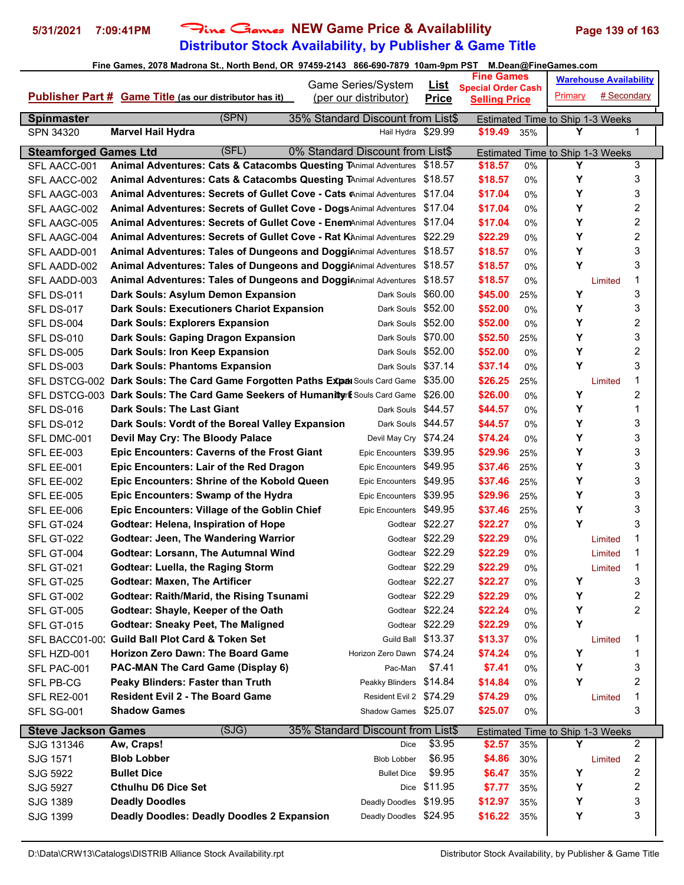# Fine Games NEW Game Price & Availablility

## Distributor Stock Availability, by Publisher & Game Title

Fine Games, 2078 Madrona St., North Bend, OR 97459-2143 866-690-7879 10am-9pm PST M.Dean@FineGames.com

| Publisher Part # | Game Title (as our distributor has it) | Game Series/System (per our distributor) | List Price | Fine Games Special Order Cash Selling Price | | Warehouse Availability Primary | # Secondary |
|---|---|---|---|---|---|---|---|
| **Spinmaster** | (SPN) | 35% Standard Discount from List$ | | Estimated Time to Ship 1-3 Weeks | | | |
| SPN 34320 | **Marvel Hail Hydra** | Hail Hydra | $29.99 | $19.49 | 35% | Y | 1 |
| **Steamforged Games Ltd** | (SFL) | 0% Standard Discount from List$ | | Estimated Time to Ship 1-3 Weeks | | | |
| SFL AACC-001 | **Animal Adventures: Cats & Catacombs Questing T** | Animal Adventures | $18.57 | $18.57 | 0% | Y | 3 |
| SFL AACC-002 | **Animal Adventures: Cats & Catacombs Questing T** | Animal Adventures | $18.57 | $18.57 | 0% | Y | 3 |
| SFL AAGC-003 | **Animal Adventures: Secrets of Gullet Cove - Cats** | Animal Adventures | $17.04 | $17.04 | 0% | Y | 3 |
| SFL AAGC-002 | **Animal Adventures: Secrets of Gullet Cove - Dogs** | Animal Adventures | $17.04 | $17.04 | 0% | Y | 2 |
| SFL AAGC-005 | **Animal Adventures: Secrets of Gullet Cove - Enem** | Animal Adventures | $17.04 | $17.04 | 0% | Y | 2 |
| SFL AAGC-004 | **Animal Adventures: Secrets of Gullet Cove - Rat K** | Animal Adventures | $22.29 | $22.29 | 0% | Y | 2 |
| SFL AADD-001 | **Animal Adventures: Tales of Dungeons and Doggi** | Animal Adventures | $18.57 | $18.57 | 0% | Y | 3 |
| SFL AADD-002 | **Animal Adventures: Tales of Dungeons and Doggi** | Animal Adventures | $18.57 | $18.57 | 0% | Y | 3 |
| SFL AADD-003 | **Animal Adventures: Tales of Dungeons and Doggi** | Animal Adventures | $18.57 | $18.57 | 0% | Limited | 1 |
| SFL DS-011 | **Dark Souls: Asylum Demon Expansion** | Dark Souls | $60.00 | $45.00 | 25% | Y | 3 |
| SFL DS-017 | **Dark Souls: Executioners Chariot Expansion** | Dark Souls | $52.00 | $52.00 | 0% | Y | 3 |
| SFL DS-004 | **Dark Souls: Explorers Expansion** | Dark Souls | $52.00 | $52.00 | 0% | Y | 2 |
| SFL DS-010 | **Dark Souls: Gaping Dragon Expansion** | Dark Souls | $70.00 | $52.50 | 25% | Y | 3 |
| SFL DS-005 | **Dark Souls: Iron Keep Expansion** | Dark Souls | $52.00 | $52.00 | 0% | Y | 2 |
| SFL DS-003 | **Dark Souls: Phantoms Expansion** | Dark Souls | $37.14 | $37.14 | 0% | Y | 3 |
| SFL DSTCG-002 | **Dark Souls: The Card Game Forgotten Paths Expa** | Dark Souls Card Game | $35.00 | $26.25 | 25% | Limited | 1 |
| SFL DSTCG-003 | **Dark Souls: The Card Game Seekers of Humanity E** | Dark Souls Card Game | $26.00 | $26.00 | 0% | Y | 2 |
| SFL DS-016 | **Dark Souls: The Last Giant** | Dark Souls | $44.57 | $44.57 | 0% | Y | 1 |
| SFL DS-012 | **Dark Souls: Vordt of the Boreal Valley Expansion** | Dark Souls | $44.57 | $44.57 | 0% | Y | 3 |
| SFL DMC-001 | **Devil May Cry: The Bloody Palace** | Devil May Cry | $74.24 | $74.24 | 0% | Y | 3 |
| SFL EE-003 | **Epic Encounters: Caverns of the Frost Giant** | Epic Encounters | $39.95 | $29.96 | 25% | Y | 3 |
| SFL EE-001 | **Epic Encounters: Lair of the Red Dragon** | Epic Encounters | $49.95 | $37.46 | 25% | Y | 3 |
| SFL EE-002 | **Epic Encounters: Shrine of the Kobold Queen** | Epic Encounters | $49.95 | $37.46 | 25% | Y | 3 |
| SFL EE-005 | **Epic Encounters: Swamp of the Hydra** | Epic Encounters | $39.95 | $29.96 | 25% | Y | 3 |
| SFL EE-006 | **Epic Encounters: Village of the Goblin Chief** | Epic Encounters | $49.95 | $37.46 | 25% | Y | 3 |
| SFL GT-024 | **Godtear: Helena, Inspiration of Hope** | Godtear | $22.27 | $22.27 | 0% | Y | 3 |
| SFL GT-022 | **Godtear: Jeen, The Wandering Warrior** | Godtear | $22.29 | $22.29 | 0% | Limited | 1 |
| SFL GT-004 | **Godtear: Lorsann, The Autumnal Wind** | Godtear | $22.29 | $22.29 | 0% | Limited | 1 |
| SFL GT-021 | **Godtear: Luella, the Raging Storm** | Godtear | $22.29 | $22.29 | 0% | Limited | 1 |
| SFL GT-025 | **Godtear: Maxen, The Artificer** | Godtear | $22.27 | $22.27 | 0% | Y | 3 |
| SFL GT-002 | **Godtear: Raith/Marid, the Rising Tsunami** | Godtear | $22.29 | $22.29 | 0% | Y | 2 |
| SFL GT-005 | **Godtear: Shayle, Keeper of the Oath** | Godtear | $22.24 | $22.24 | 0% | Y | 2 |
| SFL GT-015 | **Godtear: Sneaky Peet, The Maligned** | Godtear | $22.29 | $22.29 | 0% | Y | |
| SFL BACC01-00: | **Guild Ball Plot Card & Token Set** | Guild Ball | $13.37 | $13.37 | 0% | Limited | 1 |
| SFL HZD-001 | **Horizon Zero Dawn: The Board Game** | Horizon Zero Dawn | $74.24 | $74.24 | 0% | Y | 1 |
| SFL PAC-001 | **PAC-MAN The Card Game (Display 6)** | Pac-Man | $7.41 | $7.41 | 0% | Y | 3 |
| SFL PB-CG | **Peaky Blinders: Faster than Truth** | Peakky Blinders | $14.84 | $14.84 | 0% | Y | 2 |
| SFL RE2-001 | **Resident Evil 2 - The Board Game** | Resident Evil 2 | $74.29 | $74.29 | 0% | Limited | 1 |
| SFL SG-001 | **Shadow Games** | Shadow Games | $25.07 | $25.07 | 0% | | 3 |
| **Steve Jackson Games** | (SJG) | 35% Standard Discount from List$ | | Estimated Time to Ship 1-3 Weeks | | | |
| SJG 131346 | **Aw, Craps!** | Dice | $3.95 | $2.57 | 35% | Y | 2 |
| SJG 1571 | **Blob Lobber** | Blob Lobber | $6.95 | $4.86 | 30% | Limited | 2 |
| SJG 5922 | **Bullet Dice** | Bullet Dice | $9.95 | $6.47 | 35% | Y | 2 |
| SJG 5927 | **Cthulhu D6 Dice Set** | Dice | $11.95 | $7.77 | 35% | Y | 2 |
| SJG 1389 | **Deadly Doodles** | Deadly Doodles | $19.95 | $12.97 | 35% | Y | 3 |
| SJG 1399 | **Deadly Doodles: Deadly Doodles 2 Expansion** | Deadly Doodles | $24.95 | $16.22 | 35% | Y | 3 |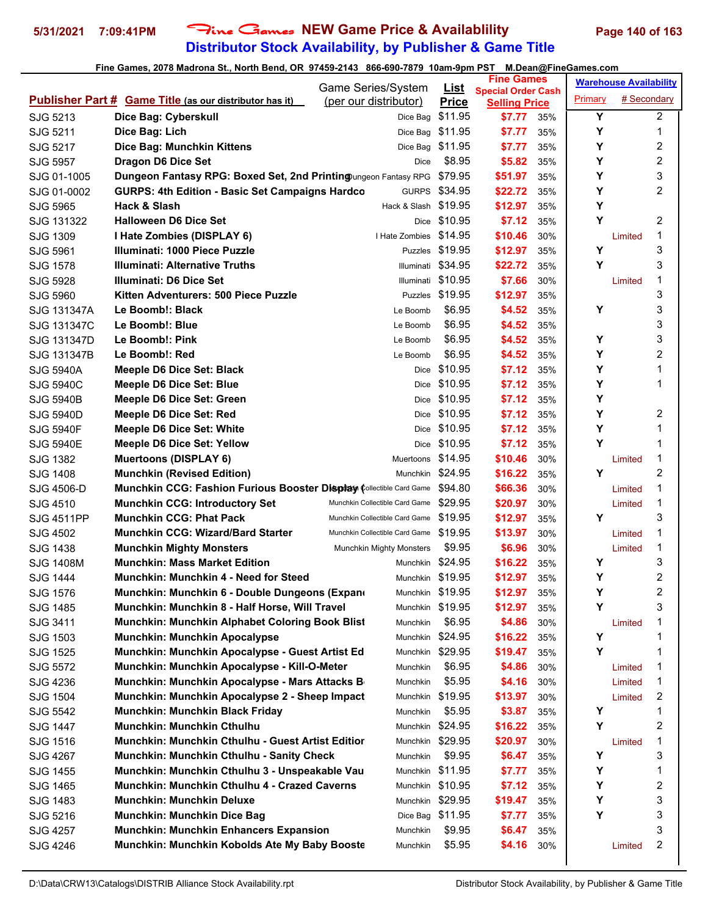# Fine Games NEW Game Price & Availablility

## Distributor Stock Availability, by Publisher & Game Title

**Fine Games, 2078 Madrona St., North Bend, OR 97459-2143 866-690-7879 10am-9pm PST M.Dean@FineGames.com**

5/31/2021 7:09:41PM

| Publisher Part # | Game Title (as our distributor has it) | Game Series/System (per our distributor) | List Price | Fine Games Special Order Cash Selling Price | | Warehouse Availability Primary | # Secondary |
|---|---|---|---|---|---|---|---|
| SJG 5213 | Dice Bag: Cyberskull | Dice Bag | $11.95 | $7.77 | 35% | Y | 2 |
| SJG 5211 | Dice Bag: Lich | Dice Bag | $11.95 | $7.77 | 35% | Y | 1 |
| SJG 5217 | Dice Bag: Munchkin Kittens | Dice Bag | $11.95 | $7.77 | 35% | Y | 2 |
| SJG 5957 | Dragon D6 Dice Set | Dice | $8.95 | $5.82 | 35% | Y | 2 |
| SJG 01-1005 | Dungeon Fantasy RPG: Boxed Set, 2nd Printing | Dungeon Fantasy RPG | $79.95 | $51.97 | 35% | Y | 3 |
| SJG 01-0002 | GURPS: 4th Edition - Basic Set Campaigns Hardco | GURPS | $34.95 | $22.72 | 35% | Y | 2 |
| SJG 5965 | Hack & Slash | Hack & Slash | $19.95 | $12.97 | 35% | Y | |
| SJG 131322 | Halloween D6 Dice Set | Dice | $10.95 | $7.12 | 35% | Y | 2 |
| SJG 1309 | I Hate Zombies (DISPLAY 6) | I Hate Zombies | $14.95 | $10.46 | 30% | Limited | 1 |
| SJG 5961 | Illuminati: 1000 Piece Puzzle | Puzzles | $19.95 | $12.97 | 35% | Y | 3 |
| SJG 1578 | Illuminati: Alternative Truths | Illuminati | $34.95 | $22.72 | 35% | Y | 3 |
| SJG 5928 | Illuminati: D6 Dice Set | Illuminati | $10.95 | $7.66 | 30% | Limited | 1 |
| SJG 5960 | Kitten Adventurers: 500 Piece Puzzle | Puzzles | $19.95 | $12.97 | 35% | | 3 |
| SJG 131347A | Le Boomb!: Black | Le Boomb | $6.95 | $4.52 | 35% | Y | 3 |
| SJG 131347C | Le Boomb!: Blue | Le Boomb | $6.95 | $4.52 | 35% | | 3 |
| SJG 131347D | Le Boomb!: Pink | Le Boomb | $6.95 | $4.52 | 35% | Y | 3 |
| SJG 131347B | Le Boomb!: Red | Le Boomb | $6.95 | $4.52 | 35% | Y | 2 |
| SJG 5940A | Meeple D6 Dice Set: Black | Dice | $10.95 | $7.12 | 35% | Y | 1 |
| SJG 5940C | Meeple D6 Dice Set: Blue | Dice | $10.95 | $7.12 | 35% | Y | 1 |
| SJG 5940B | Meeple D6 Dice Set: Green | Dice | $10.95 | $7.12 | 35% | Y | |
| SJG 5940D | Meeple D6 Dice Set: Red | Dice | $10.95 | $7.12 | 35% | Y | 2 |
| SJG 5940F | Meeple D6 Dice Set: White | Dice | $10.95 | $7.12 | 35% | Y | 1 |
| SJG 5940E | Meeple D6 Dice Set: Yellow | Dice | $10.95 | $7.12 | 35% | Y | 1 |
| SJG 1382 | Muertoons (DISPLAY 6) | Muertoons | $14.95 | $10.46 | 30% | Limited | 1 |
| SJG 1408 | Munchkin (Revised Edition) | Munchkin | $24.95 | $16.22 | 35% | Y | 2 |
| SJG 4506-D | Munchkin CCG: Fashion Furious Booster Display ( | Munchkin Collectible Card Game | $94.80 | $66.36 | 30% | Limited | 1 |
| SJG 4510 | Munchkin CCG: Introductory Set | Munchkin Collectible Card Game | $29.95 | $20.97 | 30% | Limited | 1 |
| SJG 4511PP | Munchkin CCG: Phat Pack | Munchkin Collectible Card Game | $19.95 | $12.97 | 35% | Y | 3 |
| SJG 4502 | Munchkin CCG: Wizard/Bard Starter | Munchkin Collectible Card Game | $19.95 | $13.97 | 30% | Limited | 1 |
| SJG 1438 | Munchkin Mighty Monsters | Munchkin Mighty Monsters | $9.95 | $6.96 | 30% | Limited | 1 |
| SJG 1408M | Munchkin: Mass Market Edition | Munchkin | $24.95 | $16.22 | 35% | Y | 3 |
| SJG 1444 | Munchkin: Munchkin 4 - Need for Steed | Munchkin | $19.95 | $12.97 | 35% | Y | 2 |
| SJG 1576 | Munchkin: Munchkin 6 - Double Dungeons (Expan | Munchkin | $19.95 | $12.97 | 35% | Y | 2 |
| SJG 1485 | Munchkin: Munchkin 8 - Half Horse, Will Travel | Munchkin | $19.95 | $12.97 | 35% | Y | 3 |
| SJG 3411 | Munchkin: Munchkin Alphabet Coloring Book Blist | Munchkin | $6.95 | $4.86 | 30% | Limited | 1 |
| SJG 1503 | Munchkin: Munchkin Apocalypse | Munchkin | $24.95 | $16.22 | 35% | Y | 1 |
| SJG 1525 | Munchkin: Munchkin Apocalypse - Guest Artist Ed | Munchkin | $29.95 | $19.47 | 35% | Y | 1 |
| SJG 5572 | Munchkin: Munchkin Apocalypse - Kill-O-Meter | Munchkin | $6.95 | $4.86 | 30% | Limited | 1 |
| SJG 4236 | Munchkin: Munchkin Apocalypse - Mars Attacks B | Munchkin | $5.95 | $4.16 | 30% | Limited | 1 |
| SJG 1504 | Munchkin: Munchkin Apocalypse 2 - Sheep Impact | Munchkin | $19.95 | $13.97 | 30% | Limited | 2 |
| SJG 5542 | Munchkin: Munchkin Black Friday | Munchkin | $5.95 | $3.87 | 35% | Y | 1 |
| SJG 1447 | Munchkin: Munchkin Cthulhu | Munchkin | $24.95 | $16.22 | 35% | Y | 2 |
| SJG 1516 | Munchkin: Munchkin Cthulhu - Guest Artist Edition | Munchkin | $29.95 | $20.97 | 30% | Limited | 1 |
| SJG 4267 | Munchkin: Munchkin Cthulhu - Sanity Check | Munchkin | $9.95 | $6.47 | 35% | Y | 3 |
| SJG 1455 | Munchkin: Munchkin Cthulhu 3 - Unspeakable Vau | Munchkin | $11.95 | $7.77 | 35% | Y | 1 |
| SJG 1465 | Munchkin: Munchkin Cthulhu 4 - Crazed Caverns | Munchkin | $10.95 | $7.12 | 35% | Y | 2 |
| SJG 1483 | Munchkin: Munchkin Deluxe | Munchkin | $29.95 | $19.47 | 35% | Y | 3 |
| SJG 5216 | Munchkin: Munchkin Dice Bag | Dice Bag | $11.95 | $7.77 | 35% | Y | 3 |
| SJG 4257 | Munchkin: Munchkin Enhancers Expansion | Munchkin | $9.95 | $6.47 | 35% | | 3 |
| SJG 4246 | Munchkin: Munchkin Kobolds Ate My Baby Booste | Munchkin | $5.95 | $4.16 | 30% | Limited | 2 |

D:\Data\CRW13\Catalogs\DISTRIB Alliance Stock Availability.rpt — Distributor Stock Availability, by Publisher & Game Title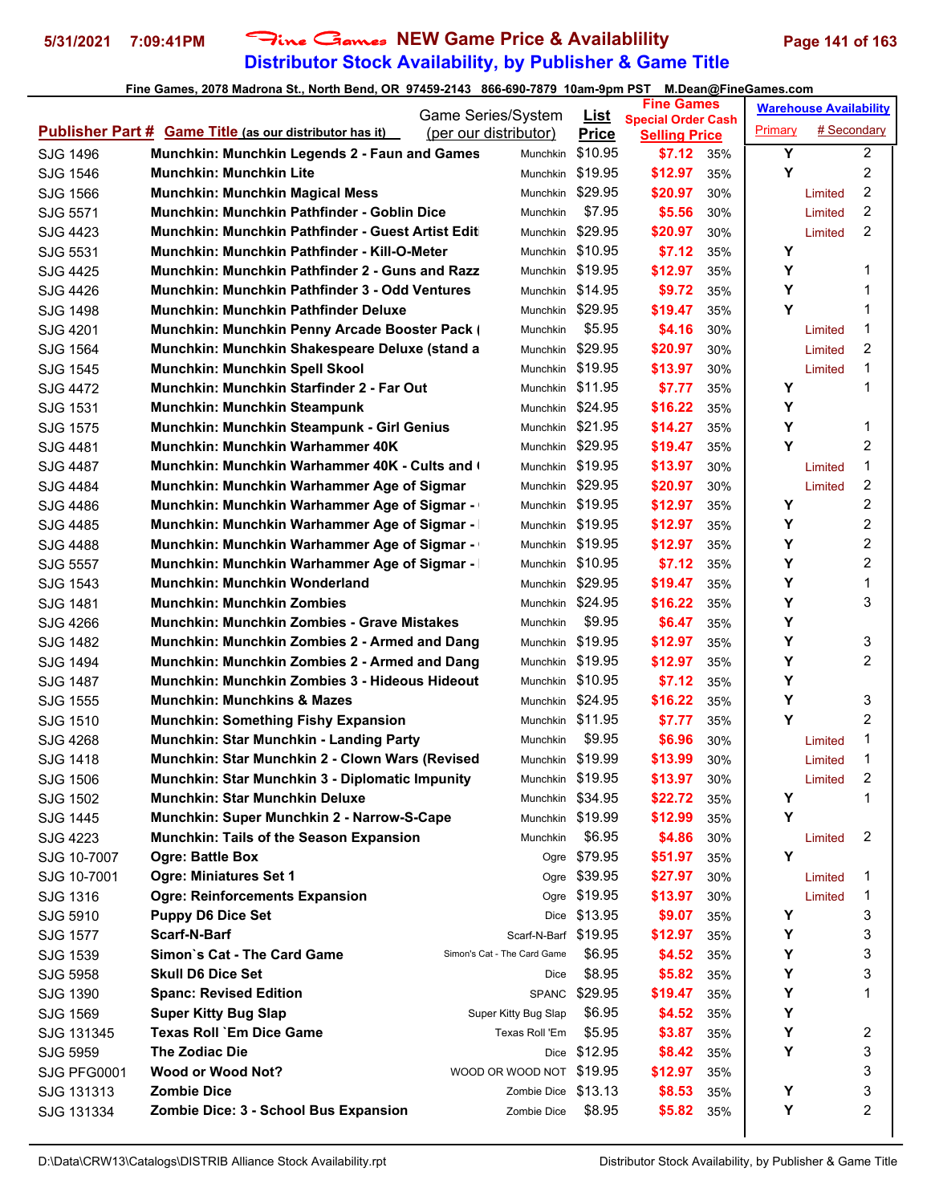# Fine Games NEW Game Price & Availablility

## Distributor Stock Availability, by Publisher & Game Title

Fine Games, 2078 Madrona St., North Bend, OR 97459-2143 866-690-7879 10am-9pm PST M.Dean@FineGames.com

| Publisher Part # | Game Title (as our distributor has it) | Game Series/System (per our distributor) | List Price | Fine Games Special Order Cash Selling Price | | Warehouse Availability Primary | # Secondary |
|---|---|---|---|---|---|---|---|
| SJG 1496 | Munchkin: Munchkin Legends 2 - Faun and Games | Munchkin | $10.95 | $7.12 | 35% | Y | 2 |
| SJG 1546 | Munchkin: Munchkin Lite | Munchkin | $19.95 | $12.97 | 35% | Y | 2 |
| SJG 1566 | Munchkin: Munchkin Magical Mess | Munchkin | $29.95 | $20.97 | 30% | Limited | 2 |
| SJG 5571 | Munchkin: Munchkin Pathfinder - Goblin Dice | Munchkin | $7.95 | $5.56 | 30% | Limited | 2 |
| SJG 4423 | Munchkin: Munchkin Pathfinder - Guest Artist Edit | Munchkin | $29.95 | $20.97 | 30% | Limited | 2 |
| SJG 5531 | Munchkin: Munchkin Pathfinder - Kill-O-Meter | Munchkin | $10.95 | $7.12 | 35% | Y | |
| SJG 4425 | Munchkin: Munchkin Pathfinder 2 - Guns and Razz | Munchkin | $19.95 | $12.97 | 35% | Y | 1 |
| SJG 4426 | Munchkin: Munchkin Pathfinder 3 - Odd Ventures | Munchkin | $14.95 | $9.72 | 35% | Y | 1 |
| SJG 1498 | Munchkin: Munchkin Pathfinder Deluxe | Munchkin | $29.95 | $19.47 | 35% | Y | 1 |
| SJG 4201 | Munchkin: Munchkin Penny Arcade Booster Pack ( | Munchkin | $5.95 | $4.16 | 30% | Limited | 1 |
| SJG 1564 | Munchkin: Munchkin Shakespeare Deluxe (stand a | Munchkin | $29.95 | $20.97 | 30% | Limited | 2 |
| SJG 1545 | Munchkin: Munchkin Spell Skool | Munchkin | $19.95 | $13.97 | 30% | Limited | 1 |
| SJG 4472 | Munchkin: Munchkin Starfinder 2 - Far Out | Munchkin | $11.95 | $7.77 | 35% | Y | 1 |
| SJG 1531 | Munchkin: Munchkin Steampunk | Munchkin | $24.95 | $16.22 | 35% | Y | |
| SJG 1575 | Munchkin: Munchkin Steampunk - Girl Genius | Munchkin | $21.95 | $14.27 | 35% | Y | 1 |
| SJG 4481 | Munchkin: Munchkin Warhammer 40K | Munchkin | $29.95 | $19.47 | 35% | Y | 2 |
| SJG 4487 | Munchkin: Munchkin Warhammer 40K - Cults and ( | Munchkin | $19.95 | $13.97 | 30% | Limited | 1 |
| SJG 4484 | Munchkin: Munchkin Warhammer Age of Sigmar | Munchkin | $29.95 | $20.97 | 30% | Limited | 2 |
| SJG 4486 | Munchkin: Munchkin Warhammer Age of Sigmar - ( | Munchkin | $19.95 | $12.97 | 35% | Y | 2 |
| SJG 4485 | Munchkin: Munchkin Warhammer Age of Sigmar - | Munchkin | $19.95 | $12.97 | 35% | Y | 2 |
| SJG 4488 | Munchkin: Munchkin Warhammer Age of Sigmar - ( | Munchkin | $19.95 | $12.97 | 35% | Y | 2 |
| SJG 5557 | Munchkin: Munchkin Warhammer Age of Sigmar - | Munchkin | $10.95 | $7.12 | 35% | Y | 2 |
| SJG 1543 | Munchkin: Munchkin Wonderland | Munchkin | $29.95 | $19.47 | 35% | Y | 1 |
| SJG 1481 | Munchkin: Munchkin Zombies | Munchkin | $24.95 | $16.22 | 35% | Y | 3 |
| SJG 4266 | Munchkin: Munchkin Zombies - Grave Mistakes | Munchkin | $9.95 | $6.47 | 35% | Y | |
| SJG 1482 | Munchkin: Munchkin Zombies 2 - Armed and Dang | Munchkin | $19.95 | $12.97 | 35% | Y | 3 |
| SJG 1494 | Munchkin: Munchkin Zombies 2 - Armed and Dang | Munchkin | $19.95 | $12.97 | 35% | Y | 2 |
| SJG 1487 | Munchkin: Munchkin Zombies 3 - Hideous Hideout | Munchkin | $10.95 | $7.12 | 35% | Y | |
| SJG 1555 | Munchkin: Munchkins & Mazes | Munchkin | $24.95 | $16.22 | 35% | Y | 3 |
| SJG 1510 | Munchkin: Something Fishy Expansion | Munchkin | $11.95 | $7.77 | 35% | Y | 2 |
| SJG 4268 | Munchkin: Star Munchkin - Landing Party | Munchkin | $9.95 | $6.96 | 30% | Limited | 1 |
| SJG 1418 | Munchkin: Star Munchkin 2 - Clown Wars (Revised | Munchkin | $19.99 | $13.99 | 30% | Limited | 1 |
| SJG 1506 | Munchkin: Star Munchkin 3 - Diplomatic Impunity | Munchkin | $19.95 | $13.97 | 30% | Limited | 2 |
| SJG 1502 | Munchkin: Star Munchkin Deluxe | Munchkin | $34.95 | $22.72 | 35% | Y | 1 |
| SJG 1445 | Munchkin: Super Munchkin 2 - Narrow-S-Cape | Munchkin | $19.99 | $12.99 | 35% | Y | |
| SJG 4223 | Munchkin: Tails of the Season Expansion | Munchkin | $6.95 | $4.86 | 30% | Limited | 2 |
| SJG 10-7007 | Ogre: Battle Box | Ogre | $79.95 | $51.97 | 35% | Y | |
| SJG 10-7001 | Ogre: Miniatures Set 1 | Ogre | $39.95 | $27.97 | 30% | Limited | 1 |
| SJG 1316 | Ogre: Reinforcements Expansion | Ogre | $19.95 | $13.97 | 30% | Limited | 1 |
| SJG 5910 | Puppy D6 Dice Set | Dice | $13.95 | $9.07 | 35% | Y | 3 |
| SJG 1577 | Scarf-N-Barf | Scarf-N-Barf | $19.95 | $12.97 | 35% | Y | 3 |
| SJG 1539 | Simon`s Cat - The Card Game | Simon's Cat - The Card Game | $6.95 | $4.52 | 35% | Y | 3 |
| SJG 5958 | Skull D6 Dice Set | Dice | $8.95 | $5.82 | 35% | Y | 3 |
| SJG 1390 | Spanc: Revised Edition | SPANC | $29.95 | $19.47 | 35% | Y | 1 |
| SJG 1569 | Super Kitty Bug Slap | Super Kitty Bug Slap | $6.95 | $4.52 | 35% | Y | |
| SJG 131345 | Texas Roll `Em Dice Game | Texas Roll 'Em | $5.95 | $3.87 | 35% | Y | 2 |
| SJG 5959 | The Zodiac Die | Dice | $12.95 | $8.42 | 35% | Y | 3 |
| SJG PFG0001 | Wood or Wood Not? | WOOD OR WOOD NOT | $19.95 | $12.97 | 35% | | 3 |
| SJG 131313 | Zombie Dice | Zombie Dice | $13.13 | $8.53 | 35% | Y | 3 |
| SJG 131334 | Zombie Dice: 3 - School Bus Expansion | Zombie Dice | $8.95 | $5.82 | 35% | Y | 2 |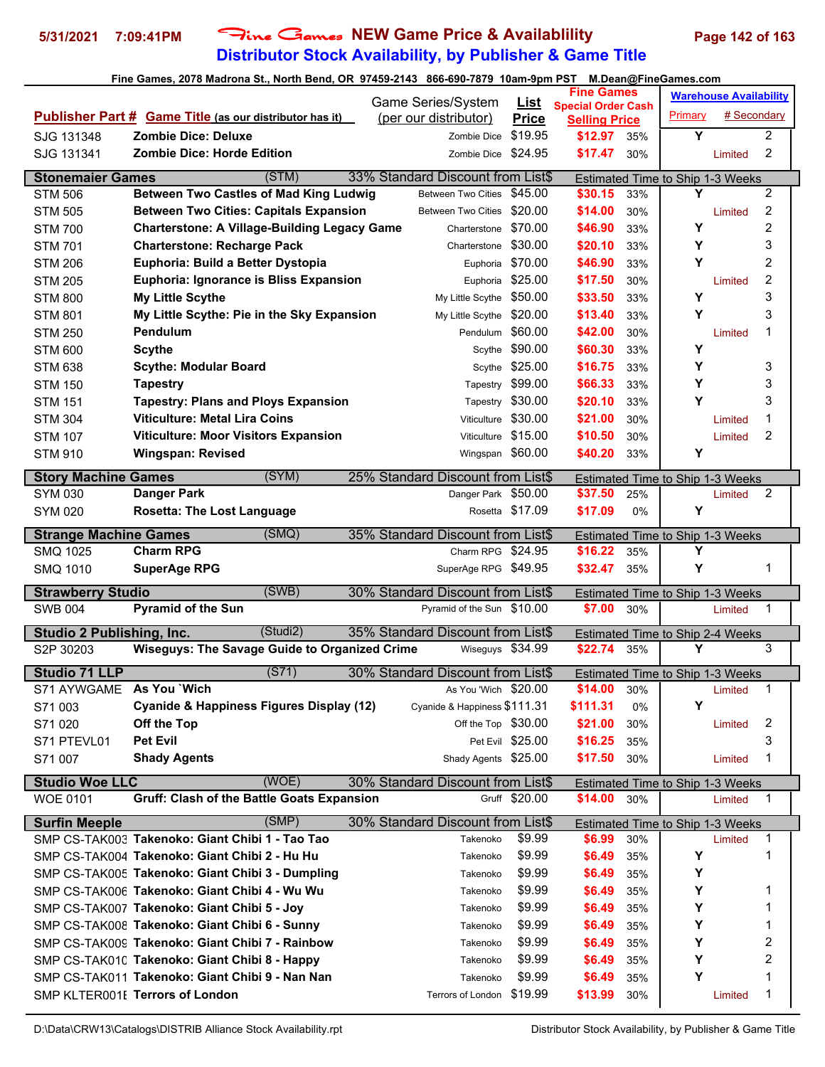# Fine Games NEW Game Price & Availablility

## Distributor Stock Availability, by Publisher & Game Title

5/31/2021 7:09:41PM

Fine Games, 2078 Madrona St., North Bend, OR 97459-2143 866-690-7879 10am-9pm PST M.Dean@FineGames.com

| Publisher Part # | Game Title (as our distributor has it) | Game Series/System (per our distributor) | List Price | Fine Games Special Order Cash Selling Price | | Warehouse Availability Primary | # Secondary |
|---|---|---|---|---|---|---|---|
| SJG 131348 | **Zombie Dice: Deluxe** | Zombie Dice | $19.95 | $12.97 | 35% | Y | 2 |
| SJG 131341 | **Zombie Dice: Horde Edition** | Zombie Dice | $24.95 | $17.47 | 30% | Limited | 2 |
| **Stonemaier Games** | (STM) | 33% Standard Discount from List$ | | Estimated Time to Ship 1-3 Weeks | | | |
| STM 506 | **Between Two Castles of Mad King Ludwig** | Between Two Cities | $45.00 | $30.15 | 33% | Y | 2 |
| STM 505 | **Between Two Cities: Capitals Expansion** | Between Two Cities | $20.00 | $14.00 | 30% | Limited | 2 |
| STM 700 | **Charterstone: A Village-Building Legacy Game** | Charterstone | $70.00 | $46.90 | 33% | Y | 2 |
| STM 701 | **Charterstone: Recharge Pack** | Charterstone | $30.00 | $20.10 | 33% | Y | 3 |
| STM 206 | **Euphoria: Build a Better Dystopia** | Euphoria | $70.00 | $46.90 | 33% | Y | 2 |
| STM 205 | **Euphoria: Ignorance is Bliss Expansion** | Euphoria | $25.00 | $17.50 | 30% | Limited | 2 |
| STM 800 | **My Little Scythe** | My Little Scythe | $50.00 | $33.50 | 33% | Y | 3 |
| STM 801 | **My Little Scythe: Pie in the Sky Expansion** | My Little Scythe | $20.00 | $13.40 | 33% | Y | 3 |
| STM 250 | **Pendulum** | Pendulum | $60.00 | $42.00 | 30% | Limited | 1 |
| STM 600 | **Scythe** | Scythe | $90.00 | $60.30 | 33% | Y | |
| STM 638 | **Scythe: Modular Board** | Scythe | $25.00 | $16.75 | 33% | Y | 3 |
| STM 150 | **Tapestry** | Tapestry | $99.00 | $66.33 | 33% | Y | 3 |
| STM 151 | **Tapestry: Plans and Ploys Expansion** | Tapestry | $30.00 | $20.10 | 33% | Y | 3 |
| STM 304 | **Viticulture: Metal Lira Coins** | Viticulture | $30.00 | $21.00 | 30% | Limited | 1 |
| STM 107 | **Viticulture: Moor Visitors Expansion** | Viticulture | $15.00 | $10.50 | 30% | Limited | 2 |
| STM 910 | **Wingspan: Revised** | Wingspan | $60.00 | $40.20 | 33% | Y | |
| **Story Machine Games** | (SYM) | 25% Standard Discount from List$ | | Estimated Time to Ship 1-3 Weeks | | | |
| SYM 030 | **Danger Park** | Danger Park | $50.00 | $37.50 | 25% | Limited | 2 |
| SYM 020 | **Rosetta: The Lost Language** | Rosetta | $17.09 | $17.09 | 0% | Y | |
| **Strange Machine Games** | (SMQ) | 35% Standard Discount from List$ | | Estimated Time to Ship 1-3 Weeks | | | |
| SMQ 1025 | **Charm RPG** | Charm RPG | $24.95 | $16.22 | 35% | Y | |
| SMQ 1010 | **SuperAge RPG** | SuperAge RPG | $49.95 | $32.47 | 35% | Y | 1 |
| **Strawberry Studio** | (SWB) | 30% Standard Discount from List$ | | Estimated Time to Ship 1-3 Weeks | | | |
| SWB 004 | **Pyramid of the Sun** | Pyramid of the Sun | $10.00 | $7.00 | 30% | Limited | 1 |
| **Studio 2 Publishing, Inc.** | (Studi2) | 35% Standard Discount from List$ | | Estimated Time to Ship 2-4 Weeks | | | |
| S2P 30203 | **Wiseguys: The Savage Guide to Organized Crime** | Wiseguys | $34.99 | $22.74 | 35% | Y | 3 |
| **Studio 71 LLP** | (S71) | 30% Standard Discount from List$ | | Estimated Time to Ship 1-3 Weeks | | | |
| S71 AYWGAME | **As You `Wich** | As You 'Wich | $20.00 | $14.00 | 30% | Limited | 1 |
| S71 003 | **Cyanide & Happiness Figures Display (12)** | Cyanide & Happiness | $111.31 | $111.31 | 0% | Y | |
| S71 020 | **Off the Top** | Off the Top | $30.00 | $21.00 | 30% | Limited | 2 |
| S71 PTEVL01 | **Pet Evil** | Pet Evil | $25.00 | $16.25 | 35% | | 3 |
| S71 007 | **Shady Agents** | Shady Agents | $25.00 | $17.50 | 30% | Limited | 1 |
| **Studio Woe LLC** | (WOE) | 30% Standard Discount from List$ | | Estimated Time to Ship 1-3 Weeks | | | |
| WOE 0101 | **Gruff: Clash of the Battle Goats Expansion** | Gruff | $20.00 | $14.00 | 30% | Limited | 1 |
| **Surfin Meeple** | (SMP) | 30% Standard Discount from List$ | | Estimated Time to Ship 1-3 Weeks | | | |
| SMP CS-TAK003 | **Takenoko: Giant Chibi 1 - Tao Tao** | Takenoko | $9.99 | $6.99 | 30% | Limited | 1 |
| SMP CS-TAK004 | **Takenoko: Giant Chibi 2 - Hu Hu** | Takenoko | $9.99 | $6.49 | 35% | Y | 1 |
| SMP CS-TAK005 | **Takenoko: Giant Chibi 3 - Dumpling** | Takenoko | $9.99 | $6.49 | 35% | Y | |
| SMP CS-TAK006 | **Takenoko: Giant Chibi 4 - Wu Wu** | Takenoko | $9.99 | $6.49 | 35% | Y | 1 |
| SMP CS-TAK007 | **Takenoko: Giant Chibi 5 - Joy** | Takenoko | $9.99 | $6.49 | 35% | Y | 1 |
| SMP CS-TAK008 | **Takenoko: Giant Chibi 6 - Sunny** | Takenoko | $9.99 | $6.49 | 35% | Y | 1 |
| SMP CS-TAK009 | **Takenoko: Giant Chibi 7 - Rainbow** | Takenoko | $9.99 | $6.49 | 35% | Y | 2 |
| SMP CS-TAK010 | **Takenoko: Giant Chibi 8 - Happy** | Takenoko | $9.99 | $6.49 | 35% | Y | 2 |
| SMP CS-TAK011 | **Takenoko: Giant Chibi 9 - Nan Nan** | Takenoko | $9.99 | $6.49 | 35% | Y | 1 |
| SMP KLTER001E | **Terrors of London** | Terrors of London | $19.99 | $13.99 | 30% | Limited | 1 |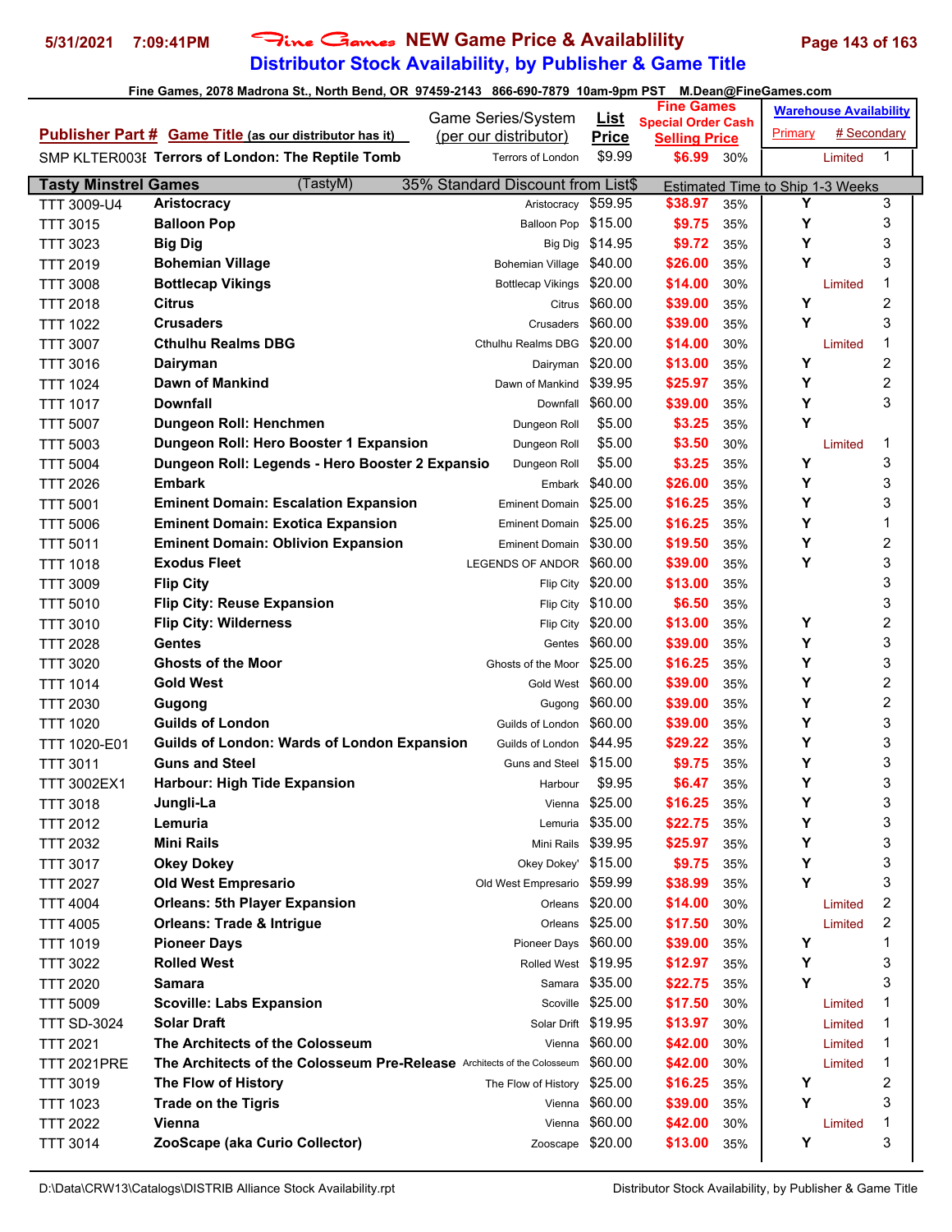# Fine Games NEW Game Price & Availablility

## Distributor Stock Availability, by Publisher & Game Title

5/31/2021 7:09:41PM

Fine Games, 2078 Madrona St., North Bend, OR 97459-2143 866-690-7879 10am-9pm PST M.Dean@FineGames.com

| Publisher Part # | Game Title (as our distributor has it) | Game Series/System (per our distributor) | List Price | Fine Games Special Order Cash Selling Price | | Warehouse Availability Primary | # Secondary |
|---|---|---|---|---|---|---|---|
| SMP KLTER003E | Terrors of London: The Reptile Tomb | Terrors of London | $9.99 | $6.99 | 30% | Limited | 1 |
| **Tasty Minstrel Games** | (TastyM) | 35% Standard Discount from List$ | | Estimated Time to Ship 1-3 Weeks | | | |
| TTT 3009-U4 | Aristocracy | Aristocracy | $59.95 | $38.97 | 35% | Y | 3 |
| TTT 3015 | Balloon Pop | Balloon Pop | $15.00 | $9.75 | 35% | Y | 3 |
| TTT 3023 | Big Dig | Big Dig | $14.95 | $9.72 | 35% | Y | 3 |
| TTT 2019 | Bohemian Village | Bohemian Village | $40.00 | $26.00 | 35% | Y | 3 |
| TTT 3008 | Bottlecap Vikings | Bottlecap Vikings | $20.00 | $14.00 | 30% | Limited | 1 |
| TTT 2018 | Citrus | Citrus | $60.00 | $39.00 | 35% | Y | 2 |
| TTT 1022 | Crusaders | Crusaders | $60.00 | $39.00 | 35% | Y | 3 |
| TTT 3007 | Cthulhu Realms DBG | Cthulhu Realms DBG | $20.00 | $14.00 | 30% | Limited | 1 |
| TTT 3016 | Dairyman | Dairyman | $20.00 | $13.00 | 35% | Y | 2 |
| TTT 1024 | Dawn of Mankind | Dawn of Mankind | $39.95 | $25.97 | 35% | Y | 2 |
| TTT 1017 | Downfall | Downfall | $60.00 | $39.00 | 35% | Y | 3 |
| TTT 5007 | Dungeon Roll: Henchmen | Dungeon Roll | $5.00 | $3.25 | 35% | Y | |
| TTT 5003 | Dungeon Roll: Hero Booster 1 Expansion | Dungeon Roll | $5.00 | $3.50 | 30% | Limited | 1 |
| TTT 5004 | Dungeon Roll: Legends - Hero Booster 2 Expansio | Dungeon Roll | $5.00 | $3.25 | 35% | Y | 3 |
| TTT 2026 | Embark | Embark | $40.00 | $26.00 | 35% | Y | 3 |
| TTT 5001 | Eminent Domain: Escalation Expansion | Eminent Domain | $25.00 | $16.25 | 35% | Y | 3 |
| TTT 5006 | Eminent Domain: Exotica Expansion | Eminent Domain | $25.00 | $16.25 | 35% | Y | 1 |
| TTT 5011 | Eminent Domain: Oblivion Expansion | Eminent Domain | $30.00 | $19.50 | 35% | Y | 2 |
| TTT 1018 | Exodus Fleet | LEGENDS OF ANDOR | $60.00 | $39.00 | 35% | Y | 3 |
| TTT 3009 | Flip City | Flip City | $20.00 | $13.00 | 35% | | 3 |
| TTT 5010 | Flip City: Reuse Expansion | Flip City | $10.00 | $6.50 | 35% | | 3 |
| TTT 3010 | Flip City: Wilderness | Flip City | $20.00 | $13.00 | 35% | Y | 2 |
| TTT 2028 | Gentes | Gentes | $60.00 | $39.00 | 35% | Y | 3 |
| TTT 3020 | Ghosts of the Moor | Ghosts of the Moor | $25.00 | $16.25 | 35% | Y | 3 |
| TTT 1014 | Gold West | Gold West | $60.00 | $39.00 | 35% | Y | 2 |
| TTT 2030 | Gugong | Gugong | $60.00 | $39.00 | 35% | Y | 2 |
| TTT 1020 | Guilds of London | Guilds of London | $60.00 | $39.00 | 35% | Y | 3 |
| TTT 1020-E01 | Guilds of London: Wards of London Expansion | Guilds of London | $44.95 | $29.22 | 35% | Y | 3 |
| TTT 3011 | Guns and Steel | Guns and Steel | $15.00 | $9.75 | 35% | Y | 3 |
| TTT 3002EX1 | Harbour: High Tide Expansion | Harbour | $9.95 | $6.47 | 35% | Y | 3 |
| TTT 3018 | Jungli-La | Vienna | $25.00 | $16.25 | 35% | Y | 3 |
| TTT 2012 | Lemuria | Lemuria | $35.00 | $22.75 | 35% | Y | 3 |
| TTT 2032 | Mini Rails | Mini Rails | $39.95 | $25.97 | 35% | Y | 3 |
| TTT 3017 | Okey Dokey | Okey Dokey' | $15.00 | $9.75 | 35% | Y | 3 |
| TTT 2027 | Old West Empresario | Old West Empresario | $59.99 | $38.99 | 35% | Y | 3 |
| TTT 4004 | Orleans: 5th Player Expansion | Orleans | $20.00 | $14.00 | 30% | Limited | 2 |
| TTT 4005 | Orleans: Trade & Intrigue | Orleans | $25.00 | $17.50 | 30% | Limited | 2 |
| TTT 1019 | Pioneer Days | Pioneer Days | $60.00 | $39.00 | 35% | Y | 1 |
| TTT 3022 | Rolled West | Rolled West | $19.95 | $12.97 | 35% | Y | 3 |
| TTT 2020 | Samara | Samara | $35.00 | $22.75 | 35% | Y | 3 |
| TTT 5009 | Scoville: Labs Expansion | Scoville | $25.00 | $17.50 | 30% | Limited | 1 |
| TTT SD-3024 | Solar Draft | Solar Drift | $19.95 | $13.97 | 30% | Limited | 1 |
| TTT 2021 | The Architects of the Colosseum | Vienna | $60.00 | $42.00 | 30% | Limited | 1 |
| TTT 2021PRE | The Architects of the Colosseum Pre-Release | Architects of the Colosseum | $60.00 | $42.00 | 30% | Limited | 1 |
| TTT 3019 | The Flow of History | The Flow of History | $25.00 | $16.25 | 35% | Y | 2 |
| TTT 1023 | Trade on the Tigris | Vienna | $60.00 | $39.00 | 35% | Y | 3 |
| TTT 2022 | Vienna | Vienna | $60.00 | $42.00 | 30% | Limited | 1 |
| TTT 3014 | ZooScape (aka Curio Collector) | Zooscape | $20.00 | $13.00 | 35% | Y | 3 |

D:\Data\CRW13\Catalogs\DISTRIB Alliance Stock Availability.rpt — Distributor Stock Availability, by Publisher & Game Title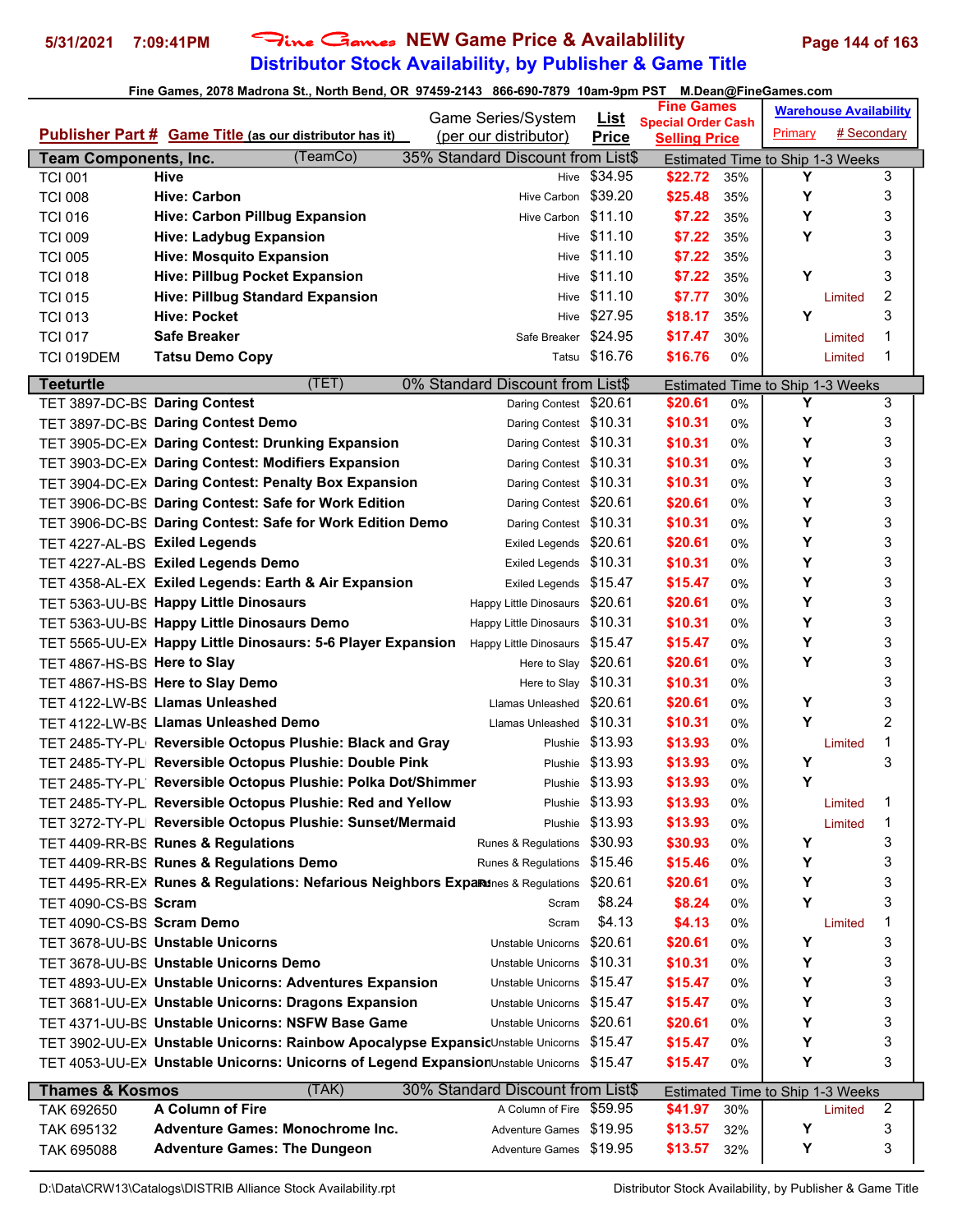# Fine Games NEW Game Price & Availablility

## Distributor Stock Availability, by Publisher & Game Title

Fine Games, 2078 Madrona St., North Bend, OR 97459-2143 866-690-7879 10am-9pm PST M.Dean@FineGames.com

| Publisher Part # | Game Title (as our distributor has it) | Game Series/System (per our distributor) | List Price | Fine Games Special Order Cash Selling Price | | Warehouse Availability Primary | # Secondary |
|---|---|---|---|---|---|---|---|
| **Team Components, Inc.** | (TeamCo) | 35% Standard Discount from List$ | | Estimated Time to Ship 1-3 Weeks | | | |
| TCI 001 | **Hive** | Hive | $34.95 | $22.72 | 35% | Y | 3 |
| TCI 008 | **Hive: Carbon** | Hive Carbon | $39.20 | $25.48 | 35% | Y | 3 |
| TCI 016 | **Hive: Carbon Pillbug Expansion** | Hive Carbon | $11.10 | $7.22 | 35% | Y | 3 |
| TCI 009 | **Hive: Ladybug Expansion** | Hive | $11.10 | $7.22 | 35% | Y | 3 |
| TCI 005 | **Hive: Mosquito Expansion** | Hive | $11.10 | $7.22 | 35% | | 3 |
| TCI 018 | **Hive: Pillbug Pocket Expansion** | Hive | $11.10 | $7.22 | 35% | Y | 3 |
| TCI 015 | **Hive: Pillbug Standard Expansion** | Hive | $11.10 | $7.77 | 30% | Limited | 2 |
| TCI 013 | **Hive: Pocket** | Hive | $27.95 | $18.17 | 35% | Y | 3 |
| TCI 017 | **Safe Breaker** | Safe Breaker | $24.95 | $17.47 | 30% | Limited | 1 |
| TCI 019DEM | **Tatsu Demo Copy** | Tatsu | $16.76 | $16.76 | 0% | Limited | 1 |
| **Teeturtle** | (TET) | 0% Standard Discount from List$ | | Estimated Time to Ship 1-3 Weeks | | | |
| TET 3897-DC-BS | **Daring Contest** | Daring Contest | $20.61 | $20.61 | 0% | Y | 3 |
| TET 3897-DC-BS | **Daring Contest Demo** | Daring Contest | $10.31 | $10.31 | 0% | Y | 3 |
| TET 3905-DC-EX | **Daring Contest: Drunking Expansion** | Daring Contest | $10.31 | $10.31 | 0% | Y | 3 |
| TET 3903-DC-EX | **Daring Contest: Modifiers Expansion** | Daring Contest | $10.31 | $10.31 | 0% | Y | 3 |
| TET 3904-DC-EX | **Daring Contest: Penalty Box Expansion** | Daring Contest | $10.31 | $10.31 | 0% | Y | 3 |
| TET 3906-DC-BS | **Daring Contest: Safe for Work Edition** | Daring Contest | $20.61 | $20.61 | 0% | Y | 3 |
| TET 3906-DC-BS | **Daring Contest: Safe for Work Edition Demo** | Daring Contest | $10.31 | $10.31 | 0% | Y | 3 |
| TET 4227-AL-BS | **Exiled Legends** | Exiled Legends | $20.61 | $20.61 | 0% | Y | 3 |
| TET 4227-AL-BS | **Exiled Legends Demo** | Exiled Legends | $10.31 | $10.31 | 0% | Y | 3 |
| TET 4358-AL-EX | **Exiled Legends: Earth & Air Expansion** | Exiled Legends | $15.47 | $15.47 | 0% | Y | 3 |
| TET 5363-UU-BS | **Happy Little Dinosaurs** | Happy Little Dinosaurs | $20.61 | $20.61 | 0% | Y | 3 |
| TET 5363-UU-BS | **Happy Little Dinosaurs Demo** | Happy Little Dinosaurs | $10.31 | $10.31 | 0% | Y | 3 |
| TET 5565-UU-EX | **Happy Little Dinosaurs: 5-6 Player Expansion** | Happy Little Dinosaurs | $15.47 | $15.47 | 0% | Y | 3 |
| TET 4867-HS-BS | **Here to Slay** | Here to Slay | $20.61 | $20.61 | 0% | Y | 3 |
| TET 4867-HS-BS | **Here to Slay Demo** | Here to Slay | $10.31 | $10.31 | 0% | | 3 |
| TET 4122-LW-BS | **Llamas Unleashed** | Llamas Unleashed | $20.61 | $20.61 | 0% | Y | 3 |
| TET 4122-LW-BS | **Llamas Unleashed Demo** | Llamas Unleashed | $10.31 | $10.31 | 0% | Y | 2 |
| TET 2485-TY-PL | **Reversible Octopus Plushie: Black and Gray** | Plushie | $13.93 | $13.93 | 0% | Limited | 1 |
| TET 2485-TY-PL | **Reversible Octopus Plushie: Double Pink** | Plushie | $13.93 | $13.93 | 0% | Y | 3 |
| TET 2485-TY-PL | **Reversible Octopus Plushie: Polka Dot/Shimmer** | Plushie | $13.93 | $13.93 | 0% | Y | |
| TET 2485-TY-PL | **Reversible Octopus Plushie: Red and Yellow** | Plushie | $13.93 | $13.93 | 0% | Limited | 1 |
| TET 3272-TY-PL | **Reversible Octopus Plushie: Sunset/Mermaid** | Plushie | $13.93 | $13.93 | 0% | Limited | 1 |
| TET 4409-RR-BS | **Runes & Regulations** | Runes & Regulations | $30.93 | $30.93 | 0% | Y | 3 |
| TET 4409-RR-BS | **Runes & Regulations Demo** | Runes & Regulations | $15.46 | $15.46 | 0% | Y | 3 |
| TET 4495-RR-EX | **Runes & Regulations: Nefarious Neighbors Expansion** | Runes & Regulations | $20.61 | $20.61 | 0% | Y | 3 |
| TET 4090-CS-BS | **Scram** | Scram | $8.24 | $8.24 | 0% | Y | 3 |
| TET 4090-CS-BS | **Scram Demo** | Scram | $4.13 | $4.13 | 0% | Limited | 1 |
| TET 3678-UU-BS | **Unstable Unicorns** | Unstable Unicorns | $20.61 | $20.61 | 0% | Y | 3 |
| TET 3678-UU-BS | **Unstable Unicorns Demo** | Unstable Unicorns | $10.31 | $10.31 | 0% | Y | 3 |
| TET 4893-UU-EX | **Unstable Unicorns: Adventures Expansion** | Unstable Unicorns | $15.47 | $15.47 | 0% | Y | 3 |
| TET 3681-UU-EX | **Unstable Unicorns: Dragons Expansion** | Unstable Unicorns | $15.47 | $15.47 | 0% | Y | 3 |
| TET 4371-UU-BS | **Unstable Unicorns: NSFW Base Game** | Unstable Unicorns | $20.61 | $20.61 | 0% | Y | 3 |
| TET 3902-UU-EX | **Unstable Unicorns: Rainbow Apocalypse Expansion** | Unstable Unicorns | $15.47 | $15.47 | 0% | Y | 3 |
| TET 4053-UU-EX | **Unstable Unicorns: Unicorns of Legend Expansion** | Unstable Unicorns | $15.47 | $15.47 | 0% | Y | 3 |
| **Thames & Kosmos** | (TAK) | 30% Standard Discount from List$ | | Estimated Time to Ship 1-3 Weeks | | | |
| TAK 692650 | **A Column of Fire** | A Column of Fire | $59.95 | $41.97 | 30% | Limited | 2 |
| TAK 695132 | **Adventure Games: Monochrome Inc.** | Adventure Games | $19.95 | $13.57 | 32% | Y | 3 |
| TAK 695088 | **Adventure Games: The Dungeon** | Adventure Games | $19.95 | $13.57 | 32% | Y | 3 |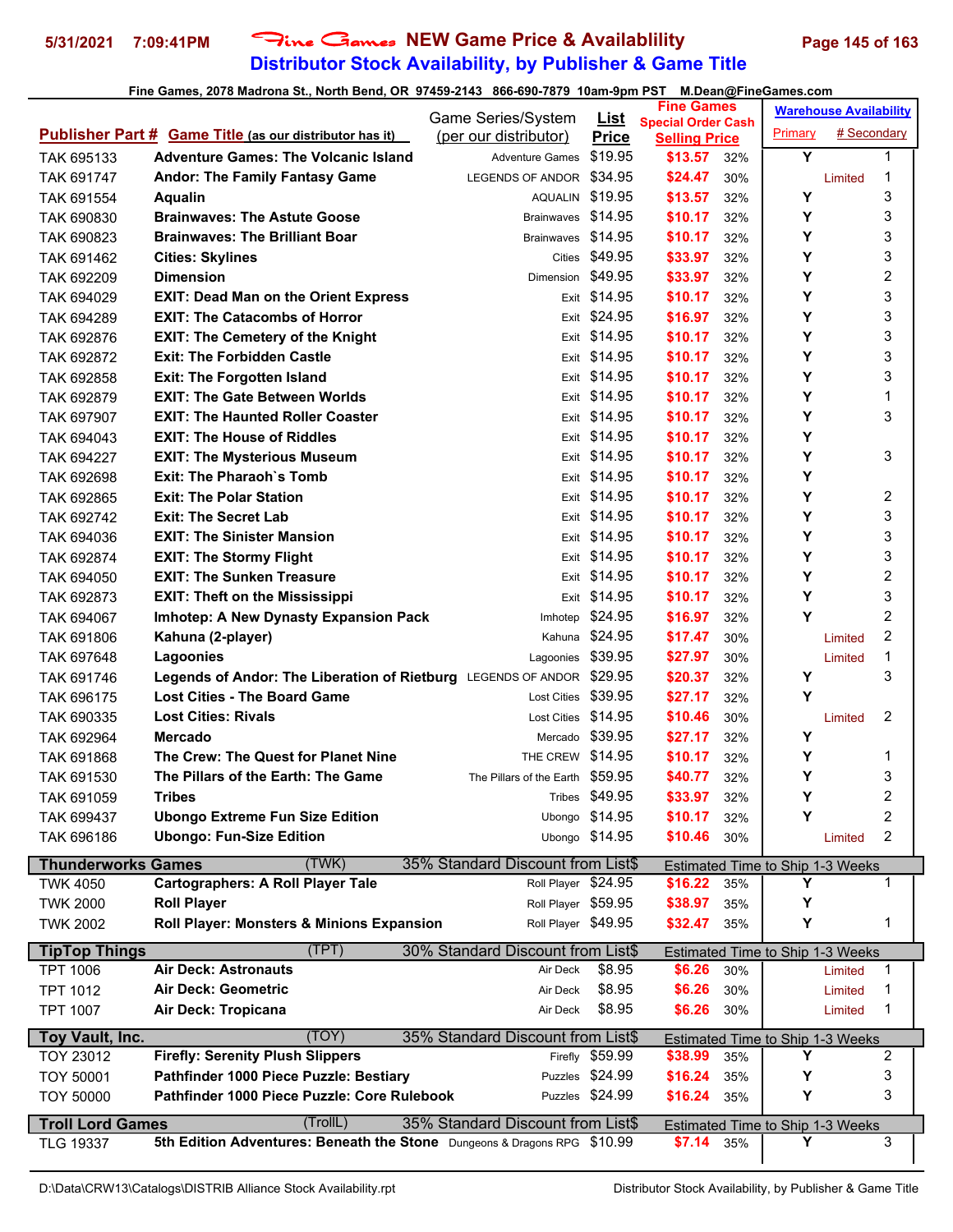# Fine Games NEW Game Price & Availablility

## Distributor Stock Availability, by Publisher & Game Title

Fine Games, 2078 Madrona St., North Bend, OR 97459-2143 866-690-7879 10am-9pm PST M.Dean@FineGames.com

| Publisher Part # | Game Title (as our distributor has it) | Game Series/System (per our distributor) | List Price | Fine Games Special Order Cash Selling Price | | Warehouse Availability Primary | # Secondary |
|---|---|---|---|---|---|---|---|
| TAK 695133 | **Adventure Games: The Volcanic Island** | Adventure Games | $19.95 | $13.57 | 32% | Y | 1 |
| TAK 691747 | **Andor: The Family Fantasy Game** | LEGENDS OF ANDOR | $34.95 | $24.47 | 30% | Limited | 1 |
| TAK 691554 | **Aqualin** | AQUALIN | $19.95 | $13.57 | 32% | Y | 3 |
| TAK 690830 | **Brainwaves: The Astute Goose** | Brainwaves | $14.95 | $10.17 | 32% | Y | 3 |
| TAK 690823 | **Brainwaves: The Brilliant Boar** | Brainwaves | $14.95 | $10.17 | 32% | Y | 3 |
| TAK 691462 | **Cities: Skylines** | Cities | $49.95 | $33.97 | 32% | Y | 3 |
| TAK 692209 | **Dimension** | Dimension | $49.95 | $33.97 | 32% | Y | 2 |
| TAK 694029 | **EXIT: Dead Man on the Orient Express** | Exit | $14.95 | $10.17 | 32% | Y | 3 |
| TAK 694289 | **EXIT: The Catacombs of Horror** | Exit | $24.95 | $16.97 | 32% | Y | 3 |
| TAK 692876 | **EXIT: The Cemetery of the Knight** | Exit | $14.95 | $10.17 | 32% | Y | 3 |
| TAK 692872 | **Exit: The Forbidden Castle** | Exit | $14.95 | $10.17 | 32% | Y | 3 |
| TAK 692858 | **Exit: The Forgotten Island** | Exit | $14.95 | $10.17 | 32% | Y | 3 |
| TAK 692879 | **EXIT: The Gate Between Worlds** | Exit | $14.95 | $10.17 | 32% | Y | 1 |
| TAK 697907 | **EXIT: The Haunted Roller Coaster** | Exit | $14.95 | $10.17 | 32% | Y | 3 |
| TAK 694043 | **EXIT: The House of Riddles** | Exit | $14.95 | $10.17 | 32% | Y | |
| TAK 694227 | **EXIT: The Mysterious Museum** | Exit | $14.95 | $10.17 | 32% | Y | 3 |
| TAK 692698 | **Exit: The Pharaoh`s Tomb** | Exit | $14.95 | $10.17 | 32% | Y | |
| TAK 692865 | **Exit: The Polar Station** | Exit | $14.95 | $10.17 | 32% | Y | 2 |
| TAK 692742 | **Exit: The Secret Lab** | Exit | $14.95 | $10.17 | 32% | Y | 3 |
| TAK 694036 | **EXIT: The Sinister Mansion** | Exit | $14.95 | $10.17 | 32% | Y | 3 |
| TAK 692874 | **EXIT: The Stormy Flight** | Exit | $14.95 | $10.17 | 32% | Y | 3 |
| TAK 694050 | **EXIT: The Sunken Treasure** | Exit | $14.95 | $10.17 | 32% | Y | 2 |
| TAK 692873 | **EXIT: Theft on the Mississippi** | Exit | $14.95 | $10.17 | 32% | Y | 3 |
| TAK 694067 | **Imhotep: A New Dynasty Expansion Pack** | Imhotep | $24.95 | $16.97 | 32% | Y | 2 |
| TAK 691806 | **Kahuna (2-player)** | Kahuna | $24.95 | $17.47 | 30% | Limited | 2 |
| TAK 697648 | **Lagoonies** | Lagoonies | $39.95 | $27.97 | 30% | Limited | 1 |
| TAK 691746 | **Legends of Andor: The Liberation of Rietburg** | LEGENDS OF ANDOR | $29.95 | $20.37 | 32% | Y | 3 |
| TAK 696175 | **Lost Cities - The Board Game** | Lost Cities | $39.95 | $27.17 | 32% | Y | |
| TAK 690335 | **Lost Cities: Rivals** | Lost Cities | $14.95 | $10.46 | 30% | Limited | 2 |
| TAK 692964 | **Mercado** | Mercado | $39.95 | $27.17 | 32% | Y | |
| TAK 691868 | **The Crew: The Quest for Planet Nine** | THE CREW | $14.95 | $10.17 | 32% | Y | 1 |
| TAK 691530 | **The Pillars of the Earth: The Game** | The Pillars of the Earth | $59.95 | $40.77 | 32% | Y | 3 |
| TAK 691059 | **Tribes** | Tribes | $49.95 | $33.97 | 32% | Y | 2 |
| TAK 699437 | **Ubongo Extreme Fun Size Edition** | Ubongo | $14.95 | $10.17 | 32% | Y | 2 |
| TAK 696186 | **Ubongo: Fun-Size Edition** | Ubongo | $14.95 | $10.46 | 30% | Limited | 2 |
| **Thunderworks Games** | (TWK) | 35% Standard Discount from List$ | | Estimated Time to Ship 1-3 Weeks | | | |
| TWK 4050 | **Cartographers: A Roll Player Tale** | Roll Player | $24.95 | $16.22 | 35% | Y | 1 |
| TWK 2000 | **Roll Player** | Roll Player | $59.95 | $38.97 | 35% | Y | |
| TWK 2002 | **Roll Player: Monsters & Minions Expansion** | Roll Player | $49.95 | $32.47 | 35% | Y | 1 |
| **TipTop Things** | (TPT) | 30% Standard Discount from List$ | | Estimated Time to Ship 1-3 Weeks | | | |
| TPT 1006 | **Air Deck: Astronauts** | Air Deck | $8.95 | $6.26 | 30% | Limited | 1 |
| TPT 1012 | **Air Deck: Geometric** | Air Deck | $8.95 | $6.26 | 30% | Limited | 1 |
| TPT 1007 | **Air Deck: Tropicana** | Air Deck | $8.95 | $6.26 | 30% | Limited | 1 |
| **Toy Vault, Inc.** | (TOY) | 35% Standard Discount from List$ | | Estimated Time to Ship 1-3 Weeks | | | |
| TOY 23012 | **Firefly: Serenity Plush Slippers** | Firefly | $59.99 | $38.99 | 35% | Y | 2 |
| TOY 50001 | **Pathfinder 1000 Piece Puzzle: Bestiary** | Puzzles | $24.99 | $16.24 | 35% | Y | 3 |
| TOY 50000 | **Pathfinder 1000 Piece Puzzle: Core Rulebook** | Puzzles | $24.99 | $16.24 | 35% | Y | 3 |
| **Troll Lord Games** | (TrollL) | 35% Standard Discount from List$ | | Estimated Time to Ship 1-3 Weeks | | | |
| TLG 19337 | **5th Edition Adventures: Beneath the Stone** | Dungeons & Dragons RPG | $10.99 | $7.14 | 35% | Y | 3 |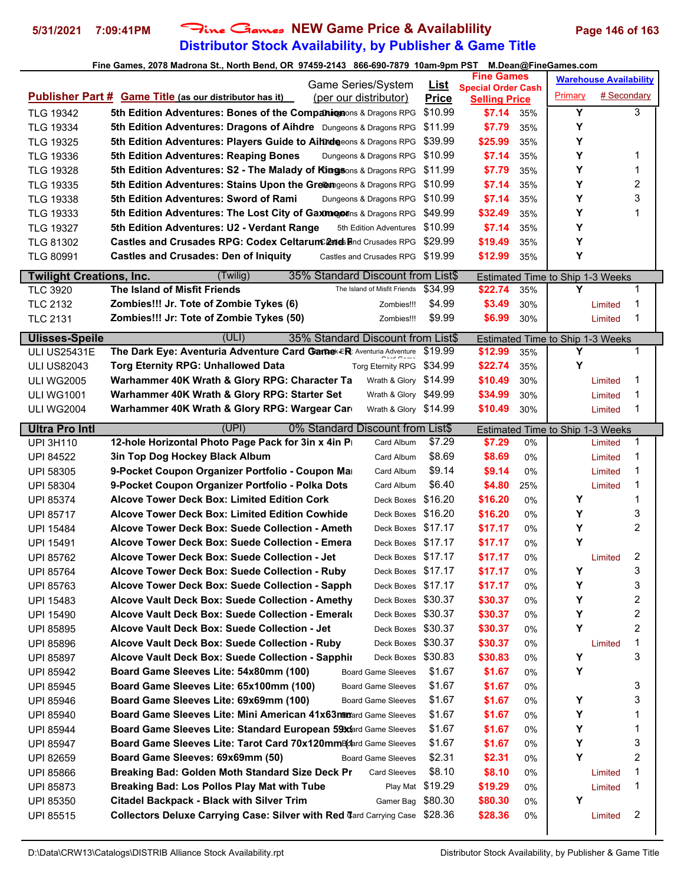# NEW Game Price & Availablility
## Distributor Stock Availability, by Publisher & Game Title

Fine Games, 2078 Madrona St., North Bend, OR 97459-2143 866-690-7879 10am-9pm PST M.Dean@FineGames.com

| Publisher Part # | Game Title (as our distributor has it) | Game Series/System (per our distributor) | List Price | Fine Games Special Order Cash Selling Price | | Warehouse Availability Primary | # Secondary |
|---|---|---|---|---|---|---|---|
| TLG 19342 | 5th Edition Adventures: Bones of the Companion | Dungeons & Dragons RPG | $10.99 | $7.14 | 35% | Y | 3 |
| TLG 19334 | 5th Edition Adventures: Dragons of Aihdre | Dungeons & Dragons RPG | $11.99 | $7.79 | 35% | Y | |
| TLG 19325 | 5th Edition Adventures: Players Guide to Aihdre | Dungeons & Dragons RPG | $39.99 | $25.99 | 35% | Y | |
| TLG 19336 | 5th Edition Adventures: Reaping Bones | Dungeons & Dragons RPG | $10.99 | $7.14 | 35% | Y | 1 |
| TLG 19328 | 5th Edition Adventures: S2 - The Malady of Kings | Dungeons & Dragons RPG | $11.99 | $7.79 | 35% | Y | 1 |
| TLG 19335 | 5th Edition Adventures: Stains Upon the Green | Dungeons & Dragons RPG | $10.99 | $7.14 | 35% | Y | 2 |
| TLG 19338 | 5th Edition Adventures: Sword of Rami | Dungeons & Dragons RPG | $10.99 | $7.14 | 35% | Y | 3 |
| TLG 19333 | 5th Edition Adventures: The Lost City of Gaxmoor | Dungeons & Dragons RPG | $49.99 | $32.49 | 35% | Y | 1 |
| TLG 19327 | 5th Edition Adventures: U2 - Verdant Range | 5th Edition Adventures | $10.99 | $7.14 | 35% | Y | |
| TLG 81302 | Castles and Crusades RPG: Codex Celtarum 2nd E | Castles and Crusades RPG | $29.99 | $19.49 | 35% | Y | |
| TLG 80991 | Castles and Crusades: Den of Iniquity | Castles and Crusades RPG | $19.99 | $12.99 | 35% | Y | |
| **Twilight Creations, Inc.** | (Twilig) | 35% Standard Discount from List$ | | Estimated Time to Ship 1-3 Weeks | | | |
| TLC 3920 | The Island of Misfit Friends | The Island of Misfit Friends | $34.99 | $22.74 | 35% | Y | 1 |
| TLC 2132 | Zombies!!! Jr. Tote of Zombie Tykes (6) | Zombies!!! | $4.99 | $3.49 | 30% | Limited | 1 |
| TLC 2131 | Zombies!!! Jr: Tote of Zombie Tykes (50) | Zombies!!! | $9.99 | $6.99 | 30% | Limited | 1 |
| **Ulisses-Speile** | (ULI) | 35% Standard Discount from List$ | | Estimated Time to Ship 1-3 Weeks | | | |
| ULI US25431E | The Dark Eye: Aventuria Adventure Card Game - R | Aventuria Adventure Card Game | $19.99 | $12.99 | 35% | Y | 1 |
| ULI US82043 | Torg Eternity RPG: Unhallowed Data | Torg Eternity RPG | $34.99 | $22.74 | 35% | Y | |
| ULI WG2005 | Warhammer 40K Wrath & Glory RPG: Character Ta | Wrath & Glory | $14.99 | $10.49 | 30% | Limited | 1 |
| ULI WG1001 | Warhammer 40K Wrath & Glory RPG: Starter Set | Wrath & Glory | $49.99 | $34.99 | 30% | Limited | 1 |
| ULI WG2004 | Warhammer 40K Wrath & Glory RPG: Wargear Car | Wrath & Glory | $14.99 | $10.49 | 30% | Limited | 1 |
| **Ultra Pro Intl** | (UPI) | 0% Standard Discount from List$ | | Estimated Time to Ship 1-3 Weeks | | | |
| UPI 3H110 | 12-hole Horizontal Photo Page Pack for 3in x 4in P | Card Album | $7.29 | $7.29 | 0% | Limited | 1 |
| UPI 84522 | 3in Top Dog Hockey Black Album | Card Album | $8.69 | $8.69 | 0% | Limited | 1 |
| UPI 58305 | 9-Pocket Coupon Organizer Portfolio - Coupon Ma | Card Album | $9.14 | $9.14 | 0% | Limited | 1 |
| UPI 58304 | 9-Pocket Coupon Organizer Portfolio - Polka Dots | Card Album | $6.40 | $4.80 | 25% | Limited | 1 |
| UPI 85374 | Alcove Tower Deck Box: Limited Edition Cork | Deck Boxes | $16.20 | $16.20 | 0% | Y | 1 |
| UPI 85717 | Alcove Tower Deck Box: Limited Edition Cowhide | Deck Boxes | $16.20 | $16.20 | 0% | Y | 3 |
| UPI 15484 | Alcove Tower Deck Box: Suede Collection - Ameth | Deck Boxes | $17.17 | $17.17 | 0% | Y | 2 |
| UPI 15491 | Alcove Tower Deck Box: Suede Collection - Emera | Deck Boxes | $17.17 | $17.17 | 0% | Y | |
| UPI 85762 | Alcove Tower Deck Box: Suede Collection - Jet | Deck Boxes | $17.17 | $17.17 | 0% | Limited | 2 |
| UPI 85764 | Alcove Tower Deck Box: Suede Collection - Ruby | Deck Boxes | $17.17 | $17.17 | 0% | Y | 3 |
| UPI 85763 | Alcove Tower Deck Box: Suede Collection - Sapph | Deck Boxes | $17.17 | $17.17 | 0% | Y | 3 |
| UPI 15483 | Alcove Vault Deck Box: Suede Collection - Amethy | Deck Boxes | $30.37 | $30.37 | 0% | Y | 2 |
| UPI 15490 | Alcove Vault Deck Box: Suede Collection - Emerald | Deck Boxes | $30.37 | $30.37 | 0% | Y | 2 |
| UPI 85895 | Alcove Vault Deck Box: Suede Collection - Jet | Deck Boxes | $30.37 | $30.37 | 0% | Y | 2 |
| UPI 85896 | Alcove Vault Deck Box: Suede Collection - Ruby | Deck Boxes | $30.37 | $30.37 | 0% | Limited | 1 |
| UPI 85897 | Alcove Vault Deck Box: Suede Collection - Sapphir | Deck Boxes | $30.83 | $30.83 | 0% | Y | 3 |
| UPI 85942 | Board Game Sleeves Lite: 54x80mm (100) | Board Game Sleeves | $1.67 | $1.67 | 0% | Y | |
| UPI 85945 | Board Game Sleeves Lite: 65x100mm (100) | Board Game Sleeves | $1.67 | $1.67 | 0% | | 3 |
| UPI 85946 | Board Game Sleeves Lite: 69x69mm (100) | Board Game Sleeves | $1.67 | $1.67 | 0% | Y | 3 |
| UPI 85940 | Board Game Sleeves Lite: Mini American 41x63mm | Board Game Sleeves | $1.67 | $1.67 | 0% | Y | 1 |
| UPI 85944 | Board Game Sleeves Lite: Standard European 59x | Board Game Sleeves | $1.67 | $1.67 | 0% | Y | 1 |
| UPI 85947 | Board Game Sleeves Lite: Tarot Card 70x120mm ( | Board Game Sleeves | $1.67 | $1.67 | 0% | Y | 3 |
| UPI 82659 | Board Game Sleeves: 69x69mm (50) | Board Game Sleeves | $2.31 | $2.31 | 0% | Y | 2 |
| UPI 85866 | Breaking Bad: Golden Moth Standard Size Deck Pr | Card Sleeves | $8.10 | $8.10 | 0% | Limited | 1 |
| UPI 85873 | Breaking Bad: Los Pollos Play Mat with Tube | Play Mat | $19.29 | $19.29 | 0% | Limited | 1 |
| UPI 85350 | Citadel Backpack - Black with Silver Trim | Gamer Bag | $80.30 | $80.30 | 0% | Y | |
| UPI 85515 | Collectors Deluxe Carrying Case: Silver with Red T | Card Carrying Case | $28.36 | $28.36 | 0% | Limited | 2 |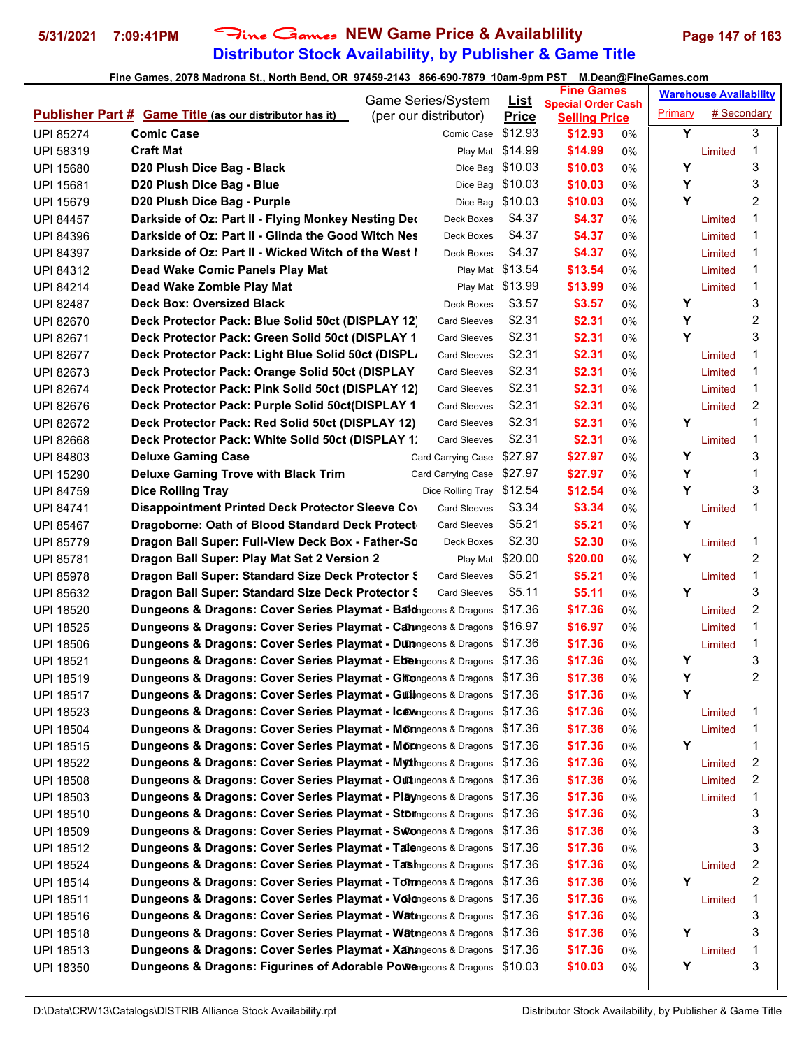# Fine Games NEW Game Price & Availablility

## Distributor Stock Availability, by Publisher & Game Title

Fine Games, 2078 Madrona St., North Bend, OR 97459-2143 866-690-7879 10am-9pm PST M.Dean@FineGames.com

| Publisher Part # | Game Title (as our distributor has it) | Game Series/System (per our distributor) | List Price | Fine Games Special Order Cash Selling Price | | Warehouse Availability Primary | # Secondary |
|---|---|---|---|---|---|---|---|
| UPI 85274 | Comic Case | Comic Case | $12.93 | $12.93 | 0% | Y | 3 |
| UPI 58319 | Craft Mat | Play Mat | $14.99 | $14.99 | 0% | Limited | 1 |
| UPI 15680 | D20 Plush Dice Bag - Black | Dice Bag | $10.03 | $10.03 | 0% | Y | 3 |
| UPI 15681 | D20 Plush Dice Bag - Blue | Dice Bag | $10.03 | $10.03 | 0% | Y | 3 |
| UPI 15679 | D20 Plush Dice Bag - Purple | Dice Bag | $10.03 | $10.03 | 0% | Y | 2 |
| UPI 84457 | Darkside of Oz: Part II - Flying Monkey Nesting Dec | Deck Boxes | $4.37 | $4.37 | 0% | Limited | 1 |
| UPI 84396 | Darkside of Oz: Part II - Glinda the Good Witch Nes | Deck Boxes | $4.37 | $4.37 | 0% | Limited | 1 |
| UPI 84397 | Darkside of Oz: Part II - Wicked Witch of the West N | Deck Boxes | $4.37 | $4.37 | 0% | Limited | 1 |
| UPI 84312 | Dead Wake Comic Panels Play Mat | Play Mat | $13.54 | $13.54 | 0% | Limited | 1 |
| UPI 84214 | Dead Wake Zombie Play Mat | Play Mat | $13.99 | $13.99 | 0% | Limited | 1 |
| UPI 82487 | Deck Box: Oversized Black | Deck Boxes | $3.57 | $3.57 | 0% | Y | 3 |
| UPI 82670 | Deck Protector Pack: Blue Solid 50ct (DISPLAY 12) | Card Sleeves | $2.31 | $2.31 | 0% | Y | 2 |
| UPI 82671 | Deck Protector Pack: Green Solid 50ct (DISPLAY 1 | Card Sleeves | $2.31 | $2.31 | 0% | Y | 3 |
| UPI 82677 | Deck Protector Pack: Light Blue Solid 50ct (DISPL/ | Card Sleeves | $2.31 | $2.31 | 0% | Limited | 1 |
| UPI 82673 | Deck Protector Pack: Orange Solid 50ct (DISPLAY | Card Sleeves | $2.31 | $2.31 | 0% | Limited | 1 |
| UPI 82674 | Deck Protector Pack: Pink Solid 50ct (DISPLAY 12) | Card Sleeves | $2.31 | $2.31 | 0% | Limited | 1 |
| UPI 82676 | Deck Protector Pack: Purple Solid 50ct(DISPLAY 1 | Card Sleeves | $2.31 | $2.31 | 0% | Limited | 2 |
| UPI 82672 | Deck Protector Pack: Red Solid 50ct (DISPLAY 12) | Card Sleeves | $2.31 | $2.31 | 0% | Y | 1 |
| UPI 82668 | Deck Protector Pack: White Solid 50ct (DISPLAY 1: | Card Sleeves | $2.31 | $2.31 | 0% | Limited | 1 |
| UPI 84803 | Deluxe Gaming Case | Card Carrying Case | $27.97 | $27.97 | 0% | Y | 3 |
| UPI 15290 | Deluxe Gaming Trove with Black Trim | Card Carrying Case | $27.97 | $27.97 | 0% | Y | 1 |
| UPI 84759 | Dice Rolling Tray | Dice Rolling Tray | $12.54 | $12.54 | 0% | Y | 3 |
| UPI 84741 | Disappointment Printed Deck Protector Sleeve Cov | Card Sleeves | $3.34 | $3.34 | 0% | Limited | 1 |
| UPI 85467 | Dragoborne: Oath of Blood Standard Deck Protect | Card Sleeves | $5.21 | $5.21 | 0% | Y | |
| UPI 85779 | Dragon Ball Super: Full-View Deck Box - Father-So | Deck Boxes | $2.30 | $2.30 | 0% | Limited | 1 |
| UPI 85781 | Dragon Ball Super: Play Mat Set 2 Version 2 | Play Mat | $20.00 | $20.00 | 0% | Y | 2 |
| UPI 85978 | Dragon Ball Super: Standard Size Deck Protector S | Card Sleeves | $5.21 | $5.21 | 0% | Limited | 1 |
| UPI 85632 | Dragon Ball Super: Standard Size Deck Protector S | Card Sleeves | $5.11 | $5.11 | 0% | Y | 3 |
| UPI 18520 | Dungeons & Dragons: Cover Series Playmat - Bald | Dungeons & Dragons | $17.36 | $17.36 | 0% | Limited | 2 |
| UPI 18525 | Dungeons & Dragons: Cover Series Playmat - Can | Dungeons & Dragons | $16.97 | $16.97 | 0% | Limited | 1 |
| UPI 18506 | Dungeons & Dragons: Cover Series Playmat - Dun | Dungeons & Dragons | $17.36 | $17.36 | 0% | Limited | 1 |
| UPI 18521 | Dungeons & Dragons: Cover Series Playmat - Ebe | Dungeons & Dragons | $17.36 | $17.36 | 0% | Y | 3 |
| UPI 18519 | Dungeons & Dragons: Cover Series Playmat - Gho | Dungeons & Dragons | $17.36 | $17.36 | 0% | Y | 2 |
| UPI 18517 | Dungeons & Dragons: Cover Series Playmat - Guil | Dungeons & Dragons | $17.36 | $17.36 | 0% | Y | |
| UPI 18523 | Dungeons & Dragons: Cover Series Playmat - Icew | Dungeons & Dragons | $17.36 | $17.36 | 0% | Limited | 1 |
| UPI 18504 | Dungeons & Dragons: Cover Series Playmat - Mon | Dungeons & Dragons | $17.36 | $17.36 | 0% | Limited | 1 |
| UPI 18515 | Dungeons & Dragons: Cover Series Playmat - Mor | Dungeons & Dragons | $17.36 | $17.36 | 0% | Y | 1 |
| UPI 18522 | Dungeons & Dragons: Cover Series Playmat - Myth | Dungeons & Dragons | $17.36 | $17.36 | 0% | Limited | 2 |
| UPI 18508 | Dungeons & Dragons: Cover Series Playmat - Out | Dungeons & Dragons | $17.36 | $17.36 | 0% | Limited | 2 |
| UPI 18503 | Dungeons & Dragons: Cover Series Playmat - Play | Dungeons & Dragons | $17.36 | $17.36 | 0% | Limited | 1 |
| UPI 18510 | Dungeons & Dragons: Cover Series Playmat - Stor | Dungeons & Dragons | $17.36 | $17.36 | 0% | | 3 |
| UPI 18509 | Dungeons & Dragons: Cover Series Playmat - Swo | Dungeons & Dragons | $17.36 | $17.36 | 0% | | 3 |
| UPI 18512 | Dungeons & Dragons: Cover Series Playmat - Tale | Dungeons & Dragons | $17.36 | $17.36 | 0% | | 3 |
| UPI 18524 | Dungeons & Dragons: Cover Series Playmat - Tash | Dungeons & Dragons | $17.36 | $17.36 | 0% | Limited | 2 |
| UPI 18514 | Dungeons & Dragons: Cover Series Playmat - Tom | Dungeons & Dragons | $17.36 | $17.36 | 0% | Y | 2 |
| UPI 18511 | Dungeons & Dragons: Cover Series Playmat - Volo | Dungeons & Dragons | $17.36 | $17.36 | 0% | Limited | 1 |
| UPI 18516 | Dungeons & Dragons: Cover Series Playmat - Wat | Dungeons & Dragons | $17.36 | $17.36 | 0% | | 3 |
| UPI 18518 | Dungeons & Dragons: Cover Series Playmat - Wat | Dungeons & Dragons | $17.36 | $17.36 | 0% | Y | 3 |
| UPI 18513 | Dungeons & Dragons: Cover Series Playmat - Xan | Dungeons & Dragons | $17.36 | $17.36 | 0% | Limited | 1 |
| UPI 18350 | Dungeons & Dragons: Figurines of Adorable Powe | Dungeons & Dragons | $10.03 | $10.03 | 0% | Y | 3 |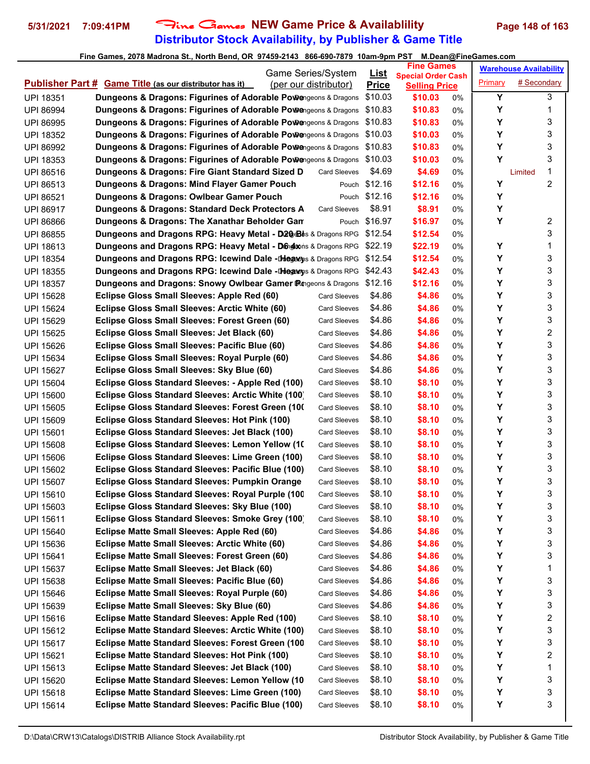# Fine Games NEW Game Price & Availablility

## Distributor Stock Availability, by Publisher & Game Title

Fine Games, 2078 Madrona St., North Bend, OR 97459-2143 866-690-7879 10am-9pm PST M.Dean@FineGames.com

| Publisher Part # | Game Title (as our distributor has it) | Game Series/System (per our distributor) | List Price | Fine Games Special Order Cash Selling Price | | Warehouse Availability Primary | # Secondary |
|---|---|---|---|---|---|---|---|
| UPI 18351 | Dungeons & Dragons: Figurines of Adorable Pow | Dungeons & Dragons | $10.03 | $10.03 | 0% | Y | 3 |
| UPI 86994 | Dungeons & Dragons: Figurines of Adorable Pow | Dungeons & Dragons | $10.83 | $10.83 | 0% | Y | 1 |
| UPI 86995 | Dungeons & Dragons: Figurines of Adorable Pow | Dungeons & Dragons | $10.83 | $10.83 | 0% | Y | 3 |
| UPI 18352 | Dungeons & Dragons: Figurines of Adorable Pow | Dungeons & Dragons | $10.03 | $10.03 | 0% | Y | 3 |
| UPI 86992 | Dungeons & Dragons: Figurines of Adorable Pow | Dungeons & Dragons | $10.83 | $10.83 | 0% | Y | 3 |
| UPI 18353 | Dungeons & Dragons: Figurines of Adorable Pow | Dungeons & Dragons | $10.03 | $10.03 | 0% | Y | 3 |
| UPI 86516 | Dungeons & Dragons: Fire Giant Standard Sized D | Card Sleeves | $4.69 | $4.69 | 0% | Limited | 1 |
| UPI 86513 | Dungeons & Dragons: Mind Flayer Gamer Pouch | Pouch | $12.16 | $12.16 | 0% | Y | 2 |
| UPI 86521 | Dungeons & Dragons: Owlbear Gamer Pouch | Pouch | $12.16 | $12.16 | 0% | Y | |
| UPI 86917 | Dungeons & Dragons: Standard Deck Protectors A | Card Sleeves | $8.91 | $8.91 | 0% | Y | |
| UPI 86866 | Dungeons & Dragons: The Xanathar Beholder Gam | Pouch | $16.97 | $16.97 | 0% | Y | 2 |
| UPI 86855 | Dungeons and Dragons RPG: Heavy Metal - D20 Bl | Dungeons & Dragons RPG | $12.54 | $12.54 | 0% | | 3 |
| UPI 18613 | Dungeons and Dragons RPG: Heavy Metal - D6 4x | Dungeons & Dragons RPG | $22.19 | $22.19 | 0% | Y | 1 |
| UPI 18354 | Dungeons and Dragons RPG: Icewind Dale - Heavy | Dungeons & Dragons RPG | $12.54 | $12.54 | 0% | Y | 3 |
| UPI 18355 | Dungeons and Dragons RPG: Icewind Dale - Heavy | Dungeons & Dragons RPG | $42.43 | $42.43 | 0% | Y | 3 |
| UPI 18357 | Dungeons and Dragons: Snowy Owlbear Gamer Po | Dungeons & Dragons | $12.16 | $12.16 | 0% | Y | 3 |
| UPI 15628 | Eclipse Gloss Small Sleeves: Apple Red (60) | Card Sleeves | $4.86 | $4.86 | 0% | Y | 3 |
| UPI 15624 | Eclipse Gloss Small Sleeves: Arctic White (60) | Card Sleeves | $4.86 | $4.86 | 0% | Y | 3 |
| UPI 15629 | Eclipse Gloss Small Sleeves: Forest Green (60) | Card Sleeves | $4.86 | $4.86 | 0% | Y | 3 |
| UPI 15625 | Eclipse Gloss Small Sleeves: Jet Black (60) | Card Sleeves | $4.86 | $4.86 | 0% | Y | 2 |
| UPI 15626 | Eclipse Gloss Small Sleeves: Pacific Blue (60) | Card Sleeves | $4.86 | $4.86 | 0% | Y | 3 |
| UPI 15634 | Eclipse Gloss Small Sleeves: Royal Purple (60) | Card Sleeves | $4.86 | $4.86 | 0% | Y | 3 |
| UPI 15627 | Eclipse Gloss Small Sleeves: Sky Blue (60) | Card Sleeves | $4.86 | $4.86 | 0% | Y | 3 |
| UPI 15604 | Eclipse Gloss Standard Sleeves: - Apple Red (100) | Card Sleeves | $8.10 | $8.10 | 0% | Y | 3 |
| UPI 15600 | Eclipse Gloss Standard Sleeves: Arctic White (100) | Card Sleeves | $8.10 | $8.10 | 0% | Y | 3 |
| UPI 15605 | Eclipse Gloss Standard Sleeves: Forest Green (10( | Card Sleeves | $8.10 | $8.10 | 0% | Y | 3 |
| UPI 15609 | Eclipse Gloss Standard Sleeves: Hot Pink (100) | Card Sleeves | $8.10 | $8.10 | 0% | Y | 3 |
| UPI 15601 | Eclipse Gloss Standard Sleeves: Jet Black (100) | Card Sleeves | $8.10 | $8.10 | 0% | Y | 3 |
| UPI 15608 | Eclipse Gloss Standard Sleeves: Lemon Yellow (10 | Card Sleeves | $8.10 | $8.10 | 0% | Y | 3 |
| UPI 15606 | Eclipse Gloss Standard Sleeves: Lime Green (100) | Card Sleeves | $8.10 | $8.10 | 0% | Y | 3 |
| UPI 15602 | Eclipse Gloss Standard Sleeves: Pacific Blue (100) | Card Sleeves | $8.10 | $8.10 | 0% | Y | 3 |
| UPI 15607 | Eclipse Gloss Standard Sleeves: Pumpkin Orange | Card Sleeves | $8.10 | $8.10 | 0% | Y | 3 |
| UPI 15610 | Eclipse Gloss Standard Sleeves: Royal Purple (100 | Card Sleeves | $8.10 | $8.10 | 0% | Y | 3 |
| UPI 15603 | Eclipse Gloss Standard Sleeves: Sky Blue (100) | Card Sleeves | $8.10 | $8.10 | 0% | Y | 3 |
| UPI 15611 | Eclipse Gloss Standard Sleeves: Smoke Grey (100) | Card Sleeves | $8.10 | $8.10 | 0% | Y | 3 |
| UPI 15640 | Eclipse Matte Small Sleeves: Apple Red (60) | Card Sleeves | $4.86 | $4.86 | 0% | Y | 3 |
| UPI 15636 | Eclipse Matte Small Sleeves: Arctic White (60) | Card Sleeves | $4.86 | $4.86 | 0% | Y | 3 |
| UPI 15641 | Eclipse Matte Small Sleeves: Forest Green (60) | Card Sleeves | $4.86 | $4.86 | 0% | Y | 3 |
| UPI 15637 | Eclipse Matte Small Sleeves: Jet Black (60) | Card Sleeves | $4.86 | $4.86 | 0% | Y | 1 |
| UPI 15638 | Eclipse Matte Small Sleeves: Pacific Blue (60) | Card Sleeves | $4.86 | $4.86 | 0% | Y | 3 |
| UPI 15646 | Eclipse Matte Small Sleeves: Royal Purple (60) | Card Sleeves | $4.86 | $4.86 | 0% | Y | 3 |
| UPI 15639 | Eclipse Matte Small Sleeves: Sky Blue (60) | Card Sleeves | $4.86 | $4.86 | 0% | Y | 3 |
| UPI 15616 | Eclipse Matte Standard Sleeves: Apple Red (100) | Card Sleeves | $8.10 | $8.10 | 0% | Y | 2 |
| UPI 15612 | Eclipse Matte Standard Sleeves: Arctic White (100) | Card Sleeves | $8.10 | $8.10 | 0% | Y | 3 |
| UPI 15617 | Eclipse Matte Standard Sleeves: Forest Green (100 | Card Sleeves | $8.10 | $8.10 | 0% | Y | 3 |
| UPI 15621 | Eclipse Matte Standard Sleeves: Hot Pink (100) | Card Sleeves | $8.10 | $8.10 | 0% | Y | 2 |
| UPI 15613 | Eclipse Matte Standard Sleeves: Jet Black (100) | Card Sleeves | $8.10 | $8.10 | 0% | Y | 1 |
| UPI 15620 | Eclipse Matte Standard Sleeves: Lemon Yellow (10 | Card Sleeves | $8.10 | $8.10 | 0% | Y | 3 |
| UPI 15618 | Eclipse Matte Standard Sleeves: Lime Green (100) | Card Sleeves | $8.10 | $8.10 | 0% | Y | 3 |
| UPI 15614 | Eclipse Matte Standard Sleeves: Pacific Blue (100) | Card Sleeves | $8.10 | $8.10 | 0% | Y | 3 |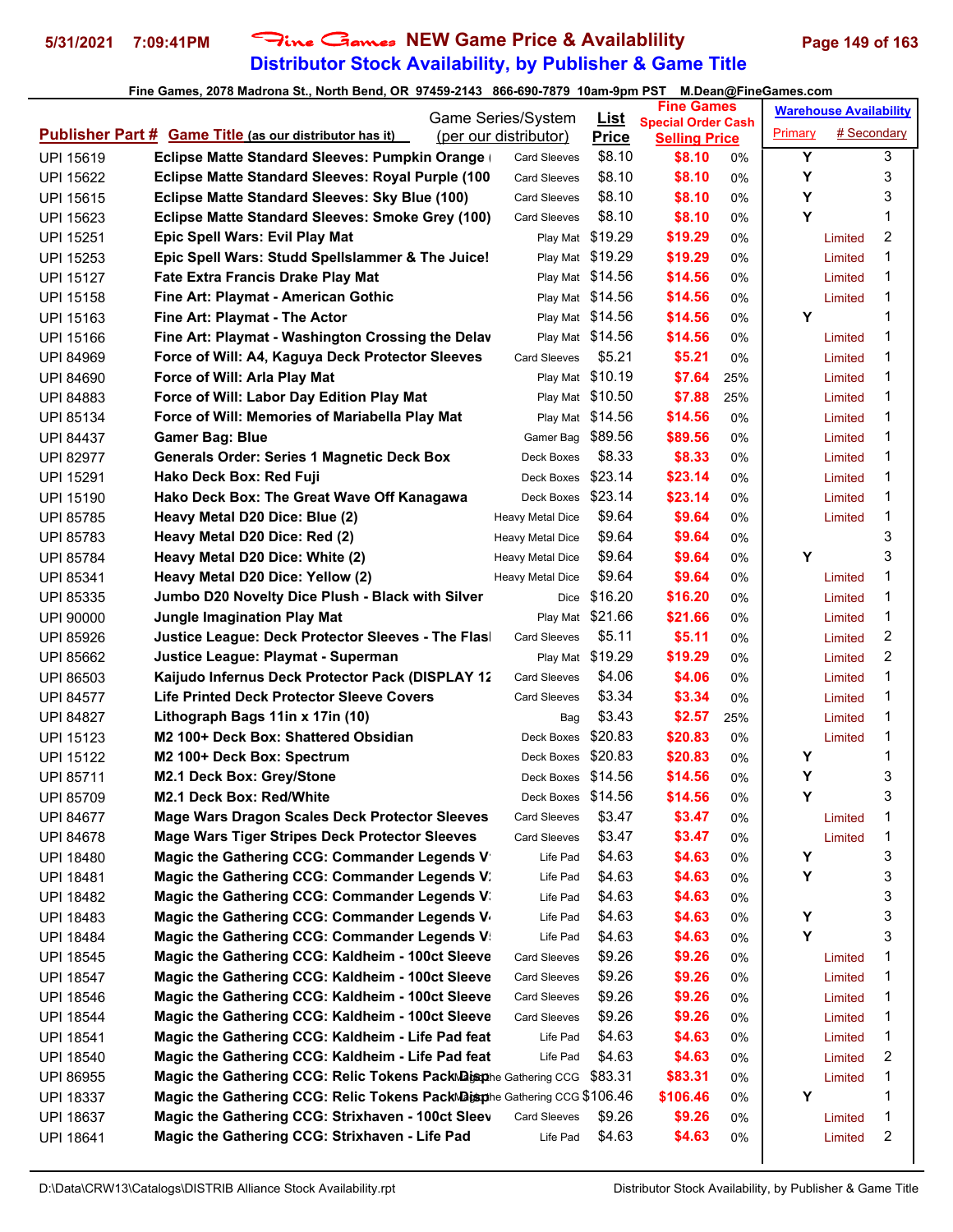# Fine Games NEW Game Price & Availablility

## Distributor Stock Availability, by Publisher & Game Title

5/31/2021 7:09:41PM

Fine Games, 2078 Madrona St., North Bend, OR 97459-2143 866-690-7879 10am-9pm PST M.Dean@FineGames.com

| Publisher Part # | Game Title (as our distributor has it) | Game Series/System (per our distributor) | List Price | Fine Games Special Order Cash Selling Price | | Warehouse Availability Primary | # Secondary |
|---|---|---|---|---|---|---|---|
| UPI 15619 | Eclipse Matte Standard Sleeves: Pumpkin Orange ( | Card Sleeves | $8.10 | $8.10 | 0% | Y | 3 |
| UPI 15622 | Eclipse Matte Standard Sleeves: Royal Purple (100 | Card Sleeves | $8.10 | $8.10 | 0% | Y | 3 |
| UPI 15615 | Eclipse Matte Standard Sleeves: Sky Blue (100) | Card Sleeves | $8.10 | $8.10 | 0% | Y | 3 |
| UPI 15623 | Eclipse Matte Standard Sleeves: Smoke Grey (100) | Card Sleeves | $8.10 | $8.10 | 0% | Y | 1 |
| UPI 15251 | Epic Spell Wars: Evil Play Mat | Play Mat | $19.29 | $19.29 | 0% | Limited | 2 |
| UPI 15253 | Epic Spell Wars: Studd Spellslammer & The Juice! | Play Mat | $19.29 | $19.29 | 0% | Limited | 1 |
| UPI 15127 | Fate Extra Francis Drake Play Mat | Play Mat | $14.56 | $14.56 | 0% | Limited | 1 |
| UPI 15158 | Fine Art: Playmat - American Gothic | Play Mat | $14.56 | $14.56 | 0% | Limited | 1 |
| UPI 15163 | Fine Art: Playmat - The Actor | Play Mat | $14.56 | $14.56 | 0% | Y | 1 |
| UPI 15166 | Fine Art: Playmat - Washington Crossing the Delav | Play Mat | $14.56 | $14.56 | 0% | Limited | 1 |
| UPI 84969 | Force of Will: A4, Kaguya Deck Protector Sleeves | Card Sleeves | $5.21 | $5.21 | 0% | Limited | 1 |
| UPI 84690 | Force of Will: Arla Play Mat | Play Mat | $10.19 | $7.64 | 25% | Limited | 1 |
| UPI 84883 | Force of Will: Labor Day Edition Play Mat | Play Mat | $10.50 | $7.88 | 25% | Limited | 1 |
| UPI 85134 | Force of Will: Memories of Mariabella Play Mat | Play Mat | $14.56 | $14.56 | 0% | Limited | 1 |
| UPI 84437 | Gamer Bag: Blue | Gamer Bag | $89.56 | $89.56 | 0% | Limited | 1 |
| UPI 82977 | Generals Order: Series 1 Magnetic Deck Box | Deck Boxes | $8.33 | $8.33 | 0% | Limited | 1 |
| UPI 15291 | Hako Deck Box: Red Fuji | Deck Boxes | $23.14 | $23.14 | 0% | Limited | 1 |
| UPI 15190 | Hako Deck Box: The Great Wave Off Kanagawa | Deck Boxes | $23.14 | $23.14 | 0% | Limited | 1 |
| UPI 85785 | Heavy Metal D20 Dice: Blue (2) | Heavy Metal Dice | $9.64 | $9.64 | 0% | Limited | 1 |
| UPI 85783 | Heavy Metal D20 Dice: Red (2) | Heavy Metal Dice | $9.64 | $9.64 | 0% | | 3 |
| UPI 85784 | Heavy Metal D20 Dice: White (2) | Heavy Metal Dice | $9.64 | $9.64 | 0% | Y | 3 |
| UPI 85341 | Heavy Metal D20 Dice: Yellow (2) | Heavy Metal Dice | $9.64 | $9.64 | 0% | Limited | 1 |
| UPI 85335 | Jumbo D20 Novelty Dice Plush - Black with Silver | Dice | $16.20 | $16.20 | 0% | Limited | 1 |
| UPI 90000 | Jungle Imagination Play Mat | Play Mat | $21.66 | $21.66 | 0% | Limited | 1 |
| UPI 85926 | Justice League: Deck Protector Sleeves - The Flasl | Card Sleeves | $5.11 | $5.11 | 0% | Limited | 2 |
| UPI 85662 | Justice League: Playmat - Superman | Play Mat | $19.29 | $19.29 | 0% | Limited | 2 |
| UPI 86503 | Kaijudo Infernus Deck Protector Pack (DISPLAY 12 | Card Sleeves | $4.06 | $4.06 | 0% | Limited | 1 |
| UPI 84577 | Life Printed Deck Protector Sleeve Covers | Card Sleeves | $3.34 | $3.34 | 0% | Limited | 1 |
| UPI 84827 | Lithograph Bags 11in x 17in (10) | Bag | $3.43 | $2.57 | 25% | Limited | 1 |
| UPI 15123 | M2 100+ Deck Box: Shattered Obsidian | Deck Boxes | $20.83 | $20.83 | 0% | Limited | 1 |
| UPI 15122 | M2 100+ Deck Box: Spectrum | Deck Boxes | $20.83 | $20.83 | 0% | Y | 1 |
| UPI 85711 | M2.1 Deck Box: Grey/Stone | Deck Boxes | $14.56 | $14.56 | 0% | Y | 3 |
| UPI 85709 | M2.1 Deck Box: Red/White | Deck Boxes | $14.56 | $14.56 | 0% | Y | 3 |
| UPI 84677 | Mage Wars Dragon Scales Deck Protector Sleeves | Card Sleeves | $3.47 | $3.47 | 0% | Limited | 1 |
| UPI 84678 | Mage Wars Tiger Stripes Deck Protector Sleeves | Card Sleeves | $3.47 | $3.47 | 0% | Limited | 1 |
| UPI 18480 | Magic the Gathering CCG: Commander Legends V | Life Pad | $4.63 | $4.63 | 0% | Y | 3 |
| UPI 18481 | Magic the Gathering CCG: Commander Legends V | Life Pad | $4.63 | $4.63 | 0% | Y | 3 |
| UPI 18482 | Magic the Gathering CCG: Commander Legends V | Life Pad | $4.63 | $4.63 | 0% | | 3 |
| UPI 18483 | Magic the Gathering CCG: Commander Legends V | Life Pad | $4.63 | $4.63 | 0% | Y | 3 |
| UPI 18484 | Magic the Gathering CCG: Commander Legends V | Life Pad | $4.63 | $4.63 | 0% | Y | 3 |
| UPI 18545 | Magic the Gathering CCG: Kaldheim - 100ct Sleeve | Card Sleeves | $9.26 | $9.26 | 0% | Limited | 1 |
| UPI 18547 | Magic the Gathering CCG: Kaldheim - 100ct Sleeve | Card Sleeves | $9.26 | $9.26 | 0% | Limited | 1 |
| UPI 18546 | Magic the Gathering CCG: Kaldheim - 100ct Sleeve | Card Sleeves | $9.26 | $9.26 | 0% | Limited | 1 |
| UPI 18544 | Magic the Gathering CCG: Kaldheim - 100ct Sleeve | Card Sleeves | $9.26 | $9.26 | 0% | Limited | 1 |
| UPI 18541 | Magic the Gathering CCG: Kaldheim - Life Pad feat | Life Pad | $4.63 | $4.63 | 0% | Limited | 1 |
| UPI 18540 | Magic the Gathering CCG: Kaldheim - Life Pad feat | Life Pad | $4.63 | $4.63 | 0% | Limited | 2 |
| UPI 86955 | Magic the Gathering CCG: Relic Tokens Pack Disp | Magic the Gathering CCG | $83.31 | $83.31 | 0% | Limited | 1 |
| UPI 18337 | Magic the Gathering CCG: Relic Tokens Pack Disp | Magic the Gathering CCG | $106.46 | $106.46 | 0% | Y | 1 |
| UPI 18637 | Magic the Gathering CCG: Strixhaven - 100ct Sleev | Card Sleeves | $9.26 | $9.26 | 0% | Limited | 1 |
| UPI 18641 | Magic the Gathering CCG: Strixhaven - Life Pad | Life Pad | $4.63 | $4.63 | 0% | Limited | 2 |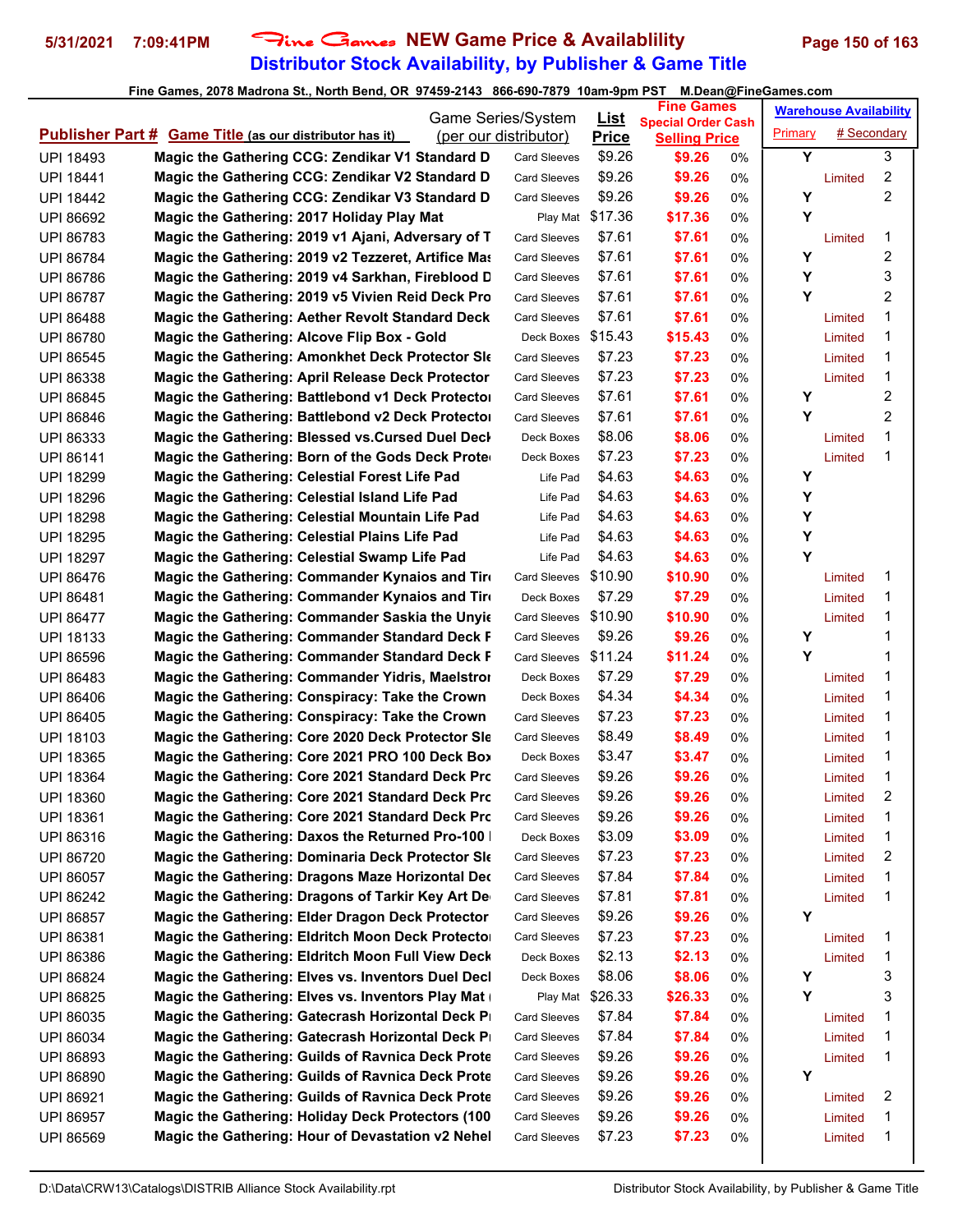# Fine Games NEW Game Price & Availablility

## Distributor Stock Availability, by Publisher & Game Title

5/31/2021 7:09:41PM

Fine Games, 2078 Madrona St., North Bend, OR 97459-2143 866-690-7879 10am-9pm PST M.Dean@FineGames.com

| Publisher Part # | Game Title (as our distributor has it) | Game Series/System (per our distributor) | List Price | Fine Games Special Order Cash Selling Price | | Warehouse Availability Primary | # Secondary |
|---|---|---|---|---|---|---|---|
| UPI 18493 | Magic the Gathering CCG: Zendikar V1 Standard D | Card Sleeves | $9.26 | $9.26 | 0% | Y | 3 |
| UPI 18441 | Magic the Gathering CCG: Zendikar V2 Standard D | Card Sleeves | $9.26 | $9.26 | 0% | Limited | 2 |
| UPI 18442 | Magic the Gathering CCG: Zendikar V3 Standard D | Card Sleeves | $9.26 | $9.26 | 0% | Y | 2 |
| UPI 86692 | Magic the Gathering: 2017 Holiday Play Mat | Play Mat | $17.36 | $17.36 | 0% | Y | |
| UPI 86783 | Magic the Gathering: 2019 v1 Ajani, Adversary of T | Card Sleeves | $7.61 | $7.61 | 0% | Limited | 1 |
| UPI 86784 | Magic the Gathering: 2019 v2 Tezzeret, Artifice Mas | Card Sleeves | $7.61 | $7.61 | 0% | Y | 2 |
| UPI 86786 | Magic the Gathering: 2019 v4 Sarkhan, Fireblood D | Card Sleeves | $7.61 | $7.61 | 0% | Y | 3 |
| UPI 86787 | Magic the Gathering: 2019 v5 Vivien Reid Deck Pro | Card Sleeves | $7.61 | $7.61 | 0% | Y | 2 |
| UPI 86488 | Magic the Gathering: Aether Revolt Standard Deck | Card Sleeves | $7.61 | $7.61 | 0% | Limited | 1 |
| UPI 86780 | Magic the Gathering: Alcove Flip Box - Gold | Deck Boxes | $15.43 | $15.43 | 0% | Limited | 1 |
| UPI 86545 | Magic the Gathering: Amonkhet Deck Protector Sle | Card Sleeves | $7.23 | $7.23 | 0% | Limited | 1 |
| UPI 86338 | Magic the Gathering: April Release Deck Protector | Card Sleeves | $7.23 | $7.23 | 0% | Limited | 1 |
| UPI 86845 | Magic the Gathering: Battlebond v1 Deck Protector | Card Sleeves | $7.61 | $7.61 | 0% | Y | 2 |
| UPI 86846 | Magic the Gathering: Battlebond v2 Deck Protector | Card Sleeves | $7.61 | $7.61 | 0% | Y | 2 |
| UPI 86333 | Magic the Gathering: Blessed vs.Cursed Duel Deck | Deck Boxes | $8.06 | $8.06 | 0% | Limited | 1 |
| UPI 86141 | Magic the Gathering: Born of the Gods Deck Prote | Deck Boxes | $7.23 | $7.23 | 0% | Limited | 1 |
| UPI 18299 | Magic the Gathering: Celestial Forest Life Pad | Life Pad | $4.63 | $4.63 | 0% | Y | |
| UPI 18296 | Magic the Gathering: Celestial Island Life Pad | Life Pad | $4.63 | $4.63 | 0% | Y | |
| UPI 18298 | Magic the Gathering: Celestial Mountain Life Pad | Life Pad | $4.63 | $4.63 | 0% | Y | |
| UPI 18295 | Magic the Gathering: Celestial Plains Life Pad | Life Pad | $4.63 | $4.63 | 0% | Y | |
| UPI 18297 | Magic the Gathering: Celestial Swamp Life Pad | Life Pad | $4.63 | $4.63 | 0% | Y | |
| UPI 86476 | Magic the Gathering: Commander Kynaios and Tir | Card Sleeves | $10.90 | $10.90 | 0% | Limited | 1 |
| UPI 86481 | Magic the Gathering: Commander Kynaios and Tir | Deck Boxes | $7.29 | $7.29 | 0% | Limited | 1 |
| UPI 86477 | Magic the Gathering: Commander Saskia the Unyie | Card Sleeves | $10.90 | $10.90 | 0% | Limited | 1 |
| UPI 18133 | Magic the Gathering: Commander Standard Deck F | Card Sleeves | $9.26 | $9.26 | 0% | Y | 1 |
| UPI 86596 | Magic the Gathering: Commander Standard Deck F | Card Sleeves | $11.24 | $11.24 | 0% | Y | 1 |
| UPI 86483 | Magic the Gathering: Commander Yidris, Maelstror | Deck Boxes | $7.29 | $7.29 | 0% | Limited | 1 |
| UPI 86406 | Magic the Gathering: Conspiracy: Take the Crown | Deck Boxes | $4.34 | $4.34 | 0% | Limited | 1 |
| UPI 86405 | Magic the Gathering: Conspiracy: Take the Crown | Card Sleeves | $7.23 | $7.23 | 0% | Limited | 1 |
| UPI 18103 | Magic the Gathering: Core 2020 Deck Protector Sle | Card Sleeves | $8.49 | $8.49 | 0% | Limited | 1 |
| UPI 18365 | Magic the Gathering: Core 2021 PRO 100 Deck Box | Deck Boxes | $3.47 | $3.47 | 0% | Limited | 1 |
| UPI 18364 | Magic the Gathering: Core 2021 Standard Deck Pro | Card Sleeves | $9.26 | $9.26 | 0% | Limited | 1 |
| UPI 18360 | Magic the Gathering: Core 2021 Standard Deck Pro | Card Sleeves | $9.26 | $9.26 | 0% | Limited | 2 |
| UPI 18361 | Magic the Gathering: Core 2021 Standard Deck Pro | Card Sleeves | $9.26 | $9.26 | 0% | Limited | 1 |
| UPI 86316 | Magic the Gathering: Daxos the Returned Pro-100 | Deck Boxes | $3.09 | $3.09 | 0% | Limited | 1 |
| UPI 86720 | Magic the Gathering: Dominaria Deck Protector Sle | Card Sleeves | $7.23 | $7.23 | 0% | Limited | 2 |
| UPI 86057 | Magic the Gathering: Dragons Maze Horizontal Dec | Card Sleeves | $7.84 | $7.84 | 0% | Limited | 1 |
| UPI 86242 | Magic the Gathering: Dragons of Tarkir Key Art De | Card Sleeves | $7.81 | $7.81 | 0% | Limited | 1 |
| UPI 86857 | Magic the Gathering: Elder Dragon Deck Protector | Card Sleeves | $9.26 | $9.26 | 0% | Y | |
| UPI 86381 | Magic the Gathering: Eldritch Moon Deck Protector | Card Sleeves | $7.23 | $7.23 | 0% | Limited | 1 |
| UPI 86386 | Magic the Gathering: Eldritch Moon Full View Deck | Deck Boxes | $2.13 | $2.13 | 0% | Limited | 1 |
| UPI 86824 | Magic the Gathering: Elves vs. Inventors Duel Deck | Deck Boxes | $8.06 | $8.06 | 0% | Y | 3 |
| UPI 86825 | Magic the Gathering: Elves vs. Inventors Play Mat | Play Mat | $26.33 | $26.33 | 0% | Y | 3 |
| UPI 86035 | Magic the Gathering: Gatecrash Horizontal Deck Pr | Card Sleeves | $7.84 | $7.84 | 0% | Limited | 1 |
| UPI 86034 | Magic the Gathering: Gatecrash Horizontal Deck Pr | Card Sleeves | $7.84 | $7.84 | 0% | Limited | 1 |
| UPI 86893 | Magic the Gathering: Guilds of Ravnica Deck Prote | Card Sleeves | $9.26 | $9.26 | 0% | Limited | 1 |
| UPI 86890 | Magic the Gathering: Guilds of Ravnica Deck Prote | Card Sleeves | $9.26 | $9.26 | 0% | Y | |
| UPI 86921 | Magic the Gathering: Guilds of Ravnica Deck Prote | Card Sleeves | $9.26 | $9.26 | 0% | Limited | 2 |
| UPI 86957 | Magic the Gathering: Holiday Deck Protectors (100 | Card Sleeves | $9.26 | $9.26 | 0% | Limited | 1 |
| UPI 86569 | Magic the Gathering: Hour of Devastation v2 Nehel | Card Sleeves | $7.23 | $7.23 | 0% | Limited | 1 |

D:\Data\CRW13\Catalogs\DISTRIB Alliance Stock Availability.rpt — Distributor Stock Availability, by Publisher & Game Title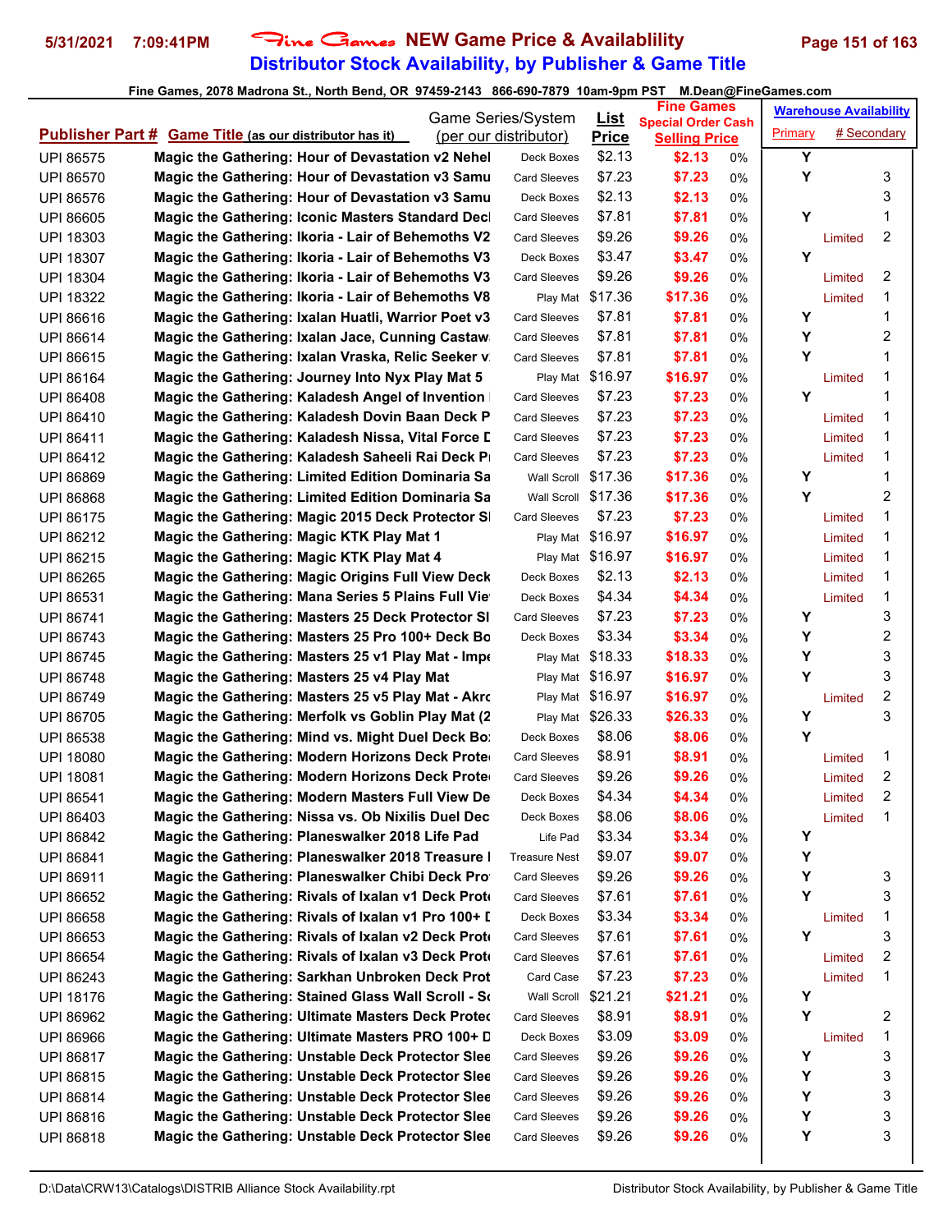# Fine Games NEW Game Price & Availablility
## Distributor Stock Availability, by Publisher & Game Title

Fine Games, 2078 Madrona St., North Bend, OR 97459-2143 866-690-7879 10am-9pm PST M.Dean@FineGames.com

| Publisher Part # | Game Title (as our distributor has it) | Game Series/System (per our distributor) | List Price | Fine Games Special Order Cash Selling Price | | Warehouse Availability Primary | # Secondary |
|---|---|---|---|---|---|---|---|
| UPI 86575 | Magic the Gathering: Hour of Devastation v2 Nehel | Deck Boxes | $2.13 | $2.13 | 0% | Y | |
| UPI 86570 | Magic the Gathering: Hour of Devastation v3 Samu | Card Sleeves | $7.23 | $7.23 | 0% | Y | 3 |
| UPI 86576 | Magic the Gathering: Hour of Devastation v3 Samu | Deck Boxes | $2.13 | $2.13 | 0% | | 3 |
| UPI 86605 | Magic the Gathering: Iconic Masters Standard Decl | Card Sleeves | $7.81 | $7.81 | 0% | Y | 1 |
| UPI 18303 | Magic the Gathering: Ikoria - Lair of Behemoths V2 | Card Sleeves | $9.26 | $9.26 | 0% | Limited | 2 |
| UPI 18307 | Magic the Gathering: Ikoria - Lair of Behemoths V3 | Deck Boxes | $3.47 | $3.47 | 0% | Y | |
| UPI 18304 | Magic the Gathering: Ikoria - Lair of Behemoths V3 | Card Sleeves | $9.26 | $9.26 | 0% | Limited | 2 |
| UPI 18322 | Magic the Gathering: Ikoria - Lair of Behemoths V8 | Play Mat | $17.36 | $17.36 | 0% | Limited | 1 |
| UPI 86616 | Magic the Gathering: Ixalan Huatli, Warrior Poet v3 | Card Sleeves | $7.81 | $7.81 | 0% | Y | 1 |
| UPI 86614 | Magic the Gathering: Ixalan Jace, Cunning Castaw | Card Sleeves | $7.81 | $7.81 | 0% | Y | 2 |
| UPI 86615 | Magic the Gathering: Ixalan Vraska, Relic Seeker v | Card Sleeves | $7.81 | $7.81 | 0% | Y | 1 |
| UPI 86164 | Magic the Gathering: Journey Into Nyx Play Mat 5 | Play Mat | $16.97 | $16.97 | 0% | Limited | 1 |
| UPI 86408 | Magic the Gathering: Kaladesh Angel of Invention | Card Sleeves | $7.23 | $7.23 | 0% | Y | 1 |
| UPI 86410 | Magic the Gathering: Kaladesh Dovin Baan Deck P | Card Sleeves | $7.23 | $7.23 | 0% | Limited | 1 |
| UPI 86411 | Magic the Gathering: Kaladesh Nissa, Vital Force D | Card Sleeves | $7.23 | $7.23 | 0% | Limited | 1 |
| UPI 86412 | Magic the Gathering: Kaladesh Saheeli Rai Deck P | Card Sleeves | $7.23 | $7.23 | 0% | Limited | 1 |
| UPI 86869 | Magic the Gathering: Limited Edition Dominaria Sa | Wall Scroll | $17.36 | $17.36 | 0% | Y | 1 |
| UPI 86868 | Magic the Gathering: Limited Edition Dominaria Sa | Wall Scroll | $17.36 | $17.36 | 0% | Y | 2 |
| UPI 86175 | Magic the Gathering: Magic 2015 Deck Protector Sl | Card Sleeves | $7.23 | $7.23 | 0% | Limited | 1 |
| UPI 86212 | Magic the Gathering: Magic KTK Play Mat 1 | Play Mat | $16.97 | $16.97 | 0% | Limited | 1 |
| UPI 86215 | Magic the Gathering: Magic KTK Play Mat 4 | Play Mat | $16.97 | $16.97 | 0% | Limited | 1 |
| UPI 86265 | Magic the Gathering: Magic Origins Full View Deck | Deck Boxes | $2.13 | $2.13 | 0% | Limited | 1 |
| UPI 86531 | Magic the Gathering: Mana Series 5 Plains Full Vie | Deck Boxes | $4.34 | $4.34 | 0% | Limited | 1 |
| UPI 86741 | Magic the Gathering: Masters 25 Deck Protector Sl | Card Sleeves | $7.23 | $7.23 | 0% | Y | 3 |
| UPI 86743 | Magic the Gathering: Masters 25 Pro 100+ Deck Bo | Deck Boxes | $3.34 | $3.34 | 0% | Y | 2 |
| UPI 86745 | Magic the Gathering: Masters 25 v1 Play Mat - Impe | Play Mat | $18.33 | $18.33 | 0% | Y | 3 |
| UPI 86748 | Magic the Gathering: Masters 25 v4 Play Mat | Play Mat | $16.97 | $16.97 | 0% | Y | 3 |
| UPI 86749 | Magic the Gathering: Masters 25 v5 Play Mat - Akro | Play Mat | $16.97 | $16.97 | 0% | Limited | 2 |
| UPI 86705 | Magic the Gathering: Merfolk vs Goblin Play Mat (2 | Play Mat | $26.33 | $26.33 | 0% | Y | 3 |
| UPI 86538 | Magic the Gathering: Mind vs. Might Duel Deck Bo | Deck Boxes | $8.06 | $8.06 | 0% | Y | |
| UPI 18080 | Magic the Gathering: Modern Horizons Deck Prote | Card Sleeves | $8.91 | $8.91 | 0% | Limited | 1 |
| UPI 18081 | Magic the Gathering: Modern Horizons Deck Prote | Card Sleeves | $9.26 | $9.26 | 0% | Limited | 2 |
| UPI 86541 | Magic the Gathering: Modern Masters Full View De | Deck Boxes | $4.34 | $4.34 | 0% | Limited | 2 |
| UPI 86403 | Magic the Gathering: Nissa vs. Ob Nixilis Duel Dec | Deck Boxes | $8.06 | $8.06 | 0% | Limited | 1 |
| UPI 86842 | Magic the Gathering: Planeswalker 2018 Life Pad | Life Pad | $3.34 | $3.34 | 0% | Y | |
| UPI 86841 | Magic the Gathering: Planeswalker 2018 Treasure | Treasure Nest | $9.07 | $9.07 | 0% | Y | |
| UPI 86911 | Magic the Gathering: Planeswalker Chibi Deck Pro | Card Sleeves | $9.26 | $9.26 | 0% | Y | 3 |
| UPI 86652 | Magic the Gathering: Rivals of Ixalan v1 Deck Prot | Card Sleeves | $7.61 | $7.61 | 0% | Y | 3 |
| UPI 86658 | Magic the Gathering: Rivals of Ixalan v1 Pro 100+ D | Deck Boxes | $3.34 | $3.34 | 0% | Limited | 1 |
| UPI 86653 | Magic the Gathering: Rivals of Ixalan v2 Deck Prot | Card Sleeves | $7.61 | $7.61 | 0% | Y | 3 |
| UPI 86654 | Magic the Gathering: Rivals of Ixalan v3 Deck Prot | Card Sleeves | $7.61 | $7.61 | 0% | Limited | 2 |
| UPI 86243 | Magic the Gathering: Sarkhan Unbroken Deck Prot | Card Case | $7.23 | $7.23 | 0% | Limited | 1 |
| UPI 18176 | Magic the Gathering: Stained Glass Wall Scroll - So | Wall Scroll | $21.21 | $21.21 | 0% | Y | |
| UPI 86962 | Magic the Gathering: Ultimate Masters Deck Protec | Card Sleeves | $8.91 | $8.91 | 0% | Y | 2 |
| UPI 86966 | Magic the Gathering: Ultimate Masters PRO 100+ D | Deck Boxes | $3.09 | $3.09 | 0% | Limited | 1 |
| UPI 86817 | Magic the Gathering: Unstable Deck Protector Slee | Card Sleeves | $9.26 | $9.26 | 0% | Y | 3 |
| UPI 86815 | Magic the Gathering: Unstable Deck Protector Slee | Card Sleeves | $9.26 | $9.26 | 0% | Y | 3 |
| UPI 86814 | Magic the Gathering: Unstable Deck Protector Slee | Card Sleeves | $9.26 | $9.26 | 0% | Y | 3 |
| UPI 86816 | Magic the Gathering: Unstable Deck Protector Slee | Card Sleeves | $9.26 | $9.26 | 0% | Y | 3 |
| UPI 86818 | Magic the Gathering: Unstable Deck Protector Slee | Card Sleeves | $9.26 | $9.26 | 0% | Y | 3 |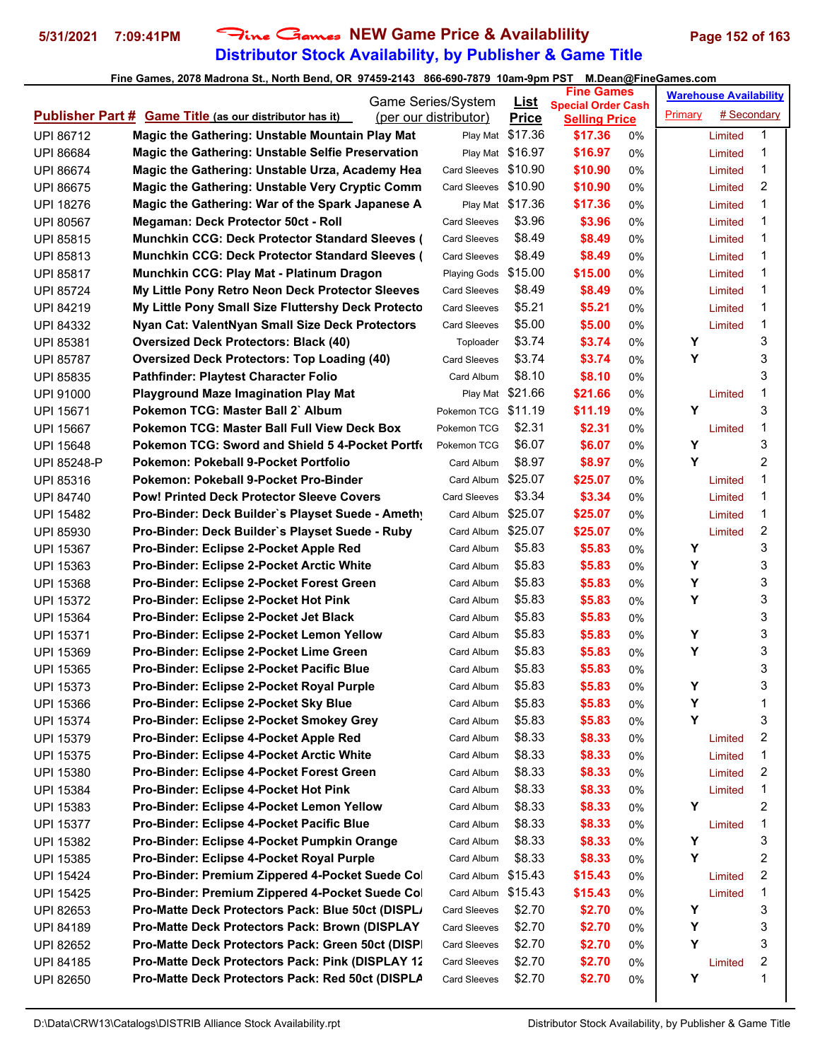# Fine Games NEW Game Price & Availablility

## Distributor Stock Availability, by Publisher & Game Title

Fine Games, 2078 Madrona St., North Bend, OR 97459-2143 866-690-7879 10am-9pm PST M.Dean@FineGames.com

| Publisher Part # | Game Title (as our distributor has it) | Game Series/System (per our distributor) | List Price | Fine Games Special Order Cash Selling Price | | Warehouse Availability Primary | # Secondary |
|---|---|---|---|---|---|---|---|
| UPI 86712 | Magic the Gathering: Unstable Mountain Play Mat | Play Mat | $17.36 | $17.36 | 0% | Limited | 1 |
| UPI 86684 | Magic the Gathering: Unstable Selfie Preservation | Play Mat | $16.97 | $16.97 | 0% | Limited | 1 |
| UPI 86674 | Magic the Gathering: Unstable Urza, Academy Hea | Card Sleeves | $10.90 | $10.90 | 0% | Limited | 1 |
| UPI 86675 | Magic the Gathering: Unstable Very Cryptic Comm | Card Sleeves | $10.90 | $10.90 | 0% | Limited | 2 |
| UPI 18276 | Magic the Gathering: War of the Spark Japanese A | Play Mat | $17.36 | $17.36 | 0% | Limited | 1 |
| UPI 80567 | Megaman: Deck Protector 50ct - Roll | Card Sleeves | $3.96 | $3.96 | 0% | Limited | 1 |
| UPI 85815 | Munchkin CCG: Deck Protector Standard Sleeves ( | Card Sleeves | $8.49 | $8.49 | 0% | Limited | 1 |
| UPI 85813 | Munchkin CCG: Deck Protector Standard Sleeves ( | Card Sleeves | $8.49 | $8.49 | 0% | Limited | 1 |
| UPI 85817 | Munchkin CCG: Play Mat - Platinum Dragon | Playing Gods | $15.00 | $15.00 | 0% | Limited | 1 |
| UPI 85724 | My Little Pony Retro Neon Deck Protector Sleeves | Card Sleeves | $8.49 | $8.49 | 0% | Limited | 1 |
| UPI 84219 | My Little Pony Small Size Fluttershy Deck Protecto | Card Sleeves | $5.21 | $5.21 | 0% | Limited | 1 |
| UPI 84332 | Nyan Cat: ValentNyan Small Size Deck Protectors | Card Sleeves | $5.00 | $5.00 | 0% | Limited | 1 |
| UPI 85381 | Oversized Deck Protectors: Black (40) | Toploader | $3.74 | $3.74 | 0% | Y | 3 |
| UPI 85787 | Oversized Deck Protectors: Top Loading (40) | Card Sleeves | $3.74 | $3.74 | 0% | Y | 3 |
| UPI 85835 | Pathfinder: Playtest Character Folio | Card Album | $8.10 | $8.10 | 0% | | 3 |
| UPI 91000 | Playground Maze Imagination Play Mat | Play Mat | $21.66 | $21.66 | 0% | Limited | 1 |
| UPI 15671 | Pokemon TCG: Master Ball 2` Album | Pokemon TCG | $11.19 | $11.19 | 0% | Y | 3 |
| UPI 15667 | Pokemon TCG: Master Ball Full View Deck Box | Pokemon TCG | $2.31 | $2.31 | 0% | Limited | 1 |
| UPI 15648 | Pokemon TCG: Sword and Shield 5 4-Pocket Portfo | Pokemon TCG | $6.07 | $6.07 | 0% | Y | 3 |
| UPI 85248-P | Pokemon: Pokeball 9-Pocket Portfolio | Card Album | $8.97 | $8.97 | 0% | Y | 2 |
| UPI 85316 | Pokemon: Pokeball 9-Pocket Pro-Binder | Card Album | $25.07 | $25.07 | 0% | Limited | 1 |
| UPI 84740 | Pow! Printed Deck Protector Sleeve Covers | Card Sleeves | $3.34 | $3.34 | 0% | Limited | 1 |
| UPI 15482 | Pro-Binder: Deck Builder`s Playset Suede - Amethy | Card Album | $25.07 | $25.07 | 0% | Limited | 1 |
| UPI 85930 | Pro-Binder: Deck Builder`s Playset Suede - Ruby | Card Album | $25.07 | $25.07 | 0% | Limited | 2 |
| UPI 15367 | Pro-Binder: Eclipse 2-Pocket Apple Red | Card Album | $5.83 | $5.83 | 0% | Y | 3 |
| UPI 15363 | Pro-Binder: Eclipse 2-Pocket Arctic White | Card Album | $5.83 | $5.83 | 0% | Y | 3 |
| UPI 15368 | Pro-Binder: Eclipse 2-Pocket Forest Green | Card Album | $5.83 | $5.83 | 0% | Y | 3 |
| UPI 15372 | Pro-Binder: Eclipse 2-Pocket Hot Pink | Card Album | $5.83 | $5.83 | 0% | Y | 3 |
| UPI 15364 | Pro-Binder: Eclipse 2-Pocket Jet Black | Card Album | $5.83 | $5.83 | 0% | | 3 |
| UPI 15371 | Pro-Binder: Eclipse 2-Pocket Lemon Yellow | Card Album | $5.83 | $5.83 | 0% | Y | 3 |
| UPI 15369 | Pro-Binder: Eclipse 2-Pocket Lime Green | Card Album | $5.83 | $5.83 | 0% | Y | 3 |
| UPI 15365 | Pro-Binder: Eclipse 2-Pocket Pacific Blue | Card Album | $5.83 | $5.83 | 0% | | 3 |
| UPI 15373 | Pro-Binder: Eclipse 2-Pocket Royal Purple | Card Album | $5.83 | $5.83 | 0% | Y | 3 |
| UPI 15366 | Pro-Binder: Eclipse 2-Pocket Sky Blue | Card Album | $5.83 | $5.83 | 0% | Y | 1 |
| UPI 15374 | Pro-Binder: Eclipse 2-Pocket Smokey Grey | Card Album | $5.83 | $5.83 | 0% | Y | 3 |
| UPI 15379 | Pro-Binder: Eclipse 4-Pocket Apple Red | Card Album | $8.33 | $8.33 | 0% | Limited | 2 |
| UPI 15375 | Pro-Binder: Eclipse 4-Pocket Arctic White | Card Album | $8.33 | $8.33 | 0% | Limited | 1 |
| UPI 15380 | Pro-Binder: Eclipse 4-Pocket Forest Green | Card Album | $8.33 | $8.33 | 0% | Limited | 2 |
| UPI 15384 | Pro-Binder: Eclipse 4-Pocket Hot Pink | Card Album | $8.33 | $8.33 | 0% | Limited | 1 |
| UPI 15383 | Pro-Binder: Eclipse 4-Pocket Lemon Yellow | Card Album | $8.33 | $8.33 | 0% | Y | 2 |
| UPI 15377 | Pro-Binder: Eclipse 4-Pocket Pacific Blue | Card Album | $8.33 | $8.33 | 0% | Limited | 1 |
| UPI 15382 | Pro-Binder: Eclipse 4-Pocket Pumpkin Orange | Card Album | $8.33 | $8.33 | 0% | Y | 3 |
| UPI 15385 | Pro-Binder: Eclipse 4-Pocket Royal Purple | Card Album | $8.33 | $8.33 | 0% | Y | 2 |
| UPI 15424 | Pro-Binder: Premium Zippered 4-Pocket Suede Col | Card Album | $15.43 | $15.43 | 0% | Limited | 2 |
| UPI 15425 | Pro-Binder: Premium Zippered 4-Pocket Suede Col | Card Album | $15.43 | $15.43 | 0% | Limited | 1 |
| UPI 82653 | Pro-Matte Deck Protectors Pack: Blue 50ct (DISPL/ | Card Sleeves | $2.70 | $2.70 | 0% | Y | 3 |
| UPI 84189 | Pro-Matte Deck Protectors Pack: Brown (DISPLAY | Card Sleeves | $2.70 | $2.70 | 0% | Y | 3 |
| UPI 82652 | Pro-Matte Deck Protectors Pack: Green 50ct (DISPI | Card Sleeves | $2.70 | $2.70 | 0% | Y | 3 |
| UPI 84185 | Pro-Matte Deck Protectors Pack: Pink (DISPLAY 12 | Card Sleeves | $2.70 | $2.70 | 0% | Limited | 2 |
| UPI 82650 | Pro-Matte Deck Protectors Pack: Red 50ct (DISPLA | Card Sleeves | $2.70 | $2.70 | 0% | Y | 1 |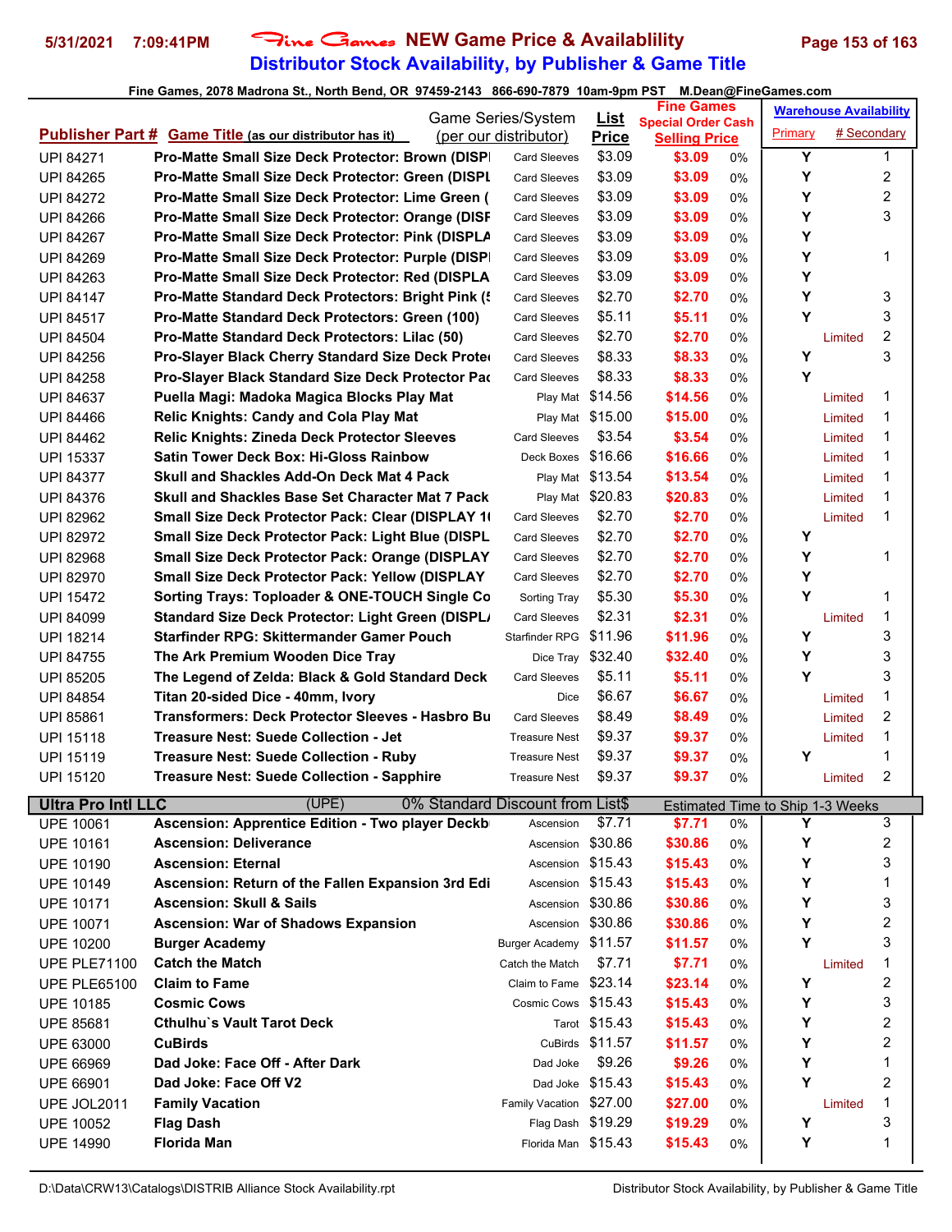# Fine Games NEW Game Price & Availability
## Distributor Stock Availability, by Publisher & Game Title

Fine Games, 2078 Madrona St., North Bend, OR 97459-2143 866-690-7879 10am-9pm PST M.Dean@FineGames.com

| Publisher Part # | Game Title (as our distributor has it) | Game Series/System (per our distributor) | List Price | Fine Games Special Order Cash Selling Price | | Warehouse Availability Primary | # Secondary |
|---|---|---|---|---|---|---|---|
| UPI 84271 | Pro-Matte Small Size Deck Protector: Brown (DISPI | Card Sleeves | $3.09 | $3.09 | 0% | Y | 1 |
| UPI 84265 | Pro-Matte Small Size Deck Protector: Green (DISPL | Card Sleeves | $3.09 | $3.09 | 0% | Y | 2 |
| UPI 84272 | Pro-Matte Small Size Deck Protector: Lime Green ( | Card Sleeves | $3.09 | $3.09 | 0% | Y | 2 |
| UPI 84266 | Pro-Matte Small Size Deck Protector: Orange (DISF | Card Sleeves | $3.09 | $3.09 | 0% | Y | 3 |
| UPI 84267 | Pro-Matte Small Size Deck Protector: Pink (DISPLA | Card Sleeves | $3.09 | $3.09 | 0% | Y | |
| UPI 84269 | Pro-Matte Small Size Deck Protector: Purple (DISPI | Card Sleeves | $3.09 | $3.09 | 0% | Y | 1 |
| UPI 84263 | Pro-Matte Small Size Deck Protector: Red (DISPLA | Card Sleeves | $3.09 | $3.09 | 0% | Y | |
| UPI 84147 | Pro-Matte Standard Deck Protectors: Bright Pink (5 | Card Sleeves | $2.70 | $2.70 | 0% | Y | 3 |
| UPI 84517 | Pro-Matte Standard Deck Protectors: Green (100) | Card Sleeves | $5.11 | $5.11 | 0% | Y | 3 |
| UPI 84504 | Pro-Matte Standard Deck Protectors: Lilac (50) | Card Sleeves | $2.70 | $2.70 | 0% | Limited | 2 |
| UPI 84256 | Pro-Slayer Black Cherry Standard Size Deck Prote | Card Sleeves | $8.33 | $8.33 | 0% | Y | 3 |
| UPI 84258 | Pro-Slayer Black Standard Size Deck Protector Pac | Card Sleeves | $8.33 | $8.33 | 0% | Y | |
| UPI 84637 | Puella Magi: Madoka Magica Blocks Play Mat | Play Mat | $14.56 | $14.56 | 0% | Limited | 1 |
| UPI 84466 | Relic Knights: Candy and Cola Play Mat | Play Mat | $15.00 | $15.00 | 0% | Limited | 1 |
| UPI 84462 | Relic Knights: Zineda Deck Protector Sleeves | Card Sleeves | $3.54 | $3.54 | 0% | Limited | 1 |
| UPI 15337 | Satin Tower Deck Box: Hi-Gloss Rainbow | Deck Boxes | $16.66 | $16.66 | 0% | Limited | 1 |
| UPI 84377 | Skull and Shackles Add-On Deck Mat 4 Pack | Play Mat | $13.54 | $13.54 | 0% | Limited | 1 |
| UPI 84376 | Skull and Shackles Base Set Character Mat 7 Pack | Play Mat | $20.83 | $20.83 | 0% | Limited | 1 |
| UPI 82962 | Small Size Deck Protector Pack: Clear (DISPLAY 1( | Card Sleeves | $2.70 | $2.70 | 0% | Limited | 1 |
| UPI 82972 | Small Size Deck Protector Pack: Light Blue (DISPL | Card Sleeves | $2.70 | $2.70 | 0% | Y | |
| UPI 82968 | Small Size Deck Protector Pack: Orange (DISPLAY | Card Sleeves | $2.70 | $2.70 | 0% | Y | 1 |
| UPI 82970 | Small Size Deck Protector Pack: Yellow (DISPLAY | Card Sleeves | $2.70 | $2.70 | 0% | Y | |
| UPI 15472 | Sorting Trays: Toploader & ONE-TOUCH Single Co | Sorting Tray | $5.30 | $5.30 | 0% | Y | 1 |
| UPI 84099 | Standard Size Deck Protector: Light Green (DISPL/ | Card Sleeves | $2.31 | $2.31 | 0% | Limited | 1 |
| UPI 18214 | Starfinder RPG: Skittermander Gamer Pouch | Starfinder RPG | $11.96 | $11.96 | 0% | Y | 3 |
| UPI 84755 | The Ark Premium Wooden Dice Tray | Dice Tray | $32.40 | $32.40 | 0% | Y | 3 |
| UPI 85205 | The Legend of Zelda: Black & Gold Standard Deck | Card Sleeves | $5.11 | $5.11 | 0% | Y | 3 |
| UPI 84854 | Titan 20-sided Dice - 40mm, Ivory | Dice | $6.67 | $6.67 | 0% | Limited | 1 |
| UPI 85861 | Transformers: Deck Protector Sleeves - Hasbro Bu | Card Sleeves | $8.49 | $8.49 | 0% | Limited | 2 |
| UPI 15118 | Treasure Nest: Suede Collection - Jet | Treasure Nest | $9.37 | $9.37 | 0% | Limited | 1 |
| UPI 15119 | Treasure Nest: Suede Collection - Ruby | Treasure Nest | $9.37 | $9.37 | 0% | Y | 1 |
| UPI 15120 | Treasure Nest: Suede Collection - Sapphire | Treasure Nest | $9.37 | $9.37 | 0% | Limited | 2 |
| **Ultra Pro Intl LLC** | (UPE) | 0% Standard Discount from List$ | | Estimated Time to Ship 1-3 Weeks | | | |
| UPE 10061 | Ascension: Apprentice Edition - Two player Deckb | Ascension | $7.71 | $7.71 | 0% | Y | 3 |
| UPE 10161 | Ascension: Deliverance | Ascension | $30.86 | $30.86 | 0% | Y | 2 |
| UPE 10190 | Ascension: Eternal | Ascension | $15.43 | $15.43 | 0% | Y | 3 |
| UPE 10149 | Ascension: Return of the Fallen Expansion 3rd Edi | Ascension | $15.43 | $15.43 | 0% | Y | 1 |
| UPE 10171 | Ascension: Skull & Sails | Ascension | $30.86 | $30.86 | 0% | Y | 3 |
| UPE 10071 | Ascension: War of Shadows Expansion | Ascension | $30.86 | $30.86 | 0% | Y | 2 |
| UPE 10200 | Burger Academy | Burger Academy | $11.57 | $11.57 | 0% | Y | 3 |
| UPE PLE71100 | Catch the Match | Catch the Match | $7.71 | $7.71 | 0% | Limited | 1 |
| UPE PLE65100 | Claim to Fame | Claim to Fame | $23.14 | $23.14 | 0% | Y | 2 |
| UPE 10185 | Cosmic Cows | Cosmic Cows | $15.43 | $15.43 | 0% | Y | 3 |
| UPE 85681 | Cthulhu`s Vault Tarot Deck | Tarot | $15.43 | $15.43 | 0% | Y | 2 |
| UPE 63000 | CuBirds | CuBirds | $11.57 | $11.57 | 0% | Y | 2 |
| UPE 66969 | Dad Joke: Face Off - After Dark | Dad Joke | $9.26 | $9.26 | 0% | Y | 1 |
| UPE 66901 | Dad Joke: Face Off V2 | Dad Joke | $15.43 | $15.43 | 0% | Y | 2 |
| UPE JOL2011 | Family Vacation | Family Vacation | $27.00 | $27.00 | 0% | Limited | 1 |
| UPE 10052 | Flag Dash | Flag Dash | $19.29 | $19.29 | 0% | Y | 3 |
| UPE 14990 | Florida Man | Florida Man | $15.43 | $15.43 | 0% | Y | 1 |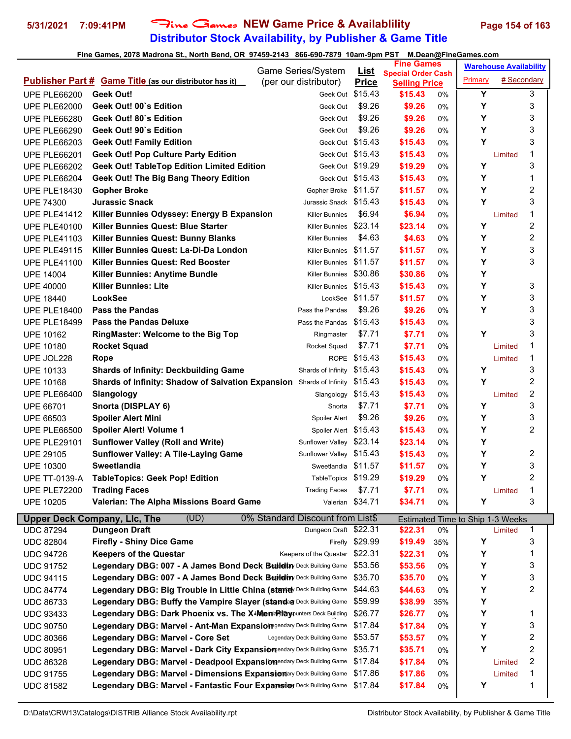# Fine Games NEW Game Price & Availablility

## Distributor Stock Availability, by Publisher & Game Title

Fine Games, 2078 Madrona St., North Bend, OR 97459-2143 866-690-7879 10am-9pm PST M.Dean@FineGames.com

| Publisher Part # | Game Title (as our distributor has it) | Game Series/System (per our distributor) | List Price | Fine Games Special Order Cash Selling Price | | Warehouse Availability Primary | # Secondary |
|---|---|---|---|---|---|---|---|
| UPE PLE66200 | **Geek Out!** | Geek Out | $15.43 | $15.43 | 0% | Y | 3 |
| UPE PLE62000 | **Geek Out! 00`s Edition** | Geek Out | $9.26 | $9.26 | 0% | Y | 3 |
| UPE PLE66280 | **Geek Out! 80`s Edition** | Geek Out | $9.26 | $9.26 | 0% | Y | 3 |
| UPE PLE66290 | **Geek Out! 90`s Edition** | Geek Out | $9.26 | $9.26 | 0% | Y | 3 |
| UPE PLE66203 | **Geek Out! Family Edition** | Geek Out | $15.43 | $15.43 | 0% | Y | 3 |
| UPE PLE66201 | **Geek Out! Pop Culture Party Edition** | Geek Out | $15.43 | $15.43 | 0% | Limited | 1 |
| UPE PLE66202 | **Geek Out! TableTop Edition Limited Edition** | Geek Out | $19.29 | $19.29 | 0% | Y | 3 |
| UPE PLE66204 | **Geek Out! The Big Bang Theory Edition** | Geek Out | $15.43 | $15.43 | 0% | Y | 1 |
| UPE PLE18430 | **Gopher Broke** | Gopher Broke | $11.57 | $11.57 | 0% | Y | 2 |
| UPE 74300 | **Jurassic Snack** | Jurassic Snack | $15.43 | $15.43 | 0% | Y | 3 |
| UPE PLE41412 | **Killer Bunnies Odyssey: Energy B Expansion** | Killer Bunnies | $6.94 | $6.94 | 0% | Limited | 1 |
| UPE PLE40100 | **Killer Bunnies Quest: Blue Starter** | Killer Bunnies | $23.14 | $23.14 | 0% | Y | 2 |
| UPE PLE41103 | **Killer Bunnies Quest: Bunny Blanks** | Killer Bunnies | $4.63 | $4.63 | 0% | Y | 2 |
| UPE PLE49115 | **Killer Bunnies Quest: La-Di-Da London** | Killer Bunnies | $11.57 | $11.57 | 0% | Y | 3 |
| UPE PLE41100 | **Killer Bunnies Quest: Red Booster** | Killer Bunnies | $11.57 | $11.57 | 0% | Y | 3 |
| UPE 14004 | **Killer Bunnies: Anytime Bundle** | Killer Bunnies | $30.86 | $30.86 | 0% | Y | |
| UPE 40000 | **Killer Bunnies: Lite** | Killer Bunnies | $15.43 | $15.43 | 0% | Y | 3 |
| UPE 18440 | **LookSee** | LookSee | $11.57 | $11.57 | 0% | Y | 3 |
| UPE PLE18400 | **Pass the Pandas** | Pass the Pandas | $9.26 | $9.26 | 0% | Y | 3 |
| UPE PLE18499 | **Pass the Pandas Deluxe** | Pass the Pandas | $15.43 | $15.43 | 0% | | 3 |
| UPE 10162 | **RingMaster: Welcome to the Big Top** | Ringmaster | $7.71 | $7.71 | 0% | Y | 3 |
| UPE 10180 | **Rocket Squad** | Rocket Squad | $7.71 | $7.71 | 0% | Limited | 1 |
| UPE JOL228 | **Rope** | ROPE | $15.43 | $15.43 | 0% | Limited | 1 |
| UPE 10133 | **Shards of Infinity: Deckbuilding Game** | Shards of Infinity | $15.43 | $15.43 | 0% | Y | 3 |
| UPE 10168 | **Shards of Infinity: Shadow of Salvation Expansion** | Shards of Infinity | $15.43 | $15.43 | 0% | Y | 2 |
| UPE PLE66400 | **Slangology** | Slangology | $15.43 | $15.43 | 0% | Limited | 2 |
| UPE 66701 | **Snorta (DISPLAY 6)** | Snorta | $7.71 | $7.71 | 0% | Y | 3 |
| UPE 66503 | **Spoiler Alert Mini** | Spoiler Alert | $9.26 | $9.26 | 0% | Y | 3 |
| UPE PLE66500 | **Spoiler Alert! Volume 1** | Spoiler Alert | $15.43 | $15.43 | 0% | Y | 2 |
| UPE PLE29101 | **Sunflower Valley (Roll and Write)** | Sunflower Valley | $23.14 | $23.14 | 0% | Y | |
| UPE 29105 | **Sunflower Valley: A Tile-Laying Game** | Sunflower Valley | $15.43 | $15.43 | 0% | Y | 2 |
| UPE 10300 | **Sweetlandia** | Sweetlandia | $11.57 | $11.57 | 0% | Y | 3 |
| UPE TT-0139-A | **TableTopics: Geek Pop! Edition** | TableTopics | $19.29 | $19.29 | 0% | Y | 2 |
| UPE PLE72200 | **Trading Faces** | Trading Faces | $7.71 | $7.71 | 0% | Limited | 1 |
| UPE 10205 | **Valerian: The Alpha Missions Board Game** | Valerian | $34.71 | $34.71 | 0% | Y | 3 |
| **Upper Deck Company, Llc, The** | (UD) | 0% Standard Discount from List$ | | Estimated Time to Ship 1-3 Weeks | | | |
| UDC 87294 | **Dungeon Draft** | Dungeon Draft | $22.31 | $22.31 | 0% | Limited | 1 |
| UDC 82804 | **Firefly - Shiny Dice Game** | Firefly | $29.99 | $19.49 | 35% | Y | 3 |
| UDC 94726 | **Keepers of the Questar** | Keepers of the Questar | $22.31 | $22.31 | 0% | Y | 1 |
| UDC 91752 | **Legendary DBG: 007 - A James Bond Deck Buildin** | Legendary Deck Building Game | $53.56 | $53.56 | 0% | Y | 3 |
| UDC 94115 | **Legendary DBG: 007 - A James Bond Deck Buildin** | Legendary Deck Building Game | $35.70 | $35.70 | 0% | Y | 3 |
| UDC 84774 | **Legendary DBG: Big Trouble in Little China (stand** | Legendary Deck Building Game | $44.63 | $44.63 | 0% | Y | 2 |
| UDC 86733 | **Legendary DBG: Buffy the Vampire Slayer (standa** | Legendary Deck Building Game | $59.99 | $38.99 | 35% | Y | |
| UDC 93433 | **Legendary DBG: Dark Phoenix vs. The X-Men Play** | Legendary Encounters Deck Building Game | $26.77 | $26.77 | 0% | Y | 1 |
| UDC 90750 | **Legendary DBG: Marvel - Ant-Man Expansion** | Legendary Deck Building Game | $17.84 | $17.84 | 0% | Y | 3 |
| UDC 80366 | **Legendary DBG: Marvel - Core Set** | Legendary Deck Building Game | $53.57 | $53.57 | 0% | Y | 2 |
| UDC 80951 | **Legendary DBG: Marvel - Dark City Expansion** | Legendary Deck Building Game | $35.71 | $35.71 | 0% | Y | 2 |
| UDC 86328 | **Legendary DBG: Marvel - Deadpool Expansion** | Legendary Deck Building Game | $17.84 | $17.84 | 0% | Limited | 2 |
| UDC 91755 | **Legendary DBG: Marvel - Dimensions Expansion** | Legendary Deck Building Game | $17.86 | $17.86 | 0% | Limited | 1 |
| UDC 81582 | **Legendary DBG: Marvel - Fantastic Four Expansion** | Legendary Deck Building Game | $17.84 | $17.84 | 0% | Y | 1 |

D:\Data\CRW13\Catalogs\DISTRIB Alliance Stock Availability.rpt — Distributor Stock Availability, by Publisher & Game Title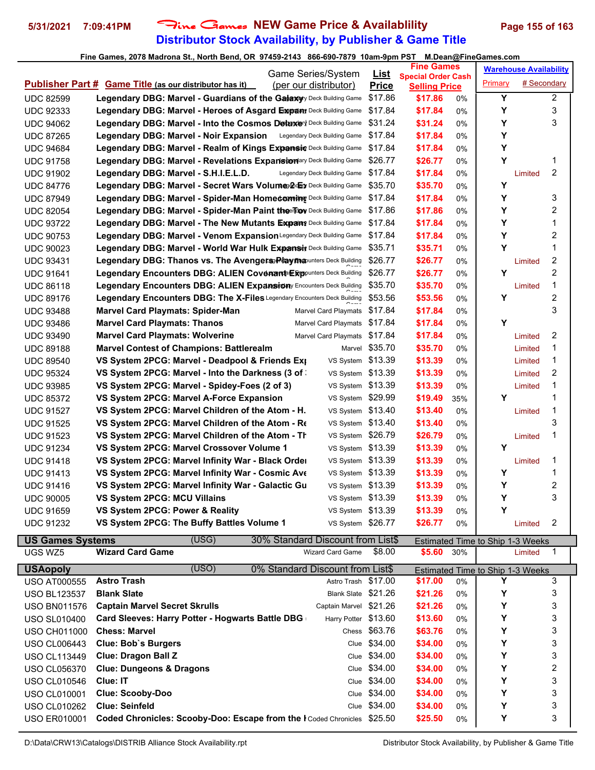**5/31/2021 7:09:41PM** — Fine Games **NEW Game Price & Availablility**

## Distributor Stock Availability, by Publisher & Game Title

**Fine Games, 2078 Madrona St., North Bend, OR 97459-2143 866-690-7879 10am-9pm PST M.Dean@FineGames.com**

| Publisher Part # | Game Title (as our distributor has it) | Game Series/System (per our distributor) | List Price | Fine Games Special Order Cash Selling Price | | Warehouse Availability Primary | # Secondary |
|---|---|---|---|---|---|---|---|
| UDC 82599 | Legendary DBG: Marvel - Guardians of the Galaxy | Legendary Deck Building Game | $17.86 | $17.86 | 0% | Y | 2 |
| UDC 92333 | Legendary DBG: Marvel - Heroes of Asgard Expan | Legendary Deck Building Game | $17.84 | $17.84 | 0% | Y | 3 |
| UDC 94062 | Legendary DBG: Marvel - Into the Cosmos Deluxe | Legendary Deck Building Game | $31.24 | $31.24 | 0% | Y | 3 |
| UDC 87265 | Legendary DBG: Marvel - Noir Expansion | Legendary Deck Building Game | $17.84 | $17.84 | 0% | Y | |
| UDC 94684 | Legendary DBG: Marvel - Realm of Kings Expansio | Legendary Deck Building Game | $17.84 | $17.84 | 0% | Y | |
| UDC 91758 | Legendary DBG: Marvel - Revelations Expansion | Legendary Deck Building Game | $26.77 | $26.77 | 0% | Y | 1 |
| UDC 91902 | Legendary DBG: Marvel - S.H.I.E.L.D. | Legendary Deck Building Game | $17.84 | $17.84 | 0% | Limited | 2 |
| UDC 84776 | Legendary DBG: Marvel - Secret Wars Volume 2 Ex | Legendary Deck Building Game | $35.70 | $35.70 | 0% | Y | |
| UDC 87949 | Legendary DBG: Marvel - Spider-Man Homecoming | Legendary Deck Building Game | $17.84 | $17.84 | 0% | Y | 3 |
| UDC 82054 | Legendary DBG: Marvel - Spider-Man Paint the Tow | Legendary Deck Building Game | $17.86 | $17.86 | 0% | Y | 2 |
| UDC 93722 | Legendary DBG: Marvel - The New Mutants Expans | Legendary Deck Building Game | $17.84 | $17.84 | 0% | Y | 1 |
| UDC 90753 | Legendary DBG: Marvel - Venom Expansion | Legendary Deck Building Game | $17.84 | $17.84 | 0% | Y | 2 |
| UDC 90023 | Legendary DBG: Marvel - World War Hulk Expansio | Legendary Deck Building Game | $35.71 | $35.71 | 0% | Y | 1 |
| UDC 93431 | Legendary DBG: Thanos vs. The Avengers Playma | Legendary Encounters Deck Building Game | $26.77 | $26.77 | 0% | Limited | 2 |
| UDC 91641 | Legendary Encounters DBG: ALIEN Covenant Exp | Legendary Encounters Deck Building Game | $26.77 | $26.77 | 0% | Y | 2 |
| UDC 86118 | Legendary Encounters DBG: ALIEN Expansion | Legendary Encounters Deck Building Game | $35.70 | $35.70 | 0% | Limited | 1 |
| UDC 89176 | Legendary Encounters DBG: The X-Files | Legendary Encounters Deck Building Game | $53.56 | $53.56 | 0% | Y | 2 |
| UDC 93488 | Marvel Card Playmats: Spider-Man | Marvel Card Playmats | $17.84 | $17.84 | 0% | | 3 |
| UDC 93486 | Marvel Card Playmats: Thanos | Marvel Card Playmats | $17.84 | $17.84 | 0% | Y | |
| UDC 93490 | Marvel Card Playmats: Wolverine | Marvel Card Playmats | $17.84 | $17.84 | 0% | Limited | 2 |
| UDC 89188 | Marvel Contest of Champions: Battlerealm | Marvel | $35.70 | $35.70 | 0% | Limited | 1 |
| UDC 89540 | VS System 2PCG: Marvel - Deadpool & Friends Exp | VS System | $13.39 | $13.39 | 0% | Limited | 1 |
| UDC 95324 | VS System 2PCG: Marvel - Into the Darkness (3 of 3 | VS System | $13.39 | $13.39 | 0% | Limited | 2 |
| UDC 93985 | VS System 2PCG: Marvel - Spidey-Foes (2 of 3) | VS System | $13.39 | $13.39 | 0% | Limited | 1 |
| UDC 85372 | VS System 2PCG: Marvel A-Force Expansion | VS System | $29.99 | $19.49 | 35% | Y | 1 |
| UDC 91527 | VS System 2PCG: Marvel Children of the Atom - H. | VS System | $13.40 | $13.40 | 0% | Limited | 1 |
| UDC 91525 | VS System 2PCG: Marvel Children of the Atom - Re | VS System | $13.40 | $13.40 | 0% | | 3 |
| UDC 91523 | VS System 2PCG: Marvel Children of the Atom - Th | VS System | $26.79 | $26.79 | 0% | Limited | 1 |
| UDC 91234 | VS System 2PCG: Marvel Crossover Volume 1 | VS System | $13.39 | $13.39 | 0% | Y | |
| UDC 91418 | VS System 2PCG: Marvel Infinity War - Black Order | VS System | $13.39 | $13.39 | 0% | Limited | 1 |
| UDC 91413 | VS System 2PCG: Marvel Infinity War - Cosmic Ave | VS System | $13.39 | $13.39 | 0% | Y | 1 |
| UDC 91416 | VS System 2PCG: Marvel Infinity War - Galactic Gu | VS System | $13.39 | $13.39 | 0% | Y | 2 |
| UDC 90005 | VS System 2PCG: MCU Villains | VS System | $13.39 | $13.39 | 0% | Y | 3 |
| UDC 91659 | VS System 2PCG: Power & Reality | VS System | $13.39 | $13.39 | 0% | Y | |
| UDC 91232 | VS System 2PCG: The Buffy Battles Volume 1 | VS System | $26.77 | $26.77 | 0% | Limited | 2 |
| **US Games Systems** | (USG) | 30% Standard Discount from List$ | | Estimated Time to Ship 1-3 Weeks | | | |
| UGS WZ5 | Wizard Card Game | Wizard Card Game | $8.00 | $5.60 | 30% | Limited | 1 |
| **USAopoly** | (USO) | 0% Standard Discount from List$ | | Estimated Time to Ship 1-3 Weeks | | | |
| USO AT000555 | Astro Trash | Astro Trash | $17.00 | $17.00 | 0% | Y | 3 |
| USO BL123537 | Blank Slate | Blank Slate | $21.26 | $21.26 | 0% | Y | 3 |
| USO BN011576 | Captain Marvel Secret Skrulls | Captain Marvel | $21.26 | $21.26 | 0% | Y | 3 |
| USO SL010400 | Card Sleeves: Harry Potter - Hogwarts Battle DBG | Harry Potter | $13.60 | $13.60 | 0% | Y | 3 |
| USO CH011000 | Chess: Marvel | Chess | $63.76 | $63.76 | 0% | Y | 3 |
| USO CL006443 | Clue: Bob`s Burgers | Clue | $34.00 | $34.00 | 0% | Y | 3 |
| USO CL113449 | Clue: Dragon Ball Z | Clue | $34.00 | $34.00 | 0% | Y | 3 |
| USO CL056370 | Clue: Dungeons & Dragons | Clue | $34.00 | $34.00 | 0% | Y | 2 |
| USO CL010546 | Clue: IT | Clue | $34.00 | $34.00 | 0% | Y | 3 |
| USO CL010001 | Clue: Scooby-Doo | Clue | $34.00 | $34.00 | 0% | Y | 3 |
| USO CL010262 | Clue: Seinfeld | Clue | $34.00 | $34.00 | 0% | Y | 3 |
| USO ER010001 | Coded Chronicles: Scooby-Doo: Escape from the I | Coded Chronicles | $25.50 | $25.50 | 0% | Y | 3 |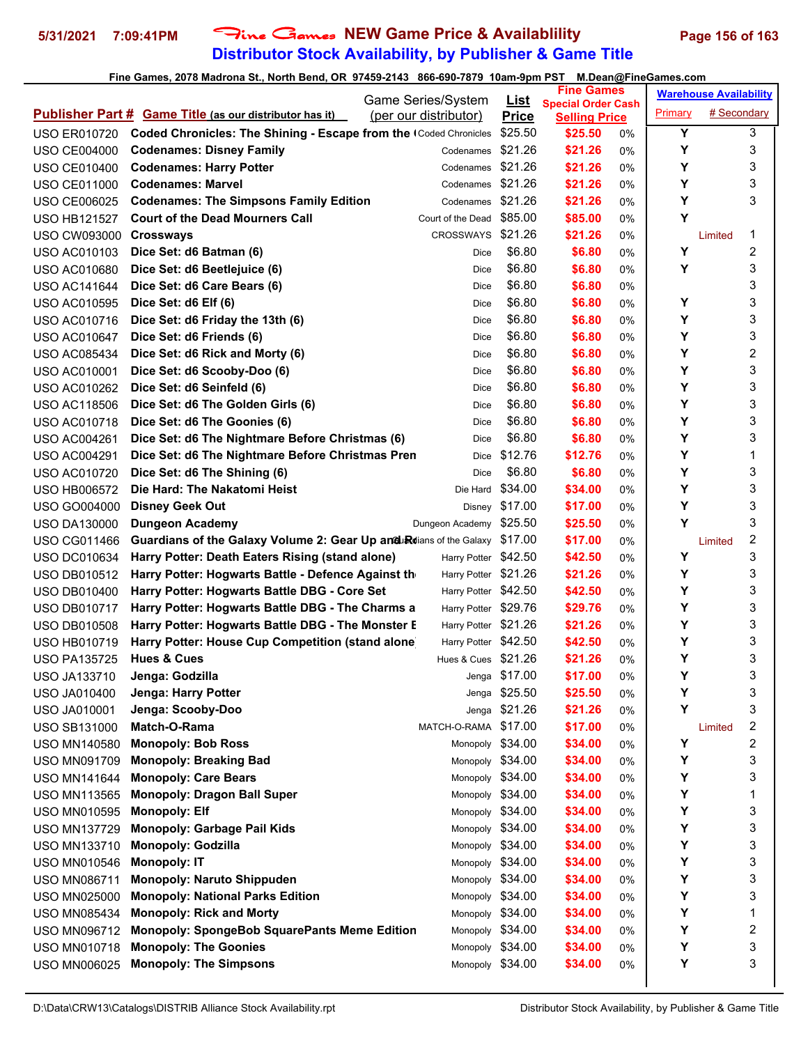# Fine Games NEW Game Price & Availablility

## Distributor Stock Availability, by Publisher & Game Title

5/31/2021 7:09:41PM

Fine Games, 2078 Madrona St., North Bend, OR 97459-2143 866-690-7879 10am-9pm PST M.Dean@FineGames.com

| Publisher Part # | Game Title (as our distributor has it) | Game Series/System (per our distributor) | List Price | Fine Games Special Order Cash Selling Price | | Warehouse Availability Primary | # Secondary |
|---|---|---|---|---|---|---|---|
| USO ER010720 | Coded Chronicles: The Shining - Escape from the ( | Coded Chronicles | $25.50 | $25.50 | 0% | Y | 3 |
| USO CE004000 | Codenames: Disney Family | Codenames | $21.26 | $21.26 | 0% | Y | 3 |
| USO CE010400 | Codenames: Harry Potter | Codenames | $21.26 | $21.26 | 0% | Y | 3 |
| USO CE011000 | Codenames: Marvel | Codenames | $21.26 | $21.26 | 0% | Y | 3 |
| USO CE006025 | Codenames: The Simpsons Family Edition | Codenames | $21.26 | $21.26 | 0% | Y | 3 |
| USO HB121527 | Court of the Dead Mourners Call | Court of the Dead | $85.00 | $85.00 | 0% | Y | |
| USO CW093000 | Crossways | CROSSWAYS | $21.26 | $21.26 | 0% | Limited | 1 |
| USO AC010103 | Dice Set: d6 Batman (6) | Dice | $6.80 | $6.80 | 0% | Y | 2 |
| USO AC010680 | Dice Set: d6 Beetlejuice (6) | Dice | $6.80 | $6.80 | 0% | Y | 3 |
| USO AC141644 | Dice Set: d6 Care Bears (6) | Dice | $6.80 | $6.80 | 0% | | 3 |
| USO AC010595 | Dice Set: d6 Elf (6) | Dice | $6.80 | $6.80 | 0% | Y | 3 |
| USO AC010716 | Dice Set: d6 Friday the 13th (6) | Dice | $6.80 | $6.80 | 0% | Y | 3 |
| USO AC010647 | Dice Set: d6 Friends (6) | Dice | $6.80 | $6.80 | 0% | Y | 3 |
| USO AC085434 | Dice Set: d6 Rick and Morty (6) | Dice | $6.80 | $6.80 | 0% | Y | 2 |
| USO AC010001 | Dice Set: d6 Scooby-Doo (6) | Dice | $6.80 | $6.80 | 0% | Y | 3 |
| USO AC010262 | Dice Set: d6 Seinfeld (6) | Dice | $6.80 | $6.80 | 0% | Y | 3 |
| USO AC118506 | Dice Set: d6 The Golden Girls (6) | Dice | $6.80 | $6.80 | 0% | Y | 3 |
| USO AC010718 | Dice Set: d6 The Goonies (6) | Dice | $6.80 | $6.80 | 0% | Y | 3 |
| USO AC004261 | Dice Set: d6 The Nightmare Before Christmas (6) | Dice | $6.80 | $6.80 | 0% | Y | 3 |
| USO AC004291 | Dice Set: d6 The Nightmare Before Christmas Pren | Dice | $12.76 | $12.76 | 0% | Y | 1 |
| USO AC010720 | Dice Set: d6 The Shining (6) | Dice | $6.80 | $6.80 | 0% | Y | 3 |
| USO HB006572 | Die Hard: The Nakatomi Heist | Die Hard | $34.00 | $34.00 | 0% | Y | 3 |
| USO GO004000 | Disney Geek Out | Disney | $17.00 | $17.00 | 0% | Y | 3 |
| USO DA130000 | Dungeon Academy | Dungeon Academy | $25.50 | $25.50 | 0% | Y | 3 |
| USO CG011466 | Guardians of the Galaxy Volume 2: Gear Up and Ro | Guardians of the Galaxy | $17.00 | $17.00 | 0% | Limited | 2 |
| USO DC010634 | Harry Potter: Death Eaters Rising (stand alone) | Harry Potter | $42.50 | $42.50 | 0% | Y | 3 |
| USO DB010512 | Harry Potter: Hogwarts Battle - Defence Against th | Harry Potter | $21.26 | $21.26 | 0% | Y | 3 |
| USO DB010400 | Harry Potter: Hogwarts Battle DBG - Core Set | Harry Potter | $42.50 | $42.50 | 0% | Y | 3 |
| USO DB010717 | Harry Potter: Hogwarts Battle DBG - The Charms a | Harry Potter | $29.76 | $29.76 | 0% | Y | 3 |
| USO DB010508 | Harry Potter: Hogwarts Battle DBG - The Monster E | Harry Potter | $21.26 | $21.26 | 0% | Y | 3 |
| USO HB010719 | Harry Potter: House Cup Competition (stand alone | Harry Potter | $42.50 | $42.50 | 0% | Y | 3 |
| USO PA135725 | Hues & Cues | Hues & Cues | $21.26 | $21.26 | 0% | Y | 3 |
| USO JA133710 | Jenga: Godzilla | Jenga | $17.00 | $17.00 | 0% | Y | 3 |
| USO JA010400 | Jenga: Harry Potter | Jenga | $25.50 | $25.50 | 0% | Y | 3 |
| USO JA010001 | Jenga: Scooby-Doo | Jenga | $21.26 | $21.26 | 0% | Y | 3 |
| USO SB131000 | Match-O-Rama | MATCH-O-RAMA | $17.00 | $17.00 | 0% | Limited | 2 |
| USO MN140580 | Monopoly: Bob Ross | Monopoly | $34.00 | $34.00 | 0% | Y | 2 |
| USO MN091709 | Monopoly: Breaking Bad | Monopoly | $34.00 | $34.00 | 0% | Y | 3 |
| USO MN141644 | Monopoly: Care Bears | Monopoly | $34.00 | $34.00 | 0% | Y | 3 |
| USO MN113565 | Monopoly: Dragon Ball Super | Monopoly | $34.00 | $34.00 | 0% | Y | 1 |
| USO MN010595 | Monopoly: Elf | Monopoly | $34.00 | $34.00 | 0% | Y | 3 |
| USO MN137729 | Monopoly: Garbage Pail Kids | Monopoly | $34.00 | $34.00 | 0% | Y | 3 |
| USO MN133710 | Monopoly: Godzilla | Monopoly | $34.00 | $34.00 | 0% | Y | 3 |
| USO MN010546 | Monopoly: IT | Monopoly | $34.00 | $34.00 | 0% | Y | 3 |
| USO MN086711 | Monopoly: Naruto Shippuden | Monopoly | $34.00 | $34.00 | 0% | Y | 3 |
| USO MN025000 | Monopoly: National Parks Edition | Monopoly | $34.00 | $34.00 | 0% | Y | 3 |
| USO MN085434 | Monopoly: Rick and Morty | Monopoly | $34.00 | $34.00 | 0% | Y | 1 |
| USO MN096712 | Monopoly: SpongeBob SquarePants Meme Edition | Monopoly | $34.00 | $34.00 | 0% | Y | 2 |
| USO MN010718 | Monopoly: The Goonies | Monopoly | $34.00 | $34.00 | 0% | Y | 3 |
| USO MN006025 | Monopoly: The Simpsons | Monopoly | $34.00 | $34.00 | 0% | Y | 3 |

D:\Data\CRW13\Catalogs\DISTRIB Alliance Stock Availability.rpt — Distributor Stock Availability, by Publisher & Game Title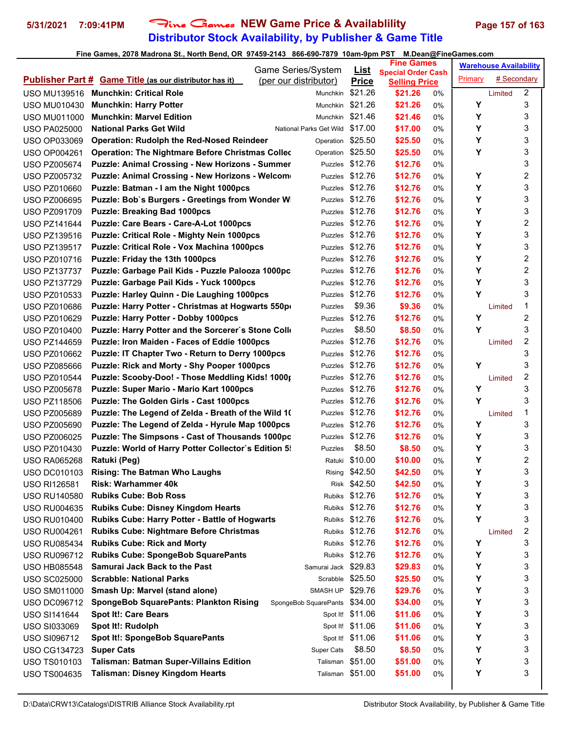# Fine Games NEW Game Price & Availablility

## Distributor Stock Availability, by Publisher & Game Title

5/31/2021 7:09:41PM

Fine Games, 2078 Madrona St., North Bend, OR 97459-2143 866-690-7879 10am-9pm PST M.Dean@FineGames.com

| Publisher Part # | Game Title (as our distributor has it) | Game Series/System (per our distributor) | List Price | Fine Games Special Order Cash Selling Price | | Warehouse Availability Primary | # Secondary |
|---|---|---|---|---|---|---|---|
| USO MU139516 | **Munchkin: Critical Role** | Munchkin | $21.26 | $21.26 | 0% | Limited | 2 |
| USO MU010430 | **Munchkin: Harry Potter** | Munchkin | $21.26 | $21.26 | 0% | Y | 3 |
| USO MU011000 | **Munchkin: Marvel Edition** | Munchkin | $21.46 | $21.46 | 0% | Y | 3 |
| USO PA025000 | **National Parks Get Wild** | National Parks Get Wild | $17.00 | $17.00 | 0% | Y | 3 |
| USO OP033069 | **Operation: Rudolph the Red-Nosed Reindeer** | Operation | $25.50 | $25.50 | 0% | Y | 3 |
| USO OP004261 | **Operation: The Nightmare Before Christmas Collec** | Operation | $25.50 | $25.50 | 0% | Y | 3 |
| USO PZ005674 | **Puzzle: Animal Crossing - New Horizons - Summer** | Puzzles | $12.76 | $12.76 | 0% | | 3 |
| USO PZ005732 | **Puzzle: Animal Crossing - New Horizons - Welcom** | Puzzles | $12.76 | $12.76 | 0% | Y | 2 |
| USO PZ010660 | **Puzzle: Batman - I am the Night 1000pcs** | Puzzles | $12.76 | $12.76 | 0% | Y | 3 |
| USO PZ006695 | **Puzzle: Bob`s Burgers - Greetings from Wonder W** | Puzzles | $12.76 | $12.76 | 0% | Y | 3 |
| USO PZ091709 | **Puzzle: Breaking Bad 1000pcs** | Puzzles | $12.76 | $12.76 | 0% | Y | 3 |
| USO PZ141644 | **Puzzle: Care Bears - Care-A-Lot 1000pcs** | Puzzles | $12.76 | $12.76 | 0% | Y | 2 |
| USO PZ139516 | **Puzzle: Critical Role - Mighty Nein 1000pcs** | Puzzles | $12.76 | $12.76 | 0% | Y | 3 |
| USO PZ139517 | **Puzzle: Critical Role - Vox Machina 1000pcs** | Puzzles | $12.76 | $12.76 | 0% | Y | 3 |
| USO PZ010716 | **Puzzle: Friday the 13th 1000pcs** | Puzzles | $12.76 | $12.76 | 0% | Y | 2 |
| USO PZ137737 | **Puzzle: Garbage Pail Kids - Puzzle Palooza 1000pc** | Puzzles | $12.76 | $12.76 | 0% | Y | 2 |
| USO PZ137729 | **Puzzle: Garbage Pail Kids - Yuck 1000pcs** | Puzzles | $12.76 | $12.76 | 0% | Y | 3 |
| USO PZ010533 | **Puzzle: Harley Quinn - Die Laughing 1000pcs** | Puzzles | $12.76 | $12.76 | 0% | Y | 3 |
| USO PZ010686 | **Puzzle: Harry Potter - Christmas at Hogwarts 550p** | Puzzles | $9.36 | $9.36 | 0% | Limited | 1 |
| USO PZ010629 | **Puzzle: Harry Potter - Dobby 1000pcs** | Puzzles | $12.76 | $12.76 | 0% | Y | 2 |
| USO PZ010400 | **Puzzle: Harry Potter and the Sorcerer`s Stone Coll** | Puzzles | $8.50 | $8.50 | 0% | Y | 3 |
| USO PZ144659 | **Puzzle: Iron Maiden - Faces of Eddie 1000pcs** | Puzzles | $12.76 | $12.76 | 0% | Limited | 2 |
| USO PZ010662 | **Puzzle: IT Chapter Two - Return to Derry 1000pcs** | Puzzles | $12.76 | $12.76 | 0% | | 3 |
| USO PZ085666 | **Puzzle: Rick and Morty - Shy Pooper 1000pcs** | Puzzles | $12.76 | $12.76 | 0% | Y | 3 |
| USO PZ010544 | **Puzzle: Scooby-Doo! - Those Meddling Kids! 1000p** | Puzzles | $12.76 | $12.76 | 0% | Limited | 2 |
| USO PZ005678 | **Puzzle: Super Mario - Mario Kart 1000pcs** | Puzzles | $12.76 | $12.76 | 0% | Y | 3 |
| USO PZ118506 | **Puzzle: The Golden Girls - Cast 1000pcs** | Puzzles | $12.76 | $12.76 | 0% | Y | 3 |
| USO PZ005689 | **Puzzle: The Legend of Zelda - Breath of the Wild 1(** | Puzzles | $12.76 | $12.76 | 0% | Limited | 1 |
| USO PZ005690 | **Puzzle: The Legend of Zelda - Hyrule Map 1000pcs** | Puzzles | $12.76 | $12.76 | 0% | Y | 3 |
| USO PZ006025 | **Puzzle: The Simpsons - Cast of Thousands 1000pc** | Puzzles | $12.76 | $12.76 | 0% | Y | 3 |
| USO PZ010430 | **Puzzle: World of Harry Potter Collector`s Edition 5!** | Puzzles | $8.50 | $8.50 | 0% | Y | 3 |
| USO RA065268 | **Ratuki (Peg)** | Ratuki | $10.00 | $10.00 | 0% | Y | 2 |
| USO DC010103 | **Rising: The Batman Who Laughs** | Rising | $42.50 | $42.50 | 0% | Y | 3 |
| USO RI126581 | **Risk: Warhammer 40k** | Risk | $42.50 | $42.50 | 0% | Y | 3 |
| USO RU140580 | **Rubiks Cube: Bob Ross** | Rubiks | $12.76 | $12.76 | 0% | Y | 3 |
| USO RU004635 | **Rubiks Cube: Disney Kingdom Hearts** | Rubiks | $12.76 | $12.76 | 0% | Y | 3 |
| USO RU010400 | **Rubiks Cube: Harry Potter - Battle of Hogwarts** | Rubiks | $12.76 | $12.76 | 0% | Y | 3 |
| USO RU004261 | **Rubiks Cube: Nightmare Before Christmas** | Rubiks | $12.76 | $12.76 | 0% | Limited | 2 |
| USO RU085434 | **Rubiks Cube: Rick and Morty** | Rubiks | $12.76 | $12.76 | 0% | Y | 3 |
| USO RU096712 | **Rubiks Cube: SpongeBob SquarePants** | Rubiks | $12.76 | $12.76 | 0% | Y | 3 |
| USO HB085548 | **Samurai Jack Back to the Past** | Samurai Jack | $29.83 | $29.83 | 0% | Y | 3 |
| USO SC025000 | **Scrabble: National Parks** | Scrabble | $25.50 | $25.50 | 0% | Y | 3 |
| USO SM011000 | **Smash Up: Marvel (stand alone)** | SMASH UP | $29.76 | $29.76 | 0% | Y | 3 |
| USO DC096712 | **SpongeBob SquarePants: Plankton Rising** | SpongeBob SquarePants | $34.00 | $34.00 | 0% | Y | 3 |
| USO SI141644 | **Spot It!: Care Bears** | Spot It! | $11.06 | $11.06 | 0% | Y | 3 |
| USO SI033069 | **Spot It!: Rudolph** | Spot It! | $11.06 | $11.06 | 0% | Y | 3 |
| USO SI096712 | **Spot It!: SpongeBob SquarePants** | Spot It! | $11.06 | $11.06 | 0% | Y | 3 |
| USO CG134723 | **Super Cats** | Super Cats | $8.50 | $8.50 | 0% | Y | 3 |
| USO TS010103 | **Talisman: Batman Super-Villains Edition** | Talisman | $51.00 | $51.00 | 0% | Y | 3 |
| USO TS004635 | **Talisman: Disney Kingdom Hearts** | Talisman | $51.00 | $51.00 | 0% | Y | 3 |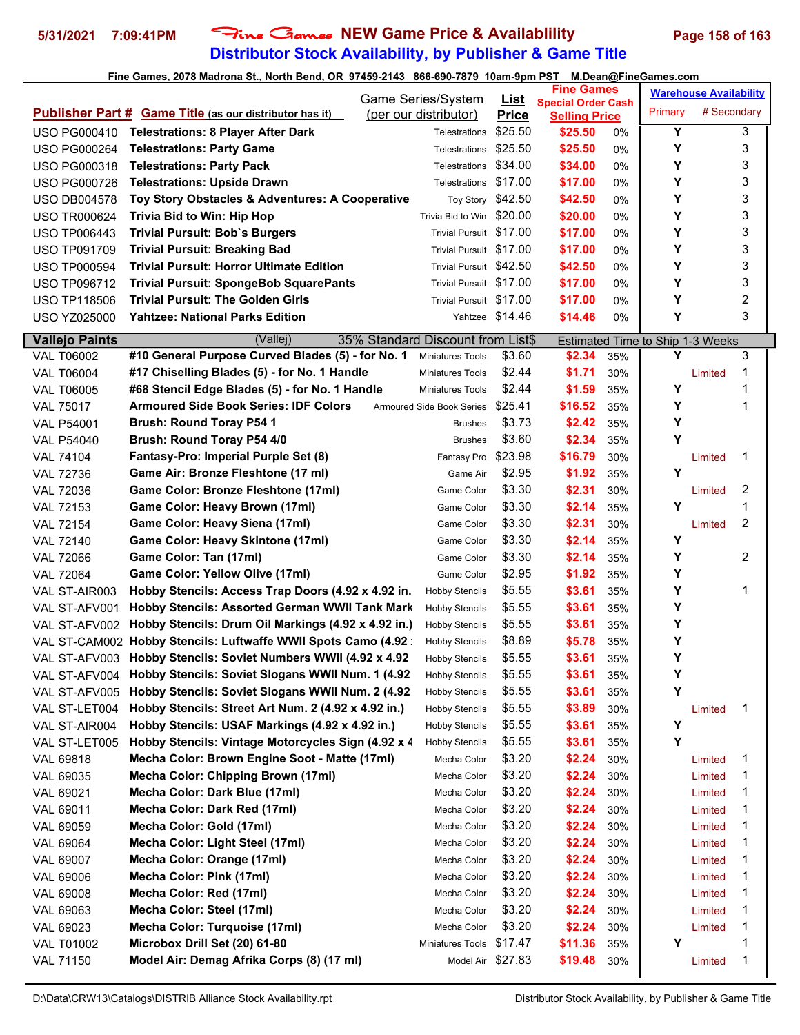# Fine Games NEW Game Price & Availablility
## Distributor Stock Availability, by Publisher & Game Title

Fine Games, 2078 Madrona St., North Bend, OR 97459-2143 866-690-7879 10am-9pm PST M.Dean@FineGames.com

| Publisher Part # | Game Title (as our distributor has it) | Game Series/System (per our distributor) | List Price | Fine Games Special Order Cash Selling Price | | Warehouse Availability Primary | # Secondary |
|---|---|---|---|---|---|---|---|
| USO PG000410 | **Telestrations: 8 Player After Dark** | Telestrations | $25.50 | $25.50 | 0% | Y | 3 |
| USO PG000264 | **Telestrations: Party Game** | Telestrations | $25.50 | $25.50 | 0% | Y | 3 |
| USO PG000318 | **Telestrations: Party Pack** | Telestrations | $34.00 | $34.00 | 0% | Y | 3 |
| USO PG000726 | **Telestrations: Upside Drawn** | Telestrations | $17.00 | $17.00 | 0% | Y | 3 |
| USO DB004578 | **Toy Story Obstacles & Adventures: A Cooperative** | Toy Story | $42.50 | $42.50 | 0% | Y | 3 |
| USO TR000624 | **Trivia Bid to Win: Hip Hop** | Trivia Bid to Win | $20.00 | $20.00 | 0% | Y | 3 |
| USO TP006443 | **Trivial Pursuit: Bob`s Burgers** | Trivial Pursuit | $17.00 | $17.00 | 0% | Y | 3 |
| USO TP091709 | **Trivial Pursuit: Breaking Bad** | Trivial Pursuit | $17.00 | $17.00 | 0% | Y | 3 |
| USO TP000594 | **Trivial Pursuit: Horror Ultimate Edition** | Trivial Pursuit | $42.50 | $42.50 | 0% | Y | 3 |
| USO TP096712 | **Trivial Pursuit: SpongeBob SquarePants** | Trivial Pursuit | $17.00 | $17.00 | 0% | Y | 3 |
| USO TP118506 | **Trivial Pursuit: The Golden Girls** | Trivial Pursuit | $17.00 | $17.00 | 0% | Y | 2 |
| USO YZ025000 | **Yahtzee: National Parks Edition** | Yahtzee | $14.46 | $14.46 | 0% | Y | 3 |
| **Vallejo Paints** | (Vallej) | 35% Standard Discount from List$ | | Estimated Time to Ship 1-3 Weeks | | | |
| VAL T06002 | **#10 General Purpose Curved Blades (5) - for No. 1** | Miniatures Tools | $3.60 | $2.34 | 35% | Y | 3 |
| VAL T06004 | **#17 Chiselling Blades (5) - for No. 1 Handle** | Miniatures Tools | $2.44 | $1.71 | 30% | Limited | 1 |
| VAL T06005 | **#68 Stencil Edge Blades (5) - for No. 1 Handle** | Miniatures Tools | $2.44 | $1.59 | 35% | Y | 1 |
| VAL 75017 | **Armoured Side Book Series: IDF Colors** | Armoured Side Book Series | $25.41 | $16.52 | 35% | Y | 1 |
| VAL P54001 | **Brush: Round Toray P54 1** | Brushes | $3.73 | $2.42 | 35% | Y | |
| VAL P54040 | **Brush: Round Toray P54 4/0** | Brushes | $3.60 | $2.34 | 35% | Y | |
| VAL 74104 | **Fantasy-Pro: Imperial Purple Set (8)** | Fantasy Pro | $23.98 | $16.79 | 30% | Limited | 1 |
| VAL 72736 | **Game Air: Bronze Fleshtone (17 ml)** | Game Air | $2.95 | $1.92 | 35% | Y | |
| VAL 72036 | **Game Color: Bronze Fleshtone (17ml)** | Game Color | $3.30 | $2.31 | 30% | Limited | 2 |
| VAL 72153 | **Game Color: Heavy Brown (17ml)** | Game Color | $3.30 | $2.14 | 35% | Y | 1 |
| VAL 72154 | **Game Color: Heavy Siena (17ml)** | Game Color | $3.30 | $2.31 | 30% | Limited | 2 |
| VAL 72140 | **Game Color: Heavy Skintone (17ml)** | Game Color | $3.30 | $2.14 | 35% | Y | |
| VAL 72066 | **Game Color: Tan (17ml)** | Game Color | $3.30 | $2.14 | 35% | Y | 2 |
| VAL 72064 | **Game Color: Yellow Olive (17ml)** | Game Color | $2.95 | $1.92 | 35% | Y | |
| VAL ST-AIR003 | **Hobby Stencils: Access Trap Doors (4.92 x 4.92 in.** | Hobby Stencils | $5.55 | $3.61 | 35% | Y | 1 |
| VAL ST-AFV001 | **Hobby Stencils: Assorted German WWII Tank Mark** | Hobby Stencils | $5.55 | $3.61 | 35% | Y | |
| VAL ST-AFV002 | **Hobby Stencils: Drum Oil Markings (4.92 x 4.92 in.)** | Hobby Stencils | $5.55 | $3.61 | 35% | Y | |
| VAL ST-CAM002 | **Hobby Stencils: Luftwaffe WWII Spots Camo (4.92** | Hobby Stencils | $8.89 | $5.78 | 35% | Y | |
| VAL ST-AFV003 | **Hobby Stencils: Soviet Numbers WWII (4.92 x 4.92** | Hobby Stencils | $5.55 | $3.61 | 35% | Y | |
| VAL ST-AFV004 | **Hobby Stencils: Soviet Slogans WWII Num. 1 (4.92** | Hobby Stencils | $5.55 | $3.61 | 35% | Y | |
| VAL ST-AFV005 | **Hobby Stencils: Soviet Slogans WWII Num. 2 (4.92** | Hobby Stencils | $5.55 | $3.61 | 35% | Y | |
| VAL ST-LET004 | **Hobby Stencils: Street Art Num. 2 (4.92 x 4.92 in.)** | Hobby Stencils | $5.55 | $3.89 | 30% | Limited | 1 |
| VAL ST-AIR004 | **Hobby Stencils: USAF Markings (4.92 x 4.92 in.)** | Hobby Stencils | $5.55 | $3.61 | 35% | Y | |
| VAL ST-LET005 | **Hobby Stencils: Vintage Motorcycles Sign (4.92 x 4** | Hobby Stencils | $5.55 | $3.61 | 35% | Y | |
| VAL 69818 | **Mecha Color: Brown Engine Soot - Matte (17ml)** | Mecha Color | $3.20 | $2.24 | 30% | Limited | 1 |
| VAL 69035 | **Mecha Color: Chipping Brown (17ml)** | Mecha Color | $3.20 | $2.24 | 30% | Limited | 1 |
| VAL 69021 | **Mecha Color: Dark Blue (17ml)** | Mecha Color | $3.20 | $2.24 | 30% | Limited | 1 |
| VAL 69011 | **Mecha Color: Dark Red (17ml)** | Mecha Color | $3.20 | $2.24 | 30% | Limited | 1 |
| VAL 69059 | **Mecha Color: Gold (17ml)** | Mecha Color | $3.20 | $2.24 | 30% | Limited | 1 |
| VAL 69064 | **Mecha Color: Light Steel (17ml)** | Mecha Color | $3.20 | $2.24 | 30% | Limited | 1 |
| VAL 69007 | **Mecha Color: Orange (17ml)** | Mecha Color | $3.20 | $2.24 | 30% | Limited | 1 |
| VAL 69006 | **Mecha Color: Pink (17ml)** | Mecha Color | $3.20 | $2.24 | 30% | Limited | 1 |
| VAL 69008 | **Mecha Color: Red (17ml)** | Mecha Color | $3.20 | $2.24 | 30% | Limited | 1 |
| VAL 69063 | **Mecha Color: Steel (17ml)** | Mecha Color | $3.20 | $2.24 | 30% | Limited | 1 |
| VAL 69023 | **Mecha Color: Turquoise (17ml)** | Mecha Color | $3.20 | $2.24 | 30% | Limited | 1 |
| VAL T01002 | **Microbox Drill Set (20) 61-80** | Miniatures Tools | $17.47 | $11.36 | 35% | Y | 1 |
| VAL 71150 | **Model Air: Demag Afrika Corps (8) (17 ml)** | Model Air | $27.83 | $19.48 | 30% | Limited | 1 |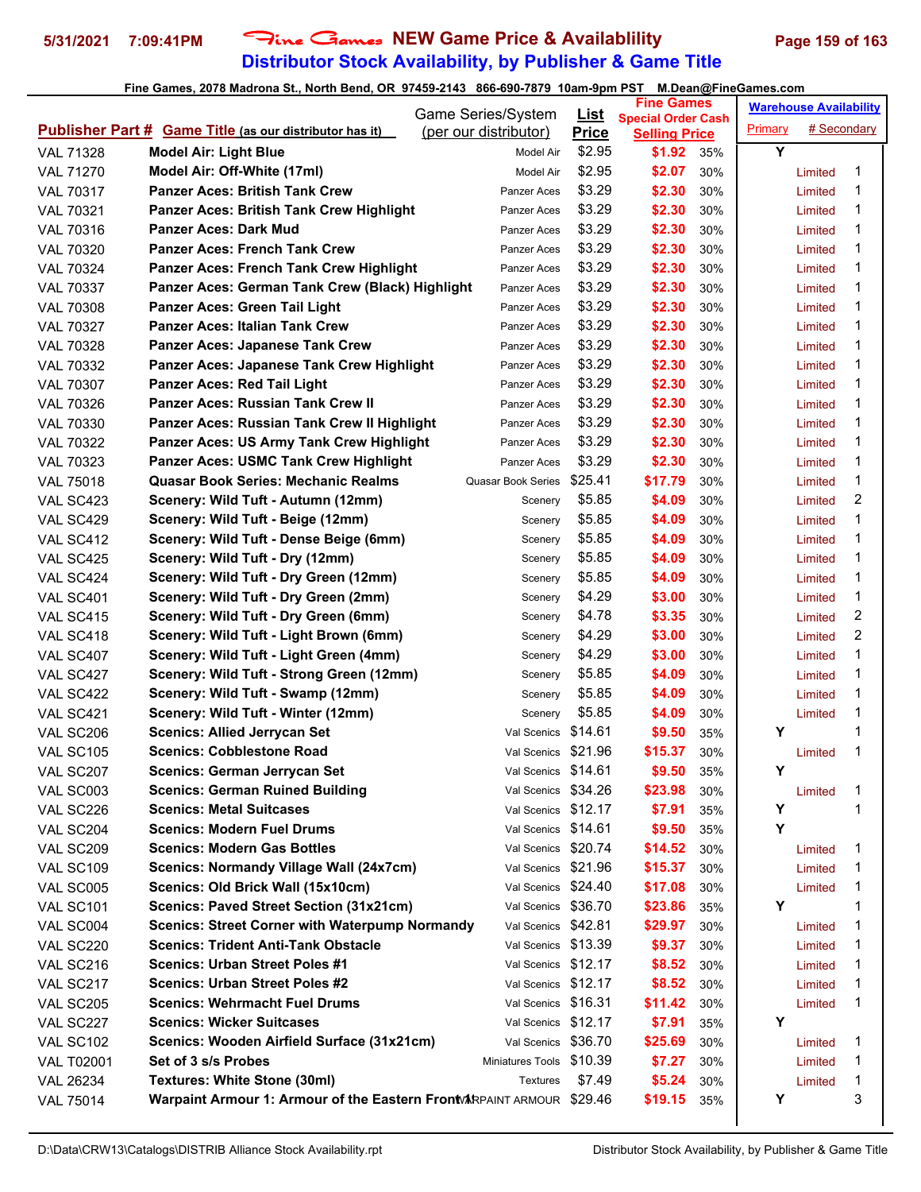# Fine Games NEW Game Price & Availablility

## Distributor Stock Availability, by Publisher & Game Title

5/31/2021 7:09:41PM

Fine Games, 2078 Madrona St., North Bend, OR 97459-2143 866-690-7879 10am-9pm PST M.Dean@FineGames.com

| Publisher Part # | Game Title (as our distributor has it) | Game Series/System (per our distributor) | List Price | Fine Games Special Order Cash Selling Price | | Warehouse Availability Primary | # Secondary |
|---|---|---|---|---|---|---|---|
| VAL 71328 | Model Air: Light Blue | Model Air | $2.95 | $1.92 | 35% | Y | |
| VAL 71270 | Model Air: Off-White (17ml) | Model Air | $2.95 | $2.07 | 30% | Limited | 1 |
| VAL 70317 | Panzer Aces: British Tank Crew | Panzer Aces | $3.29 | $2.30 | 30% | Limited | 1 |
| VAL 70321 | Panzer Aces: British Tank Crew Highlight | Panzer Aces | $3.29 | $2.30 | 30% | Limited | 1 |
| VAL 70316 | Panzer Aces: Dark Mud | Panzer Aces | $3.29 | $2.30 | 30% | Limited | 1 |
| VAL 70320 | Panzer Aces: French Tank Crew | Panzer Aces | $3.29 | $2.30 | 30% | Limited | 1 |
| VAL 70324 | Panzer Aces: French Tank Crew Highlight | Panzer Aces | $3.29 | $2.30 | 30% | Limited | 1 |
| VAL 70337 | Panzer Aces: German Tank Crew (Black) Highlight | Panzer Aces | $3.29 | $2.30 | 30% | Limited | 1 |
| VAL 70308 | Panzer Aces: Green Tail Light | Panzer Aces | $3.29 | $2.30 | 30% | Limited | 1 |
| VAL 70327 | Panzer Aces: Italian Tank Crew | Panzer Aces | $3.29 | $2.30 | 30% | Limited | 1 |
| VAL 70328 | Panzer Aces: Japanese Tank Crew | Panzer Aces | $3.29 | $2.30 | 30% | Limited | 1 |
| VAL 70332 | Panzer Aces: Japanese Tank Crew Highlight | Panzer Aces | $3.29 | $2.30 | 30% | Limited | 1 |
| VAL 70307 | Panzer Aces: Red Tail Light | Panzer Aces | $3.29 | $2.30 | 30% | Limited | 1 |
| VAL 70326 | Panzer Aces: Russian Tank Crew II | Panzer Aces | $3.29 | $2.30 | 30% | Limited | 1 |
| VAL 70330 | Panzer Aces: Russian Tank Crew II Highlight | Panzer Aces | $3.29 | $2.30 | 30% | Limited | 1 |
| VAL 70322 | Panzer Aces: US Army Tank Crew Highlight | Panzer Aces | $3.29 | $2.30 | 30% | Limited | 1 |
| VAL 70323 | Panzer Aces: USMC Tank Crew Highlight | Panzer Aces | $3.29 | $2.30 | 30% | Limited | 1 |
| VAL 75018 | Quasar Book Series: Mechanic Realms | Quasar Book Series | $25.41 | $17.79 | 30% | Limited | 1 |
| VAL SC423 | Scenery: Wild Tuft - Autumn (12mm) | Scenery | $5.85 | $4.09 | 30% | Limited | 2 |
| VAL SC429 | Scenery: Wild Tuft - Beige (12mm) | Scenery | $5.85 | $4.09 | 30% | Limited | 1 |
| VAL SC412 | Scenery: Wild Tuft - Dense Beige (6mm) | Scenery | $5.85 | $4.09 | 30% | Limited | 1 |
| VAL SC425 | Scenery: Wild Tuft - Dry (12mm) | Scenery | $5.85 | $4.09 | 30% | Limited | 1 |
| VAL SC424 | Scenery: Wild Tuft - Dry Green (12mm) | Scenery | $5.85 | $4.09 | 30% | Limited | 1 |
| VAL SC401 | Scenery: Wild Tuft - Dry Green (2mm) | Scenery | $4.29 | $3.00 | 30% | Limited | 1 |
| VAL SC415 | Scenery: Wild Tuft - Dry Green (6mm) | Scenery | $4.78 | $3.35 | 30% | Limited | 2 |
| VAL SC418 | Scenery: Wild Tuft - Light Brown (6mm) | Scenery | $4.29 | $3.00 | 30% | Limited | 2 |
| VAL SC407 | Scenery: Wild Tuft - Light Green (4mm) | Scenery | $4.29 | $3.00 | 30% | Limited | 1 |
| VAL SC427 | Scenery: Wild Tuft - Strong Green (12mm) | Scenery | $5.85 | $4.09 | 30% | Limited | 1 |
| VAL SC422 | Scenery: Wild Tuft - Swamp (12mm) | Scenery | $5.85 | $4.09 | 30% | Limited | 1 |
| VAL SC421 | Scenery: Wild Tuft - Winter (12mm) | Scenery | $5.85 | $4.09 | 30% | Limited | 1 |
| VAL SC206 | Scenics: Allied Jerrycan Set | Val Scenics | $14.61 | $9.50 | 35% | Y | 1 |
| VAL SC105 | Scenics: Cobblestone Road | Val Scenics | $21.96 | $15.37 | 30% | Limited | 1 |
| VAL SC207 | Scenics: German Jerrycan Set | Val Scenics | $14.61 | $9.50 | 35% | Y | |
| VAL SC003 | Scenics: German Ruined Building | Val Scenics | $34.26 | $23.98 | 30% | Limited | 1 |
| VAL SC226 | Scenics: Metal Suitcases | Val Scenics | $12.17 | $7.91 | 35% | Y | 1 |
| VAL SC204 | Scenics: Modern Fuel Drums | Val Scenics | $14.61 | $9.50 | 35% | Y | |
| VAL SC209 | Scenics: Modern Gas Bottles | Val Scenics | $20.74 | $14.52 | 30% | Limited | 1 |
| VAL SC109 | Scenics: Normandy Village Wall (24x7cm) | Val Scenics | $21.96 | $15.37 | 30% | Limited | 1 |
| VAL SC005 | Scenics: Old Brick Wall (15x10cm) | Val Scenics | $24.40 | $17.08 | 30% | Limited | 1 |
| VAL SC101 | Scenics: Paved Street Section (31x21cm) | Val Scenics | $36.70 | $23.86 | 35% | Y | 1 |
| VAL SC004 | Scenics: Street Corner with Waterpump Normandy | Val Scenics | $42.81 | $29.97 | 30% | Limited | 1 |
| VAL SC220 | Scenics: Trident Anti-Tank Obstacle | Val Scenics | $13.39 | $9.37 | 30% | Limited | 1 |
| VAL SC216 | Scenics: Urban Street Poles #1 | Val Scenics | $12.17 | $8.52 | 30% | Limited | 1 |
| VAL SC217 | Scenics: Urban Street Poles #2 | Val Scenics | $12.17 | $8.52 | 30% | Limited | 1 |
| VAL SC205 | Scenics: Wehrmacht Fuel Drums | Val Scenics | $16.31 | $11.42 | 30% | Limited | 1 |
| VAL SC227 | Scenics: Wicker Suitcases | Val Scenics | $12.17 | $7.91 | 35% | Y | |
| VAL SC102 | Scenics: Wooden Airfield Surface (31x21cm) | Val Scenics | $36.70 | $25.69 | 30% | Limited | 1 |
| VAL T02001 | Set of 3 s/s Probes | Miniatures Tools | $10.39 | $7.27 | 30% | Limited | 1 |
| VAL 26234 | Textures: White Stone (30ml) | Textures | $7.49 | $5.24 | 30% | Limited | 1 |
| VAL 75014 | Warpaint Armour 1: Armour of the Eastern Front 1 | WARPAINT ARMOUR | $29.46 | $19.15 | 35% | Y | 3 |

D:\Data\CRW13\Catalogs\DISTRIB Alliance Stock Availability.rpt — Distributor Stock Availability, by Publisher & Game Title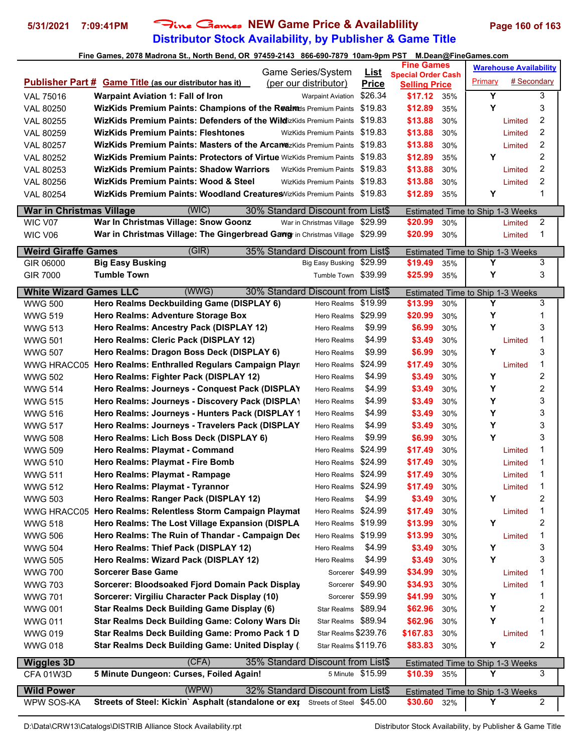# Fine Games NEW Game Price & Availablility

## Distributor Stock Availability, by Publisher & Game Title

5/31/2021 7:09:41PM

Fine Games, 2078 Madrona St., North Bend, OR 97459-2143 866-690-7879 10am-9pm PST M.Dean@FineGames.com

| Publisher Part # | Game Title (as our distributor has it) | Game Series/System (per our distributor) | List Price | Fine Games Special Order Cash Selling Price | | Warehouse Availability Primary | # Secondary |
|---|---|---|---|---|---|---|---|
| VAL 75016 | **Warpaint Aviation 1: Fall of Iron** | Warpaint Aviation | $26.34 | $17.12 | 35% | Y | 3 |
| VAL 80250 | **WizKids Premium Paints: Champions of the Realm** | WizKids Premium Paints | $19.83 | $12.89 | 35% | Y | 3 |
| VAL 80255 | **WizKids Premium Paints: Defenders of the Wild** | WizKids Premium Paints | $19.83 | $13.88 | 30% | Limited | 2 |
| VAL 80259 | **WizKids Premium Paints: Fleshtones** | WizKids Premium Paints | $19.83 | $13.88 | 30% | Limited | 2 |
| VAL 80257 | **WizKids Premium Paints: Masters of the Arcane** | WizKids Premium Paints | $19.83 | $13.88 | 30% | Limited | 2 |
| VAL 80252 | **WizKids Premium Paints: Protectors of Virtue** | WizKids Premium Paints | $19.83 | $12.89 | 35% | Y | 2 |
| VAL 80253 | **WizKids Premium Paints: Shadow Warriors** | WizKids Premium Paints | $19.83 | $13.88 | 30% | Limited | 2 |
| VAL 80256 | **WizKids Premium Paints: Wood & Steel** | WizKids Premium Paints | $19.83 | $13.88 | 30% | Limited | 2 |
| VAL 80254 | **WizKids Premium Paints: Woodland Creatures** | WizKids Premium Paints | $19.83 | $12.89 | 35% | Y | 1 |
| **War in Christmas Village** | (WIC) | 30% Standard Discount from List$ | | Estimated Time to Ship 1-3 Weeks | | | |
| WIC V07 | **War In Christmas Village: Snow Goonz** | War in Christmas Village | $29.99 | $20.99 | 30% | Limited | 2 |
| WIC V06 | **War in Christmas Village: The Gingerbread Gang** | War in Christmas Village | $29.99 | $20.99 | 30% | Limited | 1 |
| **Weird Giraffe Games** | (GIR) | 35% Standard Discount from List$ | | Estimated Time to Ship 1-3 Weeks | | | |
| GIR 06000 | **Big Easy Busking** | Big Easy Busking | $29.99 | $19.49 | 35% | Y | 3 |
| GIR 7000 | **Tumble Town** | Tumble Town | $39.99 | $25.99 | 35% | Y | 3 |
| **White Wizard Games LLC** | (WWG) | 30% Standard Discount from List$ | | Estimated Time to Ship 1-3 Weeks | | | |
| WWG 500 | **Hero Realms Deckbuilding Game (DISPLAY 6)** | Hero Realms | $19.99 | $13.99 | 30% | Y | 3 |
| WWG 519 | **Hero Realms: Adventure Storage Box** | Hero Realms | $29.99 | $20.99 | 30% | Y | 1 |
| WWG 513 | **Hero Realms: Ancestry Pack (DISPLAY 12)** | Hero Realms | $9.99 | $6.99 | 30% | Y | 3 |
| WWG 501 | **Hero Realms: Cleric Pack (DISPLAY 12)** | Hero Realms | $4.99 | $3.49 | 30% | Limited | 1 |
| WWG 507 | **Hero Realms: Dragon Boss Deck (DISPLAY 6)** | Hero Realms | $9.99 | $6.99 | 30% | Y | 3 |
| WWG HRACC05 | **Hero Realms: Enthralled Regulars Campaign Playm** | Hero Realms | $24.99 | $17.49 | 30% | Limited | 1 |
| WWG 502 | **Hero Realms: Fighter Pack (DISPLAY 12)** | Hero Realms | $4.99 | $3.49 | 30% | Y | 2 |
| WWG 514 | **Hero Realms: Journeys - Conquest Pack (DISPLAY** | Hero Realms | $4.99 | $3.49 | 30% | Y | 2 |
| WWG 515 | **Hero Realms: Journeys - Discovery Pack (DISPLAY** | Hero Realms | $4.99 | $3.49 | 30% | Y | 3 |
| WWG 516 | **Hero Realms: Journeys - Hunters Pack (DISPLAY 1** | Hero Realms | $4.99 | $3.49 | 30% | Y | 3 |
| WWG 517 | **Hero Realms: Journeys - Travelers Pack (DISPLAY** | Hero Realms | $4.99 | $3.49 | 30% | Y | 3 |
| WWG 508 | **Hero Realms: Lich Boss Deck (DISPLAY 6)** | Hero Realms | $9.99 | $6.99 | 30% | Y | 3 |
| WWG 509 | **Hero Realms: Playmat - Command** | Hero Realms | $24.99 | $17.49 | 30% | Limited | 1 |
| WWG 510 | **Hero Realms: Playmat - Fire Bomb** | Hero Realms | $24.99 | $17.49 | 30% | Limited | 1 |
| WWG 511 | **Hero Realms: Playmat - Rampage** | Hero Realms | $24.99 | $17.49 | 30% | Limited | 1 |
| WWG 512 | **Hero Realms: Playmat - Tyrannor** | Hero Realms | $24.99 | $17.49 | 30% | Limited | 1 |
| WWG 503 | **Hero Realms: Ranger Pack (DISPLAY 12)** | Hero Realms | $4.99 | $3.49 | 30% | Y | 2 |
| WWG HRACC05 | **Hero Realms: Relentless Storm Campaign Playmat** | Hero Realms | $24.99 | $17.49 | 30% | Limited | 1 |
| WWG 518 | **Hero Realms: The Lost Village Expansion (DISPLA** | Hero Realms | $19.99 | $13.99 | 30% | Y | 2 |
| WWG 506 | **Hero Realms: The Ruin of Thandar - Campaign Dec** | Hero Realms | $19.99 | $13.99 | 30% | Limited | 1 |
| WWG 504 | **Hero Realms: Thief Pack (DISPLAY 12)** | Hero Realms | $4.99 | $3.49 | 30% | Y | 3 |
| WWG 505 | **Hero Realms: Wizard Pack (DISPLAY 12)** | Hero Realms | $4.99 | $3.49 | 30% | Y | 3 |
| WWG 700 | **Sorcerer Base Game** | Sorcerer | $49.99 | $34.99 | 30% | Limited | 1 |
| WWG 703 | **Sorcerer: Bloodsoaked Fjord Domain Pack Display** | Sorcerer | $49.90 | $34.93 | 30% | Limited | 1 |
| WWG 701 | **Sorcerer: Virgiliu Character Pack Display (10)** | Sorcerer | $59.99 | $41.99 | 30% | Y | 1 |
| WWG 001 | **Star Realms Deck Building Game Display (6)** | Star Realms | $89.94 | $62.96 | 30% | Y | 2 |
| WWG 011 | **Star Realms Deck Building Game: Colony Wars Dis** | Star Realms | $89.94 | $62.96 | 30% | Y | 1 |
| WWG 019 | **Star Realms Deck Building Game: Promo Pack 1 D** | Star Realms | $239.76 | $167.83 | 30% | Limited | 1 |
| WWG 018 | **Star Realms Deck Building Game: United Display (** | Star Realms | $119.76 | $83.83 | 30% | Y | 2 |
| **Wiggles 3D** | (CFA) | 35% Standard Discount from List$ | | Estimated Time to Ship 1-3 Weeks | | | |
| CFA 01W3D | **5 Minute Dungeon: Curses, Foiled Again!** | 5 Minute | $15.99 | $10.39 | 35% | Y | 3 |
| **Wild Power** | (WPW) | 32% Standard Discount from List$ | | Estimated Time to Ship 1-3 Weeks | | | |
| WPW SOS-KA | **Streets of Steel: Kickin` Asphalt (standalone or exp** | Streets of Steel | $45.00 | $30.60 | 32% | Y | 2 |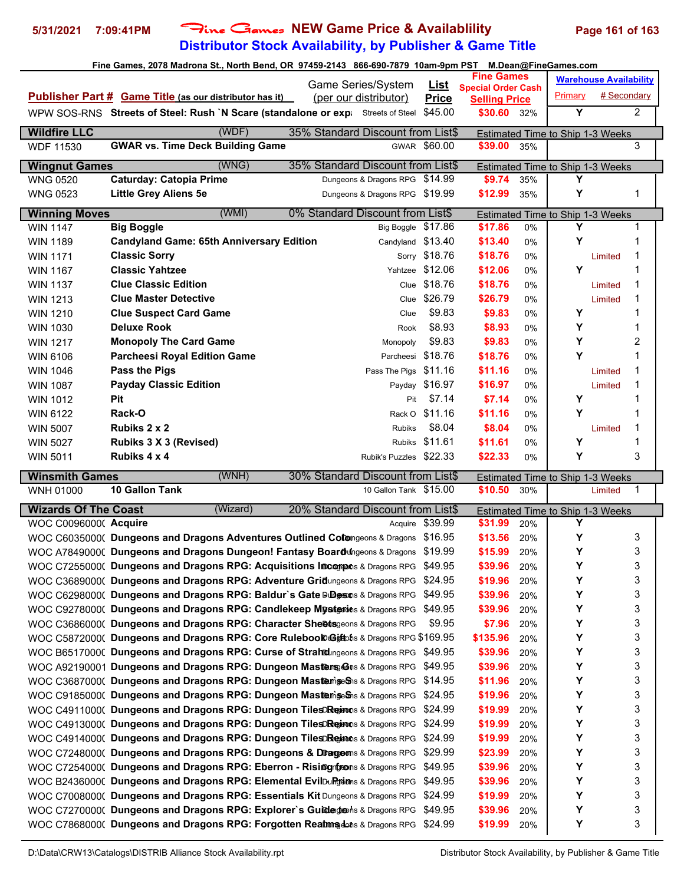# Fine Games NEW Game Price & Availablility

## Distributor Stock Availability, by Publisher & Game Title

Fine Games, 2078 Madrona St., North Bend, OR 97459-2143 866-690-7879 10am-9pm PST M.Dean@FineGames.com

| Publisher Part # | Game Title (as our distributor has it) | Game Series/System (per our distributor) | List Price | Fine Games Special Order Cash Selling Price | | Warehouse Availability Primary | # Secondary |
|---|---|---|---|---|---|---|---|
| WPW SOS-RNS | Streets of Steel: Rush `N Scare (standalone or exp | Streets of Steel | $45.00 | $30.60 | 32% | Y | 2 |
| **Wildfire LLC** | (WDF) | 35% Standard Discount from List$ | | Estimated Time to Ship 1-3 Weeks | | | |
| WDF 11530 | GWAR vs. Time Deck Building Game | GWAR | $60.00 | $39.00 | 35% | | 3 |
| **Wingnut Games** | (WNG) | 35% Standard Discount from List$ | | Estimated Time to Ship 1-3 Weeks | | | |
| WNG 0520 | Caturday: Catopia Prime | Dungeons & Dragons RPG | $14.99 | $9.74 | 35% | Y | |
| WNG 0523 | Little Grey Aliens 5e | Dungeons & Dragons RPG | $19.99 | $12.99 | 35% | Y | 1 |
| **Winning Moves** | (WMI) | 0% Standard Discount from List$ | | Estimated Time to Ship 1-3 Weeks | | | |
| WIN 1147 | Big Boggle | Big Boggle | $17.86 | $17.86 | 0% | Y | 1 |
| WIN 1189 | Candyland Game: 65th Anniversary Edition | Candyland | $13.40 | $13.40 | 0% | Y | 1 |
| WIN 1171 | Classic Sorry | Sorry | $18.76 | $18.76 | 0% | Limited | 1 |
| WIN 1167 | Classic Yahtzee | Yahtzee | $12.06 | $12.06 | 0% | Y | 1 |
| WIN 1137 | Clue Classic Edition | Clue | $18.76 | $18.76 | 0% | Limited | 1 |
| WIN 1213 | Clue Master Detective | Clue | $26.79 | $26.79 | 0% | Limited | 1 |
| WIN 1210 | Clue Suspect Card Game | Clue | $9.83 | $9.83 | 0% | Y | 1 |
| WIN 1030 | Deluxe Rook | Rook | $8.93 | $8.93 | 0% | Y | 1 |
| WIN 1217 | Monopoly The Card Game | Monopoly | $9.83 | $9.83 | 0% | Y | 2 |
| WIN 6106 | Parcheesi Royal Edition Game | Parcheesi | $18.76 | $18.76 | 0% | Y | 1 |
| WIN 1046 | Pass the Pigs | Pass The Pigs | $11.16 | $11.16 | 0% | Limited | 1 |
| WIN 1087 | Payday Classic Edition | Payday | $16.97 | $16.97 | 0% | Limited | 1 |
| WIN 1012 | Pit | Pit | $7.14 | $7.14 | 0% | Y | 1 |
| WIN 6122 | Rack-O | Rack O | $11.16 | $11.16 | 0% | Y | 1 |
| WIN 5007 | Rubiks 2 x 2 | Rubiks | $8.04 | $8.04 | 0% | Limited | 1 |
| WIN 5027 | Rubiks 3 X 3 (Revised) | Rubiks | $11.61 | $11.61 | 0% | Y | 1 |
| WIN 5011 | Rubiks 4 x 4 | Rubik's Puzzles | $22.33 | $22.33 | 0% | Y | 3 |
| **Winsmith Games** | (WNH) | 30% Standard Discount from List$ | | Estimated Time to Ship 1-3 Weeks | | | |
| WNH 01000 | 10 Gallon Tank | 10 Gallon Tank | $15.00 | $10.50 | 30% | Limited | 1 |
| **Wizards Of The Coast** | (Wizard) | 20% Standard Discount from List$ | | Estimated Time to Ship 1-3 Weeks | | | |
| WOC C00960000 | Acquire | Acquire | $39.99 | $31.99 | 20% | Y | |
| WOC C60350000 | Dungeons and Dragons Adventures Outlined Colo | Dungeons & Dragons | $16.95 | $13.56 | 20% | Y | 3 |
| WOC A78490000 | Dungeons and Dragons Dungeon! Fantasy Board | Dungeons & Dragons | $19.99 | $15.99 | 20% | Y | 3 |
| WOC C72550000 | Dungeons and Dragons RPG: Acquisitions Incorp | Dungeons & Dragons RPG | $49.95 | $39.96 | 20% | Y | 3 |
| WOC C36890000 | Dungeons and Dragons RPG: Adventure Grid | Dungeons & Dragons RPG | $24.95 | $19.96 | 20% | Y | 3 |
| WOC C62980000 | Dungeons and Dragons RPG: Baldur`s Gate - Desc | Dungeons & Dragons RPG | $49.95 | $39.96 | 20% | Y | 3 |
| WOC C92780000 | Dungeons and Dragons RPG: Candlekeep Mysteri | Dungeons & Dragons RPG | $49.95 | $39.96 | 20% | Y | 3 |
| WOC C36860000 | Dungeons and Dragons RPG: Character Sheets | Dungeons & Dragons RPG | $9.95 | $7.96 | 20% | Y | 3 |
| WOC C58720000 | Dungeons and Dragons RPG: Core Rulebook Gift | Dungeons & Dragons RPG | $169.95 | $135.96 | 20% | Y | 3 |
| WOC B65170000 | Dungeons and Dragons RPG: Curse of Strahd | Dungeons & Dragons RPG | $49.95 | $39.96 | 20% | Y | 3 |
| WOC A92190001 | Dungeons and Dragons RPG: Dungeon Masters G | Dungeons & Dragons RPG | $49.95 | $39.96 | 20% | Y | 3 |
| WOC C36870000 | Dungeons and Dragons RPG: Dungeon Master`s S | Dungeons & Dragons RPG | $14.95 | $11.96 | 20% | Y | 3 |
| WOC C91850000 | Dungeons and Dragons RPG: Dungeon Master`s S | Dungeons & Dragons RPG | $24.95 | $19.96 | 20% | Y | 3 |
| WOC C49110000 | Dungeons and Dragons RPG: Dungeon Tiles Reinc | Dungeons & Dragons RPG | $24.99 | $19.99 | 20% | Y | 3 |
| WOC C49130000 | Dungeons and Dragons RPG: Dungeon Tiles Reinc | Dungeons & Dragons RPG | $24.99 | $19.99 | 20% | Y | 3 |
| WOC C49140000 | Dungeons and Dragons RPG: Dungeon Tiles Reinc | Dungeons & Dragons RPG | $24.99 | $19.99 | 20% | Y | 3 |
| WOC C72480000 | Dungeons and Dragons RPG: Dungeons & Dragon | Dungeons & Dragons RPG | $29.99 | $23.99 | 20% | Y | 3 |
| WOC C72540000 | Dungeons and Dragons RPG: Eberron - Rising fro | Dungeons & Dragons RPG | $49.95 | $39.96 | 20% | Y | 3 |
| WOC B24360000 | Dungeons and Dragons RPG: Elemental Evil Prin | Dungeons & Dragons RPG | $49.95 | $39.96 | 20% | Y | 3 |
| WOC C70080000 | Dungeons and Dragons RPG: Essentials Kit | Dungeons & Dragons RPG | $24.99 | $19.99 | 20% | Y | 3 |
| WOC C72700000 | Dungeons and Dragons RPG: Explorer`s Guide to | Dungeons & Dragons RPG | $49.95 | $39.96 | 20% | Y | 3 |
| WOC C78680000 | Dungeons and Dragons RPG: Forgotten Realms L | Dungeons & Dragons RPG | $24.99 | $19.99 | 20% | Y | 3 |

D:\Data\CRW13\Catalogs\DISTRIB Alliance Stock Availability.rpt — Distributor Stock Availability, by Publisher & Game Title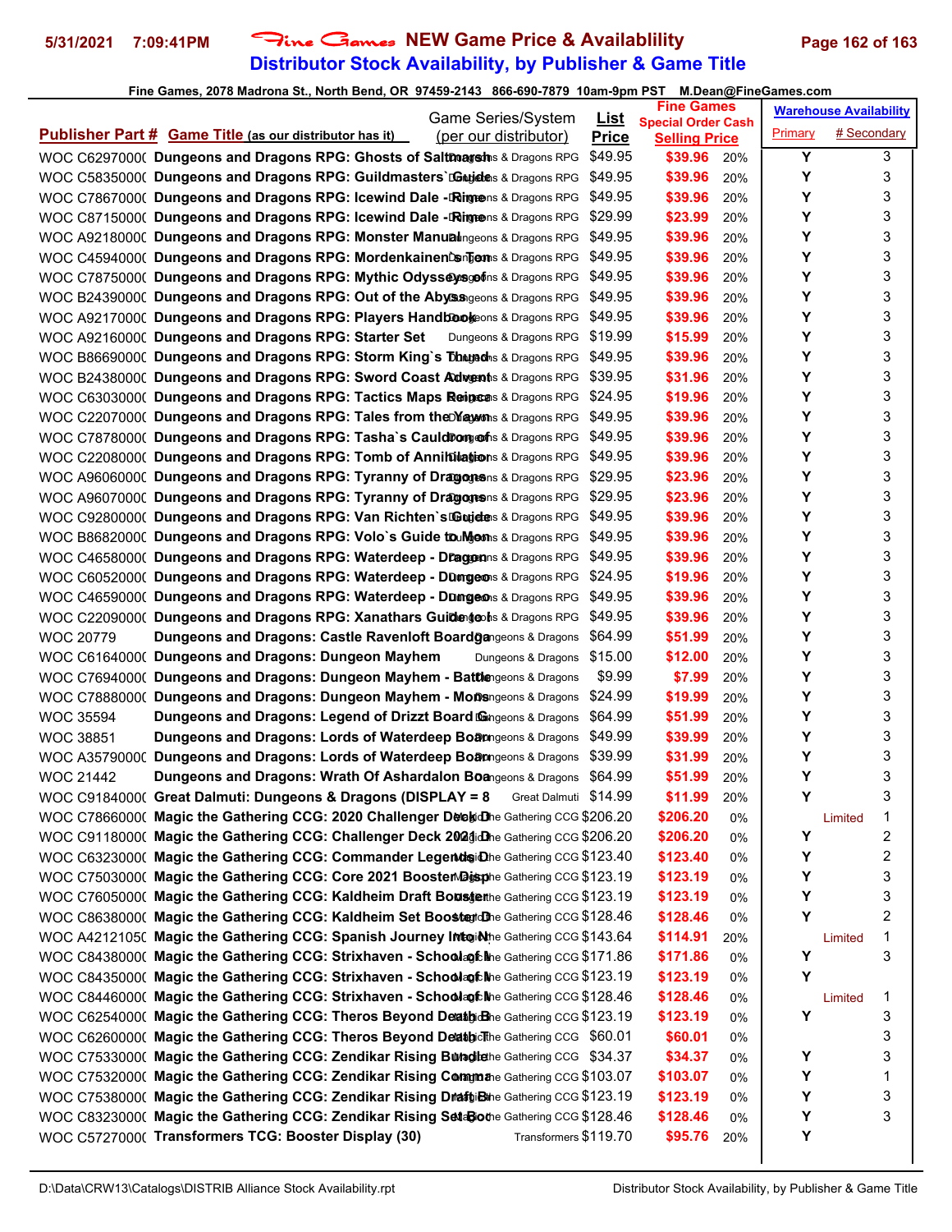# Fine Games NEW Game Price & Availablility

## Distributor Stock Availability, by Publisher & Game Title

Fine Games, 2078 Madrona St., North Bend, OR 97459-2143 866-690-7879 10am-9pm PST M.Dean@FineGames.com

| Publisher Part # | Game Title (as our distributor has it) | Game Series/System (per our distributor) | List Price | Fine Games Special Order Cash Selling Price | | Warehouse Availability Primary | # Secondary |
|---|---|---|---|---|---|---|---|
| WOC C62970000 | Dungeons and Dragons RPG: Ghosts of Saltmarsh | Dungeons & Dragons RPG | $49.95 | $39.96 | 20% | Y | 3 |
| WOC C58350000 | Dungeons and Dragons RPG: Guildmasters`Guide | Dungeons & Dragons RPG | $49.95 | $39.96 | 20% | Y | 3 |
| WOC C78670000 | Dungeons and Dragons RPG: Icewind Dale - Rime | Dungeons & Dragons RPG | $49.95 | $39.96 | 20% | Y | 3 |
| WOC C87150000 | Dungeons and Dragons RPG: Icewind Dale - Rime | Dungeons & Dragons RPG | $29.99 | $23.99 | 20% | Y | 3 |
| WOC A92180000 | Dungeons and Dragons RPG: Monster Manual | Dungeons & Dragons RPG | $49.95 | $39.96 | 20% | Y | 3 |
| WOC C45940000 | Dungeons and Dragons RPG: Mordenkainen`s Tom | Dungeons & Dragons RPG | $49.95 | $39.96 | 20% | Y | 3 |
| WOC C78750000 | Dungeons and Dragons RPG: Mythic Odysseys of | Dungeons & Dragons RPG | $49.95 | $39.96 | 20% | Y | 3 |
| WOC B24390000 | Dungeons and Dragons RPG: Out of the Abyss | Dungeons & Dragons RPG | $49.95 | $39.96 | 20% | Y | 3 |
| WOC A92170000 | Dungeons and Dragons RPG: Players Handbook | Dungeons & Dragons RPG | $49.95 | $39.96 | 20% | Y | 3 |
| WOC A92160000 | Dungeons and Dragons RPG: Starter Set | Dungeons & Dragons RPG | $19.99 | $15.99 | 20% | Y | 3 |
| WOC B86690000 | Dungeons and Dragons RPG: Storm King`s Thund | Dungeons & Dragons RPG | $49.95 | $39.96 | 20% | Y | 3 |
| WOC B24380000 | Dungeons and Dragons RPG: Sword Coast Advent | Dungeons & Dragons RPG | $39.95 | $31.96 | 20% | Y | 3 |
| WOC C63030000 | Dungeons and Dragons RPG: Tactics Maps Reinca | Dungeons & Dragons RPG | $24.95 | $19.96 | 20% | Y | 3 |
| WOC C22070000 | Dungeons and Dragons RPG: Tales from the Yawn | Dungeons & Dragons RPG | $49.95 | $39.96 | 20% | Y | 3 |
| WOC C78780000 | Dungeons and Dragons RPG: Tasha`s Cauldron of | Dungeons & Dragons RPG | $49.95 | $39.96 | 20% | Y | 3 |
| WOC C22080000 | Dungeons and Dragons RPG: Tomb of Annihilation | Dungeons & Dragons RPG | $49.95 | $39.96 | 20% | Y | 3 |
| WOC A96060000 | Dungeons and Dragons RPG: Tyranny of Dragons | Dungeons & Dragons RPG | $29.95 | $23.96 | 20% | Y | 3 |
| WOC A96070000 | Dungeons and Dragons RPG: Tyranny of Dragons | Dungeons & Dragons RPG | $29.95 | $23.96 | 20% | Y | 3 |
| WOC C92800000 | Dungeons and Dragons RPG: Van Richten`s Guide | Dungeons & Dragons RPG | $49.95 | $39.96 | 20% | Y | 3 |
| WOC B86820000 | Dungeons and Dragons RPG: Volo`s Guide to Mon | Dungeons & Dragons RPG | $49.95 | $39.96 | 20% | Y | 3 |
| WOC C46580000 | Dungeons and Dragons RPG: Waterdeep - Dragon | Dungeons & Dragons RPG | $49.95 | $39.96 | 20% | Y | 3 |
| WOC C60520000 | Dungeons and Dragons RPG: Waterdeep - Dungeo | Dungeons & Dragons RPG | $24.95 | $19.96 | 20% | Y | 3 |
| WOC C46590000 | Dungeons and Dragons RPG: Waterdeep - Dungeo | Dungeons & Dragons RPG | $49.95 | $39.96 | 20% | Y | 3 |
| WOC C22090000 | Dungeons and Dragons RPG: Xanathars Guide to | Dungeons & Dragons RPG | $49.95 | $39.96 | 20% | Y | 3 |
| WOC 20779 | Dungeons and Dragons: Castle Ravenloft Boardga | Dungeons & Dragons | $64.99 | $51.99 | 20% | Y | 3 |
| WOC C61640000 | Dungeons and Dragons: Dungeon Mayhem | Dungeons & Dragons | $15.00 | $12.00 | 20% | Y | 3 |
| WOC C76940000 | Dungeons and Dragons: Dungeon Mayhem - Battle | Dungeons & Dragons | $9.99 | $7.99 | 20% | Y | 3 |
| WOC C78880000 | Dungeons and Dragons: Dungeon Mayhem - Mons | Dungeons & Dragons | $24.99 | $19.99 | 20% | Y | 3 |
| WOC 35594 | Dungeons and Dragons: Legend of Drizzt Board G | Dungeons & Dragons | $64.99 | $51.99 | 20% | Y | 3 |
| WOC 38851 | Dungeons and Dragons: Lords of Waterdeep Boar | Dungeons & Dragons | $49.99 | $39.99 | 20% | Y | 3 |
| WOC A35790000 | Dungeons and Dragons: Lords of Waterdeep Boar | Dungeons & Dragons | $39.99 | $31.99 | 20% | Y | 3 |
| WOC 21442 | Dungeons and Dragons: Wrath Of Ashardalon Boa | Dungeons & Dragons | $64.99 | $51.99 | 20% | Y | 3 |
| WOC C91840000 | Great Dalmuti: Dungeons & Dragons (DISPLAY = 8 | Great Dalmuti | $14.99 | $11.99 | 20% | Y | 3 |
| WOC C78660000 | Magic the Gathering CCG: 2020 Challenger Deck D | Magic the Gathering CCG | $206.20 | $206.20 | 0% | Limited | 1 |
| WOC C91180000 | Magic the Gathering CCG: Challenger Deck 2021 D | Magic the Gathering CCG | $206.20 | $206.20 | 0% | Y | 2 |
| WOC C63230000 | Magic the Gathering CCG: Commander Legends D | Magic the Gathering CCG | $123.40 | $123.40 | 0% | Y | 2 |
| WOC C75030000 | Magic the Gathering CCG: Core 2021 Booster Disp | Magic the Gathering CCG | $123.19 | $123.19 | 0% | Y | 3 |
| WOC C76050000 | Magic the Gathering CCG: Kaldheim Draft Booster | Magic the Gathering CCG | $123.19 | $123.19 | 0% | Y | 3 |
| WOC C86380000 | Magic the Gathering CCG: Kaldheim Set Booster D | Magic the Gathering CCG | $128.46 | $128.46 | 0% | Y | 2 |
| WOC A4212105C | Magic the Gathering CCG: Spanish Journey Into N | Magic the Gathering CCG | $143.64 | $114.91 | 20% | Limited | 1 |
| WOC C84380000 | Magic the Gathering CCG: Strixhaven - School of M | Magic the Gathering CCG | $171.86 | $171.86 | 0% | Y | 3 |
| WOC C84350000 | Magic the Gathering CCG: Strixhaven - School of M | Magic the Gathering CCG | $123.19 | $123.19 | 0% | Y | |
| WOC C84460000 | Magic the Gathering CCG: Strixhaven - School of M | Magic the Gathering CCG | $128.46 | $128.46 | 0% | Limited | 1 |
| WOC C62540000 | Magic the Gathering CCG: Theros Beyond Death B | Magic the Gathering CCG | $123.19 | $123.19 | 0% | Y | 3 |
| WOC C62600000 | Magic the Gathering CCG: Theros Beyond Death T | Magic the Gathering CCG | $60.01 | $60.01 | 0% | | 3 |
| WOC C75330000 | Magic the Gathering CCG: Zendikar Rising Bundle | Magic the Gathering CCG | $34.37 | $34.37 | 0% | Y | 3 |
| WOC C75320000 | Magic the Gathering CCG: Zendikar Rising Comma | Magic the Gathering CCG | $103.07 | $103.07 | 0% | Y | 1 |
| WOC C75380000 | Magic the Gathering CCG: Zendikar Rising Draft B | Magic the Gathering CCG | $123.19 | $123.19 | 0% | Y | 3 |
| WOC C83230000 | Magic the Gathering CCG: Zendikar Rising Set Boo | Magic the Gathering CCG | $128.46 | $128.46 | 0% | Y | 3 |
| WOC C57270000 | Transformers TCG: Booster Display (30) | Transformers | $119.70 | $95.76 | 20% | Y | |

D:\Data\CRW13\Catalogs\DISTRIB Alliance Stock Availability.rpt — Distributor Stock Availability, by Publisher & Game Title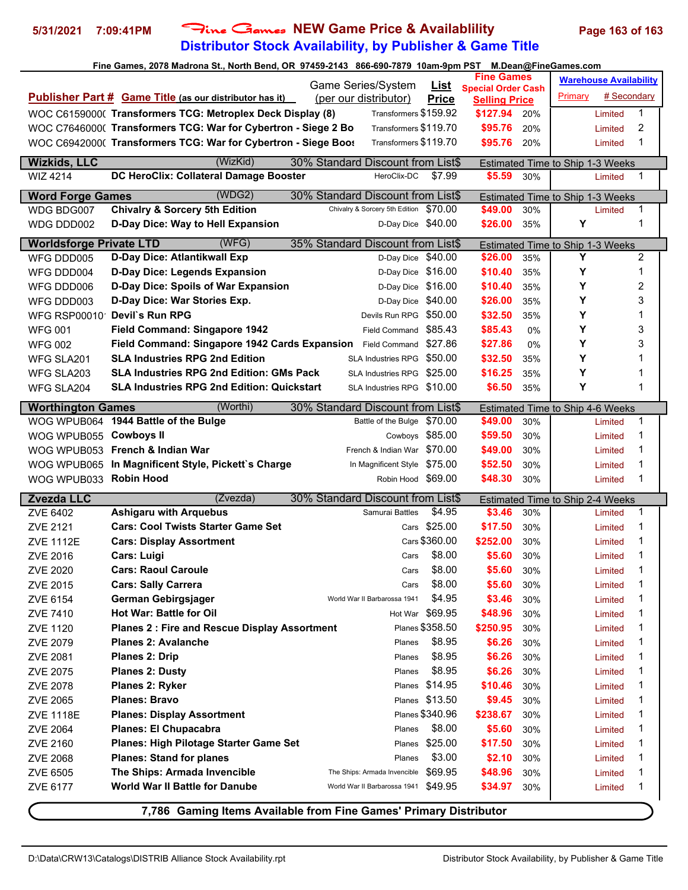# Fine Games NEW Game Price & Availablility

## Distributor Stock Availability, by Publisher & Game Title

5/31/2021 7:09:41PM

Fine Games, 2078 Madrona St., North Bend, OR 97459-2143 866-690-7879 10am-9pm PST M.Dean@FineGames.com

| Publisher Part # | Game Title (as our distributor has it) | Game Series/System (per our distributor) | List Price | Fine Games Special Order Cash Selling Price | | Warehouse Availability Primary | # Secondary |
|---|---|---|---|---|---|---|---|
| WOC C61590000 | Transformers TCG: Metroplex Deck Display (8) | Transformers | $159.92 | $127.94 | 20% | Limited | 1 |
| WOC C76460000 | Transformers TCG: War for Cybertron - Siege 2 Bo | Transformers | $119.70 | $95.76 | 20% | Limited | 2 |
| WOC C69420000 | Transformers TCG: War for Cybertron - Siege Boos | Transformers | $119.70 | $95.76 | 20% | Limited | 1 |
| **Wizkids, LLC** | (WizKid) | 30% Standard Discount from List$ | | Estimated Time to Ship 1-3 Weeks | | | |
| WIZ 4214 | DC HeroClix: Collateral Damage Booster | HeroClix-DC | $7.99 | $5.59 | 30% | Limited | 1 |
| **Word Forge Games** | (WDG2) | 30% Standard Discount from List$ | | Estimated Time to Ship 1-3 Weeks | | | |
| WDG BDG007 | Chivalry & Sorcery 5th Edition | Chivalry & Sorcery 5th Edition | $70.00 | $49.00 | 30% | Limited | 1 |
| WDG DDD002 | D-Day Dice: Way to Hell Expansion | D-Day Dice | $40.00 | $26.00 | 35% | Y | 1 |
| **Worldsforge Private LTD** | (WFG) | 35% Standard Discount from List$ | | Estimated Time to Ship 1-3 Weeks | | | |
| WFG DDD005 | D-Day Dice: Atlantikwall Exp | D-Day Dice | $40.00 | $26.00 | 35% | Y | 2 |
| WFG DDD004 | D-Day Dice: Legends Expansion | D-Day Dice | $16.00 | $10.40 | 35% | Y | 1 |
| WFG DDD006 | D-Day Dice: Spoils of War Expansion | D-Day Dice | $16.00 | $10.40 | 35% | Y | 2 |
| WFG DDD003 | D-Day Dice: War Stories Exp. | D-Day Dice | $40.00 | $26.00 | 35% | Y | 3 |
| WFG RSP00010 | Devil`s Run RPG | Devils Run RPG | $50.00 | $32.50 | 35% | Y | 1 |
| WFG 001 | Field Command: Singapore 1942 | Field Command | $85.43 | $85.43 | 0% | Y | 3 |
| WFG 002 | Field Command: Singapore 1942 Cards Expansion | Field Command | $27.86 | $27.86 | 0% | Y | 3 |
| WFG SLA201 | SLA Industries RPG 2nd Edition | SLA Industries RPG | $50.00 | $32.50 | 35% | Y | 1 |
| WFG SLA203 | SLA Industries RPG 2nd Edition: GMs Pack | SLA Industries RPG | $25.00 | $16.25 | 35% | Y | 1 |
| WFG SLA204 | SLA Industries RPG 2nd Edition: Quickstart | SLA Industries RPG | $10.00 | $6.50 | 35% | Y | 1 |
| **Worthington Games** | (Worthi) | 30% Standard Discount from List$ | | Estimated Time to Ship 4-6 Weeks | | | |
| WOG WPUB064 | 1944 Battle of the Bulge | Battle of the Bulge | $70.00 | $49.00 | 30% | Limited | 1 |
| WOG WPUB055 | Cowboys II | Cowboys | $85.00 | $59.50 | 30% | Limited | 1 |
| WOG WPUB053 | French & Indian War | French & Indian War | $70.00 | $49.00 | 30% | Limited | 1 |
| WOG WPUB065 | In Magnificent Style, Pickett`s Charge | In Magnificent Style | $75.00 | $52.50 | 30% | Limited | 1 |
| WOG WPUB033 | Robin Hood | Robin Hood | $69.00 | $48.30 | 30% | Limited | 1 |
| **Zvezda LLC** | (Zvezda) | 30% Standard Discount from List$ | | Estimated Time to Ship 2-4 Weeks | | | |
| ZVE 6402 | Ashigaru with Arquebus | Samurai Battles | $4.95 | $3.46 | 30% | Limited | 1 |
| ZVE 2121 | Cars: Cool Twists Starter Game Set | Cars | $25.00 | $17.50 | 30% | Limited | 1 |
| ZVE 1112E | Cars: Display Assortment | Cars | $360.00 | $252.00 | 30% | Limited | 1 |
| ZVE 2016 | Cars: Luigi | Cars | $8.00 | $5.60 | 30% | Limited | 1 |
| ZVE 2020 | Cars: Raoul Caroule | Cars | $8.00 | $5.60 | 30% | Limited | 1 |
| ZVE 2015 | Cars: Sally Carrera | Cars | $8.00 | $5.60 | 30% | Limited | 1 |
| ZVE 6154 | German Gebirgsjager | World War II Barbarossa 1941 | $4.95 | $3.46 | 30% | Limited | 1 |
| ZVE 7410 | Hot War: Battle for Oil | Hot War | $69.95 | $48.96 | 30% | Limited | 1 |
| ZVE 1120 | Planes 2 : Fire and Rescue Display Assortment | Planes | $358.50 | $250.95 | 30% | Limited | 1 |
| ZVE 2079 | Planes 2: Avalanche | Planes | $8.95 | $6.26 | 30% | Limited | 1 |
| ZVE 2081 | Planes 2: Drip | Planes | $8.95 | $6.26 | 30% | Limited | 1 |
| ZVE 2075 | Planes 2: Dusty | Planes | $8.95 | $6.26 | 30% | Limited | 1 |
| ZVE 2078 | Planes 2: Ryker | Planes | $14.95 | $10.46 | 30% | Limited | 1 |
| ZVE 2065 | Planes: Bravo | Planes | $13.50 | $9.45 | 30% | Limited | 1 |
| ZVE 1118E | Planes: Display Assortment | Planes | $340.96 | $238.67 | 30% | Limited | 1 |
| ZVE 2064 | Planes: El Chupacabra | Planes | $8.00 | $5.60 | 30% | Limited | 1 |
| ZVE 2160 | Planes: High Pilotage Starter Game Set | Planes | $25.00 | $17.50 | 30% | Limited | 1 |
| ZVE 2068 | Planes: Stand for planes | Planes | $3.00 | $2.10 | 30% | Limited | 1 |
| ZVE 6505 | The Ships: Armada Invencible | The Ships: Armada Invencible | $69.95 | $48.96 | 30% | Limited | 1 |
| ZVE 6177 | World War II Battle for Danube | World War II Barbarossa 1941 | $49.95 | $34.97 | 30% | Limited | 1 |

**7,786 Gaming Items Available from Fine Games' Primary Distributor**

D:\Data\CRW13\Catalogs\DISTRIB Alliance Stock Availability.rpt — Distributor Stock Availability, by Publisher & Game Title